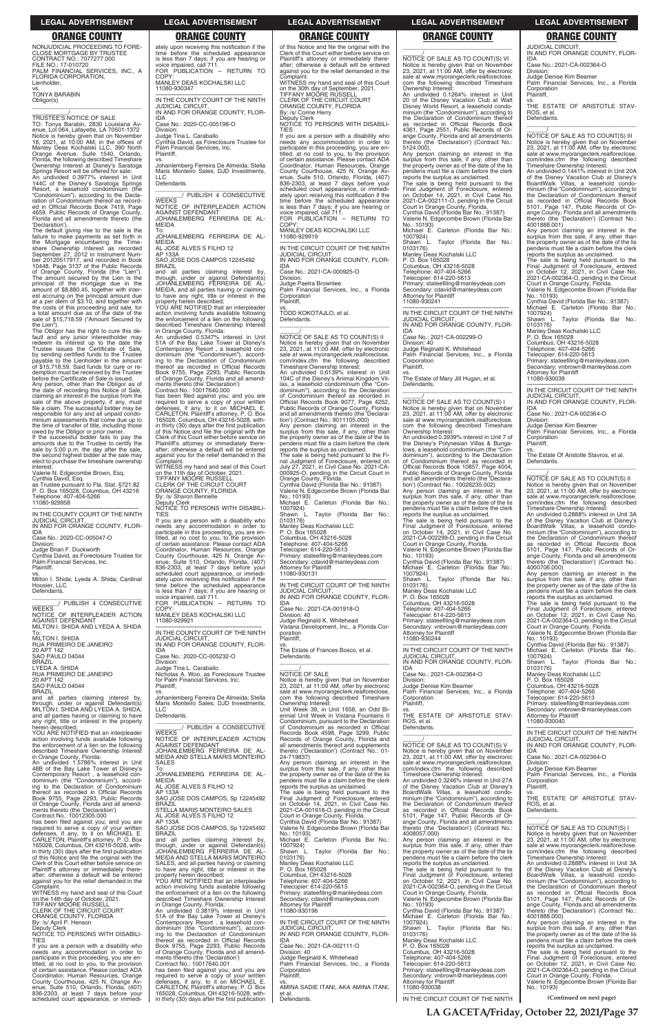NONJUDICIAL PROCEEDING TO FORECLOSE MORTGAGE BY TRUSTEE
CONTRACT NO.: 7077277.000
FILE NO.: 17-010720
PALM FINANCIAL SERVICES, INC., A FLORIDA CORPORATION,
Lienholder,
vs.
TONYA BARABIN
Obligor(s)

_______________/

TRUSTEE'S NOTICE OF SALE
TO: Tonya Barabin, 2830 Louisiana Avenue, Lot 064, Lafayette, LA 70501-1372
Notice is hereby given that on November 18, 2021, at 10:00 AM, in the offices of Manley Deas Kochalski LLC, 390 North Orange Avenue, Suite 1540, Orlando, Florida, the following described Timeshare Ownership Interest at Disney's Saratoga Springs Resort will be offered for sale:
An undivided 0.3977% interest in Unit 144C of the Disney's Saratoga Springs Resort, a leasehold condominium (the "Condominium"), according to the Declaration of Condominium thereof as recorded in Official Records Book 7419, Page 4659, Public Records of Orange County, Florida and all amendments thereto (the 'Declaration').
The default giving rise to the sale is the failure to make payments as set forth in the Mortgage encumbering the Timeshare Ownership Interest as recorded September 27, 2012 in Instrument Number 20120517917, and recorded in Book 10448, Page 3137 of the Public Records of Orange County, Florida (the "Lien"). The amount secured by the Lien is the principal of the mortgage due in the amount of $8,880.45, together with interest accruing on the principal amount due at a per diem of $3.10, and together with the costs of this proceeding and sale, for a total amount due as of the date of the sale of $15,718.59 ("Amount Secured by the Lien").
The Obligor has the right to cure this default and any junior interestholder may redeem its interest up to the date the Trustee issues the Certificate of Sale, by sending certified funds to the Trustee payable to the Lienholder in the amount of $15,718.59. Said funds for cure or redemption must be received by the Trustee before the Certificate of Sale is issued.
Any person, other than the Obligor as of the date of recording this Notice of Sale, claiming an interest in the surplus from the sale of the above property, if any, must file a claim. The successful bidder may be responsible for any and all unpaid condominium assessments that come due up to the time of transfer of title, including those owed by the Obligor or prior owner.
If the successful bidder fails to pay the amounts due to the Trustee to certify the sale by 5:00 p.m. the day after the sale, the second highest bidder at the sale may elect to purchase the timeshare ownership interest.
Valerie N. Edgecombe Brown, Esq.
Cynthia David, Esq.
as Trustee pursuant to Fla. Stat. §721.82
P. O. Box 165028, Columbus, OH 43216
Telephone: 407-404-5266
11080-929958

IN THE COUNTY COURT OF THE NINTH JUDICIAL CIRCUIT,
IN AND FOR ORANGE COUNTY, FLORIDA
Case No.: 2020-CC-005047-O
Division:
Judge Brian F. Duckworth
Cynthia David, as Foreclosure Trustee for Palm Financial Services, Inc.
Plaintiff,
vs.
Milton I. Shida; Lyeda A. Shida; Cardinal Hoosier, LLC
Defendants.

_______________/ PUBLISH 4 CONSECUTIVE WEEKS

NOTICE OF INTERPLEADER ACTION AGAINST DEFENDANT MILTON I. SHIDA AND LYEDA A. SHIDA
To:
MILTON I. SHIDA
RUA PRIMEIRO DE JANEIRO
20 APT 142
SAO PAULO 04044
BRAZIL
LYEDA A. SHIDA
RUA PRIMEIRO DE JANEIRO
20 APT 142
SAO PAULO 04044
BRAZIL
and all parties claiming interest by, through, under or against Defendant(s) MILTON I. SHIDA AND LYEDA A. SHIDA, and all parties having or claiming to have any right, title or interest in the property herein described;
YOU ARE NOTIFIED that an interpleader action involving funds available following the enforcement of a lien on the following described Timeshare Ownership Interest in Orange County, Florida:
An undivided 1.5786% interest in Unit 48B of the Bay Lake Tower at Disney's Contemporary Resort , a leasehold condominium (the "Condominium"), according to the Declaration of Condominium thereof as recorded in Official Records Book 9755, Page 2293, Public Records of Orange County, Florida and all amendments thereto (the 'Declaration')
Contract No.: 10012305.000
has been filed against you; and you are required to serve a copy of your written defenses, if any, to it on MICHAEL E. CARLETON, Plaintiff's attorney, P. O. Box 165028, Columbus, OH 43216-5028, within thirty (30) days after the first publication of this Notice and file the original with the Clerk of this Court either before service on Plaintiff's attorney or immediately thereafter; otherwise a default will be entered against you for the relief demanded in the Complaint.
WITNESS my hand and seal of this Court on the 14th day of October, 2021.
TIFFANY MOORE RUSSELL
CLERK OF THE CIRCUIT COURT
ORANGE COUNTY, FLORIDA
By: /s/ April P. Henson
Deputy Clerk
NOTICE TO PERSONS WITH DISABILITIES
If you are a person with a disability who needs any accommodation in order to participate in this proceeding, you are entitled, at no cost to you, to the provision of certain assistance. Please contact ADA Coordinator, Human Resources, Orange County Courthouse, 425 N. Orange Avenue, Suite 510, Orlando, Florida, (407) 836-2303, at least 7 days before your scheduled court appearance, or immediately upon receiving this notification if the time before the scheduled appearance is less than 7 days; if you are hearing or voice impaired, call 711.
FOR PUBLICATION – RETURN TO COPY:
MANLEY DEAS KOCHALSKI LLC
11080-930347

IN THE COUNTY COURT OF THE NINTH JUDICIAL CIRCUIT,
IN AND FOR ORANGE COUNTY, FLORIDA
Case No.: 2020-CC-005198-O
Division:
Judge Tina L. Caraballo
Cynthia David, as Foreclosure Trustee for Palm Financial Services, Inc.
Plaintiff,
vs.
Johanlemberg Ferreira De Almeida; Stella Maris Monteiro Sales; DJD Investments, LLC
Defendants.

_______________/ PUBLISH 4 CONSECUTIVE WEEKS

NOTICE OF INTERPLEADER ACTION AGAINST DEFENDANT JOHANLEMBERG FERREIRA DE ALMEIDA
To:
JOHANLEMBERG FERREIRA DE ALMEIDA
AL JOSE ALVES S FILHO 12
AP 133A
SAO JOSE DOS CAMPOS 12245492
BRAZIL
and all parties claiming interest by, through, under or against Defendant(s) JOHANLEMBERG FERREIRA DE ALMEIDA, and all parties having or claiming to have any right, title or interest in the property herein described;
YOU ARE NOTIFIED that an interpleader action involving funds available following the enforcement of a lien on the following described Timeshare Ownership Interest in Orange County, Florida:
An undivided 0.5347% interest in Unit 51A of the Bay Lake Tower at Disney's Contemporary Resort , a leasehold condominium (the "Condominium"), according to the Declaration of Condominium thereof as recorded in Official Records Book 9755, Page 2293, Public Records of Orange County, Florida and all amendments thereto (the 'Declaration')
Contract No.: 10017640.000
has been filed against you; and you are required to serve a copy of your written defenses, if any, to it on MICHAEL E. CARLETON, Plaintiff's attorney, P. O. Box 165028, Columbus, OH 43216-5028, within thirty (30) days after the first publication of this Notice and file the original with the Clerk of this Court either before service on Plaintiff's attorney or immediately thereafter; otherwise a default will be entered against you for the relief demanded in the Complaint.
WITNESS my hand and seal of this Court on the 11th day of October, 2021.
TIFFANY MOORE RUSSELL
CLERK OF THE CIRCUIT COURT
ORANGE COUNTY, FLORIDA
By: /s/ Sharon Bennette
Deputy Clerk
NOTICE TO PERSONS WITH DISABILITIES
If you are a person with a disability who needs any accommodation in order to participate in this proceeding, you are entitled, at no cost to you, to the provision of certain assistance. Please contact ADA Coordinator, Human Resources, Orange County Courthouse, 425 N. Orange Avenue, Suite 510, Orlando, Florida, (407) 836-2303, at least 7 days before your scheduled court appearance, or immediately upon receiving this notification if the time before the scheduled appearance is less than 7 days; if you are hearing or voice impaired, call 711.
FOR PUBLICATION – RETURN TO COPY:
MANLEY DEAS KOCHALSKI LLC
11080-929921

IN THE COUNTY COURT OF THE NINTH JUDICIAL CIRCUIT,
IN AND FOR ORANGE COUNTY, FLORIDA
Case No.: 2020-CC-005232-O
Division:
Judge Tina L. Caraballo
Nicholas A. Woo, as Foreclosure Trustee for Palm Financial Services, Inc.
Plaintiff,
vs.
Johanlemberg Ferreira De Almeida; Stella Maris Monteiro Sales; DJD Investments, LLC
Defendants.

_______________/ PUBLISH 4 CONSECUTIVE WEEKS

NOTICE OF INTERPLEADER ACTION AGAINST DEFENDANT JOHANLEMBERG FERREIRA DE ALMEIDA AND STELLA MARIS MONTEIRO SALES
To:
JOHANLEMBERG FERREIRA DE ALMEIDA
AL JOSE ALVES S FILHO 12
AP 133A
SAO JOSE DOS CAMPOS, Sp 12245492
BRAZIL
STELLA MARIS MONTEIRO SALES
AL JOSE ALVES S FILHO 12
AP 133A
SAO JOSE DOS CAMPOS, Sp 12245492
BRAZIL
and all parties claiming interest by, through, under or against Defendant(s) JOHANLEMBERG FERREIRA DE ALMEIDA AND STELLA MARIS MONTEIRO SALES, and all parties having or claiming to have any right, title or interest in the property herein described;
YOU ARE NOTIFIED that an interpleader action involving funds available following the enforcement of a lien on the following described Timeshare Ownership Interest in Orange County, Florida:
An undivided 0.3819% interest in Unit 51A of the Bay Lake Tower at Disney's Contemporary Resort , a leasehold condominium (the "Condominium"), according to the Declaration of Condominium thereof as recorded in Official Records Book 9755, Page 2293, Public Records of Orange County, Florida and all amendments thereto (the 'Declaration')
Contract No.: 10017640.001
has been filed against you; and you are required to serve a copy of your written defenses, if any, to it on MICHAEL E. CARLETON, Plaintiff's attorney, P. O. Box 165028, Columbus, OH 43216-5028, within thirty (30) days after the first publication of this Notice and file the original with the Clerk of this Court either before service on Plaintiff's attorney or immediately thereafter; otherwise a default will be entered against you for the relief demanded in the Complaint.
WITNESS my hand and seal of this Court on the 30th day of September, 2021.
TIFFANY MOORE RUSSELL
CLERK OF THE CIRCUIT COURT
ORANGE COUNTY, FLORIDA
By: /s/ Corine Herry
Deputy Clerk
NOTICE TO PERSONS WITH DISABILITIES
If you are a person with a disability who needs any accommodation in order to participate in this proceeding, you are entitled, at no cost to you, to the provision of certain assistance. Please contact ADA Coordinator, Human Resources, Orange County Courthouse, 425 N. Orange Avenue, Suite 510, Orlando, Florida, (407) 836-2303, at least 7 days before your scheduled court appearance, or immediately upon receiving this notification if the time before the scheduled appearance is less than 7 days; if you are hearing or voice impaired, call 711.
FOR PUBLICATION – RETURN TO COPY:
MANLEY DEAS KOCHALSKI LLC
11080-929919

IN THE CIRCUIT COURT OF THE NINTH JUDICIAL CIRCUIT,
IN AND FOR ORANGE COUNTY, FLORIDA
Case No.: 2021-CA-000925-O
Division:
Judge Paetra Brownlee
Palm Financial Services, Inc., a Florida Corporation
Plaintiff,
vs.
TODD KOKOTAJLO, et al.
Defendants.

_______________/

NOTICE OF SALE AS TO COUNT(S) II
Notice is hereby given that on November 23, 2021, at 11:00 AM, offer by electronic sale at www.myorangeclerk.realforeclose.com/index.cfm the following described Timeshare Ownership Interest:
An undivided 0.6139% interest in Unit 104C of the Disney's Animal Kingdom Villas, a leasehold condominium (the "Condominium"), according to the Declaration of Condominium thereof as recorded in Official Records Book 9077, Page 4252, Public Records of Orange County, Florida and all amendments thereto (the 'Declaration') (Contract No.: 9011105.000)
Any person claiming an interest in the surplus from this sale, if any, other than the property owner as of the date of the lis pendens must file a claim before the clerk reports the surplus as unclaimed.
The sale is being held pursuant to the Final Judgment of Foreclosure, entered on July 27, 2021, in Civil Case No. 2021-CA-000925-O, pending in the Circuit Court in Orange County, Florida.
Cynthia David (Florida Bar No.: 91387)
Valerie N. Edgecombe Brown (Florida Bar No.: 10193)
Michael E. Carleton (Florida Bar No.: 1007924)
Shawn L. Taylor (Florida Bar No.: 0103176)
Manley Deas Kochalski LLC
P. O. Box 165028
Columbus, OH 43216-5028
Telephone: 407-404-5266
Telecopier: 614-220-5613
Primary: stateefiling@manleydeas.com
Secondary: cdavid@manleydeas.com
Attorney for Plaintiff
11080-930131

IN THE CIRCUIT COURT OF THE NINTH JUDICIAL CIRCUIT,
IN AND FOR ORANGE COUNTY, FLORIDA
Case No.: 2021-CA-001918-O
Division: 40
Judge Reginald K. Whitehead
Vistana Development, Inc., a Florida Corporation
Plaintiff,
vs.
The Estate of Frances Bosco, et al.
Defendants.

_______________/

NOTICE OF SALE
Notice is hereby given that on November 23, 2021, at 11:00 AM, offer by electronic sale at www.myorangeclerk.realforeclose.com the following described Timeshare Ownership Interest:
Unit Week 39, in Unit 1658, an Odd Biennial Unit Week in Vistana Fountains II Condominium, pursuant to the Declaration of Condominium as recorded in Official Records Book 4598, Page 3299, Public Records of Orange County, Florida and all amendments thereof and supplements thereto ('Declaration') (Contract No.: 01-24-719837)
Any person claiming an interest in the surplus from this sale, if any, other than the property owner as of the date of the lis pendens must file a claim before the clerk reports the surplus as unclaimed.
The sale is being held pursuant to the Final Judgment of Foreclosure, entered on October 14, 2021, in Civil Case No. 2021-CA-001918-O, pending in the Circuit Court in Orange County, Florida.
Cynthia David (Florida Bar No.: 91387)
Valerie N. Edgecombe Brown (Florida Bar No.: 10193)
Michael E. Carleton (Florida Bar No.: 1007924)
Shawn L. Taylor (Florida Bar No.: 0103176)
Manley Deas Kochalski LLC
P. O. Box 165028
Columbus, OH 43216-5028
Telephone: 407-404-5266
Telecopier: 614-220-5613
Primary: stateefiling@manleydeas.com
Secondary: cdavid@manleydeas.com
Attorney for Plaintiff
11080-930196

IN THE CIRCUIT COURT OF THE NINTH JUDICIAL CIRCUIT,
IN AND FOR ORANGE COUNTY, FLORIDA
Case No.: 2021-CA-002111-O
Division: 40
Judge Reginald K. Whitehead
Palm Financial Services, Inc., a Florida Corporation
Plaintiff,
vs.
AMINA SADIE ITANI, AKA AMINA ITANI, et al.
Defendants.

_______________/

NOTICE OF SALE AS TO COUNT(S) VI
Notice is hereby given that on November 23, 2021, at 11:00 AM, offer by electronic sale at www.myorangeclerk.realforeclose.com the following described Timeshare Ownership Interest:
An undivided 0.1264% interest in Unit 20 of the Disney Vacation Club at Walt Disney World Resort, a leasehold condominium (the "Condominium"), according to the Declaration of Condominium thereof as recorded in Official Records Book 4361, Page 2551, Public Records of Orange County, Florida and all amendments thereto (the 'Declaration') (Contract No.: 5124000)
Any person claiming an interest in the surplus from this sale, if any, other than the property owner as of the date of the lis pendens must file a claim before the clerk reports the surplus as unclaimed.
The sale is being held pursuant to the Final Judgment of Foreclosure, entered on October 14, 2021, in Civil Case No. 2021-CA-002111-O, pending in the Circuit Court in Orange County, Florida.
Cynthia David (Florida Bar No.: 91387)
Valerie N. Edgecombe Brown (Florida Bar No.: 10193)
Michael E. Carleton (Florida Bar No.: 1007924)
Shawn L. Taylor (Florida Bar No.: 0103176)
Manley Deas Kochalski LLC
P. O. Box 165028
Columbus, OH 43216-5028
Telephone: 407-404-5266
Telecopier: 614-220-5613
Primary: stateefiling@manleydeas.com
Secondary: cdavid@manleydeas.com
Attorney for Plaintiff
11080-930241

IN THE CIRCUIT COURT OF THE NINTH JUDICIAL CIRCUIT,
IN AND FOR ORANGE COUNTY, FLORIDA
Case No.: 2021-CA-002299-O
Division: 40
Judge Reginald K. Whitehead
Palm Financial Services, Inc., a Florida Corporation
Plaintiff,
vs.
The Estate of Mary Jill Hugan, et al.
Defendants.

_______________/

NOTICE OF SALE AS TO COUNT(S) I
Notice is hereby given that on November 23, 2021, at 11:00 AM, offer by electronic sale at www.myorangeclerk.realforeclose.com the following described Timeshare Ownership Interest:
An undivided 0.3939% interest in Unit 7 of the Disney's Polynesian Villas & Bungalows, a leasehold condominium (the "Condominium"), according to the Declaration of Condominium thereof as recorded in Official Records Book 10857, Page 4004, Public Records of Orange County, Florida and all amendments thereto (the 'Declaration') (Contract No.: 10026235.002)
Any person claiming an interest in the surplus from this sale, if any, other than the property owner as of the date of the lis pendens must file a claim before the clerk reports the surplus as unclaimed.
The sale is being held pursuant to the Final Judgment of Foreclosure, entered on October 14, 2021, in Civil Case No. 2021-CA-002299-O, pending in the Circuit Court in Orange County, Florida.
Valerie N. Edgecombe Brown (Florida Bar No.: 10193)
Cynthia David (Florida Bar No.: 91387)
Michael E. Carleton (Florida Bar No.: 1007924)
Shawn L. Taylor (Florida Bar No.: 0103176)
Manley Deas Kochalski LLC
P. O. Box 165028
Columbus, OH 43216-5028
Telephone: 407-404-5266
Telecopier: 614-220-5613
Primary: stateefiling@manleydeas.com
Secondary: vnbrown@manleydeas.com
Attorney for Plaintiff
11080-930244

IN THE CIRCUIT COURT OF THE NINTH JUDICIAL CIRCUIT,
IN AND FOR ORANGE COUNTY, FLORIDA
Case No.: 2021-CA-002364-O
Division:
Judge Denise Kim Beamer
Palm Financial Services, Inc., a Florida Corporation
Plaintiff,
vs.
THE ESTATE OF ARISTOTLE STAVROS, et al.
Defendants.

_______________/

NOTICE OF SALE AS TO COUNT(S) V
Notice is hereby given that on November 23, 2021, at 11:00 AM, offer by electronic sale at www.myorangeclerk.realforeclose.com/index.cfm the following described Timeshare Ownership Interest:
An undivided 0.3246% interest in Unit 27A of the Disney Vacation Club at Disney's BoardWalk Villas, a leasehold condominium (the "Condominium"), according to the Declaration of Condominium thereof as recorded in Official Records Book 5101, Page 147, Public Records of Orange County, Florida and all amendments thereto (the 'Declaration') (Contract No.: 4008057.000)
Any person claiming an interest in the surplus from this sale, if any, other than the property owner as of the date of the lis pendens must file a claim before the clerk reports the surplus as unclaimed.
The sale is being held pursuant to the Final Judgment of Foreclosure, entered on October 12, 2021, in Civil Case No. 2021-CA-002364-O, pending in the Circuit Court in Orange County, Florida.
Valerie N. Edgecombe Brown (Florida Bar No.: 10193)
Cynthia David (Florida Bar No.: 91387)
Michael E. Carleton (Florida Bar No.: 1007924)
Shawn L. Taylor (Florida Bar No.: 0103176)
Manley Deas Kochalski LLC
P. O. Box 165028
Columbus, OH 43216-5028
Telephone: 407-404-5266
Telecopier: 614-220-5613
Primary: stateefiling@manleydeas.com
Secondary: vnbrown@manleydeas.com
Attorney for Plaintiff
11080-930038

IN THE CIRCUIT COURT OF THE NINTH JUDICIAL CIRCUIT,
IN AND FOR ORANGE COUNTY, FLORIDA
Case No.: 2021-CA-002364-O
Division:
Judge Denise Kim Beamer
Palm Financial Services, Inc., a Florida Corporation
Plaintiff,
vs.
THE ESTATE OF ARISTOTLE STAVROS, et al.
Defendants.

_______________/

NOTICE OF SALE AS TO COUNT(S) III
Notice is hereby given that on November 23, 2021, at 11:00 AM, offer by electronic sale at www.myorangeclerk.realforeclose.com/index.cfm the following described Timeshare Ownership Interest:
An undivided 0.1441% interest in Unit 20A of the Disney Vacation Club at Disney's BoardWalk Villas, a leasehold condominium (the "Condominium"), according to the Declaration of Condominium thereof as recorded in Official Records Book 5101, Page 147, Public Records of Orange County, Florida and all amendments thereto (the 'Declaration') (Contract No.: 4001888.001)
Any person claiming an interest in the surplus from this sale, if any, other than the property owner as of the date of the lis pendens must file a claim before the clerk reports the surplus as unclaimed.
The sale is being held pursuant to the Final Judgment of Foreclosure, entered on October 12, 2021, in Civil Case No. 2021-CA-002364-O, pending in the Circuit Court in Orange County, Florida.
Valerie N. Edgecombe Brown (Florida Bar No.: 10193)
Cynthia David (Florida Bar No.: 91387)
Michael E. Carleton (Florida Bar No.: 1007924)
Shawn L. Taylor (Florida Bar No.: 0103176)
Manley Deas Kochalski LLC
P. O. Box 165028
Columbus, OH 43216-5028
Telephone: 407-404-5266
Telecopier: 614-220-5613
Primary: stateefiling@manleydeas.com
Secondary: vnbrown@manleydeas.com
Attorney for Plaintiff
11080-930039

IN THE CIRCUIT COURT OF THE NINTH JUDICIAL CIRCUIT,
IN AND FOR ORANGE COUNTY, FLORIDA
Case No.: 2021-CA-002364-O
Division:
Judge Denise Kim Beamer
Palm Financial Services, Inc., a Florida Corporation
Plaintiff,
vs.
The Estate Of Aristote Stavros, et al.
Defendants.

_______________/

NOTICE OF SALE AS TO COUNT(S) II
Notice is hereby given that on November 23, 2021, at 11:00 AM, offer by electronic sale at www.myorangeclerk.realforeclose.com/index.cfm the following described Timeshare Ownership Interest:
An undivided 0.2888% interest in Unit 3A of the Disney Vacation Club at Disney's BoardWalk Villas, a leasehold condominium (the "Condominium"), according to the Declaration of Condominium thereof as recorded in Official Records Book 5101, Page 147, Public Records of Orange County, Florida and all amendments thereto (the 'Declaration') (Contract No.: 4000706.000)
Any person claiming an interest in the surplus from this sale, if any, other than the property owner as of the date of the lis pendens must file a claim before the clerk reports the surplus as unclaimed.
The sale is being held pursuant to the Final Judgment of Foreclosure, entered on October 12, 2021, in Civil Case No. 2021-CA-002364-O, pending in the Circuit Court in Orange County, Florida.
Valerie N. Edgecombe Brown (Florida Bar No.: 10193)
Cynthia David (Florida Bar No.: 91387)
Michael E. Carleton (Florida Bar No.: 1007924)
Shawn L. Taylor (Florida Bar No.: 0103176)
Manley Deas Kochalski LLC
P. O. Box 165028
Columbus, OH 43216-5028
Telephone: 407-404-5266
Telecopier: 614-220-5613
Primary: stateefiling@manleydeas.com
Secondary: vnbrown@manleydeas.com
Attorney for Plaintiff
11080-930040

IN THE CIRCUIT COURT OF THE NINTH JUDICIAL CIRCUIT,
IN AND FOR ORANGE COUNTY, FLORIDA
Case No.: 2021-CA-002364-O
Division:
Judge Denise Kim Beamer
Palm Financial Services, Inc., a Florida Corporation
Plaintiff,
vs.
THE ESTATE OF ARISTOTLE STAVROS, et al.
Defendants.

_______________/

NOTICE OF SALE AS TO COUNT(S) I
Notice is hereby given that on November 23, 2021, at 11:00 AM, offer by electronic sale at www.myorangeclerk.realforeclose.com/index.cfm the following described Timeshare Ownership Interest:
An undivided 0.2888% interest in Unit 3A of the Disney Vacation Club at Disney's BoardWalk Villas, a leasehold condominium (the "Condominium"), according to the Declaration of Condominium thereof as recorded in Official Records Book 5101, Page 147, Public Records of Orange County, Florida and all amendments thereto (the 'Declaration') (Contract No.: 4001888.000)
Any person claiming an interest in the surplus from this sale, if any, other than the property owner as of the date of the lis pendens must file a claim before the clerk reports the surplus as unclaimed.
The sale is being held pursuant to the Final Judgment of Foreclosure, entered on October 12, 2021, in Civil Case No. 2021-CA-002364-O, pending in the Circuit Court in Orange County, Florida.
Valerie N. Edgecombe Brown (Florida Bar No.: 10193)

**(Continued on next page)**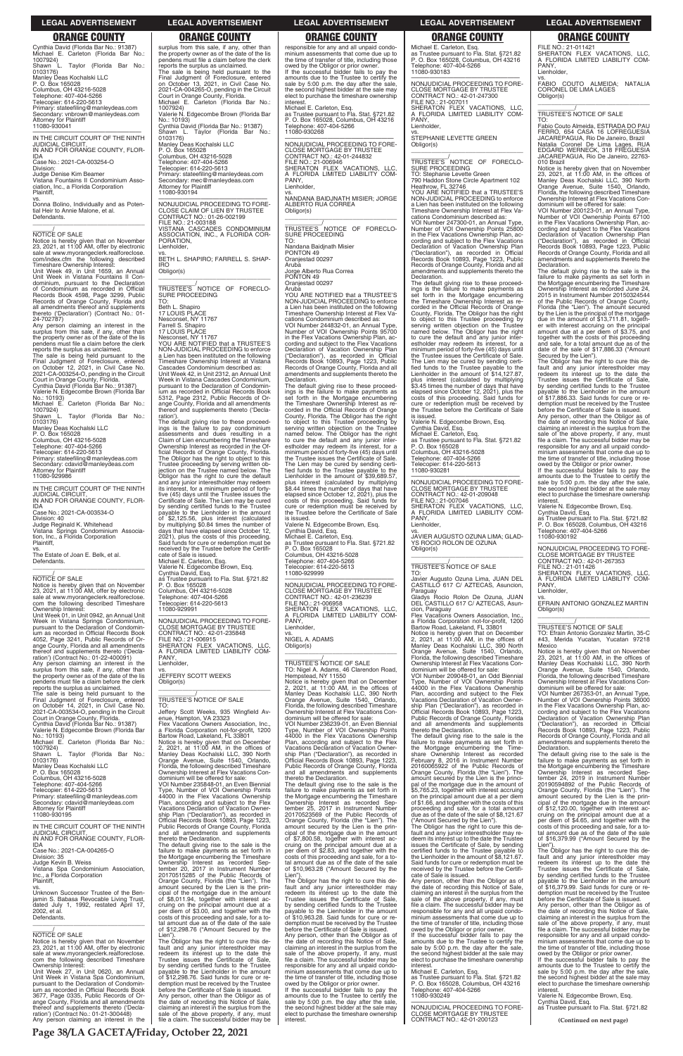Cynthia David (Florida Bar No.: 91387)
Michael E. Carleton (Florida Bar No.: 1007924)
Shawn L. Taylor (Florida Bar No.: 0103176)
Manley Deas Kochalski LLC
P. O. Box 165028
Columbus, OH 43216-5028
Telephone: 407-404-5266
Telecopier: 614-220-5613
Primary: stateefiling@manleydeas.com
Secondary: vnbrown@manleydeas.com
Attorney for Plaintiff
11080-930041

IN THE CIRCUIT COURT OF THE NINTH JUDICIAL CIRCUIT,
IN AND FOR ORANGE COUNTY, FLORIDA
Case No.: 2021-CA-003254-O
Division:
Judge Denise Kim Beamer
Vistana Fountains II Condominium Association, Inc., a Florida Corporation
Plaintiff,
vs.
Donna Bolino, Individually and as Potential Heir to Annie Malone, et al.
Defendants.

## NOTICE OF SALE

Notice is hereby given that on November 23, 2021, at 11:00 AM, offer by electronic sale at www.myorangeclerk.realforeclose.com/index.cfm the following described Timeshare Ownership Interest:
Unit Week 49, in Unit 1659, an Annual Unit Week in Vistana Fountains II Condominium, pursuant to the Declaration of Condominium as recorded in Official Records Book 4598, Page 3299, Public Records of Orange County, Florida and all amendments thereof and supplements thereto ('Declaration') (Contract No.: 01-24-702787)
Any person claiming an interest in the surplus from this sale, if any, other than the property owner as of the date of the lis pendens must file a claim before the clerk reports the surplus as unclaimed.
The sale is being held pursuant to the Final Judgment of Foreclosure, entered on October 12, 2021, in Civil Case No. 2021-CA-003254-O, pending in the Circuit Court in Orange County, Florida.
Cynthia David (Florida Bar No.: 91387)
Valerie N. Edgecombe Brown (Florida Bar No.: 10193)
Michael E. Carleton (Florida Bar No.: 1007924)
Shawn L. Taylor (Florida Bar No.: 0103176)
Manley Deas Kochalski LLC
P. O. Box 165028
Columbus, OH 43216-5028
Telephone: 407-404-5266
Telecopier: 614-220-5613
Primary: stateefiling@manleydeas.com
Secondary: cdavid@manleydeas.com
Attorney for Plaintiff
11080-929986

IN THE CIRCUIT COURT OF THE NINTH JUDICIAL CIRCUIT,
IN AND FOR ORANGE COUNTY, FLORIDA
Case No.: 2021-CA-003534-O
Division: 40
Judge Reginald K. Whitehead
Vistana Springs Condominium Association, Inc., a Florida Corporation
Plaintiff,
vs.
The Estate of Joan E. Belk, et al.
Defendants.

## NOTICE OF SALE

Notice is hereby given that on November 23, 2021, at 11:00 AM, offer by electronic sale at www.myorangeclerk.realforeclose.com the following described Timeshare Ownership Interest:
Unit Week 01, in Unit 0942, an Annual Unit Week in Vistana Springs Condominium, pursuant to the Declaration of Condominium as recorded in Official Records Book 4052, Page 3241, Public Records of Orange County, Florida and all amendments thereof and supplements thereto ('Declaration') (Contract No.: 01-22-400091)
Any person claiming an interest in the surplus from this sale, if any, other than the property owner as of the date of the lis pendens must file a claim before the clerk reports the surplus as unclaimed.
The sale is being held pursuant to the Final Judgment of Foreclosure, entered on October 14, 2021, in Civil Case No. 2021-CA-003534-O, pending in the Circuit Court in Orange County, Florida.
Cynthia David (Florida Bar No.: 91387)
Valerie N. Edgecombe Brown (Florida Bar No.: 10193)
Michael E. Carleton (Florida Bar No.: 1007924)
Shawn L. Taylor (Florida Bar No.: 0103176)
Manley Deas Kochalski LLC
P. O. Box 165028
Columbus, OH 43216-5028
Telephone: 407-404-5266
Telecopier: 614-220-5613
Primary: stateefiling@manleydeas.com
Secondary: cdavid@manleydeas.com
Attorney for Plaintiff
11080-930195

IN THE CIRCUIT COURT OF THE NINTH JUDICIAL CIRCUIT,
IN AND FOR ORANGE COUNTY, FLORIDA
Case No.: 2021-CA-004265-O
Division: 35
Judge Kevin B. Weiss
Vistana Spa Condominium Association, Inc., a Florida Corporation
Plaintiff,
vs.
Unknown Successor Trustee of the Benjamin S. Babasa Revocable Living Trust, dated July 1, 1992, restated April 17, 2002, et al.
Defendants.

## NOTICE OF SALE

Notice is hereby given that on November 23, 2021, at 11:00 AM, offer by electronic sale at www.myorangeclerk.realforeclose.com the following described Timeshare Ownership Interest:
Unit Week 27, in Unit 0620, an Annual Unit Week in Vistana Spa Condominium, pursuant to the Declaration of Condominium as recorded in Official Records Book 3677, Page 0335, Public Records of Orange County, Florida and all amendments thereof and supplements thereto ('Declaration') (Contract No.: 01-21-300448)
Any person claiming an interest in the surplus from this sale, if any, other than the property owner as of the date of the lis pendens must file a claim before the clerk reports the surplus as unclaimed.
The sale is being held pursuant to the Final Judgment of Foreclosure, entered on October 13, 2021, in Civil Case No. 2021-CA-004265-O, pending in the Circuit Court in Orange County, Florida.
Michael E. Carleton (Florida Bar No.: 1007924)
Valerie N. Edgecombe Brown (Florida Bar No.: 10193)
Cynthia David (Florida Bar No.: 91387)
Shawn L. Taylor (Florida Bar No.: 0103176)
Manley Deas Kochalski LLC
P. O. Box 165028
Columbus, OH 43216-5028
Telephone: 407-404-5266
Telecopier: 614-220-5613
Primary: stateefiling@manleydeas.com
Secondary: mec@manleydeas.com
Attorney for Plaintiff
11080-930194

NONJUDICIAL PROCEEDING TO FORECLOSE CLAIM OF LIEN BY TRUSTEE
CONTRACT NO.: 01-26-002199
FILE NO.: 21-003188
VISTANA CASCADES CONDOMINIUM ASSOCIATION, INC., A FLORIDA CORPORATION,
Lienholder,
vs.
BETH L. SHAPIRO; FARRELL S. SHAPIRO
Obligor(s)

## TRUSTEE'S NOTICE OF FORECLOSURE PROCEEDING

TO:
Beth L. Shapiro
17 LOUIS PLACE
Nesconset, NY 11767
Farrell S. Shapiro
17 LOUIS PLACE
Nesconset, NY 11767
YOU ARE NOTIFIED that a TRUSTEE'S NON-JUDICIAL PROCEEDING to enforce a Lien has been instituted on the following Timeshare Ownership Interest at Vistana Cascades Condominium described as:
Unit Week 42, in Unit 2312, an Annual Unit Week in Vistana Cascades Condominium, pursuant to the Declaration of Condominium as recorded in Official Records Book 5312, Page 2312, Public Records of Orange County, Florida and all amendments thereof and supplements thereto ('Declaration').
The default giving rise to these proceedings is the failure to pay condominium assessments and dues resulting in a Claim of Lien encumbering the Timeshare Ownership Interest as recorded in the Official Records of Orange County, Florida. The Obligor has the right to object to this Trustee proceeding by serving written objection on the Trustee named below. The Obligor has the right to cure the default and any junior interestholder may redeem its interest, for a minimum period of forty-five (45) days until the Trustee issues the Certificate of Sale. The Lien may be cured by sending certified funds to the Trustee payable to the Lienholder in the amount of $2,125.56, plus interest (calculated by multiplying $0.84 times the number of days that have elapsed since October 12, 2021), plus the costs of this proceeding. Said funds for cure or redemption must be received by the Trustee before the Certificate of Sale is issued.
Michael E. Carleton, Esq.
Valerie N. Edgecombe Brown, Esq.
Cynthia David, Esq.
as Trustee pursuant to Fla. Stat. §721.82
P. O. Box 165028
Columbus, OH 43216-5028
Telephone: 407-404-5266
Telecopier: 614-220-5613
11080-929991

NONJUDICIAL PROCEEDING TO FORECLOSE MORTGAGE BY TRUSTEE
CONTRACT NO.: 42-01-235848
FILE NO.: 21-006915
SHERATON FLEX VACATIONS, LLC, A FLORIDA LIMITED LIABILITY COMPANY,
Lienholder,
vs.
JEFFERY SCOTT WEEKS
Obligor(s)

## TRUSTEE'S NOTICE OF SALE

TO:
Jeffery Scott Weeks, 935 Wingfield Avenue, Hampton, VA 23323
Flex Vacations Owners Association, Inc., a Florida Corporation not-for-profit, 1200 Bartow Road, Lakeland, FL 33801
Notice is hereby given that on December 2, 2021, at 11:00 AM, in the offices of Manley Deas Kochalski LLC, 390 North Orange Avenue, Suite 1540, Orlando, Florida, the following described Timeshare Ownership Interest at Flex Vacations Condominium will be offered for sale:
VOI Number 235848-01, an Even Biennial Type, Number of VOI Ownership Points 44000 in the Flex Vacations Ownership Plan, according and subject to the Flex Vacations Declaration of Vacation Ownership Plan ("Declaration"), as recorded in Official Records Book 10893, Page 1223, Public Records of Orange County, Florida and all amendments and supplements thereto the Declaration.
The default giving rise to the sale is the failure to make payments as set forth in the Mortgage encumbering the Timeshare Ownership Interest as recorded September 20, 2017 in Instrument Number 20170515285 of the Public Records of Orange County, Florida (the "Lien"). The amount secured by the Lien is the principal of the mortgage due in the amount of $8,011.94, together with interest accruing on the principal amount due at a per diem of $3.00, and together with the costs of this proceeding and sale, for a total amount due as of the date of the sale of $12,298.76 ("Amount Secured by the Lien").
The Obligor has the right to cure this default and any junior interestholder may redeem its interest up to the date the Trustee issues the Certificate of Sale, by sending certified funds to the Trustee payable to the Lienholder in the amount of $12,298.76. Said funds for cure or redemption must be received by the Trustee before the Certificate of Sale is issued.
Any person, other than the Obligor as of the date of recording this Notice of Sale, claiming an interest in the surplus from the sale of the above property, if any, must file a claim. The successful bidder may be responsible for any and all unpaid condominium assessments that come due up to the time of transfer of title, including those owed by the Obligor or prior owner.
If the successful bidder fails to pay the amounts due to the Trustee to certify the sale by 5:00 p.m. the day after the sale, the second highest bidder at the sale may elect to purchase the timeshare ownership interest.
Michael E. Carleton, Esq.
as Trustee pursuant to Fla. Stat. §721.82
P. O. Box 165028, Columbus, OH 43216
Telephone: 407-404-5266
11080-930268

NONJUDICIAL PROCEEDING TO FORECLOSE MORTGAGE BY TRUSTEE
CONTRACT NO.: 42-01-244832
FILE NO.: 21-006946
SHERATON FLEX VACATIONS, LLC, A FLORIDA LIMITED LIABILITY COMPANY,
Lienholder,
vs.
NANDANA BAIDJNATH MISIER; JORGE ALBERTO RUA CORREA
Obligor(s)

## TRUSTEE'S NOTICE OF FORECLOSURE PROCEEDING

TO:
Nandana Baidjnath Misier
PONTON 49
Oranjestad 00297
Aruba
Jorge Alberto Rua Correa
PONTON 49
Oranjestad 00297
Aruba
YOU ARE NOTIFIED that a TRUSTEE'S NON-JUDICIAL PROCEEDING to enforce a Lien has been instituted on the following Timeshare Ownership Interest at Flex Vacations Condominium described as:
VOI Number 244832-01, an Annual Type, Number of VOI Ownership Points 95700 in the Flex Vacations Ownership Plan, according and subject to the Flex Vacations Declaration of Vacation Ownership Plan ("Declaration"), as recorded in Official Records Book 10893, Page 1223, Public Records of Orange County, Florida and all amendments and supplements thereto the Declaration.
The default giving rise to these proceedings is the failure to make payments as set forth in the Mortgage encumbering the Timeshare Ownership Interest as recorded in the Official Records of Orange County, Florida. The Obligor has the right to object to this Trustee proceeding by serving written objection on the Trustee named below. The Obligor has the right to cure the default and any junior interestholder may redeem its interest, for a minimum period of forty-five (45) days until the Trustee issues the Certificate of Sale. The Lien may be cured by sending certified funds to the Trustee payable to the Lienholder in the amount of $39,689.57, plus interest (calculated by multiplying $8.44 times the number of days that have elapsed since October 12, 2021), plus the costs of this proceeding. Said funds for cure or redemption must be received by the Trustee before the Certificate of Sale is issued.
Valerie N. Edgecombe Brown, Esq.
Cynthia David, Esq.
Michael E. Carleton, Esq.
as Trustee pursuant to Fla. Stat. §721.82
P. O. Box 165028
Columbus, OH 43216-5028
Telephone: 407-404-5266
Telecopier: 614-220-5613
11080-929999

NONJUDICIAL PROCEEDING TO FORECLOSE MORTGAGE BY TRUSTEE
CONTRACT NO.: 42-01-236239
FILE NO.: 21-006958
SHERATON FLEX VACATIONS, LLC, A FLORIDA LIMITED LIABILITY COMPANY,
Lienholder,
vs.
NIGEL A. ADAMS
Obligor(s)

## TRUSTEE'S NOTICE OF SALE

TO: Nigel A. Adams, 40 Clarendon Road, Hempstead, NY 11550
Notice is hereby given that on December 2, 2021, at 11:00 AM, in the offices of Manley Deas Kochalski LLC, 390 North Orange Avenue, Suite 1540, Orlando, Florida, the following described Timeshare Ownership Interest at Flex Vacations Condominium will be offered for sale:
VOI Number 236239-01, an Even Biennial Type, Number of VOI Ownership Points 44000 in the Flex Vacations Ownership Plan, according and subject to the Flex Vacations Declaration of Vacation Ownership Plan ("Declaration"), as recorded in Official Records Book 10893, Page 1223, Public Records of Orange County, Florida and all amendments and supplements thereto the Declaration.
The default giving rise to the sale is the failure to make payments as set forth in the Mortgage encumbering the Timeshare Ownership Interest as recorded September 25, 2017 in Instrument Number 20170523569 of the Public Records of Orange County, Florida (the "Lien"). The amount secured by the Lien is the principal of the mortgage due in the amount of $7,800.58, together with interest accruing on the principal amount due at a per diem of $2.83, and together with the costs of this proceeding and sale, for a total amount due as of the date of the sale of $10,963.28 ("Amount Secured by the Lien").
The Obligor has the right to cure this default and any junior interestholder may redeem its interest up to the date the Trustee issues the Certificate of Sale, by sending certified funds to the Trustee payable to the Lienholder in the amount of $10,963.28. Said funds for cure or redemption must be received by the Trustee before the Certificate of Sale is issued.
Any person, other than the Obligor as of the date of recording this Notice of Sale, claiming an interest in the surplus from the sale of the above property, if any, must file a claim. The successful bidder may be responsible for any and all unpaid condominium assessments that come due up to the time of transfer of title, including those owed by the Obligor or prior owner.
If the successful bidder fails to pay the amounts due to the Trustee to certify the sale by 5:00 p.m. the day after the sale, the second highest bidder at the sale may elect to purchase the timeshare ownership interest.
Michael E. Carleton, Esq.
as Trustee pursuant to Fla. Stat. §721.82
P. O. Box 165028, Columbus, OH 43216
Telephone: 407-404-5266
11080-930183

NONJUDICIAL PROCEEDING TO FORECLOSE MORTGAGE BY TRUSTEE
CONTRACT NO.: 42-01-247300
FILE NO.: 21-007011
SHERATON FLEX VACATIONS, LLC, A FLORIDA LIMITED LIABILITY COMPANY,
Lienholder,
vs.
STEPHANIE LEVETTE GREEN
Obligor(s)

## TRUSTEE'S NOTICE OF FORECLOSURE PROCEEDING

TO: Stephanie Levette Green
790 Haddon Stone Circle Apartment 102
Heathrow, FL 32746
YOU ARE NOTIFIED that a TRUSTEE'S NON-JUDICIAL PROCEEDING to enforce a Lien has been instituted on the following Timeshare Ownership Interest at Flex Vacations Condominium described as:
VOI Number 247300-01, an Annual Type, Number of VOI Ownership Points 25800 in the Flex Vacations Ownership Plan, according and subject to the Flex Vacations Declaration of Vacation Ownership Plan ("Declaration"), as recorded in Official Records Book 10893, Page 1223, Public Records of Orange County, Florida and all amendments and supplements thereto the Declaration.
The default giving rise to these proceedings is the failure to make payments as set forth in the Mortgage encumbering the Timeshare Ownership Interest as recorded in the Official Records of Orange County, Florida. The Obligor has the right to object to this Trustee proceeding by serving written objection on the Trustee named below. The Obligor has the right to cure the default and any junior interestholder may redeem its interest, for a minimum period of forty-five (45) days until the Trustee issues the Certificate of Sale. The Lien may be cured by sending certified funds to the Trustee payable to the Lienholder in the amount of $14,127.87, plus interest (calculated by multiplying $3.45 times the number of days that have elapsed since October 12, 2021), plus the costs of this proceeding. Said funds for cure or redemption must be received by the Trustee before the Certificate of Sale is issued.
Valerie N. Edgecombe Brown, Esq.
Cynthia David, Esq.
Michael E. Carleton, Esq.
as Trustee pursuant to Fla. Stat. §721.82
P. O. Box 165028
Columbus, OH 43216-5028
Telephone: 407-404-5266
Telecopier: 614-220-5613
11080-930081

NONJUDICIAL PROCEEDING TO FORECLOSE MORTGAGE BY TRUSTEE
CONTRACT NO.: 42-01-209048
FILE NO.: 21-007046
SHERATON FLEX VACATIONS, LLC, A FLORIDA LIMITED LIABILITY COMPANY,
Lienholder,
vs.
JAVIER AUGUSTO OZUNA LIMA; GLADYS ROCIO ROLON DE OZUNA
Obligor(s)

## TRUSTEE'S NOTICE OF SALE

TO:
Javier Augusto Ozuna Lima, JUAN DEL CASTILLO 617 C/ AZTECAS, Asuncion, Paraguay
Gladys Rocio Rolon De Ozuna, JUAN DEL CASTILLO 617 C/ AZTECAS, Asuncion, Paraguay
Flex Vacations Owners Association, Inc., a Florida Corporation not-for-profit, 1200 Bartow Road, Lakeland, FL 33801
Notice is hereby given that on December 2, 2021, at 11:00 AM, in the offices of Manley Deas Kochalski LLC, 390 North Orange Avenue, Suite 1540, Orlando, Florida, the following described Timeshare Ownership Interest at Flex Vacations Condominium will be offered for sale:
VOI Number 209048-01, an Odd Biennial Type, Number of VOI Ownership Points 44000 in the Flex Vacations Ownership Plan, according and subject to the Flex Vacations Declaration of Vacation Ownership Plan ("Declaration"), as recorded in Official Records Book 10893, Page 1223, Public Records of Orange County, Florida and all amendments and supplements thereto the Declaration.
The default giving rise to the sale is the failure to make payments as set forth in the Mortgage encumbering the Timeshare Ownership Interest as recorded February 8, 2016 in Instrument Number 20160065922 of the Public Records of Orange County, Florida (the "Lien"). The amount secured by the Lien is the principal of the mortgage due in the amount of $5,765.23, together with interest accruing on the principal amount due at a per diem of $1.66, and together with the costs of this proceeding and sale, for a total amount due as of the date of the sale of $8,121.67 ("Amount Secured by the Lien").
The Obligor has the right to cure this default and any junior interestholder may redeem its interest up to the date the Trustee issues the Certificate of Sale, by sending certified funds to the Trustee payable to the Lienholder in the amount of $8,121.67. Said funds for cure or redemption must be received by the Trustee before the Certificate of Sale is issued.
Any person, other than the Obligor as of the date of recording this Notice of Sale, claiming an interest in the surplus from the sale of the above property, if any, must file a claim. The successful bidder may be responsible for any and all unpaid condominium assessments that come due up to the time of transfer of title, including those owed by the Obligor or prior owner.
If the successful bidder fails to pay the amounts due to the Trustee to certify the sale by 5:00 p.m. the day after the sale, the second highest bidder at the sale may elect to purchase the timeshare ownership interest.
Michael E. Carleton, Esq.
as Trustee pursuant to Fla. Stat. §721.82
P. O. Box 165028, Columbus, OH 43216
Telephone: 407-404-5266
11080-930249

NONJUDICIAL PROCEEDING TO FORECLOSE MORTGAGE BY TRUSTEE
CONTRACT NO.: 42-01-200123
FILE NO.: 21-011421
SHERATON FLEX VACATIONS, LLC, A FLORIDA LIMITED LIABILITY COMPANY,
Lienholder,
vs.
FABIO COUTO ALMEIDA; NATALIA CORONEL DE LIMA LAGES
Obligor(s)

## TRUSTEE'S NOTICE OF SALE

TO:
Fabio Couto Almeida, ESTRADA DO PAU FERRO, 654 CASA 16 LOFREGUESIA JACAREPAGUA, Rio De Janeiro, Brazil
Natalia Coronel De Lima Lages, RUA EDGARD WERNECK, 318 FREGUESIA JACAREPAGUA, Rio De Janeiro, 22763-010 Brazil
Notice is hereby given that on November 23, 2021, at 11:00 AM, in the offices of Manley Deas Kochalski LLC, 390 North Orange Avenue, Suite 1540, Orlando, Florida, the following described Timeshare Ownership Interest at Flex Vacations Condominium will be offered for sale:
VOI Number 200123-01, an Annual Type, Number of VOI Ownership Points 67100 in the Flex Vacations Ownership Plan, according and subject to the Flex Vacations Declaration of Vacation Ownership Plan ("Declaration"), as recorded in Official Records Book 10893, Page 1223, Public Records of Orange County, Florida and all amendments and supplements thereto the Declaration.
The default giving rise to the sale is the failure to make payments as set forth in the Mortgage encumbering the Timeshare Ownership Interest as recorded June 24, 2015 in Instrument Number 20150324544 of the Public Records of Orange County, Florida (the "Lien"). The amount secured by the Lien is the principal of the mortgage due in the amount of $13,711.81, together with interest accruing on the principal amount due at a per diem of $3.75, and together with the costs of this proceeding and sale, for a total amount due as of the date of the sale of $17,886.33 ("Amount Secured by the Lien").
The Obligor has the right to cure this default and any junior interestholder may redeem its interest up to the date the Trustee issues the Certificate of Sale, by sending certified funds to the Trustee payable to the Lienholder in the amount of $17,886.33. Said funds for cure or redemption must be received by the Trustee before the Certificate of Sale is issued.
Any person, other than the Obligor as of the date of recording this Notice of Sale, claiming an interest in the surplus from the sale of the above property, if any, must file a claim. The successful bidder may be responsible for any and all unpaid condominium assessments that come due up to the time of transfer of title, including those owed by the Obligor or prior owner.
If the successful bidder fails to pay the amounts due to the Trustee to certify the sale by 5:00 p.m. the day after the sale, the second highest bidder at the sale may elect to purchase the timeshare ownership interest.
Valerie N. Edgecombe Brown, Esq.
Cynthia David, Esq.
as Trustee pursuant to Fla. Stat. §721.82
P. O. Box 165028, Columbus, OH 43216
Telephone: 407-404-5266
11080-930192

NONJUDICIAL PROCEEDING TO FORECLOSE MORTGAGE BY TRUSTEE
CONTRACT NO.: 42-01-267353
FILE NO.: 21-011426
SHERATON FLEX VACATIONS, LLC, A FLORIDA LIMITED LIABILITY COMPANY,
Lienholder,
vs.
EFRAIN ANTONIO GONZALEZ MARTIN
Obligor(s)

## TRUSTEE'S NOTICE OF SALE

TO: Efrain Antonio Gonzalez Martin, 35-C #43, Merida Yucatan, Yucatan 97218 Mexico
Notice is hereby given that on November 23, 2021, at 11:00 AM, in the offices of Manley Deas Kochalski LLC, 390 North Orange Avenue, Suite 1540, Orlando, Florida, the following described Timeshare Ownership Interest at Flex Vacations Condominium will be offered for sale:
VOI Number 267353-01, an Annual Type, Number of VOI Ownership Points 38000 in the Flex Vacations Ownership Plan, according and subject to the Flex Vacations Declaration of Vacation Ownership Plan ("Declaration"), as recorded in Official Records Book 10893, Page 1223, Public Records of Orange County, Florida and all amendments and supplements thereto the Declaration.
The default giving rise to the sale is the failure to make payments as set forth in the Mortgage encumbering the Timeshare Ownership Interest as recorded September 24, 2019 in Instrument Number 20190594892 of the Public Records of Orange County, Florida (the "Lien"). The amount secured by the Lien is the principal of the mortgage due in the amount of $12,120.00, together with interest accruing on the principal amount due at a per diem of $4.65, and together with the costs of this proceeding and sale, for a total amount due as of the date of the sale of $16,379.99 ("Amount Secured by the Lien").
The Obligor has the right to cure this default and any junior interestholder may redeem its interest up to the date the Trustee issues the Certificate of Sale, by sending certified funds to the Trustee payable to the Lienholder in the amount of $16,379.99. Said funds for cure or redemption must be received by the Trustee before the Certificate of Sale is issued.
Any person, other than the Obligor as of the date of recording this Notice of Sale, claiming an interest in the surplus from the sale of the above property, if any, must file a claim. The successful bidder may be responsible for any and all unpaid condominium assessments that come due up to the time of transfer of title, including those owed by the Obligor or prior owner.
If the successful bidder fails to pay the amounts due to the Trustee to certify the sale by 5:00 p.m. the day after the sale, the second highest bidder at the sale may elect to purchase the timeshare ownership interest.
Valerie N. Edgecombe Brown, Esq.
Cynthia David, Esq.
as Trustee pursuant to Fla. Stat. §721.82

(Continued on next page)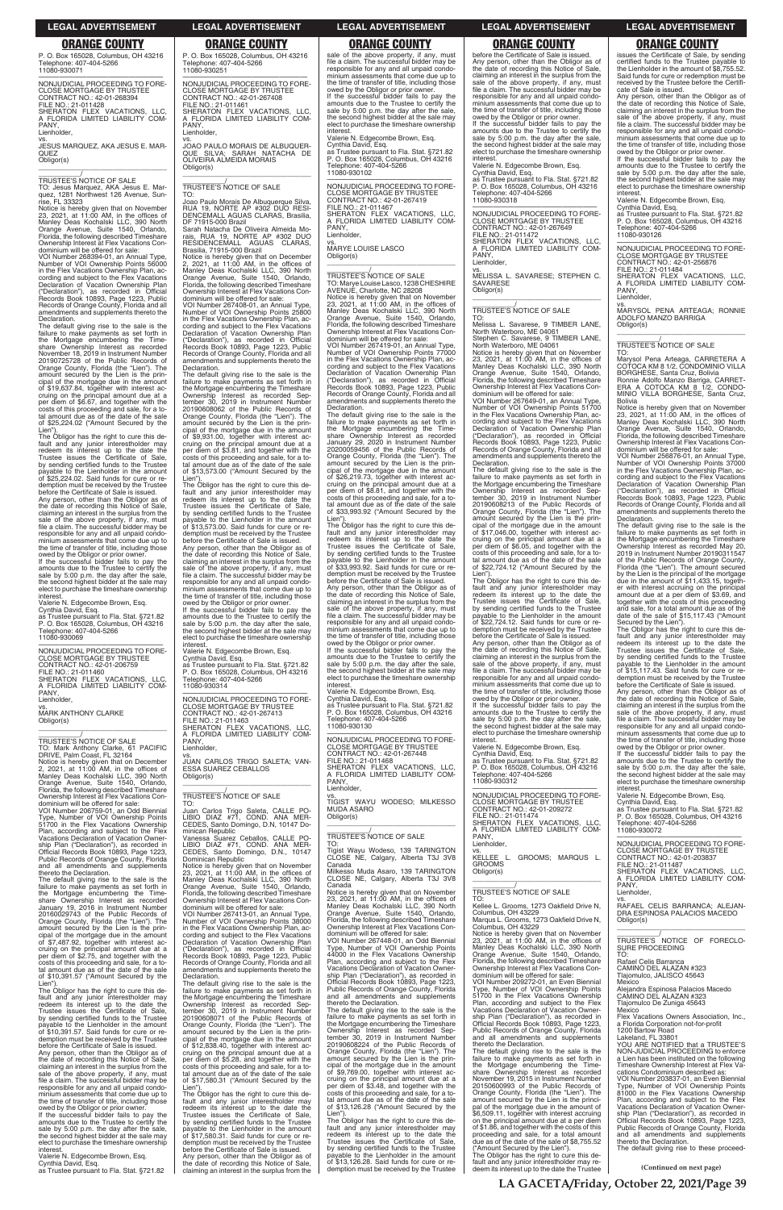## ORANGE COUNTY

P. O. Box 165028, Columbus, OH 43216
Telephone: 407-404-5266
11080-930071

---

NONJUDICIAL PROCEEDING TO FORECLOSE MORTGAGE BY TRUSTEE
CONTRACT NO.: 42-01-268394
FILE NO.: 21-011428
SHERATON FLEX VACATIONS, LLC, A FLORIDA LIMITED LIABILITY COMPANY,
Lienholder,
vs.
JESUS MARQUEZ, AKA JESUS E. MARQUEZ
Obligor(s)

\_\_\_\_\_\_\_\_\_\_\_\_\_\_\_\_\_\_\_\_\_\_\_\_\_\_\_\_\_\_\_/

TRUSTEE'S NOTICE OF SALE
TO: Jesus Marquez, AKA Jesus E. Marquez, 1281 Northwest 126 Avenue, Sunrise, FL 33323
Notice is hereby given that on November 23, 2021, at 11:00 AM, in the offices of Manley Deas Kochalski LLC, 390 North Orange Avenue, Suite 1540, Orlando, Florida, the following described Timeshare Ownership Interest at Flex Vacations Condominium will be offered for sale:
VOI Number 268394-01, an Annual Type, Number of VOI Ownership Points 56000 in the Flex Vacations Ownership Plan, according and subject to the Flex Vacations Declaration of Vacation Ownership Plan ("Declaration"), as recorded in Official Records Book 10893, Page 1223, Public Records of Orange County, Florida and all amendments and supplements thereto the Declaration.
The default giving rise to the sale is the failure to make payments as set forth in the Mortgage encumbering the Timeshare Ownership Interest as recorded November 18, 2019 in Instrument Number 20190725728 of the Public Records of Orange County, Florida (the "Lien"). The amount secured by the Lien is the principal of the mortgage due in the amount of $19,637.84, together with interest accruing on the principal amount due at a per diem of $6.67, and together with the costs of this proceeding and sale, for a total amount due as of the date of the sale of $25,224.02 ("Amount Secured by the Lien").
The Obligor has the right to cure this default and any junior interestholder may redeem its interest up to the date the Trustee issues the Certificate of Sale, by sending certified funds to the Trustee payable to the Lienholder in the amount of $25,224.02. Said funds for cure or redemption must be received by the Trustee before the Certificate of Sale is issued.
Any person, other than the Obligor as of the date of recording this Notice of Sale, claiming an interest in the surplus from the sale of the above property, if any, must file a claim. The successful bidder may be responsible for any and all unpaid condominium assessments that come due up to the time of transfer of title, including those owed by the Obligor or prior owner.
If the successful bidder fails to pay the amounts due to the Trustee to certify the sale by 5:00 p.m. the day after the sale, the second highest bidder at the sale may elect to purchase the timeshare ownership interest.
Valerie N. Edgecombe Brown, Esq.
Cynthia David, Esq.
as Trustee pursuant to Fla. Stat. §721.82
P. O. Box 165028, Columbus, OH 43216
Telephone: 407-404-5266
11080-930069

---

NONJUDICIAL PROCEEDING TO FORECLOSE MORTGAGE BY TRUSTEE
CONTRACT NO.: 42-01-206759
FILE NO.: 21-011460
SHERATON FLEX VACATIONS, LLC, A FLORIDA LIMITED LIABILITY COMPANY,
Lienholder,
vs.
MARK ANTHONY CLARKE
Obligor(s)

\_\_\_\_\_\_\_\_\_\_\_\_\_\_\_\_\_\_\_\_\_\_\_\_\_\_\_\_\_\_\_/

TRUSTEE'S NOTICE OF SALE
TO: Mark Anthony Clarke, 61 PACIFIC DRIVE, Palm Coast, FL 32164
Notice is hereby given that on December 2, 2021, at 11:00 AM, in the offices of Manley Deas Kochalski LLC, 390 North Orange Avenue, Suite 1540, Orlando, Florida, the following described Timeshare Ownership Interest at Flex Vacations Condominium will be offered for sale:
VOI Number 206759-01, an Odd Biennial Type, Number of VOI Ownership Points 51700 in the Flex Vacations Ownership Plan, according and subject to the Flex Vacations Declaration of Vacation Ownership Plan ("Declaration"), as recorded in Official Records Book 10893, Page 1223, Public Records of Orange County, Florida and all amendments and supplements thereto the Declaration.
The default giving rise to the sale is the failure to make payments as set forth in the Mortgage encumbering the Timeshare Ownership Interest as recorded January 19, 2016 in Instrument Number 20160029743 of the Public Records of Orange County, Florida (the "Lien"). The amount secured by the Lien is the principal of the mortgage due in the amount of $7,487.92, together with interest accruing on the principal amount due at a per diem of $2.75, and together with the costs of this proceeding and sale, for a total amount due as of the date of the sale of $10,391.57 ("Amount Secured by the Lien").
The Obligor has the right to cure this default and any junior interestholder may redeem its interest up to the date the Trustee issues the Certificate of Sale, by sending certified funds to the Trustee payable to the Lienholder in the amount of $10,391.57. Said funds for cure or redemption must be received by the Trustee before the Certificate of Sale is issued.
Any person, other than the Obligor as of the date of recording this Notice of Sale, claiming an interest in the surplus from the sale of the above property, if any, must file a claim. The successful bidder may be responsible for any and all unpaid condominium assessments that come due up to the time of transfer of title, including those owed by the Obligor or prior owner.
If the successful bidder fails to pay the amounts due to the Trustee to certify the sale by 5:00 p.m. the day after the sale, the second highest bidder at the sale may elect to purchase the timeshare ownership interest.
Valerie N. Edgecombe Brown, Esq.
Cynthia David, Esq.
as Trustee pursuant to Fla. Stat. §721.82
P. O. Box 165028, Columbus, OH 43216
Telephone: 407-404-5266
11080-930251

---

NONJUDICIAL PROCEEDING TO FORECLOSE MORTGAGE BY TRUSTEE
CONTRACT NO.: 42-01-267408
FILE NO.: 21-011461
SHERATON FLEX VACATIONS, LLC, A FLORIDA LIMITED LIABILITY COMPANY,
Lienholder,
vs.
JOAO PAULO MORAIS DE ALBUQUERQUE SILVA; SARAH NATACHA DE OLIVEIRA ALMEIDA MORAIS
Obligor(s)

\_\_\_\_\_\_\_\_\_\_\_\_\_\_\_\_\_\_\_\_\_\_\_\_\_\_\_\_\_\_\_/

TRUSTEE'S NOTICE OF SALE
TO:
Joao Paulo Morais De Albuquerque Silva, RUA 19, NORTE AP #302 DUO RESIDENCEMALL AGUAS CLARAS, Brasilia, DF 71915-000 Brazil
Sarah Natacha De Oliveira Almeida Morais, RUA 19, NORTE AP #302 DUO RESIDENCEMALL AGUAS CLARAS, Brasilia, 71915-000 Brazil
Notice is hereby given that on December 2, 2021, at 11:00 AM, in the offices of Manley Deas Kochalski LLC, 390 North Orange Avenue, Suite 1540, Orlando, Florida, the following described Timeshare Ownership Interest at Flex Vacations Condominium will be offered for sale:
VOI Number 267408-01, an Annual Type, Number of VOI Ownership Points 25800 in the Flex Vacations Ownership Plan, according and subject to the Flex Vacations Declaration of Vacation Ownership Plan ("Declaration"), as recorded in Official Records Book 10893, Page 1223, Public Records of Orange County, Florida and all amendments and supplements thereto the Declaration.
The default giving rise to the sale is the failure to make payments as set forth in the Mortgage encumbering the Timeshare Ownership Interest as recorded September 30, 2019 in Instrument Number 20190606062 of the Public Records of Orange County, Florida (the "Lien"). The amount secured by the Lien is the principal of the mortgage due in the amount of $9,931.00, together with interest accruing on the principal amount due at a per diem of $3.81, and together with the costs of this proceeding and sale, for a total amount due as of the date of the sale of $13,573.00 ("Amount Secured by the Lien").
The Obligor has the right to cure this default and any junior interestholder may redeem its interest up to the date the Trustee issues the Certificate of Sale, by sending certified funds to the Trustee payable to the Lienholder in the amount of $13,573.00. Said funds for cure or redemption must be received by the Trustee before the Certificate of Sale is issued.
Any person, other than the Obligor as of the date of recording this Notice of Sale, claiming an interest in the surplus from the sale of the above property, if any, must file a claim. The successful bidder may be responsible for any and all unpaid condominium assessments that come due up to the time of transfer of title, including those owed by the Obligor or prior owner.
If the successful bidder fails to pay the amounts due to the Trustee to certify the sale by 5:00 p.m. the day after the sale, the second highest bidder at the sale may elect to purchase the timeshare ownership interest.
Valerie N. Edgecombe Brown, Esq.
Cynthia David, Esq.
as Trustee pursuant to Fla. Stat. §721.82
P. O. Box 165028, Columbus, OH 43216
Telephone: 407-404-5266
11080-930314

---

NONJUDICIAL PROCEEDING TO FORECLOSE MORTGAGE BY TRUSTEE
CONTRACT NO.: 42-01-267413
FILE NO.: 21-011463
SHERATON FLEX VACATIONS, LLC, A FLORIDA LIMITED LIABILITY COMPANY,
Lienholder,
vs.
JUAN CARLOS TRIGO SALETA; VANESSA SUAREZ CEBALLOS
Obligor(s)

\_\_\_\_\_\_\_\_\_\_\_\_\_\_\_\_\_\_\_\_\_\_\_\_\_\_\_\_\_\_\_/

TRUSTEE'S NOTICE OF SALE
TO:
Juan Carlos Trigo Saleta, CALLE POLIBIO DIAZ #71, COND. ANA MERCEDES, Santo Domingo, D.N, 10147 Dominican Republic
Vanessa Suarez Ceballos, CALLE POLIBIO DIAZ #71, COND. ANA MERCEDES, Santo Domingo, D.N., 10147 Dominican Republic
Notice is hereby given that on November 23, 2021, at 11:00 AM, in the offices of Manley Deas Kochalski LLC, 390 North Orange Avenue, Suite 1540, Orlando, Florida, the following described Timeshare Ownership Interest at Flex Vacations Condominium will be offered for sale:
VOI Number 267413-01, an Annual Type, Number of VOI Ownership Points 38000 in the Flex Vacations Ownership Plan, according and subject to the Flex Vacations Declaration of Vacation Ownership Plan ("Declaration"), as recorded in Official Records Book 10893, Page 1223, Public Records of Orange County, Florida and all amendments and supplements thereto the Declaration.
The default giving rise to the sale is the failure to make payments as set forth in the Mortgage encumbering the Timeshare Ownership Interest as recorded September 30, 2019 in Instrument Number 20190606071 of the Public Records of Orange County, Florida (the "Lien"). The amount secured by the Lien is the principal of the mortgage due in the amount of $12,838.40, together with interest accruing on the principal amount due at a per diem of $5.28, and together with the costs of this proceeding and sale, for a total amount due as of the date of the sale of $17,580.31 ("Amount Secured by the Lien").
The Obligor has the right to cure this default and any junior interestholder may redeem its interest up to the date the Trustee issues the Certificate of Sale, by sending certified funds to the Trustee payable to the Lienholder in the amount of $17,580.31. Said funds for cure or redemption must be received by the Trustee before the Certificate of Sale is issued.
Any person, other than the Obligor as of the date of recording this Notice of Sale, claiming an interest in the surplus from the sale of the above property, if any, must file a claim. The successful bidder may be responsible for any and all unpaid condominium assessments that come due up to the time of transfer of title, including those owed by the Obligor or prior owner.
If the successful bidder fails to pay the amounts due to the Trustee to certify the sale by 5:00 p.m. the day after the sale, the second highest bidder at the sale may elect to purchase the timeshare ownership interest.
Valerie N. Edgecombe Brown, Esq.
Cynthia David, Esq.
as Trustee pursuant to Fla. Stat. §721.82
P. O. Box 165028, Columbus, OH 43216
Telephone: 407-404-5266
11080-930102

---

NONJUDICIAL PROCEEDING TO FORECLOSE MORTGAGE BY TRUSTEE
CONTRACT NO.: 42-01-267419
FILE NO.: 21-011467
SHERATON FLEX VACATIONS, LLC, A FLORIDA LIMITED LIABILITY COMPANY,
Lienholder,
vs.
MARYE LOUISE LASCO
Obligor(s)

\_\_\_\_\_\_\_\_\_\_\_\_\_\_\_\_\_\_\_\_\_\_\_\_\_\_\_\_\_\_\_/

TRUSTEE'S NOTICE OF SALE
TO: Marye Louise Lasco, 1238 CHESHIRE AVENUE, Charlotte, NC 28208
Notice is hereby given that on November 23, 2021, at 11:00 AM, in the offices of Manley Deas Kochalski LLC, 390 North Orange Avenue, Suite 1540, Orlando, Florida, the following described Timeshare Ownership Interest at Flex Vacations Condominium will be offered for sale:
VOI Number 267419-01, an Annual Type, Number of VOI Ownership Points 77000 in the Flex Vacations Ownership Plan, according and subject to the Flex Vacations Declaration of Vacation Ownership Plan ("Declaration"), as recorded in Official Records Book 10893, Page 1223, Public Records of Orange County, Florida and all amendments and supplements thereto the Declaration.
The default giving rise to the sale is the failure to make payments as set forth in the Mortgage encumbering the Timeshare Ownership Interest as recorded January 29, 2020 in Instrument Number 20200059456 of the Public Records of Orange County, Florida (the "Lien"). The amount secured by the Lien is the principal of the mortgage due in the amount of $26,219.73, together with interest accruing on the principal amount due at a per diem of $8.81, and together with the costs of this proceeding and sale, for a total amount due as of the date of the sale of $33,993.92 ("Amount Secured by the Lien").
The Obligor has the right to cure this default and any junior interestholder may redeem its interest up to the date the Trustee issues the Certificate of Sale, by sending certified funds to the Trustee payable to the Lienholder in the amount of $33,993.92. Said funds for cure or redemption must be received by the Trustee before the Certificate of Sale is issued.
Any person, other than the Obligor as of the date of recording this Notice of Sale, claiming an interest in the surplus from the sale of the above property, if any, must file a claim. The successful bidder may be responsible for any and all unpaid condominium assessments that come due up to the time of transfer of title, including those owed by the Obligor or prior owner.
If the successful bidder fails to pay the amounts due to the Trustee to certify the sale by 5:00 p.m. the day after the sale, the second highest bidder at the sale may elect to purchase the timeshare ownership interest.
Valerie N. Edgecombe Brown, Esq.
Cynthia David, Esq.
as Trustee pursuant to Fla. Stat. §721.82
P. O. Box 165028, Columbus, OH 43216
Telephone: 407-404-5266
11080-930130

---

NONJUDICIAL PROCEEDING TO FORECLOSE MORTGAGE BY TRUSTEE
CONTRACT NO.: 42-01-267448
FILE NO.: 21-011468
SHERATON FLEX VACATIONS, LLC, A FLORIDA LIMITED LIABILITY COMPANY,
Lienholder,
vs.
TIGIST WAYU WODESO; MILKESSO MUDA ASARO
Obligor(s)

\_\_\_\_\_\_\_\_\_\_\_\_\_\_\_\_\_\_\_\_\_\_\_\_\_\_\_\_\_\_\_/

TRUSTEE'S NOTICE OF SALE
TO:
Tigist Wayu Wodeso, 139 TARINGTON CLOSE NE, Calgary, Alberta T3J 3V8 Canada
Milkesso Muda Asaro, 139 TARINGTON CLOSE NE, Calgary, Alberta T3J 3V8 Canada
Notice is hereby given that on November 23, 2021, at 11:00 AM, in the offices of Manley Deas Kochalski LLC, 390 North Orange Avenue, Suite 1540, Orlando, Florida, the following described Timeshare Ownership Interest at Flex Vacations Condominium will be offered for sale:
VOI Number 267448-01, an Odd Biennial Type, Number of VOI Ownership Points 44000 in the Flex Vacations Ownership Plan, according and subject to the Flex Vacations Declaration of Vacation Ownership Plan ("Declaration"), as recorded in Official Records Book 10893, Page 1223, Public Records of Orange County, Florida and all amendments and supplements thereto the Declaration.
The default giving rise to the sale is the failure to make payments as set forth in the Mortgage encumbering the Timeshare Ownership Interest as recorded September 30, 2019 in Instrument Number 20190608224 of the Public Records of Orange County, Florida (the "Lien"). The amount secured by the Lien is the principal of the mortgage due in the amount of $9,769.00, together with interest accruing on the principal amount due at a per diem of $3.48, and together with the costs of this proceeding and sale, for a total amount due as of the date of the sale of $13,126.28 ("Amount Secured by the Lien").
The Obligor has the right to cure this default and any junior interestholder may redeem its interest up to the date the Trustee issues the Certificate of Sale, by sending certified funds to the Trustee payable to the Lienholder in the amount of $13,126.28. Said funds for cure or redemption must be received by the Trustee before the Certificate of Sale is issued.
Any person, other than the Obligor as of the date of recording this Notice of Sale, claiming an interest in the surplus from the sale of the above property, if any, must file a claim. The successful bidder may be responsible for any and all unpaid condominium assessments that come due up to the time of transfer of title, including those owed by the Obligor or prior owner.
If the successful bidder fails to pay the amounts due to the Trustee to certify the sale by 5:00 p.m. the day after the sale, the second highest bidder at the sale may elect to purchase the timeshare ownership interest.
Valerie N. Edgecombe Brown, Esq.
Cynthia David, Esq.
as Trustee pursuant to Fla. Stat. §721.82
P. O. Box 165028, Columbus, OH 43216
Telephone: 407-404-5266
11080-930318

---

NONJUDICIAL PROCEEDING TO FORECLOSE MORTGAGE BY TRUSTEE
CONTRACT NO.: 42-01-267649
FILE NO.: 21-011472
SHERATON FLEX VACATIONS, LLC, A FLORIDA LIMITED LIABILITY COMPANY,
Lienholder,
vs.
MELISSA L. SAVARESE; STEPHEN C. SAVARESE
Obligor(s)

\_\_\_\_\_\_\_\_\_\_\_\_\_\_\_\_\_\_\_\_\_\_\_\_\_\_\_\_\_\_\_/

TRUSTEE'S NOTICE OF SALE
TO:
Melissa L. Savarese, 9 TIMBER LANE, North Waterboro, ME 04061
Stephen C. Savarese, 9 TIMBER LANE, North Waterboro, ME 04061
Notice is hereby given that on November 23, 2021, at 11:00 AM, in the offices of Manley Deas Kochalski LLC, 390 North Orange Avenue, Suite 1540, Orlando, Florida, the following described Timeshare Ownership Interest at Flex Vacations Condominium will be offered for sale:
VOI Number 267649-01, an Annual Type, Number of VOI Ownership Points 51700 in the Flex Vacations Ownership Plan, according and subject to the Flex Vacations Declaration of Vacation Ownership Plan ("Declaration"), as recorded in Official Records Book 10893, Page 1223, Public Records of Orange County, Florida and all amendments and supplements thereto the Declaration.
The default giving rise to the sale is the failure to make payments as set forth in the Mortgage encumbering the Timeshare Ownership Interest as recorded September 30, 2019 in Instrument Number 20190606213 of the Public Records of Orange County, Florida (the "Lien"). The amount secured by the Lien is the principal of the mortgage due in the amount of $17,046.00, together with interest accruing on the principal amount due at a per diem of $6.05, and together with the costs of this proceeding and sale, for a total amount due as of the date of the sale of $22,724.12 ("Amount Secured by the Lien").
The Obligor has the right to cure this default and any junior interestholder may redeem its interest up to the date the Trustee issues the Certificate of Sale, by sending certified funds to the Trustee payable to the Lienholder in the amount of $22,724.12. Said funds for cure or redemption must be received by the Trustee before the Certificate of Sale is issued.
Any person, other than the Obligor as of the date of recording this Notice of Sale, claiming an interest in the surplus from the sale of the above property, if any, must file a claim. The successful bidder may be responsible for any and all unpaid condominium assessments that come due up to the time of transfer of title, including those owed by the Obligor or prior owner.
If the successful bidder fails to pay the amounts due to the Trustee to certify the sale by 5:00 p.m. the day after the sale, the second highest bidder at the sale may elect to purchase the timeshare ownership interest.
Valerie N. Edgecombe Brown, Esq.
Cynthia David, Esq.
as Trustee pursuant to Fla. Stat. §721.82
P. O. Box 165028, Columbus, OH 43216
Telephone: 407-404-5266
11080-930312

---

NONJUDICIAL PROCEEDING TO FORECLOSE MORTGAGE BY TRUSTEE
CONTRACT NO.: 42-01-209272
FILE NO.: 21-011474
SHERATON FLEX VACATIONS, LLC, A FLORIDA LIMITED LIABILITY COMPANY,
Lienholder,
vs.
KELLEE L. GROOMS; MARQUS L. GROOMS
Obligor(s)

\_\_\_\_\_\_\_\_\_\_\_\_\_\_\_\_\_\_\_\_\_\_\_\_\_\_\_\_\_\_\_/

TRUSTEE'S NOTICE OF SALE
TO:
Kellee L. Grooms, 1273 Oakfield Drive N, Columbus, OH 43229
Marqus L. Grooms, 1273 Oakfield Drive N, Columbus, OH 43229
Notice is hereby given that on November 23, 2021, at 11:00 AM, in the offices of Manley Deas Kochalski LLC, 390 North Orange Avenue, Suite 1540, Orlando, Florida, the following described Timeshare Ownership Interest at Flex Vacations Condominium will be offered for sale:
VOI Number 209272-01, an Even Biennial Type, Number of VOI Ownership Points 51700 in the Flex Vacations Ownership Plan, according and subject to the Flex Vacations Declaration of Vacation Ownership Plan ("Declaration"), as recorded in Official Records Book 10893, Page 1223, Public Records of Orange County, Florida and all amendments and supplements thereto the Declaration.
The default giving rise to the sale is the failure to make payments as set forth in the Mortgage encumbering the Timeshare Ownership Interest as recorded November 19, 2015 in Instrument Number 20150600993 of the Public Records of Orange County, Florida (the "Lien"). The amount secured by the Lien is the principal of the mortgage due in the amount of $6,509.11, together with interest accruing on the principal amount due at a per diem of $1.86, and together with the costs of this proceeding and sale, for a total amount due as of the date of the sale of $8,755.52 ("Amount Secured by the Lien").
The Obligor has the right to cure this default and any junior interestholder may redeem its interest up to the date the Trustee issues the Certificate of Sale, by sending certified funds to the Trustee payable to the Lienholder in the amount of $8,755.52. Said funds for cure or redemption must be received by the Trustee before the Certificate of Sale is issued.
Any person, other than the Obligor as of the date of recording this Notice of Sale, claiming an interest in the surplus from the sale of the above property, if any, must file a claim. The successful bidder may be responsible for any and all unpaid condominium assessments that come due up to the time of transfer of title, including those owed by the Obligor or prior owner.
If the successful bidder fails to pay the amounts due to the Trustee to certify the sale by 5:00 p.m. the day after the sale, the second highest bidder at the sale may elect to purchase the timeshare ownership interest.
Valerie N. Edgecombe Brown, Esq.
Cynthia David, Esq.
as Trustee pursuant to Fla. Stat. §721.82
P. O. Box 165028, Columbus, OH 43216
Telephone: 407-404-5266
11080-930126

---

NONJUDICIAL PROCEEDING TO FORECLOSE MORTGAGE BY TRUSTEE
CONTRACT NO.: 42-01-256876
FILE NO.: 21-011484
SHERATON FLEX VACATIONS, LLC, A FLORIDA LIMITED LIABILITY COMPANY,
Lienholder,
vs.
MARYSOL PENA ARTEAGA; RONNIE ADOLFO MANZO BARRIGA
Obligor(s)

\_\_\_\_\_\_\_\_\_\_\_\_\_\_\_\_\_\_\_\_\_\_\_\_\_\_\_\_\_\_\_/

TRUSTEE'S NOTICE OF SALE
TO:
Marysol Pena Arteaga, CARRETERA A COTOCA KM 8 1/2, CONDOMINIO VILLA BORGHESE, Santa Cruz, Bolivia
Ronnie Adolfo Manzo Barriga, CARRETERA A COTOCA KM 8 1/2, CONDOMINIO VILLA BORGHESE, Santa Cruz, Bolivia
Notice is hereby given that on November 23, 2021, at 11:00 AM, in the offices of Manley Deas Kochalski LLC, 390 North Orange Avenue, Suite 1540, Orlando, Florida, the following described Timeshare Ownership Interest at Flex Vacations Condominium will be offered for sale:
VOI Number 256876-01, an Annual Type, Number of VOI Ownership Points 37000 in the Flex Vacations Ownership Plan, according and subject to the Flex Vacations Declaration of Vacation Ownership Plan ("Declaration"), as recorded in Official Records Book 10893, Page 1223, Public Records of Orange County, Florida and all amendments and supplements thereto the Declaration.
The default giving rise to the sale is the failure to make payments as set forth in the Mortgage encumbering the Timeshare Ownership Interest as recorded May 20, 2019 in Instrument Number 20190311547 of the Public Records of Orange County, Florida (the "Lien"). The amount secured by the Lien is the principal of the mortgage due in the amount of $11,433.15, together with interest accruing on the principal amount due at a per diem of $3.69, and together with the costs of this proceeding and sale, for a total amount due as of the date of the sale of $15,117.43 ("Amount Secured by the Lien").
The Obligor has the right to cure this default and any junior interestholder may redeem its interest up to the date the Trustee issues the Certificate of Sale, by sending certified funds to the Trustee payable to the Lienholder in the amount of $15,117.43. Said funds for cure or redemption must be received by the Trustee before the Certificate of Sale is issued.
Any person, other than the Obligor as of the date of recording this Notice of Sale, claiming an interest in the surplus from the sale of the above property, if any, must file a claim. The successful bidder may be responsible for any and all unpaid condominium assessments that come due up to the time of transfer of title, including those owed by the Obligor or prior owner.
If the successful bidder fails to pay the amounts due to the Trustee to certify the sale by 5:00 p.m. the day after the sale, the second highest bidder at the sale may elect to purchase the timeshare ownership interest.
Valerie N. Edgecombe Brown, Esq.
Cynthia David, Esq.
as Trustee pursuant to Fla. Stat. §721.82
P. O. Box 165028, Columbus, OH 43216
Telephone: 407-404-5266
11080-930072

---

NONJUDICIAL PROCEEDING TO FORECLOSE MORTGAGE BY TRUSTEE
CONTRACT NO.: 42-01-203837
FILE NO.: 21-011487
SHERATON FLEX VACATIONS, LLC, A FLORIDA LIMITED LIABILITY COMPANY,
Lienholder,
vs.
RAFAEL CELIS BARRANCA; ALEJANDRA ESPINOSA PALACIOS MACEDO
Obligor(s)

\_\_\_\_\_\_\_\_\_\_\_\_\_\_\_\_\_\_\_\_\_\_\_\_\_\_\_\_\_\_\_/

TRUSTEE'S NOTICE OF FORECLOSURE PROCEEDING
TO:
Rafael Celis Barranca
CAMINO DEL ALAZAN #323
Tlajomulco, JALISCO 45643
Mexico
Alejandra Espinosa Palacios Macedo
CAMINO DEL ALAZAN #323
Tlajomulco De Zuniga 45643
Mexico
Flex Vacations Owners Association, Inc., a Florida Corporation not-for-profit
1200 Bartow Road
Lakeland, FL 33801
YOU ARE NOTIFIED that a TRUSTEE'S NON-JUDICIAL PROCEEDING to enforce a Lien has been instituted on the following Timeshare Ownership Interest at Flex Vacations Condominium described as:
VOI Number 203837-01, an Even Biennial Type, Number of VOI Ownership Points 81000 in the Flex Vacations Ownership Plan, according and subject to the Flex Vacations Declaration of Vacation Ownership Plan ("Declaration"), as recorded in Official Records Book 10893, Page 1223, Public Records of Orange County, Florida and all amendments and supplements thereto the Declaration.
The default giving rise to these proceed-

**(Continued on next page)**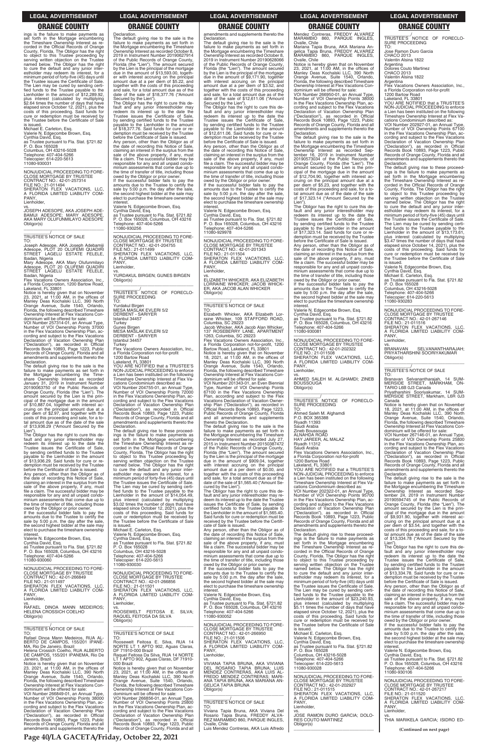ings is the failure to make payments as set forth in the Mortgage encumbering the Timeshare Ownership Interest as recorded in the Official Records of Orange County, Florida. The Obligor has the right to object to this Trustee proceeding by serving written objection on the Trustee named below. The Obligor has the right to cure the default and any junior interestholder may redeem its interest, for a minimum period of forty-five (45) days until the Trustee issues the Certificate of Sale. The Lien may be cured by sending certified funds to the Trustee payable to the Lienholder in the amount of $12,289.92, plus interest (calculated by multiplying $2.64 times the number of days that have elapsed since October 12, 2021), plus the costs of this proceeding. Said funds for cure or redemption must be received by the Trustee before the Certificate of Sale is issued.
Michael E. Carleton, Esq.
Valerie N. Edgecombe Brown, Esq.
Cynthia David, Esq.
as Trustee pursuant to Fla. Stat. §721.82
P. O. Box 165028
Columbus, OH 43216-5028
Telephone: 407-404-5266
Telecopier: 614-220-5613
11080-930031

NONJUDICIAL PROCEEDING TO FORECLOSE MORTGAGE BY TRUSTEE
CONTRACT NO.: 42-01-257314
FILE NO.: 21-011494
SHERATON FLEX VACATIONS, LLC, A FLORIDA LIMITED LIABILITY COMPANY,
Lienholder,
vs.
JOSEPH ADESOPE, AKA JOSEPH ADEBAMIJI ADESOPE; MARY ADESOPE, AKA MARY OLUFUNMILAYO ADESOPE
Obligor(s)

TRUSTEE'S NOTICE OF SALE
TO:
Joseph Adesope, AKA Joseph Adebamiji Adesope, PLOT 20 OLUFEMI QUADIRI STREET LAGELU ESTATE FELELE, Ibadan, Nigeria
Mary Adesope, AKA Mary Olufunmilayo Adesope, PLOT 20 OLUFEMI QUADIRI STREET LAGELU ESTATE FELELE, Ibadan, Nigeria
Flex Vacations Owners Association, Inc., a Florida Corporation, 1200 Bartow Road, Lakeland, FL 33801
Notice is hereby given that on November 23, 2021, at 11:00 AM, in the offices of Manley Deas Kochalski LLC, 390 North Orange Avenue, Suite 1540, Orlando, Florida, the following described Timeshare Ownership Interest at Flex Vacations Condominium will be offered for sale:
VOI Number 257314-01, an Annual Type, Number of VOI Ownership Points 37000 in the Flex Vacations Ownership Plan, according and subject to the Flex Vacations Declaration of Vacation Ownership Plan ("Declaration"), as recorded in Official Records Book 10893, Page 1223, Public Records of Orange County, Florida and all amendments and supplements thereto the Declaration.
The default giving rise to the sale is the failure to make payments as set forth in the Mortgage encumbering the Timeshare Ownership Interest as recorded January 31, 2019 in Instrument Number 20190063750 of the Public Records of Orange County, Florida (the "Lien"). The amount secured by the Lien is the principal of the mortgage due in the amount of $10,887.04, together with interest accruing on the principal amount due at a per diem of $2.97, and together with the costs of this proceeding and sale, for a total amount due as of the date of the sale of $13,936.29 ("Amount Secured by the Lien").
The Obligor has the right to cure this default and any junior interestholder may redeem its interest up to the date the Trustee issues the Certificate of Sale, by sending certified funds to the Trustee payable to the Lienholder in the amount of $13,936.29. Said funds for cure or redemption must be received by the Trustee before the Certificate of Sale is issued.
Any person, other than the Obligor as of the date of recording this Notice of Sale, claiming an interest in the surplus from the sale of the above property, if any, must file a claim. The successful bidder may be responsible for any and all unpaid condominium assessments that come due up to the time of transfer of title, including those owed by the Obligor or prior owner.
If the successful bidder fails to pay the amounts due to the Trustee to certify the sale by 5:00 p.m. the day after the sale, the second highest bidder at the sale may elect to purchase the timeshare ownership interest.
Valerie N. Edgecombe Brown, Esq.
Cynthia David, Esq.
as Trustee pursuant to Fla. Stat. §721.82
P. O. Box 165028, Columbus, OH 43216
Telephone: 407-404-5266
11080-930060

NONJUDICIAL PROCEEDING TO FORECLOSE MORTGAGE BY TRUSTEE
CONTRACT NO.: 42-01-266849
FILE NO.: 21-011497
SHERATON FLEX VACATIONS, LLC, A FLORIDA LIMITED LIABILITY COMPANY,
Lienholder,
vs.
RAFAEL DINOA MANN MEDEIROS; HELENA CROSSICH COELHO
Obligor(s)

TRUSTEE'S NOTICE OF SALE
TO:
Rafael Dinoa Mann Medeiros, RUA ALBERTO DE CAMPOS, 155/201 IPANEMA, Rio De Janeiro, Brazil
Helena Crossich Coelho, RUA ALBERTO DE CAMPOS, 155/201 IPANEMA, Rio De Janeiro, Brazil
Notice is hereby given that on November 23, 2021, at 11:00 AM, in the offices of Manley Deas Kochalski LLC, 390 North Orange Avenue, Suite 1540, Orlando, Florida, the following described Timeshare Ownership Interest at Flex Vacations Condominium will be offered for sale:
VOI Number 266849-01, an Annual Type, Number of VOI Ownership Points 38000 in the Flex Vacations Ownership Plan, according and subject to the Flex Vacations Declaration of Vacation Ownership Plan ("Declaration"), as recorded in Official Records Book 10893, Page 1223, Public Records of Orange County, Florida and all amendments and supplements thereto the Declaration.
The default giving rise to the sale is the failure to make payments as set forth in the Mortgage encumbering the Timeshare Ownership Interest as recorded October 8, 2019 in Instrument Number 20190627914 of the Public Records of Orange County, Florida (the "Lien"). The amount secured by the Lien is the principal of the mortgage due in the amount of $13,593.00, together with interest accruing on the principal amount due at a per diem of $5.22, and together with the costs of this proceeding and sale, for a total amount due as of the date of the sale of $18,377.76 ("Amount Secured by the Lien").
The Obligor has the right to cure this default and any junior interestholder may redeem its interest up to the date the Trustee issues the Certificate of Sale, by sending certified funds to the Trustee payable to the Lienholder in the amount of $18,377.76. Said funds for cure or redemption must be received by the Trustee before the Certificate of Sale is issued.
Any person, other than the Obligor as of the date of recording this Notice of Sale, claiming an interest in the surplus from the sale of the above property, if any, must file a claim. The successful bidder may be responsible for any and all unpaid condominium assessments that come due up to the time of transfer of title, including those owed by the Obligor or prior owner.
If the successful bidder fails to pay the amounts due to the Trustee to certify the sale by 5:00 p.m. the day after the sale, the second highest bidder at the sale may elect to purchase the timeshare ownership interest.
Valerie N. Edgecombe Brown, Esq.
Cynthia David, Esq.
as Trustee pursuant to Fla. Stat. §721.82
P. O. Box 165028, Columbus, OH 43216
Telephone: 407-404-5266
11080-930256

NONJUDICIAL PROCEEDING TO FORECLOSE MORTGAGE BY TRUSTEE
CONTRACT NO.: 42-01-204755
FILE NO.: 21-011499
SHERATON FLEX VACATIONS, LLC, A FLORIDA LIMITED LIABILITY COMPANY,
Lienholder,
vs.
YURDAKUL BIRGEN; GUNES BIRGEN
Obligor(s)

TRUSTEE'S NOTICE OF FORECLOSURE PROCEEDING
TO:
Yurdakul Birgen
MESA MASLAK EVLERI 5/2
DERBENT - SARIYER
Istanbul 34457
Turkey
Gunes Birgen
MESA MASLAK EVLERI 5/2
DERBENT - SARIYER
Istanbul 34457
Turkey
Flex Vacations Owners Association, Inc., a Florida Corporation not-for-profit
1200 Bartow Road
Lakeland, FL 33801
YOU ARE NOTIFIED that a TRUSTEE'S NON-JUDICIAL PROCEEDING to enforce a Lien has been instituted on the following Timeshare Ownership Interest at Flex Vacations Condominium described as:
VOI Number 204755-01, an Annual Type, Number of VOI Ownership Points 72000 in the Flex Vacations Ownership Plan, according and subject to the Flex Vacations Declaration of Vacation Ownership Plan ("Declaration"), as recorded in Official Records Book 10893, Page 1223, Public Records of Orange County, Florida and all amendments and supplements thereto the Declaration.
The default giving rise to these proceedings is the failure to make payments as set forth in the Mortgage encumbering the Timeshare Ownership Interest as recorded in the Official Records of Orange County, Florida. The Obligor has the right to object to this Trustee proceeding by serving written objection on the Trustee named below. The Obligor has the right to cure the default and any junior interestholder may redeem its interest, for a minimum period of forty-five (45) days until the Trustee issues the Certificate of Sale. The Lien may be cured by sending certified funds to the Trustee payable to the Lienholder in the amount of $14,054.49, plus interest (calculated by multiplying $3.02 times the number of days that have elapsed since October 12, 2021), plus the costs of this proceeding. Said funds for cure or redemption must be received by the Trustee before the Certificate of Sale is issued.
Michael E. Carleton, Esq.
Valerie N. Edgecombe Brown, Esq.
Cynthia David, Esq.
as Trustee pursuant to Fla. Stat. §721.82
P. O. Box 165028
Columbus, OH 43216-5028
Telephone: 407-404-5266
Telecopier: 614-220-5613
11080-930030

NONJUDICIAL PROCEEDING TO FORECLOSE MORTGAGE BY TRUSTEE
CONTRACT NO.: 42-01-266856
FILE NO.: 21-011501
SHERATON FLEX VACATIONS, LLC, A FLORIDA LIMITED LIABILITY COMPANY,
Lienholder,
vs.
ROOSEWELT FEITOSA E. SILVA; RAQUEL FEITOSA DA SILVA
Obligor(s)

TRUSTEE'S NOTICE OF SALE
TO:
Roosewelt Feitosa E. Silva, RUA 14 NORTE LT 1 APTO 902, Aguas Claras, DF 71910-000 Brazil
Raquel Feitosa Da Silva, RUA 14 NORTE LT 1 APTO 902, Aguas Claras, DF 71910-000 Brazil
Notice is hereby given that on November 23, 2021, at 11:00 AM, in the offices of Manley Deas Kochalski LLC, 390 North Orange Avenue, Suite 1540, Orlando, Florida, the following described Timeshare Ownership Interest at Flex Vacations Condominium will be offered for sale:
VOI Number 266856-01, an Annual Type, Number of VOI Ownership Points 25800 in the Flex Vacations Ownership Plan, according and subject to the Flex Vacations Declaration of Vacation Ownership Plan ("Declaration"), as recorded in Official Records Book 10893, Page 1223, Public Records of Orange County, Florida and all amendments and supplements thereto the Declaration.
The default giving rise to the sale is the failure to make payments as set forth in the Mortgage encumbering the Timeshare Ownership Interest as recorded October 8, 2019 in Instrument Number 20190628066 of the Public Records of Orange County, Florida (the "Lien"). The amount secured by the Lien is the principal of the mortgage due in the amount of $9,171.90, together with interest accruing on the principal amount due at a per diem of $3.52, and together with the costs of this proceeding and sale, for a total amount due as of the date of the sale of $12,611.06 ("Amount Secured by the Lien").
The Obligor has the right to cure this default and any junior interestholder may redeem its interest up to the date the Trustee issues the Certificate of Sale, by sending certified funds to the Trustee payable to the Lienholder in the amount of $12,611.06. Said funds for cure or redemption must be received by the Trustee before the Certificate of Sale is issued.
Any person, other than the Obligor as of the date of recording this Notice of Sale, claiming an interest in the surplus from the sale of the above property, if any, must file a claim. The successful bidder may be responsible for any and all unpaid condominium assessments that come due up to the time of transfer of title, including those owed by the Obligor or prior owner.
If the successful bidder fails to pay the amounts due to the Trustee to certify the sale by 5:00 p.m. the day after the sale, the second highest bidder at the sale may elect to purchase the timeshare ownership interest.
Valerie N. Edgecombe Brown, Esq.
Cynthia David, Esq.
as Trustee pursuant to Fla. Stat. §721.82
P. O. Box 165028, Columbus, OH 43216
Telephone: 407-404-5266
11080-929978

NONJUDICIAL PROCEEDING TO FORECLOSE MORTGAGE BY TRUSTEE
CONTRACT NO.: 42-01-201343
FILE NO.: 21-011504
SHERATON FLEX VACATIONS, LLC, A FLORIDA LIMITED LIABILITY COMPANY,
Lienholder,
vs.
ELIZABETH WHICKER, AKA ELIZABETH LORRAINE WHICKER; JACOB WHICKER, AKA JACOB ALAN WHICKER
Obligor(s)

TRUSTEE'S NOTICE OF SALE
TO:
Elizabeth Whicker, AKA Elizabeth Lorraine Whicker, 109 STAFFORD ROAD, Columbia, SC 29223
Jacob Whicker, AKA Jacob Alan Whicker, 137 ROSEBERRY LANE, APARTMENT 1263, Columbia, SC 29223
Flex Vacations Owners Association, Inc., a Florida Corporation not-for-profit, 1200 Bartow Road, Lakeland, FL 33801
Notice is hereby given that on November 18, 2021, at 11:00 AM, in the offices of Manley Deas Kochalski LLC, 390 North Orange Avenue, Suite 1540, Orlando, Florida, the following described Timeshare Ownership Interest at Flex Vacations Condominium will be offered for sale:
VOI Number 201343-01, an Even Biennial Type, Number of VOI Ownership Points 67100 in the Flex Vacations Ownership Plan, according and subject to the Flex Vacations Declaration of Vacation Ownership Plan ("Declaration"), as recorded in Official Records Book 10893, Page 1223, Public Records of Orange County, Florida and all amendments and supplements thereto the Declaration.
The default giving rise to the sale is the failure to make payments as set forth in the Mortgage encumbering the Timeshare Ownership Interest as recorded July 27, 2015 in Instrument Number 20150387472 of the Public Records of Orange County, Florida (the "Lien"). The amount secured by the Lien is the principal of the mortgage due in the amount of $909.04, together with interest accruing on the principal amount due at a per diem of $0.00, and together with the costs of this proceeding and sale, for a total amount due as of the date of the sale of $1,565.40 ("Amount Secured by the Lien").
The Obligor has the right to cure this default and any junior interestholder may redeem its interest up to the date the Trustee issues the Certificate of Sale, by sending certified funds to the Trustee payable to the Lienholder in the amount of $1,565.40. Said funds for cure or redemption must be received by the Trustee before the Certificate of Sale is issued.
Any person, other than the Obligor as of the date of recording this Notice of Sale, claiming an interest in the surplus from the sale of the above property, if any, must file a claim. The successful bidder may be responsible for any and all unpaid condominium assessments that come due up to the time of transfer of title, including those owed by the Obligor or prior owner.
If the successful bidder fails to pay the amounts due to the Trustee to certify the sale by 5:00 p.m. the day after the sale, the second highest bidder at the sale may elect to purchase the timeshare ownership interest.
Valerie N. Edgecombe Brown, Esq.
Cynthia David, Esq.
as Trustee pursuant to Fla. Stat. §721.82
P. O. Box 165028, Columbus, OH 43216
Telephone: 407-404-5266
11080-930052

NONJUDICIAL PROCEEDING TO FORECLOSE MORTGAGE BY TRUSTEE
CONTRACT NO.: 42-01-266950
FILE NO.: 21-011506
SHERATON FLEX VACATIONS, LLC, A FLORIDA LIMITED LIABILITY COMPANY,
Lienholder,
vs.
VIVIANA TAPIA BRUNA, AKA VIVIANA DEL ROSARIO TAPIA BRUNA; LUIS MENDEZ CONTRERAS, AKA LUIS ALFREDO MENDEZ CONTRERAS; MARIANA TAPIA BRUNA, AKA MARIANA ANGELICA TAPIA BRUNA
Obligor(s)

TRUSTEE'S NOTICE OF SALE
TO:
Viviana Tapia Bruna, AKA Viviana Del Rosario Tapia Bruna, FREDDY ALVAREZ MARAMBIO 860, PARQUE INGLES, Ovalle, Chile
Luis Mendez Contreras, AKA Luis Alfredo Mendez Contreras, FREDDY ALVAREZ MARAMBIO 860, PARQUE INGLES, Ovalle, Chile
Mariana Tapia Bruna, AKA Mariana Angelica Tapia Bruna, FREDDY ALVAREZ MARAMBIO 860, PARQUE INGLES, Ovalle, Chile
Notice is hereby given that on November 23, 2021, at 11:00 AM, in the offices of Manley Deas Kochalski LLC, 390 North Orange Avenue, Suite 1540, Orlando, Florida, the following described Timeshare Ownership Interest at Flex Vacations Condominium will be offered for sale:
VOI Number 266950-01, an Annual Type, Number of VOI Ownership Points 38000 in the Flex Vacations Ownership Plan, according and subject to the Flex Vacations Declaration of Vacation Ownership Plan ("Declaration"), as recorded in Official Records Book 10893, Page 1223, Public Records of Orange County, Florida and all amendments and supplements thereto the Declaration.
The default giving rise to the sale is the failure to make payments as set forth in the Mortgage encumbering the Timeshare Ownership Interest as recorded September 16, 2019 in Instrument Number 20190573034 of the Public Records of Orange County, Florida (the "Lien"). The amount secured by the Lien is the principal of the mortgage due in the amount of $12,704.90, together with interest accruing on the principal amount due at a per diem of $5.23, and together with the costs of this proceeding and sale, for a total amount due as of the date of the sale of $17,323.14 ("Amount Secured by the Lien").
The Obligor has the right to cure this default and any junior interestholder may redeem its interest up to the date the Trustee issues the Certificate of Sale, by sending certified funds to the Trustee payable to the Lienholder in the amount of $17,323.14. Said funds for cure or redemption must be received by the Trustee before the Certificate of Sale is issued.
Any person, other than the Obligor as of the date of recording this Notice of Sale, claiming an interest in the surplus from the sale of the above property, if any, must file a claim. The successful bidder may be responsible for any and all unpaid condominium assessments that come due up to the time of transfer of title, including those owed by the Obligor or prior owner.
If the successful bidder fails to pay the amounts due to the Trustee to certify the sale by 5:00 p.m. the day after the sale, the second highest bidder at the sale may elect to purchase the timeshare ownership interest.
Valerie N. Edgecombe Brown, Esq.
Cynthia David, Esq.
as Trustee pursuant to Fla. Stat. §721.82
P. O. Box 165028, Columbus, OH 43216
Telephone: 407-404-5266
11080-930081

NONJUDICIAL PROCEEDING TO FORECLOSE MORTGAGE BY TRUSTEE
CONTRACT NO.: 42-01-202322
FILE NO.: 21-011508
SHERATON FLEX VACATIONS, LLC, A FLORIDA LIMITED LIABILITY COMPANY,
Lienholder,
vs.
AHMED SALEH M. ALGHAMDI; ZINEB BOUSSOUGA
Obligor(s)

TRUSTEE'S NOTICE OF FORECLOSURE PROCEEDING
TO:
Ahmed Saleh M. Alghamdi
P.O. BOX 365388
Riyadh 11393
Saudi Arabia
Zineb Boussouga
ALNAHDA ROAD
HAY JAREER, AL MALAZ
Riyadh 11312
Saudi Arabia
Flex Vacations Owners Association, Inc., a Florida Corporation not-for-profit
1200 Bartow Road
Lakeland, FL 33801
YOU ARE NOTIFIED that a TRUSTEE'S NON-JUDICIAL PROCEEDING to enforce a Lien has been instituted on the following Timeshare Ownership Interest at Flex Vacations Condominium described as:
VOI Number 202322-01, an Annual Type, Number of VOI Ownership Points 95700 in the Flex Vacations Ownership Plan, according and subject to the Flex Vacations Declaration of Vacation Ownership Plan ("Declaration"), as recorded in Official Records Book 10893, Page 1223, Public Records of Orange County, Florida and all amendments and supplements thereto the Declaration.
The default giving rise to these proceedings is the failure to make payments as set forth in the Mortgage encumbering the Timeshare Ownership Interest as recorded in the Official Records of Orange County, Florida. The Obligor has the right to object to this Trustee proceeding by serving written objection on the Trustee named below. The Obligor has the right to cure the default and any junior interestholder may redeem its interest, for a minimum period of forty-five (45) days until the Trustee issues the Certificate of Sale. The Lien may be cured by sending certified funds to the Trustee payable to the Lienholder in the amount of $23,240.93, plus interest (calculated by multiplying $5.11 times the number of days that have elapsed since October 12, 2021), plus the costs of this proceeding. Said funds for cure or redemption must be received by the Trustee before the Certificate of Sale is issued.
Michael E. Carleton, Esq.
Valerie N. Edgecombe Brown, Esq.
Cynthia David, Esq.
as Trustee pursuant to Fla. Stat. §721.82
P. O. Box 165028
Columbus, OH 43216-5028
Telephone: 407-404-5266
Telecopier: 614-220-5613
11080-930028

NONJUDICIAL PROCEEDING TO FORECLOSE MORTGAGE BY TRUSTEE
CONTRACT NO.: 42-01-202927
FILE NO.: 21-011515
SHERATON FLEX VACATIONS, LLC, A FLORIDA LIMITED LIABILITY COMPANY,
Lienholder,
vs.
JOSE RAMON DURO GARCIA; DOLORES COUTO MARTINEZ
Obligor(s)

TRUSTEE'S NOTICE OF FORECLOSURE PROCEEDING
TO:
Jose Ramon Duro Garcia
CHACO 2013
Valentin Alsina 1822
Argentina
Dolores Couto Martinez
CHACO 2013
Valentin Alsina 1822
Argentina
Flex Vacations Owners Association, Inc., a Florida Corporation not-for-profit
1200 Bartow Road
Lakeland, FL 33801
YOU ARE NOTIFIED that a TRUSTEE'S NON-JUDICIAL PROCEEDING to enforce a Lien has been instituted on the following Timeshare Ownership Interest at Flex Vacations Condominium described as:
VOI Number 202927-01, an Annual Type, Number of VOI Ownership Points 67100 in the Flex Vacations Ownership Plan, according and subject to the Flex Vacations Declaration of Vacation Ownership Plan ("Declaration"), as recorded in Official Records Book 10893, Page 1223, Public Records of Orange County, Florida and all amendments and supplements thereto the Declaration.
The default giving rise to these proceedings is the failure to make payments as set forth in the Mortgage encumbering the Timeshare Ownership Interest as recorded in the Official Records of Orange County, Florida. The Obligor has the right to object to this Trustee proceeding by serving written objection on the Trustee named below. The Obligor has the right to cure the default and any junior interestholder may redeem its interest, for a minimum period of forty-five (45) days until the Trustee issues the Certificate of Sale. The Lien may be cured by sending certified funds to the Trustee payable to the Lienholder in the amount of $13,173.61, plus interest (calculated by multiplying $3.47 times the number of days that have elapsed since October 14, 2021), plus the costs of this proceeding. Said funds for cure or redemption must be received by the Trustee before the Certificate of Sale is issued.
Valerie N. Edgecombe Brown, Esq.
Cynthia David, Esq.
Michael E. Carleton, Esq.
as Trustee pursuant to Fla. Stat. §721.82
P. O. Box 165028
Columbus, OH 43216-5028
Telephone: 407-404-5266
Telecopier: 614-220-5613
11080-930283

NONJUDICIAL PROCEEDING TO FORECLOSE MORTGAGE BY TRUSTEE
CONTRACT NO.: 42-01-267146
FILE NO.: 21-011516
SHERATON FLEX VACATIONS, LLC, A FLORIDA LIMITED LIABILITY COMPANY,
Lienholder,
vs.
BRANAVAN SELVANANTHARAJAH; PRIYATHARSHINI SOORIYAKUMAR
Obligor(s)

TRUSTEE'S NOTICE OF SALE
TO:
Branavan Selvanantharajah, 14 SUMMERSIDE STREET, MARKHAM, ONTARIO L6B 0J3 Canada
Priyatharshini Sooriyakumar, 14 SUMMERSIDE STREET, Markham, L6R 0J3 Canada
Notice is hereby given that on November 18, 2021, at 11:00 AM, in the offices of Manley Deas Kochalski LLC, 390 North Orange Avenue, Suite 1540, Orlando, Florida, the following described Timeshare Ownership Interest at Flex Vacations Condominium will be offered for sale:
VOI Number 267146-01, an Annual Type, Number of VOI Ownership Points 25800 in the Flex Vacations Ownership Plan, according and subject to the Flex Vacations Declaration of Vacation Ownership Plan ("Declaration"), as recorded in Official Records Book 10893, Page 1223, Public Records of Orange County, Florida and all amendments and supplements thereto the Declaration.
The default giving rise to the sale is the failure to make payments as set forth in the Mortgage encumbering the Timeshare Ownership Interest as recorded September 24, 2019 in Instrument Number 20190594745 of the Public Records of Orange County, Florida (the "Lien"). The amount secured by the Lien is the principal of the mortgage due in the amount of $9,931.90, together with interest accruing on the principal amount due at a per diem of $3.54, and together with the costs of this proceeding and sale, for a total amount due as of the date of the sale of $13,334.78 ("Amount Secured by the Lien").
The Obligor has the right to cure this default and any junior interestholder may redeem its interest up to the date the Trustee issues the Certificate of Sale, by sending certified funds to the Trustee payable to the Lienholder in the amount of $13,334.78. Said funds for cure or redemption must be received by the Trustee before the Certificate of Sale is issued.
Any person, other than the Obligor as of the date of recording this Notice of Sale, claiming an interest in the surplus from the sale of the above property, if any, must file a claim. The successful bidder may be responsible for any and all unpaid condominium assessments that come due up to the time of transfer of title, including those owed by the Obligor or prior owner.
If the successful bidder fails to pay the amounts due to the Trustee to certify the sale by 5:00 p.m. the day after the sale, the second highest bidder at the sale may elect to purchase the timeshare ownership interest.
Valerie N. Edgecombe Brown, Esq.
Cynthia David, Esq.
as Trustee pursuant to Fla. Stat. §721.82
P. O. Box 165028, Columbus, OH 43216
Telephone: 407-404-5266
11080-930106

NONJUDICIAL PROCEEDING TO FORECLOSE MORTGAGE BY TRUSTEE
CONTRACT NO.: 42-01-267217
FILE NO.: 21-011520
SHERATON FLEX VACATIONS, LLC, A FLORIDA LIMITED LIABILITY COMPANY,
Lienholder,
vs.
THIA MARIKELA GARCIA; ISIDRO ED-

**(Continued on next page)**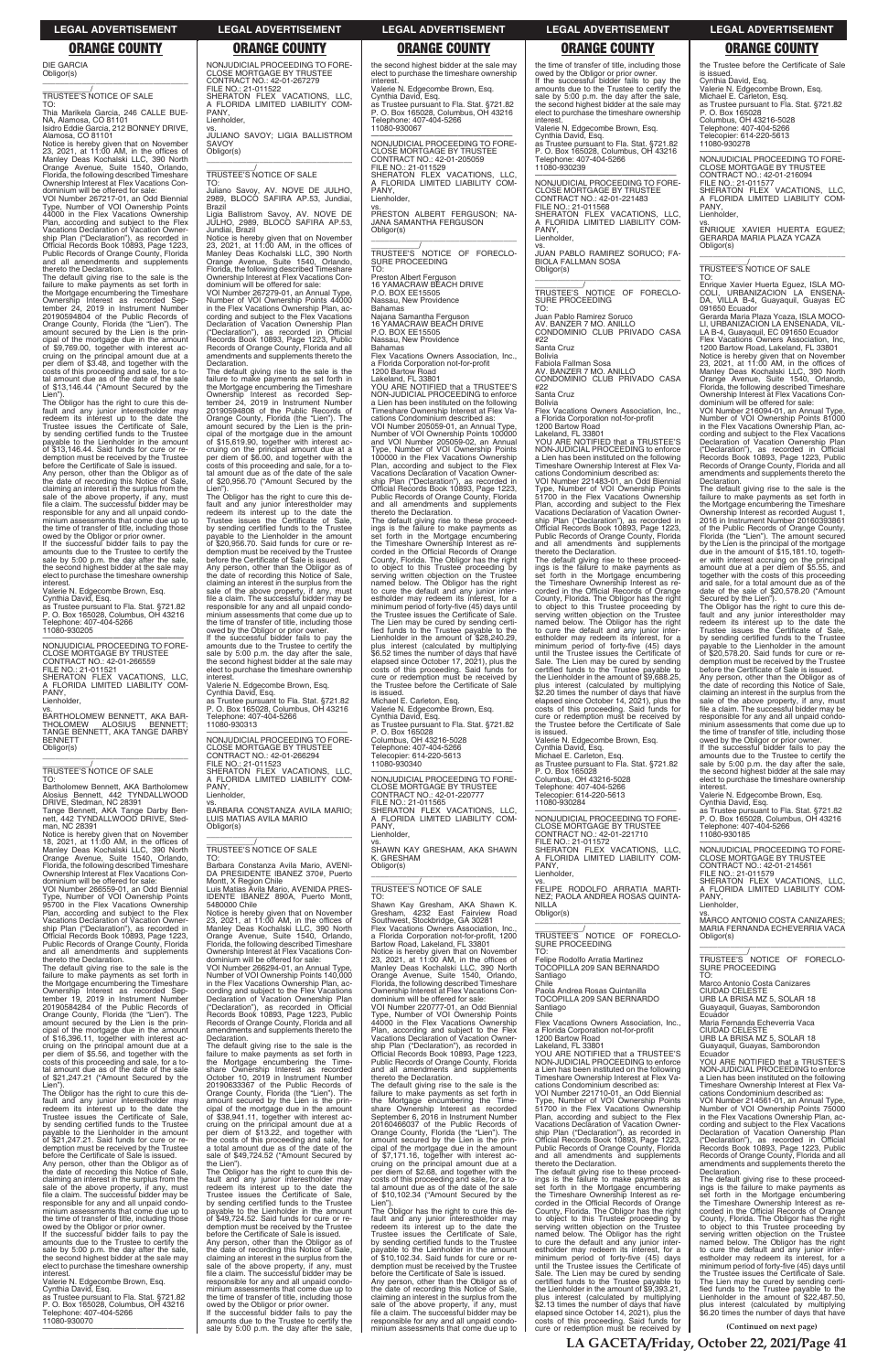DIE GARCIA
Obligor(s)

\_\_\_\_\_\_\_\_\_\_\_\_\_\_\_\_\_\_\_\_\_\_\_\_\_\_\_\_\_\_\_\_\_\_\_\_\_\_\_\_\_/

TRUSTEE'S NOTICE OF SALE

TO:
Thia Marikela Garcia, 246 CALLE BUENA, Alamosa, CO 81101
Isidro Eddie Garcia, 212 BONNEY DRIVE, Alamosa, CO 81101

Notice is hereby given that on November 23, 2021, at 11:00 AM, in the offices of Manley Deas Kochalski LLC, 390 North Orange Avenue, Suite 1540, Orlando, Florida, the following described Timeshare Ownership Interest at Flex Vacations Condominium will be offered for sale:

VOI Number 267217-01, an Odd Biennial Type, Number of VOI Ownership Points 44000 in the Flex Vacations Ownership Plan, according and subject to the Flex Vacations Declaration of Vacation Ownership Plan ("Declaration"), as recorded in Official Records Book 10893, Page 1223, Public Records of Orange County, Florida and all amendments and supplements thereto the Declaration.

The default giving rise to the sale is the failure to make payments as set forth in the Mortgage encumbering the Timeshare Ownership Interest as recorded September 24, 2019 in Instrument Number 20190594604 of the Public Records of Orange County, Florida (the "Lien"). The amount secured by the Lien is the principal of the mortgage due in the amount of $9,769.00, together with interest accruing on the principal amount due at a per diem of $3.48, and together with the costs of this proceeding and sale, for a total amount due as of the date of the sale of $13,146.44 ("Amount Secured by the Lien").

The Obligor has the right to cure this default and any junior interestholder may redeem its interest up to the date the Trustee issues the Certificate of Sale, by sending certified funds to the Trustee payable to the Lienholder in the amount of $13,146.44. Said funds for cure or redemption must be received by the Trustee before the Certificate of Sale is issued.

Any person, other than the Obligor as of the date of recording this Notice of Sale, claiming an interest in the surplus from the sale of the above property, if any, must file a claim. The successful bidder may be responsible for any and all unpaid condominium assessments that come due up to the time of transfer of title, including those owed by the Obligor or prior owner.

If the successful bidder fails to pay the amounts due to the Trustee to certify the sale by 5:00 p.m. the day after the sale, the second highest bidder at the sale may elect to purchase the timeshare ownership interest.

Valerie N. Edgecombe Brown, Esq.
Cynthia David, Esq.
as Trustee pursuant to Fla. Stat. §721.82
P. O. Box 165028, Columbus, OH 43216
Telephone: 407-404-5266
11080-930205

\_\_\_\_\_\_\_\_\_\_\_\_\_\_\_\_\_\_\_\_\_\_\_\_\_\_\_\_\_\_\_\_\_\_\_\_\_\_\_\_\_

NONJUDICIAL PROCEEDING TO FORECLOSE MORTGAGE BY TRUSTEE
CONTRACT NO.: 42-01-266559
FILE NO.: 21-011521
SHERATON FLEX VACATIONS, LLC, A FLORIDA LIMITED LIABILITY COMPANY,
Lienholder,

vs.

BARTHOLOMEW BENNETT, AKA BARTHOLOMEW ALOSIUS BENNETT; TANGE BENNETT, AKA TANGE DARBY BENNETT
Obligor(s)

\_\_\_\_\_\_\_\_\_\_\_\_\_\_\_\_\_\_\_\_\_\_\_\_\_\_\_\_\_\_\_\_\_\_\_\_\_\_\_\_\_/

TRUSTEE'S NOTICE OF SALE

TO:
Bartholomew Bennett, AKA Bartholomew Alosius Bennett, 442 TYNDALLWOOD DRIVE, Stedman, NC 28391
Tange Bennett, AKA Tange Darby Bennett, 442 TYNDALLWOOD DRIVE, Stedman, NC 28391

Notice is hereby given that on November 18, 2021, at 11:00 AM, in the offices of Manley Deas Kochalski LLC, 390 North Orange Avenue, Suite 1540, Orlando, Florida, the following described Timeshare Ownership Interest at Flex Vacations Condominium will be offered for sale:

VOI Number 266559-01, an Odd Biennial Type, Number of VOI Ownership Points 95700 in the Flex Vacations Ownership Plan, according and subject to the Flex Vacations Declaration of Vacation Ownership Plan ("Declaration"), as recorded in Official Records Book 10893, Page 1223, Public Records of Orange County, Florida and all amendments and supplements thereto the Declaration.

The default giving rise to the sale is the failure to make payments as set forth in the Mortgage encumbering the Timeshare Ownership Interest as recorded September 19, 2019 in Instrument Number 20190584284 of the Public Records of Orange County, Florida (the "Lien"). The amount secured by the Lien is the principal of the mortgage due in the amount of $16,396.11, together with interest accruing on the principal amount due at a per diem of $5.56, and together with the costs of this proceeding and sale, for a total amount due as of the date of the sale of $21,247.21 ("Amount Secured by the Lien").

The Obligor has the right to cure this default and any junior interestholder may redeem its interest up to the date the Trustee issues the Certificate of Sale, by sending certified funds to the Trustee payable to the Lienholder in the amount of $21,247.21. Said funds for cure or redemption must be received by the Trustee before the Certificate of Sale is issued.

Any person, other than the Obligor as of the date of recording this Notice of Sale, claiming an interest in the surplus from the sale of the above property, if any, must file a claim. The successful bidder may be responsible for any and all unpaid condominium assessments that come due up to the time of transfer of title, including those owed by the Obligor or prior owner.

If the successful bidder fails to pay the amounts due to the Trustee to certify the sale by 5:00 p.m. the day after the sale, the second highest bidder at the sale may elect to purchase the timeshare ownership interest.

Valerie N. Edgecombe Brown, Esq.
Cynthia David, Esq.
as Trustee pursuant to Fla. Stat. §721.82
P. O. Box 165028, Columbus, OH 43216
Telephone: 407-404-5266
11080-930070

\_\_\_\_\_\_\_\_\_\_\_\_\_\_\_\_\_\_\_\_\_\_\_\_\_\_\_\_\_\_\_\_\_\_\_\_\_\_\_\_\_

NONJUDICIAL PROCEEDING TO FORECLOSE MORTGAGE BY TRUSTEE
CONTRACT NO.: 42-01-267279
FILE NO.: 21-011522
SHERATON FLEX VACATIONS, LLC, A FLORIDA LIMITED LIABILITY COMPANY,
Lienholder,

vs.

JULIANO SAVOY; LIGIA BALLISTROM SAVOY
Obligor(s)

\_\_\_\_\_\_\_\_\_\_\_\_\_\_\_\_\_\_\_\_\_\_\_\_\_\_\_\_\_\_\_\_\_\_\_\_\_\_\_\_\_/

TRUSTEE'S NOTICE OF SALE

TO:
Juliano Savoy, AV. NOVE DE JULHO, 2989, BLOCO SAFIRA AP.53, Jundiai, Brazil
Ligia Ballistrom Savoy, AV. NOVE DE JULHO, 2989, BLOCO SAFIRA AP.53, Jundiai, Brazil

Notice is hereby given that on November 23, 2021, at 11:00 AM, in the offices of Manley Deas Kochalski LLC, 390 North Orange Avenue, Suite 1540, Orlando, Florida, the following described Timeshare Ownership Interest at Flex Vacations Condominium will be offered for sale:

VOI Number 267279-01, an Annual Type, Number of VOI Ownership Points 44000 in the Flex Vacations Ownership Plan, according and subject to the Flex Vacations Declaration of Vacation Ownership Plan ("Declaration"), as recorded in Official Records Book 10893, Page 1223, Public Records of Orange County, Florida and all amendments and supplements thereto the Declaration.

The default giving rise to the sale is the failure to make payments as set forth in the Mortgage encumbering the Timeshare Ownership Interest as recorded September 24, 2019 in Instrument Number 20190594808 of the Public Records of Orange County, Florida (the "Lien"). The amount secured by the Lien is the principal of the mortgage due in the amount of $15,619.90, together with interest accruing on the principal amount due at a per diem of $6.00, and together with the costs of this proceeding and sale, for a total amount due as of the date of the sale of $20,956.70 ("Amount Secured by the Lien").

The Obligor has the right to cure this default and any junior interestholder may redeem its interest up to the date the Trustee issues the Certificate of Sale, by sending certified funds to the Trustee payable to the Lienholder in the amount of $20,956.70. Said funds for cure or redemption must be received by the Trustee before the Certificate of Sale is issued.

Any person, other than the Obligor as of the date of recording this Notice of Sale, claiming an interest in the surplus from the sale of the above property, if any, must file a claim. The successful bidder may be responsible for any and all unpaid condominium assessments that come due up to the time of transfer of title, including those owed by the Obligor or prior owner.

If the successful bidder fails to pay the amounts due to the Trustee to certify the sale by 5:00 p.m. the day after the sale, the second highest bidder at the sale may elect to purchase the timeshare ownership interest.

Valerie N. Edgecombe Brown, Esq.
Cynthia David, Esq.
as Trustee pursuant to Fla. Stat. §721.82
P. O. Box 165028, Columbus, OH 43216
Telephone: 407-404-5266
11080-930313

\_\_\_\_\_\_\_\_\_\_\_\_\_\_\_\_\_\_\_\_\_\_\_\_\_\_\_\_\_\_\_\_\_\_\_\_\_\_\_\_\_

NONJUDICIAL PROCEEDING TO FORECLOSE MORTGAGE BY TRUSTEE
CONTRACT NO.: 42-01-266294
FILE NO.: 21-011523
SHERATON FLEX VACATIONS, LLC, A FLORIDA LIMITED LIABILITY COMPANY,
Lienholder,

vs.

BARBARA CONSTANZA AVILA MARIO; LUIS MATIAS AVILA MARIO
Obligor(s)

\_\_\_\_\_\_\_\_\_\_\_\_\_\_\_\_\_\_\_\_\_\_\_\_\_\_\_\_\_\_\_\_\_\_\_\_\_\_\_\_\_/

TRUSTEE'S NOTICE OF SALE

TO:
Barbara Constanza Avila Mario, AVENIDA PRESIDENTE IBANEZ 370#, Puerto Montt, X Region Chile
Luis Matias Avila Mario, AVENIDA PRESIDENTE IBANEZ 890A, Puerto Montt, 5480000 Chile

Notice is hereby given that on November 23, 2021, at 11:00 AM, in the offices of Manley Deas Kochalski LLC, 390 North Orange Avenue, Suite 1540, Orlando, Florida, the following described Timeshare Ownership Interest at Flex Vacations Condominium will be offered for sale:

VOI Number 266294-01, an Annual Type, Number of VOI Ownership Points 140,000 in the Flex Vacations Ownership Plan, according and subject to the Flex Vacations Declaration of Vacation Ownership Plan ("Declaration"), as recorded in Official Records Book 10893, Page 1223, Public Records of Orange County, Florida and all amendments and supplements thereto the Declaration.

The default giving rise to the sale is the failure to make payments as set forth in the Mortgage encumbering the Timeshare Ownership Interest as recorded October 10, 2019 in Instrument Number 20190633367 of the Public Records of Orange County, Florida (the "Lien"). The amount secured by the Lien is the principal of the mortgage due in the amount of $38,941.11, together with interest accruing on the principal amount due at a per diem of $13.22, and together with the costs of this proceeding and sale, for a total amount due as of the date of the sale of $49,724.52 ("Amount Secured by the Lien").

The Obligor has the right to cure this default and any junior interestholder may redeem its interest up to the date the Trustee issues the Certificate of Sale, by sending certified funds to the Trustee payable to the Lienholder in the amount of $49,724.52. Said funds for cure or redemption must be received by the Trustee before the Certificate of Sale is issued.

Any person, other than the Obligor as of the date of recording this Notice of Sale, claiming an interest in the surplus from the sale of the above property, if any, must file a claim. The successful bidder may be responsible for any and all unpaid condominium assessments that come due up to the time of transfer of title, including those owed by the Obligor or prior owner.

If the successful bidder fails to pay the amounts due to the Trustee to certify the sale by 5:00 p.m. the day after the sale, the second highest bidder at the sale may elect to purchase the timeshare ownership interest.

Valerie N. Edgecombe Brown, Esq.
Cynthia David, Esq.
as Trustee pursuant to Fla. Stat. §721.82
P. O. Box 165028, Columbus, OH 43216
Telephone: 407-404-5266
11080-930067

\_\_\_\_\_\_\_\_\_\_\_\_\_\_\_\_\_\_\_\_\_\_\_\_\_\_\_\_\_\_\_\_\_\_\_\_\_\_\_\_\_

NONJUDICIAL PROCEEDING TO FORECLOSE MORTGAGE BY TRUSTEE
CONTRACT NO.: 42-01-205059
FILE NO.: 21-011529
SHERATON FLEX VACATIONS, LLC, A FLORIDA LIMITED LIABILITY COMPANY,
Lienholder,

vs.

PRESTON ALBERT FERGUSON; NAJANA SAMANTHA FERGUSON
Obligor(s)

\_\_\_\_\_\_\_\_\_\_\_\_\_\_\_\_\_\_\_\_\_\_\_\_\_\_\_\_\_\_\_\_\_\_\_\_\_\_\_\_\_/

TRUSTEE'S NOTICE OF FORECLOSURE PROCEEDING

TO:
Preston Albert Ferguson
16 YAMACRAW BEACH DRIVE
P.O. BOX EE15505
Nassau, New Providence
Bahamas
Najana Samantha Ferguson
16 YAMACRAW BEACH DRIVE
P.O. BOX EE15505
Nassau, New Providence
Bahamas
Flex Vacations Owners Association, Inc., a Florida Corporation not-for-profit
1200 Bartow Road
Lakeland, FL 33801

YOU ARE NOTIFIED that a TRUSTEE'S NON-JUDICIAL PROCEEDING to enforce a Lien has been instituted on the following Timeshare Ownership Interest at Flex Vacations Condominium described as:

VOI Number 205059-01, an Annual Type, Number of VOI Ownership Points 100000 and VOI Number 205059-02, an Annual Type, Number of VOI Ownership Points 100000 in the Flex Vacations Ownership Plan, according and subject to the Flex Vacations Declaration of Vacation Ownership Plan ("Declaration"), as recorded in Official Records Book 10893, Page 1223, Public Records of Orange County, Florida and all amendments and supplements thereto the Declaration.

The default giving rise to these proceedings is the failure to make payments as set forth in the Mortgage encumbering the Timeshare Ownership Interest as recorded in the Official Records of Orange County, Florida. The Obligor has the right to object to this Trustee proceeding by serving written objection on the Trustee named below. The Obligor has the right to cure the default and any junior interestholder may redeem its interest, for a minimum period of forty-five (45) days until the Trustee issues the Certificate of Sale. The Lien may be cured by sending certified funds to the Trustee payable to the Lienholder in the amount of $28,240.29, plus interest (calculated by multiplying $6.52 times the number of days that have elapsed since October 17, 2021), plus the costs of this proceeding. Said funds for cure or redemption must be received by the Trustee before the Certificate of Sale is issued.

Michael E. Carleton, Esq.
Valerie N. Edgecombe Brown, Esq.
Cynthia David, Esq.
as Trustee pursuant to Fla. Stat. §721.82
P. O. Box 165028
Columbus, OH 43216-5028
Telephone: 407-404-5266
Telecopier: 614-220-5613
11080-930340

\_\_\_\_\_\_\_\_\_\_\_\_\_\_\_\_\_\_\_\_\_\_\_\_\_\_\_\_\_\_\_\_\_\_\_\_\_\_\_\_\_

NONJUDICIAL PROCEEDING TO FORECLOSE MORTGAGE BY TRUSTEE
CONTRACT NO.: 42-01-220777
FILE NO.: 21-011565
SHERATON FLEX VACATIONS, LLC, A FLORIDA LIMITED LIABILITY COMPANY,
Lienholder,

vs.

SHAWN KAY GRESHAM, AKA SHAWN K. GRESHAM
Obligor(s)

\_\_\_\_\_\_\_\_\_\_\_\_\_\_\_\_\_\_\_\_\_\_\_\_\_\_\_\_\_\_\_\_\_\_\_\_\_\_\_\_\_/

TRUSTEE'S NOTICE OF SALE

TO: Shawn Kay Gresham, AKA Shawn K. Gresham, 4232 East Fairview Road Southwest, Stockbridge, GA 30281
Flex Vacations Owners Association, Inc., a Florida Corporation not-for-profit, 1200 Bartow Road, Lakeland, FL 33801

Notice is hereby given that on November 23, 2021, at 11:00 AM, in the offices of Manley Deas Kochalski LLC, 390 North Orange Avenue, Suite 1540, Orlando, Florida, the following described Timeshare Ownership Interest at Flex Vacations Condominium will be offered for sale:

VOI Number 220777-01, an Odd Biennial Type, Number of VOI Ownership Points 44000 in the Flex Vacations Ownership Plan, according and subject to the Flex Vacations Declaration of Vacation Ownership Plan ("Declaration"), as recorded in Official Records Book 10893, Page 1223, Public Records of Orange County, Florida and all amendments and supplements thereto the Declaration.

The default giving rise to the sale is the failure to make payments as set forth in the Mortgage encumbering the Timeshare Ownership Interest as recorded September 6, 2016 in Instrument Number 20160466037 of the Public Records of Orange County, Florida (the "Lien"). The amount secured by the Lien is the principal of the mortgage due in the amount of $7,171.16, together with interest accruing on the principal amount due at a per diem of $2.68, and together with the costs of this proceeding and sale, for a total amount due as of the date of the sale of $10,102.34 ("Amount Secured by the Lien").

The Obligor has the right to cure this default and any junior interestholder may redeem its interest up to the date the Trustee issues the Certificate of Sale, by sending certified funds to the Trustee payable to the Lienholder in the amount of $10,102.34. Said funds for cure or redemption must be received by the Trustee before the Certificate of Sale is issued.

Any person, other than the Obligor as of the date of recording this Notice of Sale, claiming an interest in the surplus from the sale of the above property, if any, must file a claim. The successful bidder may be responsible for any and all unpaid condominium assessments that come due up to the time of transfer of title, including those owed by the Obligor or prior owner.

If the successful bidder fails to pay the amounts due to the Trustee to certify the sale by 5:00 p.m. the day after the sale, the second highest bidder at the sale may elect to purchase the timeshare ownership interest.

Valerie N. Edgecombe Brown, Esq.
Cynthia David, Esq.
as Trustee pursuant to Fla. Stat. §721.82
P. O. Box 165028, Columbus, OH 43216
Telephone: 407-404-5266
11080-930239

\_\_\_\_\_\_\_\_\_\_\_\_\_\_\_\_\_\_\_\_\_\_\_\_\_\_\_\_\_\_\_\_\_\_\_\_\_\_\_\_\_

NONJUDICIAL PROCEEDING TO FORECLOSE MORTGAGE BY TRUSTEE
CONTRACT NO.: 42-01-221483
FILE NO.: 21-011568
SHERATON FLEX VACATIONS, LLC, A FLORIDA LIMITED LIABILITY COMPANY,
Lienholder,

vs.

JUAN PABLO RAMIREZ SORUCO; FABIOLA FALLMAN SOSA
Obligor(s)

\_\_\_\_\_\_\_\_\_\_\_\_\_\_\_\_\_\_\_\_\_\_\_\_\_\_\_\_\_\_\_\_\_\_\_\_\_\_\_\_\_/

TRUSTEE'S NOTICE OF FORECLOSURE PROCEEDING

TO:
Juan Pablo Ramirez Soruco
AV. BANZER 7 MO. ANILLO CONDOMINIO CLUB PRIVADO CASA #22
Santa Cruz
Bolivia
Fabiola Fallman Sosa
AV. BANZER 7 MO. ANILLO CONDOMINIO CLUB PRIVADO CASA #22
Santa Cruz
Bolivia
Flex Vacations Owners Association, Inc., a Florida Corporation not-for-profit
1200 Bartow Road
Lakeland, FL 33801

YOU ARE NOTIFIED that a TRUSTEE'S NON-JUDICIAL PROCEEDING to enforce a Lien has been instituted on the following Timeshare Ownership Interest at Flex Vacations Condominium described as:

VOI Number 221483-01, an Odd Biennial Type, Number of VOI Ownership Points 51700 in the Flex Vacations Ownership Plan, according and subject to the Flex Vacations Declaration of Vacation Ownership Plan ("Declaration"), as recorded in Official Records Book 10893, Page 1223, Public Records of Orange County, Florida and all amendments and supplements thereto the Declaration.

The default giving rise to these proceedings is the failure to make payments as set forth in the Mortgage encumbering the Timeshare Ownership Interest as recorded in the Official Records of Orange County, Florida. The Obligor has the right to object to this Trustee proceeding by serving written objection on the Trustee named below. The Obligor has the right to cure the default and any junior interestholder may redeem its interest, for a minimum period of forty-five (45) days until the Trustee issues the Certificate of Sale. The Lien may be cured by sending certified funds to the Trustee payable to the Lienholder in the amount of $9,688.25, plus interest (calculated by multiplying $2.20 times the number of days that have elapsed since October 14, 2021), plus the costs of this proceeding. Said funds for cure or redemption must be received by the Trustee before the Certificate of Sale is issued.

Valerie N. Edgecombe Brown, Esq.
Cynthia David, Esq.
Michael E. Carleton, Esq.
as Trustee pursuant to Fla. Stat. §721.82
P. O. Box 165028
Columbus, OH 43216-5028
Telephone: 407-404-5266
Telecopier: 614-220-5613
11080-930284

\_\_\_\_\_\_\_\_\_\_\_\_\_\_\_\_\_\_\_\_\_\_\_\_\_\_\_\_\_\_\_\_\_\_\_\_\_\_\_\_\_

NONJUDICIAL PROCEEDING TO FORECLOSE MORTGAGE BY TRUSTEE
CONTRACT NO.: 42-01-221710
FILE NO.: 21-011572
SHERATON FLEX VACATIONS, LLC, A FLORIDA LIMITED LIABILITY COMPANY,
Lienholder,

vs.

FELIPE RODOLFO ARRATIA MARTINEZ; PAOLA ANDREA ROSAS QUINTANILLA
Obligor(s)

\_\_\_\_\_\_\_\_\_\_\_\_\_\_\_\_\_\_\_\_\_\_\_\_\_\_\_\_\_\_\_\_\_\_\_\_\_\_\_\_\_/

TRUSTEE'S NOTICE OF FORECLOSURE PROCEEDING

TO:
Felipe Rodolfo Arratia Martinez
TOCOPILLA 209 SAN BERNARDO
Santiago
Chile
Paola Andrea Rosas Quintanilla
TOCOPILLA 209 SAN BERNARDO
Santiago
Chile
Flex Vacations Owners Association, Inc., a Florida Corporation not-for-profit
1200 Bartow Road
Lakeland, FL 33801

YOU ARE NOTIFIED that a TRUSTEE'S NON-JUDICIAL PROCEEDING to enforce a Lien has been instituted on the following Timeshare Ownership Interest at Flex Vacations Condominium described as:

VOI Number 221710-01, an Odd Biennial Type, Number of VOI Ownership Points 51700 in the Flex Vacations Ownership Plan, according and subject to the Flex Vacations Declaration of Vacation Ownership Plan ("Declaration"), as recorded in Official Records Book 10893, Page 1223, Public Records of Orange County, Florida and all amendments and supplements thereto the Declaration.

The default giving rise to these proceedings is the failure to make payments as set forth in the Mortgage encumbering the Timeshare Ownership Interest as recorded in the Official Records of Orange County, Florida. The Obligor has the right to object to this Trustee proceeding by serving written objection on the Trustee named below. The Obligor has the right to cure the default and any junior interestholder may redeem its interest, for a minimum period of forty-five (45) days until the Trustee issues the Certificate of Sale. The Lien may be cured by sending certified funds to the Trustee payable to the Lienholder in the amount of $9,393.21, plus interest (calculated by multiplying $2.13 times the number of days that have elapsed since October 14, 2021), plus the costs of this proceeding. Said funds for cure or redemption must be received by the Trustee before the Certificate of Sale is issued.

Cynthia David, Esq.
Valerie N. Edgecombe Brown, Esq.
Michael E. Carleton, Esq.
as Trustee pursuant to Fla. Stat. §721.82
P. O. Box 165028
Columbus, OH 43216-5028
Telephone: 407-404-5266
Telecopier: 614-220-5613
11080-930278

\_\_\_\_\_\_\_\_\_\_\_\_\_\_\_\_\_\_\_\_\_\_\_\_\_\_\_\_\_\_\_\_\_\_\_\_\_\_\_\_\_

NONJUDICIAL PROCEEDING TO FORECLOSE MORTGAGE BY TRUSTEE
CONTRACT NO.: 42-01-216094
FILE NO.: 21-011577
SHERATON FLEX VACATIONS, LLC, A FLORIDA LIMITED LIABILITY COMPANY,
Lienholder,

vs.

ENRIQUE XAVIER HUERTA EGUEZ; GERARDA MARIA PLAZA YCAZA
Obligor(s)

\_\_\_\_\_\_\_\_\_\_\_\_\_\_\_\_\_\_\_\_\_\_\_\_\_\_\_\_\_\_\_\_\_\_\_\_\_\_\_\_\_/

TRUSTEE'S NOTICE OF SALE

TO:
Enrique Xavier Huerta Eguez, ISLA MOCOLI, URBANIZACION LA ENSENADA, VILLA B-4, Guayaquil, Guayas EC 091650 Ecuador
Gerarda Maria Plaza Ycaza, ISLA MOCOLI, URBANIZACION LA ENSENADA, VILLA B-4, Guayaquil, EC 091650 Ecuador
Flex Vacations Owners Association, Inc., 1200 Bartow Road, Lakeland, FL 33801

Notice is hereby given that on November 23, 2021, at 11:00 AM, in the offices of Manley Deas Kochalski LLC, 390 North Orange Avenue, Suite 1540, Orlando, Florida, the following described Timeshare Ownership Interest at Flex Vacations Condominium will be offered for sale:

VOI Number 216094-01, an Annual Type, Number of VOI Ownership Points 81000 in the Flex Vacations Ownership Plan, according and subject to the Flex Vacations Declaration of Vacation Ownership Plan ("Declaration"), as recorded in Official Records Book 10893, Page 1223, Public Records of Orange County, Florida and all amendments and supplements thereto the Declaration.

The default giving rise to the sale is the failure to make payments as set forth in the Mortgage encumbering the Timeshare Ownership Interest as recorded August 1, 2016 in Instrument Number 20160393861 of the Public Records of Orange County, Florida (the "Lien"). The amount secured by the Lien is the principal of the mortgage due in the amount of $15,181.10, together with interest accruing on the principal amount due at a per diem of $5.55, and together with the costs of this proceeding and sale, for a total amount due as of the date of the sale of $20,578.20 ("Amount Secured by the Lien").

The Obligor has the right to cure this default and any junior interestholder may redeem its interest up to the date the Trustee issues the Certificate of Sale, by sending certified funds to the Trustee payable to the Lienholder in the amount of $20,578.20. Said funds for cure or redemption must be received by the Trustee before the Certificate of Sale is issued.

Any person, other than the Obligor as of the date of recording this Notice of Sale, claiming an interest in the surplus from the sale of the above property, if any, must file a claim. The successful bidder may be responsible for any and all unpaid condominium assessments that come due up to the time of transfer of title, including those owed by the Obligor or prior owner.

If the successful bidder fails to pay the amounts due to the Trustee to certify the sale by 5:00 p.m. the day after the sale, the second highest bidder at the sale may elect to purchase the timeshare ownership interest.

Valerie N. Edgecombe Brown, Esq.
Cynthia David, Esq.
as Trustee pursuant to Fla. Stat. §721.82
P. O. Box 165028, Columbus, OH 43216
Telephone: 407-404-5266
11080-930185

\_\_\_\_\_\_\_\_\_\_\_\_\_\_\_\_\_\_\_\_\_\_\_\_\_\_\_\_\_\_\_\_\_\_\_\_\_\_\_\_\_

NONJUDICIAL PROCEEDING TO FORECLOSE MORTGAGE BY TRUSTEE
CONTRACT NO.: 42-01-214561
FILE NO.: 21-011579
SHERATON FLEX VACATIONS, LLC, A FLORIDA LIMITED LIABILITY COMPANY,
Lienholder,

vs.

MARCO ANTONIO COSTA CANIZARES; MARIA FERNANDA ECHEVERRIA VACA
Obligor(s)

\_\_\_\_\_\_\_\_\_\_\_\_\_\_\_\_\_\_\_\_\_\_\_\_\_\_\_\_\_\_\_\_\_\_\_\_\_\_\_\_\_/

TRUSTEE'S NOTICE OF FORECLOSURE PROCEEDING

TO:
Marco Antonio Costa Canizares
CIUDAD CELESTE
URB LA BRISA MZ 5, SOLAR 18
Guayaquil, Guayas, Samborondon
Ecuador
Maria Fernanda Echeverria Vaca
CIUDAD CELESTE
URB LA BRISA MZ 5, SOLAR 18
Guayaquil, Guayas, Samborondon
Ecuador

YOU ARE NOTIFIED that a TRUSTEE'S NON-JUDICIAL PROCEEDING to enforce a Lien has been instituted on the following Timeshare Ownership Interest at Flex Vacations Condominium described as:

VOI Number 214561-01, an Annual Type, Number of VOI Ownership Points 75000 in the Flex Vacations Ownership Plan, according and subject to the Flex Vacations Declaration of Vacation Ownership Plan ("Declaration"), as recorded in Official Records Book 10893, Page 1223, Public Records of Orange County, Florida and all amendments and supplements thereto the Declaration.

The default giving rise to these proceedings is the failure to make payments as set forth in the Mortgage encumbering the Timeshare Ownership Interest as recorded in the Official Records of Orange County, Florida. The Obligor has the right to object to this Trustee proceeding by serving written objection on the Trustee named below. The Obligor has the right to cure the default and any junior interestholder may redeem its interest, for a minimum period of forty-five (45) days until the Trustee issues the Certificate of Sale. The Lien may be cured by sending certified funds to the Trustee payable to the Lienholder in the amount of $22,487.50, plus interest (calculated by multiplying $6.20 times the number of days that have

**(Continued on next page)**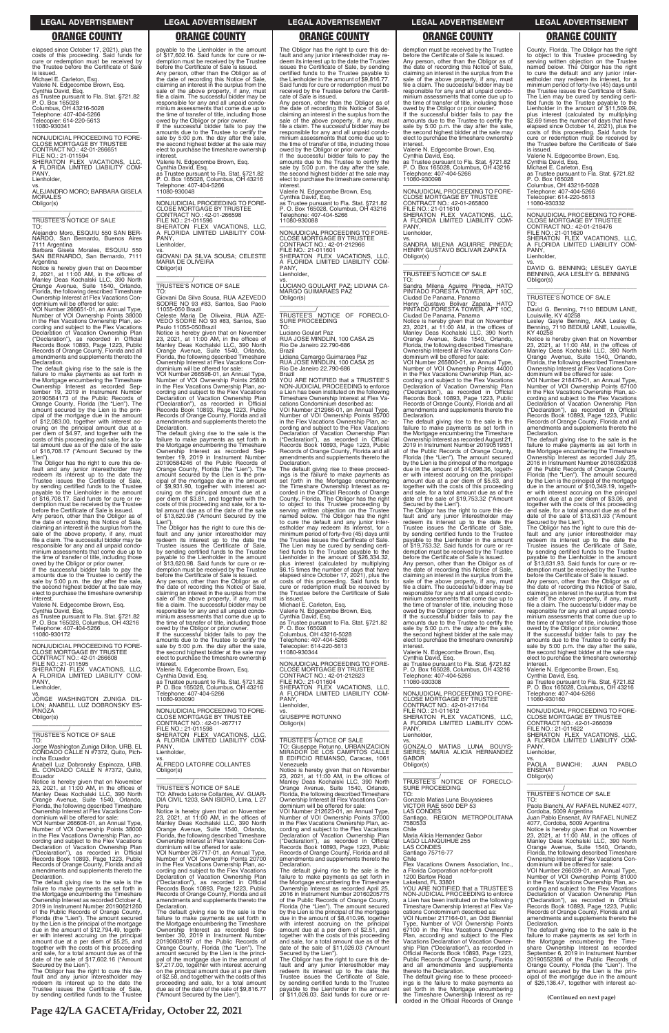elapsed since October 17, 2021), plus the costs of this proceeding. Said funds for cure or redemption must be received by the Trustee before the Certificate of Sale is issued.
Michael E. Carleton, Esq.
Valerie N. Edgecombe Brown, Esq.
Cynthia David, Esq.
as Trustee pursuant to Fla. Stat. §721.82
P. O. Box 165028
Columbus, OH 43216-5028
Telephone: 407-404-5266
Telecopier: 614-220-5613
11080-930341

—————————————————

NONJUDICIAL PROCEEDING TO FORECLOSE MORTGAGE BY TRUSTEE
CONTRACT NO.: 42-01-266651
FILE NO.: 21-011594
SHERATON FLEX VACATIONS, LLC, A FLORIDA LIMITED LIABILITY COMPANY,
Lienholder,
vs.
ALEJANDRO MORO; BARBARA GISELA MORALES
Obligor(s)
_______________________________/

TRUSTEE'S NOTICE OF SALE
TO:
Alejandro Moro, ESQUIU 550 SAN BERNARDO, San Bernardo, Buenos Aires 7111 Argentina
Barbara Gisela Morales, ESQUIU 550 SAN BERNARDO, San Bernardo, 7111 Argentina
Notice is hereby given that on December 2, 2021, at 11:00 AM, in the offices of Manley Deas Kochalski LLC, 390 North Orange Avenue, Suite 1540, Orlando, Florida, the following described Timeshare Ownership Interest at Flex Vacations Condominium will be offered for sale:
VOI Number 266651-01, an Annual Type, Number of VOI Ownership Points 38000 in the Flex Vacations Ownership Plan, according and subject to the Flex Vacations Declaration of Vacation Ownership Plan ("Declaration"), as recorded in Official Records Book 10893, Page 1223, Public Records of Orange County, Florida and all amendments and supplements thereto the Declaration.
The default giving rise to the sale is the failure to make payments as set forth in the Mortgage encumbering the Timeshare Ownership Interest as recorded September 19, 2019 in Instrument Number 20190584173 of the Public Records of Orange County, Florida (the "Lien"). The amount secured by the Lien is the principal of the mortgage due in the amount of $12,083.00, together with interest accruing on the principal amount due at a per diem of $4.97, and together with the costs of this proceeding and sale, for a total amount due as of the date of the sale of $16,708.17 ("Amount Secured by the Lien").
The Obligor has the right to cure this default and any junior interestholder may redeem its interest up to the date the Trustee issues the Certificate of Sale, by sending certified funds to the Trustee payable to the Lienholder in the amount of $16,708.17. Said funds for cure or redemption must be received by the Trustee before the Certificate of Sale is issued.
Any person, other than the Obligor as of the date of recording this Notice of Sale, claiming an interest in the surplus from the sale of the above property, if any, must file a claim. The successful bidder may be responsible for any and all unpaid condominium assessments that come due up to the time of transfer of title, including those owed by the Obligor or prior owner.
If the successful bidder fails to pay the amounts due to the Trustee to certify the sale by 5:00 p.m. the day after the sale, the second highest bidder at the sale may elect to purchase the timeshare ownership interest.
Valerie N. Edgecombe Brown, Esq.
Cynthia David, Esq.
as Trustee pursuant to Fla. Stat. §721.82
P. O. Box 165028, Columbus, OH 43216
Telephone: 407-404-5266
11080-930172

—————————————————

NONJUDICIAL PROCEEDING TO FORECLOSE MORTGAGE BY TRUSTEE
CONTRACT NO.: 42-01-266608
FILE NO.: 21-011595
SHERATON FLEX VACATIONS, LLC, A FLORIDA LIMITED LIABILITY COMPANY,
Lienholder,
vs.
JORGE WASHINGTON ZUNIGA DILLON; ANABELL LUZ DOBRONSKY ESPINOZA
Obligor(s)
_______________________________/

TRUSTEE'S NOTICE OF SALE
TO:
Jorge Washington Zuniga Dillon, URB. EL CONDADO CALLE N #7372, Quito, Pichincha Ecuador
Anabell Luz Dobronsky Espinoza, URB. EL CONDADO CALLE N #7372, Quito, Ecuador
Notice is hereby given that on November 23, 2021, at 11:00 AM, in the offices of Manley Deas Kochalski LLC, 390 North Orange Avenue, Suite 1540, Orlando, Florida, the following described Timeshare Ownership Interest at Flex Vacations Condominium will be offered for sale:
VOI Number 266608-01, an Annual Type, Number of VOI Ownership Points 38000 in the Flex Vacations Ownership Plan, according and subject to the Flex Vacations Declaration of Vacation Ownership Plan ("Declaration"), as recorded in Official Records Book 10893, Page 1223, Public Records of Orange County, Florida and all amendments and supplements thereto the Declaration.
The default giving rise to the sale is the failure to make payments as set forth in the Mortgage encumbering the Timeshare Ownership Interest as recorded October 4, 2019 in Instrument Number 20190621260 of the Public Records of Orange County, Florida (the "Lien"). The amount secured by the Lien is the principal of the mortgage due in the amount of $12,794.49, together with interest accruing on the principal amount due at a per diem of $5.25, and together with the costs of this proceeding and sale, for a total amount due as of the date of the sale of $17,602.16 ("Amount Secured by the Lien").
The Obligor has the right to cure this default and any junior interestholder may redeem its interest up to the date the Trustee issues the Certificate of Sale, by sending certified funds to the Trustee payable to the Lienholder in the amount of $17,602.16. Said funds for cure or redemption must be received by the Trustee before the Certificate of Sale is issued.
Any person, other than the Obligor as of the date of recording this Notice of Sale, claiming an interest in the surplus from the sale of the above property, if any, must file a claim. The successful bidder may be responsible for any and all unpaid condominium assessments that come due up to the time of transfer of title, including those owed by the Obligor or prior owner.
If the successful bidder fails to pay the amounts due to the Trustee to certify the sale by 5:00 p.m. the day after the sale, the second highest bidder at the sale may elect to purchase the timeshare ownership interest.
Valerie N. Edgecombe Brown, Esq.
Cynthia David, Esq.
as Trustee pursuant to Fla. Stat. §721.82
P. O. Box 165028, Columbus, OH 43216
Telephone: 407-404-5266
11080-930048

—————————————————

NONJUDICIAL PROCEEDING TO FORECLOSE MORTGAGE BY TRUSTEE
CONTRACT NO.: 42-01-266598
FILE NO.: 21-011596
SHERATON FLEX VACATIONS, LLC, A FLORIDA LIMITED LIABILITY COMPANY,
Lienholder,
vs.
GIOVANI DA SILVA SOUSA; CELESTE MARIA DE OLIVEIRA
Obligor(s)
_______________________________/

TRUSTEE'S NOTICE OF SALE
TO:
Giovani Da Silva Sousa, RUA AZEVEDO SODRE NO 93 #83, Santos, Sao Paolo 11055-050 Brazil
Celeste Maria De Oliveira, RUA AZEVEDO SODRE NO 93 #83, Santos, Sao Paulo 11055-050Brazil
Notice is hereby given that on November 23, 2021, at 11:00 AM, in the offices of Manley Deas Kochalski LLC, 390 North Orange Avenue, Suite 1540, Orlando, Florida, the following described Timeshare Ownership Interest at Flex Vacations Condominium will be offered for sale:
VOI Number 266598-01, an Annual Type, Number of VOI Ownership Points 25800 in the Flex Vacations Ownership Plan, according and subject to the Flex Vacations Declaration of Vacation Ownership Plan ("Declaration"), as recorded in Official Records Book 10893, Page 1223, Public Records of Orange County, Florida and all amendments and supplements thereto the Declaration.
The default giving rise to the sale is the failure to make payments as set forth in the Mortgage encumbering the Timeshare Ownership Interest as recorded September 19, 2019 in Instrument Number 20190584246 of the Public Records of Orange County, Florida (the "Lien"). The amount secured by the Lien is the principal of the mortgage due in the amount of $9,931.90, together with interest accruing on the principal amount due at a per diem of $3.81, and together with the costs of this proceeding and sale, for a total amount due as of the date of the sale of $13,620.98 ("Amount Secured by the Lien").
The Obligor has the right to cure this default and any junior interestholder may redeem its interest up to the date the Trustee issues the Certificate of Sale, by sending certified funds to the Trustee payable to the Lienholder in the amount of $13,620.98. Said funds for cure or redemption must be received by the Trustee before the Certificate of Sale is issued.
Any person, other than the Obligor as of the date of recording this Notice of Sale, claiming an interest in the surplus from the sale of the above property, if any, must file a claim. The successful bidder may be responsible for any and all unpaid condominium assessments that come due up to the time of transfer of title, including those owed by the Obligor or prior owner.
If the successful bidder fails to pay the amounts due to the Trustee to certify the sale by 5:00 p.m. the day after the sale, the second highest bidder at the sale may elect to purchase the timeshare ownership interest.
Valerie N. Edgecombe Brown, Esq.
Cynthia David, Esq.
as Trustee pursuant to Fla. Stat. §721.82
P. O. Box 165028, Columbus, OH 43216
Telephone: 407-404-5266
11080-930090

—————————————————

NONJUDICIAL PROCEEDING TO FORECLOSE MORTGAGE BY TRUSTEE
CONTRACT NO.: 42-01-267717
FILE NO.: 21-011598
SHERATON FLEX VACATIONS, LLC, A FLORIDA LIMITED LIABILITY COMPANY,
Lienholder,
vs.
ALFREDO LATORRE COLLANTES
Obligor(s)
_______________________________/

TRUSTEE'S NOTICE OF SALE
TO: Alfredo Latorre Collantes, AV. GUARDIA CIVIL 1203, SAN ISIDRO, Lima, L 27 Peru
Notice is hereby given that on November 23, 2021, at 11:00 AM, in the offices of Manley Deas Kochalski LLC, 390 North Orange Avenue, Suite 1540, Orlando, Florida, the following described Timeshare Ownership Interest at Flex Vacations Condominium will be offered for sale:
VOI Number 267717-01, an Annual Type, Number of VOI Ownership Points 20700 in the Flex Vacations Ownership Plan, according and subject to the Flex Vacations Declaration of Vacation Ownership Plan ("Declaration"), as recorded in Official Records Book 10893, Page 1223, Public Records of Orange County, Florida and all amendments and supplements thereto the Declaration.
The default giving rise to the sale is the failure to make payments as set forth in the Mortgage encumbering the Timeshare Ownership Interest as recorded September 30, 2019 in Instrument Number 20190608197 of the Public Records of Orange County, Florida (the "Lien"). The amount secured by the Lien is the principal of the mortgage due in the amount of $7,217.00, together with interest accruing on the principal amount due at a per diem of $2.58, and together with the costs of this proceeding and sale, for a total amount due as of the date of the sale of $9,816.77 ("Amount Secured by the Lien").
The Obligor has the right to cure this default and any junior interestholder may redeem its interest up to the date the Trustee issues the Certificate of Sale, by sending certified funds to the Trustee payable to the Lienholder in the amount of $9,816.77. Said funds for cure or redemption must be received by the Trustee before the Certificate of Sale is issued.
Any person, other than the Obligor as of the date of recording this Notice of Sale, claiming an interest in the surplus from the sale of the above property, if any, must file a claim. The successful bidder may be responsible for any and all unpaid condominium assessments that come due up to the time of transfer of title, including those owed by the Obligor or prior owner.
If the successful bidder fails to pay the amounts due to the Trustee to certify the sale by 5:00 p.m. the day after the sale, the second highest bidder at the sale may elect to purchase the timeshare ownership interest.
Valerie N. Edgecombe Brown, Esq.
Cynthia David, Esq.
as Trustee pursuant to Fla. Stat. §721.82
P. O. Box 165028, Columbus, OH 43216
Telephone: 407-404-5266
11080-930088

—————————————————

NONJUDICIAL PROCEEDING TO FORECLOSE MORTGAGE BY TRUSTEE
CONTRACT NO.: 42-01-212966
FILE NO.: 21-011601
SHERATON FLEX VACATIONS, LLC, A FLORIDA LIMITED LIABILITY COMPANY,
Lienholder,
vs.
LUCIANO GOULART PAZ; LIDIANA CAMARGO GUIMARAES PAZ
Obligor(s)
_______________________________/

TRUSTEE'S NOTICE OF FORECLOSURE PROCEEDING
TO:
Luciano Goulart Paz
RUA JOSE MINDLIN, 100 CASA 25
Rio De Janeiro 22.790-686
Brazil
Lidiana Camargo Guimaraes Paz
RUA JOSE MINDLIN, 100 CASA 25
Rio De Janeiro 22.790-686
Brazil
YOU ARE NOTIFIED that a TRUSTEE'S NON-JUDICIAL PROCEEDING to enforce a Lien has been instituted on the following Timeshare Ownership Interest at Flex Vacations Condominium described as:
VOI Number 212966-01, an Annual Type, Number of VOI Ownership Points 95700 in the Flex Vacations Ownership Plan, according and subject to the Flex Vacations Declaration of Vacation Ownership Plan ("Declaration"), as recorded in Official Records Book 10893, Page 1223, Public Records of Orange County, Florida and all amendments and supplements thereto the Declaration.
The default giving rise to these proceedings is the failure to make payments as set forth in the Mortgage encumbering the Timeshare Ownership Interest as recorded in the Official Records of Orange County, Florida. The Obligor has the right to object to this Trustee proceeding by serving written objection on the Trustee named below. The Obligor has the right to cure the default and any junior interestholder may redeem its interest, for a minimum period of forty-five (45) days until the Trustee issues the Certificate of Sale. The Lien may be cured by sending certified funds to the Trustee payable to the Lienholder in the amount of $26,334.32, plus interest (calculated by multiplying $6.15 times the number of days that have elapsed since October 17, 2021), plus the costs of this proceeding. Said funds for cure or redemption must be received by the Trustee before the Certificate of Sale is issued.
Michael E. Carleton, Esq.
Valerie N. Edgecombe Brown, Esq.
Cynthia David, Esq.
as Trustee pursuant to Fla. Stat. §721.82
P. O. Box 165028
Columbus, OH 43216-5028
Telephone: 407-404-5266
Telecopier: 614-220-5613
11080-930344

—————————————————

NONJUDICIAL PROCEEDING TO FORECLOSE MORTGAGE BY TRUSTEE
CONTRACT NO.: 42-01-212623
FILE NO.: 21-011604
SHERATON FLEX VACATIONS, LLC, A FLORIDA LIMITED LIABILITY COMPANY,
Lienholder,
vs.
GIUSEPPE ROTUNNO
Obligor(s)
_______________________________/

TRUSTEE'S NOTICE OF SALE
TO: Giuseppe Rotunno, URBANIZACION MIRADOR DE LOS CAMPITOS CALLE B EDIFICIO REMANSO, Caracas, 1061 Venezuela
Notice is hereby given that on November 23, 2021, at 11:00 AM, in the offices of Manley Deas Kochalski LLC, 390 North Orange Avenue, Suite 1540, Orlando, Florida, the following described Timeshare Ownership Interest at Flex Vacations Condominium will be offered for sale:
VOI Number 212623-01, an Annual Type, Number of VOI Ownership Points 20700 in the Flex Vacations Ownership Plan, according and subject to the Flex Vacations Declaration of Vacation Ownership Plan ("Declaration"), as recorded in Official Records Book 10893, Page 1223, Public Records of Orange County, Florida and all amendments and supplements thereto the Declaration.
The default giving rise to the sale is the failure to make payments as set forth in the Mortgage encumbering the Timeshare Ownership Interest as recorded April 25, 2016 in Instrument Number 20160205775 of the Public Records of Orange County, Florida (the "Lien"). The amount secured by the Lien is the principal of the mortgage due in the amount of $8,410.96, together with interest accruing on the principal amount due at a per diem of $2.51, and together with the costs of this proceeding and sale, for a total amount due as of the date of the sale of $11,026.03 ("Amount Secured by the Lien").
The Obligor has the right to cure this default and any junior interestholder may redeem its interest up to the date the Trustee issues the Certificate of Sale, by sending certified funds to the Trustee payable to the Lienholder in the amount of $11,026.03. Said funds for cure or redemption must be received by the Trustee before the Certificate of Sale is issued.
Any person, other than the Obligor as of the date of recording this Notice of Sale, claiming an interest in the surplus from the sale of the above property, if any, must file a claim. The successful bidder may be responsible for any and all unpaid condominium assessments that come due up to the time of transfer of title, including those owed by the Obligor or prior owner.
If the successful bidder fails to pay the amounts due to the Trustee to certify the sale by 5:00 p.m. the day after the sale, the second highest bidder at the sale may elect to purchase the timeshare ownership interest.
Valerie N. Edgecombe Brown, Esq.
Cynthia David, Esq.
as Trustee pursuant to Fla. Stat. §721.82
P. O. Box 165028, Columbus, OH 43216
Telephone: 407-404-5266
11080-930098

—————————————————

NONJUDICIAL PROCEEDING TO FORECLOSE MORTGAGE BY TRUSTEE
CONTRACT NO.: 42-01-265800
FILE NO.: 21-011610
SHERATON FLEX VACATIONS, LLC, A FLORIDA LIMITED LIABILITY COMPANY,
Lienholder,
vs.
SANDRA MILENA AGUIRRE PINEDA; HENRY GUSTAVO BOLIVAR ZAPATA
Obligor(s)
_______________________________/

TRUSTEE'S NOTICE OF SALE
TO:
Sandra Milena Aguirre Pineda, HATO PINTADO FORESTA TOWER, APT 10C, Ciudad De Panama, Panama
Henry Gustavo Bolivar Zapata, HATO PINTADO FORESTA TOWER, APT 10C, Ciudad De Panama, Panama
Notice is hereby given that on November 23, 2021, at 11:00 AM, in the offices of Manley Deas Kochalski LLC, 390 North Orange Avenue, Suite 1540, Orlando, Florida, the following described Timeshare Ownership Interest at Flex Vacations Condominium will be offered for sale:
VOI Number 265800-01, an Annual Type, Number of VOI Ownership Points 44000 in the Flex Vacations Ownership Plan, according and subject to the Flex Vacations Declaration of Vacation Ownership Plan ("Declaration"), as recorded in Official Records Book 10893, Page 1223, Public Records of Orange County, Florida and all amendments and supplements thereto the Declaration.
The default giving rise to the sale is the failure to make payments as set forth in the Mortgage encumbering the Timeshare Ownership Interest as recorded August 21, 2019 in Instrument Number 20190519551 of the Public Records of Orange County, Florida (the "Lien"). The amount secured by the Lien is the principal of the mortgage due in the amount of $14,698.36, together with interest accruing on the principal amount due at a per diem of $5.63, and together with the costs of this proceeding and sale, for a total amount due as of the date of the sale of $19,753.32 ("Amount Secured by the Lien").
The Obligor has the right to cure this default and any junior interestholder may redeem its interest up to the date the Trustee issues the Certificate of Sale, by sending certified funds to the Trustee payable to the Lienholder in the amount of $19,753.32. Said funds for cure or redemption must be received by the Trustee before the Certificate of Sale is issued.
Any person, other than the Obligor as of the date of recording this Notice of Sale, claiming an interest in the surplus from the sale of the above property, if any, must file a claim. The successful bidder may be responsible for any and all unpaid condominium assessments that come due up to the time of transfer of title, including those owed by the Obligor or prior owner.
If the successful bidder fails to pay the amounts due to the Trustee to certify the sale by 5:00 p.m. the day after the sale, the second highest bidder at the sale may elect to purchase the timeshare ownership interest.
Valerie N. Edgecombe Brown, Esq.
Cynthia David, Esq.
as Trustee pursuant to Fla. Stat. §721.82
P. O. Box 165028, Columbus, OH 43216
Telephone: 407-404-5266
11080-930308

—————————————————

NONJUDICIAL PROCEEDING TO FORECLOSE MORTGAGE BY TRUSTEE
CONTRACT NO.: 42-01-217164
FILE NO.: 21-011612
SHERATON FLEX VACATIONS, LLC, A FLORIDA LIMITED LIABILITY COMPANY,
Lienholder,
vs.
GONZALO MATIAS LUNA BOUYSSIERES; MARIA ALICIA HERNANDEZ GABOR
Obligor(s)
_______________________________/

TRUSTEE'S NOTICE OF FORECLOSURE PROCEEDING
TO:
Gonzalo Matias Luna Bouyssieres
VICTOR RAE 5500 DEP 53
LAS CONDES
Santiago, REGION METROPOLITANA 7580533
Chile
Maria Alicia Hernandez Gabor
LAGO LLANQUIHUE 255
LAS CONDES
Santiago 75716-77
Chile
Flex Vacations Owners Association, Inc., a Florida Corporation not-for-profit
1200 Bartow Road
Lakeland, FL 33801
YOU ARE NOTIFIED that a TRUSTEE'S NON-JUDICIAL PROCEEDING to enforce a Lien has been instituted on the following Timeshare Ownership Interest at Flex Vacations Condominium described as:
VOI Number 217164-01, an Odd Biennial Type, Number of VOI Ownership Points 67100 in the Flex Vacations Ownership Plan, according and subject to the Flex Vacations Declaration of Vacation Ownership Plan ("Declaration"), as recorded in Official Records Book 10893, Page 1223, Public Records of Orange County, Florida and all amendments and supplements thereto the Declaration.
The default giving rise to these proceedings is the failure to make payments as set forth in the Mortgage encumbering the Timeshare Ownership Interest as recorded in the Official Records of Orange County, Florida. The Obligor has the right to object to this Trustee proceeding by serving written objection on the Trustee named below. The Obligor has the right to cure the default and any junior interestholder may redeem its interest, for a minimum period of forty-five (45) days until the Trustee issues the Certificate of Sale. The Lien may be cured by sending certified funds to the Trustee payable to the Lienholder in the amount of $11,509.09, plus interest (calculated by multiplying $2.69 times the number of days that have elapsed since October 14, 2021), plus the costs of this proceeding. Said funds for cure or redemption must be received by the Trustee before the Certificate of Sale is issued.
Valerie N. Edgecombe Brown, Esq.
Cynthia David, Esq.
Michael E. Carleton, Esq.
as Trustee pursuant to Fla. Stat. §721.82
P. O. Box 165028
Columbus, OH 43216-5028
Telephone: 407-404-5266
Telecopier: 614-220-5613
11080-930332

—————————————————

NONJUDICIAL PROCEEDING TO FORECLOSE MORTGAGE BY TRUSTEE
CONTRACT NO.: 42-01-218476
FILE NO.: 21-011620
SHERATON FLEX VACATIONS, LLC, A FLORIDA LIMITED LIABILITY COMPANY,
Lienholder,
vs.
DAVID G. BENNING; LESLEY GAYLE BENNING, AKA LESLEY G. BENNING
Obligor(s)
_______________________________/

TRUSTEE'S NOTICE OF SALE
TO:
David G. Benning, 7110 BEDUM LANE, Louisville, KY 40258
Lesley Gayle Benning, AKA Lesley G. Benning, 7110 BEDUM LANE, Louisville, KY 40258
Notice is hereby given that on November 23, 2021, at 11:00 AM, in the offices of Manley Deas Kochalski LLC, 390 North Orange Avenue, Suite 1540, Orlando, Florida, the following described Timeshare Ownership Interest at Flex Vacations Condominium will be offered for sale:
VOI Number 218476-01, an Annual Type, Number of VOI Ownership Points 67100 in the Flex Vacations Ownership Plan, according and subject to the Flex Vacations Declaration of Vacation Ownership Plan ("Declaration"), as recorded in Official Records Book 10893, Page 1223, Public Records of Orange County, Florida and all amendments and supplements thereto the Declaration.
The default giving rise to the sale is the failure to make payments as set forth in the Mortgage encumbering the Timeshare Ownership Interest as recorded July 25, 2016 in Instrument Number 20160382038 of the Public Records of Orange County, Florida (the "Lien"). The amount secured by the Lien is the principal of the mortgage due in the amount of $10,349.19, together with interest accruing on the principal amount due at a per diem of $3.06, and together with the costs of this proceeding and sale, for a total amount due as of the date of the sale of $13,631.93 ("Amount Secured by the Lien").
The Obligor has the right to cure this default and any junior interestholder may redeem its interest up to the date the Trustee issues the Certificate of Sale, by sending certified funds to the Trustee payable to the Lienholder in the amount of $13,631.93. Said funds for cure or redemption must be received by the Trustee before the Certificate of Sale is issued.
Any person, other than the Obligor as of the date of recording this Notice of Sale, claiming an interest in the surplus from the sale of the above property, if any, must file a claim. The successful bidder may be responsible for any and all unpaid condominium assessments that come due up to the time of transfer of title, including those owed by the Obligor or prior owner.
If the successful bidder fails to pay the amounts due to the Trustee to certify the sale by 5:00 p.m. the day after the sale, the second highest bidder at the sale may elect to purchase the timeshare ownership interest.
Valerie N. Edgecombe Brown, Esq.
Cynthia David, Esq.
as Trustee pursuant to Fla. Stat. §721.82
P. O. Box 165028, Columbus, OH 43216
Telephone: 407-404-5266
11080-930160

—————————————————

NONJUDICIAL PROCEEDING TO FORECLOSE MORTGAGE BY TRUSTEE
CONTRACT NO.: 42-01-266039
FILE NO.: 21-011622
SHERATON FLEX VACATIONS, LLC, A FLORIDA LIMITED LIABILITY COMPANY,
Lienholder,
vs.
PAOLA BIANCHI; JUAN PABLO ENSENAT
Obligor(s)
_______________________________/

TRUSTEE'S NOTICE OF SALE
TO:
Paola Bianchi, AV RAFAEL NUNEZ 4077, Cordoba, 5009 Argentina
Juan Pablo Ensenat, AV RAFAEL NUNEZ 4077, Cordoba, 5009 Argentina
Notice is hereby given that on November 23, 2021, at 11:00 AM, in the offices of Manley Deas Kochalski LLC, 390 North Orange Avenue, Suite 1540, Orlando, Florida, the following described Timeshare Ownership Interest at Flex Vacations Condominium will be offered for sale:
VOI Number 266039-01, an Annual Type, Number of VOI Ownership Points 81000 in the Flex Vacations Ownership Plan, according and subject to the Flex Vacations Declaration of Vacation Ownership Plan ("Declaration"), as recorded in Official Records Book 10893, Page 1223, Public Records of Orange County, Florida and all amendments and supplements thereto the Declaration.
The default giving rise to the sale is the failure to make payments as set forth in the Mortgage encumbering the Timeshare Ownership Interest as recorded September 6, 2019 in Instrument Number 20190552386 of the Public Records of Orange County, Florida (the "Lien"). The amount secured by the Lien is the principal of the mortgage due in the amount of $26,136.47, together with interest ac-

**(Continued on next page)**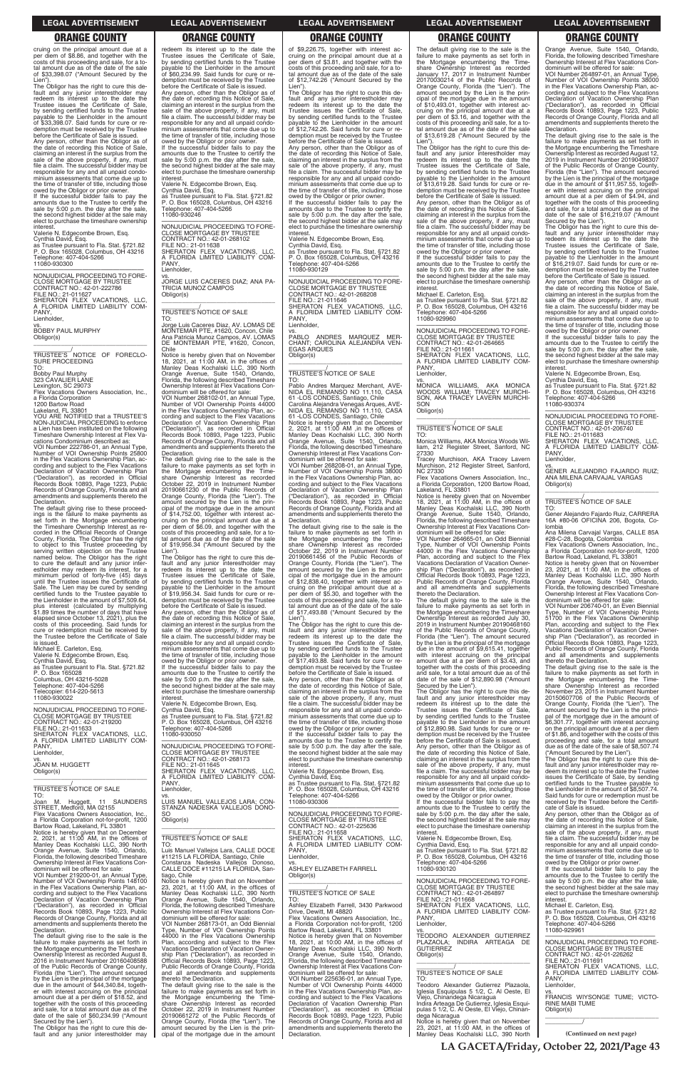cruing on the principal amount due at a per diem of $8.86, and together with the costs of this proceeding and sale, for a total amount due as of the date of the sale of $33,398.07 ("Amount Secured by the Lien").

The Obligor has the right to cure this default and any junior interestholder may redeem its interest up to the date the Trustee issues the Certificate of Sale, by sending certified funds to the Trustee payable to the Lienholder in the amount of $33,398.07. Said funds for cure or redemption must be received by the Trustee before the Certificate of Sale is issued.

Any person, other than the Obligor as of the date of recording this Notice of Sale, claiming an interest in the surplus from the sale of the above property, if any, must file a claim. The successful bidder may be responsible for any and all unpaid condominium assessments that come due up to the time of transfer of title, including those owed by the Obligor or prior owner.

If the successful bidder fails to pay the amounts due to the Trustee to certify the sale by 5:00 p.m. the day after the sale, the second highest bidder at the sale may elect to purchase the timeshare ownership interest.

Valerie N. Edgecombe Brown, Esq.
Cynthia David, Esq.
as Trustee pursuant to Fla. Stat. §721.82
P. O. Box 165028, Columbus, OH 43216
Telephone: 407-404-5266
11080-930300

---

NONJUDICIAL PROCEEDING TO FORECLOSE MORTGAGE BY TRUSTEE
CONTRACT NO.: 42-01-222786
FILE NO.: 21-011627
SHERATON FLEX VACATIONS, LLC, A FLORIDA LIMITED LIABILITY COMPANY,
Lienholder,
vs.
BOBBY PAUL MURPHY
Obligor(s)

TRUSTEE'S NOTICE OF FORECLOSURE PROCEEDING
TO:
Bobby Paul Murphy
323 CAVALIER LANE
Lexington, SC 29073
Flex Vacations Owners Association, Inc., a Florida Corporation
1200 Bartow Road
Lakeland, FL 33801

YOU ARE NOTIFIED that a TRUSTEE'S NON-JUDICIAL PROCEEDING to enforce a Lien has been instituted on the following Timeshare Ownership Interest at Flex Vacations Condominium described as:

VOI Number 222786-01, an Annual Type, Number of VOI Ownership Points 25800 in the Flex Vacations Ownership Plan, according and subject to the Flex Vacations Declaration of Vacation Ownership Plan ("Declaration"), as recorded in Official Records Book 10893, Page 1223, Public Records of Orange County, Florida and all amendments and supplements thereto the Declaration.

The default giving rise to these proceedings is the failure to make payments as set forth in the Mortgage encumbering the Timeshare Ownership Interest as recorded in the Official Records of Orange County, Florida. The Obligor has the right to object to this Trustee proceeding by serving written objection on the Trustee named below. The Obligor has the right to cure the default and any junior interestholder may redeem its interest, for a minimum period of forty-five (45) days until the Trustee issues the Certificate of Sale. The Lien may be cured by sending certified funds to the Trustee payable to the Lienholder in the amount of $7,509.64, plus interest (calculated by multiplying $1.99 times the number of days that have elapsed since October 13, 2021), plus the costs of this proceeding. Said funds for cure or redemption must be received by the Trustee before the Certificate of Sale is issued.

Michael E. Carleton, Esq.
Valerie N. Edgecombe Brown, Esq.
Cynthia David, Esq.
as Trustee pursuant to Fla. Stat. §721.82
P. O. Box 165028
Columbus, OH 43216-5028
Telephone: 407-404-5266
Telecopier: 614-220-5613
11080-930022

---

NONJUDICIAL PROCEEDING TO FORECLOSE MORTGAGE BY TRUSTEE
CONTRACT NO.: 42-01-219200
FILE NO.: 21-011633
SHERATON FLEX VACATIONS, LLC, A FLORIDA LIMITED LIABILITY COMPANY,
Lienholder,
vs.
JOAN M. HUGGETT
Obligor(s)

TRUSTEE'S NOTICE OF SALE
TO:
Joan M. Huggett, 11 SAUNDERS STREET, Medford, MA 02155
Flex Vacations Owners Association, Inc., a Florida Corporation not-for-profit, 1200 Bartow Road, Lakeland, FL 33801

Notice is hereby given that on December 2, 2021, at 11:00 AM, in the offices of Manley Deas Kochalski LLC, 390 North Orange Avenue, Suite 1540, Orlando, Florida, the following described Timeshare Ownership Interest at Flex Vacations Condominium will be offered for sale:

VOI Number 219200-01, an Annual Type, Number of VOI Ownership Points 148100 in the Flex Vacations Ownership Plan, according and subject to the Flex Vacations Declaration of Vacation Ownership Plan ("Declaration"), as recorded in Official Records Book 10893, Page 1223, Public Records of Orange County, Florida and all amendments and supplements thereto the Declaration.

The default giving rise to the sale is the failure to make payments as set forth in the Mortgage encumbering the Timeshare Ownership Interest as recorded August 8, 2016 in Instrument Number 20160408588 of the Public Records of Orange County, Florida (the "Lien"). The amount secured by the Lien is the principal of the mortgage due in the amount of $44,340.84, together with interest accruing on the principal amount due at a per diem of $18.52, and together with the costs of this proceeding and sale, for a total amount due as of the date of the sale of $60,234.99 ("Amount Secured by the Lien").

The Obligor has the right to cure this default and any junior interestholder may redeem its interest up to the date the Trustee issues the Certificate of Sale, by sending certified funds to the Trustee payable to the Lienholder in the amount of $60,234.99. Said funds for cure or redemption must be received by the Trustee before the Certificate of Sale is issued.

Any person, other than the Obligor as of the date of recording this Notice of Sale, claiming an interest in the surplus from the sale of the above property, if any, must file a claim. The successful bidder may be responsible for any and all unpaid condominium assessments that come due up to the time of transfer of title, including those owed by the Obligor or prior owner.

If the successful bidder fails to pay the amounts due to the Trustee to certify the sale by 5:00 p.m. the day after the sale, the second highest bidder at the sale may elect to purchase the timeshare ownership interest.

Valerie N. Edgecombe Brown, Esq.
Cynthia David, Esq.
as Trustee pursuant to Fla. Stat. §721.82
P. O. Box 165028, Columbus, OH 43216
Telephone: 407-404-5266
11080-930246

---

NONJUDICIAL PROCEEDING TO FORECLOSE MORTGAGE BY TRUSTEE
CONTRACT NO.: 42-01-268102
FILE NO.: 21-011638
SHERATON FLEX VACATIONS, LLC, A FLORIDA LIMITED LIABILITY COMPANY,
Lienholder,
vs.
JORGE LUIS CACERES DIAZ; ANA PATRICIA MUNOZ CAMPOS
Obligor(s)

TRUSTEE'S NOTICE OF SALE
TO:
Jorge Luis Caceres Diaz, AV. LOMAS DE MONTEMAR PTE, #1620, Concon, Chile
Ana Patricia Munoz Campos, AV. LOMAS DE MONTEMAR PTE, #1620, Concon, Chile

Notice is hereby given that on November 18, 2021, at 11:00 AM, in the offices of Manley Deas Kochalski LLC, 390 North Orange Avenue, Suite 1540, Orlando, Florida, the following described Timeshare Ownership Interest at Flex Vacations Condominium will be offered for sale:

VOI Number 268102-01, an Annual Type, Number of VOI Ownership Points 44000 in the Flex Vacations Ownership Plan, according and subject to the Flex Vacations Declaration of Vacation Ownership Plan ("Declaration"), as recorded in Official Records Book 10893, Page 1223, Public Records of Orange County, Florida and all amendments and supplements thereto the Declaration.

The default giving rise to the sale is the failure to make payments as set forth in the Mortgage encumbering the Timeshare Ownership Interest as recorded October 22, 2019 in Instrument Number 20190661230 of the Public Records of Orange County, Florida (the "Lien"). The amount secured by the Lien is the principal of the mortgage due in the amount of $14,752.00, together with interest accruing on the principal amount due at a per diem of $6.09, and together with the costs of this proceeding and sale, for a total amount due as of the date of the sale of $19,956.34 ("Amount Secured by the Lien").

The Obligor has the right to cure this default and any junior interestholder may redeem its interest up to the date the Trustee issues the Certificate of Sale, by sending certified funds to the Trustee payable to the Lienholder in the amount of $19,956.34. Said funds for cure or redemption must be received by the Trustee before the Certificate of Sale is issued.

Any person, other than the Obligor as of the date of recording this Notice of Sale, claiming an interest in the surplus from the sale of the above property, if any, must file a claim. The successful bidder may be responsible for any and all unpaid condominium assessments that come due up to the time of transfer of title, including those owed by the Obligor or prior owner.

If the successful bidder fails to pay the amounts due to the Trustee to certify the sale by 5:00 p.m. the day after the sale, the second highest bidder at the sale may elect to purchase the timeshare ownership interest.

Valerie N. Edgecombe Brown, Esq.
Cynthia David, Esq.
as Trustee pursuant to Fla. Stat. §721.82
P. O. Box 165028, Columbus, OH 43216
Telephone: 407-404-5266
11080-930050

---

NONJUDICIAL PROCEEDING TO FORECLOSE MORTGAGE BY TRUSTEE
CONTRACT NO.: 42-01-268173
FILE NO.: 21-011645
SHERATON FLEX VACATIONS, LLC, A FLORIDA LIMITED LIABILITY COMPANY,
Lienholder,
vs.
LUIS MANUEL VALLEJOS LARA; CONSTANZA NADESKA VALLEJOS DONOSO
Obligor(s)

TRUSTEE'S NOTICE OF SALE
TO:
Luis Manuel Vallejos Lara, CALLE DOCE #11215 LA FLORIDA, Santiago, Chile
Constanza Nadeska Vallejos Donoso, CALLE DOCE #11215 LA FLORIDA, Santiago, Chile

Notice is hereby given that on November 23, 2021, at 11:00 AM, in the offices of Manley Deas Kochalski LLC, 390 North Orange Avenue, Suite 1540, Orlando, Florida, the following described Timeshare Ownership Interest at Flex Vacations Condominium will be offered for sale:

VOI Number 268173-01, an Odd Biennial Type, Number of VOI Ownership Points 44000 in the Flex Vacations Ownership Plan, according and subject to the Flex Vacations Declaration of Vacation Ownership Plan ("Declaration"), as recorded in Official Records Book 10893, Page 1223, Public Records of Orange County, Florida and all amendments and supplements thereto the Declaration.

The default giving rise to the sale is the failure to make payments as set forth in the Mortgage encumbering the Timeshare Ownership Interest as recorded October 22, 2019 in Instrument Number 20190661272 of the Public Records of Orange County, Florida (the "Lien"). The amount secured by the Lien is the principal of the mortgage due in the amount of $9,226.75, together with interest accruing on the principal amount due at a per diem of $3.81, and together with the costs of this proceeding and sale, for a total amount due as of the date of the sale of $12,742.26 ("Amount Secured by the Lien").

The Obligor has the right to cure this default and any junior interestholder may redeem its interest up to the date the Trustee issues the Certificate of Sale, by sending certified funds to the Trustee payable to the Lienholder in the amount of $12,742.26. Said funds for cure or redemption must be received by the Trustee before the Certificate of Sale is issued.

Any person, other than the Obligor as of the date of recording this Notice of Sale, claiming an interest in the surplus from the sale of the above property, if any, must file a claim. The successful bidder may be responsible for any and all unpaid condominium assessments that come due up to the time of transfer of title, including those owed by the Obligor or prior owner.

If the successful bidder fails to pay the amounts due to the Trustee to certify the sale by 5:00 p.m. the day after the sale, the second highest bidder at the sale may elect to purchase the timeshare ownership interest.

Valerie N. Edgecombe Brown, Esq.
Cynthia David, Esq.
as Trustee pursuant to Fla. Stat. §721.82
P. O. Box 165028, Columbus, OH 43216
Telephone: 407-404-5266
11080-930129

---

NONJUDICIAL PROCEEDING TO FORECLOSE MORTGAGE BY TRUSTEE
CONTRACT NO.: 42-01-268208
FILE NO.: 21-011646
SHERATON FLEX VACATIONS, LLC, A FLORIDA LIMITED LIABILITY COMPANY,
Lienholder,
vs.
PABLO ANDRES MARQUEZ MERCHANT; CAROLINA ALEJANDRA VENEGAS ARQUES
Obligor(s)

TRUSTEE'S NOTICE OF SALE
TO:
Pablo Andres Marquez Merchant, AVENIDA EL REMANSO NO 11.110, CASA 61 -LOS CONDES, Santiago, Chile
Carolina Alejandra Venegas Arques, AVENIDA EL REMANSO NO 11.110, CASA 61 -LOS CONDES, Santiago, Chile

Notice is hereby given that on December 2, 2021, at 11:00 AM, in the offices of Manley Deas Kochalski LLC, 390 North Orange Avenue, Suite 1540, Orlando, Florida, the following described Timeshare Ownership Interest at Flex Vacations Condominium will be offered for sale:

VOI Number 268208-01, an Annual Type, Number of VOI Ownership Points 38000 in the Flex Vacations Ownership Plan, according and subject to the Flex Vacations Declaration of Vacation Ownership Plan ("Declaration"), as recorded in Official Records Book 10893, Page 1223, Public Records of Orange County, Florida and all amendments and supplements thereto the Declaration.

The default giving rise to the sale is the failure to make payments as set forth in the Mortgage encumbering the Timeshare Ownership Interest as recorded October 22, 2019 in Instrument Number 20190661456 of the Public Records of Orange County, Florida (the "Lien"). The amount secured by the Lien is the principal of the mortgage due in the amount of $12,838.40, together with interest accruing on the principal amount due at a per diem of $5.30, and together with the costs of this proceeding and sale, for a total amount due as of the date of the sale of $17,493.88 ("Amount Secured by the Lien").

The Obligor has the right to cure this default and any junior interestholder may redeem its interest up to the date the Trustee issues the Certificate of Sale, by sending certified funds to the Trustee payable to the Lienholder in the amount of $17,493.88. Said funds for cure or redemption must be received by the Trustee before the Certificate of Sale is issued.

Any person, other than the Obligor as of the date of recording this Notice of Sale, claiming an interest in the surplus from the sale of the above property, if any, must file a claim. The successful bidder may be responsible for any and all unpaid condominium assessments that come due up to the time of transfer of title, including those owed by the Obligor or prior owner.

If the successful bidder fails to pay the amounts due to the Trustee to certify the sale by 5:00 p.m. the day after the sale, the second highest bidder at the sale may elect to purchase the timeshare ownership interest.

Valerie N. Edgecombe Brown, Esq.
Cynthia David, Esq.
as Trustee pursuant to Fla. Stat. §721.82
P. O. Box 165028, Columbus, OH 43216
Telephone: 407-404-5266
11080-930306

---

NONJUDICIAL PROCEEDING TO FORECLOSE MORTGAGE BY TRUSTEE
CONTRACT NO.: 42-01-225636
FILE NO.: 21-011658
SHERATON FLEX VACATIONS, LLC, A FLORIDA LIMITED LIABILITY COMPANY,
Lienholder,
vs.
ASHLEY ELIZABETH FARRELL
Obligor(s)

TRUSTEE'S NOTICE OF SALE
TO:
Ashley Elizabeth Farrell, 3430 Parkwood Drive, Dewitt, MI 48820
Flex Vacations Owners Association, Inc., a Florida Corporation not-for-profit, 1200 Bartow Road, Lakeland, FL 33801

Notice is hereby given that on November 18, 2021, at 10:00 AM, in the offices of Manley Deas Kochalski LLC, 390 North Orange Avenue, Suite 1540, Orlando, Florida, the following described Timeshare Ownership Interest at Flex Vacations Condominium will be offered for sale:

VOI Number 225636-01, an Annual Type, Number of VOI Ownership Points 44000 in the Flex Vacations Ownership Plan, according and subject to the Flex Vacations Declaration of Vacation Ownership Plan ("Declaration"), as recorded in Official Records Book 10893, Page 1223, Public Records of Orange County, Florida and all amendments and supplements thereto the Declaration.

The default giving rise to the sale is the failure to make payments as set forth in the Mortgage encumbering the Timeshare Ownership Interest as recorded January 17, 2017 in Instrument Number 20170030214 of the Public Records of Orange County, Florida (the "Lien"). The amount secured by the Lien is the principal of the mortgage due in the amount of $10,493.01, together with interest accruing on the principal amount due at a per diem of $3.16, and together with the costs of this proceeding and sale, for a total amount due as of the date of the sale of $13,619.28 ("Amount Secured by the Lien").

The Obligor has the right to cure this default and any junior interestholder may redeem its interest up to the date the Trustee issues the Certificate of Sale, by sending certified funds to the Trustee payable to the Lienholder in the amount of $13,619.28. Said funds for cure or redemption must be received by the Trustee before the Certificate of Sale is issued.

Any person, other than the Obligor as of the date of recording this Notice of Sale, claiming an interest in the surplus from the sale of the above property, if any, must file a claim. The successful bidder may be responsible for any and all unpaid condominium assessments that come due up to the time of transfer of title, including those owed by the Obligor or prior owner.

If the successful bidder fails to pay the amounts due to the Trustee to certify the sale by 5:00 p.m. the day after the sale, the second highest bidder at the sale may elect to purchase the timeshare ownership interest.

Michael E. Carleton, Esq.
as Trustee pursuant to Fla. Stat. §721.82
P. O. Box 165028, Columbus, OH 43216
Telephone: 407-404-5266
11080-929960

---

NONJUDICIAL PROCEEDING TO FORECLOSE MORTGAGE BY TRUSTEE
CONTRACT NO.: 42-01-264665
FILE NO.: 21-011661
SHERATON FLEX VACATIONS, LLC, A FLORIDA LIMITED LIABILITY COMPANY,
Lienholder,
vs.
MONICA WILLIAMS, AKA MONICA WOODS WILLIAM; TRACEY MURCHISON, AKA TRACEY LAVERN MURCHISON
Obligor(s)

TRUSTEE'S NOTICE OF SALE
TO:
Monica Williams, AKA Monica Woods William, 212 Register Street, Sanford, NC 27330
Tracey Murchison, AKA Tracey Lavern Murchison, 212 Register Street, Sanford, NC 27330
Flex Vacations Owners Association, Inc., a Florida Corporation, 1200 Bartow Road, Lakeland, FL 33801

Notice is hereby given that on November 18, 2021, at 11:00 AM, in the offices of Manley Deas Kochalski LLC, 390 North Orange Avenue, Suite 1540, Orlando, Florida, the following described Timeshare Ownership Interest at Flex Vacations Condominium will be offered for sale:

VOI Number 264665-01, an Odd Biennial Type, Number of VOI Ownership Points 44000 in the Flex Vacations Ownership Plan, according and subject to the Flex Vacations Declaration of Vacation Ownership Plan ("Declaration"), as recorded in Official Records Book 10893, Page 1223, Public Records of Orange County, Florida and all amendments and supplements thereto the Declaration.

The default giving rise to the sale is the failure to make payments as set forth in the Mortgage encumbering the Timeshare Ownership Interest as recorded July 30, 2019 in Instrument Number 20190468160 of the Public Records of Orange County, Florida (the "Lien"). The amount secured by the Lien is the principal of the mortgage due in the amount of $9,615.41, together with interest accruing on the principal amount due at a per diem of $3.43, and together with the costs of this proceeding and sale, for a total amount due as of the date of the sale of $12,890.98 ("Amount Secured by the Lien").

The Obligor has the right to cure this default and any junior interestholder may redeem its interest up to the date the Trustee issues the Certificate of Sale, by sending certified funds to the Trustee payable to the Lienholder in the amount of $12,890.98. Said funds for cure or redemption must be received by the Trustee before the Certificate of Sale is issued.

Any person, other than the Obligor as of the date of recording this Notice of Sale, claiming an interest in the surplus from the sale of the above property, if any, must file a claim. The successful bidder may be responsible for any and all unpaid condominium assessments that come due up to the time of transfer of title, including those owed by the Obligor or prior owner.

If the successful bidder fails to pay the amounts due to the Trustee to certify the sale by 5:00 p.m. the day after the sale, the second highest bidder at the sale may elect to purchase the timeshare ownership interest.

Valerie N. Edgecombe Brown, Esq.
Cynthia David, Esq.
as Trustee pursuant to Fla. Stat. §721.82
P. O. Box 165028, Columbus, OH 43216
Telephone: 407-404-5266
11080-930120

---

NONJUDICIAL PROCEEDING TO FORECLOSE MORTGAGE BY TRUSTEE
CONTRACT NO.: 42-01-264897
FILE NO.: 21-011668
SHERATON FLEX VACATIONS, LLC, A FLORIDA LIMITED LIABILITY COMPANY,
Lienholder,
vs.
TEODORO ALEXANDER GUTIERREZ PLAZAOLA; INDIRA ARTEAGA DE GUTIERREZ
Obligor(s)

TRUSTEE'S NOTICE OF SALE
TO:
Teodoro Alexander Gutierrez Plazaola, Iglesia Esquipulas 5 1/2, C. Al Oeste, El Viejo, Chinandega Nicaragua
Indira Arteaga De Gutierrez, Iglesia Esquipulas 5 1/2, C. Al Oeste, El Viejo, Chinandega Nicaragua

Notice is hereby given that on November 23, 2021, at 11:00 AM, in the offices of Manley Deas Kochalski LLC, 390 North Orange Avenue, Suite 1540, Orlando, Florida, the following described Timeshare Ownership Interest at Flex Vacations Condominium will be offered for sale:

VOI Number 264897-01, an Annual Type, Number of VOI Ownership Points 38000 in the Flex Vacations Ownership Plan, according and subject to the Flex Vacations Declaration of Vacation Ownership Plan ("Declaration"), as recorded in Official Records Book 10893, Page 1223, Public Records of Orange County, Florida and all amendments and supplements thereto the Declaration.

The default giving rise to the sale is the failure to make payments as set forth in the Mortgage encumbering the Timeshare Ownership Interest as recorded August 12, 2019 in Instrument Number 20190498307 of the Public Records of Orange County, Florida (the "Lien"). The amount secured by the Lien is the principal of the mortgage due in the amount of $11,957.55, together with interest accruing on the principal amount due at a per diem of $4.94, and together with the costs of this proceeding and sale, for a total amount due as of the date of the sale of $16,219.07 ("Amount Secured by the Lien").

The Obligor has the right to cure this default and any junior interestholder may redeem its interest up to the date the Trustee issues the Certificate of Sale, by sending certified funds to the Trustee payable to the Lienholder in the amount of $16,219.07. Said funds for cure or redemption must be received by the Trustee before the Certificate of Sale is issued.

Any person, other than the Obligor as of the date of recording this Notice of Sale, claiming an interest in the surplus from the sale of the above property, if any, must file a claim. The successful bidder may be responsible for any and all unpaid condominium assessments that come due up to the time of transfer of title, including those owed by the Obligor or prior owner.

If the successful bidder fails to pay the amounts due to the Trustee to certify the sale by 5:00 p.m. the day after the sale, the second highest bidder at the sale may elect to purchase the timeshare ownership interest.

Valerie N. Edgecombe Brown, Esq.
Cynthia David, Esq.
as Trustee pursuant to Fla. Stat. §721.82
P. O. Box 165028, Columbus, OH 43216
Telephone: 407-404-5266
11080-930374

---

NONJUDICIAL PROCEEDING TO FORECLOSE MORTGAGE BY TRUSTEE
CONTRACT NO.: 42-01-206740
FILE NO.: 21-011683
SHERATON FLEX VACATIONS, LLC, A FLORIDA LIMITED LIABILITY COMPANY,
Lienholder,
vs.
GENER ALEJANDRO FAJARDO RUIZ; ANA MILENA CARVAJAL VARGAS
Obligor(s)

TRUSTEE'S NOTICE OF SALE
TO:
Gener Alejandro Fajardo Ruiz, CARRERA 16A #80-06 OFICINA 206, Bogota, Colombia
Ana Milena Carvajal Vargas, CALLE 85A #28-C-28, Bogota, Colombia
Flex Vacations Owners Association, Inc., a Florida Corporation not-for-profit, 1200 Bartow Road, Lakeland, FL 33801

Notice is hereby given that on November 23, 2021, at 11:00 AM, in the offices of Manley Deas Kochalski LLC, 390 North Orange Avenue, Suite 1540, Orlando, Florida, the following described Timeshare Ownership Interest at Flex Vacations Condominium will be offered for sale:

VOI Number 206740-01, an Even Biennial Type, Number of VOI Ownership Points 51700 in the Flex Vacations Ownership Plan, according and subject to the Flex Vacations Declaration of Vacation Ownership Plan ("Declaration"), as recorded in Official Records Book 10893, Page 1223, Public Records of Orange County, Florida and all amendments and supplements thereto the Declaration.

The default giving rise to the sale is the failure to make payments as set forth in the Mortgage encumbering the Timeshare Ownership Interest as recorded November 23, 2015 in Instrument Number 20150607706 of the Public Records of Orange County, Florida (the "Lien"). The amount secured by the Lien is the principal of the mortgage due in the amount of $6,301.77, together with interest accruing on the principal amount due at a per diem of $1.88, and together with the costs of this proceeding and sale, for a total amount due as of the date of the sale of $8,507.74 ("Amount Secured by the Lien").

The Obligor has the right to cure this default and any junior interestholder may redeem its interest up to the date the Trustee issues the Certificate of Sale, by sending certified funds to the Trustee payable to the Lienholder in the amount of $8,507.74. Said funds for cure or redemption must be received by the Trustee before the Certificate of Sale is issued.

Any person, other than the Obligor as of the date of recording this Notice of Sale, claiming an interest in the surplus from the sale of the above property, if any, must file a claim. The successful bidder may be responsible for any and all unpaid condominium assessments that come due up to the time of transfer of title, including those owed by the Obligor or prior owner.

If the successful bidder fails to pay the amounts due to the Trustee to certify the sale by 5:00 p.m. the day after the sale, the second highest bidder at the sale may elect to purchase the timeshare ownership interest.

Michael E. Carleton, Esq.
as Trustee pursuant to Fla. Stat. §721.82
P. O. Box 165028, Columbus, OH 43216
Telephone: 407-404-5266
11080-929961

---

NONJUDICIAL PROCEEDING TO FORECLOSE MORTGAGE BY TRUSTEE
CONTRACT NO.: 42-01-226262
FILE NO.: 21-011691
SHERATON FLEX VACATIONS, LLC, A FLORIDA LIMITED LIABILITY COMPANY,
Lienholder,
vs.
FRANCIS WIYSONGE TUME; VICTORINE MABI TUME
Obligor(s)

**(Continued on next page)**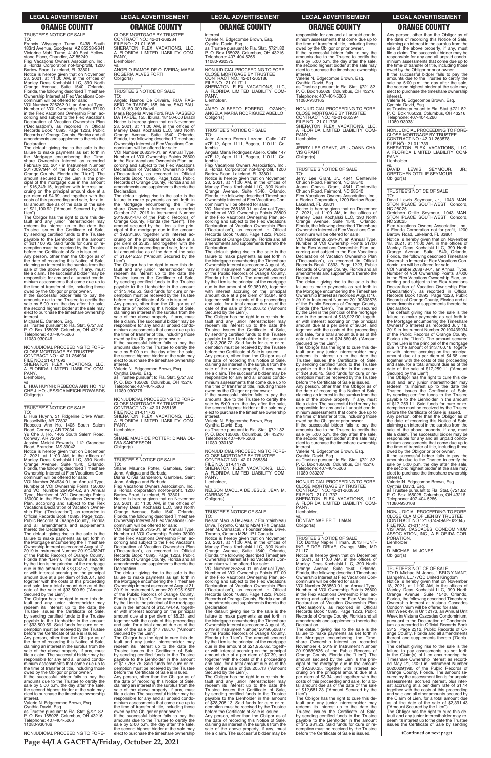## ORANGE COUNTY

TRUSTEE'S NOTICE OF SALE
TO:
Francis Wiysonge Tume, 9438 South 183rd Avenue, Goodyear, AZ 85338-9641
Victorine Mabi Tume, 4140 East Yellowstone Place, Chandler, AZ 85249
Flex Vacations Owners Association, Inc., a Florida Corporation not-for-profit, 1200 Bartow Road, Lakeland, FL 33801
Notice is hereby given that on November 23, 2021, at 11:00 AM, in the offices of Manley Deas Kochalski LLC, 390 North Orange Avenue, Suite 1540, Orlando, Florida, the following described Timeshare Ownership Interest at Flex Vacations Condominium will be offered for sale:
VOI Number 226262-01, an Annual Type, Number of VOI Ownership Points 67100 in the Flex Vacations Ownership Plan, according and subject to the Flex Vacations Declaration of Vacation Ownership Plan ("Declaration"), as recorded in Official Records Book 10893, Page 1223, Public Records of Orange County, Florida and all amendments and supplements thereto the Declaration.
The default giving rise to the sale is the failure to make payments as set forth in the Mortgage encumbering the Timeshare Ownership Interest as recorded February 22, 2017 in Instrument Number 20170097944 of the Public Records of Orange County, Florida (the "Lien"). The amount secured by the Lien is the principal of the mortgage due in the amount of $16,349.15, together with interest accruing on the principal amount due at a per diem of $4.99, and together with the costs of this proceeding and sale, for a total amount due as of the date of the sale of $21,100.92 ("Amount Secured by the Lien").
The Obligor has the right to cure this default and any junior interestholder may redeem its interest up to the date the Trustee issues the Certificate of Sale, by sending certified funds to the Trustee payable to the Lienholder in the amount of $21,100.92. Said funds for cure or redemption must be received by the Trustee before the Certificate of Sale is issued.
Any person, other than the Obligor as of the date of recording this Notice of Sale, claiming an interest in the surplus from the sale of the above property, if any, must file a claim. The successful bidder may be responsible for any and all unpaid condominium assessments that come due up to the time of transfer of title, including those owed by the Obligor or prior owner.
If the successful bidder fails to pay the amounts due to the Trustee to certify the sale by 5:00 p.m. the day after the sale, the second highest bidder at the sale may elect to purchase the timeshare ownership interest.
Michael E. Carleton, Esq.
as Trustee pursuant to Fla. Stat. §721.82
P. O. Box 165028, Columbus, OH 43216
Telephone: 407-404-5266
11080-930046

NONJUDICIAL PROCEEDING TO FORECLOSE MORTGAGE BY TRUSTEE
CONTRACT NO.: 42-01-264934
FILE NO.: 21-011692
SHERATON FLEX VACATIONS, LLC, A FLORIDA LIMITED LIABILITY COMPANY,
Lienholder,
vs.
LI HUA HUYNH; REBECCA ANN HO; YU CHE J. HO; JESSICA MEICHI EDWARDS
Obligor(s)

TRUSTEE'S NOTICE OF SALE
TO:
Li Hua Huynh, 31 Ridgeline Drive West, Russellville, AR 72802
Rebecca Ann Ho, 1405 South Salem Road, Conway, AR 72034
Yu Che J. Ho, 1405 South Salem Road, Conway, AR 72034
Jessica Meichi Edwards, 112 Grandeur Road, Brandon, MS 39042
Notice is hereby given that on December 2, 2021, at 11:00 AM, in the offices of Manley Deas Kochalski LLC, 390 North Orange Avenue, Suite 1540, Orlando, Florida, the following described Timeshare Ownership Interest at Flex Vacations Condominium will be offered for sale:
VOI Number 264934-01, an Annual Type, Number of VOI Ownership Points 150000 and VOI Number 264934-02, an Annual Type, Number of VOI Ownership Points 150000 in the Flex Vacations Ownership Plan, according and subject to the Flex Vacations Declaration of Vacation Ownership Plan ("Declaration"), as recorded in Official Records Book 10893, Page 1223, Public Records of Orange County, Florida and all amendments and supplements thereto the Declaration.
The default giving rise to the sale is the failure to make payments as set forth in the Mortgage encumbering the Timeshare Ownership Interest as recorded August 12, 2019 in Instrument Number 20190498247 of the Public Records of Orange County, Florida (the "Lien"). The amount secured by the Lien is the principal of the mortgage due in the amount of $73,037.51, together with interest accruing on the principal amount due at a per diem of $26.01, and together with the costs of this proceeding and sale, for a total amount due as of the date of the sale of $93,500.69 ("Amount Secured by the Lien").
The Obligor has the right to cure this default and any junior interestholder may redeem its interest up to the date the Trustee issues the Certificate of Sale, by sending certified funds to the Trustee payable to the Lienholder in the amount of $93,500.69. Said funds for cure or redemption must be received by the Trustee before the Certificate of Sale is issued.
Any person, other than the Obligor as of the date of recording this Notice of Sale, claiming an interest in the surplus from the sale of the above property, if any, must file a claim. The successful bidder may be responsible for any and all unpaid condominium assessments that come due up to the time of transfer of title, including those owed by the Obligor or prior owner.
If the successful bidder fails to pay the amounts due to the Trustee to certify the sale by 5:00 p.m. the day after the sale, the second highest bidder at the sale may elect to purchase the timeshare ownership interest.
Valerie N. Edgecombe Brown, Esq.
Cynthia David, Esq.
as Trustee pursuant to Fla. Stat. §721.82
P. O. Box 165028, Columbus, OH 43216
Telephone: 407-404-5266
11080-930166

NONJUDICIAL PROCEEDING TO FORECLOSE MORTGAGE BY TRUSTEE
CONTRACT NO.: 42-01-268234
FILE NO.: 21-011695
SHERATON FLEX VACATIONS, LLC, A FLORIDA LIMITED LIABILITY COMPANY,
Lienholder,
vs.
ANGELO RAMOS DE OLIVEIRA; MARIA ROGERIA ALVES FORTI
Obligor(s)

TRUSTEE'S NOTICE OF SALE
TO:
Angelo Ramos De Oliveira, RUA PASSEIO DA TARDE, 155, Ibiuna, SAO PAULO 18150-000 Brazil
Maria Rogeria Alves Forti, RUA PASSEIO DA TARDE, 155, Ibiuna, 18150-000 Brazil
Notice is hereby given that on November 23, 2021, at 11:00 AM, in the offices of Manley Deas Kochalski LLC, 390 North Orange Avenue, Suite 1540, Orlando, Florida, the following described Timeshare Ownership Interest at Flex Vacations Condominium will be offered for sale:
VOI Number 268234-01, an Annual Type, Number of VOI Ownership Points 25800 in the Flex Vacations Ownership Plan, according and subject to the Flex Vacations Declaration of Vacation Ownership Plan ("Declaration"), as recorded in Official Records Book 10893, Page 1223, Public Records of Orange County, Florida and all amendments and supplements thereto the Declaration.
The default giving rise to the sale is the failure to make payments as set forth in the Mortgage encumbering the Timeshare Ownership Interest as recorded October 22, 2019 in Instrument Number 20190661476 of the Public Records of Orange County, Florida (the "Lien"). The amount secured by the Lien is the principal of the mortgage due in the amount of $9,931.90, together with interest accruing on the principal amount due at a per diem of $3.83, and together with the costs of this proceeding and sale, for a total amount due as of the date of the sale of $13,442.53 ("Amount Secured by the Lien").
The Obligor has the right to cure this default and any junior interestholder may redeem its interest up to the date the Trustee issues the Certificate of Sale, by sending certified funds to the Trustee payable to the Lienholder in the amount of $13,442.53. Said funds for cure or redemption must be received by the Trustee before the Certificate of Sale is issued.
Any person, other than the Obligor as of the date of recording this Notice of Sale, claiming an interest in the surplus from the sale of the above property, if any, must file a claim. The successful bidder may be responsible for any and all unpaid condominium assessments that come due up to the time of transfer of title, including those owed by the Obligor or prior owner.
If the successful bidder fails to pay the amounts due to the Trustee to certify the sale by 5:00 p.m. the day after the sale, the second highest bidder at the sale may elect to purchase the timeshare ownership interest.
Valerie N. Edgecombe Brown, Esq.
Cynthia David, Esq.
as Trustee pursuant to Fla. Stat. §721.82
P. O. Box 165028, Columbus, OH 43216
Telephone: 407-404-5266
11080-930376

NONJUDICIAL PROCEEDING TO FORECLOSE MORTGAGE BY TRUSTEE
CONTRACT NO.: 42-01-265135
FILE NO.: 21-011703
SHERATON FLEX VACATIONS, LLC, A FLORIDA LIMITED LIABILITY COMPANY,
Lienholder,
vs.
SHANE MAURICE POTTER; DIANA OLIVIA SANDERSON
Obligor(s)

TRUSTEE'S NOTICE OF SALE
TO:
Shane Maurice Potter, Gambles, Saint John, Antigua and Barbuda
Diana Olivia Sanderson, Gambles, Saint John, Antigua and Barbuda
Flex Vacations Owners Association, Inc., a Florida corporation not-for-profit, 1200 Bartow Road, Lakeland, FL 33801
Notice is hereby given that on November 23, 2021, at 11:00 AM, in the offices of Manley Deas Kochalski LLC, 390 North Orange Avenue, Suite 1540, Orlando, Florida, the following described Timeshare Ownership Interest at Flex Vacations Condominium will be offered for sale:
VOI Number 265135-01, an Annual Type, Number of VOI Ownership Points 38000 in the Flex Vacations Ownership Plan, according and subject to the Flex Vacations Declaration of Vacation Ownership Plan ("Declaration"), as recorded in Official Records Book 10893, Page 1223, Public Records of Orange County, Florida and all amendments and supplements thereto the Declaration.
The default giving rise to the sale is the failure to make payments as set forth in the Mortgage encumbering the Timeshare Ownership Interest as recorded August 21, 2019 in Instrument Number 20190519507 of the Public Records of Orange County, Florida (the "Lien"). The amount secured by the Lien is the principal of the mortgage due in the amount of $12,794.49, together with interest accruing on the principal amount due at a per diem of $5.23, and together with the costs of this proceeding and sale, for a total amount due as of the date of the sale of $17,768.76 ("Amount Secured by the Lien").
The Obligor has the right to cure this default and any junior interestholder may redeem its interest up to the date the Trustee issues the Certificate of Sale, by sending certified funds to the Trustee payable to the Lienholder in the amount of $17,768.76. Said funds for cure or redemption must be received by the Trustee before the Certificate of Sale is issued.
Any person, other than the Obligor as of the date of recording this Notice of Sale, claiming an interest in the surplus from the sale of the above property, if any, must file a claim. The successful bidder may be responsible for any and all unpaid condominium assessments that come due up to the time of transfer of title, including those owed by the Obligor or prior owner.
If the successful bidder fails to pay the amounts due to the Trustee to certify the sale by 5:00 p.m. the day after the sale, the second highest bidder at the sale may elect to purchase the timeshare ownership interest.
Valerie N. Edgecombe Brown, Esq.
Cynthia David, Esq.
as Trustee pursuant to Fla. Stat. §721.82
P. O. Box 165028, Columbus, OH 43216
Telephone: 407-404-5266
11080-930375

NONJUDICIAL PROCEEDING TO FORECLOSE MORTGAGE BY TRUSTEE
CONTRACT NO.: 42-01-265186
FILE NO.: 21-011711
SHERATON FLEX VACATIONS, LLC, A FLORIDA LIMITED LIABILITY COMPANY,
Lienholder,
vs.
JAIRO ALBERTO FORERO LOZANO; ANGELA MARIA RODRIGUEZ ABELLO
Obligor(s)

TRUSTEE'S NOTICE OF SALE
TO:
Jairo Alberto Forero Lozano, Calle 147 #7F-12, Apto 1111, Bogota, 110111 Colombia
Angela Maria Rodriguez Abello, Calle 147 #7F-12, Apto 1111, Bogota, 110111 Colombia
Flex Vacations Owners Association, Inc., a Florida Corporation not-for-profit, 1200 Bartow Road, Lakeland, FL 33801
Notice is hereby given that on November 23, 2021, at 11:00 AM, in the offices of Manley Deas Kochalski LLC, 390 North Orange Avenue, Suite 1540, Orlando, Florida, the following described Timeshare Ownership Interest at Flex Vacations Condominium will be offered for sale:
VOI Number 265186-01, an Annual Type, Number of VOI Ownership Points 25800 in the Flex Vacations Ownership Plan, according and subject to the Flex Vacations Declaration of Vacation Ownership Plan ("Declaration"), as recorded in Official Records Book 10893, Page 1223, Public Records of Orange County, Florida and all amendments and supplements thereto the Declaration.
The default giving rise to the sale is the failure to make payments as set forth in the Mortgage encumbering the Timeshare Ownership Interest as recorded August 16, 2019 in Instrument Number 20190508426 of the Public Records of Orange County, Florida (the "Lien"). The amount secured by the Lien is the principal of the mortgage due in the amount of $9,380.60, together with interest accruing on the principal amount due at a per diem of $3.84, and together with the costs of this proceeding and sale, for a total amount due as of the date of the sale of $13,206.72 ("Amount Secured by the Lien").
The Obligor has the right to cure this default and any junior interestholder may redeem its interest up to the date the Trustee issues the Certificate of Sale, by sending certified funds to the Trustee payable to the Lienholder in the amount of $13,206.72. Said funds for cure or redemption must be received by the Trustee before the Certificate of Sale is issued.
Any person, other than the Obligor as of the date of recording this Notice of Sale, claiming an interest in the surplus from the sale of the above property, if any, must file a claim. The successful bidder may be responsible for any and all unpaid condominium assessments that come due up to the time of transfer of title, including those owed by the Obligor or prior owner.
If the successful bidder fails to pay the amounts due to the Trustee to certify the sale by 5:00 p.m. the day after the sale, the second highest bidder at the sale may elect to purchase the timeshare ownership interest.
Valerie N. Edgecombe Brown, Esq.
Cynthia David, Esq.
as Trustee pursuant to Fla. Stat. §721.82
P. O. Box 165028, Columbus, OH 43216
Telephone: 407-404-5266
11080-930132

NONJUDICIAL PROCEEDING TO FORECLOSE MORTGAGE BY TRUSTEE
CONTRACT NO.: 42-01-265354
FILE NO.: 21-011729
SHERATON FLEX VACATIONS, LLC, A FLORIDA LIMITED LIABILITY COMPANY,
Lienholder,
vs.
NELSON MACUJA DE JESUS; JEAN M. CARRASCAL
Obligor(s)

TRUSTEE'S NOTICE OF SALE
TO:
Nelson Macuja De Jesus, 7 Fountainbleau Drive, Toronto, Ontario M2M 1P1 Canada
Jean M. Carrascal, 7 Fountainbleau Drive, Toronto, Ontario M2M 1P1 Canada
Notice is hereby given that on November 23, 2021, at 11:00 AM, in the offices of Manley Deas Kochalski LLC, 390 North Orange Avenue, Suite 1540, Orlando, Florida, the following described Timeshare Ownership Interest at Flex Vacations Condominium will be offered for sale:
VOI Number 265354-01, an Annual Type, Number of VOI Ownership Points 67100 in the Flex Vacations Ownership Plan, according and subject to the Flex Vacations Declaration of Vacation Ownership Plan ("Declaration"), as recorded in Official Records Book 10893, Page 1223, Public Records of Orange County, Florida and all amendments and supplements thereto the Declaration.
The default giving rise to the sale is the failure to make payments as set forth in the Mortgage encumbering the Timeshare Ownership Interest as recorded August 15, 2019 in Instrument Number 20190508377 of the Public Records of Orange County, Florida (the "Lien"). The amount secured by the Lien is the principal of the mortgage due in the amount of $21,955.62, together with interest accruing on the principal amount due at a per diem of $7.39, and together with the costs of this proceeding and sale, for a total amount due as of the date of the sale of $28,205.13 ("Amount Secured by the Lien").
The Obligor has the right to cure this default and any junior interestholder may redeem its interest up to the date the Trustee issues the Certificate of Sale, by sending certified funds to the Trustee payable to the Lienholder in the amount of $28,205.13. Said funds for cure or redemption must be received by the Trustee before the Certificate of Sale is issued.
Any person, other than the Obligor as of the date of recording this Notice of Sale, claiming an interest in the surplus from the sale of the above property, if any, must file a claim. The successful bidder may be responsible for any and all unpaid condominium assessments that come due up to the time of transfer of title, including those owed by the Obligor or prior owner.
If the successful bidder fails to pay the amounts due to the Trustee to certify the sale by 5:00 p.m. the day after the sale, the second highest bidder at the sale may elect to purchase the timeshare ownership interest.
Valerie N. Edgecombe Brown, Esq.
Cynthia David, Esq.
as Trustee pursuant to Fla. Stat. §721.82
P. O. Box 165028, Columbus, OH 43216
Telephone: 407-404-5266
11080-930165

NONJUDICIAL PROCEEDING TO FORECLOSE MORTGAGE BY TRUSTEE
CONTRACT NO.: 42-01-265394
FILE NO.: 21-011736
SHERATON FLEX VACATIONS, LLC, A FLORIDA LIMITED LIABILITY COMPANY,
Lienholder,
vs.
JERRY LEE GRANT, JR.; JOANN CHAVIS GRANT
Obligor(s)

TRUSTEE'S NOTICE OF SALE
TO:
Jerry Lee Grant, Jr., 4641 Centerville Church Road, Fairmont, NC 28340
Joann Chavis Grant, 4641 Centerville Church Road, Fairmont, NC 28340
Flex Vacations Owners Association, Inc., a Florida Corporation, 1200 Bartow Road, Lakeland, FL 33801
Notice is hereby given that on December 2, 2021, at 11:00 AM, in the offices of Manley Deas Kochalski LLC, 390 North Orange Avenue, Suite 1540, Orlando, Florida, the following described Timeshare Ownership Interest at Flex Vacations Condominium will be offered for sale:
VOI Number 265394-01, an Annual Type, Number of VOI Ownership Points 51700 in the Flex Vacations Ownership Plan, according and subject to the Flex Vacations Declaration of Vacation Ownership Plan ("Declaration"), as recorded in Official Records Book 10893, Page 1223, Public Records of Orange County, Florida and all amendments and supplements thereto the Declaration.
The default giving rise to the sale is the failure to make payments as set forth in the Mortgage encumbering the Timeshare Ownership Interest as recorded August 16, 2019 in Instrument Number 20190508575 of the Public Records of Orange County, Florida (the "Lien"). The amount secured by the Lien is the principal of the mortgage due in the amount of $18,922.90, together with interest accruing on the principal amount due at a per diem of $6.34, and together with the costs of this proceeding and sale, for a total amount due as of the date of the sale of $24,860.45 ("Amount Secured by the Lien").
The Obligor has the right to cure this default and any junior interestholder may redeem its interest up to the date the Trustee issues the Certificate of Sale, by sending certified funds to the Trustee payable to the Lienholder in the amount of $24,860.45. Said funds for cure or redemption must be received by the Trustee before the Certificate of Sale is issued.
Any person, other than the Obligor as of the date of recording this Notice of Sale, claiming an interest in the surplus from the sale of the above property, if any, must file a claim. The successful bidder may be responsible for any and all unpaid condominium assessments that come due up to the time of transfer of title, including those owed by the Obligor or prior owner.
If the successful bidder fails to pay the amounts due to the Trustee to certify the sale by 5:00 p.m. the day after the sale, the second highest bidder at the sale may elect to purchase the timeshare ownership interest.
Valerie N. Edgecombe Brown, Esq.
Cynthia David, Esq.
as Trustee pursuant to Fla. Stat. §721.82
P. O. Box 165028, Columbus, OH 43216
Telephone: 407-404-5266
11080-930207

NONJUDICIAL PROCEEDING TO FORECLOSE MORTGAGE BY TRUSTEE
CONTRACT NO.: 42-01-263850
FILE NO.: 21-011737
SHERATON FLEX VACATIONS, LLC, A FLORIDA LIMITED LIABILITY COMPANY,
Lienholder,
vs.
DONTAY NAPIER TILLMAN
Obligor(s)

TRUSTEE'S NOTICE OF SALE
TO: Dontay Napier Tillman, 3013 HUNTING RIDGE DRIVE, Owings Mills, MD 21117
Notice is hereby given that on December 2, 2021, at 11:00 AM, in the offices of Manley Deas Kochalski LLC, 390 North Orange Avenue, Suite 1540, Orlando, Florida, the following described Timeshare Ownership Interest at Flex Vacations Condominium will be offered for sale:
VOI Number 263850-01, an Annual Type, Number of VOI Ownership Points 25800 in the Flex Vacations Ownership Plan, according and subject to the Flex Vacations Declaration of Vacation Ownership Plan ("Declaration"), as recorded in Official Records Book 10893, Page 1223, Public Records of Orange County, Florida and all amendments and supplements thereto the Declaration.
The default giving rise to the sale is the failure to make payments as set forth in the Mortgage encumbering the Timeshare Ownership Interest as recorded November 4, 2019 in Instrument Number 20190689836 of the Public Records of Orange County, Florida (the "Lien"). The amount secured by the Lien is the principal of the mortgage due in the amount of $9,380.35, together with interest accruing on the principal amount due at a per diem of $3.34, and together with the costs of this proceeding and sale, for a total amount due as of the date of the sale of $12,681.23 ("Amount Secured by the Lien").
The Obligor has the right to cure this default and any junior interestholder may redeem its interest up to the date the Trustee issues the Certificate of Sale, by sending certified funds to the Trustee payable to the Lienholder in the amount of $12,681.23. Said funds for cure or redemption must be received by the Trustee before the Certificate of Sale is issued.
Any person, other than the Obligor as of the date of recording this Notice of Sale, claiming an interest in the surplus from the sale of the above property, if any, must file a claim. The successful bidder may be responsible for any and all unpaid condominium assessments that come due up to the time of transfer of title, including those owed by the Obligor or prior owner.
If the successful bidder fails to pay the amounts due to the Trustee to certify the sale by 5:00 p.m. the day after the sale, the second highest bidder at the sale may elect to purchase the timeshare ownership interest.
Valerie N. Edgecombe Brown, Esq.
Cynthia David, Esq.
as Trustee pursuant to Fla. Stat. §721.82
P. O. Box 165028, Columbus, OH 43216
Telephone: 407-404-5266
11080-930381

NONJUDICIAL PROCEEDING TO FORECLOSE MORTGAGE BY TRUSTEE
CONTRACT NO.: 42-01-263878
FILE NO.: 21-011739
SHERATON FLEX VACATIONS, LLC, A FLORIDA LIMITED LIABILITY COMPANY,
Lienholder,
vs.
DAVID LEWIS SEYMOUR, JR.; GRETCHEN OTTILIE SEYMOUR
Obligor(s)

TRUSTEE'S NOTICE OF SALE
TO:
David Lewis Seymour, Jr., 1043 MANSTON PLACE SOUTHWEST, Concord, NC 28025
Gretchen Ottilie Seymour, 1043 MANSTON PLACE SOUTHWEST, Concord, NC 28025
Flex Vacations Owners Association, Inc., a Florida Corporation not-for-profit, 1200 Bartow Road, Lakeland, FL 33801
Notice is hereby given that on November 18, 2021, at 11:00 AM, in the offices of Manley Deas Kochalski LLC, 390 North Orange Avenue, Suite 1540, Orlando, Florida, the following described Timeshare Ownership Interest at Flex Vacations Condominium will be offered for sale:
VOI Number 263878-01, an Annual Type, Number of VOI Ownership Points 37000 in the Flex Vacations Ownership Plan, according and subject to the Flex Vacations Declaration of Vacation Ownership Plan ("Declaration"), as recorded in Official Records Book 10893, Page 1223, Public Records of Orange County, Florida and all amendments and supplements thereto the Declaration.
The default giving rise to the sale is the failure to make payments as set forth in the Mortgage encumbering the Timeshare Ownership Interest as recorded July 18, 2019 in Instrument Number 20190439934 of the Public Records of Orange County, Florida (the "Lien"). The amount secured by the Lien is the principal of the mortgage due in the amount of $13,100.18, together with interest accruing on the principal amount due at a per diem of $4.68, and together with the costs of this proceeding and sale, for a total amount due as of the date of the sale of $17,259.11 ("Amount Secured by the Lien").
The Obligor has the right to cure this default and any junior interestholder may redeem its interest up to the date the Trustee issues the Certificate of Sale, by sending certified funds to the Trustee payable to the Lienholder in the amount of $17,259.11. Said funds for cure or redemption must be received by the Trustee before the Certificate of Sale is issued.
Any person, other than the Obligor as of the date of recording this Notice of Sale, claiming an interest in the surplus from the sale of the above property, if any, must file a claim. The successful bidder may be responsible for any and all unpaid condominium assessments that come due up to the time of transfer of title, including those owed by the Obligor or prior owner.
If the successful bidder fails to pay the amounts due to the Trustee to certify the sale by 5:00 p.m. the day after the sale, the second highest bidder at the sale may elect to purchase the timeshare ownership interest.
Valerie N. Edgecombe Brown, Esq.
Cynthia David, Esq.
as Trustee pursuant to Fla. Stat. §721.82
P. O. Box 165028, Columbus, OH 43216
Telephone: 407-404-5266
11080-930108

NONJUDICIAL PROCEEDING TO FORECLOSE CLAIM OF LIEN BY TRUSTEE
CONTRACT NO.: 217374-49AP-022345
FILE NO.: 21-011740
VISTANA CASCADES CONDOMINIUM ASSOCIATION, INC., A FLORIDA CORPORATION,
Lienholder,
vs.
D. MICHAEL M. JONES
Obligor(s)

TRUSTEE'S NOTICE OF SALE
TO: D. Michael M. Jones, 1 BRIG Y NANT, Llangefni, LL777QD United Kingdom
Notice is hereby given that on November 18, 2021, at 11:00 AM, in the offices of Manley Deas Kochalski LLC, 390 North Orange Avenue, Suite 1540, Orlando, Florida, the following described Timeshare Ownership Interest at Vistana Cascades Condominium will be offered for sale:
Unit Week 49, in Unit 2173, an Annual Unit Week in Vistana Cascades Condominium, pursuant to the Declaration of Condominium as recorded in Official Records Book 5312, Page 2312, Public Records of Orange County, Florida and all amendments thereof and supplements thereto ('Declaration').
The default giving rise to the sale is the failure to pay assessments as set forth in the Claim(s) of Lien encumbering the Timeshare Ownership Interest as recorded May 21, 2020 in Instrument Number 20200291985 of the Public Records of Orange County, Florida. The amount secured by the assessment lien is for unpaid assessments, accrued interest, plus interest accruing at a per diem rate of $1.14 together with the costs of this proceeding and sale and all other amounts secured by the Claim of Lien, for a total amount due as of the date of the sale of $2,391.43 ("Amount Secured by the Lien").
The Obligor has the right to cure this default and any junior interestholder may redeem its interest up to the date the Trustee issues the Certificate of Sale by sending

**(Continued on next page)**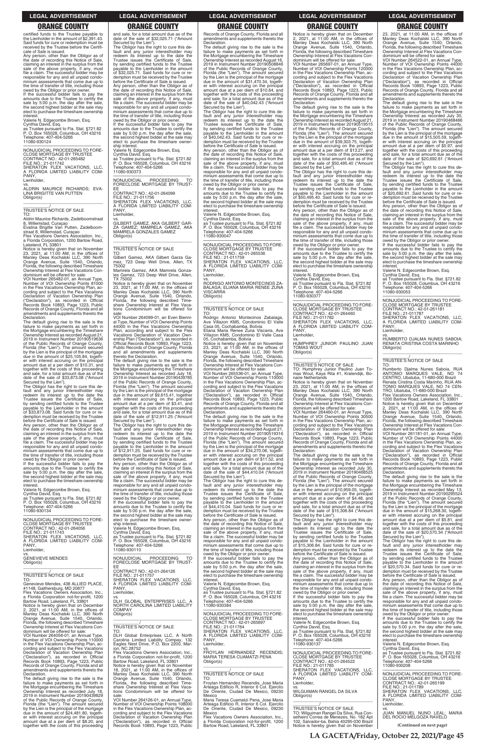certified funds to the Trustee payable to the Lienholder in the amount of $2,391.43. Said funds for cure or redemption must be received by the Trustee before the Certificate of Sale is issued.
Any person, other than the Obligor as of the date of recording this Notice of Sale, claiming an interest in the surplus from the sale of the above property, if any, must file a claim. The successful bidder may be responsible for any and all unpaid condominium assessments that come due up to the time of transfer of title, including those owed by the Obligor or prior owner.
If the successful bidder fails to pay the amounts due to the Trustee to certify the sale by 5:00 p.m. the day after the sale, the second highest bidder at the sale may elect to purchase the timeshare ownership interest.
Valerie N. Edgecombe Brown, Esq.
Cynthia David, Esq.
as Trustee pursuant to Fla. Stat. §721.82
P. O. Box 165028, Columbus, OH 43216
Telephone: 407-404-5266
11080-930124

---

NONJUDICIAL PROCEEDING TO FORECLOSE MORTGAGE BY TRUSTEE
CONTRACT NO.: 42-01-265482
FILE NO.: 21-011742
SHERATON FLEX VACATIONS, LLC, A FLORIDA LIMITED LIABILITY COMPANY,
Lienholder,
vs.
ALDRIN MAURICE RICHARDS; EVALINA BRIGITTE VAN PUTTEN
Obligor(s)
_______________/

TRUSTEE'S NOTICE OF SALE
TO:
Aldrin Maurice Richards, Zadelboomstraat 8, Willemstad, Curacao
Evalina Brigitte Van Putten, Zadelboomstraat 8, Willemstad, Curacao
Flex Vacations Owners Association, Inc., a Florida Corporation, 1200 Bartow Road, Lakeland, FL 33801
Notice is hereby given that on November 23, 2021, at 11:00 AM, in the offices of Manley Deas Kochalski LLC, 390 North Orange Avenue, Suite 1540, Orlando, Florida, the following described Timeshare Ownership Interest at Flex Vacations Condominium will be offered for sale:
VOI Number 265482-01, an Annual Type, Number of VOI Ownership Points 81000 in the Flex Vacations Ownership Plan, according and subject to the Flex Vacations Declaration of Vacation Ownership Plan ("Declaration"), as recorded in Official Records Book 10893, Page 1223, Public Records of Orange County, Florida and all amendments and supplements thereto the Declaration.
The default giving rise to the sale is the failure to make payments as set forth in the Mortgage encumbering the Timeshare Ownership Interest as recorded August 21, 2019 in Instrument Number 20190519636 of the Public Records of Orange County, Florida (the "Lien"). The amount secured by the Lien is the principal of the mortgage due in the amount of $25,105.84, together with interest accruing on the principal amount due at a per diem of $10.31, and together with the costs of this proceeding and sale, for a total amount due as of the date of the sale of $33,873.08 ("Amount Secured by the Lien").
The Obligor has the right to cure this default and any junior interestholder may redeem its interest up to the date the Trustee issues the Certificate of Sale, by sending certified funds to the Trustee payable to the Lienholder in the amount of $33,873.08. Said funds for cure or redemption must be received by the Trustee before the Certificate of Sale is issued.
Any person, other than the Obligor as of the date of recording this Notice of Sale, claiming an interest in the surplus from the sale of the above property, if any, must file a claim. The successful bidder may be responsible for any and all unpaid condominium assessments that come due up to the time of transfer of title, including those owed by the Obligor or prior owner.
If the successful bidder fails to pay the amounts due to the Trustee to certify the sale by 5:00 p.m. the day after the sale, the second highest bidder at the sale may elect to purchase the timeshare ownership interest.
Valerie N. Edgecombe Brown, Esq.
Cynthia David, Esq.
as Trustee pursuant to Fla. Stat. §721.82
P. O. Box 165028, Columbus, OH 43216
Telephone: 407-404-5266
11080-930134

---

NONJUDICIAL PROCEEDING TO FORECLOSE MORTGAGE BY TRUSTEE
CONTRACT NO.: 42-01-264056
FILE NO.: 21-011743
SHERATON FLEX VACATIONS, LLC, A FLORIDA LIMITED LIABILITY COMPANY,
Lienholder,
vs.
GENEVIEVE MENDES
Obligor(s)
_______________/

TRUSTEE'S NOTICE OF SALE
TO:
Genevieve Mendes, 438 ALLIED PLACE, #1148, Gaithersburg, MD 20877
Flex Vacations Owners Association, Inc., a Florida Corporation not-for-profit, 1200 Bartow Road, Lakeland, FL 33801
Notice is hereby given that on December 2, 2021, at 11:00 AM, in the offices of Manley Deas Kochalski LLC, 390 North Orange Avenue, Suite 1540, Orlando, Florida, the following described Timeshare Ownership Interest at Flex Vacations Condominium will be offered for sale:
VOI Number 264056-01, an Annual Type, Number of VOI Ownership Points 110000 in the Flex Vacations Ownership Plan, according and subject to the Flex Vacations Declaration of Vacation Ownership Plan ("Declaration"), as recorded in Official Records Book 10893, Page 1223, Public Records of Orange County, Florida and all amendments and supplements thereto the Declaration.
The default giving rise to the sale is the failure to make payments as set forth in the Mortgage encumbering the Timeshare Ownership Interest as recorded July 18, 2019 in Instrument Number 20190439829 of the Public Records of Orange County, Florida (the "Lien"). The amount secured by the Lien is the principal of the mortgage due in the amount of $24,481.80, together with interest accruing on the principal amount due at a per diem of $8.20, and together with the costs of this proceeding and sale, for a total amount due as of the date of the sale of $32,025.71 ("Amount Secured by the Lien").
The Obligor has the right to cure this default and any junior interestholder may redeem its interest up to the date the Trustee issues the Certificate of Sale, by sending certified funds to the Trustee payable to the Lienholder in the amount of $32,025.71. Said funds for cure or redemption must be received by the Trustee before the Certificate of Sale is issued.
Any person, other than the Obligor as of the date of recording this Notice of Sale, claiming an interest in the surplus from the sale of the above property, if any, must file a claim. The successful bidder may be responsible for any and all unpaid condominium assessments that come due up to the time of transfer of title, including those owed by the Obligor or prior owner.
If the successful bidder fails to pay the amounts due to the Trustee to certify the sale by 5:00 p.m. the day after the sale, the second highest bidder at the sale may elect to purchase the timeshare ownership interest.
Valerie N. Edgecombe Brown, Esq.
Cynthia David, Esq.
as Trustee pursuant to Fla. Stat. §721.82
P. O. Box 165028, Columbus, OH 43216
Telephone: 407-404-5266
11080-930373

---

NONJUDICIAL PROCEEDING TO FORECLOSE MORTGAGE BY TRUSTEE
CONTRACT NO.: 42-01-264099
FILE NO.: 21-011756
SHERATON FLEX VACATIONS, LLC, A FLORIDA LIMITED LIABILITY COMPANY,
Lienholder,
vs.
GILBERT GAMEZ, AKA GILBERT GARZA GAMEZ; MAMRELA GAMEZ, AKA MAMRELA GONZALES GAMEZ
Obligor(s)
_______________/

TRUSTEE'S NOTICE OF SALE
TO:
Gilbert Gamez, AKA Gilbert Garza Gamez, 723 Deep Well Drive, Allen, TX 75002
Mamrela Gamez, AKA Mamrela Gonzales Gamez, 723 Deep Well Drive, Allen, TX 75002
Notice is hereby given that on November 23, 2021, at 11:00 AM, in the offices of Manley Deas Kochalski LLC, 390 North Orange Avenue, Suite 1540, Orlando, Florida, the following described Timeshare Ownership Interest at Flex Vacations Condominium will be offered for sale:
VOI Number 264099-01, an Even Biennial Type, Number of VOI Ownership Points 44000 in the Flex Vacations Ownership Plan, according and subject to the Flex Vacations Declaration of Vacation Ownership Plan ("Declaration"), as recorded in Official Records Book 10893, Page 1223, Public Records of Orange County, Florida and all amendments and supplements thereto the Declaration.
The default giving rise to the sale is the failure to make payments as set forth in the Mortgage encumbering the Timeshare Ownership Interest as recorded July 18, 2019 in Instrument Number 20190439785 of the Public Records of Orange County, Florida (the "Lien"). The amount secured by the Lien is the principal of the mortgage due in the amount of $9,615.41, together with interest accruing on the principal amount due at a per diem of $3.41, and together with the costs of this proceeding and sale, for a total amount due as of the date of the sale of $12,911.25 ("Amount Secured by the Lien").
The Obligor has the right to cure this default and any junior interestholder may redeem its interest up to the date the Trustee issues the Certificate of Sale, by sending certified funds to the Trustee payable to the Lienholder in the amount of $12,911.25. Said funds for cure or redemption must be received by the Trustee before the Certificate of Sale is issued.
Any person, other than the Obligor as of the date of recording this Notice of Sale, claiming an interest in the surplus from the sale of the above property, if any, must file a claim. The successful bidder may be responsible for any and all unpaid condominium assessments that come due up to the time of transfer of title, including those owed by the Obligor or prior owner.
If the successful bidder fails to pay the amounts due to the Trustee to certify the sale by 5:00 p.m. the day after the sale, the second highest bidder at the sale may elect to purchase the timeshare ownership interest.
Valerie N. Edgecombe Brown, Esq.
Cynthia David, Esq.
as Trustee pursuant to Fla. Stat. §721.82
P. O. Box 165028, Columbus, OH 43216
Telephone: 407-404-5266
11080-930110

---

NONJUDICIAL PROCEEDING TO FORECLOSE MORTGAGE BY TRUSTEE
CONTRACT NO.: 42-01-264126
FILE NO.: 21-011757
SHERATON FLEX VACATIONS, LLC, A FLORIDA LIMITED LIABILITY COMPANY,
Lienholder,
vs.
DLH GLOBAL ENTERPRISES LLC, A NORTH CAROLINA LIMITED LIABILITY COMPAY
Obligor(s)
_______________/

TRUSTEE'S NOTICE OF SALE
TO:
DLH Global Enterprises LLC, A North Carolina Limited Liability Compay, 132 Eagles Nest Drive, P.O. Box 2200, Marion, NC 28752
Flex Vacations Owners Association, Inc., a Florida Corporation not-for-profit, 1200 Bartow Road, Lakeland, FL 33801
Notice is hereby given that on November 18, 2021, at 11:00 AM, in the offices of Manley Deas Kochalski LLC, 390 North Orange Avenue, Suite 1540, Orlando, Florida, the following described Timeshare Ownership Interest at Flex Vacations Condominium will be offered for sale:
VOI Number 264126-01, an Annual Type, Number of VOI Ownership Points 108000 in the Flex Vacations Ownership Plan, according and subject to the Flex Vacations Declaration of Vacation Ownership Plan ("Declaration"), as recorded in Official Records Book 10893, Page 1223, Public Records of Orange County, Florida and all amendments and supplements thereto the Declaration.
The default giving rise to the sale is the failure to make payments as set forth in the Mortgage encumbering the Timeshare Ownership Interest as recorded August 16, 2019 in Instrument Number 20190508846 of the Public Records of Orange County, Florida (the "Lien"). The amount secured by the Lien is the principal of the mortgage due in the amount of $31,470.34, together with interest accruing on the principal amount due at a per diem of $10.64, and together with the costs of this proceeding and sale, for a total amount due as of the date of the sale of $40,042.43 ("Amount Secured by the Lien").
The Obligor has the right to cure this default and any junior interestholder may redeem its interest up to the date the Trustee issues the Certificate of Sale, by sending certified funds to the Trustee payable to the Lienholder in the amount of $40,042.43. Said funds for cure or redemption must be received by the Trustee before the Certificate of Sale is issued.
Any person, other than the Obligor as of the date of recording this Notice of Sale, claiming an interest in the surplus from the sale of the above property, if any, must file a claim. The successful bidder may be responsible for any and all unpaid condominium assessments that come due up to the time of transfer of title, including those owed by the Obligor or prior owner.
If the successful bidder fails to pay the amounts due to the Trustee to certify the sale by 5:00 p.m. the day after the sale, the second highest bidder at the sale may elect to purchase the timeshare ownership interest.
Valerie N. Edgecombe Brown, Esq.
Cynthia David, Esq.
as Trustee pursuant to Fla. Stat. §721.82
P. O. Box 165028, Columbus, OH 43216
Telephone: 407-404-5266
11080-930047

---

NONJUDICIAL PROCEEDING TO FORECLOSE MORTGAGE BY TRUSTEE
CONTRACT NO.: 42-01-265536
FILE NO.: 21-011759
SHERATON FLEX VACATIONS, LLC, A FLORIDA LIMITED LIABILITY COMPANY,
Lienholder,
vs.
RODRIGO ANTONIO MONTECINOS ZABALAGA; ELIANA MARIA RENEE ZUNA VISCARRA
Obligor(s)
_______________/

TRUSTEE'S NOTICE OF SALE
TO:
Rodrigo Antonio Montecinos Zabalaga, Ave Villazon KM5, Condominio El Valle Casa 05, Cochabamba, Bolivia
Eliana Maria Renee Zuna Viscarra, Ave Villazon KM5, Condominio El Valle Casa 05, Cochabamba, Bolivia
Notice is hereby given that on November 23, 2021, at 11:00 AM, in the offices of Manley Deas Kochalski LLC, 390 North Orange Avenue, Suite 1540, Orlando, Florida, the following described Timeshare Ownership Interest at Flex Vacations Condominium will be offered for sale:
VOI Number 265536-01, an Annual Type, Number of VOI Ownership Points 110000 in the Flex Vacations Ownership Plan, according and subject to the Flex Vacations Declaration of Vacation Ownership Plan ("Declaration"), as recorded in Official Records Book 10893, Page 1223, Public Records of Orange County, Florida and all amendments and supplements thereto the Declaration.
The default giving rise to the sale is the failure to make payments as set forth in the Mortgage encumbering the Timeshare Ownership Interest as recorded August 21, 2019 in Instrument Number 20190519316 of the Public Records of Orange County, Florida (the "Lien"). The amount secured by the Lien is the principal of the mortgage due in the amount of $34,270.06, together with interest accruing on the principal amount due at a per diem of $11.52, and together with the costs of this proceeding and sale, for a total amount due as of the date of the sale of $44,410.04 ("Amount Secured by the Lien").
The Obligor has the right to cure this default and any junior interestholder may redeem its interest up to the date the Trustee issues the Certificate of Sale, by sending certified funds to the Trustee payable to the Lienholder in the amount of $44,410.04. Said funds for cure or redemption must be received by the Trustee before the Certificate of Sale is issued.
Any person, other than the Obligor as of the date of recording this Notice of Sale, claiming an interest in the surplus from the sale of the above property, if any, must file a claim. The successful bidder may be responsible for any and all unpaid condominium assessments that come due up to the time of transfer of title, including those owed by the Obligor or prior owner.
If the successful bidder fails to pay the amounts due to the Trustee to certify the sale by 5:00 p.m. the day after the sale, the second highest bidder at the sale may elect to purchase the timeshare ownership interest.
Valerie N. Edgecombe Brown, Esq.
Cynthia David, Esq.
as Trustee pursuant to Fla. Stat. §721.82
P. O. Box 165028, Columbus, OH 43216
Telephone: 407-404-5266
11080-930384

---

NONJUDICIAL PROCEEDING TO FORECLOSE MORTGAGE BY TRUSTEE
CONTRACT NO.: 42-01-265697
FILE NO.: 21-011764
SHERATON FLEX VACATIONS, LLC, A FLORIDA LIMITED LIABILITY COMPANY,
Lienholder,
vs.
FROYLAN HERNANDEZ RECENDIS; MARIA TERESA CUAMATZI PENA
Obligor(s)
_______________/

TRUSTEE'S NOTICE OF SALE
TO:
Froylan Hernandez Recendis, Jose Maria Arteaga Edificio R, Interior 6 Col. Ejercito De Oriente, Ciudad De Mexico, 09230 Mexico
Maria Teresa Cuamatzi Pena, Jose Maria Arteaga Edificio R, Interior 6 Col. Ejercito De Oriente, Ciudad De Mexico, 09230 Mexico
Flex Vacations Owners Association, Inc., a Florida Corporation not-for-profit, 1200 Bartow Road, Lakeland, FL 33801
Notice is hereby given that on December 2, 2021, at 11:00 AM, in the offices of Manley Deas Kochalski LLC, 390 North Orange Avenue, Suite 1540, Orlando, Florida, the following described Timeshare Ownership Interest at Flex Vacations Condominium will be offered for sale:
VOI Number 265697-01, an Annual Type, Number of VOI Ownership Points 120000 in the Flex Vacations Ownership Plan, according and subject to the Flex Vacations Declaration of Vacation Ownership Plan ("Declaration"), as recorded in Official Records Book 10893, Page 1223, Public Records of Orange County, Florida and all amendments and supplements thereto the Declaration.
The default giving rise to the sale is the failure to make payments as set forth in the Mortgage encumbering the Timeshare Ownership Interest as recorded August 21, 2019 in Instrument Number 20190519515 of the Public Records of Orange County, Florida (the "Lien"). The amount secured by the Lien is the principal of the mortgage due in the amount of $39,303.75, together with interest accruing on the principal amount due at a per diem of $13.27, and together with the costs of this proceeding and sale, for a total amount due as of the date of the sale of $50,495.40 ("Amount Secured by the Lien").
The Obligor has the right to cure this default and any junior interestholder may redeem its interest up to the date the Trustee issues the Certificate of Sale, by sending certified funds to the Trustee payable to the Lienholder in the amount of $50,495.40. Said funds for cure or redemption must be received by the Trustee before the Certificate of Sale is issued.
Any person, other than the Obligor as of the date of recording this Notice of Sale, claiming an interest in the surplus from the sale of the above property, if any, must file a claim. The successful bidder may be responsible for any and all unpaid condominium assessments that come due up to the time of transfer of title, including those owed by the Obligor or prior owner.
If the successful bidder fails to pay the amounts due to the Trustee to certify the sale by 5:00 p.m. the day after the sale, the second highest bidder at the sale may elect to purchase the timeshare ownership interest.
Valerie N. Edgecombe Brown, Esq.
Cynthia David, Esq.
as Trustee pursuant to Fla. Stat. §721.82
P. O. Box 165028, Columbus, OH 43216
Telephone: 407-404-5266
11080-930377

---

NONJUDICIAL PROCEEDING TO FORECLOSE MORTGAGE BY TRUSTEE
CONTRACT NO.: 42-01-264460
FILE NO.: 21-011782
SHERATON FLEX VACATIONS, LLC, A FLORIDA LIMITED LIABILITY COMPANY,
Lienholder,
vs.
HUMPHREY JUNIOR PAULINO JUAN TOMAS WOUT
Obligor(s)
_______________/

TRUSTEE'S NOTICE OF SALE
TO: Humphrey Junior Paulino Juan Tomas Wout, Kaya Rita #1, Kralendijk, Bonaire Netherlands
Notice is hereby given that on November 23, 2021, at 11:00 AM, in the offices of Manley Deas Kochalski LLC, 390 North Orange Avenue, Suite 1540, Orlando, Florida, the following described Timeshare Ownership Interest at Flex Vacations Condominium will be offered for sale:
VOI Number 264460-01, an Annual Type, Number of VOI Ownership Points 30500 in the Flex Vacations Ownership Plan, according and subject to the Flex Vacations Declaration of Vacation Ownership Plan ("Declaration"), as recorded in Official Records Book 10893, Page 1223, Public Records of Orange County, Florida and all amendments and supplements thereto the Declaration.
The default giving rise to the sale is the failure to make payments as set forth in the Mortgage encumbering the Timeshare Ownership Interest as recorded July 30, 2019 in Instrument Number 20190468525 of the Public Records of Orange County, Florida (the "Lien"). The amount secured by the Lien is the principal of the mortgage due in the amount of $10,959.05, together with interest accruing on the principal amount due at a per diem of $4.48, and together with the costs of this proceeding and sale, for a total amount due as of the date of the sale of $15,306.84 ("Amount Secured by the Lien").
The Obligor has the right to cure this default and any junior interestholder may redeem its interest up to the date the Trustee issues the Certificate of Sale, by sending certified funds to the Trustee payable to the Lienholder in the amount of $15,306.84. Said funds for cure or redemption must be received by the Trustee before the Certificate of Sale is issued.
Any person, other than the Obligor as of the date of recording this Notice of Sale, claiming an interest in the surplus from the sale of the above property, if any, must file a claim. The successful bidder may be responsible for any and all unpaid condominium assessments that come due up to the time of transfer of title, including those owed by the Obligor or prior owner.
If the successful bidder fails to pay the amounts due to the Trustee to certify the sale by 5:00 p.m. the day after the sale, the second highest bidder at the sale may elect to purchase the timeshare ownership interest.
Valerie N. Edgecombe Brown, Esq.
Cynthia David, Esq.
as Trustee pursuant to Fla. Stat. §721.82
P. O. Box 165028, Columbus, OH 43216
Telephone: 407-404-5266
11080-930137

---

NONJUDICIAL PROCEEDING TO FORECLOSE MORTGAGE BY TRUSTEE
CONTRACT NO.: 42-01-264522
FILE NO.: 21-011785
SHERATON FLEX VACATIONS, LLC, A FLORIDA LIMITED LIABILITY COMPANY,
Lienholder,
vs.
WILGUIMAN RANGEL DA SILVA
Obligor(s)
_______________/

TRUSTEE'S NOTICE OF SALE
TO: Wilguiman Rangel Da Silva, Rua Conselheiro Correa de Menezes, No. 182 Apt 102, Salvador-ba, Bahia 40295-030 Brazil
Notice is hereby given that on November 23, 2021, at 11:00 AM, in the offices of Manley Deas Kochalski LLC, 390 North Orange Avenue, Suite 1540, Orlando, Florida, the following described Timeshare Ownership Interest at Flex Vacations Condominium will be offered for sale:
VOI Number 264522-01, an Annual Type, Number of VOI Ownership Points 44000 in the Flex Vacations Ownership Plan, according and subject to the Flex Vacations Declaration of Vacation Ownership Plan ("Declaration"), as recorded in Official Records Book 10893, Page 1223, Public Records of Orange County, Florida and all amendments and supplements thereto the Declaration.
The default giving rise to the sale is the failure to make payments as set forth in the Mortgage encumbering the Timeshare Ownership Interest as recorded July 30, 2019 in Instrument Number 20190468466 of the Public Records of Orange County, Florida (the "Lien"). The amount secured by the Lien is the principal of the mortgage due in the amount of $15,505.59, together with interest accruing on the principal amount due at a per diem of $5.97, and together with the costs of this proceeding and sale, for a total amount due as of the date of the sale of $20,692.61 ("Amount Secured by the Lien").
The Obligor has the right to cure this default and any junior interestholder may redeem its interest up to the date the Trustee issues the Certificate of Sale, by sending certified funds to the Trustee payable to the Lienholder in the amount of $20,692.61. Said funds for cure or redemption must be received by the Trustee before the Certificate of Sale is issued.
Any person, other than the Obligor as of the date of recording this Notice of Sale, claiming an interest in the surplus from the sale of the above property, if any, must file a claim. The successful bidder may be responsible for any and all unpaid condominium assessments that come due up to the time of transfer of title, including those owed by the Obligor or prior owner.
If the successful bidder fails to pay the amounts due to the Trustee to certify the sale by 5:00 p.m. the day after the sale, the second highest bidder at the sale may elect to purchase the timeshare ownership interest.
Valerie N. Edgecombe Brown, Esq.
Cynthia David, Esq.
as Trustee pursuant to Fla. Stat. §721.82
P. O. Box 165028, Columbus, OH 43216
Telephone: 407-404-5266
11080-930053

---

NONJUDICIAL PROCEEDING TO FORECLOSE MORTGAGE BY TRUSTEE
CONTRACT NO.: 42-01-261181
FILE NO.: 21-011787
SHERATON FLEX VACATIONS, LLC, A FLORIDA LIMITED LIABILITY COMPANY,
Lienholder,
vs.
HUMBERTO DJALMA NUNES SABOIA; RENATA CRISTINA COSTA MARINHO
Obligor(s)
_______________/

TRUSTEE'S NOTICE OF SALE
TO:
Humberto Djalma Nunes Saboia, RUA ANTONIO MARQUES VALE, NO 74 CENTRO, Ubatuba, 11-680-000 Brazil
Renata Cristina Costa Marinho, RUA ANTONIO MARQUES VALE, NO 74 CENTRO, Ubatuba, 11-680-000 Brazil
Flex Vacations Owners Association, Inc., 1200 Bartow Road, Lakeland, FL 33801
Notice is hereby given that on December 2, 2021, at 11:00 AM, in the offices of Manley Deas Kochalski LLC, 390 North Orange Avenue, Suite 1540, Orlando, Florida, the following described Timeshare Ownership Interest at Flex Vacations Condominium will be offered for sale:
VOI Number 261181-01, an Annual Type, Number of VOI Ownership Points 44000 in the Flex Vacations Ownership Plan, according and subject to the Flex Vacations Declaration of Vacation Ownership Plan ("Declaration"), as recorded in Official Records Book 10893, Page 1223, Public Records of Orange County, Florida and all amendments and supplements thereto the Declaration.
The default giving rise to the sale is the failure to make payments as set forth in the Mortgage encumbering the Timeshare Ownership Interest as recorded May 13, 2019 in Instrument Number 20190295524 of the Public Records of Orange County, Florida (the "Lien"). The amount secured by the Lien is the principal of the mortgage due in the amount of $15,268.30, together with interest accruing on the principal amount due at a per diem of $5.81, and together with the costs of this proceeding and sale, for a total amount due as of the date of the sale of $20,570.34 ("Amount Secured by the Lien").
The Obligor has the right to cure this default and any junior interestholder may redeem its interest up to the date the Trustee issues the Certificate of Sale, by sending certified funds to the Trustee payable to the Lienholder in the amount of $20,570.34. Said funds for cure or redemption must be received by the Trustee before the Certificate of Sale is issued.
Any person, other than the Obligor as of the date of recording this Notice of Sale, claiming an interest in the surplus from the sale of the above property, if any, must file a claim. The successful bidder may be responsible for any and all unpaid condominium assessments that come due up to the time of transfer of title, including those owed by the Obligor or prior owner.
If the successful bidder fails to pay the amounts due to the Trustee to certify the sale by 5:00 p.m. the day after the sale, the second highest bidder at the sale may elect to purchase the timeshare ownership interest.
Valerie N. Edgecombe Brown, Esq.
Cynthia David, Esq.
as Trustee pursuant to Fla. Stat. §721.82
P. O. Box 165028, Columbus, OH 43216
Telephone: 407-404-5266
11080-930208

---

NONJUDICIAL PROCEEDING TO FORECLOSE MORTGAGE BY TRUSTEE
CONTRACT NO.: 42-01-265199
FILE NO.: 21-011789
SHERATON FLEX VACATIONS, LLC, A FLORIDA LIMITED LIABILITY COMPANY,
Lienholder,
vs.
JUAN MANUEL NUNO LEAL; MARIA DEL ROCIO MELGOZA RAVELO

**(Continued on next page)**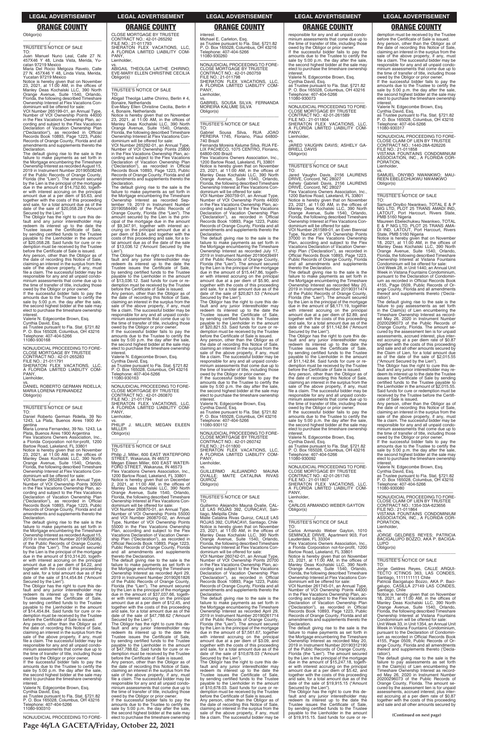Obligor(s)

\_\_\_\_\_\_\_\_\_\_\_\_\_\_\_\_\_\_\_\_\_\_\_\_\_\_\_\_\_\_\_\_\_\_\_/

TRUSTEE'S NOTICE OF SALE

TO:

Juan Manuel Nuno Leal, Calle 27 N. 457X46 Y 48, Linda Vista, Merida, Yucatan 97219 Mexico

Maria Del Rocio Melgoza Ravelo, Calle 27 N. 457X46 Y 48, Linda Vista, Merida, Yucatan 97219 Mexico

Notice is hereby given that on November 23, 2021, at 11:00 AM, in the offices of Manley Deas Kochalski LLC, 390 North Orange Avenue, Suite 1540, Orlando, Florida, the following described Timeshare Ownership Interest at Flex Vacations Condominium will be offered for sale:

VOI Number 265199-01, an Annual Type, Number of VOI Ownership Points 44000 in the Flex Vacations Ownership Plan, according and subject to the Flex Vacations Declaration of Vacation Ownership Plan ("Declaration"), as recorded in Official Records Book 10893, Page 1223, Public Records of Orange County, Florida and all amendments and supplements thereto the Declaration.

The default giving rise to the sale is the failure to make payments as set forth in the Mortgage encumbering the Timeshare Ownership Interest as recorded August 15, 2019 in Instrument Number 20190508246 of the Public Records of Orange County, Florida (the "Lien"). The amount secured by the Lien is the principal of the mortgage due in the amount of $14,752.60, together with interest accruing on the principal amount due at a per diem of $5.63, and together with the costs of this proceeding and sale, for a total amount due as of the date of the sale of $20,058.28 ("Amount Secured by the Lien").

The Obligor has the right to cure this default and any junior interestholder may redeem its interest up to the date the Trustee issues the Certificate of Sale, by sending certified funds to the Trustee payable to the Lienholder in the amount of $20,058.28. Said funds for cure or redemption must be received by the Trustee before the Certificate of Sale is issued.

Any person, other than the Obligor as of the date of recording this Notice of Sale, claiming an interest in the surplus from the sale of the above property, if any, must file a claim. The successful bidder may be responsible for any and all unpaid condominium assessments that come due up to the time of transfer of title, including those owed by the Obligor or prior owner.

If the successful bidder fails to pay the amounts due to the Trustee to certify the sale by 5:00 p.m. the day after the sale, the second highest bidder at the sale may elect to purchase the timeshare ownership interest.

Valerie N. Edgecombe Brown, Esq.
Cynthia David, Esq.
as Trustee pursuant to Fla. Stat. §721.82
P. O. Box 165028, Columbus, OH 43216
Telephone: 407-404-5266
11080-930168

\_\_\_\_\_\_\_\_\_\_\_\_\_\_\_\_\_\_\_\_\_\_\_\_\_\_\_\_\_\_\_\_\_\_\_

NONJUDICIAL PROCEEDING TO FORECLOSE MORTGAGE BY TRUSTEE
CONTRACT NO.: 42-01-265283
FILE NO.: 21-011791
SHERATON FLEX VACATIONS, LLC, A FLORIDA LIMITED LIABILITY COMPANY,
Lienholder,
vs.
DANIEL ROBERTO GERMAN RIDELLA; MARIA LORENA FERNANDEZ
Obligor(s)

\_\_\_\_\_\_\_\_\_\_\_\_\_\_\_\_\_\_\_\_\_\_\_\_\_\_\_\_\_\_\_\_\_\_\_/

TRUSTEE'S NOTICE OF SALE

TO:

Daniel Roberto German Ridella, 39 No 1243, La Plata, Buenos Aires 1900 Argentina

Maria Lorena Fernandez, 39 No. 1243, La Plata, Buenos Aires 1900 Argentina

Flex Vacations Owners Association, Inc., a Florida Corporation not-for-profit, 1200 Bartow Road, Lakeland, FL 33801

Notice is hereby given that on November 23, 2021, at 11:00 AM, in the offices of Manley Deas Kochalski LLC, 390 North Orange Avenue, Suite 1540, Orlando, Florida, the following described Timeshare Ownership Interest at Flex Vacations Condominium will be offered for sale:

VOI Number 265283-01, an Annual Type, Number of VOI Ownership Points 30500 in the Flex Vacations Ownership Plan, according and subject to the Flex Vacations Declaration of Vacation Ownership Plan ("Declaration"), as recorded in Official Records Book 10893, Page 1223, Public Records of Orange County, Florida and all amendments and supplements thereto the Declaration.

The default giving rise to the sale is the failure to make payments as set forth in the Mortgage encumbering the Timeshare Ownership Interest as recorded August 15, 2019 in Instrument Number 20190508362 of the Public Records of Orange County, Florida (the "Lien"). The amount secured by the Lien is the principal of the mortgage due in the amount of $10,314.20, together with interest accruing on the principal amount due at a per diem of $4.22, and together with the costs of this proceeding and sale, for a total amount due as of the date of the sale of $14,454.84 ("Amount Secured by the Lien").

The Obligor has the right to cure this default and any junior interestholder may redeem its interest up to the date the Trustee issues the Certificate of Sale, by sending certified funds to the Trustee payable to the Lienholder in the amount of $14,454.84. Said funds for cure or redemption must be received by the Trustee before the Certificate of Sale is issued.

Any person, other than the Obligor as of the date of recording this Notice of Sale, claiming an interest in the surplus from the sale of the above property, if any, must file a claim. The successful bidder may be responsible for any and all unpaid condominium assessments that come due up to the time of transfer of title, including those owed by the Obligor or prior owner.

If the successful bidder fails to pay the amounts due to the Trustee to certify the sale by 5:00 p.m. the day after the sale, the second highest bidder at the sale may elect to purchase the timeshare ownership interest.

Valerie N. Edgecombe Brown, Esq.
Cynthia David, Esq.
as Trustee pursuant to Fla. Stat. §721.82
P. O. Box 165028, Columbus, OH 43216
Telephone: 407-404-5266
11080-930310

\_\_\_\_\_\_\_\_\_\_\_\_\_\_\_\_\_\_\_\_\_\_\_\_\_\_\_\_\_\_\_\_\_\_\_

NONJUDICIAL PROCEEDING TO FORECLOSE MORTGAGE BY TRUSTEE
CONTRACT NO.: 42-01-265292
FILE NO.: 21-011793
SHERATON FLEX VACATIONS, LLC, A FLORIDA LIMITED LIABILITY COMPANY,
Lienholder,
vs.
ABIGAIL THEOLGA LAITHE CHIRINO; EVE-MARY ELLEN CHRISTINE CECILIA
Obligor(s)

\_\_\_\_\_\_\_\_\_\_\_\_\_\_\_\_\_\_\_\_\_\_\_\_\_\_\_\_\_\_\_\_\_\_\_/

TRUSTEE'S NOTICE OF SALE

TO:

Abigail Theolga Laithe Chirino, Berlin # 4, Bonaire, Netherlands

Eve-Mary Ellen Christine Cecilia, Berlin # 4, Bonaire, Netherlands

Notice is hereby given that on November 23, 2021, at 11:00 AM, in the offices of Manley Deas Kochalski LLC, 390 North Orange Avenue, Suite 1540, Orlando, Florida, the following described Timeshare Ownership Interest at Flex Vacations Condominium will be offered for sale:

VOI Number 265292-01, an Annual Type, Number of VOI Ownership Points 25800 in the Flex Vacations Ownership Plan, according and subject to the Flex Vacations Declaration of Vacation Ownership Plan ("Declaration"), as recorded in Official Records Book 10893, Page 1223, Public Records of Orange County, Florida and all amendments and supplements thereto the Declaration.

The default giving rise to the sale is the failure to make payments as set forth in the Mortgage encumbering the Timeshare Ownership Interest as recorded September 19, 2019 in Instrument Number 20190584490 of the Public Records of Orange County, Florida (the "Lien"). The amount secured by the Lien is the principal of the mortgage due in the amount of $9,347.91, together with interest accruing on the principal amount due at a per diem of $3.84, and together with the costs of this proceeding and sale, for a total amount due as of the date of the sale of $13,036.12 ("Amount Secured by the Lien").

The Obligor has the right to cure this default and any junior interestholder may redeem its interest up to the date the Trustee issues the Certificate of Sale, by sending certified funds to the Trustee payable to the Lienholder in the amount of $13,036.12. Said funds for cure or redemption must be received by the Trustee before the Certificate of Sale is issued.

Any person, other than the Obligor as of the date of recording this Notice of Sale, claiming an interest in the surplus from the sale of the above property, if any, must file a claim. The successful bidder may be responsible for any and all unpaid condominium assessments that come due up to the time of transfer of title, including those owed by the Obligor or prior owner.

If the successful bidder fails to pay the amounts due to the Trustee to certify the sale by 5:00 p.m. the day after the sale, the second highest bidder at the sale may elect to purchase the timeshare ownership interest.

Valerie N. Edgecombe Brown, Esq.
Cynthia David, Esq.
as Trustee pursuant to Fla. Stat. §721.82
P. O. Box 165028, Columbus, OH 43216
Telephone: 407-404-5266
11080-930163

\_\_\_\_\_\_\_\_\_\_\_\_\_\_\_\_\_\_\_\_\_\_\_\_\_\_\_\_\_\_\_\_\_\_\_

NONJUDICIAL PROCEEDING TO FORECLOSE MORTGAGE BY TRUSTEE
CONTRACT NO.: 42-01-260870
FILE NO.: 21-011794
SHERATON FLEX VACATIONS, LLC, A FLORIDA LIMITED LIABILITY COMPANY,
Lienholder,
vs.
PHILIP J. MILLER; MEGAN EILEEN MILLER
Obligor(s)

\_\_\_\_\_\_\_\_\_\_\_\_\_\_\_\_\_\_\_\_\_\_\_\_\_\_\_\_\_\_\_\_\_\_\_/

TRUSTEE'S NOTICE OF SALE

TO:

Philip J. Miller, 600 EAST WATERFORD STREET, Wakarusa, IN 46573

Megan Eileen Miller, 600 EAST WATERFORD STREET, Wakarusa, IN 46573

Flex Vacations Owners Association, Inc., 1200 Bartow Road, Lakeland, FL 33801

Notice is hereby given that on December 2, 2021, at 11:00 AM, in the offices of Manley Deas Kochalski LLC, 390 North Orange Avenue, Suite 1540, Orlando, Florida, the following described Timeshare Ownership Interest at Flex Vacations Condominium will be offered for sale:

VOI Number 260870-01, an Annual Type, Number of VOI Ownership Points 55000 and VOI Number 260870-02, an Annual Type, Number of VOI Ownership Points 55000 in the Flex Vacations Ownership Plan, according and subject to the Flex Vacations Declaration of Vacation Ownership Plan ("Declaration"), as recorded in Official Records Book 10893, Page 1223, Public Records of Orange County, Florida and all amendments and supplements thereto the Declaration.

The default giving rise to the sale is the failure to make payments as set forth in the Mortgage encumbering the Timeshare Ownership Interest as recorded April 29, 2019 in Instrument Number 20190261826 of the Public Records of Orange County, Florida (the "Lien"). The amount secured by the Lien is the principal of the mortgage due in the amount of $37,037.66, together with interest accruing on the principal amount due at a per diem of $12.45, and together with the costs of this proceeding and sale, for a total amount due as of the date of the sale of $47,788.62 ("Amount Secured by the Lien").

The Obligor has the right to cure this default and any junior interestholder may redeem its interest up to the date the Trustee issues the Certificate of Sale, by sending certified funds to the Trustee payable to the Lienholder in the amount of $47,788.62. Said funds for cure or redemption must be received by the Trustee before the Certificate of Sale is issued.

Any person, other than the Obligor as of the date of recording this Notice of Sale, claiming an interest in the surplus from the sale of the above property, if any, must file a claim. The successful bidder may be responsible for any and all unpaid condominium assessments that come due up to the time of transfer of title, including those owed by the Obligor or prior owner.

If the successful bidder fails to pay the amounts due to the Trustee to certify the sale by 5:00 p.m. the day after the sale, the second highest bidder at the sale may elect to purchase the timeshare ownership interest.

Michael E. Carleton, Esq.
as Trustee pursuant to Fla. Stat. §721.82
P. O. Box 165028, Columbus, OH 43216
Telephone: 407-404-5266
11080-930260

\_\_\_\_\_\_\_\_\_\_\_\_\_\_\_\_\_\_\_\_\_\_\_\_\_\_\_\_\_\_\_\_\_\_\_

NONJUDICIAL PROCEEDING TO FORECLOSE MORTGAGE BY TRUSTEE
CONTRACT NO.: 42-01-260759
FILE NO.: 21-011798
SHERATON FLEX VACATIONS, LLC, A FLORIDA LIMITED LIABILITY COMPANY,
Lienholder,
vs.
GABRIEL SOUSA SILVA; FERNANDA MOREIRA KALUME SILVA
Obligor(s)

\_\_\_\_\_\_\_\_\_\_\_\_\_\_\_\_\_\_\_\_\_\_\_\_\_\_\_\_\_\_\_\_\_\_\_/

TRUSTEE'S NOTICE OF SALE

TO:

Gabriel Sousa Silva, RUA JOAO PEREIRA 1745, Floriano, Piaui 64800-740 Brazil

Fernanda Moreira Kalume Silva, RUA FELIX PACHECO, 1075 CENTRO, Floriano, 64800-000 Brazil

Flex Vacations Owners Association, Inc., 1200 Bartow Road, Lakeland, FL 33801

Notice is hereby given that on November 23, 2021, at 11:00 AM, in the offices of Manley Deas Kochalski LLC, 390 North Orange Avenue, Suite 1540, Orlando, Florida, the following described Timeshare Ownership Interest at Flex Vacations Condominium will be offered for sale:

VOI Number 260759-01, an Annual Type, Number of VOI Ownership Points 44000 in the Flex Vacations Ownership Plan, according and subject to the Flex Vacations Declaration of Vacation Ownership Plan ("Declaration"), as recorded in Official Records Book 10893, Page 1223, Public Records of Orange County, Florida and all amendments and supplements thereto the Declaration.

The default giving rise to the sale is the failure to make payments as set forth in the Mortgage encumbering the Timeshare Ownership Interest as recorded July 17, 2019 in Instrument Number 20190439491 of the Public Records of Orange County, Florida (the "Lien"). The amount secured by the Lien is the principal of the mortgage due in the amount of $15,447.86, together with interest accruing on the principal amount due at a per diem of $5.90, and together with the costs of this proceeding and sale, for a total amount due as of the date of the sale of $20,821.53 ("Amount Secured by the Lien").

The Obligor has the right to cure this default and any junior interestholder may redeem its interest up to the date the Trustee issues the Certificate of Sale, by sending certified funds to the Trustee payable to the Lienholder in the amount of $20,821.53. Said funds for cure or redemption must be received by the Trustee before the Certificate of Sale is issued.

Any person, other than the Obligor as of the date of recording this Notice of Sale, claiming an interest in the surplus from the sale of the above property, if any, must file a claim. The successful bidder may be responsible for any and all unpaid condominium assessments that come due up to the time of transfer of title, including those owed by the Obligor or prior owner.

If the successful bidder fails to pay the amounts due to the Trustee to certify the sale by 5:00 p.m. the day after the sale, the second highest bidder at the sale may elect to purchase the timeshare ownership interest.

Valerie N. Edgecombe Brown, Esq.
Cynthia David, Esq.
as Trustee pursuant to Fla. Stat. §721.82
P. O. Box 165028, Columbus, OH 43216
Telephone: 407-404-5266
11080-930112

\_\_\_\_\_\_\_\_\_\_\_\_\_\_\_\_\_\_\_\_\_\_\_\_\_\_\_\_\_\_\_\_\_\_\_

NONJUDICIAL PROCEEDING TO FORECLOSE MORTGAGE BY TRUSTEE
CONTRACT NO.: 42-01-260742
FILE NO.: 21-011800
SHERATON FLEX VACATIONS, LLC, A FLORIDA LIMITED LIABILITY COMPANY,
Lienholder,
vs.
GUILLERMO ALEJANDRO MAUNA OVALLE; MAITE CATALINA RIVAS QUIROZ
Obligor(s)

\_\_\_\_\_\_\_\_\_\_\_\_\_\_\_\_\_\_\_\_\_\_\_\_\_\_\_\_\_\_\_\_\_\_\_/

TRUSTEE'S NOTICE OF SALE

TO:

Guillermo Alejandro Mauna Ovalle, CALLE LAS ROJAS 392, CURACAVI, Santiago, Melipilla Chile

Maite Catalina Rivas Quiroz, CALLE LAS ROJAS 392, CURACAVI, Santiago, Chile

Notice is hereby given that on November 23, 2021, at 11:00 AM, in the offices of Manley Deas Kochalski LLC, 390 North Orange Avenue, Suite 1540, Orlando, Florida, the following described Timeshare Ownership Interest at Flex Vacations Condominium will be offered for sale:

VOI Number 260742-01, an Annual Type, Number of VOI Ownership Points 20700 in the Flex Vacations Ownership Plan, according and subject to the Flex Vacations Declaration of Vacation Ownership Plan ("Declaration"), as recorded in Official Records Book 10893, Page 1223, Public Records of Orange County, Florida and all amendments and supplements thereto the Declaration.

The default giving rise to the sale is the failure to make payments as set forth in the Mortgage encumbering the Timeshare Ownership Interest as recorded April 29, 2019 in Instrument Number 20190261714 of the Public Records of Orange County, Florida (the "Lien"). The amount secured by the Lien is the principal of the mortgage due in the amount of $7,561.67, together with interest accruing on the principal amount due at a per diem of $3.09, and together with the costs of this proceeding and sale, for a total amount due as of the date of the sale of $10,678.03 ("Amount Secured by the Lien").

The Obligor has the right to cure this default and any junior interestholder may redeem its interest up to the date the Trustee issues the Certificate of Sale, by sending certified funds to the Trustee payable to the Lienholder in the amount of $10,678.03. Said funds for cure or redemption must be received by the Trustee before the Certificate of Sale is issued.

Any person, other than the Obligor as of the date of recording this Notice of Sale, claiming an interest in the surplus from the sale of the above property, if any, must file a claim. The successful bidder may be responsible for any and all unpaid condominium assessments that come due up to the time of transfer of title, including those owed by the Obligor or prior owner.

If the successful bidder fails to pay the amounts due to the Trustee to certify the sale by 5:00 p.m. the day after the sale, the second highest bidder at the sale may elect to purchase the timeshare ownership interest.

Valerie N. Edgecombe Brown, Esq.
Cynthia David, Esq.
as Trustee pursuant to Fla. Stat. §721.82
P. O. Box 165028, Columbus, OH 43216
Telephone: 407-404-5266
11080-930073

\_\_\_\_\_\_\_\_\_\_\_\_\_\_\_\_\_\_\_\_\_\_\_\_\_\_\_\_\_\_\_\_\_\_\_

NONJUDICIAL PROCEEDING TO FORECLOSE MORTGAGE BY TRUSTEE
CONTRACT NO.: 42-01-261589
FILE NO.: 21-011804
SHERATON FLEX VACATIONS, LLC, A FLORIDA LIMITED LIABILITY COMPANY,
Lienholder,
vs.
JARED VAUGHN DAVIS; ASHELY GABRIELL DAVIS
Obligor(s)

\_\_\_\_\_\_\_\_\_\_\_\_\_\_\_\_\_\_\_\_\_\_\_\_\_\_\_\_\_\_\_\_\_\_\_/

TRUSTEE'S NOTICE OF SALE

TO:

Jared Vaughn Davis, 2156 LAURENS DRIVE, Concord, NC 28027

Ashely Gabriell Davis, 2156 LAURENS DRIVE, Concord, NC 28027

Flex Vacations Owners Association, Inc., 1200 Bartow Road, Lakeland, FL 33801

Notice is hereby given that on November 23, 2021, at 11:00 AM, in the offices of Manley Deas Kochalski LLC, 390 North Orange Avenue, Suite 1540, Orlando, Florida, the following described Timeshare Ownership Interest at Flex Vacations Condominium will be offered for sale:

VOI Number 261589-01, an Even Biennial Type, Number of VOI Ownership Points 37000 in the Flex Vacations Ownership Plan, according and subject to the Flex Vacations Declaration of Vacation Ownership Plan ("Declaration"), as recorded in Official Records Book 10893, Page 1223, Public Records of Orange County, Florida and all amendments and supplements thereto the Declaration.

The default giving rise to the sale is the failure to make payments as set forth in the Mortgage encumbering the Timeshare Ownership Interest as recorded May 20, 2019 in Instrument Number 20190311474 of the Public Records of Orange County, Florida (the "Lien"). The amount secured by the Lien is the principal of the mortgage due in the amount of $8,171.19, together with interest accruing on the principal amount due at a per diem of $2.89, and together with the costs of this proceeding and sale, for a total amount due as of the date of the sale of $11,142.84 ("Amount Secured by the Lien").

The Obligor has the right to cure this default and any junior interestholder may redeem its interest up to the date the Trustee issues the Certificate of Sale, by sending certified funds to the Trustee payable to the Lienholder in the amount of $11,142.84. Said funds for cure or redemption must be received by the Trustee before the Certificate of Sale is issued.

Any person, other than the Obligor as of the date of recording this Notice of Sale, claiming an interest in the surplus from the sale of the above property, if any, must file a claim. The successful bidder may be responsible for any and all unpaid condominium assessments that come due up to the time of transfer of title, including those owed by the Obligor or prior owner.

If the successful bidder fails to pay the amounts due to the Trustee to certify the sale by 5:00 p.m. the day after the sale, the second highest bidder at the sale may elect to purchase the timeshare ownership interest.

Valerie N. Edgecombe Brown, Esq.
Cynthia David, Esq.
as Trustee pursuant to Fla. Stat. §721.82
P. O. Box 165028, Columbus, OH 43216
Telephone: 407-404-5266
11080-930092

\_\_\_\_\_\_\_\_\_\_\_\_\_\_\_\_\_\_\_\_\_\_\_\_\_\_\_\_\_\_\_\_\_\_\_

NONJUDICIAL PROCEEDING TO FORECLOSE MORTGAGE BY TRUSTEE
CONTRACT NO.: 42-01-261745
FILE NO.: 21-011807
SHERATON FLEX VACATIONS, LLC, A FLORIDA LIMITED LIABILITY COMPANY,
Lienholder,
vs.
CARLOS ARMANDO WEBER GAYTON
Obligor(s)

\_\_\_\_\_\_\_\_\_\_\_\_\_\_\_\_\_\_\_\_\_\_\_\_\_\_\_\_\_\_\_\_\_\_\_/

TRUSTEE'S NOTICE OF SALE

TO:

Carlos Armando Weber Gayton, 1010 SEMINOLE DRIVE, Apartment 903, Fort Lauderdale, FL 33304

Flex Vacations Owners Association, Inc., a Florida Corporation not-for-profit, 1200 Bartow Road, Lakeland, FL 33801

Notice is hereby given that on November 23, 2021, at 11:00 AM, in the offices of Manley Deas Kochalski LLC, 390 North Orange Avenue, Suite 1540, Orlando, Florida, the following described Timeshare Ownership Interest at Flex Vacations Condominium will be offered for sale:

VOI Number 261745-01, an Annual Type, Number of VOI Ownership Points 44000 in the Flex Vacations Ownership Plan, according and subject to the Flex Vacations Declaration of Vacation Ownership Plan ("Declaration"), as recorded in Official Records Book 10893, Page 1223, Public Records of Orange County, Florida and all amendments and supplements thereto the Declaration.

The default giving rise to the sale is the failure to make payments as set forth in the Mortgage encumbering the Timeshare Ownership Interest as recorded May 20, 2019 in Instrument Number 20190312190 of the Public Records of Orange County, Florida (the "Lien"). The amount secured by the Lien is the principal of the mortgage due in the amount of $15,247.18, together with interest accruing on the principal amount due at a per diem of $5.42, and together with the costs of this proceeding and sale, for a total amount due as of the date of the sale of $19,915.15 ("Amount Secured by the Lien").

The Obligor has the right to cure this default and any junior interestholder may redeem its interest up to the date the Trustee issues the Certificate of Sale, by sending certified funds to the Trustee payable to the Lienholder in the amount of $19,915.15. Said funds for cure or redemption must be received by the Trustee before the Certificate of Sale is issued.

Any person, other than the Obligor as of the date of recording this Notice of Sale, claiming an interest in the surplus from the sale of the above property, if any, must file a claim. The successful bidder may be responsible for any and all unpaid condominium assessments that come due up to the time of transfer of title, including those owed by the Obligor or prior owner.

If the successful bidder fails to pay the amounts due to the Trustee to certify the sale by 5:00 p.m. the day after the sale, the second highest bidder at the sale may elect to purchase the timeshare ownership interest.

Valerie N. Edgecombe Brown, Esq.
Cynthia David, Esq.
as Trustee pursuant to Fla. Stat. §721.82
P. O. Box 165028, Columbus, OH 43216
Telephone: 407-404-5266
11080-930317

\_\_\_\_\_\_\_\_\_\_\_\_\_\_\_\_\_\_\_\_\_\_\_\_\_\_\_\_\_\_\_\_\_\_\_

NONJUDICIAL PROCEEDING TO FORECLOSE CLAIM OF LIEN BY TRUSTEE
CONTRACT NO.: 1440-28A-626226
FILE NO.: 21-011858
VISTANA FOUNTAINS CONDOMINIUM ASSOCIATION, INC., A FLORIDA CORPORATION,
Lienholder,
vs.
SAMUEL ONYIBO NWANKWO; MAUREEN EBELECHUKWU NWANKWO
Obligor(s)

\_\_\_\_\_\_\_\_\_\_\_\_\_\_\_\_\_\_\_\_\_\_\_\_\_\_\_\_\_\_\_\_\_\_\_/

TRUSTEE'S NOTICE OF SALE

TO:

Samuel Onyibo Nwankwo, TOTAL E & P NIG LTD, PLOT 25 TRANS AMADI IND, LATOUT, Port Harcourt, Rivers State, PMB 5160 Nigeria

Maureen Ebelechukwu Nwankwo, TOTAL E & P NIG LTD, PLOT 25 TRANS AMADI IND, LATOUT, Port Harcourt, Rivers State, PMB 5160 Nigeria

Notice is hereby given that on November 18, 2021, at 11:00 AM, in the offices of Manley Deas Kochalski LLC, 390 North Orange Avenue, Suite 1540, Orlando, Florida, the following described Timeshare Ownership Interest at Vistana Fountains Condominium will be offered for sale:

Unit Week 28, in Unit 1440, an Annual Unit Week in Vistana Fountains Condominium, pursuant to the Declaration of Condominium as recorded in Official Records Book 4155, Page 0509, Public Records of Orange County, Florida and all amendments thereof and supplements thereto ('Declaration').

The default giving rise to the sale is the failure to pay assessments as set forth in the Claim(s) of Lien encumbering the Timeshare Ownership Interest as recorded May 26, 2020 in Instrument Number 20200296073 of the Public Records of Orange County, Florida. The amount secured by the assessment lien is for unpaid assessments, accrued interest, plus interest accruing at a per diem rate of $0.87 together with the costs of this proceeding and sale and all other amounts secured by the Claim of Lien, for a total amount due as of the date of the sale of $2,015.55 ("Amount Secured by the Lien").

The Obligor has the right to cure this default and any junior interestholder may redeem its interest up to the date the Trustee issues the Certificate of Sale by sending certified funds to the Trustee payable to the Lienholder in the amount of $2,015.55. Said funds for cure or redemption must be received by the Trustee before the Certificate of Sale is issued.

Any person, other than the Obligor as of the date of recording this Notice of Sale, claiming an interest in the surplus from the sale of the above property, if any, must file a claim. The successful bidder may be responsible for any and all unpaid condominium assessments that come due up to the time of transfer of title, including those owed by the Obligor or prior owner.

If the successful bidder fails to pay the amounts due to the Trustee to certify the sale by 5:00 p.m. the day after the sale, the second highest bidder at the sale may elect to purchase the timeshare ownership interest.

Valerie N. Edgecombe Brown, Esq.
Cynthia David, Esq.
as Trustee pursuant to Fla. Stat. §721.82
P. O. Box 165028, Columbus, OH 43216
Telephone: 407-404-5266
11080-930080

\_\_\_\_\_\_\_\_\_\_\_\_\_\_\_\_\_\_\_\_\_\_\_\_\_\_\_\_\_\_\_\_\_\_\_

NONJUDICIAL PROCEEDING TO FORECLOSE CLAIM OF LIEN BY TRUSTEE
CONTRACT NO.: 1354-33A-623656
FILE NO.: 21-011864
VISTANA FOUNTAINS CONDOMINIUM ASSOCIATION, INC., A FLORIDA CORPORATION,
Lienholder,
vs.
JORGE GELDRES REYES; PATRICIA BACIGALUPO BOZZO, AKA P. BACIGALUPO
Obligor(s)

\_\_\_\_\_\_\_\_\_\_\_\_\_\_\_\_\_\_\_\_\_\_\_\_\_\_\_\_\_\_\_\_\_\_\_/

TRUSTEE'S NOTICE OF SALE

TO:

Jorge Geldres Reyes, CALLE ARQUITECTO ICTINOS 363, LAS CONDES, Santiago, 1111111111 Chile

Patricia Bacigalupo Bozzo, AKA P. Bacigalupo, CASILLA 27149 LAS CONDES, Santiago, Chile

Notice is hereby given that on November 18, 2021, at 11:00 AM, in the offices of Manley Deas Kochalski LLC, 390 North Orange Avenue, Suite 1540, Orlando, Florida, the following described Timeshare Ownership Interest at Vistana Fountains Condominium will be offered for sale:

Unit Week 33, in Unit 1354, an Annual Unit Week in Vistana Fountains Condominium, pursuant to the Declaration of Condominium as recorded in Official Records Book 4155, Page 0509, Public Records of Orange County, Florida and all amendments thereof and supplements thereto ('Declaration').

The default giving rise to the sale is the failure to pay assessments as set forth in the Claim(s) of Lien encumbering the Timeshare Ownership Interest as recorded May 26, 2020 in Instrument Number 20200296073 of the Public Records of Orange County, Florida. The amount secured by the assessment lien is for unpaid assessments, accrued interest, plus interest accruing at a per diem rate of $0.87 together with the costs of this proceeding and sale and all other amounts secured by

**(Continued on next page)**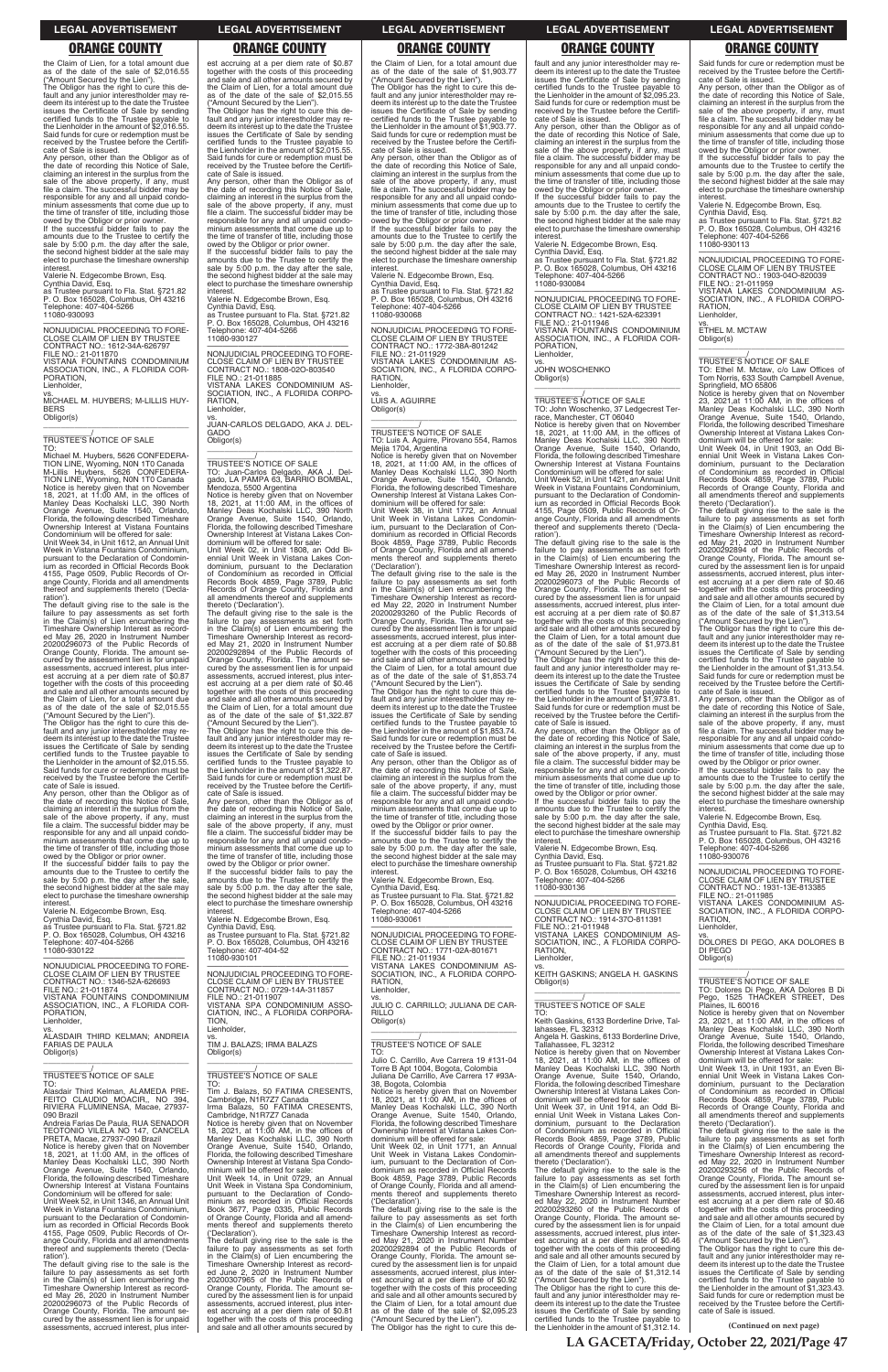the Claim of Lien, for a total amount due as of the date of the sale of $2,016.55 ("Amount Secured by the Lien").

The Obligor has the right to cure this default and any junior interestholder may redeem its interest up to the date the Trustee issues the Certificate of Sale by sending certified funds to the Trustee payable to the Lienholder in the amount of $2,016.55. Said funds for cure or redemption must be received by the Trustee before the Certificate of Sale is issued.

Any person, other than the Obligor as of the date of recording this Notice of Sale, claiming an interest in the surplus from the sale of the above property, if any, must file a claim. The successful bidder may be responsible for any and all unpaid condominium assessments that come due up to the time of transfer of title, including those owed by the Obligor or prior owner.

If the successful bidder fails to pay the amounts due to the Trustee to certify the sale by 5:00 p.m. the day after the sale, the second highest bidder at the sale may elect to purchase the timeshare ownership interest.

Valerie N. Edgecombe Brown, Esq.
Cynthia David, Esq.
as Trustee pursuant to Fla. Stat. §721.82
P. O. Box 165028, Columbus, OH 43216
Telephone: 407-404-5266
11080-930093

---

NONJUDICIAL PROCEEDING TO FORECLOSE CLAIM OF LIEN BY TRUSTEE
CONTRACT NO.: 1612-34A-626797
FILE NO.: 21-011870
VISTANA FOUNTAINS CONDOMINIUM ASSOCIATION, INC., A FLORIDA CORPORATION,
Lienholder,
vs.
MICHAEL M. HUYBERS; M-LILLIS HUYBERS
Obligor(s)

TRUSTEE'S NOTICE OF SALE
TO:
Michael M. Huybers, 5626 CONFEDERATION LINE, Wyoming, N0N 1T0 Canada
M-Lillis Huybers, 5626 CONFEDERATION LINE, Wyoming, N0N 1T0 Canada

Notice is hereby given that on November 18, 2021, at 11:00 AM, in the offices of Manley Deas Kochalski LLC, 390 North Orange Avenue, Suite 1540, Orlando, Florida, the following described Timeshare Ownership Interest at Vistana Fountains Condominium will be offered for sale:

Unit Week 34, in Unit 1612, an Annual Unit Week in Vistana Fountains Condominium, pursuant to the Declaration of Condominium as recorded in Official Records Book 4155, Page 0509, Public Records of Orange County, Florida and all amendments thereof and supplements thereto ('Declaration').

The default giving rise to the sale is the failure to pay assessments as set forth in the Claim(s) of Lien encumbering the Timeshare Ownership Interest as recorded May 26, 2020 in Instrument Number 20200296073 of the Public Records of Orange County, Florida. The amount secured by the assessment lien is for unpaid assessments, accrued interest, plus interest accruing at a per diem rate of $0.87 together with the costs of this proceeding and sale and all other amounts secured by the Claim of Lien, for a total amount due as of the date of the sale of $2,015.55 ("Amount Secured by the Lien").

The Obligor has the right to cure this default and any junior interestholder may redeem its interest up to the date the Trustee issues the Certificate of Sale by sending certified funds to the Trustee payable to the Lienholder in the amount of $2,015.55. Said funds for cure or redemption must be received by the Trustee before the Certificate of Sale is issued.

Any person, other than the Obligor as of the date of recording this Notice of Sale, claiming an interest in the surplus from the sale of the above property, if any, must file a claim. The successful bidder may be responsible for any and all unpaid condominium assessments that come due up to the time of transfer of title, including those owed by the Obligor or prior owner.

If the successful bidder fails to pay the amounts due to the Trustee to certify the sale by 5:00 p.m. the day after the sale, the second highest bidder at the sale may elect to purchase the timeshare ownership interest.

Valerie N. Edgecombe Brown, Esq.
Cynthia David, Esq.
as Trustee pursuant to Fla. Stat. §721.82
P. O. Box 165028, Columbus, OH 43216
Telephone: 407-404-5266
11080-930122

---

NONJUDICIAL PROCEEDING TO FORECLOSE CLAIM OF LIEN BY TRUSTEE
CONTRACT NO.: 1346-52A-626693
FILE NO.: 21-011874
VISTANA FOUNTAINS CONDOMINIUM ASSOCIATION, INC., A FLORIDA CORPORATION,
Lienholder,
vs.
ALASDAIR THIRD KELMAN; ANDREIA FARIAS DE PAULA
Obligor(s)

TRUSTEE'S NOTICE OF SALE
TO:
Alasdair Third Kelman, ALAMEDA PREFEITO CLAUDIO MOACIR, NO 394, RIVIERA FLUMINENSA, Macae, 27937-090 Brazil
Andreia Farias De Paula, RUA SENADOR TEOTONIO VILELA NO 147, CANCELA PRETA, Macae, 27937-090 Brazil

Notice is hereby given that on November 18, 2021, at 11:00 AM, in the offices of Manley Deas Kochalski LLC, 390 North Orange Avenue, Suite 1540, Orlando, Florida, the following described Timeshare Ownership Interest at Vistana Fountains Condominium will be offered for sale:

Unit Week 52, in Unit 1346, an Annual Unit Week in Vistana Fountains Condominium, pursuant to the Declaration of Condominium as recorded in Official Records Book 4155, Page 0509, Public Records of Orange County, Florida and all amendments thereof and supplements thereto ('Declaration').

The default giving rise to the sale is the failure to pay assessments as set forth in the Claim(s) of Lien encumbering the Timeshare Ownership Interest as recorded May 26, 2020 in Instrument Number 20200296073 of the Public Records of Orange County, Florida. The amount secured by the assessment lien is for unpaid assessments, accrued interest, plus interest accruing at a per diem rate of $0.87 together with the costs of this proceeding and sale and all other amounts secured by the Claim of Lien, for a total amount due as of the date of the sale of $2,015.55 ("Amount Secured by the Lien").

The Obligor has the right to cure this default and any junior interestholder may redeem its interest up to the date the Trustee issues the Certificate of Sale by sending certified funds to the Trustee payable to the Lienholder in the amount of $2,015.55. Said funds for cure or redemption must be received by the Trustee before the Certificate of Sale is issued.

Any person, other than the Obligor as of the date of recording this Notice of Sale, claiming an interest in the surplus from the sale of the above property, if any, must file a claim. The successful bidder may be responsible for any and all unpaid condominium assessments that come due up to the time of transfer of title, including those owed by the Obligor or prior owner.

If the successful bidder fails to pay the amounts due to the Trustee to certify the sale by 5:00 p.m. the day after the sale, the second highest bidder at the sale may elect to purchase the timeshare ownership interest.

Valerie N. Edgecombe Brown, Esq.
Cynthia David, Esq.
as Trustee pursuant to Fla. Stat. §721.82
P. O. Box 165028, Columbus, OH 43216
Telephone: 407-404-5266
11080-930127

---

NONJUDICIAL PROCEEDING TO FORECLOSE CLAIM OF LIEN BY TRUSTEE
CONTRACT NO.: 1808-02O-803540
FILE NO.: 21-011885
VISTANA LAKES CONDOMINIUM ASSOCIATION, INC., A FLORIDA CORPORATION,
Lienholder,
vs.
JUAN-CARLOS DELGADO, AKA J. DELGADO
Obligor(s)

TRUSTEE'S NOTICE OF SALE
TO: Juan-Carlos Delgado, AKA J. Delgado, LA PAMPA 63, BARRIO BOMBAL, Mendoza, 5500 Argentina

Notice is hereby given that on November 18, 2021, at 11:00 AM, in the offices of Manley Deas Kochalski LLC, 390 North Orange Avenue, Suite 1540, Orlando, Florida, the following described Timeshare Ownership Interest at Vistana Lakes Condominium will be offered for sale:

Unit Week 02, in Unit 1808, an Odd Biennial Unit Week in Vistana Lakes Condominium, pursuant to the Declaration of Condominium as recorded in Official Records Book 4859, Page 3789, Public Records of Orange County, Florida and all amendments thereof and supplements thereto ('Declaration').

The default giving rise to the sale is the failure to pay assessments as set forth in the Claim(s) of Lien encumbering the Timeshare Ownership Interest as recorded May 21, 2020 in Instrument Number 20200292894 of the Public Records of Orange County, Florida. The amount secured by the assessment lien is for unpaid assessments, accrued interest, plus interest accruing at a per diem rate of $0.46 together with the costs of this proceeding and sale and all other amounts secured by the Claim of Lien, for a total amount due as of the date of the sale of $1,322.87 ("Amount Secured by the Lien").

The Obligor has the right to cure this default and any junior interestholder may redeem its interest up to the date the Trustee issues the Certificate of Sale by sending certified funds to the Trustee payable to the Lienholder in the amount of $1,322.87. Said funds for cure or redemption must be received by the Trustee before the Certificate of Sale is issued.

Any person, other than the Obligor as of the date of recording this Notice of Sale, claiming an interest in the surplus from the sale of the above property, if any, must file a claim. The successful bidder may be responsible for any and all unpaid condominium assessments that come due up to the time of transfer of title, including those owed by the Obligor or prior owner.

If the successful bidder fails to pay the amounts due to the Trustee to certify the sale by 5:00 p.m. the day after the sale, the second highest bidder at the sale may elect to purchase the timeshare ownership interest.

Valerie N. Edgecombe Brown, Esq.
Cynthia David, Esq.
as Trustee pursuant to Fla. Stat. §721.82
P. O. Box 165028, Columbus, OH 43216
Telephone: 407-404-52
11080-930101

---

NONJUDICIAL PROCEEDING TO FORECLOSE CLAIM OF LIEN BY TRUSTEE
CONTRACT NO.: 0729-14A-311857
FILE NO.: 21-011907
VISTANA SPA CONDOMINIUM ASSOCIATION, INC., A FLORIDA CORPORATION,
Lienholder,
vs.
TIM J. BALAZS; IRMA BALAZS
Obligor(s)

TRUSTEE'S NOTICE OF SALE
TO:
Tim J. Balazs, 50 FATIMA CRESENTS, Cambridge, N1R7Z7 Canada
Irma Balazs, 50 FATIMA CRESENTS, Cambridge, N1R7Z7 Canada

Notice is hereby given that on November 18, 2021, at 11:00 AM, in the offices of Manley Deas Kochalski LLC, 390 North Orange Avenue, Suite 1540, Orlando, Florida, the following described Timeshare Ownership Interest at Vistana Spa Condominium will be offered for sale:

Unit Week 14, in Unit 0729, an Annual Unit Week in Vistana Spa Condominium, pursuant to the Declaration of Condominium as recorded in Official Records Book 3677, Page 0335, Public Records of Orange County, Florida and all amendments thereof and supplements thereto ('Declaration').

The default giving rise to the sale is the failure to pay assessments as set forth in the Claim(s) of Lien encumbering the Timeshare Ownership Interest as recorded June 2, 2020 in Instrument Number 20200307965 of the Public Records of Orange County, Florida. The amount secured by the assessment lien is for unpaid assessments, accrued interest, plus interest accruing at a per diem rate of $0.81 together with the costs of this proceeding and sale and all other amounts secured by the Claim of Lien, for a total amount due as of the date of the sale of $1,903.77 ("Amount Secured by the Lien").

The Obligor has the right to cure this default and any junior interestholder may redeem its interest up to the date the Trustee issues the Certificate of Sale by sending certified funds to the Trustee payable to the Lienholder in the amount of $1,903.77. Said funds for cure or redemption must be received by the Trustee before the Certificate of Sale is issued.

Any person, other than the Obligor as of the date of recording this Notice of Sale, claiming an interest in the surplus from the sale of the above property, if any, must file a claim. The successful bidder may be responsible for any and all unpaid condominium assessments that come due up to the time of transfer of title, including those owed by the Obligor or prior owner.

If the successful bidder fails to pay the amounts due to the Trustee to certify the sale by 5:00 p.m. the day after the sale, the second highest bidder at the sale may elect to purchase the timeshare ownership interest.

Valerie N. Edgecombe Brown, Esq.
Cynthia David, Esq.
as Trustee pursuant to Fla. Stat. §721.82
P. O. Box 165028, Columbus, OH 43216
Telephone: 407-404-5266
11080-930068

---

NONJUDICIAL PROCEEDING TO FORECLOSE CLAIM OF LIEN BY TRUSTEE
CONTRACT NO.: 1772-38A-801242
FILE NO.: 21-011929
VISTANA LAKES CONDOMINIUM ASSOCIATION, INC., A FLORIDA CORPORATION,
Lienholder,
vs.
LUIS A. AGUIRRE
Obligor(s)

TRUSTEE'S NOTICE OF SALE
TO: Luis A. Aguirre, Pirovano 554, Ramos Mejia 1704, Argentina

Notice is hereby given that on November 18, 2021, at 11:00 AM, in the offices of Manley Deas Kochalski LLC, 390 North Orange Avenue, Suite 1540, Orlando, Florida, the following described Timeshare Ownership Interest at Vistana Lakes Condominium will be offered for sale:

Unit Week 38, in Unit 1772, an Annual Unit Week in Vistana Lakes Condominium, pursuant to the Declaration of Condominium as recorded in Official Records Book 4859, Page 3789, Public Records of Orange County, Florida and all amendments thereof and supplements thereto ('Declaration').

The default giving rise to the sale is the failure to pay assessments as set forth in the Claim(s) of Lien encumbering the Timeshare Ownership Interest as recorded May 22, 2020 in Instrument Number 20200293260 of the Public Records of Orange County, Florida. The amount secured by the assessment lien is for unpaid assessments, accrued interest, plus interest accruing at a per diem rate of $0.88 together with the costs of this proceeding and sale and all other amounts secured by the Claim of Lien, for a total amount due as of the date of the sale of $1,853.74 ("Amount Secured by the Lien").

The Obligor has the right to cure this default and any junior interestholder may redeem its interest up to the date the Trustee issues the Certificate of Sale by sending certified funds to the Trustee payable to the Lienholder in the amount of $1,853.74. Said funds for cure or redemption must be received by the Trustee before the Certificate of Sale is issued.

Any person, other than the Obligor as of the date of recording this Notice of Sale, claiming an interest in the surplus from the sale of the above property, if any, must file a claim. The successful bidder may be responsible for any and all unpaid condominium assessments that come due up to the time of transfer of title, including those owed by the Obligor or prior owner.

If the successful bidder fails to pay the amounts due to the Trustee to certify the sale by 5:00 p.m. the day after the sale, the second highest bidder at the sale may elect to purchase the timeshare ownership interest.

Valerie N. Edgecombe Brown, Esq.
Cynthia David, Esq.
as Trustee pursuant to Fla. Stat. §721.82
P. O. Box 165028, Columbus, OH 43216
Telephone: 407-404-5266
11080-930061

---

NONJUDICIAL PROCEEDING TO FORECLOSE CLAIM OF LIEN BY TRUSTEE
CONTRACT NO.: 1771-02A-801671
FILE NO.: 21-011934
VISTANA LAKES CONDOMINIUM ASSOCIATION, INC., A FLORIDA CORPORATION,
Lienholder,
vs.
JULIO C. CARRILLO; JULIANA DE CARRILLO
Obligor(s)

TRUSTEE'S NOTICE OF SALE
TO:
Julio C. Carrillo, Ave Carrera 19 #131-04 Torre B Apt 1004, Bogota, Colombia
Juliana De Carrillo, Ave Carrera 17 #93A-38, Bogota, Colombia

Notice is hereby given that on November 18, 2021, at 11:00 AM, in the offices of Manley Deas Kochalski LLC, 390 North Orange Avenue, Suite 1540, Orlando, Florida, the following described Timeshare Ownership Interest at Vistana Lakes Condominium will be offered for sale:

Unit Week 02, in Unit 1771, an Annual Unit Week in Vistana Lakes Condominium, pursuant to the Declaration of Condominium as recorded in Official Records Book 4859, Page 3789, Public Records of Orange County, Florida and all amendments thereof and supplements thereto ('Declaration').

The default giving rise to the sale is the failure to pay assessments as set forth in the Claim(s) of Lien encumbering the Timeshare Ownership Interest as recorded May 21, 2020 in Instrument Number 20200292894 of the Public Records of Orange County, Florida. The amount secured by the assessment lien is for unpaid assessments, accrued interest, plus interest accruing at a per diem rate of $0.92 together with the costs of this proceeding and sale and all other amounts secured by the Claim of Lien, for a total amount due as of the date of the sale of $2,095.23 ("Amount Secured by the Lien").

The Obligor has the right to cure this default and any junior interestholder may redeem its interest up to the date the Trustee issues the Certificate of Sale by sending certified funds to the Trustee payable to the Lienholder in the amount of $2,095.23. Said funds for cure or redemption must be received by the Trustee before the Certificate of Sale is issued.

Any person, other than the Obligor as of the date of recording this Notice of Sale, claiming an interest in the surplus from the sale of the above property, if any, must file a claim. The successful bidder may be responsible for any and all unpaid condominium assessments that come due up to the time of transfer of title, including those owed by the Obligor or prior owner.

If the successful bidder fails to pay the amounts due to the Trustee to certify the sale by 5:00 p.m. the day after the sale, the second highest bidder at the sale may elect to purchase the timeshare ownership interest.

Valerie N. Edgecombe Brown, Esq.
Cynthia David, Esq.
as Trustee pursuant to Fla. Stat. §721.82
P. O. Box 165028, Columbus, OH 43216
Telephone: 407-404-5266
11080-930084

---

NONJUDICIAL PROCEEDING TO FORECLOSE CLAIM OF LIEN BY TRUSTEE
CONTRACT NO.: 1421-52A-623391
FILE NO.: 21-011946
VISTANA FOUNTAINS CONDOMINIUM ASSOCIATION, INC., A FLORIDA CORPORATION,
Lienholder,
vs.
JOHN WOSCHENKO
Obligor(s)

TRUSTEE'S NOTICE OF SALE
TO: John Woschenko, 37 Ledgecrest Terrace, Manchester, CT 06040

Notice is hereby given that on November 18, 2021, at 11:00 AM, in the offices of Manley Deas Kochalski LLC, 390 North Orange Avenue, Suite 1540, Orlando, Florida, the following described Timeshare Ownership Interest at Vistana Fountains Condominium will be offered for sale:

Unit Week 52, in Unit 1421, an Annual Unit Week in Vistana Fountains Condominium, pursuant to the Declaration of Condominium as recorded in Official Records Book 4155, Page 0509, Public Records of Orange County, Florida and all amendments thereof and supplements thereto ('Declaration').

The default giving rise to the sale is the failure to pay assessments as set forth in the Claim(s) of Lien encumbering the Timeshare Ownership Interest as recorded May 26, 2020 in Instrument Number 20200296073 of the Public Records of Orange County, Florida. The amount secured by the assessment lien is for unpaid assessments, accrued interest, plus interest accruing at a per diem rate of $0.87 together with the costs of this proceeding and sale and all other amounts secured by the Claim of Lien, for a total amount due as of the date of the sale of $1,973.81 ("Amount Secured by the Lien").

The Obligor has the right to cure this default and any junior interestholder may redeem its interest up to the date the Trustee issues the Certificate of Sale by sending certified funds to the Trustee payable to the Lienholder in the amount of $1,973.81. Said funds for cure or redemption must be received by the Trustee before the Certificate of Sale is issued.

Any person, other than the Obligor as of the date of recording this Notice of Sale, claiming an interest in the surplus from the sale of the above property, if any, must file a claim. The successful bidder may be responsible for any and all unpaid condominium assessments that come due up to the time of transfer of title, including those owed by the Obligor or prior owner.

If the successful bidder fails to pay the amounts due to the Trustee to certify the sale by 5:00 p.m. the day after the sale, the second highest bidder at the sale may elect to purchase the timeshare ownership interest.

Valerie N. Edgecombe Brown, Esq.
Cynthia David, Esq.
as Trustee pursuant to Fla. Stat. §721.82
P. O. Box 165028, Columbus, OH 43216
Telephone: 407-404-5266
11080-930136

---

NONJUDICIAL PROCEEDING TO FORECLOSE CLAIM OF LIEN BY TRUSTEE
CONTRACT NO.: 1914-37O-811391
FILE NO.: 21-011948
VISTANA LAKES CONDOMINIUM ASSOCIATION, INC., A FLORIDA CORPORATION,
Lienholder,
vs.
KEITH GASKINS; ANGELA H. GASKINS
Obligor(s)

TRUSTEE'S NOTICE OF SALE
TO:
Keith Gaskins, 6133 Borderline Drive, Tallahassee, FL 32312
Angela H. Gaskins, 6133 Borderline Drive, Tallahassee, FL 32312

Notice is hereby given that on November 18, 2021, at 11:00 AM, in the offices of Manley Deas Kochalski LLC, 390 North Orange Avenue, Suite 1540, Orlando, Florida, the following described Timeshare Ownership Interest at Vistana Lakes Condominium will be offered for sale:

Unit Week 37, in Unit 1914, an Odd Biennial Unit Week in Vistana Lakes Condominium, pursuant to the Declaration of Condominium as recorded in Official Records Book 4859, Page 3789, Public Records of Orange County, Florida and all amendments thereof and supplements thereto ('Declaration').

The default giving rise to the sale is the failure to pay assessments as set forth in the Claim(s) of Lien encumbering the Timeshare Ownership Interest as recorded May 22, 2020 in Instrument Number 20200293260 of the Public Records of Orange County, Florida. The amount secured by the assessment lien is for unpaid assessments, accrued interest, plus interest accruing at a per diem rate of $0.46 together with the costs of this proceeding and sale and all other amounts secured by the Claim of Lien, for a total amount due as of the date of the sale of $1,312.14 ("Amount Secured by the Lien").

The Obligor has the right to cure this default and any junior interestholder may redeem its interest up to the date the Trustee issues the Certificate of Sale by sending certified funds to the Trustee payable to the Lienholder in the amount of $1,312.14. Said funds for cure or redemption must be received by the Trustee before the Certificate of Sale is issued.

Any person, other than the Obligor as of the date of recording this Notice of Sale, claiming an interest in the surplus from the sale of the above property, if any, must file a claim. The successful bidder may be responsible for any and all unpaid condominium assessments that come due up to the time of transfer of title, including those owed by the Obligor or prior owner.

If the successful bidder fails to pay the amounts due to the Trustee to certify the sale by 5:00 p.m. the day after the sale, the second highest bidder at the sale may elect to purchase the timeshare ownership interest.

Valerie N. Edgecombe Brown, Esq.
Cynthia David, Esq.
as Trustee pursuant to Fla. Stat. §721.82
P. O. Box 165028, Columbus, OH 43216
Telephone: 407-404-5266
11080-930113

---

NONJUDICIAL PROCEEDING TO FORECLOSE CLAIM OF LIEN BY TRUSTEE
CONTRACT NO.: 1903-04O-820039
FILE NO.: 21-011959
VISTANA LAKES CONDOMINIUM ASSOCIATION, INC., A FLORIDA CORPORATION,
Lienholder,
vs.
ETHEL M. MCTAW
Obligor(s)

TRUSTEE'S NOTICE OF SALE
TO: Ethel M. Mctaw, c/o Law Offices of Tom Norris, 633 South Campbell Avenue, Springfield, MO 65806

Notice is hereby given that on November 23, 2021, at 11:00 AM, in the offices of Manley Deas Kochalski LLC, 390 North Orange Avenue, Suite 1540, Orlando, Florida, the following described Timeshare Ownership Interest at Vistana Lakes Condominium will be offered for sale:

Unit Week 04, in Unit 1903, an Odd Biennial Unit Week in Vistana Lakes Condominium, pursuant to the Declaration of Condominium as recorded in Official Records Book 4859, Page 3789, Public Records of Orange County, Florida and all amendments thereof and supplements thereto ('Declaration').

The default giving rise to the sale is the failure to pay assessments as set forth in the Claim(s) of Lien encumbering the Timeshare Ownership Interest as recorded May 21, 2020 in Instrument Number 20200292894 of the Public Records of Orange County, Florida. The amount secured by the assessment lien is for unpaid assessments, accrued interest, plus interest accruing at a per diem rate of $0.46 together with the costs of this proceeding and sale and all other amounts secured by the Claim of Lien, for a total amount due as of the date of the sale of $1,313.54 ("Amount Secured by the Lien").

The Obligor has the right to cure this default and any junior interestholder may redeem its interest up to the date the Trustee issues the Certificate of Sale by sending certified funds to the Trustee payable to the Lienholder in the amount of $1,313.54. Said funds for cure or redemption must be received by the Trustee before the Certificate of Sale is issued.

Any person, other than the Obligor as of the date of recording this Notice of Sale, claiming an interest in the surplus from the sale of the above property, if any, must file a claim. The successful bidder may be responsible for any and all unpaid condominium assessments that come due up to the time of transfer of title, including those owed by the Obligor or prior owner.

If the successful bidder fails to pay the amounts due to the Trustee to certify the sale by 5:00 p.m. the day after the sale, the second highest bidder at the sale may elect to purchase the timeshare ownership interest.

Valerie N. Edgecombe Brown, Esq.
Cynthia David, Esq.
as Trustee pursuant to Fla. Stat. §721.82
P. O. Box 165028, Columbus, OH 43216
Telephone: 407-404-5266
11080-930076

---

NONJUDICIAL PROCEEDING TO FORECLOSE CLAIM OF LIEN BY TRUSTEE
CONTRACT NO.: 1931-13E-813385
FILE NO.: 21-011985
VISTANA LAKES CONDOMINIUM ASSOCIATION, INC., A FLORIDA CORPORATION,
Lienholder,
vs.
DOLORES DI PEGO, AKA DOLORES B DI PEGO
Obligor(s)

TRUSTEE'S NOTICE OF SALE
TO: Dolores Di Pego, AKA Dolores B Di Pego, 1525 THACKER STREET, Des Plaines, IL 60016

Notice is hereby given that on November 23, 2021, at 11:00 AM, in the offices of Manley Deas Kochalski LLC, 390 North Orange Avenue, Suite 1540, Orlando, Florida, the following described Timeshare Ownership Interest at Vistana Lakes Condominium will be offered for sale:

Unit Week 13, in Unit 1931, an Even Biennial Unit Week in Vistana Lakes Condominium, pursuant to the Declaration of Condominium as recorded in Official Records Book 4859, Page 3789, Public Records of Orange County, Florida and all amendments thereof and supplements thereto ('Declaration').

The default giving rise to the sale is the failure to pay assessments as set forth in the Claim(s) of Lien encumbering the Timeshare Ownership Interest as recorded May 22, 2020 in Instrument Number 20200293256 of the Public Records of Orange County, Florida. The amount secured by the assessment lien is for unpaid assessments, accrued interest, plus interest accruing at a per diem rate of $0.46 together with the costs of this proceeding and sale and all other amounts secured by the Claim of Lien, for a total amount due as of the date of the sale of $1,323.43 ("Amount Secured by the Lien").

The Obligor has the right to cure this default and any junior interestholder may redeem its interest up to the date the Trustee issues the Certificate of Sale by sending certified funds to the Trustee payable to the Lienholder in the amount of $1,323.43. Said funds for cure or redemption must be received by the Trustee before the Certificate of Sale is issued.

**(Continued on next page)**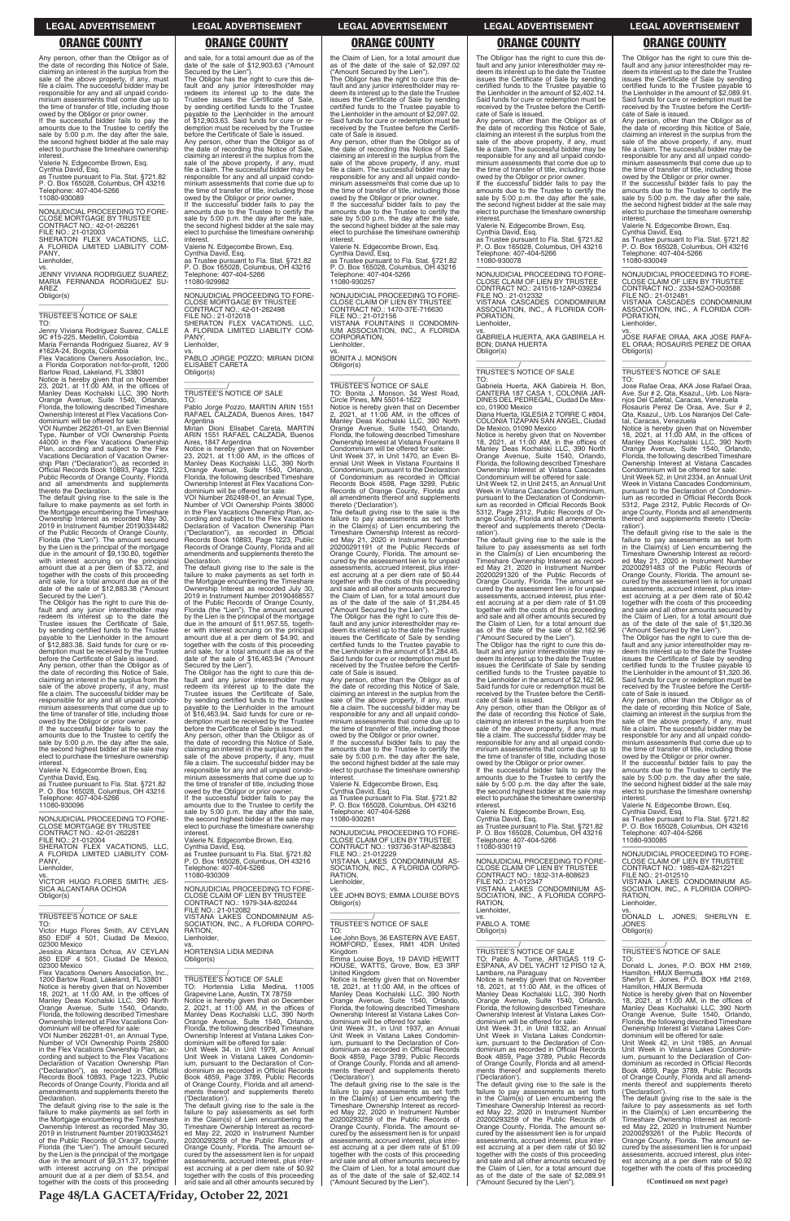## ORANGE COUNTY

Any person, other than the Obligor as of the date of recording this Notice of Sale, claiming an interest in the surplus from the sale of the above property, if any, must file a claim. The successful bidder may be responsible for any and all unpaid condominium assessments that come due up to the time of transfer of title, including those owed by the Obligor or prior owner.

If the successful bidder fails to pay the amounts due to the Trustee to certify the sale by 5:00 p.m. the day after the sale, the second highest bidder at the sale may elect to purchase the timeshare ownership interest.

Valerie N. Edgecombe Brown, Esq.
Cynthia David, Esq.
as Trustee pursuant to Fla. Stat. §721.82
P. O. Box 165028, Columbus, OH 43216
Telephone: 407-404-5266
11080-930089

—————————————————

NONJUDICIAL PROCEEDING TO FORECLOSE MORTGAGE BY TRUSTEE
CONTRACT NO.: 42-01-262261
FILE NO.: 21-012003
SHERATON FLEX VACATIONS, LLC, A FLORIDA LIMITED LIABILITY COMPANY,
Lienholder,
vs.
JENNY VIVIANA RODRIGUEZ SUAREZ; MARIA FERNANDA RODRIGUEZ SUAREZ
Obligor(s)

_______________________________/

TRUSTEE'S NOTICE OF SALE
TO:
Jenny Viviana Rodriguez Suarez, CALLE 9C #15-225, Medellin, Colombia
Maria Fernanda Rodriguez Suarez, AV 9 #162A-24, Bogota, Colombia
Flex Vacations Owners Association, Inc., a Florida Corporation not-for-profit, 1200 Bartow Road, Lakeland, FL 33801

Notice is hereby given that on November 23, 2021, at 11:00 AM, in the offices of Manley Deas Kochalski LLC, 390 North Orange Avenue, Suite 1540, Orlando, Florida, the following described Timeshare Ownership Interest at Flex Vacations Condominium will be offered for sale:

VOI Number 262261-01, an Even Biennial Type, Number of VOI Ownership Points 44000 in the Flex Vacations Ownership Plan, according and subject to the Flex Vacations Declaration of Vacation Ownership Plan ("Declaration"), as recorded in Official Records Book 10893, Page 1223, Public Records of Orange County, Florida and all amendments and supplements thereto the Declaration.

The default giving rise to the sale is the failure to make payments as set forth in the Mortgage encumbering the Timeshare Ownership Interest as recorded May 30, 2019 in Instrument Number 20190334482 of the Public Records of Orange County, Florida (the "Lien"). The amount secured by the Lien is the principal of the mortgage due in the amount of $9,130.80, together with interest accruing on the principal amount due at a per diem of $3.72, and together with the costs of this proceeding and sale, for a total amount due as of the date of the sale of $12,883.38 ("Amount Secured by the Lien").

The Obligor has the right to cure this default and any junior interestholder may redeem its interest up to the date the Trustee issues the Certificate of Sale, by sending certified funds to the Trustee payable to the Lienholder in the amount of $12,883.38. Said funds for cure or redemption must be received by the Trustee before the Certificate of Sale is issued.

Any person, other than the Obligor as of the date of recording this Notice of Sale, claiming an interest in the surplus from the sale of the above property, if any, must file a claim. The successful bidder may be responsible for any and all unpaid condominium assessments that come due up to the time of transfer of title, including those owed by the Obligor or prior owner.

If the successful bidder fails to pay the amounts due to the Trustee to certify the sale by 5:00 p.m. the day after the sale, the second highest bidder at the sale may elect to purchase the timeshare ownership interest.

Valerie N. Edgecombe Brown, Esq.
Cynthia David, Esq.
as Trustee pursuant to Fla. Stat. §721.82
P. O. Box 165028, Columbus, OH 43216
Telephone: 407-404-5266
11080-930096

—————————————————

NONJUDICIAL PROCEEDING TO FORECLOSE MORTGAGE BY TRUSTEE
CONTRACT NO.: 42-01-262281
FILE NO.: 21-012004
SHERATON FLEX VACATIONS, LLC, A FLORIDA LIMITED LIABILITY COMPANY,
Lienholder,
vs.
VICTOR HUGO FLORES SMITH; JESSICA ALCANTARA OCHOA
Obligor(s)

_______________________________/

TRUSTEE'S NOTICE OF SALE
TO:
Victor Hugo Flores Smith, AV CEYLAN 850 EDIF 4 501, Ciudad De Mexico, 02300 Mexico
Jessica Alcantara Ochoa, AV CEYLAN 850 EDIF 4 501, Ciudad De Mexico, 02300 Mexico
Flex Vacations Owners Association, Inc., 1200 Bartow Road, Lakeland, FL 33801

Notice is hereby given that on November 18, 2021, at 11:00 AM, in the offices of Manley Deas Kochalski LLC, 390 North Orange Avenue, Suite 1540, Orlando, Florida, the following described Timeshare Ownership Interest at Flex Vacations Condominium will be offered for sale:

VOI Number 262281-01, an Annual Type, Number of VOI Ownership Points 25800 in the Flex Vacations Ownership Plan, according and subject to the Flex Vacations Declaration of Vacation Ownership Plan ("Declaration"), as recorded in Official Records Book 10893, Page 1223, Public Records of Orange County, Florida and all amendments and supplements thereto the Declaration.

The default giving rise to the sale is the failure to make payments as set forth in the Mortgage encumbering the Timeshare Ownership Interest as recorded May 30, 2019 in Instrument Number 20190334521 of the Public Records of Orange County, Florida (the "Lien"). The amount secured by the Lien is the principal of the mortgage due in the amount of $9,311.37, together with interest accruing on the principal amount due at a per diem of $3.54, and together with the costs of this proceeding and sale, for a total amount due as of the date of the sale of $12,903.63 ("Amount Secured by the Lien").

The Obligor has the right to cure this default and any junior interestholder may redeem its interest up to the date the Trustee issues the Certificate of Sale, by sending certified funds to the Trustee payable to the Lienholder in the amount of $12,903.63. Said funds for cure or redemption must be received by the Trustee before the Certificate of Sale is issued.

Any person, other than the Obligor as of the date of recording this Notice of Sale, claiming an interest in the surplus from the sale of the above property, if any, must file a claim. The successful bidder may be responsible for any and all unpaid condominium assessments that come due up to the time of transfer of title, including those owed by the Obligor or prior owner.

If the successful bidder fails to pay the amounts due to the Trustee to certify the sale by 5:00 p.m. the day after the sale, the second highest bidder at the sale may elect to purchase the timeshare ownership interest.

Valerie N. Edgecombe Brown, Esq.
Cynthia David, Esq.
as Trustee pursuant to Fla. Stat. §721.82
P. O. Box 165028, Columbus, OH 43216
Telephone: 407-404-5266
11080-929982

—————————————————

NONJUDICIAL PROCEEDING TO FORECLOSE MORTGAGE BY TRUSTEE
CONTRACT NO.: 42-01-262498
FILE NO.: 21-012018
SHERATON FLEX VACATIONS, LLC, A FLORIDA LIMITED LIABILITY COMPANY,
Lienholder,
vs.
PABLO JORGE POZZO; MIRIAN DIONI ELISABET CARETA
Obligor(s)

_______________________________/

TRUSTEE'S NOTICE OF SALE
TO:
Pablo Jorge Pozzo, MARTIN ARIN 1551 RAFAEL CALZADA, Buenos Aires, 1847 Argentina
Mirian Dioni Elisabet Careta, MARTIN ARIN 1551 RAFAEL CALZADA, Buenos Aires, 1847 Argentina

Notice is hereby given that on November 23, 2021, at 11:00 AM, in the offices of Manley Deas Kochalski LLC, 390 North Orange Avenue, Suite 1540, Orlando, Florida, the following described Timeshare Ownership Interest at Flex Vacations Condominium will be offered for sale:

VOI Number 262498-01, an Annual Type, Number of VOI Ownership Points 38000 in the Flex Vacations Ownership Plan, according and subject to the Flex Vacations Declaration of Vacation Ownership Plan ("Declaration"), as recorded in Official Records Book 10893, Page 1223, Public Records of Orange County, Florida and all amendments and supplements thereto the Declaration.

The default giving rise to the sale is the failure to make payments as set forth in the Mortgage encumbering the Timeshare Ownership Interest as recorded July 30, 2019 in Instrument Number 20190468557 of the Public Records of Orange County, Florida (the "Lien"). The amount secured by the Lien is the principal of the mortgage due in the amount of $11,957.55, together with interest accruing on the principal amount due at a per diem of $4.50, and together with the costs of this proceeding and sale, for a total amount due as of the date of the sale of $16,463.94 ("Amount Secured by the Lien").

The Obligor has the right to cure this default and any junior interestholder may redeem its interest up to the date the Trustee issues the Certificate of Sale, by sending certified funds to the Trustee payable to the Lienholder in the amount of $16,463.94. Said funds for cure or redemption must be received by the Trustee before the Certificate of Sale is issued.

Any person, other than the Obligor as of the date of recording this Notice of Sale, claiming an interest in the surplus from the sale of the above property, if any, must file a claim. The successful bidder may be responsible for any and all unpaid condominium assessments that come due up to the time of transfer of title, including those owed by the Obligor or prior owner.

If the successful bidder fails to pay the amounts due to the Trustee to certify the sale by 5:00 p.m. the day after the sale, the second highest bidder at the sale may elect to purchase the timeshare ownership interest.

Valerie N. Edgecombe Brown, Esq.
Cynthia David, Esq.
as Trustee pursuant to Fla. Stat. §721.82
P. O. Box 165028, Columbus, OH 43216
Telephone: 407-404-5266
11080-930030

—————————————————

NONJUDICIAL PROCEEDING TO FORECLOSE CLAIM OF LIEN BY TRUSTEE
CONTRACT NO.: 1979-34A-820244
FILE NO.: 21-012082
VISTANA LAKES CONDOMINIUM ASSOCIATION, INC., A FLORIDA CORPORATION,
Lienholder,
vs.
HORTENSIA LIDIA MEDINA
Obligor(s)

_______________________________/

TRUSTEE'S NOTICE OF SALE
TO: Hortensia Lidia Medina, 11005 Grapevine Lane, Austin, TX 78759

Notice is hereby given that on December 2, 2021, at 11:00 AM, in the offices of Manley Deas Kochalski LLC, 390 North Orange Avenue, Suite 1540, Orlando, Florida, the following described Timeshare Ownership Interest at Vistana Lakes Condominium will be offered for sale:

Unit Week 34, in Unit 1979, an Annual Unit Week in Vistana Lakes Condominium, pursuant to the Declaration of Condominium as recorded in Official Records Book 4859, Page 3789, Public Records of Orange County, Florida and all amendments thereof and supplements thereto ('Declaration').

The default giving rise to the sale is the failure to pay assessments as set forth in the Claim(s) of Lien encumbering the Timeshare Ownership Interest as recorded May 22, 2020 in Instrument Number 20200293259 of the Public Records of Orange County, Florida. The amount secured by the assessment lien is for unpaid assessments, accrued interest, plus interest accruing at a per diem rate of $0.92 together with the costs of this proceeding and sale and all other amounts secured by the Claim of Lien, for a total amount due as of the date of the sale of $2,097.02 ("Amount Secured by the Lien").

The Obligor has the right to cure this default and any junior interestholder may redeem its interest up to the date the Trustee issues the Certificate of Sale by sending certified funds to the Trustee payable to the Lienholder in the amount of $2,097.02. Said funds for cure or redemption must be received by the Trustee before the Certificate of Sale is issued.

Any person, other than the Obligor as of the date of recording this Notice of Sale, claiming an interest in the surplus from the sale of the above property, if any, must file a claim. The successful bidder may be responsible for any and all unpaid condominium assessments that come due up to the time of transfer of title, including those owed by the Obligor or prior owner.

If the successful bidder fails to pay the amounts due to the Trustee to certify the sale by 5:00 p.m. the day after the sale, the second highest bidder at the sale may elect to purchase the timeshare ownership interest.

Valerie N. Edgecombe Brown, Esq.
Cynthia David, Esq.
as Trustee pursuant to Fla. Stat. §721.82
P. O. Box 165028, Columbus, OH 43216
Telephone: 407-404-5266
11080-930257

—————————————————

NONJUDICIAL PROCEEDING TO FORECLOSE CLAIM OF LIEN BY TRUSTEE
CONTRACT NO.: 1470-37E-716630
FILE NO.: 21-012156
VISTANA FOUNTAINS II CONDOMINIUM ASSOCIATION, INC., A FLORIDA CORPORATION,
Lienholder,
vs.
BONITA J. MONSON
Obligor(s)

_______________________________/

TRUSTEE'S NOTICE OF SALE
TO: Bonita J. Monson, 34 West Road, Circle Pines, MN 55014-1622

Notice is hereby given that on December 2, 2021, at 11:00 AM, in the offices of Manley Deas Kochalski LLC, 390 North Orange Avenue, Suite 1540, Orlando, Florida, the following described Timeshare Ownership Interest at Vistana Fountains II Condominium will be offered for sale:

Unit Week 37, in Unit 1470, an Even Biennial Unit Week in Vistana Fountains II Condominium, pursuant to the Declaration of Condominium as recorded in Official Records Book 4598, Page 3299, Public Records of Orange County, Florida and all amendments thereof and supplements thereto ('Declaration').

The default giving rise to the sale is the failure to pay assessments as set forth in the Claim(s) of Lien encumbering the Timeshare Ownership Interest as recorded May 21, 2020 in Instrument Number 20200291191 of the Public Records of Orange County, Florida. The amount secured by the assessment lien is for unpaid assessments, accrued interest, plus interest accruing at a per diem rate of $0.44 together with the costs of this proceeding and sale and all other amounts secured by the Claim of Lien, for a total amount due as of the date of the sale of $1,284.45 ("Amount Secured by the Lien").

The Obligor has the right to cure this default and any junior interestholder may redeem its interest up to the date the Trustee issues the Certificate of Sale by sending certified funds to the Trustee payable to the Lienholder in the amount of $1,284.45. Said funds for cure or redemption must be received by the Trustee before the Certificate of Sale is issued.

Any person, other than the Obligor as of the date of recording this Notice of Sale, claiming an interest in the surplus from the sale of the above property, if any, must file a claim. The successful bidder may be responsible for any and all unpaid condominium assessments that come due up to the time of transfer of title, including those owed by the Obligor or prior owner.

If the successful bidder fails to pay the amounts due to the Trustee to certify the sale by 5:00 p.m. the day after the sale, the second highest bidder at the sale may elect to purchase the timeshare ownership interest.

Valerie N. Edgecombe Brown, Esq.
Cynthia David, Esq.
as Trustee pursuant to Fla. Stat. §721.82
P. O. Box 165028, Columbus, OH 43216
Telephone: 407-404-5266
11080-930261

—————————————————

NONJUDICIAL PROCEEDING TO FORECLOSE CLAIM OF LIEN BY TRUSTEE
CONTRACT NO.: 193736-31AP-823843
FILE NO.: 21-012229
VISTANA LAKES CONDOMINIUM ASSOCIATION, INC., A FLORIDA CORPORATION,
Lienholder,
vs.
LEE JOHN BOYS; EMMA LOUISE BOYS
Obligor(s)

_______________________________/

TRUSTEE'S NOTICE OF SALE
TO:
Lee John Boys, 36 EASTERN AVE EAST, ROMFORD, Essex, RM1 4DR United Kingdom
Emma Louise Boys, 19 DAVID HEWITT HOUSE, WATTS, Grove, Bow, E3 3RF United Kingdom

Notice is hereby given that on November 18, 2021, at 11:00 AM, in the offices of Manley Deas Kochalski LLC, 390 North Orange Avenue, Suite 1540, Orlando, Florida, the following described Timeshare Ownership Interest at Vistana Lakes Condominium will be offered for sale:

Unit Week 31, in Unit 1937, an Annual Unit Week in Vistana Lakes Condominium, pursuant to the Declaration of Condominium as recorded in Official Records Book 4859, Page 3789, Public Records of Orange County, Florida and all amendments thereof and supplements thereto ('Declaration').

The default giving rise to the sale is the failure to pay assessments as set forth in the Claim(s) of Lien encumbering the Timeshare Ownership Interest as recorded May 22, 2020 in Instrument Number 20200293259 of the Public Records of Orange County, Florida. The amount secured by the assessment lien is for unpaid assessments, accrued interest, plus interest accruing at a per diem rate of $1.09 together with the costs of this proceeding and sale and all other amounts secured by the Claim of Lien, for a total amount due as of the date of the sale of $2,402.14 ("Amount Secured by the Lien").

The Obligor has the right to cure this default and any junior interestholder may redeem its interest up to the date the Trustee issues the Certificate of Sale by sending certified funds to the Trustee payable to the Lienholder in the amount of $2,402.14. Said funds for cure or redemption must be received by the Trustee before the Certificate of Sale is issued.

Any person, other than the Obligor as of the date of recording this Notice of Sale, claiming an interest in the surplus from the sale of the above property, if any, must file a claim. The successful bidder may be responsible for any and all unpaid condominium assessments that come due up to the time of transfer of title, including those owed by the Obligor or prior owner.

If the successful bidder fails to pay the amounts due to the Trustee to certify the sale by 5:00 p.m. the day after the sale, the second highest bidder at the sale may elect to purchase the timeshare ownership interest.

Valerie N. Edgecombe Brown, Esq.
Cynthia David, Esq.
as Trustee pursuant to Fla. Stat. §721.82
P. O. Box 165028, Columbus, OH 43216
Telephone: 407-404-5266
11080-930078

—————————————————

NONJUDICIAL PROCEEDING TO FORECLOSE CLAIM OF LIEN BY TRUSTEE
CONTRACT NO.: 241516-12AP-039234
FILE NO.: 21-012332
VISTANA CASCADES CONDOMINIUM ASSOCIATION, INC., A FLORIDA CORPORATION,
Lienholder,
vs.
GABRIELA HUERTA, AKA GABIRELA H. BON; DIANA HUERTA
Obligor(s)

_______________________________/

TRUSTEE'S NOTICE OF SALE
TO:
Gabriela Huerta, AKA Gabirela H. Bon, CANTERA 187 CASA 1, COLONIA JARDINES DEL PEDREGAL, Ciudad De Mexico, 01900 Mexico
Diana Huerta, IGLESIA 2 TORRE C #804, COLONIA TIZAPAN SAN ANGEL, Ciudad De Mexico, 01090 Mexico

Notice is hereby given that on November 18, 2021, at 11:00 AM, in the offices of Manley Deas Kochalski LLC, 390 North Orange Avenue, Suite 1540, Orlando, Florida, the following described Timeshare Ownership Interest at Vistana Cascades Condominium will be offered for sale:

Unit Week 12, in Unit 2415, an Annual Unit Week in Vistana Cascades Condominium, pursuant to the Declaration of Condominium as recorded in Official Records Book 5312, Page 2312, Public Records of Orange County, Florida and all amendments thereof and supplements thereto ('Declaration').

The default giving rise to the sale is the failure to pay assessments as set forth in the Claim(s) of Lien encumbering the Timeshare Ownership Interest as recorded May 21, 2020 in Instrument Number 20200291320 of the Public Records of Orange County, Florida. The amount secured by the assessment lien is for unpaid assessments, accrued interest, plus interest accruing at a per diem rate of $1.09 together with the costs of this proceeding and sale and all other amounts secured by the Claim of Lien, for a total amount due as of the date of the sale of $2,162.96 ("Amount Secured by the Lien").

The Obligor has the right to cure this default and any junior interestholder may redeem its interest up to the date the Trustee issues the Certificate of Sale by sending certified funds to the Trustee payable to the Lienholder in the amount of $2,162.96. Said funds for cure or redemption must be received by the Trustee before the Certificate of Sale is issued.

Any person, other than the Obligor as of the date of recording this Notice of Sale, claiming an interest in the surplus from the sale of the above property, if any, must file a claim. The successful bidder may be responsible for any and all unpaid condominium assessments that come due up to the time of transfer of title, including those owed by the Obligor or prior owner.

If the successful bidder fails to pay the amounts due to the Trustee to certify the sale by 5:00 p.m. the day after the sale, the second highest bidder at the sale may elect to purchase the timeshare ownership interest.

Valerie N. Edgecombe Brown, Esq.
Cynthia David, Esq.
as Trustee pursuant to Fla. Stat. §721.82
P. O. Box 165028, Columbus, OH 43216
Telephone: 407-404-5266
11080-930119

—————————————————

NONJUDICIAL PROCEEDING TO FORECLOSE CLAIM OF LIEN BY TRUSTEE
CONTRACT NO.: 1832-31A-808623
FILE NO.: 21-012347
VISTANA LAKES CONDOMINIUM ASSOCIATION, INC., A FLORIDA CORPORATION,
Lienholder,
vs.
PABLO A. TOME
Obligor(s)

_______________________________/

TRUSTEE'S NOTICE OF SALE
TO: Pablo A. Tome, ARTIGAS 119 C-ESPANA, AV DEL YACHT 12 PISO 12 A, Lambare, na Paraguay

Notice is hereby given that on November 18, 2021, at 11:00 AM, in the offices of Manley Deas Kochalski LLC, 390 North Orange Avenue, Suite 1540, Orlando, Florida, the following described Timeshare Ownership Interest at Vistana Lakes Condominium will be offered for sale:

Unit Week 31, in Unit 1832, an Annual Unit Week in Vistana Lakes Condominium, pursuant to the Declaration of Condominium as recorded in Official Records Book 4859, Page 3789, Public Records of Orange County, Florida and all amendments thereof and supplements thereto ('Declaration').

The default giving rise to the sale is the failure to pay assessments as set forth in the Claim(s) of Lien encumbering the Timeshare Ownership Interest as recorded May 22, 2020 in Instrument Number 20200293259 of the Public Records of Orange County, Florida. The amount secured by the assessment lien is for unpaid assessments, accrued interest, plus interest accruing at a per diem rate of $0.92 together with the costs of this proceeding and sale and all other amounts secured by the Claim of Lien, for a total amount due as of the date of the sale of $2,089.91 ("Amount Secured by the Lien").

The Obligor has the right to cure this default and any junior interestholder may redeem its interest up to the date the Trustee issues the Certificate of Sale by sending certified funds to the Trustee payable to the Lienholder in the amount of $2,089.91. Said funds for cure or redemption must be received by the Trustee before the Certificate of Sale is issued.

Any person, other than the Obligor as of the date of recording this Notice of Sale, claiming an interest in the surplus from the sale of the above property, if any, must file a claim. The successful bidder may be responsible for any and all unpaid condominium assessments that come due up to the time of transfer of title, including those owed by the Obligor or prior owner.

If the successful bidder fails to pay the amounts due to the Trustee to certify the sale by 5:00 p.m. the day after the sale, the second highest bidder at the sale may elect to purchase the timeshare ownership interest.

Valerie N. Edgecombe Brown, Esq.
Cynthia David, Esq.
as Trustee pursuant to Fla. Stat. §721.82
P. O. Box 165028, Columbus, OH 43216
Telephone: 407-404-5266
11080-930049

—————————————————

NONJUDICIAL PROCEEDING TO FORECLOSE CLAIM OF LIEN BY TRUSTEE
CONTRACT NO.: 2334-52AO-003588
FILE NO.: 21-012481
VISTANA CASCADES CONDOMINIUM ASSOCIATION, INC., A FLORIDA CORPORATION,
Lienholder,
vs.
JOSE RAFAE ORAA, AKA JOSE RAFAEL ORAA; ROSAURIS PEREZ DE ORAA
Obligor(s)

_______________________________/

TRUSTEE'S NOTICE OF SALE
TO:
Jose Rafae Oraa, AKA Jose Rafael Oraa, Ave. Sur # 2, Qta. Ksazul,, Urb. Los Naranjos Del Cafetal, Caracas, Venezuela
Rosauris Perez De Oraa, Ave. Sur # 2, Qta. Ksazul,, Urb. Los Naranjos Del Cafetal, Caracas, Venezuela

Notice is hereby given that on November 18, 2021, at 11:00 AM, in the offices of Manley Deas Kochalski LLC, 390 North Orange Avenue, Suite 1540, Orlando, Florida, the following described Timeshare Ownership Interest at Vistana Cascades Condominium will be offered for sale:

Unit Week 52, in Unit 2334, an Annual Unit Week in Vistana Cascades Condominium, pursuant to the Declaration of Condominium as recorded in Official Records Book 5312, Page 2312, Public Records of Orange County, Florida and all amendments thereof and supplements thereto ('Declaration').

The default giving rise to the sale is the failure to pay assessments as set forth in the Claim(s) of Lien encumbering the Timeshare Ownership Interest as recorded May 21, 2020 in Instrument Number 20200291483 of the Public Records of Orange County, Florida. The amount secured by the assessment lien is for unpaid assessments, accrued interest, plus interest accruing at a per diem rate of $0.42 together with the costs of this proceeding and sale and all other amounts secured by the Claim of Lien, for a total amount due as of the date of the sale of $1,320.36 ("Amount Secured by the Lien").

The Obligor has the right to cure this default and any junior interestholder may redeem its interest up to the date the Trustee issues the Certificate of Sale by sending certified funds to the Trustee payable to the Lienholder in the amount of $1,320.36. Said funds for cure or redemption must be received by the Trustee before the Certificate of Sale is issued.

Any person, other than the Obligor as of the date of recording this Notice of Sale, claiming an interest in the surplus from the sale of the above property, if any, must file a claim. The successful bidder may be responsible for any and all unpaid condominium assessments that come due up to the time of transfer of title, including those owed by the Obligor or prior owner.

If the successful bidder fails to pay the amounts due to the Trustee to certify the sale by 5:00 p.m. the day after the sale, the second highest bidder at the sale may elect to purchase the timeshare ownership interest.

Valerie N. Edgecombe Brown, Esq.
Cynthia David, Esq.
as Trustee pursuant to Fla. Stat. §721.82
P. O. Box 165028, Columbus, OH 43216
Telephone: 407-404-5266
11080-930085

—————————————————

NONJUDICIAL PROCEEDING TO FORECLOSE CLAIM OF LIEN BY TRUSTEE
CONTRACT NO.: 1985-42A-821221
FILE NO.: 21-012510
VISTANA LAKES CONDOMINIUM ASSOCIATION, INC., A FLORIDA CORPORATION,
Lienholder,
vs.
DONALD L. JONES; SHERLYN E. JONES
Obligor(s)

_______________________________/

TRUSTEE'S NOTICE OF SALE
TO:
Donald L. Jones, P.O. BOX HM 2169, Hamilton, HMJX Bermuda
Sherlyn E. Jones, P.O. BOX HM 2169, Hamilton, HMJX Bermuda

Notice is hereby given that on November 18, 2021, at 11:00 AM, in the offices of Manley Deas Kochalski LLC, 390 North Orange Avenue, Suite 1540, Orlando, Florida, the following described Timeshare Ownership Interest at Vistana Lakes Condominium will be offered for sale:

Unit Week 42, in Unit 1985, an Annual Unit Week in Vistana Lakes Condominium, pursuant to the Declaration of Condominium as recorded in Official Records Book 4859, Page 3789, Public Records of Orange County, Florida and all amendments thereof and supplements thereto ('Declaration').

The default giving rise to the sale is the failure to pay assessments as set forth in the Claim(s) of Lien encumbering the Timeshare Ownership Interest as recorded May 22, 2020 in Instrument Number 20200293261 of the Public Records of Orange County, Florida. The amount secured by the assessment lien is for unpaid assessments, accrued interest, plus interest accruing at a per diem rate of $0.92 together with the costs of this proceeding

**(Continued on next page)**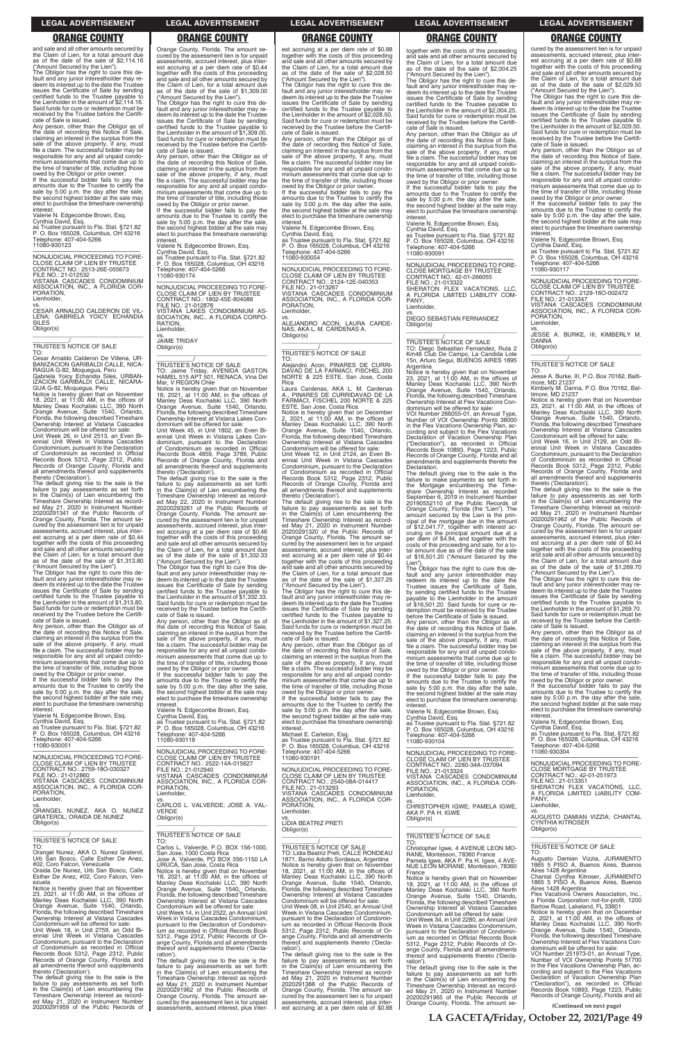and sale and all other amounts secured by the Claim of Lien, for a total amount due as of the date of the sale of $2,114.16 ("Amount Secured by the Lien").

The Obligor has the right to cure this default and any junior interestholder may redeem its interest up to the date the Trustee issues the Certificate of Sale by sending certified funds to the Trustee payable to the Lienholder in the amount of $2,114.16. Said funds for cure or redemption must be received by the Trustee before the Certificate of Sale is issued.

Any person, other than the Obligor as of the date of recording this Notice of Sale, claiming an interest in the surplus from the sale of the above property, if any, must file a claim. The successful bidder may be responsible for any and all unpaid condominium assessments that come due up to the time of transfer of title, including those owed by the Obligor or prior owner.

If the successful bidder fails to pay the amounts due to the Trustee to certify the sale by 5:00 p.m. the day after the sale, the second highest bidder at the sale may elect to purchase the timeshare ownership interest.

Valerie N. Edgecombe Brown, Esq.
Cynthia David, Esq.
as Trustee pursuant to Fla. Stat. §721.82
P. O. Box 165028, Columbus, OH 43216
Telephone: 407-404-5266
11080-930123

NONJUDICIAL PROCEEDING TO FORECLOSE CLAIM OF LIEN BY TRUSTEE
CONTRACT NO.: 2513-26E-055673
FILE NO.: 21-012532
VISTANA CASCADES CONDOMINIUM ASSOCIATION, INC., A FLORIDA CORPORATION,
Lienholder,
vs.
CESAR ARNALDO CALDERON DE VILLENA; GABRIELA YOICY ECHANDIA SILES
Obligor(s)

TRUSTEE'S NOTICE OF SALE
TO:
Cesar Arnaldo Calderon De Villena, URBANIZACION GARIBALDI CALLE, NICARAGUA G-82, Moquegua, Peru
Gabriela Yoicy Echandia Siles, URBANIZACION GARIBALDI CALLE, NICARAGUA G-82, Moquegua, Peru

Notice is hereby given that on November 18, 2021, at 11:00 AM, in the offices of Manley Deas Kochalski LLC, 390 North Orange Avenue, Suite 1540, Orlando, Florida, the following described Timeshare Ownership Interest at Vistana Cascades Condominium will be offered for sale:

Unit Week 26, in Unit 2513, an Even Biennial Unit Week in Vistana Cascades Condominium, pursuant to the Declaration of Condominium as recorded in Official Records Book 5312, Page 2312, Public Records of Orange County, Florida and all amendments thereof and supplements thereto ('Declaration').

The default giving rise to the sale is the failure to pay assessments as set forth in the Claim(s) of Lien encumbering the Timeshare Ownership Interest as recorded May 21, 2020 in Instrument Number 20200291341 of the Public Records of Orange County, Florida. The amount secured by the assessment lien is for unpaid assessments, accrued interest, plus interest accruing at a per diem rate of $0.44 together with the costs of this proceeding and sale and all other amounts secured by the Claim of Lien, for a total amount due as of the date of the sale of $1,313.80 ("Amount Secured by the Lien").

The Obligor has the right to cure this default and any junior interestholder may redeem its interest up to the date the Trustee issues the Certificate of Sale by sending certified funds to the Trustee payable to the Lienholder in the amount of $1,313.80. Said funds for cure or redemption must be received by the Trustee before the Certificate of Sale is issued.

Any person, other than the Obligor as of the date of recording this Notice of Sale, claiming an interest in the surplus from the sale of the above property, if any, must file a claim. The successful bidder may be responsible for any and all unpaid condominium assessments that come due up to the time of transfer of title, including those owed by the Obligor or prior owner.

If the successful bidder fails to pay the amounts due to the Trustee to certify the sale by 5:00 p.m. the day after the sale, the second highest bidder at the sale may elect to purchase the timeshare ownership interest.

Valerie N. Edgecombe Brown, Esq.
Cynthia David, Esq.
as Trustee pursuant to Fla. Stat. §721.82
P. O. Box 165028, Columbus, OH 43216
Telephone: 407-404-5266
11080-930051

NONJUDICIAL PROCEEDING TO FORECLOSE CLAIM OF LIEN BY TRUSTEE
CONTRACT NO.: 2759-18O-030327
FILE NO.: 21-012860
VISTANA CASCADES CONDOMINIUM ASSOCIATION, INC., A FLORIDA CORPORATION,
Lienholder,
vs.
ORANGEL NUNEZ, AKA O. NUNEZ GRATEROL; ORAIDA DE NUNEZ
Obligor(s)

TRUSTEE'S NOTICE OF SALE
TO:
Orangel Nunez, AKA O. Nunez Graterol, Urb San Bosco, Calle Esther De Anez, #02, Coro Falcon, Venezuela
Oraida De Nunez, Urb San Bosco, Calle Esther De Anez, #02, Coro Falcon, Venezuela

Notice is hereby given that on November 23, 2021, at 11:00 AM, in the offices of Manley Deas Kochalski LLC, 390 North Orange Avenue, Suite 1540, Orlando, Florida, the following described Timeshare Ownership Interest at Vistana Cascades Condominium will be offered for sale:

Unit Week 18, in Unit 2759, an Odd Biennial Unit Week in Vistana Cascades Condominium, pursuant to the Declaration of Condominium as recorded in Official Records Book 5312, Page 2312, Public Records of Orange County, Florida and all amendments thereof and supplements thereto ('Declaration').

The default giving rise to the sale is the failure to pay assessments as set forth in the Claim(s) of Lien encumbering the Timeshare Ownership Interest as recorded May 21, 2020 in Instrument Number 20200291959 of the Public Records of Orange County, Florida. The amount secured by the assessment lien is for unpaid assessments, accrued interest, plus interest accruing at a per diem rate of $0.44 together with the costs of this proceeding and sale and all other amounts secured by the Claim of Lien, for a total amount due as of the date of the sale of $1,309.00 ("Amount Secured by the Lien").

The Obligor has the right to cure this default and any junior interestholder may redeem its interest up to the date the Trustee issues the Certificate of Sale by sending certified funds to the Trustee payable to the Lienholder in the amount of $1,309.00. Said funds for cure or redemption must be received by the Trustee before the Certificate of Sale is issued.

Any person, other than the Obligor as of the date of recording this Notice of Sale, claiming an interest in the surplus from the sale of the above property, if any, must file a claim. The successful bidder may be responsible for any and all unpaid condominium assessments that come due up to the time of transfer of title, including those owed by the Obligor or prior owner.

If the successful bidder fails to pay the amounts due to the Trustee to certify the sale by 5:00 p.m. the day after the sale, the second highest bidder at the sale may elect to purchase the timeshare ownership interest.

Valerie N. Edgecombe Brown, Esq.
Cynthia David, Esq.
as Trustee pursuant to Fla. Stat. §721.82
P. O. Box 165028, Columbus, OH 43216
Telephone: 407-404-5266
11080-930174

NONJUDICIAL PROCEEDING TO FORECLOSE CLAIM OF LIEN BY TRUSTEE
CONTRACT NO.: 1802-45E-804088
FILE NO.: 21-012876
VISTANA LAKES CONDOMINIUM ASSOCIATION, INC., A FLORIDA CORPORATION,
Lienholder,
vs.
JAIME TRIDAY
Obligor(s)

TRUSTEE'S NOTICE OF SALE
TO: Jaime Triday, AVENIDA GASTON HAMEL 515 APT 501, RENACA, Vina Del Mar, V REGION Chile

Notice is hereby given that on November 18, 2021, at 11:00 AM, in the offices of Manley Deas Kochalski LLC, 390 North Orange Avenue, Suite 1540, Orlando, Florida, the following described Timeshare Ownership Interest at Vistana Lakes Condominium will be offered for sale:

Unit Week 45, in Unit 1802, an Even Biennial Unit Week in Vistana Lakes Condominium, pursuant to the Declaration of Condominium as recorded in Official Records Book 4859, Page 3789, Public Records of Orange County, Florida and all amendments thereof and supplements thereto ('Declaration').

The default giving rise to the sale is the failure to pay assessments as set forth in the Claim(s) of Lien encumbering the Timeshare Ownership Interest as recorded May 22, 2020 in Instrument Number 20200293261 of the Public Records of Orange County, Florida. The amount secured by the assessment lien is for unpaid assessments, accrued interest, plus interest accruing at a per diem rate of $0.46 together with the costs of this proceeding and sale and all other amounts secured by the Claim of Lien, for a total amount due as of the date of the sale of $1,332.33 ("Amount Secured by the Lien").

The Obligor has the right to cure this default and any junior interestholder may redeem its interest up to the date the Trustee issues the Certificate of Sale by sending certified funds to the Trustee payable to the Lienholder in the amount of $1,332.33. Said funds for cure or redemption must be received by the Trustee before the Certificate of Sale is issued.

Any person, other than the Obligor as of the date of recording this Notice of Sale, claiming an interest in the surplus from the sale of the above property, if any, must file a claim. The successful bidder may be responsible for any and all unpaid condominium assessments that come due up to the time of transfer of title, including those owed by the Obligor or prior owner.

If the successful bidder fails to pay the amounts due to the Trustee to certify the sale by 5:00 p.m. the day after the sale, the second highest bidder at the sale may elect to purchase the timeshare ownership interest.

Valerie N. Edgecombe Brown, Esq.
Cynthia David, Esq.
as Trustee pursuant to Fla. Stat. §721.82
P. O. Box 165028, Columbus, OH 43216
Telephone: 407-404-5266
11080-930118

NONJUDICIAL PROCEEDING TO FORECLOSE CLAIM OF LIEN BY TRUSTEE
CONTRACT NO.: 2522-14A-015627
FILE NO.: 21-012940
VISTANA CASCADES CONDOMINIUM ASSOCIATION, INC., A FLORIDA CORPORATION,
Lienholder,
vs.
CARLOS L. VALVERDE; JOSE A. VALVERDE
Obligor(s)

TRUSTEE'S NOTICE OF SALE
TO:
Carlos L. Valverde, P.O. BOX 156-1000, San Jose, 1000 Costa Rica
Jose A. Valverde, PO BOX 356-1150 LA URUCA, San Jose, Costa Rica

Notice is hereby given that on November 18, 2021, at 11:00 AM, in the offices of Manley Deas Kochalski LLC, 390 North Orange Avenue, Suite 1540, Orlando, Florida, the following described Timeshare Ownership Interest at Vistana Cascades Condominium will be offered for sale:

Unit Week 14, in Unit 2522, an Annual Unit Week in Vistana Cascades Condominium, pursuant to the Declaration of Condominium as recorded in Official Records Book 5312, Page 2312, Public Records of Orange County, Florida and all amendments thereof and supplements thereto ('Declaration').

The default giving rise to the sale is the failure to pay assessments as set forth in the Claim(s) of Lien encumbering the Timeshare Ownership Interest as recorded May 21, 2020 in Instrument Number 20200291962 of the Public Records of Orange County, Florida. The amount secured by the assessment lien is for unpaid assessments, accrued interest, plus interest accruing at a per diem rate of $0.88 together with the costs of this proceeding and sale and all other amounts secured by the Claim of Lien, for a total amount due as of the date of the sale of $2,028.50 ("Amount Secured by the Lien").

The Obligor has the right to cure this default and any junior interestholder may redeem its interest up to the date the Trustee issues the Certificate of Sale by sending certified funds to the Trustee payable to the Lienholder in the amount of $2,028.50. Said funds for cure or redemption must be received by the Trustee before the Certificate of Sale is issued.

Any person, other than the Obligor as of the date of recording this Notice of Sale, claiming an interest in the surplus from the sale of the above property, if any, must file a claim. The successful bidder may be responsible for any and all unpaid condominium assessments that come due up to the time of transfer of title, including those owed by the Obligor or prior owner.

If the successful bidder fails to pay the amounts due to the Trustee to certify the sale by 5:00 p.m. the day after the sale, the second highest bidder at the sale may elect to purchase the timeshare ownership interest.

Valerie N. Edgecombe Brown, Esq.
Cynthia David, Esq.
as Trustee pursuant to Fla. Stat. §721.82
P. O. Box 165028, Columbus, OH 43216
Telephone: 407-404-5266
11080-930054

NONJUDICIAL PROCEEDING TO FORECLOSE CLAIM OF LIEN BY TRUSTEE
CONTRACT NO.: 2124-12E-040353
FILE NO.: 21-013287
VISTANA CASCADES CONDOMINIUM ASSOCIATION, INC., A FLORIDA CORPORATION,
Lienholder,
vs.
ALEJANDRO ACON; LAURA CARDENAS, AKA L. M. CARDENAS A.
Obligor(s)

TRUSTEE'S NOTICE OF SALE
TO:
Alejandro Acon, PINARES DE CURRIDAVAD DE LA FARMACI, FISCHEL 200 NORTE & 225 ESTE, San Jose, Costa Rica
Laura Cardenas, AKA L. M. Cardenas A., PINARES DE CURRIDAVAD DE LA FARMACI, FISCHEL 200 NORTE & 225 ESTE, San Jose, Costa Rica

Notice is hereby given that on December 2, 2021, at 11:00 AM, in the offices of Manley Deas Kochalski LLC, 390 North Orange Avenue, Suite 1540, Orlando, Florida, the following described Timeshare Ownership Interest at Vistana Cascades Condominium will be offered for sale:

Unit Week 12, in Unit 2124, an Even Biennial Unit Week in Vistana Cascades Condominium, pursuant to the Declaration of Condominium as recorded in Official Records Book 5312, Page 2312, Public Records of Orange County, Florida and all amendments thereof and supplements thereto ('Declaration').

The default giving rise to the sale is the failure to pay assessments as set forth in the Claim(s) of Lien encumbering the Timeshare Ownership Interest as recorded May 21, 2020 in Instrument Number 20200291320 of the Public Records of Orange County, Florida. The amount secured by the assessment lien is for unpaid assessments, accrued interest, plus interest accruing at a per diem rate of $0.44 together with the costs of this proceeding and sale and all other amounts secured by the Claim of Lien, for a total amount due as of the date of the sale of $1,327.25 ("Amount Secured by the Lien").

The Obligor has the right to cure this default and any junior interestholder may redeem its interest up to the date the Trustee issues the Certificate of Sale by sending certified funds to the Trustee payable to the Lienholder in the amount of $1,327.25. Said funds for cure or redemption must be received by the Trustee before the Certificate of Sale is issued.

Any person, other than the Obligor as of the date of recording this Notice of Sale, claiming an interest in the surplus from the sale of the above property, if any, must file a claim. The successful bidder may be responsible for any and all unpaid condominium assessments that come due up to the time of transfer of title, including those owed by the Obligor or prior owner.

If the successful bidder fails to pay the amounts due to the Trustee to certify the sale by 5:00 p.m. the day after the sale, the second highest bidder at the sale may elect to purchase the timeshare ownership interest.

Michael E. Carleton, Esq.
as Trustee pursuant to Fla. Stat. §721.82
P. O. Box 165028, Columbus, OH 43216
Telephone: 407-404-5266
11080-930191

NONJUDICIAL PROCEEDING TO FORECLOSE CLAIM OF LIEN BY TRUSTEE
CONTRACT NO.: 2540-08A-014417
FILE NO.: 21-013293
VISTANA CASCADES CONDOMINIUM ASSOCIATION, INC., A FLORIDA CORPORATION,
Lienholder,
vs.
LIDIA BEATRIZ PRETI
Obligor(s)

TRUSTEE'S NOTICE OF SALE
TO: Lidia Beatriz Preti, CALLE RONDEAU 1871, Barrio Adolfo Sordeaux, Argentina

Notice is hereby given that on November 18, 2021, at 11:00 AM, in the offices of Manley Deas Kochalski LLC, 390 North Orange Avenue, Suite 1540, Orlando, Florida, the following described Timeshare Ownership Interest at Vistana Cascades Condominium will be offered for sale:

Unit Week 08, in Unit 2540, an Annual Unit Week in Vistana Cascades Condominium, pursuant to the Declaration of Condominium as recorded in Official Records Book 5312, Page 2312, Public Records of Orange County, Florida and all amendments thereof and supplements thereto ('Declaration').

The default giving rise to the sale is the failure to pay assessments as set forth in the Claim(s) of Lien encumbering the Timeshare Ownership Interest as recorded May 21, 2020 in Instrument Number 20200291388 of the Public Records of Orange County, Florida. The amount secured by the assessment lien is for unpaid assessments, accrued interest, plus interest accruing at a per diem rate of $0.88 together with the costs of this proceeding and sale and all other amounts secured by the Claim of Lien, for a total amount due as of the date of the sale of $2,004.25 ("Amount Secured by the Lien").

The Obligor has the right to cure this default and any junior interestholder may redeem its interest up to the date the Trustee issues the Certificate of Sale by sending certified funds to the Trustee payable to the Lienholder in the amount of $2,004.25. Said funds for cure or redemption must be received by the Trustee before the Certificate of Sale is issued.

Any person, other than the Obligor as of the date of recording this Notice of Sale, claiming an interest in the surplus from the sale of the above property, if any, must file a claim. The successful bidder may be responsible for any and all unpaid condominium assessments that come due up to the time of transfer of title, including those owed by the Obligor or prior owner.

If the successful bidder fails to pay the amounts due to the Trustee to certify the sale by 5:00 p.m. the day after the sale, the second highest bidder at the sale may elect to purchase the timeshare ownership interest.

Valerie N. Edgecombe Brown, Esq.
Cynthia David, Esq.
as Trustee pursuant to Fla. Stat. §721.82
P. O. Box 165028, Columbus, OH 43216
Telephone: 407-404-5266
11080-930091

NONJUDICIAL PROCEEDING TO FORECLOSE MORTGAGE BY TRUSTEE
CONTRACT NO.: 42-01-266055
FILE NO.: 21-013322
SHERATON FLEX VACATIONS, LLC, A FLORIDA LIMITED LIABILITY COMPANY,
Lienholder,
vs.
DIEGO SEBASTIAN FERNANDEZ
Obligor(s)

TRUSTEE'S NOTICE OF SALE
TO: Diego Sebastian Fernandez, Ruta 2 Km46 Club De Campo, La Candida Lote 15n, Arturo Segui, BUENOS AIRES 1895 Argentina

Notice is hereby given that on November 23, 2021, at 11:00 AM, in the offices of Manley Deas Kochalski LLC, 390 North Orange Avenue, Suite 1540, Orlando, Florida, the following described Timeshare Ownership Interest at Flex Vacations Condominium will be offered for sale:

VOI Number 266055-01, an Annual Type, Number of VOI Ownership Points 38000 in the Flex Vacations Ownership Plan, according and subject to the Flex Vacations Declaration of Vacation Ownership Plan ("Declaration"), as recorded in Official Records Book 10893, Page 1223, Public Records of Orange County, Florida and all amendments and supplements thereto the Declaration.

The default giving rise to the sale is the failure to make payments as set forth in the Mortgage encumbering the Timeshare Ownership Interest as recorded September 6, 2019 in Instrument Number 20190552110 of the Public Records of Orange County, Florida (the "Lien"). The amount secured by the Lien is the principal of the mortgage due in the amount of $12,041.77, together with interest accruing on the principal amount due at a per diem of $4.94, and together with the costs of this proceeding and sale, for a total amount due as of the date of the sale of $16,501.20 ("Amount Secured by the Lien").

The Obligor has the right to cure this default and any junior interestholder may redeem its interest up to the date the Trustee issues the Certificate of Sale, by sending certified funds to the Trustee payable to the Lienholder in the amount of $16,501.20. Said funds for cure or redemption must be received by the Trustee before the Certificate of Sale is issued.

Any person, other than the Obligor as of the date of recording this Notice of Sale, claiming an interest in the surplus from the sale of the above property, if any, must file a claim. The successful bidder may be responsible for any and all unpaid condominium assessments that come due up to the time of transfer of title, including those owed by the Obligor or prior owner.

If the successful bidder fails to pay the amounts due to the Trustee to certify the sale by 5:00 p.m. the day after the sale, the second highest bidder at the sale may elect to purchase the timeshare ownership interest.

Valerie N. Edgecombe Brown, Esq.
Cynthia David, Esq.
as Trustee pursuant to Fla. Stat. §721.82
P. O. Box 165028, Columbus, OH 43216
Telephone: 407-404-5266
11080-930104

NONJUDICIAL PROCEEDING TO FORECLOSE CLAIM OF LIEN BY TRUSTEE
CONTRACT NO.: 2280-34A-037094
FILE NO.: 21-013324
VISTANA CASCADES CONDOMINIUM ASSOCIATION, INC., A FLORIDA CORPORATION,
Lienholder,
vs.
CHRISTOPHER IGWE; PAMELA IGWE, AKA P. PA H. IGWE
Obligor(s)

TRUSTEE'S NOTICE OF SALE
TO:
Christopher Igwe, 4 AVENUE LEON MORANE, Montesson, 78360 France
Pamela Igwe, AKA P. Pa H. Igwe, 4 AVENUE LEON MORANE, Montesson, 78360 France

Notice is hereby given that on November 18, 2021, at 11:00 AM, in the offices of Manley Deas Kochalski LLC, 390 North Orange Avenue, Suite 1540, Orlando, Florida, the following described Timeshare Ownership Interest at Vistana Cascades Condominium will be offered for sale:

Unit Week 34, in Unit 2280, an Annual Unit Week in Vistana Cascades Condominium, pursuant to the Declaration of Condominium as recorded in Official Records Book 5312, Page 2312, Public Records of Orange County, Florida and all amendments thereof and supplements thereto ('Declaration').

The default giving rise to the sale is the failure to pay assessments as set forth in the Claim(s) of Lien encumbering the Timeshare Ownership Interest as recorded May 21, 2020 in Instrument Number 20200291965 of the Public Records of Orange County, Florida. The amount secured by the assessment lien is for unpaid assessments, accrued interest, plus interest accruing at a per diem rate of $0.88 together with the costs of this proceeding and sale and all other amounts secured by the Claim of Lien, for a total amount due as of the date of the sale of $2,029.50 ("Amount Secured by the Lien").

The Obligor has the right to cure this default and any junior interestholder may redeem its interest up to the date the Trustee issues the Certificate of Sale by sending certified funds to the Trustee payable to the Lienholder in the amount of $2,029.50. Said funds for cure or redemption must be received by the Trustee before the Certificate of Sale is issued.

Any person, other than the Obligor as of the date of recording this Notice of Sale, claiming an interest in the surplus from the sale of the above property, if any, must file a claim. The successful bidder may be responsible for any and all unpaid condominium assessments that come due up to the time of transfer of title, including those owed by the Obligor or prior owner.

If the successful bidder fails to pay the amounts due to the Trustee to certify the sale by 5:00 p.m. the day after the sale, the second highest bidder at the sale may elect to purchase the timeshare ownership interest.

Valerie N. Edgecombe Brown, Esq.
Cynthia David, Esq.
as Trustee pursuant to Fla. Stat. §721.82
P. O. Box 165028, Columbus, OH 43216
Telephone: 407-404-5266
11080-930117

NONJUDICIAL PROCEEDING TO FORECLOSE CLAIM OF LIEN BY TRUSTEE
CONTRACT NO.: 2129-16O-002472
FILE NO.: 21-013347
VISTANA CASCADES CONDOMINIUM ASSOCIATION, INC., A FLORIDA CORPORATION,
Lienholder,
vs.
JESSE A. BURKE, III; KIMBERLY M. DANNA
Obligor(s)

TRUSTEE'S NOTICE OF SALE
TO:
Jesse A. Burke, III, P.O. Box 70162, Baltimore, MD 21237
Kimberly M. Danna, P.O. Box 70162, Baltimore, MD 21237

Notice is hereby given that on November 23, 2021, at 11:00 AM, in the offices of Manley Deas Kochalski LLC, 390 North Orange Avenue, Suite 1540, Orlando, Florida, the following described Timeshare Ownership Interest at Vistana Cascades Condominium will be offered for sale:

Unit Week 16, in Unit 2129, an Odd Biennial Unit Week in Vistana Cascades Condominium, pursuant to the Declaration of Condominium as recorded in Official Records Book 5312, Page 2312, Public Records of Orange County, Florida and all amendments thereof and supplements thereto ('Declaration').

The default giving rise to the sale is the failure to pay assessments as set forth in the Claim(s) of Lien encumbering the Timeshare Ownership Interest as recorded May 21, 2020 in Instrument Number 20200291962 of the Public Records of Orange County, Florida. The amount secured by the assessment lien is for unpaid assessments, accrued interest, plus interest accruing at a per diem rate of $0.44 together with the costs of this proceeding and sale and all other amounts secured by the Claim of Lien, for a total amount due as of the date of the sale of $1,269.70 ("Amount Secured by the Lien").

The Obligor has the right to cure this default and any junior interestholder may redeem its interest up to the date the Trustee issues the Certificate of Sale by sending certified funds to the Trustee payable to the Lienholder in the amount of $1,269.70. Said funds for cure or redemption must be received by the Trustee before the Certificate of Sale is issued.

Any person, other than the Obligor as of the date of recording this Notice of Sale, claiming an interest in the surplus from the sale of the above property, if any, must file a claim. The successful bidder may be responsible for any and all unpaid condominium assessments that come due up to the time of transfer of title, including those owed by the Obligor or prior owner.

If the successful bidder fails to pay the amounts due to the Trustee to certify the sale by 5:00 p.m. the day after the sale, the second highest bidder at the sale may elect to purchase the timeshare ownership interest.

Valerie N. Edgecombe Brown, Esq.
Cynthia David, Esq.
as Trustee pursuant to Fla. Stat. §721.82
P. O. Box 165028, Columbus, OH 43216
Telephone: 407-404-5266
11080-930304

NONJUDICIAL PROCEEDING TO FORECLOSE MORTGAGE BY TRUSTEE
CONTRACT NO.: 42-01-251973
FILE NO.: 21-013351
SHERATON FLEX VACATIONS, LLC, A FLORIDA LIMITED LIABILITY COMPANY,
Lienholder,
vs.
AUGUSTO DAMIAN VIZZIA; CHANTAL CYNTHIA KITROSER
Obligor(s)

TRUSTEE'S NOTICE OF SALE
TO:
Augusto Damian Vizzia, JURAMENTO 1865 5 PISO A, Buenos Aires, Buenos Aires 1428 Argentina
Chantal Cynthia Kitroser, JURAMENTO 1865 5 PISO A, Buenos Aires, Buenos Aires 1428 Argentina
Flex Vacations Owners Association, Inc., a Florida Corporation not-for-profit, 1200 Bartow Road, Lakeland, FL 33801

Notice is hereby given that on December 2, 2021, at 11:00 AM, in the offices of Manley Deas Kochalski LLC, 390 North Orange Avenue, Suite 1540, Orlando, Florida, the following described Timeshare Ownership Interest at Flex Vacations Condominium will be offered for sale:

VOI Number 251973-01, an Annual Type, Number of VOI Ownership Points 51700 in the Flex Vacations Ownership Plan, according and subject to the Flex Vacations Declaration of Vacation Ownership Plan ("Declaration"), as recorded in Official Records Book 10893, Page 1223, Public Records of Orange County, Florida and all

(Continued on next page)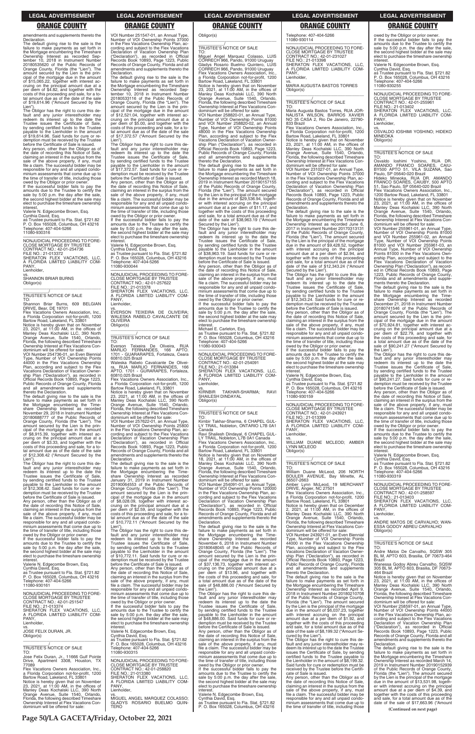amendments and supplements thereto the Declaration.

The default giving rise to the sale is the failure to make payments as set forth in the Mortgage encumbering the Timeshare Ownership Interest as recorded September 10, 2018 in Instrument Number 20180535620 of the Public Records of Orange County, Florida (the "Lien"). The amount secured by the Lien is the principal of the mortgage due in the amount of $15,065.22, together with interest accruing on the principal amount due at a per diem of $4.82, and together with the costs of this proceeding and sale, for a total amount due as of the date of the sale of $19,614.96 ("Amount Secured by the Lien").

The Obligor has the right to cure this default and any junior interestholder may redeem its interest up to the date the Trustee issues the Certificate of Sale, by sending certified funds to the Trustee payable to the Lienholder in the amount of $19,614.96. Said funds for cure or redemption must be received by the Trustee before the Certificate of Sale is issued.

Any person, other than the Obligor as of the date of recording this Notice of Sale, claiming an interest in the surplus from the sale of the above property, if any, must file a claim. The successful bidder may be responsible for any and all unpaid condominium assessments that come due up to the time of transfer of title, including those owed by the Obligor or prior owner.

If the successful bidder fails to pay the amounts due to the Trustee to certify the sale by 5:00 p.m. the day after the sale, the second highest bidder at the sale may elect to purchase the timeshare ownership interest.

Valerie N. Edgecombe Brown, Esq.
Cynthia David, Esq.
as Trustee pursuant to Fla. Stat. §721.82
P. O. Box 165028, Columbus, OH 43216
Telephone: 407-404-5266
11080-930316

---

NONJUDICIAL PROCEEDING TO FORECLOSE MORTGAGE BY TRUSTEE
CONTRACT NO.: 42-01-254736
FILE NO.: 21-013372
SHERATON FLEX VACATIONS, LLC, A FLORIDA LIMITED LIABILITY COMPANY,
Lienholder,
vs.
SHANNON BRIAR BURNS
Obligor(s)

TRUSTEE'S NOTICE OF SALE
TO:
Shannon Briar Burns, 609 BELGIAN DRIVE, Bear, DE 19701
Flex Vacations Owners Association, Inc., a Florida Corporation not-for-profit, 1200 Bartow Road, Lakeland, FL 33801

Notice is hereby given that on November 23, 2021, at 11:00 AM, in the offices of Manley Deas Kochalski LLC, 390 North Orange Avenue, Suite 1540, Orlando, Florida, the following described Timeshare Ownership Interest at Flex Vacations Condominium will be offered for sale:

VOI Number 254736-01, an Even Biennial Type, Number of VOI Ownership Points 44000 in the Flex Vacations Ownership Plan, according and subject to the Flex Vacations Declaration of Vacation Ownership Plan ("Declaration"), as recorded in Official Records Book 10893, Page 1223, Public Records of Orange County, Florida and all amendments and supplements thereto the Declaration.

The default giving rise to the sale is the failure to make payments as set forth in the Mortgage encumbering the Timeshare Ownership Interest as recorded November 29, 2018 in Instrument Number 20180688777 of the Public Records of Orange County, Florida (the "Lien"). The amount secured by the Lien is the principal of the mortgage due in the amount of $8,915.39, together with interest accruing on the principal amount due at a per diem of $3.33, and together with the costs of this proceeding and sale, for a total amount due as of the date of the sale of $12,308.42 ("Amount Secured by the Lien").

The Obligor has the right to cure this default and any junior interestholder may redeem its interest up to the date the Trustee issues the Certificate of Sale, by sending certified funds to the Trustee payable to the Lienholder in the amount of $12,308.42. Said funds for cure or redemption must be received by the Trustee before the Certificate of Sale is issued.

Any person, other than the Obligor as of the date of recording this Notice of Sale, claiming an interest in the surplus from the sale of the above property, if any, must file a claim. The successful bidder may be responsible for any and all unpaid condominium assessments that come due up to the time of transfer of title, including those owed by the Obligor or prior owner.

If the successful bidder fails to pay the amounts due to the Trustee to certify the sale by 5:00 p.m. the day after the sale, the second highest bidder at the sale may elect to purchase the timeshare ownership interest.

Valerie N. Edgecombe Brown, Esq.
Cynthia David, Esq.
as Trustee pursuant to Fla. Stat. §721.82
P. O. Box 165028, Columbus, OH 43216
Telephone: 407-404-5266
11080-930161

---

NONJUDICIAL PROCEEDING TO FORECLOSE MORTGAGE BY TRUSTEE
CONTRACT NO.: 42-01-251547
FILE NO.: 21-013374
SHERATON FLEX VACATIONS, LLC, A FLORIDA LIMITED LIABILITY COMPANY,
Lienholder,
vs.
JOSE FELIX DURAN, JR.
Obligor(s)

TRUSTEE'S NOTICE OF SALE
TO:
Jose Felix Duran, Jr., 11666 Gulf Pointe Drive, Apartment 3308, Houston, TX 77089
Flex Vacations Owners Association, Inc., a Florida Corporation not-for-profit, 1200 Bartow Road, Lakeland, FL 33801

Notice is hereby given that on November 23, 2021, at 11:00 AM, in the offices of Manley Deas Kochalski LLC, 390 North Orange Avenue, Suite 1540, Orlando, Florida, the following described Timeshare Ownership Interest at Flex Vacations Condominium will be offered for sale:

VOI Number 251547-01, an Annual Type, Number of VOI Ownership Points 37000 in the Flex Vacations Ownership Plan, according and subject to the Flex Vacations Declaration of Vacation Ownership Plan ("Declaration"), as recorded in Official Records Book 10893, Page 1223, Public Records of Orange County, Florida and all amendments and supplements thereto the Declaration.

The default giving rise to the sale is the failure to make payments as set forth in the Mortgage encumbering the Timeshare Ownership Interest as recorded September 10, 2018 in Instrument Number 20180533116 of the Public Records of Orange County, Florida (the "Lien"). The amount secured by the Lien is the principal of the mortgage due in the amount of $12,521.04, together with interest accruing on the principal amount due at a per diem of $5.00, and together with the costs of this proceeding and sale, for a total amount due as of the date of the sale of $17,372.57 ("Amount Secured by the Lien").

The Obligor has the right to cure this default and any junior interestholder may redeem its interest up to the date the Trustee issues the Certificate of Sale, by sending certified funds to the Trustee payable to the Lienholder in the amount of $17,372.57. Said funds for cure or redemption must be received by the Trustee before the Certificate of Sale is issued.

Any person, other than the Obligor as of the date of recording this Notice of Sale, claiming an interest in the surplus from the sale of the above property, if any, must file a claim. The successful bidder may be responsible for any and all unpaid condominium assessments that come due up to the time of transfer of title, including those owed by the Obligor or prior owner.

If the successful bidder fails to pay the amounts due to the Trustee to certify the sale by 5:00 p.m. the day after the sale, the second highest bidder at the sale may elect to purchase the timeshare ownership interest.

Valerie N. Edgecombe Brown, Esq.
Cynthia David, Esq.
as Trustee pursuant to Fla. Stat. §721.82
P. O. Box 165028, Columbus, OH 43216
Telephone: 407-404-5266
11080-930044

---

NONJUDICIAL PROCEEDING TO FORECLOSE MORTGAGE BY TRUSTEE
CONTRACT NO.: 42-01-257622
FILE NO.: 21-013378
SHERATON FLEX VACATIONS, LLC, A FLORIDA LIMITED LIABILITY COMPANY,
Lienholder,
vs.
EVERSON TEIXEIRA DE OLIVEIRA; WALESKA RABELO CAVALCANTE DE OLIVEIRA
Obligor(s)

TRUSTEE'S NOTICE OF SALE
TO:
Everson Teixeira De Oliveira, RUA MARLIO FERNANDES, 166 APTO. 1701 - GUARARAPES, Fortaleza, Ceara 60810.025 Brazil
Waleska Rabelo Cavalcante De Oliveira, RUA MARLIO FERNANDES, 166 APTO. 1701 - GUARARAPES, Fortaleza, 60810.025 Brazil
Flex Vacations Owners Association, Inc., a Florida Corporation not-for-profit, 1200 Bartow Road, Lakeland, FL 33801

Notice is hereby given that on November 23, 2021, at 11:00 AM, in the offices of Manley Deas Kochalski LLC, 390 North Orange Avenue, Suite 1540, Orlando, Florida, the following described Timeshare Ownership Interest at Flex Vacations Condominium will be offered for sale:

VOI Number 257622-01, an Annual Type, Number of VOI Ownership Points 25800 in the Flex Vacations Ownership Plan, according and subject to the Flex Vacations Declaration of Vacation Ownership Plan ("Declaration"), as recorded in Official Records Book 10893, Page 1223, Public Records of Orange County, Florida and all amendments and supplements thereto the Declaration.

The default giving rise to the sale is the failure to make payments as set forth in the Mortgage encumbering the Timeshare Ownership Interest as recorded January 31, 2019 in Instrument Number 20190064553 of the Public Records of Orange County, Florida (the "Lien"). The amount secured by the Lien is the principal of the mortgage due in the amount of $8,028.09, together with interest accruing on the principal amount due at a per diem of $2.59, and together with the costs of this proceeding and sale, for a total amount due as of the date of the sale of $10,772.11 ("Amount Secured by the Lien").

The Obligor has the right to cure this default and any junior interestholder may redeem its interest up to the date the Trustee issues the Certificate of Sale, by sending certified funds to the Trustee payable to the Lienholder in the amount of $10,772.11. Said funds for cure or redemption must be received by the Trustee before the Certificate of Sale is issued.

Any person, other than the Obligor as of the date of recording this Notice of Sale, claiming an interest in the surplus from the sale of the above property, if any, must file a claim. The successful bidder may be responsible for any and all unpaid condominium assessments that come due up to the time of transfer of title, including those owed by the Obligor or prior owner.

If the successful bidder fails to pay the amounts due to the Trustee to certify the sale by 5:00 p.m. the day after the sale, the second highest bidder at the sale may elect to purchase the timeshare ownership interest.

Valerie N. Edgecombe Brown, Esq.
Cynthia David, Esq.
as Trustee pursuant to Fla. Stat. §721.82
P. O. Box 165028, Columbus, OH 43216
Telephone: 407-404-5266
11080-930315

---

NONJUDICIAL PROCEEDING TO FORECLOSE MORTGAGE BY TRUSTEE
CONTRACT NO.: 42-01-258820
FILE NO.: 21-013380
SHERATON FLEX VACATIONS, LLC, A FLORIDA LIMITED LIABILITY COMPANY,
Lienholder,
vs.
MIGUEL ANGEL MARQUEZ COLASSO; GLADYS ROSARIO BUELMO QUINTERO
Obligor(s)

TRUSTEE'S NOTICE OF SALE
TO:
Miguel Angel Marquez Colasso, LUIS CORRECH 966, Pando, 91000 Uruguay
Gladys Rosario Buelmo Quintero, LUIS CORRECH 966, Pando, 91000 Uruguay
Flex Vacations Owners Association, Inc., a Florida Corporation not-for-profit, 1200 Bartow Road, Lakeland, FL 33801

Notice is hereby given that on November 23, 2021, at 11:00 AM, in the offices of Manley Deas Kochalski LLC, 390 North Orange Avenue, Suite 1540, Orlando, Florida, the following described Timeshare Ownership Interest at Flex Vacations Condominium will be offered for sale:

VOI Number 258820-01, an Annual Type, Number of VOI Ownership Points 81000 and VOI Number 258820-02, an Annual Type, Number of VOI Ownership Points 48000 in the Flex Vacations Ownership Plan, according and subject to the Flex Vacations Declaration of Vacation Ownership Plan ("Declaration"), as recorded in Official Records Book 10893, Page 1223, Public Records of Orange County, Florida and all amendments and supplements thereto the Declaration.

The default giving rise to the sale is the failure to make payments as set forth in the Mortgage encumbering the Timeshare Ownership Interest as recorded March 18, 2019 in Instrument Number 20190157155 of the Public Records of Orange County, Florida (the "Lien"). The amount secured by the Lien is the principal of the mortgage due in the amount of $29,536.94, together with interest accruing on the principal amount due at a per diem of $11.17, and together with the costs of this proceeding and sale, for a total amount due as of the date of the sale of $38,963.19 ("Amount Secured by the Lien").

The Obligor has the right to cure this default and any junior interestholder may redeem its interest up to the date the Trustee issues the Certificate of Sale, by sending certified funds to the Trustee payable to the Lienholder in the amount of $38,963.19. Said funds for cure or redemption must be received by the Trustee before the Certificate of Sale is issued.

Any person, other than the Obligor as of the date of recording this Notice of Sale, claiming an interest in the surplus from the sale of the above property, if any, must file a claim. The successful bidder may be responsible for any and all unpaid condominium assessments that come due up to the time of transfer of title, including those owed by the Obligor or prior owner.

If the successful bidder fails to pay the amounts due to the Trustee to certify the sale by 5:00 p.m. the day after the sale, the second highest bidder at the sale may elect to purchase the timeshare ownership interest.

Michael E. Carleton, Esq.
as Trustee pursuant to Fla. Stat. §721.82
P. O. Box 165028, Columbus, OH 43216
Telephone: 407-404-5266
11080-930043

---

NONJUDICIAL PROCEEDING TO FORECLOSE MORTGAGE BY TRUSTEE
CONTRACT NO.: 42-01-254091
FILE NO.: 21-013384
SHERATON FLEX VACATIONS, LLC, A FLORIDA LIMITED LIABILITY COMPANY,
Lienholder,
vs.
KIRNBIR TAKHAR-SHARMA; RAVI SHAILESH DINDAYAL
Obligor(s)

TRUSTEE'S NOTICE OF SALE
TO:
Kirnbir Takhar-Sharma, 6 CHAPEL GULLY TRAIL, Nobleton, ONTARIO L7B 0A1 Canada
Ravi Shailesh Dindayal, 6 CHAPEL GULLY TRAIL, Nobleton, L7B 0A1 Canada
Flex Vacations Owners Association, Inc., a Florida Corporation not-for-profit, 1200 Bartow Road, Lakeland, FL 33801

Notice is hereby given that on November 18, 2021, at 11:00 AM, in the offices of Manley Deas Kochalski LLC, 390 North Orange Avenue, Suite 1540, Orlando, Florida, the following described Timeshare Ownership Interest at Flex Vacations Condominium will be offered for sale:

VOI Number 254091-01, an Annual Type, Number of VOI Ownership Points 120000 in the Flex Vacations Ownership Plan, according and subject to the Flex Vacations Declaration of Vacation Ownership Plan ("Declaration"), as recorded in Official Records Book 10893, Page 1223, Public Records of Orange County, Florida and all amendments and supplements thereto the Declaration.

The default giving rise to the sale is the failure to make payments as set forth in the Mortgage encumbering the Timeshare Ownership Interest as recorded November 6, 2018 in Instrument Number 20180648045 of the Public Records of Orange County, Florida (the "Lien"). The amount secured by the Lien is the principal of the mortgage due in the amount of $37,136.73, together with interest accruing on the principal amount due at a per diem of $13.96, and together with the costs of this proceeding and sale, for a total amount due as of the date of the sale of $48,886.00 ("Amount Secured by the Lien").

The Obligor has the right to cure this default and any junior interestholder may redeem its interest up to the date the Trustee issues the Certificate of Sale, by sending certified funds to the Trustee payable to the Lienholder in the amount of $48,886.00. Said funds for cure or redemption must be received by the Trustee before the Certificate of Sale is issued.

Any person, other than the Obligor as of the date of recording this Notice of Sale, claiming an interest in the surplus from the sale of the above property, if any, must file a claim. The successful bidder may be responsible for any and all unpaid condominium assessments that come due up to the time of transfer of title, including those owed by the Obligor or prior owner.

If the successful bidder fails to pay the amounts due to the Trustee to certify the sale by 5:00 p.m. the day after the sale, the second highest bidder at the sale may elect to purchase the timeshare ownership interest.

Valerie N. Edgecombe Brown, Esq.
Cynthia David, Esq.
as Trustee pursuant to Fla. Stat. §721.82
P. O. Box 165028, Columbus, OH 43216
Telephone: 407-404-5266
11080-930114

---

NONJUDICIAL PROCEEDING TO FORECLOSE MORTGAGE BY TRUSTEE
CONTRACT NO.: 42-01-231027
FILE NO.: 21-013398
SHERATON FLEX VACATIONS, LLC, A FLORIDA LIMITED LIABILITY COMPANY,
Lienholder,
vs.
MARIA AUGUSTA BASTOS TORRES
Obligor(s)

TRUSTEE'S NOTICE OF SALE
TO:
Maria Augusta Bastos Torres, RUA JORNALISTA WILSON, BARROS XAVIER NO 35 CASA 2, Rio De Janeiro, 22790-833 Brazil
Flex Vacations Owners Association, Inc., a Florida Corporation not-for-profit, 1200 Bartow Road, Lakeland, FL 33801

Notice is hereby given that on November 23, 2021, at 11:00 AM, in the offices of Manley Deas Kochalski LLC, 390 North Orange Avenue, Suite 1540, Orlando, Florida, the following described Timeshare Ownership Interest at Flex Vacations Condominium will be offered for sale:

VOI Number 231027-01, an Annual Type, Number of VOI Ownership Points 37000 in the Flex Vacations Ownership Plan, according and subject to the Flex Vacations Declaration of Vacation Ownership Plan ("Declaration"), as recorded in Official Records Book 10893, Page 1223, Public Records of Orange County, Florida and all amendments and supplements thereto the Declaration.

The default giving rise to the sale is the failure to make payments as set forth in the Mortgage encumbering the Timeshare Ownership Interest as recorded June 6, 2017 in Instrument Number 20170313131 of the Public Records of Orange County, Florida (the "Lien"). The amount secured by the Lien is the principal of the mortgage due in the amount of $9,428.52, together with interest accruing on the principal amount due at a per diem of $2.94, and together with the costs of this proceeding and sale, for a total amount due as of the date of the sale of $12,343.24 ("Amount Secured by the Lien").

The Obligor has the right to cure this default and any junior interestholder may redeem its interest up to the date the Trustee issues the Certificate of Sale, by sending certified funds to the Trustee payable to the Lienholder in the amount of $12,343.24. Said funds for cure or redemption must be received by the Trustee before the Certificate of Sale is issued.

Any person, other than the Obligor as of the date of recording this Notice of Sale, claiming an interest in the surplus from the sale of the above property, if any, must file a claim. The successful bidder may be responsible for any and all unpaid condominium assessments that come due up to the time of transfer of title, including those owed by the Obligor or prior owner.

If the successful bidder fails to pay the amounts due to the Trustee to certify the sale by 5:00 p.m. the day after the sale, the second highest bidder at the sale may elect to purchase the timeshare ownership interest.

Valerie N. Edgecombe Brown, Esq.
Cynthia David, Esq.
as Trustee pursuant to Fla. Stat. §721.82
P. O. Box 165028, Columbus, OH 43216
Telephone: 407-404-5266
11080-930159

---

NONJUDICIAL PROCEEDING TO FORECLOSE MORTGAGE BY TRUSTEE
CONTRACT NO.: 42-01-243921
FILE NO.: 21-013399
SHERATON FLEX VACATIONS, LLC, A FLORIDA LIMITED LIABILITY COMPANY,
Lienholder,
vs.
WILLIAM DUANE MCLEOD; AMBER LYNN MCLEOD
Obligor(s)

TRUSTEE'S NOTICE OF SALE
TO:
William Duane McLeod, 206 NORTH BOULER AVENUE, Bay Minette, AL 36507-2663
Amber Lynn McLeod, 19 MERCHANT DRIVE, Angier, NC 27501
Flex Vacations Owners Association, Inc., a Florida Corporation not-for-profit, 1200 Bartow Road, Lakeland, FL 33801

Notice is hereby given that on December 2, 2021, at 11:00 AM, in the offices of Manley Deas Kochalski LLC, 390 North Orange Avenue, Suite 1540, Orlando, Florida, the following described Timeshare Ownership Interest at Flex Vacations Condominium will be offered for sale:

VOI Number 243921-01, an Even Biennial Type, Number of VOI Ownership Points 44000 in the Flex Vacations Ownership Plan, according and subject to the Flex Vacations Declaration of Vacation Ownership Plan ("Declaration"), as recorded in Official Records Book 10893, Page 1223, Public Records of Orange County, Florida and all amendments and supplements thereto the Declaration.

The default giving rise to the sale is the failure to make payments as set forth in the Mortgage encumbering the Timeshare Ownership Interest as recorded April 9, 2018 in Instrument Number 20180210708 of the Public Records of Orange County, Florida (the "Lien"). The amount secured by the Lien is the principal of the mortgage due in the amount of $6,037.23, together with interest accruing on the principal amount due at a per diem of $1.92, and together with the costs of this proceeding and sale, for a total amount due as of the date of the sale of $8,199.32 ("Amount Secured by the Lien").

The Obligor has the right to cure this default and any junior interestholder may redeem its interest up to the date the Trustee issues the Certificate of Sale, by sending certified funds to the Trustee payable to the Lienholder in the amount of $8,199.32. Said funds for cure or redemption must be received by the Trustee before the Certificate of Sale is issued.

Any person, other than the Obligor as of the date of recording this Notice of Sale, claiming an interest in the surplus from the sale of the above property, if any, must file a claim. The successful bidder may be responsible for any and all unpaid condominium assessments that come due up to the time of transfer of title, including those owed by the Obligor or prior owner.

If the successful bidder fails to pay the amounts due to the Trustee to certify the sale by 5:00 p.m. the day after the sale, the second highest bidder at the sale may elect to purchase the timeshare ownership interest.

Valerie N. Edgecombe Brown, Esq.
Cynthia David, Esq.
as Trustee pursuant to Fla. Stat. §721.82
P. O. Box 165028, Columbus, OH 43216
Telephone: 407-404-5266
11080-930255

---

NONJUDICIAL PROCEEDING TO FORECLOSE MORTGAGE BY TRUSTEE
CONTRACT NO.: 42-01-255961
FILE NO.: 21-013402
SHERATON FLEX VACATIONS, LLC, A FLORIDA LIMITED LIABILITY COMPANY,
Lienholder,
vs.
OSVALDO IOSHIMI YOSHINO; HIDEKO MINEOKA
Obligor(s)

TRUSTEE'S NOTICE OF SALE
TO:
Osvaldo Ioshimi Yoshino, RUA DR. AMANDO FRANCO SOARES, CAIUBY500 APTO 51, VILA SUZANA, Sao Paulo, SP 05640-020 Brazil
Hideko Mineoka, RUA DR. AMANDO FRANCO SOARES, CAIUBY, 500 APTO 51, Sao Paulo, SP 05640-020 Brazil
Flex Vacations Owners Association, Inc., a Florida Corporation not-for-profit, 1200 Bartow Road, Lakeland, FL 33801

Notice is hereby given that on November 23, 2021, at 11:00 AM, in the offices of Manley Deas Kochalski LLC, 390 North Orange Avenue, Suite 1540, Orlando, Florida, the following described Timeshare Ownership Interest at Flex Vacations Condominium will be offered for sale:

VOI Number 255961-01, an Annual Type, Number of VOI Ownership Points 81000 and VOI Number 255961-02, an Annual Type, Number of VOI Ownership Points 81000 and VOI Number 255961-03, an Annual Type, Number of VOI Ownership Points 81000 in the Flex Vacations Ownership Plan, according and subject to the Flex Vacations Declaration of Vacation Ownership Plan ("Declaration"), as recorded in Official Records Book 10893, Page 1223, Public Records of Orange County, Florida and all amendments and supplements thereto the Declaration.

The default giving rise to the sale is the failure to make payments as set forth in the Mortgage encumbering the Timeshare Ownership Interest as recorded December 21, 2018 in Instrument Number 20180741546 of the Public Records of Orange County, Florida (the "Lien"). The amount secured by the Lien is the principal of the mortgage due in the amount of $70,924.81, together with interest accruing on the principal amount due at a per diem of $22.79, and together with the costs of this proceeding and sale, for a total amount due as of the date of the sale of $90,241.27 ("Amount Secured by the Lien").

The Obligor has the right to cure this default and any junior interestholder may redeem its interest up to the date the Trustee issues the Certificate of Sale, by sending certified funds to the Trustee payable to the Lienholder in the amount of $90,241.27. Said funds for cure or redemption must be received by the Trustee before the Certificate of Sale is issued.

Any person, other than the Obligor as of the date of recording this Notice of Sale, claiming an interest in the surplus from the sale of the above property, if any, must file a claim. The successful bidder may be responsible for any and all unpaid condominium assessments that come due up to the time of transfer of title, including those owed by the Obligor or prior owner.

If the successful bidder fails to pay the amounts due to the Trustee to certify the sale by 5:00 p.m. the day after the sale, the second highest bidder at the sale may elect to purchase the timeshare ownership interest.

Valerie N. Edgecombe Brown, Esq.
Cynthia David, Esq.
as Trustee pursuant to Fla. Stat. §721.82
P. O. Box 165028, Columbus, OH 43216
Telephone: 407-404-5266
11080-930319

---

NONJUDICIAL PROCEEDING TO FORECLOSE MORTGAGE BY TRUSTEE
CONTRACT NO.: 42-01-258597
FILE NO.: 21-013403
SHERATON FLEX VACATIONS, LLC, A FLORIDA LIMITED LIABILITY COMPANY,
Lienholder,
vs.
ANDRE MATOS DE CARVALHO; WANESSA GODOY ABREU CARVALHO
Obligor(s)

TRUSTEE'S NOTICE OF SALE
TO:
Andre Matos De Carvalho, SQSW 305 BL M, APTO 603, Brasilia, DF 70673-464 Brazil
Wanessa Godoy Abreu Carvalho, SQSW 305 BL M, APTO 603, Brasilia, DF 70673-464 Brazil
Flex Vacations Owners Association, Inc., a Florida Corporation not-for-profit, 1200 Bartow Road, Lakeland, FL 33801

Notice is hereby given that on November 23, 2021, at 11:00 AM, in the offices of Manley Deas Kochalski LLC, 390 North Orange Avenue, Suite 1540, Orlando, Florida, the following described Timeshare Ownership Interest at Flex Vacations Condominium will be offered for sale:

VOI Number 258597-01, an Annual Type, Number of VOI Ownership Points 44000 in the Flex Vacations Ownership Plan, according and subject to the Flex Vacations Declaration of Vacation Ownership Plan ("Declaration"), as recorded in Official Records Book 10893, Page 1223, Public Records of Orange County, Florida and all amendments and supplements thereto the Declaration.

The default giving rise to the sale is the failure to make payments as set forth in the Mortgage encumbering the Timeshare Ownership Interest as recorded March 14, 2019 in Instrument Number 20190152939 of the Public Records of Orange County, Florida (the "Lien"). The amount secured by the Lien is the principal of the mortgage due in the amount of $13,531.98, together with interest accruing on the principal amount due at a per diem of $4.39, and together with the costs of this proceeding and sale, for a total amount due as of the date of the sale of $17,663.96 ("Amount

**(Continued on next page)**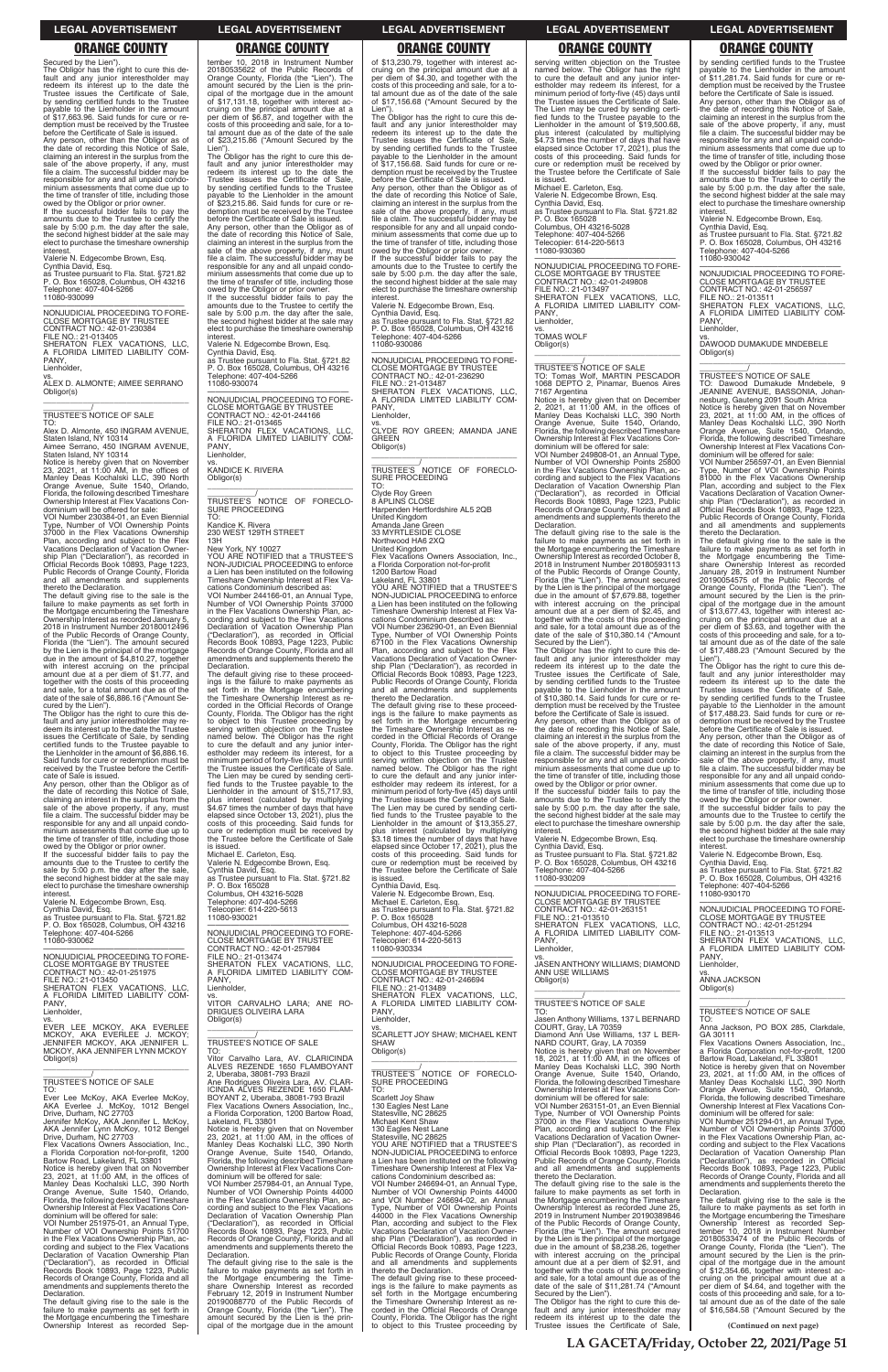Secured by the Lien").

The Obligor has the right to cure this default and any junior interestholder may redeem its interest up to the date the Trustee issues the Certificate of Sale, by sending certified funds to the Trustee payable to the Lienholder in the amount of $17,663.96. Said funds for cure or redemption must be received by the Trustee before the Certificate of Sale is issued.

Any person, other than the Obligor as of the date of recording this Notice of Sale, claiming an interest in the surplus from the sale of the above property, if any, must file a claim. The successful bidder may be responsible for any and all unpaid condominium assessments that come due up to the time of transfer of title, including those owed by the Obligor or prior owner.

If the successful bidder fails to pay the amounts due to the Trustee to certify the sale by 5:00 p.m. the day after the sale, the second highest bidder at the sale may elect to purchase the timeshare ownership interest.

Valerie N. Edgecombe Brown, Esq.
Cynthia David, Esq.
as Trustee pursuant to Fla. Stat. §721.82
P. O. Box 165028, Columbus, OH 43216
Telephone: 407-404-5266
11080-930099

---

NONJUDICIAL PROCEEDING TO FORECLOSE MORTGAGE BY TRUSTEE
CONTRACT NO.: 42-01-230384
FILE NO.: 21-013405
SHERATON FLEX VACATIONS, LLC, A FLORIDA LIMITED LIABILITY COMPANY,
Lienholder,
vs.
ALEX D. ALMONTE; AIMEE SERRANO
Obligor(s)

TRUSTEE'S NOTICE OF SALE
TO:
Alex D. Almonte, 450 INGRAM AVENUE, Staten Island, NY 10314
Aimee Serrano, 450 INGRAM AVENUE, Staten Island, NY 10314

Notice is hereby given that on November 23, 2021, at 11:00 AM, in the offices of Manley Deas Kochalski LLC, 390 North Orange Avenue, Suite 1540, Orlando, Florida, the following described Timeshare Ownership Interest at Flex Vacations Condominium will be offered for sale:

VOI Number 230384-01, an Even Biennial Type, Number of VOI Ownership Points 37000 in the Flex Vacations Ownership Plan, according and subject to the Flex Vacations Declaration of Vacation Ownership Plan ("Declaration"), as recorded in Official Records Book 10893, Page 1223, Public Records of Orange County, Florida and all amendments and supplements thereto the Declaration.

The default giving rise to the sale is the failure to make payments as set forth in the Mortgage encumbering the Timeshare Ownership Interest as recorded January 5, 2018 in Instrument Number 20180012498 of the Public Records of Orange County, Florida (the "Lien"). The amount secured by the Lien is the principal of the mortgage due in the amount of $4,810.27, together with interest accruing on the principal amount due at a per diem of $1.77, and together with the costs of this proceeding and sale, for a total amount due as of the date of the sale of $6,886.16 ("Amount Secured by the Lien").

The Obligor has the right to cure this default and any junior interestholder may redeem its interest up to the date the Trustee issues the Certificate of Sale, by sending certified funds to the Trustee payable to the Lienholder in the amount of $6,886.16. Said funds for cure or redemption must be received by the Trustee before the Certificate of Sale is issued.

Any person, other than the Obligor as of the date of recording this Notice of Sale, claiming an interest in the surplus from the sale of the above property, if any, must file a claim. The successful bidder may be responsible for any and all unpaid condominium assessments that come due up to the time of transfer of title, including those owed by the Obligor or prior owner.

If the successful bidder fails to pay the amounts due to the Trustee to certify the sale by 5:00 p.m. the day after the sale, the second highest bidder at the sale may elect to purchase the timeshare ownership interest.

Valerie N. Edgecombe Brown, Esq.
Cynthia David, Esq.
as Trustee pursuant to Fla. Stat. §721.82
P. O. Box 165028, Columbus, OH 43216
Telephone: 407-404-5266
11080-930062

---

NONJUDICIAL PROCEEDING TO FORECLOSE MORTGAGE BY TRUSTEE
CONTRACT NO.: 42-01-251975
FILE NO.: 21-013450
SHERATON FLEX VACATIONS, LLC, A FLORIDA LIMITED LIABILITY COMPANY,
Lienholder,
vs.
EVER LEE MCKOY, AKA EVERLEE MCKOY, AKA EVERLEE J. MCKOY; JENNIFER MCKOY, AKA JENNIFER L. MCKOY, AKA JENNIFER LYNN MCKOY
Obligor(s)

TRUSTEE'S NOTICE OF SALE
TO:
Ever Lee McKoy, AKA Everlee McKoy, AKA Everlee J. McKoy, 1012 Bengel Drive, Durham, NC 27703
Jennifer McKoy, AKA Jennifer L. McKoy, AKA Jennifer Lynn McKoy, 1012 Bengel Drive, Durham, NC 27703
Flex Vacations Owners Association, Inc., a Florida Corporation not-for-profit, 1200 Bartow Road, Lakeland, FL 33801

Notice is hereby given that on November 23, 2021, at 11:00 AM, in the offices of Manley Deas Kochalski LLC, 390 North Orange Avenue, Suite 1540, Orlando, Florida, the following described Timeshare Ownership Interest at Flex Vacations Condominium will be offered for sale:

VOI Number 251975-01, an Annual Type, Number of VOI Ownership Points 51700 in the Flex Vacations Ownership Plan, according and subject to the Flex Vacations Declaration of Vacation Ownership Plan ("Declaration"), as recorded in Official Records Book 10893, Page 1223, Public Records of Orange County, Florida and all amendments and supplements thereto the Declaration.

The default giving rise to the sale is the failure to make payments as set forth in the Mortgage encumbering the Timeshare Ownership Interest as recorded September 10, 2018 in Instrument Number 20180535622 of the Public Records of Orange County, Florida (the "Lien"). The amount secured by the Lien is the principal of the mortgage due in the amount of $17,131.18, together with interest accruing on the principal amount due at a per diem of $6.67, and together with the costs of this proceeding and sale, for a total amount due as of the date of the sale of $23,215.86 ("Amount Secured by the Lien").

The Obligor has the right to cure this default and any junior interestholder may redeem its interest up to the date the Trustee issues the Certificate of Sale, by sending certified funds to the Trustee payable to the Lienholder in the amount of $23,215.86. Said funds for cure or redemption must be received by the Trustee before the Certificate of Sale is issued.

Any person, other than the Obligor as of the date of recording this Notice of Sale, claiming an interest in the surplus from the sale of the above property, if any, must file a claim. The successful bidder may be responsible for any and all unpaid condominium assessments that come due up to the time of transfer of title, including those owed by the Obligor or prior owner.

If the successful bidder fails to pay the amounts due to the Trustee to certify the sale by 5:00 p.m. the day after the sale, the second highest bidder at the sale may elect to purchase the timeshare ownership interest.

Valerie N. Edgecombe Brown, Esq.
Cynthia David, Esq.
as Trustee pursuant to Fla. Stat. §721.82
P. O. Box 165028, Columbus, OH 43216
Telephone: 407-404-5266
11080-930074

---

NONJUDICIAL PROCEEDING TO FORECLOSE MORTGAGE BY TRUSTEE
CONTRACT NO.: 42-01-244166
FILE NO.: 21-013465
SHERATON FLEX VACATIONS, LLC, A FLORIDA LIMITED LIABILITY COMPANY,
Lienholder,
vs.
KANDICE K. RIVERA
Obligor(s)

TRUSTEE'S NOTICE OF FORECLOSURE PROCEEDING
TO:
Kandice K. Rivera
230 WEST 129TH STREET
13H
New York, NY 10027

YOU ARE NOTIFIED that a TRUSTEE'S NON-JUDICIAL PROCEEDING to enforce a Lien has been instituted on the following Timeshare Ownership Interest at Flex Vacations Condominium described as:

VOI Number 244166-01, an Annual Type, Number of VOI Ownership Points 37000 in the Flex Vacations Ownership Plan, according and subject to the Flex Vacations Declaration of Vacation Ownership Plan ("Declaration"), as recorded in Official Records Book 10893, Page 1223, Public Records of Orange County, Florida and all amendments and supplements thereto the Declaration.

The default giving rise to these proceedings is the failure to make payments as set forth in the Mortgage encumbering the Timeshare Ownership Interest as recorded in the Official Records of Orange County, Florida. The Obligor has the right to object to this Trustee proceeding by serving written objection on the Trustee named below. The Obligor has the right to cure the default and any junior interestholder may redeem its interest, for a minimum period of forty-five (45) days until the Trustee issues the Certificate of Sale. The Lien may be cured by sending certified funds to the Trustee payable to the Lienholder in the amount of $15,717.93, plus interest (calculated by multiplying $4.67 times the number of days that have elapsed since October 13, 2021), plus the costs of this proceeding. Said funds for cure or redemption must be received by the Trustee before the Certificate of Sale is issued.

Michael E. Carleton, Esq.
Valerie N. Edgecombe Brown, Esq.
Cynthia David, Esq.
as Trustee pursuant to Fla. Stat. §721.82
P. O. Box 165028
Columbus, OH 43216-5028
Telephone: 407-404-5266
Telecopier: 614-220-5613
11080-930021

---

NONJUDICIAL PROCEEDING TO FORECLOSE MORTGAGE BY TRUSTEE
CONTRACT NO.: 42-01-257984
FILE NO.: 21-013474
SHERATON FLEX VACATIONS, LLC, A FLORIDA LIMITED LIABILITY COMPANY,
Lienholder,
vs.
VITOR CARVALHO LARA; ANE RODRIGUES OLIVEIRA LARA
Obligor(s)

TRUSTEE'S NOTICE OF SALE
TO:
Vitor Carvalho Lara, AV. CLARICINDA ALVES REZENDE 1650 FLAMBOYANT 2, Uberaba, 38081-793 Brazil
Ane Rodrigues Oliveira Lara, AV. CLARICINDA ALVES REZENDE 1650 FLAMBOYANT 2, Uberaba, 38081-793 Brazil
Flex Vacations Owners Association, Inc., a Florida Corporation, 1200 Bartow Road, Lakeland, FL 33801

Notice is hereby given that on November 23, 2021, at 11:00 AM, in the offices of Manley Deas Kochalski LLC, 390 North Orange Avenue, Suite 1540, Orlando, Florida, the following described Timeshare Ownership Interest at Flex Vacations Condominium will be offered for sale:

VOI Number 257984-01, an Annual Type, Number of VOI Ownership Points 44000 in the Flex Vacations Ownership Plan, according and subject to the Flex Vacations Declaration of Vacation Ownership Plan ("Declaration"), as recorded in Official Records Book 10893, Page 1223, Public Records of Orange County, Florida and all amendments and supplements thereto the Declaration.

The default giving rise to the sale is the failure to make payments as set forth in the Mortgage encumbering the Timeshare Ownership Interest as recorded February 12, 2019 in Instrument Number 20190088770 of the Public Records of Orange County, Florida (the "Lien"). The amount secured by the Lien is the principal of the mortgage due in the amount of $13,230.79, together with interest accruing on the principal amount due at a per diem of $4.30, and together with the costs of this proceeding and sale, for a total amount due as of the date of the sale of $17,156.68 ("Amount Secured by the Lien").

The Obligor has the right to cure this default and any junior interestholder may redeem its interest up to the date the Trustee issues the Certificate of Sale, by sending certified funds to the Trustee payable to the Lienholder in the amount of $17,156.68. Said funds for cure or redemption must be received by the Trustee before the Certificate of Sale is issued.

Any person, other than the Obligor as of the date of recording this Notice of Sale, claiming an interest in the surplus from the sale of the above property, if any, must file a claim. The successful bidder may be responsible for any and all unpaid condominium assessments that come due up to the time of transfer of title, including those owed by the Obligor or prior owner.

If the successful bidder fails to pay the amounts due to the Trustee to certify the sale by 5:00 p.m. the day after the sale, the second highest bidder at the sale may elect to purchase the timeshare ownership interest.

Valerie N. Edgecombe Brown, Esq.
Cynthia David, Esq.
as Trustee pursuant to Fla. Stat. §721.82
P. O. Box 165028, Columbus, OH 43216
Telephone: 407-404-5266
11080-930086

---

NONJUDICIAL PROCEEDING TO FORECLOSE MORTGAGE BY TRUSTEE
CONTRACT NO.: 42-01-236290
FILE NO.: 21-013487
SHERATON FLEX VACATIONS, LLC, A FLORIDA LIMITED LIABILITY COMPANY,
Lienholder,
vs.
CLYDE ROY GREEN; AMANDA JANE GREEN
Obligor(s)

TRUSTEE'S NOTICE OF FORECLOSURE PROCEEDING
TO:
Clyde Roy Green
8 APLINS CLOSE
Harpenden Hertfordshire AL5 2QB
United Kingdom
Amanda Jane Green
33 MYRTLESIDE CLOSE
Northwood HA6 2XQ
United Kingdom
Flex Vacations Owners Association, Inc., a Florida Corporation not-for-profit
1200 Bartow Road
Lakeland, FL 33801

YOU ARE NOTIFIED that a TRUSTEE'S NON-JUDICIAL PROCEEDING to enforce a Lien has been instituted on the following Timeshare Ownership Interest at Flex Vacations Condominium described as:

VOI Number 236290-01, an Even Biennial Type, Number of VOI Ownership Points 67100 in the Flex Vacations Ownership Plan, according and subject to the Flex Vacations Declaration of Vacation Ownership Plan ("Declaration"), as recorded in Official Records Book 10893, Page 1223, Public Records of Orange County, Florida and all amendments and supplements thereto the Declaration.

The default giving rise to these proceedings is the failure to make payments as set forth in the Mortgage encumbering the Timeshare Ownership Interest as recorded in the Official Records of Orange County, Florida. The Obligor has the right to object to this Trustee proceeding by serving written objection on the Trustee named below. The Obligor has the right to cure the default and any junior interestholder may redeem its interest, for a minimum period of forty-five (45) days until the Trustee issues the Certificate of Sale. The Lien may be cured by sending certified funds to the Trustee payable to the Lienholder in the amount of $13,355.27, plus interest (calculated by multiplying $3.18 times the number of days that have elapsed since October 17, 2021), plus the costs of this proceeding. Said funds for cure or redemption must be received by the Trustee before the Certificate of Sale is issued.

Cynthia David, Esq.
Valerie N. Edgecombe Brown, Esq.
Michael E. Carleton, Esq.
as Trustee pursuant to Fla. Stat. §721.82
P. O. Box 165028
Columbus, OH 43216-5028
Telephone: 407-404-5266
Telecopier: 614-220-5613
11080-930334

---

NONJUDICIAL PROCEEDING TO FORECLOSE MORTGAGE BY TRUSTEE
CONTRACT NO.: 42-01-246694
FILE NO.: 21-013489
SHERATON FLEX VACATIONS, LLC, A FLORIDA LIMITED LIABILITY COMPANY,
Lienholder,
vs.
SCARLETT JOY SHAW; MICHAEL KENT SHAW
Obligor(s)

TRUSTEE'S NOTICE OF FORECLOSURE PROCEEDING
TO:
Scarlett Joy Shaw
130 Eagles Nest Lane
Statesville, NC 28625
Michael Kent Shaw
130 Eagles Nest Lane
Statesville, NC 28625

YOU ARE NOTIFIED that a TRUSTEE'S NON-JUDICIAL PROCEEDING to enforce a Lien has been instituted on the following Timeshare Ownership Interest at Flex Vacations Condominium described as:

VOI Number 246694-01, an Annual Type, Number of VOI Ownership Points 44000 and VOI Number 246694-02, an Annual Type, Number of VOI Ownership Points 44000 in the Flex Vacations Ownership Plan, according and subject to the Flex Vacations Declaration of Vacation Ownership Plan ("Declaration"), as recorded in Official Records Book 10893, Page 1223, Public Records of Orange County, Florida and all amendments and supplements thereto the Declaration.

The default giving rise to these proceedings is the failure to make payments as set forth in the Mortgage encumbering the Timeshare Ownership Interest as recorded in the Official Records of Orange County, Florida. The Obligor has the right to object to this Trustee proceeding by serving written objection on the Trustee named below. The Obligor has the right to cure the default and any junior interestholder may redeem its interest, for a minimum period of forty-five (45) days until the Trustee issues the Certificate of Sale. The Lien may be cured by sending certified funds to the Trustee payable to the Lienholder in the amount of $19,500.68, plus interest (calculated by multiplying $4.73 times the number of days that have elapsed since October 17, 2021), plus the costs of this proceeding. Said funds for cure or redemption must be received by the Trustee before the Certificate of Sale is issued.

Michael E. Carleton, Esq.
Valerie N. Edgecombe Brown, Esq.
Cynthia David, Esq.
as Trustee pursuant to Fla. Stat. §721.82
P. O. Box 165028
Columbus, OH 43216-5028
Telephone: 407-404-5266
Telecopier: 614-220-5613
11080-930360

---

NONJUDICIAL PROCEEDING TO FORECLOSE MORTGAGE BY TRUSTEE
CONTRACT NO.: 42-01-249808
FILE NO.: 21-013497
SHERATON FLEX VACATIONS, LLC, A FLORIDA LIMITED LIABILITY COMPANY,
Lienholder,
vs.
TOMAS WOLF
Obligor(s)

TRUSTEE'S NOTICE OF SALE
TO: Tomas Wolf, MARTIN PESCADOR 1068 DEPTO 2, Pinamar, Buenos Aires 7167 Argentina

Notice is hereby given that on December 2, 2021, at 11:00 AM, in the offices of Manley Deas Kochalski LLC, 390 North Orange Avenue, Suite 1540, Orlando, Florida, the following described Timeshare Ownership Interest at Flex Vacations Condominium will be offered for sale:

VOI Number 249808-01, an Annual Type, Number of VOI Ownership Points 25800 in the Flex Vacations Ownership Plan, according and subject to the Flex Vacations Declaration of Vacation Ownership Plan ("Declaration"), as recorded in Official Records Book 10893, Page 1223, Public Records of Orange County, Florida and all amendments and supplements thereto the Declaration.

The default giving rise to the sale is the failure to make payments as set forth in the Mortgage encumbering the Timeshare Ownership Interest as recorded October 8, 2018 in Instrument Number 20180593113 of the Public Records of Orange County, Florida (the "Lien"). The amount secured by the Lien is the principal of the mortgage due in the amount of $7,679.88, together with interest accruing on the principal amount due at a per diem of $2.45, and together with the costs of this proceeding and sale, for a total amount due as of the date of the sale of $10,380.14 ("Amount Secured by the Lien").

The Obligor has the right to cure this default and any junior interestholder may redeem its interest up to the date the Trustee issues the Certificate of Sale, by sending certified funds to the Trustee payable to the Lienholder in the amount of $10,380.14. Said funds for cure or redemption must be received by the Trustee before the Certificate of Sale is issued.

Any person, other than the Obligor as of the date of recording this Notice of Sale, claiming an interest in the surplus from the sale of the above property, if any, must file a claim. The successful bidder may be responsible for any and all unpaid condominium assessments that come due up to the time of transfer of title, including those owed by the Obligor or prior owner.

If the successful bidder fails to pay the amounts due to the Trustee to certify the sale by 5:00 p.m. the day after the sale, the second highest bidder at the sale may elect to purchase the timeshare ownership interest.

Valerie N. Edgecombe Brown, Esq.
Cynthia David, Esq.
as Trustee pursuant to Fla. Stat. §721.82
P. O. Box 165028, Columbus, OH 43216
Telephone: 407-404-5266
11080-930209

---

NONJUDICIAL PROCEEDING TO FORECLOSE MORTGAGE BY TRUSTEE
CONTRACT NO.: 42-01-263151
FILE NO.: 21-013510
SHERATON FLEX VACATIONS, LLC, A FLORIDA LIMITED LIABILITY COMPANY,
Lienholder,
vs.
JASEN ANTHONY WILLIAMS; DIAMOND ANN USE WILLIAMS
Obligor(s)

TRUSTEE'S NOTICE OF SALE
TO:
Jasen Anthony Williams, 137 L BERNARD COURT, Gray, LA 70359
Diamond Ann Use Williams, 137 L BERNARD COURT, Gray, LA 70359

Notice is hereby given that on November 18, 2021, at 11:00 AM, in the offices of Manley Deas Kochalski LLC, 390 North Orange Avenue, Suite 1540, Orlando, Florida, the following described Timeshare Ownership Interest at Flex Vacations Condominium will be offered for sale:

VOI Number 263151-01, an Even Biennial Type, Number of VOI Ownership Points 37000 in the Flex Vacations Ownership Plan, according and subject to the Flex Vacations Declaration of Vacation Ownership Plan ("Declaration"), as recorded in Official Records Book 10893, Page 1223, Public Records of Orange County, Florida and all amendments and supplements thereto the Declaration.

The default giving rise to the sale is the failure to make payments as set forth in the Mortgage encumbering the Timeshare Ownership Interest as recorded June 25, 2019 in Instrument Number 20190389846 of the Public Records of Orange County, Florida (the "Lien"). The amount secured by the Lien is the principal of the mortgage due in the amount of $8,238.26, together with interest accruing on the principal amount due at a per diem of $2.91, and together with the costs of this proceeding and sale, for a total amount due as of the date of the sale of $11,281.74 ("Amount Secured by the Lien").

The Obligor has the right to cure this default and any junior interestholder may redeem its interest up to the date the Trustee issues the Certificate of Sale, by sending certified funds to the Trustee payable to the Lienholder in the amount of $11,281.74. Said funds for cure or redemption must be received by the Trustee before the Certificate of Sale is issued.

Any person, other than the Obligor as of the date of recording this Notice of Sale, claiming an interest in the surplus from the sale of the above property, if any, must file a claim. The successful bidder may be responsible for any and all unpaid condominium assessments that come due up to the time of transfer of title, including those owed by the Obligor or prior owner.

If the successful bidder fails to pay the amounts due to the Trustee to certify the sale by 5:00 p.m. the day after the sale, the second highest bidder at the sale may elect to purchase the timeshare ownership interest.

Valerie N. Edgecombe Brown, Esq.
Cynthia David, Esq.
as Trustee pursuant to Fla. Stat. §721.82
P. O. Box 165028, Columbus, OH 43216
Telephone: 407-404-5266
11080-930042

---

NONJUDICIAL PROCEEDING TO FORECLOSE MORTGAGE BY TRUSTEE
CONTRACT NO.: 42-01-256597
FILE NO.: 21-013511
SHERATON FLEX VACATIONS, LLC, A FLORIDA LIMITED LIABILITY COMPANY,
Lienholder,
vs.
DAWOOD DUMAKUDE MNDEBELE
Obligor(s)

TRUSTEE'S NOTICE OF SALE
TO: Dawood Dumakude Mndebele, 9 JEANINE AVENUE, BASSONIA, Johannesburg, Gauteng 2091 South Africa

Notice is hereby given that on November 23, 2021, at 11:00 AM, in the offices of Manley Deas Kochalski LLC, 390 North Orange Avenue, Suite 1540, Orlando, Florida, the following described Timeshare Ownership Interest at Flex Vacations Condominium will be offered for sale:

VOI Number 256597-01, an Even Biennial Type, Number of VOI Ownership Points 81000 in the Flex Vacations Ownership Plan, according and subject to the Flex Vacations Declaration of Vacation Ownership Plan ("Declaration"), as recorded in Official Records Book 10893, Page 1223, Public Records of Orange County, Florida and all amendments and supplements thereto the Declaration.

The default giving rise to the sale is the failure to make payments as set forth in the Mortgage encumbering the Timeshare Ownership Interest as recorded January 28, 2019 in Instrument Number 20190054575 of the Public Records of Orange County, Florida (the "Lien"). The amount secured by the Lien is the principal of the mortgage due in the amount of $13,677.43, together with interest accruing on the principal amount due at a per diem of $3.63, and together with the costs of this proceeding and sale, for a total amount due as of the date of the sale of $17,488.23 ("Amount Secured by the Lien").

The Obligor has the right to cure this default and any junior interestholder may redeem its interest up to the date the Trustee issues the Certificate of Sale, by sending certified funds to the Trustee payable to the Lienholder in the amount of $17,488.23. Said funds for cure or redemption must be received by the Trustee before the Certificate of Sale is issued.

Any person, other than the Obligor as of the date of recording this Notice of Sale, claiming an interest in the surplus from the sale of the above property, if any, must file a claim. The successful bidder may be responsible for any and all unpaid condominium assessments that come due up to the time of transfer of title, including those owed by the Obligor or prior owner.

If the successful bidder fails to pay the amounts due to the Trustee to certify the sale by 5:00 p.m. the day after the sale, the second highest bidder at the sale may elect to purchase the timeshare ownership interest.

Valerie N. Edgecombe Brown, Esq.
Cynthia David, Esq.
as Trustee pursuant to Fla. Stat. §721.82
P. O. Box 165028, Columbus, OH 43216
Telephone: 407-404-5266
11080-930170

---

NONJUDICIAL PROCEEDING TO FORECLOSE MORTGAGE BY TRUSTEE
CONTRACT NO.: 42-01-251294
FILE NO.: 21-013513
SHERATON FLEX VACATIONS, LLC, A FLORIDA LIMITED LIABILITY COMPANY,
Lienholder,
vs.
ANNA JACKSON
Obligor(s)

TRUSTEE'S NOTICE OF SALE
TO:
Anna Jackson, PO BOX 285, Clarkdale, GA 30111
Flex Vacations Owners Association, Inc., a Florida Corporation not-for-profit, 1200 Bartow Road, Lakeland, FL 33801

Notice is hereby given that on November 23, 2021, at 11:00 AM, in the offices of Manley Deas Kochalski LLC, 390 North Orange Avenue, Suite 1540, Orlando, Florida, the following described Timeshare Ownership Interest at Flex Vacations Condominium will be offered for sale:

VOI Number 251294-01, an Annual Type, Number of VOI Ownership Points 37000 in the Flex Vacations Ownership Plan, according and subject to the Flex Vacations Declaration of Vacation Ownership Plan ("Declaration"), as recorded in Official Records Book 10893, Page 1223, Public Records of Orange County, Florida and all amendments and supplements thereto the Declaration.

The default giving rise to the sale is the failure to make payments as set forth in the Mortgage encumbering the Timeshare Ownership Interest as recorded September 10, 2018 in Instrument Number 20180533474 of the Public Records of Orange County, Florida (the "Lien"). The amount secured by the Lien is the principal of the mortgage due in the amount of $12,354.66, together with interest accruing on the principal amount due at a per diem of $4.64, and together with the costs of this proceeding and sale, for a total amount due as of the date of the sale of $16,584.58 ("Amount Secured by the

**(Continued on next page)**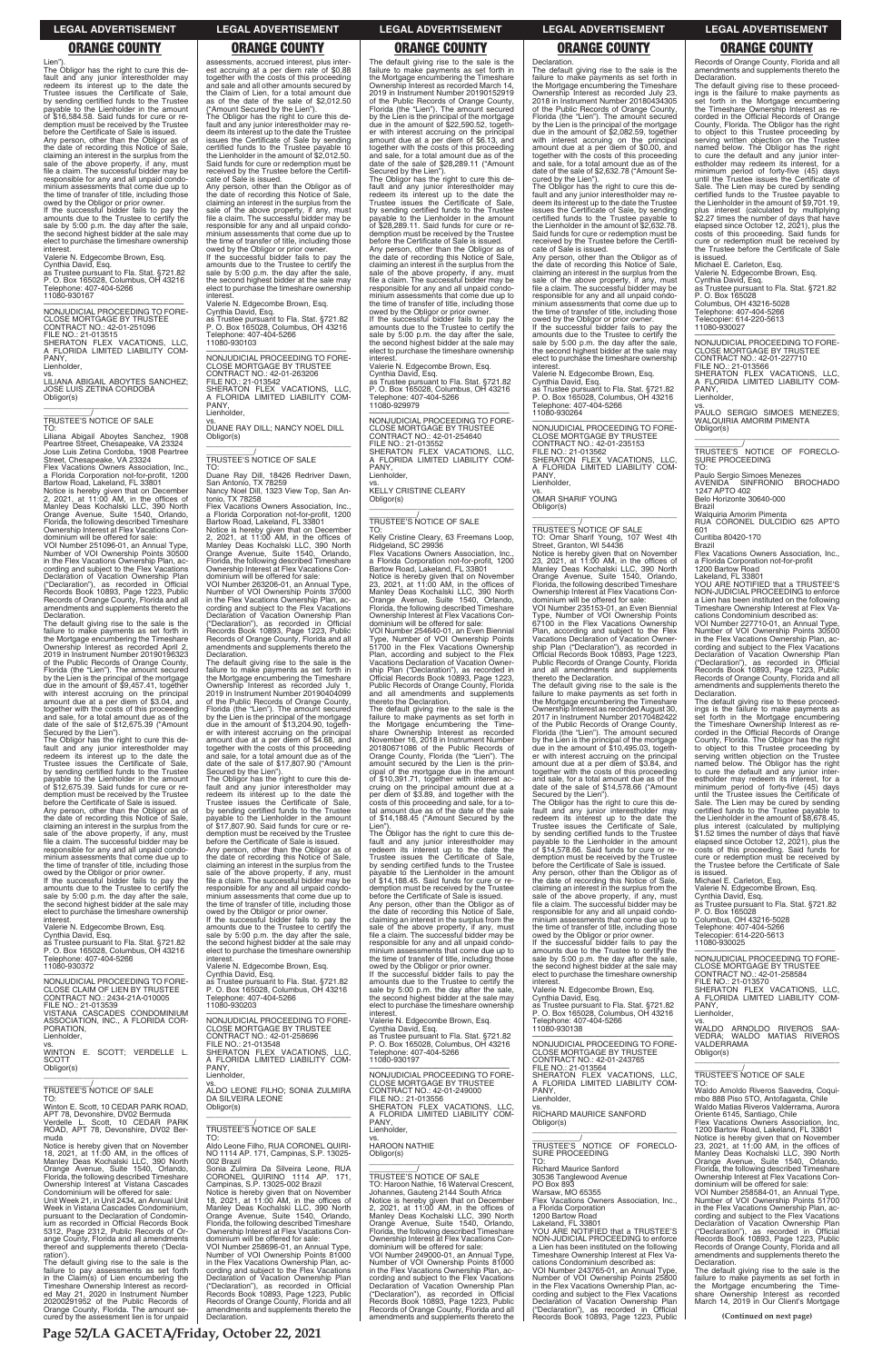Lien").

The Obligor has the right to cure this default and any junior interestholder may redeem its interest up to the date the Trustee issues the Certificate of Sale, by sending certified funds to the Trustee payable to the Lienholder in the amount of $16,584.58. Said funds for cure or redemption must be received by the Trustee before the Certificate of Sale is issued.

Any person, other than the Obligor as of the date of recording this Notice of Sale, claiming an interest in the surplus from the sale of the above property, if any, must file a claim. The successful bidder may be responsible for any and all unpaid condominium assessments that come due up to the time of transfer of title, including those owed by the Obligor or prior owner.

If the successful bidder fails to pay the amounts due to the Trustee to certify the sale by 5:00 p.m. the day after the sale, the second highest bidder at the sale may elect to purchase the timeshare ownership interest.

Valerie N. Edgecombe Brown, Esq.
Cynthia David, Esq.
as Trustee pursuant to Fla. Stat. §721.82
P. O. Box 165028, Columbus, OH 43216
Telephone: 407-404-5266
11080-930167

NONJUDICIAL PROCEEDING TO FORECLOSE MORTGAGE BY TRUSTEE
CONTRACT NO.: 42-01-251096
FILE NO.: 21-013515
SHERATON FLEX VACATIONS, LLC, A FLORIDA LIMITED LIABILITY COMPANY,
Lienholder,
vs.
LILIANA ABIGAIL ABOYTES SANCHEZ; JOSE LUIS ZETINA CORDOBA
Obligor(s)

TRUSTEE'S NOTICE OF SALE
TO:
Liliana Abigail Aboytes Sanchez, 1908 Peartree Street, Chesapeake, VA 23324
Jose Luis Zetina Cordoba, 1908 Peartree Street, Chesapeake, VA 23324
Flex Vacations Owners Association, Inc., a Florida Corporation not-for-profit, 1200 Bartow Road, Lakeland, FL 33801

Notice is hereby given that on December 2, 2021, at 11:00 AM, in the offices of Manley Deas Kochalski LLC, 390 North Orange Avenue, Suite 1540, Orlando, Florida, the following described Timeshare Ownership Interest at Flex Vacations Condominium will be offered for sale:

VOI Number 251096-01, an Annual Type, Number of VOI Ownership Points 30500 in the Flex Vacations Ownership Plan, according and subject to the Flex Vacations Declaration of Vacation Ownership Plan ("Declaration"), as recorded in Official Records Book 10893, Page 1223, Public Records of Orange County, Florida and all amendments and supplements thereto the Declaration.

The default giving rise to the sale is the failure to make payments as set forth in the Mortgage encumbering the Timeshare Ownership Interest as recorded April 2, 2019 in Instrument Number 20190196323 of the Public Records of Orange County, Florida (the "Lien"). The amount secured by the Lien is the principal of the mortgage due in the amount of $9,457.41, together with interest accruing on the principal amount due at a per diem of $3.04, and together with the costs of this proceeding and sale, for a total amount due as of the date of the sale of $12,675.39 ("Amount Secured by the Lien").

The Obligor has the right to cure this default and any junior interestholder may redeem its interest up to the date the Trustee issues the Certificate of Sale, by sending certified funds to the Trustee payable to the Lienholder in the amount of $12,675.39. Said funds for cure or redemption must be received by the Trustee before the Certificate of Sale is issued.

Any person, other than the Obligor as of the date of recording this Notice of Sale, claiming an interest in the surplus from the sale of the above property, if any, must file a claim. The successful bidder may be responsible for any and all unpaid condominium assessments that come due up to the time of transfer of title, including those owed by the Obligor or prior owner.

If the successful bidder fails to pay the amounts due to the Trustee to certify the sale by 5:00 p.m. the day after the sale, the second highest bidder at the sale may elect to purchase the timeshare ownership interest.

Valerie N. Edgecombe Brown, Esq.
Cynthia David, Esq.
as Trustee pursuant to Fla. Stat. §721.82
P. O. Box 165028, Columbus, OH 43216
Telephone: 407-404-5266
11080-930372

NONJUDICIAL PROCEEDING TO FORECLOSE CLAIM OF LIEN BY TRUSTEE
CONTRACT NO.: 2434-21A-010005
FILE NO.: 21-013539
VISTANA CASCADES CONDOMINIUM ASSOCIATION, INC., A FLORIDA CORPORATION,
Lienholder,
vs.
WINTON E. SCOTT; VERDELLE L. SCOTT
Obligor(s)

TRUSTEE'S NOTICE OF SALE
TO:
Winton E. Scott, 10 CEDAR PARK ROAD, APT 78, Devonshire, DV02 Bermuda
Verdelle L. Scott, 10 CEDAR PARK ROAD, APT 78, Devonshire, DV02 Bermuda

Notice is hereby given that on November 18, 2021, at 11:00 AM, in the offices of Manley Deas Kochalski LLC, 390 North Orange Avenue, Suite 1540, Orlando, Florida, the following described Timeshare Ownership Interest at Vistana Cascades Condominium will be offered for sale:

Unit Week 21, in Unit 2434, an Annual Unit Week in Vistana Cascades Condominium, pursuant to the Declaration of Condominium as recorded in Official Records Book 5312, Page 2312, Public Records of Orange County, Florida and all amendments thereof and supplements thereto ('Declaration').

The default giving rise to the sale is the failure to pay assessments as set forth in the Claim(s) of Lien encumbering the Timeshare Ownership Interest as recorded May 21, 2020 in Instrument Number 20200291952 of the Public Records of Orange County, Florida. The amount secured by the assessment lien is for unpaid assessments, accrued interest, plus interest accruing at a per diem rate of $0.88 together with the costs of this proceeding and sale and all other amounts secured by the Claim of Lien, for a total amount due as of the date of the sale of $2,012.50 ("Amount Secured by the Lien").

The Obligor has the right to cure this default and any junior interestholder may redeem its interest up to the date the Trustee issues the Certificate of Sale by sending certified funds to the Trustee payable to the Lienholder in the amount of $2,012.50. Said funds for cure or redemption must be received by the Trustee before the Certificate of Sale is issued.

Any person, other than the Obligor as of the date of recording this Notice of Sale, claiming an interest in the surplus from the sale of the above property, if any, must file a claim. The successful bidder may be responsible for any and all unpaid condominium assessments that come due up to the time of transfer of title, including those owed by the Obligor or prior owner.

If the successful bidder fails to pay the amounts due to the Trustee to certify the sale by 5:00 p.m. the day after the sale, the second highest bidder at the sale may elect to purchase the timeshare ownership interest.

Valerie N. Edgecombe Brown, Esq.
Cynthia David, Esq.
as Trustee pursuant to Fla. Stat. §721.82
P. O. Box 165028, Columbus, OH 43216
Telephone: 407-404-5266
11080-930103

NONJUDICIAL PROCEEDING TO FORECLOSE MORTGAGE BY TRUSTEE
CONTRACT NO.: 42-01-263206
FILE NO.: 21-013542
SHERATON FLEX VACATIONS, LLC, A FLORIDA LIMITED LIABILITY COMPANY,
Lienholder,
vs.
DUANE RAY DILL; NANCY NOEL DILL
Obligor(s)

TRUSTEE'S NOTICE OF SALE
TO:
Duane Ray Dill, 18426 Redriver Dawn, San Antonio, TX 78259
Nancy Noel Dill, 1323 View Top, San Antonio, TX 78258
Flex Vacations Owners Association, Inc., a Florida Corporation not-for-profit, 1200 Bartow Road, Lakeland, FL 33801

Notice is hereby given that on December 2, 2021, at 11:00 AM, in the offices of Manley Deas Kochalski LLC, 390 North Orange Avenue, Suite 1540, Orlando, Florida, the following described Timeshare Ownership Interest at Flex Vacations Condominium will be offered for sale:

VOI Number 263206-01, an Annual Type, Number of VOI Ownership Points 37000 in the Flex Vacations Ownership Plan, according and subject to the Flex Vacations Declaration of Vacation Ownership Plan ("Declaration"), as recorded in Official Records Book 10893, Page 1223, Public Records of Orange County, Florida and all amendments and supplements thereto the Declaration.

The default giving rise to the sale is the failure to make payments as set forth in the Mortgage encumbering the Timeshare Ownership Interest as recorded July 1, 2019 in Instrument Number 20190404099 of the Public Records of Orange County, Florida (the "Lien"). The amount secured by the Lien is the principal of the mortgage due in the amount of $13,204.90, together with interest accruing on the principal amount due at a per diem of $4.68, and together with the costs of this proceeding and sale, for a total amount due as of the date of the sale of $17,807.90 ("Amount Secured by the Lien").

The Obligor has the right to cure this default and any junior interestholder may redeem its interest up to the date the Trustee issues the Certificate of Sale, by sending certified funds to the Trustee payable to the Lienholder in the amount of $17,807.90. Said funds for cure or redemption must be received by the Trustee before the Certificate of Sale is issued.

Any person, other than the Obligor as of the date of recording this Notice of Sale, claiming an interest in the surplus from the sale of the above property, if any, must file a claim. The successful bidder may be responsible for any and all unpaid condominium assessments that come due up to the time of transfer of title, including those owed by the Obligor or prior owner.

If the successful bidder fails to pay the amounts due to the Trustee to certify the sale by 5:00 p.m. the day after the sale, the second highest bidder at the sale may elect to purchase the timeshare ownership interest.

Valerie N. Edgecombe Brown, Esq.
Cynthia David, Esq.
as Trustee pursuant to Fla. Stat. §721.82
P. O. Box 165028, Columbus, OH 43216
Telephone: 407-404-5266
11080-930203

NONJUDICIAL PROCEEDING TO FORECLOSE MORTGAGE BY TRUSTEE
CONTRACT NO.: 42-01-258696
FILE NO.: 21-013548
SHERATON FLEX VACATIONS, LLC, A FLORIDA LIMITED LIABILITY COMPANY,
Lienholder,
vs.
ALDO LEONE FILHO; SONIA ZULMIRA DA SILVEIRA LEONE
Obligor(s)

TRUSTEE'S NOTICE OF SALE
TO:
Aldo Leone Filho, RUA CORONEL QUIRINO 1114 AP. 171, Campinas, S.P. 13025-002 Brazil
Sonia Zulmira Da Silveira Leone, RUA CORONEL QUIRINO 1114 AP. 171, Campinas, S.P. 13025-002 Brazil

Notice is hereby given that on November 18, 2021, at 11:00 AM, in the offices of Manley Deas Kochalski LLC, 390 North Orange Avenue, Suite 1540, Orlando, Florida, the following described Timeshare Ownership Interest at Flex Vacations Condominium will be offered for sale:

VOI Number 258696-01, an Annual Type, Number of VOI Ownership Points 81000 in the Flex Vacations Ownership Plan, according and subject to the Flex Vacations Declaration of Vacation Ownership Plan ("Declaration"), as recorded in Official Records Book 10893, Page 1223, Public Records of Orange County, Florida and all amendments and supplements thereto the Declaration.

The default giving rise to the sale is the failure to make payments as set forth in the Mortgage encumbering the Timeshare Ownership Interest as recorded March 14, 2019 in Instrument Number 20190152919 of the Public Records of Orange County, Florida (the "Lien"). The amount secured by the Lien is the principal of the mortgage due in the amount of $22,590.52, together with interest accruing on the principal amount due at a per diem of $6.13, and together with the costs of this proceeding and sale, for a total amount due as of the date of the sale of $28,289.11 ("Amount Secured by the Lien").

The Obligor has the right to cure this default and any junior interestholder may redeem its interest up to the date the Trustee issues the Certificate of Sale, by sending certified funds to the Trustee payable to the Lienholder in the amount of $28,289.11. Said funds for cure or redemption must be received by the Trustee before the Certificate of Sale is issued.

Any person, other than the Obligor as of the date of recording this Notice of Sale, claiming an interest in the surplus from the sale of the above property, if any, must file a claim. The successful bidder may be responsible for any and all unpaid condominium assessments that come due up to the time of transfer of title, including those owed by the Obligor or prior owner.

If the successful bidder fails to pay the amounts due to the Trustee to certify the sale by 5:00 p.m. the day after the sale, the second highest bidder at the sale may elect to purchase the timeshare ownership interest.

Valerie N. Edgecombe Brown, Esq.
Cynthia David, Esq.
as Trustee pursuant to Fla. Stat. §721.82
P. O. Box 165028, Columbus, OH 43216
Telephone: 407-404-5266
11080-929979

NONJUDICIAL PROCEEDING TO FORECLOSE MORTGAGE BY TRUSTEE
CONTRACT NO.: 42-01-254640
FILE NO.: 21-013552
SHERATON FLEX VACATIONS, LLC, A FLORIDA LIMITED LIABILITY COMPANY,
Lienholder,
vs.
KELLY CRISTINE CLEARY
Obligor(s)

TRUSTEE'S NOTICE OF SALE
TO:
Kelly Cristine Cleary, 63 Freemans Loop, Ridgeland, SC 29936
Flex Vacations Owners Association, Inc., a Florida Corporation not-for-profit, 1200 Bartow Road, Lakeland, FL 33801

Notice is hereby given that on December 2, 2021, at 11:00 AM, in the offices of Manley Deas Kochalski LLC, 390 North Orange Avenue, Suite 1540, Orlando, Florida, the following described Timeshare Ownership Interest at Flex Vacations Condominium will be offered for sale:

VOI Number 254640-01, an Even Biennial Type, Number of VOI Ownership Points 51700 in the Flex Vacations Ownership Plan, according and subject to the Flex Vacations Declaration of Vacation Ownership Plan ("Declaration"), as recorded in Official Records Book 10893, Page 1223, Public Records of Orange County, Florida and all amendments and supplements thereto the Declaration.

The default giving rise to the sale is the failure to make payments as set forth in the Mortgage encumbering the Timeshare Ownership Interest as recorded November 16, 2018 in Instrument Number 20180671086 of the Public Records of Orange County, Florida (the "Lien"). The amount secured by the Lien is the principal of the mortgage due in the amount of $10,391.71, together with interest accruing on the principal amount due at a per diem of $3.89, and together with the costs of this proceeding and sale, for a total amount due as of the date of the sale of $14,188.45 ("Amount Secured by the Lien").

The Obligor has the right to cure this default and any junior interestholder may redeem its interest up to the date the Trustee issues the Certificate of Sale, by sending certified funds to the Trustee payable to the Lienholder in the amount of $14,188.45. Said funds for cure or redemption must be received by the Trustee before the Certificate of Sale is issued.

Any person, other than the Obligor as of the date of recording this Notice of Sale, claiming an interest in the surplus from the sale of the above property, if any, must file a claim. The successful bidder may be responsible for any and all unpaid condominium assessments that come due up to the time of transfer of title, including those owed by the Obligor or prior owner.

If the successful bidder fails to pay the amounts due to the Trustee to certify the sale by 5:00 p.m. the day after the sale, the second highest bidder at the sale may elect to purchase the timeshare ownership interest.

Valerie N. Edgecombe Brown, Esq.
Cynthia David, Esq.
as Trustee pursuant to Fla. Stat. §721.82
P. O. Box 165028, Columbus, OH 43216
Telephone: 407-404-5266
11080-930197

NONJUDICIAL PROCEEDING TO FORECLOSE MORTGAGE BY TRUSTEE
CONTRACT NO.: 42-01-249000
FILE NO.: 21-013556
SHERATON FLEX VACATIONS, LLC, A FLORIDA LIMITED LIABILITY COMPANY,
Lienholder,
vs.
HAROON NATHIE
Obligor(s)

TRUSTEE'S NOTICE OF SALE
TO: Haroon Nathie, 16 Waterval Crescent, Johannes, Gauteng 2144 South Africa

Notice is hereby given that on December 2, 2021, at 11:00 AM, in the offices of Manley Deas Kochalski LLC, 390 North Orange Avenue, Suite 1540, Orlando, Florida, the following described Timeshare Ownership Interest at Flex Vacations Condominium will be offered for sale:

VOI Number 249000-01, an Annual Type, Number of VOI Ownership Points 81000 in the Flex Vacations Ownership Plan, according and subject to the Flex Vacations Declaration of Vacation Ownership Plan ("Declaration"), as recorded in Official Records Book 10893, Page 1223, Public Records of Orange County, Florida and all amendments and supplements thereto the Declaration.

The default giving rise to the sale is the failure to make payments as set forth in the Mortgage encumbering the Timeshare Ownership Interest as recorded July 23, 2018 in Instrument Number 20180434305 of the Public Records of Orange County, Florida (the "Lien"). The amount secured by the Lien is the principal of the mortgage due in the amount of $2,082.59, together with interest accruing on the principal amount due at a per diem of $0.00, and together with the costs of this proceeding and sale, for a total amount due as of the date of the sale of $2,632.78 ("Amount Secured by the Lien").

The Obligor has the right to cure this default and any junior interestholder may redeem its interest up to the date the Trustee issues the Certificate of Sale, by sending certified funds to the Trustee payable to the Lienholder in the amount of $2,632.78. Said funds for cure or redemption must be received by the Trustee before the Certificate of Sale is issued.

Any person, other than the Obligor as of the date of recording this Notice of Sale, claiming an interest in the surplus from the sale of the above property, if any, must file a claim. The successful bidder may be responsible for any and all unpaid condominium assessments that come due up to the time of transfer of title, including those owed by the Obligor or prior owner.

If the successful bidder fails to pay the amounts due to the Trustee to certify the sale by 5:00 p.m. the day after the sale, the second highest bidder at the sale may elect to purchase the timeshare ownership interest.

Valerie N. Edgecombe Brown, Esq.
Cynthia David, Esq.
as Trustee pursuant to Fla. Stat. §721.82
P. O. Box 165028, Columbus, OH 43216
Telephone: 407-404-5266
11080-930264

NONJUDICIAL PROCEEDING TO FORECLOSE MORTGAGE BY TRUSTEE
CONTRACT NO.: 42-01-235153
FILE NO.: 21-013562
SHERATON FLEX VACATIONS, LLC, A FLORIDA LIMITED LIABILITY COMPANY,
Lienholder,
vs.
OMAR SHARIF YOUNG
Obligor(s)

TRUSTEE'S NOTICE OF SALE
TO: Omar Sharif Young, 107 West 4th Street, Granton, WI 54436

Notice is hereby given that on November 23, 2021, at 11:00 AM, in the offices of Manley Deas Kochalski LLC, 390 North Orange Avenue, Suite 1540, Orlando, Florida, the following described Timeshare Ownership Interest at Flex Vacations Condominium will be offered for sale:

VOI Number 235153-01, an Even Biennial Type, Number of VOI Ownership Points 67100 in the Flex Vacations Ownership Plan, according and subject to the Flex Vacations Declaration of Vacation Ownership Plan ("Declaration"), as recorded in Official Records Book 10893, Page 1223, Public Records of Orange County, Florida and all amendments and supplements thereto the Declaration.

The default giving rise to the sale is the failure to make payments as set forth in the Mortgage encumbering the Timeshare Ownership Interest as recorded August 30, 2017 in Instrument Number 20170482422 of the Public Records of Orange County, Florida (the "Lien"). The amount secured by the Lien is the principal of the mortgage due in the amount of $10,495.03, together with interest accruing on the principal amount due at a per diem of $3.84, and together with the costs of this proceeding and sale, for a total amount due as of the date of the sale of $14,578.66 ("Amount Secured by the Lien").

The Obligor has the right to cure this default and any junior interestholder may redeem its interest up to the date the Trustee issues the Certificate of Sale, by sending certified funds to the Trustee payable to the Lienholder in the amount of $14,578.66. Said funds for cure or redemption must be received by the Trustee before the Certificate of Sale is issued.

Any person, other than the Obligor as of the date of recording this Notice of Sale, claiming an interest in the surplus from the sale of the above property, if any, must file a claim. The successful bidder may be responsible for any and all unpaid condominium assessments that come due up to the time of transfer of title, including those owed by the Obligor or prior owner.

If the successful bidder fails to pay the amounts due to the Trustee to certify the sale by 5:00 p.m. the day after the sale, the second highest bidder at the sale may elect to purchase the timeshare ownership interest.

Valerie N. Edgecombe Brown, Esq.
Cynthia David, Esq.
as Trustee pursuant to Fla. Stat. §721.82
P. O. Box 165028, Columbus, OH 43216
Telephone: 407-404-5266
11080-930138

NONJUDICIAL PROCEEDING TO FORECLOSE MORTGAGE BY TRUSTEE
CONTRACT NO.: 42-01-243765
FILE NO.: 21-013564
SHERATON FLEX VACATIONS, LLC, A FLORIDA LIMITED LIABILITY COMPANY,
Lienholder,
vs.
RICHARD MAURICE SANFORD
Obligor(s)

TRUSTEE'S NOTICE OF FORECLOSURE PROCEEDING
TO:
Richard Maurice Sanford
30536 Tanglewood Avenue
PO Box 893
Warsaw, MO 65355
Flex Vacations Owners Association, Inc., a Florida Corporation
1200 Bartow Road
Lakeland, FL 33801

YOU ARE NOTIFIED that a TRUSTEE'S NON-JUDICIAL PROCEEDING to enforce a Lien has been instituted on the following Timeshare Ownership Interest at Flex Vacations Condominium described as:

VOI Number 243765-01, an Annual Type, Number of VOI Ownership Points 25800 in the Flex Vacations Ownership Plan, according and subject to the Flex Vacations Declaration of Vacation Ownership Plan ("Declaration"), as recorded in Official Records Book 10893, Page 1223, Public Records of Orange County, Florida and all amendments and supplements thereto the Declaration.

The default giving rise to these proceedings is the failure to make payments as set forth in the Mortgage encumbering the Timeshare Ownership Interest as recorded in the Official Records of Orange County, Florida. The Obligor has the right to object to this Trustee proceeding by serving written objection on the Trustee named below. The Obligor has the right to cure the default and any junior interestholder may redeem its interest, for a minimum period of forty-five (45) days until the Trustee issues the Certificate of Sale. The Lien may be cured by sending certified funds to the Trustee payable to the Lienholder in the amount of $9,701.19, plus interest (calculated by multiplying $2.27 times the number of days that have elapsed since October 12, 2021), plus the costs of this proceeding. Said funds for cure or redemption must be received by the Trustee before the Certificate of Sale is issued.

Michael E. Carleton, Esq.
Valerie N. Edgecombe Brown, Esq.
Cynthia David, Esq.
as Trustee pursuant to Fla. Stat. §721.82
P. O. Box 165028
Columbus, OH 43216-5028
Telephone: 407-404-5266
Telecopier: 614-220-5613
11080-930027

NONJUDICIAL PROCEEDING TO FORECLOSE MORTGAGE BY TRUSTEE
CONTRACT NO.: 42-01-227710
FILE NO.: 21-013566
SHERATON FLEX VACATIONS, LLC, A FLORIDA LIMITED LIABILITY COMPANY,
Lienholder,
vs.
PAULO SERGIO SIMOES MENEZES; WALQUIRIA AMORIM PIMENTA
Obligor(s)

TRUSTEE'S NOTICE OF FORECLOSURE PROCEEDING
TO:
Paulo Sergio Simoes Menezes
AVENIDA SINFRONIO BROCHADO 1247 APTO 402
Belo Horizonte 30640-000
Brazil
Walquiria Amorim Pimenta
RUA CORONEL DULCIDIO 625 APTO 601
Curitiba 80420-170
Brazil
Flex Vacations Owners Association, Inc., a Florida Corporation not-for-profit
1200 Bartow Road
Lakeland, FL 33801

YOU ARE NOTIFIED that a TRUSTEE'S NON-JUDICIAL PROCEEDING to enforce a Lien has been instituted on the following Timeshare Ownership Interest at Flex Vacations Condominium described as:

VOI Number 227710-01, an Annual Type, Number of VOI Ownership Points 30500 in the Flex Vacations Ownership Plan, according and subject to the Flex Vacations Declaration of Vacation Ownership Plan ("Declaration"), as recorded in Official Records Book 10893, Page 1223, Public Records of Orange County, Florida and all amendments and supplements thereto the Declaration.

The default giving rise to these proceedings is the failure to make payments as set forth in the Mortgage encumbering the Timeshare Ownership Interest as recorded in the Official Records of Orange County, Florida. The Obligor has the right to object to this Trustee proceeding by serving written objection on the Trustee named below. The Obligor has the right to cure the default and any junior interestholder may redeem its interest, for a minimum period of forty-five (45) days until the Trustee issues the Certificate of Sale. The Lien may be cured by sending certified funds to the Trustee payable to the Lienholder in the amount of $6,678.45, plus interest (calculated by multiplying $1.52 times the number of days that have elapsed since October 12, 2021), plus the costs of this proceeding. Said funds for cure or redemption must be received by the Trustee before the Certificate of Sale is issued.

Michael E. Carleton, Esq.
Valerie N. Edgecombe Brown, Esq.
Cynthia David, Esq.
as Trustee pursuant to Fla. Stat. §721.82
P. O. Box 165028
Columbus, OH 43216-5028
Telephone: 407-404-5266
Telecopier: 614-220-5613
11080-930025

NONJUDICIAL PROCEEDING TO FORECLOSE MORTGAGE BY TRUSTEE
CONTRACT NO.: 42-01-258584
FILE NO.: 21-013570
SHERATON FLEX VACATIONS, LLC, A FLORIDA LIMITED LIABILITY COMPANY,
Lienholder,
vs.
WALDO ARNOLDO RIVEROS SAAVEDRA; WALDO MATIAS RIVEROS VALDERRAMA
Obligor(s)

TRUSTEE'S NOTICE OF SALE
TO:
Waldo Arnoldo Riveros Saavedra, Coquimbo 888 Piso 5TO, Antofagasta, Chile
Waldo Matias Riveros Valderrama, Aurora Oriente 6145, Santiago, Chile
Flex Vacations Owners Association, Inc., 1200 Bartow Road, Lakeland, FL 33801

Notice is hereby given that on November 23, 2021, at 11:00 AM, in the offices of Manley Deas Kochalski LLC, 390 North Orange Avenue, Suite 1540, Orlando, Florida, the following described Timeshare Ownership Interest at Flex Vacations Condominium will be offered for sale:

VOI Number 258584-01, an Annual Type, Number of VOI Ownership Points 51700 in the Flex Vacations Ownership Plan, according and subject to the Flex Vacations Declaration of Vacation Ownership Plan ("Declaration"), as recorded in Official Records Book 10893, Page 1223, Public Records of Orange County, Florida and all amendments and supplements thereto the Declaration.

The default giving rise to the sale is the failure to make payments as set forth in the Mortgage encumbering the Timeshare Ownership Interest as recorded March 14, 2019 in Our Client's Mortgage

**(Continued on next page)**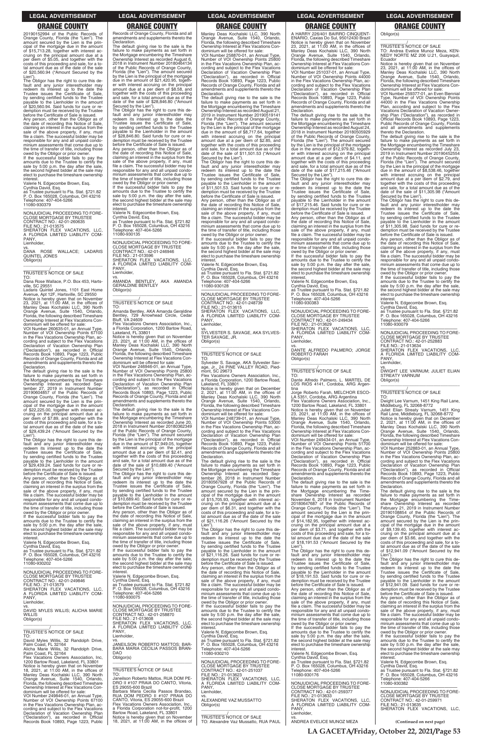20190152994 of the Public Records of Orange County, Florida (the "Lien"). The amount secured by the Lien is the principal of the mortgage due in the amount of $15,713.28, together with interest accruing on the principal amount due at a per diem of $5.05, and together with the costs of this proceeding and sale, for a total amount due as of the date of the sale of $20,560.94 ("Amount Secured by the Lien").

The Obligor has the right to cure this default and any junior interestholder may redeem its interest up to the date the Trustee issues the Certificate of Sale, by sending certified funds to the Trustee payable to the Lienholder in the amount of $20,560.94. Said funds for cure or redemption must be received by the Trustee before the Certificate of Sale is issued.

Any person, other than the Obligor as of the date of recording this Notice of Sale, claiming an interest in the surplus from the sale of the above property, if any, must file a claim. The successful bidder may be responsible for any and all unpaid condominium assessments that come due up to the time of transfer of title, including those owed by the Obligor or prior owner.

If the successful bidder fails to pay the amounts due to the Trustee to certify the sale by 5:00 p.m. the day after the sale, the second highest bidder at the sale may elect to purchase the timeshare ownership interest.

Valerie N. Edgecombe Brown, Esq.
Cynthia David, Esq.
as Trustee pursuant to Fla. Stat. §721.82
P. O. Box 165028, Columbus, OH 43216
Telephone: 407-404-5266
11080-930379

NONJUDICIAL PROCEEDING TO FORECLOSE MORTGAGE BY TRUSTEE
CONTRACT NO.: 42-01-260635
FILE NO.: 21-013575
SHERATON FLEX VACATIONS, LLC, A FLORIDA LIMITED LIABILITY COMPANY,
Lienholder,
vs.
DANA ROSE WALLACE; LADARIS QUINTEL JONES
Obligor(s)

TRUSTEE'S NOTICE OF SALE
TO:
Dana Rose Wallace, P.O. Box 453, Hartsville, SC 29551
Ladaris Quintel Jones, 1101 East Home Avenue, Apt 12F, Hartsville, SC 29550

Notice is hereby given that on November 23, 2021, at 11:00 AM, in the offices of Manley Deas Kochalski LLC, 390 North Orange Avenue, Suite 1540, Orlando, Florida, the following described Timeshare Ownership Interest at Flex Vacations Condominium will be offered for sale:

VOI Number 260635-01, an Annual Type, Number of VOI Ownership Points 67100 in the Flex Vacations Ownership Plan, according and subject to the Flex Vacations Declaration of Vacation Ownership Plan ("Declaration"), as recorded in Official Records Book 10893, Page 1223, Public Records of Orange County, Florida and all amendments and supplements thereto the Declaration.

The default giving rise to the sale is the failure to make payments as set forth in the Mortgage encumbering the Timeshare Ownership Interest as recorded September 27, 2019 in Instrument Number 20190604857 of the Public Records of Orange County, Florida (the "Lien"). The amount secured by the Lien is the principal of the mortgage due in the amount of $22,225.00, together with interest accruing on the principal amount due at a per diem of $7.89, and together with the costs of this proceeding and sale, for a total amount due as of the date of the sale of $29,439.24 ("Amount Secured by the Lien").

The Obligor has the right to cure this default and any junior interestholder may redeem its interest up to the date the Trustee issues the Certificate of Sale, by sending certified funds to the Trustee payable to the Lienholder in the amount of $29,439.24. Said funds for cure or redemption must be received by the Trustee before the Certificate of Sale is issued.

Any person, other than the Obligor as of the date of recording this Notice of Sale, claiming an interest in the surplus from the sale of the above property, if any, must file a claim. The successful bidder may be responsible for any and all unpaid condominium assessments that come due up to the time of transfer of title, including those owed by the Obligor or prior owner.

If the successful bidder fails to pay the amounts due to the Trustee to certify the sale by 5:00 p.m. the day after the sale, the second highest bidder at the sale may elect to purchase the timeshare ownership interest.

Valerie N. Edgecombe Brown, Esq.
Cynthia David, Esq.
as Trustee pursuant to Fla. Stat. §721.82
P. O. Box 165028, Columbus, OH 43216
Telephone: 407-404-5266
11080-930202

NONJUDICIAL PROCEEDING TO FORECLOSE MORTGAGE BY TRUSTEE
CONTRACT NO.: 42-01-249846
FILE NO.: 21-013579
SHERATON FLEX VACATIONS, LLC, A FLORIDA LIMITED LIABILITY COMPANY,
Lienholder,
vs.
DAVID MYLES WILLIS; ALICHA MARIE WILLIS
Obligor(s)

TRUSTEE'S NOTICE OF SALE
TO:
David Myles Willis, 32 Randolph Drive, Palm Coast, FL 32164
Alicha Marie Willis, 32 Randolph Drive, Palm Coast, FL 32164
Flex Vacations Owners Association, Inc., 1200 Bartow Road, Lakeland, FL 33801

Notice is hereby given that on November 18, 2021, at 11:00 AM, in the offices of Manley Deas Kochalski LLC, 390 North Orange Avenue, Suite 1540, Orlando, Florida, the following described Timeshare Ownership Interest at Flex Vacations Condominium will be offered for sale:

VOI Number 249846-01, an Annual Type, Number of VOI Ownership Points 67100 in the Flex Vacations Ownership Plan, according and subject to the Flex Vacations Declaration of Vacation Ownership Plan ("Declaration"), as recorded in Official Records Book 10893, Page 1223, Public Records of Orange County, Florida and all amendments and supplements thereto the Declaration.

The default giving rise to the sale is the failure to make payments as set forth in the Mortgage encumbering the Timeshare Ownership Interest as recorded August 6, 2018 in Instrument Number 20180464134 of the Public Records of Orange County, Florida (the "Lien"). The amount secured by the Lien is the principal of the mortgage due in the amount of $21,420.95, together with interest accruing on the principal amount due at a per diem of $8.58, and together with the costs of this proceeding and sale, for a total amount due as of the date of the sale of $28,846.80 ("Amount Secured by the Lien").

The Obligor has the right to cure this default and any junior interestholder may redeem its interest up to the date the Trustee issues the Certificate of Sale, by sending certified funds to the Trustee payable to the Lienholder in the amount of $28,846.80. Said funds for cure or redemption must be received by the Trustee before the Certificate of Sale is issued.

Any person, other than the Obligor as of the date of recording this Notice of Sale, claiming an interest in the surplus from the sale of the above property, if any, must file a claim. The successful bidder may be responsible for any and all unpaid condominium assessments that come due up to the time of transfer of title, including those owed by the Obligor or prior owner.

If the successful bidder fails to pay the amounts due to the Trustee to certify the sale by 5:00 p.m. the day after the sale, the second highest bidder at the sale may elect to purchase the timeshare ownership interest.

Valerie N. Edgecombe Brown, Esq.
Cynthia David, Esq.
as Trustee pursuant to Fla. Stat. §721.82
P. O. Box 165028, Columbus, OH 43216
Telephone: 407-404-5266
11080-930135

NONJUDICIAL PROCEEDING TO FORECLOSE MORTGAGE BY TRUSTEE
CONTRACT NO.: 42-01-246946
FILE NO.: 21-013596
SHERATON FLEX VACATIONS, LLC, A FLORIDA LIMITED LIABILITY COMPANY,
Lienholder,
vs.
AMANDA BENTLEY, AKA AMANDA GERALDINE BENTLEY
Obligor(s)

TRUSTEE'S NOTICE OF SALE
TO:
Amanda Bentley, AKA Amanda Geraldine Bentley, 729 Arrowhead Circle, Cedar Bluff, VA 24609
Flex Vacations Owners Association, Inc., a Florida Corporation, 1200 Bartow Road, Lakeland, FL 33801

Notice is hereby given that on November 23, 2021, at 11:00 AM, in the offices of Manley Deas Kochalski LLC, 390 North Orange Avenue, Suite 1540, Orlando, Florida, the following described Timeshare Ownership Interest at Flex Vacations Condominium will be offered for sale:

VOI Number 246946-01, an Annual Type, Number of VOI Ownership Points 25800 in the Flex Vacations Ownership Plan, according and subject to the Flex Vacations Declaration of Vacation Ownership Plan ("Declaration"), as recorded in Official Records Book 10893, Page 1223, Public Records of Orange County, Florida and all amendments and supplements thereto the Declaration.

The default giving rise to the sale is the failure to make payments as set forth in the Mortgage encumbering the Timeshare Ownership Interest as recorded June 20, 2018 in Instrument Number 20180362349 of the Public Records of Orange County, Florida (the "Lien"). The amount secured by the Lien is the principal of the mortgage due in the amount of $7,949.05, together with interest accruing on the principal amount due at a per diem of $2.41, and together with the costs of this proceeding and sale, for a total amount due as of the date of the sale of $10,689.40 ("Amount Secured by the Lien").

The Obligor has the right to cure this default and any junior interestholder may redeem its interest up to the date the Trustee issues the Certificate of Sale, by sending certified funds to the Trustee payable to the Lienholder in the amount of $10,689.40. Said funds for cure or redemption must be received by the Trustee before the Certificate of Sale is issued.

Any person, other than the Obligor as of the date of recording this Notice of Sale, claiming an interest in the surplus from the sale of the above property, if any, must file a claim. The successful bidder may be responsible for any and all unpaid condominium assessments that come due up to the time of transfer of title, including those owed by the Obligor or prior owner.

If the successful bidder fails to pay the amounts due to the Trustee to certify the sale by 5:00 p.m. the day after the sale, the second highest bidder at the sale may elect to purchase the timeshare ownership interest.

Valerie N. Edgecombe Brown, Esq.
Cynthia David, Esq.
as Trustee pursuant to Fla. Stat. §721.82
P. O. Box 165028, Columbus, OH 43216
Telephone: 407-404-5266
11080-930075

NONJUDICIAL PROCEEDING TO FORECLOSE MORTGAGE BY TRUSTEE
CONTRACT NO.: 42-01-258870
FILE NO.: 21-013608
SHERATON FLEX VACATIONS, LLC, A FLORIDA LIMITED LIABILITY COMPANY,
Lienholder,
vs.
JANEILSON ROBERTO MATTOS; BARBARA MARIA CECILIA PASSOS BRANDAO
Obligor(s)

TRUSTEE'S NOTICE OF SALE
TO:
Janeilson Roberto Mattos, RUA DOM PEDRO II #107 PRAIA DO CANTO, Vitoria, ES 29055-600 Brazil
Barbara Maria Cecilia Passos Brandao, RUA DOM PEDRO II #107 PRAIA DO CANTO, Vitoria, ES 29055-600 Brazil
Flex Vacations Owners Association, Inc., a Florida Corporation not-for-profit, 1200 Bartow Road, Lakeland, FL 33801

Notice is hereby given that on November 18, 2021, at 11:00 AM, in the offices of Manley Deas Kochalski LLC, 390 North Orange Avenue, Suite 1540, Orlando, Florida, the following described Timeshare Ownership Interest at Flex Vacations Condominium will be offered for sale:

VOI Number 258870-01, an Annual Type, Number of VOI Ownership Points 25800 in the Flex Vacations Ownership Plan, according and subject to the Flex Vacations Declaration of Vacation Ownership Plan ("Declaration"), as recorded in Official Records Book 10893, Page 1223, Public Records of Orange County, Florida and all amendments and supplements thereto the Declaration.

The default giving rise to the sale is the failure to make payments as set forth in the Mortgage encumbering the Timeshare Ownership Interest as recorded August 21, 2019 in Instrument Number 20190519141 of the Public Records of Orange County, Florida (the "Lien"). The amount secured by the Lien is the principal of the mortgage due in the amount of $8,717.64, together with interest accruing on the principal amount due at a per diem of $2.85, and together with the costs of this proceeding and sale, for a total amount due as of the date of the sale of $11,501.53 ("Amount Secured by the Lien").

The Obligor has the right to cure this default and any junior interestholder may redeem its interest up to the date the Trustee issues the Certificate of Sale, by sending certified funds to the Trustee payable to the Lienholder in the amount of $11,501.53. Said funds for cure or redemption must be received by the Trustee before the Certificate of Sale is issued.

Any person, other than the Obligor as of the date of recording this Notice of Sale, claiming an interest in the surplus from the sale of the above property, if any, must file a claim. The successful bidder may be responsible for any and all unpaid condominium assessments that come due up to the time of transfer of title, including those owed by the Obligor or prior owner.

If the successful bidder fails to pay the amounts due to the Trustee to certify the sale by 5:00 p.m. the day after the sale, the second highest bidder at the sale may elect to purchase the timeshare ownership interest.

Valerie N. Edgecombe Brown, Esq.
Cynthia David, Esq.
as Trustee pursuant to Fla. Stat. §721.82
P. O. Box 165028, Columbus, OH 43216
Telephone: 407-404-5266
11080-930128

NONJUDICIAL PROCEEDING TO FORECLOSE MORTGAGE BY TRUSTEE
CONTRACT NO.: 42-01-248739
FILE NO.: 21-013615
SHERATON FLEX VACATIONS, LLC, A FLORIDA LIMITED LIABILITY COMPANY,
Lienholder,
vs.
SYLVESTER S. SAVAGE, AKA SYLVESTER SAVAGE, JR.
Obligor(s)

TRUSTEE'S NOTICE OF SALE
TO:
Sylvester S. Savage, AKA Sylvester Savage, Jr., 24 PINE VALLEY ROAD, Piedmont, SC 29673
Flex Vacations Owners Association, Inc., a Florida Corporation, 1200 Bartow Road, Lakeland, FL 33801

Notice is hereby given that on December 2, 2021, at 11:00 AM, in the offices of Manley Deas Kochalski LLC, 390 North Orange Avenue, Suite 1540, Orlando, Florida, the following described Timeshare Ownership Interest at Flex Vacations Condominium will be offered for sale:

VOI Number 248739-01, an Annual Type, Number of VOI Ownership Points 53000 in the Flex Vacations Ownership Plan, according and subject to the Flex Vacations Declaration of Vacation Ownership Plan ("Declaration"), as recorded in Official Records Book 10893, Page 1223, Public Records of Orange County, Florida and all amendments and supplements thereto the Declaration.

The default giving rise to the sale is the failure to make payments as set forth in the Mortgage encumbering the Timeshare Ownership Interest as recorded September 26, 2018 in Instrument Number 20180567928 of the Public Records of Orange County, Florida (the "Lien"). The amount secured by the Lien is the principal of the mortgage due in the amount of $15,705.93, together with interest accruing on the principal amount due at a per diem of $6.31, and together with the costs of this proceeding and sale, for a total amount due as of the date of the sale of $21,116.26 ("Amount Secured by the Lien").

The Obligor has the right to cure this default and any junior interestholder may redeem its interest up to the date the Trustee issues the Certificate of Sale, by sending certified funds to the Trustee payable to the Lienholder in the amount of $21,116.26. Said funds for cure or redemption must be received by the Trustee before the Certificate of Sale is issued.

Any person, other than the Obligor as of the date of recording this Notice of Sale, claiming an interest in the surplus from the sale of the above property, if any, must file a claim. The successful bidder may be responsible for any and all unpaid condominium assessments that come due up to the time of transfer of title, including those owed by the Obligor or prior owner.

If the successful bidder fails to pay the amounts due to the Trustee to certify the sale by 5:00 p.m. the day after the sale, the second highest bidder at the sale may elect to purchase the timeshare ownership interest.

Valerie N. Edgecombe Brown, Esq.
Cynthia David, Esq.
as Trustee pursuant to Fla. Stat. §721.82
P. O. Box 165028, Columbus, OH 43216
Telephone: 407-404-5266
11080-930210

NONJUDICIAL PROCEEDING TO FORECLOSE MORTGAGE BY TRUSTEE
CONTRACT NO.: 42-01-251037
FILE NO.: 21-013623
SHERATON FLEX VACATIONS, LLC, A FLORIDA LIMITED LIABILITY COMPANY,
Lienholder,
vs.
ALEXANDRE VAZ MUSSATTO
Obligor(s)

TRUSTEE'S NOTICE OF SALE
TO: Alexandre Vaz Mussatto, RUA PAUL A HARRY 226/401 BAIRRO CINQUENTENARIO, Caxias Do Sul, 95012430 Brazil

Notice is hereby given that on November 23, 2021, at 11:00 AM, in the offices of Manley Deas Kochalski LLC, 390 North Orange Avenue, Suite 1540, Orlando, Florida, the following described Timeshare Ownership Interest at Flex Vacations Condominium will be offered for sale:

VOI Number 251037-01, an Annual Type, Number of VOI Ownership Points 44000 in the Flex Vacations Ownership Plan, according and subject to the Flex Vacations Declaration of Vacation Ownership Plan ("Declaration"), as recorded in Official Records Book 10893, Page 1223, Public Records of Orange County, Florida and all amendments and supplements thereto the Declaration.

The default giving rise to the sale is the failure to make payments as set forth in the Mortgage encumbering the Timeshare Ownership Interest as recorded August 24, 2018 in Instrument Number 20180505929 of the Public Records of Orange County, Florida (the "Lien"). The amount secured by the Lien is the principal of the mortgage due in the amount of $12,979.82, together with interest accruing on the principal amount due at a per diem of $4.11, and together with the costs of this proceeding and sale, for a total amount due as of the date of the sale of $17,215.46 ("Amount Secured by the Lien").

The Obligor has the right to cure this default and any junior interestholder may redeem its interest up to the date the Trustee issues the Certificate of Sale, by sending certified funds to the Trustee payable to the Lienholder in the amount of $17,215.46. Said funds for cure or redemption must be received by the Trustee before the Certificate of Sale is issued.

Any person, other than the Obligor as of the date of recording this Notice of Sale, claiming an interest in the surplus from the sale of the above property, if any, must file a claim. The successful bidder may be responsible for any and all unpaid condominium assessments that come due up to the time of transfer of title, including those owed by the Obligor or prior owner.

If the successful bidder fails to pay the amounts due to the Trustee to certify the sale by 5:00 p.m. the day after the sale, the second highest bidder at the sale may elect to purchase the timeshare ownership interest.

Valerie N. Edgecombe Brown, Esq.
Cynthia David, Esq.
as Trustee pursuant to Fla. Stat. §721.82
P. O. Box 165028, Columbus, OH 43216
Telephone: 407-404-5266
11080-930383

NONJUDICIAL PROCEEDING TO FORECLOSE MORTGAGE BY TRUSTEE
CONTRACT NO.: 42-01-249434
FILE NO.: 21-013629
SHERATON FLEX VACATIONS, LLC, A FLORIDA LIMITED LIABILITY COMPANY,
Lienholder,
vs.
DANTE ALFREDO PALMERO; JORGE ROBERTO FARAH
Obligor(s)

TRUSTEE'S NOTICE OF SALE
TO:
Dante Alfredo Palmero, L. MARTEL DE LOS RIOS 4141, Cordoba, ARG Argentina
Jorge Roberto Farah, MELCHOR ESCOLA 5351, Cordoba, ARG Argentina
Flex Vacations Owners Association, Inc., 1200 Bartow Road, Lakeland, FL 33801

Notice is hereby given that on November 23, 2021, at 11:00 AM, in the offices of Manley Deas Kochalski LLC, 390 North Orange Avenue, Suite 1540, Orlando, Florida, the following described Timeshare Ownership Interest at Flex Vacations Condominium will be offered for sale:

VOI Number 249434-01, an Annual Type, Number of VOI Ownership Points 51700 in the Flex Vacations Ownership Plan, according and subject to the Flex Vacations Declaration of Vacation Ownership Plan ("Declaration"), as recorded in Official Records Book 10893, Page 1223, Public Records of Orange County, Florida and all amendments and supplements thereto the Declaration.

The default giving rise to the sale is the failure to make payments as set forth in the Mortgage encumbering the Timeshare Ownership Interest as recorded November 6, 2018 in Instrument Number 20180647687 of the Public Records of Orange County, Florida (the "Lien"). The amount secured by the Lien is the principal of the mortgage due in the amount of $14,182.95, together with interest accruing on the principal amount due at a per diem of $3.71, and together with the costs of this proceeding and sale, for a total amount due as of the date of the sale of $18,191.53 ("Amount Secured by the Lien").

The Obligor has the right to cure this default and any junior interestholder may redeem its interest up to the date the Trustee issues the Certificate of Sale, by sending certified funds to the Trustee payable to the Lienholder in the amount of $18,191.53. Said funds for cure or redemption must be received by the Trustee before the Certificate of Sale is issued.

Any person, other than the Obligor as of the date of recording this Notice of Sale, claiming an interest in the surplus from the sale of the above property, if any, must file a claim. The successful bidder may be responsible for any and all unpaid condominium assessments that come due up to the time of transfer of title, including those owed by the Obligor or prior owner.

If the successful bidder fails to pay the amounts due to the Trustee to certify the sale by 5:00 p.m. the day after the sale, the second highest bidder at the sale may elect to purchase the timeshare ownership interest.

Valerie N. Edgecombe Brown, Esq.
Cynthia David, Esq.
as Trustee pursuant to Fla. Stat. §721.82
P. O. Box 165028, Columbus, OH 43216
Telephone: 407-404-5266
11080-930176

NONJUDICIAL PROCEEDING TO FORECLOSE MORTGAGE BY TRUSTEE
CONTRACT NO.: 42-01-259377
FILE NO.: 21-013633
SHERATON FLEX VACATIONS, LLC, A FLORIDA LIMITED LIABILITY COMPANY,
Lienholder,
vs.
ANDREA EVELICE MUNOZ MEZA
Obligor(s)

TRUSTEE'S NOTICE OF SALE
TO: Andrea Evelice Munoz Meza, KENNEDY NORTE MZ 206 U.21, Guayaquil, Ecuador

Notice is hereby given that on November 23, 2021, at 11:00 AM, in the offices of Manley Deas Kochalski LLC, 390 North Orange Avenue, Suite 1540, Orlando, Florida, the following described Timeshare Ownership Interest at Flex Vacations Condominium will be offered for sale:

VOI Number 259377-01, an Even Biennial Type, Number of VOI Ownership Points 44000 in the Flex Vacations Ownership Plan, according and subject to the Flex Vacations Declaration of Vacation Ownership Plan ("Declaration"), as recorded in Official Records Book 10893, Page 1223, Public Records of Orange County, Florida and all amendments and supplements thereto the Declaration.

The default giving rise to the sale is the failure to make payments as set forth in the Mortgage encumbering the Timeshare Ownership Interest as recorded July 23, 2019 in Instrument Number 20190452554 of the Public Records of Orange County, Florida (the "Lien"). The amount secured by the Lien is the principal of the mortgage due in the amount of $8,538.46, together with interest accruing on the principal amount due at a per diem of $2.79, and together with the costs of this proceeding and sale, for a total amount due as of the date of the sale of $11,305.98 ("Amount Secured by the Lien").

The Obligor has the right to cure this default and any junior interestholder may redeem its interest up to the date the Trustee issues the Certificate of Sale, by sending certified funds to the Trustee payable to the Lienholder in the amount of $11,305.98. Said funds for cure or redemption must be received by the Trustee before the Certificate of Sale is issued.

Any person, other than the Obligor as of the date of recording this Notice of Sale, claiming an interest in the surplus from the sale of the above property, if any, must file a claim. The successful bidder may be responsible for any and all unpaid condominium assessments that come due up to the time of transfer of title, including those owed by the Obligor or prior owner.

If the successful bidder fails to pay the amounts due to the Trustee to certify the sale by 5:00 p.m. the day after the sale, the second highest bidder at the sale may elect to purchase the timeshare ownership interest.

Valerie N. Edgecombe Brown, Esq.
Cynthia David, Esq.
as Trustee pursuant to Fla. Stat. §721.82
P. O. Box 165028, Columbus, OH 43216
Telephone: 407-404-5266
11080-930079

NONJUDICIAL PROCEEDING TO FORECLOSE MORTGAGE BY TRUSTEE
CONTRACT NO.: 42-01-252883
FILE NO.: 21-013634
SHERATON FLEX VACATIONS, LLC, A FLORIDA LIMITED LIABILITY COMPANY,
Lienholder,
vs.
DWIGHT LEE VARNUM; JULIET ELIAN STREATY VARNUM
Obligor(s)

TRUSTEE'S NOTICE OF SALE
TO:
Dwight Lee Varnum, 1451 King Rail Lane, Middleburg, FL 32068-8772
Juliet Elian Streaty Varnum, 1451 King Rail Lane, Middleburg, FL 32068-8772

Notice is hereby given that on December 2, 2021, at 11:00 AM, in the offices of Manley Deas Kochalski LLC, 390 North Orange Avenue, Suite 1540, Orlando, Florida, the following described Timeshare Ownership Interest at Flex Vacations Condominium will be offered for sale:

VOI Number 252883-01, an Annual Type, Number of VOI Ownership Points 25800 in the Flex Vacations Ownership Plan, according and subject to the Flex Vacations Declaration of Vacation Ownership Plan ("Declaration"), as recorded in Official Records Book 10893, Page 1223, Public Records of Orange County, Florida and all amendments and supplements thereto the Declaration.

The default giving rise to the sale is the failure to make payments as set forth in the Mortgage encumbering the Timeshare Ownership Interest as recorded February 21, 2019 in Instrument Number 20190108854 of the Public Records of Orange County, Florida (the "Lien"). The amount secured by the Lien is the principal of the mortgage due in the amount of $9,139.40, together with interest accruing on the principal amount due at a per diem of $3.66, and together with the costs of this proceeding and sale, for a total amount due as of the date of the sale of $12,941.09 ("Amount Secured by the Lien").

The Obligor has the right to cure this default and any junior interestholder may redeem its interest up to the date the Trustee issues the Certificate of Sale, by sending certified funds to the Trustee payable to the Lienholder in the amount of $12,941.09. Said funds for cure or redemption must be received by the Trustee before the Certificate of Sale is issued.

Any person, other than the Obligor as of the date of recording this Notice of Sale, claiming an interest in the surplus from the sale of the above property, if any, must file a claim. The successful bidder may be responsible for any and all unpaid condominium assessments that come due up to the time of transfer of title, including those owed by the Obligor or prior owner.

If the successful bidder fails to pay the amounts due to the Trustee to certify the sale by 5:00 p.m. the day after the sale, the second highest bidder at the sale may elect to purchase the timeshare ownership interest.

Valerie N. Edgecombe Brown, Esq.
Cynthia David, Esq.
as Trustee pursuant to Fla. Stat. §721.82
P. O. Box 165028, Columbus, OH 43216
Telephone: 407-404-5266
11080-930382

NONJUDICIAL PROCEEDING TO FORECLOSE MORTGAGE BY TRUSTEE
CONTRACT NO.: 42-01-259971
FILE NO.: 21-013635
SHERATON FLEX VACATIONS, LLC,

**(Continued on next page)**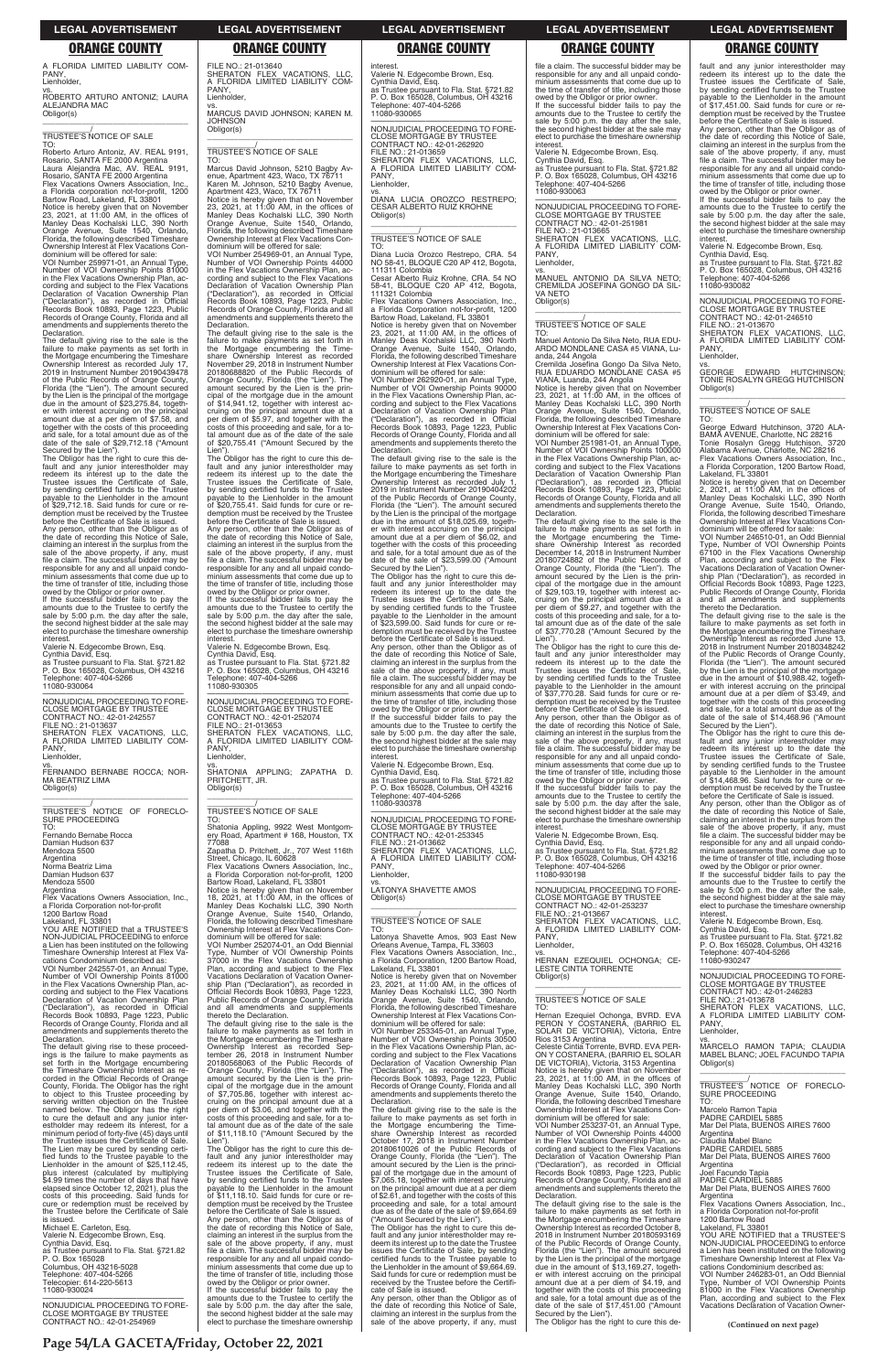A FLORIDA LIMITED LIABILITY COMPANY,
Lienholder,

vs.

ROBERTO ARTURO ANTONIZ; LAURA ALEJANDRA MAC
Obligor(s)

_______________________________/

TRUSTEE'S NOTICE OF SALE

TO:
Roberto Arturo Antoniz, AV. REAL 9191, Rosario, SANTA FE 2000 Argentina
Laura Alejandra Mac, AV. REAL 9191, Rosario, SANTA FE 2000 Argentina
Flex Vacations Owners Association, Inc., a Florida corporation not-for-profit, 1200 Bartow Road, Lakeland, FL 33801
Notice is hereby given that on November 23, 2021, at 11:00 AM, in the offices of Manley Deas Kochalski LLC, 390 North Orange Avenue, Suite 1540, Orlando, Florida, the following described Timeshare Ownership Interest at Flex Vacations Condominium will be offered for sale:
VOI Number 259971-01, an Annual Type, Number of VOI Ownership Points 81000 in the Flex Vacations Ownership Plan, according and subject to the Flex Vacations Declaration of Vacation Ownership Plan ("Declaration"), as recorded in Official Records Book 10893, Page 1223, Public Records of Orange County, Florida and all amendments and supplements thereto the Declaration.
The default giving rise to the sale is the failure to make payments as set forth in the Mortgage encumbering the Timeshare Ownership Interest as recorded July 17, 2019 in Instrument Number 20190439478 of the Public Records of Orange County, Florida (the "Lien"). The amount secured by the Lien is the principal of the mortgage due in the amount of $23,275.84, together with interest accruing on the principal amount due at a per diem of $7.58, and together with the costs of this proceeding and sale, for a total amount due as of the date of the sale of $29,712.18 ("Amount Secured by the Lien").
The Obligor has the right to cure this default and any junior interestholder may redeem its interest up to the date the Trustee issues the Certificate of Sale, by sending certified funds to the Trustee payable to the Lienholder in the amount of $29,712.18. Said funds for cure or redemption must be received by the Trustee before the Certificate of Sale is issued.
Any person, other than the Obligor as of the date of recording this Notice of Sale, claiming an interest in the surplus from the sale of the above property, if any, must file a claim. The successful bidder may be responsible for any and all unpaid condominium assessments that come due up to the time of transfer of title, including those owed by the Obligor or prior owner.
If the successful bidder fails to pay the amounts due to the Trustee to certify the sale by 5:00 p.m. the day after the sale, the second highest bidder at the sale may elect to purchase the timeshare ownership interest.
Valerie N. Edgecombe Brown, Esq.
Cynthia David, Esq.
as Trustee pursuant to Fla. Stat. §721.82
P. O. Box 165028, Columbus, OH 43216
Telephone: 407-404-5266
11080-930064

—————————————————

NONJUDICIAL PROCEEDING TO FORECLOSE MORTGAGE BY TRUSTEE
CONTRACT NO.: 42-01-242557
FILE NO.: 21-013637
SHERATON FLEX VACATIONS, LLC, A FLORIDA LIMITED LIABILITY COMPANY,
Lienholder,

vs.

FERNANDO BERNABE ROCCA; NORMA BEATRIZ LIMA
Obligor(s)

_______________________________/

TRUSTEE'S NOTICE OF FORECLOSURE PROCEEDING

TO:
Fernando Bernabe Rocca
Damian Hudson 637
Mendoza 5500
Argentina
Norma Beatriz Lima
Damian Hudson 637
Mendoza 5500
Argentina
Flex Vacations Owners Association, Inc., a Florida Corporation not-for-profit
1200 Bartow Road
Lakeland, FL 33801
YOU ARE NOTIFIED that a TRUSTEE'S NON-JUDICIAL PROCEEDING to enforce a Lien has been instituted on the following Timeshare Ownership Interest at Flex Vacations Condominium described as:
VOI Number 242557-01, an Annual Type, Number of VOI Ownership Points 81000 in the Flex Vacations Ownership Plan, according and subject to the Flex Vacations Declaration of Vacation Ownership Plan ("Declaration"), as recorded in Official Records Book 10893, Page 1223, Public Records of Orange County, Florida and all amendments and supplements thereto the Declaration.
The default giving rise to these proceedings is the failure to make payments as set forth in the Mortgage encumbering the Timeshare Ownership Interest as recorded in the Official Records of Orange County, Florida. The Obligor has the right to object to this Trustee proceeding by serving written objection on the Trustee named below. The Obligor has the right to cure the default and any junior interestholder may redeem its interest, for a minimum period of forty-five (45) days until the Trustee issues the Certificate of Sale. The Lien may be cured by sending certified funds to the Trustee payable to the Lienholder in the amount of $25,112.45, plus interest (calculated by multiplying $4.99 times the number of days that have elapsed since October 12, 2021), plus the costs of this proceeding. Said funds for cure or redemption must be received by the Trustee before the Certificate of Sale is issued.
Michael E. Carleton, Esq.
Valerie N. Edgecombe Brown, Esq.
Cynthia David, Esq.
as Trustee pursuant to Fla. Stat. §721.82
P. O. Box 165028
Columbus, OH 43216-5028
Telephone: 407-404-5266
Telecopier: 614-220-5613
11080-930024

—————————————————

NONJUDICIAL PROCEEDING TO FORECLOSE MORTGAGE BY TRUSTEE
CONTRACT NO.: 42-01-254969
FILE NO.: 21-013640
SHERATON FLEX VACATIONS, LLC, A FLORIDA LIMITED LIABILITY COMPANY,
Lienholder,

vs.

MARCUS DAVID JOHNSON; KAREN M. JOHNSON
Obligor(s)

_______________________________/

TRUSTEE'S NOTICE OF SALE

TO:
Marcus David Johnson, 5210 Bagby Avenue, Apartment 423, Waco, TX 76711
Karen M. Johnson, 5210 Bagby Avenue, Apartment 423, Waco, TX 76711
Notice is hereby given that on November 23, 2021, at 11:00 AM, in the offices of Manley Deas Kochalski LLC, 390 North Orange Avenue, Suite 1540, Orlando, Florida, the following described Timeshare Ownership Interest at Flex Vacations Condominium will be offered for sale:
VOI Number 254969-01, an Annual Type, Number of VOI Ownership Points 44000 in the Flex Vacations Ownership Plan, according and subject to the Flex Vacations Declaration of Vacation Ownership Plan ("Declaration"), as recorded in Official Records Book 10893, Page 1223, Public Records of Orange County, Florida and all amendments and supplements thereto the Declaration.
The default giving rise to the sale is the failure to make payments as set forth in the Mortgage encumbering the Timeshare Ownership Interest as recorded November 29, 2018 in Instrument Number 20180688820 of the Public Records of Orange County, Florida (the "Lien"). The amount secured by the Lien is the principal of the mortgage due in the amount of $14,941.12, together with interest accruing on the principal amount due at a per diem of $5.97, and together with the costs of this proceeding and sale, for a total amount due as of the date of the sale of $20,755.41 ("Amount Secured by the Lien").
The Obligor has the right to cure this default and any junior interestholder may redeem its interest up to the date the Trustee issues the Certificate of Sale, by sending certified funds to the Trustee payable to the Lienholder in the amount of $20,755.41. Said funds for cure or redemption must be received by the Trustee before the Certificate of Sale is issued.
Any person, other than the Obligor as of the date of recording this Notice of Sale, claiming an interest in the surplus from the sale of the above property, if any, must file a claim. The successful bidder may be responsible for any and all unpaid condominium assessments that come due up to the time of transfer of title, including those owed by the Obligor or prior owner.
If the successful bidder fails to pay the amounts due to the Trustee to certify the sale by 5:00 p.m. the day after the sale, the second highest bidder at the sale may elect to purchase the timeshare ownership interest.
Valerie N. Edgecombe Brown, Esq.
Cynthia David, Esq.
as Trustee pursuant to Fla. Stat. §721.82
P. O. Box 165028, Columbus, OH 43216
Telephone: 407-404-5266
11080-930305

—————————————————

NONJUDICIAL PROCEEDING TO FORECLOSE MORTGAGE BY TRUSTEE
CONTRACT NO.: 42-01-252074
FILE NO.: 21-013653
SHERATON FLEX VACATIONS, LLC, A FLORIDA LIMITED LIABILITY COMPANY,
Lienholder,

vs.

SHATONIA APPLING; ZAPATHA D. PRITCHETT, JR.
Obligor(s)

_______________________________/

TRUSTEE'S NOTICE OF SALE

TO:
Shatonia Appling, 9922 West Montgomery Road, Apartment # 168, Houston, TX 77088
Zapatha D. Pritchett, Jr., 707 West 116th Street, Chicago, IL 60628
Flex Vacations Owners Association, Inc., a Florida Corporation not-for-profit, 1200 Bartow Road, Lakeland, FL 33801
Notice is hereby given that on November 18, 2021, at 11:00 AM, in the offices of Manley Deas Kochalski LLC, 390 North Orange Avenue, Suite 1540, Orlando, Florida, the following described Timeshare Ownership Interest at Flex Vacations Condominium will be offered for sale:
VOI Number 252074-01, an Odd Biennial Type, Number of VOI Ownership Points 37000 in the Flex Vacations Ownership Plan, according and subject to the Flex Vacations Declaration of Vacation Ownership Plan ("Declaration"), as recorded in Official Records Book 10893, Page 1223, Public Records of Orange County, Florida and all amendments and supplements thereto the Declaration.
The default giving rise to the sale is the failure to make payments as set forth in the Mortgage encumbering the Timeshare Ownership Interest as recorded September 26, 2018 in Instrument Number 20180568063 of the Public Records of Orange County, Florida (the "Lien"). The amount secured by the Lien is the principal of the mortgage due in the amount of $7,705.86, together with interest accruing on the principal amount due at a per diem of $3.06, and together with the costs of this proceeding and sale, for a total amount due as of the date of the sale of $11,118.10 ("Amount Secured by the Lien").
The Obligor has the right to cure this default and any junior interestholder may redeem its interest up to the date the Trustee issues the Certificate of Sale, by sending certified funds to the Trustee payable to the Lienholder in the amount of $11,118.10. Said funds for cure or redemption must be received by the Trustee before the Certificate of Sale is issued.
Any person, other than the Obligor as of the date of recording this Notice of Sale, claiming an interest in the surplus from the sale of the above property, if any, must file a claim. The successful bidder may be responsible for any and all unpaid condominium assessments that come due up to the time of transfer of title, including those owed by the Obligor or prior owner.
If the successful bidder fails to pay the amounts due to the Trustee to certify the sale by 5:00 p.m. the day after the sale, the second highest bidder at the sale may elect to purchase the timeshare ownership interest.
Valerie N. Edgecombe Brown, Esq.
Cynthia David, Esq.
as Trustee pursuant to Fla. Stat. §721.82
P. O. Box 165028, Columbus, OH 43216
Telephone: 407-404-5266
11080-930065

—————————————————

NONJUDICIAL PROCEEDING TO FORECLOSE MORTGAGE BY TRUSTEE
CONTRACT NO.: 42-01-262920
FILE NO.: 21-013659
SHERATON FLEX VACATIONS, LLC, A FLORIDA LIMITED LIABILITY COMPANY,
Lienholder,

vs.

DIANA LUCIA OROZCO RESTREPO; CESAR ALBERTO RUIZ KROHNE
Obligor(s)

_______________________________/

TRUSTEE'S NOTICE OF SALE

TO:
Diana Lucia Orozco Restrepo, CRA. 54 NO 58-41, BLOQUE C20 AP 412, Bogota, 111311 Colombia
Cesar Alberto Ruiz Krohne, CRA. 54 NO 58-41, BLOQUE C20 AP 412, Bogota, 111321 Colombia
Flex Vacations Owners Association, Inc., a Florida Corporation not-for-profit, 1200 Bartow Road, Lakeland, FL 33801
Notice is hereby given that on November 23, 2021, at 11:00 AM, in the offices of Manley Deas Kochalski LLC, 390 North Orange Avenue, Suite 1540, Orlando, Florida, the following described Timeshare Ownership Interest at Flex Vacations Condominium will be offered for sale:
VOI Number 262920-01, an Annual Type, Number of VOI Ownership Points 90000 in the Flex Vacations Ownership Plan, according and subject to the Flex Vacations Declaration of Vacation Ownership Plan ("Declaration"), as recorded in Official Records Book 10893, Page 1223, Public Records of Orange County, Florida and all amendments and supplements thereto the Declaration.
The default giving rise to the sale is the failure to make payments as set forth in the Mortgage encumbering the Timeshare Ownership Interest as recorded July 1, 2019 in Instrument Number 20190404202 of the Public Records of Orange County, Florida (the "Lien"). The amount secured by the Lien is the principal of the mortgage due in the amount of $18,025.69, together with interest accruing on the principal amount due at a per diem of $6.02, and together with the costs of this proceeding and sale, for a total amount due as of the date of the sale of $23,599.00 ("Amount Secured by the Lien").
The Obligor has the right to cure this default and any junior interestholder may redeem its interest up to the date the Trustee issues the Certificate of Sale, by sending certified funds to the Trustee payable to the Lienholder in the amount of $23,599.00. Said funds for cure or redemption must be received by the Trustee before the Certificate of Sale is issued.
Any person, other than the Obligor as of the date of recording this Notice of Sale, claiming an interest in the surplus from the sale of the above property, if any, must file a claim. The successful bidder may be responsible for any and all unpaid condominium assessments that come due up to the time of transfer of title, including those owed by the Obligor or prior owner.
If the successful bidder fails to pay the amounts due to the Trustee to certify the sale by 5:00 p.m. the day after the sale, the second highest bidder at the sale may elect to purchase the timeshare ownership interest.
Valerie N. Edgecombe Brown, Esq.
Cynthia David, Esq.
as Trustee pursuant to Fla. Stat. §721.82
P. O. Box 165028, Columbus, OH 43216
Telephone: 407-404-5266
11080-930378

—————————————————

NONJUDICIAL PROCEEDING TO FORECLOSE MORTGAGE BY TRUSTEE
CONTRACT NO.: 42-01-253345
FILE NO.: 21-013662
SHERATON FLEX VACATIONS, LLC, A FLORIDA LIMITED LIABILITY COMPANY,
Lienholder,

vs.

LATONYA SHAVETTE AMOS
Obligor(s)

_______________________________/

TRUSTEE'S NOTICE OF SALE

TO:
Latonya Shavette Amos, 903 East New Orleans Avenue, Tampa, FL 33603
Flex Vacations Owners Association, Inc., a Florida Corporation, 1200 Bartow Road, Lakeland, FL 33801
Notice is hereby given that on November 23, 2021, at 11:00 AM, in the offices of Manley Deas Kochalski LLC, 390 North Orange Avenue, Suite 1540, Orlando, Florida, the following described Timeshare Ownership Interest at Flex Vacations Condominium will be offered for sale:
VOI Number 253345-01, an Annual Type, Number of VOI Ownership Points 30500 in the Flex Vacations Ownership Plan, according and subject to the Flex Vacations Declaration of Vacation Ownership Plan ("Declaration"), as recorded in Official Records Book 10893, Page 1223, Public Records of Orange County, Florida and all amendments and supplements thereto the Declaration.
The default giving rise to the sale is the failure to make payments as set forth in the Mortgage encumbering the Timeshare Ownership Interest as recorded October 17, 2018 in Instrument Number 20180610026 of the Public Records of Orange County, Florida (the "Lien"). The amount secured by the Lien is the principal of the mortgage due in the amount of $7,065.18, together with interest accruing on the principal amount due at a per diem of $2.61, and together with the costs of this proceeding and sale, for a total amount due as of the date of the sale of $9,664.69 ("Amount Secured by the Lien").
The Obligor has the right to cure this default and any junior interestholder may redeem its interest up to the date the Trustee issues the Certificate of Sale, by sending certified funds to the Trustee payable to the Lienholder in the amount of $9,664.69. Said funds for cure or redemption must be received by the Trustee before the Certificate of Sale is issued.
Any person, other than the Obligor as of the date of recording this Notice of Sale, claiming an interest in the surplus from the sale of the above property, if any, must file a claim. The successful bidder may be responsible for any and all unpaid condominium assessments that come due up to the time of transfer of title, including those owed by the Obligor or prior owner.
If the successful bidder fails to pay the amounts due to the Trustee to certify the sale by 5:00 p.m. the day after the sale, the second highest bidder at the sale may elect to purchase the timeshare ownership interest.
Valerie N. Edgecombe Brown, Esq.
Cynthia David, Esq.
as Trustee pursuant to Fla. Stat. §721.82
P. O. Box 165028, Columbus, OH 43216
Telephone: 407-404-5266
11080-930063

—————————————————

NONJUDICIAL PROCEEDING TO FORECLOSE MORTGAGE BY TRUSTEE
CONTRACT NO.: 42-01-251981
FILE NO.: 21-013665
SHERATON FLEX VACATIONS, LLC, A FLORIDA LIMITED LIABILITY COMPANY,
Lienholder,

vs.

MANUEL ANTONIO DA SILVA NETO; CREMILDA JOSEFINA GONGO DA SILVA NETO
Obligor(s)

_______________________________/

TRUSTEE'S NOTICE OF SALE

TO:
Manuel Antonio Da Silva Neto, RUA EDUARDO MONDLANE CASA #5 VIANA, Luanda, 244 Angola
Cremilda Josefina Gongo Da Silva Neto, RUA EDUARDO MONDLANE CASA #5 VIANA, Luanda, 244 Angola
Notice is hereby given that on November 23, 2021, at 11:00 AM, in the offices of Manley Deas Kochalski LLC, 390 North Orange Avenue, Suite 1540, Orlando, Florida, the following described Timeshare Ownership Interest at Flex Vacations Condominium will be offered for sale:
VOI Number 251981-01, an Annual Type, Number of VOI Ownership Points 100000 in the Flex Vacations Ownership Plan, according and subject to the Flex Vacations Declaration of Vacation Ownership Plan ("Declaration"), as recorded in Official Records Book 10893, Page 1223, Public Records of Orange County, Florida and all amendments and supplements thereto the Declaration.
The default giving rise to the sale is the failure to make payments as set forth in the Mortgage encumbering the Timeshare Ownership Interest as recorded December 14, 2018 in Instrument Number 20180724882 of the Public Records of Orange County, Florida (the "Lien"). The amount secured by the Lien is the principal of the mortgage due in the amount of $29,103.19, together with interest accruing on the principal amount due at a per diem of $9.27, and together with the costs of this proceeding and sale, for a total amount due as of the date of the sale of $37,770.28 ("Amount Secured by the Lien").
The Obligor has the right to cure this default and any junior interestholder may redeem its interest up to the date the Trustee issues the Certificate of Sale, by sending certified funds to the Trustee payable to the Lienholder in the amount of $37,770.28. Said funds for cure or redemption must be received by the Trustee before the Certificate of Sale is issued.
Any person, other than the Obligor as of the date of recording this Notice of Sale, claiming an interest in the surplus from the sale of the above property, if any, must file a claim. The successful bidder may be responsible for any and all unpaid condominium assessments that come due up to the time of transfer of title, including those owed by the Obligor or prior owner.
If the successful bidder fails to pay the amounts due to the Trustee to certify the sale by 5:00 p.m. the day after the sale, the second highest bidder at the sale may elect to purchase the timeshare ownership interest.
Valerie N. Edgecombe Brown, Esq.
Cynthia David, Esq.
as Trustee pursuant to Fla. Stat. §721.82
P. O. Box 165028, Columbus, OH 43216
Telephone: 407-404-5266
11080-930198

—————————————————

NONJUDICIAL PROCEEDING TO FORECLOSE MORTGAGE BY TRUSTEE
CONTRACT NO.: 42-01-253237
FILE NO.: 21-013667
SHERATON FLEX VACATIONS, LLC, A FLORIDA LIMITED LIABILITY COMPANY,
Lienholder,

vs.

HERNAN EZEQUIEL OCHONGA; CELESTE CINTIA TORRENTE
Obligor(s)

_______________________________/

TRUSTEE'S NOTICE OF SALE

TO:
Hernan Ezequiel Ochonga, BVRD. EVA PERON Y COSTANERA, (BARRIO EL SOLAR DE VICTORIA), Victoria, Entre Rios 3153 Argentina
Celeste Cintia Torrente, BVRD. EVA PERON Y COSTANERA, (BARRIO EL SOLAR DE VICTORIA), Victoria, 3153 Argentina
Notice is hereby given that on November 23, 2021, at 11:00 AM, in the offices of Manley Deas Kochalski LLC, 390 North Orange Avenue, Suite 1540, Orlando, Florida, the following described Timeshare Ownership Interest at Flex Vacations Condominium will be offered for sale:
VOI Number 253237-01, an Annual Type, Number of VOI Ownership Points 44000 in the Flex Vacations Ownership Plan, according and subject to the Flex Vacations Declaration of Vacation Ownership Plan ("Declaration"), as recorded in Official Records Book 10893, Page 1223, Public Records of Orange County, Florida and all amendments and supplements thereto the Declaration.
The default giving rise to the sale is the failure to make payments as set forth in the Mortgage encumbering the Timeshare Ownership Interest as recorded October 8, 2018 in Instrument Number 20180593169 of the Public Records of Orange County, Florida (the "Lien"). The amount secured by the Lien is the principal of the mortgage due in the amount of $13,169.27, together with interest accruing on the principal amount due at a per diem of $4.19, and together with the costs of this proceeding and sale, for a total amount due as of the date of the sale of $17,451.00 ("Amount Secured by the Lien").
The Obligor has the right to cure this default and any junior interestholder may redeem its interest up to the date the Trustee issues the Certificate of Sale, by sending certified funds to the Trustee payable to the Lienholder in the amount of $17,451.00. Said funds for cure or redemption must be received by the Trustee before the Certificate of Sale is issued.
Any person, other than the Obligor as of the date of recording this Notice of Sale, claiming an interest in the surplus from the sale of the above property, if any, must file a claim. The successful bidder may be responsible for any and all unpaid condominium assessments that come due up to the time of transfer of title, including those owed by the Obligor or prior owner.
If the successful bidder fails to pay the amounts due to the Trustee to certify the sale by 5:00 p.m. the day after the sale, the second highest bidder at the sale may elect to purchase the timeshare ownership interest.
Valerie N. Edgecombe Brown, Esq.
Cynthia David, Esq.
as Trustee pursuant to Fla. Stat. §721.82
P. O. Box 165028, Columbus, OH 43216
Telephone: 407-404-5266
11080-930082

—————————————————

NONJUDICIAL PROCEEDING TO FORECLOSE MORTGAGE BY TRUSTEE
CONTRACT NO.: 42-01-246510
FILE NO.: 21-013670
SHERATON FLEX VACATIONS, LLC, A FLORIDA LIMITED LIABILITY COMPANY,
Lienholder,

vs.

GEORGE EDWARD HUTCHINSON; TONIE ROSALYN GREGG HUTCHISON
Obligor(s)

_______________________________/

TRUSTEE'S NOTICE OF SALE

TO:
George Edward Hutchinson, 3720 ALABAMA AVENUE, Charlotte, NC 28216
Tonie Rosalyn Gregg Hutchison, 3720 Alabama Avenue, Charlotte, NC 28216
Flex Vacations Owners Association, Inc., a Florida Corporation, 1200 Bartow Road, Lakeland, FL 33801
Notice is hereby given that on December 2, 2021, at 11:00 AM, in the offices of Manley Deas Kochalski LLC, 390 North Orange Avenue, Suite 1540, Orlando, Florida, the following described Timeshare Ownership Interest at Flex Vacations Condominium will be offered for sale:
VOI Number 246510-01, an Odd Biennial Type, Number of VOI Ownership Points 67100 in the Flex Vacations Ownership Plan, according and subject to the Flex Vacations Declaration of Vacation Ownership Plan ("Declaration"), as recorded in Official Records Book 10893, Page 1223, Public Records of Orange County, Florida and all amendments and supplements thereto the Declaration.
The default giving rise to the sale is the failure to make payments as set forth in the Mortgage encumbering the Timeshare Ownership Interest as recorded June 13, 2018 in Instrument Number 20180348242 of the Public Records of Orange County, Florida (the "Lien"). The amount secured by the Lien is the principal of the mortgage due in the amount of $10,988.42, together with interest accruing on the principal amount due at a per diem of $3.49, and together with the costs of this proceeding and sale, for a total amount due as of the date of the sale of $14,468.96 ("Amount Secured by the Lien").
The Obligor has the right to cure this default and any junior interestholder may redeem its interest up to the date the Trustee issues the Certificate of Sale, by sending certified funds to the Trustee payable to the Lienholder in the amount of $14,468.96. Said funds for cure or redemption must be received by the Trustee before the Certificate of Sale is issued.
Any person, other than the Obligor as of the date of recording this Notice of Sale, claiming an interest in the surplus from the sale of the above property, if any, must file a claim. The successful bidder may be responsible for any and all unpaid condominium assessments that come due up to the time of transfer of title, including those owed by the Obligor or prior owner.
If the successful bidder fails to pay the amounts due to the Trustee to certify the sale by 5:00 p.m. the day after the sale, the second highest bidder at the sale may elect to purchase the timeshare ownership interest.
Valerie N. Edgecombe Brown, Esq.
Cynthia David, Esq.
as Trustee pursuant to Fla. Stat. §721.82
P. O. Box 165028, Columbus, OH 43216
Telephone: 407-404-5266
11080-930247

—————————————————

NONJUDICIAL PROCEEDING TO FORECLOSE MORTGAGE BY TRUSTEE
CONTRACT NO.: 42-01-246283
FILE NO.: 21-013678
SHERATON FLEX VACATIONS, LLC, A FLORIDA LIMITED LIABILITY COMPANY,
Lienholder,

vs.

MARCELO RAMON TAPIA; CLAUDIA MABEL BLANC; JOEL FACUNDO TAPIA
Obligor(s)

_______________________________/

TRUSTEE'S NOTICE OF FORECLOSURE PROCEEDING

TO:
Marcelo Ramon Tapia
PADRE CARDIEL 5885
Mar Del Plata, BUENOS AIRES 7600
Argentina
Claudia Mabel Blanc
PADRE CARDIEL 5885
Mar Del Plata, BUENOS AIRES 7600
Argentina
Joel Facundo Tapia
PADRE CARDIEL 5885
Mar Del Plata, BUENOS AIRES 7600
Argentina
Flex Vacations Owners Association, Inc., a Florida Corporation not-for-profit
1200 Bartow Road
Lakeland, FL 33801
YOU ARE NOTIFIED that a TRUSTEE'S NON-JUDICIAL PROCEEDING to enforce a Lien has been instituted on the following Timeshare Ownership Interest at Flex Vacations Condominium described as:
VOI Number 246283-01, an Odd Biennial Type, Number of VOI Ownership Points 81000 in the Flex Vacations Ownership Plan, according and subject to the Flex Vacations Declaration of Vacation Owner-

**(Continued on next page)**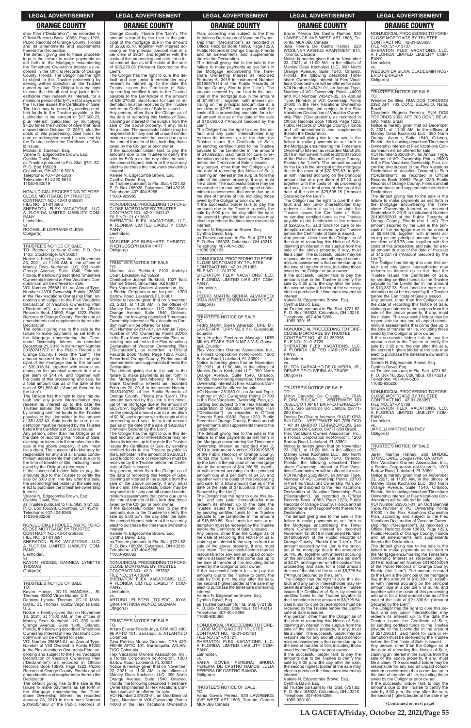ship Plan ("Declaration"), as recorded in Official Records Book 10893, Page 1223, Public Records of Orange County, Florida and all amendments and supplements thereto the Declaration.

The default giving rise to these proceedings is the failure to make payments as set forth in the Mortgage encumbering the Timeshare Ownership Interest as recorded in the Official Records of Orange County, Florida. The Obligor has the right to object to this Trustee proceeding by serving written objection on the Trustee named below. The Obligor has the right to cure the default and any junior interestholder may redeem its interest, for a minimum period of forty-five (45) days until the Trustee issues the Certificate of Sale. The Lien may be cured by sending certified funds to the Trustee payable to the Lienholder in the amount of $17,500.23, plus interest (calculated by multiplying $4.20 times the number of days that have elapsed since October 12, 2021), plus the costs of this proceeding. Said funds for cure or redemption must be received by the Trustee before the Certificate of Sale is issued.

Michael E. Carleton, Esq.
Valerie N. Edgecombe Brown, Esq.
Cynthia David, Esq.
as Trustee pursuant to Fla. Stat. §721.82
P. O. Box 165028
Columbus, OH 43216-5028
Telephone: 407-404-5266
Telecopier: 614-220-5613
11080-930019

---

NONJUDICIAL PROCEEDING TO FORECLOSE MORTGAGE BY TRUSTEE
CONTRACT NO.: 42-01-255881
FILE NO.: 21-013686
SHERATON FLEX VACATIONS, LLC, A FLORIDA LIMITED LIABILITY COMPANY,
Lienholder,
vs.
ROCHELLE LORRAINE GLENN
Obligor(s)

TRUSTEE'S NOTICE OF SALE
TO: Rochelle Lorraine Glenn, P.O. Box 1433, Stockbridge, GA 30281

Notice is hereby given that on November 23, 2021, at 11:00 AM, in the offices of Manley Deas Kochalski LLC, 390 North Orange Avenue, Suite 1540, Orlando, Florida, the following described Timeshare Ownership Interest at Flex Vacations Condominium will be offered for sale:

VOI Number 255881-01, an Annual Type, Number of VOI Ownership Points 136000 in the Flex Vacations Ownership Plan, according and subject to the Flex Vacations Declaration of Vacation Ownership Plan ("Declaration"), as recorded in Official Records Book 10893, Page 1223, Public Records of Orange County, Florida and all amendments and supplements thereto the Declaration.

The default giving rise to the sale is the failure to make payments as set forth in the Mortgage encumbering the Timeshare Ownership Interest as recorded December 21, 2018 in Instrument Number 20180741727 of the Public Records of Orange County, Florida (the "Lien"). The amount secured by the Lien is the principal of the mortgage due in the amount of $39,916.34, together with interest accruing on the principal amount due at a per diem of $14.74, and together with the costs of this proceeding and sale, for a total amount due as of the date of the sale of $51,803.43 ("Amount Secured by the Lien").

The Obligor has the right to cure this default and any junior interestholder may redeem its interest up to the date the Trustee issues the Certificate of Sale, by sending certified funds to the Trustee payable to the Lienholder in the amount of $51,803.43. Said funds for cure or redemption must be received by the Trustee before the Certificate of Sale is issued.

Any person, other than the Obligor as of the date of recording this Notice of Sale, claiming an interest in the surplus from the sale of the above property, if any, must file a claim. The successful bidder may be responsible for any and all unpaid condominium assessments that come due up to the time of transfer of title, including those owed by the Obligor or prior owner.

If the successful bidder fails to pay the amounts due to the Trustee to certify the sale by 5:00 p.m. the day after the sale, the second highest bidder at the sale may elect to purchase the timeshare ownership interest.

Valerie N. Edgecombe Brown, Esq.
Cynthia David, Esq.
as Trustee pursuant to Fla. Stat. §721.82
P. O. Box 165028, Columbus, OH 43216
Telephone: 407-404-5266
11080-930206

---

NONJUDICIAL PROCEEDING TO FORECLOSE MORTGAGE BY TRUSTEE
CONTRACT NO.: 42-01-256565
FILE NO.: 21-013691
SHERATON FLEX VACATIONS, LLC, A FLORIDA LIMITED LIABILITY COMPANY,
Lienholder,
vs.
KAYON HODGE; DANNICA LYNETTE THOMAS
Obligor(s)

TRUSTEE'S NOTICE OF SALE
TO:
Kayon Hodge, 2C-10 MANDAHL, St. Thomas, 00802 Virgin Islands, U.S.
Dannica Lynette Thomas, 2C-10 MANDAHL, St. Thomas, 00802 Virgin Islands, U.S.

Notice is hereby given that on November 18, 2021, at 11:00 AM, in the offices of Manley Deas Kochalski LLC, 390 North Orange Avenue, Suite 1540, Orlando, Florida, the following described Timeshare Ownership Interest at Flex Vacations Condominium will be offered for sale:

VOI Number 256565-01, an Annual Type, Number of VOI Ownership Points 81000 in the Flex Vacations Ownership Plan, according and subject to the Flex Vacations Declaration of Vacation Ownership Plan ("Declaration"), as recorded in Official Records Book 10893, Page 1223, Public Records of Orange County, Florida and all amendments and supplements thereto the Declaration.

The default giving rise to the sale is the failure to make payments as set forth in the Mortgage encumbering the Timeshare Ownership Interest as recorded January 28, 2019 in Instrument Number 20190054668 of the Public Records of Orange County, Florida (the "Lien"). The amount secured by the Lien is the principal of the mortgage due in the amount of $26,835.70, together with interest accruing on the principal amount due at a per diem of $9.34, and together with the costs of this proceeding and sale, for a total amount due as of the date of the sale of $35,270.05 ("Amount Secured by the Lien").

The Obligor has the right to cure this default and any junior interestholder may redeem its interest up to the date the Trustee issues the Certificate of Sale, by sending certified funds to the Trustee payable to the Lienholder in the amount of $35,270.05. Said funds for cure or redemption must be received by the Trustee before the Certificate of Sale is issued.

Any person, other than the Obligor as of the date of recording this Notice of Sale, claiming an interest in the surplus from the sale of the above property, if any, must file a claim. The successful bidder may be responsible for any and all unpaid condominium assessments that come due up to the time of transfer of title, including those owed by the Obligor or prior owner.

If the successful bidder fails to pay the amounts due to the Trustee to certify the sale by 5:00 p.m. the day after the sale, the second highest bidder at the sale may elect to purchase the timeshare ownership interest.

Valerie N. Edgecombe Brown, Esq.
Cynthia David, Esq.
as Trustee pursuant to Fla. Stat. §721.82
P. O. Box 165028, Columbus, OH 43216
Telephone: 407-404-5266
11080-929985

---

NONJUDICIAL PROCEEDING TO FORECLOSE MORTGAGE BY TRUSTEE
CONTRACT NO.: 42-01-242147
FILE NO.: 21-013697
SHERATON FLEX VACATIONS, LLC, A FLORIDA LIMITED LIABILITY COMPANY,
Lienholder,
vs.
MARLENE JOE BURKHART; CHRISTOPHER JOSEPH BURKHART
Obligor(s)

TRUSTEE'S NOTICE OF SALE
TO:
Marlene Joe Burkhart, 2100 Andelyn Court, Lakeside, AZ 85929
Christopher Joseph Burkhart, 1027 East Monroe Street, Snowflake, AZ 85937
Flex Vacations Owners Association, Inc., a Florida Corporation not-for-profit, 1200 Bartow Road, Lakeland, FL 33801

Notice is hereby given that on November 23, 2021, at 11:00 AM, in the offices of Manley Deas Kochalski LLC, 390 North Orange Avenue, Suite 1540, Orlando, Florida, the following described Timeshare Ownership Interest at Flex Vacations Condominium will be offered for sale:

VOI Number 242147-01, an Annual Type, Number of VOI Ownership Points 20700 in the Flex Vacations Ownership Plan, according and subject to the Flex Vacations Declaration of Vacation Ownership Plan ("Declaration"), as recorded in Official Records Book 10893, Page 1223, Public Records of Orange County, Florida and all amendments and supplements thereto the Declaration.

The default giving rise to the sale is the failure to make payments as set forth in the Mortgage encumbering the Timeshare Ownership Interest as recorded February 20, 2018 in Instrument Number 20180100761 of the Public Records of Orange County, Florida (the "Lien"). The amount secured by the Lien is the principal of the mortgage due in the amount of $6,570.97, together with interest accruing on the principal amount due at a per diem of $2.60, and together with the costs of this proceeding and sale, for a total amount due as of the date of the sale of $9,208.21 ("Amount Secured by the Lien").

The Obligor has the right to cure this default and any junior interestholder may redeem its interest up to the date the Trustee issues the Certificate of Sale, by sending certified funds to the Trustee payable to the Lienholder in the amount of $9,208.21. Said funds for cure or redemption must be received by the Trustee before the Certificate of Sale is issued.

Any person, other than the Obligor as of the date of recording this Notice of Sale, claiming an interest in the surplus from the sale of the above property, if any, must file a claim. The successful bidder may be responsible for any and all unpaid condominium assessments that come due up to the time of transfer of title, including those owed by the Obligor or prior owner.

If the successful bidder fails to pay the amounts due to the Trustee to certify the sale by 5:00 p.m. the day after the sale, the second highest bidder at the sale may elect to purchase the timeshare ownership interest.

Valerie N. Edgecombe Brown, Esq.
Cynthia David, Esq.
as Trustee pursuant to Fla. Stat. §721.82
P. O. Box 165028, Columbus, OH 43216
Telephone: 407-404-5266
11080-930083

---

NONJUDICIAL PROCEEDING TO FORECLOSE MORTGAGE BY TRUSTEE
CONTRACT NO.: 42-01-257803
FILE NO.: 21-013699
SHERATON FLEX VACATIONS, LLC, A FLORIDA LIMITED LIABILITY COMPANY,
Lienholder,
vs.
ARTURO ELIECER TOLEDO JOYA; GINA PATRICIA MUNOZ GUZMAN
Obligor(s)

TRUSTEE'S NOTICE OF SALE
TO:
Arturo Eliecer Toledo Joya, CRA 42G #90-96 APTO 101, Barranquilla, ATLANTICO Colombia
Gina Patricia Munoz Guzman, CRA 42G #90-96 APTO 101, Barranquilla, ATLANTICO Colombia
Flex Vacations Owners Association, Inc., a Florida Corporation not-for-profit, 1200 Bartow Road, Lakeland, FL 33801

Notice is hereby given that on November 23, 2021, at 11:00 AM, in the offices of Manley Deas Kochalski LLC, 390 North Orange Avenue, Suite 1540, Orlando, Florida, the following described Timeshare Ownership Interest at Flex Vacations Condominium will be offered for sale:

VOI Number 257803-01, an Odd Biennial Type, Number of VOI Ownership Points 44000 in the Flex Vacations Ownership Plan, according and subject to the Flex Vacations Declaration of Vacation Ownership Plan ("Declaration"), as recorded in Official Records Book 10893, Page 1223, Public Records of Orange County, Florida and all amendments and supplements thereto the Declaration.

The default giving rise to the sale is the failure to make payments as set forth in the Mortgage encumbering the Timeshare Ownership Interest as recorded February 6, 2019 in Instrument Number 20190075114 of the Public Records of Orange County, Florida (the "Lien"). The amount secured by the Lien is the principal of the mortgage due in the amount of $7,961.61, together with interest accruing on the principal amount due at a per diem of $2.57, and together with the costs of this proceeding and sale, for a total amount due as of the date of the sale of $10,692.63 ("Amount Secured by the Lien").

The Obligor has the right to cure this default and any junior interestholder may redeem its interest up to the date the Trustee issues the Certificate of Sale, by sending certified funds to the Trustee payable to the Lienholder in the amount of $10,692.63. Said funds for cure or redemption must be received by the Trustee before the Certificate of Sale is issued.

Any person, other than the Obligor as of the date of recording this Notice of Sale, claiming an interest in the surplus from the sale of the above property, if any, must file a claim. The successful bidder may be responsible for any and all unpaid condominium assessments that come due up to the time of transfer of title, including those owed by the Obligor or prior owner.

If the successful bidder fails to pay the amounts due to the Trustee to certify the sale by 5:00 p.m. the day after the sale, the second highest bidder at the sale may elect to purchase the timeshare ownership interest.

Valerie N. Edgecombe Brown, Esq.
Cynthia David, Esq.
as Trustee pursuant to Fla. Stat. §721.82
P. O. Box 165028, Columbus, OH 43216
Telephone: 407-404-5266
11080-930125

---

NONJUDICIAL PROCEEDING TO FORECLOSE MORTGAGE BY TRUSTEE
CONTRACT NO.: 42-01-251983
FILE NO.: 21-013720
SHERATON FLEX VACATIONS, LLC, A FLORIDA LIMITED LIABILITY COMPANY,
Lienholder,
vs.
PEDRO MARTIN SIERRA ALVARADO; IRMA HAYDEE ZAMBRANO MAYORGA
Obligor(s)

TRUSTEE'S NOTICE OF SALE
TO:
Pedro Martin Sierra Alvarado, URB MILAN ETAPA TURIN MZ 3 V 8, Guayaquil, Ecuador
Irma Haydee Zambrano Mayorga, URB MILAN ETAPA TURIN MZ 3 V 8, Guayaquil, Ecuador
Flex Vacations Owners Association, Inc., a Florida Corporation not-for-profit, 1200 Bartow Road, Lakeland, FL 33801

Notice is hereby given that on November 23, 2021, at 11:00 AM, in the offices of Manley Deas Kochalski LLC, 390 North Orange Avenue, Suite 1540, Orlando, Florida, the following described Timeshare Ownership Interest at Flex Vacations Condominium will be offered for sale:

VOI Number 251983-01, an Annual Type, Number of VOI Ownership Points 51700 in the Flex Vacations Ownership Plan, according and subject to the Flex Vacations Declaration of Vacation Ownership Plan ("Declaration"), as recorded in Official Records Book 10893, Page 1223, Public Records of Orange County, Florida and all amendments and supplements thereto the Declaration.

The default giving rise to the sale is the failure to make payments as set forth in the Mortgage encumbering the Timeshare Ownership Interest as recorded April 2, 2019 in Instrument Number 20190196325 of the Public Records of Orange County, Florida (the "Lien"). The amount secured by the Lien is the principal of the mortgage due in the amount of $14,266.55, together with interest accruing on the principal amount due at a per diem of $4.57, and together with the costs of this proceeding and sale, for a total amount due as of the date of the sale of $18,559.86 ("Amount Secured by the Lien").

The Obligor has the right to cure this default and any junior interestholder may redeem its interest up to the date the Trustee issues the Certificate of Sale, by sending certified funds to the Trustee payable to the Lienholder in the amount of $18,559.86. Said funds for cure or redemption must be received by the Trustee before the Certificate of Sale is issued.

Any person, other than the Obligor as of the date of recording this Notice of Sale, claiming an interest in the surplus from the sale of the above property, if any, must file a claim. The successful bidder may be responsible for any and all unpaid condominium assessments that come due up to the time of transfer of title, including those owed by the Obligor or prior owner.

If the successful bidder fails to pay the amounts due to the Trustee to certify the sale by 5:00 p.m. the day after the sale, the second highest bidder at the sale may elect to purchase the timeshare ownership interest.

Valerie N. Edgecombe Brown, Esq.
Cynthia David, Esq.
as Trustee pursuant to Fla. Stat. §721.82
P. O. Box 165028, Columbus, OH 43216
Telephone: 407-404-5266
11080-930380

---

NONJUDICIAL PROCEEDING TO FORECLOSE MORTGAGE BY TRUSTEE
CONTRACT NO.: 42-01-243421
FILE NO.: 21-013721
SHERATON FLEX VACATIONS, LLC, A FLORIDA LIMITED LIABILITY COMPANY,
Lienholder,
vs.
VANIA GOVEA PEREIRA; BRUNA PEREIRA DE CASTRO RAMOS; JULIA PEREIRA DE CASTRO RAMOS
Obligor(s)

TRUSTEE'S NOTICE OF SALE
TO:
Vania Govea Pereira, 830 LAWRENCE AVE WEST APT 1806, Toronto, M6A 0B6 Canada
Bruna Pereira De Castro Ramos, 830 LAWRENCE AVE WEST APT 1806, Toronto, M6A 0B6 Canada
Julia Pereira De Castro Ramos, 220 WOOLNER AVENUE APARTMENT 814, Toronto, Canada

Notice is hereby given that on November 23, 2021, at 11:00 AM, in the offices of Manley Deas Kochalski LLC, 390 North Orange Avenue, Suite 1540, Orlando, Florida, the following described Timeshare Ownership Interest at Flex Vacations Condominium will be offered for sale:

VOI Number 243421-01, an Annual Type, Number of VOI Ownership Points 44000 and VOI Number 243421-02, an Annual Type, Number of VOI Ownership Points 37000 in the Flex Vacations Ownership Plan, according and subject to the Flex Vacations Declaration of Vacation Ownership Plan ("Declaration"), as recorded in Official Records Book 10893, Page 1223, Public Records of Orange County, Florida and all amendments and supplements thereto the Declaration.

The default giving rise to the sale is the failure to make payments as set forth in the Mortgage encumbering the Timeshare Ownership Interest as recorded March 26, 2018 in Instrument Number 20180175305 of the Public Records of Orange County, Florida (the "Lien"). The amount secured by the Lien is the principal of the mortgage due in the amount of $22,575.63, together with interest accruing on the principal amount due at a per diem of $7.10, and together with the costs of this proceeding and sale, for a total amount due as of the date of the sale of $29,505.15 ("Amount Secured by the Lien").

The Obligor has the right to cure this default and any junior interestholder may redeem its interest up to the date the Trustee issues the Certificate of Sale, by sending certified funds to the Trustee payable to the Lienholder in the amount of $29,505.15. Said funds for cure or redemption must be received by the Trustee before the Certificate of Sale is issued.

Any person, other than the Obligor as of the date of recording this Notice of Sale, claiming an interest in the surplus from the sale of the above property, if any, must file a claim. The successful bidder may be responsible for any and all unpaid condominium assessments that come due up to the time of transfer of title, including those owed by the Obligor or prior owner.

If the successful bidder fails to pay the amounts due to the Trustee to certify the sale by 5:00 p.m. the day after the sale, the second highest bidder at the sale may elect to purchase the timeshare ownership interest.

Valerie N. Edgecombe Brown, Esq.
Cynthia David, Esq.
as Trustee pursuant to Fla. Stat. §721.82
P. O. Box 165028, Columbus, OH 43216
Telephone: 407-404-5266
11080-930115

---

NONJUDICIAL PROCEEDING TO FORECLOSE MORTGAGE BY TRUSTEE
CONTRACT NO.: 42-01-252398
FILE NO.: 21-013729
SHERATON FLEX VACATIONS, LLC, A FLORIDA LIMITED LIABILITY COMPANY,
Lienholder,
vs.
MILTON CARVALHO DE OLIVEIRA, JR.; DENISE DE OLIVEIRA ANDRADE
Obligor(s)

TRUSTEE'S NOTICE OF SALE
TO:
Milton Carvalho De Oliveira, Jr., RUA FLORA BULCAO L. VERTEMATE NO 70BLOCO 1 AP 81 BAIRRO FERRAZOPOLIS, Sao Bernardo Do Campo, 09771-280 Brazil
Denise De Oliveira Andrade, RUA FLORA BULCAO L. VERTEMATE NO 70BLOCO 1 AP 81 BAIRRO FERRAZOPOLIS, Sao Bernardo Do Campo, 09771-280 Brazil
Flex Vacations Owners Association, Inc., a Florida Corporation not-for-profit, 1200 Bartow Road, Lakeland, FL 33801

Notice is hereby given that on November 23, 2021, at 11:00 AM, in the offices of Manley Deas Kochalski LLC, 390 North Orange Avenue, Suite 1540, Orlando, Florida, the following described Timeshare Ownership Interest at Flex Vacations Condominium will be offered for sale:

VOI Number 252398-01, an Annual Type, Number of VOI Ownership Points 20700 in the Flex Vacations Ownership Plan, according and subject to the Flex Vacations Declaration of Vacation Ownership Plan ("Declaration"), as recorded in Official Records Book 10893, Page 1223, Public Records of Orange County, Florida and all amendments and supplements thereto the Declaration.

The default giving rise to the sale is the failure to make payments as set forth in the Mortgage encumbering the Timeshare Ownership Interest as recorded November 12, 2018 in Instrument Number 20180659961 of the Public Records of Orange County, Florida (the "Lien"). The amount secured by the Lien is the principal of the mortgage due in the amount of $6,445.96, together with interest accruing on the principal amount due at a per diem of $2.07, and together with the costs of this proceeding and sale, for a total amount due as of the date of the sale of $8,726.54 ("Amount Secured by the Lien").

The Obligor has the right to cure this default and any junior interestholder may redeem its interest up to the date the Trustee issues the Certificate of Sale, by sending certified funds to the Trustee payable to the Lienholder in the amount of $8,726.54. Said funds for cure or redemption must be received by the Trustee before the Certificate of Sale is issued.

Any person, other than the Obligor as of the date of recording this Notice of Sale, claiming an interest in the surplus from the sale of the above property, if any, must file a claim. The successful bidder may be responsible for any and all unpaid condominium assessments that come due up to the time of transfer of title, including those owed by the Obligor or prior owner.

If the successful bidder fails to pay the amounts due to the Trustee to certify the sale by 5:00 p.m. the day after the sale, the second highest bidder at the sale may elect to purchase the timeshare ownership interest.

Valerie N. Edgecombe Brown, Esq.
Cynthia David, Esq.
as Trustee pursuant to Fla. Stat. §721.82
P. O. Box 165028, Columbus, OH 43216
Telephone: 407-404-5266
11080-930100

---

NONJUDICIAL PROCEEDING TO FORECLOSE MORTGAGE BY TRUSTEE
CONTRACT NO.: 42-01-263033
FILE NO.: 21-013737
SHERATON FLEX VACATIONS, LLC, A FLORIDA LIMITED LIABILITY COMPANY,
Lienholder,
vs.
WEDSON DA SILVA; CLAUDEMIR ROGERIO FERREIRA
Obligor(s)

TRUSTEE'S NOTICE OF SALE
TO:
Wedson Da Silva, RUA DOS TORORÓS 2392 APT 703 COND BELAGIO, Natal, Brazil
Claudemir Rogerio Ferreira, RUA DOS TOROROS 2392 APT 703 COND BELAGIO, Natal, Brazil

Notice is hereby given that on December 2, 2021, at 11:00 AM, in the offices of Manley Deas Kochalski LLC, 390 North Orange Avenue, Suite 1540, Orlando, Florida, the following described Timeshare Ownership Interest at Flex Vacations Condominium will be offered for sale:

VOI Number 263033-01, an Annual Type, Number of VOI Ownership Points 28000 in the Flex Vacations Ownership Plan, according and subject to the Flex Vacations Declaration of Vacation Ownership Plan ("Declaration"), as recorded in Official Records Book 10893, Page 1223, Public Records of Orange County, Florida and all amendments and supplements thereto the Declaration.

The default giving rise to the sale is the failure to make payments as set forth in the Mortgage encumbering the Timeshare Ownership Interest as recorded September 9, 2019 in Instrument Number 20190552803 of the Public Records of Orange County, Florida (the "Lien"). The amount secured by the Lien is the principal of the mortgage due in the amount of $9,844.06, together with interest accruing on the principal amount due at a per diem of $3.78, and together with the costs of this proceeding and sale, for a total amount due as of the date of the sale of $13,337.78 ("Amount Secured by the Lien").

The Obligor has the right to cure this default and any junior interestholder may redeem its interest up to the date the Trustee issues the Certificate of Sale, by sending certified funds to the Trustee payable to the Lienholder in the amount of $13,337.78. Said funds for cure or redemption must be received by the Trustee before the Certificate of Sale is issued.

Any person, other than the Obligor as of the date of recording this Notice of Sale, claiming an interest in the surplus from the sale of the above property, if any, must file a claim. The successful bidder may be responsible for any and all unpaid condominium assessments that come due up to the time of transfer of title, including those owed by the Obligor or prior owner.

If the successful bidder fails to pay the amounts due to the Trustee to certify the sale by 5:00 p.m. the day after the sale, the second highest bidder at the sale may elect to purchase the timeshare ownership interest.

Valerie N. Edgecombe Brown, Esq.
Cynthia David, Esq.
as Trustee pursuant to Fla. Stat. §721.82
P. O. Box 165028, Columbus, OH 43216
Telephone: 407-404-5266
11080-930200

---

NONJUDICIAL PROCEEDING TO FORECLOSE MORTGAGE BY TRUSTEE
CONTRACT NO.: 42-01-263057
FILE NO.: 21-013738
SHERATON FLEX VACATIONS, LLC, A FLORIDA LIMITED LIABILITY COMPANY,
Lienholder,
vs.
JARELLI MARTINE HATNEY
Obligor(s)

TRUSTEE'S NOTICE OF SALE
TO:
Jarelli Martine Hatney, 280 BRIDGE STONE LANE, Douglasville, GA 30134
Flex Vacations Owners Association, Inc., a Florida Corporation not-for-profit, 1200 Bartow Road, Lakeland, FL 33801

Notice is hereby given that on November 23, 2021, at 11:00 AM, in the offices of Manley Deas Kochalski LLC, 390 North Orange Avenue, Suite 1540, Orlando, Florida, the following described Timeshare Ownership Interest at Flex Vacations Condominium will be offered for sale:

VOI Number 263057-01, an Odd Biennial Type, Number of VOI Ownership Points 81000 in the Flex Vacations Ownership Plan, according and subject to the Flex Vacations Declaration of Vacation Ownership Plan ("Declaration"), as recorded in Official Records Book 10893, Page 1223, Public Records of Orange County, Florida and all amendments and supplements thereto the Declaration.

The default giving rise to the sale is the failure to make payments as set forth in the Mortgage encumbering the Timeshare Ownership Interest as recorded July 1, 2019 in Instrument Number 20190404059 of the Public Records of Orange County, Florida (the "Lien"). The amount secured by the Lien is the principal of the mortgage due in the amount of $16,330.12, together with interest accruing on the principal amount due at a per diem of $5.46, and together with the costs of this proceeding and sale, for a total amount due as of the date of the sale of $21,396.61 ("Amount Secured by the Lien").

The Obligor has the right to cure this default and any junior interestholder may redeem its interest up to the date the Trustee issues the Certificate of Sale, by sending certified funds to the Trustee payable to the Lienholder in the amount of $21,396.61. Said funds for cure or redemption must be received by the Trustee before the Certificate of Sale is issued.

Any person, other than the Obligor as of the date of recording this Notice of Sale, claiming an interest in the surplus from the sale of the above property, if any, must file a claim. The successful bidder may be responsible for any and all unpaid condominium assessments that come due up to the time of transfer of title, including those owed by the Obligor or prior owner.

If the successful bidder fails to pay the amounts due to the Trustee to certify the sale by 5:00 p.m. the day after the sale, the second highest bidder at the sale may

**(Continued on next page)**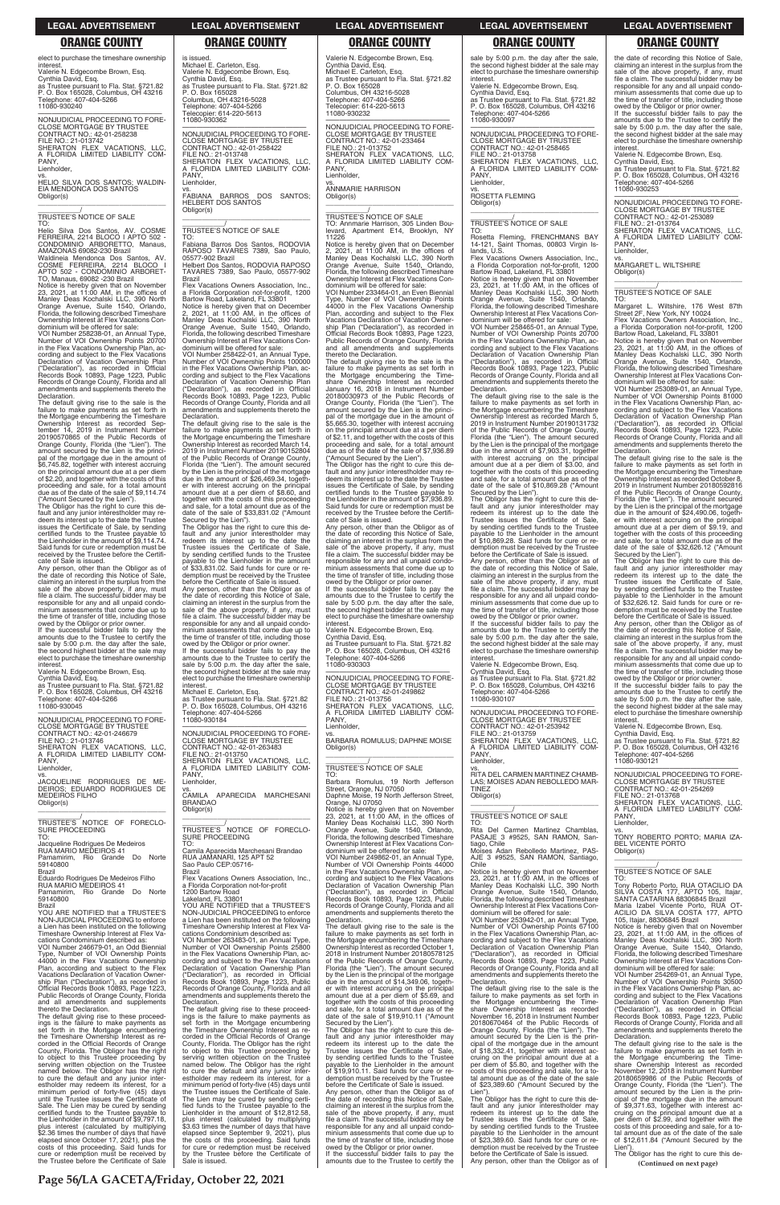elect to purchase the timeshare ownership interest.
Valerie N. Edgecombe Brown, Esq.
Cynthia David, Esq.
as Trustee pursuant to Fla. Stat. §721.82
P. O. Box 165028, Columbus, OH 43216
Telephone: 407-404-5266
11080-930240

—————————————————

NONJUDICIAL PROCEEDING TO FORECLOSE MORTGAGE BY TRUSTEE
CONTRACT NO.: 42-01-258238
FILE NO.: 21-013742
SHERATON FLEX VACATIONS, LLC, A FLORIDA LIMITED LIABILITY COMPANY,
Lienholder,
vs.
HELIO SILVA DOS SANTOS; WALDINEIA MENDONCA DOS SANTOS
Obligor(s)
_______________________________/

TRUSTEE'S NOTICE OF SALE
TO:
Helio Silva Dos Santos, AV. COSME FERREIRA, 2214 BLOCO I APTO 502 - CONDOMINIO ARBORETTO, Manaus, AMAZONAS 69082-230 Brazil
Waldineia Mendonca Dos Santos, AV. COSME FERREIRA, 2214 BLOCO I APTO 502 - CONDOMINIO ARBORETTO, Manaus, 69082 -230 Brazil
Notice is hereby given that on November 23, 2021, at 11:00 AM, in the offices of Manley Deas Kochalski LLC, 390 North Orange Avenue, Suite 1540, Orlando, Florida, the following described Timeshare Ownership Interest at Flex Vacations Condominium will be offered for sale:
VOI Number 258238-01, an Annual Type, Number of VOI Ownership Points 20700 in the Flex Vacations Ownership Plan, according and subject to the Flex Vacations Declaration of Vacation Ownership Plan ("Declaration"), as recorded in Official Records Book 10893, Page 1223, Public Records of Orange County, Florida and all amendments and supplements thereto the Declaration.
The default giving rise to the sale is the failure to make payments as set forth in the Mortgage encumbering the Timeshare Ownership Interest as recorded September 14, 2019 in Instrument Number 20190570865 of the Public Records of Orange County, Florida (the "Lien"). The amount secured by the Lien is the principal of the mortgage due in the amount of $6,745.82, together with interest accruing on the principal amount due at a per diem of $2.20, and together with the costs of this proceeding and sale, for a total amount due as of the date of the sale of $9,114.74 ("Amount Secured by the Lien").
The Obligor has the right to cure this default and any junior interestholder may redeem its interest up to the date the Trustee issues the Certificate of Sale, by sending certified funds to the Trustee payable to the Lienholder in the amount of $9,114.74. Said funds for cure or redemption must be received by the Trustee before the Certificate of Sale is issued.
Any person, other than the Obligor as of the date of recording this Notice of Sale, claiming an interest in the surplus from the sale of the above property, if any, must file a claim. The successful bidder may be responsible for any and all unpaid condominium assessments that come due up to the time of transfer of title, including those owed by the Obligor or prior owner.
If the successful bidder fails to pay the amounts due to the Trustee to certify the sale by 5:00 p.m. the day after the sale, the second highest bidder at the sale may elect to purchase the timeshare ownership interest.
Valerie N. Edgecombe Brown, Esq.
Cynthia David, Esq.
as Trustee pursuant to Fla. Stat. §721.82
P. O. Box 165028, Columbus, OH 43216
Telephone: 407-404-5266
11080-930045

—————————————————

NONJUDICIAL PROCEEDING TO FORECLOSE MORTGAGE BY TRUSTEE
CONTRACT NO.: 42-01-246679
FILE NO.: 21-013746
SHERATON FLEX VACATIONS, LLC, A FLORIDA LIMITED LIABILITY COMPANY,
Lienholder,
vs.
JACQUELINE RODRIGUES DE MEDEIROS; EDUARDO RODRIGUES DE MEDEIROS FILHO
Obligor(s)
_______________________________/

TRUSTEE'S NOTICE OF FORECLOSURE PROCEEDING
TO:
Jacqueline Rodrigues De Medeiros
RUA MARIO MEDEIROS 41
Parnamirim, Rio Grande Do Norte 59140800
Brazil
Eduardo Rodrigues De Medeiros Filho
RUA MARIO MEDEIROS 41
Parnamirim, Rio Grande Do Norte 59140800
Brazil
YOU ARE NOTIFIED that a TRUSTEE'S NON-JUDICIAL PROCEEDING to enforce a Lien has been instituted on the following Timeshare Ownership Interest at Flex Vacations Condominium described as:
VOI Number 246679-01, an Odd Biennial Type, Number of VOI Ownership Points 44000 in the Flex Vacations Ownership Plan, according and subject to the Flex Vacations Declaration of Vacation Ownership Plan ("Declaration"), as recorded in Official Records Book 10893, Page 1223, Public Records of Orange County, Florida and all amendments and supplements thereto the Declaration.
The default giving rise to these proceedings is the failure to make payments as set forth in the Mortgage encumbering the Timeshare Ownership Interest as recorded in the Official Records of Orange County, Florida. The Obligor has the right to object to this Trustee proceeding by serving written objection on the Trustee named below. The Obligor has the right to cure the default and any junior interestholder may redeem its interest, for a minimum period of forty-five (45) days until the Trustee issues the Certificate of Sale. The Lien may be cured by sending certified funds to the Trustee payable to the Lienholder in the amount of $9,797.18, plus interest (calculated by multiplying $2.36 times the number of days that have elapsed since October 17, 2021), plus the costs of this proceeding. Said funds for cure or redemption must be received by the Trustee before the Certificate of Sale is issued.
Michael E. Carleton, Esq.
Valerie N. Edgecombe Brown, Esq.
Cynthia David, Esq.
as Trustee pursuant to Fla. Stat. §721.82
P. O. Box 165028
Columbus, OH 43216-5028
Telephone: 407-404-5266
Telecopier: 614-220-5613
11080-930362

—————————————————

NONJUDICIAL PROCEEDING TO FORECLOSE MORTGAGE BY TRUSTEE
CONTRACT NO.: 42-01-258422
FILE NO.: 21-013748
SHERATON FLEX VACATIONS, LLC, A FLORIDA LIMITED LIABILITY COMPANY,
Lienholder,
vs.
FABIANA BARROS DOS SANTOS; HELBERT DOS SANTOS
Obligor(s)
_______________________________/

TRUSTEE'S NOTICE OF SALE
TO:
Fabiana Barros Dos Santos, RODOVIA RAPOSO TAVARES 7389, Sao Paulo, 05577-902 Brazil
Helbert Dos Santos, RODOVIA RAPOSO TAVARES 7389, Sao Paulo, 05577-902 Brazil
Flex Vacations Owners Association, Inc., a Florida Corporation not-for-profit, 1200 Bartow Road, Lakeland, FL 33801
Notice is hereby given that on December 2, 2021, at 11:00 AM, in the offices of Manley Deas Kochalski LLC, 390 North Orange Avenue, Suite 1540, Orlando, Florida, the following described Timeshare Ownership Interest at Flex Vacations Condominium will be offered for sale:
VOI Number 258422-01, an Annual Type, Number of VOI Ownership Points 100000 in the Flex Vacations Ownership Plan, according and subject to the Flex Vacations Declaration of Vacation Ownership Plan ("Declaration"), as recorded in Official Records Book 10893, Page 1223, Public Records of Orange County, Florida and all amendments and supplements thereto the Declaration.
The default giving rise to the sale is the failure to make payments as set forth in the Mortgage encumbering the Timeshare Ownership Interest as recorded March 14, 2019 in Instrument Number 20190152804 of the Public Records of Orange County, Florida (the "Lien"). The amount secured by the Lien is the principal of the mortgage due in the amount of $26,469.34, together with interest accruing on the principal amount due at a per diem of $8.60, and together with the costs of this proceeding and sale, for a total amount due as of the date of the sale of $33,831.02 ("Amount Secured by the Lien").
The Obligor has the right to cure this default and any junior interestholder may redeem its interest up to the date the Trustee issues the Certificate of Sale, by sending certified funds to the Trustee payable to the Lienholder in the amount of $33,831.02. Said funds for cure or redemption must be received by the Trustee before the Certificate of Sale is issued.
Any person, other than the Obligor as of the date of recording this Notice of Sale, claiming an interest in the surplus from the sale of the above property, if any, must file a claim. The successful bidder may be responsible for any and all unpaid condominium assessments that come due up to the time of transfer of title, including those owed by the Obligor or prior owner.
If the successful bidder fails to pay the amounts due to the Trustee to certify the sale by 5:00 p.m. the day after the sale, the second highest bidder at the sale may elect to purchase the timeshare ownership interest.
Michael E. Carleton, Esq.
as Trustee pursuant to Fla. Stat. §721.82
P. O. Box 165028, Columbus, OH 43216
Telephone: 407-404-5266
11080-930184

—————————————————

NONJUDICIAL PROCEEDING TO FORECLOSE MORTGAGE BY TRUSTEE
CONTRACT NO.: 42-01-263483
FILE NO.: 21-013750
SHERATON FLEX VACATIONS, LLC, A FLORIDA LIMITED LIABILITY COMPANY,
Lienholder,
vs.
CAMILA APARECIDA MARCHESANI BRANDAO
Obligor(s)
_______________________________/

TRUSTEE'S NOTICE OF FORECLOSURE PROCEEDING
TO:
Camila Aparecida Marchesani Brandao
RUA JAMANARI, 125 APT 52
Sao Paulo CEP:05716-
Brazil
Flex Vacations Owners Association, Inc., a Florida Corporation not-for-profit
1200 Bartow Road
Lakeland, FL 33801
YOU ARE NOTIFIED that a TRUSTEE'S NON-JUDICIAL PROCEEDING to enforce a Lien has been instituted on the following Timeshare Ownership Interest at Flex Vacations Condominium described as:
VOI Number 263483-01, an Annual Type, Number of VOI Ownership Points 25800 in the Flex Vacations Ownership Plan, according and subject to the Flex Vacations Declaration of Vacation Ownership Plan ("Declaration"), as recorded in Official Records Book 10893, Page 1223, Public Records of Orange County, Florida and all amendments and supplements thereto the Declaration.
The default giving rise to these proceedings is the failure to make payments as set forth in the Mortgage encumbering the Timeshare Ownership Interest as recorded in the Official Records of Orange County, Florida. The Obligor has the right to object to this Trustee proceeding by serving written objection on the Trustee named below. The Obligor has the right to cure the default and any junior interestholder may redeem its interest, for a minimum period of forty-five (45) days until the Trustee issues the Certificate of Sale. The Lien may be cured by sending certified funds to the Trustee payable to the Lienholder in the amount of $12,812.58, plus interest (calculated by multiplying $3.63 times the number of days that have elapsed since September 9, 2021), plus the costs of this proceeding. Said funds for cure or redemption must be received by the Trustee before the Certificate of Sale is issued.
Valerie N. Edgecombe Brown, Esq.
Cynthia David, Esq.
Michael E. Carleton, Esq.
as Trustee pursuant to Fla. Stat. §721.82
P. O. Box 165028
Columbus, OH 43216-5028
Telephone: 407-404-5266
Telecopier: 614-220-5613
11080-930232

—————————————————

NONJUDICIAL PROCEEDING TO FORECLOSE MORTGAGE BY TRUSTEE
CONTRACT NO.: 42-01-233464
FILE NO.: 21-013752
SHERATON FLEX VACATIONS, LLC, A FLORIDA LIMITED LIABILITY COMPANY,
Lienholder,
vs.
ANNMARIE HARRISON
Obligor(s)
_______________________________/

TRUSTEE'S NOTICE OF SALE
TO: Annmarie Harrison, 305 Linden Boulevard, Apartment E14, Brooklyn, NY 11226
Notice is hereby given that on December 2, 2021, at 11:00 AM, in the offices of Manley Deas Kochalski LLC, 390 North Orange Avenue, Suite 1540, Orlando, Florida, the following described Timeshare Ownership Interest at Flex Vacations Condominium will be offered for sale:
VOI Number 233464-01, an Even Biennial Type, Number of VOI Ownership Points 44000 in the Flex Vacations Ownership Plan, according and subject to the Flex Vacations Declaration of Vacation Ownership Plan ("Declaration"), as recorded in Official Records Book 10893, Page 1223, Public Records of Orange County, Florida and all amendments and supplements thereto the Declaration.
The default giving rise to the sale is the failure to make payments as set forth in the Mortgage encumbering the Timeshare Ownership Interest as recorded January 16, 2018 in Instrument Number 20180030973 of the Public Records of Orange County, Florida (the "Lien"). The amount secured by the Lien is the principal of the mortgage due in the amount of $5,665.30, together with interest accruing on the principal amount due at a per diem of $2.11, and together with the costs of this proceeding and sale, for a total amount due as of the date of the sale of $7,936.89 ("Amount Secured by the Lien").
The Obligor has the right to cure this default and any junior interestholder may redeem its interest up to the date the Trustee issues the Certificate of Sale, by sending certified funds to the Trustee payable to the Lienholder in the amount of $7,936.89. Said funds for cure or redemption must be received by the Trustee before the Certificate of Sale is issued.
Any person, other than the Obligor as of the date of recording this Notice of Sale, claiming an interest in the surplus from the sale of the above property, if any, must file a claim. The successful bidder may be responsible for any and all unpaid condominium assessments that come due up to the time of transfer of title, including those owed by the Obligor or prior owner.
If the successful bidder fails to pay the amounts due to the Trustee to certify the sale by 5:00 p.m. the day after the sale, the second highest bidder at the sale may elect to purchase the timeshare ownership interest.
Valerie N. Edgecombe Brown, Esq.
Cynthia David, Esq.
as Trustee pursuant to Fla. Stat. §721.82
P. O. Box 165028, Columbus, OH 43216
Telephone: 407-404-5266
11080-930303

—————————————————

NONJUDICIAL PROCEEDING TO FORECLOSE MORTGAGE BY TRUSTEE
CONTRACT NO.: 42-01-249862
FILE NO.: 21-013756
SHERATON FLEX VACATIONS, LLC, A FLORIDA LIMITED LIABILITY COMPANY,
Lienholder,
vs.
BARBARA ROMULUS; DAPHNE MOISE
Obligor(s)
_______________________________/

TRUSTEE'S NOTICE OF SALE
TO:
Barbara Romulus, 19 North Jefferson Street, Orange, NJ 07050
Daphne Moise, 19 North Jefferson Street, Orange, NJ 07050
Notice is hereby given that on November 23, 2021, at 11:00 AM, in the offices of Manley Deas Kochalski LLC, 390 North Orange Avenue, Suite 1540, Orlando, Florida, the following described Timeshare Ownership Interest at Flex Vacations Condominium will be offered for sale:
VOI Number 249862-01, an Annual Type, Number of VOI Ownership Points 44000 in the Flex Vacations Ownership Plan, according and subject to the Flex Vacations Declaration of Vacation Ownership Plan ("Declaration"), as recorded in Official Records Book 10893, Page 1223, Public Records of Orange County, Florida and all amendments and supplements thereto the Declaration.
The default giving rise to the sale is the failure to make payments as set forth in the Mortgage encumbering the Timeshare Ownership Interest as recorded October 1, 2018 in Instrument Number 20180578125 of the Public Records of Orange County, Florida (the "Lien"). The amount secured by the Lien is the principal of the mortgage due in the amount of $14,349.06, together with interest accruing on the principal amount due at a per diem of $5.69, and together with the costs of this proceeding and sale, for a total amount due as of the date of the sale of $19,910.11 ("Amount Secured by the Lien").
The Obligor has the right to cure this default and any junior interestholder may redeem its interest up to the date the Trustee issues the Certificate of Sale, by sending certified funds to the Trustee payable to the Lienholder in the amount of $19,910.11. Said funds for cure or redemption must be received by the Trustee before the Certificate of Sale is issued.
Any person, other than the Obligor as of the date of recording this Notice of Sale, claiming an interest in the surplus from the sale of the above property, if any, must file a claim. The successful bidder may be responsible for any and all unpaid condominium assessments that come due up to the time of transfer of title, including those owed by the Obligor or prior owner.
If the successful bidder fails to pay the amounts due to the Trustee to certify the sale by 5:00 p.m. the day after the sale, the second highest bidder at the sale may elect to purchase the timeshare ownership interest.
Valerie N. Edgecombe Brown, Esq.
Cynthia David, Esq.
as Trustee pursuant to Fla. Stat. §721.82
P. O. Box 165028, Columbus, OH 43216
Telephone: 407-404-5266
11080-930097

—————————————————

NONJUDICIAL PROCEEDING TO FORECLOSE MORTGAGE BY TRUSTEE
CONTRACT NO.: 42-01-258465
FILE NO.: 21-013758
SHERATON FLEX VACATIONS, LLC, A FLORIDA LIMITED LIABILITY COMPANY,
Lienholder,
vs.
ROSETTA FLEMING
Obligor(s)
_______________________________/

TRUSTEE'S NOTICE OF SALE
TO:
Rosetta Fleming, FRENCHMANS BAY 14-121, Saint Thomas, 00803 Virgin Islands, U.S.
Flex Vacations Owners Association, Inc., a Florida Corporation not-for-profit, 1200 Bartow Road, Lakeland, FL 33801
Notice is hereby given that on November 23, 2021, at 11:00 AM, in the offices of Manley Deas Kochalski LLC, 390 North Orange Avenue, Suite 1540, Orlando, Florida, the following described Timeshare Ownership Interest at Flex Vacations Condominium will be offered for sale:
VOI Number 258465-01, an Annual Type, Number of VOI Ownership Points 20700 in the Flex Vacations Ownership Plan, according and subject to the Flex Vacations Declaration of Vacation Ownership Plan ("Declaration"), as recorded in Official Records Book 10893, Page 1223, Public Records of Orange County, Florida and all amendments and supplements thereto the Declaration.
The default giving rise to the sale is the failure to make payments as set forth in the Mortgage encumbering the Timeshare Ownership Interest as recorded March 5, 2019 in Instrument Number 20190131732 of the Public Records of Orange County, Florida (the "Lien"). The amount secured by the Lien is the principal of the mortgage due in the amount of $7,903.31, together with interest accruing on the principal amount due at a per diem of $3.00, and together with the costs of this proceeding and sale, for a total amount due as of the date of the sale of $10,869.28 ("Amount Secured by the Lien").
The Obligor has the right to cure this default and any junior interestholder may redeem its interest up to the date the Trustee issues the Certificate of Sale, by sending certified funds to the Trustee payable to the Lienholder in the amount of $10,869.28. Said funds for cure or redemption must be received by the Trustee before the Certificate of Sale is issued.
Any person, other than the Obligor as of the date of recording this Notice of Sale, claiming an interest in the surplus from the sale of the above property, if any, must file a claim. The successful bidder may be responsible for any and all unpaid condominium assessments that come due up to the time of transfer of title, including those owed by the Obligor or prior owner.
If the successful bidder fails to pay the amounts due to the Trustee to certify the sale by 5:00 p.m. the day after the sale, the second highest bidder at the sale may elect to purchase the timeshare ownership interest.
Valerie N. Edgecombe Brown, Esq.
Cynthia David, Esq.
as Trustee pursuant to Fla. Stat. §721.82
P. O. Box 165028, Columbus, OH 43216
Telephone: 407-404-5266
11080-930107

—————————————————

NONJUDICIAL PROCEEDING TO FORECLOSE MORTGAGE BY TRUSTEE
CONTRACT NO.: 42-01-253942
FILE NO.: 21-013759
SHERATON FLEX VACATIONS, LLC, A FLORIDA LIMITED LIABILITY COMPANY,
Lienholder,
vs.
RITA DEL CARMEN MARTINEZ CHAMBLAS; MOISES ADAN REBOLLEDO MARTINEZ
Obligor(s)
_______________________________/

TRUSTEE'S NOTICE OF SALE
TO:
Rita Del Carmen Martinez Chamblas, PASAJE 3 #9525, SAN RAMON, Santiago, Chile
Moises Adan Rebolledo Martinez, PASAJE 3 #9525, SAN RAMON, Santiago, Chile
Notice is hereby given that on November 23, 2021, at 11:00 AM, in the offices of Manley Deas Kochalski LLC, 390 North Orange Avenue, Suite 1540, Orlando, Florida, the following described Timeshare Ownership Interest at Flex Vacations Condominium will be offered for sale:
VOI Number 253942-01, an Annual Type, Number of VOI Ownership Points 67100 in the Flex Vacations Ownership Plan, according and subject to the Flex Vacations Declaration of Vacation Ownership Plan ("Declaration"), as recorded in Official Records Book 10893, Page 1223, Public Records of Orange County, Florida and all amendments and supplements thereto the Declaration.
The default giving rise to the sale is the failure to make payments as set forth in the Mortgage encumbering the Timeshare Ownership Interest as recorded November 16, 2018 in Instrument Number 20180670464 of the Public Records of Orange County, Florida (the "Lien"). The amount secured by the Lien is the principal of the mortgage due in the amount of $18,332.41, together with interest accruing on the principal amount due at a per diem of $5.80, and together with the costs of this proceeding and sale, for a total amount due as of the date of the sale of $23,389.60 ("Amount Secured by the Lien").
The Obligor has the right to cure this default and any junior interestholder may redeem its interest up to the date the Trustee issues the Certificate of Sale, by sending certified funds to the Trustee payable to the Lienholder in the amount of $23,389.60. Said funds for cure or redemption must be received by the Trustee before the Certificate of Sale is issued.
Any person, other than the Obligor as of the date of recording this Notice of Sale, claiming an interest in the surplus from the sale of the above property, if any, must file a claim. The successful bidder may be responsible for any and all unpaid condominium assessments that come due up to the time of transfer of title, including those owed by the Obligor or prior owner.
If the successful bidder fails to pay the amounts due to the Trustee to certify the sale by 5:00 p.m. the day after the sale, the second highest bidder at the sale may elect to purchase the timeshare ownership interest.
Valerie N. Edgecombe Brown, Esq.
Cynthia David, Esq.
as Trustee pursuant to Fla. Stat. §721.82
P. O. Box 165028, Columbus, OH 43216
Telephone: 407-404-5266
11080-930253

—————————————————

NONJUDICIAL PROCEEDING TO FORECLOSE MORTGAGE BY TRUSTEE
CONTRACT NO.: 42-01-253089
FILE NO.: 21-013764
SHERATON FLEX VACATIONS, LLC, A FLORIDA LIMITED LIABILITY COMPANY,
Lienholder,
vs.
MARGARET L. WILTSHIRE
Obligor(s)
_______________________________/

TRUSTEE'S NOTICE OF SALE
TO:
Margaret L. Wiltshire, 176 West 87th Street 2F, New York, NY 10024
Flex Vacations Owners Association, Inc., a Florida Corporation not-for-profit, 1200 Bartow Road, Lakeland, FL 33801
Notice is hereby given that on November 23, 2021, at 11:00 AM, in the offices of Manley Deas Kochalski LLC, 390 North Orange Avenue, Suite 1540, Orlando, Florida, the following described Timeshare Ownership Interest at Flex Vacations Condominium will be offered for sale:
VOI Number 253089-01, an Annual Type, Number of VOI Ownership Points 81000 in the Flex Vacations Ownership Plan, according and subject to the Flex Vacations Declaration of Vacation Ownership Plan ("Declaration"), as recorded in Official Records Book 10893, Page 1223, Public Records of Orange County, Florida and all amendments and supplements thereto the Declaration.
The default giving rise to the sale is the failure to make payments as set forth in the Mortgage encumbering the Timeshare Ownership Interest as recorded October 8, 2019 in Instrument Number 20180592816 of the Public Records of Orange County, Florida (the "Lien"). The amount secured by the Lien is the principal of the mortgage due in the amount of $24,490.06, together with interest accruing on the principal amount due at a per diem of $9.19, and together with the costs of this proceeding and sale, for a total amount due as of the date of the sale of $32,626.12 ("Amount Secured by the Lien").
The Obligor has the right to cure this default and any junior interestholder may redeem its interest up to the date the Trustee issues the Certificate of Sale, by sending certified funds to the Trustee payable to the Lienholder in the amount of $32,626.12. Said funds for cure or redemption must be received by the Trustee before the Certificate of Sale is issued.
Any person, other than the Obligor as of the date of recording this Notice of Sale, claiming an interest in the surplus from the sale of the above property, if any, must file a claim. The successful bidder may be responsible for any and all unpaid condominium assessments that come due up to the time of transfer of title, including those owed by the Obligor or prior owner.
If the successful bidder fails to pay the amounts due to the Trustee to certify the sale by 5:00 p.m. the day after the sale, the second highest bidder at the sale may elect to purchase the timeshare ownership interest.
Valerie N. Edgecombe Brown, Esq.
Cynthia David, Esq.
as Trustee pursuant to Fla. Stat. §721.82
P. O. Box 165028, Columbus, OH 43216
Telephone: 407-404-5266
11080-930121

—————————————————

NONJUDICIAL PROCEEDING TO FORECLOSE MORTGAGE BY TRUSTEE
CONTRACT NO.: 42-01-254269
FILE NO.: 21-013768
SHERATON FLEX VACATIONS, LLC, A FLORIDA LIMITED LIABILITY COMPANY,
Lienholder,
vs.
TONY ROBERTO PORTO; MARIA IZABEL VICENTE PORTO
Obligor(s)
_______________________________/

TRUSTEE'S NOTICE OF SALE
TO:
Tony Roberto Porto, RUA OTACILIO DA SILVA COSTA 177, APTO 105, Itajar, SANTA CATARINA 88306845 Brazil
Maria Izabel Vicente Porto, RUA OTACILIO DA SILVA COSTA 177, APTO 105, Itajar, 88306845 Brazil
Notice is hereby given that on November 23, 2021, at 11:00 AM, in the offices of Manley Deas Kochalski LLC, 390 North Orange Avenue, Suite 1540, Orlando, Florida, the following described Timeshare Ownership Interest at Flex Vacations Condominium will be offered for sale:
VOI Number 254269-01, an Annual Type, Number of VOI Ownership Points 30500 in the Flex Vacations Ownership Plan, according and subject to the Flex Vacations Declaration of Vacation Ownership Plan ("Declaration"), as recorded in Official Records Book 10893, Page 1223, Public Records of Orange County, Florida and all amendments and supplements thereto the Declaration.
The default giving rise to the sale is the failure to make payments as set forth in the Mortgage encumbering the Timeshare Ownership Interest as recorded November 12, 2018 in Instrument Number 20180659986 of the Public Records of Orange County, Florida (the "Lien"). The amount secured by the Lien is the principal of the mortgage due in the amount of $9,371.63, together with interest accruing on the principal amount due at a per diem of $2.99, and together with the costs of this proceeding and sale, for a total amount due as of the date of the sale of $12,611.84 ("Amount Secured by the Lien").
The Obligor has the right to cure this de-

**(Continued on next page)**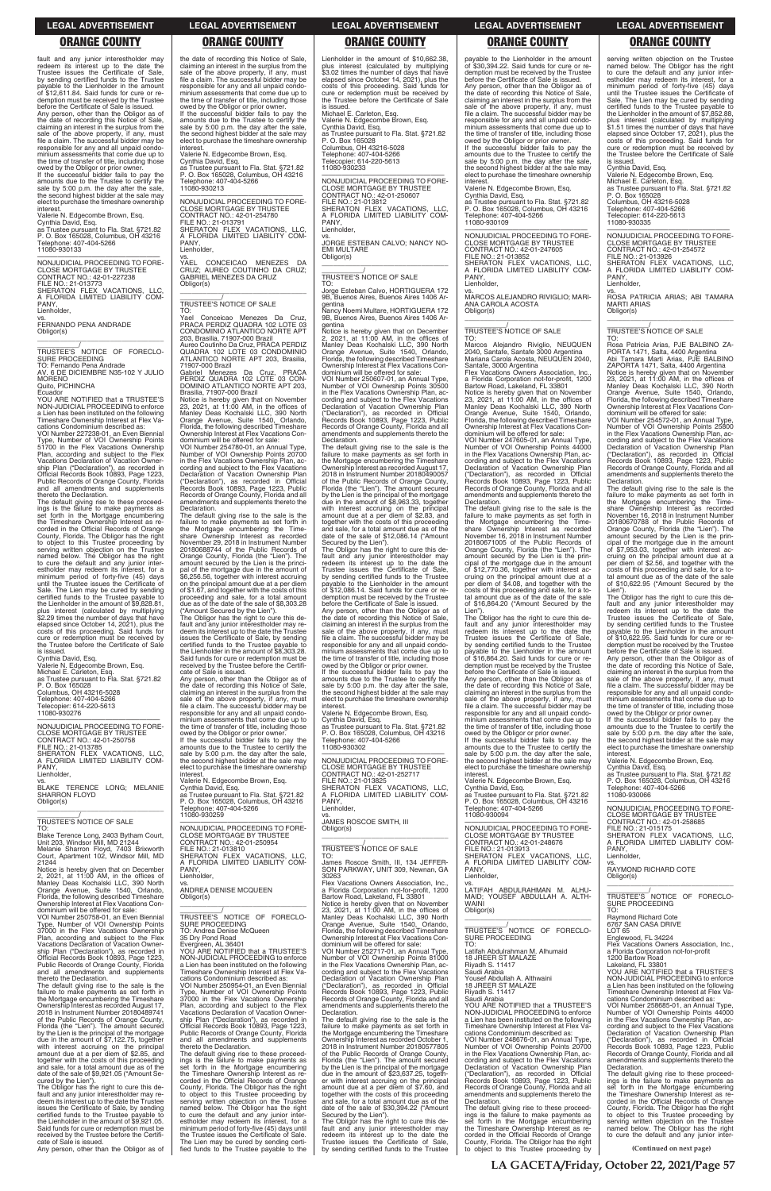fault and any junior interestholder may redeem its interest up to the date the Trustee issues the Certificate of Sale, by sending certified funds to the Trustee payable to the Lienholder in the amount of $12,611.84. Said funds for cure or redemption must be received by the Trustee before the Certificate of Sale is issued.

Any person, other than the Obligor as of the date of recording this Notice of Sale, claiming an interest in the surplus from the sale of the above property, if any, must file a claim. The successful bidder may be responsible for any and all unpaid condominium assessments that come due up to the time of transfer of title, including those owed by the Obligor or prior owner.

If the successful bidder fails to pay the amounts due to the Trustee to certify the sale by 5:00 p.m. the day after the sale, the second highest bidder at the sale may elect to purchase the timeshare ownership interest.

Valerie N. Edgecombe Brown, Esq.
Cynthia David, Esq.
as Trustee pursuant to Fla. Stat. §721.82
P. O. Box 165028, Columbus, OH 43216
Telephone: 407-404-5266
11080-930133

—————————————————

NONJUDICIAL PROCEEDING TO FORECLOSE MORTGAGE BY TRUSTEE
CONTRACT NO.: 42-01-227238
FILE NO.: 21-013773
SHERATON FLEX VACATIONS, LLC, A FLORIDA LIMITED LIABILITY COMPANY,
Lienholder,
vs.
FERNANDO PENA ANDRADE
Obligor(s)

_______________________________/

TRUSTEE'S NOTICE OF FORECLOSURE PROCEEDING
TO: Fernando Pena Andrade
AV. 6 DE DICIEMBRE N35-102 Y JULIO MORENO
Quito, PICHINCHA
Ecuador

YOU ARE NOTIFIED that a TRUSTEE'S NON-JUDICIAL PROCEEDING to enforce a Lien has been instituted on the following Timeshare Ownership Interest at Flex Vacations Condominium described as:

VOI Number 227238-01, an Even Biennial Type, Number of VOI Ownership Points 51700 in the Flex Vacations Ownership Plan, according and subject to the Flex Vacations Declaration of Vacation Ownership Plan ("Declaration"), as recorded in Official Records Book 10893, Page 1223, Public Records of Orange County, Florida and all amendments and supplements thereto the Declaration.

The default giving rise to these proceedings is the failure to make payments as set forth in the Mortgage encumbering the Timeshare Ownership Interest as recorded in the Official Records of Orange County, Florida. The Obligor has the right to object to this Trustee proceeding by serving written objection on the Trustee named below. The Obligor has the right to cure the default and any junior interestholder may redeem its interest, for a minimum period of forty-five (45) days until the Trustee issues the Certificate of Sale. The Lien may be cured by sending certified funds to the Trustee payable to the Lienholder in the amount of $9,828.81, plus interest (calculated by multiplying $2.29 times the number of days that have elapsed since October 14, 2021), plus the costs of this proceeding. Said funds for cure or redemption must be received by the Trustee before the Certificate of Sale is issued.

Cynthia David, Esq.
Valerie N. Edgecombe Brown, Esq.
Michael E. Carleton, Esq.
as Trustee pursuant to Fla. Stat. §721.82
P. O. Box 165028
Columbus, OH 43216-5028
Telephone: 407-404-5266
Telecopier: 614-220-5613
11080-930276

—————————————————

NONJUDICIAL PROCEEDING TO FORECLOSE MORTGAGE BY TRUSTEE
CONTRACT NO.: 42-01-250758
FILE NO.: 21-013785
SHERATON FLEX VACATIONS, LLC, A FLORIDA LIMITED LIABILITY COMPANY,
Lienholder,
vs.
BLAKE TERENCE LONG; MELANIE SHARRON FLOYD
Obligor(s)

_______________________________/

TRUSTEE'S NOTICE OF SALE
TO:
Blake Terence Long, 2403 Bytham Court, Unit 203, Windsor Mill, MD 21244
Melanie Sharron Floyd, 7403 Brixworth Court, Apartment 102, Windsor Mill, MD 21244

Notice is hereby given that on December 2, 2021, at 11:00 AM, in the offices of Manley Deas Kochalski LLC, 390 North Orange Avenue, Suite 1540, Orlando, Florida, the following described Timeshare Ownership Interest at Flex Vacations Condominium will be offered for sale:

VOI Number 250758-01, an Even Biennial Type, Number of VOI Ownership Points 37000 in the Flex Vacations Ownership Plan, according and subject to the Flex Vacations Declaration of Vacation Ownership Plan ("Declaration"), as recorded in Official Records Book 10893, Page 1223, Public Records of Orange County, Florida and all amendments and supplements thereto the Declaration.

The default giving rise to the sale is the failure to make payments as set forth in the Mortgage encumbering the Timeshare Ownership Interest as recorded August 17, 2018 in Instrument Number 20180489741 of the Public Records of Orange County, Florida (the "Lien"). The amount secured by the Lien is the principal of the mortgage due in the amount of $7,122.75, together with interest accruing on the principal amount due at a per diem of $2.85, and together with the costs of this proceeding and sale, for a total amount due as of the date of the sale of $9,921.05 ("Amount Secured by the Lien").

The Obligor has the right to cure this default and any junior interestholder may redeem its interest up to the date the Trustee issues the Certificate of Sale, by sending certified funds to the Trustee payable to the Lienholder in the amount of $9,921.05. Said funds for cure or redemption must be received by the Trustee before the Certificate of Sale is issued.

Any person, other than the Obligor as of the date of recording this Notice of Sale, claiming an interest in the surplus from the sale of the above property, if any, must file a claim. The successful bidder may be responsible for any and all unpaid condominium assessments that come due up to the time of transfer of title, including those owed by the Obligor or prior owner.

If the successful bidder fails to pay the amounts due to the Trustee to certify the sale by 5:00 p.m. the day after the sale, the second highest bidder at the sale may elect to purchase the timeshare ownership interest.

Valerie N. Edgecombe Brown, Esq.
Cynthia David, Esq.
as Trustee pursuant to Fla. Stat. §721.82
P. O. Box 165028, Columbus, OH 43216
Telephone: 407-404-5266
11080-930213

—————————————————

NONJUDICIAL PROCEEDING TO FORECLOSE MORTGAGE BY TRUSTEE
CONTRACT NO.: 42-01-254780
FILE NO.: 21-013791
SHERATON FLEX VACATIONS, LLC, A FLORIDA LIMITED LIABILITY COMPANY,
Lienholder,
vs.
YAEL CONCEICAO MENEZES DA CRUZ; AUREO COUTINHO DA CRUZ; GABRIEL MENEZES DA CRUZ
Obligor(s)

_______________________________/

TRUSTEE'S NOTICE OF SALE
TO:
Yael Conceicao Menezes Da Cruz, PRACA PERDIZ QUADRA 102 LOTE 03 CONDOMINIO ATLANTICO NORTE APT 203, Brasilia, 71907-000 Brazil
Aureo Coutinho Da Cruz, PRACA PERDIZ QUADRA 102 LOTE 03 CONDOMINIO ATLANTICO NORTE APT 203, Brasilia, 71907-000 Brazil
Gabriel Menezes Da Cruz, PRACA PERDIZ QUADRA 102 LOTE 03 CONDOMINIO ATLANTICO NORTE APT 203, Brasilia, 71907-000 Brazil

Notice is hereby given that on November 23, 2021, at 11:00 AM, in the offices of Manley Deas Kochalski LLC, 390 North Orange Avenue, Suite 1540, Orlando, Florida, the following described Timeshare Ownership Interest at Flex Vacations Condominium will be offered for sale:

VOI Number 254780-01, an Annual Type, Number of VOI Ownership Points 20700 in the Flex Vacations Ownership Plan, according and subject to the Flex Vacations Declaration of Vacation Ownership Plan ("Declaration"), as recorded in Official Records Book 10893, Page 1223, Public Records of Orange County, Florida and all amendments and supplements thereto the Declaration.

The default giving rise to the sale is the failure to make payments as set forth in the Mortgage encumbering the Timeshare Ownership Interest as recorded November 29, 2018 in Instrument Number 20180688744 of the Public Records of Orange County, Florida (the "Lien"). The amount secured by the Lien is the principal of the mortgage due in the amount of $6,256.56, together with interest accruing on the principal amount due at a per diem of $1.67, and together with the costs of this proceeding and sale, for a total amount due as of the date of the sale of $8,303.28 ("Amount Secured by the Lien").

The Obligor has the right to cure this default and any junior interestholder may redeem its interest up to the date the Trustee issues the Certificate of Sale, by sending certified funds to the Trustee payable to the Lienholder in the amount of $8,303.28. Said funds for cure or redemption must be received by the Trustee before the Certificate of Sale is issued.

Any person, other than the Obligor as of the date of recording this Notice of Sale, claiming an interest in the surplus from the sale of the above property, if any, must file a claim. The successful bidder may be responsible for any and all unpaid condominium assessments that come due up to the time of transfer of title, including those owed by the Obligor or prior owner.

If the successful bidder fails to pay the amounts due to the Trustee to certify the sale by 5:00 p.m. the day after the sale, the second highest bidder at the sale may elect to purchase the timeshare ownership interest.

Valerie N. Edgecombe Brown, Esq.
Cynthia David, Esq.
as Trustee pursuant to Fla. Stat. §721.82
P. O. Box 165028, Columbus, OH 43216
Telephone: 407-404-5266
11080-930259

—————————————————

NONJUDICIAL PROCEEDING TO FORECLOSE MORTGAGE BY TRUSTEE
CONTRACT NO.: 42-01-250954
FILE NO.: 21-013810
SHERATON FLEX VACATIONS, LLC, A FLORIDA LIMITED LIABILITY COMPANY,
Lienholder,
vs.
ANDREA DENISE MCQUEEN
Obligor(s)

_______________________________/

TRUSTEE'S NOTICE OF FORECLOSURE PROCEEDING
TO: Andrea Denise McQueen
35 Dry Pond Road
Evergreen, AL 36401

YOU ARE NOTIFIED that a TRUSTEE'S NON-JUDICIAL PROCEEDING to enforce a Lien has been instituted on the following Timeshare Ownership Interest at Flex Vacations Condominium described as:

VOI Number 250954-01, an Even Biennial Type, Number of VOI Ownership Points 37000 in the Flex Vacations Ownership Plan, according and subject to the Flex Vacations Declaration of Vacation Ownership Plan ("Declaration"), as recorded in Official Records Book 10893, Page 1223, Public Records of Orange County, Florida and all amendments and supplements thereto the Declaration.

The default giving rise to these proceedings is the failure to make payments as set forth in the Mortgage encumbering the Timeshare Ownership Interest as recorded in the Official Records of Orange County, Florida. The Obligor has the right to object to this Trustee proceeding by serving written objection on the Trustee named below. The Obligor has the right to cure the default and any junior interestholder may redeem its interest, for a minimum period of forty-five (45) days until the Trustee issues the Certificate of Sale. The Lien may be cured by sending certified funds to the Trustee payable to the Lienholder in the amount of $10,662.38, plus interest (calculated by multiplying $3.02 times the number of days that have elapsed since October 14, 2021), plus the costs of this proceeding. Said funds for cure or redemption must be received by the Trustee before the Certificate of Sale is issued.

Michael E. Carleton, Esq.
Valerie N. Edgecombe Brown, Esq.
Cynthia David, Esq.
as Trustee pursuant to Fla. Stat. §721.82
P. O. Box 165028
Columbus, OH 43216-5028
Telephone: 407-404-5266
Telecopier: 614-220-5613
11080-930233

—————————————————

NONJUDICIAL PROCEEDING TO FORECLOSE MORTGAGE BY TRUSTEE
CONTRACT NO.: 42-01-250607
FILE NO.: 21-013812
SHERATON FLEX VACATIONS, LLC, A FLORIDA LIMITED LIABILITY COMPANY,
Lienholder,
vs.
JORGE ESTEBAN CALVO; NANCY NOEMI MULTARE
Obligor(s)

_______________________________/

TRUSTEE'S NOTICE OF SALE
TO:
Jorge Esteban Calvo, HORTIGUERA 172 9B, Buenos Aires, Buenos Aires 1406 Argentina
Nancy Noemi Multare, HORTIGUERA 172 9B, Buenos Aires, Buenos Aires 1406 Argentina

Notice is hereby given that on December 2, 2021, at 11:00 AM, in the offices of Manley Deas Kochalski LLC, 390 North Orange Avenue, Suite 1540, Orlando, Florida, the following described Timeshare Ownership Interest at Flex Vacations Condominium will be offered for sale:

VOI Number 250607-01, an Annual Type, Number of VOI Ownership Points 30500 in the Flex Vacations Ownership Plan, according and subject to the Flex Vacations Declaration of Vacation Ownership Plan ("Declaration"), as recorded in Official Records Book 10893, Page 1223, Public Records of Orange County, Florida and all amendments and supplements thereto the Declaration.

The default giving rise to the sale is the failure to make payments as set forth in the Mortgage encumbering the Timeshare Ownership Interest as recorded August 17, 2018 in Instrument Number 20180490057 of the Public Records of Orange County, Florida (the "Lien"). The amount secured by the Lien is the principal of the mortgage due in the amount of $8,963.33, together with interest accruing on the principal amount due at a per diem of $2.83, and together with the costs of this proceeding and sale, for a total amount due as of the date of the sale of $12,086.14 ("Amount Secured by the Lien").

The Obligor has the right to cure this default and any junior interestholder may redeem its interest up to the date the Trustee issues the Certificate of Sale, by sending certified funds to the Trustee payable to the Lienholder in the amount of $12,086.14. Said funds for cure or redemption must be received by the Trustee before the Certificate of Sale is issued.

Any person, other than the Obligor as of the date of recording this Notice of Sale, claiming an interest in the surplus from the sale of the above property, if any, must file a claim. The successful bidder may be responsible for any and all unpaid condominium assessments that come due up to the time of transfer of title, including those owed by the Obligor or prior owner.

If the successful bidder fails to pay the amounts due to the Trustee to certify the sale by 5:00 p.m. the day after the sale, the second highest bidder at the sale may elect to purchase the timeshare ownership interest.

Valerie N. Edgecombe Brown, Esq.
Cynthia David, Esq.
as Trustee pursuant to Fla. Stat. §721.82
P. O. Box 165028, Columbus, OH 43216
Telephone: 407-404-5266
11080-930302

—————————————————

NONJUDICIAL PROCEEDING TO FORECLOSE MORTGAGE BY TRUSTEE
CONTRACT NO.: 42-01-252717
FILE NO.: 21-013825
SHERATON FLEX VACATIONS, LLC, A FLORIDA LIMITED LIABILITY COMPANY,
Lienholder,
vs.
JAMES ROSCOE SMITH, III
Obligor(s)

_______________________________/

TRUSTEE'S NOTICE OF SALE
TO:
James Roscoe Smith, III, 134 JEFFERSON PARKWAY, UNIT 309, Newnan, GA 30263
Flex Vacations Owners Association, Inc., a Florida Corporation not-for-profit, 1200 Bartow Road, Lakeland, FL 33801

Notice is hereby given that on November 23, 2021, at 11:00 AM, in the offices of Manley Deas Kochalski LLC, 390 North Orange Avenue, Suite 1540, Orlando, Florida, the following described Timeshare Ownership Interest at Flex Vacations Condominium will be offered for sale:

VOI Number 252717-01, an Annual Type, Number of VOI Ownership Points 81000 in the Flex Vacations Ownership Plan, according and subject to the Flex Vacations Declaration of Vacation Ownership Plan ("Declaration"), as recorded in Official Records Book 10893, Page 1223, Public Records of Orange County, Florida and all amendments and supplements thereto the Declaration.

The default giving rise to the sale is the failure to make payments as set forth in the Mortgage encumbering the Timeshare Ownership Interest as recorded October 1, 2018 in Instrument Number 20180577805 of the Public Records of Orange County, Florida (the "Lien"). The amount secured by the Lien is the principal of the mortgage due in the amount of $23,837.25, together with interest accruing on the principal amount due at a per diem of $7.60, and together with the costs of this proceeding and sale, for a total amount due as of the date of the sale of $30,394.22 ("Amount Secured by the Lien").

The Obligor has the right to cure this default and any junior interestholder may redeem its interest up to the date the Trustee issues the Certificate of Sale, by sending certified funds to the Trustee payable to the Lienholder in the amount of $30,394.22. Said funds for cure or redemption must be received by the Trustee before the Certificate of Sale is issued.

Any person, other than the Obligor as of the date of recording this Notice of Sale, claiming an interest in the surplus from the sale of the above property, if any, must file a claim. The successful bidder may be responsible for any and all unpaid condominium assessments that come due up to the time of transfer of title, including those owed by the Obligor or prior owner.

If the successful bidder fails to pay the amounts due to the Trustee to certify the sale by 5:00 p.m. the day after the sale, the second highest bidder at the sale may elect to purchase the timeshare ownership interest.

Valerie N. Edgecombe Brown, Esq.
Cynthia David, Esq.
as Trustee pursuant to Fla. Stat. §721.82
P. O. Box 165028, Columbus, OH 43216
Telephone: 407-404-5266
11080-930109

—————————————————

NONJUDICIAL PROCEEDING TO FORECLOSE MORTGAGE BY TRUSTEE
CONTRACT NO.: 42-01-247605
FILE NO.: 21-013852
SHERATON FLEX VACATIONS, LLC, A FLORIDA LIMITED LIABILITY COMPANY,
Lienholder,
vs.
MARCOS ALEJANDRO RIVIGLIO; MARIANA CAROLA ACOSTA
Obligor(s)

_______________________________/

TRUSTEE'S NOTICE OF SALE
TO:
Marcos Alejandro Riviglio, NEUQUEN 2040, Santafe, Santafe 3000 Argentina
Mariana Carola Acosta, NEUQUEN 2040, Santafe, Santafe 3000 Argentina
Flex Vacations Owners Association, Inc., a Florida Corporation not-for-profit, 1200 Bartow Road, Lakeland, FL 33801

Notice is hereby given that on November 23, 2021, at 11:00 AM, in the offices of Manley Deas Kochalski LLC, 390 North Orange Avenue, Suite 1540, Orlando, Florida, the following described Timeshare Ownership Interest at Flex Vacations Condominium will be offered for sale:

VOI Number 247605-01, an Annual Type, Number of VOI Ownership Points 44000 in the Flex Vacations Ownership Plan, according and subject to the Flex Vacations Declaration of Vacation Ownership Plan ("Declaration"), as recorded in Official Records Book 10893, Page 1223, Public Records of Orange County, Florida and all amendments and supplements thereto the Declaration.

The default giving rise to the sale is the failure to make payments as set forth in the Mortgage encumbering the Timeshare Ownership Interest as recorded November 16, 2018 in Instrument Number 20180671005 of the Public Records of Orange County, Florida (the "Lien"). The amount secured by the Lien is the principal of the mortgage due in the amount of $12,770.36, together with interest accruing on the principal amount due at a per diem of $4.08, and together with the costs of this proceeding and sale, for a total amount due as of the date of the sale of $16,864.20 ("Amount Secured by the Lien").

The Obligor has the right to cure this default and any junior interestholder may redeem its interest up to the date the Trustee issues the Certificate of Sale, by sending certified funds to the Trustee payable to the Lienholder in the amount of $16,864.20. Said funds for cure or redemption must be received by the Trustee before the Certificate of Sale is issued.

Any person, other than the Obligor as of the date of recording this Notice of Sale, claiming an interest in the surplus from the sale of the above property, if any, must file a claim. The successful bidder may be responsible for any and all unpaid condominium assessments that come due up to the time of transfer of title, including those owed by the Obligor or prior owner.

If the successful bidder fails to pay the amounts due to the Trustee to certify the sale by 5:00 p.m. the day after the sale, the second highest bidder at the sale may elect to purchase the timeshare ownership interest.

Valerie N. Edgecombe Brown, Esq.
Cynthia David, Esq.
as Trustee pursuant to Fla. Stat. §721.82
P. O. Box 165028, Columbus, OH 43216
Telephone: 407-404-5266
11080-930094

—————————————————

NONJUDICIAL PROCEEDING TO FORECLOSE MORTGAGE BY TRUSTEE
CONTRACT NO.: 42-01-248676
FILE NO.: 21-013913
SHERATON FLEX VACATIONS, LLC, A FLORIDA LIMITED LIABILITY COMPANY,
Lienholder,
vs.
LATIFAH ABDULRAHMAN M. ALHUMAID; YOUSEF ABDULLAH A. ALTHWAINI
Obligor(s)

_______________________________/

TRUSTEE'S NOTICE OF FORECLOSURE PROCEEDING
TO:
Latifah Abdulrahman M. Alhumaid
18 JREER ST MALAZE
Riyadh S. 11417
Saudi Arabia
Yousef Abdullah A. Althwaini
18 JREER ST MALAZE
Riyadh S. 11417
Saudi Arabia

YOU ARE NOTIFIED that a TRUSTEE'S NON-JUDICIAL PROCEEDING to enforce a Lien has been instituted on the following Timeshare Ownership Interest at Flex Vacations Condominium described as:

VOI Number 248676-01, an Annual Type, Number of VOI Ownership Points 20700 in the Flex Vacations Ownership Plan, according and subject to the Flex Vacations Declaration of Vacation Ownership Plan ("Declaration"), as recorded in Official Records Book 10893, Page 1223, Public Records of Orange County, Florida and all amendments and supplements thereto the Declaration.

The default giving rise to these proceedings is the failure to make payments as set forth in the Mortgage encumbering the Timeshare Ownership Interest as recorded in the Official Records of Orange County, Florida. The Obligor has the right to object to this Trustee proceeding by serving written objection on the Trustee named below. The Obligor has the right to cure the default and any junior interestholder may redeem its interest, for a minimum period of forty-five (45) days until the Trustee issues the Certificate of Sale. The Lien may be cured by sending certified funds to the Trustee payable to the Lienholder in the amount of $7,852.88, plus interest (calculated by multiplying $1.51 times the number of days that have elapsed since October 17, 2021), plus the costs of this proceeding. Said funds for cure or redemption must be received by the Trustee before the Certificate of Sale is issued.

Cynthia David, Esq.
Valerie N. Edgecombe Brown, Esq.
Michael E. Carleton, Esq.
as Trustee pursuant to Fla. Stat. §721.82
P. O. Box 165028
Columbus, OH 43216-5028
Telephone: 407-404-5266
Telecopier: 614-220-5613
11080-930335

—————————————————

NONJUDICIAL PROCEEDING TO FORECLOSE MORTGAGE BY TRUSTEE
CONTRACT NO.: 42-01-254572
FILE NO.: 21-013926
SHERATON FLEX VACATIONS, LLC, A FLORIDA LIMITED LIABILITY COMPANY,
Lienholder,
vs.
ROSA PATRICIA ARIAS; ABI TAMARA MARTI ARIAS
Obligor(s)

_______________________________/

TRUSTEE'S NOTICE OF SALE
TO:
Rosa Patricia Arias, PJE BALBINO ZAPORTA 1471, Salta, 4400 Argentina
Abi Tamara Marti Arias, PJE BALBINO ZAPORTA 1471, Salta, 4400 Argentina

Notice is hereby given that on November 23, 2021, at 11:00 AM, in the offices of Manley Deas Kochalski LLC, 390 North Orange Avenue, Suite 1540, Orlando, Florida, the following described Timeshare Ownership Interest at Flex Vacations Condominium will be offered for sale:

VOI Number 254572-01, an Annual Type, Number of VOI Ownership Points 25800 in the Flex Vacations Ownership Plan, according and subject to the Flex Vacations Declaration of Vacation Ownership Plan ("Declaration"), as recorded in Official Records Book 10893, Page 1223, Public Records of Orange County, Florida and all amendments and supplements thereto the Declaration.

The default giving rise to the sale is the failure to make payments as set forth in the Mortgage encumbering the Timeshare Ownership Interest as recorded November 16, 2018 in Instrument Number 20180670788 of the Public Records of Orange County, Florida (the "Lien"). The amount secured by the Lien is the principal of the mortgage due in the amount of $7,953.03, together with interest accruing on the principal amount due at a per diem of $2.56, and together with the costs of this proceeding and sale, for a total amount due as of the date of the sale of $10,622.95 ("Amount Secured by the Lien").

The Obligor has the right to cure this default and any junior interestholder may redeem its interest up to the date the Trustee issues the Certificate of Sale, by sending certified funds to the Trustee payable to the Lienholder in the amount of $10,622.95. Said funds for cure or redemption must be received by the Trustee before the Certificate of Sale is issued.

Any person, other than the Obligor as of the date of recording this Notice of Sale, claiming an interest in the surplus from the sale of the above property, if any, must file a claim. The successful bidder may be responsible for any and all unpaid condominium assessments that come due up to the time of transfer of title, including those owed by the Obligor or prior owner.

If the successful bidder fails to pay the amounts due to the Trustee to certify the sale by 5:00 p.m. the day after the sale, the second highest bidder at the sale may elect to purchase the timeshare ownership interest.

Valerie N. Edgecombe Brown, Esq.
Cynthia David, Esq.
as Trustee pursuant to Fla. Stat. §721.82
P. O. Box 165028, Columbus, OH 43216
Telephone: 407-404-5266
11080-930066

—————————————————

NONJUDICIAL PROCEEDING TO FORECLOSE MORTGAGE BY TRUSTEE
CONTRACT NO.: 42-01-258685
FILE NO.: 21-015175
SHERATON FLEX VACATIONS, LLC, A FLORIDA LIMITED LIABILITY COMPANY,
Lienholder,
vs.
RAYMOND RICHARD COTE
Obligor(s)

_______________________________/

TRUSTEE'S NOTICE OF FORECLOSURE PROCEEDING
TO:
Raymond Richard Cote
6767 SAN CASA DRIVE
LOT 65
Englewood, FL 34224
Flex Vacations Owners Association, Inc., a Florida Corporation not-for-profit
1200 Bartow Road
Lakeland, FL 33801

YOU ARE NOTIFIED that a TRUSTEE'S NON-JUDICIAL PROCEEDING to enforce a Lien has been instituted on the following Timeshare Ownership Interest at Flex Vacations Condominium described as:

VOI Number 258685-01, an Annual Type, Number of VOI Ownership Points 44000 in the Flex Vacations Ownership Plan, according and subject to the Flex Vacations Declaration of Vacation Ownership Plan ("Declaration"), as recorded in Official Records Book 10893, Page 1223, Public Records of Orange County, Florida and all amendments and supplements thereto the Declaration.

The default giving rise to these proceedings is the failure to make payments as set forth in the Mortgage encumbering the Timeshare Ownership Interest as recorded in the Official Records of Orange County, Florida. The Obligor has the right to object to this Trustee proceeding by serving written objection on the Trustee named below. The Obligor has the right to cure the default and any junior inter-

**(Continued on next page)**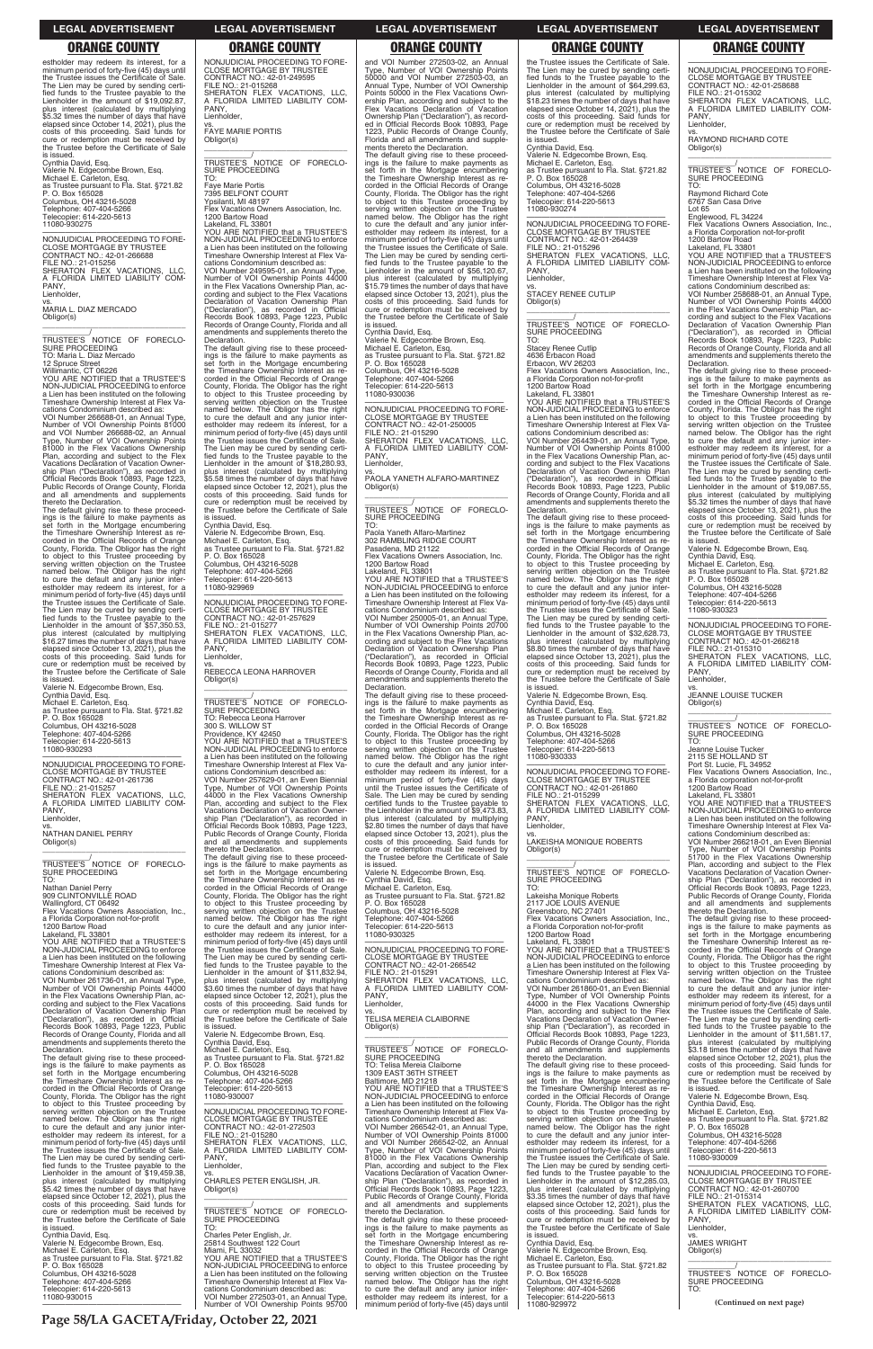estholder may redeem its interest, for a minimum period of forty-five (45) days until the Trustee issues the Certificate of Sale. The Lien may be cured by sending certified funds to the Trustee payable to the Lienholder in the amount of $19,092.87, plus interest (calculated by multiplying $5.32 times the number of days that have elapsed since October 14, 2021), plus the costs of this proceeding. Said funds for cure or redemption must be received by the Trustee before the Certificate of Sale is issued.
Cynthia David, Esq.
Valerie N. Edgecombe Brown, Esq.
Michael E. Carleton, Esq.
as Trustee pursuant to Fla. Stat. §721.82
P. O. Box 165028
Columbus, OH 43216-5028
Telephone: 407-404-5266
Telecopier: 614-220-5613
11080-930275

---

NONJUDICIAL PROCEEDING TO FORECLOSE MORTGAGE BY TRUSTEE
CONTRACT NO.: 42-01-266688
FILE NO.: 21-015256
SHERATON FLEX VACATIONS, LLC, A FLORIDA LIMITED LIABILITY COMPANY,
Lienholder,
vs.
MARIA L. DIAZ MERCADO
Obligor(s)

TRUSTEE'S NOTICE OF FORECLOSURE PROCEEDING
TO: Maria L. Diaz Mercado
12 Spruce Street
Willimantic, CT 06226
YOU ARE NOTIFIED that a TRUSTEE'S NON-JUDICIAL PROCEEDING to enforce a Lien has been instituted on the following Timeshare Ownership Interest at Flex Vacations Condominium described as:
VOI Number 266688-01, an Annual Type, Number of VOI Ownership Points 81000 and VOI Number 266688-02, an Annual Type, Number of VOI Ownership Points 81000 in the Flex Vacations Ownership Plan, according and subject to the Flex Vacations Declaration of Vacation Ownership Plan ("Declaration"), as recorded in Official Records Book 10893, Page 1223, Public Records of Orange County, Florida and all amendments and supplements thereto the Declaration.
The default giving rise to these proceedings is the failure to make payments as set forth in the Mortgage encumbering the Timeshare Ownership Interest as recorded in the Official Records of Orange County, Florida. The Obligor has the right to object to this Trustee proceeding by serving written objection on the Trustee named below. The Obligor has the right to cure the default and any junior interestholder may redeem its interest, for a minimum period of forty-five (45) days until the Trustee issues the Certificate of Sale. The Lien may be cured by sending certified funds to the Trustee payable to the Lienholder in the amount of $57,350.53, plus interest (calculated by multiplying $16.27 times the number of days that have elapsed since October 13, 2021), plus the costs of this proceeding. Said funds for cure or redemption must be received by the Trustee before the Certificate of Sale is issued.
Valerie N. Edgecombe Brown, Esq.
Cynthia David, Esq.
Michael E. Carleton, Esq.
as Trustee pursuant to Fla. Stat. §721.82
P. O. Box 165028
Columbus, OH 43216-5028
Telephone: 407-404-5266
Telecopier: 614-220-5613
11080-930293

---

NONJUDICIAL PROCEEDING TO FORECLOSE MORTGAGE BY TRUSTEE
CONTRACT NO.: 42-01-261736
FILE NO.: 21-015257
SHERATON FLEX VACATIONS, LLC, A FLORIDA LIMITED LIABILITY COMPANY,
Lienholder,
vs.
NATHAN DANIEL PERRY
Obligor(s)

TRUSTEE'S NOTICE OF FORECLOSURE PROCEEDING
TO:
Nathan Daniel Perry
909 CLINTONVILLE ROAD
Wallingford, CT 06492
Flex Vacations Owners Association, Inc., a Florida Corporation not-for-profit
1200 Bartow Road
Lakeland, FL 33801
YOU ARE NOTIFIED that a TRUSTEE'S NON-JUDICIAL PROCEEDING to enforce a Lien has been instituted on the following Timeshare Ownership Interest at Flex Vacations Condominium described as:
VOI Number 261736-01, an Annual Type, Number of VOI Ownership Points 44000 in the Flex Vacations Ownership Plan, according and subject to the Flex Vacations Declaration of Vacation Ownership Plan ("Declaration"), as recorded in Official Records Book 10893, Page 1223, Public Records of Orange County, Florida and all amendments and supplements thereto the Declaration.
The default giving rise to these proceedings is the failure to make payments as set forth in the Mortgage encumbering the Timeshare Ownership Interest as recorded in the Official Records of Orange County, Florida. The Obligor has the right to object to this Trustee proceeding by serving written objection on the Trustee named below. The Obligor has the right to cure the default and any junior interestholder may redeem its interest, for a minimum period of forty-five (45) days until the Trustee issues the Certificate of Sale. The Lien may be cured by sending certified funds to the Trustee payable to the Lienholder in the amount of $19,459.38, plus interest (calculated by multiplying $5.42 times the number of days that have elapsed since October 12, 2021), plus the costs of this proceeding. Said funds for cure or redemption must be received by the Trustee before the Certificate of Sale is issued.
Cynthia David, Esq.
Valerie N. Edgecombe Brown, Esq.
Michael E. Carleton, Esq.
as Trustee pursuant to Fla. Stat. §721.82
P. O. Box 165028
Columbus, OH 43216-5028
Telephone: 407-404-5266
Telecopier: 614-220-5613
11080-930015

---

NONJUDICIAL PROCEEDING TO FORECLOSE MORTGAGE BY TRUSTEE
CONTRACT NO.: 42-01-249595
FILE NO.: 21-015268
SHERATON FLEX VACATIONS, LLC, A FLORIDA LIMITED LIABILITY COMPANY,
Lienholder,
vs.
FAYE MARIE PORTIS
Obligor(s)

TRUSTEE'S NOTICE OF FORECLOSURE PROCEEDING
TO:
Faye Marie Portis
7395 BELFONT COURT
Ypsilanti, MI 48197
Flex Vacations Owners Association, Inc.
1200 Bartow Road
Lakeland, FL 33801
YOU ARE NOTIFIED that a TRUSTEE'S NON-JUDICIAL PROCEEDING to enforce a Lien has been instituted on the following Timeshare Ownership Interest at Flex Vacations Condominium described as:
VOI Number 249595-01, an Annual Type, Number of VOI Ownership Points 44000 in the Flex Vacations Ownership Plan, according and subject to the Flex Vacations Declaration of Vacation Ownership Plan ("Declaration"), as recorded in Official Records Book 10893, Page 1223, Public Records of Orange County, Florida and all amendments and supplements thereto the Declaration.
The default giving rise to these proceedings is the failure to make payments as set forth in the Mortgage encumbering the Timeshare Ownership Interest as recorded in the Official Records of Orange County, Florida. The Obligor has the right to object to this Trustee proceeding by serving written objection on the Trustee named below. The Obligor has the right to cure the default and any junior interestholder may redeem its interest, for a minimum period of forty-five (45) days until the Trustee issues the Certificate of Sale. The Lien may be cured by sending certified funds to the Trustee payable to the Lienholder in the amount of $18,280.93, plus interest (calculated by multiplying $5.58 times the number of days that have elapsed since October 12, 2021), plus the costs of this proceeding. Said funds for cure or redemption must be received by the Trustee before the Certificate of Sale is issued.
Cynthia David, Esq.
Valerie N. Edgecombe Brown, Esq.
Michael E. Carleton, Esq.
as Trustee pursuant to Fla. Stat. §721.82
P. O. Box 165028
Columbus, OH 43216-5028
Telephone: 407-404-5266
Telecopier: 614-220-5613
11080-929969

---

NONJUDICIAL PROCEEDING TO FORECLOSE MORTGAGE BY TRUSTEE
CONTRACT NO.: 42-01-257629
FILE NO.: 21-015277
SHERATON FLEX VACATIONS, LLC, A FLORIDA LIMITED LIABILITY COMPANY,
Lienholder,
vs.
REBECCA LEONA HARROVER
Obligor(s)

TRUSTEE'S NOTICE OF FORECLOSURE PROCEEDING
TO: Rebecca Leona Harrover
300 S. WILLOW ST
Providence, KY 42450
YOU ARE NOTIFIED that a TRUSTEE'S NON-JUDICIAL PROCEEDING to enforce a Lien has been instituted on the following Timeshare Ownership Interest at Flex Vacations Condominium described as:
VOI Number 257629-01, an Even Biennial Type, Number of VOI Ownership Points 44000 in the Flex Vacations Ownership Plan, according and subject to the Flex Vacations Declaration of Vacation Ownership Plan ("Declaration"), as recorded in Official Records Book 10893, Page 1223, Public Records of Orange County, Florida and all amendments and supplements thereto the Declaration.
The default giving rise to these proceedings is the failure to make payments as set forth in the Mortgage encumbering the Timeshare Ownership Interest as recorded in the Official Records of Orange County, Florida. The Obligor has the right to object to this Trustee proceeding by serving written objection on the Trustee named below. The Obligor has the right to cure the default and any junior interestholder may redeem its interest, for a minimum period of forty-five (45) days until the Trustee issues the Certificate of Sale. The Lien may be cured by sending certified funds to the Trustee payable to the Lienholder in the amount of $11,832.94, plus interest (calculated by multiplying $3.60 times the number of days that have elapsed since October 12, 2021), plus the costs of this proceeding. Said funds for cure or redemption must be received by the Trustee before the Certificate of Sale is issued.
Valerie N. Edgecombe Brown, Esq.
Cynthia David, Esq.
Michael E. Carleton, Esq.
as Trustee pursuant to Fla. Stat. §721.82
P. O. Box 165028
Columbus, OH 43216-5028
Telephone: 407-404-5266
Telecopier: 614-220-5613
11080-930007

---

NONJUDICIAL PROCEEDING TO FORECLOSE MORTGAGE BY TRUSTEE
CONTRACT NO.: 42-01-272503
FILE NO.: 21-015280
SHERATON FLEX VACATIONS, LLC, A FLORIDA LIMITED LIABILITY COMPANY,
Lienholder,
vs.
CHARLES PETER ENGLISH, JR.
Obligor(s)

TRUSTEE'S NOTICE OF FORECLOSURE PROCEEDING
TO:
Charles Peter English, Jr.
25814 Southwest 122 Court
Miami, FL 33032
YOU ARE NOTIFIED that a TRUSTEE'S NON-JUDICIAL PROCEEDING to enforce a Lien has been instituted on the following Timeshare Ownership Interest at Flex Vacations Condominium described as:
VOI Number 272503-01, an Annual Type, Number of VOI Ownership Points 95700 and VOI Number 272503-02, an Annual Type, Number of VOI Ownership Points 50000 and VOI Number 272503-03, an Annual Type, Number of VOI Ownership Points 50000 in the Flex Vacations Ownership Plan, according and subject to the Flex Vacations Declaration of Vacation Ownership Plan ("Declaration"), as recorded in Official Records Book 10893, Page 1223, Public Records of Orange County, Florida and all amendments and supplements thereto the Declaration.
The default giving rise to these proceedings is the failure to make payments as set forth in the Mortgage encumbering the Timeshare Ownership Interest as recorded in the Official Records of Orange County, Florida. The Obligor has the right to object to this Trustee proceeding by serving written objection on the Trustee named below. The Obligor has the right to cure the default and any junior interestholder may redeem its interest, for a minimum period of forty-five (45) days until the Trustee issues the Certificate of Sale. The Lien may be cured by sending certified funds to the Trustee payable to the Lienholder in the amount of $56,120.67, plus interest (calculated by multiplying $15.79 times the number of days that have elapsed since October 13, 2021), plus the costs of this proceeding. Said funds for cure or redemption must be received by the Trustee before the Certificate of Sale is issued.
Cynthia David, Esq.
Valerie N. Edgecombe Brown, Esq.
Michael E. Carleton, Esq.
as Trustee pursuant to Fla. Stat. §721.82
P. O. Box 165028
Columbus, OH 43216-5028
Telephone: 407-404-5266
Telecopier: 614-220-5613
11080-930036

---

NONJUDICIAL PROCEEDING TO FORECLOSE MORTGAGE BY TRUSTEE
CONTRACT NO.: 42-01-250005
FILE NO.: 21-015290
SHERATON FLEX VACATIONS, LLC, A FLORIDA LIMITED LIABILITY COMPANY,
Lienholder,
vs.
PAOLA YANETH ALFARO-MARTINEZ
Obligor(s)

TRUSTEE'S NOTICE OF FORECLOSURE PROCEEDING
TO:
Paola Yaneth Alfaro-Martinez
302 RAMBLING RIDGE COURT
Pasadena, MD 21122
Flex Vacations Owners Association, Inc.
1200 Bartow Road
Lakeland, FL 33801
YOU ARE NOTIFIED that a TRUSTEE'S NON-JUDICIAL PROCEEDING to enforce a Lien has been instituted on the following Timeshare Ownership Interest at Flex Vacations Condominium described as:
VOI Number 250005-01, an Annual Type, Number of VOI Ownership Points 20700 in the Flex Vacations Ownership Plan, according and subject to the Flex Vacations Declaration of Vacation Ownership Plan ("Declaration"), as recorded in Official Records Book 10893, Page 1223, Public Records of Orange County, Florida and all amendments and supplements thereto the Declaration.
The default giving rise to these proceedings is the failure to make payments as set forth in the Mortgage encumbering the Timeshare Ownership Interest as recorded in the Official Records of Orange County, Florida. The Obligor has the right to object to this Trustee proceeding by serving written objection on the Trustee named below. The Obligor has the right to cure the default and any junior interestholder may redeem its interest, for a minimum period of forty-five (45) days until the Trustee issues the Certificate of Sale. The Lien may be cured by sending certified funds to the Trustee payable to the Lienholder in the amount of $9,473.83, plus interest (calculated by multiplying $2.80 times the number of days that have elapsed since October 13, 2021), plus the costs of this proceeding. Said funds for cure or redemption must be received by the Trustee before the Certificate of Sale is issued.
Valerie N. Edgecombe Brown, Esq.
Cynthia David, Esq.
Michael E. Carleton, Esq.
as Trustee pursuant to Fla. Stat. §721.82
P. O. Box 165028
Columbus, OH 43216-5028
Telephone: 407-404-5266
Telecopier: 614-220-5613
11080-930325

---

NONJUDICIAL PROCEEDING TO FORECLOSE MORTGAGE BY TRUSTEE
CONTRACT NO.: 42-01-266542
FILE NO.: 21-015291
SHERATON FLEX VACATIONS, LLC, A FLORIDA LIMITED LIABILITY COMPANY,
Lienholder,
vs.
TELISA MEREIA CLAIBORNE
Obligor(s)

TRUSTEE'S NOTICE OF FORECLOSURE PROCEEDING
TO: Telisa Mereia Claiborne
1309 EAST 36TH STREET
Baltimore, MD 21218
YOU ARE NOTIFIED that a TRUSTEE'S NON-JUDICIAL PROCEEDING to enforce a Lien has been instituted on the following Timeshare Ownership Interest at Flex Vacations Condominium described as:
VOI Number 266542-01, an Annual Type, Number of VOI Ownership Points 81000 and VOI Number 266542-02, an Annual Type, Number of VOI Ownership Points 81000 in the Flex Vacations Ownership Plan, according and subject to the Flex Vacations Declaration of Vacation Ownership Plan ("Declaration"), as recorded in Official Records Book 10893, Page 1223, Public Records of Orange County, Florida and all amendments and supplements thereto the Declaration.
The default giving rise to these proceedings is the failure to make payments as set forth in the Mortgage encumbering the Timeshare Ownership Interest as recorded in the Official Records of Orange County, Florida. The Obligor has the right to object to this Trustee proceeding by serving written objection on the Trustee named below. The Obligor has the right to cure the default and any junior interestholder may redeem its interest, for a minimum period of forty-five (45) days until the Trustee issues the Certificate of Sale. The Lien may be cured by sending certified funds to the Trustee payable to the Lienholder in the amount of $64,299.63, plus interest (calculated by multiplying $18.23 times the number of days that have elapsed since October 14, 2021), plus the costs of this proceeding. Said funds for cure or redemption must be received by the Trustee before the Certificate of Sale is issued.
Cynthia David, Esq.
Valerie N. Edgecombe Brown, Esq.
Michael E. Carleton, Esq.
as Trustee pursuant to Fla. Stat. §721.82
P. O. Box 165028
Columbus, OH 43216-5028
Telephone: 407-404-5266
Telecopier: 614-220-5613
11080-930274

---

NONJUDICIAL PROCEEDING TO FORECLOSE MORTGAGE BY TRUSTEE
CONTRACT NO.: 42-01-264439
FILE NO.: 21-015296
SHERATON FLEX VACATIONS, LLC, A FLORIDA LIMITED LIABILITY COMPANY,
Lienholder,
vs.
STACEY RENEE CUTLIP
Obligor(s)

TRUSTEE'S NOTICE OF FORECLOSURE PROCEEDING
TO:
Stacey Renee Cutlip
4636 Erbacon Road
Erbacon, WV 26203
Flex Vacations Owners Association, Inc., a Florida Corporation not-for-profit
1200 Bartow Road
Lakeland, FL 33801
YOU ARE NOTIFIED that a TRUSTEE'S NON-JUDICIAL PROCEEDING to enforce a Lien has been instituted on the following Timeshare Ownership Interest at Flex Vacations Condominium described as:
VOI Number 264439-01, an Annual Type, Number of VOI Ownership Points 81000 in the Flex Vacations Ownership Plan, according and subject to the Flex Vacations Declaration of Vacation Ownership Plan ("Declaration"), as recorded in Official Records Book 10893, Page 1223, Public Records of Orange County, Florida and all amendments and supplements thereto the Declaration.
The default giving rise to these proceedings is the failure to make payments as set forth in the Mortgage encumbering the Timeshare Ownership Interest as recorded in the Official Records of Orange County, Florida. The Obligor has the right to object to this Trustee proceeding by serving written objection on the Trustee named below. The Obligor has the right to cure the default and any junior interestholder may redeem its interest, for a minimum period of forty-five (45) days until the Trustee issues the Certificate of Sale. The Lien may be cured by sending certified funds to the Trustee payable to the Lienholder in the amount of $32,628.73, plus interest (calculated by multiplying $8.80 times the number of days that have elapsed since October 13, 2021), plus the costs of this proceeding. Said funds for cure or redemption must be received by the Trustee before the Certificate of Sale is issued.
Valerie N. Edgecombe Brown, Esq.
Cynthia David, Esq.
Michael E. Carleton, Esq.
as Trustee pursuant to Fla. Stat. §721.82
P. O. Box 165028
Columbus, OH 43216-5028
Telephone: 407-404-5266
Telecopier: 614-220-5613
11080-930333

---

NONJUDICIAL PROCEEDING TO FORECLOSE MORTGAGE BY TRUSTEE
CONTRACT NO.: 42-01-261860
FILE NO.: 21-015299
SHERATON FLEX VACATIONS, LLC, A FLORIDA LIMITED LIABILITY COMPANY,
Lienholder,
vs.
LAKEISHA MONIQUE ROBERTS
Obligor(s)

TRUSTEE'S NOTICE OF FORECLOSURE PROCEEDING
TO:
Lakeisha Monique Roberts
2117 JOE LOUIS AVENUE
Greensboro, NC 27401
Flex Vacations Owners Association, Inc., a Florida Corporation not-for-profit
1200 Bartow Road
Lakeland, FL 33801
YOU ARE NOTIFIED that a TRUSTEE'S NON-JUDICIAL PROCEEDING to enforce a Lien has been instituted on the following Timeshare Ownership Interest at Flex Vacations Condominium described as:
VOI Number 261860-01, an Even Biennial Type, Number of VOI Ownership Points 44000 in the Flex Vacations Ownership Plan, according and subject to the Flex Vacations Declaration of Vacation Ownership Plan ("Declaration"), as recorded in Official Records Book 10893, Page 1223, Public Records of Orange County, Florida and all amendments and supplements thereto the Declaration.
The default giving rise to these proceedings is the failure to make payments as set forth in the Mortgage encumbering the Timeshare Ownership Interest as recorded in the Official Records of Orange County, Florida. The Obligor has the right to object to this Trustee proceeding by serving written objection on the Trustee named below. The Obligor has the right to cure the default and any junior interestholder may redeem its interest, for a minimum period of forty-five (45) days until the Trustee issues the Certificate of Sale. The Lien may be cured by sending certified funds to the Trustee payable to the Lienholder in the amount of $12,285.03, plus interest (calculated by multiplying $3.35 times the number of days that have elapsed since October 12, 2021), plus the costs of this proceeding. Said funds for cure or redemption must be received by the Trustee before the Certificate of Sale is issued.
Cynthia David, Esq.
Valerie N. Edgecombe Brown, Esq.
Michael E. Carleton, Esq.
as Trustee pursuant to Fla. Stat. §721.82
P. O. Box 165028
Columbus, OH 43216-5028
Telephone: 407-404-5266
Telecopier: 614-220-5613
11080-929972

---

NONJUDICIAL PROCEEDING TO FORECLOSE MORTGAGE BY TRUSTEE
CONTRACT NO.: 42-01-258688
FILE NO.: 21-015302
SHERATON FLEX VACATIONS, LLC, A FLORIDA LIMITED LIABILITY COMPANY,
Lienholder,
vs.
RAYMOND RICHARD COTE
Obligor(s)

TRUSTEE'S NOTICE OF FORECLOSURE PROCEEDING
TO:
Raymond Richard Cote
6767 San Casa Drive
Lot 65
Englewood, FL 34224
Flex Vacations Owners Association, Inc., a Florida Corporation not-for-profit
1200 Bartow Road
Lakeland, FL 33801
YOU ARE NOTIFIED that a TRUSTEE'S NON-JUDICIAL PROCEEDING to enforce a Lien has been instituted on the following Timeshare Ownership Interest at Flex Vacations Condominium described as:
VOI Number 258688-01, an Annual Type, Number of VOI Ownership Points 44000 in the Flex Vacations Ownership Plan, according and subject to the Flex Vacations Declaration of Vacation Ownership Plan ("Declaration"), as recorded in Official Records Book 10893, Page 1223, Public Records of Orange County, Florida and all amendments and supplements thereto the Declaration.
The default giving rise to these proceedings is the failure to make payments as set forth in the Mortgage encumbering the Timeshare Ownership Interest as recorded in the Official Records of Orange County, Florida. The Obligor has the right to object to this Trustee proceeding by serving written objection on the Trustee named below. The Obligor has the right to cure the default and any junior interestholder may redeem its interest, for a minimum period of forty-five (45) days until the Trustee issues the Certificate of Sale. The Lien may be cured by sending certified funds to the Trustee payable to the Lienholder in the amount of $19,087.55, plus interest (calculated by multiplying $5.32 times the number of days that have elapsed since October 13, 2021), plus the costs of this proceeding. Said funds for cure or redemption must be received by the Trustee before the Certificate of Sale is issued.
Valerie N. Edgecombe Brown, Esq.
Cynthia David, Esq.
Michael E. Carleton, Esq.
as Trustee pursuant to Fla. Stat. §721.82
P. O. Box 165028
Columbus, OH 43216-5028
Telephone: 407-404-5266
Telecopier: 614-220-5613
11080-930323

---

NONJUDICIAL PROCEEDING TO FORECLOSE MORTGAGE BY TRUSTEE
CONTRACT NO.: 42-01-266218
FILE NO.: 21-015310
SHERATON FLEX VACATIONS, LLC, A FLORIDA LIMITED LIABILITY COMPANY,
Lienholder,
vs.
JEANNE LOUISE TUCKER
Obligor(s)

TRUSTEE'S NOTICE OF FORECLOSURE PROCEEDING
TO:
Jeanne Louise Tucker
2115 SE HOLLAND ST
Port St. Lucie, FL 34952
Flex Vacations Owners Association, Inc., a Florida Corporation not-for-profit
1200 Bartow Road
Lakeland, FL 33801
YOU ARE NOTIFIED that a TRUSTEE'S NON-JUDICIAL PROCEEDING to enforce a Lien has been instituted on the following Timeshare Ownership Interest at Flex Vacations Condominium described as:
VOI Number 266218-01, an Even Biennial Type, Number of VOI Ownership Points 51700 in the Flex Vacations Ownership Plan, according and subject to the Flex Vacations Declaration of Vacation Ownership Plan ("Declaration"), as recorded in Official Records Book 10893, Page 1223, Public Records of Orange County, Florida and all amendments and supplements thereto the Declaration.
The default giving rise to these proceedings is the failure to make payments as set forth in the Mortgage encumbering the Timeshare Ownership Interest as recorded in the Official Records of Orange County, Florida. The Obligor has the right to object to this Trustee proceeding by serving written objection on the Trustee named below. The Obligor has the right to cure the default and any junior interestholder may redeem its interest, for a minimum period of forty-five (45) days until the Trustee issues the Certificate of Sale. The Lien may be cured by sending certified funds to the Trustee payable to the Lienholder in the amount of $11,581.17, plus interest (calculated by multiplying $3.18 times the number of days that have elapsed since October 12, 2021), plus the costs of this proceeding. Said funds for cure or redemption must be received by the Trustee before the Certificate of Sale is issued.
Valerie N. Edgecombe Brown, Esq.
Cynthia David, Esq.
Michael E. Carleton, Esq.
as Trustee pursuant to Fla. Stat. §721.82
P. O. Box 165028
Columbus, OH 43216-5028
Telephone: 407-404-5266
Telecopier: 614-220-5613
11080-930009

---

NONJUDICIAL PROCEEDING TO FORECLOSE MORTGAGE BY TRUSTEE
CONTRACT NO.: 42-01-260700
FILE NO.: 21-015314
SHERATON FLEX VACATIONS, LLC, A FLORIDA LIMITED LIABILITY COMPANY,
Lienholder,
vs.
JAMES WRIGHT
Obligor(s)

TRUSTEE'S NOTICE OF FORECLOSURE PROCEEDING
TO:

**(Continued on next page)**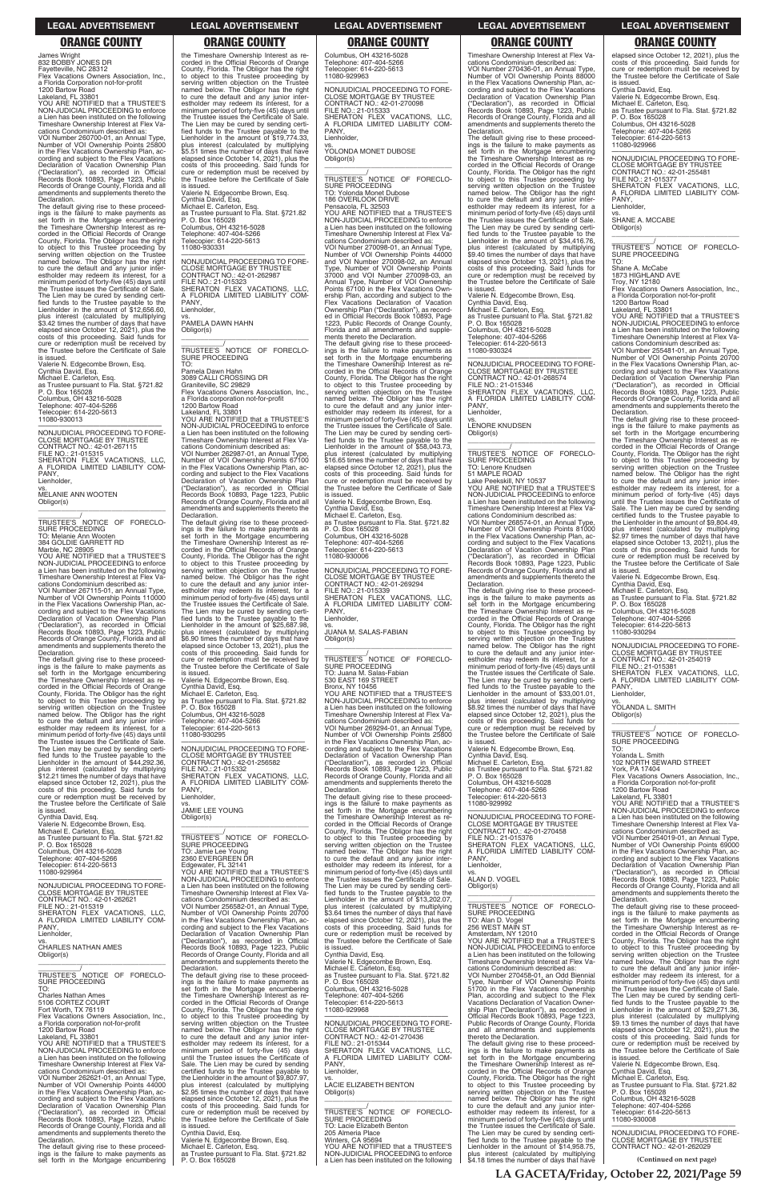James Wright
832 BOBBY JONES DR
Fayetteville, NC 28312
Flex Vacations Owners Association, Inc., a Florida Corporation not-for-profit
1200 Bartow Road
Lakeland, FL 33801

YOU ARE NOTIFIED that a TRUSTEE'S NON-JUDICIAL PROCEEDING to enforce a Lien has been instituted on the following Timeshare Ownership Interest at Flex Vacations Condominium described as:

VOI Number 260700-01, an Annual Type, Number of VOI Ownership Points 25800 in the Flex Vacations Ownership Plan, according and subject to the Flex Vacations Declaration of Vacation Ownership Plan ("Declaration"), as recorded in Official Records Book 10893, Page 1223, Public Records of Orange County, Florida and all amendments and supplements thereto the Declaration.

The default giving rise to these proceedings is the failure to make payments as set forth in the Mortgage encumbering the Timeshare Ownership Interest as recorded in the Official Records of Orange County, Florida. The Obligor has the right to object to this Trustee proceeding by serving written objection on the Trustee named below. The Obligor has the right to cure the default and any junior interestholder may redeem its interest, for a minimum period of forty-five (45) days until the Trustee issues the Certificate of Sale. The Lien may be cured by sending certified funds to the Trustee payable to the Lienholder in the amount of $12,656.60, plus interest (calculated by multiplying $3.42 times the number of days that have elapsed since October 12, 2021), plus the costs of this proceeding. Said funds for cure or redemption must be received by the Trustee before the Certificate of Sale is issued.

Valerie N. Edgecombe Brown, Esq.
Cynthia David, Esq.
Michael E. Carleton, Esq.
as Trustee pursuant to Fla. Stat. §721.82
P. O. Box 165028
Columbus, OH 43216-5028
Telephone: 407-404-5266
Telecopier: 614-220-5613
11080-930013

---

NONJUDICIAL PROCEEDING TO FORECLOSE MORTGAGE BY TRUSTEE
CONTRACT NO.: 42-01-267115
FILE NO.: 21-015315
SHERATON FLEX VACATIONS, LLC, A FLORIDA LIMITED LIABILITY COMPANY,
Lienholder,
vs.
MELANIE ANN WOOTEN
Obligor(s)

TRUSTEE'S NOTICE OF FORECLOSURE PROCEEDING
TO: Melanie Ann Wooten
384 GOLDIE GARRETT RD
Marble, NC 28905

YOU ARE NOTIFIED that a TRUSTEE'S NON-JUDICIAL PROCEEDING to enforce a Lien has been instituted on the following Timeshare Ownership Interest at Flex Vacations Condominium described as:

VOI Number 267115-01, an Annual Type, Number of VOI Ownership Points 110000 in the Flex Vacations Ownership Plan, according and subject to the Flex Vacations Declaration of Vacation Ownership Plan ("Declaration"), as recorded in Official Records Book 10893, Page 1223, Public Records of Orange County, Florida and all amendments and supplements thereto the Declaration.

The default giving rise to these proceedings is the failure to make payments as set forth in the Mortgage encumbering the Timeshare Ownership Interest as recorded in the Official Records of Orange County, Florida. The Obligor has the right to object to this Trustee proceeding by serving written objection on the Trustee named below. The Obligor has the right to cure the default and any junior interestholder may redeem its interest, for a minimum period of forty-five (45) days until the Trustee issues the Certificate of Sale. The Lien may be cured by sending certified funds to the Trustee payable to the Lienholder in the amount of $44,292.36, plus interest (calculated by multiplying $12.21 times the number of days that have elapsed since October 12, 2021), plus the costs of this proceeding. Said funds for cure or redemption must be received by the Trustee before the Certificate of Sale is issued.

Cynthia David, Esq.
Valerie N. Edgecombe Brown, Esq.
Michael E. Carleton, Esq.
as Trustee pursuant to Fla. Stat. §721.82
P. O. Box 165028
Columbus, OH 43216-5028
Telephone: 407-404-5266
Telecopier: 614-220-5613
11080-929964

---

NONJUDICIAL PROCEEDING TO FORECLOSE MORTGAGE BY TRUSTEE
CONTRACT NO.: 42-01-262621
FILE NO.: 21-015319
SHERATON FLEX VACATIONS, LLC, A FLORIDA LIMITED LIABILITY COMPANY,
Lienholder,
vs.
CHARLES NATHAN AMES
Obligor(s)

TRUSTEE'S NOTICE OF FORECLOSURE PROCEEDING
TO:
Charles Nathan Ames
5106 CORTEZ COURT
Fort Worth, TX 76119
Flex Vacations Owners Association, Inc., a Florida corporation not-for-profit
1200 Bartow Road
Lakeland, FL 33801

YOU ARE NOTIFIED that a TRUSTEE'S NON-JUDICIAL PROCEEDING to enforce a Lien has been instituted on the following Timeshare Ownership Interest at Flex Vacations Condominium described as:

VOI Number 262621-01, an Annual Type, Number of VOI Ownership Points 44000 in the Flex Vacations Ownership Plan, according and subject to the Flex Vacations Declaration of Vacation Ownership Plan ("Declaration"), as recorded in Official Records Book 10893, Page 1223, Public Records of Orange County, Florida and all amendments and supplements thereto the Declaration.

The default giving rise to these proceedings is the failure to make payments as set forth in the Mortgage encumbering the Timeshare Ownership Interest as recorded in the Official Records of Orange County, Florida. The Obligor has the right to object to this Trustee proceeding by serving written objection on the Trustee named below. The Obligor has the right to cure the default and any junior interestholder may redeem its interest, for a minimum period of forty-five (45) days until the Trustee issues the Certificate of Sale. The Lien may be cured by sending certified funds to the Trustee payable to the Lienholder in the amount of $19,774.33, plus interest (calculated by multiplying $5.51 times the number of days that have elapsed since October 14, 2021), plus the costs of this proceeding. Said funds for cure or redemption must be received by the Trustee before the Certificate of Sale is issued.

Valerie N. Edgecombe Brown, Esq.
Cynthia David, Esq.
Michael E. Carleton, Esq.
as Trustee pursuant to Fla. Stat. §721.82
P. O. Box 165028
Columbus, OH 43216-5028
Telephone: 407-404-5266
Telecopier: 614-220-5613
11080-930331

---

NONJUDICIAL PROCEEDING TO FORECLOSE MORTGAGE BY TRUSTEE
CONTRACT NO.: 42-01-262987
FILE NO.: 21-015323
SHERATON FLEX VACATIONS, LLC, A FLORIDA LIMITED LIABILITY COMPANY,
Lienholder,
vs.
PAMELA DAWN HAHN
Obligor(s)

TRUSTEE'S NOTICE OF FORECLOSURE PROCEEDING
TO:
Pamela Dawn Hahn
3089 CALLI CROSSING DR
Graniteville, SC 29829
Flex Vacations Owners Association, Inc., a Florida corporation not-for-profit
1200 Bartow Road
Lakeland, FL 33801

YOU ARE NOTIFIED that a TRUSTEE'S NON-JUDICIAL PROCEEDING to enforce a Lien has been instituted on the following Timeshare Ownership Interest at Flex Vacations Condominium described as:

VOI Number 262987-01, an Annual Type, Number of VOI Ownership Points 67100 in the Flex Vacations Ownership Plan, according and subject to the Flex Vacations Declaration of Vacation Ownership Plan ("Declaration"), as recorded in Official Records Book 10893, Page 1223, Public Records of Orange County, Florida and all amendments and supplements thereto the Declaration.

The default giving rise to these proceedings is the failure to make payments as set forth in the Mortgage encumbering the Timeshare Ownership Interest as recorded in the Official Records of Orange County, Florida. The Obligor has the right to object to this Trustee proceeding by serving written objection on the Trustee named below. The Obligor has the right to cure the default and any junior interestholder may redeem its interest, for a minimum period of forty-five (45) days until the Trustee issues the Certificate of Sale. The Lien may be cured by sending certified funds to the Trustee payable to the Lienholder in the amount of $25,687.98, plus interest (calculated by multiplying $6.90 times the number of days that have elapsed since October 13, 2021), plus the costs of this proceeding. Said funds for cure or redemption must be received by the Trustee before the Certificate of Sale is issued.

Valerie N. Edgecombe Brown, Esq.
Cynthia David, Esq.
Michael E. Carleton, Esq.
as Trustee pursuant to Fla. Stat. §721.82
P. O. Box 165028
Columbus, OH 43216-5028
Telephone: 407-404-5266
Telecopier: 614-220-5613
11080-930295

---

NONJUDICIAL PROCEEDING TO FORECLOSE MORTGAGE BY TRUSTEE
CONTRACT NO.: 42-01-256582
FILE NO.: 21-015332
SHERATON FLEX VACATIONS, LLC, A FLORIDA LIMITED LIABILITY COMPANY,
Lienholder,
vs.
JAMIE LEE YOUNG
Obligor(s)

TRUSTEE'S NOTICE OF FORECLOSURE PROCEEDING
TO: Jamie Lee Young
2360 EVERGREEN DR
Edgewater, FL 32141

YOU ARE NOTIFIED that a TRUSTEE'S NON-JUDICIAL PROCEEDING to enforce a Lien has been instituted on the following Timeshare Ownership Interest at Flex Vacations Condominium described as:

VOI Number 256582-01, an Annual Type, Number of VOI Ownership Points 20700 in the Flex Vacations Ownership Plan, according and subject to the Flex Vacations Declaration of Vacation Ownership Plan ("Declaration"), as recorded in Official Records Book 10893, Page 1223, Public Records of Orange County, Florida and all amendments and supplements thereto the Declaration.

The default giving rise to these proceedings is the failure to make payments as set forth in the Mortgage encumbering the Timeshare Ownership Interest as recorded in the Official Records of Orange County, Florida. The Obligor has the right to object to this Trustee proceeding by serving written objection on the Trustee named below. The Obligor has the right to cure the default and any junior interestholder may redeem its interest, for a minimum period of forty-five (45) days until the Trustee issues the Certificate of Sale. The Lien may be cured by sending certified funds to the Trustee payable to the Lienholder in the amount of $9,807.97, plus interest (calculated by multiplying $2.95 times the number of days that have elapsed since October 12, 2021), plus the costs of this proceeding. Said funds for cure or redemption must be received by the Trustee before the Certificate of Sale is issued.

Cynthia David, Esq.
Valerie N. Edgecombe Brown, Esq.
Michael E. Carleton, Esq.
as Trustee pursuant to Fla. Stat. §721.82
P. O. Box 165028
Columbus, OH 43216-5028
Telephone: 407-404-5266
Telecopier: 614-220-5613
11080-929963

---

NONJUDICIAL PROCEEDING TO FORECLOSE MORTGAGE BY TRUSTEE
CONTRACT NO.: 42-01-270098
FILE NO.: 21-015333
SHERATON FLEX VACATIONS, LLC, A FLORIDA LIMITED LIABILITY COMPANY,
Lienholder,
vs.
YOLONDA MONET DUBOSE
Obligor(s)

TRUSTEE'S NOTICE OF FORECLOSURE PROCEEDING
TO: Yolonda Monet Dubose
186 OVERLOOK DRIVE
Pensacola, FL 32503

YOU ARE NOTIFIED that a TRUSTEE'S NON-JUDICIAL PROCEEDING to enforce a Lien has been instituted on the following Timeshare Ownership Interest at Flex Vacations Condominium described as:

VOI Number 270098-01, an Annual Type, Number of VOI Ownership Points 44000 and VOI Number 270098-02, an Annual Type, Number of VOI Ownership Points 37000 and VOI Number 270098-03, an Annual Type, Number of VOI Ownership Points 67100 in the Flex Vacations Ownership Plan, according and subject to the Flex Vacations Declaration of Vacation Ownership Plan ("Declaration"), as recorded in Official Records Book 10893, Page 1223, Public Records of Orange County, Florida and all amendments and supplements thereto the Declaration.

The default giving rise to these proceedings is the failure to make payments as set forth in the Mortgage encumbering the Timeshare Ownership Interest as recorded in the Official Records of Orange County, Florida. The Obligor has the right to object to this Trustee proceeding by serving written objection on the Trustee named below. The Obligor has the right to cure the default and any junior interestholder may redeem its interest, for a minimum period of forty-five (45) days until the Trustee issues the Certificate of Sale. The Lien may be cured by sending certified funds to the Trustee payable to the Lienholder in the amount of $58,043.73, plus interest (calculated by multiplying $16.65 times the number of days that have elapsed since October 12, 2021), plus the costs of this proceeding. Said funds for cure or redemption must be received by the Trustee before the Certificate of Sale is issued.

Valerie N. Edgecombe Brown, Esq.
Cynthia David, Esq.
Michael E. Carleton, Esq.
as Trustee pursuant to Fla. Stat. §721.82
P. O. Box 165028
Columbus, OH 43216-5028
Telephone: 407-404-5266
Telecopier: 614-220-5613
11080-930006

---

NONJUDICIAL PROCEEDING TO FORECLOSE MORTGAGE BY TRUSTEE
CONTRACT NO.: 42-01-269294
FILE NO.: 21-015339
SHERATON FLEX VACATIONS, LLC, A FLORIDA LIMITED LIABILITY COMPANY,
Lienholder,
vs.
JUANA M. SALAS-FABIAN
Obligor(s)

TRUSTEE'S NOTICE OF FORECLOSURE PROCEEDING
TO: Juana M. Salas-Fabian
530 EAST 169 STREET
Bronx, NY 10456

YOU ARE NOTIFIED that a TRUSTEE'S NON-JUDICIAL PROCEEDING to enforce a Lien has been instituted on the following Timeshare Ownership Interest at Flex Vacations Condominium described as:

VOI Number 269294-01, an Annual Type, Number of VOI Ownership Points 25800 in the Flex Vacations Ownership Plan, according and subject to the Flex Vacations Declaration of Vacation Ownership Plan ("Declaration"), as recorded in Official Records Book 10893, Page 1223, Public Records of Orange County, Florida and all amendments and supplements thereto the Declaration.

The default giving rise to these proceedings is the failure to make payments as set forth in the Mortgage encumbering the Timeshare Ownership Interest as recorded in the Official Records of Orange County, Florida. The Obligor has the right to object to this Trustee proceeding by serving written objection on the Trustee named below. The Obligor has the right to cure the default and any junior interestholder may redeem its interest, for a minimum period of forty-five (45) days until the Trustee issues the Certificate of Sale. The Lien may be cured by sending certified funds to the Trustee payable to the Lienholder in the amount of $13,202.07, plus interest (calculated by multiplying $3.64 times the number of days that have elapsed since October 12, 2021), plus the costs of this proceeding. Said funds for cure or redemption must be received by the Trustee before the Certificate of Sale is issued.

Cynthia David, Esq.
Valerie N. Edgecombe Brown, Esq.
Michael E. Carleton, Esq.
as Trustee pursuant to Fla. Stat. §721.82
P. O. Box 165028
Columbus, OH 43216-5028
Telephone: 407-404-5266
Telecopier: 614-220-5613
11080-929968

---

NONJUDICIAL PROCEEDING TO FORECLOSE MORTGAGE BY TRUSTEE
CONTRACT NO.: 42-01-270436
FILE NO.: 21-015344
SHERATON FLEX VACATIONS, LLC, A FLORIDA LIMITED LIABILITY COMPANY,
Lienholder,
vs.
LACIE ELIZABETH BENTON
Obligor(s)

TRUSTEE'S NOTICE OF FORECLOSURE PROCEEDING
TO: Lacie Elizabeth Benton
205 Almeria Place
Winters, CA 95694

YOU ARE NOTIFIED that a TRUSTEE'S NON-JUDICIAL PROCEEDING to enforce a Lien has been instituted on the following Timeshare Ownership Interest at Flex Vacations Condominium described as:

VOI Number 270436-01, an Annual Type, Number of VOI Ownership Points 88000 in the Flex Vacations Ownership Plan, according and subject to the Flex Vacations Declaration of Vacation Ownership Plan ("Declaration"), as recorded in Official Records Book 10893, Page 1223, Public Records of Orange County, Florida and all amendments and supplements thereto the Declaration.

The default giving rise to these proceedings is the failure to make payments as set forth in the Mortgage encumbering the Timeshare Ownership Interest as recorded in the Official Records of Orange County, Florida. The Obligor has the right to object to this Trustee proceeding by serving written objection on the Trustee named below. The Obligor has the right to cure the default and any junior interestholder may redeem its interest, for a minimum period of forty-five (45) days until the Trustee issues the Certificate of Sale. The Lien may be cured by sending certified funds to the Trustee payable to the Lienholder in the amount of $34,416.76, plus interest (calculated by multiplying $9.40 times the number of days that have elapsed since October 13, 2021), plus the costs of this proceeding. Said funds for cure or redemption must be received by the Trustee before the Certificate of Sale is issued.

Valerie N. Edgecombe Brown, Esq.
Cynthia David, Esq.
Michael E. Carleton, Esq.
as Trustee pursuant to Fla. Stat. §721.82
P. O. Box 165028
Columbus, OH 43216-5028
Telephone: 407-404-5266
Telecopier: 614-220-5613
11080-930324

---

NONJUDICIAL PROCEEDING TO FORECLOSE MORTGAGE BY TRUSTEE
CONTRACT NO.: 42-01-268574
FILE NO.: 21-015346
SHERATON FLEX VACATIONS, LLC, A FLORIDA LIMITED LIABILITY COMPANY,
Lienholder,
vs.
LENORE KNUDSEN
Obligor(s)

TRUSTEE'S NOTICE OF FORECLOSURE PROCEEDING
TO: Lenore Knudsen
51 MAPLE ROAD
Lake Peekskill, NY 10537

YOU ARE NOTIFIED that a TRUSTEE'S NON-JUDICIAL PROCEEDING to enforce a Lien has been instituted on the following Timeshare Ownership Interest at Flex Vacations Condominium described as:

VOI Number 268574-01, an Annual Type, Number of VOI Ownership Points 81000 in the Flex Vacations Ownership Plan, according and subject to the Flex Vacations Declaration of Vacation Ownership Plan ("Declaration"), as recorded in Official Records Book 10893, Page 1223, Public Records of Orange County, Florida and all amendments and supplements thereto the Declaration.

The default giving rise to these proceedings is the failure to make payments as set forth in the Mortgage encumbering the Timeshare Ownership Interest as recorded in the Official Records of Orange County, Florida. The Obligor has the right to object to this Trustee proceeding by serving written objection on the Trustee named below. The Obligor has the right to cure the default and any junior interestholder may redeem its interest, for a minimum period of forty-five (45) days until the Trustee issues the Certificate of Sale. The Lien may be cured by sending certified funds to the Trustee payable to the Lienholder in the amount of $33,001.01, plus interest (calculated by multiplying $8.92 times the number of days that have elapsed since October 12, 2021), plus the costs of this proceeding. Said funds for cure or redemption must be received by the Trustee before the Certificate of Sale is issued.

Valerie N. Edgecombe Brown, Esq.
Cynthia David, Esq.
Michael E. Carleton, Esq.
as Trustee pursuant to Fla. Stat. §721.82
P. O. Box 165028
Columbus, OH 43216-5028
Telephone: 407-404-5266
Telecopier: 614-220-5613
11080-929992

---

NONJUDICIAL PROCEEDING TO FORECLOSE MORTGAGE BY TRUSTEE
CONTRACT NO.: 42-01-270458
FILE NO.: 21-015376
SHERATON FLEX VACATIONS, LLC, A FLORIDA LIMITED LIABILITY COMPANY,
Lienholder,
vs.
ALAN D. VOGEL
Obligor(s)

TRUSTEE'S NOTICE OF FORECLOSURE PROCEEDING
TO: Alan D. Vogel
256 WEST MAIN ST
Amsterdam, NY 12010

YOU ARE NOTIFIED that a TRUSTEE'S NON-JUDICIAL PROCEEDING to enforce a Lien has been instituted on the following Timeshare Ownership Interest at Flex Vacations Condominium described as:

VOI Number 270458-01, an Odd Biennial Type, Number of VOI Ownership Points 51700 in the Flex Vacations Ownership Plan, according and subject to the Flex Vacations Declaration of Vacation Ownership Plan ("Declaration"), as recorded in Official Records Book 10893, Page 1223, Public Records of Orange County, Florida and all amendments and supplements thereto the Declaration.

The default giving rise to these proceedings is the failure to make payments as set forth in the Mortgage encumbering the Timeshare Ownership Interest as recorded in the Official Records of Orange County, Florida. The Obligor has the right to object to this Trustee proceeding by serving written objection on the Trustee named below. The Obligor has the right to cure the default and any junior interestholder may redeem its interest, for a minimum period of forty-five (45) days until the Trustee issues the Certificate of Sale. The Lien may be cured by sending certified funds to the Trustee payable to the Lienholder in the amount of $14,958.75, plus interest (calculated by multiplying $4.18 times the number of days that have elapsed since October 12, 2021), plus the costs of this proceeding. Said funds for cure or redemption must be received by the Trustee before the Certificate of Sale is issued.

Cynthia David, Esq.
Valerie N. Edgecombe Brown, Esq.
Michael E. Carleton, Esq.
as Trustee pursuant to Fla. Stat. §721.82
P. O. Box 165028
Columbus, OH 43216-5028
Telephone: 407-404-5266
Telecopier: 614-220-5613
11080-929966

---

NONJUDICIAL PROCEEDING TO FORECLOSE MORTGAGE BY TRUSTEE
CONTRACT NO.: 42-01-255481
FILE NO.: 21-015377
SHERATON FLEX VACATIONS, LLC, A FLORIDA LIMITED LIABILITY COMPANY,
Lienholder,
vs.
SHANE A. MCCABE
Obligor(s)

TRUSTEE'S NOTICE OF FORECLOSURE PROCEEDING
TO:
Shane A. McCabe
1873 HIGHLAND AVE
Troy, NY 12180
Flex Vacations Owners Association, Inc., a Florida Corporation not-for-profit
1200 Bartow Road
Lakeland, FL 33801

YOU ARE NOTIFIED that a TRUSTEE'S NON-JUDICIAL PROCEEDING to enforce a Lien has been instituted on the following Timeshare Ownership Interest at Flex Vacations Condominium described as:

VOI Number 255481-01, an Annual Type, Number of VOI Ownership Points 20700 in the Flex Vacations Ownership Plan, according and subject to the Flex Vacations Declaration of Vacation Ownership Plan ("Declaration"), as recorded in Official Records Book 10893, Page 1223, Public Records of Orange County, Florida and all amendments and supplements thereto the Declaration.

The default giving rise to these proceedings is the failure to make payments as set forth in the Mortgage encumbering the Timeshare Ownership Interest as recorded in the Official Records of Orange County, Florida. The Obligor has the right to object to this Trustee proceeding by serving written objection on the Trustee named below. The Obligor has the right to cure the default and any junior interestholder may redeem its interest, for a minimum period of forty-five (45) days until the Trustee issues the Certificate of Sale. The Lien may be cured by sending certified funds to the Trustee payable to the Lienholder in the amount of $9,804.49, plus interest (calculated by multiplying $2.97 times the number of days that have elapsed since October 13, 2021), plus the costs of this proceeding. Said funds for cure or redemption must be received by the Trustee before the Certificate of Sale is issued.

Valerie N. Edgecombe Brown, Esq.
Cynthia David, Esq.
Michael E. Carleton, Esq.
as Trustee pursuant to Fla. Stat. §721.82
P. O. Box 165028
Columbus, OH 43216-5028
Telephone: 407-404-5266
Telecopier: 614-220-5613
11080-930294

---

NONJUDICIAL PROCEEDING TO FORECLOSE MORTGAGE BY TRUSTEE
CONTRACT NO.: 42-01-254019
FILE NO.: 21-015381
SHERATON FLEX VACATIONS, LLC, A FLORIDA LIMITED LIABILITY COMPANY,
Lienholder,
vs.
YOLANDA L. SMITH
Obligor(s)

TRUSTEE'S NOTICE OF FORECLOSURE PROCEEDING
TO:
Yolanda L. Smith
102 NORTH SEWARD STREET
York, PA 17404
Flex Vacations Owners Association, Inc., a Florida Corporation not-for-profit
1200 Bartow Road
Lakeland, FL 33801

YOU ARE NOTIFIED that a TRUSTEE'S NON-JUDICIAL PROCEEDING to enforce a Lien has been instituted on the following Timeshare Ownership Interest at Flex Vacations Condominium described as:

VOI Number 254019-01, an Annual Type, Number of VOI Ownership Points 69000 in the Flex Vacations Ownership Plan, according and subject to the Flex Vacations Declaration of Vacation Ownership Plan ("Declaration"), as recorded in Official Records Book 10893, Page 1223, Public Records of Orange County, Florida and all amendments and supplements thereto the Declaration.

The default giving rise to these proceedings is the failure to make payments as set forth in the Mortgage encumbering the Timeshare Ownership Interest as recorded in the Official Records of Orange County, Florida. The Obligor has the right to object to this Trustee proceeding by serving written objection on the Trustee named below. The Obligor has the right to cure the default and any junior interestholder may redeem its interest, for a minimum period of forty-five (45) days until the Trustee issues the Certificate of Sale. The Lien may be cured by sending certified funds to the Trustee payable to the Lienholder in the amount of $29,271.36, plus interest (calculated by multiplying $9.13 times the number of days that have elapsed since October 12, 2021), plus the costs of this proceeding. Said funds for cure or redemption must be received by the Trustee before the Certificate of Sale is issued.

Valerie N. Edgecombe Brown, Esq.
Cynthia David, Esq.
Michael E. Carleton, Esq.
as Trustee pursuant to Fla. Stat. §721.82
P. O. Box 165028
Columbus, OH 43216-5028
Telephone: 407-404-5266
Telecopier: 614-220-5613
11080-930008

---

NONJUDICIAL PROCEEDING TO FORECLOSE MORTGAGE BY TRUSTEE
CONTRACT NO.: 42-01-262029

**(Continued on next page)**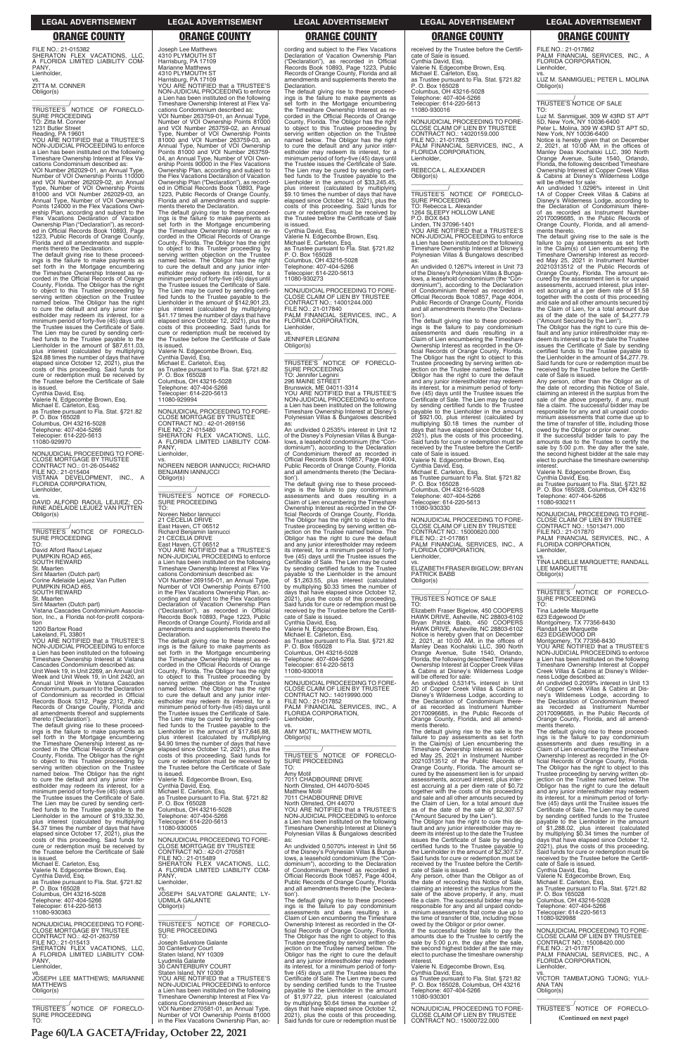FILE NO.: 21-015382
SHERATON FLEX VACATIONS, LLC, A FLORIDA LIMITED LIABILITY COMPANY,
Lienholder,
vs.
ZITTA M. CONNER
Obligor(s)
\_\_\_\_\_\_\_\_\_\_\_\_\_\_\_\_\_\_\_\_\_\_\_\_\_\_\_\_\_\_\_\_\_/

TRUSTEE'S NOTICE OF FORECLOSURE PROCEEDING
TO: Zitta M. Conner
1231 Butler Street
Reading, PA 19601
YOU ARE NOTIFIED that a TRUSTEE'S NON-JUDICIAL PROCEEDING to enforce a Lien has been instituted on the following Timeshare Ownership Interest at Flex Vacations Condominium described as:
VOI Number 262029-01, an Annual Type, Number of VOI Ownership Points 110000 and VOI Number 262029-03, an Annual Type, Number of VOI Ownership Points 81000 and VOI Number 262029-03, an Annual Type, Number of VOI Ownership Points 124000 in the Flex Vacations Ownership Plan, according and subject to the Flex Vacations Declaration of Vacation Ownership Plan ("Declaration"), as recorded in Official Records Book 10893, Page 1223, Public Records of Orange County, Florida and all amendments and supplements thereto the Declaration.
The default giving rise to these proceedings is the failure to make payments as set forth in the Mortgage encumbering the Timeshare Ownership Interest as recorded in the Official Records of Orange County, Florida. The Obligor has the right to object to this Trustee proceeding by serving written objection on the Trustee named below. The Obligor has the right to cure the default and any junior interestholder may redeem its interest, for a minimum period of forty-five (45) days until the Trustee issues the Certificate of Sale. The Lien may be cured by sending certified funds to the Trustee payable to the Lienholder in the amount of $87,611.03, plus interest (calculated by multiplying $24.88 times the number of days that have elapsed since October 12, 2021), plus the costs of this proceeding. Said funds for cure or redemption must be received by the Trustee before the Certificate of Sale is issued.
Cynthia David, Esq.
Valerie N. Edgecombe Brown, Esq.
Michael E. Carleton, Esq.
as Trustee pursuant to Fla. Stat. §721.82
P. O. Box 165028
Columbus, OH 43216-5028
Telephone: 407-404-5266
Telecopier: 614-220-5613
11080-929970

NONJUDICIAL PROCEEDING TO FORECLOSE MORTGAGE BY TRUSTEE
CONTRACT NO.: 01-26-054462
FILE NO.: 21-015404
VISTANA DEVELOPMENT, INC., A FLORIDA CORPORATION,
Lienholder,
vs.
DAVID ALFORD RAOUL LEJUEZ; CORINE ADELAIDE LEJUEZ VAN PUTTEN
Obligor(s)
\_\_\_\_\_\_\_\_\_\_\_\_\_\_\_\_\_\_\_\_\_\_\_\_\_\_\_\_\_\_\_\_\_/

TRUSTEE'S NOTICE OF FORECLOSURE PROCEEDING
TO:
David Alford Raoul Lejuez
PUMPKIN ROAD #65,
SOUTH REWARD
St. Maarten
Sint Maarten (Dutch part)
Corine Adelaide Lejuez Van Putten
PUMPKIN ROAD #65,
SOUTH REWARD
St. Maarten
Sint Maarten (Dutch part)
Vistana Cascades Condominium Association, Inc., a Florida not-for-profit corporation
1200 Bartow Road
Lakeland, FL 33801
YOU ARE NOTIFIED that a TRUSTEE'S NON-JUDICIAL PROCEEDING to enforce a Lien has been instituted on the following Timeshare Ownership Interest at Vistana Cascades Condominium described as:
Unit Week 19, in Unit 2269, an Annual Unit Week and Unit Week 19, in Unit 2420, an Annual Unit Week in Vistana Cascades Condominium, pursuant to the Declaration of Condominium as recorded in Official Records Book 5312, Page 2312, Public Records of Orange County, Florida and all amendments thereof and supplements thereto ('Declaration').
The default giving rise to these proceedings is the failure to make payments as set forth in the Mortgage encumbering the Timeshare Ownership Interest as recorded in the Official Records of Orange County, Florida. The Obligor has the right to object to this Trustee proceeding by serving written objection on the Trustee named below. The Obligor has the right to cure the default and any junior interestholder may redeem its interest, for a minimum period of forty-five (45) days until the Trustee issues the Certificate of Sale. The Lien may be cured by sending certified funds to the Trustee payable to the Lienholder in the amount of $19,332.30, plus interest (calculated by multiplying $4.37 times the number of days that have elapsed since October 17, 2021), plus the costs of this proceeding. Said funds for cure or redemption must be received by the Trustee before the Certificate of Sale is issued.
Michael E. Carleton, Esq.
Valerie N. Edgecombe Brown, Esq.
Cynthia David, Esq.
as Trustee pursuant to Fla. Stat. §721.82
P. O. Box 165028
Columbus, OH 43216-5028
Telephone: 407-404-5266
Telecopier: 614-220-5613
11080-930363

NONJUDICIAL PROCEEDING TO FORECLOSE MORTGAGE BY TRUSTEE
CONTRACT NO.: 42-01-263759
FILE NO.: 21-015413
SHERATON FLEX VACATIONS, LLC, A FLORIDA LIMITED LIABILITY COMPANY,
Lienholder,
vs.
JOSEPH LEE MATTHEWS; MARIANNE MATTHEWS
Obligor(s)
\_\_\_\_\_\_\_\_\_\_\_\_\_\_\_\_\_\_\_\_\_\_\_\_\_\_\_\_\_\_\_\_\_/

TRUSTEE'S NOTICE OF FORECLOSURE PROCEEDING
TO:
Joseph Lee Matthews
4310 PLYMOUTH ST
Harrisburg, PA 17109
Marianne Matthews
4310 PLYMOUTH ST
Harrisburg, PA 17109
YOU ARE NOTIFIED that a TRUSTEE'S NON-JUDICIAL PROCEEDING to enforce a Lien has been instituted on the following Timeshare Ownership Interest at Flex Vacations Condominium described as:
VOI Number 263759-01, an Annual Type, Number of VOI Ownership Points 81000 and VOI Number 263759-02, an Annual Type, Number of VOI Ownership Points 81000 and VOI Number 263759-03, an Annual Type, Number of VOI Ownership Points 81000 and VOI Number 263759-04, an Annual Type, Number of VOI Ownership Points 90000 in the Flex Vacations Ownership Plan, according and subject to the Flex Vacations Declaration of Vacation Ownership Plan ("Declaration"), as recorded in Official Records Book 10893, Page 1223, Public Records of Orange County, Florida and all amendments and supplements thereto the Declaration.
The default giving rise to these proceedings is the failure to make payments as set forth in the Mortgage encumbering the Timeshare Ownership Interest as recorded in the Official Records of Orange County, Florida. The Obligor has the right to object to this Trustee proceeding by serving written objection on the Trustee named below. The Obligor has the right to cure the default and any junior interestholder may redeem its interest, for a minimum period of forty-five (45) days until the Trustee issues the Certificate of Sale. The Lien may be cured by sending certified funds to the Trustee payable to the Lienholder in the amount of $142,901.23, plus interest (calculated by multiplying $41.17 times the number of days that have elapsed since October 12, 2021), plus the costs of this proceeding. Said funds for cure or redemption must be received by the Trustee before the Certificate of Sale is issued.
Valerie N. Edgecombe Brown, Esq.
Cynthia David, Esq.
Michael E. Carleton, Esq.
as Trustee pursuant to Fla. Stat. §721.82
P. O. Box 165028
Columbus, OH 43216-5028
Telephone: 407-404-5266
Telecopier: 614-220-5613
11080-929994

NONJUDICIAL PROCEEDING TO FORECLOSE MORTGAGE BY TRUSTEE
CONTRACT NO.: 42-01-269156
FILE NO.: 21-015480
SHERATON FLEX VACATIONS, LLC, A FLORIDA LIMITED LIABILITY COMPANY,
Lienholder,
vs.
NOREEN NEBOR IANNUCCI; RICHARD BENJAMIN IANNUCCI
Obligor(s)
\_\_\_\_\_\_\_\_\_\_\_\_\_\_\_\_\_\_\_\_\_\_\_\_\_\_\_\_\_\_\_\_\_/

TRUSTEE'S NOTICE OF FORECLOSURE PROCEEDING
TO:
Noreen Nebor Iannucci
21 CECELIA DRIVE
East Haven, CT 06512
Richard Benjamin Iannucci
21 CECELIA DRIVE
East Haven, CT 06512
YOU ARE NOTIFIED that a TRUSTEE'S NON-JUDICIAL PROCEEDING to enforce a Lien has been instituted on the following Timeshare Ownership Interest at Flex Vacations Condominium described as:
VOI Number 269156-01, an Annual Type, Number of VOI Ownership Points 67100 in the Flex Vacations Ownership Plan, according and subject to the Flex Vacations Declaration of Vacation Ownership Plan ("Declaration"), as recorded in Official Records Book 10893, Page 1223, Public Records of Orange County, Florida and all amendments and supplements thereto the Declaration.
The default giving rise to these proceedings is the failure to make payments as set forth in the Mortgage encumbering the Timeshare Ownership Interest as recorded in the Official Records of Orange County, Florida. The Obligor has the right to object to this Trustee proceeding by serving written objection on the Trustee named below. The Obligor has the right to cure the default and any junior interestholder may redeem its interest, for a minimum period of forty-five (45) days until the Trustee issues the Certificate of Sale. The Lien may be cured by sending certified funds to the Trustee payable to the Lienholder in the amount of $17,646.88, plus interest (calculated by multiplying $4.90 times the number of days that have elapsed since October 12, 2021), plus the costs of this proceeding. Said funds for cure or redemption must be received by the Trustee before the Certificate of Sale is issued.
Valerie N. Edgecombe Brown, Esq.
Cynthia David, Esq.
Michael E. Carleton, Esq.
as Trustee pursuant to Fla. Stat. §721.82
P. O. Box 165028
Columbus, OH 43216-5028
Telephone: 407-404-5266
Telecopier: 614-220-5613
11080-930005

NONJUDICIAL PROCEEDING TO FORECLOSE MORTGAGE BY TRUSTEE
CONTRACT NO.: 42-01-270581
FILE NO.: 21-015489
SHERATON FLEX VACATIONS, LLC, A FLORIDA LIMITED LIABILITY COMPANY,
Lienholder,
vs.
JOSEPH SALVATORE GALANTE; LYUDMILA GALANTE
Obligor(s)
\_\_\_\_\_\_\_\_\_\_\_\_\_\_\_\_\_\_\_\_\_\_\_\_\_\_\_\_\_\_\_\_\_/

TRUSTEE'S NOTICE OF FORECLOSURE PROCEEDING
TO:
Joseph Salvatore Galante
30 Canterbury Court
Staten Island, NY 10309
Lyudmila Galante
30 CANTERBURY COURT
Staten Island, NY 10309
YOU ARE NOTIFIED that a TRUSTEE'S NON-JUDICIAL PROCEEDING to enforce a Lien has been instituted on the following Timeshare Ownership Interest at Flex Vacations Condominium described as:
VOI Number 270581-01, an Annual Type, Number of VOI Ownership Points 81000 in the Flex Vacations Ownership Plan, according and subject to the Flex Vacations Declaration of Vacation Ownership Plan ("Declaration"), as recorded in Official Records Book 10893, Page 1223, Public Records of Orange County, Florida and all amendments and supplements thereto the Declaration.
The default giving rise to these proceedings is the failure to make payments as set forth in the Mortgage encumbering the Timeshare Ownership Interest as recorded in the Official Records of Orange County, Florida. The Obligor has the right to object to this Trustee proceeding by serving written objection on the Trustee named below. The Obligor has the right to cure the default and any junior interestholder may redeem its interest, for a minimum period of forty-five (45) days until the Trustee issues the Certificate of Sale. The Lien may be cured by sending certified funds to the Trustee payable to the Lienholder in the amount of $33,245.45, plus interest (calculated by multiplying $9.10 times the number of days that have elapsed since October 14, 2021), plus the costs of this proceeding. Said funds for cure or redemption must be received by the Trustee before the Certificate of Sale is issued.
Cynthia David, Esq.
Valerie N. Edgecombe Brown, Esq.
Michael E. Carleton, Esq.
as Trustee pursuant to Fla. Stat. §721.82
P. O. Box 165028
Columbus, OH 43216-5028
Telephone: 407-404-5266
Telecopier: 614-220-5613
11080-930273

NONJUDICIAL PROCEEDING TO FORECLOSE CLAIM OF LIEN BY TRUSTEE
CONTRACT NO.: 14001244.000
FILE NO.: 21-017840
PALM FINANCIAL SERVICES, INC., A FLORIDA CORPORATION,
Lienholder,
vs.
JENNIFER LEGNINI
Obligor(s)
\_\_\_\_\_\_\_\_\_\_\_\_\_\_\_\_\_\_\_\_\_\_\_\_\_\_\_\_\_\_\_\_\_/

TRUSTEE'S NOTICE OF FORECLOSURE PROCEEDING
TO: Jennifer Legnini
296 MAINE STREET
Brunswick, ME 04011-3314
YOU ARE NOTIFIED that a TRUSTEE'S NON-JUDICIAL PROCEEDING to enforce a Lien has been instituted on the following Timeshare Ownership Interest at Disney's Polynesian Villas & Bungalows described as:
An undivided 0.2535% interest in Unit 12 of the Disney's Polynesian Villas & Bungalows, a leasehold condominium (the "Condominium"), according to the Declaration of Condominium thereof as recorded in Official Records Book 10857, Page 4004, Public Records of Orange County, Florida and all amendments thereto (the 'Declaration').
The default giving rise to these proceedings is the failure to pay condominium assessments and dues resulting in a Claim of Lien encumbering the Timeshare Ownership Interest as recorded in the Official Records of Orange County, Florida. The Obligor has the right to object to this Trustee proceeding by serving written objection on the Trustee named below. The Obligor has the right to cure the default and any junior interestholder may redeem its interest, for a minimum period of forty-five (45) days until the Trustee issues the Certificate of Sale. The Lien may be cured by sending certified funds to the Trustee payable to the Lienholder in the amount of $1,263.55, plus interest (calculated by multiplying $0.33 times the number of days that have elapsed since October 12, 2021), plus the costs of this proceeding. Said funds for cure or redemption must be received by the Trustee before the Certificate of Sale is issued.
Cynthia David, Esq.
Valerie N. Edgecombe Brown, Esq.
Michael E. Carleton, Esq.
as Trustee pursuant to Fla. Stat. §721.82
P. O. Box 165028
Columbus, OH 43216-5028
Telephone: 407-404-5266
Telecopier: 614-220-5613
11080-930018

NONJUDICIAL PROCEEDING TO FORECLOSE CLAIM OF LIEN BY TRUSTEE
CONTRACT NO.: 14019990.000
FILE NO.: 21-017852
PALM FINANCIAL SERVICES, INC., A FLORIDA CORPORATION,
Lienholder,
vs.
AMY MOTIL; MATTHEW MOTIL
Obligor(s)
\_\_\_\_\_\_\_\_\_\_\_\_\_\_\_\_\_\_\_\_\_\_\_\_\_\_\_\_\_\_\_\_\_/

TRUSTEE'S NOTICE OF FORECLOSURE PROCEEDING
TO:
Amy Motil
7011 CHADBOURNE DRIVE
North Olmsted, OH 44070-5045
Matthew Motil
7011 CHADBOURNE DRIVE
North Olmsted, OH 44070
YOU ARE NOTIFIED that a TRUSTEE'S NON-JUDICIAL PROCEEDING to enforce a Lien has been instituted on the following Timeshare Ownership Interest at Disney's Polynesian Villas & Bungalows described as:
An undivided 0.5070% interest in Unit 56 of the Disney's Polynesian Villas & Bungalows, a leasehold condominium (the "Condominium"), according to the Declaration of Condominium thereof as recorded in Official Records Book 10857, Page 4004, Public Records of Orange County, Florida and all amendments thereto (the 'Declaration').
The default giving rise to these proceedings is the failure to pay condominium assessments and dues resulting in a Claim of Lien encumbering the Timeshare Ownership Interest as recorded in the Official Records of Orange County, Florida. The Obligor has the right to object to this Trustee proceeding by serving written objection on the Trustee named below. The Obligor has the right to cure the default and any junior interestholder may redeem its interest, for a minimum period of forty-five (45) days until the Trustee issues the Certificate of Sale. The Lien may be cured by sending certified funds to the Trustee payable to the Lienholder in the amount of $1,977.22, plus interest (calculated by multiplying $0.64 times the number of days that have elapsed since October 12, 2021), plus the costs of this proceeding. Said funds for cure or redemption must be received by the Trustee before the Certificate of Sale is issued.
Cynthia David, Esq.
Valerie N. Edgecombe Brown, Esq.
Michael E. Carleton, Esq.
as Trustee pursuant to Fla. Stat. §721.82
P. O. Box 165028
Columbus, OH 43216-5028
Telephone: 407-404-5266
Telecopier: 614-220-5613
11080-930016

NONJUDICIAL PROCEEDING TO FORECLOSE CLAIM OF LIEN BY TRUSTEE
CONTRACT NO.: 14020159.000
FILE NO.: 21-017853
PALM FINANCIAL SERVICES, INC., A FLORIDA CORPORATION,
Lienholder,
vs.
REBECCA L. ALEXANDER
Obligor(s)
\_\_\_\_\_\_\_\_\_\_\_\_\_\_\_\_\_\_\_\_\_\_\_\_\_\_\_\_\_\_\_\_\_/

TRUSTEE'S NOTICE OF FORECLOSURE PROCEEDING
TO: Rebecca L. Alexander
1264 SLEEPY HOLLOW LANE
P.O. BOX 643
Linden, TN 37096-1401
YOU ARE NOTIFIED that a TRUSTEE'S NON-JUDICIAL PROCEEDING to enforce a Lien has been instituted on the following Timeshare Ownership Interest at Disney's Polynesian Villas & Bungalows described as:
An undivided 0.1267% interest in Unit 73 of the Disney's Polynesian Villas & Bungalows, a leasehold condominium (the "Condominium"), according to the Declaration of Condominium thereof as recorded in Official Records Book 10857, Page 4004, Public Records of Orange County, Florida and all amendments thereto (the 'Declaration').
The default giving rise to these proceedings is the failure to pay condominium assessments and dues resulting in a Claim of Lien encumbering the Timeshare Ownership Interest as recorded in the Official Records of Orange County, Florida. The Obligor has the right to object to this Trustee proceeding by serving written objection on the Trustee named below. The Obligor has the right to cure the default and any junior interestholder may redeem its interest, for a minimum period of forty-five (45) days until the Trustee issues the Certificate of Sale. The Lien may be cured by sending certified funds to the Trustee payable to the Lienholder in the amount of $921.00, plus interest (calculated by multiplying $0.18 times the number of days that have elapsed since October 14, 2021), plus the costs of this proceeding. Said funds for cure or redemption must be received by the Trustee before the Certificate of Sale is issued.
Valerie N. Edgecombe Brown, Esq.
Cynthia David, Esq.
Michael E. Carleton, Esq.
as Trustee pursuant to Fla. Stat. §721.82
P. O. Box 165028
Columbus, OH 43216-5028
Telephone: 407-404-5266
Telecopier: 614-220-5613
11080-930330

NONJUDICIAL PROCEEDING TO FORECLOSE CLAIM OF LIEN BY TRUSTEE
CONTRACT NO.: 15000620.000
FILE NO.: 21-017861
PALM FINANCIAL SERVICES, INC., A FLORIDA CORPORATION,
Lienholder,
vs.
ELIZABETH FRASER BIGELOW; BRYAN PATRICK BABB
Obligor(s)
\_\_\_\_\_\_\_\_\_\_\_\_\_\_\_\_\_\_\_\_\_\_\_\_\_\_\_\_\_\_\_\_\_/

TRUSTEE'S NOTICE OF SALE
TO:
Elizabeth Fraser Bigelow, 450 COOPERS HAWK DRIVE, Asheville, NC 28803-6102
Bryan Patrick Babb, 450 COOPERS HAWK DRIVE, Asheville, NC 28803-6102
Notice is hereby given that on December 2, 2021, at 10:00 AM, in the offices of Manley Deas Kochalski LLC, 390 North Orange Avenue, Suite 1540, Orlando, Florida, the following described Timeshare Ownership Interest at Copper Creek Villas & Cabins at Disney's Wilderness Lodge will be offered for sale:
An undivided 0.5314% interest in Unit 2D of Copper Creek Villas & Cabins at Disney's Wilderness Lodge, according to the Declaration of Condominium thereof as recorded as Instrument Number 20170096685, in the Public Records of Orange County, Florida, and all amendments thereto.
The default giving rise to the sale is the failure to pay assessments as set forth in the Claim(s) of Lien encumbering the Timeshare Ownership Interest as recorded May 25, 2021 in Instrument Number 20210313512 of the Public Records of Orange County, Florida. The amount secured by the assessment lien is for unpaid assessments, accrued interest, plus interest accruing at a per diem rate of $0.72 together with the costs of this proceeding and sale and all other amounts secured by the Claim of Lien, for a total amount due as of the date of the sale of $2,307.57 ("Amount Secured by the Lien").
The Obligor has the right to cure this default and any junior interestholder may redeem its interest up to the date the Trustee issues the Certificate of Sale by sending certified funds to the Trustee payable to the Lienholder in the amount of $2,307.57. Said funds for cure or redemption must be received by the Trustee before the Certificate of Sale is issued.
Any person, other than the Obligor as of the date of recording this Notice of Sale, claiming an interest in the surplus from the sale of the above property, if any, must file a claim. The successful bidder may be responsible for any and all unpaid condominium assessments that come due up to the time of transfer of title, including those owed by the Obligor or prior owner.
If the successful bidder fails to pay the amounts due to the Trustee to certify the sale by 5:00 p.m. the day after the sale, the second highest bidder at the sale may elect to purchase the timeshare ownership interest.
Valerie N. Edgecombe Brown, Esq.
Cynthia David, Esq.
as Trustee pursuant to Fla. Stat. §721.82
P. O. Box 165028, Columbus, OH 43216
Telephone: 407-404-5266
11080-930301

NONJUDICIAL PROCEEDING TO FORECLOSE CLAIM OF LIEN BY TRUSTEE
CONTRACT NO.: 15000722.000
FILE NO.: 21-017862
PALM FINANCIAL SERVICES, INC., A FLORIDA CORPORATION,
Lienholder,
vs.
LUZ M. SANMIGUEL; PETER L. MOLINA
Obligor(s)
\_\_\_\_\_\_\_\_\_\_\_\_\_\_\_\_\_\_\_\_\_\_\_\_\_\_\_\_\_\_\_\_\_/

TRUSTEE'S NOTICE OF SALE
TO:
Luz M. Sanmiguel, 309 W 43RD ST APT 5D, New York, NY 10036-6400
Peter L. Molina, 309 W 43RD ST APT 5D, New York, NY 10036-6400
Notice is hereby given that on December 2, 2021, at 10:00 AM, in the offices of Manley Deas Kochalski LLC, 390 North Orange Avenue, Suite 1540, Orlando, Florida, the following described Timeshare Ownership Interest at Copper Creek Villas & Cabins at Disney's Wilderness Lodge will be offered for sale:
An undivided 1.0296% interest in Unit 1A of Copper Creek Villas & Cabins at Disney's Wilderness Lodge, according to the Declaration of Condominium thereof as recorded as Instrument Number 20170096685, in the Public Records of Orange County, Florida, and all amendments thereto.
The default giving rise to the sale is the failure to pay assessments as set forth in the Claim(s) of Lien encumbering the Timeshare Ownership Interest as recorded May 25, 2021 in Instrument Number 20210313512 of the Public Records of Orange County, Florida. The amount secured by the assessment lien is for unpaid assessments, accrued interest, plus interest accruing at a per diem rate of $1.58 together with the costs of this proceeding and sale and all other amounts secured by the Claim of Lien, for a total amount due as of the date of the sale of $4,277.79 ("Amount Secured by the Lien").
The Obligor has the right to cure this default and any junior interestholder may redeem its interest up to the date the Trustee issues the Certificate of Sale by sending certified funds to the Trustee payable to the Lienholder in the amount of $4,277.79. Said funds for cure or redemption must be received by the Trustee before the Certificate of Sale is issued.
Any person, other than the Obligor as of the date of recording this Notice of Sale, claiming an interest in the surplus from the sale of the above property, if any, must file a claim. The successful bidder may be responsible for any and all unpaid condominium assessments that come due up to the time of transfer of title, including those owed by the Obligor or prior owner.
If the successful bidder fails to pay the amounts due to the Trustee to certify the sale by 5:00 p.m. the day after the sale, the second highest bidder at the sale may elect to purchase the timeshare ownership interest.
Valerie N. Edgecombe Brown, Esq.
Cynthia David, Esq.
as Trustee pursuant to Fla. Stat. §721.82
P. O. Box 165028, Columbus, OH 43216
Telephone: 407-404-5266
11080-930211

NONJUDICIAL PROCEEDING TO FORECLOSE CLAIM OF LIEN BY TRUSTEE
CONTRACT NO.: 15013471.000
FILE NO.: 21-017870
PALM FINANCIAL SERVICES, INC., A FLORIDA CORPORATION,
Lienholder,
vs.
TINA LADELLE MARQUETTE; RANDALL LEE MARQUETTE
Obligor(s)
\_\_\_\_\_\_\_\_\_\_\_\_\_\_\_\_\_\_\_\_\_\_\_\_\_\_\_\_\_\_\_\_\_/

TRUSTEE'S NOTICE OF FORECLOSURE PROCEEDING
TO:
Tina Ladelle Marquette
623 Edgewood Dr
Montgomery, TX 77356-8430
Randall Lee Marquette
623 EDGEWOOD DR
Montgomery, TX 77356-8430
YOU ARE NOTIFIED that a TRUSTEE'S NON-JUDICIAL PROCEEDING to enforce a Lien has been instituted on the following Timeshare Ownership Interest at Copper Creek Villas & Cabins at Disney's Wilderness Lodge described as:
An undivided 1.2059% interest in Unit 13 of Copper Creek Villas & Cabins at Disney's Wilderness Lodge, according to the Declaration of Condominium thereof as recorded as Instrument Number 20170096685, in the Public Records of Orange County, Florida, and all amendments thereto.
The default giving rise to these proceedings is the failure to pay condominium assessments and dues resulting in a Claim of Lien encumbering the Timeshare Ownership Interest as recorded in the Official Records of Orange County, Florida. The Obligor has the right to object to this Trustee proceeding by serving written objection on the Trustee named below. The Obligor has the right to cure the default and any junior interestholder may redeem its interest, for a minimum period of forty-five (45) days until the Trustee issues the Certificate of Sale. The Lien may be cured by sending certified funds to the Trustee payable to the Lienholder in the amount of $1,288.02, plus interest (calculated by multiplying $0.34 times the number of days that have elapsed since October 12, 2021), plus the costs of this proceeding. Said funds for cure or redemption must be received by the Trustee before the Certificate of Sale is issued.
Cynthia David, Esq.
Valerie N. Edgecombe Brown, Esq.
Michael E. Carleton, Esq.
as Trustee pursuant to Fla. Stat. §721.82
P. O. Box 165028
Columbus, OH 43216-5028
Telephone: 407-404-5266
Telecopier: 614-220-5613
11080-929988

NONJUDICIAL PROCEEDING TO FORECLOSE CLAIM OF LIEN BY TRUSTEE
CONTRACT NO.: 15008420.000
FILE NO.: 21-017871
PALM FINANCIAL SERVICES, INC., A FLORIDA CORPORATION,
Lienholder,
vs.
VICTOR TAMBATJONG TJONG; YULIANA TAN
Obligor(s)
\_\_\_\_\_\_\_\_\_\_\_\_\_\_\_\_\_\_\_\_\_\_\_\_\_\_\_\_\_\_\_\_\_/

TRUSTEE'S NOTICE OF FORECLOSURE
(Continued on next page)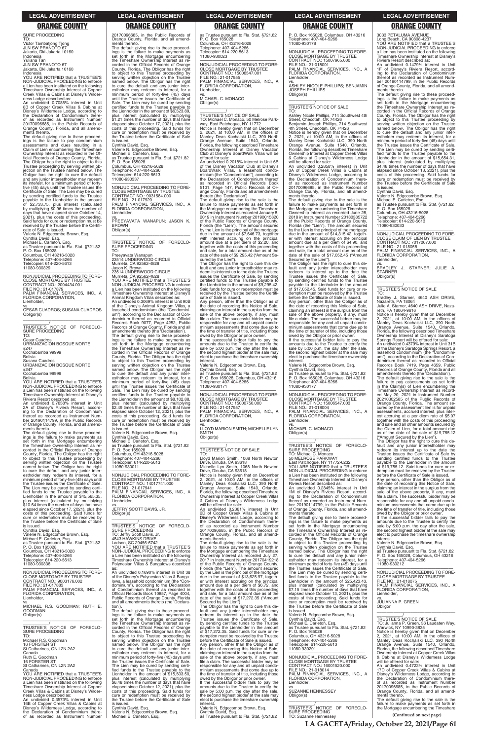SURE PROCEEDING
TO:
Victor Tambatjong Tjong
JLN SW PRANOTO 67
Jakarta, Dki Jakarta 10160
Indonesia
Yuliana Tan
JLN SW PRANOTO 67
Jakarta, Dki Jakarta 10160
Indonesia
YOU ARE NOTIFIED that a TRUSTEE'S NON-JUDICIAL PROCEEDING to enforce a Lien has been instituted on the following Timeshare Ownership Interest at Copper Creek Villas & Cabins at Disney's Wilderness Lodge described as:
An undivided 0.7085% interest in Unit 8B of Copper Creek Villas & Cabins at Disney's Wilderness Lodge, according to the Declaration of Condominium thereof as recorded as Instrument Number 20170096685, in the Public Records of Orange County, Florida, and all amendments thereto.
The default giving rise to these proceedings is the failure to pay condominium assessments and dues resulting in a Claim of Lien encumbering the Timeshare Ownership Interest as recorded in the Official Records of Orange County, Florida. The Obligor has the right to object to this Trustee proceeding by serving written objection on the Trustee named below. The Obligor has the right to cure the default and any junior interestholder may redeem its interest, for a minimum period of forty-five (45) days until the Trustee issues the Certificate of Sale. The Lien may be cured by sending certified funds to the Trustee payable to the Lienholder in the amount of $2,733.75, plus interest (calculated by multiplying $0.96 times the number of days that have elapsed since October 14, 2021), plus the costs of this proceeding. Said funds for cure or redemption must be received by the Trustee before the Certificate of Sale is issued.
Valerie N. Edgecombe Brown, Esq.
Cynthia David, Esq.
Michael E. Carleton, Esq.
as Trustee pursuant to Fla. Stat. §721.82
P. O. Box 165028
Columbus, OH 43216-5028
Telephone: 407-404-5266
Telecopier: 614-220-5613
11080-930329

—————————————————

NONJUDICIAL PROCEEDING TO FORECLOSE MORTGAGE BY TRUSTEE
CONTRACT NO.: 2004434.001
FILE NO.: 21-017879
PALM FINANCIAL SERVICES, INC., A FLORIDA CORPORATION,
Lienholder,
vs.
CESAR CUADROS; SUSANA CUADROS
Obligor(s)
\_\_\_\_\_\_\_\_\_\_\_\_\_\_\_\_\_\_\_\_\_\_\_\_\_\_\_\_\_\_\_\_\_/
TRUSTEE'S NOTICE OF FORECLOSURE PROCEEDING
TO:
Cesar Cuadros
URBANIZACION BOSQUE NORTE #247
Cochabamba 99999
Bolivia
Susana Cuadros
URBANIZACION BOSQUE NORTE #247
Cochabamba 99999
Bolivia
YOU ARE NOTIFIED that a TRUSTEE'S NON-JUDICIAL PROCEEDING to enforce a Lien has been instituted on the following Timeshare Ownership Interest at Disney's Riviera Resort described as:
An undivided 0.7658% interest in Unit 2A of Disney's Riviera Resort, according to the Declaration of Condominium thereof as recorded as Instrument Number 20190114799, in the Public Records of Orange County, Florida, and all amendments thereto.
The default giving rise to these proceedings is the failure to make payments as set forth in the Mortgage encumbering the Timeshare Ownership Interest as recorded in the Official Records of Orange County, Florida. The Obligor has the right to object to this Trustee proceeding by serving written objection on the Trustee named below. The Obligor has the right to cure the default and any junior interestholder may redeem its interest, for a minimum period of forty-five (45) days until the Trustee issues the Certificate of Sale. The Lien may be cured by sending certified funds to the Trustee payable to the Lienholder in the amount of $45,565.35, plus interest (calculated by multiplying $10.64 times the number of days that have elapsed since October 17, 2021), plus the costs of this proceeding. Said funds for cure or redemption must be received by the Trustee before the Certificate of Sale is issued.
Cynthia David, Esq.
Valerie N. Edgecombe Brown, Esq.
Michael E. Carleton, Esq.
as Trustee pursuant to Fla. Stat. §721.82
P. O. Box 165028
Columbus, OH 43216-5028
Telephone: 407-404-5266
Telecopier: 614-220-5613
11080-930336

—————————————————

NONJUDICIAL PROCEEDING TO FORECLOSE MORTGAGE BY TRUSTEE
CONTRACT NO.: 9003176.002
FILE NO.: 21-017883
PALM FINANCIAL SERVICES, INC., A FLORIDA CORPORATION,
Lienholder,
vs.
MICHAEL R.S. GOODMAN; RUTH E. GOODMAN
Obligor(s)
\_\_\_\_\_\_\_\_\_\_\_\_\_\_\_\_\_\_\_\_\_\_\_\_\_\_\_\_\_\_\_\_\_/
TRUSTEE'S NOTICE OF FORECLOSURE PROCEEDING
TO:
Michael R.S. Goodman
16 FORSTER ST
St Catharines, ON L2N 2A2
Canada
Ruth E. Goodman
16 FORSTER ST
St Catharines, ON L2N 2A2
Canada
YOU ARE NOTIFIED that a TRUSTEE'S NON-JUDICIAL PROCEEDING to enforce a Lien has been instituted on the following Timeshare Ownership Interest at Copper Creek Villas & Cabins at Disney's Wilderness Lodge described as:
An undivided 0.3573% interest in Unit 16B of Copper Creek Villas & Cabins at Disney's Wilderness Lodge, according to the Declaration of Condominium thereof as recorded as Instrument Number 20170096685, in the Public Records of Orange County, Florida, and all amendments thereto.
The default giving rise to these proceedings is the failure to make payments as set forth in the Mortgage encumbering the Timeshare Ownership Interest as recorded in the Official Records of Orange County, Florida. The Obligor has the right to object to this Trustee proceeding by serving written objection on the Trustee named below. The Obligor has the right to cure the default and any junior interestholder may redeem its interest, for a minimum period of forty-five (45) days until the Trustee issues the Certificate of Sale. The Lien may be cured by sending certified funds to the Trustee payable to the Lienholder in the amount of $6,523.89, plus interest (calculated by multiplying $1.21 times the number of days that have elapsed since October 17, 2021), plus the costs of this proceeding. Said funds for cure or redemption must be received by the Trustee before the Certificate of Sale is issued.
Cynthia David, Esq.
Valerie N. Edgecombe Brown, Esq.
Michael E. Carleton, Esq.
as Trustee pursuant to Fla. Stat. §721.82
P. O. Box 165028
Columbus, OH 43216-5028
Telephone: 407-404-5266
Telecopier: 614-220-5613
11080-930337

—————————————————

NONJUDICIAL PROCEEDING TO FORECLOSE MORTGAGE BY TRUSTEE
CONTRACT NO.: 9031584.000
FILE NO.: 21-017920
PALM FINANCIAL SERVICES, INC., A FLORIDA CORPORATION,
Lienholder,
vs.
PREEYAVATA WANAPUN; JASON K. BROWN
Obligor(s)
\_\_\_\_\_\_\_\_\_\_\_\_\_\_\_\_\_\_\_\_\_\_\_\_\_\_\_\_\_\_\_\_\_/
TRUSTEE'S NOTICE OF FORECLOSURE PROCEEDING
TO:
Preeyavata Wanapun
23514 UNDERWOOD CIRCLE
Murrieta, CA 92562-4828
Jason K. Brown
23514 UNDERWOOD CIRCLE
Murrieta, CA 92562-4828
YOU ARE NOTIFIED that a TRUSTEE'S NON-JUDICIAL PROCEEDING to enforce a Lien has been instituted on the following Timeshare Ownership Interest at Disney's Animal Kingdom Villas described as:
An undivided 0.3069% interest in Unit 90B of the Disney's Animal Kingdom Villas, a leasehold condominium (the "Condominium"), according to the Declaration of Condominium thereof as recorded in Official Records Book 9077, Page 4252, Public Records of Orange County, Florida and all amendments thereto (the 'Declaration').
The default giving rise to these proceedings is the failure to make payments as set forth in the Mortgage encumbering the Timeshare Ownership Interest as recorded in the Official Records of Orange County, Florida. The Obligor has the right to object to this Trustee proceeding by serving written objection on the Trustee named below. The Obligor has the right to cure the default and any junior interestholder may redeem its interest, for a minimum period of forty-five (45) days until the Trustee issues the Certificate of Sale. The Lien may be cured by sending certified funds to the Trustee payable to the Lienholder in the amount of $8,102.88, plus interest (calculated by multiplying $2.49 times the number of days that have elapsed since October 12, 2021), plus the costs of this proceeding. Said funds for cure or redemption must be received by the Trustee before the Certificate of Sale is issued.
Valerie N. Edgecombe Brown, Esq.
Cynthia David, Esq.
Michael E. Carleton, Esq.
as Trustee pursuant to Fla. Stat. §721.82
P. O. Box 165028
Columbus, OH 43216-5028
Telephone: 407-404-5266
Telecopier: 614-220-5613
11080-930011

—————————————————

NONJUDICIAL PROCEEDING TO FORECLOSE MORTGAGE BY TRUSTEE
CONTRACT NO.: 14017741.000
FILE NO.: 21-017941
PALM FINANCIAL SERVICES, INC., A FLORIDA CORPORATION,
Lienholder,
vs.
JEFFRY SCOTT DAVIS, JR.
Obligor(s)
\_\_\_\_\_\_\_\_\_\_\_\_\_\_\_\_\_\_\_\_\_\_\_\_\_\_\_\_\_\_\_\_\_/
TRUSTEE'S NOTICE OF FORECLOSURE PROCEEDING
TO: Jeffry Scott Davis, Jr.
4843 HAWKINS DRIVE
Ladson, SC 29456-6742
YOU ARE NOTIFIED that a TRUSTEE'S NON-JUDICIAL PROCEEDING to enforce a Lien has been instituted on the following Timeshare Ownership Interest at Disney's Polynesian Villas & Bungalows described as:
An undivided 0.1690% interest in Unit 38 of the Disney's Polynesian Villas & Bungalows, a leasehold condominium (the "Condominium"), according to the Declaration of Condominium thereof as recorded in Official Records Book 10857, Page 4004, Public Records of Orange County, Florida and all amendments thereto (the 'Declaration').
The default giving rise to these proceedings is the failure to make payments as set forth in the Mortgage encumbering the Timeshare Ownership Interest as recorded in the Official Records of Orange County, Florida. The Obligor has the right to object to this Trustee proceeding by serving written objection on the Trustee named below. The Obligor has the right to cure the default and any junior interestholder may redeem its interest, for a minimum period of forty-five (45) days until the Trustee issues the Certificate of Sale. The Lien may be cured by sending certified funds to the Trustee payable to the Lienholder in the amount of $15,503.50, plus interest (calculated by multiplying $6.48 times the number of days that have elapsed since October 12, 2021), plus the costs of this proceeding. Said funds for cure or redemption must be received by the Trustee before the Certificate of Sale is issued.
Cynthia David, Esq.
Valerie N. Edgecombe Brown, Esq.
Michael E. Carleton, Esq.
as Trustee pursuant to Fla. Stat. §721.82
P. O. Box 165028
Columbus, OH 43216-5028
Telephone: 407-404-5266
Telecopier: 614-220-5613
11080-930023

—————————————————

NONJUDICIAL PROCEEDING TO FORECLOSE MORTGAGE BY TRUSTEE
CONTRACT NO.: 15006547.001
FILE NO.: 21-017955
PALM FINANCIAL SERVICES, INC., A FLORIDA CORPORATION,
Lienholder,
vs.
MICHAEL C. MONACO
Obligor(s)
\_\_\_\_\_\_\_\_\_\_\_\_\_\_\_\_\_\_\_\_\_\_\_\_\_\_\_\_\_\_\_\_\_/
TRUSTEE'S NOTICE OF SALE
TO: Michael C. Monaco, 50 Melrose Parkway, East Patchogue, NY 11772
Notice is hereby given that on December 2, 2021, at 10:00 AM, in the offices of Manley Deas Kochalski LLC, 390 North Orange Avenue, Suite 1540, Orlando, Florida, the following described Timeshare Ownership Interest at Disney Vacation Club at Disney's BoardWalk Villas will be offered for sale:
An undivided 0.2018% interest in Unit 6B of the Disney Vacation Club at Disney's BoardWalk Villas, a leasehold condominium (the "Condominium"), according to the Declaration of Condominium thereof as recorded in Official Records Book 5101, Page 147, Public Records of Orange County, Florida and all amendments thereto (the 'Declaration').
The default giving rise to the sale is the failure to make payments as set forth in the Mortgage encumbering the Timeshare Ownership Interest as recorded January 8, 2019 in Instrument Number 20190015820 of the Public Records of Orange County, Florida (the "Lien"). The amount secured by the Lien is the principal of the mortgage due in the amount of $7,646.73, together with interest accruing on the principal amount due at a per diem of $2.20, and together with the costs of this proceeding and sale, for a total amount due as of the date of the sale of $9,295.42 ("Amount Secured by the Lien").
The Obligor has the right to cure this default and any junior interestholder may redeem its interest up to the date the Trustee issues the Certificate of Sale, by sending certified funds to the Trustee payable to the Lienholder in the amount of $9,295.42. Said funds for cure or redemption must be received by the Trustee before the Certificate of Sale is issued.
Any person, other than the Obligor as of the date of recording this Notice of Sale, claiming an interest in the surplus from the sale of the above property, if any, must file a claim. The successful bidder may be responsible for any and all unpaid condominium assessments that come due up to the time of transfer of title, including those owed by the Obligor or prior owner.
If the successful bidder fails to pay the amounts due to the Trustee to certify the sale by 5:00 p.m. the day after the sale, the second highest bidder at the sale may elect to purchase the timeshare ownership interest.
Valerie N. Edgecombe Brown, Esq.
Cynthia David, Esq.
as Trustee pursuant to Fla. Stat. §721.82
P. O. Box 165028, Columbus, OH 43216
Telephone: 407-404-5266
11080-930171

—————————————————

NONJUDICIAL PROCEEDING TO FORECLOSE MORTGAGE BY TRUSTEE
CONTRACT NO.: 15000750.000
FILE NO.: 21-017957
PALM FINANCIAL SERVICES, INC., A FLORIDA CORPORATION,
Lienholder,
vs.
LLOYD MARION SMITH; MICHELLE LYN SMITH
Obligor(s)
\_\_\_\_\_\_\_\_\_\_\_\_\_\_\_\_\_\_\_\_\_\_\_\_\_\_\_\_\_\_\_\_\_/
TRUSTEE'S NOTICE OF SALE
TO:
Lloyd Marion Smith, 1068 North Newton Drive, Dinuba, CA 93618
Michelle Lyn Smith, 1068 North Newton Drive, Dinuba, CA 93618
Notice is hereby given that on December 2, 2021, at 10:00 AM, in the offices of Manley Deas Kochalski LLC, 390 North Orange Avenue, Suite 1540, Orlando, Florida, the following described Timeshare Ownership Interest at Copper Creek Villas & Cabins at Disney's Wilderness Lodge will be offered for sale:
An undivided 0.2361% interest in Unit 2D of Copper Creek Villas & Cabins at Disney's Wilderness Lodge, according to the Declaration of Condominium thereof as recorded as Instrument Number 20170096685, in the Public Records of Orange County, Florida, and all amendments thereto.
The default giving rise to the sale is the failure to make payments as set forth in the Mortgage encumbering the Timeshare Ownership Interest as recorded July 27, 2017 in Instrument Number 20170419218 of the Public Records of Orange County, Florida (the "Lien"). The amount secured by the Lien is the principal of the mortgage due in the amount of $13,625.97, together with interest accruing on the principal amount due at a per diem of $6.72, and together with the costs of this proceeding and sale, for a total amount due as of the date of the sale of $17,272.35 ("Amount Secured by the Lien").
The Obligor has the right to cure this default and any junior interestholder may redeem its interest up to the date the Trustee issues the Certificate of Sale, by sending certified funds to the Trustee payable to the Lienholder in the amount of $17,272.35. Said funds for cure or redemption must be received by the Trustee before the Certificate of Sale is issued.
Any person, other than the Obligor as of the date of recording this Notice of Sale, claiming an interest in the surplus from the sale of the above property, if any, must file a claim. The successful bidder may be responsible for any and all unpaid condominium assessments that come due up to the time of transfer of title, including those owed by the Obligor or prior owner.
If the successful bidder fails to pay the amounts due to the Trustee to certify the sale by 5:00 p.m. the day after the sale, the second highest bidder at the sale may elect to purchase the timeshare ownership interest.
Valerie N. Edgecombe Brown, Esq.
Cynthia David, Esq.
as Trustee pursuant to Fla. Stat. §721.82
P. O. Box 165028, Columbus, OH 43216
Telephone: 407-404-5266
11080-930178

—————————————————

NONJUDICIAL PROCEEDING TO FORECLOSE MORTGAGE BY TRUSTEE
CONTRACT NO.: 15007965.000
FILE NO.: 21-018001
PALM FINANCIAL SERVICES, INC., A FLORIDA CORPORATION,
Lienholder,
vs.
ASHLEY NICOLE PHILLIPS; BENJAMIN JOSEPH PHILLIPS
Obligor(s)
\_\_\_\_\_\_\_\_\_\_\_\_\_\_\_\_\_\_\_\_\_\_\_\_\_\_\_\_\_\_\_\_\_/
TRUSTEE'S NOTICE OF SALE
TO:
Ashley Nicole Phillips, 714 Southwest 4th Street, Checotah, OK 74426
Benjamin Joseph Phillips, 714 Southwest 4th Street, Checotah, OK 74426
Notice is hereby given that on December 2, 2021, at 10:00 AM, in the offices of Manley Deas Kochalski LLC, 390 North Orange Avenue, Suite 1540, Orlando, Florida, the following described Timeshare Ownership Interest at Copper Creek Villas & Cabins at Disney's Wilderness Lodge will be offered for sale:
An undivided 0.2858% interest in Unit 3A of Copper Creek Villas & Cabins at Disney's Wilderness Lodge, according to the Declaration of Condominium thereof as recorded as Instrument Number 20170096685, in the Public Records of Orange County, Florida, and all amendments thereto.
The default giving rise to the sale is the failure to make payments as set forth in the Mortgage encumbering the Timeshare Ownership Interest as recorded June 28, 2018 in Instrument Number 20180385722 of the Public Records of Orange County, Florida (the "Lien"). The amount secured by the Lien is the principal of the mortgage due in the amount of $14,315.42, together with interest accruing on the principal amount due at a per diem of $4.90, and together with the costs of this proceeding and sale, for a total amount due as of the date of the sale of $17,052.45 ("Amount Secured by the Lien").
The Obligor has the right to cure this default and any junior interestholder may redeem its interest up to the date the Trustee issues the Certificate of Sale, by sending certified funds to the Trustee payable to the Lienholder in the amount of $17,052.45. Said funds for cure or redemption must be received by the Trustee before the Certificate of Sale is issued.
Any person, other than the Obligor as of the date of recording this Notice of Sale, claiming an interest in the surplus from the sale of the above property, if any, must file a claim. The successful bidder may be responsible for any and all unpaid condominium assessments that come due up to the time of transfer of title, including those owed by the Obligor or prior owner.
If the successful bidder fails to pay the amounts due to the Trustee to certify the sale by 5:00 p.m. the day after the sale, the second highest bidder at the sale may elect to purchase the timeshare ownership interest.
Valerie N. Edgecombe Brown, Esq.
Cynthia David, Esq.
as Trustee pursuant to Fla. Stat. §721.82
P. O. Box 165028, Columbus, OH 43216
Telephone: 407-404-5266
11080-930177

—————————————————

NONJUDICIAL PROCEEDING TO FORECLOSE MORTGAGE BY TRUSTEE
CONTRACT NO.: 15006547.003
FILE NO.: 21-018004
PALM FINANCIAL SERVICES, INC., A FLORIDA CORPORATION,
Lienholder,
vs.
MICHAEL C. MONACO
Obligor(s)
\_\_\_\_\_\_\_\_\_\_\_\_\_\_\_\_\_\_\_\_\_\_\_\_\_\_\_\_\_\_\_\_\_/
TRUSTEE'S NOTICE OF FORECLOSURE PROCEEDING
TO: Michael C. Monaco
50 MELROSE PARKWAY
East Patchogue, NY 11772-6232
YOU ARE NOTIFIED that a TRUSTEE'S NON-JUDICIAL PROCEEDING to enforce a Lien has been instituted on the following Timeshare Ownership Interest at Disney's Riviera Resort described as:
An undivided 0.2845% interest in Unit 1M of Disney's Riviera Resort, according to the Declaration of Condominium thereof as recorded as Instrument Number 20190114799, in the Public Records of Orange County, Florida, and all amendments thereto.
The default giving rise to these proceedings is the failure to make payments as set forth in the Mortgage encumbering the Timeshare Ownership Interest as recorded in the Official Records of Orange County, Florida. The Obligor has the right to object to this Trustee proceeding by serving written objection on the Trustee named below. The Obligor has the right to cure the default and any junior interestholder may redeem its interest, for a minimum period of forty-five (45) days until the Trustee issues the Certificate of Sale. The Lien may be cured by sending certified funds to the Trustee payable to the Lienholder in the amount of $25,423.43, plus interest (calculated by multiplying $7.15 times the number of days that have elapsed since October 13, 2021), plus the costs of this proceeding. Said funds for cure or redemption must be received by the Trustee before the Certificate of Sale is issued.
Valerie N. Edgecombe Brown, Esq.
Cynthia David, Esq.
Michael E. Carleton, Esq.
as Trustee pursuant to Fla. Stat. §721.82
P. O. Box 165028
Columbus, OH 43216-5028
Telephone: 407-404-5266
Telecopier: 614-220-5613
11080-930291

—————————————————

NONJUDICIAL PROCEEDING TO FORECLOSE MORTGAGE BY TRUSTEE
CONTRACT NO.: 16001520.000
FILE NO.: 21-018014
PALM FINANCIAL SERVICES, INC., A FLORIDA CORPORATION,
Lienholder,
vs.
SUZANNE HENNESSEY
Obligor(s)
\_\_\_\_\_\_\_\_\_\_\_\_\_\_\_\_\_\_\_\_\_\_\_\_\_\_\_\_\_\_\_\_\_/
TRUSTEE'S NOTICE OF FORECLOSURE PROCEEDING
TO: Suzanne Hennessey
3033 PETALUMA AVENUE
Long Beach, CA 90808-4237
YOU ARE NOTIFIED that a TRUSTEE'S NON-JUDICIAL PROCEEDING to enforce a Lien has been instituted on the following Timeshare Ownership Interest at Disney's Riviera Resort described as:
An undivided 0.1479% interest in Unit 1F of Disney's Riviera Resort, according to the Declaration of Condominium thereof as recorded as Instrument Number 20190114799, in the Public Records of Orange County, Florida, and all amendments thereto.
The default giving rise to these proceedings is the failure to make payments as set forth in the Mortgage encumbering the Timeshare Ownership Interest as recorded in the Official Records of Orange County, Florida. The Obligor has the right to object to this Trustee proceeding by serving written objection on the Trustee named below. The Obligor has the right to cure the default and any junior interestholder may redeem its interest, for a minimum period of forty-five (45) days until the Trustee issues the Certificate of Sale. The Lien may be cured by sending certified funds to the Trustee payable to the Lienholder in the amount of $15,654.31, plus interest (calculated by multiplying $4.48 times the number of days that have elapsed since October 13, 2021), plus the costs of this proceeding. Said funds for cure or redemption must be received by the Trustee before the Certificate of Sale is issued.
Cynthia David, Esq.
Valerie N. Edgecombe Brown, Esq.
Michael E. Carleton, Esq.
as Trustee pursuant to Fla. Stat. §721.82
P. O. Box 165028
Columbus, OH 43216-5028
Telephone: 407-404-5266
Telecopier: 614-220-5613
11080-930033

—————————————————

NONJUDICIAL PROCEEDING TO FORECLOSE CLAIM OF LIEN BY TRUSTEE
CONTRACT NO.: 7017067.000
FILE NO.: 21-018058
PALM FINANCIAL SERVICES, INC., A FLORIDA CORPORATION,
Lienholder,
vs.
BRADLEY J. STARNER; JULIE A. STARNER
Obligor(s)
\_\_\_\_\_\_\_\_\_\_\_\_\_\_\_\_\_\_\_\_\_\_\_\_\_\_\_\_\_\_\_\_\_/
TRUSTEE'S NOTICE OF SALE
TO:
Bradley J. Starner, 4640 ASH DRIVE, Nazareth, PA 18064
Julie A. Starner, 4640 ASH DRIVE, Nazareth, PA 18064-9616
Notice is hereby given that on December 2, 2021, at 10:00 AM, in the offices of Manley Deas Kochalski LLC, 390 North Orange Avenue, Suite 1540, Orlando, Florida, the following described Timeshare Ownership Interest at Disney's Saratoga Springs Resort will be offered for sale:
An undivided 0.4379% interest in Unit 31B of the Disney's Saratoga Springs Resort, a leasehold condominium (the "Condominium"), according to the Declaration of Condominium thereof as recorded in Official Records Book 7419, Page 4659, Public Records of Orange County, Florida and all amendments thereto (the 'Declaration').
The default giving rise to the sale is the failure to pay assessments as set forth in the Claim(s) of Lien encumbering the Timeshare Ownership Interest as recorded May 20, 2021 in Instrument Number 20210302585 of the Public Records of Orange County, Florida. The amount secured by the assessment lien is for unpaid assessments, accrued interest, plus interest accruing at a per diem rate of $5.07 together with the costs of this proceeding and sale and all other amounts secured by the Claim of Lien, for a total amount due as of the date of the sale of $19,755.12 ("Amount Secured by the Lien").
The Obligor has the right to cure this default and any junior interestholder may redeem its interest up to the date the Trustee issues the Certificate of Sale by sending certified funds to the Trustee payable to the Lienholder in the amount of $19,755.12. Said funds for cure or redemption must be received by the Trustee before the Certificate of Sale is issued.
Any person, other than the Obligor as of the date of recording this Notice of Sale, claiming an interest in the surplus from the sale of the above property, if any, must file a claim. The successful bidder may be responsible for any and all unpaid condominium assessments that come due up to the time of transfer of title, including those owed by the Obligor or prior owner.
If the successful bidder fails to pay the amounts due to the Trustee to certify the sale by 5:00 p.m. the day after the sale, the second highest bidder at the sale may elect to purchase the timeshare ownership interest.
Valerie N. Edgecombe Brown, Esq.
Cynthia David, Esq.
as Trustee pursuant to Fla. Stat. §721.82
P. O. Box 165028, Columbus, OH 43216
Telephone: 407-404-5266
11080-930212

—————————————————

NONJUDICIAL PROCEEDING TO FORECLOSE MORTGAGE BY TRUSTEE
FILE NO.: 21-018075
PALM FINANCIAL SERVICES, INC., A FLORIDA CORPORATION,
Lienholder,
vs.
JULIANNA P. GREEN
Obligor
\_\_\_\_\_\_\_\_\_\_\_\_\_\_\_\_\_\_\_\_\_\_\_\_\_\_\_\_\_\_\_\_\_/
TRUSTEE'S NOTICE OF SALE
TO: Julianna P. Green, 36 Laudaten Way, Warwick, NY 10990-3835
Notice is hereby given that on December 2, 2021, at 10:00 AM, in the offices of Manley Deas Kochalski LLC, 390 North Orange Avenue, Suite 1540, Orlando, Florida, the following described Timeshare Ownership Interest at Copper Creek Villas & Cabins at Disney's Wilderness Lodge will be offered for sale:
An undivided 0.4723% interest in Unit 17D of Copper Creek Villas & Cabins at Disney's Wilderness Lodge, according to the Declaration of Condominium thereof as recorded as Instrument Number 20170096685, in the Public Records of Orange County, Florida, and all amendments thereto.
The default giving rise to the sale is the failure to make payments as set forth in the Mortgage encumbering the Timeshare

**(Continued on next page)**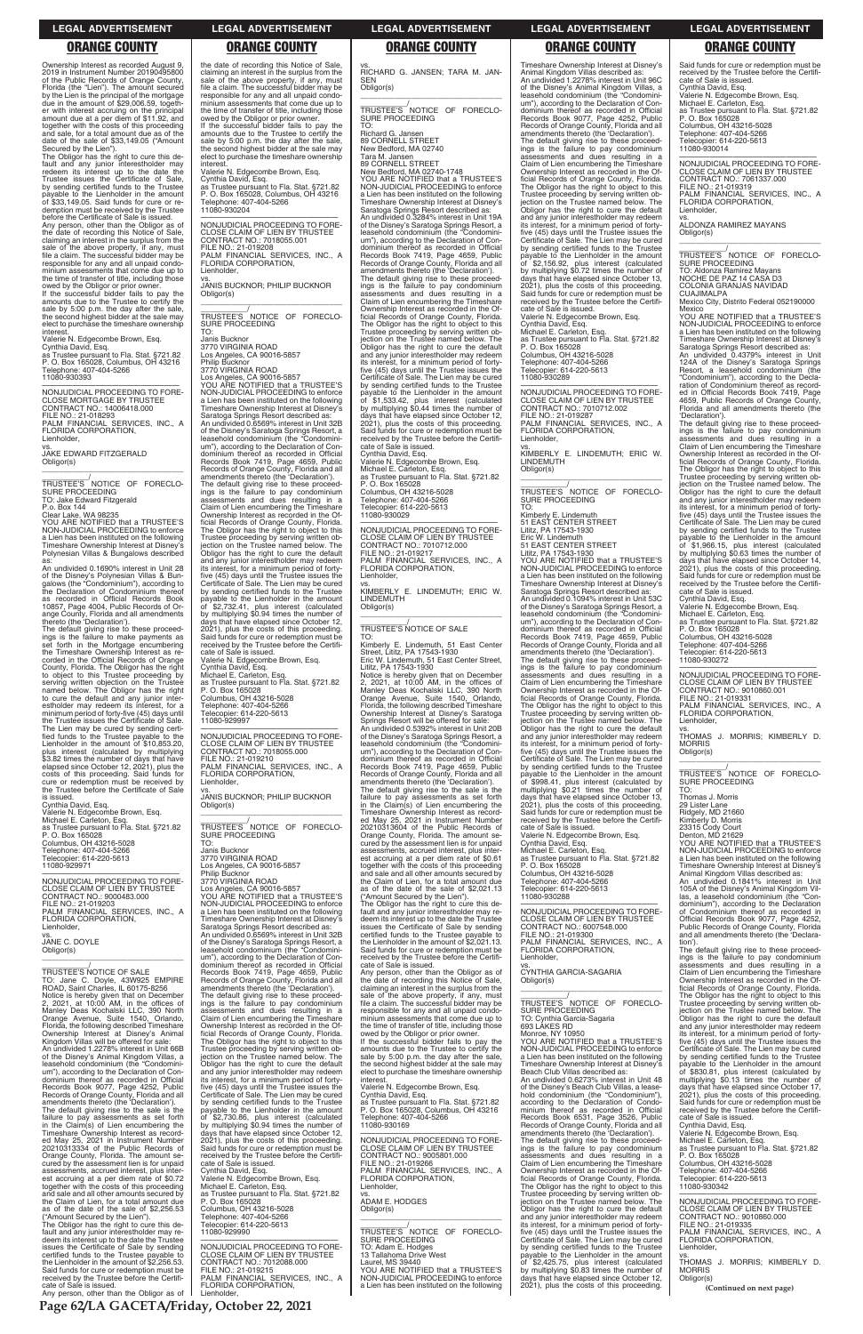Ownership Interest as recorded August 9, 2019 in Instrument Number 20190495800 of the Public Records of Orange County, Florida (the "Lien"). The amount secured by the Lien is the principal of the mortgage due in the amount of $29,006.59, together with interest accruing on the principal amount due at a per diem of $11.92, and together with the costs of this proceeding and sale, for a total amount due as of the date of the sale of $33,149.05 ("Amount Secured by the Lien").

The Obligor has the right to cure this default and any junior interestholder may redeem its interest up to the date the Trustee issues the Certificate of Sale, by sending certified funds to the Trustee payable to the Lienholder in the amount of $33,149.05. Said funds for cure or redemption must be received by the Trustee before the Certificate of Sale is issued.

Any person, other than the Obligor as of the date of recording this Notice of Sale, claiming an interest in the surplus from the sale of the above property, if any, must file a claim. The successful bidder may be responsible for any and all unpaid condominium assessments that come due up to the time of transfer of title, including those owed by the Obligor or prior owner.

If the successful bidder fails to pay the amounts due to the Trustee to certify the sale by 5:00 p.m. the day after the sale, the second highest bidder at the sale may elect to purchase the timeshare ownership interest.

Valerie N. Edgecombe Brown, Esq.
Cynthia David, Esq.
as Trustee pursuant to Fla. Stat. §721.82
P. O. Box 165028, Columbus, OH 43216
Telephone: 407-404-5266
11080-930393

NONJUDICIAL PROCEEDING TO FORECLOSE MORTGAGE BY TRUSTEE
CONTRACT NO.: 14006418.000
FILE NO.: 21-018293
PALM FINANCIAL SERVICES, INC., A FLORIDA CORPORATION,
Lienholder,
vs.
JAKE EDWARD FITZGERALD
Obligor(s)

TRUSTEE'S NOTICE OF FORECLOSURE PROCEEDING
TO: Jake Edward Fitzgerald
P.o. Box 144
Clear Lake, WA 98235
YOU ARE NOTIFIED that a TRUSTEE'S NON-JUDICIAL PROCEEDING to enforce a Lien has been instituted on the following Timeshare Ownership Interest at Disney's Polynesian Villas & Bungalows described as:
An undivided 0.1690% interest in Unit 28 of the Disney's Polynesian Villas & Bungalows (the "Condominium"), according to the Declaration of Condominium thereof as recorded in Official Records Book 10857, Page 4004, Public Records of Orange County, Florida and all amendments thereto (the 'Declaration').
The default giving rise to these proceedings is the failure to make payments as set forth in the Mortgage encumbering the Timeshare Ownership Interest as recorded in the Official Records of Orange County, Florida. The Obligor has the right to object to this Trustee proceeding by serving written objection on the Trustee named below. The Obligor has the right to cure the default and any junior interestholder may redeem its interest, for a minimum period of forty-five (45) days until the Trustee issues the Certificate of Sale. The Lien may be cured by sending certified funds to the Trustee payable to the Lienholder in the amount of $10,853.20, plus interest (calculated by multiplying $3.82 times the number of days that have elapsed since October 12, 2021), plus the costs of this proceeding. Said funds for cure or redemption must be received by the Trustee before the Certificate of Sale is issued.
Cynthia David, Esq.
Valerie N. Edgecombe Brown, Esq.
Michael E. Carleton, Esq.
as Trustee pursuant to Fla. Stat. §721.82
P. O. Box 165028
Columbus, OH 43216-5028
Telephone: 407-404-5266
Telecopier: 614-220-5613
11080-929971

NONJUDICIAL PROCEEDING TO FORECLOSE CLAIM OF LIEN BY TRUSTEE
CONTRACT NO.: 9000483.000
FILE NO.: 21-019203
PALM FINANCIAL SERVICES, INC., A FLORIDA CORPORATION,
Lienholder,
vs.
JANE C. DOYLE
Obligor(s)

TRUSTEE'S NOTICE OF SALE
TO: Jane C. Doyle, 43W925 EMPIRE ROAD, Saint Charles, IL 60175-8256
Notice is hereby given that on December 2, 2021, at 10:00 AM, in the offices of Manley Deas Kochalski LLC, 390 North Orange Avenue, Suite 1540, Orlando, Florida, the following described Timeshare Ownership Interest at Disney's Animal Kingdom Villas will be offered for sale:
An undivided 1.2278% interest in Unit 66B of the Disney's Animal Kingdom Villas, a leasehold condominium (the "Condominium"), according to the Declaration of Condominium thereof as recorded in Official Records Book 9077, Page 4252, Public Records of Orange County, Florida and all amendments thereto (the 'Declaration').
The default giving rise to the sale is the failure to pay assessments as set forth in the Claim(s) of Lien encumbering the Timeshare Ownership Interest as recorded May 25, 2021 in Instrument Number 20210313334 of the Public Records of Orange County, Florida. The amount secured by the assessment lien is for unpaid assessments, accrued interest, plus interest accruing at a per diem rate of $0.72 together with the costs of this proceeding and sale and all other amounts secured by the Claim of Lien, for a total amount due as of the date of the sale of $2,256.53 ("Amount Secured by the Lien").
The Obligor has the right to cure this default and any junior interestholder may redeem its interest up to the date the Trustee issues the Certificate of Sale by sending certified funds to the Trustee payable to the Lienholder in the amount of $2,256.53. Said funds for cure or redemption must be received by the Trustee before the Certificate of Sale is issued.
Any person, other than the Obligor as of the date of recording this Notice of Sale, claiming an interest in the surplus from the sale of the above property, if any, must file a claim. The successful bidder may be responsible for any and all unpaid condominium assessments that come due up to the time of transfer of title, including those owed by the Obligor or prior owner.
If the successful bidder fails to pay the amounts due to the Trustee to certify the sale by 5:00 p.m. the day after the sale, the second highest bidder at the sale may elect to purchase the timeshare ownership interest.
Valerie N. Edgecombe Brown, Esq.
Cynthia David, Esq.
as Trustee pursuant to Fla. Stat. §721.82
P. O. Box 165028, Columbus, OH 43216
Telephone: 407-404-5266
11080-930204

NONJUDICIAL PROCEEDING TO FORECLOSE CLAIM OF LIEN BY TRUSTEE
CONTRACT NO.: 7018055.001
FILE NO.: 21-019208
PALM FINANCIAL SERVICES, INC., A FLORIDA CORPORATION,
Lienholder,
vs.
JANIS BUCKNOR; PHILIP BUCKNOR
Obligor(s)

TRUSTEE'S NOTICE OF FORECLOSURE PROCEEDING
TO:
Janis Bucknor
3770 VIRGINIA ROAD
Los Angeles, CA 90016-5857
Philip Bucknor
3770 VIRGINIA ROAD
Los Angeles, CA 90016-5857
YOU ARE NOTIFIED that a TRUSTEE'S NON-JUDICIAL PROCEEDING to enforce a Lien has been instituted on the following Timeshare Ownership Interest at Disney's Saratoga Springs Resort described as:
An undivided 0.6569% interest in Unit 32B of the Disney's Saratoga Springs Resort, a leasehold condominium (the "Condominium"), according to the Declaration of Condominium thereof as recorded in Official Records Book 7419, Page 4659, Public Records of Orange County, Florida and all amendments thereto (the 'Declaration').
The default giving rise to these proceedings is the failure to pay condominium assessments and dues resulting in a Claim of Lien encumbering the Timeshare Ownership Interest as recorded in the Official Records of Orange County, Florida. The Obligor has the right to object to this Trustee proceeding by serving written objection on the Trustee named below. The Obligor has the right to cure the default and any junior interestholder may redeem its interest, for a minimum period of forty-five (45) days until the Trustee issues the Certificate of Sale. The Lien may be cured by sending certified funds to the Trustee payable to the Lienholder in the amount of $2,732.41, plus interest (calculated by multiplying $0.94 times the number of days that have elapsed since October 12, 2021), plus the costs of this proceeding. Said funds for cure or redemption must be received by the Trustee before the Certificate of Sale is issued.
Valerie N. Edgecombe Brown, Esq.
Cynthia David, Esq.
Michael E. Carleton, Esq.
as Trustee pursuant to Fla. Stat. §721.82
P. O. Box 165028
Columbus, OH 43216-5028
Telephone: 407-404-5266
Telecopier: 614-220-5613
11080-929997

NONJUDICIAL PROCEEDING TO FORECLOSE CLAIM OF LIEN BY TRUSTEE
CONTRACT NO.: 7018055.000
FILE NO.: 21-019210
PALM FINANCIAL SERVICES, INC., A FLORIDA CORPORATION,
Lienholder,
vs.
JANIS BUCKNOR; PHILIP BUCKNOR
Obligor(s)

TRUSTEE'S NOTICE OF FORECLOSURE PROCEEDING
TO:
Janis Bucknor
3770 VIRGINIA ROAD
Los Angeles, CA 90016-5857
Philip Bucknor
3770 VIRGINIA ROAD
Los Angeles, CA 90016-5857
YOU ARE NOTIFIED that a TRUSTEE'S NON-JUDICIAL PROCEEDING to enforce a Lien has been instituted on the following Timeshare Ownership Interest at Disney's Saratoga Springs Resort described as:
An undivided 0.6569% interest in Unit 32B of the Disney's Saratoga Springs Resort, a leasehold condominium (the "Condominium"), according to the Declaration of Condominium thereof as recorded in Official Records Book 7419, Page 4659, Public Records of Orange County, Florida and all amendments thereto (the 'Declaration').
The default giving rise to these proceedings is the failure to pay condominium assessments and dues resulting in a Claim of Lien encumbering the Timeshare Ownership Interest as recorded in the Official Records of Orange County, Florida. The Obligor has the right to object to this Trustee proceeding by serving written objection on the Trustee named below. The Obligor has the right to cure the default and any junior interestholder may redeem its interest, for a minimum period of forty-five (45) days until the Trustee issues the Certificate of Sale. The Lien may be cured by sending certified funds to the Trustee payable to the Lienholder in the amount of $2,730.86, plus interest (calculated by multiplying $0.94 times the number of days that have elapsed since October 12, 2021), plus the costs of this proceeding. Said funds for cure or redemption must be received by the Trustee before the Certificate of Sale is issued.
Cynthia David, Esq.
Valerie N. Edgecombe Brown, Esq.
Michael E. Carleton, Esq.
as Trustee pursuant to Fla. Stat. §721.82
P. O. Box 165028
Columbus, OH 43216-5028
Telephone: 407-404-5266
Telecopier: 614-220-5613
11080-929990

NONJUDICIAL PROCEEDING TO FORECLOSE CLAIM OF LIEN BY TRUSTEE
CONTRACT NO.: 7012088.000
FILE NO.: 21-019215
PALM FINANCIAL SERVICES, INC., A FLORIDA CORPORATION,
Lienholder,
vs.
RICHARD G. JANSEN; TARA M. JANSEN
Obligor(s)

TRUSTEE'S NOTICE OF FORECLOSURE PROCEEDING
TO:
Richard G. Jansen
89 CORNELL STREET
New Bedford, MA 02740
Tara M. Jansen
89 CORNELL STREET
New Bedford, MA 02740-1748
YOU ARE NOTIFIED that a TRUSTEE'S NON-JUDICIAL PROCEEDING to enforce a Lien has been instituted on the following Timeshare Ownership Interest at Disney's Saratoga Springs Resort described as:
An undivided 0.3284% interest in Unit 19A of the Disney's Saratoga Springs Resort, a leasehold condominium (the "Condominium"), according to the Declaration of Condominium thereof as recorded in Official Records Book 7419, Page 4659, Public Records of Orange County, Florida and all amendments thereto (the 'Declaration').
The default giving rise to these proceedings is the failure to pay condominium assessments and dues resulting in a Claim of Lien encumbering the Timeshare Ownership Interest as recorded in the Official Records of Orange County, Florida. The Obligor has the right to object to this Trustee proceeding by serving written objection on the Trustee named below. The Obligor has the right to cure the default and any junior interestholder may redeem its interest, for a minimum period of forty-five (45) days until the Trustee issues the Certificate of Sale. The Lien may be cured by sending certified funds to the Trustee payable to the Lienholder in the amount of $1,533.42, plus interest (calculated by multiplying $0.44 times the number of days that have elapsed since October 12, 2021), plus the costs of this proceeding. Said funds for cure or redemption must be received by the Trustee before the Certificate of Sale is issued.
Cynthia David, Esq.
Valerie N. Edgecombe Brown, Esq.
Michael E. Carleton, Esq.
as Trustee pursuant to Fla. Stat. §721.82
P. O. Box 165028
Columbus, OH 43216-5028
Telephone: 407-404-5266
Telecopier: 614-220-5613
11080-930029

NONJUDICIAL PROCEEDING TO FORECLOSE CLAIM OF LIEN BY TRUSTEE
CONTRACT NO.: 7010712.000
FILE NO.: 21-019217
PALM FINANCIAL SERVICES, INC., A FLORIDA CORPORATION,
Lienholder,
vs.
KIMBERLY E. LINDEMUTH; ERIC W. LINDEMUTH
Obligor(s)

TRUSTEE'S NOTICE OF SALE
TO:
Kimberly E. Lindemuth, 51 East Center Street, Lititz, PA 17543-1930
Eric W. Lindemuth, 51 East Center Street, Lititz, PA 17543-1930
Notice is hereby given that on December 2, 2021, at 10:00 AM, in the offices of Manley Deas Kochalski LLC, 390 North Orange Avenue, Suite 1540, Orlando, Florida, the following described Timeshare Ownership Interest at Disney's Saratoga Springs Resort will be offered for sale:
An undivided 0.5392% interest in Unit 20B of the Disney's Saratoga Springs Resort, a leasehold condominium (the "Condominium"), according to the Declaration of Condominium thereof as recorded in Official Records Book 7419, Page 4659, Public Records of Orange County, Florida and all amendments thereto (the 'Declaration').
The default giving rise to the sale is the failure to pay assessments as set forth in the Claim(s) of Lien encumbering the Timeshare Ownership Interest as recorded May 25, 2021 in Instrument Number 20210313604 of the Public Records of Orange County, Florida. The amount secured by the assessment lien is for unpaid assessments, accrued interest, plus interest accruing at a per diem rate of $0.61 together with the costs of this proceeding and sale and all other amounts secured by the Claim of Lien, for a total amount due as of the date of the sale of $2,021.13 ("Amount Secured by the Lien").
The Obligor has the right to cure this default and any junior interestholder may redeem its interest up to the date the Trustee issues the Certificate of Sale by sending certified funds to the Trustee payable to the Lienholder in the amount of $2,021.13. Said funds for cure or redemption must be received by the Trustee before the Certificate of Sale is issued.
Any person, other than the Obligor as of the date of recording this Notice of Sale, claiming an interest in the surplus from the sale of the above property, if any, must file a claim. The successful bidder may be responsible for any and all unpaid condominium assessments that come due up to the time of transfer of title, including those owed by the Obligor or prior owner.
If the successful bidder fails to pay the amounts due to the Trustee to certify the sale by 5:00 p.m. the day after the sale, the second highest bidder at the sale may elect to purchase the timeshare ownership interest.
Valerie N. Edgecombe Brown, Esq.
Cynthia David, Esq.
as Trustee pursuant to Fla. Stat. §721.82
P. O. Box 165028, Columbus, OH 43216
Telephone: 407-404-5266
11080-930169

NONJUDICIAL PROCEEDING TO FORECLOSE CLAIM OF LIEN BY TRUSTEE
CONTRACT NO.: 9005801.000
FILE NO.: 21-019266
PALM FINANCIAL SERVICES, INC., A FLORIDA CORPORATION,
Lienholder,
vs.
ADAM E. HODGES
Obligor(s)

TRUSTEE'S NOTICE OF FORECLOSURE PROCEEDING
TO: Adam E. Hodges
13 Tallahoma Drive West
Laurel, MS 39440
YOU ARE NOTIFIED that a TRUSTEE'S NON-JUDICIAL PROCEEDING to enforce a Lien has been instituted on the following Timeshare Ownership Interest at Disney's Animal Kingdom Villas described as:
An undivided 1.2278% interest in Unit 96C of the Disney's Animal Kingdom Villas, a leasehold condominium (the "Condominium"), according to the Declaration of Condominium thereof as recorded in Official Records Book 9077, Page 4252, Public Records of Orange County, Florida and all amendments thereto (the 'Declaration').
The default giving rise to these proceedings is the failure to pay condominium assessments and dues resulting in a Claim of Lien encumbering the Timeshare Ownership Interest as recorded in the Official Records of Orange County, Florida. The Obligor has the right to object to this Trustee proceeding by serving written objection on the Trustee named below. The Obligor has the right to cure the default and any junior interestholder may redeem its interest, for a minimum period of forty-five (45) days until the Trustee issues the Certificate of Sale. The Lien may be cured by sending certified funds to the Trustee payable to the Lienholder in the amount of $2,156.92, plus interest (calculated by multiplying $0.72 times the number of days that have elapsed since October 13, 2021), plus the costs of this proceeding. Said funds for cure or redemption must be received by the Trustee before the Certificate of Sale is issued.
Valerie N. Edgecombe Brown, Esq.
Cynthia David, Esq.
Michael E. Carleton, Esq.
as Trustee pursuant to Fla. Stat. §721.82
P. O. Box 165028
Columbus, OH 43216-5028
Telephone: 407-404-5266
Telecopier: 614-220-5613
11080-930289

NONJUDICIAL PROCEEDING TO FORECLOSE CLAIM OF LIEN BY TRUSTEE
CONTRACT NO.: 7010712.002
FILE NO.: 21-019287
PALM FINANCIAL SERVICES, INC., A FLORIDA CORPORATION,
Lienholder,
vs.
KIMBERLY E. LINDEMUTH; ERIC W. LINDEMUTH
Obligor(s)

TRUSTEE'S NOTICE OF FORECLOSURE PROCEEDING
TO:
Kimberly E. Lindemuth
51 EAST CENTER STREET
Lititz, PA 17543-1930
Eric W. Lindemuth
51 EAST CENTER STREET
Lititz, PA 17543-1930
YOU ARE NOTIFIED that a TRUSTEE'S NON-JUDICIAL PROCEEDING to enforce a Lien has been instituted on the following Timeshare Ownership Interest at Disney's Saratoga Springs Resort described as:
An undivided 0.1094% interest in Unit 53C of the Disney's Saratoga Springs Resort, a leasehold condominium (the "Condominium"), according to the Declaration of Condominium thereof as recorded in Official Records Book 7419, Page 4659, Public Records of Orange County, Florida and all amendments thereto (the 'Declaration').
The default giving rise to these proceedings is the failure to pay condominium assessments and dues resulting in a Claim of Lien encumbering the Timeshare Ownership Interest as recorded in the Official Records of Orange County, Florida. The Obligor has the right to object to this Trustee proceeding by serving written objection on the Trustee named below. The Obligor has the right to cure the default and any junior interestholder may redeem its interest, for a minimum period of forty-five (45) days until the Trustee issues the Certificate of Sale. The Lien may be cured by sending certified funds to the Trustee payable to the Lienholder in the amount of $998.41, plus interest (calculated by multiplying $0.21 times the number of days that have elapsed since October 13, 2021), plus the costs of this proceeding. Said funds for cure or redemption must be received by the Trustee before the Certificate of Sale is issued.
Valerie N. Edgecombe Brown, Esq.
Cynthia David, Esq.
Michael E. Carleton, Esq.
as Trustee pursuant to Fla. Stat. §721.82
P. O. Box 165028
Columbus, OH 43216-5028
Telephone: 407-404-5266
Telecopier: 614-220-5613
11080-930288

NONJUDICIAL PROCEEDING TO FORECLOSE CLAIM OF LIEN BY TRUSTEE
CONTRACT NO.: 6007548.000
FILE NO.: 21-019300
PALM FINANCIAL SERVICES, INC., A FLORIDA CORPORATION,
Lienholder,
vs.
CYNTHIA GARCIA-SAGARIA
Obligor(s)

TRUSTEE'S NOTICE OF FORECLOSURE PROCEEDING
TO: Cynthia Garcia-Sagaria
693 LAKES RD
Monroe, NY 10950
YOU ARE NOTIFIED that a TRUSTEE'S NON-JUDICIAL PROCEEDING to enforce a Lien has been instituted on the following Timeshare Ownership Interest at Disney's Beach Club Villas described as:
An undivided 0.6273% interest in Unit 48 of the Disney's Beach Club Villas, a leasehold condominium (the "Condominium"), according to the Declaration of Condominium thereof as recorded in Official Records Book 6531, Page 3526, Public Records of Orange County, Florida and all amendments thereto (the 'Declaration').
The default giving rise to these proceedings is the failure to pay condominium assessments and dues resulting in a Claim of Lien encumbering the Timeshare Ownership Interest as recorded in the Official Records of Orange County, Florida. The Obligor has the right to object to this Trustee proceeding by serving written objection on the Trustee named below. The Obligor has the right to cure the default and any junior interestholder may redeem its interest, for a minimum period of forty-five (45) days until the Trustee issues the Certificate of Sale. The Lien may be cured by sending certified funds to the Trustee payable to the Lienholder in the amount of $2,425.75, plus interest (calculated by multiplying $0.83 times the number of days that have elapsed since October 12, 2021), plus the costs of this proceeding. Said funds for cure or redemption must be received by the Trustee before the Certificate of Sale is issued.
Cynthia David, Esq.
Valerie N. Edgecombe Brown, Esq.
Michael E. Carleton, Esq.
as Trustee pursuant to Fla. Stat. §721.82
P. O. Box 165028
Columbus, OH 43216-5028
Telephone: 407-404-5266
Telecopier: 614-220-5613
11080-930014

NONJUDICIAL PROCEEDING TO FORECLOSE CLAIM OF LIEN BY TRUSTEE
CONTRACT NO.: 7061337.000
FILE NO.: 21-019319
PALM FINANCIAL SERVICES, INC., A FLORIDA CORPORATION,
Lienholder,
vs.
ALDONZA RAMIREZ MAYANS
Obligor(s)

TRUSTEE'S NOTICE OF FORECLOSURE PROCEEDING
TO: Aldonza Ramirez Mayans
NOCHE DE PAZ 14 CASA D3
COLONIA GRANJAS NAVIDAD
CUAJIMALPA
Mexico City, Distrito Federal 052190000
Mexico
YOU ARE NOTIFIED that a TRUSTEE'S NON-JUDICIAL PROCEEDING to enforce a Lien has been instituted on the following Timeshare Ownership Interest at Disney's Saratoga Springs Resort described as:
An undivided 0.4379% interest in Unit 124A of the Disney's Saratoga Springs Resort, a leasehold condominium (the "Condominium"), according to the Declaration of Condominium thereof as recorded in Official Records Book 7419, Page 4659, Public Records of Orange County, Florida and all amendments thereto (the 'Declaration').
The default giving rise to these proceedings is the failure to pay condominium assessments and dues resulting in a Claim of Lien encumbering the Timeshare Ownership Interest as recorded in the Official Records of Orange County, Florida. The Obligor has the right to object to this Trustee proceeding by serving written objection on the Trustee named below. The Obligor has the right to cure the default and any junior interestholder may redeem its interest, for a minimum period of forty-five (45) days until the Trustee issues the Certificate of Sale. The Lien may be cured by sending certified funds to the Trustee payable to the Lienholder in the amount of $1,966.15, plus interest (calculated by multiplying $0.63 times the number of days that have elapsed since October 14, 2021), plus the costs of this proceeding. Said funds for cure or redemption must be received by the Trustee before the Certificate of Sale is issued.
Cynthia David, Esq.
Valerie N. Edgecombe Brown, Esq.
Michael E. Carleton, Esq.
as Trustee pursuant to Fla. Stat. §721.82
P. O. Box 165028
Columbus, OH 43216-5028
Telephone: 407-404-5266
Telecopier: 614-220-5613
11080-930272

NONJUDICIAL PROCEEDING TO FORECLOSE CLAIM OF LIEN BY TRUSTEE
CONTRACT NO.: 9010860.001
FILE NO.: 21-019331
PALM FINANCIAL SERVICES, INC., A FLORIDA CORPORATION,
Lienholder,
vs.
THOMAS J. MORRIS; KIMBERLY D. MORRIS
Obligor(s)

TRUSTEE'S NOTICE OF FORECLOSURE PROCEEDING
TO:
Thomas J. Morris
29 Lister Lane
Ridgely, MD 21660
Kimberly D. Morris
23315 Cody Court
Denton, MD 21629
YOU ARE NOTIFIED that a TRUSTEE'S NON-JUDICIAL PROCEEDING to enforce a Lien has been instituted on the following Timeshare Ownership Interest at Disney's Animal Kingdom Villas described as:
An undivided 1.0411% interest in Unit 105A of the Disney's Animal Kingdom Villas, a leasehold condominium (the "Condominium"), according to the Declaration of Condominium thereof as recorded in Official Records Book 9077, Page 4252, Public Records of Orange County, Florida and all amendments thereto (the 'Declaration').
The default giving rise to these proceedings is the failure to pay condominium assessments and dues resulting in a Claim of Lien encumbering the Timeshare Ownership Interest as recorded in the Official Records of Orange County, Florida. The Obligor has the right to object to this Trustee proceeding by serving written objection on the Trustee named below. The Obligor has the right to cure the default and any junior interestholder may redeem its interest, for a minimum period of forty-five (45) days until the Trustee issues the Certificate of Sale. The Lien may be cured by sending certified funds to the Trustee payable to the Lienholder in the amount of $830.81, plus interest (calculated by multiplying $0.13 times the number of days that have elapsed since October 17, 2021), plus the costs of this proceeding. Said funds for cure or redemption must be received by the Trustee before the Certificate of Sale is issued.
Cynthia David, Esq.
Valerie N. Edgecombe Brown, Esq.
Michael E. Carleton, Esq.
as Trustee pursuant to Fla. Stat. §721.82
P. O. Box 165028
Columbus, OH 43216-5028
Telephone: 407-404-5266
Telecopier: 614-220-5613
11080-930342

NONJUDICIAL PROCEEDING TO FORECLOSE CLAIM OF LIEN BY TRUSTEE
CONTRACT NO.: 9010860.000
FILE NO.: 21-019335
PALM FINANCIAL SERVICES, INC., A FLORIDA CORPORATION,
Lienholder,
vs.
THOMAS J. MORRIS; KIMBERLY D. MORRIS
Obligor(s)

**(Continued on next page)**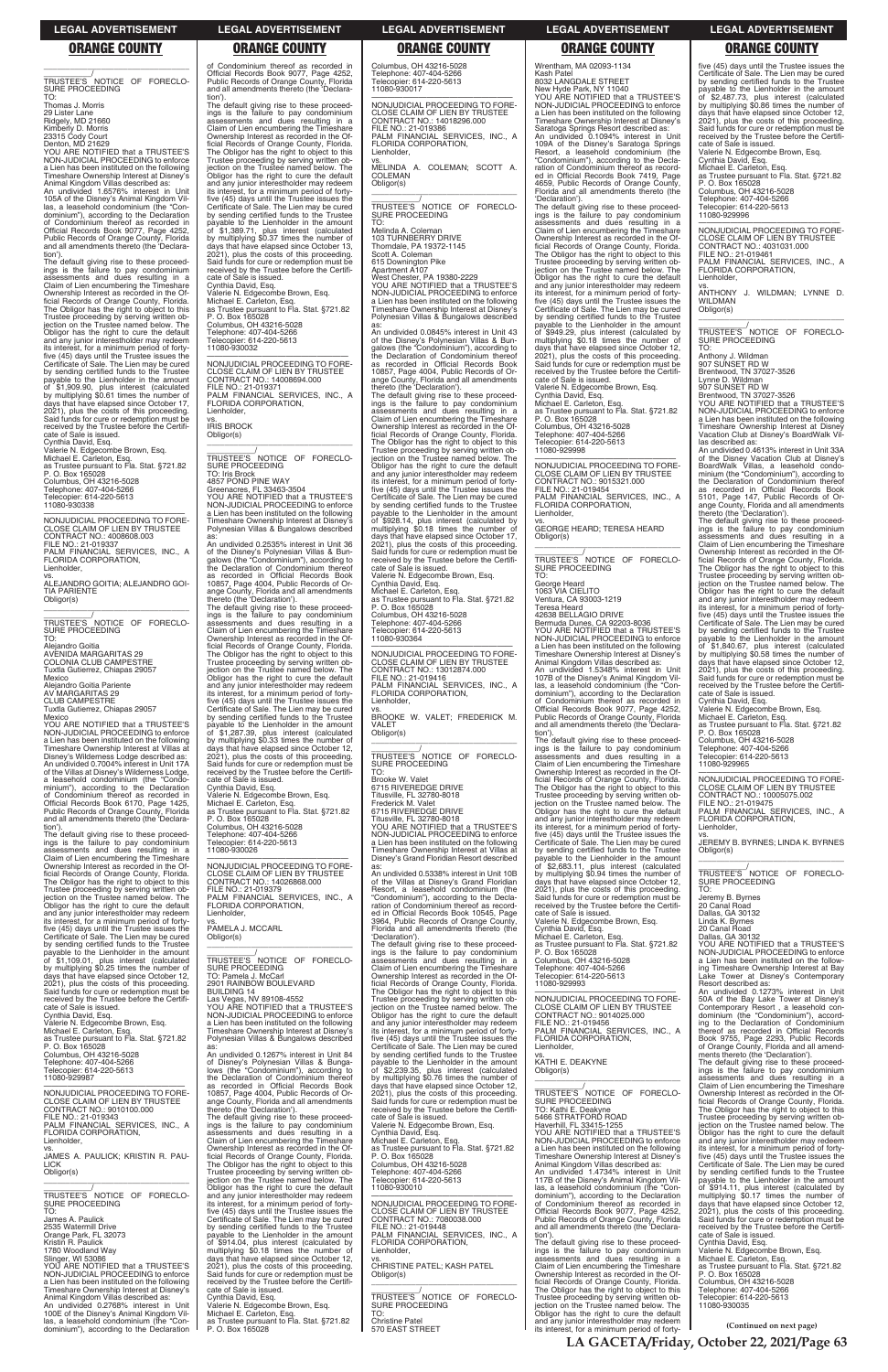__________________________________/
TRUSTEE'S NOTICE OF FORECLOSURE PROCEEDING
TO:
Thomas J. Morris
29 Lister Lane
Ridgely, MD 21660
Kimberly D. Morris
23315 Cody Court
Denton, MD 21629
YOU ARE NOTIFIED that a TRUSTEE'S NON-JUDICIAL PROCEEDING to enforce a Lien has been instituted on the following Timeshare Ownership Interest at Disney's Animal Kingdom Villas described as:
An undivided 1.6576% interest in Unit 105A of the Disney's Animal Kingdom Villas, a leasehold condominium (the "Condominium"), according to the Declaration of Condominium thereof as recorded in Official Records Book 9077, Page 4252, Public Records of Orange County, Florida and all amendments thereto (the 'Declaration').
The default giving rise to these proceedings is the failure to pay condominium assessments and dues resulting in a Claim of Lien encumbering the Timeshare Ownership Interest as recorded in the Official Records of Orange County, Florida. The Obligor has the right to object to this Trustee proceeding by serving written objection on the Trustee named below. The Obligor has the right to cure the default and any junior interestholder may redeem its interest, for a minimum period of forty-five (45) days until the Trustee issues the Certificate of Sale. The Lien may be cured by sending certified funds to the Trustee payable to the Lienholder in the amount of $1,909.90, plus interest (calculated by multiplying $0.61 times the number of days that have elapsed since October 17, 2021), plus the costs of this proceeding. Said funds for cure or redemption must be received by the Trustee before the Certificate of Sale is issued.
Cynthia David, Esq.
Valerie N. Edgecombe Brown, Esq.
Michael E. Carleton, Esq.
as Trustee pursuant to Fla. Stat. §721.82
P. O. Box 165028
Columbus, OH 43216-5028
Telephone: 407-404-5266
Telecopier: 614-220-5613
11080-930338

__________________________________

NONJUDICIAL PROCEEDING TO FORECLOSE CLAIM OF LIEN BY TRUSTEE
CONTRACT NO.: 4008608.003
FILE NO.: 21-019337
PALM FINANCIAL SERVICES, INC., A FLORIDA CORPORATION,
Lienholder,
vs.
ALEJANDRO GOITIA; ALEJANDRO GOITIA PARIENTE
Obligor(s)
__________________________________/
TRUSTEE'S NOTICE OF FORECLOSURE PROCEEDING
TO:
Alejandro Goitia
AVENIDA MARGARITAS 29
COLONIA CLUB CAMPESTRE
Tuxtla Gutierrez, Chiapas 29057
Mexico
Alejandro Goitia Pariente
AV MARGARITAS 29
CLUB CAMPESTRE
Tuxtla Gutierrez, Chiapas 29057
Mexico
YOU ARE NOTIFIED that a TRUSTEE'S NON-JUDICIAL PROCEEDING to enforce a Lien has been instituted on the following Timeshare Ownership Interest at Villas at Disney's Wilderness Lodge described as:
An undivided 0.7004% interest in Unit 17A of the Villas at Disney's Wilderness Lodge, a leasehold condominium (the "Condominium"), according to the Declaration of Condominium thereof as recorded in Official Records Book 6170, Page 1425, Public Records of Orange County, Florida and all amendments thereto (the 'Declaration').
The default giving rise to these proceedings is the failure to pay condominium assessments and dues resulting in a Claim of Lien encumbering the Timeshare Ownership Interest as recorded in the Official Records of Orange County, Florida. The Obligor has the right to object to this Trustee proceeding by serving written objection on the Trustee named below. The Obligor has the right to cure the default and any junior interestholder may redeem its interest, for a minimum period of forty-five (45) days until the Trustee issues the Certificate of Sale. The Lien may be cured by sending certified funds to the Trustee payable to the Lienholder in the amount of $1,109.01, plus interest (calculated by multiplying $0.25 times the number of days that have elapsed since October 12, 2021), plus the costs of this proceeding. Said funds for cure or redemption must be received by the Trustee before the Certificate of Sale is issued.
Cynthia David, Esq.
Valerie N. Edgecombe Brown, Esq.
Michael E. Carleton, Esq.
as Trustee pursuant to Fla. Stat. §721.82
P. O. Box 165028
Columbus, OH 43216-5028
Telephone: 407-404-5266
Telecopier: 614-220-5613
11080-929987

__________________________________

NONJUDICIAL PROCEEDING TO FORECLOSE CLAIM OF LIEN BY TRUSTEE
CONTRACT NO.: 9010100.000
FILE NO.: 21-019343
PALM FINANCIAL SERVICES, INC., A FLORIDA CORPORATION,
Lienholder,
vs.
JAMES A. PAULICK; KRISTIN R. PAULICK
Obligor(s)
__________________________________/
TRUSTEE'S NOTICE OF FORECLOSURE PROCEEDING
TO:
James A. Paulick
2535 Watermill Drive
Orange Park, FL 32073
Kristin R. Paulick
1780 Woodland Way
Slinger, WI 53086
YOU ARE NOTIFIED that a TRUSTEE'S NON-JUDICIAL PROCEEDING to enforce a Lien has been instituted on the following Timeshare Ownership Interest at Disney's Animal Kingdom Villas described as:
An undivided 0.2768% interest in Unit 100E of the Disney's Animal Kingdom Villas, a leasehold condominium (the "Condominium"), according to the Declaration of Condominium thereof as recorded in Official Records Book 9077, Page 4252, Public Records of Orange County, Florida and all amendments thereto (the 'Declaration').
The default giving rise to these proceedings is the failure to pay condominium assessments and dues resulting in a Claim of Lien encumbering the Timeshare Ownership Interest as recorded in the Official Records of Orange County, Florida. The Obligor has the right to object to this Trustee proceeding by serving written objection on the Trustee named below. The Obligor has the right to cure the default and any junior interestholder may redeem its interest, for a minimum period of forty-five (45) days until the Trustee issues the Certificate of Sale. The Lien may be cured by sending certified funds to the Trustee payable to the Lienholder in the amount of $1,389.71, plus interest (calculated by multiplying $0.37 times the number of days that have elapsed since October 13, 2021), plus the costs of this proceeding. Said funds for cure or redemption must be received by the Trustee before the Certificate of Sale is issued.
Cynthia David, Esq.
Valerie N. Edgecombe Brown, Esq.
Michael E. Carleton, Esq.
as Trustee pursuant to Fla. Stat. §721.82
P. O. Box 165028
Columbus, OH 43216-5028
Telephone: 407-404-5266
Telecopier: 614-220-5613
11080-930032

__________________________________

NONJUDICIAL PROCEEDING TO FORECLOSE CLAIM OF LIEN BY TRUSTEE
CONTRACT NO.: 14008694.000
FILE NO.: 21-019371
PALM FINANCIAL SERVICES, INC., A FLORIDA CORPORATION,
Lienholder,
vs.
IRIS BROCK
Obligor(s)
__________________________________/
TRUSTEE'S NOTICE OF FORECLOSURE PROCEEDING
TO: Iris Brock
4857 POND PINE WAY
Greenacres, FL 33463-3504
YOU ARE NOTIFIED that a TRUSTEE'S NON-JUDICIAL PROCEEDING to enforce a Lien has been instituted on the following Timeshare Ownership Interest at Disney's Polynesian Villas & Bungalows described as:
An undivided 0.2535% interest in Unit 36 of the Disney's Polynesian Villas & Bungalows (the "Condominium"), according to the Declaration of Condominium thereof as recorded in Official Records Book 10857, Page 4004, Public Records of Orange County, Florida and all amendments thereto (the 'Declaration').
The default giving rise to these proceedings is the failure to pay condominium assessments and dues resulting in a Claim of Lien encumbering the Timeshare Ownership Interest as recorded in the Official Records of Orange County, Florida. The Obligor has the right to object to this Trustee proceeding by serving written objection on the Trustee named below. The Obligor has the right to cure the default and any junior interestholder may redeem its interest, for a minimum period of forty-five (45) days until the Trustee issues the Certificate of Sale. The Lien may be cured by sending certified funds to the Trustee payable to the Lienholder in the amount of $1,287.39, plus interest (calculated by multiplying $0.33 times the number of days that have elapsed since October 12, 2021), plus the costs of this proceeding. Said funds for cure or redemption must be received by the Trustee before the Certificate of Sale is issued.
Cynthia David, Esq.
Valerie N. Edgecombe Brown, Esq.
Michael E. Carleton, Esq.
as Trustee pursuant to Fla. Stat. §721.82
P. O. Box 165028
Columbus, OH 43216-5028
Telephone: 407-404-5266
Telecopier: 614-220-5613
11080-930026

__________________________________

NONJUDICIAL PROCEEDING TO FORECLOSE CLAIM OF LIEN BY TRUSTEE
CONTRACT NO.: 14026868.000
FILE NO.: 21-019379
PALM FINANCIAL SERVICES, INC., A FLORIDA CORPORATION,
Lienholder,
vs.
PAMELA J. MCCARL
Obligor(s)
__________________________________/
TRUSTEE'S NOTICE OF FORECLOSURE PROCEEDING
TO: Pamela J. McCarl
2901 RAINBOW BOULEVARD
BUILDING 14
Las Vegas, NV 89108-4552
YOU ARE NOTIFIED that a TRUSTEE'S NON-JUDICIAL PROCEEDING to enforce a Lien has been instituted on the following Timeshare Ownership Interest at Disney's Polynesian Villas & Bungalows described as:
An undivided 0.1267% interest in Unit 84 of Disney's Polynesian Villas & Bungalows (the "Condominium"), according to the Declaration of Condominium thereof as recorded in Official Records Book 10857, Page 4004, Public Records of Orange County, Florida and all amendments thereto (the 'Declaration').
The default giving rise to these proceedings is the failure to pay condominium assessments and dues resulting in a Claim of Lien encumbering the Timeshare Ownership Interest as recorded in the Official Records of Orange County, Florida. The Obligor has the right to object to this Trustee proceeding by serving written objection on the Trustee named below. The Obligor has the right to cure the default and any junior interestholder may redeem its interest, for a minimum period of forty-five (45) days until the Trustee issues the Certificate of Sale. The Lien may be cured by sending certified funds to the Trustee payable to the Lienholder in the amount of $914.04, plus interest (calculated by multiplying $0.18 times the number of days that have elapsed since October 12, 2021), plus the costs of this proceeding. Said funds for cure or redemption must be received by the Trustee before the Certificate of Sale is issued.
Cynthia David, Esq.
Valerie N. Edgecombe Brown, Esq.
Michael E. Carleton, Esq.
as Trustee pursuant to Fla. Stat. §721.82
P. O. Box 165028
Columbus, OH 43216-5028
Telephone: 407-404-5266
Telecopier: 614-220-5613
11080-930017

__________________________________

NONJUDICIAL PROCEEDING TO FORECLOSE CLAIM OF LIEN BY TRUSTEE
CONTRACT NO.: 14018296.000
FILE NO.: 21-019386
PALM FINANCIAL SERVICES, INC., A FLORIDA CORPORATION,
Lienholder,
vs.
MELINDA A. COLEMAN; SCOTT A. COLEMAN
Obligor(s)
__________________________________/
TRUSTEE'S NOTICE OF FORECLOSURE PROCEEDING
TO:
Melinda A. Coleman
103 TURNBERRY DRIVE
Thorndale, PA 19372-1145
Scott A. Coleman
615 Downington Pike
Apartment A107
West Chester, PA 19380-2229
YOU ARE NOTIFIED that a TRUSTEE'S NON-JUDICIAL PROCEEDING to enforce a Lien has been instituted on the following Timeshare Ownership Interest at Disney's Polynesian Villas & Bungalows described as:
An undivided 0.0845% interest in Unit 43 of the Disney's Polynesian Villas & Bungalows (the "Condominium"), according to the Declaration of Condominium thereof as recorded in Official Records Book 10857, Page 4004, Public Records of Orange County, Florida and all amendments thereto (the 'Declaration').
The default giving rise to these proceedings is the failure to pay condominium assessments and dues resulting in a Claim of Lien encumbering the Timeshare Ownership Interest as recorded in the Official Records of Orange County, Florida. The Obligor has the right to object to this Trustee proceeding by serving written objection on the Trustee named below. The Obligor has the right to cure the default and any junior interestholder may redeem its interest, for a minimum period of forty-five (45) days until the Trustee issues the Certificate of Sale. The Lien may be cured by sending certified funds to the Trustee payable to the Lienholder in the amount of $928.14, plus interest (calculated by multiplying $0.18 times the number of days that have elapsed since October 17, 2021), plus the costs of this proceeding. Said funds for cure or redemption must be received by the Trustee before the Certificate of Sale is issued.
Valerie N. Edgecombe Brown, Esq.
Cynthia David, Esq.
Michael E. Carleton, Esq.
as Trustee pursuant to Fla. Stat. §721.82
P. O. Box 165028
Columbus, OH 43216-5028
Telephone: 407-404-5266
Telecopier: 614-220-5613
11080-930364

__________________________________

NONJUDICIAL PROCEEDING TO FORECLOSE CLAIM OF LIEN BY TRUSTEE
CONTRACT NO.: 13012874.000
FILE NO.: 21-019416
PALM FINANCIAL SERVICES, INC., A FLORIDA CORPORATION,
Lienholder,
vs.
BROOKE W. VALET; FREDERICK M. VALET
Obligor(s)
__________________________________/
TRUSTEE'S NOTICE OF FORECLOSURE PROCEEDING
TO:
Brooke W. Valet
6715 RIVEREDGE DRIVE
Titusville, FL 32780-8018
Frederick M. Valet
6715 RIVEREDGE DRIVE
Titusville, FL 32780-8018
YOU ARE NOTIFIED that a TRUSTEE'S NON-JUDICIAL PROCEEDING to enforce a Lien has been instituted on the following Timeshare Ownership Interest at Villas at Disney's Grand Floridian Resort described as:
An undivided 0.5338% interest in Unit 10B of the Villas at Disney's Grand Floridian Resort, a leasehold condominium (the "Condominium"), according to the Declaration of Condominium thereof as recorded in Official Records Book 10545, Page 3964, Public Records of Orange County, Florida and all amendments thereto (the 'Declaration').
The default giving rise to these proceedings is the failure to pay condominium assessments and dues resulting in a Claim of Lien encumbering the Timeshare Ownership Interest as recorded in the Official Records of Orange County, Florida. The Obligor has the right to object to this Trustee proceeding by serving written objection on the Trustee named below. The Obligor has the right to cure the default and any junior interestholder may redeem its interest, for a minimum period of forty-five (45) days until the Trustee issues the Certificate of Sale. The Lien may be cured by sending certified funds to the Trustee payable to the Lienholder in the amount of $2,239.35, plus interest (calculated by multiplying $0.76 times the number of days that have elapsed since October 12, 2021), plus the costs of this proceeding. Said funds for cure or redemption must be received by the Trustee before the Certificate of Sale is issued.
Valerie N. Edgecombe Brown, Esq.
Cynthia David, Esq.
Michael E. Carleton, Esq.
as Trustee pursuant to Fla. Stat. §721.82
P. O. Box 165028
Columbus, OH 43216-5028
Telephone: 407-404-5266
Telecopier: 614-220-5613
11080-930010

__________________________________

NONJUDICIAL PROCEEDING TO FORECLOSE CLAIM OF LIEN BY TRUSTEE
CONTRACT NO.: 7080038.000
FILE NO.: 21-019448
PALM FINANCIAL SERVICES, INC., A FLORIDA CORPORATION,
Lienholder,
vs.
CHRISTINE PATEL; KASH PATEL
Obligor(s)
__________________________________/
TRUSTEE'S NOTICE OF FORECLOSURE PROCEEDING
TO:
Christine Patel
570 EAST STREET
Wrentham, MA 02093-1134
Kash Patel
8032 LANGDALE STREET
New Hyde Park, NY 11040
YOU ARE NOTIFIED that a TRUSTEE'S NON-JUDICIAL PROCEEDING to enforce a Lien has been instituted on the following Timeshare Ownership Interest at Disney's Saratoga Springs Resort described as:
An undivided 0.1094% interest in Unit 109A of the Disney's Saratoga Springs Resort, a leasehold condominium (the "Condominium"), according to the Declaration of Condominium thereof as recorded in Official Records Book 7419, Page 4659, Public Records of Orange County, Florida and all amendments thereto (the 'Declaration').
The default giving rise to these proceedings is the failure to pay condominium assessments and dues resulting in a Claim of Lien encumbering the Timeshare Ownership Interest as recorded in the Official Records of Orange County, Florida. The Obligor has the right to object to this Trustee proceeding by serving written objection on the Trustee named below. The Obligor has the right to cure the default and any junior interestholder may redeem its interest, for a minimum period of forty-five (45) days until the Trustee issues the Certificate of Sale. The Lien may be cured by sending certified funds to the Trustee payable to the Lienholder in the amount of $949.29, plus interest (calculated by multiplying $0.18 times the number of days that have elapsed since October 12, 2021), plus the costs of this proceeding. Said funds for cure or redemption must be received by the Trustee before the Certificate of Sale is issued.
Valerie N. Edgecombe Brown, Esq.
Cynthia David, Esq.
Michael E. Carleton, Esq.
as Trustee pursuant to Fla. Stat. §721.82
P. O. Box 165028
Columbus, OH 43216-5028
Telephone: 407-404-5266
Telecopier: 614-220-5613
11080-929998

__________________________________

NONJUDICIAL PROCEEDING TO FORECLOSE CLAIM OF LIEN BY TRUSTEE
CONTRACT NO.: 9015321.000
FILE NO.: 21-019454
PALM FINANCIAL SERVICES, INC., A FLORIDA CORPORATION,
Lienholder,
vs.
GEORGE HEARD; TERESA HEARD
Obligor(s)
__________________________________/
TRUSTEE'S NOTICE OF FORECLOSURE PROCEEDING
TO:
George Heard
1063 VIA CIELITO
Ventura, CA 93003-1219
Teresa Heard
42638 BELLAGIO DRIVE
Bermuda Dunes, CA 92203-8036
YOU ARE NOTIFIED that a TRUSTEE'S NON-JUDICIAL PROCEEDING to enforce a Lien has been instituted on the following Timeshare Ownership Interest at Disney's Animal Kingdom Villas described as:
An undivided 1.5348% interest in Unit 107B of the Disney's Animal Kingdom Villas, a leasehold condominium (the "Condominium"), according to the Declaration of Condominium thereof as recorded in Official Records Book 9077, Page 4252, Public Records of Orange County, Florida and all amendments thereto (the 'Declaration').
The default giving rise to these proceedings is the failure to pay condominium assessments and dues resulting in a Claim of Lien encumbering the Timeshare Ownership Interest as recorded in the Official Records of Orange County, Florida. The Obligor has the right to object to this Trustee proceeding by serving written objection on the Trustee named below. The Obligor has the right to cure the default and any junior interestholder may redeem its interest, for a minimum period of forty-five (45) days until the Trustee issues the Certificate of Sale. The Lien may be cured by sending certified funds to the Trustee payable to the Lienholder in the amount of $2,683.11, plus interest (calculated by multiplying $0.94 times the number of days that have elapsed since October 12, 2021), plus the costs of this proceeding. Said funds for cure or redemption must be received by the Trustee before the Certificate of Sale is issued.
Valerie N. Edgecombe Brown, Esq.
Cynthia David, Esq.
Michael E. Carleton, Esq.
as Trustee pursuant to Fla. Stat. §721.82
P. O. Box 165028
Columbus, OH 43216-5028
Telephone: 407-404-5266
Telecopier: 614-220-5613
11080-929993

__________________________________

NONJUDICIAL PROCEEDING TO FORECLOSE CLAIM OF LIEN BY TRUSTEE
CONTRACT NO.: 9014025.000
FILE NO.: 21-019456
PALM FINANCIAL SERVICES, INC., A FLORIDA CORPORATION,
Lienholder,
vs.
KATHI E. DEAKYNE
Obligor(s)
__________________________________/
TRUSTEE'S NOTICE OF FORECLOSURE PROCEEDING
TO: Kathi E. Deakyne
5466 STRATFORD ROAD
Haverhill, FL 33415-1255
YOU ARE NOTIFIED that a TRUSTEE'S NON-JUDICIAL PROCEEDING to enforce a Lien has been instituted on the following Timeshare Ownership Interest at Disney's Animal Kingdom Villas described as:
An undivided 1.4734% interest in Unit 117B of the Disney's Animal Kingdom Villas, a leasehold condominium (the "Condominium"), according to the Declaration of Condominium thereof as recorded in Official Records Book 9077, Page 4252, Public Records of Orange County, Florida and all amendments thereto (the 'Declaration').
The default giving rise to these proceedings is the failure to pay condominium assessments and dues resulting in a Claim of Lien encumbering the Timeshare Ownership Interest as recorded in the Official Records of Orange County, Florida. The Obligor has the right to object to this Trustee proceeding by serving written objection on the Trustee named below. The Obligor has the right to cure the default and any junior interestholder may redeem its interest, for a minimum period of forty-five (45) days until the Trustee issues the Certificate of Sale. The Lien may be cured by sending certified funds to the Trustee payable to the Lienholder in the amount of $2,487.73, plus interest (calculated by multiplying $0.86 times the number of days that have elapsed since October 12, 2021), plus the costs of this proceeding. Said funds for cure or redemption must be received by the Trustee before the Certificate of Sale is issued.
Valerie N. Edgecombe Brown, Esq.
Cynthia David, Esq.
Michael E. Carleton, Esq.
as Trustee pursuant to Fla. Stat. §721.82
P. O. Box 165028
Columbus, OH 43216-5028
Telephone: 407-404-5266
Telecopier: 614-220-5613
11080-929996

__________________________________

NONJUDICIAL PROCEEDING TO FORECLOSE CLAIM OF LIEN BY TRUSTEE
CONTRACT NO.: 4031031.000
FILE NO.: 21-019461
PALM FINANCIAL SERVICES, INC., A FLORIDA CORPORATION,
Lienholder,
vs.
ANTHONY J. WILDMAN; LYNNE D. WILDMAN
Obligor(s)
__________________________________/
TRUSTEE'S NOTICE OF FORECLOSURE PROCEEDING
TO:
Anthony J. Wildman
907 SUNSET RD W
Brentwood, TN 37027-3526
Lynne D. Wildman
907 SUNSET RD W
Brentwood, TN 37027-3526
YOU ARE NOTIFIED that a TRUSTEE'S NON-JUDICIAL PROCEEDING to enforce a Lien has been instituted on the following Timeshare Ownership Interest at Disney Vacation Club at Disney's BoardWalk Villas described as:
An undivided 0.4613% interest in Unit 33A of the Disney Vacation Club at Disney's BoardWalk Villas, a leasehold condominium (the "Condominium"), according to the Declaration of Condominium thereof as recorded in Official Records Book 5101, Page 147, Public Records of Orange County, Florida and all amendments thereto (the 'Declaration').
The default giving rise to these proceedings is the failure to pay condominium assessments and dues resulting in a Claim of Lien encumbering the Timeshare Ownership Interest as recorded in the Official Records of Orange County, Florida. The Obligor has the right to object to this Trustee proceeding by serving written objection on the Trustee named below. The Obligor has the right to cure the default and any junior interestholder may redeem its interest, for a minimum period of forty-five (45) days until the Trustee issues the Certificate of Sale. The Lien may be cured by sending certified funds to the Trustee payable to the Lienholder in the amount of $1,840.67, plus interest (calculated by multiplying $0.58 times the number of days that have elapsed since October 12, 2021), plus the costs of this proceeding. Said funds for cure or redemption must be received by the Trustee before the Certificate of Sale is issued.
Cynthia David, Esq.
Valerie N. Edgecombe Brown, Esq.
Michael E. Carleton, Esq.
as Trustee pursuant to Fla. Stat. §721.82
P. O. Box 165028
Columbus, OH 43216-5028
Telephone: 407-404-5266
Telecopier: 614-220-5613
11080-929965

__________________________________

NONJUDICIAL PROCEEDING TO FORECLOSE CLAIM OF LIEN BY TRUSTEE
CONTRACT NO.: 10005075.002
FILE NO.: 21-019475
PALM FINANCIAL SERVICES, INC., A FLORIDA CORPORATION,
Lienholder,
vs.
JEREMY B. BYRNES; LINDA K. BYRNES
Obligor(s)
__________________________________/
TRUSTEE'S NOTICE OF FORECLOSURE PROCEEDING
TO:
Jeremy B. Byrnes
20 Canal Road
Dallas, GA 30132
Linda K. Byrnes
20 Canal Road
Dallas, GA 30132
YOU ARE NOTIFIED that a TRUSTEE'S NON-JUDICIAL PROCEEDING to enforce a Lien has been instituted on the following Timeshare Ownership Interest at Bay Lake Tower at Disney's Contemporary Resort described as:
An undivided 0.1273% interest in Unit 50A of the Bay Lake Tower at Disney's Contemporary Resort , a leasehold condominium (the "Condominium"), according to the Declaration of Condominium thereof as recorded in Official Records Book 9755, Page 2293, Public Records of Orange County, Florida and all amendments thereto (the 'Declaration').
The default giving rise to these proceedings is the failure to pay condominium assessments and dues resulting in a Claim of Lien encumbering the Timeshare Ownership Interest as recorded in the Official Records of Orange County, Florida. The Obligor has the right to object to this Trustee proceeding by serving written objection on the Trustee named below. The Obligor has the right to cure the default and any junior interestholder may redeem its interest, for a minimum period of forty-five (45) days until the Trustee issues the Certificate of Sale. The Lien may be cured by sending certified funds to the Trustee payable to the Lienholder in the amount of $914.11, plus interest (calculated by multiplying $0.17 times the number of days that have elapsed since October 12, 2021), plus the costs of this proceeding. Said funds for cure or redemption must be received by the Trustee before the Certificate of Sale is issued.
Cynthia David, Esq.
Valerie N. Edgecombe Brown, Esq.
Michael E. Carleton, Esq.
as Trustee pursuant to Fla. Stat. §721.82
P. O. Box 165028
Columbus, OH 43216-5028
Telephone: 407-404-5266
Telecopier: 614-220-5613
11080-930035

**(Continued on next page)**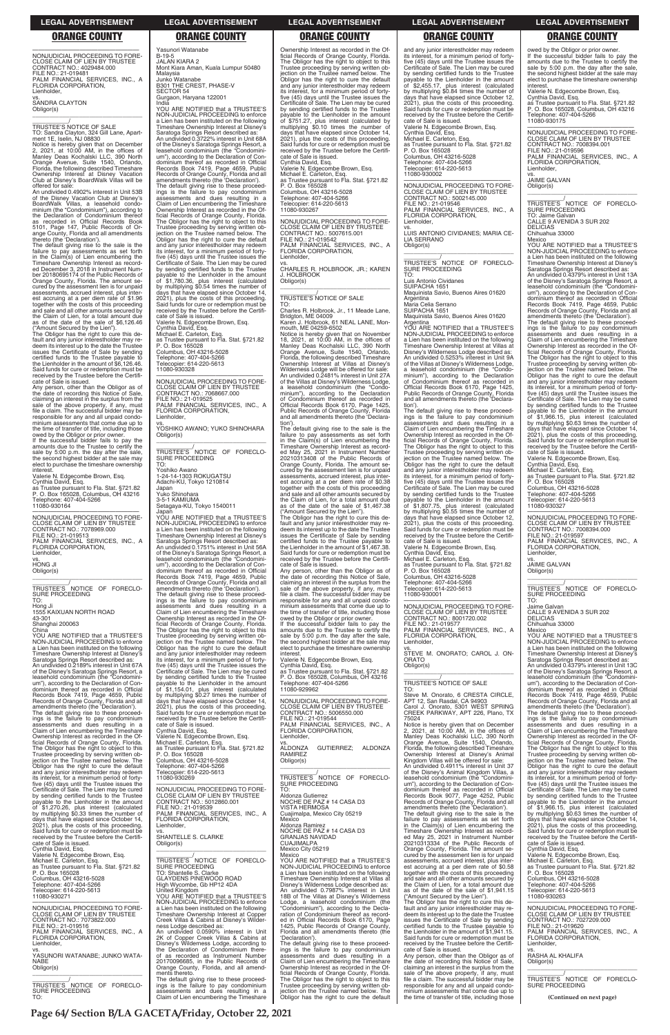NONJUDICIAL PROCEEDING TO FORECLOSE CLAIM OF LIEN BY TRUSTEE
CONTRACT NO.: 4029484.000
FILE NO.: 21-019481
PALM FINANCIAL SERVICES, INC., A FLORIDA CORPORATION,
Lienholder,
vs.
SANDRA CLAYTON
Obligor(s)

TRUSTEE'S NOTICE OF SALE
TO: Sandra Clayton, 324 Gill Lane, Apartment 1E, Iselin, NJ 08830
Notice is hereby given that on December 2, 2021, at 10:00 AM, in the offices of Manley Deas Kochalski LLC, 390 North Orange Avenue, Suite 1540, Orlando, Florida, the following described Timeshare Ownership Interest at Disney Vacation Club at Disney's BoardWalk Villas will be offered for sale:
An undivided 0.4902% interest in Unit 53B of the Disney Vacation Club at Disney's BoardWalk Villas, a leasehold condominium (the "Condominium"), according to the Declaration of Condominium thereof as recorded in Official Records Book 5101, Page 147, Public Records of Orange County, Florida and all amendments thereto (the 'Declaration').
The default giving rise to the sale is the failure to pay assessments as set forth in the Claim(s) of Lien encumbering the Timeshare Ownership Interest as recorded December 3, 2018 in Instrument Number 20180695174 of the Public Records of Orange County, Florida. The amount secured by the assessment lien is for unpaid assessments, accrued interest, plus interest accruing at a per diem rate of $1.96 together with the costs of this proceeding and sale and all other amounts secured by the Claim of Lien, for a total amount due as of the date of the sale of $6,126.46 ("Amount Secured by the Lien").
The Obligor has the right to cure this default and any junior interestholder may redeem its interest up to the date the Trustee issues the Certificate of Sale by sending certified funds to the Trustee payable to the Lienholder in the amount of $6,126.46. Said funds for cure or redemption must be received by the Trustee before the Certificate of Sale is issued.
Any person, other than the Obligor as of the date of recording this Notice of Sale, claiming an interest in the surplus from the sale of the above property, if any, must file a claim. The successful bidder may be responsible for any and all unpaid condominium assessments that come due up to the time of transfer of title, including those owed by the Obligor or prior owner.
If the successful bidder fails to pay the amounts due to the Trustee to certify the sale by 5:00 p.m. the day after the sale, the second highest bidder at the sale may elect to purchase the timeshare ownership interest.
Valerie N. Edgecombe Brown, Esq.
Cynthia David, Esq.
as Trustee pursuant to Fla. Stat. §721.82
P. O. Box 165028, Columbus, OH 43216
Telephone: 407-404-5266
11080-930164

NONJUDICIAL PROCEEDING TO FORECLOSE CLAIM OF LIEN BY TRUSTEE
CONTRACT NO.: 7078969.000
FILE NO.: 21-019513
PALM FINANCIAL SERVICES, INC., A FLORIDA CORPORATION,
Lienholder,
vs.
HONG JI
Obligor(s)

TRUSTEE'S NOTICE OF FORECLOSURE PROCEEDING
TO:
Hong Ji
1555 KAIXUAN NORTH ROAD
43-301
Shanghai 200063
China
YOU ARE NOTIFIED that a TRUSTEE'S NON-JUDICIAL PROCEEDING to enforce a Lien has been instituted on the following Timeshare Ownership Interest at Disney's Saratoga Springs Resort described as:
An undivided 0.2189% interest in Unit 67A of the Disney's Saratoga Springs Resort, a leasehold condominium (the "Condominium"), according to the Declaration of Condominium thereof as recorded in Official Records Book 7419, Page 4659, Public Records of Orange County, Florida and all amendments thereto (the 'Declaration').
The default giving rise to these proceedings is the failure to pay condominium assessments and dues resulting in a Claim of Lien encumbering the Timeshare Ownership Interest as recorded in the Official Records of Orange County, Florida. The Obligor has the right to object to this Trustee proceeding by serving written objection on the Trustee named below. The Obligor has the right to cure the default and any junior interestholder may redeem its interest, for a minimum period of forty-five (45) days until the Trustee issues the Certificate of Sale. The Lien may be cured by sending certified funds to the Trustee payable to the Lienholder in the amount of $1,270.26, plus interest (calculated by multiplying $0.33 times the number of days that have elapsed since October 14, 2021), plus the costs of this proceeding. Said funds for cure or redemption must be received by the Trustee before the Certificate of Sale is issued.
Cynthia David, Esq.
Valerie N. Edgecombe Brown, Esq.
Michael E. Carleton, Esq.
as Trustee pursuant to Fla. Stat. §721.82
P. O. Box 165028
Columbus, OH 43216-5028
Telephone: 407-404-5266
Telecopier: 614-220-5613
11080-930271

NONJUDICIAL PROCEEDING TO FORECLOSE CLAIM OF LIEN BY TRUSTEE
CONTRACT NO.: 7073822.000
FILE NO.: 21-019516
PALM FINANCIAL SERVICES, INC., A FLORIDA CORPORATION,
Lienholder,
vs.
YASUNORI WATANABE; JUNKO WATANABE
Obligor(s)

TRUSTEE'S NOTICE OF FORECLOSURE PROCEEDING
TO:
Yasunori Watanabe
B-19-5
JALAN KIARA 2
Mont Kiara Aman, Kuala Lumpur 50480
Malaysia
Junko Watanabe
B301 THE CREST, PHASE-V
SECTOR 54
Gurgaon, Haryana 122001
India
YOU ARE NOTIFIED that a TRUSTEE'S NON-JUDICIAL PROCEEDING to enforce a Lien has been instituted on the following Timeshare Ownership Interest at Disney's Saratoga Springs Resort described as:
An undivided 0.3722% interest in Unit 68A of the Disney's Saratoga Springs Resort, a leasehold condominium (the "Condominium"), according to the Declaration of Condominium thereof as recorded in Official Records Book 7419, Page 4659, Public Records of Orange County, Florida and all amendments thereto (the 'Declaration').
The default giving rise to these proceedings is the failure to pay condominium assessments and dues resulting in a Claim of Lien encumbering the Timeshare Ownership Interest as recorded in the Official Records of Orange County, Florida. The Obligor has the right to object to this Trustee proceeding by serving written objection on the Trustee named below. The Obligor has the right to cure the default and any junior interestholder may redeem its interest, for a minimum period of forty-five (45) days until the Trustee issues the Certificate of Sale. The Lien may be cured by sending certified funds to the Trustee payable to the Lienholder in the amount of $1,780.36, plus interest (calculated by multiplying $0.54 times the number of days that have elapsed since October 14, 2021), plus the costs of this proceeding. Said funds for cure or redemption must be received by the Trustee before the Certificate of Sale is issued.
Valerie N. Edgecombe Brown, Esq.
Cynthia David, Esq.
Michael E. Carleton, Esq.
as Trustee pursuant to Fla. Stat. §721.82
P. O. Box 165028
Columbus, OH 43216-5028
Telephone: 407-404-5266
Telecopier: 614-220-5613
11080-930328

NONJUDICIAL PROCEEDING TO FORECLOSE CLAIM OF LIEN BY TRUSTEE
CONTRACT NO.: 7068667.000
FILE NO.: 21-019525
PALM FINANCIAL SERVICES, INC., A FLORIDA CORPORATION,
Lienholder,
vs.
YOSHIKO AWANO; YUKO SHINOHARA
Obligor(s)

TRUSTEE'S NOTICE OF FORECLOSURE PROCEEDING
TO:
Yoshiko Awano
1-24-14-1303 ROKUGATSU
Adachi-KU, Tokyo 1210814
Japan
Yuko Shinohara
3-5-1 KAMIUMA
Setagaya-KU, Tokyo 1540011
Japan
YOU ARE NOTIFIED that a TRUSTEE'S NON-JUDICIAL PROCEEDING to enforce a Lien has been instituted on the following Timeshare Ownership Interest at Disney's Saratoga Springs Resort described as:
An undivided 0.1751% interest in Unit 56A of the Disney's Saratoga Springs Resort, a leasehold condominium (the "Condominium"), according to the Declaration of Condominium thereof as recorded in Official Records Book 7419, Page 4659, Public Records of Orange County, Florida and all amendments thereto (the 'Declaration').
The default giving rise to these proceedings is the failure to pay condominium assessments and dues resulting in a Claim of Lien encumbering the Timeshare Ownership Interest as recorded in the Official Records of Orange County, Florida. The Obligor has the right to object to this Trustee proceeding by serving written objection on the Trustee named below. The Obligor has the right to cure the default and any junior interestholder may redeem its interest, for a minimum period of forty-five (45) days until the Trustee issues the Certificate of Sale. The Lien may be cured by sending certified funds to the Trustee payable to the Lienholder in the amount of $1,154.01, plus interest (calculated by multiplying $0.27 times the number of days that have elapsed since October 14, 2021), plus the costs of this proceeding. Said funds for cure or redemption must be received by the Trustee before the Certificate of Sale is issued.
Cynthia David, Esq.
Valerie N. Edgecombe Brown, Esq.
Michael E. Carleton, Esq.
as Trustee pursuant to Fla. Stat. §721.82
P. O. Box 165028
Columbus, OH 43216-5028
Telephone: 407-404-5266
Telecopier: 614-220-5613
11080-930269

NONJUDICIAL PROCEEDING TO FORECLOSE CLAIM OF LIEN BY TRUSTEE
CONTRACT NO.: 5012860.001
FILE NO.: 21-019539
PALM FINANCIAL SERVICES, INC., A FLORIDA CORPORATION,
Lienholder,
vs.
SHANTELLE S. CLARKE
Obligor(s)

TRUSTEE'S NOTICE OF FORECLOSURE PROCEEDING
TO: Shantelle S. Clarke
GLAYDENS PINEWOOD ROAD
High Wycombe, Gb HP12 4DA
United Kingdom
YOU ARE NOTIFIED that a TRUSTEE'S NON-JUDICIAL PROCEEDING to enforce a Lien has been instituted on the following Timeshare Ownership Interest at Copper Creek Villas & Cabins at Disney's Wilderness Lodge described as:
An undivided 0.0590% interest in Unit 2K of Copper Creek Villas & Cabins at Disney's Wilderness Lodge, according to the Declaration of Condominium thereof as recorded as Instrument Number 20170096685, in the Public Records of Orange County, Florida, and all amendments thereto.
The default giving rise to these proceedings is the failure to pay condominium assessments and dues resulting in a Claim of Lien encumbering the Timeshare Ownership Interest as recorded in the Official Records of Orange County, Florida. The Obligor has the right to object to this Trustee proceeding by serving written objection on the Trustee named below. The Obligor has the right to cure the default and any junior interestholder may redeem its interest, for a minimum period of forty-five (45) days until the Trustee issues the Certificate of Sale. The Lien may be cured by sending certified funds to the Trustee payable to the Lienholder in the amount of $751.27, plus interest (calculated by multiplying $0.10 times the number of days that have elapsed since October 14, 2021), plus the costs of this proceeding. Said funds for cure or redemption must be received by the Trustee before the Certificate of Sale is issued.
Cynthia David, Esq.
Valerie N. Edgecombe Brown, Esq.
Michael E. Carleton, Esq.
as Trustee pursuant to Fla. Stat. §721.82
P. O. Box 165028
Columbus, OH 43216-5028
Telephone: 407-404-5266
Telecopier: 614-220-5613
11080-930267

NONJUDICIAL PROCEEDING TO FORECLOSE CLAIM OF LIEN BY TRUSTEE
CONTRACT NO.: 5007615.001
FILE NO.: 21-019542
PALM FINANCIAL SERVICES, INC., A FLORIDA CORPORATION,
Lienholder,
vs.
CHARLES R. HOLBROOK, JR.; KAREN J. HOLBROOK
Obligor(s)

TRUSTEE'S NOTICE OF SALE
TO:
Charles R. Holbrook, Jr., 11 Meade Lane, Bridgton, ME 04009
Karen J. Holbrook, 61 NEAL LANE, Monmouth, ME 04259-6502
Notice is hereby given that on November 18, 2021, at 10:00 AM, in the offices of Manley Deas Kochalski LLC, 390 North Orange Avenue, Suite 1540, Orlando, Florida, the following described Timeshare Ownership Interest at Villas at Disney's Wilderness Lodge will be offered for sale:
An undivided 0.2481% interest in Unit 27A of the Villas at Disney's Wilderness Lodge, a leasehold condominium (the "Condominium"), according to the Declaration of Condominium thereof as recorded in Official Records Book 6170, Page 1425, Public Records of Orange County, Florida and all amendments thereto (the 'Declaration').
The default giving rise to the sale is the failure to pay assessments as set forth in the Claim(s) of Lien encumbering the Timeshare Ownership Interest as recorded May 25, 2021 in Instrument Number 20210313408 of the Public Records of Orange County, Florida. The amount secured by the assessment lien is for unpaid assessments, accrued interest, plus interest accruing at a per diem rate of $0.38 together with the costs of this proceeding and sale and all other amounts secured by the Claim of Lien, for a total amount due as of the date of the sale of $1,467.38 ("Amount Secured by the Lien").
The Obligor has the right to cure this default and any junior interestholder may redeem its interest up to the date the Trustee issues the Certificate of Sale by sending certified funds to the Trustee payable to the Lienholder in the amount of $1,467.38. Said funds for cure or redemption must be received by the Trustee before the Certificate of Sale is issued.
Any person, other than the Obligor as of the date of recording this Notice of Sale, claiming an interest in the surplus from the sale of the above property, if any, must file a claim. The successful bidder may be responsible for any and all unpaid condominium assessments that come due up to the time of transfer of title, including those owed by the Obligor or prior owner.
If the successful bidder fails to pay the amounts due to the Trustee to certify the sale by 5:00 p.m. the day after the sale, the second highest bidder at the sale may elect to purchase the timeshare ownership interest.
Valerie N. Edgecombe Brown, Esq.
Cynthia David, Esq.
as Trustee pursuant to Fla. Stat. §721.82
P. O. Box 165028, Columbus, OH 43216
Telephone: 407-404-5266
11080-929962

NONJUDICIAL PROCEEDING TO FORECLOSE CLAIM OF LIEN BY TRUSTEE
CONTRACT NO.: 5006550.000
FILE NO.: 21-019544
PALM FINANCIAL SERVICES, INC., A FLORIDA CORPORATION,
Lienholder,
vs.
ALDONZA GUTIERREZ; ALDONZA RAMIREZ
Obligor(s)

TRUSTEE'S NOTICE OF FORECLOSURE PROCEEDING
TO:
Aldonza Gutierrez
NOCHE DE PAZ # 14 CASA D3
VISTA HERMOSA
Cuajimalpa, Mexico City 05219
Mexico
Aldonza Ramirez
NOCHE DE PAZ # 14 CASA D3
GRANJAS NAVIDAD
CUAJIMALPA
Mexico City 05219
Mexico
YOU ARE NOTIFIED that a TRUSTEE'S NON-JUDICIAL PROCEEDING to enforce a Lien has been instituted on the following Timeshare Ownership Interest at Villas at Disney's Wilderness Lodge described as:
An undivided 0.7987% interest in Unit 18B of the Villas at Disney's Wilderness Lodge, a leasehold condominium (the "Condominium"), according to the Declaration of Condominium thereof as recorded in Official Records Book 6170, Page 1425, Public Records of Orange County, Florida and all amendments thereto (the 'Declaration').
The default giving rise to these proceedings is the failure to pay condominium assessments and dues resulting in a Claim of Lien encumbering the Timeshare Ownership Interest as recorded in the Official Records of Orange County, Florida. The Obligor has the right to object to this Trustee proceeding by serving written objection on the Trustee named below. The Obligor has the right to cure the default and any junior interestholder may redeem its interest, for a minimum period of forty-five (45) days until the Trustee issues the Certificate of Sale. The Lien may be cured by sending certified funds to the Trustee payable to the Lienholder in the amount of $2,455.17, plus interest (calculated by multiplying $0.84 times the number of days that have elapsed since October 12, 2021), plus the costs of this proceeding. Said funds for cure or redemption must be received by the Trustee before the Certificate of Sale is issued.
Valerie N. Edgecombe Brown, Esq.
Cynthia David, Esq.
Michael E. Carleton, Esq.
as Trustee pursuant to Fla. Stat. §721.82
P. O. Box 165028
Columbus, OH 43216-5028
Telephone: 407-404-5266
Telecopier: 614-220-5613
11080-930002

NONJUDICIAL PROCEEDING TO FORECLOSE CLAIM OF LIEN BY TRUSTEE
CONTRACT NO.: 5002145.000
FILE NO.: 21-019546
PALM FINANCIAL SERVICES, INC., A FLORIDA CORPORATION,
Lienholder,
vs.
LUIS ANTONIO CIVIDANES; MARIA CELIA SERRANO
Obligor(s)

TRUSTEE'S NOTICE OF FORECLOSURE PROCEEDING
TO:
Luis Antonio Cividanes
SUIPACHA 1651
Maquinista Savio, Buenos Aires 01620
Argentina
Maria Celia Serrano
SUIPACHA 1651
Maquinista Savio, Buenos Aires 01620
Argentina
YOU ARE NOTIFIED that a TRUSTEE'S NON-JUDICIAL PROCEEDING to enforce a Lien has been instituted on the following Timeshare Ownership Interest at Villas at Disney's Wilderness Lodge described as:
An undivided 0.5253% interest in Unit 9A of the Villas at Disney's Wilderness Lodge, a leasehold condominium (the "Condominium"), according to the Declaration of Condominium thereof as recorded in Official Records Book 6170, Page 1425, Public Records of Orange County, Florida and all amendments thereto (the 'Declaration').
The default giving rise to these proceedings is the failure to pay condominium assessments and dues resulting in a Claim of Lien encumbering the Timeshare Ownership Interest as recorded in the Official Records of Orange County, Florida. The Obligor has the right to object to this Trustee proceeding by serving written objection on the Trustee named below. The Obligor has the right to cure the default and any junior interestholder may redeem its interest, for a minimum period of forty-five (45) days until the Trustee issues the Certificate of Sale. The Lien may be cured by sending certified funds to the Trustee payable to the Lienholder in the amount of $1,807.75, plus interest (calculated by multiplying $0.55 times the number of days that have elapsed since October 12, 2021), plus the costs of this proceeding. Said funds for cure or redemption must be received by the Trustee before the Certificate of Sale is issued.
Valerie N. Edgecombe Brown, Esq.
Cynthia David, Esq.
Michael E. Carleton, Esq.
as Trustee pursuant to Fla. Stat. §721.82
P. O. Box 165028
Columbus, OH 43216-5028
Telephone: 407-404-5266
Telecopier: 614-220-5613
11080-930001

NONJUDICIAL PROCEEDING TO FORECLOSE CLAIM OF LIEN BY TRUSTEE
CONTRACT NO.: 8001720.002
FILE NO.: 21-019577
PALM FINANCIAL SERVICES, INC., A FLORIDA CORPORATION,
Lienholder,
vs.
STEVE M. ONORATO; CAROL J. ONORATO
Obligor(s)

TRUSTEE'S NOTICE OF SALE
TO:
Steve M. Onorato, 6 CRESTA CIRCLE, APT 12, San Rasdal, CA 94903
Carol J. Onorato, 5101 WEST SPRING CREEK PARKWAY, APT 226, Plano, TX 75024
Notice is hereby given that on December 2, 2021, at 10:00 AM, in the offices of Manley Deas Kochalski LLC, 390 North Orange Avenue, Suite 1540, Orlando, Florida, the following described Timeshare Ownership Interest at Disney's Animal Kingdom Villas will be offered for sale:
An undivided 0.4911% interest in Unit 37 of the Disney's Animal Kingdom Villas, a leasehold condominium (the "Condominium"), according to the Declaration of Condominium thereof as recorded in Official Records Book 9077, Page 4252, Public Records of Orange County, Florida and all amendments thereto (the 'Declaration').
The default giving rise to the sale is the failure to pay assessments as set forth in the Claim(s) of Lien encumbering the Timeshare Ownership Interest as recorded May 25, 2021 in Instrument Number 20210313334 of the Public Records of Orange County, Florida. The amount secured by the assessment lien is for unpaid assessments, accrued interest, plus interest accruing at a per diem rate of $0.58 together with the costs of this proceeding and sale and all other amounts secured by the Claim of Lien, for a total amount due as of the date of the sale of $1,941.15 ("Amount Secured by the Lien").
The Obligor has the right to cure this default and any junior interestholder may redeem its interest up to the date the Trustee issues the Certificate of Sale by sending certified funds to the Trustee payable to the Lienholder in the amount of $1,941.15. Said funds for cure or redemption must be received by the Trustee before the Certificate of Sale is issued.
Any person, other than the Obligor as of the date of recording this Notice of Sale, claiming an interest in the surplus from the sale of the above property, if any, must file a claim. The successful bidder may be responsible for any and all unpaid condominium assessments that come due up to the time of transfer of title, including those owed by the Obligor or prior owner.
If the successful bidder fails to pay the amounts due to the Trustee to certify the sale by 5:00 p.m. the day after the sale, the second highest bidder at the sale may elect to purchase the timeshare ownership interest.
Valerie N. Edgecombe Brown, Esq.
Cynthia David, Esq.
as Trustee pursuant to Fla. Stat. §721.82
P. O. Box 165028, Columbus, OH 43216
Telephone: 407-404-5266
11080-930175

NONJUDICIAL PROCEEDING TO FORECLOSE CLAIM OF LIEN BY TRUSTEE
CONTRACT NO.: 7008394.001
FILE NO.: 21-019596
PALM FINANCIAL SERVICES, INC., A FLORIDA CORPORATION,
Lienholder,
vs.
JAIME GALVAN
Obligor(s)

TRUSTEE'S NOTICE OF FORECLOSURE PROCEEDING
TO: Jaime Galvan
CALLE 9 AVENIDA 3 SUR 202
DELICIAS
Chihuahua 33000
Mexico
YOU ARE NOTIFIED that a TRUSTEE'S NON-JUDICIAL PROCEEDING to enforce a Lien has been instituted on the following Timeshare Ownership Interest at Disney's Saratoga Springs Resort described as:
An undivided 0.4379% interest in Unit 13A of the Disney's Saratoga Springs Resort, a leasehold condominium (the "Condominium"), according to the Declaration of Condominium thereof as recorded in Official Records Book 7419, Page 4659, Public Records of Orange County, Florida and all amendments thereto (the 'Declaration').
The default giving rise to these proceedings is the failure to pay condominium assessments and dues resulting in a Claim of Lien encumbering the Timeshare Ownership Interest as recorded in the Official Records of Orange County, Florida. The Obligor has the right to object to this Trustee proceeding by serving written objection on the Trustee named below. The Obligor has the right to cure the default and any junior interestholder may redeem its interest, for a minimum period of forty-five (45) days until the Trustee issues the Certificate of Sale. The Lien may be cured by sending certified funds to the Trustee payable to the Lienholder in the amount of $1,966.15, plus interest (calculated by multiplying $0.63 times the number of days that have elapsed since October 14, 2021), plus the costs of this proceeding. Said funds for cure or redemption must be received by the Trustee before the Certificate of Sale is issued.
Valerie N. Edgecombe Brown, Esq.
Cynthia David, Esq.
Michael E. Carleton, Esq.
as Trustee pursuant to Fla. Stat. §721.82
P. O. Box 165028
Columbus, OH 43216-5028
Telephone: 407-404-5266
Telecopier: 614-220-5613
11080-930327

NONJUDICIAL PROCEEDING TO FORECLOSE CLAIM OF LIEN BY TRUSTEE
CONTRACT NO.: 7008394.000
FILE NO.: 21-019597
PALM FINANCIAL SERVICES, INC., A FLORIDA CORPORATION,
Lienholder,
vs.
JAIME GALVAN
Obligor(s)

TRUSTEE'S NOTICE OF FORECLOSURE PROCEEDING
TO:
Jaime Galvan
CALLE 9 AVENIDA 3 SUR 202
DELICIAS
Chihuahua 33000
Mexico
YOU ARE NOTIFIED that a TRUSTEE'S NON-JUDICIAL PROCEEDING to enforce a Lien has been instituted on the following Timeshare Ownership Interest at Disney's Saratoga Springs Resort described as:
An undivided 0.4379% interest in Unit 13C of the Disney's Saratoga Springs Resort, a leasehold condominium (the "Condominium"), according to the Declaration of Condominium thereof as recorded in Official Records Book 7419, Page 4659, Public Records of Orange County, Florida and all amendments thereto (the 'Declaration').
The default giving rise to these proceedings is the failure to pay condominium assessments and dues resulting in a Claim of Lien encumbering the Timeshare Ownership Interest as recorded in the Official Records of Orange County, Florida. The Obligor has the right to object to this Trustee proceeding by serving written objection on the Trustee named below. The Obligor has the right to cure the default and any junior interestholder may redeem its interest, for a minimum period of forty-five (45) days until the Trustee issues the Certificate of Sale. The Lien may be cured by sending certified funds to the Trustee payable to the Lienholder in the amount of $1,966.15, plus interest (calculated by multiplying $0.63 times the number of days that have elapsed since October 14, 2021), plus the costs of this proceeding. Said funds for cure or redemption must be received by the Trustee before the Certificate of Sale is issued.
Cynthia David, Esq.
Valerie N. Edgecombe Brown, Esq.
Michael E. Carleton, Esq.
as Trustee pursuant to Fla. Stat. §721.82
P. O. Box 165028
Columbus, OH 43216-5028
Telephone: 407-404-5266
Telecopier: 614-220-5613
11080-930263

NONJUDICIAL PROCEEDING TO FORECLOSE CLAIM OF LIEN BY TRUSTEE
CONTRACT NO.: 7027209.000
FILE NO.: 21-019620
PALM FINANCIAL SERVICES, INC., A FLORIDA CORPORATION,
Lienholder,
vs.
RASHA AL KHALIFA
Obligor(s)

TRUSTEE'S NOTICE OF FORECLOSURE PROCEEDING

**(Continued on next page)**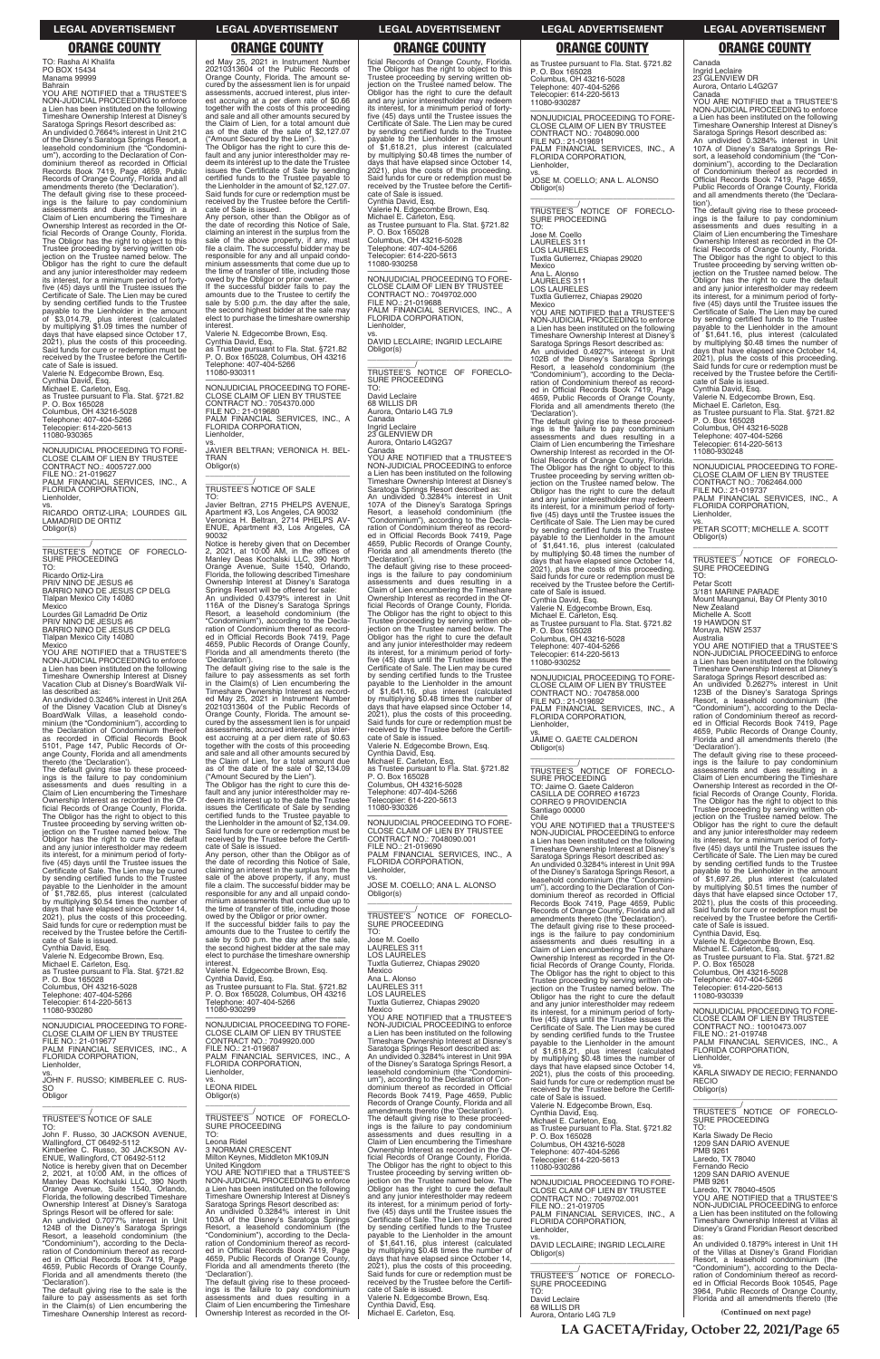## ORANGE COUNTY

TO: Rasha Al Khalifa
PO BOX 15434
Manama 99999
Bahrain

YOU ARE NOTIFIED that a TRUSTEE'S NON-JUDICIAL PROCEEDING to enforce a Lien has been instituted on the following Timeshare Ownership Interest at Disney's Saratoga Springs Resort described as:

An undivided 0.7664% interest in Unit 21C of the Disney's Saratoga Springs Resort, a leasehold condominium (the "Condominium"), according to the Declaration of Condominium thereof as recorded in Official Records Book 7419, Page 4659, Public Records of Orange County, Florida and all amendments thereto (the 'Declaration').

The default giving rise to these proceedings is the failure to pay condominium assessments and dues resulting in a Claim of Lien encumbering the Timeshare Ownership Interest as recorded in the Official Records of Orange County, Florida. The Obligor has the right to object to this Trustee proceeding by serving written objection on the Trustee named below. The Obligor has the right to cure the default and any junior interestholder may redeem its interest, for a minimum period of forty-five (45) days until the Trustee issues the Certificate of Sale. The Lien may be cured by sending certified funds to the Trustee payable to the Lienholder in the amount of $3,014.79, plus interest (calculated by multiplying $1.09 times the number of days that have elapsed since October 17, 2021), plus the costs of this proceeding. Said funds for cure or redemption must be received by the Trustee before the Certificate of Sale is issued.

Valerie N. Edgecombe Brown, Esq.
Cynthia David, Esq.
Michael E. Carleton, Esq.
as Trustee pursuant to Fla. Stat. §721.82
P. O. Box 165028
Columbus, OH 43216-5028
Telephone: 407-404-5266
Telecopier: 614-220-5613
11080-930365

NONJUDICIAL PROCEEDING TO FORECLOSE CLAIM OF LIEN BY TRUSTEE
CONTRACT NO.: 4005727.000
FILE NO.: 21-019627
PALM FINANCIAL SERVICES, INC., A FLORIDA CORPORATION,
Lienholder,
vs.
RICARDO ORTIZ-LIRA; LOURDES GIL LAMADRID DE ORTIZ
Obligor(s)

TRUSTEE'S NOTICE OF FORECLOSURE PROCEEDING
TO:
Ricardo Ortiz-Lira
PRIV NINO DE JESUS #6
BARRIO NINO DE JESUS CP DELG
Tlalpan Mexico City 14080
Mexico
Lourdes Gil Lamadrid De Ortiz
PRIV NINO DE JESUS #6
BARRIO NINO DE JESUS CP DELG
Tlalpan Mexico City 14080
Mexico

YOU ARE NOTIFIED that a TRUSTEE'S NON-JUDICIAL PROCEEDING to enforce a Lien has been instituted on the following Timeshare Ownership Interest at Disney's Vacation Club at Disney's BoardWalk Villas described as:

An undivided 0.3246% interest in Unit 26A of the Disney Vacation Club at Disney's BoardWalk Villas, a leasehold condominium (the "Condominium"), according to the Declaration of Condominium thereof as recorded in Official Records Book 5101, Page 147, Public Records of Orange County, Florida and all amendments thereto (the 'Declaration').

The default giving rise to these proceedings is the failure to pay condominium assessments and dues resulting in a Claim of Lien encumbering the Timeshare Ownership Interest as recorded in the Official Records of Orange County, Florida. The Obligor has the right to object to this Trustee proceeding by serving written objection on the Trustee named below. The Obligor has the right to cure the default and any junior interestholder may redeem its interest, for a minimum period of forty-five (45) days until the Trustee issues the Certificate of Sale. The Lien may be cured by sending certified funds to the Trustee payable to the Lienholder in the amount of $1,782.65, plus interest (calculated by multiplying $0.54 times the number of days that have elapsed since October 14, 2021), plus the costs of this proceeding. Said funds for cure or redemption must be received by the Trustee before the Certificate of Sale is issued.

Cynthia David, Esq.
Valerie N. Edgecombe Brown, Esq.
Michael E. Carleton, Esq.
as Trustee pursuant to Fla. Stat. §721.82
P. O. Box 165028
Columbus, OH 43216-5028
Telephone: 407-404-5266
Telecopier: 614-220-5613
11080-930280

NONJUDICIAL PROCEEDING TO FORECLOSE CLAIM OF LIEN BY TRUSTEE
FILE NO.: 21-019677
PALM FINANCIAL SERVICES, INC., A FLORIDA CORPORATION,
Lienholder,
vs.
JOHN F. RUSSO; KIMBERLEE C. RUSSO
Obligor

TRUSTEE'S NOTICE OF SALE
TO:
John F. Russo, 30 JACKSON AVENUE, Wallingford, CT 06492-5112
Kimberlee C. Russo, 30 JACKSON AVENUE, Wallingford, CT 06492-5112

Notice is hereby given that on December 2, 2021, at 10:00 AM, in the offices of Manley Deas Kochalski LLC, 390 North Orange Avenue, Suite 1540, Orlando, Florida, the following described Timeshare Ownership Interest at Disney's Saratoga Springs Resort will be offered for sale:

An undivided 0.7077% interest in Unit 124B of the Disney's Saratoga Springs Resort, a leasehold condominium (the "Condominium"), according to the Declaration of Condominium thereof as recorded in Official Records Book 7419, Page 4659, Public Records of Orange County, Florida and all amendments thereto (the 'Declaration').

The default giving rise to the sale is the failure to pay assessments as set forth in the Claim(s) of Lien encumbering the Timeshare Ownership Interest as recorded May 25, 2021 in Instrument Number 20210313604 of the Public Records of Orange County, Florida. The amount secured by the assessment lien is for unpaid assessments, accrued interest, plus interest accruing at a per diem rate of $0.66 together with the costs of this proceeding and sale and all other amounts secured by the Claim of Lien, for a total amount due as of the date of the sale of $2,127.07 ("Amount Secured by the Lien").

The Obligor has the right to cure this default and any junior interestholder may redeem its interest up to the date the Trustee issues the Certificate of Sale by sending certified funds to the Trustee payable to the Lienholder in the amount of $2,127.07. Said funds for cure or redemption must be received by the Trustee before the Certificate of Sale is issued.

Any person, other than the Obligor as of the date of recording this Notice of Sale, claiming an interest in the surplus from the sale of the above property, if any, must file a claim. The successful bidder may be responsible for any and all unpaid condominium assessments that come due up to the time of transfer of title, including those owed by the Obligor or prior owner.

If the successful bidder fails to pay the amounts due to the Trustee to certify the sale by 5:00 p.m. the day after the sale, the second highest bidder at the sale may elect to purchase the timeshare ownership interest.

Valerie N. Edgecombe Brown, Esq.
Cynthia David, Esq.
as Trustee pursuant to Fla. Stat. §721.82
P. O. Box 165028, Columbus, OH 43216
Telephone: 407-404-5266
11080-930311

NONJUDICIAL PROCEEDING TO FORECLOSE CLAIM OF LIEN BY TRUSTEE
CONTRACT NO.: 7054370.000
FILE NO.: 21-019680
PALM FINANCIAL SERVICES, INC., A FLORIDA CORPORATION,
Lienholder,
vs.
JAVIER BELTRAN; VERONICA H. BELTRAN
Obligor(s)

TRUSTEE'S NOTICE OF SALE
TO:
Javier Beltran, 2715 PHELPS AVENUE, Apartment #3, Los Angeles, CA 90032
Veronica H. Beltran, 2714 PHELPS AVENUE, Apartment #3, Los Angeles, CA 90032

Notice is hereby given that on December 2, 2021, at 10:00 AM, in the offices of Manley Deas Kochalski LLC, 390 North Orange Avenue, Suite 1540, Orlando, Florida, the following described Timeshare Ownership Interest at Disney's Saratoga Springs Resort will be offered for sale:

An undivided 0.4379% interest in Unit 116A of the Disney's Saratoga Springs Resort, a leasehold condominium (the "Condominium"), according to the Declaration of Condominium thereof as recorded in Official Records Book 7419, Page 4659, Public Records of Orange County, Florida and all amendments thereto (the 'Declaration').

The default giving rise to the sale is the failure to pay assessments as set forth in the Claim(s) of Lien encumbering the Timeshare Ownership Interest as recorded May 25, 2021 in Instrument Number 20210313604 of the Public Records of Orange County, Florida. The amount secured by the assessment lien is for unpaid assessments, accrued interest, plus interest accruing at a per diem rate of $0.63 together with the costs of this proceeding and sale and all other amounts secured by the Claim of Lien, for a total amount due as of the date of the sale of $2,134.09 ("Amount Secured by the Lien").

The Obligor has the right to cure this default and any junior interestholder may redeem its interest up to the date the Trustee issues the Certificate of Sale by sending certified funds to the Trustee payable to the Lienholder in the amount of $2,134.09. Said funds for cure or redemption must be received by the Trustee before the Certificate of Sale is issued.

Any person, other than the Obligor as of the date of recording this Notice of Sale, claiming an interest in the surplus from the sale of the above property, if any, must file a claim. The successful bidder may be responsible for any and all unpaid condominium assessments that come due up to the time of transfer of title, including those owed by the Obligor or prior owner.

If the successful bidder fails to pay the amounts due to the Trustee to certify the sale by 5:00 p.m. the day after the sale, the second highest bidder at the sale may elect to purchase the timeshare ownership interest.

Valerie N. Edgecombe Brown, Esq.
Cynthia David, Esq.
as Trustee pursuant to Fla. Stat. §721.82
P. O. Box 165028, Columbus, OH 43216
Telephone: 407-404-5266
11080-930299

NONJUDICIAL PROCEEDING TO FORECLOSE CLAIM OF LIEN BY TRUSTEE
CONTRACT NO.: 7049920.000
FILE NO.: 21-019687
PALM FINANCIAL SERVICES, INC., A FLORIDA CORPORATION,
Lienholder,
vs.
LEONA RIDEL
Obligor(s)

TRUSTEE'S NOTICE OF FORECLOSURE PROCEEDING
TO:
Leona Ridel
3 NORMAN CRESCENT
Milton Keynes, Middleton MK109JN
United Kingdom

YOU ARE NOTIFIED that a TRUSTEE'S NON-JUDICIAL PROCEEDING to enforce a Lien has been instituted on the following Timeshare Ownership Interest at Disney's Saratoga Springs Resort described as:

An undivided 0.3284% interest in Unit 103A of the Disney's Saratoga Springs Resort, a leasehold condominium (the "Condominium"), according to the Declaration of Condominium thereof as recorded in Official Records Book 7419, Page 4659, Public Records of Orange County, Florida and all amendments thereto (the 'Declaration').

The default giving rise to these proceedings is the failure to pay condominium assessments and dues resulting in a Claim of Lien encumbering the Timeshare Ownership Interest as recorded in the Official Records of Orange County, Florida. The Obligor has the right to object to this Trustee proceeding by serving written objection on the Trustee named below. The Obligor has the right to cure the default and any junior interestholder may redeem its interest, for a minimum period of forty-five (45) days until the Trustee issues the Certificate of Sale. The Lien may be cured by sending certified funds to the Trustee payable to the Lienholder in the amount of $1,618.21, plus interest (calculated by multiplying $0.48 times the number of days that have elapsed since October 14, 2021), plus the costs of this proceeding. Said funds for cure or redemption must be received by the Trustee before the Certificate of Sale is issued.

Cynthia David, Esq.
Valerie N. Edgecombe Brown, Esq.
Michael E. Carleton, Esq.
as Trustee pursuant to Fla. Stat. §721.82
P. O. Box 165028
Columbus, OH 43216-5028
Telephone: 407-404-5266
Telecopier: 614-220-5613
11080-930258

NONJUDICIAL PROCEEDING TO FORECLOSE CLAIM OF LIEN BY TRUSTEE
CONTRACT NO.: 7049702.000
FILE NO.: 21-019688
PALM FINANCIAL SERVICES, INC., A FLORIDA CORPORATION,
Lienholder,
vs.
DAVID LECLAIRE; INGRID LECLAIRE
Obligor(s)

TRUSTEE'S NOTICE OF FORECLOSURE PROCEEDING
TO:
David Leclaire
68 WILLIS DR
Aurora, Ontario L4G 7L9
Canada
Ingrid Leclaire
23 GLENVIEW DR
Aurora, Ontario L4G2G7
Canada

YOU ARE NOTIFIED that a TRUSTEE'S NON-JUDICIAL PROCEEDING to enforce a Lien has been instituted on the following Timeshare Ownership Interest at Disney's Saratoga Springs Resort described as:

An undivided 0.3284% interest in Unit 107A of the Disney's Saratoga Springs Resort, a leasehold condominium (the "Condominium"), according to the Declaration of Condominium thereof as recorded in Official Records Book 7419, Page 4659, Public Records of Orange County, Florida and all amendments thereto (the 'Declaration').

The default giving rise to these proceedings is the failure to pay condominium assessments and dues resulting in a Claim of Lien encumbering the Timeshare Ownership Interest as recorded in the Official Records of Orange County, Florida. The Obligor has the right to object to this Trustee proceeding by serving written objection on the Trustee named below. The Obligor has the right to cure the default and any junior interestholder may redeem its interest, for a minimum period of forty-five (45) days until the Trustee issues the Certificate of Sale. The Lien may be cured by sending certified funds to the Trustee payable to the Lienholder in the amount of $1,641.16, plus interest (calculated by multiplying $0.48 times the number of days that have elapsed since October 14, 2021), plus the costs of this proceeding. Said funds for cure or redemption must be received by the Trustee before the Certificate of Sale is issued.

Valerie N. Edgecombe Brown, Esq.
Cynthia David, Esq.
Michael E. Carleton, Esq.
as Trustee pursuant to Fla. Stat. §721.82
P. O. Box 165028
Columbus, OH 43216-5028
Telephone: 407-404-5266
Telecopier: 614-220-5613
11080-930326

NONJUDICIAL PROCEEDING TO FORECLOSE CLAIM OF LIEN BY TRUSTEE
CONTRACT NO.: 7048090.001
FILE NO.: 21-019690
PALM FINANCIAL SERVICES, INC., A FLORIDA CORPORATION,
Lienholder,
vs.
JOSE M. COELLO; ANA L. ALONSO
Obligor(s)

TRUSTEE'S NOTICE OF FORECLOSURE PROCEEDING
TO:
Jose M. Coello
LAURELES 311
LOS LAURELES
Tuxtla Gutierrez, Chiapas 29020
Mexico
Ana L. Alonso
LAURELES 311
LOS LAURELES
Tuxtla Gutierrez, Chiapas 29020
Mexico

YOU ARE NOTIFIED that a TRUSTEE'S NON-JUDICIAL PROCEEDING to enforce a Lien has been instituted on the following Timeshare Ownership Interest at Disney's Saratoga Springs Resort described as:

An undivided 0.3284% interest in Unit 99A of the Disney's Saratoga Springs Resort, a leasehold condominium (the "Condominium"), according to the Declaration of Condominium thereof as recorded in Official Records Book 7419, Page 4659, Public Records of Orange County, Florida and all amendments thereto (the 'Declaration').

The default giving rise to these proceedings is the failure to pay condominium assessments and dues resulting in a Claim of Lien encumbering the Timeshare Ownership Interest as recorded in the Official Records of Orange County, Florida. The Obligor has the right to object to this Trustee proceeding by serving written objection on the Trustee named below. The Obligor has the right to cure the default and any junior interestholder may redeem its interest, for a minimum period of forty-five (45) days until the Trustee issues the Certificate of Sale. The Lien may be cured by sending certified funds to the Trustee payable to the Lienholder in the amount of $1,641.16, plus interest (calculated by multiplying $0.48 times the number of days that have elapsed since October 14, 2021), plus the costs of this proceeding. Said funds for cure or redemption must be received by the Trustee before the Certificate of Sale is issued.

Valerie N. Edgecombe Brown, Esq.
Cynthia David, Esq.
Michael E. Carleton, Esq.
as Trustee pursuant to Fla. Stat. §721.82
P. O. Box 165028
Columbus, OH 43216-5028
Telephone: 407-404-5266
Telecopier: 614-220-5613
11080-930287

NONJUDICIAL PROCEEDING TO FORECLOSE CLAIM OF LIEN BY TRUSTEE
CONTRACT NO.: 7048090.000
FILE NO.: 21-019691
PALM FINANCIAL SERVICES, INC., A FLORIDA CORPORATION,
Lienholder,
vs.
JOSE M. COELLO; ANA L. ALONSO
Obligor(s)

TRUSTEE'S NOTICE OF FORECLOSURE PROCEEDING
TO:
Jose M. Coello
LAURELES 311
LOS LAURELES
Tuxtla Gutierrez, Chiapas 29020
Mexico
Ana L. Alonso
LAURELES 311
LOS LAURELES
Tuxtla Gutierrez, Chiapas 29020
Mexico

YOU ARE NOTIFIED that a TRUSTEE'S NON-JUDICIAL PROCEEDING to enforce a Lien has been instituted on the following Timeshare Ownership Interest at Disney's Saratoga Springs Resort described as:

An undivided 0.4927% interest in Unit 102B of the Disney's Saratoga Springs Resort, a leasehold condominium (the "Condominium"), according to the Declaration of Condominium thereof as recorded in Official Records Book 7419, Page 4659, Public Records of Orange County, Florida and all amendments thereto (the 'Declaration').

The default giving rise to these proceedings is the failure to pay condominium assessments and dues resulting in a Claim of Lien encumbering the Timeshare Ownership Interest as recorded in the Official Records of Orange County, Florida. The Obligor has the right to object to this Trustee proceeding by serving written objection on the Trustee named below. The Obligor has the right to cure the default and any junior interestholder may redeem its interest, for a minimum period of forty-five (45) days until the Trustee issues the Certificate of Sale. The Lien may be cured by sending certified funds to the Trustee payable to the Lienholder in the amount of $1,641.16, plus interest (calculated by multiplying $0.48 times the number of days that have elapsed since October 14, 2021), plus the costs of this proceeding. Said funds for cure or redemption must be received by the Trustee before the Certificate of Sale is issued.

Cynthia David, Esq.
Valerie N. Edgecombe Brown, Esq.
Michael E. Carleton, Esq.
as Trustee pursuant to Fla. Stat. §721.82
P. O. Box 165028
Columbus, OH 43216-5028
Telephone: 407-404-5266
Telecopier: 614-220-5613
11080-930252

NONJUDICIAL PROCEEDING TO FORECLOSE CLAIM OF LIEN BY TRUSTEE
CONTRACT NO.: 7047858.000
FILE NO.: 21-019692
PALM FINANCIAL SERVICES, INC., A FLORIDA CORPORATION,
Lienholder,
vs.
JAIME O. GAETE CALDERON
Obligor(s)

TRUSTEE'S NOTICE OF FORECLOSURE PROCEEDING
TO: Jaime O. Gaete Calderon
CASILLA DE CORREO #16723
CORREO 9 PROVIDENCIA
Santiago 00000
Chile

YOU ARE NOTIFIED that a TRUSTEE'S NON-JUDICIAL PROCEEDING to enforce a Lien has been instituted on the following Timeshare Ownership Interest at Disney's Saratoga Springs Resort described as:

An undivided 0.3284% interest in Unit 99A of the Disney's Saratoga Springs Resort, a leasehold condominium (the "Condominium"), according to the Declaration of Condominium thereof as recorded in Official Records Book 7419, Page 4659, Public Records of Orange County, Florida and all amendments thereto (the 'Declaration').

The default giving rise to these proceedings is the failure to pay condominium assessments and dues resulting in a Claim of Lien encumbering the Timeshare Ownership Interest as recorded in the Official Records of Orange County, Florida. The Obligor has the right to object to this Trustee proceeding by serving written objection on the Trustee named below. The Obligor has the right to cure the default and any junior interestholder may redeem its interest, for a minimum period of forty-five (45) days until the Trustee issues the Certificate of Sale. The Lien may be cured by sending certified funds to the Trustee payable to the Lienholder in the amount of $1,618.21, plus interest (calculated by multiplying $0.48 times the number of days that have elapsed since October 14, 2021), plus the costs of this proceeding. Said funds for cure or redemption must be received by the Trustee before the Certificate of Sale is issued.

Valerie N. Edgecombe Brown, Esq.
Cynthia David, Esq.
Michael E. Carleton, Esq.
as Trustee pursuant to Fla. Stat. §721.82
P. O. Box 165028
Columbus, OH 43216-5028
Telephone: 407-404-5266
Telecopier: 614-220-5613
11080-930286

NONJUDICIAL PROCEEDING TO FORECLOSE CLAIM OF LIEN BY TRUSTEE
CONTRACT NO.: 7049702.001
FILE NO.: 21-019705
PALM FINANCIAL SERVICES, INC., A FLORIDA CORPORATION,
Lienholder,
vs.
DAVID LECLAIRE; INGRID LECLAIRE
Obligor(s)

TRUSTEE'S NOTICE OF FORECLOSURE PROCEEDING
TO:
David Leclaire
68 WILLIS DR
Aurora, Ontario L4G 7L9
Canada
Ingrid Leclaire
23 GLENVIEW DR
Aurora, Ontario L4G2G7
Canada

YOU ARE NOTIFIED that a TRUSTEE'S NON-JUDICIAL PROCEEDING to enforce a Lien has been instituted on the following Timeshare Ownership Interest at Disney's Saratoga Springs Resort described as:

An undivided 0.3284% interest in Unit 107A of the Disney's Saratoga Springs Resort, a leasehold condominium (the "Condominium"), according to the Declaration of Condominium thereof as recorded in Official Records Book 7419, Page 4659, Public Records of Orange County, Florida and all amendments thereto (the 'Declaration').

The default giving rise to these proceedings is the failure to pay condominium assessments and dues resulting in a Claim of Lien encumbering the Timeshare Ownership Interest as recorded in the Official Records of Orange County, Florida. The Obligor has the right to object to this Trustee proceeding by serving written objection on the Trustee named below. The Obligor has the right to cure the default and any junior interestholder may redeem its interest, for a minimum period of forty-five (45) days until the Trustee issues the Certificate of Sale. The Lien may be cured by sending certified funds to the Trustee payable to the Lienholder in the amount of $1,641.16, plus interest (calculated by multiplying $0.48 times the number of days that have elapsed since October 14, 2021), plus the costs of this proceeding. Said funds for cure or redemption must be received by the Trustee before the Certificate of Sale is issued.

Cynthia David, Esq.
Valerie N. Edgecombe Brown, Esq.
Michael E. Carleton, Esq.
as Trustee pursuant to Fla. Stat. §721.82
P. O. Box 165028
Columbus, OH 43216-5028
Telephone: 407-404-5266
Telecopier: 614-220-5613
11080-930248

NONJUDICIAL PROCEEDING TO FORECLOSE CLAIM OF LIEN BY TRUSTEE
CONTRACT NO.: 7062464.000
FILE NO.: 21-019737
PALM FINANCIAL SERVICES, INC., A FLORIDA CORPORATION,
Lienholder,
vs.
PETAR SCOTT; MICHELLE A. SCOTT
Obligor(s)

TRUSTEE'S NOTICE OF FORECLOSURE PROCEEDING
TO:
Petar Scott
3/181 MARINE PARADE
Mount Maunganui, Bay Of Plenty 3010
New Zealand
Michelle A. Scott
19 HAWDON ST
Moruya, NSW 2537
Australia

YOU ARE NOTIFIED that a TRUSTEE'S NON-JUDICIAL PROCEEDING to enforce a Lien has been instituted on the following Timeshare Ownership Interest at Disney's Saratoga Springs Resort described as:

An undivided 0.2627% interest in Unit 123B of the Disney's Saratoga Springs Resort, a leasehold condominium (the "Condominium"), according to the Declaration of Condominium thereof as recorded in Official Records Book 7419, Page 4659, Public Records of Orange County, Florida and all amendments thereto (the 'Declaration').

The default giving rise to these proceedings is the failure to pay condominium assessments and dues resulting in a Claim of Lien encumbering the Timeshare Ownership Interest as recorded in the Official Records of Orange County, Florida. The Obligor has the right to object to this Trustee proceeding by serving written objection on the Trustee named below. The Obligor has the right to cure the default and any junior interestholder may redeem its interest, for a minimum period of forty-five (45) days until the Trustee issues the Certificate of Sale. The Lien may be cured by sending certified funds to the Trustee payable to the Lienholder in the amount of $1,697.26, plus interest (calculated by multiplying $0.51 times the number of days that have elapsed since October 17, 2021), plus the costs of this proceeding. Said funds for cure or redemption must be received by the Trustee before the Certificate of Sale is issued.

Cynthia David, Esq.
Valerie N. Edgecombe Brown, Esq.
Michael E. Carleton, Esq.
as Trustee pursuant to Fla. Stat. §721.82
P. O. Box 165028
Columbus, OH 43216-5028
Telephone: 407-404-5266
Telecopier: 614-220-5613
11080-930339

NONJUDICIAL PROCEEDING TO FORECLOSE CLAIM OF LIEN BY TRUSTEE
CONTRACT NO.: 10010473.007
FILE NO.: 21-019748
PALM FINANCIAL SERVICES, INC., A FLORIDA CORPORATION,
Lienholder,
vs.
KARLA SIWADY DE RECIO; FERNANDO RECIO
Obligor(s)

TRUSTEE'S NOTICE OF FORECLOSURE PROCEEDING
TO:
Karla Siwady De Recio
1209 SAN DARIO AVENUE
PMB 9261
Laredo, TX 78040
Fernando Recio
1209 SAN DARIO AVENUE
PMB 9261
Laredo, TX 78040-4505

YOU ARE NOTIFIED that a TRUSTEE'S NON-JUDICIAL PROCEEDING to enforce a Lien has been instituted on the following Timeshare Ownership Interest at Villas at Disney's Grand Floridian Resort described as:

An undivided 0.1879% interest in Unit 1H of the Villas at Disney's Grand Floridian Resort, a leasehold condominium (the "Condominium"), according to the Declaration of Condominium thereof as recorded in Official Records Book 10545, Page 3964, Public Records of Orange County, Florida and all amendments thereto (the

**(Continued on next page)**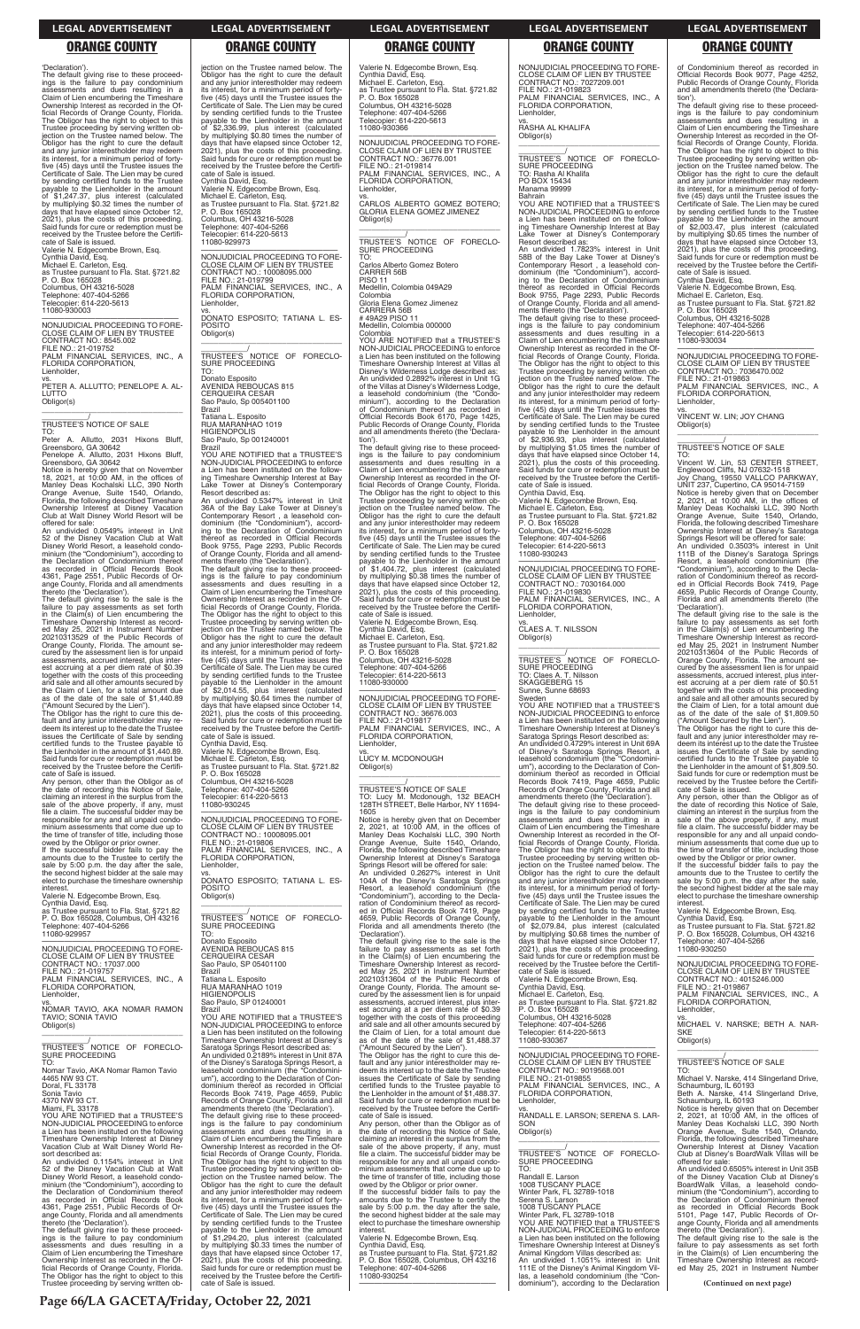'Declaration').

The default giving rise to these proceedings is the failure to pay condominium assessments and dues resulting in a Claim of Lien encumbering the Timeshare Ownership Interest as recorded in the Official Records of Orange County, Florida. The Obligor has the right to object to this Trustee proceeding by serving written objection on the Trustee named below. The Obligor has the right to cure the default and any junior interestholder may redeem its interest, for a minimum period of forty-five (45) days until the Trustee issues the Certificate of Sale. The Lien may be cured by sending certified funds to the Trustee payable to the Lienholder in the amount of $1,247.37, plus interest (calculated by multiplying $0.32 times the number of days that have elapsed since October 12, 2021), plus the costs of this proceeding. Said funds for cure or redemption must be received by the Trustee before the Certificate of Sale is issued.

Valerie N. Edgecombe Brown, Esq.
Cynthia David, Esq.
Michael E. Carleton, Esq.
as Trustee pursuant to Fla. Stat. §721.82
P. O. Box 165028
Columbus, OH 43216-5028
Telephone: 407-404-5266
Telecopier: 614-220-5613
11080-930003

---

NONJUDICIAL PROCEEDING TO FORECLOSE CLAIM OF LIEN BY TRUSTEE
CONTRACT NO.: 8545.002
FILE NO.: 21-019752
PALM FINANCIAL SERVICES, INC., A FLORIDA CORPORATION,
Lienholder,
vs.
PETER A. ALLUTTO; PENELOPE A. ALLUTTO
Obligor(s)

\_\_\_\_\_\_\_\_\_\_\_\_\_\_\_\_\_\_\_\_\_\_\_\_\_\_\_\_\_\_\_\_\_/

TRUSTEE'S NOTICE OF SALE

TO:
Peter A. Allutto, 2031 Hixons Bluff, Greensboro, GA 30642
Penelope A. Allutto, 2031 Hixons Bluff, Greensboro, GA 30642

Notice is hereby given that on November 18, 2021, at 10:00 AM, in the offices of Manley Deas Kochalski LLC, 390 North Orange Avenue, Suite 1540, Orlando, Florida, the following described Timeshare Ownership Interest at Disney Vacation Club at Walt Disney World Resort will be offered for sale:

An undivided 0.0549% interest in Unit 52 of the Disney Vacation Club at Walt Disney World Resort, a leasehold condominium (the "Condominium"), according to the Declaration of Condominium thereof as recorded in Official Records Book 4361, Page 2551, Public Records of Orange County, Florida and all amendments thereto (the 'Declaration').

The default giving rise to the sale is the failure to pay assessments as set forth in the Claim(s) of Lien encumbering the Timeshare Ownership Interest as recorded May 25, 2021 in Instrument Number 20210313529 of the Public Records of Orange County, Florida. The amount secured by the assessment lien is for unpaid assessments, accrued interest, plus interest accruing at a per diem rate of $0.39 together with the costs of this proceeding and sale and all other amounts secured by the Claim of Lien, for a total amount due as of the date of the sale of $1,440.89 ("Amount Secured by the Lien").

The Obligor has the right to cure this default and any junior interestholder may redeem its interest up to the date the Trustee issues the Certificate of Sale by sending certified funds to the Trustee payable to the Lienholder in the amount of $1,440.89. Said funds for cure or redemption must be received by the Trustee before the Certificate of Sale is issued.

Any person, other than the Obligor as of the date of recording this Notice of Sale, claiming an interest in the surplus from the sale of the above property, if any, must file a claim. The successful bidder may be responsible for any and all unpaid condominium assessments that come due up to the time of transfer of title, including those owed by the Obligor or prior owner.

If the successful bidder fails to pay the amounts due to the Trustee to certify the sale by 5:00 p.m. the day after the sale, the second highest bidder at the sale may elect to purchase the timeshare ownership interest.

Valerie N. Edgecombe Brown, Esq.
Cynthia David, Esq.
as Trustee pursuant to Fla. Stat. §721.82
P. O. Box 165028, Columbus, OH 43216
Telephone: 407-404-5266
11080-929957

---

NONJUDICIAL PROCEEDING TO FORECLOSE CLAIM OF LIEN BY TRUSTEE
CONTRACT NO.: 17037.000
FILE NO.: 21-019757
PALM FINANCIAL SERVICES, INC., A FLORIDA CORPORATION,
Lienholder,
vs.
NOMAR TAVIO, AKA NOMAR RAMON TAVIO; SONIA TAVIO
Obligor(s)

\_\_\_\_\_\_\_\_\_\_\_\_\_\_\_\_\_\_\_\_\_\_\_\_\_\_\_\_\_\_\_\_\_/

TRUSTEE'S NOTICE OF FORECLOSURE PROCEEDING

TO:
Nomar Tavio, AKA Nomar Ramon Tavio
4465 NW 93 CT.
Doral, FL 33178
Sonia Tavio
4370 NW 93 CT.
Miami, FL 33178

YOU ARE NOTIFIED that a TRUSTEE'S NON-JUDICIAL PROCEEDING to enforce a Lien has been instituted on the following Timeshare Ownership Interest at Disney Vacation Club at Walt Disney World Resort described as:

An undivided 0.1154% interest in Unit 52 of the Disney Vacation Club at Walt Disney World Resort, a leasehold condominium (the "Condominium"), according to the Declaration of Condominium thereof as recorded in Official Records Book 4361, Page 2551, Public Records of Orange County, Florida and all amendments thereto (the 'Declaration').

The default giving rise to these proceedings is the failure to pay condominium assessments and dues resulting in a Claim of Lien encumbering the Timeshare Ownership Interest as recorded in the Official Records of Orange County, Florida. The Obligor has the right to object to this Trustee proceeding by serving written objection on the Trustee named below. The Obligor has the right to cure the default and any junior interestholder may redeem its interest, for a minimum period of forty-five (45) days until the Trustee issues the Certificate of Sale. The Lien may be cured by sending certified funds to the Trustee payable to the Lienholder in the amount of $2,336.99, plus interest (calculated by multiplying $0.80 times the number of days that have elapsed since October 12, 2021), plus the costs of this proceeding. Said funds for cure or redemption must be received by the Trustee before the Certificate of Sale is issued.

Cynthia David, Esq.
Valerie N. Edgecombe Brown, Esq.
Michael E. Carleton, Esq.
as Trustee pursuant to Fla. Stat. §721.82
P. O. Box 165028
Columbus, OH 43216-5028
Telephone: 407-404-5266
Telecopier: 614-220-5613
11080-929973

---

NONJUDICIAL PROCEEDING TO FORECLOSE CLAIM OF LIEN BY TRUSTEE
CONTRACT NO.: 10008095.000
FILE NO.: 21-019799
PALM FINANCIAL SERVICES, INC., A FLORIDA CORPORATION,
Lienholder,
vs.
DONATO ESPOSITO; TATIANA L. ESPOSITO
Obligor(s)

\_\_\_\_\_\_\_\_\_\_\_\_\_\_\_\_\_\_\_\_\_\_\_\_\_\_\_\_\_\_\_\_\_/

TRUSTEE'S NOTICE OF FORECLOSURE PROCEEDING

TO:
Donato Esposito
AVENIDA REBOUCAS 815
CERQUEIRA CESAR
Sao Paulo, Sp 005401100
Brazil
Tatiana L. Esposito
RUA MARANHAO 1019
HIGIENOPOLIS
Sao Paulo, Sp 001240001
Brazil

YOU ARE NOTIFIED that a TRUSTEE'S NON-JUDICIAL PROCEEDING to enforce a Lien has been instituted on the following Timeshare Ownership Interest at Bay Lake Tower at Disney's Contemporary Resort described as:

An undivided 0.5347% interest in Unit 36A of the Bay Lake Tower at Disney's Contemporary Resort , a leasehold condominium (the "Condominium"), according to the Declaration of Condominium thereof as recorded in Official Records Book 9755, Page 2293, Public Records of Orange County, Florida and all amendments thereto (the 'Declaration').

The default giving rise to these proceedings is the failure to pay condominium assessments and dues resulting in a Claim of Lien encumbering the Timeshare Ownership Interest as recorded in the Official Records of Orange County, Florida. The Obligor has the right to object to this Trustee proceeding by serving written objection on the Trustee named below. The Obligor has the right to cure the default and any junior interestholder may redeem its interest, for a minimum period of forty-five (45) days until the Trustee issues the Certificate of Sale. The Lien may be cured by sending certified funds to the Trustee payable to the Lienholder in the amount of $2,014.55, plus interest (calculated by multiplying $0.64 times the number of days that have elapsed since October 14, 2021), plus the costs of this proceeding. Said funds for cure or redemption must be received by the Trustee before the Certificate of Sale is issued.

Cynthia David, Esq.
Valerie N. Edgecombe Brown, Esq.
Michael E. Carleton, Esq.
as Trustee pursuant to Fla. Stat. §721.82
P. O. Box 165028
Columbus, OH 43216-5028
Telephone: 407-404-5266
Telecopier: 614-220-5613
11080-930245

---

NONJUDICIAL PROCEEDING TO FORECLOSE CLAIM OF LIEN BY TRUSTEE
CONTRACT NO.: 10008095.001
FILE NO.: 21-019806
PALM FINANCIAL SERVICES, INC., A FLORIDA CORPORATION,
Lienholder,
vs.
DONATO ESPOSITO; TATIANA L. ESPOSITO
Obligor(s)

\_\_\_\_\_\_\_\_\_\_\_\_\_\_\_\_\_\_\_\_\_\_\_\_\_\_\_\_\_\_\_\_\_/

TRUSTEE'S NOTICE OF FORECLOSURE PROCEEDING

TO:
Donato Esposito
AVENIDA REBOUCAS 815
CERQUEIRA CESAR
Sao Paulo, SP 05401100
Brazil
Tatiana L. Esposito
RUA MARANHAO 1019
HIGIENOPOLIS
Sao Paulo, SP 01240001
Brazil

YOU ARE NOTIFIED that a TRUSTEE'S NON-JUDICIAL PROCEEDING to enforce a Lien has been instituted on the following Timeshare Ownership Interest at Disney's Saratoga Springs Resort described as:

An undivided 0.2189% interest in Unit 87A of the Disney's Saratoga Springs Resort, a leasehold condominium (the "Condominium"), according to the Declaration of Condominium thereof as recorded in Official Records Book 7419, Page 4659, Public Records of Orange County, Florida and all amendments thereto (the 'Declaration').

The default giving rise to these proceedings is the failure to pay condominium assessments and dues resulting in a Claim of Lien encumbering the Timeshare Ownership Interest as recorded in the Official Records of Orange County, Florida. The Obligor has the right to object to this Trustee proceeding by serving written objection on the Trustee named below. The Obligor has the right to cure the default and any junior interestholder may redeem its interest, for a minimum period of forty-five (45) days until the Trustee issues the Certificate of Sale. The Lien may be cured by sending certified funds to the Trustee payable to the Lienholder in the amount of $1,294.20, plus interest (calculated by multiplying $0.33 times the number of days that have elapsed since October 17, 2021), plus the costs of this proceeding. Said funds for cure or redemption must be received by the Trustee before the Certificate of Sale is issued.

Valerie N. Edgecombe Brown, Esq.
Cynthia David, Esq.
Michael E. Carleton, Esq.
as Trustee pursuant to Fla. Stat. §721.82
P. O. Box 165028
Columbus, OH 43216-5028
Telephone: 407-404-5266
Telecopier: 614-220-5613
11080-930366

---

NONJUDICIAL PROCEEDING TO FORECLOSE CLAIM OF LIEN BY TRUSTEE
CONTRACT NO.: 36776.001
FILE NO.: 21-019814
PALM FINANCIAL SERVICES, INC., A FLORIDA CORPORATION,
Lienholder,
vs.
CARLOS ALBERTO GOMEZ BOTERO; GLORIA ELENA GOMEZ JIMENEZ
Obligor(s)

\_\_\_\_\_\_\_\_\_\_\_\_\_\_\_\_\_\_\_\_\_\_\_\_\_\_\_\_\_\_\_\_\_/

TRUSTEE'S NOTICE OF FORECLOSURE PROCEEDING

TO:
Carlos Alberto Gomez Botero
CARRER 56B
PISO 11
Medellin, Colombia 049A29
Colombia
Gloria Elena Gomez Jimenez
CARRERA 56B
# 49A29 PISO 11
Medellin, Colombia 000000
Colombia

YOU ARE NOTIFIED that a TRUSTEE'S NON-JUDICIAL PROCEEDING to enforce a Lien has been instituted on the following Timeshare Ownership Interest at Villas at Disney's Wilderness Lodge described as:

An undivided 0.2892% interest in Unit 1G of the Villas at Disney's Wilderness Lodge, a leasehold condominium (the "Condominium"), according to the Declaration of Condominium thereof as recorded in Official Records Book 6170, Page 1425, Public Records of Orange County, Florida and all amendments thereto (the 'Declaration').

The default giving rise to these proceedings is the failure to pay condominium assessments and dues resulting in a Claim of Lien encumbering the Timeshare Ownership Interest as recorded in the Official Records of Orange County, Florida. The Obligor has the right to object to this Trustee proceeding by serving written objection on the Trustee named below. The Obligor has the right to cure the default and any junior interestholder may redeem its interest, for a minimum period of forty-five (45) days until the Trustee issues the Certificate of Sale. The Lien may be cured by sending certified funds to the Trustee payable to the Lienholder in the amount of $1,404.72, plus interest (calculated by multiplying $0.38 times the number of days that have elapsed since October 12, 2021), plus the costs of this proceeding. Said funds for cure or redemption must be received by the Trustee before the Certificate of Sale is issued.

Valerie N. Edgecombe Brown, Esq.
Cynthia David, Esq.
Michael E. Carleton, Esq.
as Trustee pursuant to Fla. Stat. §721.82
P. O. Box 165028
Columbus, OH 43216-5028
Telephone: 407-404-5266
Telecopier: 614-220-5613
11080-930000

---

NONJUDICIAL PROCEEDING TO FORECLOSE CLAIM OF LIEN BY TRUSTEE
CONTRACT NO.: 36676.003
FILE NO.: 21-019817
PALM FINANCIAL SERVICES, INC., A FLORIDA CORPORATION,
Lienholder,
vs.
LUCY M. MCDONOUGH
Obligor(s)

\_\_\_\_\_\_\_\_\_\_\_\_\_\_\_\_\_\_\_\_\_\_\_\_\_\_\_\_\_\_\_\_\_/

TRUSTEE'S NOTICE OF SALE

TO: Lucy M. Mcdonough, 132 BEACH 128TH STREET, Belle Harbor, NY 11694-1605

Notice is hereby given that on December 2, 2021, at 10:00 AM, in the offices of Manley Deas Kochalski LLC, 390 North Orange Avenue, Suite 1540, Orlando, Florida, the following described Timeshare Ownership Interest at Disney's Saratoga Springs Resort will be offered for sale:

An undivided 0.2627% interest in Unit 104A of the Disney's Saratoga Springs Resort, a leasehold condominium (the "Condominium"), according to the Declaration of Condominium thereof as recorded in Official Records Book 7419, Page 4659, Public Records of Orange County, Florida and all amendments thereto (the 'Declaration').

The default giving rise to the sale is the failure to pay assessments as set forth in the Claim(s) of Lien encumbering the Timeshare Ownership Interest as recorded May 25, 2021 in Instrument Number 20210313604 of the Public Records of Orange County, Florida. The amount secured by the assessment lien is for unpaid assessments, accrued interest, plus interest accruing at a per diem rate of $0.39 together with the costs of this proceeding and sale and all other amounts secured by the Claim of Lien, for a total amount due as of the date of the sale of $1,488.37 ("Amount Secured by the Lien").

The Obligor has the right to cure this default and any junior interestholder may redeem its interest up to the date the Trustee issues the Certificate of Sale by sending certified funds to the Trustee payable to the Lienholder in the amount of $1,488.37. Said funds for cure or redemption must be received by the Trustee before the Certificate of Sale is issued.

Any person, other than the Obligor as of the date of recording this Notice of Sale, claiming an interest in the surplus from the sale of the above property, if any, must file a claim. The successful bidder may be responsible for any and all unpaid condominium assessments that come due up to the time of transfer of title, including those owed by the Obligor or prior owner.

If the successful bidder fails to pay the amounts due to the Trustee to certify the sale by 5:00 p.m. the day after the sale, the second highest bidder at the sale may elect to purchase the timeshare ownership interest.

Valerie N. Edgecombe Brown, Esq.
Cynthia David, Esq.
as Trustee pursuant to Fla. Stat. §721.82
P. O. Box 165028, Columbus, OH 43216
Telephone: 407-404-5266
11080-930254

---

NONJUDICIAL PROCEEDING TO FORECLOSE CLAIM OF LIEN BY TRUSTEE
CONTRACT NO.: 7027209.001
FILE NO.: 21-019823
PALM FINANCIAL SERVICES, INC., A FLORIDA CORPORATION,
Lienholder,
vs.
RASHA AL KHALIFA
Obligor(s)

\_\_\_\_\_\_\_\_\_\_\_\_\_\_\_\_\_\_\_\_\_\_\_\_\_\_\_\_\_\_\_\_\_/

TRUSTEE'S NOTICE OF FORECLOSURE PROCEEDING

TO: Rasha Al Khalifa
PO BOX 15434
Manama 99999
Bahrain

YOU ARE NOTIFIED that a TRUSTEE'S NON-JUDICIAL PROCEEDING to enforce a Lien has been instituted on the following Timeshare Ownership Interest at Bay Lake Tower at Disney's Contemporary Resort described as:

An undivided 0.7823% interest in Unit 58B of the Bay Lake Tower at Disney's Contemporary Resort , a leasehold condominium (the "Condominium"), according to the Declaration of Condominium thereof as recorded in Official Records Book 9755, Page 2293, Public Records of Orange County, Florida and all amendments thereto (the 'Declaration').

The default giving rise to these proceedings is the failure to pay condominium assessments and dues resulting in a Claim of Lien encumbering the Timeshare Ownership Interest as recorded in the Official Records of Orange County, Florida. The Obligor has the right to object to this Trustee proceeding by serving written objection on the Trustee named below. The Obligor has the right to cure the default and any junior interestholder may redeem its interest, for a minimum period of forty-five (45) days until the Trustee issues the Certificate of Sale. The Lien may be cured by sending certified funds to the Trustee payable to the Lienholder in the amount of $2,936.93, plus interest (calculated by multiplying $1.05 times the number of days that have elapsed since October 14, 2021), plus the costs of this proceeding. Said funds for cure or redemption must be received by the Trustee before the Certificate of Sale is issued.

Cynthia David, Esq.
Valerie N. Edgecombe Brown, Esq.
Michael E. Carleton, Esq.
as Trustee pursuant to Fla. Stat. §721.82
P. O. Box 165028
Columbus, OH 43216-5028
Telephone: 407-404-5266
Telecopier: 614-220-5613
11080-930243

---

NONJUDICIAL PROCEEDING TO FORECLOSE CLAIM OF LIEN BY TRUSTEE
CONTRACT NO.: 7030164.000
FILE NO.: 21-019830
PALM FINANCIAL SERVICES, INC., A FLORIDA CORPORATION,
Lienholder,
vs.
CLAES A. T. NILSSON
Obligor(s)

\_\_\_\_\_\_\_\_\_\_\_\_\_\_\_\_\_\_\_\_\_\_\_\_\_\_\_\_\_\_\_\_\_/

TRUSTEE'S NOTICE OF FORECLOSURE PROCEEDING

TO: Claes A. T. Nilsson
SKAGGEBERG 15
Sunne, Sunne 68693
Sweden

YOU ARE NOTIFIED that a TRUSTEE'S NON-JUDICIAL PROCEEDING to enforce a Lien has been instituted on the following Timeshare Ownership Interest at Disney's Saratoga Springs Resort described as:

An undivided 0.4729% interest in Unit 69A of Disney's Saratoga Springs Resort, a leasehold condominium (the "Condominium"), according to the Declaration of Condominium thereof as recorded in Official Records Book 7419, Page 4659, Public Records of Orange County, Florida and all amendments thereto (the 'Declaration').

The default giving rise to these proceedings is the failure to pay condominium assessments and dues resulting in a Claim of Lien encumbering the Timeshare Ownership Interest as recorded in the Official Records of Orange County, Florida. The Obligor has the right to object to this Trustee proceeding by serving written objection on the Trustee named below. The Obligor has the right to cure the default and any junior interestholder may redeem its interest, for a minimum period of forty-five (45) days until the Trustee issues the Certificate of Sale. The Lien may be cured by sending certified funds to the Trustee payable to the Lienholder in the amount of $2,079.84, plus interest (calculated by multiplying $0.68 times the number of days that have elapsed since October 17, 2021), plus the costs of this proceeding. Said funds for cure or redemption must be received by the Trustee before the Certificate of Sale is issued.

Valerie N. Edgecombe Brown, Esq.
Cynthia David, Esq.
Michael E. Carleton, Esq.
as Trustee pursuant to Fla. Stat. §721.82
P. O. Box 165028
Columbus, OH 43216-5028
Telephone: 407-404-5266
Telecopier: 614-220-5613
11080-930367

---

NONJUDICIAL PROCEEDING TO FORECLOSE CLAIM OF LIEN BY TRUSTEE
CONTRACT NO.: 9019568.001
FILE NO.: 21-019855
PALM FINANCIAL SERVICES, INC., A FLORIDA CORPORATION,
Lienholder,
vs.
RANDALL E. LARSON; SERENA S. LARSON
Obligor(s)

\_\_\_\_\_\_\_\_\_\_\_\_\_\_\_\_\_\_\_\_\_\_\_\_\_\_\_\_\_\_\_\_\_/

TRUSTEE'S NOTICE OF FORECLOSURE PROCEEDING

TO:
Randall E. Larson
1008 TUSCANY PLACE
Winter Park, FL 32789-1018
Serena S. Larson
1008 TUSCANY PLACE
Winter Park, FL 32789-1018

YOU ARE NOTIFIED that a TRUSTEE'S NON-JUDICIAL PROCEEDING to enforce a Lien has been instituted on the following Timeshare Ownership Interest at Disney's Animal Kingdom Villas described as:

An undivided 1.1051% interest in Unit 111E of the Disney's Animal Kingdom Villas, a leasehold condominium (the "Condominium"), according to the Declaration of Condominium thereof as recorded in Official Records Book 9077, Page 4252, Public Records of Orange County, Florida and all amendments thereto (the 'Declaration').

The default giving rise to these proceedings is the failure to pay condominium assessments and dues resulting in a Claim of Lien encumbering the Timeshare Ownership Interest as recorded in the Official Records of Orange County, Florida. The Obligor has the right to object to this Trustee proceeding by serving written objection on the Trustee named below. The Obligor has the right to cure the default and any junior interestholder may redeem its interest, for a minimum period of forty-five (45) days until the Trustee issues the Certificate of Sale. The Lien may be cured by sending certified funds to the Trustee payable to the Lienholder in the amount of $2,003.47, plus interest (calculated by multiplying $0.65 times the number of days that have elapsed since October 13, 2021), plus the costs of this proceeding. Said funds for cure or redemption must be received by the Trustee before the Certificate of Sale is issued.

Cynthia David, Esq.
Valerie N. Edgecombe Brown, Esq.
Michael E. Carleton, Esq.
as Trustee pursuant to Fla. Stat. §721.82
P. O. Box 165028
Columbus, OH 43216-5028
Telephone: 407-404-5266
Telecopier: 614-220-5613
11080-930034

---

NONJUDICIAL PROCEEDING TO FORECLOSE CLAIM OF LIEN BY TRUSTEE
CONTRACT NO.: 7036470.002
FILE NO.: 21-019863
PALM FINANCIAL SERVICES, INC., A FLORIDA CORPORATION,
Lienholder,
vs.
VINCENT W. LIN; JOY CHANG
Obligor(s)

\_\_\_\_\_\_\_\_\_\_\_\_\_\_\_\_\_\_\_\_\_\_\_\_\_\_\_\_\_\_\_\_\_/

TRUSTEE'S NOTICE OF SALE

TO:
Vincent W. Lin, 53 CENTER STREET, Englewood Cliffs, NJ 07632-1518
Joy Chang, 19550 VALLCO PARKWAY, UNIT 237, Cupertino, CA 95014-7159

Notice is hereby given that on December 2, 2021, at 10:00 AM, in the offices of Manley Deas Kochalski LLC, 390 North Orange Avenue, Suite 1540, Orlando, Florida, the following described Timeshare Ownership Interest at Disney's Saratoga Springs Resort will be offered for sale:

An undivided 0.3503% interest in Unit 111B of the Disney's Saratoga Springs Resort, a leasehold condominium (the "Condominium"), according to the Declaration of Condominium thereof as recorded in Official Records Book 7419, Page 4659, Public Records of Orange County, Florida and all amendments thereto (the 'Declaration').

The default giving rise to the sale is the failure to pay assessments as set forth in the Claim(s) of Lien encumbering the Timeshare Ownership Interest as recorded May 25, 2021 in Instrument Number 20210313604 of the Public Records of Orange County, Florida. The amount secured by the assessment lien is for unpaid assessments, accrued interest, plus interest accruing at a per diem rate of $0.51 together with the costs of this proceeding and sale and all other amounts secured by the Claim of Lien, for a total amount due as of the date of the sale of $1,809.50 ("Amount Secured by the Lien").

The Obligor has the right to cure this default and any junior interestholder may redeem its interest up to the date the Trustee issues the Certificate of Sale by sending certified funds to the Trustee payable to the Lienholder in the amount of $1,809.50. Said funds for cure or redemption must be received by the Trustee before the Certificate of Sale is issued.

Any person, other than the Obligor as of the date of recording this Notice of Sale, claiming an interest in the surplus from the sale of the above property, if any, must file a claim. The successful bidder may be responsible for any and all unpaid condominium assessments that come due up to the time of transfer of title, including those owed by the Obligor or prior owner.

If the successful bidder fails to pay the amounts due to the Trustee to certify the sale by 5:00 p.m. the day after the sale, the second highest bidder at the sale may elect to purchase the timeshare ownership interest.

Valerie N. Edgecombe Brown, Esq.
Cynthia David, Esq.
as Trustee pursuant to Fla. Stat. §721.82
P. O. Box 165028, Columbus, OH 43216
Telephone: 407-404-5266
11080-930250

---

NONJUDICIAL PROCEEDING TO FORECLOSE CLAIM OF LIEN BY TRUSTEE
CONTRACT NO.: 4015246.000
FILE NO.: 21-019867
PALM FINANCIAL SERVICES, INC., A FLORIDA CORPORATION,
Lienholder,
vs.
MICHAEL V. NARSKE; BETH A. NARSKE
Obligor(s)

\_\_\_\_\_\_\_\_\_\_\_\_\_\_\_\_\_\_\_\_\_\_\_\_\_\_\_\_\_\_\_\_\_/

TRUSTEE'S NOTICE OF SALE

TO:
Michael V. Narske, 414 Slingerland Drive, Schaumburg, IL 60193
Beth A. Narske, 414 Slingerland Drive, Schaumburg, IL 60193

Notice is hereby given that on December 2, 2021, at 10:00 AM, in the offices of Manley Deas Kochalski LLC, 390 North Orange Avenue, Suite 1540, Orlando, Florida, the following described Timeshare Ownership Interest at Disney Vacation Club at Disney's BoardWalk Villas will be offered for sale:

An undivided 0.6505% interest in Unit 35B of the Disney Vacation Club at Disney's BoardWalk Villas, a leasehold condominium (the "Condominium"), according to the Declaration of Condominium thereof as recorded in Official Records Book 5101, Page 147, Public Records of Orange County, Florida and all amendments thereto (the 'Declaration').

The default giving rise to the sale is the failure to pay assessments as set forth in the Claim(s) of Lien encumbering the Timeshare Ownership Interest as recorded May 25, 2021 in Instrument Number

**(Continued on next page)**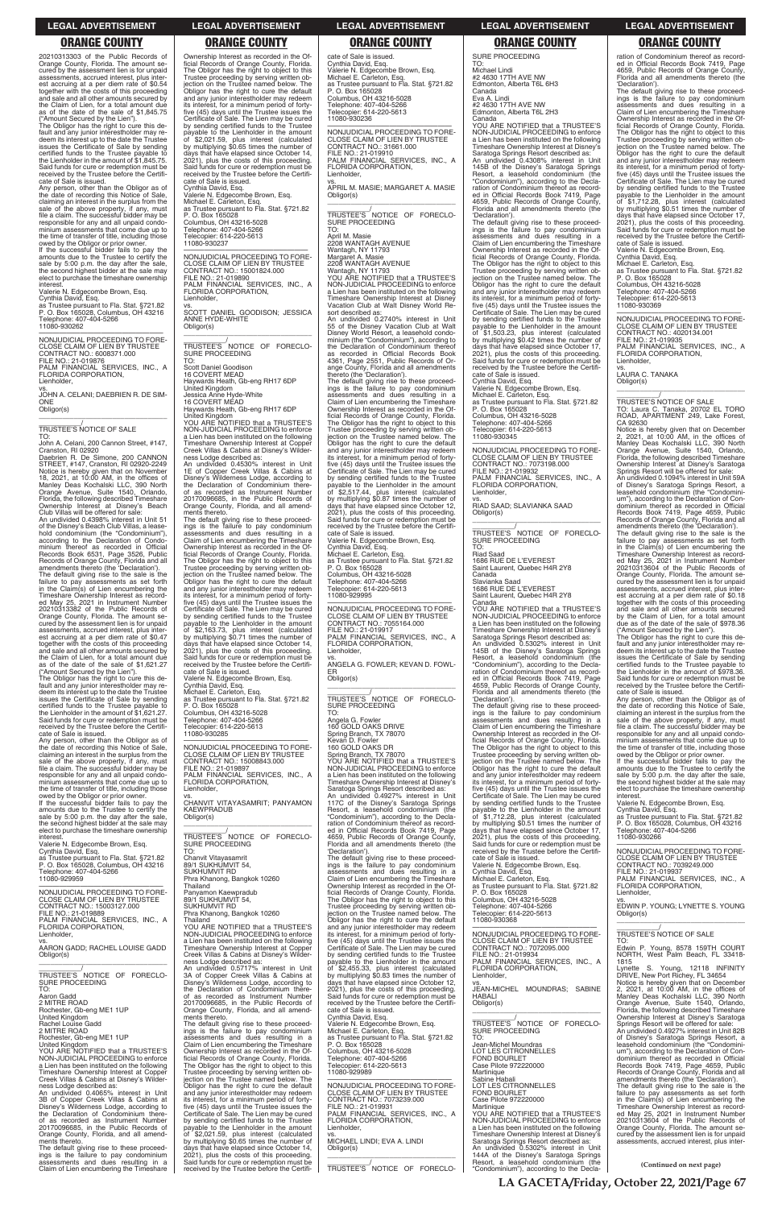20210313303 of the Public Records of Orange County, Florida. The amount secured by the assessment lien is for unpaid assessments, accrued interest, plus interest accruing at a per diem rate of $0.54 together with the costs of this proceeding and sale and all other amounts secured by the Claim of Lien, for a total amount due as of the date of the sale of $1,845.75 ("Amount Secured by the Lien").

The Obligor has the right to cure this default and any junior interestholder may redeem its interest up to the date the Trustee issues the Certificate of Sale by sending certified funds to the Trustee payable to the Lienholder in the amount of $1,845.75. Said funds for cure or redemption must be received by the Trustee before the Certificate of Sale is issued.

Any person, other than the Obligor as of the date of recording this Notice of Sale, claiming an interest in the surplus from the sale of the above property, if any, must file a claim. The successful bidder may be responsible for any and all unpaid condominium assessments that come due up to the time of transfer of title, including those owed by the Obligor or prior owner.

If the successful bidder fails to pay the amounts due to the Trustee to certify the sale by 5:00 p.m. the day after the sale, the second highest bidder at the sale may elect to purchase the timeshare ownership interest.

Valerie N. Edgecombe Brown, Esq.
Cynthia David, Esq.
as Trustee pursuant to Fla. Stat. §721.82
P. O. Box 165028, Columbus, OH 43216
Telephone: 407-404-5266
11080-930262

---

NONJUDICIAL PROCEEDING TO FORECLOSE CLAIM OF LIEN BY TRUSTEE
CONTRACT NO.: 6008371.000
FILE NO.: 21-019876
PALM FINANCIAL SERVICES, INC., A FLORIDA CORPORATION,
Lienholder,
vs.
JOHN A. CELANI; DAEBRIEN R. DE SIMONE
Obligor(s)

---

TRUSTEE'S NOTICE OF SALE
TO:
John A. Celani, 200 Cannon Street, #147, Cranston, RI 02920
Daebrien R. De Simone, 200 CANNON STREET, #147, Cranston, RI 02920-2249
Notice is hereby given that on November 18, 2021, at 10:00 AM, in the offices of Manley Deas Kochalski LLC, 390 North Orange Avenue, Suite 1540, Orlando, Florida, the following described Timeshare Ownership Interest at Disney's Beach Club Villas will be offered for sale:

An undivided 0.4398% interest in Unit 51 of the Disney's Beach Club Villas, a leasehold condominium (the "Condominium"), according to the Declaration of Condominium thereof as recorded in Official Records Book 6531, Page 3526, Public Records of Orange County, Florida and all amendments thereto (the 'Declaration').

The default giving rise to the sale is the failure to pay assessments as set forth in the Claim(s) of Lien encumbering the Timeshare Ownership Interest as recorded May 25, 2021 in Instrument Number 20210313382 of the Public Records of Orange County, Florida. The amount secured by the assessment lien is for unpaid assessments, accrued interest, plus interest accruing at a per diem rate of $0.47 together with the costs of this proceeding and sale and all other amounts secured by the Claim of Lien, for a total amount due as of the date of the sale of $1,621.27 ("Amount Secured by the Lien").

The Obligor has the right to cure this default and any junior interestholder may redeem its interest up to the date the Trustee issues the Certificate of Sale by sending certified funds to the Trustee payable to the Lienholder in the amount of $1,621.27. Said funds for cure or redemption must be received by the Trustee before the Certificate of Sale is issued.

Any person, other than the Obligor as of the date of recording this Notice of Sale, claiming an interest in the surplus from the sale of the above property, if any, must file a claim. The successful bidder may be responsible for any and all unpaid condominium assessments that come due up to the time of transfer of title, including those owed by the Obligor or prior owner.

If the successful bidder fails to pay the amounts due to the Trustee to certify the sale by 5:00 p.m. the day after the sale, the second highest bidder at the sale may elect to purchase the timeshare ownership interest.

Valerie N. Edgecombe Brown, Esq.
Cynthia David, Esq.
as Trustee pursuant to Fla. Stat. §721.82
P. O. Box 165028, Columbus, OH 43216
Telephone: 407-404-5266
11080-929959

---

NONJUDICIAL PROCEEDING TO FORECLOSE CLAIM OF LIEN BY TRUSTEE
CONTRACT NO.: 15003127.000
FILE NO.: 21-019889
PALM FINANCIAL SERVICES, INC., A FLORIDA CORPORATION,
Lienholder,
vs.
AARON GADD; RACHEL LOUISE GADD
Obligor(s)

---

TRUSTEE'S NOTICE OF FORECLOSURE PROCEEDING
TO:
Aaron Gadd
2 MITRE ROAD
Rochester, Gb-eng ME1 1UP
United Kingdom
Rachel Louise Gadd
2 MITRE ROAD
Rochester, Gb-eng ME1 1UP
United Kingdom

YOU ARE NOTIFIED that a TRUSTEE'S NON-JUDICIAL PROCEEDING to enforce a Lien has been instituted on the following Timeshare Ownership Interest at Copper Creek Villas & Cabins at Disney's Wilderness Lodge described as:

An undivided 0.4065% interest in Unit 3B of Copper Creek Villas & Cabins at Disney's Wilderness Lodge, according to the Declaration of Condominium thereof as recorded as Instrument Number 20170096685, in the Public Records of Orange County, Florida, and all amendments thereto.

The default giving rise to these proceedings is the failure to pay condominium assessments and dues resulting in a Claim of Lien encumbering the Timeshare Ownership Interest as recorded in the Official Records of Orange County, Florida. The Obligor has the right to object to this Trustee proceeding by serving written objection on the Trustee named below. The Obligor has the right to cure the default and any junior interestholder may redeem its interest, for a minimum period of forty-five (45) days until the Trustee issues the Certificate of Sale. The Lien may be cured by sending certified funds to the Trustee payable to the Lienholder in the amount of $2,021.59, plus interest (calculated by multiplying $0.65 times the number of days that have elapsed since October 14, 2021), plus the costs of this proceeding. Said funds for cure or redemption must be received by the Trustee before the Certificate of Sale is issued.

Cynthia David, Esq.
Valerie N. Edgecombe Brown, Esq.
Michael E. Carleton, Esq.
as Trustee pursuant to Fla. Stat. §721.82
P. O. Box 165028
Columbus, OH 43216-5028
Telephone: 407-404-5266
Telecopier: 614-220-5613
11080-930237

---

NONJUDICIAL PROCEEDING TO FORECLOSE CLAIM OF LIEN BY TRUSTEE
CONTRACT NO.: 15001824.000
FILE NO.: 21-019890
PALM FINANCIAL SERVICES, INC., A FLORIDA CORPORATION,
Lienholder,
vs.
SCOTT DANIEL GOODISON; JESSICA ANNE HYDE-WHITE
Obligor(s)

---

TRUSTEE'S NOTICE OF FORECLOSURE PROCEEDING
TO:
Scott Daniel Goodison
16 COVERT MEAD
Haywards Heath, Gb-eng RH17 6DP
United Kingdom
Jessica Anne Hyde-White
16 COVERT MEAD
Haywards Heath, Gb-eng RH17 6DP
United Kingdom

YOU ARE NOTIFIED that a TRUSTEE'S NON-JUDICIAL PROCEEDING to enforce a Lien has been instituted on the following Timeshare Ownership Interest at Copper Creek Villas & Cabins at Disney's Wilderness Lodge described as:

An undivided 0.4530% interest in Unit 1E of Copper Creek Villas & Cabins at Disney's Wilderness Lodge, according to the Declaration of Condominium thereof as recorded as Instrument Number 20170096685, in the Public Records of Orange County, Florida, and all amendments thereto.

The default giving rise to these proceedings is the failure to pay condominium assessments and dues resulting in a Claim of Lien encumbering the Timeshare Ownership Interest as recorded in the Official Records of Orange County, Florida. The Obligor has the right to object to this Trustee proceeding by serving written objection on the Trustee named below. The Obligor has the right to cure the default and any junior interestholder may redeem its interest, for a minimum period of forty-five (45) days until the Trustee issues the Certificate of Sale. The Lien may be cured by sending certified funds to the Trustee payable to the Lienholder in the amount of $2,163.73, plus interest (calculated by multiplying $0.71 times the number of days that have elapsed since October 14, 2021), plus the costs of this proceeding. Said funds for cure or redemption must be received by the Trustee before the Certificate of Sale is issued.

Valerie N. Edgecombe Brown, Esq.
Cynthia David, Esq.
Michael E. Carleton, Esq.
as Trustee pursuant to Fla. Stat. §721.82
P. O. Box 165028
Columbus, OH 43216-5028
Telephone: 407-404-5266
Telecopier: 614-220-5613
11080-930285

---

NONJUDICIAL PROCEEDING TO FORECLOSE CLAIM OF LIEN BY TRUSTEE
CONTRACT NO.: 15008843.000
FILE NO.: 21-019897
PALM FINANCIAL SERVICES, INC., A FLORIDA CORPORATION,
Lienholder,
vs.
CHANVIT VITAYASAMRIT; PANYAMON KAEWPRADUB
Obligor(s)

---

TRUSTEE'S NOTICE OF FORECLOSURE PROCEEDING
TO:
Chanvit Vitayasamrit
89/1 SUKHUMVIT 54,
SUKHUMVIT RD
Phra Khanong, Bangkok 10260
Thailand
Panyamon Kaewpradub
89/1 SUKHUMVIT 54,
SUKHUMVIT RD
Phra Khanong, Bangkok 10260
Thailand

YOU ARE NOTIFIED that a TRUSTEE'S NON-JUDICIAL PROCEEDING to enforce a Lien has been instituted on the following Timeshare Ownership Interest at Copper Creek Villas & Cabins at Disney's Wilderness Lodge described as:

An undivided 0.5717% interest in Unit 3A of Copper Creek Villas & Cabins at Disney's Wilderness Lodge, according to the Declaration of Condominium thereof as recorded as Instrument Number 20170096685, in the Public Records of Orange County, Florida, and all amendments thereto.

The default giving rise to these proceedings is the failure to pay condominium assessments and dues resulting in a Claim of Lien encumbering the Timeshare Ownership Interest as recorded in the Official Records of Orange County, Florida. The Obligor has the right to object to this Trustee proceeding by serving written objection on the Trustee named below. The Obligor has the right to cure the default and any junior interestholder may redeem its interest, for a minimum period of forty-five (45) days until the Trustee issues the Certificate of Sale. The Lien may be cured by sending certified funds to the Trustee payable to the Lienholder in the amount of $2,021.59, plus interest (calculated by multiplying $0.65 times the number of days that have elapsed since October 14, 2021), plus the costs of this proceeding. Said funds for cure or redemption must be received by the Trustee before the Certificate of Sale is issued.

Cynthia David, Esq.
Valerie N. Edgecombe Brown, Esq.
Michael E. Carleton, Esq.
as Trustee pursuant to Fla. Stat. §721.82
P. O. Box 165028
Columbus, OH 43216-5028
Telephone: 407-404-5266
Telecopier: 614-220-5613
11080-930236

---

NONJUDICIAL PROCEEDING TO FORECLOSE CLAIM OF LIEN BY TRUSTEE
CONTRACT NO.: 31661.000
FILE NO.: 21-019910
PALM FINANCIAL SERVICES, INC., A FLORIDA CORPORATION,
Lienholder,
vs.
APRIL M. MASIE; MARGARET A. MASIE
Obligor(s)

---

TRUSTEE'S NOTICE OF FORECLOSURE PROCEEDING
TO:
April M. Masie
2208 WANTAGH AVENUE
Wantagh, NY 11793
Margaret A. Masie
2208 WANTAGH AVENUE
Wantagh, NY 11793

YOU ARE NOTIFIED that a TRUSTEE'S NON-JUDICIAL PROCEEDING to enforce a Lien has been instituted on the following Timeshare Ownership Interest at Disney Vacation Club at Walt Disney World Resort described as:

An undivided 0.2740% interest in Unit 55 of the Disney Vacation Club at Walt Disney World Resort, a leasehold condominium (the "Condominium"), according to the Declaration of Condominium thereof as recorded in Official Records Book 4361, Page 2551, Public Records of Orange County, Florida and all amendments thereto (the 'Declaration').

The default giving rise to these proceedings is the failure to pay condominium assessments and dues resulting in a Claim of Lien encumbering the Timeshare Ownership Interest as recorded in the Official Records of Orange County, Florida. The Obligor has the right to object to this Trustee proceeding by serving written objection on the Trustee named below. The Obligor has the right to cure the default and any junior interestholder may redeem its interest, for a minimum period of forty-five (45) days until the Trustee issues the Certificate of Sale. The Lien may be cured by sending certified funds to the Trustee payable to the Lienholder in the amount of $2,517.44, plus interest (calculated by multiplying $0.87 times the number of days that have elapsed since October 12, 2021), plus the costs of this proceeding. Said funds for cure or redemption must be received by the Trustee before the Certificate of Sale is issued.

Valerie N. Edgecombe Brown, Esq.
Cynthia David, Esq.
Michael E. Carleton, Esq.
as Trustee pursuant to Fla. Stat. §721.82
P. O. Box 165028
Columbus, OH 43216-5028
Telephone: 407-404-5266
Telecopier: 614-220-5613
11080-929995

---

NONJUDICIAL PROCEEDING TO FORECLOSE CLAIM OF LIEN BY TRUSTEE
CONTRACT NO.: 7055164.000
FILE NO.: 21-019917
PALM FINANCIAL SERVICES, INC., A FLORIDA CORPORATION,
Lienholder,
vs.
ANGELA G. FOWLER; KEVAN D. FOWLER
Obligor(s)

---

TRUSTEE'S NOTICE OF FORECLOSURE PROCEEDING
TO:
Angela G. Fowler
160 GOLD OAKS DRIVE
Spring Branch, TX 78070
Kevan D. Fowler
160 GOLD OAKS DR
Spring Branch, TX 78070

YOU ARE NOTIFIED that a TRUSTEE'S NON-JUDICIAL PROCEEDING to enforce a Lien has been instituted on the following Timeshare Ownership Interest at Disney's Saratoga Springs Resort described as:

An undivided 0.4927% interest in Unit 117C of the Disney's Saratoga Springs Resort, a leasehold condominium (the "Condominium"), according to the Declaration of Condominium thereof as recorded in Official Records Book 7419, Page 4659, Public Records of Orange County, Florida and all amendments thereto (the 'Declaration').

The default giving rise to these proceedings is the failure to pay condominium assessments and dues resulting in a Claim of Lien encumbering the Timeshare Ownership Interest as recorded in the Official Records of Orange County, Florida. The Obligor has the right to object to this Trustee proceeding by serving written objection on the Trustee named below. The Obligor has the right to cure the default and any junior interestholder may redeem its interest, for a minimum period of forty-five (45) days until the Trustee issues the Certificate of Sale. The Lien may be cured by sending certified funds to the Trustee payable to the Lienholder in the amount of $2,455.33, plus interest (calculated by multiplying $0.83 times the number of days that have elapsed since October 12, 2021), plus the costs of this proceeding. Said funds for cure or redemption must be received by the Trustee before the Certificate of Sale is issued.

Cynthia David, Esq.
Valerie N. Edgecombe Brown, Esq.
Michael E. Carleton, Esq.
as Trustee pursuant to Fla. Stat. §721.82
P. O. Box 165028
Columbus, OH 43216-5028
Telephone: 407-404-5266
Telecopier: 614-220-5613
11080-929989

---

NONJUDICIAL PROCEEDING TO FORECLOSE CLAIM OF LIEN BY TRUSTEE
CONTRACT NO.: 7073239.000
FILE NO.: 21-019931
PALM FINANCIAL SERVICES, INC., A FLORIDA CORPORATION,
Lienholder,
vs.
MICHAEL LINDI; EVA A. LINDI
Obligor(s)

---

TRUSTEE'S NOTICE OF FORECLOSURE PROCEEDING
TO:
Michael Lindi
#2 4630 17TH AVE NW
Edmonton, Alberta T6L 6H3
Canada
Eva A. Lindi
#2 4630 17TH AVE NW
Edmonton, Alberta T6L 2H3
Canada

YOU ARE NOTIFIED that a TRUSTEE'S NON-JUDICIAL PROCEEDING to enforce a Lien has been instituted on the following Timeshare Ownership Interest at Disney's Saratoga Springs Resort described as:

An undivided 0.4308% interest in Unit 145B of the Disney's Saratoga Springs Resort, a leasehold condominium (the "Condominium"), according to the Declaration of Condominium thereof as recorded in Official Records Book 7419, Page 4659, Public Records of Orange County, Florida and all amendments thereto (the 'Declaration').

The default giving rise to these proceedings is the failure to pay condominium assessments and dues resulting in a Claim of Lien encumbering the Timeshare Ownership Interest as recorded in the Official Records of Orange County, Florida. The Obligor has the right to object to this Trustee proceeding by serving written objection on the Trustee named below. The Obligor has the right to cure the default and any junior interestholder may redeem its interest, for a minimum period of forty-five (45) days until the Trustee issues the Certificate of Sale. The Lien may be cured by sending certified funds to the Trustee payable to the Lienholder in the amount of $1,503.23, plus interest (calculated by multiplying $0.42 times the number of days that have elapsed since October 17, 2021), plus the costs of this proceeding. Said funds for cure or redemption must be received by the Trustee before the Certificate of Sale is issued.

Cynthia David, Esq.
Valerie N. Edgecombe Brown, Esq.
Michael E. Carleton, Esq.
as Trustee pursuant to Fla. Stat. §721.82
P. O. Box 165028
Columbus, OH 43216-5028
Telephone: 407-404-5266
Telecopier: 614-220-5613
11080-930345

---

NONJUDICIAL PROCEEDING TO FORECLOSE CLAIM OF LIEN BY TRUSTEE
CONTRACT NO.: 7073198.000
FILE NO.: 21-019932
PALM FINANCIAL SERVICES, INC., A FLORIDA CORPORATION,
Lienholder,
vs.
RIAD SAAD; SLAVIANKA SAAD
Obligor(s)

---

TRUSTEE'S NOTICE OF FORECLOSURE PROCEEDING
TO:
Riad Saad
1686 RUE DE L'EVEREST
Saint Laurent, Quebec H4R 2Y8
Canada
Slavianka Saad
1686 RUE DE L'EVEREST
Saint Laurent, Quebec H4R 2Y8
Canada

YOU ARE NOTIFIED that a TRUSTEE'S NON-JUDICIAL PROCEEDING to enforce a Lien has been instituted on the following Timeshare Ownership Interest at Disney's Saratoga Springs Resort described as:

An undivided 0.5302% interest in Unit 145B of the Disney's Saratoga Springs Resort, a leasehold condominium (the "Condominium"), according to the Declaration of Condominium thereof as recorded in Official Records Book 7419, Page 4659, Public Records of Orange County, Florida and all amendments thereto (the 'Declaration').

The default giving rise to these proceedings is the failure to pay condominium assessments and dues resulting in a Claim of Lien encumbering the Timeshare Ownership Interest as recorded in the Official Records of Orange County, Florida. The Obligor has the right to object to this Trustee proceeding by serving written objection on the Trustee named below. The Obligor has the right to cure the default and any junior interestholder may redeem its interest, for a minimum period of forty-five (45) days until the Trustee issues the Certificate of Sale. The Lien may be cured by sending certified funds to the Trustee payable to the Lienholder in the amount of $1,712.28, plus interest (calculated by multiplying $0.51 times the number of days that have elapsed since October 17, 2021), plus the costs of this proceeding. Said funds for cure or redemption must be received by the Trustee before the Certificate of Sale is issued.

Valerie N. Edgecombe Brown, Esq.
Cynthia David, Esq.
Michael E. Carleton, Esq.
as Trustee pursuant to Fla. Stat. §721.82
P. O. Box 165028
Columbus, OH 43216-5028
Telephone: 407-404-5266
Telecopier: 614-220-5613
11080-930368

---

NONJUDICIAL PROCEEDING TO FORECLOSE CLAIM OF LIEN BY TRUSTEE
CONTRACT NO.: 7072095.000
FILE NO.: 21-019934
PALM FINANCIAL SERVICES, INC., A FLORIDA CORPORATION,
Lienholder,
vs.
JEAN-MICHEL MOUNDRAS; SABINE HABALI
Obligor(s)

---

TRUSTEE'S NOTICE OF FORECLOSURE PROCEEDING
TO:
Jean-Michel Moundras
LOT LES CITRONNELLES
FOND BOURLET
Case Pilote 972220000
Martinique
Sabine Habali
LOT LES CITRONNELLES
FOND BOURLET
Case Pilote 972220000
Martinique

YOU ARE NOTIFIED that a TRUSTEE'S NON-JUDICIAL PROCEEDING to enforce a Lien has been instituted on the following Timeshare Ownership Interest at Disney's Saratoga Springs Resort described as:

An undivided 0.5302% interest in Unit 144A of the Disney's Saratoga Springs Resort, a leasehold condominium (the "Condominium"), according to the Declaration of Condominium thereof as recorded in Official Records Book 7419, Page 4659, Public Records of Orange County, Florida and all amendments thereto (the 'Declaration').

The default giving rise to these proceedings is the failure to pay condominium assessments and dues resulting in a Claim of Lien encumbering the Timeshare Ownership Interest as recorded in the Official Records of Orange County, Florida. The Obligor has the right to object to this Trustee proceeding by serving written objection on the Trustee named below. The Obligor has the right to cure the default and any junior interestholder may redeem its interest, for a minimum period of forty-five (45) days until the Trustee issues the Certificate of Sale. The Lien may be cured by sending certified funds to the Trustee payable to the Lienholder in the amount of $1,712.28, plus interest (calculated by multiplying $0.51 times the number of days that have elapsed since October 17, 2021), plus the costs of this proceeding. Said funds for cure or redemption must be received by the Trustee before the Certificate of Sale is issued.

Valerie N. Edgecombe Brown, Esq.
Cynthia David, Esq.
Michael E. Carleton, Esq.
as Trustee pursuant to Fla. Stat. §721.82
P. O. Box 165028
Columbus, OH 43216-5028
Telephone: 407-404-5266
Telecopier: 614-220-5613
11080-930369

---

NONJUDICIAL PROCEEDING TO FORECLOSE CLAIM OF LIEN BY TRUSTEE
CONTRACT NO.: 4020134.001
FILE NO.: 21-019935
PALM FINANCIAL SERVICES, INC., A FLORIDA CORPORATION,
Lienholder,
vs.
LAURA C. TANAKA
Obligor(s)

---

TRUSTEE'S NOTICE OF SALE
TO: Laura C. Tanaka, 20702 EL TORO ROAD, APARTMENT 249, Lake Forest, CA 92630
Notice is hereby given that on December 2, 2021, at 10:00 AM, in the offices of Manley Deas Kochalski LLC, 390 North Orange Avenue, Suite 1540, Orlando, Florida, the following described Timeshare Ownership Interest at Disney's Saratoga Springs Resort will be offered for sale:

An undivided 0.1094% interest in Unit 59A of Disney's Saratoga Springs Resort, a leasehold condominium (the "Condominium"), according to the Declaration of Condominium thereof as recorded in Official Records Book 7419, Page 4659, Public Records of Orange County, Florida and all amendments thereto (the 'Declaration').

The default giving rise to the sale is the failure to pay assessments as set forth in the Claim(s) of Lien encumbering the Timeshare Ownership Interest as recorded May 25, 2021 in Instrument Number 20210313604 of the Public Records of Orange County, Florida. The amount secured by the assessment lien is for unpaid assessments, accrued interest, plus interest accruing at a per diem rate of $0.18 together with the costs of this proceeding and sale and all other amounts secured by the Claim of Lien, for a total amount due as of the date of the sale of $978.36 ("Amount Secured by the Lien").

The Obligor has the right to cure this default and any junior interestholder may redeem its interest up to the date the Trustee issues the Certificate of Sale by sending certified funds to the Trustee payable to the Lienholder in the amount of $978.36. Said funds for cure or redemption must be received by the Trustee before the Certificate of Sale is issued.

Any person, other than the Obligor as of the date of recording this Notice of Sale, claiming an interest in the surplus from the sale of the above property, if any, must file a claim. The successful bidder may be responsible for any and all unpaid condominium assessments that come due up to the time of transfer of title, including those owed by the Obligor or prior owner.

If the successful bidder fails to pay the amounts due to the Trustee to certify the sale by 5:00 p.m. the day after the sale, the second highest bidder at the sale may elect to purchase the timeshare ownership interest.

Valerie N. Edgecombe Brown, Esq.
Cynthia David, Esq.
as Trustee pursuant to Fla. Stat. §721.82
P. O. Box 165028, Columbus, OH 43216
Telephone: 407-404-5266
11080-930266

---

NONJUDICIAL PROCEEDING TO FORECLOSE CLAIM OF LIEN BY TRUSTEE
CONTRACT NO.: 7039249.000
FILE NO.: 21-019937
PALM FINANCIAL SERVICES, INC., A FLORIDA CORPORATION,
Lienholder,
vs.
EDWIN P. YOUNG; LYNETTE S. YOUNG
Obligor(s)

---

TRUSTEE'S NOTICE OF SALE
TO:
Edwin P. Young, 8578 159TH COURT NORTH, West Palm Beach, FL 33418-1815
Lynette S. Young, 12118 INFINITY DRIVE, New Port Richey, FL 34654
Notice is hereby given that on December 2, 2021, at 10:00 AM, in the offices of Manley Deas Kochalski LLC, 390 North Orange Avenue, Suite 1540, Orlando, Florida, the following described Timeshare Ownership Interest at Disney's Saratoga Springs Resort will be offered for sale:

An undivided 0.4927% interest in Unit 82B of Disney's Saratoga Springs Resort, a leasehold condominium (the "Condominium"), according to the Declaration of Condominium thereof as recorded in Official Records Book 7419, Page 4659, Public Records of Orange County, Florida and all amendments thereto (the 'Declaration').

The default giving rise to the sale is the failure to pay assessments as set forth in the Claim(s) of Lien encumbering the Timeshare Ownership Interest as recorded May 25, 2021 in Instrument Number 20210313604 of the Public Records of Orange County, Florida. The amount secured by the assessment lien is for unpaid assessments, accrued interest, plus inter-

**(Continued on next page)**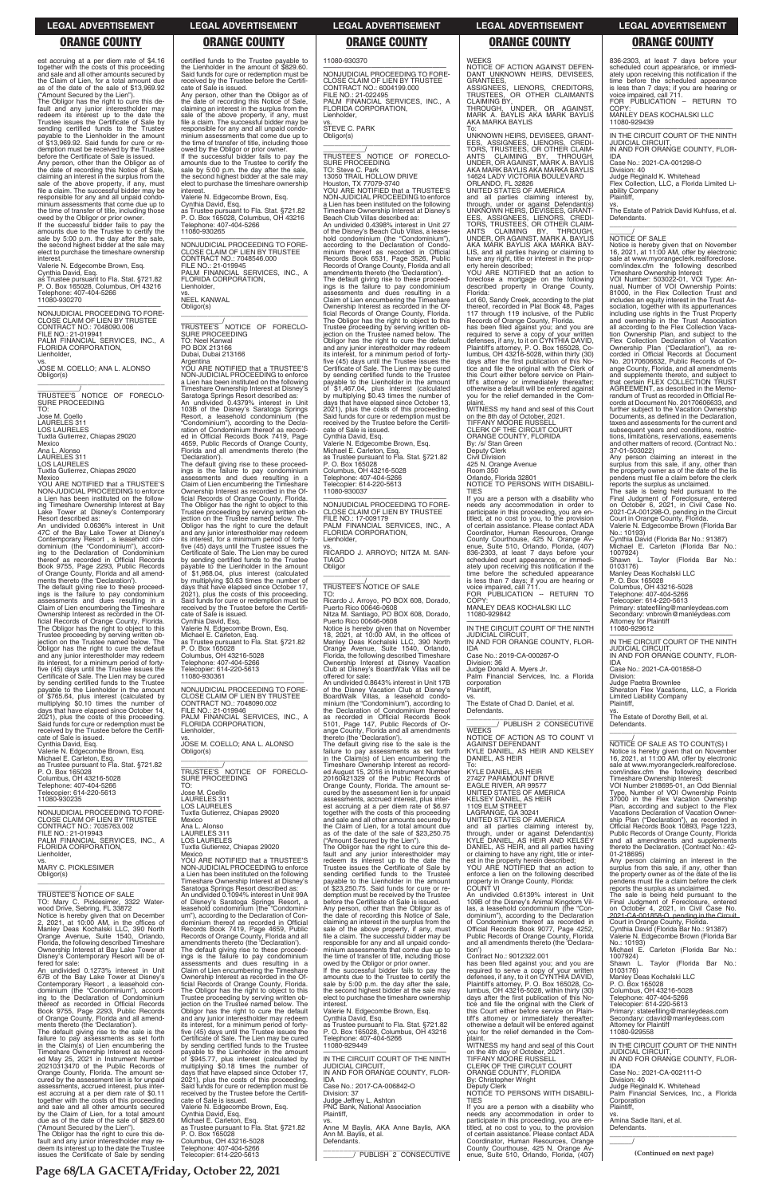est accruing at a per diem rate of $4.16 together with the costs of this proceeding and sale and all other amounts secured by the Claim of Lien, for a total amount due as of the date of the sale of $13,969.92 ("Amount Secured by the Lien").

The Obligor has the right to cure this default and any junior interestholder may redeem its interest up to the date the Trustee issues the Certificate of Sale by sending certified funds to the Trustee payable to the Lienholder in the amount of $13,969.92. Said funds for cure or redemption must be received by the Trustee before the Certificate of Sale is issued.

Any person, other than the Obligor as of the date of recording this Notice of Sale, claiming an interest in the surplus from the sale of the above property, if any, must file a claim. The successful bidder may be responsible for any and all unpaid condominium assessments that come due up to the time of transfer of title, including those owed by the Obligor or prior owner.

If the successful bidder fails to pay the amounts due to the Trustee to certify the sale by 5:00 p.m. the day after the sale, the second highest bidder at the sale may elect to purchase the timeshare ownership interest.

Valerie N. Edgecombe Brown, Esq.
Cynthia David, Esq.
as Trustee pursuant to Fla. Stat. §721.82
P. O. Box 165028, Columbus, OH 43216
Telephone: 407-404-5266
11080-930270

---

NONJUDICIAL PROCEEDING TO FORECLOSE CLAIM OF LIEN BY TRUSTEE
CONTRACT NO.: 7048090.006
FILE NO.: 21-019941
PALM FINANCIAL SERVICES, INC., A FLORIDA CORPORATION,
Lienholder,
vs.
JOSE M. COELLO; ANA L. ALONSO
Obligor(s)

TRUSTEE'S NOTICE OF FORECLOSURE PROCEEDING
TO:
Jose M. Coello
LAURELES 311
LOS LAURELES
Tuxtla Gutierrez, Chiapas 29020
Mexico
Ana L. Alonso
LAURELES 311
LOS LAURELES
Tuxtla Gutierrez, Chiapas 29020
Mexico

YOU ARE NOTIFIED that a TRUSTEE'S NON-JUDICIAL PROCEEDING to enforce a Lien has been instituted on the following Timeshare Ownership Interest at Bay Lake Tower at Disney's Contemporary Resort described as:

An undivided 0.0636% interest in Unit 47C of the Bay Lake Tower at Disney's Contemporary Resort , a leasehold condominium (the "Condominium"), according to the Declaration of Condominium thereof as recorded in Official Records Book 9755, Page 2293, Public Records of Orange County, Florida and all amendments thereto (the 'Declaration').

The default giving rise to these proceedings is the failure to pay condominium assessments and dues resulting in a Claim of Lien encumbering the Timeshare Ownership Interest as recorded in the Official Records of Orange County, Florida. The Obligor has the right to object to this Trustee proceeding by serving written objection on the Trustee named below. The Obligor has the right to cure the default and any junior interestholder may redeem its interest, for a minimum period of forty-five (45) days until the Trustee issues the Certificate of Sale. The Lien may be cured by sending certified funds to the Trustee payable to the Lienholder in the amount of $765.64, plus interest (calculated by multiplying $0.10 times the number of days that have elapsed since October 14, 2021), plus the costs of this proceeding. Said funds for cure or redemption must be received by the Trustee before the Certificate of Sale is issued.

Cynthia David, Esq.
Valerie N. Edgecombe Brown, Esq.
Michael E. Carleton, Esq.
as Trustee pursuant to Fla. Stat. §721.82
P. O. Box 165028
Columbus, OH 43216-5028
Telephone: 407-404-5266
Telecopier: 614-220-5613
11080-930235

---

NONJUDICIAL PROCEEDING TO FORECLOSE CLAIM OF LIEN BY TRUSTEE
CONTRACT NO.: 7035763.002
FILE NO.: 21-019943
PALM FINANCIAL SERVICES, INC., A FLORIDA CORPORATION,
Lienholder,
vs.
MARY C. PICKLESIMER
Obligor(s)

TRUSTEE'S NOTICE OF SALE
TO: Mary C. Picklesimer, 3322 Waterwood Drive, Sebring, FL 33872

Notice is hereby given that on December 2, 2021, at 10:00 AM, in the offices of Manley Deas Kochalski LLC, 390 North Orange Avenue, Suite 1540, Orlando, Florida, the following described Timeshare Ownership Interest at Bay Lake Tower at Disney's Contemporary Resort will be offered for sale:

An undivided 0.1273% interest in Unit 67B of the Bay Lake Tower at Disney's Contemporary Resort , a leasehold condominium (the "Condominium"), according to the Declaration of Condominium thereof as recorded in Official Records Book 9755, Page 2293, Public Records of Orange County, Florida and all amendments thereto (the 'Declaration').

The default giving rise to the sale is the failure to pay assessments as set forth in the Claim(s) of Lien encumbering the Timeshare Ownership Interest as recorded May 25, 2021 in Instrument Number 20210313470 of the Public Records of Orange County, Florida. The amount secured by the assessment lien is for unpaid assessments, accrued interest, plus interest accruing at a per diem rate of $0.11 together with the costs of this proceeding and sale and all other amounts secured by the Claim of Lien, for a total amount due as of the date of the sale of $829.60 ("Amount Secured by the Lien").

The Obligor has the right to cure this default and any junior interestholder may redeem its interest up to the date the Trustee issues the Certificate of Sale by sending certified funds to the Trustee payable to the Lienholder in the amount of $829.60. Said funds for cure or redemption must be received by the Trustee before the Certificate of Sale is issued.

Any person, other than the Obligor as of the date of recording this Notice of Sale, claiming an interest in the surplus from the sale of the above property, if any, must file a claim. The successful bidder may be responsible for any and all unpaid condominium assessments that come due up to the time of transfer of title, including those owed by the Obligor or prior owner.

If the successful bidder fails to pay the amounts due to the Trustee to certify the sale by 5:00 p.m. the day after the sale, the second highest bidder at the sale may elect to purchase the timeshare ownership interest.

Valerie N. Edgecombe Brown, Esq.
Cynthia David, Esq.
as Trustee pursuant to Fla. Stat. §721.82
P. O. Box 165028, Columbus, OH 43216
Telephone: 407-404-5266
11080-930265

---

NONJUDICIAL PROCEEDING TO FORECLOSE CLAIM OF LIEN BY TRUSTEE
CONTRACT NO.: 7048546.000
FILE NO.: 21-019945
PALM FINANCIAL SERVICES, INC., A FLORIDA CORPORATION,
Lienholder,
vs.
NEEL KANWAL
Obligor(s)

TRUSTEE'S NOTICE OF FORECLOSURE PROCEEDING
TO: Neel Kanwal
PO BOX 213166
Dubai, Dubai 213166
Argentina

YOU ARE NOTIFIED that a TRUSTEE'S NON-JUDICIAL PROCEEDING to enforce a Lien has been instituted on the following Timeshare Ownership Interest at Disney's Saratoga Springs Resort described as:

An undivided 0.4379% interest in Unit 103B of the Disney's Saratoga Springs Resort, a leasehold condominium (the "Condominium"), according to the Declaration of Condominium thereof as recorded in Official Records Book 7419, Page 4659, Public Records of Orange County, Florida and all amendments thereto (the 'Declaration').

The default giving rise to these proceedings is the failure to pay condominium assessments and dues resulting in a Claim of Lien encumbering the Timeshare Ownership Interest as recorded in the Official Records of Orange County, Florida. The Obligor has the right to object to this Trustee proceeding by serving written objection on the Trustee named below. The Obligor has the right to cure the default and any junior interestholder may redeem its interest, for a minimum period of forty-five (45) days until the Trustee issues the Certificate of Sale. The Lien may be cured by sending certified funds to the Trustee payable to the Lienholder in the amount of $1,968.04, plus interest (calculated by multiplying $0.63 times the number of days that have elapsed since October 17, 2021), plus the costs of this proceeding. Said funds for cure or redemption must be received by the Trustee before the Certificate of Sale is issued.

Cynthia David, Esq.
Valerie N. Edgecombe Brown, Esq.
Michael E. Carleton, Esq.
as Trustee pursuant to Fla. Stat. §721.82
P. O. Box 165028
Columbus, OH 43216-5028
Telephone: 407-404-5266
Telecopier: 614-220-5613
11080-930361

---

NONJUDICIAL PROCEEDING TO FORECLOSE CLAIM OF LIEN BY TRUSTEE
CONTRACT NO.: 7048090.002
FILE NO.: 21-019946
PALM FINANCIAL SERVICES, INC., A FLORIDA CORPORATION,
Lienholder,
vs.
JOSE M. COELLO; ANA L. ALONSO
Obligor(s)

TRUSTEE'S NOTICE OF FORECLOSURE PROCEEDING
TO:
Jose M. Coello
LAURELES 311
LOS LAURELES
Tuxtla Gutierrez, Chiapas 29020
Mexico
Ana L. Alonso
LAURELES 311
LOS LAURELES
Tuxtla Gutierrez, Chiapas 29020
Mexico

YOU ARE NOTIFIED that a TRUSTEE'S NON-JUDICIAL PROCEEDING to enforce a Lien has been instituted on the following Timeshare Ownership Interest at Disney's Saratoga Springs Resort described as:

An undivided 0.1094% interest in Unit 99A of Disney's Saratoga Springs Resort, a leasehold condominium (the "Condominium"), according to the Declaration of Condominium thereof as recorded in Official Records Book 7419, Page 4659, Public Records of Orange County, Florida and all amendments thereto (the 'Declaration').

The default giving rise to these proceedings is the failure to pay condominium assessments and dues resulting in a Claim of Lien encumbering the Timeshare Ownership Interest as recorded in the Official Records of Orange County, Florida. The Obligor has the right to object to this Trustee proceeding by serving written objection on the Trustee named below. The Obligor has the right to cure the default and any junior interestholder may redeem its interest, for a minimum period of forty-five (45) days until the Trustee issues the Certificate of Sale. The Lien may be cured by sending certified funds to the Trustee payable to the Lienholder in the amount of $945.77, plus interest (calculated by multiplying $0.18 times the number of days that have elapsed since October 17, 2021), plus the costs of this proceeding. Said funds for cure or redemption must be received by the Trustee before the Certificate of Sale is issued.

Valerie N. Edgecombe Brown, Esq.
Cynthia David, Esq.
Michael E. Carleton, Esq.
as Trustee pursuant to Fla. Stat. §721.82
P. O. Box 165028
Columbus, OH 43216-5028
Telephone: 407-404-5266
Telecopier: 614-220-5613
11080-930370

---

NONJUDICIAL PROCEEDING TO FORECLOSE CLAIM OF LIEN BY TRUSTEE
CONTRACT NO.: 6004199.000
FILE NO.: 21-022495
PALM FINANCIAL SERVICES, INC., A FLORIDA CORPORATION,
Lienholder,
vs.
STEVE C. PARK
Obligor(s)

TRUSTEE'S NOTICE OF FORECLOSURE PROCEEDING
TO: Steve C. Park
13050 TRAIL HOLLOW DRIVE
Houston, TX 77079-3740

YOU ARE NOTIFIED that a TRUSTEE'S NON-JUDICIAL PROCEEDING to enforce a Lien has been instituted on the following Timeshare Ownership Interest at Disney's Beach Club Villas described as:

An undivided 0.4398% interest in Unit 27 of the Disney's Beach Club Villas, a leasehold condominium (the "Condominium"), according to the Declaration of Condominium thereof as recorded in Official Records Book 6531, Page 3526, Public Records of Orange County, Florida and all amendments thereto (the 'Declaration').

The default giving rise to these proceedings is the failure to pay condominium assessments and dues resulting in a Claim of Lien encumbering the Timeshare Ownership Interest as recorded in the Official Records of Orange County, Florida. The Obligor has the right to object to this Trustee proceeding by serving written objection on the Trustee named below. The Obligor has the right to cure the default and any junior interestholder may redeem its interest, for a minimum period of forty-five (45) days until the Trustee issues the Certificate of Sale. The Lien may be cured by sending certified funds to the Trustee payable to the Lienholder in the amount of $1,467.04, plus interest (calculated by multiplying $0.43 times the number of days that have elapsed since October 13, 2021), plus the costs of this proceeding. Said funds for cure or redemption must be received by the Trustee before the Certificate of Sale is issued.

Cynthia David, Esq.
Valerie N. Edgecombe Brown, Esq.
Michael E. Carleton, Esq.
as Trustee pursuant to Fla. Stat. §721.82
P. O. Box 165028
Columbus, OH 43216-5028
Telephone: 407-404-5266
Telecopier: 614-220-5613
11080-930037

---

NONJUDICIAL PROCEEDING TO FORECLOSE CLAIM OF LIEN BY TRUSTEE
FILE NO.: 17-009179
PALM FINANCIAL SERVICES, INC., A FLORIDA CORPORATION,
Lienholder,
vs.
RICARDO J. ARROYO; NITZA M. SANTIAGO
Obligor

TRUSTEE'S NOTICE OF SALE
TO:
Ricardo J. Arroyo, PO BOX 608, Dorado, Puerto Rico 00646-0608
Nitza M. Santiago, PO BOX 608, Dorado, Puerto Rico 00646-0608

Notice is hereby given that on November 18, 2021, at 10:00 AM, in the offices of Manley Deas Kochalski LLC, 390 North Orange Avenue, Suite 1540, Orlando, Florida, the following described Timeshare Ownership Interest at Disney Vacation Club at Disney's BoardWalk Villas will be offered for sale:

An undivided 0.8643% interest in Unit 17B of the Disney Vacation Club at Disney's BoardWalk Villas, a leasehold condominium (the "Condominium"), according to the Declaration of Condominium thereof as recorded in Official Records Book 5101, Page 147, Public Records of Orange County, Florida and all amendments thereto (the 'Declaration').

The default giving rise to the sale is the failure to pay assessments as set forth in the Claim(s) of Lien encumbering the Timeshare Ownership Interest as recorded August 15, 2016 in Instrument Number 20160421329 of the Public Records of Orange County, Florida. The amount secured by the assessment lien is for unpaid assessments, accrued interest, plus interest accruing at a per diem rate of $6.97 together with the costs of this proceeding and sale and all other amounts secured by the Claim of Lien, for a total amount due as of the date of the sale of $23,250.75 ("Amount Secured by the Lien").

The Obligor has the right to cure this default and any junior interestholder may redeem its interest up to the date the Trustee issues the Certificate of Sale by sending certified funds to the Trustee payable to the Lienholder in the amount of $23,250.75. Said funds for cure or redemption must be received by the Trustee before the Certificate of Sale is issued.

Any person, other than the Obligor as of the date of recording this Notice of Sale, claiming an interest in the surplus from the sale of the above property, if any, must file a claim. The successful bidder may be responsible for any and all unpaid condominium assessments that come due up to the time of transfer of title, including those owed by the Obligor or prior owner.

If the successful bidder fails to pay the amounts due to the Trustee to certify the sale by 5:00 p.m. the day after the sale, the second highest bidder at the sale may elect to purchase the timeshare ownership interest.

Valerie N. Edgecombe Brown, Esq.
Cynthia David, Esq.
as Trustee pursuant to Fla. Stat. §721.82
P. O. Box 165028, Columbus, OH 43216
Telephone: 407-404-5266
11080-929449

---

IN THE CIRCUIT COURT OF THE NINTH JUDICIAL CIRCUIT,
IN AND FOR ORANGE COUNTY, FLORIDA
Case No.: 2017-CA-006842-O
Division: 37
Judge Jeffrey L. Ashton
PNC Bank, National Association
Plaintiff,
vs.
Anne M Baylis, AKA Anne Baylis, AKA Ann M. Baylis, et al.
Defendants.

PUBLISH 2 CONSECUTIVE WEEKS

NOTICE OF ACTION AGAINST DEFENDANT UNKNOWN HEIRS, DEVISEES, GRANTEES, ASSIGNEES, LIENORS, CREDITORS, TRUSTEES, OR OTHER CLAIMANTS CLAIMING BY, THROUGH, UNDER, OR AGAINST, MARK A. BAYLIS AKA MARK BAYLIS AKA MARKA BAYLIS

To:
UNKNOWN HEIRS, DEVISEES, GRANTEES, ASSIGNEES, LIENORS, CREDITORS, TRUSTEES, OR OTHER CLAIMANTS CLAIMING BY, THROUGH, UNDER, OR AGAINST, MARK A. BAYLIS AKA MARK BAYLIS AKA MARKA BAYLIS
14624 LADY VICTORIA BOULEVARD
ORLANDO, FL 32826
UNITED STATES OF AMERICA

and all parties claiming interest by, through, under or against Defendant(s) UNKNOWN HEIRS, DEVISEES, GRANTEES, ASSIGNEES, LIENORS, CREDITORS, TRUSTEES, OR OTHER CLAIMANTS CLAIMING BY, THROUGH, UNDER, OR AGAINST, MARK A. BAYLIS AKA MARK BAYLIS AKA MARKA BAYLIS, and all parties having or claiming to have any right, title or interest in the property herein described;

YOU ARE NOTIFIED that an action to foreclose a mortgage on the following described property in Orange County, Florida:

Lot 60, Sandy Creek, according to the plat thereof, recorded in Plat Book 48, Pages 117 through 119 inclusive, of the Public Records of Orange County, Florida.

has been filed against you; and you are required to serve a copy of your written defenses, if any, to it on CYNTHIA DAVID, Plaintiff's attorney, P. O. Box 165028, Columbus, OH 43216-5028, within thirty (30) days after the first publication of this Notice and file the original with the Clerk of this Court either before service on Plaintiff's attorney or immediately thereafter; otherwise a default will be entered against you for the relief demanded in the Complaint.

WITNESS my hand and seal of this Court on the 8th day of October, 2021.
TIFFANY MOORE RUSSELL
CLERK OF THE CIRCUIT COURT
ORANGE COUNTY, FLORIDA
By: /s/ Stan Green
Deputy Clerk
Civil Division
425 N. Orange Avenue
Room 350
Orlando, Florida 32801

NOTICE TO PERSONS WITH DISABILITIES

If you are a person with a disability who needs any accommodation in order to participate in this proceeding, you are entitled, at no cost to you, to the provision of certain assistance. Please contact ADA Coordinator, Human Resources, Orange County Courthouse, 425 N. Orange Avenue, Suite 510, Orlando, Florida, (407) 836-2303, at least 7 days before your scheduled court appearance, or immediately upon receiving this notification if the time before the scheduled appearance is less than 7 days; if you are hearing or voice impaired, call 711.

FOR PUBLICATION -- RETURN TO COPY:
MANLEY DEAS KOCHALSKI LLC
11080-929842

---

IN THE CIRCUIT COURT OF THE NINTH JUDICIAL CIRCUIT,
IN AND FOR ORANGE COUNTY, FLORIDA
Case No.: 2019-CA-000267-O
Division: 36
Judge Donald A. Myers Jr.
Palm Financial Services, Inc., a Florida corporation
Plaintiff,
vs.
The Estate of Chad D. Daniel, et al.
Defendants.

PUBLISH 2 CONSECUTIVE WEEKS

NOTICE OF ACTION AS TO COUNT VI AGAINST DEFENDANT KYLE DANIEL, AS HEIR AND KELSEY DANIEL, AS HEIR

To:
KYLE DANIEL, AS HEIR
27427 PARAMOUNT DRIVE
EAGLE RIVER, AR 99577
UNITED STATES OF AMERICA
KELSEY DANIEL, AS HEIR
1109 ELM STREET
LAGRANGE, GA 30241
UNITED STATES OF AMERICA

and all parties claiming interest by, through, under or against Defendant(s) KYLE DANIEL, AS HEIR AND KELSEY DANIEL, AS HEIR, and all parties having or claiming to have any right, title or interest in the property herein described;

YOU ARE NOTIFIED that an action to enforce a lien on the following described property in Orange County, Florida:

COUNT VI

An undivided 0.6139% interest in Unit 108B of the Disney's Animal Kingdom Villas, a leasehold condominium (the "Condominium"), according to the Declaration of Condominium thereof as recorded in Official Records Book 9077, Page 4252, Public Records of Orange County, Florida and all amendments thereto (the 'Declaration')

Contract No.: 9012322.001

has been filed against you; and you are required to serve a copy of your written defenses, if any, to it on CYNTHIA DAVID, Plaintiff's attorney, P. O. Box 165028, Columbus, OH 43216-5028, within thirty (30) days after the first publication of this Notice and file the original with the Clerk of this Court either before service on Plaintiff's attorney or immediately thereafter; otherwise a default will be entered against you for the relief demanded in the Complaint.

WITNESS my hand and seal of this Court on the 4th day of October, 2021.
TIFFANY MOORE RUSSELL
CLERK OF THE CIRCUIT COURT
ORANGE COUNTY, FLORIDA
By: Christopher Wright
Deputy Clerk

NOTICE TO PERSONS WITH DISABILITIES

If you are a person with a disability who needs any accommodation in order to participate in this proceeding, you are entitled, at no cost to you, to the provision of certain assistance. Please contact ADA Coordinator, Human Resources, Orange County Courthouse, 425 N. Orange Avenue, Suite 510, Orlando, Florida, (407) 836-2303, at least 7 days before your scheduled court appearance, or immediately upon receiving this notification if the time before the scheduled appearance is less than 7 days; if you are hearing or voice impaired, call 711.

FOR PUBLICATION – RETURN TO COPY:
MANLEY DEAS KOCHALSKI LLC
11080-929439

---

IN THE CIRCUIT COURT OF THE NINTH JUDICIAL CIRCUIT,
IN AND FOR ORANGE COUNTY, FLORIDA
Case No.: 2021-CA-001298-O
Division: 40
Judge Reginald K. Whitehead
Flex Collection, LLC, a Florida Limited Liability Company
Plaintiff,
vs.
The Estate of Patrick David Kuhfuss, et al.
Defendants.

NOTICE OF SALE

Notice is hereby given that on November 16, 2021, at 11:00 AM, offer by electronic sale at www.myorangeclerk.realforeclose.com/index.cfm the following described Timeshare Ownership Interest:

VOI Number: 503022-01, VOI Type: Annual, Number of VOI Ownership Points: 81000, in the Flex Collection Trust and includes an equity interest in the Trust Association, together with its appurtenances including use rights in the Trust Property and ownership in the Trust Association all according to the Flex Collection Vacation Ownership Plan, and subject to the Flex Collection Declaration of Vacation Ownership Plan ("Declaration"), as recorded in Official Records as Document No. 20170606632, Public Records of Orange County, Florida, and all amendments and supplements thereto, and subject to that certain FLEX COLLECTION TRUST AGREEMENT, as described in the Memorandum of Trust as recorded in Official Records at Document No. 20170606633, and further subject to the Vacation Ownership Documents, as defined in the Declaration, taxes and assessments for the current and subsequent years and conditions, restrictions, limitations, reservations, easements and other matters of record. (Contract No.: 37-01-503022)

Any person claiming an interest in the surplus from this sale, if any, other than the property owner as of the date of the lis pendens must file a claim before the clerk reports the surplus as unclaimed.

The sale is being held pursuant to the Final Judgment of Foreclosure, entered on October 6, 2021, in Civil Case No. 2021-CA-001298-O, pending in the Circuit Court in Orange County, Florida.

Valerie N. Edgecombe Brown (Florida Bar No.: 10193)
Cynthia David (Florida Bar No.: 91387)
Michael E. Carleton (Florida Bar No.: 1007924)
Shawn L. Taylor (Florida Bar No.: 0103176)
Manley Deas Kochalski LLC
P. O. Box 165028
Columbus, OH 43216-5028
Telephone: 407-404-5266
Telecopier: 614-220-5613
Primary: stateefiling@manleydeas.com
Secondary: vnbrown@manleydeas.com
Attorney for Plaintiff
11080-929612

---

IN THE CIRCUIT COURT OF THE NINTH JUDICIAL CIRCUIT,
IN AND FOR ORANGE COUNTY, FLORIDA
Case No.: 2021-CA-001858-O
Division:
Judge Paetra Brownlee
Sheraton Flex Vacations, LLC, a Florida Limited Liability Company
Plaintiff,
vs.
The Estate of Dorothy Bell, et al.
Defendants.

NOTICE OF SALE AS TO COUNT(S) I

Notice is hereby given that on November 16, 2021, at 11:00 AM, offer by electronic sale at www.myorangeclerk.realforeclose.com/index.cfm the following described Timeshare Ownership Interest:

VOI Number 218695-01, an Odd Biennial Type, Number of VOI Ownership Points 37000 in the Flex Vacations Ownership Plan, according and subject to the Flex Vacations Declaration of Vacation Ownership Plan ("Declaration"), as recorded in Official Records Book 10893, Page 1223, Public Records of Orange County, Florida and all amendments and supplements thereto the Declaration. (Contract No.: 42-01-218695)

Any person claiming an interest in the surplus from this sale, if any, other than the property owner as of the date of the lis pendens must file a claim before the clerk reports the surplus as unclaimed.

The sale is being held pursuant to the Final Judgment of Foreclosure, entered on October 4, 2021, in Civil Case No. 2021-CA-001858-O, pending in the Circuit Court in Orange County, Florida.

Cynthia David (Florida Bar No.: 91387)
Valerie N. Edgecombe Brown (Florida Bar No.: 10193)
Michael E. Carleton (Florida Bar No.: 1007924)
Shawn L. Taylor (Florida Bar No.: 0103176)
Manley Deas Kochalski LLC
P. O. Box 165028
Columbus, OH 43216-5028
Telephone: 407-404-5266
Telecopier: 614-220-5613
Primary: stateefiling@manleydeas.com
Secondary: cdavid@manleydeas.com
Attorney for Plaintiff
11080-929558

---

IN THE CIRCUIT COURT OF THE NINTH JUDICIAL CIRCUIT,
IN AND FOR ORANGE COUNTY, FLORIDA
Case No.: 2021-CA-002111-O
Division: 40
Judge Reginald K. Whitehead
Palm Financial Services, Inc., a Florida Corporation
Plaintiff,
vs.
Amina Sadie Itani, et al.
Defendants.

**(Continued on next page)**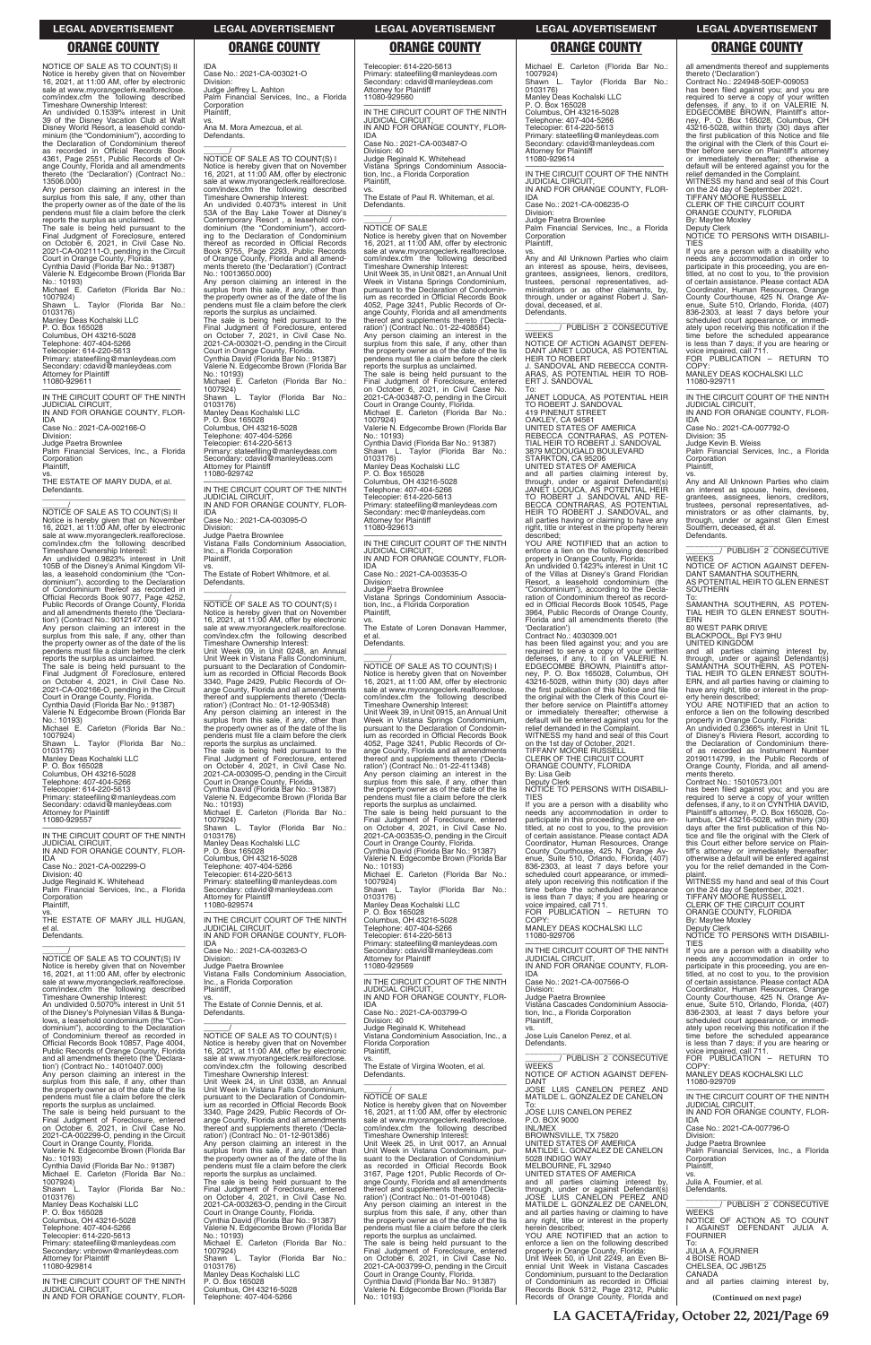NOTICE OF SALE AS TO COUNT(S) II

Notice is hereby given that on November 16, 2021, at 11:00 AM, offer by electronic sale at www.myorangeclerk.realforeclose.com/index.cfm the following described Timeshare Ownership Interest:

An undivided 0.1539% interest in Unit 39 of the Disney Vacation Club at Walt Disney World Resort, a leasehold condominium (the "Condominium"), according to the Declaration of Condominium thereof as recorded in Official Records Book 4361, Page 2551, Public Records of Orange County, Florida and all amendments thereto (the 'Declaration') (Contract No.: 13506.000)

Any person claiming an interest in the surplus from this sale, if any, other than the property owner as of the date of the lis pendens must file a claim before the clerk reports the surplus as unclaimed.

The sale is being held pursuant to the Final Judgment of Foreclosure, entered on October 6, 2021, in Civil Case No. 2021-CA-002111-O, pending in the Circuit Court in Orange County, Florida.

Cynthia David (Florida Bar No.: 91387)
Valerie N. Edgecombe Brown (Florida Bar No.: 10193)
Michael E. Carleton (Florida Bar No.: 1007924)
Shawn L. Taylor (Florida Bar No.: 0103176)
Manley Deas Kochalski LLC
P. O. Box 165028
Columbus, OH 43216-5028
Telephone: 407-404-5266
Telecopier: 614-220-5613
Primary: stateefiling@manleydeas.com
Secondary: cdavid@manleydeas.com
Attorney for Plaintiff
11080-929611

---

IN THE CIRCUIT COURT OF THE NINTH JUDICIAL CIRCUIT, IN AND FOR ORANGE COUNTY, FLORIDA
Case No.: 2021-CA-002166-O
Division:
Judge Paetra Brownlee
Palm Financial Services, Inc., a Florida Corporation
Plaintiff,
vs.
THE ESTATE OF MARY DUDA, et al.
Defendants.

NOTICE OF SALE AS TO COUNT(S) II

Notice is hereby given that on November 16, 2021, at 11:00 AM, offer by electronic sale at www.myorangeclerk.realforeclose.com/index.cfm the following described Timeshare Ownership Interest:

An undivided 0.9823% interest in Unit 105B of the Disney's Animal Kingdom Villas, a leasehold condominium (the "Condominium"), according to the Declaration of Condominium thereof as recorded in Official Records Book 9077, Page 4252, Public Records of Orange County, Florida and all amendments thereto (the 'Declaration') (Contract No.: 9012147.000)

Any person claiming an interest in the surplus from this sale, if any, other than the property owner as of the date of the lis pendens must file a claim before the clerk reports the surplus as unclaimed.

The sale is being held pursuant to the Final Judgment of Foreclosure, entered on October 4, 2021, in Civil Case No. 2021-CA-002166-O, pending in the Circuit Court in Orange County, Florida.

Cynthia David (Florida Bar No.: 91387)
Valerie N. Edgecombe Brown (Florida Bar No.: 10193)
Michael E. Carleton (Florida Bar No.: 1007924)
Shawn L. Taylor (Florida Bar No.: 0103176)
Manley Deas Kochalski LLC
P. O. Box 165028
Columbus, OH 43216-5028
Telephone: 407-404-5266
Telecopier: 614-220-5613
Primary: stateefiling@manleydeas.com
Secondary: cdavid@manleydeas.com
Attorney for Plaintiff
11080-929557

---

IN THE CIRCUIT COURT OF THE NINTH JUDICIAL CIRCUIT, IN AND FOR ORANGE COUNTY, FLORIDA
Case No.: 2021-CA-002299-O
Division: 40
Judge Reginald K. Whitehead
Palm Financial Services, Inc., a Florida Corporation
Plaintiff,
vs.
THE ESTATE OF MARY JILL HUGAN, et al.
Defendants.

NOTICE OF SALE AS TO COUNT(S) IV

Notice is hereby given that on November 16, 2021, at 11:00 AM, offer by electronic sale at www.myorangeclerk.realforeclose.com/index.cfm the following described Timeshare Ownership Interest:

An undivided 0.5070% interest in Unit 51 of the Disney's Polynesian Villas & Bungalows, a leasehold condominium (the "Condominium"), according to the Declaration of Condominium thereof as recorded in Official Records Book 10857, Page 4004, Public Records of Orange County, Florida and all amendments thereto (the 'Declaration') (Contract No.: 14010407.000)

Any person claiming an interest in the surplus from this sale, if any, other than the property owner as of the date of the lis pendens must file a claim before the clerk reports the surplus as unclaimed.

The sale is being held pursuant to the Final Judgment of Foreclosure, entered on October 6, 2021, in Civil Case No. 2021-CA-002299-O, pending in the Circuit Court in Orange County, Florida.

Valerie N. Edgecombe Brown (Florida Bar No.: 10193)
Cynthia David (Florida Bar No.: 91387)
Michael E. Carleton (Florida Bar No.: 1007924)
Shawn L. Taylor (Florida Bar No.: 0103176)
Manley Deas Kochalski LLC
P. O. Box 165028
Columbus, OH 43216-5028
Telephone: 407-404-5266
Telecopier: 614-220-5613
Primary: stateefiling@manleydeas.com
Secondary: vnbrown@manleydeas.com
Attorney for Plaintiff
11080-929814

---

IN THE CIRCUIT COURT OF THE NINTH JUDICIAL CIRCUIT, IN AND FOR ORANGE COUNTY, FLORIDA
Case No.: 2021-CA-003021-O
Division:
Judge Jeffrey L. Ashton
Palm Financial Services, Inc., a Florida Corporation
Plaintiff,
vs.
Ana M. Mora Amezcua, et al.
Defendants.

NOTICE OF SALE AS TO COUNT(S) I

Notice is hereby given that on November 16, 2021, at 11:00 AM, offer by electronic sale at www.myorangeclerk.realforeclose.com/index.cfm the following described Timeshare Ownership Interest:

An undivided 0.4073% interest in Unit 53A of the Bay Lake Tower at Disney's Contemporary Resort , a leasehold condominium (the "Condominium"), according to the Declaration of Condominium thereof as recorded in Official Records Book 9755, Page 2293, Public Records of Orange County, Florida and all amendments thereto (the 'Declaration') (Contract No.: 10013650.000)

Any person claiming an interest in the surplus from this sale, if any, other than the property owner as of the date of the lis pendens must file a claim before the clerk reports the surplus as unclaimed.

The sale is being held pursuant to the Final Judgment of Foreclosure, entered on October 7, 2021, in Civil Case No. 2021-CA-003021-O, pending in the Circuit Court in Orange County, Florida.

Cynthia David (Florida Bar No.: 91387)
Valerie N. Edgecombe Brown (Florida Bar No.: 10193)
Michael E. Carleton (Florida Bar No.: 1007924)
Shawn L. Taylor (Florida Bar No.: 0103176)
Manley Deas Kochalski LLC
P. O. Box 165028
Columbus, OH 43216-5028
Telephone: 407-404-5266
Telecopier: 614-220-5613
Primary: stateefiling@manleydeas.com
Secondary: cdavid@manleydeas.com
Attorney for Plaintiff
11080-929742

---

IN THE CIRCUIT COURT OF THE NINTH JUDICIAL CIRCUIT, IN AND FOR ORANGE COUNTY, FLORIDA
Case No.: 2021-CA-003095-O
Division:
Judge Paetra Brownlee
Vistana Falls Condominium Association, Inc., a Florida Corporation
Plaintiff,
vs.
The Estate of Robert Whitmore, et al.
Defendants.

NOTICE OF SALE AS TO COUNT(S) I

Notice is hereby given that on November 16, 2021, at 11:00 AM, offer by electronic sale at www.myorangeclerk.realforeclose.com/index.cfm the following described Timeshare Ownership Interest:

Unit Week 09, in Unit 0248, an Annual Unit Week in Vistana Falls Condominium, pursuant to the Declaration of Condominium as recorded in Official Records Book 3340, Page 2429, Public Records of Orange County, Florida and all amendments thereof and supplements thereto ('Declaration') (Contract No.: 01-12-905348)

Any person claiming an interest in the surplus from this sale, if any, other than the property owner as of the date of the lis pendens must file a claim before the clerk reports the surplus as unclaimed.

The sale is being held pursuant to the Final Judgment of Foreclosure, entered on October 4, 2021, in Civil Case No. 2021-CA-003095-O, pending in the Circuit Court in Orange County, Florida.

Cynthia David (Florida Bar No.: 91387)
Valerie N. Edgecombe Brown (Florida Bar No.: 10193)
Michael E. Carleton (Florida Bar No.: 1007924)
Shawn L. Taylor (Florida Bar No.: 0103176)
Manley Deas Kochalski LLC
P. O. Box 165028
Columbus, OH 43216-5028
Telephone: 407-404-5266
Telecopier: 614-220-5613
Primary: stateefiling@manleydeas.com
Secondary: cdavid@manleydeas.com
Attorney for Plaintiff
11080-929574

---

IN THE CIRCUIT COURT OF THE NINTH JUDICIAL CIRCUIT, IN AND FOR ORANGE COUNTY, FLORIDA
Case No.: 2021-CA-003263-O
Division:
Judge Paetra Brownlee
Vistana Falls Condominium Association, Inc., a Florida Corporation
Plaintiff,
vs.
The Estate of Connie Dennis, et al.
Defendants.

NOTICE OF SALE AS TO COUNT(S) I

Notice is hereby given that on November 16, 2021, at 11:00 AM, offer by electronic sale at www.myorangeclerk.realforeclose.com/index.cfm the following described Timeshare Ownership Interest:

Unit Week 24, in Unit 0338, an Annual Unit Week in Vistana Falls Condominium, pursuant to the Declaration of Condominium as recorded in Official Records Book 3340, Page 2429, Public Records of Orange County, Florida and all amendments thereof and supplements thereto ('Declaration') (Contract No.: 01-12-901386)

Any person claiming an interest in the surplus from this sale, if any, other than the property owner as of the date of the lis pendens must file a claim before the clerk reports the surplus as unclaimed.

The sale is being held pursuant to the Final Judgment of Foreclosure, entered on October 4, 2021, in Civil Case No. 2021-CA-003263-O, pending in the Circuit Court in Orange County, Florida.

Cynthia David (Florida Bar No.: 91387)
Valerie N. Edgecombe Brown (Florida Bar No.: 10193)
Michael E. Carleton (Florida Bar No.: 1007924)
Shawn L. Taylor (Florida Bar No.: 0103176)
Manley Deas Kochalski LLC
P. O. Box 165028
Columbus, OH 43216-5028
Telephone: 407-404-5266
Telecopier: 614-220-5613
Primary: stateefiling@manleydeas.com
Secondary: cdavid@manleydeas.com
Attorney for Plaintiff
11080-929560

---

IN THE CIRCUIT COURT OF THE NINTH JUDICIAL CIRCUIT, IN AND FOR ORANGE COUNTY, FLORIDA
Case No.: 2021-CA-003487-O
Division: 40
Judge Reginald K. Whitehead
Vistana Springs Condominium Association, Inc., a Florida Corporation
Plaintiff,
vs.
The Estate of Paul R. Whiteman, et al.
Defendants.

NOTICE OF SALE

Notice is hereby given that on November 16, 2021, at 11:00 AM, offer by electronic sale at www.myorangeclerk.realforeclose.com/index.cfm the following described Timeshare Ownership Interest:

Unit Week 35, in Unit 0821, an Annual Unit Week in Vistana Springs Condominium, pursuant to the Declaration of Condominium as recorded in Official Records Book 4052, Page 3241, Public Records of Orange County, Florida and all amendments thereof and supplements thereto ('Declaration') (Contract No.: 01-22-408584)

Any person claiming an interest in the surplus from this sale, if any, other than the property owner as of the date of the lis pendens must file a claim before the clerk reports the surplus as unclaimed.

The sale is being held pursuant to the Final Judgment of Foreclosure, entered on October 6, 2021, in Civil Case No. 2021-CA-003487-O, pending in the Circuit Court in Orange County, Florida.

Michael E. Carleton (Florida Bar No.: 1007924)
Valerie N. Edgecombe Brown (Florida Bar No.: 10193)
Cynthia David (Florida Bar No.: 91387)
Shawn L. Taylor (Florida Bar No.: 0103176)
Manley Deas Kochalski LLC
P. O. Box 165028
Columbus, OH 43216-5028
Telephone: 407-404-5266
Telecopier: 614-220-5613
Primary: stateefiling@manleydeas.com
Secondary: mec@manleydeas.com
Attorney for Plaintiff
11080-929613

---

IN THE CIRCUIT COURT OF THE NINTH JUDICIAL CIRCUIT, IN AND FOR ORANGE COUNTY, FLORIDA
Case No.: 2021-CA-003535-O
Division:
Judge Paetra Brownlee
Vistana Springs Condominium Association, Inc., a Florida Corporation
Plaintiff,
vs.
The Estate of Loren Donavan Hammer, et al.
Defendants.

NOTICE OF SALE AS TO COUNT(S) I

Notice is hereby given that on November 16, 2021, at 11:00 AM, offer by electronic sale at www.myorangeclerk.realforeclose.com/index.cfm the following described Timeshare Ownership Interest:

Unit Week 39, in Unit 0915, an Annual Unit Week in Vistana Springs Condominium, pursuant to the Declaration of Condominium as recorded in Official Records Book 4052, Page 3241, Public Records of Orange County, Florida and all amendments thereof and supplements thereto ('Declaration') (Contract No.: 01-22-411348)

Any person claiming an interest in the surplus from this sale, if any, other than the property owner as of the date of the lis pendens must file a claim before the clerk reports the surplus as unclaimed.

The sale is being held pursuant to the Final Judgment of Foreclosure, entered on October 4, 2021, in Civil Case No. 2021-CA-003535-O, pending in the Circuit Court in Orange County, Florida.

Cynthia David (Florida Bar No.: 91387)
Valerie N. Edgecombe Brown (Florida Bar No.: 10193)
Michael E. Carleton (Florida Bar No.: 1007924)
Shawn L. Taylor (Florida Bar No.: 0103176)
Manley Deas Kochalski LLC
P. O. Box 165028
Columbus, OH 43216-5028
Telephone: 407-404-5266
Telecopier: 614-220-5613
Primary: stateefiling@manleydeas.com
Secondary: cdavid@manleydeas.com
Attorney for Plaintiff
11080-929569

---

IN THE CIRCUIT COURT OF THE NINTH JUDICIAL CIRCUIT, IN AND FOR ORANGE COUNTY, FLORIDA
Case No.: 2021-CA-003799-O
Division: 40
Judge Reginald K. Whitehead
Vistana Condominium Association, Inc., a Florida Corporation
Plaintiff,
vs.
The Estate of Virgina Wooten, et al.
Defendants.

NOTICE OF SALE

Notice is hereby given that on November 16, 2021, at 11:00 AM, offer by electronic sale at www.myorangeclerk.realforeclose.com/index.cfm the following described Timeshare Ownership Interest:

Unit Week 25, in Unit 0017, an Annual Unit Week in Vistana Condominium, pursuant to the Declaration of Condominium as recorded in Official Records Book 3167, Page 1201, Public Records of Orange County, Florida and all amendments thereof and supplements thereto ('Declaration') (Contract No.: 01-01-001048)

Any person claiming an interest in the surplus from this sale, if any, other than the property owner as of the date of the lis pendens must file a claim before the clerk reports the surplus as unclaimed.

The sale is being held pursuant to the Final Judgment of Foreclosure, entered on October 6, 2021, in Civil Case No. 2021-CA-003799-O, pending in the Circuit Court in Orange County, Florida.

Cynthia David (Florida Bar No.: 91387)
Valerie N. Edgecombe Brown (Florida Bar No.: 10193)
Michael E. Carleton (Florida Bar No.: 1007924)
Shawn L. Taylor (Florida Bar No.: 0103176)
Manley Deas Kochalski LLC
P. O. Box 165028
Columbus, OH 43216-5028
Telephone: 407-404-5266
Telecopier: 614-220-5613
Primary: stateefiling@manleydeas.com
Secondary: cdavid@manleydeas.com
Attorney for Plaintiff
11080-929614

---

IN THE CIRCUIT COURT OF THE NINTH JUDICIAL CIRCUIT, IN AND FOR ORANGE COUNTY, FLORIDA
Case No.: 2021-CA-006235-O
Division:
Judge Paetra Brownlee
Palm Financial Services, Inc., a Florida Corporation
Plaintiff,
vs.
Any and All Unknown Parties who claim an interest as spouse, heirs, devisees, grantees, assignees, lienors, creditors, trustees, personal representatives, administrators or as other claimants, by, through, under or against Robert J. Sandoval, deceased, et al.
Defendants.

PUBLISH 2 CONSECUTIVE WEEKS

NOTICE OF ACTION AGAINST DEFENDANT JANET LODUCA, AS POTENTIAL HEIR TO ROBERT J. SANDOVAL AND REBECCA CONTRARAS, AS POTENTIAL HEIR TO ROBERT J. SANDOVAL

To:
JANET LODUCA, AS POTENTIAL HEIR TO ROBERT J. SANDOVAL
419 PINEHURST STREET
OAKLEY, CA 94561
UNITED STATES OF AMERICA
REBECCA CONTRARAS, AS POTENTIAL HEIR TO ROBERT J. SANDOVAL
3879 MCDOUGALD BOULEVARD
STARKTON, CA 95206
UNITED STATES OF AMERICA

and all parties claiming interest by, through, under or against Defendant(s) JANET LODUCA, AS POTENTIAL HEIR TO ROBERT J. SANDOVAL AND REBECCA CONTRARAS, AS POTENTIAL HEIR TO ROBERT J. SANDOVAL, and all parties having or claiming to have any right, title or interest in the property herein described;

YOU ARE NOTIFIED that an action to enforce a lien on the following described property in Orange County, Florida:

An undivided 0.1423% interest in Unit 1C of the Villas at Disney's Grand Floridian Resort, a leasehold condominium (the "Condominium"), according to the Declaration of Condominium thereof as recorded in Official Records Book 10545, Page 3964, Public Records of Orange County, Florida and all amendments thereto (the 'Declaration')

Contract No.: 4030309.001

has been filed against you; and you are required to serve a copy of your written defenses, if any, to it on VALERIE N. EDGECOMBE BROWN, Plaintiff's attorney, P. O. Box 165028, Columbus, OH 43216-5028, within thirty (30) days after the first publication of this Notice and file the original with the Clerk of this Court either before service on Plaintiff's attorney or immediately thereafter; otherwise a default will be entered against you for the relief demanded in the Complaint.

WITNESS my hand and seal of this Court on the 1st day of October, 2021.
TIFFANY MOORE RUSSELL
CLERK OF THE CIRCUIT COURT
ORANGE COUNTY, FLORIDA
By: Lisa Geib
Deputy Clerk

NOTICE TO PERSONS WITH DISABILITIES

If you are a person with a disability who needs any accommodation in order to participate in this proceeding, you are entitled, at no cost to you, to the provision of certain assistance. Please contact ADA Coordinator, Human Resources, Orange County Courthouse, 425 N. Orange Avenue, Suite 510, Orlando, Florida, (407) 836-2303, at least 7 days before your scheduled court appearance, or immediately upon receiving this notification if the time before the scheduled appearance is less than 7 days; if you are hearing or voice impaired, call 711.

FOR PUBLICATION – RETURN TO COPY:
MANLEY DEAS KOCHALSKI LLC
11080-929706

---

IN THE CIRCUIT COURT OF THE NINTH JUDICIAL CIRCUIT, IN AND FOR ORANGE COUNTY, FLORIDA
Case No.: 2021-CA-007566-O
Division:
Judge Paetra Brownlee
Vistana Cascades Condominium Association, Inc., a Florida Corporation
Plaintiff,
vs.
Jose Luis Canelon Perez, et al.
Defendants.

PUBLISH 2 CONSECUTIVE WEEKS

NOTICE OF ACTION AGAINST DEFENDANT JOSE LUIS CANELON PEREZ AND MATILDE L. GONZALEZ DE CANELON

To:
JOSE LUIS CANELON PEREZ
P.O. BOX 9000
INL/MEX
BROWNSVILLE, TX 75820
UNITED STATES OF AMERICA
MATILDE L. GONZALEZ DE CANELON
5028 INDIGO WAY
MELBOURNE, FL 32940
UNITED STATES OF AMERICA

and all parties claiming interest by, through, under or against Defendant(s) JOSE LUIS CANELON PEREZ AND MATILDE L. GONZALEZ DE CANELON, and all parties having or claiming to have any right, title or interest in the property herein described;

YOU ARE NOTIFIED that an action to enforce a lien on the following described property in Orange County, Florida:

Unit Week 50, in Unit 2249, an Even Biennial Unit Week in Vistana Cascades Condominium, pursuant to the Declaration of Condominium as recorded in Official Records Book 5312, Page 2312, Public Records of Orange County, Florida and all amendments thereof and supplements thereto ('Declaration')

Contract No.: 224948-50EP-009053

has been filed against you; and you are required to serve a copy of your written defenses, if any, to it on VALERIE N. EDGECOMBE BROWN, Plaintiff's attorney, P. O. Box 165028, Columbus, OH 43216-5028, within thirty (30) days after the first publication of this Notice and file the original with the Clerk of this Court either before service on Plaintiff's attorney or immediately thereafter; otherwise a default will be entered against you for the relief demanded in the Complaint.

WITNESS my hand and seal of this Court on the 24 day of September, 2021.
TIFFANY MOORE RUSSELL
CLERK OF THE CIRCUIT COURT
ORANGE COUNTY, FLORIDA
By: Maytee Moxley
Deputy Clerk

NOTICE TO PERSONS WITH DISABILITIES

If you are a person with a disability who needs any accommodation in order to participate in this proceeding, you are entitled, at no cost to you, to the provision of certain assistance. Please contact ADA Coordinator, Human Resources, Orange County Courthouse, 425 N. Orange Avenue, Suite 510, Orlando, Florida, (407) 836-2303, at least 7 days before your scheduled court appearance, or immediately upon receiving this notification if the time before the scheduled appearance is less than 7 days; if you are hearing or voice impaired, call 711.

FOR PUBLICATION – RETURN TO COPY:
MANLEY DEAS KOCHALSKI LLC
11080-929711

---

IN THE CIRCUIT COURT OF THE NINTH JUDICIAL CIRCUIT, IN AND FOR ORANGE COUNTY, FLORIDA
Case No.: 2021-CA-007792-O
Division: 35
Judge Kevin B. Weiss
Palm Financial Services, Inc., a Florida Corporation
Plaintiff,
vs.
Any and All Unknown Parties who claim an interest as spouse, heirs, devisees, grantees, assignees, lienors, creditors, trustees, personal representatives, administrators or as other claimants, by, through, under or against Glen Ernest Southern, deceased, et al.
Defendants.

PUBLISH 2 CONSECUTIVE WEEKS

NOTICE OF ACTION AGAINST DEFENDANT SAMANTHA SOUTHERN, AS POTENTIAL HEIR TO GLEN ERNEST SOUTHERN

To:
SAMANTHA SOUTHERN, AS POTENTIAL HEIR TO GLEN ERNEST SOUTHERN
80 WEST PARK DRIVE
BLACKPOOL, Bpl FY3 9HU
UNITED KINGDOM

and all parties claiming interest by, through, under or against Defendant(s) SAMANTHA SOUTHERN, AS POTENTIAL HEIR TO GLEN ERNEST SOUTHERN, and all parties having or claiming to have any right, title or interest in the property herein described;

YOU ARE NOTIFIED that an action to enforce a lien on the following described property in Orange County, Florida:

An undivided 0.2366% interest in Unit 1L of Disney's Riviera Resort, according to the Declaration of Condominium thereof as recorded as Instrument Number 20190114799, in the Public Records of Orange County, Florida, and all amendments thereto.

Contract No.: 15010573.001

has been filed against you; and you are required to serve a copy of your written defenses, if any, to it on CYNTHIA DAVID, Plaintiff's attorney, P. O. Box 165028, Columbus, OH 43216-5028, within thirty (30) days after the first publication of this Notice and file the original with the Clerk of this Court either before service on Plaintiff's attorney or immediately thereafter; otherwise a default will be entered against you for the relief demanded in the Complaint.

WITNESS my hand and seal of this Court on the 24 day of September, 2021.
TIFFANY MOORE RUSSELL
CLERK OF THE CIRCUIT COURT
ORANGE COUNTY, FLORIDA
By: Maytee Moxley
Deputy Clerk

NOTICE TO PERSONS WITH DISABILITIES

If you are a person with a disability who needs any accommodation in order to participate in this proceeding, you are entitled, at no cost to you, to the provision of certain assistance. Please contact ADA Coordinator, Human Resources, Orange County Courthouse, 425 N. Orange Avenue, Suite 510, Orlando, Florida, (407) 836-2303, at least 7 days before your scheduled court appearance, or immediately upon receiving this notification if the time before the scheduled appearance is less than 7 days; if you are hearing or voice impaired, call 711.

FOR PUBLICATION – RETURN TO COPY:
MANLEY DEAS KOCHALSKI LLC
11080-929709

---

IN THE CIRCUIT COURT OF THE NINTH JUDICIAL CIRCUIT, IN AND FOR ORANGE COUNTY, FLORIDA
Case No.: 2021-CA-007796-O
Division:
Judge Paetra Brownlee
Palm Financial Services, Inc., a Florida Corporation
Plaintiff,
vs.
Julia A. Fournier, et al.
Defendants.

PUBLISH 2 CONSECUTIVE WEEKS

NOTICE OF ACTION AS TO COUNT I AGAINST DEFENDANT JULIA A. FOURNIER

To:
JULIA A. FOURNIER
4 BOISE ROAD
CHELSEA, QC J9B1Z5
CANADA

and all parties claiming interest by,

(Continued on next page)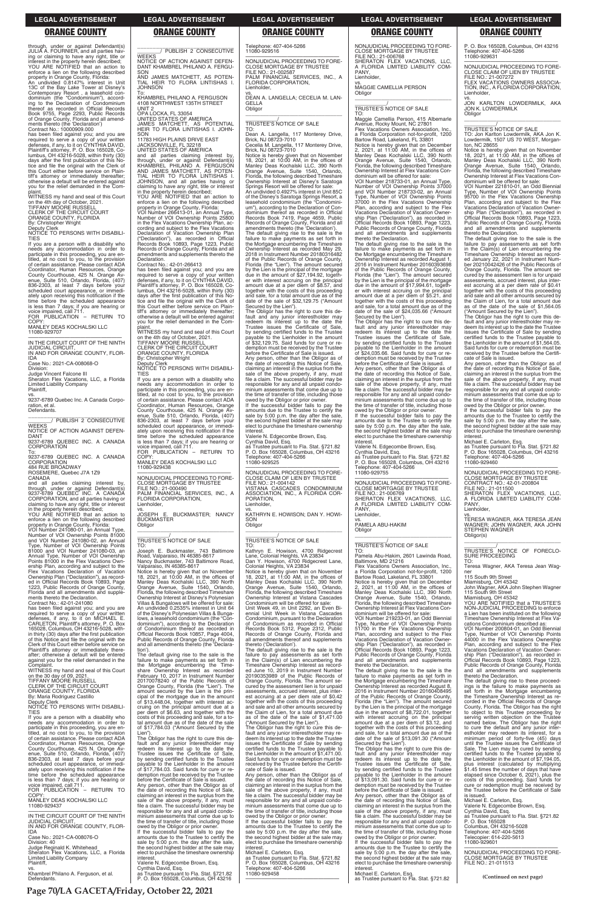through, under or against Defendant(s) JULIA A. FOURNIER, and all parties having or claiming to have any right, title or interest in the property herein described;

YOU ARE NOTIFIED that an action to enforce a lien on the following described property in Orange County, Florida:

An undivided 0.8147% interest in Unit 13C of the Bay Lake Tower at Disney's Contemporary Resort, a leasehold condominium (the "Condominium"), according to the Declaration of Condominium thereof as recorded in Official Records Book 9755, Page 2293, Public Records of Orange County, Florida and all amendments thereto (the 'Declaration')

Contract No.: 10000909.000

has been filed against you; and you are required to serve a copy of your written defenses, if any, to it on CYNTHIA DAVID, Plaintiff's attorney, P. O. Box 165028, Columbus, OH 43216-5028, within thirty (30) days after the first publication of this Notice and file the original with the Clerk of this Court either before service on Plaintiff's attorney or immediately thereafter; otherwise a default will be entered against you for the relief demanded in the Complaint.

WITNESS my hand and seal of this Court on the 4th day of October, 2021.

TIFFANY MOORE RUSSELL
CLERK OF THE CIRCUIT COURT
ORANGE COUNTY, FLORIDA
By: Christopher Wright
Deputy Clerk

NOTICE TO PERSONS WITH DISABILITIES

If you are a person with a disability who needs any accommodation in order to participate in this proceeding, you are entitled, at no cost to you, to the provision of certain assistance. Please contact ADA Coordinator, Human Resources, Orange County Courthouse, 425 N. Orange Avenue, Suite 510, Orlando, Florida, (407) 836-2303, at least 7 days before your scheduled court appearance, or immediately upon receiving this notification if the time before the scheduled appearance is less than 7 days; if you are hearing or voice impaired, call 711.

FOR PUBLICATION – RETURN TO COPY:
MANLEY DEAS KOCHALSKI LLC
11080-929707

---

IN THE CIRCUIT COURT OF THE NINTH JUDICIAL CIRCUIT,
IN AND FOR ORANGE COUNTY, FLORIDA
Case No.: 2021-CA-008068-O
Division:
Judge Vincent Falcone III
Sheraton Flex Vacations, LLC, a Florida Limited Liability Company
Plaintiff,
vs.
9237-6789 Quebec Inc. A Canada Corporation, et al.
Defendants.

_______/ PUBLISH 2 CONSECUTIVE WEEKS

NOTICE OF ACTION AGAINST DEFENDANT
9237-6789 QUEBEC INC. A CANADA CORPORATION
To:
9237-6789 QUEBEC INC. A CANADA CORPORATION
484 RUE BROADWAY
ROSEMERE, Quebec J7A 1Z9
CANADA

and all parties claiming interest by, through, under or against Defendant(s) 9237-6789 QUEBEC INC. A CANADA CORPORATION, and all parties having or claiming to have any right, title or interest in the property herein described;

YOU ARE NOTIFIED that an action to enforce a lien on the following described property in Orange County, Florida:

VOI Number 241080-01, an Annual Type, Number of VOI Ownership Points 81000 and VOI Number 241080-02, an Annual Type, Number of VOI Ownership Points 81000 and VOI Number 241080-03, an Annual Type, Number of VOI Ownership Points 81000 in the Flex Vacations Ownership Plan, according and subject to the Flex Vacations Declaration of Vacation Ownership Plan ("Declaration"), as recorded in Official Records Book 10893, Page 1223, Public Records of Orange County, Florida and all amendments and supplements thereto the Declaration.

Contract No.: 42-01-241080

has been filed against you; and you are required to serve a copy of your written defenses, if any, to it on MICHAEL E. CARLETON, Plaintiff's attorney, P. O. Box 165028, Columbus, OH 43216-5028, within thirty (30) days after the first publication of this Notice and file the original with the Clerk of this Court either before service on Plaintiff's attorney or immediately thereafter; otherwise a default will be entered against you for the relief demanded in the Complaint.

WITNESS my hand and seal of this Court on the 30 day of 09, 2021.

TIFFANY MOORE RUSSELL
CLERK OF THE CIRCUIT COURT
ORANGE COUNTY, FLORIDA
By: Maria Rodriguez Castillo
Deputy Clerk

NOTICE TO PERSONS WITH DISABILITIES

If you are a person with a disability who needs any accommodation in order to participate in this proceeding, you are entitled, at no cost to you, to the provision of certain assistance. Please contact ADA Coordinator, Human Resources, Orange County Courthouse, 425 N. Orange Avenue, Suite 510, Orlando, Florida, (407) 836-2303, at least 7 days before your scheduled court appearance, or immediately upon receiving this notification if the time before the scheduled appearance is less than 7 days; if you are hearing or voice impaired, call 711.

FOR PUBLICATION – RETURN TO COPY:
MANLEY DEAS KOCHALSKI LLC
11080-929437

---

IN THE CIRCUIT COURT OF THE NINTH JUDICIAL CIRCUIT,
IN AND FOR ORANGE COUNTY, FLORIDA
Case No.: 2021-CA-008076-O
Division: 40
Judge Reginald K. Whitehead
Sheraton Flex Vacations, LLC, a Florida Limited Liability Company
Plaintiff,
vs.
Khambrel Philano A. Ferguson, et al.
Defendants.

_______/ PUBLISH 2 CONSECUTIVE WEEKS

NOTICE OF ACTION AGAINST DEFENDANT KHAMBREL PHILANO A. FERGUSON AND JAMES MATCHETT, AS POTENTIAL HEIR TO FLORA LINTISHAS I. JOHNSON
To:
KHAMBREL PHILANO A. FERGUSON
4108 NORTHWEST 135TH STREET
UNIT 2
OPA LOCKA, FL 33054
UNITED STATES OF AMERICA
JAMES MATCHETT, AS POTENTIAL HEIR TO FLORA LINTISHAS I. JOHNSON
11783 HIGH PLAINS DRIVE EAST
JACKSONVILLE, FL 32218
UNITED STATES OF AMERICA

and all parties claiming interest by, through, under or against Defendant(s) KHAMBREL PHILANO A. FERGUSON AND JAMES MATCHETT, AS POTENTIAL HEIR TO FLORA LINTISHAS I. JOHNSON, and all parties having or claiming to have any right, title or interest in the property herein described;

YOU ARE NOTIFIED that an action to enforce a lien on the following described property in Orange County, Florida:

VOI Number 266413-01, an Annual Type, Number of VOI Ownership Points 25800 in the Flex Vacations Ownership Plan, according and subject to the Flex Vacations Declaration of Vacation Ownership Plan ("Declaration"), as recorded in Official Records Book 10893, Page 1223, Public Records of Orange County, Florida and all amendments and supplements thereto the Declaration.

Contract No.: 42-01-266413

has been filed against you; and you are required to serve a copy of your written defenses, if any, to it on CYNTHIA DAVID, Plaintiff's attorney, P. O. Box 165028, Columbus, OH 43216-5028, within thirty (30) days after the first publication of this Notice and file the original with the Clerk of this Court either before service on Plaintiff's attorney or immediately thereafter; otherwise a default will be entered against you for the relief demanded in the Complaint.

WITNESS my hand and seal of this Court on the 4th day of October, 2021.

TIFFANY MOORE RUSSELL
CLERK OF THE CIRCUIT COURT
ORANGE COUNTY, FLORIDA
By: Christopher Wright
Deputy Clerk

NOTICE TO PERSONS WITH DISABILITIES

If you are a person with a disability who needs any accommodation in order to participate in this proceeding, you are entitled, at no cost to you, to the provision of certain assistance. Please contact ADA Coordinator, Human Resources, Orange County Courthouse, 425 N. Orange Avenue, Suite 510, Orlando, Florida, (407) 836-2303, at least 7 days before your scheduled court appearance, or immediately upon receiving this notification if the time before the scheduled appearance is less than 7 days; if you are hearing or voice impaired, call 711.

FOR PUBLICATION – RETURN TO COPY:
MANLEY DEAS KOCHALSKI LLC
11080-929438

---

NONJUDICIAL PROCEEDING TO FORECLOSE MORTGAGE BY TRUSTEE
FILE NO.: 21-000490
PALM FINANCIAL SERVICES, INC., A FLORIDA CORPORATION,
Lienholder,
vs.
JOSEPH E. BUCKMASTER; NANCY BUCKMASTER
Obligor

_______/

TRUSTEE'S NOTICE OF SALE

TO:
Joseph E. Buckmaster, 743 Baltimore Road, Valparaiso, IN 46385-8617
Nancy Buckmaster, 743 Baltimore Road, Valparaiso, IN 46385-8617

Notice is hereby given that on November 18, 2021, at 10:00 AM, in the offices of Manley Deas Kochalski LLC, 390 North Orange Avenue, Suite 1540, Orlando, Florida, the following described Timeshare Ownership Interest at Disney's Polynesian Villas & Bungalows will be offered for sale:

An undivided 0.2553% interest in Unit 64 of the Disney's Polynesian Villas & Bungalows, a leasehold condominium (the "Condominium"), according to the Declaration of Condominium thereof as recorded in Official Records Book 10857, Page 4004, Public Records of Orange County, Florida and all amendments thereto (the 'Declaration').

The default giving rise to the sale is the failure to make payments as set forth in the Mortgage encumbering the Timeshare Ownership Interest as recorded February 10, 2017 in Instrument Number 20170078240 of the Public Records of Orange County, Florida (the "Lien"). The amount secured by the Lien is the principal of the mortgage due in the amount of $13,448.04, together with interest accruing on the principal amount due at a per diem of $6.63, and together with the costs of this proceeding and sale, for a total amount due as of the date of the sale of $17,784.03 ("Amount Secured by the Lien").

The Obligor has the right to cure this default and any junior interestholder may redeem its interest up to the date the Trustee issues the Certificate of Sale, by sending certified funds to the Trustee payable to the Lienholder in the amount of $17,784.03. Said funds for cure or redemption must be received by the Trustee before the Certificate of Sale is issued.

Any person, other than the Obligor as of the date of recording this Notice of Sale, claiming an interest in the surplus from the sale of the above property, if any, must file a claim. The successful bidder may be responsible for any and all unpaid condominium assessments that come due up to the time of transfer of title, including those owed by the Obligor or prior owner.

If the successful bidder fails to pay the amounts due to the Trustee to certify the sale by 5:00 p.m. the day after the sale, the second highest bidder at the sale may elect to purchase the timeshare ownership interest.

Valerie N. Edgecombe Brown, Esq.
Cynthia David, Esq.
as Trustee pursuant to Fla. Stat. §721.82
P. O. Box 165028, Columbus, OH 43216
Telephone: 407-404-5266
11080-929516

---

NONJUDICIAL PROCEEDING TO FORECLOSE MORTGAGE BY TRUSTEE
FILE NO.: 21-002587
PALM FINANCIAL SERVICES, INC., A FLORIDA CORPORATION,
Lienholder,
vs.
DEAN A. LANGELLA; CECELIA M. LANGELLA
Obligor

_______/

TRUSTEE'S NOTICE OF SALE

TO:
Dean A. Langella, 117 Monterey Drive, Brick, NJ 08723-7010
Cecelia M. Langella, 117 Monterey Drive, Brick, NJ 08723-7010

Notice is hereby given that on November 18, 2021, at 10:00 AM, in the offices of Manley Deas Kochalski LLC, 390 North Orange Avenue, Suite 1540, Orlando, Florida, the following described Timeshare Ownership Interest at Disney's Saratoga Springs Resort will be offered for sale:

An undivided 0.4927% interest in Unit 85C of the Disney's Saratoga Springs Resort, a leasehold condominium (the "Condominium"), according to the Declaration of Condominium thereof as recorded in Official Records Book 7419, Page 4659, Public Records of Orange County, Florida and all amendments thereto (the 'Declaration').

The default giving rise to the sale is the failure to make payments as set forth in the Mortgage encumbering the Timeshare Ownership Interest as recorded May 29, 2018 in Instrument Number 20180316482 of the Public Records of Orange County, Florida (the "Lien"). The amount secured by the Lien is the principal of the mortgage due in the amount of $27,194.92, together with interest accruing on the principal amount due at a per diem of $8.57, and together with the costs of this proceeding and sale, for a total amount due as of the date of the sale of $32,129.75 ("Amount Secured by the Lien").

The Obligor has the right to cure this default and any junior interestholder may redeem its interest up to the date the Trustee issues the Certificate of Sale, by sending certified funds to the Trustee payable to the Lienholder in the amount of $32,129.75. Said funds for cure or redemption must be received by the Trustee before the Certificate of Sale is issued.

Any person, other than the Obligor as of the date of recording this Notice of Sale, claiming an interest in the surplus from the sale of the above property, if any, must file a claim. The successful bidder may be responsible for any and all unpaid condominium assessments that come due up to the time of transfer of title, including those owed by the Obligor or prior owner.

If the successful bidder fails to pay the amounts due to the Trustee to certify the sale by 5:00 p.m. the day after the sale, the second highest bidder at the sale may elect to purchase the timeshare ownership interest.

Valerie N. Edgecombe Brown, Esq.
Cynthia David, Esq.
as Trustee pursuant to Fla. Stat. §721.82
P. O. Box 165028, Columbus, OH 43216
Telephone: 407-404-5266
11080-929525

---

NONJUDICIAL PROCEEDING TO FORECLOSE CLAIM OF LIEN BY TRUSTEE
FILE NO.: 21-004142
VISTANA CASCADES CONDOMINIUM ASSOCIATION, INC., A FLORIDA CORPORATION,
Lienholder,
vs.
KATHRYN E. HOWISON; DAN Y. HOWISON
Obligor

_______/

TRUSTEE'S NOTICE OF SALE

TO:
Kathryn E. Howison, 4700 Ridgecrest Lane, Colonial Heights, VA 23834
Dan Y. Howison, 4700 Ridgecrest Lane, Colonial Heights, VA 23834

Notice is hereby given that on November 18, 2021, at 11:00 AM, in the offices of Manley Deas Kochalski LLC, 390 North Orange Avenue, Suite 1540, Orlando, Florida, the following described Timeshare Ownership Interest at Vistana Cascades Condominium will be offered for sale:

Unit Week 49, in Unit 2292, an Even Biennial Unit Week in Vistana Cascades Condominium, pursuant to the Declaration of Condominium as recorded in Official Records Book 5312, Page 2312, Public Records of Orange County, Florida and all amendments thereof and supplements thereto ('Declaration').

The default giving rise to the sale is the failure to pay assessments as set forth in the Claim(s) of Lien encumbering the Timeshare Ownership Interest as recorded June 10, 2019 in Instrument Number 20190353989 of the Public Records of Orange County, Florida. The amount secured by the assessment lien is for unpaid assessments, accrued interest, plus interest accruing at a per diem rate of $0.42 together with the costs of this proceeding and sale and all other amounts secured by the Claim of Lien, for a total amount due as of the date of the sale of $1,471.00 ("Amount Secured by the Lien").

The Obligor has the right to cure this default and any junior interestholder may redeem its interest up to the date the Trustee issues the Certificate of Sale by sending certified funds to the Trustee payable to the Lienholder in the amount of $1,471.00. Said funds for cure or redemption must be received by the Trustee before the Certificate of Sale is issued.

Any person, other than the Obligor as of the date of recording this Notice of Sale, claiming an interest in the surplus from the sale of the above property, if any, must file a claim. The successful bidder may be responsible for any and all unpaid condominium assessments that come due up to the time of transfer of title, including those owed by the Obligor or prior owner.

If the successful bidder fails to pay the amounts due to the Trustee to certify the sale by 5:00 p.m. the day after the sale, the second highest bidder at the sale may elect to purchase the timeshare ownership interest.

Michael E. Carleton, Esq.
as Trustee pursuant to Fla. Stat. §721.82
P. O. Box 165028, Columbus, OH 43216
Telephone: 407-404-5266
11080-929458

---

NONJUDICIAL PROCEEDING TO FORECLOSE MORTGAGE BY TRUSTEE
FILE NO.: 21-006768
SHERATON FLEX VACATIONS, LLC, A FLORIDA LIMITED LIABILITY COMPANY,
Lienholder,
vs.
MAGGIE CAMELLIA PERSON
Obligor

_______/

TRUSTEE'S NOTICE OF SALE

TO:
Maggie Camellia Person, 415 Albemarle Avenue, Rocky Mount, NC 27801
Flex Vacations Owners Association, Inc., a Florida Corporation not-for-profit, 1200 Bartow Road, Lakeland, FL 33801

Notice is hereby given that on December 2, 2021, at 11:00 AM, in the offices of Manley Deas Kochalski LLC, 390 North Orange Avenue, Suite 1540, Orlando, Florida, the following described Timeshare Ownership Interest at Flex Vacations Condominium will be offered for sale:

VOI Number 218733-01, an Annual Type, Number of VOI Ownership Points 37000 and VOI Number 218733-02, an Annual Type, Number of VOI Ownership Points 37000 in the Flex Vacations Ownership Plan, according and subject to the Flex Vacations Declaration of Vacation Ownership Plan ("Declaration"), as recorded in Official Records Book 10893, Page 1223, Public Records of Orange County, Florida and all amendments and supplements thereto the Declaration.

The default giving rise to the sale is the failure to make payments as set forth in the Mortgage encumbering the Timeshare Ownership Interest as recorded August 1, 2016 in Instrument Number 20160393698 of the Public Records of Orange County, Florida (the "Lien"). The amount secured by the Lien is the principal of the mortgage due in the amount of $17,994.61, together with interest accruing on the principal amount due at a per diem of $5.21, and together with the costs of this proceeding and sale, for a total amount due as of the date of the sale of $24,035.66 ("Amount Secured by the Lien").

The Obligor has the right to cure this default and any junior interestholder may redeem its interest up to the date the Trustee issues the Certificate of Sale, by sending certified funds to the Trustee payable to the Lienholder in the amount of $24,035.66. Said funds for cure or redemption must be received by the Trustee before the Certificate of Sale is issued.

Any person, other than the Obligor as of the date of recording this Notice of Sale, claiming an interest in the surplus from the sale of the above property, if any, must file a claim. The successful bidder may be responsible for any and all unpaid condominium assessments that come due up to the time of transfer of title, including those owed by the Obligor or prior owner.

If the successful bidder fails to pay the amounts due to the Trustee to certify the sale by 5:00 p.m. the day after the sale, the second highest bidder at the sale may elect to purchase the timeshare ownership interest.

Valerie N. Edgecombe Brown, Esq.
Cynthia David, Esq.
as Trustee pursuant to Fla. Stat. §721.82
P. O. Box 165028, Columbus, OH 43216
Telephone: 407-404-5266
11080-929755

---

NONJUDICIAL PROCEEDING TO FORECLOSE MORTGAGE BY TRUSTEE
FILE NO.: 21-006769
SHERATON FLEX VACATIONS, LLC, A FLORIDA LIMITED LIABILITY COMPANY,
Lienholder,
vs.
PAMELA ABU-HAKIM
Obligor

_______/

TRUSTEE'S NOTICE OF SALE

TO:
Pamela Abu-Hakim, 2601 Lawinda Road, Baltimore, MD 21216
Flex Vacations Owners Association, Inc., a Florida Corporation not-for-profit, 1200 Bartow Road, Lakeland, FL 33801

Notice is hereby given that on December 2, 2021, at 11:00 AM, in the offices of Manley Deas Kochalski LLC, 390 North Orange Avenue, Suite 1540, Orlando, Florida, the following described Timeshare Ownership Interest at Flex Vacations Condominium will be offered for sale:

VOI Number 219233-01, an Odd Biennial Type, Number of VOI Ownership Points 51700 in the Flex Vacations Ownership Plan, according and subject to the Flex Vacations Declaration of Vacation Ownership Plan ("Declaration"), as recorded in Official Records Book 10893, Page 1223, Public Records of Orange County, Florida and all amendments and supplements thereto the Declaration.

The default giving rise to the sale is the failure to make payments as set forth in the Mortgage encumbering the Timeshare Ownership Interest as recorded August 8, 2016 in Instrument Number 20160408495 of the Public Records of Orange County, Florida (the "Lien"). The amount secured by the Lien is the principal of the mortgage due in the amount of $8,722.01, together with interest accruing on the principal amount due at a per diem of $3.12, and together with the costs of this proceeding and sale, for a total amount due as of the date of the sale of $13,091.30 ("Amount Secured by the Lien").

The Obligor has the right to cure this default and any junior interestholder may redeem its interest up to the date the Trustee issues the Certificate of Sale, by sending certified funds to the Trustee payable to the Lienholder in the amount of $13,091.30. Said funds for cure or redemption must be received by the Trustee before the Certificate of Sale is issued.

Any person, other than the Obligor as of the date of recording this Notice of Sale, claiming an interest in the surplus from the sale of the above property, if any, must file a claim. The successful bidder may be responsible for any and all unpaid condominium assessments that come due up to the time of transfer of title, including those owed by the Obligor or prior owner.

If the successful bidder fails to pay the amounts due to the Trustee to certify the sale by 5:00 p.m. the day after the sale, the second highest bidder at the sale may elect to purchase the timeshare ownership interest.

Michael E. Carleton, Esq.
as Trustee pursuant to Fla. Stat. §721.82
P. O. Box 165028, Columbus, OH 43216
Telephone: 407-404-5266
11080-929631

---

NONJUDICIAL PROCEEDING TO FORECLOSE CLAIM OF LIEN BY TRUSTEE
FILE NO.: 21-007272
FLEX VACATIONS OWNERS ASSOCIATION, INC., A FLORIDA CORPORATION,
Lienholder,
vs.
JON KARLTON LOWDERMILK, AKA JON K. LOWDERMILK
Obligor

_______/

TRUSTEE'S NOTICE OF SALE

TO: Jon Karlton Lowdermilk, AKA Jon K. Lowdermilk, 1507 US 70 WEST, Morganton, NC 28655

Notice is hereby given that on November 18, 2021, at 11:00 AM, in the offices of Manley Deas Kochalski LLC, 390 North Orange Avenue, Suite 1540, Orlando, Florida, the following described Timeshare Ownership Interest at Flex Vacations Condominium will be offered for sale:

VOI Number 221810-01, an Odd Biennial Type, Number of VOI Ownership Points 95700 in the Flex Vacations Ownership Plan, according and subject to the Flex Vacations Declaration of Vacation Ownership Plan ("Declaration"), as recorded in Official Records Book 10893, Page 1223, Public Records of Orange County, Florida and all amendments and supplements thereto the Declaration.

The default giving rise to the sale is the failure to pay assessments as set forth in the Claim(s) of Lien encumbering the Timeshare Ownership Interest as recorded January 22, 2021 in Instrument Number 20210042426 of the Public Records of Orange County, Florida. The amount secured by the assessment lien is for unpaid assessments, accrued interest, plus interest accruing at a per diem rate of $0.41 together with the costs of this proceeding and sale and all other amounts secured by the Claim of Lien, for a total amount due as of the date of the sale of $1,564.05 ("Amount Secured by the Lien").

The Obligor has the right to cure this default and any junior interestholder may redeem its interest up to the date the Trustee issues the Certificate of Sale by sending certified funds to the Trustee payable to the Lienholder in the amount of $1,564.05. Said funds for cure or redemption must be received by the Trustee before the Certificate of Sale is issued.

Any person, other than the Obligor as of the date of recording this Notice of Sale, claiming an interest in the surplus from the sale of the above property, if any, must file a claim. The successful bidder may be responsible for any and all unpaid condominium assessments that come due up to the time of transfer of title, including those owed by the Obligor or prior owner.

If the successful bidder fails to pay the amounts due to the Trustee to certify the sale by 5:00 p.m. the day after the sale, the second highest bidder at the sale may elect to purchase the timeshare ownership interest.

Michael E. Carleton, Esq.
as Trustee pursuant to Fla. Stat. §721.82
P. O. Box 165028, Columbus, OH 43216
Telephone: 407-404-5266
11080-929460

---

NONJUDICIAL PROCEEDING TO FORECLOSE MORTGAGE BY TRUSTEE
CONTRACT NO.: 42-01-200804
FILE NO.: 21-011500
SHERATON FLEX VACATIONS, LLC, A FLORIDA LIMITED LIABILITY COMPANY,
Lienholder,
vs.
TERESA WAGNER, AKA TERESA JEAN WAGNER; JOHN WAGNER, AKA JOHN STEPHEN WAGNER
Obligor(s)

_______/

TRUSTEE'S NOTICE OF FORECLOSURE PROCEEDING

TO: Teresa Wagner, AKA Teresa Jean Wagner
115 South 9th Street
Miamisburg, OH 45342
John Wagner, AKA John Stephen Wagner
115 South 9th Street
Miamisburg, OH 45342

YOU ARE NOTIFIED that a TRUSTEE'S NON-JUDICIAL PROCEEDING to enforce a Lien has been instituted on the following Timeshare Ownership Interest at Flex Vacations Condominium described as:

VOI Number 200804-01, an Odd Biennial Type, Number of VOI Ownership Points 44000 in the Flex Vacations Ownership Plan, according and subject to the Flex Vacations Declaration of Vacation Ownership Plan ("Declaration"), as recorded in Official Records Book 10893, Page 1223, Public Records of Orange County, Florida and all amendments and supplements thereto the Declaration.

The default giving rise to these proceedings is the failure to make payments as set forth in the Mortgage encumbering the Timeshare Ownership Interest as recorded in the Official Records of Orange County, Florida. The Obligor has the right to object to this Trustee proceeding by serving written objection on the Trustee named below. The Obligor has the right to cure the default and any junior interestholder may redeem its interest, for a minimum period of forty-five (45) days until the Trustee issues the Certificate of Sale. The Lien may be cured by sending certified funds to the Trustee payable to the Lienholder in the amount of $7,194.05, plus interest (calculated by multiplying $1.45 times the number of days that have elapsed since October 6, 2021), plus the costs of this proceeding. Said funds for cure or redemption must be received by the Trustee before the Certificate of Sale is issued.

Michael E. Carleton, Esq.
Valerie N. Edgecombe Brown, Esq.
Cynthia David, Esq.
as Trustee pursuant to Fla. Stat. §721.82
P. O. Box 165028
Columbus, OH 43216-5028
Telephone: 407-404-5266
Telecopier: 614-220-5613
11080-929601

---

NONJUDICIAL PROCEEDING TO FORECLOSE MORTGAGE BY TRUSTEE
FILE NO.: 21-011513

**(Continued on next page)**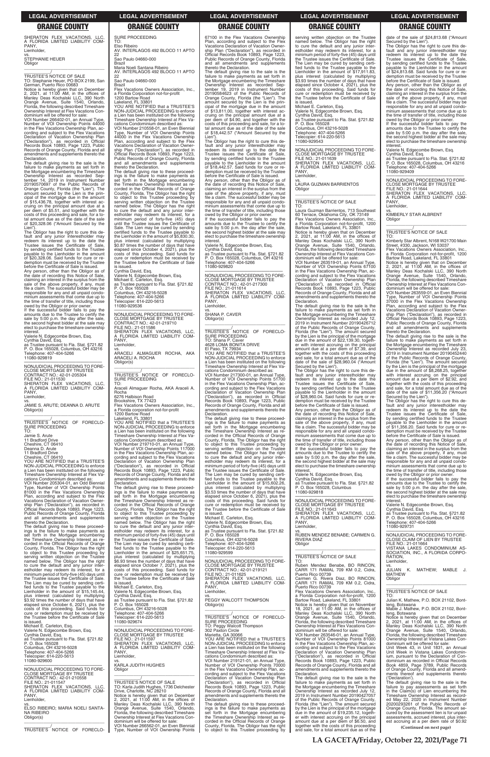SHERATON FLEX VACATIONS, LLC, A FLORIDA LIMITED LIABILITY COMPANY,
Lienholder,

vs.

STEPHANIE HEUER
Obligor

\_\_\_\_\_\_\_\_\_\_\_\_\_\_\_\_\_\_\_\_\_\_\_\_\_\_\_\_\_\_\_\_/

TRUSTEE'S NOTICE OF SALE

TO: Stephanie Heuer, PO BOX 2199, San German, Puerto Rico 00683

Notice is hereby given that on December 2, 2021, at 11:00 AM, in the offices of Manley Deas Kochalski LLC, 390 North Orange Avenue, Suite 1540, Orlando, Florida, the following described Timeshare Ownership Interest at Flex Vacations Condominium will be offered for sale:

VOI Number 266402-01, an Annual Type, Number of VOI Ownership Points 44000 in the Flex Vacations Ownership Plan, according and subject to the Flex Vacations Declaration of Vacation Ownership Plan ("Declaration"), as recorded in Official Records Book 10893, Page 1223, Public Records of Orange County, Florida and all amendments and supplements thereto the Declaration.

The default giving rise to the sale is the failure to make payments as set forth in the Mortgage encumbering the Timeshare Ownership Interest as recorded September 14, 2019 in Instrument Number 20190570697 of the Public Records of Orange County, Florida (the "Lien"). The amount secured by the Lien is the principal of the mortgage due in the amount of $15,436.78, together with interest accruing on the principal amount due at a per diem of $5.51, and together with the costs of this proceeding and sale, for a total amount due as of the date of the sale of $20,328.06 ("Amount Secured by the Lien").

The Obligor has the right to cure this default and any junior interestholder may redeem its interest up to the date the Trustee issues the Certificate of Sale, by sending certified funds to the Trustee payable to the Lienholder in the amount of $20,328.06. Said funds for cure or redemption must be received by the Trustee before the Certificate of Sale is issued.

Any person, other than the Obligor as of the date of recording this Notice of Sale, claiming an interest in the surplus from the sale of the above property, if any, must file a claim. The successful bidder may be responsible for any and all unpaid condominium assessments that come due up to the time of transfer of title, including those owed by the Obligor or prior owner.

If the successful bidder fails to pay the amounts due to the Trustee to certify the sale by 5:00 p.m. the day after the sale, the second highest bidder at the sale may elect to purchase the timeshare ownership interest.

Valerie N. Edgecombe Brown, Esq.
Cynthia David, Esq.
as Trustee pursuant to Fla. Stat. §721.82
P. O. Box 165028, Columbus, OH 43216
Telephone: 407-404-5266
11080-929819

\_\_\_\_\_\_\_\_\_\_\_\_\_\_\_\_\_\_\_\_\_\_\_\_\_\_\_\_\_\_\_\_

NONJUDICIAL PROCEEDING TO FORECLOSE MORTGAGE BY TRUSTEE
CONTRACT NO.: 42-01-205304
FILE NO.: 21-011530
SHERATON FLEX VACATIONS, LLC, A FLORIDA LIMITED LIABILITY COMPANY,
Lienholder,

vs.

JAMIE S. ARUTE; DEANNA D. ARUTE
Obligor(s)

\_\_\_\_\_\_\_\_\_\_\_\_\_\_\_\_\_\_\_\_\_\_\_\_\_\_\_\_\_\_\_\_/

TRUSTEE'S NOTICE OF FORECLOSURE PROCEEDING

TO:
Jamie S. Arute
11 Bradford Drive
Cheshire, CT 06410
Deanna D. Arute
11 Bradford Drive
Cheshire, CT 06410

YOU ARE NOTIFIED that a TRUSTEE'S NON-JUDICIAL PROCEEDING to enforce a Lien has been instituted on the following Timeshare Ownership Interest at Flex Vacations Condominium described as:

VOI Number 205304-01, an Odd Biennial Type, Number of VOI Ownership Points 81000 in the Flex Vacations Ownership Plan, according and subject to the Flex Vacations Declaration of Vacation Ownership Plan ("Declaration"), as recorded in Official Records Book 10893, Page 1223, Public Records of Orange County, Florida and all amendments and supplements thereto the Declaration.

The default giving rise to these proceedings is the failure to make payments as set forth in the Mortgage encumbering the Timeshare Ownership Interest as recorded in the Official Records of Orange County, Florida. The Obligor has the right to object to this Trustee proceeding by serving written objection on the Trustee named below. The Obligor has the right to cure the default and any junior interestholder may redeem its interest, for a minimum period of forty-five (45) days until the Trustee issues the Certificate of Sale. The Lien may be cured by sending certified funds to the Trustee payable to the Lienholder in the amount of $15,145.44, plus interest (calculated by multiplying $3.92 times the number of days that have elapsed since October 6, 2021), plus the costs of this proceeding. Said funds for cure or redemption must be received by the Trustee before the Certificate of Sale is issued.

Michael E. Carleton, Esq.
Valerie N. Edgecombe Brown, Esq.
Cynthia David, Esq.
as Trustee pursuant to Fla. Stat. §721.82
P. O. Box 165028
Columbus, OH 43216-5028
Telephone: 407-404-5266
Telecopier: 614-220-5613
11080-929600

\_\_\_\_\_\_\_\_\_\_\_\_\_\_\_\_\_\_\_\_\_\_\_\_\_\_\_\_\_\_\_\_

NONJUDICIAL PROCEEDING TO FORECLOSE MORTGAGE BY TRUSTEE
CONTRACT NO.: 42-01-210558
FILE NO.: 21-011547
SHERATON FLEX VACATIONS, LLC, A FLORIDA LIMITED LIABILITY COMPANY,
Lienholder,

vs.

ELSO RIBEIRO; MARIA NOELI SANTANA RIBEIRO
Obligor(s)

\_\_\_\_\_\_\_\_\_\_\_\_\_\_\_\_\_\_\_\_\_\_\_\_\_\_\_\_\_\_\_\_/

TRUSTEE'S NOTICE OF FORECLOSURE PROCEEDING

TO:
Elso Ribeiro
AV. INTERLAGOS 492 BLOCO 11 APTO 22
Sao Paulo 04660-000
Brazil
Maria Noeli Santana Ribeiro
AV. INTERLAGOS 492 BLOCO 11 APTO 22
Sao Paulo 04660-000
Brazil
Flex Vacations Owners Association, Inc., a Florida Corporation not-for-profit
1200 Bartow Road
Lakeland, FL 33801

YOU ARE NOTIFIED that a TRUSTEE'S NON-JUDICIAL PROCEEDING to enforce a Lien has been instituted on the following Timeshare Ownership Interest at Flex Vacations Condominium described as:

VOI Number 210558-01, an Even Biennial Type, Number of VOI Ownership Points 44000 in the Flex Vacations Ownership Plan, according and subject to the Flex Vacations Declaration of Vacation Ownership Plan ("Declaration"), as recorded in Official Records Book 10893, Page 1223, Public Records of Orange County, Florida and all amendments and supplements thereto the Declaration.

The default giving rise to these proceedings is the failure to make payments as set forth in the Mortgage encumbering the Timeshare Ownership Interest as recorded in the Official Records of Orange County, Florida. The Obligor has the right to object to this Trustee proceeding by serving written objection on the Trustee named below. The Obligor has the right to cure the default and any junior interestholder may redeem its interest, for a minimum period of forty-five (45) days until the Trustee issues the Certificate of Sale. The Lien may be cured by sending certified funds to the Trustee payable to the Lienholder in the amount of $5,830.30, plus interest (calculated by multiplying $0.87 times the number of days that have elapsed since October 4, 2021), plus the costs of this proceeding. Said funds for cure or redemption must be received by the Trustee before the Certificate of Sale is issued.

Cynthia David, Esq.
Valerie N. Edgecombe Brown, Esq.
Michael E. Carleton, Esq.
as Trustee pursuant to Fla. Stat. §721.82
P. O. Box 165028
Columbus, OH 43216-5028
Telephone: 407-404-5266
Telecopier: 614-220-5613
11080-929536

\_\_\_\_\_\_\_\_\_\_\_\_\_\_\_\_\_\_\_\_\_\_\_\_\_\_\_\_\_\_\_\_

NONJUDICIAL PROCEEDING TO FORECLOSE MORTGAGE BY TRUSTEE
CONTRACT NO.: 42-01-219710
FILE NO.: 21-011586
SHERATON FLEX VACATIONS, LLC, A FLORIDA LIMITED LIABILITY COMPANY,
Lienholder,

vs.

ARACELI ALMAGUER ROCHA, AKA ARACELI A. ROCHA
Obligor(s)

\_\_\_\_\_\_\_\_\_\_\_\_\_\_\_\_\_\_\_\_\_\_\_\_\_\_\_\_\_\_\_\_/

TRUSTEE'S NOTICE OF FORECLOSURE PROCEEDING

TO:
Araceli Almaguer Rocha, AKA Araceli A. Rocha
6276 Halbison Road
Brookshire, TX 77423
Flex Vacations Owners Association, Inc., a Florida Corporation not-for-profit
1200 Bartow Road
Lakeland, FL 33801

YOU ARE NOTIFIED that a TRUSTEE'S NON-JUDICIAL PROCEEDING to enforce a Lien has been instituted on the following Timeshare Ownership Interest at Flex Vacations Condominium described as:

VOI Number 219710-01, an Annual Type, Number of VOI Ownership Points 117000 in the Flex Vacations Ownership Plan, according and subject to the Flex Vacations Declaration of Vacation Ownership Plan ("Declaration"), as recorded in Official Records Book 10893, Page 1223, Public Records of Orange County, Florida and all amendments and supplements thereto the Declaration.

The default giving rise to these proceedings is the failure to make payments as set forth in the Mortgage encumbering the Timeshare Ownership Interest as recorded in the Official Records of Orange County, Florida. The Obligor has the right to object to this Trustee proceeding by serving written objection on the Trustee named below. The Obligor has the right to cure the default and any junior interestholder may redeem its interest, for a minimum period of forty-five (45) days until the Trustee issues the Certificate of Sale. The Lien may be cured by sending certified funds to the Trustee payable to the Lienholder in the amount of $25,651.75, plus interest (calculated by multiplying $6.93 times the number of days that have elapsed since October 7, 2021), plus the costs of this proceeding. Said funds for cure or redemption must be received by the Trustee before the Certificate of Sale is issued.

Michael E. Carleton, Esq.
Valerie N. Edgecombe Brown, Esq.
Cynthia David, Esq.
as Trustee pursuant to Fla. Stat. §721.82
P. O. Box 165028
Columbus, OH 43216-5028
Telephone: 407-404-5266
Telecopier: 614-220-5613
11080-929674

\_\_\_\_\_\_\_\_\_\_\_\_\_\_\_\_\_\_\_\_\_\_\_\_\_\_\_\_\_\_\_\_

NONJUDICIAL PROCEEDING TO FORECLOSE MORTGAGE BY TRUSTEE
FILE NO.: 21-011597
SHERATON FLEX VACATIONS, LLC, A FLORIDA LIMITED LIABILITY COMPANY,
Lienholder,

vs.

KARLA JUDITH HUGHES
Obligor

\_\_\_\_\_\_\_\_\_\_\_\_\_\_\_\_\_\_\_\_\_\_\_\_\_\_\_\_\_\_\_\_/

TRUSTEE'S NOTICE OF SALE

TO: Karla Judith Hughes, 1736 Delchester Drive, Charlotte, NC 28210

Notice is hereby given that on December 2, 2021, at 11:00 AM, in the offices of Manley Deas Kochalski LLC, 390 North Orange Avenue, Suite 1540, Orlando, Florida, the following described Timeshare Ownership Interest at Flex Vacations Condominium will be offered for sale:

VOI Number 266562-01, an Even Biennial Type, Number of VOI Ownership Points 67100 in the Flex Vacations Ownership Plan, according and subject to the Flex Vacations Declaration of Vacation Ownership Plan ("Declaration"), as recorded in Official Records Book 10893, Page 1223, Public Records of Orange County, Florida and all amendments and supplements thereto the Declaration.

The default giving rise to the sale is the failure to make payments as set forth in the Mortgage encumbering the Timeshare Ownership Interest as recorded September 19, 2019 in Instrument Number 20190584623 of the Public Records of Orange County, Florida (the "Lien"). The amount secured by the Lien is the principal of the mortgage due in the amount of $13,811.00, together with interest accruing on the principal amount due at a per diem of $4.90, and together with the costs of this proceeding and sale, for a total amount due as of the date of the sale of $18,442.57 ("Amount Secured by the Lien").

The Obligor has the right to cure this default and any junior interestholder may redeem its interest up to the date the Trustee issues the Certificate of Sale, by sending certified funds to the Trustee payable to the Lienholder in the amount of $18,442.57. Said funds for cure or redemption must be received by the Trustee before the Certificate of Sale is issued.

Any person, other than the Obligor as of the date of recording this Notice of Sale, claiming an interest in the surplus from the sale of the above property, if any, must file a claim. The successful bidder may be responsible for any and all unpaid condominium assessments that come due up to the time of transfer of title, including those owed by the Obligor or prior owner.

If the successful bidder fails to pay the amounts due to the Trustee to certify the sale by 5:00 p.m. the day after the sale, the second highest bidder at the sale may elect to purchase the timeshare ownership interest.

Valerie N. Edgecombe Brown, Esq.
Cynthia David, Esq.
as Trustee pursuant to Fla. Stat. §721.82
P. O. Box 165028, Columbus, OH 43216
Telephone: 407-404-5266
11080-929820

\_\_\_\_\_\_\_\_\_\_\_\_\_\_\_\_\_\_\_\_\_\_\_\_\_\_\_\_\_\_\_\_

NONJUDICIAL PROCEEDING TO FORECLOSE MORTGAGE BY TRUSTEE
CONTRACT NO.: 42-01-217300
FILE NO.: 21-011614
SHERATON FLEX VACATIONS, LLC, A FLORIDA LIMITED LIABILITY COMPANY,
Lienholder,

vs.

SHANA P. CAVER
Obligor(s)

\_\_\_\_\_\_\_\_\_\_\_\_\_\_\_\_\_\_\_\_\_\_\_\_\_\_\_\_\_\_\_\_/

TRUSTEE'S NOTICE OF FORECLOSURE PROCEEDING

TO: Shana P. Caver
4628 LOMA BONITA DRIVE
El Paso, TX 79934

YOU ARE NOTIFIED that a TRUSTEE'S NON-JUDICIAL PROCEEDING to enforce a Lien has been instituted on the following Timeshare Ownership Interest at Flex Vacations Condominium described as:

VOI Number 217300-01, an Annual Type, Number of VOI Ownership Points 51700 in the Flex Vacations Ownership Plan, according and subject to the Flex Vacations Declaration of Vacation Ownership Plan ("Declaration"), as recorded in Official Records Book 10893, Page 1223, Public Records of Orange County, Florida and all amendments and supplements thereto the Declaration.

The default giving rise to these proceedings is the failure to make payments as set forth in the Mortgage encumbering the Timeshare Ownership Interest as recorded in the Official Records of Orange County, Florida. The Obligor has the right to object to this Trustee proceeding by serving written objection on the Trustee named below. The Obligor has the right to cure the default and any junior interestholder may redeem its interest, for a minimum period of forty-five (45) days until the Trustee issues the Certificate of Sale. The Lien may be cured by sending certified funds to the Trustee payable to the Lienholder in the amount of $15,602.26, plus interest (calculated by multiplying $3.53 times the number of days that have elapsed since October 6, 2021), plus the costs of this proceeding. Said funds for cure or redemption must be received by the Trustee before the Certificate of Sale is issued.

Michael E. Carleton, Esq.
Valerie N. Edgecombe Brown, Esq.
Cynthia David, Esq.
as Trustee pursuant to Fla. Stat. §721.82
P. O. Box 165028
Columbus, OH 43216-5028
Telephone: 407-404-5266
Telecopier: 614-220-5613
11080-929599

\_\_\_\_\_\_\_\_\_\_\_\_\_\_\_\_\_\_\_\_\_\_\_\_\_\_\_\_\_\_\_\_

NONJUDICIAL PROCEEDING TO FORECLOSE MORTGAGE BY TRUSTEE
CONTRACT NO.: 42-01-219121
FILE NO.: 21-011625
SHERATON FLEX VACATIONS, LLC, A FLORIDA LIMITED LIABILITY COMPANY,
Lienholder,

vs.

PEGGY WALCOTT THOMPSON
Obligor(s)

\_\_\_\_\_\_\_\_\_\_\_\_\_\_\_\_\_\_\_\_\_\_\_\_\_\_\_\_\_\_\_\_/

TRUSTEE'S NOTICE OF FORECLOSURE PROCEEDING

TO: Peggy Walcott Thompson
302 Paxton Circle
Marietta, GA 30066

YOU ARE NOTIFIED that a TRUSTEE'S NON-JUDICIAL PROCEEDING to enforce a Lien has been instituted on the following Timeshare Ownership Interest at Flex Vacations Condominium described as:

VOI Number 219121-01, an Annual Type, Number of VOI Ownership Points 70000 in the Flex Vacations Ownership Plan, according and subject to the Flex Vacations Declaration of Vacation Ownership Plan ("Declaration"), as recorded in Official Records Book 10893, Page 1223, Public Records of Orange County, Florida and all amendments and supplements thereto the Declaration.

The default giving rise to these proceedings is the failure to make payments as set forth in the Mortgage encumbering the Timeshare Ownership Interest as recorded in the Official Records of Orange County, Florida. The Obligor has the right to object to this Trustee proceeding by serving written objection on the Trustee named below. The Obligor has the right to cure the default and any junior interestholder may redeem its interest, for a minimum period of forty-five (45) days until the Trustee issues the Certificate of Sale. The Lien may be cured by sending certified funds to the Trustee payable to the Lienholder in the amount of $17,911.83, plus interest (calculated by multiplying $3.93 times the number of days that have elapsed since October 4, 2021), plus the costs of this proceeding. Said funds for cure or redemption must be received by the Trustee before the Certificate of Sale is issued.

Michael E. Carleton, Esq.
Valerie N. Edgecombe Brown, Esq.
Cynthia David, Esq.
as Trustee pursuant to Fla. Stat. §721.82
P. O. Box 165028
Columbus, OH 43216-5028
Telephone: 407-404-5266
Telecopier: 614-220-5613
11080-929543

\_\_\_\_\_\_\_\_\_\_\_\_\_\_\_\_\_\_\_\_\_\_\_\_\_\_\_\_\_\_\_\_

NONJUDICIAL PROCEEDING TO FORECLOSE MORTGAGE BY TRUSTEE
FILE NO.: 21-011639
SHERATON FLEX VACATIONS, LLC, A FLORIDA LIMITED LIABILITY COMPANY,
Lienholder,

vs.

LAURA GUZMAN BARRIENTOS
Obligor

\_\_\_\_\_\_\_\_\_\_\_\_\_\_\_\_\_\_\_\_\_\_\_\_\_\_\_\_\_\_\_\_/

TRUSTEE'S NOTICE OF SALE

TO:
Laura Guzman Barrientos, 713 Southeast 60 Terrace, Oklahoma City, OK 73149
Flex Vacations Owners Association, Inc., a Florida Corporation not-for-profit, 1200 Bartow Road, Lakeland, FL 33801

Notice is hereby given that on December 2, 2021, at 11:00 AM, in the offices of Manley Deas Kochalski LLC, 390 North Orange Avenue, Suite 1540, Orlando, Florida, the following described Timeshare Ownership Interest at Flex Vacations Condominium will be offered for sale:

VOI Number 263519-01, an Annual Type, Number of VOI Ownership Points 67100 in the Flex Vacations Ownership Plan, according and subject to the Flex Vacations Declaration of Vacation Ownership Plan ("Declaration"), as recorded in Official Records Book 10893, Page 1223, Public Records of Orange County, Florida and all amendments and supplements thereto the Declaration.

The default giving rise to the sale is the failure to make payments as set forth in the Mortgage encumbering the Timeshare Ownership Interest as recorded July 12, 2019 in Instrument Number 20190426712 of the Public Records of Orange County, Florida (the "Lien"). The amount secured by the Lien is the principal of the mortgage due in the amount of $22,139.30, together with interest accruing on the principal amount due at a per diem of $7.39, and together with the costs of this proceeding and sale, for a total amount due as of the date of the sale of $28,960.04 ("Amount Secured by the Lien").

The Obligor has the right to cure this default and any junior interestholder may redeem its interest up to the date the Trustee issues the Certificate of Sale, by sending certified funds to the Trustee payable to the Lienholder in the amount of $28,960.04. Said funds for cure or redemption must be received by the Trustee before the Certificate of Sale is issued.

Any person, other than the Obligor as of the date of recording this Notice of Sale, claiming an interest in the surplus from the sale of the above property, if any, must file a claim. The successful bidder may be responsible for any and all unpaid condominium assessments that come due up to the time of transfer of title, including those owed by the Obligor or prior owner.

If the successful bidder fails to pay the amounts due to the Trustee to certify the sale by 5:00 p.m. the day after the sale, the second highest bidder at the sale may elect to purchase the timeshare ownership interest.

Valerie N. Edgecombe Brown, Esq.
Cynthia David, Esq.
as Trustee pursuant to Fla. Stat. §721.82
P. O. Box 165028, Columbus
11080-929818

\_\_\_\_\_\_\_\_\_\_\_\_\_\_\_\_\_\_\_\_\_\_\_\_\_\_\_\_\_\_\_\_

NONJUDICIAL PROCEEDING TO FORECLOSE MORTGAGE BY TRUSTEE
FILE NO.: 21-011643
SHERATON FLEX VACATIONS, LLC, A FLORIDA LIMITED LIABILITY COMPANY,
Lienholder,

vs.

RUBEN MENDEZ BENABE; CARMEN G. RIVERA DIAZ
Obligor

\_\_\_\_\_\_\_\_\_\_\_\_\_\_\_\_\_\_\_\_\_\_\_\_\_\_\_\_\_\_\_\_/

TRUSTEE'S NOTICE OF SALE

TO:
Ruben Mendez Benabe, BO RINCON, CARR 171 RAMAL 709 KM 0.2, Cidra, Puerto Rico 00739
Carmen G. Rivera Diaz, BO RINCON, CARR 171 RAMAL 709 KM 0.2, Cidra, Puerto Rico 00739
Flex Vacations Owners Association, Inc., a Florida Corporation not-for-profit, 1200 Bartow Road, Lakeland, FL 33801

Notice is hereby given that on November 18, 2021, at 11:00 AM, in the offices of Manley Deas Kochalski LLC, 390 North Orange Avenue, Suite 1540, Orlando, Florida, the following described Timeshare Ownership Interest at Flex Vacations Condominium will be offered for sale:

VOI Number 263546-01, an Annual Type, Number of VOI Ownership Points 81000 in the Flex Vacations Ownership Plan, according and subject to the Flex Vacations Declaration of Vacation Ownership Plan ("Declaration"), as recorded in Official Records Book 10893, Page 1223, Public Records of Orange County, Florida and all amendments and supplements thereto the Declaration.

The default giving rise to the sale is the failure to make payments as set forth in the Mortgage encumbering the Timeshare Ownership Interest as recorded July 12, 2019 in Instrument Number 20190427057 of the Public Records of Orange County, Florida (the "Lien"). The amount secured by the Lien is the principal of the mortgage due in the amount of $19,235.12, together with interest accruing on the principal amount due at a per diem of $6.50, and together with the costs of this proceeding and sale, for a total amount due as of the date of the sale of $24,813.68 ("Amount Secured by the Lien").

The Obligor has the right to cure this default and any junior interestholder may redeem its interest up to the date the Trustee issues the Certificate of Sale, by sending certified funds to the Trustee payable to the Lienholder in the amount of $24,813.68. Said funds for cure or redemption must be received by the Trustee before the Certificate of Sale is issued.

Any person, other than the Obligor as of the date of recording this Notice of Sale, claiming an interest in the surplus from the sale of the above property, if any, must file a claim. The successful bidder may be responsible for any and all unpaid condominium assessments that come due up to the time of transfer of title, including those owed by the Obligor or prior owner.

If the successful bidder fails to pay the amounts due to the Trustee to certify the sale by 5:00 p.m. the day after the sale, the second highest bidder at the sale may elect to purchase the timeshare ownership interest.

Valerie N. Edgecombe Brown, Esq.
Cynthia David, Esq.
as Trustee pursuant to Fla. Stat. §721.82
P. O. Box 165028, Columbus, OH 43216
Telephone: 407-404-5266
11080-929409

\_\_\_\_\_\_\_\_\_\_\_\_\_\_\_\_\_\_\_\_\_\_\_\_\_\_\_\_\_\_\_\_

NONJUDICIAL PROCEEDING TO FORECLOSE MORTGAGE BY TRUSTEE
FILE NO.: 21-011644
SHERATON FLEX VACATIONS, LLC, A FLORIDA LIMITED LIABILITY COMPANY,
Lienholder,

vs.

KIMBERLY STAR ALBRENT
Obligor

\_\_\_\_\_\_\_\_\_\_\_\_\_\_\_\_\_\_\_\_\_\_\_\_\_\_\_\_\_\_\_\_/

TRUSTEE'S NOTICE OF SALE

TO:
Kimberly Star Albrent, N168 W21700 Main Street, #330, Jackson, WI 53037
Flex Vacations Owners Association, Inc., a Florida Corporation not-for-profit, 1200 Bartow Road, Lakeland, FL 33801

Notice is hereby given that on December 2, 2021, at 11:00 AM, in the offices of Manley Deas Kochalski LLC, 390 North Orange Avenue, Suite 1540, Orlando, Florida, the following described Timeshare Ownership Interest at Flex Vacations Condominium will be offered for sale:

VOI Number 263559-01, an Even Biennial Type, Number of VOI Ownership Points 37000 in the Flex Vacations Ownership Plan, according and subject to the Flex Vacations Declaration of Vacation Ownership Plan ("Declaration"), as recorded in Official Records Book 10893, Page 1223, Public Records of Orange County, Florida and all amendments and supplements thereto the Declaration.

The default giving rise to the sale is the failure to make payments as set forth in the Mortgage encumbering the Timeshare Ownership Interest as recorded July 23, 2019 in Instrument Number 20190452440 of the Public Records of Orange County, Florida (the "Lien"). The amount secured by the Lien is the principal of the mortgage due in the amount of $8,268.25, together with interest accruing on the principal amount due at a per diem of $2.92, and together with the costs of this proceeding and sale, for a total amount due as of the date of the sale of $11,356.20 ("Amount Secured by the Lien").

The Obligor has the right to cure this default and any junior interestholder may redeem its interest up to the date the Trustee issues the Certificate of Sale, by sending certified funds to the Trustee payable to the Lienholder in the amount of $11,356.20. Said funds for cure or redemption must be received by the Trustee before the Certificate of Sale is issued.

Any person, other than the Obligor as of the date of recording this Notice of Sale, claiming an interest in the surplus from the sale of the above property, if any, must file a claim. The successful bidder may be responsible for any and all unpaid condominium assessments that come due up to the time of transfer of title, including those owed by the Obligor or prior owner.

If the successful bidder fails to pay the amounts due to the Trustee to certify the sale by 5:00 p.m. the day after the sale, the second highest bidder at the sale may elect to purchase the timeshare ownership interest.

Valerie N. Edgecombe Brown, Esq.
Cynthia David, Esq.
as Trustee pursuant to Fla. Stat. §721.82
P. O. Box 165028, Columbus, OH 43216
Telephone: 407-404-5266
11080-929731

\_\_\_\_\_\_\_\_\_\_\_\_\_\_\_\_\_\_\_\_\_\_\_\_\_\_\_\_\_\_\_\_

NONJUDICIAL PROCEEDING TO FORECLOSE CLAIM OF LIEN BY TRUSTEE
FILE NO.: 21-011664
VISTANA LAKES CONDOMINIUM ASSOCIATION, INC., A FLORIDA CORPORATION,
Lienholder,

vs.

JULIAN K. MATHEW; MABLE J. MATHEW
Obligor

\_\_\_\_\_\_\_\_\_\_\_\_\_\_\_\_\_\_\_\_\_\_\_\_\_\_\_\_\_\_\_\_/

TRUSTEE'S NOTICE OF SALE

TO:
Julian K. Mathew, P.O. BOX 21102, Bontleng, Botswana
Mable J. Mathew, P.O. BOX 21102, Bontleng, Botswana

Notice is hereby given that on December 2, 2021, at 11:00 AM, in the offices of Manley Deas Kochalski LLC, 390 North Orange Avenue, Suite 1540, Orlando, Florida, the following described Timeshare Ownership Interest at Vistana Lakes Condominium will be offered for sale:

Unit Week 43, in Unit 1831, an Annual Unit Week in Vistana Lakes Condominium, pursuant to the Declaration of Condominium as recorded in Official Records Book 4859, Page 3789, Public Records of Orange County, Florida and all amendments thereof and supplements thereto ('Declaration').

The default giving rise to the sale is the failure to pay assessments as set forth in the Claim(s) of Lien encumbering the Timeshare Ownership Interest as recorded May 22, 2020 in Instrument Number 20200293261 of the Public Records of Orange County, Florida. The amount secured by the assessment lien is for unpaid assessments, accrued interest, plus interest accruing at a per diem rate of $0.92

**(Continued on next page)**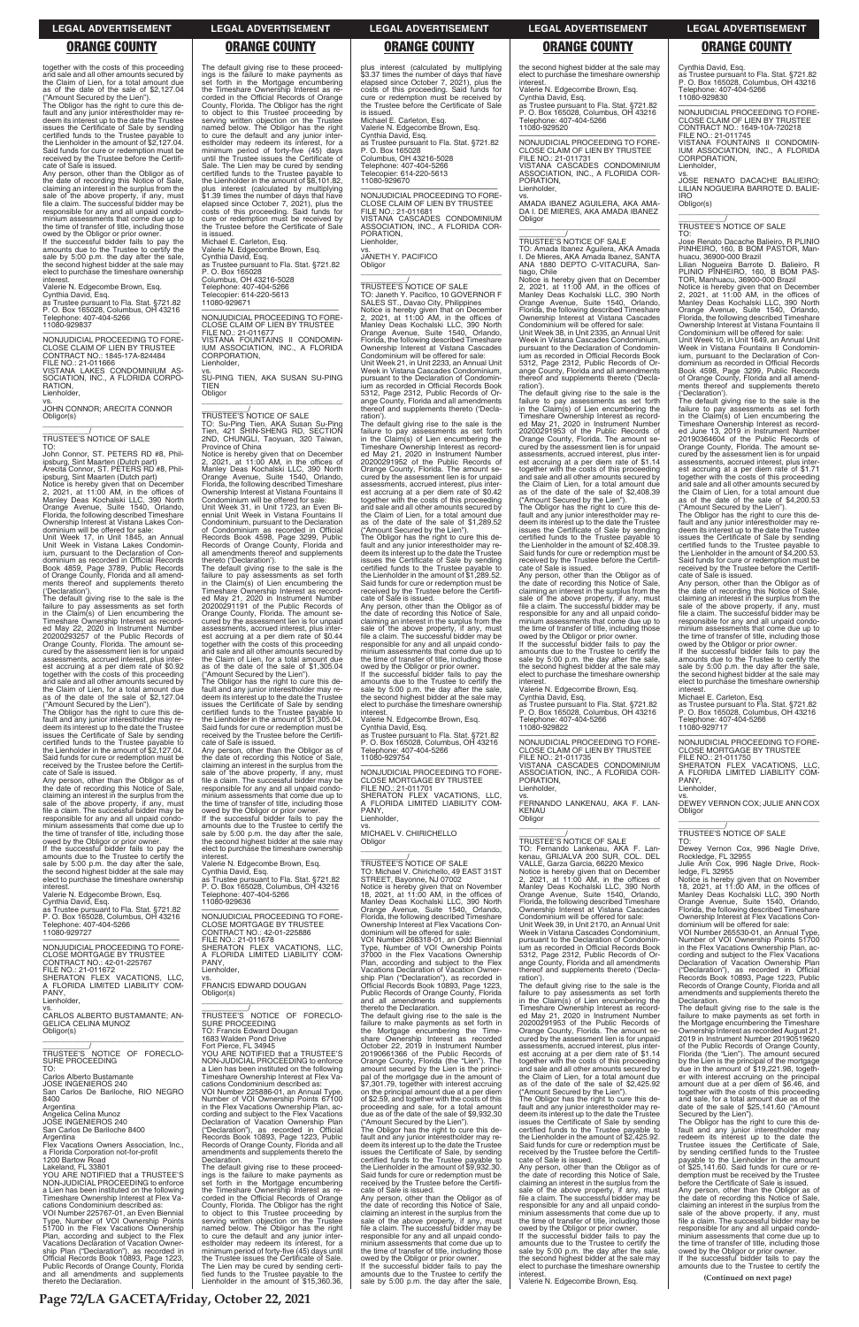together with the costs of this proceeding and sale and all other amounts secured by the Claim of Lien, for a total amount due as of the date of the sale of $2,127.04 ("Amount Secured by the Lien").

The Obligor has the right to cure this default and any junior interestholder may redeem its interest up to the date the Trustee issues the Certificate of Sale by sending certified funds to the Trustee payable to the Lienholder in the amount of $2,127.04. Said funds for cure or redemption must be received by the Trustee before the Certificate of Sale is issued.

Any person, other than the Obligor as of the date of recording this Notice of Sale, claiming an interest in the surplus from the sale of the above property, if any, must file a claim. The successful bidder may be responsible for any and all unpaid condominium assessments that come due up to the time of transfer of title, including those owed by the Obligor or prior owner.

If the successful bidder fails to pay the amounts due to the Trustee to certify the sale by 5:00 p.m. the day after the sale, the second highest bidder at the sale may elect to purchase the timeshare ownership interest.

Valerie N. Edgecombe Brown, Esq.
Cynthia David, Esq.
as Trustee pursuant to Fla. Stat. §721.82
P. O. Box 165028, Columbus, OH 43216
Telephone: 407-404-5266
11080-929837

---

NONJUDICIAL PROCEEDING TO FORECLOSE CLAIM OF LIEN BY TRUSTEE
CONTRACT NO.: 1845-17A-824484
FILE NO.: 21-011666
VISTANA LAKES CONDOMINIUM ASSOCIATION, INC., A FLORIDA CORPORATION,
Lienholder,
vs.
JOHN CONNOR; ARECITA CONNOR
Obligor(s)

---

TRUSTEE'S NOTICE OF SALE
TO:
John Connor, ST. PETERS RD #8, Philipsburg, Sint Maarten (Dutch part)
Arecita Connor, ST. PETERS RD #8, Philipsburg, Sint Maarten (Dutch part)

Notice is hereby given that on December 2, 2021, at 11:00 AM, in the offices of Manley Deas Kochalski LLC, 390 North Orange Avenue, Suite 1540, Orlando, Florida, the following described Timeshare Ownership Interest at Vistana Lakes Condominium will be offered for sale:

Unit Week 17, in Unit 1845, an Annual Unit Week in Vistana Lakes Condominium, pursuant to the Declaration of Condominium as recorded in Official Records Book 4859, Page 3789, Public Records of Orange County, Florida and all amendments thereof and supplements thereto ('Declaration').

The default giving rise to the sale is the failure to pay assessments as set forth in the Claim(s) of Lien encumbering the Timeshare Ownership Interest as recorded May 22, 2020 in Instrument Number 20200293257 of the Public Records of Orange County, Florida. The amount secured by the assessment lien is for unpaid assessments, accrued interest, plus interest accruing at a per diem rate of $0.92 together with the costs of this proceeding and sale and all other amounts secured by the Claim of Lien, for a total amount due as of the date of the sale of $2,127.04 ("Amount Secured by the Lien").

The Obligor has the right to cure this default and any junior interestholder may redeem its interest up to the date the Trustee issues the Certificate of Sale by sending certified funds to the Trustee payable to the Lienholder in the amount of $2,127.04. Said funds for cure or redemption must be received by the Trustee before the Certificate of Sale is issued.

Any person, other than the Obligor as of the date of recording this Notice of Sale, claiming an interest in the surplus from the sale of the above property, if any, must file a claim. The successful bidder may be responsible for any and all unpaid condominium assessments that come due up to the time of transfer of title, including those owed by the Obligor or prior owner.

If the successful bidder fails to pay the amounts due to the Trustee to certify the sale by 5:00 p.m. the day after the sale, the second highest bidder at the sale may elect to purchase the timeshare ownership interest.

Valerie N. Edgecombe Brown, Esq.
Cynthia David, Esq.
as Trustee pursuant to Fla. Stat. §721.82
P. O. Box 165028, Columbus, OH 43216
Telephone: 407-404-5266
11080-929727

---

NONJUDICIAL PROCEEDING TO FORECLOSE MORTGAGE BY TRUSTEE
CONTRACT NO.: 42-01-225767
FILE NO.: 21-011672
SHERATON FLEX VACATIONS, LLC, A FLORIDA LIMITED LIABILITY COMPANY,
Lienholder,
vs.
CARLOS ALBERTO BUSTAMANTE; ANGELICA CELINA MUNOZ
Obligor(s)

---

TRUSTEE'S NOTICE OF FORECLOSURE PROCEEDING
TO:
Carlos Alberto Bustamante
JOSE INGENIEROS 240
San Carlos De Bariloche, RIO NEGRO 8400
Argentina
Angelica Celina Munoz
JOSE INGENIEROS 240
San Carlos De Bariloche 8400
Argentina
Flex Vacations Owners Association, Inc., a Florida Corporation not-for-profit
1200 Bartow Road
Lakeland, FL 33801

YOU ARE NOTIFIED that a TRUSTEE'S NON-JUDICIAL PROCEEDING to enforce a Lien has been instituted on the following Timeshare Ownership Interest at Flex Vacations Condominium described as:

VOI Number 225767-01, an Even Biennial Type, Number of VOI Ownership Points 51700 in the Flex Vacations Ownership Plan, according and subject to the Flex Vacations Declaration of Vacation Ownership Plan ("Declaration"), as recorded in Official Records Book 10893, Page 1223, Public Records of Orange County, Florida and all amendments and supplements thereto the Declaration.

The default giving rise to these proceedings is the failure to make payments as set forth in the Mortgage encumbering the Timeshare Ownership Interest as recorded in the Official Records of Orange County, Florida. The Obligor has the right to object to this Trustee proceeding by serving written objection on the Trustee named below. The Obligor has the right to cure the default and any junior interestholder may redeem its interest, for a minimum period of forty-five (45) days until the Trustee issues the Certificate of Sale. The Lien may be cured by sending certified funds to the Trustee payable to the Lienholder in the amount of $8,101.82, plus interest (calculated by multiplying $1.39 times the number of days that have elapsed since October 7, 2021), plus the costs of this proceeding. Said funds for cure or redemption must be received by the Trustee before the Certificate of Sale is issued.

Michael E. Carleton, Esq.
Valerie N. Edgecombe Brown, Esq.
Cynthia David, Esq.
as Trustee pursuant to Fla. Stat. §721.82
P. O. Box 165028
Columbus, OH 43216-5028
Telephone: 407-404-5266
Telecopier: 614-220-5613
11080-929671

---

NONJUDICIAL PROCEEDING TO FORECLOSE CLAIM OF LIEN BY TRUSTEE
FILE NO.: 21-011677
VISTANA FOUNTAINS II CONDOMINIUM ASSOCIATION, INC., A FLORIDA CORPORATION,
Lienholder,
vs.
SU-PING TIEN, AKA SUSAN SU-PING TIEN
Obligor

---

TRUSTEE'S NOTICE OF SALE
TO: Su-Ping Tien, AKA Susan Su-Ping Tien, 421 SHIN-SHENG RD. SECTION 2ND, CHUNGLI, Taoyuan, 320 Taiwan, Province of China

Notice is hereby given that on December 2, 2021, at 11:00 AM, in the offices of Manley Deas Kochalski LLC, 390 North Orange Avenue, Suite 1540, Orlando, Florida, the following described Timeshare Ownership Interest at Vistana Fountains II Condominium will be offered for sale:

Unit Week 31, in Unit 1723, an Even Biennial Unit Week in Vistana Fountains II Condominium, pursuant to the Declaration of Condominium as recorded in Official Records Book 4598, Page 3299, Public Records of Orange County, Florida and all amendments thereof and supplements thereto ('Declaration').

The default giving rise to the sale is the failure to pay assessments as set forth in the Claim(s) of Lien encumbering the Timeshare Ownership Interest as recorded May 21, 2020 in Instrument Number 20200291191 of the Public Records of Orange County, Florida. The amount secured by the assessment lien is for unpaid assessments, accrued interest, plus interest accruing at a per diem rate of $0.44 together with the costs of this proceeding and sale and all other amounts secured by the Claim of Lien, for a total amount due as of the date of the sale of $1,305.04 ("Amount Secured by the Lien").

The Obligor has the right to cure this default and any junior interestholder may redeem its interest up to the date the Trustee issues the Certificate of Sale by sending certified funds to the Trustee payable to the Lienholder in the amount of $1,305.04. Said funds for cure or redemption must be received by the Trustee before the Certificate of Sale is issued.

Any person, other than the Obligor as of the date of recording this Notice of Sale, claiming an interest in the surplus from the sale of the above property, if any, must file a claim. The successful bidder may be responsible for any and all unpaid condominium assessments that come due up to the time of transfer of title, including those owed by the Obligor or prior owner.

If the successful bidder fails to pay the amounts due to the Trustee to certify the sale by 5:00 p.m. the day after the sale, the second highest bidder at the sale may elect to purchase the timeshare ownership interest.

Valerie N. Edgecombe Brown, Esq.
Cynthia David, Esq.
as Trustee pursuant to Fla. Stat. §721.82
P. O. Box 165028, Columbus, OH 43216
Telephone: 407-404-5266
11080-929636

---

NONJUDICIAL PROCEEDING TO FORECLOSE MORTGAGE BY TRUSTEE
CONTRACT NO.: 42-01-225886
FILE NO.: 21-011678
SHERATON FLEX VACATIONS, LLC, A FLORIDA LIMITED LIABILITY COMPANY,
Lienholder,
vs.
FRANCIS EDWARD DOUGAN
Obligor(s)

---

TRUSTEE'S NOTICE OF FORECLOSURE PROCEEDING
TO: Francis Edward Dougan
1683 Walden Pond Drive
Fort Pierce, FL 34945

YOU ARE NOTIFIED that a TRUSTEE'S NON-JUDICIAL PROCEEDING to enforce a Lien has been instituted on the following Timeshare Ownership Interest at Flex Vacations Condominium described as:

VOI Number 225886-01, an Annual Type, Number of VOI Ownership Points 67100 in the Flex Vacations Ownership Plan, according and subject to the Flex Vacations Declaration of Vacation Ownership Plan ("Declaration"), as recorded in Official Records Book 10893, Page 1223, Public Records of Orange County, Florida and all amendments and supplements thereto the Declaration.

The default giving rise to these proceedings is the failure to make payments as set forth in the Mortgage encumbering the Timeshare Ownership Interest as recorded in the Official Records of Orange County, Florida. The Obligor has the right to object to this Trustee proceeding by serving written objection on the Trustee named below. The Obligor has the right to cure the default and any junior interestholder may redeem its interest, for a minimum period of forty-five (45) days until the Trustee issues the Certificate of Sale. The Lien may be cured by sending certified funds to the Trustee payable to the Lienholder in the amount of $15,360.36, plus interest (calculated by multiplying $3.37 times the number of days that have elapsed since October 7, 2021), plus the costs of this proceeding. Said funds for cure or redemption must be received by the Trustee before the Certificate of Sale is issued.

Michael E. Carleton, Esq.
Valerie N. Edgecombe Brown, Esq.
Cynthia David, Esq.
as Trustee pursuant to Fla. Stat. §721.82
P. O. Box 165028
Columbus, OH 43216-5028
Telephone: 407-404-5266
Telecopier: 614-220-5613
11080-929670

---

NONJUDICIAL PROCEEDING TO FORECLOSE CLAIM OF LIEN BY TRUSTEE
FILE NO.: 21-011681
VISTANA CASCADES CONDOMINIUM ASSOCIATION, INC., A FLORIDA CORPORATION,
Lienholder,
vs.
JANETH Y. PACIFICO
Obligor

---

TRUSTEE'S NOTICE OF SALE
TO: Janeth Y. Pacifico, 10 GOVERNOR F SALES ST., Davao City, Philippines

Notice is hereby given that on December 2, 2021, at 11:00 AM, in the offices of Manley Deas Kochalski LLC, 390 North Orange Avenue, Suite 1540, Orlando, Florida, the following described Timeshare Ownership Interest at Vistana Cascades Condominium will be offered for sale:

Unit Week 21, in Unit 2233, an Annual Unit Week in Vistana Cascades Condominium, pursuant to the Declaration of Condominium as recorded in Official Records Book 5312, Page 2312, Public Records of Orange County, Florida and all amendments thereof and supplements thereto ('Declaration').

The default giving rise to the sale is the failure to pay assessments as set forth in the Claim(s) of Lien encumbering the Timeshare Ownership Interest as recorded May 21, 2020 in Instrument Number 20200291952 of the Public Records of Orange County, Florida. The amount secured by the assessment lien is for unpaid assessments, accrued interest, plus interest accruing at a per diem rate of $0.42 together with the costs of this proceeding and sale and all other amounts secured by the Claim of Lien, for a total amount due as of the date of the sale of $1,289.52 ("Amount Secured by the Lien").

The Obligor has the right to cure this default and any junior interestholder may redeem its interest up to the date the Trustee issues the Certificate of Sale by sending certified funds to the Trustee payable to the Lienholder in the amount of $1,289.52. Said funds for cure or redemption must be received by the Trustee before the Certificate of Sale is issued.

Any person, other than the Obligor as of the date of recording this Notice of Sale, claiming an interest in the surplus from the sale of the above property, if any, must file a claim. The successful bidder may be responsible for any and all unpaid condominium assessments that come due up to the time of transfer of title, including those owed by the Obligor or prior owner.

If the successful bidder fails to pay the amounts due to the Trustee to certify the sale by 5:00 p.m. the day after the sale, the second highest bidder at the sale may elect to purchase the timeshare ownership interest.

Valerie N. Edgecombe Brown, Esq.
Cynthia David, Esq.
as Trustee pursuant to Fla. Stat. §721.82
P. O. Box 165028, Columbus, OH 43216
Telephone: 407-404-5266
11080-929754

---

NONJUDICIAL PROCEEDING TO FORECLOSE MORTGAGE BY TRUSTEE
FILE NO.: 21-011701
SHERATON FLEX VACATIONS, LLC, A FLORIDA LIMITED LIABILITY COMPANY,
Lienholder,
vs.
MICHAEL V. CHIRICHELLO
Obligor

---

TRUSTEE'S NOTICE OF SALE
TO: Michael V. Chirichello, 49 EAST 31ST STREET, Bayonne, NJ 07002

Notice is hereby given that on November 18, 2021, at 11:00 AM, in the offices of Manley Deas Kochalski LLC, 390 North Orange Avenue, Suite 1540, Orlando, Florida, the following described Timeshare Ownership Interest at Flex Vacations Condominium will be offered for sale:

VOI Number 263518-01, an Odd Biennial Type, Number of VOI Ownership Points 37000 in the Flex Vacations Ownership Plan, according and subject to the Flex Vacations Declaration of Vacation Ownership Plan ("Declaration"), as recorded in Official Records Book 10893, Page 1223, Public Records of Orange County, Florida and all amendments and supplements thereto the Declaration.

The default giving rise to the sale is the failure to make payments as set forth in the Mortgage encumbering the Timeshare Ownership Interest as recorded October 22, 2019 in Instrument Number 20190661366 of the Public Records of Orange County, Florida (the "Lien"). The amount secured by the Lien is the principal of the mortgage due in the amount of $7,301.79, together with interest accruing on the principal amount due at a per diem of $2.59, and together with the costs of this proceeding and sale, for a total amount due as of the date of the sale of $9,932.30 ("Amount Secured by the Lien").

The Obligor has the right to cure this default and any junior interestholder may redeem its interest up to the date the Trustee issues the Certificate of Sale, by sending certified funds to the Trustee payable to the Lienholder in the amount of $9,932.30. Said funds for cure or redemption must be received by the Trustee before the Certificate of Sale is issued.

Any person, other than the Obligor as of the date of recording this Notice of Sale, claiming an interest in the surplus from the sale of the above property, if any, must file a claim. The successful bidder may be responsible for any and all unpaid condominium assessments that come due up to the time of transfer of title, including those owed by the Obligor or prior owner.

If the successful bidder fails to pay the amounts due to the Trustee to certify the sale by 5:00 p.m. the day after the sale, the second highest bidder at the sale may elect to purchase the timeshare ownership interest.

Valerie N. Edgecombe Brown, Esq.
Cynthia David, Esq.
as Trustee pursuant to Fla. Stat. §721.82
P. O. Box 165028, Columbus, OH 43216
Telephone: 407-404-5266
11080-929520

---

NONJUDICIAL PROCEEDING TO FORECLOSE CLAIM OF LIEN BY TRUSTEE
FILE NO.: 21-011731
VISTANA CASCADES CONDOMINIUM ASSOCIATION, INC., A FLORIDA CORPORATION,
Lienholder,
vs.
AMADA IBANEZ AGUILERA, AKA AMADA I. DE MIERES, AKA AMADA IBANEZ
Obligor

---

TRUSTEE'S NOTICE OF SALE
TO: Amada Ibanez Aguilera, AKA Amada I. De Mieres, AKA Amada Ibanez, SANTA ANA 1880 DEPTO C-VITACURA, Santiago, Chile

Notice is hereby given that on December 2, 2021, at 11:00 AM, in the offices of Manley Deas Kochalski LLC, 390 North Orange Avenue, Suite 1540, Orlando, Florida, the following described Timeshare Ownership Interest at Vistana Cascades Condominium will be offered for sale:

Unit Week 38, in Unit 2335, an Annual Unit Week in Vistana Cascades Condominium, pursuant to the Declaration of Condominium as recorded in Official Records Book 5312, Page 2312, Public Records of Orange County, Florida and all amendments thereof and supplements thereto ('Declaration').

The default giving rise to the sale is the failure to pay assessments as set forth in the Claim(s) of Lien encumbering the Timeshare Ownership Interest as recorded May 21, 2020 in Instrument Number 20200291953 of the Public Records of Orange County, Florida. The amount secured by the assessment lien is for unpaid assessments, accrued interest, plus interest accruing at a per diem rate of $1.14 together with the costs of this proceeding and sale and all other amounts secured by the Claim of Lien, for a total amount due as of the date of the sale of $2,408.39 ("Amount Secured by the Lien").

The Obligor has the right to cure this default and any junior interestholder may redeem its interest up to the date the Trustee issues the Certificate of Sale by sending certified funds to the Trustee payable to the Lienholder in the amount of $2,408.39. Said funds for cure or redemption must be received by the Trustee before the Certificate of Sale is issued.

Any person, other than the Obligor as of the date of recording this Notice of Sale, claiming an interest in the surplus from the sale of the above property, if any, must file a claim. The successful bidder may be responsible for any and all unpaid condominium assessments that come due up to the time of transfer of title, including those owed by the Obligor or prior owner.

If the successful bidder fails to pay the amounts due to the Trustee to certify the sale by 5:00 p.m. the day after the sale, the second highest bidder at the sale may elect to purchase the timeshare ownership interest.

Valerie N. Edgecombe Brown, Esq.
Cynthia David, Esq.
as Trustee pursuant to Fla. Stat. §721.82
P. O. Box 165028, Columbus, OH 43216
Telephone: 407-404-5266
11080-929822

---

NONJUDICIAL PROCEEDING TO FORECLOSE CLAIM OF LIEN BY TRUSTEE
FILE NO.: 21-011735
VISTANA CASCADES CONDOMINIUM ASSOCIATION, INC., A FLORIDA CORPORATION,
Lienholder,
vs.
FERNANDO LANKENAU, AKA F. LANKENAU
Obligor

---

TRUSTEE'S NOTICE OF SALE
TO: Fernando Lankenau, AKA F. Lankenau, GRIJALVA 200 SUR, COL. DEL VALLE, Garza Garcia, 66220 Mexico

Notice is hereby given that on December 2, 2021, at 11:00 AM, in the offices of Manley Deas Kochalski LLC, 390 North Orange Avenue, Suite 1540, Orlando, Florida, the following described Timeshare Ownership Interest at Vistana Cascades Condominium will be offered for sale:

Unit Week 39, in Unit 2170, an Annual Unit Week in Vistana Cascades Condominium, pursuant to the Declaration of Condominium as recorded in Official Records Book 5312, Page 2312, Public Records of Orange County, Florida and all amendments thereof and supplements thereto ('Declaration').

The default giving rise to the sale is the failure to pay assessments as set forth in the Claim(s) of Lien encumbering the Timeshare Ownership Interest as recorded May 21, 2020 in Instrument Number 20200291953 of the Public Records of Orange County, Florida. The amount secured by the assessment lien is for unpaid assessments, accrued interest, plus interest accruing at a per diem rate of $1.14 together with the costs of this proceeding and sale and all other amounts secured by the Claim of Lien, for a total amount due as of the date of the sale of $2,425.92 ("Amount Secured by the Lien").

The Obligor has the right to cure this default and any junior interestholder may redeem its interest up to the date the Trustee issues the Certificate of Sale by sending certified funds to the Trustee payable to the Lienholder in the amount of $2,425.92. Said funds for cure or redemption must be received by the Trustee before the Certificate of Sale is issued.

Any person, other than the Obligor as of the date of recording this Notice of Sale, claiming an interest in the surplus from the sale of the above property, if any, must file a claim. The successful bidder may be responsible for any and all unpaid condominium assessments that come due up to the time of transfer of title, including those owed by the Obligor or prior owner.

If the successful bidder fails to pay the amounts due to the Trustee to certify the sale by 5:00 p.m. the day after the sale, the second highest bidder at the sale may elect to purchase the timeshare ownership interest.

Valerie N. Edgecombe Brown, Esq.
Cynthia David, Esq.
as Trustee pursuant to Fla. Stat. §721.82
P. O. Box 165028, Columbus, OH 43216
Telephone: 407-404-5266
11080-929830

---

NONJUDICIAL PROCEEDING TO FORECLOSE CLAIM OF LIEN BY TRUSTEE
CONTRACT NO.: 1649-10A-720218
FILE NO.: 21-011745
VISTANA FOUNTAINS II CONDOMINIUM ASSOCIATION, INC., A FLORIDA CORPORATION,
Lienholder,
vs.
JOSE RENATO DACACHE BALIEIRO; LILIAN NOGUEIRA BARROTE D. BALIEIRO
Obligor(s)

---

TRUSTEE'S NOTICE OF SALE
TO:
Jose Renato Dacache Balieiro, R PLINIO PINHEIRO, 160, B BOM PASTOR, Manhuacu, 36900-000 Brazil
Lilian Nogueira Barrote D. Balieiro, R PLINIO PINHEIRO, 160, B BOM PASTOR, Manhuacu, 36900-000 Brazil

Notice is hereby given that on December 2, 2021, at 11:00 AM, in the offices of Manley Deas Kochalski LLC, 390 North Orange Avenue, Suite 1540, Orlando, Florida, the following described Timeshare Ownership Interest at Vistana Fountains II Condominium will be offered for sale:

Unit Week 10, in Unit 1649, an Annual Unit Week in Vistana Fountains II Condominium, pursuant to the Declaration of Condominium as recorded in Official Records Book 4598, Page 3299, Public Records of Orange County, Florida and all amendments thereof and supplements thereto ('Declaration').

The default giving rise to the sale is the failure to pay assessments as set forth in the Claim(s) of Lien encumbering the Timeshare Ownership Interest as recorded June 13, 2019 in Instrument Number 20190364604 of the Public Records of Orange County, Florida. The amount secured by the assessment lien is for unpaid assessments, accrued interest, plus interest accruing at a per diem rate of $1.71 together with the costs of this proceeding and sale and all other amounts secured by the Claim of Lien, for a total amount due as of the date of the sale of $4,200.53 ("Amount Secured by the Lien").

The Obligor has the right to cure this default and any junior interestholder may redeem its interest up to the date the Trustee issues the Certificate of Sale by sending certified funds to the Trustee payable to the Lienholder in the amount of $4,200.53. Said funds for cure or redemption must be received by the Trustee before the Certificate of Sale is issued.

Any person, other than the Obligor as of the date of recording this Notice of Sale, claiming an interest in the surplus from the sale of the above property, if any, must file a claim. The successful bidder may be responsible for any and all unpaid condominium assessments that come due up to the time of transfer of title, including those owed by the Obligor or prior owner.

If the successful bidder fails to pay the amounts due to the Trustee to certify the sale by 5:00 p.m. the day after the sale, the second highest bidder at the sale may elect to purchase the timeshare ownership interest.

Michael E. Carleton, Esq.
as Trustee pursuant to Fla. Stat. §721.82
P. O. Box 165028, Columbus, OH 43216
Telephone: 407-404-5266
11080-929717

---

NONJUDICIAL PROCEEDING TO FORECLOSE MORTGAGE BY TRUSTEE
FILE NO.: 21-011750
SHERATON FLEX VACATIONS, LLC, A FLORIDA LIMITED LIABILITY COMPANY,
Lienholder,
vs.
DEWEY VERNON COX; JULIE ANN COX
Obligor

---

TRUSTEE'S NOTICE OF SALE
TO:
Dewey Vernon Cox, 996 Nagle Drive, Rockledge, FL 32955
Julie Ann Cox, 996 Nagle Drive, Rockledge, FL 32955

Notice is hereby given that on November 18, 2021, at 11:00 AM, in the offices of Manley Deas Kochalski LLC, 390 North Orange Avenue, Suite 1540, Orlando, Florida, the following described Timeshare Ownership Interest at Flex Vacations Condominium will be offered for sale:

VOI Number 265530-01, an Annual Type, Number of VOI Ownership Points 51700 in the Flex Vacations Ownership Plan, according and subject to the Flex Vacations Declaration of Vacation Ownership Plan ("Declaration"), as recorded in Official Records Book 10893, Page 1223, Public Records of Orange County, Florida and all amendments and supplements thereto the Declaration.

The default giving rise to the sale is the failure to make payments as set forth in the Mortgage encumbering the Timeshare Ownership Interest as recorded August 21, 2019 in Instrument Number 20190519620 of the Public Records of Orange County, Florida (the "Lien"). The amount secured by the Lien is the principal of the mortgage due in the amount of $19,221.98, together with interest accruing on the principal amount due at a per diem of $6.46, and together with the costs of this proceeding and sale, for a total amount due as of the date of the sale of $25,141.60 ("Amount Secured by the Lien").

The Obligor has the right to cure this default and any junior interestholder may redeem its interest up to the date the Trustee issues the Certificate of Sale, by sending certified funds to the Trustee payable to the Lienholder in the amount of $25,141.60. Said funds for cure or redemption must be received by the Trustee before the Certificate of Sale is issued.

Any person, other than the Obligor as of the date of recording this Notice of Sale, claiming an interest in the surplus from the sale of the above property, if any, must file a claim. The successful bidder may be responsible for any and all unpaid condominium assessments that come due up to the time of transfer of title, including those owed by the Obligor or prior owner.

If the successful bidder fails to pay the

**(Continued on next page)**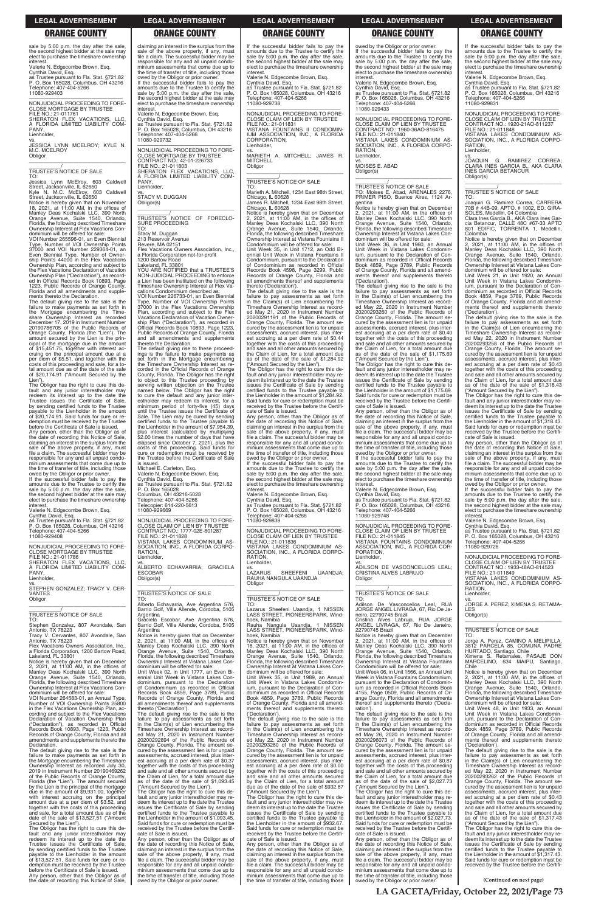sale by 5:00 p.m. the day after the sale, the second highest bidder at the sale may elect to purchase the timeshare ownership interest.
Valerie N. Edgecombe Brown, Esq.
Cynthia David, Esq.
as Trustee pursuant to Fla. Stat. §721.82
P. O. Box 165028, Columbus, OH 43216
Telephone: 407-404-5266
11080-929403

NONJUDICIAL PROCEEDING TO FORECLOSE MORTGAGE BY TRUSTEE
FILE NO.: 21-011761
SHERATON FLEX VACATIONS, LLC, A FLORIDA LIMITED LIABILITY COMPANY,
Lienholder,
vs.
JESSICA LYNN MCELROY; KYLE N. M.C. MCELROY
Obligor

TRUSTEE'S NOTICE OF SALE
TO:
Jessica Lynn McElroy, 603 Caldwell Street, Jacksonville, IL 62650
Kyle N. M.C. McElroy, 603 Caldwell Street, Jacksonville, IL 62650
Notice is hereby given that on November 18, 2021, at 11:00 AM, in the offices of Manley Deas Kochalski LLC, 390 North Orange Avenue, Suite 1540, Orlando, Florida, the following described Timeshare Ownership Interest at Flex Vacations Condominium will be offered for sale:
VOI Number 265596-01, an Even Biennial Type, Number of VOI Ownership Points 37000 and VOI Number 229364-01, an Even Biennial Type, Number of Ownership Points 44000 in the Flex Vacations Ownership Plan, according and subject to the Flex Vacations Declaration of Vacation Ownership Plan ("Declaration"), as recorded in Official Records Book 10893, Page 1223, Public Records of Orange County, Florida and all amendments and supplements thereto the Declaration.
The default giving rise to the sale is the failure to make payments as set forth in the Mortgage encumbering the Timeshare Ownership Interest as recorded December 17, 2019 in Instrument Number 20190786075 of the Public Records of Orange County, Florida (the "Lien"). The amount secured by the Lien is the principal of the mortgage due in the amount of $15,451.75, together with interest accruing on the principal amount due at a per diem of $5.51, and together with the costs of this proceeding and sale, for a total amount due as of the date of the sale of $20,174.91 ("Amount Secured by the Lien").
The Obligor has the right to cure this default and any junior interestholder may redeem its interest up to the date the Trustee issues the Certificate of Sale, by sending certified funds to the Trustee payable to the Lienholder in the amount of $20,174.91. Said funds for cure or redemption must be received by the Trustee before the Certificate of Sale is issued.
Any person, other than the Obligor as of the date of recording this Notice of Sale, claiming an interest in the surplus from the sale of the above property, if any, must file a claim. The successful bidder may be responsible for any and all unpaid condominium assessments that come due up to the time of transfer of title, including those owed by the Obligor or prior owner.
If the successful bidder fails to pay the amounts due to the Trustee to certify the sale by 5:00 p.m. the day after the sale, the second highest bidder at the sale may elect to purchase the timeshare ownership interest.
Valerie N. Edgecombe Brown, Esq.
Cynthia David, Esq.
as Trustee pursuant to Fla. Stat. §721.82
P. O. Box 165028, Columbus, OH 43216
Telephone: 407-404-5266
11080-929408

NONJUDICIAL PROCEEDING TO FORECLOSE MORTGAGE BY TRUSTEE
FILE NO.: 21-011786
SHERATON FLEX VACATIONS, LLC, A FLORIDA LIMITED LIABILITY COMPANY,
Lienholder,
vs.
STEPHEN GONZALEZ; TRACY V. CERVANTES
Obligor

TRUSTEE'S NOTICE OF SALE
TO:
Stephen Gonzalez, 807 Avondale, San Antonio, TX 78223
Tracy V. Cervantes, 807 Avondale, San Antonio, TX 78223
Flex Vacations Owners Association, Inc., a Florida Corporation, 1200 Bartow Road, Lakeland, FL 33801
Notice is hereby given that on December 2, 2021, at 11:00 AM, in the offices of Manley Deas Kochalski LLC, 390 North Orange Avenue, Suite 1540, Orlando, Florida, the following described Timeshare Ownership Interest at Flex Vacations Condominium will be offered for sale:
VOI Number 264583-01, an Annual Type, Number of VOI Ownership Points 25800 in the Flex Vacations Ownership Plan, according and subject to the Flex Vacations Declaration of Vacation Ownership Plan ("Declaration"), as recorded in Official Records Book 10893, Page 1223, Public Records of Orange County, Florida and all amendments and supplements thereto the Declaration.
The default giving rise to the sale is the failure to make payments as set forth in the Mortgage encumbering the Timeshare Ownership Interest as recorded July 30, 2019 in Instrument Number 20190469262 of the Public Records of Orange County, Florida (the "Lien"). The amount secured by the Lien is the principal of the mortgage due in the amount of $9,931.00, together with interest accruing on the principal amount due at a per diem of $3.52, and together with the costs of this proceeding and sale, for a total amount due as of the date of the sale of $13,527.51 ("Amount Secured by the Lien").
The Obligor has the right to cure this default and any junior interestholder may redeem its interest up to the date the Trustee issues the Certificate of Sale, by sending certified funds to the Trustee payable to the Lienholder in the amount of $13,527.51. Said funds for cure or redemption must be received by the Trustee before the Certificate of Sale is issued.
Any person, other than the Obligor as of the date of recording this Notice of Sale, claiming an interest in the surplus from the sale of the above property, if any, must file a claim. The successful bidder may be responsible for any and all unpaid condominium assessments that come due up to the time of transfer of title, including those owed by the Obligor or prior owner.
If the successful bidder fails to pay the amounts due to the Trustee to certify the sale by 5:00 p.m. the day after the sale, the second highest bidder at the sale may elect to purchase the timeshare ownership interest.
Valerie N. Edgecombe Brown, Esq.
Cynthia David, Esq.
as Trustee pursuant to Fla. Stat. §721.82
P. O. Box 165028, Columbus, OH 43216
Telephone: 407-404-5266
11080-929732

NONJUDICIAL PROCEEDING TO FORECLOSE MORTGAGE BY TRUSTEE
CONTRACT NO.: 42-01-226733
FILE NO.: 21-011803
SHERATON FLEX VACATIONS, LLC, A FLORIDA LIMITED LIABILITY COMPANY,
Lienholder,
vs.
STACY M. DUGGAN
Obligor(s)

TRUSTEE'S NOTICE OF FORECLOSURE PROCEEDING
TO:
Stacy M. Duggan
213 Reservoir Avenue
Revere, MA 02151
Flex Vacations Owners Association, Inc., a Florida Corporation not-for-profit
1200 Bartow Road
Lakeland, FL 33801
YOU ARE NOTIFIED that a TRUSTEE'S NON-JUDICIAL PROCEEDING to enforce a Lien has been instituted on the following Timeshare Ownership Interest at Flex Vacations Condominium described as:
VOI Number 226733-01, an Even Biennial Type, Number of VOI Ownership Points 37000 in the Flex Vacations Ownership Plan, according and subject to the Flex Vacations Declaration of Vacation Ownership Plan ("Declaration"), as recorded in Official Records Book 10893, Page 1223, Public Records of Orange County, Florida and all amendments and supplements thereto the Declaration.
The default giving rise to these proceedings is the failure to make payments as set forth in the Mortgage encumbering the Timeshare Ownership Interest as recorded in the Official Records of Orange County, Florida. The Obligor has the right to object to this Trustee proceeding by serving written objection on the Trustee named below. The Obligor has the right to cure the default and any junior interestholder may redeem its interest, for a minimum period of forty-five (45) days until the Trustee issues the Certificate of Sale. The Lien may be cured by sending certified funds to the Trustee payable to the Lienholder in the amount of $7,954.39, plus interest (calculated by multiplying $2.00 times the number of days that have elapsed since October 7, 2021), plus the costs of this proceeding. Said funds for cure or redemption must be received by the Trustee before the Certificate of Sale is issued.
Michael E. Carleton, Esq.
Valerie N. Edgecombe Brown, Esq.
Cynthia David, Esq.
as Trustee pursuant to Fla. Stat. §721.82
P. O. Box 165028
Columbus, OH 43216-5028
Telephone: 407-404-5266
Telecopier: 614-220-5613
11080-929669

NONJUDICIAL PROCEEDING TO FORECLOSE CLAIM OF LIEN BY TRUSTEE
CONTRACT NO.: 1777-02E-801287
FILE NO.: 21-011828
VISTANA LAKES CONDOMINIUM ASSOCIATION, INC., A FLORIDA CORPORATION,
Lienholder,
vs.
ALBERTO ECHAVARRIA; GRACIELA ESCOBAR
Obligor(s)

TRUSTEE'S NOTICE OF SALE
TO:
Alberto Echavarria, Ave Argentina 576, Barrio Golf, Villa Allende, Cordoba, 5105 Argentina
Graciela Escobar, Ave Argentina 576, Barrio Golf, Villa Allende, Cordoba, 5105 Argentina
Notice is hereby given that on December 2, 2021, at 11:00 AM, in the offices of Manley Deas Kochalski LLC, 390 North Orange Avenue, Suite 1540, Orlando, Florida, the following described Timeshare Ownership Interest at Vistana Lakes Condominium will be offered for sale:
Unit Week 02, in Unit 1777, an Even Biennial Unit Week in Vistana Lakes Condominium, pursuant to the Declaration of Condominium as recorded in Official Records Book 4859, Page 3789, Public Records of Orange County, Florida and all amendments thereof and supplements thereto ('Declaration').
The default giving rise to the sale is the failure to pay assessments as set forth in the Claim(s) of Lien encumbering the Timeshare Ownership Interest as recorded May 21, 2020 in Instrument Number 20200292894 of the Public Records of Orange County, Florida. The amount secured by the assessment lien is for unpaid assessments, accrued interest, plus interest accruing at a per diem rate of $0.37 together with the costs of this proceeding and sale and all other amounts secured by the Claim of Lien, for a total amount due as of the date of the sale of $1,093.45 ("Amount Secured by the Lien").
The Obligor has the right to cure this default and any junior interestholder may redeem its interest up to the date the Trustee issues the Certificate of Sale by sending certified funds to the Trustee payable to the Lienholder in the amount of $1,093.45. Said funds for cure or redemption must be received by the Trustee before the Certificate of Sale is issued.
Any person, other than the Obligor as of the date of recording this Notice of Sale, claiming an interest in the surplus from the sale of the above property, if any, must file a claim. The successful bidder may be responsible for any and all unpaid condominium assessments that come due up to the time of transfer of title, including those owed by the Obligor or prior owner.
If the successful bidder fails to pay the amounts due to the Trustee to certify the sale by 5:00 p.m. the day after the sale, the second highest bidder at the sale may elect to purchase the timeshare ownership interest.
Valerie N. Edgecombe Brown, Esq.
Cynthia David, Esq.
as Trustee pursuant to Fla. Stat. §721.82
P. O. Box 165028, Columbus, OH 43216
Telephone: 407-404-5266
11080-929738

NONJUDICIAL PROCEEDING TO FORECLOSE CLAIM OF LIEN BY TRUSTEE
FILE NO.: 21-011831
VISTANA FOUNTAINS II CONDOMINIUM ASSOCIATION, INC., A FLORIDA CORPORATION,
Lienholder,
vs.
MARIETH A. MITCHELL; JAMES R. MITCHELL
Obligor

TRUSTEE'S NOTICE OF SALE
TO:
Marieth A. Mitchell, 1234 East 98th Street, Chicago, IL 60628
James R. Mitchell, 1234 East 98th Street, Chicago, IL 60628
Notice is hereby given that on December 2, 2021, at 11:00 AM, in the offices of Manley Deas Kochalski LLC, 390 North Orange Avenue, Suite 1540, Orlando, Florida, the following described Timeshare Ownership Interest at Vistana Fountains II Condominium will be offered for sale:
Unit Week 35, in Unit 1712, an Odd Biennial Unit Week in Vistana Fountains II Condominium, pursuant to the Declaration of Condominium as recorded in Official Records Book 4598, Page 3299, Public Records of Orange County, Florida and all amendments thereof and supplements thereto ('Declaration').
The default giving rise to the sale is the failure to pay assessments as set forth in the Claim(s) of Lien encumbering the Timeshare Ownership Interest as recorded May 21, 2020 in Instrument Number 20200291191 of the Public Records of Orange County, Florida. The amount secured by the assessment lien is for unpaid assessments, accrued interest, plus interest accruing at a per diem rate of $0.44 together with the costs of this proceeding and sale and all other amounts secured by the Claim of Lien, for a total amount due as of the date of the sale of $1,284.92 ("Amount Secured by the Lien").
The Obligor has the right to cure this default and any junior interestholder may redeem its interest up to the date the Trustee issues the Certificate of Sale by sending certified funds to the Trustee payable to the Lienholder in the amount of $1,284.92. Said funds for cure or redemption must be received by the Trustee before the Certificate of Sale is issued.
Any person, other than the Obligor as of the date of recording this Notice of Sale, claiming an interest in the surplus from the sale of the above property, if any, must file a claim. The successful bidder may be responsible for any and all unpaid condominium assessments that come due up to the time of transfer of title, including those owed by the Obligor or prior owner.
If the successful bidder fails to pay the amounts due to the Trustee to certify the sale by 5:00 p.m. the day after the sale, the second highest bidder at the sale may elect to purchase the timeshare ownership interest.
Valerie N. Edgecombe Brown, Esq.
Cynthia David, Esq.
as Trustee pursuant to Fla. Stat. §721.82
P. O. Box 165028, Columbus, OH 43216
Telephone: 407-404-5266
11080-929839

NONJUDICIAL PROCEEDING TO FORECLOSE CLAIM OF LIEN BY TRUSTEE
FILE NO.: 21-011836
VISTANA LAKES CONDOMINIUM ASSOCIATION, INC., A FLORIDA CORPORATION,
Lienholder,
vs.
LAZARUS SHEEFENI UAANDJA; RAUHA NANGULA UAANDJA
Obligor

TRUSTEE'S NOTICE OF SALE
TO:
Lazarus Sheefeni Uaandja, 1 NISSEN LASS STREET, PIONEERSPARK, Windhoek, Namibia
Rauha Nangula Uaandja, 1 NISSEN LASS STREET, PIONEERSPARK, Windhoek, Namibia
Notice is hereby given that on November 18, 2021, at 11:00 AM, in the offices of Manley Deas Kochalski LLC, 390 North Orange Avenue, Suite 1540, Orlando, Florida, the following described Timeshare Ownership Interest at Vistana Lakes Condominium will be offered for sale:
Unit Week 35, in Unit 1989, an Annual Unit Week in Vistana Lakes Condominium, pursuant to the Declaration of Condominium as recorded in Official Records Book 4859, Page 3789, Public Records of Orange County, Florida and all amendments thereof and supplements thereto ('Declaration').
The default giving rise to the sale is the failure to pay assessments as set forth in the Claim(s) of Lien encumbering the Timeshare Ownership Interest as recorded May 22, 2020 in Instrument Number 20200293260 of the Public Records of Orange County, Florida. The amount secured by the assessment lien is for unpaid assessments, accrued interest, plus interest accruing at a per diem rate of $0.87 together with the costs of this proceeding and sale and all other amounts secured by the Claim of Lien, for a total amount due as of the date of the sale of $932.67 ("Amount Secured by the Lien").
The Obligor has the right to cure this default and any junior interestholder may redeem its interest up to the date the Trustee issues the Certificate of Sale by sending certified funds to the Trustee payable to the Lienholder in the amount of $932.67. Said funds for cure or redemption must be received by the Trustee before the Certificate of Sale is issued.
Any person, other than the Obligor as of the date of recording this Notice of Sale, claiming an interest in the surplus from the sale of the above property, if any, must file a claim. The successful bidder may be responsible for any and all unpaid condominium assessments that come due up to the time of transfer of title, including those owed by the Obligor or prior owner.
If the successful bidder fails to pay the amounts due to the Trustee to certify the sale by 5:00 p.m. the day after the sale, the second highest bidder at the sale may elect to purchase the timeshare ownership interest.
Valerie N. Edgecombe Brown, Esq.
Cynthia David, Esq.
as Trustee pursuant to Fla. Stat. §721.82
P. O. Box 165028, Columbus, OH 43216
Telephone: 407-404-5266
11080-929433

NONJUDICIAL PROCEEDING TO FORECLOSE CLAIM OF LIEN BY TRUSTEE
CONTRACT NO.: 1960-36AO-816475
FILE NO.: 21-011840
VISTANA LAKES CONDOMINIUM ASSOCIATION, INC., A FLORIDA CORPORATION,
Lienholder,
vs.
MOISES E. ABAD
Obligor(s)

TRUSTEE'S NOTICE OF SALE
TO: Moises E. Abad, ARENALES 2276, PRIMER PISO, Buenos Aires, 1124 Argentina
Notice is hereby given that on December 2, 2021, at 11:00 AM, in the offices of Manley Deas Kochalski LLC, 390 North Orange Avenue, Suite 1540, Orlando, Florida, the following described Timeshare Ownership Interest at Vistana Lakes Condominium will be offered for sale:
Unit Week 36, in Unit 1960, an Annual Unit Week in Vistana Lakes Condominium, pursuant to the Declaration of Condominium as recorded in Official Records Book 4859, Page 3789, Public Records of Orange County, Florida and all amendments thereof and supplements thereto ('Declaration').
The default giving rise to the sale is the failure to pay assessments as set forth in the Claim(s) of Lien encumbering the Timeshare Ownership Interest as recorded May 22, 2020 in Instrument Number 20200293260 of the Public Records of Orange County, Florida. The amount secured by the assessment lien is for unpaid assessments, accrued interest, plus interest accruing at a per diem rate of $0.40 together with the costs of this proceeding and sale and all other amounts secured by the Claim of Lien, for a total amount due as of the date of the sale of $1,175.69 ("Amount Secured by the Lien").
The Obligor has the right to cure this default and any junior interestholder may redeem its interest up to the date the Trustee issues the Certificate of Sale by sending certified funds to the Trustee payable to the Lienholder in the amount of $1,175.69. Said funds for cure or redemption must be received by the Trustee before the Certificate of Sale is issued.
Any person, other than the Obligor as of the date of recording this Notice of Sale, claiming an interest in the surplus from the sale of the above property, if any, must file a claim. The successful bidder may be responsible for any and all unpaid condominium assessments that come due up to the time of transfer of title, including those owed by the Obligor or prior owner.
If the successful bidder fails to pay the amounts due to the Trustee to certify the sale by 5:00 p.m. the day after the sale, the second highest bidder at the sale may elect to purchase the timeshare ownership interest.
Valerie N. Edgecombe Brown, Esq.
Cynthia David, Esq.
as Trustee pursuant to Fla. Stat. §721.82
P. O. Box 165028, Columbus, OH 43216
Telephone: 407-404-5266
11080-929748

NONJUDICIAL PROCEEDING TO FORECLOSE CLAIM OF LIEN BY TRUSTEE
FILE NO.: 21-011845
VISTANA CONDOMINIUM ASSOCIATION, INC., A FLORIDA CORPORATION,
Lienholder,
vs.
ADILSON DE VASCONCELLOS LEAL; CRISTINA ALVES LABRUJO
Obligor

TRUSTEE'S NOTICE OF SALE
TO:
Adilson De Vasconcellos Leal, RUA JORGE ANGEL LIVRAGA, 67, Rio De Janeiro, 22790745 Brazil
Cristina Alves Labrujo, RUA JORGE ANGEL LIVRAGA, 67, Rio De Janeiro, 22790745 Brazil
Notice is hereby given that on December 2, 2021, at 11:00 AM, in the offices of Manley Deas Kochalski LLC, 390 North Orange Avenue, Suite 1540, Orlando, Florida, the following described Timeshare Ownership Interest at Vistana Condominium will be offered for sale:
Unit Week 06, in Unit 1566, an Annual Unit Week in Vistana Condominium, pursuant to the Declaration of Condominium as recorded in Official Records Book 4155, Page 0509, Public Records of Orange County, Florida and all amendments thereof and supplements thereto ('Declaration').
The default giving rise to the sale is the failure to pay assessments as set forth in the Claim(s) of Lien encumbering the Timeshare Ownership Interest as recorded May 26, 2020 in Instrument Number 20200296073 of the Public Records of Orange County, Florida. The amount secured by the assessment lien is for unpaid assessments, accrued interest, plus interest accruing at a per diem rate of $0.87 together with the costs of this proceeding and sale and all other amounts secured by the Claim of Lien, for a total amount due as of the date of the sale of $2,027.73 ("Amount Secured by the Lien").
The Obligor has the right to cure this default and any junior interestholder may redeem its interest up to the date the Trustee issues the Certificate of Sale by sending certified funds to the Trustee payable to the Lienholder in the amount of $2,027.73. Said funds for cure or redemption must be received by the Trustee before the Certificate of Sale is issued.
Any person, other than the Obligor as of the date of recording this Notice of Sale, claiming an interest in the surplus from the sale of the above property, if any, must file a claim. The successful bidder may be responsible for any and all unpaid condominium assessments that come due up to the time of transfer of title, including those owed by the Obligor or prior owner.
If the successful bidder fails to pay the amounts due to the Trustee to certify the sale by 5:00 p.m. the day after the sale, the second highest bidder at the sale may elect to purchase the timeshare ownership interest.
Valerie N. Edgecombe Brown, Esq.
Cynthia David, Esq.
as Trustee pursuant to Fla. Stat. §721.82
P. O. Box 165028, Columbus, OH 43216
Telephone: 407-404-5266
11080-929831

NONJUDICIAL PROCEEDING TO FORECLOSE CLAIM OF LIEN BY TRUSTEE
CONTRACT NO.: 1920-21AO-811237
FILE NO.: 21-011848
VISTANA LAKES CONDOMINIUM ASSOCIATION, INC., A FLORIDA CORPORATION,
Lienholder,
vs.
JOAQUIN G. RAMIREZ CORREA; CLARA INES GARCIA B., AKA CLARA INES GARCIA BETANCUR
Obligor(s)

TRUSTEE'S NOTICE OF SALE
TO:
Joaquin G. Ramirez Correa, CARRERA 70B # 44B-09, APTO. # 1002, ED. GIRASOLES, Medellin, 04 Colombia
Clara Ines Garcia B., AKA Clara Ines Garcia Betancur, CALLE 48C #67-33 APTO 801 EDIFIC, TORRENTA 1, Medellin, Colombia
Notice is hereby given that on December 2, 2021, at 11:00 AM, in the offices of Manley Deas Kochalski LLC, 390 North Orange Avenue, Suite 1540, Orlando, Florida, the following described Timeshare Ownership Interest at Vistana Lakes Condominium will be offered for sale:
Unit Week 21, in Unit 1920, an Annual Unit Week in Vistana Lakes Condominium, pursuant to the Declaration of Condominium as recorded in Official Records Book 4859, Page 3789, Public Records of Orange County, Florida and all amendments thereof and supplements thereto ('Declaration').
The default giving rise to the sale is the failure to pay assessments as set forth in the Claim(s) of Lien encumbering the Timeshare Ownership Interest as recorded May 22, 2020 in Instrument Number 20200293258 of the Public Records of Orange County, Florida. The amount secured by the assessment lien is for unpaid assessments, accrued interest, plus interest accruing at a per diem rate of $0.43 together with the costs of this proceeding and sale and all other amounts secured by the Claim of Lien, for a total amount due as of the date of the sale of $1,318.43 ("Amount Secured by the Lien").
The Obligor has the right to cure this default and any junior interestholder may redeem its interest up to the date the Trustee issues the Certificate of Sale by sending certified funds to the Trustee payable to the Lienholder in the amount of $1,318.43. Said funds for cure or redemption must be received by the Trustee before the Certificate of Sale is issued.
Any person, other than the Obligor as of the date of recording this Notice of Sale, claiming an interest in the surplus from the sale of the above property, if any, must file a claim. The successful bidder may be responsible for any and all unpaid condominium assessments that come due up to the time of transfer of title, including those owed by the Obligor or prior owner.
If the successful bidder fails to pay the amounts due to the Trustee to certify the sale by 5:00 p.m. the day after the sale, the second highest bidder at the sale may elect to purchase the timeshare ownership interest.
Valerie N. Edgecombe Brown, Esq.
Cynthia David, Esq.
as Trustee pursuant to Fla. Stat. §721.82
P. O. Box 165028, Columbus, OH 43216
Telephone: 407-404-5266
11080-929726

NONJUDICIAL PROCEEDING TO FORECLOSE CLAIM OF LIEN BY TRUSTEE
CONTRACT NO.: 1933-48AO-814523
FILE NO.: 21-011849
VISTANA LAKES CONDOMINIUM ASSOCIATION, INC., A FLORIDA CORPORATION,
Lienholder,
vs.
JORGE A. PEREZ; XIMENA S. RETAMALES
Obligor(s)

TRUSTEE'S NOTICE OF SALE
TO:
Jorge A. Perez, CAMINO A MELIPILLA, 3812 PARCELA 85, COMUNA PADRE HURTADO, Santiago, Chile
Ximena S. Retamales, PASAJE DON MARCELINO, 634 MAIPU, Santiago, Chile
Notice is hereby given that on December 2, 2021, at 11:00 AM, in the offices of Manley Deas Kochalski LLC, 390 North Orange Avenue, Suite 1540, Orlando, Florida, the following described Timeshare Ownership Interest at Vistana Lakes Condominium will be offered for sale:
Unit Week 48, in Unit 1933, an Annual Unit Week in Vistana Lakes Condominium, pursuant to the Declaration of Condominium as recorded in Official Records Book 4859, Page 3789, Public Records of Orange County, Florida and all amendments thereof and supplements thereto ('Declaration').
The default giving rise to the sale is the failure to pay assessments as set forth in the Claim(s) of Lien encumbering the Timeshare Ownership Interest as recorded May 22, 2020 in Instrument Number 20200293262 of the Public Records of Orange County, Florida. The amount secured by the assessment lien is for unpaid assessments, accrued interest, plus interest accruing at a per diem rate of $0.43 together with the costs of this proceeding and sale and all other amounts secured by the Claim of Lien, for a total amount due as of the date of the sale of $1,317.43 ("Amount Secured by the Lien").
The Obligor has the right to cure this default and any junior interestholder may redeem its interest up to the date the Trustee issues the Certificate of Sale by sending certified funds to the Trustee payable to the Lienholder in the amount of $1,317.43. Said funds for cure or redemption must be received by the Trustee before the Certifi-

**(Continued on next page)**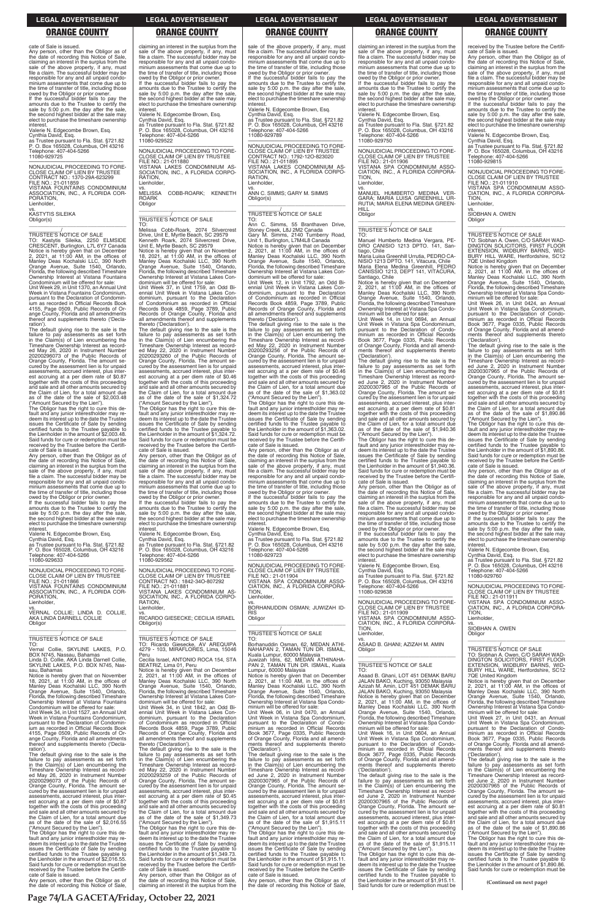cate of Sale is issued.

Any person, other than the Obligor as of the date of recording this Notice of Sale, claiming an interest in the surplus from the sale of the above property, if any, must file a claim. The successful bidder may be responsible for any and all unpaid condominium assessments that come due up to the time of transfer of title, including those owed by the Obligor or prior owner.

If the successful bidder fails to pay the amounts due to the Trustee to certify the sale by 5:00 p.m. the day after the sale, the second highest bidder at the sale may elect to purchase the timeshare ownership interest.

Valerie N. Edgecombe Brown, Esq.
Cynthia David, Esq.
as Trustee pursuant to Fla. Stat. §721.82
P. O. Box 165028, Columbus, OH 43216
Telephone: 407-404-5266
11080-929725

---

NONJUDICIAL PROCEEDING TO FORECLOSE CLAIM OF LIEN BY TRUSTEE
CONTRACT NO.: 1370-29A-623299
FILE NO.: 21-011859
VISTANA FOUNTAINS CONDOMINIUM ASSOCIATION, INC., A FLORIDA CORPORATION,
Lienholder,
vs.
KASTYTIS SILEIKA
Obligor(s)

\_\_\_\_\_\_\_\_\_\_\_\_\_\_\_\_\_\_\_\_\_\_\_\_\_\_\_\_\_\_\_\_\_\_/

TRUSTEE'S NOTICE OF SALE

TO: Kastytis Sileika, 2250 ELMSIDE CRESCENT, Burlington, L7L 6Y7 Canada

Notice is hereby given that on December 2, 2021, at 11:00 AM, in the offices of Manley Deas Kochalski LLC, 390 North Orange Avenue, Suite 1540, Orlando, Florida, the following described Timeshare Ownership Interest at Vistana Fountains Condominium will be offered for sale:

Unit Week 29, in Unit 1370, an Annual Unit Week in Vistana Fountains Condominium, pursuant to the Declaration of Condominium as recorded in Official Records Book 4155, Page 0509, Public Records of Orange County, Florida and all amendments thereof and supplements thereto ('Declaration').

The default giving rise to the sale is the failure to pay assessments as set forth in the Claim(s) of Lien encumbering the Timeshare Ownership Interest as recorded May 26, 2020 in Instrument Number 20200296073 of the Public Records of Orange County, Florida. The amount secured by the assessment lien is for unpaid assessments, accrued interest, plus interest accruing at a per diem rate of $0.87 together with the costs of this proceeding and sale and all other amounts secured by the Claim of Lien, for a total amount due as of the date of the sale of $2,003.48 ("Amount Secured by the Lien").

The Obligor has the right to cure this default and any junior interestholder may redeem its interest up to the date the Trustee issues the Certificate of Sale by sending certified funds to the Trustee payable to the Lienholder in the amount of $2,003.48. Said funds for cure or redemption must be received by the Trustee before the Certificate of Sale is issued.

Any person, other than the Obligor as of the date of recording this Notice of Sale, claiming an interest in the surplus from the sale of the above property, if any, must file a claim. The successful bidder may be responsible for any and all unpaid condominium assessments that come due up to the time of transfer of title, including those owed by the Obligor or prior owner.

If the successful bidder fails to pay the amounts due to the Trustee to certify the sale by 5:00 p.m. the day after the sale, the second highest bidder at the sale may elect to purchase the timeshare ownership interest.

Valerie N. Edgecombe Brown, Esq.
Cynthia David, Esq.
as Trustee pursuant to Fla. Stat. §721.82
P. O. Box 165028, Columbus, OH 43216
Telephone: 407-404-5266
11080-929633

---

NONJUDICIAL PROCEEDING TO FORECLOSE CLAIM OF LIEN BY TRUSTEE
FILE NO.: 21-011866
VISTANA FOUNTAINS CONDOMINIUM ASSOCIATION, INC., A FLORIDA CORPORATION,
Lienholder,
vs.
VERNAL COLLIE; LINDA D. COLLIE, AKA LINDA DARNELL COLLIE
Obligor

\_\_\_\_\_\_\_\_\_\_\_\_\_\_\_\_\_\_\_\_\_\_\_\_\_\_\_\_\_\_\_\_\_\_/

TRUSTEE'S NOTICE OF SALE

TO: Vernal Collie, SKYLINE LAKES, P.O. BOX N745, Nassau, Bahamas
Linda D. Collie, AKA Linda Darnell Collie, SKYLINE LAKES, P.O. BOX N745, Nassau, Bahamas

Notice is hereby given that on November 18, 2021, at 11:00 AM, in the offices of Manley Deas Kochalski LLC, 390 North Orange Avenue, Suite 1540, Orlando, Florida, the following described Timeshare Ownership Interest at Vistana Fountains Condominium will be offered for sale:

Unit Week 34, in Unit 1527, an Annual Unit Week in Vistana Fountains Condominium, pursuant to the Declaration of Condominium as recorded in Official Records Book 4155, Page 0509, Public Records of Orange County, Florida and all amendments thereof and supplements thereto ('Declaration').

The default giving rise to the sale is the failure to pay assessments as set forth in the Claim(s) of Lien encumbering the Timeshare Ownership Interest as recorded May 26, 2020 in Instrument Number 20200296073 of the Public Records of Orange County, Florida. The amount secured by the assessment lien is for unpaid assessments, accrued interest, plus interest accruing at a per diem rate of $0.87 together with the costs of this proceeding and sale and all other amounts secured by the Claim of Lien, for a total amount due as of the date of the sale of $2,016.55 ("Amount Secured by the Lien").

The Obligor has the right to cure this default and any junior interestholder may redeem its interest up to the date the Trustee issues the Certificate of Sale by sending certified funds to the Trustee payable to the Lienholder in the amount of $2,016.55. Said funds for cure or redemption must be received by the Trustee before the Certificate of Sale is issued.

Any person, other than the Obligor as of the date of recording this Notice of Sale, claiming an interest in the surplus from the sale of the above property, if any, must file a claim. The successful bidder may be responsible for any and all unpaid condominium assessments that come due up to the time of transfer of title, including those owed by the Obligor or prior owner.

If the successful bidder fails to pay the amounts due to the Trustee to certify the sale by 5:00 p.m. the day after the sale, the second highest bidder at the sale may elect to purchase the timeshare ownership interest.

Valerie N. Edgecombe Brown, Esq.
Cynthia David, Esq.
as Trustee pursuant to Fla. Stat. §721.82
P. O. Box 165028, Columbus, OH 43216
Telephone: 407-404-5266
11080-929522

---

NONJUDICIAL PROCEEDING TO FORECLOSE CLAIM OF LIEN BY TRUSTEE
FILE NO.: 21-011880
VISTANA LAKES CONDOMINIUM ASSOCIATION, INC., A FLORIDA CORPORATION,
Lienholder,
vs.
MELISSA COBB-ROARK; KENNETH ROARK
Obligor

\_\_\_\_\_\_\_\_\_\_\_\_\_\_\_\_\_\_\_\_\_\_\_\_\_\_\_\_\_\_\_\_\_\_/

TRUSTEE'S NOTICE OF SALE

TO: Melissa Cobb-Roark, 2074 Silvercrest Drive, Unit E, Myrtle Beach, SC 29579
Kenneth Roark, 2074 Silvercrest Drive, Unit E, Myrtle Beach, SC 29579

Notice is hereby given that on November 18, 2021, at 11:00 AM, in the offices of Manley Deas Kochalski LLC, 390 North Orange Avenue, Suite 1540, Orlando, Florida, the following described Timeshare Ownership Interest at Vistana Lakes Condominium will be offered for sale:

Unit Week 37, in Unit 1759, an Odd Biennial Unit Week in Vistana Lakes Condominium, pursuant to the Declaration of Condominium as recorded in Official Records Book 4859, Page 3789, Public Records of Orange County, Florida and all amendments thereof and supplements thereto ('Declaration').

The default giving rise to the sale is the failure to pay assessments as set forth in the Claim(s) of Lien encumbering the Timeshare Ownership Interest as recorded May 22, 2020 in Instrument Number 20200293260 of the Public Records of Orange County, Florida. The amount secured by the assessment lien is for unpaid assessments, accrued interest, plus interest accruing at a per diem rate of $0.46 together with the costs of this proceeding and sale and all other amounts secured by the Claim of Lien, for a total amount due as of the date of the sale of $1,324.72 ("Amount Secured by the Lien").

The Obligor has the right to cure this default and any junior interestholder may redeem its interest up to the date the Trustee issues the Certificate of Sale by sending certified funds to the Trustee payable to the Lienholder in the amount of $1,324.72. Said funds for cure or redemption must be received by the Trustee before the Certificate of Sale is issued.

Any person, other than the Obligor as of the date of recording this Notice of Sale, claiming an interest in the surplus from the sale of the above property, if any, must file a claim. The successful bidder may be responsible for any and all unpaid condominium assessments that come due up to the time of transfer of title, including those owed by the Obligor or prior owner.

If the successful bidder fails to pay the amounts due to the Trustee to certify the sale by 5:00 p.m. the day after the sale, the second highest bidder at the sale may elect to purchase the timeshare ownership interest.

Valerie N. Edgecombe Brown, Esq.
Cynthia David, Esq.
as Trustee pursuant to Fla. Stat. §721.82
P. O. Box 165028, Columbus, OH 43216
Telephone: 407-404-5266
11080-929562

---

NONJUDICIAL PROCEEDING TO FORECLOSE CLAIM OF LIEN BY TRUSTEE
CONTRACT NO.: 1842-34O-807292
FILE NO.: 21-011881
VISTANA LAKES CONDOMINIUM ASSOCIATION, INC., A FLORIDA CORPORATION,
Lienholder,
vs.
RICARDO GIESECKE; CECILIA ISRAEL
Obligor(s)

\_\_\_\_\_\_\_\_\_\_\_\_\_\_\_\_\_\_\_\_\_\_\_\_\_\_\_\_\_\_\_\_\_\_/

TRUSTEE'S NOTICE OF SALE

TO: Ricardo Giesecke, AV AREQUIPA 4279 - 103, MIRAFLORES, Lima, 15046 Peru
Cecilia Israel, ANTONIO ROCA 154, STA BEATRIZ, Lima 01, Peru

Notice is hereby given that on December 2, 2021, at 11:00 AM, in the offices of Manley Deas Kochalski LLC, 390 North Orange Avenue, Suite 1540, Orlando, Florida, the following described Timeshare Ownership Interest at Vistana Lakes Condominium will be offered for sale:

Unit Week 34, in Unit 1842, an Odd Biennial Unit Week in Vistana Lakes Condominium, pursuant to the Declaration of Condominium as recorded in Official Records Book 4859, Page 3789, Public Records of Orange County, Florida and all amendments thereof and supplements thereto ('Declaration').

The default giving rise to the sale is the failure to pay assessments as set forth in the Claim(s) of Lien encumbering the Timeshare Ownership Interest as recorded May 22, 2020 in Instrument Number 20200293259 of the Public Records of Orange County, Florida. The amount secured by the assessment lien is for unpaid assessments, accrued interest, plus interest accruing at a per diem rate of $0.45 together with the costs of this proceeding and sale and all other amounts secured by the Claim of Lien, for a total amount due as of the date of the sale of $1,349.73 ("Amount Secured by the Lien").

The Obligor has the right to cure this default and any junior interestholder may redeem its interest up to the date the Trustee issues the Certificate of Sale by sending certified funds to the Trustee payable to the Lienholder in the amount of $1,349.73. Said funds for cure or redemption must be received by the Trustee before the Certificate of Sale is issued.

Any person, other than the Obligor as of the date of recording this Notice of Sale, claiming an interest in the surplus from the sale of the above property, if any, must file a claim. The successful bidder may be responsible for any and all unpaid condominium assessments that come due up to the time of transfer of title, including those owed by the Obligor or prior owner.

If the successful bidder fails to pay the amounts due to the Trustee to certify the sale by 5:00 p.m. the day after the sale, the second highest bidder at the sale may elect to purchase the timeshare ownership interest.

Valerie N. Edgecombe Brown, Esq.
Cynthia David, Esq.
as Trustee pursuant to Fla. Stat. §721.82
P. O. Box 165028, Columbus, OH 43216
Telephone: 407-404-5266
11080-929789

---

NONJUDICIAL PROCEEDING TO FORECLOSE CLAIM OF LIEN BY TRUSTEE
CONTRACT NO.: 1792-12O-823020
FILE NO.: 21-011895
VISTANA LAKES CONDOMINIUM ASSOCIATION, INC., A FLORIDA CORPORATION,
Lienholder,
vs.
ANN C. SIMMS; GARY M. SIMMS
Obligor(s)

\_\_\_\_\_\_\_\_\_\_\_\_\_\_\_\_\_\_\_\_\_\_\_\_\_\_\_\_\_\_\_\_\_\_/

TRUSTEE'S NOTICE OF SALE

TO: Ann C. Simms, 55 Brantlhaven Drive, Stoney Creek, L8J 2M2 Canada
Gary M. Simms, 2140 Turnberry Road, Unit 1, Burlington, L7M4L8 Canada

Notice is hereby given that on December 2, 2021, at 11:00 AM, in the offices of Manley Deas Kochalski LLC, 390 North Orange Avenue, Suite 1540, Orlando, Florida, the following described Timeshare Ownership Interest at Vistana Lakes Condominium will be offered for sale:

Unit Week 12, in Unit 1792, an Odd Biennial Unit Week in Vistana Lakes Condominium, pursuant to the Declaration of Condominium as recorded in Official Records Book 4859, Page 3789, Public Records of Orange County, Florida and all amendments thereof and supplements thereto ('Declaration').

The default giving rise to the sale is the failure to pay assessments as set forth in the Claim(s) of Lien encumbering the Timeshare Ownership Interest as recorded May 22, 2020 in Instrument Number 20200293256 of the Public Records of Orange County, Florida. The amount secured by the assessment lien is for unpaid assessments, accrued interest, plus interest accruing at a per diem rate of $0.46 together with the costs of this proceeding and sale and all other amounts secured by the Claim of Lien, for a total amount due as of the date of the sale of $1,363.02 ("Amount Secured by the Lien").

The Obligor has the right to cure this default and any junior interestholder may redeem its interest up to the date the Trustee issues the Certificate of Sale by sending certified funds to the Trustee payable to the Lienholder in the amount of $1,363.02. Said funds for cure or redemption must be received by the Trustee before the Certificate of Sale is issued.

Any person, other than the Obligor as of the date of recording this Notice of Sale, claiming an interest in the surplus from the sale of the above property, if any, must file a claim. The successful bidder may be responsible for any and all unpaid condominium assessments that come due up to the time of transfer of title, including those owed by the Obligor or prior owner.

If the successful bidder fails to pay the amounts due to the Trustee to certify the sale by 5:00 p.m. the day after the sale, the second highest bidder at the sale may elect to purchase the timeshare ownership interest.

Valerie N. Edgecombe Brown, Esq.
Cynthia David, Esq.
as Trustee pursuant to Fla. Stat. §721.82
P. O. Box 165028, Columbus, OH 43216
Telephone: 407-404-5266
11080-929723

---

NONJUDICIAL PROCEEDING TO FORECLOSE CLAIM OF LIEN BY TRUSTEE
FILE NO.: 21-011904
VISTANA SPA CONDOMINIUM ASSOCIATION, INC., A FLORIDA CORPORATION,
Lienholder,
vs.
BORHANUDDIN OSMAN; JUWIZAH IDRIS
Obligor

\_\_\_\_\_\_\_\_\_\_\_\_\_\_\_\_\_\_\_\_\_\_\_\_\_\_\_\_\_\_\_\_\_\_/

TRUSTEE'S NOTICE OF SALE

TO: Borhanuddin Osman, 62, MEDAN ATHINAHAPAN 2, TAMAN TUN DR. ISMAIL, Kuala Lumpur, 60000 Malaysia
Juwizah Idris, 62, MEDAN ATHINAHAPAN 2, TAMAN TUN DR. ISMAIL, Kuala Lumpur, 60000 Malaysia

Notice is hereby given that on December 2, 2021, at 11:00 AM, in the offices of Manley Deas Kochalski LLC, 390 North Orange Avenue, Suite 1540, Orlando, Florida, the following described Timeshare Ownership Interest at Vistana Spa Condominium will be offered for sale:

Unit Week 06, in Unit 0470, an Annual Unit Week in Vistana Spa Condominium, pursuant to the Declaration of Condominium as recorded in Official Records Book 3677, Page 0335, Public Records of Orange County, Florida and all amendments thereof and supplements thereto ('Declaration').

The default giving rise to the sale is the failure to pay assessments as set forth in the Claim(s) of Lien encumbering the Timeshare Ownership Interest as recorded June 2, 2020 in Instrument Number 20200307965 of the Public Records of Orange County, Florida. The amount secured by the assessment lien is for unpaid assessments, accrued interest, plus interest accruing at a per diem rate of $0.81 together with the costs of this proceeding and sale and all other amounts secured by the Claim of Lien, for a total amount due as of the date of the sale of $1,915.11 ("Amount Secured by the Lien").

The Obligor has the right to cure this default and any junior interestholder may redeem its interest up to the date the Trustee issues the Certificate of Sale by sending certified funds to the Trustee payable to the Lienholder in the amount of $1,915.11. Said funds for cure or redemption must be received by the Trustee before the Certificate of Sale is issued.

Any person, other than the Obligor as of the date of recording this Notice of Sale, claiming an interest in the surplus from the sale of the above property, if any, must file a claim. The successful bidder may be responsible for any and all unpaid condominium assessments that come due up to the time of transfer of title, including those owed by the Obligor or prior owner.

If the successful bidder fails to pay the amounts due to the Trustee to certify the sale by 5:00 p.m. the day after the sale, the second highest bidder at the sale may elect to purchase the timeshare ownership interest.

Valerie N. Edgecombe Brown, Esq.
Cynthia David, Esq.
as Trustee pursuant to Fla. Stat. §721.82
P. O. Box 165028, Columbus, OH 43216
Telephone: 407-404-5266
11080-929750

---

NONJUDICIAL PROCEEDING TO FORECLOSE CLAIM OF LIEN BY TRUSTEE
FILE NO.: 21-011906
VISTANA SPA CONDOMINIUM ASSOCIATION, INC., A FLORIDA CORPORATION,
Lienholder,
vs.
MANUEL HUMBERTO MEDINA VERGARA; MARIA LUISA GREENHILL URRUTIA; MARIA ELENA MEDINA GREENHILL
Obligor

\_\_\_\_\_\_\_\_\_\_\_\_\_\_\_\_\_\_\_\_\_\_\_\_\_\_\_\_\_\_\_\_\_\_/

TRUSTEE'S NOTICE OF SALE

TO: Manuel Humberto Medina Vergara, PEDRO CANISIO 1213 DPTO. 141, Santiago, Chile
Maria Luisa Greenhill Urrutia, PEDRO CANISIO 1213, DPTO. 141, Vitacura, Chile
Maria Elena Medina Greenhill, PEDRO CANISSIO 1213, DEPT 141, VITACURA, Santiago, Chile

Notice is hereby given that on December 2, 2021, at 11:00 AM, in the offices of Manley Deas Kochalski LLC, 390 North Orange Avenue, Suite 1540, Orlando, Florida, the following described Timeshare Ownership Interest at Vistana Spa Condominium will be offered for sale:

Unit Week 14, in Unit 0694, an Annual Unit Week in Vistana Spa Condominium, pursuant to the Declaration of Condominium as recorded in Official Records Book 3677, Page 0335, Public Records of Orange County, Florida and all amendments thereof and supplements thereto ('Declaration').

The default giving rise to the sale is the failure to pay assessments as set forth in the Claim(s) of Lien encumbering the Timeshare Ownership Interest as recorded June 2, 2020 in Instrument Number 20200307965 of the Public Records of Orange County, Florida. The amount secured by the assessment lien is for unpaid assessments, accrued interest, plus interest accruing at a per diem rate of $0.81 together with the costs of this proceeding and sale and all other amounts secured by the Claim of Lien, for a total amount due as of the date of the sale of $1,940.36 ("Amount Secured by the Lien").

The Obligor has the right to cure this default and any junior interestholder may redeem its interest up to the date the Trustee issues the Certificate of Sale by sending certified funds to the Trustee payable to the Lienholder in the amount of $1,940.36. Said funds for cure or redemption must be received by the Trustee before the Certificate of Sale is issued.

Any person, other than the Obligor as of the date of recording this Notice of Sale, claiming an interest in the surplus from the sale of the above property, if any, must file a claim. The successful bidder may be responsible for any and all unpaid condominium assessments that come due up to the time of transfer of title, including those owed by the Obligor or prior owner.

If the successful bidder fails to pay the amounts due to the Trustee to certify the sale by 5:00 p.m. the day after the sale, the second highest bidder at the sale may elect to purchase the timeshare ownership interest.

Valerie N. Edgecombe Brown, Esq.
Cynthia David, Esq.
as Trustee pursuant to Fla. Stat. §721.82
P. O. Box 165028, Columbus, OH 43216
Telephone: 407-404-5266
11080-929638

---

NONJUDICIAL PROCEEDING TO FORECLOSE CLAIM OF LIEN BY TRUSTEE
FILE NO.: 21-011909
VISTANA SPA CONDOMINIUM ASSOCIATION, INC., A FLORIDA CORPORATION,
Lienholder,
vs.
ASAAD B. GHANI; AZIZAH M. AMIN
Obligor

\_\_\_\_\_\_\_\_\_\_\_\_\_\_\_\_\_\_\_\_\_\_\_\_\_\_\_\_\_\_\_\_\_\_/

TRUSTEE'S NOTICE OF SALE

TO: Asaad B. Ghani, LOT 451 DEMAK BARU JALAN BAKO, Kuching, 93050 Malaysia
Azizah M. Amin, LOT 451 DEMAK BARU JALAN BAKO, Kuching, 93050 Malaysia

Notice is hereby given that on December 2, 2021, at 11:00 AM, in the offices of Manley Deas Kochalski LLC, 390 North Orange Avenue, Suite 1540, Orlando, Florida, the following described Timeshare Ownership Interest at Vistana Spa Condominium will be offered for sale:

Unit Week 16, in Unit 0604, an Annual Unit Week in Vistana Spa Condominium, pursuant to the Declaration of Condominium as recorded in Official Records Book 3677, Page 0335, Public Records of Orange County, Florida and all amendments thereof and supplements thereto ('Declaration').

The default giving rise to the sale is the failure to pay assessments as set forth in the Claim(s) of Lien encumbering the Timeshare Ownership Interest as recorded June 2, 2020 in Instrument Number 20200307965 of the Public Records of Orange County, Florida. The amount secured by the assessment lien is for unpaid assessments, accrued interest, plus interest accruing at a per diem rate of $0.81 together with the costs of this proceeding and sale and all other amounts secured by the Claim of Lien, for a total amount due as of the date of the sale of $1,915.11 ("Amount Secured by the Lien").

The Obligor has the right to cure this default and any junior interestholder may redeem its interest up to the date the Trustee issues the Certificate of Sale by sending certified funds to the Trustee payable to the Lienholder in the amount of $1,915.11. Said funds for cure or redemption must be received by the Trustee before the Certificate of Sale is issued.

Any person, other than the Obligor as of the date of recording this Notice of Sale, claiming an interest in the surplus from the sale of the above property, if any, must file a claim. The successful bidder may be responsible for any and all unpaid condominium assessments that come due up to the time of transfer of title, including those owed by the Obligor or prior owner.

If the successful bidder fails to pay the amounts due to the Trustee to certify the sale by 5:00 p.m. the day after the sale, the second highest bidder at the sale may elect to purchase the timeshare ownership interest.

Valerie N. Edgecombe Brown, Esq.
Cynthia David, Esq.
as Trustee pursuant to Fla. Stat. §721.82
P. O. Box 165028, Columbus, OH 43216
Telephone: 407-404-5266
11080-929815

---

NONJUDICIAL PROCEEDING TO FORECLOSE CLAIM OF LIEN BY TRUSTEE
FILE NO.: 21-011910
VISTANA SPA CONDOMINIUM ASSOCIATION, INC., A FLORIDA CORPORATION,
Lienholder,
vs.
SIOBHAN A. OWEN
Obligor

\_\_\_\_\_\_\_\_\_\_\_\_\_\_\_\_\_\_\_\_\_\_\_\_\_\_\_\_\_\_\_\_\_\_/

TRUSTEE'S NOTICE OF SALE

TO: Siobhan A. Owen, C/O SARAH WADDINGTON SOLICITORS, FIRST FLOOR EXTENSION, WIDBURY BARNS, WIDBURY HILL WARE, Hertfordshire, SG12 7QE United Kingdom

Notice is hereby given that on December 2, 2021, at 11:00 AM, in the offices of Manley Deas Kochalski LLC, 390 North Orange Avenue, Suite 1540, Orlando, Florida, the following described Timeshare Ownership Interest at Vistana Spa Condominium will be offered for sale:

Unit Week 26, in Unit 0424, an Annual Unit Week in Vistana Spa Condominium, pursuant to the Declaration of Condominium as recorded in Official Records Book 3677, Page 0335, Public Records of Orange County, Florida and all amendments thereof and supplements thereto ('Declaration').

The default giving rise to the sale is the failure to pay assessments as set forth in the Claim(s) of Lien encumbering the Timeshare Ownership Interest as recorded June 2, 2020 in Instrument Number 20200307965 of the Public Records of Orange County, Florida. The amount secured by the assessment lien is for unpaid assessments, accrued interest, plus interest accruing at a per diem rate of $0.81 together with the costs of this proceeding and sale and all other amounts secured by the Claim of Lien, for a total amount due as of the date of the sale of $1,890.86 ("Amount Secured by the Lien").

The Obligor has the right to cure this default and any junior interestholder may redeem its interest up to the date the Trustee issues the Certificate of Sale by sending certified funds to the Trustee payable to the Lienholder in the amount of $1,890.86. Said funds for cure or redemption must be received by the Trustee before the Certificate of Sale is issued.

Any person, other than the Obligor as of the date of recording this Notice of Sale, claiming an interest in the surplus from the sale of the above property, if any, must file a claim. The successful bidder may be responsible for any and all unpaid condominium assessments that come due up to the time of transfer of title, including those owed by the Obligor or prior owner.

If the successful bidder fails to pay the amounts due to the Trustee to certify the sale by 5:00 p.m. the day after the sale, the second highest bidder at the sale may elect to purchase the timeshare ownership interest.

Valerie N. Edgecombe Brown, Esq.
Cynthia David, Esq.
as Trustee pursuant to Fla. Stat. §721.82
P. O. Box 165028, Columbus, OH 43216
Telephone: 407-404-5266
11080-929760

---

NONJUDICIAL PROCEEDING TO FORECLOSE CLAIM OF LIEN BY TRUSTEE
FILE NO.: 21-011911
VISTANA SPA CONDOMINIUM ASSOCIATION, INC., A FLORIDA CORPORATION,
Lienholder,
vs.
SIOBHAN A. OWEN
Obligor

\_\_\_\_\_\_\_\_\_\_\_\_\_\_\_\_\_\_\_\_\_\_\_\_\_\_\_\_\_\_\_\_\_\_/

TRUSTEE'S NOTICE OF SALE

TO: Siobhan A. Owen, C/O SARAH WADDINGTON SOLICITORS, FIRST FLOOR EXTENSION, WIDBURY BARNS, WIDBURY HILL WARE, Hertfordshire, SG12 7QE United Kingdom

Notice is hereby given that on December 2, 2021, at 11:00 AM, in the offices of Manley Deas Kochalski LLC, 390 North Orange Avenue, Suite 1540, Orlando, Florida, the following described Timeshare Ownership Interest at Vistana Spa Condominium will be offered for sale:

Unit Week 27, in Unit 0431, an Annual Unit Week in Vistana Spa Condominium, pursuant to the Declaration of Condominium as recorded in Official Records Book 3677, Page 0335, Public Records of Orange County, Florida and all amendments thereof and supplements thereto ('Declaration').

The default giving rise to the sale is the failure to pay assessments as set forth in the Claim(s) of Lien encumbering the Timeshare Ownership Interest as recorded June 2, 2020 in Instrument Number 20200307965 of the Public Records of Orange County, Florida. The amount secured by the assessment lien is for unpaid assessments, accrued interest, plus interest accruing at a per diem rate of $0.81 together with the costs of this proceeding and sale and all other amounts secured by the Claim of Lien, for a total amount due as of the date of the sale of $1,890.86 ("Amount Secured by the Lien").

The Obligor has the right to cure this default and any junior interestholder may redeem its interest up to the date the Trustee issues the Certificate of Sale by sending certified funds to the Trustee payable to the Lienholder in the amount of $1,890.86. Said funds for cure or redemption must be

**(Continued on next page)**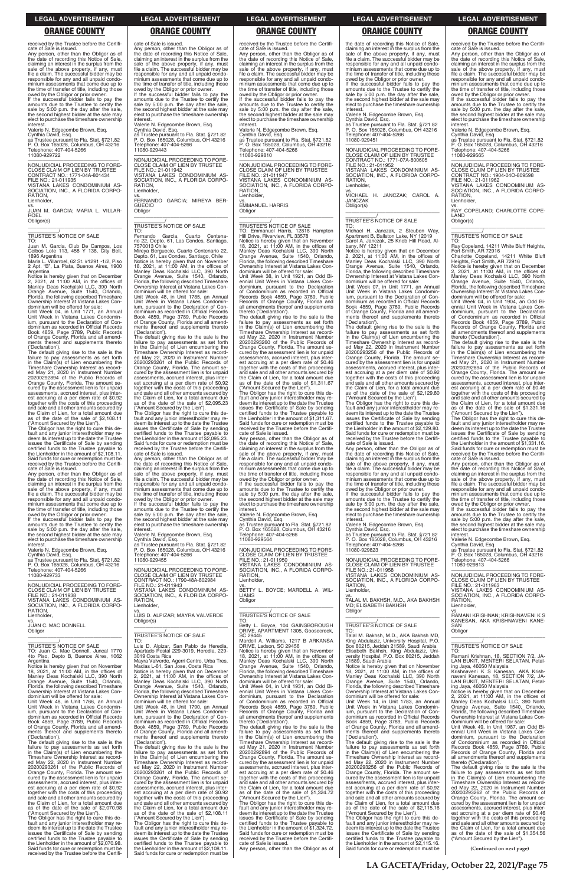received by the Trustee before the Certificate of Sale is issued.

Any person, other than the Obligor as of the date of recording this Notice of Sale, claiming an interest in the surplus from the sale of the above property, if any, must file a claim. The successful bidder may be responsible for any and all unpaid condominium assessments that come due up to the time of transfer of title, including those owed by the Obligor or prior owner.

If the successful bidder fails to pay the amounts due to the Trustee to certify the sale by 5:00 p.m. the day after the sale, the second highest bidder at the sale may elect to purchase the timeshare ownership interest.

Valerie N. Edgecombe Brown, Esq.
Cynthia David, Esq.
as Trustee pursuant to Fla. Stat. §721.82
P. O. Box 165028, Columbus, OH 43216
Telephone: 407-404-5266
11080-929722

---

NONJUDICIAL PROCEEDING TO FORECLOSE CLAIM OF LIEN BY TRUSTEE
CONTRACT NO.: 1771-04A-801434
FILE NO.: 21-011935
VISTANA LAKES CONDOMINIUM ASSOCIATION, INC., A FLORIDA CORPORATION,
Lienholder,
vs.
JUAN M. GARCIA; MARIA L. VILLARROEL
Obligor(s)

_______________/

TRUSTEE'S NOTICE OF SALE

TO:
Juan M. Garcia, Club De Campos, Los Ceibos Lote 113, 458 Y 138, City Bell, 1896 Argentina
Maria L. Villarroel, 62 St. #1291 -1/2, Piso 2 Apt. "B", La Plata, Buenos Aires, 1900 Argentina

Notice is hereby given that on December 2, 2021, at 11:00 AM, in the offices of Manley Deas Kochalski LLC, 390 North Orange Avenue, Suite 1540, Orlando, Florida, the following described Timeshare Ownership Interest at Vistana Lakes Condominium will be offered for sale:

Unit Week 04, in Unit 1771, an Annual Unit Week in Vistana Lakes Condominium, pursuant to the Declaration of Condominium as recorded in Official Records Book 4859, Page 3789, Public Records of Orange County, Florida and all amendments thereof and supplements thereto ('Declaration').

The default giving rise to the sale is the failure to pay assessments as set forth in the Claim(s) of Lien encumbering the Timeshare Ownership Interest as recorded May 21, 2020 in Instrument Number 20200292894 of the Public Records of Orange County, Florida. The amount secured by the assessment lien is for unpaid assessments, accrued interest, plus interest accruing at a per diem rate of $0.92 together with the costs of this proceeding and sale and all other amounts secured by the Claim of Lien, for a total amount due as of the date of the sale of $2,108.11 ("Amount Secured by the Lien").

The Obligor has the right to cure this default and any junior interestholder may redeem its interest up to the date the Trustee issues the Certificate of Sale by sending certified funds to the Trustee payable to the Lienholder in the amount of $2,108.11. Said funds for cure or redemption must be received by the Trustee before the Certificate of Sale is issued.

Any person, other than the Obligor as of the date of recording this Notice of Sale, claiming an interest in the surplus from the sale of the above property, if any, must file a claim. The successful bidder may be responsible for any and all unpaid condominium assessments that come due up to the time of transfer of title, including those owed by the Obligor or prior owner.

If the successful bidder fails to pay the amounts due to the Trustee to certify the sale by 5:00 p.m. the day after the sale, the second highest bidder at the sale may elect to purchase the timeshare ownership interest.

Valerie N. Edgecombe Brown, Esq.
Cynthia David, Esq.
as Trustee pursuant to Fla. Stat. §721.82
P. O. Box 165028, Columbus, OH 43216
Telephone: 407-404-5266
11080-929733

---

NONJUDICIAL PROCEEDING TO FORECLOSE CLAIM OF LIEN BY TRUSTEE
FILE NO.: 21-011938
VISTANA LAKES CONDOMINIUM ASSOCIATION, INC., A FLORIDA CORPORATION,
Lienholder,
vs.
JUAN C. MAC DONNELL
Obligor

_______________/

TRUSTEE'S NOTICE OF SALE

TO: Juan C. Mac Donnell, Juncal 1770 4to Piso, Depto B, Buenos Aires, 1062 Argentina

Notice is hereby given that on November 18, 2021, at 11:00 AM, in the offices of Manley Deas Kochalski LLC, 390 North Orange Avenue, Suite 1540, Orlando, Florida, the following described Timeshare Ownership Interest at Vistana Lakes Condominium will be offered for sale:

Unit Week 48, in Unit 1766, an Annual Unit Week in Vistana Lakes Condominium, pursuant to the Declaration of Condominium as recorded in Official Records Book 4859, Page 3789, Public Records of Orange County, Florida and all amendments thereof and supplements thereto ('Declaration').

The default giving rise to the sale is the failure to pay assessments as set forth in the Claim(s) of Lien encumbering the Timeshare Ownership Interest as recorded May 22, 2020 in Instrument Number 20200293261 of the Public Records of Orange County, Florida. The amount secured by the assessment lien is for unpaid assessments, accrued interest, plus interest accruing at a per diem rate of $0.92 together with the costs of this proceeding and sale and all other amounts secured by the Claim of Lien, for a total amount due as of the date of the sale of $2,070.98 ("Amount Secured by the Lien").

The Obligor has the right to cure this default and any junior interestholder may redeem its interest up to the date the Trustee issues the Certificate of Sale by sending certified funds to the Trustee payable to the Lienholder in the amount of $2,070.98. Said funds for cure or redemption must be received by the Trustee before the Certificate of Sale is issued.

Any person, other than the Obligor as of the date of recording this Notice of Sale, claiming an interest in the surplus from the sale of the above property, if any, must file a claim. The successful bidder may be responsible for any and all unpaid condominium assessments that come due up to the time of transfer of title, including those owed by the Obligor or prior owner.

If the successful bidder fails to pay the amounts due to the Trustee to certify the sale by 5:00 p.m. the day after the sale, the second highest bidder at the sale may elect to purchase the timeshare ownership interest.

Valerie N. Edgecombe Brown, Esq.
Cynthia David, Esq.
as Trustee pursuant to Fla. Stat. §721.82
P. O. Box 165028, Columbus, OH 43216
Telephone: 407-404-5266
11080-929443

---

NONJUDICIAL PROCEEDING TO FORECLOSE CLAIM OF LIEN BY TRUSTEE
FILE NO.: 21-011942
VISTANA LAKES CONDOMINIUM ASSOCIATION, INC., A FLORIDA CORPORATION,
Lienholder,
vs.
FERNANDO GARCIA; MIREYA BERGUECIO
Obligor

_______________/

TRUSTEE'S NOTICE OF SALE

TO:
Fernando Garcia, Cuarto Centenario 22, Depto. 61, Las Condes, Santiago, 7570013 Chile
Mireya Berguecio, Cuarto Centenario 22, Depto. 61, Las Condes, Santiago, Chile

Notice is hereby given that on November 18, 2021, at 11:00 AM, in the offices of Manley Deas Kochalski LLC, 390 North Orange Avenue, Suite 1540, Orlando, Florida, the following described Timeshare Ownership Interest at Vistana Lakes Condominium will be offered for sale:

Unit Week 48, in Unit 1785, an Annual Unit Week in Vistana Lakes Condominium, pursuant to the Declaration of Condominium as recorded in Official Records Book 4859, Page 3789, Public Records of Orange County, Florida and all amendments thereof and supplements thereto ('Declaration').

The default giving rise to the sale is the failure to pay assessments as set forth in the Claim(s) of Lien encumbering the Timeshare Ownership Interest as recorded May 22, 2020 in Instrument Number 20200293261 of the Public Records of Orange County, Florida. The amount secured by the assessment lien is for unpaid assessments, accrued interest, plus interest accruing at a per diem rate of $0.92 together with the costs of this proceeding and sale and all other amounts secured by the Claim of Lien, for a total amount due as of the date of the sale of $2,095.23 ("Amount Secured by the Lien").

The Obligor has the right to cure this default and any junior interestholder may redeem its interest up to the date the Trustee issues the Certificate of Sale by sending certified funds to the Trustee payable to the Lienholder in the amount of $2,095.23. Said funds for cure or redemption must be received by the Trustee before the Certificate of Sale is issued.

Any person, other than the Obligor as of the date of recording this Notice of Sale, claiming an interest in the surplus from the sale of the above property, if any, must file a claim. The successful bidder may be responsible for any and all unpaid condominium assessments that come due up to the time of transfer of title, including those owed by the Obligor or prior owner.

If the successful bidder fails to pay the amounts due to the Trustee to certify the sale by 5:00 p.m. the day after the sale, the second highest bidder at the sale may elect to purchase the timeshare ownership interest.

Valerie N. Edgecombe Brown, Esq.
Cynthia David, Esq.
as Trustee pursuant to Fla. Stat. §721.82
P. O. Box 165028, Columbus, OH 43216
Telephone: 407-404-5266
11080-929455

---

NONJUDICIAL PROCEEDING TO FORECLOSE CLAIM OF LIEN BY TRUSTEE
CONTRACT NO.: 1790-48A-802984
FILE NO.: 21-011943
VISTANA LAKES CONDOMINIUM ASSOCIATION, INC., A FLORIDA CORPORATION,
Lienholder,
vs.
LUIS D. ALPIZAR; MAYRA VALVERDE
Obligor(s)

_______________/

TRUSTEE'S NOTICE OF SALE

TO:
Luis D. Alpizar, San Pablo de Heredia, Apartado Postal 229-3019, Heredia, 229-3019 Costa Rica
Mayra Valverde, Agerri Centro, Urba Tres, Macias L-61, San Jose, Costa Rica

Notice is hereby given that on December 2, 2021, at 11:00 AM, in the offices of Manley Deas Kochalski LLC, 390 North Orange Avenue, Suite 1540, Orlando, Florida, the following described Timeshare Ownership Interest at Vistana Lakes Condominium will be offered for sale:

Unit Week 48, in Unit 1790, an Annual Unit Week in Vistana Lakes Condominium, pursuant to the Declaration of Condominium as recorded in Official Records Book 4859, Page 3789, Public Records of Orange County, Florida and all amendments thereof and supplements thereto ('Declaration').

The default giving rise to the sale is the failure to pay assessments as set forth in the Claim(s) of Lien encumbering the Timeshare Ownership Interest as recorded May 22, 2020 in Instrument Number 20200293261 of the Public Records of Orange County, Florida. The amount secured by the assessment lien is for unpaid assessments, accrued interest, plus interest accruing at a per diem rate of $0.92 together with the costs of this proceeding and sale and all other amounts secured by the Claim of Lien, for a total amount due as of the date of the sale of $2,108.11 ("Amount Secured by the Lien").

The Obligor has the right to cure this default and any junior interestholder may redeem its interest up to the date the Trustee issues the Certificate of Sale by sending certified funds to the Trustee payable to the Lienholder in the amount of $2,108.11. Said funds for cure or redemption must be received by the Trustee before the Certificate of Sale is issued.

Any person, other than the Obligor as of the date of recording this Notice of Sale, claiming an interest in the surplus from the sale of the above property, if any, must file a claim. The successful bidder may be responsible for any and all unpaid condominium assessments that come due up to the time of transfer of title, including those owed by the Obligor or prior owner.

If the successful bidder fails to pay the amounts due to the Trustee to certify the sale by 5:00 p.m. the day after the sale, the second highest bidder at the sale may elect to purchase the timeshare ownership interest.

Valerie N. Edgecombe Brown, Esq.
Cynthia David, Esq.
as Trustee pursuant to Fla. Stat. §721.82
P. O. Box 165028, Columbus, OH 43216
Telephone: 407-404-5266
11080-929810

---

NONJUDICIAL PROCEEDING TO FORECLOSE CLAIM OF LIEN BY TRUSTEE
FILE NO.: 21-011947
VISTANA LAKES CONDOMINIUM ASSOCIATION, INC., A FLORIDA CORPORATION,
Lienholder,
vs.
EMMANUEL HARRIS
Obligor

_______________/

TRUSTEE'S NOTICE OF SALE

TO: Emmanuel Harris, 12818 Hampton Hill Drive, Riverview, FL 33578

Notice is hereby given that on November 18, 2021, at 11:00 AM, in the offices of Manley Deas Kochalski LLC, 390 North Orange Avenue, Suite 1540, Orlando, Florida, the following described Timeshare Ownership Interest at Vistana Lakes Condominium will be offered for sale:

Unit Week 38, in Unit 1921, an Odd Biennial Unit Week in Vistana Lakes Condominium, pursuant to the Declaration of Condominium as recorded in Official Records Book 4859, Page 3789, Public Records of Orange County, Florida and all amendments thereof and supplements thereto ('Declaration').

The default giving rise to the sale is the failure to pay assessments as set forth in the Claim(s) of Lien encumbering the Timeshare Ownership Interest as recorded May 22, 2020 in Instrument Number 20200293260 of the Public Records of Orange County, Florida. The amount secured by the assessment lien is for unpaid assessments, accrued interest, plus interest accruing at a per diem rate of $0.46 together with the costs of this proceeding and sale and all other amounts secured by the Claim of Lien, for a total amount due as of the date of the sale of $1,311.67 ("Amount Secured by the Lien").

The Obligor has the right to cure this default and any junior interestholder may redeem its interest up to the date the Trustee issues the Certificate of Sale by sending certified funds to the Trustee payable to the Lienholder in the amount of $1,311.67. Said funds for cure or redemption must be received by the Trustee before the Certificate of Sale is issued.

Any person, other than the Obligor as of the date of recording this Notice of Sale, claiming an interest in the surplus from the sale of the above property, if any, must file a claim. The successful bidder may be responsible for any and all unpaid condominium assessments that come due up to the time of transfer of title, including those owed by the Obligor or prior owner.

If the successful bidder fails to pay the amounts due to the Trustee to certify the sale by 5:00 p.m. the day after the sale, the second highest bidder at the sale may elect to purchase the timeshare ownership interest.

Valerie N. Edgecombe Brown, Esq.
Cynthia David, Esq.
as Trustee pursuant to Fla. Stat. §721.82
P. O. Box 165028, Columbus, OH 43216
Telephone: 407-404-5266
11080-929564

---

NONJUDICIAL PROCEEDING TO FORECLOSE CLAIM OF LIEN BY TRUSTEE
FILE NO.: 21-011950
VISTANA LAKES CONDOMINIUM ASSOCIATION, INC., A FLORIDA CORPORATION,
Lienholder,
vs.
BETTY L. BOYCE; MARDELL A. WILLIAMS
Obligor

_______________/

TRUSTEE'S NOTICE OF SALE

TO:
Betty L. Boyce, 104 GAINSBOROUGH DRIVE, APARTMENT 1305, Goosecreek, SC 29445
Mardell A. Williams, 1217 B ARKANSA DRIVE, Ladson, SC 29456

Notice is hereby given that on November 18, 2021, at 11:00 AM, in the offices of Manley Deas Kochalski LLC, 390 North Orange Avenue, Suite 1540, Orlando, Florida, the following described Timeshare Ownership Interest at Vistana Lakes Condominium will be offered for sale:

Unit Week 04, in Unit 1931, an Odd Biennial Unit Week in Vistana Lakes Condominium, pursuant to the Declaration of Condominium as recorded in Official Records Book 4859, Page 3789, Public Records of Orange County, Florida and all amendments thereof and supplements thereto ('Declaration').

The default giving rise to the sale is the failure to pay assessments as set forth in the Claim(s) of Lien encumbering the Timeshare Ownership Interest as recorded May 21, 2020 in Instrument Number 20200292894 of the Public Records of Orange County, Florida. The amount secured by the assessment lien is for unpaid assessments, accrued interest, plus interest accruing at a per diem rate of $0.46 together with the costs of this proceeding and sale and all other amounts secured by the Claim of Lien, for a total amount due as of the date of the sale of $1,324.72 ("Amount Secured by the Lien").

The Obligor has the right to cure this default and any junior interestholder may redeem its interest up to the date the Trustee issues the Certificate of Sale by sending certified funds to the Trustee payable to the Lienholder in the amount of $1,324.72. Said funds for cure or redemption must be received by the Trustee before the Certificate of Sale is issued.

Any person, other than the Obligor as of the date of recording this Notice of Sale, claiming an interest in the surplus from the sale of the above property, if any, must file a claim. The successful bidder may be responsible for any and all unpaid condominium assessments that come due up to the time of transfer of title, including those owed by the Obligor or prior owner.

If the successful bidder fails to pay the amounts due to the Trustee to certify the sale by 5:00 p.m. the day after the sale, the second highest bidder at the sale may elect to purchase the timeshare ownership interest.

Valerie N. Edgecombe Brown, Esq.
Cynthia David, Esq.
as Trustee pursuant to Fla. Stat. §721.82
P. O. Box 165028, Columbus, OH 43216
Telephone: 407-404-5266
11080-929451

---

NONJUDICIAL PROCEEDING TO FORECLOSE CLAIM OF LIEN BY TRUSTEE
CONTRACT NO.: 1771-07A-800605
FILE NO.: 21-011952
VISTANA LAKES CONDOMINIUM ASSOCIATION, INC., A FLORIDA CORPORATION,
Lienholder,
vs.
MICHAEL H. JANCZAK; CAROL A. JANCZAK
Obligor(s)

_______________/

TRUSTEE'S NOTICE OF SALE

TO:
Michael H. Janczak, 2 Steuben Way, Apartment B, Ballston Lake, NY 12019
Carol A. Janczak, 25 Knob Hill Road, Albany, NY 12211

Notice is hereby given that on December 2, 2021, at 11:00 AM, in the offices of Manley Deas Kochalski LLC, 390 North Orange Avenue, Suite 1540, Orlando, Florida, the following described Timeshare Ownership Interest at Vistana Lakes Condominium will be offered for sale:

Unit Week 07, in Unit 1771, an Annual Unit Week in Vistana Lakes Condominium, pursuant to the Declaration of Condominium as recorded in Official Records Book 4859, Page 3789, Public Records of Orange County, Florida and all amendments thereof and supplements thereto ('Declaration').

The default giving rise to the sale is the failure to pay assessments as set forth in the Claim(s) of Lien encumbering the Timeshare Ownership Interest as recorded May 22, 2020 in Instrument Number 20200293256 of the Public Records of Orange County, Florida. The amount secured by the assessment lien is for unpaid assessments, accrued interest, plus interest accruing at a per diem rate of $0.92 together with the costs of this proceeding and sale and all other amounts secured by the Claim of Lien, for a total amount due as of the date of the sale of $2,129.80 ("Amount Secured by the Lien").

The Obligor has the right to cure this default and any junior interestholder may redeem its interest up to the date the Trustee issues the Certificate of Sale by sending certified funds to the Trustee payable to the Lienholder in the amount of $2,129.80. Said funds for cure or redemption must be received by the Trustee before the Certificate of Sale is issued.

Any person, other than the Obligor as of the date of recording this Notice of Sale, claiming an interest in the surplus from the sale of the above property, if any, must file a claim. The successful bidder may be responsible for any and all unpaid condominium assessments that come due up to the time of transfer of title, including those owed by the Obligor or prior owner.

If the successful bidder fails to pay the amounts due to the Trustee to certify the sale by 5:00 p.m. the day after the sale, the second highest bidder at the sale may elect to purchase the timeshare ownership interest.

Valerie N. Edgecombe Brown, Esq.
Cynthia David, Esq.
as Trustee pursuant to Fla. Stat. §721.82
P. O. Box 165028, Columbus, OH 43216
Telephone: 407-404-5266
11080-929823

---

NONJUDICIAL PROCEEDING TO FORECLOSE CLAIM OF LIEN BY TRUSTEE
FILE NO.: 21-011958
VISTANA LAKES CONDOMINIUM ASSOCIATION, INC., A FLORIDA CORPORATION,
Lienholder,
vs.
TALAL M. BAKHSH, M.D., AKA BAKHSH MD; ELISABETH BAKHSH
Obligor

_______________/

TRUSTEE'S NOTICE OF SALE

TO:
Talal M. Bakhsh, M.D., AKA Bakhsh MD, King Abdulaziz, University Hospital, P.O. Box 80215, Jeddah 21589, Saudi Arabia
Elisabeth Bakhsh, King Abdulaziz, University Hospital, P.O. Box 80215, Jeddah 21589, Saudi Arabia

Notice is hereby given that on November 18, 2021, at 11:00 AM, in the offices of Manley Deas Kochalski LLC, 390 North Orange Avenue, Suite 1540, Orlando, Florida, the following described Timeshare Ownership Interest at Vistana Lakes Condominium will be offered for sale:

Unit Week 14, in Unit 1783, an Annual Unit Week in Vistana Lakes Condominium, pursuant to the Declaration of Condominium as recorded in Official Records Book 4859, Page 3789, Public Records of Orange County, Florida and all amendments thereof and supplements thereto ('Declaration').

The default giving rise to the sale is the failure to pay assessments as set forth in the Claim(s) of Lien encumbering the Timeshare Ownership Interest as recorded May 22, 2020 in Instrument Number 20200293256 of the Public Records of Orange County, Florida. The amount secured by the assessment lien is for unpaid assessments, accrued interest, plus interest accruing at a per diem rate of $0.92 together with the costs of this proceeding and sale and all other amounts secured by the Claim of Lien, for a total amount due as of the date of the sale of $2,115.16 ("Amount Secured by the Lien").

The Obligor has the right to cure this default and any junior interestholder may redeem its interest up to the date the Trustee issues the Certificate of Sale by sending certified funds to the Trustee payable to the Lienholder in the amount of $2,115.16. Said funds for cure or redemption must be received by the Trustee before the Certificate of Sale is issued.

Any person, other than the Obligor as of the date of recording this Notice of Sale, claiming an interest in the surplus from the sale of the above property, if any, must file a claim. The successful bidder may be responsible for any and all unpaid condominium assessments that come due up to the time of transfer of title, including those owed by the Obligor or prior owner.

If the successful bidder fails to pay the amounts due to the Trustee to certify the sale by 5:00 p.m. the day after the sale, the second highest bidder at the sale may elect to purchase the timeshare ownership interest.

Valerie N. Edgecombe Brown, Esq.
Cynthia David, Esq.
as Trustee pursuant to Fla. Stat. §721.82
P. O. Box 165028, Columbus, OH 43216
Telephone: 407-404-5266
11080-929565

---

NONJUDICIAL PROCEEDING TO FORECLOSE CLAIM OF LIEN BY TRUSTEE
CONTRACT NO.: 1904-04O-809598
FILE NO.: 21-011962
VISTANA LAKES CONDOMINIUM ASSOCIATION, INC., A FLORIDA CORPORATION,
Lienholder,
vs.
RAY COPELAND; CHARLOTTE COPELAND
Obligor(s)

_______________/

TRUSTEE'S NOTICE OF SALE

TO:
Ray Copeland, 14211 White Bluff Heights, Fort Smith, AR 72916
Charlotte Copeland, 14211 White Bluff Heights, Fort Smith, AR 72916

Notice is hereby given that on December 2, 2021, at 11:00 AM, in the offices of Manley Deas Kochalski LLC, 390 North Orange Avenue, Suite 1540, Orlando, Florida, the following described Timeshare Ownership Interest at Vistana Lakes Condominium will be offered for sale:

Unit Week 04, in Unit 1904, an Odd Biennial Unit Week in Vistana Lakes Condominium, pursuant to the Declaration of Condominium as recorded in Official Records Book 4859, Page 3789, Public Records of Orange County, Florida and all amendments thereof and supplements thereto ('Declaration').

The default giving rise to the sale is the failure to pay assessments as set forth in the Claim(s) of Lien encumbering the Timeshare Ownership Interest as recorded May 21, 2020 in Instrument Number 20200292894 of the Public Records of Orange County, Florida. The amount secured by the assessment lien is for unpaid assessments, accrued interest, plus interest accruing at a per diem rate of $0.46 together with the costs of this proceeding and sale and all other amounts secured by the Claim of Lien, for a total amount due as of the date of the sale of $1,331.16 ("Amount Secured by the Lien").

The Obligor has the right to cure this default and any junior interestholder may redeem its interest up to the date the Trustee issues the Certificate of Sale by sending certified funds to the Trustee payable to the Lienholder in the amount of $1,331.16. Said funds for cure or redemption must be received by the Trustee before the Certificate of Sale is issued.

Any person, other than the Obligor as of the date of recording this Notice of Sale, claiming an interest in the surplus from the sale of the above property, if any, must file a claim. The successful bidder may be responsible for any and all unpaid condominium assessments that come due up to the time of transfer of title, including those owed by the Obligor or prior owner.

If the successful bidder fails to pay the amounts due to the Trustee to certify the sale by 5:00 p.m. the day after the sale, the second highest bidder at the sale may elect to purchase the timeshare ownership interest.

Valerie N. Edgecombe Brown, Esq.
Cynthia David, Esq.
as Trustee pursuant to Fla. Stat. §721.82
P. O. Box 165028, Columbus, OH 43216
Telephone: 407-404-5266
11080-929813

---

NONJUDICIAL PROCEEDING TO FORECLOSE CLAIM OF LIEN BY TRUSTEE
FILE NO.: 21-011963
VISTANA LAKES CONDOMINIUM ASSOCIATION, INC., A FLORIDA CORPORATION,
Lienholder,
vs.
RAMANI KRISHNAN; KRISHNAVENI K S KANESAN, AKA KRISHNAVENI KANESAN
Obligor

_______________/

TRUSTEE'S NOTICE OF SALE

TO:
Ramani Krishnan, 18, SECTION 7/2, JALAN BUKIT, MENTERI SELATAN, Petaling Jaya, 46050 Malaysia
Krishnaveni K S Kanesan, AKA Krishnaveni Kanesan, 18, SECTION 7/2, JALAN BUKIT, MENTERI SELATAN, Petaling Jaya, 46050 Malaysia

Notice is hereby given that on December 2, 2021, at 11:00 AM, in the offices of Manley Deas Kochalski LLC, 390 North Orange Avenue, Suite 1540, Orlando, Florida, the following described Timeshare Ownership Interest at Vistana Lakes Condominium will be offered for sale:

Unit Week 49, in Unit 1987, an Odd Biennial Unit Week in Vistana Lakes Condominium, pursuant to the Declaration of Condominium as recorded in Official Records Book 4859, Page 3789, Public Records of Orange County, Florida and all amendments thereof and supplements thereto ('Declaration').

The default giving rise to the sale is the failure to pay assessments as set forth in the Claim(s) of Lien encumbering the Timeshare Ownership Interest as recorded May 22, 2020 in Instrument Number 20200293262 of the Public Records of Orange County, Florida. The amount secured by the assessment lien is for unpaid assessments, accrued interest, plus interest accruing at a per diem rate of $0.46 together with the costs of this proceeding and sale and all other amounts secured by the Claim of Lien, for a total amount due as of the date of the sale of $1,354.56 ("Amount Secured by the Lien").

**(Continued on next page)**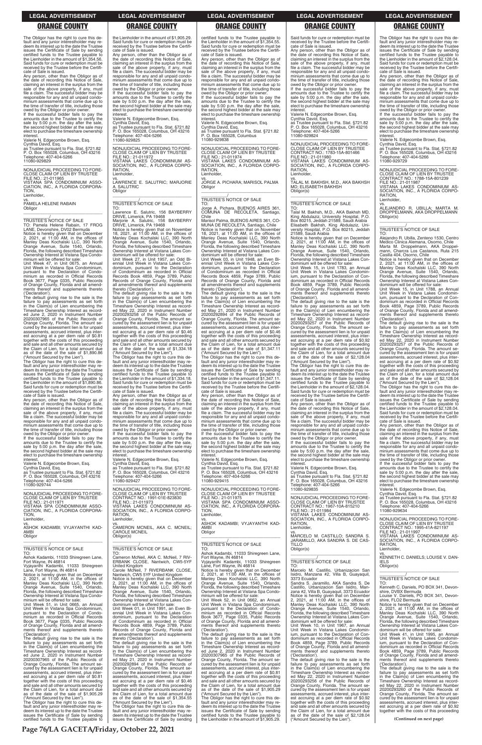The Obligor has the right to cure this default and any junior interestholder may redeem its interest up to the date the Trustee issues the Certificate of Sale by sending certified funds to the Trustee payable to the Lienholder in the amount of $1,354.56. Said funds for cure or redemption must be received by the Trustee before the Certificate of Sale is issued.

Any person, other than the Obligor as of the date of recording this Notice of Sale, claiming an interest in the surplus from the sale of the above property, if any, must file a claim. The successful bidder may be responsible for any and all unpaid condominium assessments that come due up to the time of transfer of title, including those owed by the Obligor or prior owner.

If the successful bidder fails to pay the amounts due to the Trustee to certify the sale by 5:00 p.m. the day after the sale, the second highest bidder at the sale may elect to purchase the timeshare ownership interest.

Valerie N. Edgecombe Brown, Esq.
Cynthia David, Esq.
as Trustee pursuant to Fla. Stat. §721.82
P. O. Box 165028, Columbus, OH 43216
Telephone: 407-404-5266
11080-929829

---

NONJUDICIAL PROCEEDING TO FORECLOSE CLAIM OF LIEN BY TRUSTEE
FILE NO.: 21-011965
VISTANA SPA CONDOMINIUM ASSOCIATION, INC., A FLORIDA CORPORATION,
Lienholder,
vs.
PAMELA HELENE RABAIN
Obligor

_______________/

TRUSTEE'S NOTICE OF SALE

TO: Pamela Helene Rabain, 17 FROG LANE, Devonshire, DV02 Bermuda

Notice is hereby given that on December 2, 2021, at 11:00 AM, in the offices of Manley Deas Kochalski LLC, 390 North Orange Avenue, Suite 1540, Orlando, Florida, the following described Timeshare Ownership Interest at Vistana Spa Condominium will be offered for sale:

Unit Week 47, in Unit 0675, an Annual Unit Week in Vistana Spa Condominium, pursuant to the Declaration of Condominium as recorded in Official Records Book 3677, Page 0335, Public Records of Orange County, Florida and all amendments thereof and supplements thereto ('Declaration').

The default giving rise to the sale is the failure to pay assessments as set forth in the Claim(s) of Lien encumbering the Timeshare Ownership Interest as recorded June 2, 2020 in Instrument Number 20200307965 of the Public Records of Orange County, Florida. The amount secured by the assessment lien is for unpaid assessments, accrued interest, plus interest accruing at a per diem rate of $0.81 together with the costs of this proceeding and sale and all other amounts secured by the Claim of Lien, for a total amount due as of the date of the sale of $1,890.86 ("Amount Secured by the Lien").

The Obligor has the right to cure this default and any junior interestholder may redeem its interest up to the date the Trustee issues the Certificate of Sale by sending certified funds to the Trustee payable to the Lienholder in the amount of $1,890.86. Said funds for cure or redemption must be received by the Trustee before the Certificate of Sale is issued.

Any person, other than the Obligor as of the date of recording this Notice of Sale, claiming an interest in the surplus from the sale of the above property, if any, must file a claim. The successful bidder may be responsible for any and all unpaid condominium assessments that come due up to the time of transfer of title, including those owed by the Obligor or prior owner.

If the successful bidder fails to pay the amounts due to the Trustee to certify the sale by 5:00 p.m. the day after the sale, the second highest bidder at the sale may elect to purchase the timeshare ownership interest.

Valerie N. Edgecombe Brown, Esq.
Cynthia David, Esq.
as Trustee pursuant to Fla. Stat. §721.82
P. O. Box 165028, Columbus, OH 43216
Telephone: 407-404-5266
11080-929744

---

NONJUDICIAL PROCEEDING TO FORECLOSE CLAIM OF LIEN BY TRUSTEE
FILE NO.: 21-011971
VISTANA SPA CONDOMINIUM ASSOCIATION, INC., A FLORIDA CORPORATION,
Lienholder,
vs.
ASHOK KADAMBI; VYJAYANTHI KADAMBI
Obligor

_______________/

TRUSTEE'S NOTICE OF SALE

TO:
Ashok Kadambi, 11033 Shiregreen Lane, Fort Wayne, IN 46814
Vyjayanthi Kadambi, 11033 Shiregreen Lane, Fort Wayne, IN 46814

Notice is hereby given that on December 2, 2021, at 11:00 AM, in the offices of Manley Deas Kochalski LLC, 390 North Orange Avenue, Suite 1540, Orlando, Florida, the following described Timeshare Ownership Interest at Vistana Spa Condominium will be offered for sale:

Unit Week 51, in Unit 0665, an Annual Unit Week in Vistana Spa Condominium, pursuant to the Declaration of Condominium as recorded in Official Records Book 3677, Page 0335, Public Records of Orange County, Florida and all amendments thereof and supplements thereto ('Declaration').

The default giving rise to the sale is the failure to pay assessments as set forth in the Claim(s) of Lien encumbering the Timeshare Ownership Interest as recorded June 2, 2020 in Instrument Number 20200307965 of the Public Records of Orange County, Florida. The amount secured by the assessment lien is for unpaid assessments, accrued interest, plus interest accruing at a per diem rate of $0.81 together with the costs of this proceeding and sale and all other amounts secured by the Claim of Lien, for a total amount due as of the date of the sale of $1,905.29 ("Amount Secured by the Lien").

The Obligor has the right to cure this default and any junior interestholder may redeem its interest up to the date the Trustee issues the Certificate of Sale by sending certified funds to the Trustee payable to the Lienholder in the amount of $1,905.29. Said funds for cure or redemption must be received by the Trustee before the Certificate of Sale is issued.

Any person, other than the Obligor as of the date of recording this Notice of Sale, claiming an interest in the surplus from the sale of the above property, if any, must file a claim. The successful bidder may be responsible for any and all unpaid condominium assessments that come due up to the time of transfer of title, including those owed by the Obligor or prior owner.

If the successful bidder fails to pay the amounts due to the Trustee to certify the sale by 5:00 p.m. the day after the sale, the second highest bidder at the sale may elect to purchase the timeshare ownership interest.

Valerie N. Edgecombe Brown, Esq.
Cynthia David, Esq.
as Trustee pursuant to Fla. Stat. §721.82
P. O. Box 165028, Columbus, OH 43216
Telephone: 407-404-5266
11080-929825

---

NONJUDICIAL PROCEEDING TO FORECLOSE CLAIM OF LIEN BY TRUSTEE
FILE NO.: 21-011972
VISTANA LAKES CONDOMINIUM ASSOCIATION, INC., A FLORIDA CORPORATION,
Lienholder,
vs.
LAWRENCE E. SALUTRIC; MARJORIE A. SALUTRIC
Obligor

_______________/

TRUSTEE'S NOTICE OF SALE

TO:
Lawrence E. Salutric, 156 BAYBERRY DRIVE, Limerick, PA 19468
Marjorie A. Salutric, 156 BAYBERRY DRIVE, Limerick, PA 19468

Notice is hereby given that on November 18, 2021, at 11:00 AM, in the offices of Manley Deas Kochalski LLC, 390 North Orange Avenue, Suite 1540, Orlando, Florida, the following described Timeshare Ownership Interest at Vistana Lakes Condominium will be offered for sale:

Unit Week 27, in Unit 1957, an Odd Biennial Unit Week in Vistana Lakes Condominium, pursuant to the Declaration of Condominium as recorded in Official Records Book 4859, Page 3789, Public Records of Orange County, Florida and all amendments thereof and supplements thereto ('Declaration').

The default giving rise to the sale is the failure to pay assessments as set forth in the Claim(s) of Lien encumbering the Timeshare Ownership Interest as recorded May 21, 2020 in Instrument Number 20200293258 of the Public Records of Orange County, Florida. The amount secured by the assessment lien is for unpaid assessments, accrued interest, plus interest accruing at a per diem rate of $0.46 together with the costs of this proceeding and sale and all other amounts secured by the Claim of Lien, for a total amount due as of the date of the sale of $1,334.18 ("Amount Secured by the Lien").

The Obligor has the right to cure this default and any junior interestholder may redeem its interest up to the date the Trustee issues the Certificate of Sale by sending certified funds to the Trustee payable to the Lienholder in the amount of $1,334.18. Said funds for cure or redemption must be received by the Trustee before the Certificate of Sale is issued.

Any person, other than the Obligor as of the date of recording this Notice of Sale, claiming an interest in the surplus from the sale of the above property, if any, must file a claim. The successful bidder may be responsible for any and all unpaid condominium assessments that come due up to the time of transfer of title, including those owed by the Obligor or prior owner.

If the successful bidder fails to pay the amounts due to the Trustee to certify the sale by 5:00 p.m. the day after the sale, the second highest bidder at the sale may elect to purchase the timeshare ownership interest.

Valerie N. Edgecombe Brown, Esq.
Cynthia David, Esq.
as Trustee pursuant to Fla. Stat. §721.82
P. O. Box 165028, Columbus, OH 43216
Telephone: 407-404-5266
11080-929427

---

NONJUDICIAL PROCEEDING TO FORECLOSE CLAIM OF LIEN BY TRUSTEE
CONTRACT NO.: 1991-01E-823830
FILE NO.: 21-011973
VISTANA LAKES CONDOMINIUM ASSOCIATION, INC., A FLORIDA CORPORATION,
Lienholder,
vs.
CAMERON MCNEIL, AKA C. MCNEIL; CAROLE MCNEIL
Obligor(s)

_______________/

TRUSTEE'S NOTICE OF SALE

TO:
Cameron McNeil, AKA C. McNeil, 7 RIVERBANK CLOSE, Nantwich, CW5-5YF United Kingdom
Carole McNeil, 7 RIVERBANK CLOSE, Nantwich, CW5 5YF United Kingdom

Notice is hereby given that on December 2, 2021, at 11:00 AM, in the offices of Manley Deas Kochalski LLC, 390 North Orange Avenue, Suite 1540, Orlando, Florida, the following described Timeshare Ownership Interest at Vistana Lakes Condominium will be offered for sale:

Unit Week 01, in Unit 1991, an Even Biennial Unit Week in Vistana Lakes Condominium, pursuant to the Declaration of Condominium as recorded in Official Records Book 4859, Page 3789, Public Records of Orange County, Florida and all amendments thereof and supplements thereto ('Declaration').

The default giving rise to the sale is the failure to pay assessments as set forth in the Claim(s) of Lien encumbering the Timeshare Ownership Interest as recorded May 21, 2020 in Instrument Number 20200292894 of the Public Records of Orange County, Florida. The amount secured by the assessment lien is for unpaid assessments, accrued interest, plus interest accruing at a per diem rate of $0.46 together with the costs of this proceeding and sale and all other amounts secured by the Claim of Lien, for a total amount due as of the date of the sale of $1,354.55 ("Amount Secured by the Lien").

The Obligor has the right to cure this default and any junior interestholder may redeem its interest up to the date the Trustee issues the Certificate of Sale by sending certified funds to the Trustee payable to the Lienholder in the amount of $1,354.55. Said funds for cure or redemption must be received by the Trustee before the Certificate of Sale is issued.

Any person, other than the Obligor as of the date of recording this Notice of Sale, claiming an interest in the surplus from the sale of the above property, if any, must file a claim. The successful bidder may be responsible for any and all unpaid condominium assessments that come due up to the time of transfer of title, including those owed by the Obligor or prior owner.

If the successful bidder fails to pay the amounts due to the Trustee to certify the sale by 5:00 p.m. the day after the sale, the second highest bidder at the sale may elect to purchase the timeshare ownership interest.

Valerie N. Edgecombe Brown, Esq.
Cynthia David, Esq.
as Trustee pursuant to Fla. Stat. §721.82
P. O. Box 165028, Columbus
11080-929838

---

NONJUDICIAL PROCEEDING TO FORECLOSE CLAIM OF LIEN BY TRUSTEE
FILE NO.: 21-011974
VISTANA LAKES CONDOMINIUM ASSOCIATION, INC., A FLORIDA CORPORATION,
Lienholder,
vs.
JORGE A. PICHARA; MARISOL PALMA
Obligor

_______________/

TRUSTEE'S NOTICE OF SALE

TO:
Jorge A. Pichara, BUENOS AIRES 361, COMUNA DE RECOLETA, Santiago, Chile
Marisol Palma, BUENOS AIRES 361, COMUNA DE RECOLETA, Santiago, Chile

Notice is hereby given that on November 18, 2021, at 11:00 AM, in the offices of Manley Deas Kochalski LLC, 390 North Orange Avenue, Suite 1540, Orlando, Florida, the following described Timeshare Ownership Interest at Vistana Lakes Condominium will be offered for sale:

Unit Week 03, in Unit 1948, an Even Biennial Unit Week in Vistana Lakes Condominium, pursuant to the Declaration of Condominium as recorded in Official Records Book 4859, Page 3789, Public Records of Orange County, Florida and all amendments thereof and supplements thereto ('Declaration').

The default giving rise to the sale is the failure to pay assessments as set forth in the Claim(s) of Lien encumbering the Timeshare Ownership Interest as recorded May 21, 2020 in Instrument Number 20200292894 of the Public Records of Orange County, Florida. The amount secured by the assessment lien is for unpaid assessments, accrued interest, plus interest accruing at a per diem rate of $0.46 together with the costs of this proceeding and sale and all other amounts secured by the Claim of Lien, for a total amount due as of the date of the sale of $1,347.11 ("Amount Secured by the Lien").

The Obligor has the right to cure this default and any junior interestholder may redeem its interest up to the date the Trustee issues the Certificate of Sale by sending certified funds to the Trustee payable to the Lienholder in the amount of $1,347.11. Said funds for cure or redemption must be received by the Trustee before the Certificate of Sale is issued.

Any person, other than the Obligor as of the date of recording this Notice of Sale, claiming an interest in the surplus from the sale of the above property, if any, must file a claim. The successful bidder may be responsible for any and all unpaid condominium assessments that come due up to the time of transfer of title, including those owed by the Obligor or prior owner.

If the successful bidder fails to pay the amounts due to the Trustee to certify the sale by 5:00 p.m. the day after the sale, the second highest bidder at the sale may elect to purchase the timeshare ownership interest.

Valerie N. Edgecombe Brown, Esq.
Cynthia David, Esq.
as Trustee pursuant to Fla. Stat. §721.82
P. O. Box 165028, Columbus, OH 43216
Telephone: 407-404-5266
11080-929415

---

NONJUDICIAL PROCEEDING TO FORECLOSE CLAIM OF LIEN BY TRUSTEE
FILE NO.: 21-011975
VISTANA SPA CONDOMINIUM ASSOCIATION, INC., A FLORIDA CORPORATION,
Lienholder,
vs.
ASHOK KADAMBI; VYJAYANTHI KADAMBI
Obligor

_______________/

TRUSTEE'S NOTICE OF SALE

TO:
Ashok Kadambi, 11033 Shiregreen Lane, Fort Wayne, IN 46814
Vyjayanthi Kadambi, 11033 Shiregreen Lane, Fort Wayne, IN 46814

Notice is hereby given that on December 2, 2021, at 11:00 AM, in the offices of Manley Deas Kochalski LLC, 390 North Orange Avenue, Suite 1540, Orlando, Florida, the following described Timeshare Ownership Interest at Vistana Spa Condominium will be offered for sale:

Unit Week 52, in Unit 0662, an Annual Unit Week in Vistana Spa Condominium, pursuant to the Declaration of Condominium as recorded in Official Records Book 3677, Page 0335, Public Records of Orange County, Florida and all amendments thereof and supplements thereto ('Declaration').

The default giving rise to the sale is the failure to pay assessments as set forth in the Claim(s) of Lien encumbering the Timeshare Ownership Interest as recorded June 2, 2020 in Instrument Number 20200307965 of the Public Records of Orange County, Florida. The amount secured by the assessment lien is for unpaid assessments, accrued interest, plus interest accruing at a per diem rate of $0.81 together with the costs of this proceeding and sale and all other amounts secured by the Claim of Lien, for a total amount due as of the date of the sale of $1,905.29 ("Amount Secured by the Lien").

The Obligor has the right to cure this default and any junior interestholder may redeem its interest up to the date the Trustee issues the Certificate of Sale by sending certified funds to the Trustee payable to the Lienholder in the amount of $1,905.29. Said funds for cure or redemption must be received by the Trustee before the Certificate of Sale is issued.

Any person, other than the Obligor as of the date of recording this Notice of Sale, claiming an interest in the surplus from the sale of the above property, if any, must file a claim. The successful bidder may be responsible for any and all unpaid condominium assessments that come due up to the time of transfer of title, including those owed by the Obligor or prior owner.

If the successful bidder fails to pay the amounts due to the Trustee to certify the sale by 5:00 p.m. the day after the sale, the second highest bidder at the sale may elect to purchase the timeshare ownership interest.

Valerie N. Edgecombe Brown, Esq.
Cynthia David, Esq.
as Trustee pursuant to Fla. Stat. §721.82
P. O. Box 165028, Columbus, OH 43216
Telephone: 407-404-5266
11080-929824

---

NONJUDICIAL PROCEEDING TO FORECLOSE CLAIM OF LIEN BY TRUSTEE
CONTRACT NO.: 1783-15A-801466
FILE NO.: 21-011980
VISTANA LAKES CONDOMINIUM ASSOCIATION, INC., A FLORIDA CORPORATION,
Lienholder,
vs.
TALAL M. BAKHSH, M.D., AKA BAKHSH MD; ELISABETH BAKHSH
Obligor(s)

_______________/

TRUSTEE'S NOTICE OF SALE

TO:
Talal M. Bakhsh, M.D., AKA Bakhsh MD, King Abdulaziz, University Hospital, P.O. Box 80215, Jeddah 21589, Saudi Arabia
Elisabeth Bakhsh, King Abdulaziz, University Hospital, P.O. Box 80215, Jeddah 21589, Saudi Arabia

Notice is hereby given that on December 2, 2021, at 11:00 AM, in the offices of Manley Deas Kochalski LLC, 390 North Orange Avenue, Suite 1540, Orlando, Florida, the following described Timeshare Ownership Interest at Vistana Lakes Condominium will be offered for sale:

Unit Week 15, in Unit 1783, an Annual Unit Week in Vistana Lakes Condominium, pursuant to the Declaration of Condominium as recorded in Official Records Book 4859, Page 3789, Public Records of Orange County, Florida and all amendments thereof and supplements thereto ('Declaration').

The default giving rise to the sale is the failure to pay assessments as set forth in the Claim(s) of Lien encumbering the Timeshare Ownership Interest as recorded May 22, 2020 in Instrument Number 20200293257 of the Public Records of Orange County, Florida. The amount secured by the assessment lien is for unpaid assessments, accrued interest, plus interest accruing at a per diem rate of $0.92 together with the costs of this proceeding and sale and all other amounts secured by the Claim of Lien, for a total amount due as of the date of the sale of $2,128.04 ("Amount Secured by the Lien").

The Obligor has the right to cure this default and any junior interestholder may redeem its interest up to the date the Trustee issues the Certificate of Sale by sending certified funds to the Trustee payable to the Lienholder in the amount of $2,128.04. Said funds for cure or redemption must be received by the Trustee before the Certificate of Sale is issued.

Any person, other than the Obligor as of the date of recording this Notice of Sale, claiming an interest in the surplus from the sale of the above property, if any, must file a claim. The successful bidder may be responsible for any and all unpaid condominium assessments that come due up to the time of transfer of title, including those owed by the Obligor or prior owner.

If the successful bidder fails to pay the amounts due to the Trustee to certify the sale by 5:00 p.m. the day after the sale, the second highest bidder at the sale may elect to purchase the timeshare ownership interest.

Valerie N. Edgecombe Brown, Esq.
Cynthia David, Esq.
as Trustee pursuant to Fla. Stat. §721.82
P. O. Box 165028, Columbus, OH 43216
Telephone: 407-404-5266
11080-929835

---

NONJUDICIAL PROCEEDING TO FORECLOSE CLAIM OF LIEN BY TRUSTEE
CONTRACT NO.: 1967-10A-815210
FILE NO.: 21-011984
VISTANA LAKES CONDOMINIUM ASSOCIATION, INC., A FLORIDA CORPORATION,
Lienholder,
vs.
MARCELO M. CASTILLO; SANDRA S. JARAMILLO, AKA SANDRA S. DE CASTILLO
Obligor(s)

_______________/

TRUSTEE'S NOTICE OF SALE

TO:
Marcelo M. Castillo, Urbanizacion San Isidro, Manzana #2, Villa B, Guayaquil, 3373 Ecuador
Sandra S. Jaramillo, AKA Sandra S. De Castillo, Urbanizacion San Isidro, Manzana #2, Villa B, Guayaquil, 3373 Ecuador

Notice is hereby given that on December 2, 2021, at 11:00 AM, in the offices of Manley Deas Kochalski LLC, 390 North Orange Avenue, Suite 1540, Orlando, Florida, the following described Timeshare Ownership Interest at Vistana Lakes Condominium will be offered for sale:

Unit Week 10, in Unit 1967, an Annual Unit Week in Vistana Lakes Condominium, pursuant to the Declaration of Condominium as recorded in Official Records Book 4859, Page 3789, Public Records of Orange County, Florida and all amendments thereof and supplements thereto ('Declaration').

The default giving rise to the sale is the failure to pay assessments as set forth in the Claim(s) of Lien encumbering the Timeshare Ownership Interest as recorded May 22, 2020 in Instrument Number 20200293256 of the Public Records of Orange County, Florida. The amount secured by the assessment lien is for unpaid assessments, accrued interest, plus interest accruing at a per diem rate of $0.92 together with the costs of this proceeding and sale and all other amounts secured by the Claim of Lien, for a total amount due as of the date of the sale of $2,128.04 ("Amount Secured by the Lien").

The Obligor has the right to cure this default and any junior interestholder may redeem its interest up to the date the Trustee issues the Certificate of Sale by sending certified funds to the Trustee payable to the Lienholder in the amount of $2,128.04. Said funds for cure or redemption must be received by the Trustee before the Certificate of Sale is issued.

Any person, other than the Obligor as of the date of recording this Notice of Sale, claiming an interest in the surplus from the sale of the above property, if any, must file a claim. The successful bidder may be responsible for any and all unpaid condominium assessments that come due up to the time of transfer of title, including those owed by the Obligor or prior owner.

If the successful bidder fails to pay the amounts due to the Trustee to certify the sale by 5:00 p.m. the day after the sale, the second highest bidder at the sale may elect to purchase the timeshare ownership interest.

Valerie N. Edgecombe Brown, Esq.
Cynthia David, Esq.
as Trustee pursuant to Fla. Stat. §721.82
P. O. Box 165028, Columbus, OH 43216
Telephone: 407-404-5266
11080-929729

---

NONJUDICIAL PROCEEDING TO FORECLOSE CLAIM OF LIEN BY TRUSTEE
CONTRACT NO.: 1788-15A-801239
FILE NO.: 21-011987
VISTANA LAKES CONDOMINIUM ASSOCIATION, INC., A FLORIDA CORPORATION,
Lienholder,
vs.
ALEJANDRO R. UBILLA; MARTA M. DROPPELMANN, AKA DROPPELMANN
Obligor(s)

_______________/

TRUSTEE'S NOTICE OF SALE

TO:
Alejandro R. Ubilla, Zenteno 1530, Centro Medico Clinica Alemana, Osorno, Chile
Marta M. Droppelmann, AKA Droppelmann, Chacra Los Castanos, Ruta 215 Casilla 404, Osorno, Chile

Notice is hereby given that on December 2, 2021, at 11:00 AM, in the offices of Manley Deas Kochalski LLC, 390 North Orange Avenue, Suite 1540, Orlando, Florida, the following described Timeshare Ownership Interest at Vistana Lakes Condominium will be offered for sale:

Unit Week 15, in Unit 1788, an Annual Unit Week in Vistana Lakes Condominium, pursuant to the Declaration of Condominium as recorded in Official Records Book 4859, Page 3789, Public Records of Orange County, Florida and all amendments thereof and supplements thereto ('Declaration').

The default giving rise to the sale is the failure to pay assessments as set forth in the Claim(s) of Lien encumbering the Timeshare Ownership Interest as recorded May 22, 2020 in Instrument Number 20200293257 of the Public Records of Orange County, Florida. The amount secured by the assessment lien is for unpaid assessments, accrued interest, plus interest accruing at a per diem rate of $0.92 together with the costs of this proceeding and sale and all other amounts secured by the Claim of Lien, for a total amount due as of the date of the sale of $2,128.04 ("Amount Secured by the Lien").

The Obligor has the right to cure this default and any junior interestholder may redeem its interest up to the date the Trustee issues the Certificate of Sale by sending certified funds to the Trustee payable to the Lienholder in the amount of $2,128.04. Said funds for cure or redemption must be received by the Trustee before the Certificate of Sale is issued.

Any person, other than the Obligor as of the date of recording this Notice of Sale, claiming an interest in the surplus from the sale of the above property, if any, must file a claim. The successful bidder may be responsible for any and all unpaid condominium assessments that come due up to the time of transfer of title, including those owed by the Obligor or prior owner.

If the successful bidder fails to pay the amounts due to the Trustee to certify the sale by 5:00 p.m. the day after the sale, the second highest bidder at the sale may elect to purchase the timeshare ownership interest.

Valerie N. Edgecombe Brown, Esq.
Cynthia David, Esq.
as Trustee pursuant to Fla. Stat. §721.82
P. O. Box 165028, Columbus, OH 43216
Telephone: 407-404-5266
11080-929634

---

NONJUDICIAL PROCEEDING TO FORECLOSE CLAIM OF LIEN BY TRUSTEE
CONTRACT NO.: 1995-41A-821197
FILE NO.: 21-011997
VISTANA LAKES CONDOMINIUM ASSOCIATION, INC., A FLORIDA CORPORATION,
Lienholder,
vs.
KENNETH C. DANIELS; LOUISE V. DANIELS
Obligor(s)

_______________/

TRUSTEE'S NOTICE OF SALE

TO:
Kenneth C. Daniels, PO BOX 341, Devonshire, DVBX Bermuda
Louise V. Daniels, PO BOX 341, Devonshire, FLO2 Bermuda

Notice is hereby given that on December 2, 2021, at 11:00 AM, in the offices of Manley Deas Kochalski LLC, 390 North Orange Avenue, Suite 1540, Orlando, Florida, the following described Timeshare Ownership Interest at Vistana Lakes Condominium will be offered for sale:

Unit Week 41, in Unit 1995, an Annual Unit Week in Vistana Lakes Condominium, pursuant to the Declaration of Condominium as recorded in Official Records Book 4859, Page 3789, Public Records of Orange County, Florida and all amendments thereof and supplements thereto ('Declaration').

The default giving rise to the sale is the failure to pay assessments as set forth in the Claim(s) of Lien encumbering the Timeshare Ownership Interest as recorded May 22, 2020 in Instrument Number 20200293260 of the Public Records of Orange County, Florida. The amount secured by the assessment lien is for unpaid assessments, accrued interest, plus interest accruing at a per diem rate of $0.92 together with the costs of this proceeding

**(Continued on next page)**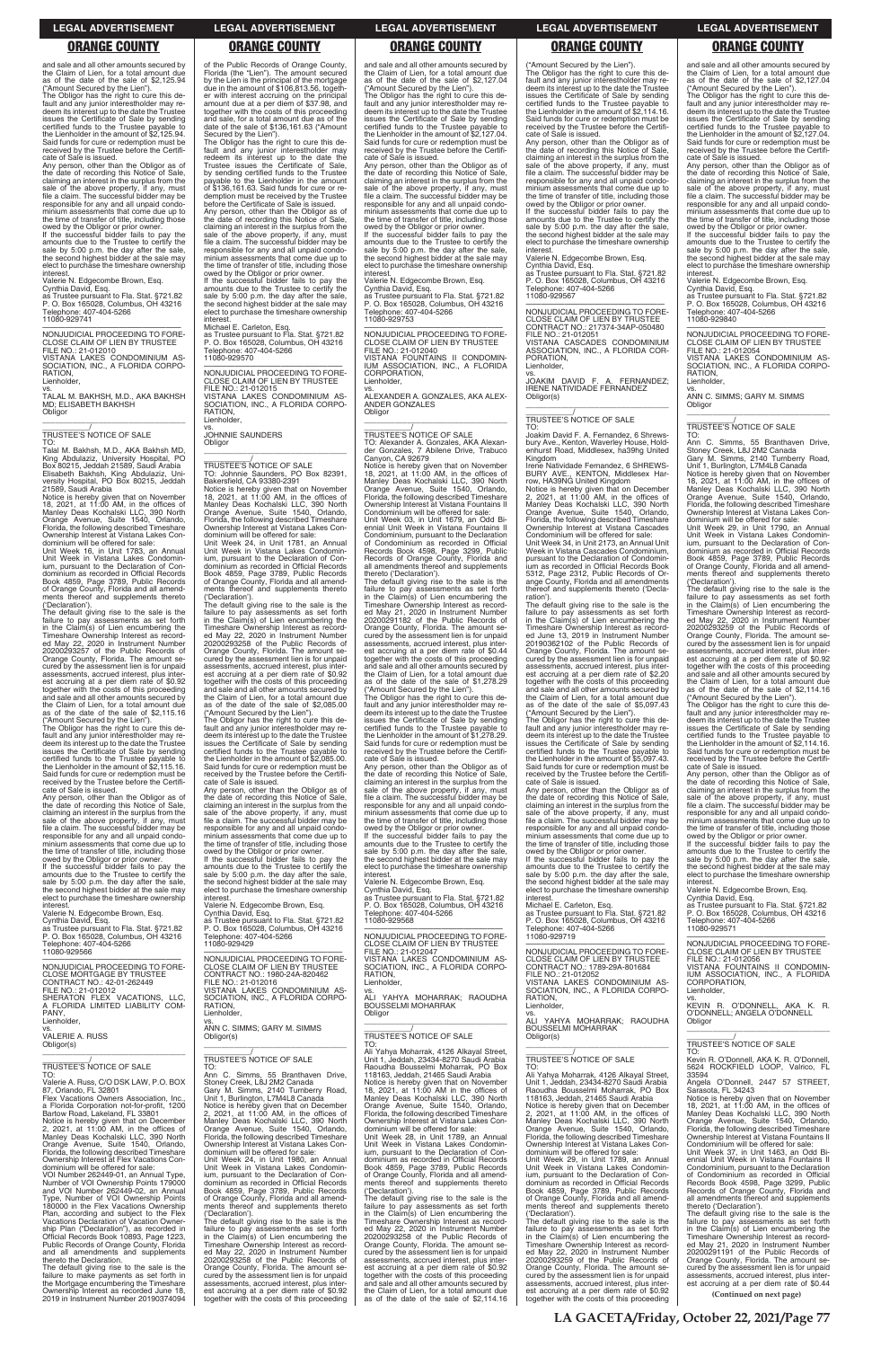and sale and all other amounts secured by the Claim of Lien, for a total amount due as of the date of the sale of $2,125.94 ("Amount Secured by the Lien").

The Obligor has the right to cure this default and any junior interestholder may redeem its interest up to the date the Trustee issues the Certificate of Sale by sending certified funds to the Trustee payable to the Lienholder in the amount of $2,125.94. Said funds for cure or redemption must be received by the Trustee before the Certificate of Sale is issued.

Any person, other than the Obligor as of the date of recording this Notice of Sale, claiming an interest in the surplus from the sale of the above property, if any, must file a claim. The successful bidder may be responsible for any and all unpaid condominium assessments that come due up to the time of transfer of title, including those owed by the Obligor or prior owner.

If the successful bidder fails to pay the amounts due to the Trustee to certify the sale by 5:00 p.m. the day after the sale, the second highest bidder at the sale may elect to purchase the timeshare ownership interest.

Valerie N. Edgecombe Brown, Esq.
Cynthia David, Esq.
as Trustee pursuant to Fla. Stat. §721.82
P. O. Box 165028, Columbus, OH 43216
Telephone: 407-404-5266
11080-929741

---

NONJUDICIAL PROCEEDING TO FORECLOSE CLAIM OF LIEN BY TRUSTEE
FILE NO.: 21-012010
VISTANA LAKES CONDOMINIUM ASSOCIATION, INC., A FLORIDA CORPORATION,
Lienholder,
vs.
TALAL M. BAKHSH, M.D., AKA BAKHSH MD; ELISABETH BAKHSH
Obligor

TRUSTEE'S NOTICE OF SALE
TO:
Talal M. Bakhsh, M.D., AKA Bakhsh MD, King Abdulaziz, University Hospital, PO Box 80215, Jeddah 21589, Saudi Arabia
Elisabeth Bakhsh, King Abdulaziz, University Hospital, PO Box 80215, Jeddah 21589, Saudi Arabia

Notice is hereby given that on November 18, 2021, at 11:00 AM, in the offices of Manley Deas Kochalski LLC, 390 North Orange Avenue, Suite 1540, Orlando, Florida, the following described Timeshare Ownership Interest at Vistana Lakes Condominium will be offered for sale:

Unit Week 16, in Unit 1783, an Annual Unit Week in Vistana Lakes Condominium, pursuant to the Declaration of Condominium as recorded in Official Records Book 4859, Page 3789, Public Records of Orange County, Florida and all amendments thereof and supplements thereto ('Declaration').

The default giving rise to the sale is the failure to pay assessments as set forth in the Claim(s) of Lien encumbering the Timeshare Ownership Interest as recorded May 22, 2020 in Instrument Number 20200293257 of the Public Records of Orange County, Florida. The amount secured by the assessment lien is for unpaid assessments, accrued interest, plus interest accruing at a per diem rate of $0.92 together with the costs of this proceeding and sale and all other amounts secured by the Claim of Lien, for a total amount due as of the date of the sale of $2,115.16 ("Amount Secured by the Lien").

The Obligor has the right to cure this default and any junior interestholder may redeem its interest up to the date the Trustee issues the Certificate of Sale by sending certified funds to the Trustee payable to the Lienholder in the amount of $2,115.16. Said funds for cure or redemption must be received by the Trustee before the Certificate of Sale is issued.

Any person, other than the Obligor as of the date of recording this Notice of Sale, claiming an interest in the surplus from the sale of the above property, if any, must file a claim. The successful bidder may be responsible for any and all unpaid condominium assessments that come due up to the time of transfer of title, including those owed by the Obligor or prior owner.

If the successful bidder fails to pay the amounts due to the Trustee to certify the sale by 5:00 p.m. the day after the sale, the second highest bidder at the sale may elect to purchase the timeshare ownership interest.

Valerie N. Edgecombe Brown, Esq.
Cynthia David, Esq.
as Trustee pursuant to Fla. Stat. §721.82
P. O. Box 165028, Columbus, OH 43216
Telephone: 407-404-5266
11080-929566

---

NONJUDICIAL PROCEEDING TO FORECLOSE MORTGAGE BY TRUSTEE
CONTRACT NO.: 42-01-262449
FILE NO.: 21-012012
SHERATON FLEX VACATIONS, LLC, A FLORIDA LIMITED LIABILITY COMPANY,
Lienholder,
vs.
VALERIE A. RUSS
Obligor(s)

TRUSTEE'S NOTICE OF SALE
TO:
Valerie A. Russ, C/O DSK LAW, P.O. BOX 87, Orlando, FL 32801

Flex Vacations Owners Association, Inc., a Florida Corporation not-for-profit, 1200 Bartow Road, Lakeland, FL 33801

Notice is hereby given that on December 2, 2021, at 11:00 AM, in the offices of Manley Deas Kochalski LLC, 390 North Orange Avenue, Suite 1540, Orlando, Florida, the following described Timeshare Ownership Interest at Flex Vacations Condominium will be offered for sale:

VOI Number 262449-01, an Annual Type, Number of VOI Ownership Points 179000 and VOI Number 262449-02, an Annual Type, Number of VOI Ownership Points 180000 in the Flex Vacations Ownership Plan, according and subject to the Flex Vacations Declaration of Vacation Ownership Plan ("Declaration"), as recorded in Official Records Book 10893, Page 1223, Public Records of Orange County, Florida and all amendments and supplements thereto the Declaration.

The default giving rise to the sale is the failure to make payments as set forth in the Mortgage encumbering the Timeshare Ownership Interest as recorded June 18, 2019 in Instrument Number 20190374094 of the Public Records of Orange County, Florida (the "Lien"). The amount secured by the Lien is the principal of the mortgage due in the amount of $106,813.56, together with interest accruing on the principal amount due at a per diem of $37.98, and together with the costs of this proceeding and sale, for a total amount due as of the date of the sale of $136,161.63 ("Amount Secured by the Lien").

The Obligor has the right to cure this default and any junior interestholder may redeem its interest up to the date the Trustee issues the Certificate of Sale, by sending certified funds to the Trustee payable to the Lienholder in the amount of $136,161.63. Said funds for cure or redemption must be received by the Trustee before the Certificate of Sale is issued.

Any person, other than the Obligor as of the date of recording this Notice of Sale, claiming an interest in the surplus from the sale of the above property, if any, must file a claim. The successful bidder may be responsible for any and all unpaid condominium assessments that come due up to the time of transfer of title, including those owed by the Obligor or prior owner.

If the successful bidder fails to pay the amounts due to the Trustee to certify the sale by 5:00 p.m. the day after the sale, the second highest bidder at the sale may elect to purchase the timeshare ownership interest.

Michael E. Carleton, Esq.
as Trustee pursuant to Fla. Stat. §721.82
P. O. Box 165028, Columbus, OH 43216
Telephone: 407-404-5266
11080-929570

---

NONJUDICIAL PROCEEDING TO FORECLOSE CLAIM OF LIEN BY TRUSTEE
FILE NO.: 21-012015
VISTANA LAKES CONDOMINIUM ASSOCIATION, INC., A FLORIDA CORPORATION,
Lienholder,
vs.
JOHNNIE SAUNDERS
Obligor

TRUSTEE'S NOTICE OF SALE
TO: Johnnie Saunders, PO Box 82391, Bakersfield, CA 93380-2391

Notice is hereby given that on November 18, 2021, at 11:00 AM, in the offices of Manley Deas Kochalski LLC, 390 North Orange Avenue, Suite 1540, Orlando, Florida, the following described Timeshare Ownership Interest at Vistana Lakes Condominium will be offered for sale:

Unit Week 24, in Unit 1781, an Annual Unit Week in Vistana Lakes Condominium, pursuant to the Declaration of Condominium as recorded in Official Records Book 4859, Page 3789, Public Records of Orange County, Florida and all amendments thereof and supplements thereto ('Declaration').

The default giving rise to the sale is the failure to pay assessments as set forth in the Claim(s) of Lien encumbering the Timeshare Ownership Interest as recorded May 22, 2020 in Instrument Number 20200293258 of the Public Records of Orange County, Florida. The amount secured by the assessment lien is for unpaid assessments, accrued interest, plus interest accruing at a per diem rate of $0.92 together with the costs of this proceeding and sale and all other amounts secured by the Claim of Lien, for a total amount due as of the date of the sale of $2,085.00 ("Amount Secured by the Lien").

The Obligor has the right to cure this default and any junior interestholder may redeem its interest up to the date the Trustee issues the Certificate of Sale by sending certified funds to the Trustee payable to the Lienholder in the amount of $2,085.00. Said funds for cure or redemption must be received by the Trustee before the Certificate of Sale is issued.

Any person, other than the Obligor as of the date of recording this Notice of Sale, claiming an interest in the surplus from the sale of the above property, if any, must file a claim. The successful bidder may be responsible for any and all unpaid condominium assessments that come due up to the time of transfer of title, including those owed by the Obligor or prior owner.

If the successful bidder fails to pay the amounts due to the Trustee to certify the sale by 5:00 p.m. the day after the sale, the second highest bidder at the sale may elect to purchase the timeshare ownership interest.

Valerie N. Edgecombe Brown, Esq.
Cynthia David, Esq.
as Trustee pursuant to Fla. Stat. §721.82
P. O. Box 165028, Columbus, OH 43216
Telephone: 407-404-5266
11080-929429

---

NONJUDICIAL PROCEEDING TO FORECLOSE CLAIM OF LIEN BY TRUSTEE
CONTRACT NO.: 1980-24A-820462
FILE NO.: 21-012016
VISTANA LAKES CONDOMINIUM ASSOCIATION, INC., A FLORIDA CORPORATION,
Lienholder,
vs.
ANN C. SIMMS; GARY M. SIMMS
Obligor(s)

TRUSTEE'S NOTICE OF SALE
TO:
Ann C. Simms, 55 Branthaven Drive, Stoney Creek, L8J 2M2 Canada
Gary M. Simms, 2140 Turnberry Road, Unit 1, Burlington, L7M4L8 Canada

Notice is hereby given that on December 2, 2021, at 11:00 AM, in the offices of Manley Deas Kochalski LLC, 390 North Orange Avenue, Suite 1540, Orlando, Florida, the following described Timeshare Ownership Interest at Vistana Lakes Condominium will be offered for sale:

Unit Week 24, in Unit 1980, an Annual Unit Week in Vistana Lakes Condominium, pursuant to the Declaration of Condominium as recorded in Official Records Book 4859, Page 3789, Public Records of Orange County, Florida and all amendments thereof and supplements thereto ('Declaration').

The default giving rise to the sale is the failure to pay assessments as set forth in the Claim(s) of Lien encumbering the Timeshare Ownership Interest as recorded May 22, 2020 in Instrument Number 20200293258 of the Public Records of Orange County, Florida. The amount secured by the assessment lien is for unpaid assessments, accrued interest, plus interest accruing at a per diem rate of $0.92 together with the costs of this proceeding and sale and all other amounts secured by the Claim of Lien, for a total amount due as of the date of the sale of $2,127.04 ("Amount Secured by the Lien").

The Obligor has the right to cure this default and any junior interestholder may redeem its interest up to the date the Trustee issues the Certificate of Sale by sending certified funds to the Trustee payable to the Lienholder in the amount of $2,127.04. Said funds for cure or redemption must be received by the Trustee before the Certificate of Sale is issued.

Any person, other than the Obligor as of the date of recording this Notice of Sale, claiming an interest in the surplus from the sale of the above property, if any, must file a claim. The successful bidder may be responsible for any and all unpaid condominium assessments that come due up to the time of transfer of title, including those owed by the Obligor or prior owner.

If the successful bidder fails to pay the amounts due to the Trustee to certify the sale by 5:00 p.m. the day after the sale, the second highest bidder at the sale may elect to purchase the timeshare ownership interest.

Valerie N. Edgecombe Brown, Esq.
Cynthia David, Esq.
as Trustee pursuant to Fla. Stat. §721.82
P. O. Box 165028, Columbus, OH 43216
Telephone: 407-404-5266
11080-929753

---

NONJUDICIAL PROCEEDING TO FORECLOSE CLAIM OF LIEN BY TRUSTEE
FILE NO.: 21-012040
VISTANA FOUNTAINS II CONDOMINIUM ASSOCIATION, INC., A FLORIDA CORPORATION,
Lienholder,
vs.
ALEXANDER A. GONZALES, AKA ALEXANDER GONZALES
Obligor

TRUSTEE'S NOTICE OF SALE
TO: Alexander A. Gonzales, AKA Alexander Gonzales, 7 Abilene Drive, Trabuco Canyon, CA 92679

Notice is hereby given that on November 18, 2021, at 11:00 AM, in the offices of Manley Deas Kochalski LLC, 390 North Orange Avenue, Suite 1540, Orlando, Florida, the following described Timeshare Ownership Interest at Vistana Fountains II Condominium will be offered for sale:

Unit Week 03, in Unit 1679, an Odd Biennial Unit Week in Vistana Fountains II Condominium, pursuant to the Declaration of Condominium as recorded in Official Records Book 4598, Page 3299, Public Records of Orange County, Florida and all amendments thereof and supplements thereto ('Declaration').

The default giving rise to the sale is the failure to pay assessments as set forth in the Claim(s) of Lien encumbering the Timeshare Ownership Interest as recorded May 21, 2020 in Instrument Number 20200291182 of the Public Records of Orange County, Florida. The amount secured by the assessment lien is for unpaid assessments, accrued interest, plus interest accruing at a per diem rate of $0.44 together with the costs of this proceeding and sale and all other amounts secured by the Claim of Lien, for a total amount due as of the date of the sale of $1,278.29 ("Amount Secured by the Lien").

The Obligor has the right to cure this default and any junior interestholder may redeem its interest up to the date the Trustee issues the Certificate of Sale by sending certified funds to the Trustee payable to the Lienholder in the amount of $1,278.29. Said funds for cure or redemption must be received by the Trustee before the Certificate of Sale is issued.

Any person, other than the Obligor as of the date of recording this Notice of Sale, claiming an interest in the surplus from the sale of the above property, if any, must file a claim. The successful bidder may be responsible for any and all unpaid condominium assessments that come due up to the time of transfer of title, including those owed by the Obligor or prior owner.

If the successful bidder fails to pay the amounts due to the Trustee to certify the sale by 5:00 p.m. the day after the sale, the second highest bidder at the sale may elect to purchase the timeshare ownership interest.

Valerie N. Edgecombe Brown, Esq.
Cynthia David, Esq.
as Trustee pursuant to Fla. Stat. §721.82
P. O. Box 165028, Columbus, OH 43216
Telephone: 407-404-5266
11080-929568

---

NONJUDICIAL PROCEEDING TO FORECLOSE CLAIM OF LIEN BY TRUSTEE
FILE NO.: 21-012047
VISTANA LAKES CONDOMINIUM ASSOCIATION, INC., A FLORIDA CORPORATION,
Lienholder,
vs.
ALI YAHYA MOHARRAK; RAOUDHA BOUSSELMI MOHARRAK
Obligor

TRUSTEE'S NOTICE OF SALE
TO:
Ali Yahya Moharrak, 4126 Alkayal Street, Unit 1, Jeddah, 23434-8270 Saudi Arabia
Raoudha Bousselmi Moharrak, PO Box 118163, Jeddah, 21465 Saudi Arabia

Notice is hereby given that on November 18, 2021, at 11:00 AM in the offices of Manley Deas Kochalski LLC, 390 North Orange Avenue, Suite 1540, Orlando, Florida, the following described Timeshare Ownership Interest at Vistana Lakes Condominium will be offered for sale:

Unit Week 28, in Unit 1789, an Annual Unit Week in Vistana Lakes Condominium, pursuant to the Declaration of Condominium as recorded in Official Records Book 4859, Page 3789, Public Records of Orange County, Florida and all amendments thereof and supplements thereto ('Declaration').

The default giving rise to the sale is the failure to pay assessments as set forth in the Claim(s) of Lien encumbering the Timeshare Ownership Interest as recorded May 22, 2020 in Instrument Number 20200293258 of the Public Records of Orange County, Florida. The amount secured by the assessment lien is for unpaid assessments, accrued interest, plus interest accruing at a per diem rate of $0.92 together with the costs of this proceeding and sale and all other amounts secured by the Claim of Lien, for a total amount due as of the date of the sale of $2,114.16 ("Amount Secured by the Lien").

The Obligor has the right to cure this default and any junior interestholder may redeem its interest up to the date the Trustee issues the Certificate of Sale by sending certified funds to the Trustee payable to the Lienholder in the amount of $2,114.16. Said funds for cure or redemption must be received by the Trustee before the Certificate of Sale is issued.

Any person, other than the Obligor as of the date of recording this Notice of Sale, claiming an interest in the surplus from the sale of the above property, if any, must file a claim. The successful bidder may be responsible for any and all unpaid condominium assessments that come due up to the time of transfer of title, including those owed by the Obligor or prior owner.

If the successful bidder fails to pay the amounts due to the Trustee to certify the sale by 5:00 p.m. the day after the sale, the second highest bidder at the sale may elect to purchase the timeshare ownership interest.

Valerie N. Edgecombe Brown, Esq.
Cynthia David, Esq.
as Trustee pursuant to Fla. Stat. §721.82
P. O. Box 165028, Columbus, OH 43216
Telephone: 407-404-5266
11080-929567

---

NONJUDICIAL PROCEEDING TO FORECLOSE CLAIM OF LIEN BY TRUSTEE
CONTRACT NO.: 217374-34AP-050480
FILE NO.: 21-012051
VISTANA CASCADES CONDOMINIUM ASSOCIATION, INC., A FLORIDA CORPORATION,
Lienholder,
vs.
JOAKIM DAVID F. A. FERNANDEZ; IRENE NATIVIDADE FERNANDEZ
Obligor(s)

TRUSTEE'S NOTICE OF SALE
TO:
Joakim David F. A. Fernandez, 6 Shrewsbury Ave., Kenton, Waverley House, Holdenhurst Road, Middlesex, ha39hg United Kingdom
Irene Natividade Fernandez, 6 SHREWSBURY AVE, KENTON, Middlesex Harrow, HA39HG United Kingdom

Notice is hereby given that on December 2, 2021, at 11:00 AM, in the offices of Manley Deas Kochalski LLC, 390 North Orange Avenue, Suite 1540, Orlando, Florida, the following described Timeshare Ownership Interest at Vistana Cascades Condominium will be offered for sale:

Unit Week 34, in Unit 2173, an Annual Unit Week in Vistana Cascades Condominium, pursuant to the Declaration of Condominium as recorded in Official Records Book 5312, Page 2312, Public Records of Orange County, Florida and all amendments thereof and supplements thereto ('Declaration').

The default giving rise to the sale is the failure to pay assessments as set forth in the Claim(s) of Lien encumbering the Timeshare Ownership Interest as recorded June 13, 2019 in Instrument Number 20190362102 of the Public Records of Orange County, Florida. The amount secured by the assessment lien is for unpaid assessments, accrued interest, plus interest accruing at a per diem rate of $2.20 together with the costs of this proceeding and sale and all other amounts secured by the Claim of Lien, for a total amount due as of the date of the sale of $5,097.43 ("Amount Secured by the Lien").

The Obligor has the right to cure this default and any junior interestholder may redeem its interest up to the date the Trustee issues the Certificate of Sale by sending certified funds to the Trustee payable to the Lienholder in the amount of $5,097.43. Said funds for cure or redemption must be received by the Trustee before the Certificate of Sale is issued.

Any person, other than the Obligor as of the date of recording this Notice of Sale, claiming an interest in the surplus from the sale of the above property, if any, must file a claim. The successful bidder may be responsible for any and all unpaid condominium assessments that come due up to the time of transfer of title, including those owed by the Obligor or prior owner.

If the successful bidder fails to pay the amounts due to the Trustee to certify the sale by 5:00 p.m. the day after the sale, the second highest bidder at the sale may elect to purchase the timeshare ownership interest.

Michael E. Carleton, Esq.
as Trustee pursuant to Fla. Stat. §721.82
P. O. Box 165028, Columbus, OH 43216
Telephone: 407-404-5266
11080-929719

---

NONJUDICIAL PROCEEDING TO FORECLOSE CLAIM OF LIEN BY TRUSTEE
CONTRACT NO.: 1789-29A-801684
FILE NO.: 21-012052
VISTANA LAKES CONDOMINIUM ASSOCIATION, INC., A FLORIDA CORPORATION,
Lienholder,
vs.
ALI YAHYA MOHARRAK; RAOUDHA BOUSSELMI MOHARRAK
Obligor(s)

TRUSTEE'S NOTICE OF SALE
TO:
Ali Yahya Moharrak, 4126 Alkayal Street, Unit 1, Jeddah, 23434-8270 Saudi Arabia
Raoudha Bousselmi Moharrak, PO Box 118163, Jeddah, 21465 Saudi Arabia

Notice is hereby given that on December 2, 2021, at 11:00 AM, in the offices of Manley Deas Kochalski LLC, 390 North Orange Avenue, Suite 1540, Orlando, Florida, the following described Timeshare Ownership Interest at Vistana Lakes Condominium will be offered for sale:

Unit Week 29, in Unit 1789, an Annual Unit Week in Vistana Lakes Condominium, pursuant to the Declaration of Condominium as recorded in Official Records Book 4859, Page 3789, Public Records of Orange County, Florida and all amendments thereof and supplements thereto ('Declaration').

The default giving rise to the sale is the failure to pay assessments as set forth in the Claim(s) of Lien encumbering the Timeshare Ownership Interest as recorded May 22, 2020 in Instrument Number 20200293259 of the Public Records of Orange County, Florida. The amount secured by the assessment lien is for unpaid assessments, accrued interest, plus interest accruing at a per diem rate of $0.92 together with the costs of this proceeding and sale and all other amounts secured by the Claim of Lien, for a total amount due as of the date of the sale of $2,127.04 ("Amount Secured by the Lien").

The Obligor has the right to cure this default and any junior interestholder may redeem its interest up to the date the Trustee issues the Certificate of Sale by sending certified funds to the Trustee payable to the Lienholder in the amount of $2,127.04. Said funds for cure or redemption must be received by the Trustee before the Certificate of Sale is issued.

Any person, other than the Obligor as of the date of recording this Notice of Sale, claiming an interest in the surplus from the sale of the above property, if any, must file a claim. The successful bidder may be responsible for any and all unpaid condominium assessments that come due up to the time of transfer of title, including those owed by the Obligor or prior owner.

If the successful bidder fails to pay the amounts due to the Trustee to certify the sale by 5:00 p.m. the day after the sale, the second highest bidder at the sale may elect to purchase the timeshare ownership interest.

Valerie N. Edgecombe Brown, Esq.
Cynthia David, Esq.
as Trustee pursuant to Fla. Stat. §721.82
P. O. Box 165028, Columbus, OH 43216
Telephone: 407-404-5266
11080-929840

---

NONJUDICIAL PROCEEDING TO FORECLOSE CLAIM OF LIEN BY TRUSTEE
FILE NO.: 21-012054
VISTANA LAKES CONDOMINIUM ASSOCIATION, INC., A FLORIDA CORPORATION,
Lienholder,
vs.
ANN C. SIMMS; GARY M. SIMMS
Obligor

TRUSTEE'S NOTICE OF SALE
TO:
Ann C. Simms, 55 Branthaven Drive, Stoney Creek, L8J 2M2 Canada
Gary M. Simms, 2140 Turnberry Road, Unit 1, Burlington, L7M4L8 Canada

Notice is hereby given that on November 18, 2021, at 11:00 AM, in the offices of Manley Deas Kochalski LLC, 390 North Orange Avenue, Suite 1540, Orlando, Florida, the following described Timeshare Ownership Interest at Vistana Lakes Condominium will be offered for sale:

Unit Week 29, in Unit 1790, an Annual Unit Week in Vistana Lakes Condominium, pursuant to the Declaration of Condominium as recorded in Official Records Book 4859, Page 3789, Public Records of Orange County, Florida and all amendments thereof and supplements thereto ('Declaration').

The default giving rise to the sale is the failure to pay assessments as set forth in the Claim(s) of Lien encumbering the Timeshare Ownership Interest as recorded May 22, 2020 in Instrument Number 20200293259 of the Public Records of Orange County, Florida. The amount secured by the assessment lien is for unpaid assessments, accrued interest, plus interest accruing at a per diem rate of $0.92 together with the costs of this proceeding and sale and all other amounts secured by the Claim of Lien, for a total amount due as of the date of the sale of $2,114.16 ("Amount Secured by the Lien").

The Obligor has the right to cure this default and any junior interestholder may redeem its interest up to the date the Trustee issues the Certificate of Sale by sending certified funds to the Trustee payable to the Lienholder in the amount of $2,114.16. Said funds for cure or redemption must be received by the Trustee before the Certificate of Sale is issued.

Any person, other than the Obligor as of the date of recording this Notice of Sale, claiming an interest in the surplus from the sale of the above property, if any, must file a claim. The successful bidder may be responsible for any and all unpaid condominium assessments that come due up to the time of transfer of title, including those owed by the Obligor or prior owner.

If the successful bidder fails to pay the amounts due to the Trustee to certify the sale by 5:00 p.m. the day after the sale, the second highest bidder at the sale may elect to purchase the timeshare ownership interest.

Valerie N. Edgecombe Brown, Esq.
Cynthia David, Esq.
as Trustee pursuant to Fla. Stat. §721.82
P. O. Box 165028, Columbus, OH 43216
Telephone: 407-404-5266
11080-929571

---

NONJUDICIAL PROCEEDING TO FORECLOSE CLAIM OF LIEN BY TRUSTEE
FILE NO.: 21-012056
VISTANA FOUNTAINS II CONDOMINIUM ASSOCIATION, INC., A FLORIDA CORPORATION,
Lienholder,
vs.
KEVIN R. O'DONNELL, AKA K. R. O'DONNELL; ANGELA O'DONNELL
Obligor

TRUSTEE'S NOTICE OF SALE
TO:
Kevin R. O'Donnell, AKA K. R. O'Donnell, 5624 ROCKFIELD LOOP, Valrico, FL 33594
Angela O'Donnell, 2447 57 STREET, Sarasota, FL 34243

Notice is hereby given that on November 18, 2021, at 11:00 AM, in the offices of Manley Deas Kochalski LLC, 390 North Orange Avenue, Suite 1540, Orlando, Florida, the following described Timeshare Ownership Interest at Vistana Fountains II Condominium will be offered for sale:

Unit Week 37, in Unit 1463, an Odd Biennial Unit Week in Vistana Fountains II Condominium, pursuant to the Declaration of Condominium as recorded in Official Records Book 4598, Page 3299, Public Records of Orange County, Florida and all amendments thereof and supplements thereto ('Declaration').

The default giving rise to the sale is the failure to pay assessments as set forth in the Claim(s) of Lien encumbering the Timeshare Ownership Interest as recorded May 21, 2020 in Instrument Number 20200291191 of the Public Records of Orange County, Florida. The amount secured by the assessment lien is for unpaid assessments, accrued interest, plus interest accruing at a per diem rate of $0.44

**(Continued on next page)**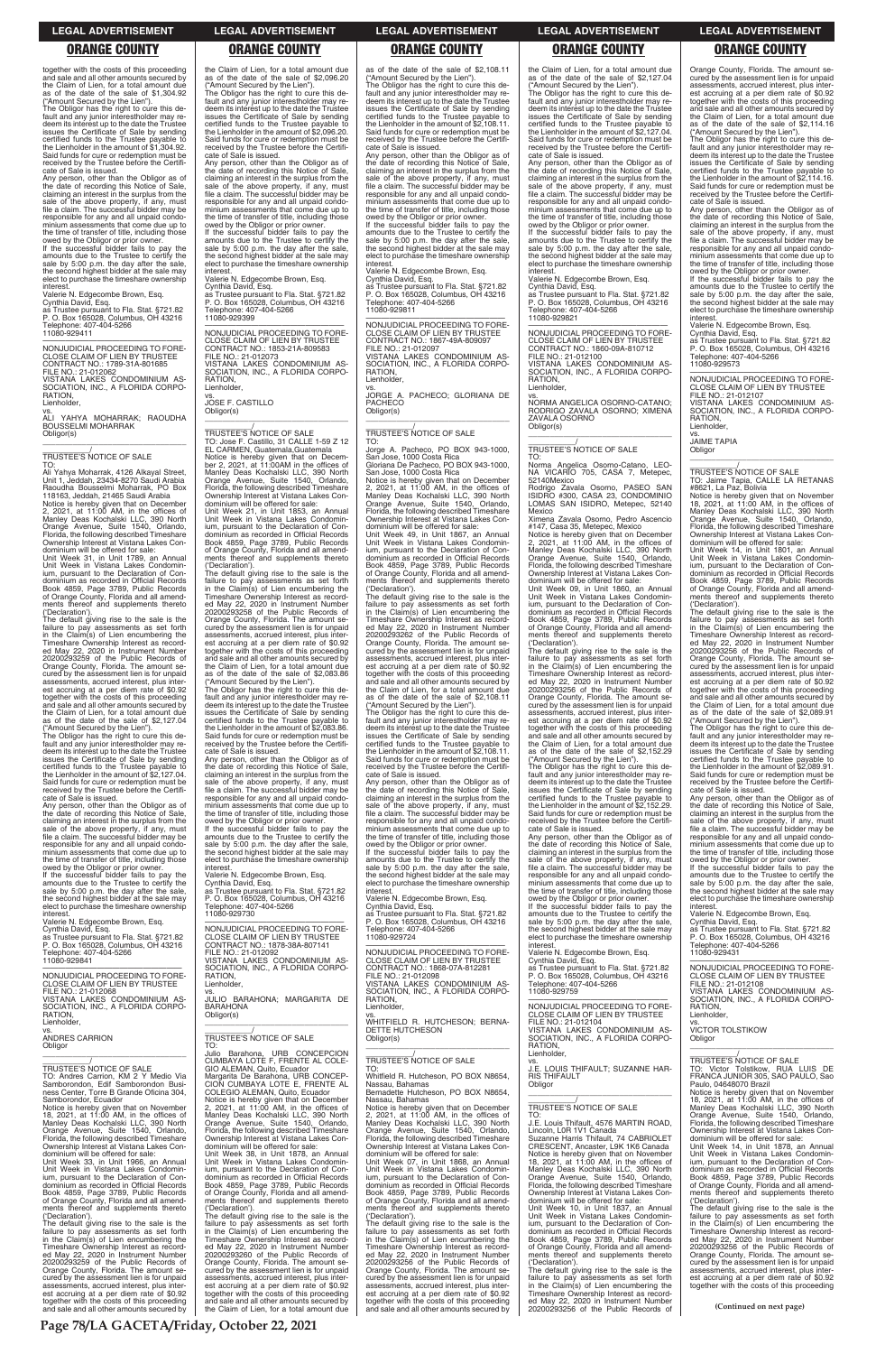together with the costs of this proceeding and sale and all other amounts secured by the Claim of Lien, for a total amount due as of the date of the sale of $1,304.92 ("Amount Secured by the Lien").

The Obligor has the right to cure this default and any junior interestholder may redeem its interest up to the date the Trustee issues the Certificate of Sale by sending certified funds to the Trustee payable to the Lienholder in the amount of $1,304.92. Said funds for cure or redemption must be received by the Trustee before the Certificate of Sale is issued.

Any person, other than the Obligor as of the date of recording this Notice of Sale, claiming an interest in the surplus from the sale of the above property, if any, must file a claim. The successful bidder may be responsible for any and all unpaid condominium assessments that come due up to the time of transfer of title, including those owed by the Obligor or prior owner.

If the successful bidder fails to pay the amounts due to the Trustee to certify the sale by 5:00 p.m. the day after the sale, the second highest bidder at the sale may elect to purchase the timeshare ownership interest.

Valerie N. Edgecombe Brown, Esq.
Cynthia David, Esq.
as Trustee pursuant to Fla. Stat. §721.82
P. O. Box 165028, Columbus, OH 43216
Telephone: 407-404-5266
11080-929411

---

NONJUDICIAL PROCEEDING TO FORECLOSE CLAIM OF LIEN BY TRUSTEE
CONTRACT NO.: 1789-31A-801685
FILE NO.: 21-012062
VISTANA LAKES CONDOMINIUM ASSOCIATION, INC., A FLORIDA CORPORATION,
Lienholder,
vs.
ALI YAHYA MOHARRAK; RAOUDHA BOUSSELMI MOHARRAK
Obligor(s)

\_\_\_\_\_\_\_\_\_\_\_\_\_\_\_\_\_\_\_\_\_\_\_\_\_\_\_\_\_\_\_\_\_/

TRUSTEE'S NOTICE OF SALE

TO:
Ali Yahya Moharrak, 4126 Alkayal Street, Unit 1, Jeddah, 23434-8270 Saudi Arabia
Raoudha Bousselmi Moharrak, PO Box 118163, Jeddah, 21465 Saudi Arabia

Notice is hereby given that on December 2, 2021, at 11:00 AM, in the offices of Manley Deas Kochalski LLC, 390 North Orange Avenue, Suite 1540, Orlando, Florida, the following described Timeshare Ownership Interest at Vistana Lakes Condominium will be offered for sale:

Unit Week 31, in Unit 1789, an Annual Unit Week in Vistana Lakes Condominium, pursuant to the Declaration of Condominium as recorded in Official Records Book 4859, Page 3789, Public Records of Orange County, Florida and all amendments thereof and supplements thereto ('Declaration').

The default giving rise to the sale is the failure to pay assessments as set forth in the Claim(s) of Lien encumbering the Timeshare Ownership Interest as recorded May 22, 2020 in Instrument Number 20200293259 of the Public Records of Orange County, Florida. The amount secured by the assessment lien is for unpaid assessments, accrued interest, plus interest accruing at a per diem rate of $0.92 together with the costs of this proceeding and sale and all other amounts secured by the Claim of Lien, for a total amount due as of the date of the sale of $2,127.04 ("Amount Secured by the Lien").

The Obligor has the right to cure this default and any junior interestholder may redeem its interest up to the date the Trustee issues the Certificate of Sale by sending certified funds to the Trustee payable to the Lienholder in the amount of $2,127.04. Said funds for cure or redemption must be received by the Trustee before the Certificate of Sale is issued.

Any person, other than the Obligor as of the date of recording this Notice of Sale, claiming an interest in the surplus from the sale of the above property, if any, must file a claim. The successful bidder may be responsible for any and all unpaid condominium assessments that come due up to the time of transfer of title, including those owed by the Obligor or prior owner.

If the successful bidder fails to pay the amounts due to the Trustee to certify the sale by 5:00 p.m. the day after the sale, the second highest bidder at the sale may elect to purchase the timeshare ownership interest.

Valerie N. Edgecombe Brown, Esq.
Cynthia David, Esq.
as Trustee pursuant to Fla. Stat. §721.82
P. O. Box 165028, Columbus, OH 43216
Telephone: 407-404-5266
11080-929841

---

NONJUDICIAL PROCEEDING TO FORECLOSE CLAIM OF LIEN BY TRUSTEE
FILE NO.: 21-012068
VISTANA LAKES CONDOMINIUM ASSOCIATION, INC., A FLORIDA CORPORATION,
Lienholder,
vs.
ANDRES CARRION
Obligor

\_\_\_\_\_\_\_\_\_\_\_\_\_\_\_\_\_\_\_\_\_\_\_\_\_\_\_\_\_\_\_\_\_/

TRUSTEE'S NOTICE OF SALE

TO: Andres Carrion, KM 2 Y Medio Via Samborondon, Edif Samborondon Business Center, Torre B Grande Oficina 304, Samborondor, Ecuador

Notice is hereby given that on November 18, 2021, at 11:00 AM, in the offices of Manley Deas Kochalski LLC, 390 North Orange Avenue, Suite 1540, Orlando, Florida, the following described Timeshare Ownership Interest at Vistana Lakes Condominium will be offered for sale:

Unit Week 33, in Unit 1966, an Annual Unit Week in Vistana Lakes Condominium, pursuant to the Declaration of Condominium as recorded in Official Records Book 4859, Page 3789, Public Records of Orange County, Florida and all amendments thereof and supplements thereto ('Declaration').

The default giving rise to the sale is the failure to pay assessments as set forth in the Claim(s) of Lien encumbering the Timeshare Ownership Interest as recorded May 22, 2020 in Instrument Number 20200293259 of the Public Records of Orange County, Florida. The amount secured by the assessment lien is for unpaid assessments, accrued interest, plus interest accruing at a per diem rate of $0.92 together with the costs of this proceeding and sale and all other amounts secured by the Claim of Lien, for a total amount due as of the date of the sale of $2,096.20 ("Amount Secured by the Lien").

The Obligor has the right to cure this default and any junior interestholder may redeem its interest up to the date the Trustee issues the Certificate of Sale by sending certified funds to the Trustee payable to the Lienholder in the amount of $2,096.20. Said funds for cure or redemption must be received by the Trustee before the Certificate of Sale is issued.

Any person, other than the Obligor as of the date of recording this Notice of Sale, claiming an interest in the surplus from the sale of the above property, if any, must file a claim. The successful bidder may be responsible for any and all unpaid condominium assessments that come due up to the time of transfer of title, including those owed by the Obligor or prior owner.

If the successful bidder fails to pay the amounts due to the Trustee to certify the sale by 5:00 p.m. the day after the sale, the second highest bidder at the sale may elect to purchase the timeshare ownership interest.

Valerie N. Edgecombe Brown, Esq.
Cynthia David, Esq.
as Trustee pursuant to Fla. Stat. §721.82
P. O. Box 165028, Columbus, OH 43216
Telephone: 407-404-5266
11080-929399

---

NONJUDICIAL PROCEEDING TO FORECLOSE CLAIM OF LIEN BY TRUSTEE
CONTRACT NO.: 1853-21A-809583
FILE NO.: 21-012073
VISTANA LAKES CONDOMINIUM ASSOCIATION, INC., A FLORIDA CORPORATION,
Lienholder,
vs.
JOSE F. CASTILLO
Obligor(s)

\_\_\_\_\_\_\_\_\_\_\_\_\_\_\_\_\_\_\_\_\_\_\_\_\_\_\_\_\_\_\_\_\_/

TRUSTEE'S NOTICE OF SALE

TO: Jose F. Castillo, 31 CALLE 1-59 Z 12 EL CARMEN, Guatemala,Guatemala

Notice is hereby given that on December 2, 2021, at 11:00AM in the offices of Manley Deas Kochalski LLC, 390 North Orange Avenue, Suite 1540, Orlando, Florida, the following described Timeshare Ownership Interest at Vistana Lakes Condominium will be offered for sale:

Unit Week 21, in Unit 1853, an Annual Unit Week in Vistana Lakes Condominium, pursuant to the Declaration of Condominium as recorded in Official Records Book 4859, Page 3789, Public Records of Orange County, Florida and all amendments thereof and supplements thereto ('Declaration').

The default giving rise to the sale is the failure to pay assessments as set forth in the Claim(s) of Lien encumbering the Timeshare Ownership Interest as recorded May 22, 2020 in Instrument Number 20200293258 of the Public Records of Orange County, Florida. The amount secured by the assessment lien is for unpaid assessments, accrued interest, plus interest accruing at a per diem rate of $0.92 together with the costs of this proceeding and sale and all other amounts secured by the Claim of Lien, for a total amount due as of the date of the sale of $2,083.86 ("Amount Secured by the Lien").

The Obligor has the right to cure this default and any junior interestholder may redeem its interest up to the date the Trustee issues the Certificate of Sale by sending certified funds to the Trustee payable to the Lienholder in the amount of $2,083.86. Said funds for cure or redemption must be received by the Trustee before the Certificate of Sale is issued.

Any person, other than the Obligor as of the date of recording this Notice of Sale, claiming an interest in the surplus from the sale of the above property, if any, must file a claim. The successful bidder may be responsible for any and all unpaid condominium assessments that come due up to the time of transfer of title, including those owed by the Obligor or prior owner.

If the successful bidder fails to pay the amounts due to the Trustee to certify the sale by 5:00 p.m. the day after the sale, the second highest bidder at the sale may elect to purchase the timeshare ownership interest.

Valerie N. Edgecombe Brown, Esq.
Cynthia David, Esq.
as Trustee pursuant to Fla. Stat. §721.82
P. O. Box 165028, Columbus, OH 43216
Telephone: 407-404-5266
11080-929730

---

NONJUDICIAL PROCEEDING TO FORECLOSE CLAIM OF LIEN BY TRUSTEE
CONTRACT NO.: 1878-38A-807141
FILE NO.: 21-012092
VISTANA LAKES CONDOMINIUM ASSOCIATION, INC., A FLORIDA CORPORATION,
Lienholder,
vs.
JULIO BARAHONA; MARGARITA DE BARAHONA
Obligor(s)

\_\_\_\_\_\_\_\_\_\_\_\_\_\_\_\_\_\_\_\_\_\_\_\_\_\_\_\_\_\_\_\_\_/

TRUSTEE'S NOTICE OF SALE

TO:
Julio Barahona, URB CONCEPCION CUMBAYA LOTE F, FRENTE AL COLEGIO ALEMAN, Quito, Ecuador
Margarita De Barahona, URB CONCEPCION CUMBAYA LOTE F, FRENTE AL COLEGIO ALEMAN, Quito, Ecuador

Notice is hereby given that on December 2, 2021, at 11:00 AM, in the offices of Manley Deas Kochalski LLC, 390 North Orange Avenue, Suite 1540, Orlando, Florida, the following described Timeshare Ownership Interest at Vistana Lakes Condominium will be offered for sale:

Unit Week 38, in Unit 1878, an Annual Unit Week in Vistana Lakes Condominium, pursuant to the Declaration of Condominium as recorded in Official Records Book 4859, Page 3789, Public Records of Orange County, Florida and all amendments thereof and supplements thereto ('Declaration').

The default giving rise to the sale is the failure to pay assessments as set forth in the Claim(s) of Lien encumbering the Timeshare Ownership Interest as recorded May 22, 2020 in Instrument Number 20200293260 of the Public Records of Orange County, Florida. The amount secured by the assessment lien is for unpaid assessments, accrued interest, plus interest accruing at a per diem rate of $0.92 together with the costs of this proceeding and sale and all other amounts secured by the Claim of Lien, for a total amount due as of the date of the sale of $2,108.11 ("Amount Secured by the Lien").

The Obligor has the right to cure this default and any junior interestholder may redeem its interest up to the date the Trustee issues the Certificate of Sale by sending certified funds to the Trustee payable to the Lienholder in the amount of $2,108.11. Said funds for cure or redemption must be received by the Trustee before the Certificate of Sale is issued.

Any person, other than the Obligor as of the date of recording this Notice of Sale, claiming an interest in the surplus from the sale of the above property, if any, must file a claim. The successful bidder may be responsible for any and all unpaid condominium assessments that come due up to the time of transfer of title, including those owed by the Obligor or prior owner.

If the successful bidder fails to pay the amounts due to the Trustee to certify the sale by 5:00 p.m. the day after the sale, the second highest bidder at the sale may elect to purchase the timeshare ownership interest.

Valerie N. Edgecombe Brown, Esq.
Cynthia David, Esq.
as Trustee pursuant to Fla. Stat. §721.82
P. O. Box 165028, Columbus, OH 43216
Telephone: 407-404-5266
11080-929811

---

NONJUDICIAL PROCEEDING TO FORECLOSE CLAIM OF LIEN BY TRUSTEE
CONTRACT NO.: 1867-49A-809097
FILE NO.: 21-012097
VISTANA LAKES CONDOMINIUM ASSOCIATION, INC., A FLORIDA CORPORATION,
Lienholder,
vs.
JORGE A. PACHECO; GLORIANA DE PACHECO
Obligor(s)

\_\_\_\_\_\_\_\_\_\_\_\_\_\_\_\_\_\_\_\_\_\_\_\_\_\_\_\_\_\_\_\_\_/

TRUSTEE'S NOTICE OF SALE

TO:
Jorge A. Pacheco, PO BOX 943-1000, San Jose, 1000 Costa Rica
Gloriana De Pacheco, PO BOX 943-1000, San Jose, 1000 Costa Rica

Notice is hereby given that on December 2, 2021, at 11:00 AM, in the offices of Manley Deas Kochalski LLC, 390 North Orange Avenue, Suite 1540, Orlando, Florida, the following described Timeshare Ownership Interest at Vistana Lakes Condominium will be offered for sale:

Unit Week 49, in Unit 1867, an Annual Unit Week in Vistana Lakes Condominium, pursuant to the Declaration of Condominium as recorded in Official Records Book 4859, Page 3789, Public Records of Orange County, Florida and all amendments thereof and supplements thereto ('Declaration').

The default giving rise to the sale is the failure to pay assessments as set forth in the Claim(s) of Lien encumbering the Timeshare Ownership Interest as recorded May 22, 2020 in Instrument Number 20200293262 of the Public Records of Orange County, Florida. The amount secured by the assessment lien is for unpaid assessments, accrued interest, plus interest accruing at a per diem rate of $0.92 together with the costs of this proceeding and sale and all other amounts secured by the Claim of Lien, for a total amount due as of the date of the sale of $2,108.11 ("Amount Secured by the Lien").

The Obligor has the right to cure this default and any junior interestholder may redeem its interest up to the date the Trustee issues the Certificate of Sale by sending certified funds to the Trustee payable to the Lienholder in the amount of $2,108.11. Said funds for cure or redemption must be received by the Trustee before the Certificate of Sale is issued.

Any person, other than the Obligor as of the date of recording this Notice of Sale, claiming an interest in the surplus from the sale of the above property, if any, must file a claim. The successful bidder may be responsible for any and all unpaid condominium assessments that come due up to the time of transfer of title, including those owed by the Obligor or prior owner.

If the successful bidder fails to pay the amounts due to the Trustee to certify the sale by 5:00 p.m. the day after the sale, the second highest bidder at the sale may elect to purchase the timeshare ownership interest.

Valerie N. Edgecombe Brown, Esq.
Cynthia David, Esq.
as Trustee pursuant to Fla. Stat. §721.82
P. O. Box 165028, Columbus, OH 43216
Telephone: 407-404-5266
11080-929724

---

NONJUDICIAL PROCEEDING TO FORECLOSE CLAIM OF LIEN BY TRUSTEE
CONTRACT NO.: 1868-07A-812281
FILE NO.: 21-012098
VISTANA LAKES CONDOMINIUM ASSOCIATION, INC., A FLORIDA CORPORATION,
Lienholder,
vs.
WHITFIELD R. HUTCHESON; BERNADETTE HUTCHESON
Obligor(s)

\_\_\_\_\_\_\_\_\_\_\_\_\_\_\_\_\_\_\_\_\_\_\_\_\_\_\_\_\_\_\_\_\_/

TRUSTEE'S NOTICE OF SALE

TO:
Whitfield R. Hutcheson, PO BOX N8654, Nassau, Bahamas
Bernadette Hutcheson, PO BOX N8654, Nassau, Bahamas

Notice is hereby given that on December 2, 2021, at 11:00 AM, in the offices of Manley Deas Kochalski LLC, 390 North Orange Avenue, Suite 1540, Orlando, Florida, the following described Timeshare Ownership Interest at Vistana Lakes Condominium will be offered for sale:

Unit Week 07, in Unit 1868, an Annual Unit Week in Vistana Lakes Condominium, pursuant to the Declaration of Condominium as recorded in Official Records Book 4859, Page 3789, Public Records of Orange County, Florida and all amendments thereof and supplements thereto ('Declaration').

The default giving rise to the sale is the failure to pay assessments as set forth in the Claim(s) of Lien encumbering the Timeshare Ownership Interest as recorded May 22, 2020 in Instrument Number 20200293256 of the Public Records of Orange County, Florida. The amount secured by the assessment lien is for unpaid assessments, accrued interest, plus interest accruing at a per diem rate of $0.92 together with the costs of this proceeding and sale and all other amounts secured by the Claim of Lien, for a total amount due as of the date of the sale of $2,127.04 ("Amount Secured by the Lien").

The Obligor has the right to cure this default and any junior interestholder may redeem its interest up to the date the Trustee issues the Certificate of Sale by sending certified funds to the Trustee payable to the Lienholder in the amount of $2,127.04. Said funds for cure or redemption must be received by the Trustee before the Certificate of Sale is issued.

Any person, other than the Obligor as of the date of recording this Notice of Sale, claiming an interest in the surplus from the sale of the above property, if any, must file a claim. The successful bidder may be responsible for any and all unpaid condominium assessments that come due up to the time of transfer of title, including those owed by the Obligor or prior owner.

If the successful bidder fails to pay the amounts due to the Trustee to certify the sale by 5:00 p.m. the day after the sale, the second highest bidder at the sale may elect to purchase the timeshare ownership interest.

Valerie N. Edgecombe Brown, Esq.
Cynthia David, Esq.
as Trustee pursuant to Fla. Stat. §721.82
P. O. Box 165028, Columbus, OH 43216
Telephone: 407-404-5266
11080-929821

---

NONJUDICIAL PROCEEDING TO FORECLOSE CLAIM OF LIEN BY TRUSTEE
CONTRACT NO.: 1860-09A-810712
FILE NO.: 21-012100
VISTANA LAKES CONDOMINIUM ASSOCIATION, INC., A FLORIDA CORPORATION,
Lienholder,
vs.
NORMA ANGELICA OSORNO-CATANO; RODRIGO ZAVALA OSORNO; XIMENA ZAVALA OSORNO
Obligor(s)

\_\_\_\_\_\_\_\_\_\_\_\_\_\_\_\_\_\_\_\_\_\_\_\_\_\_\_\_\_\_\_\_\_/

TRUSTEE'S NOTICE OF SALE

TO:
Norma Angelica Osorno-Catano, LEONA VICARIO 705, CASA 7, Metepec, 52140Mexico
Rodrigo Zavala Osorno, PASEO SAN ISIDRO #300, CASA 23, CONDOMINIO LOMAS SAN ISIDRO, Metepec, 52140 Mexico
Ximena Zavala Osorno, Pedro Ascencio #147, Casa 35, Metepec, Mexico

Notice is hereby given that on December 2, 2021, at 11:00 AM, in the offices of Manley Deas Kochalski LLC, 390 North Orange Avenue, Suite 1540, Orlando, Florida, the following described Timeshare Ownership Interest at Vistana Lakes Condominium will be offered for sale:

Unit Week 09, in Unit 1860, an Annual Unit Week in Vistana Lakes Condominium, pursuant to the Declaration of Condominium as recorded in Official Records Book 4859, Page 3789, Public Records of Orange County, Florida and all amendments thereof and supplements thereto ('Declaration').

The default giving rise to the sale is the failure to pay assessments as set forth in the Claim(s) of Lien encumbering the Timeshare Ownership Interest as recorded May 22, 2020 in Instrument Number 20200293256 of the Public Records of Orange County, Florida. The amount secured by the assessment lien is for unpaid assessments, accrued interest, plus interest accruing at a per diem rate of $0.92 together with the costs of this proceeding and sale and all other amounts secured by the Claim of Lien, for a total amount due as of the date of the sale of $2,152.29 ("Amount Secured by the Lien").

The Obligor has the right to cure this default and any junior interestholder may redeem its interest up to the date the Trustee issues the Certificate of Sale by sending certified funds to the Trustee payable to the Lienholder in the amount of $2,152.29. Said funds for cure or redemption must be received by the Trustee before the Certificate of Sale is issued.

Any person, other than the Obligor as of the date of recording this Notice of Sale, claiming an interest in the surplus from the sale of the above property, if any, must file a claim. The successful bidder may be responsible for any and all unpaid condominium assessments that come due up to the time of transfer of title, including those owed by the Obligor or prior owner.

If the successful bidder fails to pay the amounts due to the Trustee to certify the sale by 5:00 p.m. the day after the sale, the second highest bidder at the sale may elect to purchase the timeshare ownership interest.

Valerie N. Edgecombe Brown, Esq.
Cynthia David, Esq.
as Trustee pursuant to Fla. Stat. §721.82
P. O. Box 165028, Columbus, OH 43216
Telephone: 407-404-5266
11080-929759

---

NONJUDICIAL PROCEEDING TO FORECLOSE CLAIM OF LIEN BY TRUSTEE
FILE NO.: 21-012104
VISTANA LAKES CONDOMINIUM ASSOCIATION, INC., A FLORIDA CORPORATION,
Lienholder,
vs.
J.E. LOUIS THIFAULT; SUZANNE HARRIS THIFAULT
Obligor

\_\_\_\_\_\_\_\_\_\_\_\_\_\_\_\_\_\_\_\_\_\_\_\_\_\_\_\_\_\_\_\_\_/

TRUSTEE'S NOTICE OF SALE

TO:
J.E. Louis Thifault, 4576 MARTIN ROAD, Lincoln, L0R 1V1 Canada
Suzanne Harris Thifault, 74 CABRIOLET CRESCENT, Ancaster, L9K 1K6 Canada

Notice is hereby given that on November 18, 2021, at 11:00 AM, in the offices of Manley Deas Kochalski LLC, 390 North Orange Avenue, Suite 1540, Orlando, Florida, the following described Timeshare Ownership Interest at Vistana Lakes Condominium will be offered for sale:

Unit Week 10, in Unit 1837, an Annual Unit Week in Vistana Lakes Condominium, pursuant to the Declaration of Condominium as recorded in Official Records Book 4859, Page 3789, Public Records of Orange County, Florida and all amendments thereof and supplements thereto ('Declaration').

The default giving rise to the sale is the failure to pay assessments as set forth in the Claim(s) of Lien encumbering the Timeshare Ownership Interest as recorded May 22, 2020 in Instrument Number 20200293256 of the Public Records of Orange County, Florida. The amount secured by the assessment lien is for unpaid assessments, accrued interest, plus interest accruing at a per diem rate of $0.92 together with the costs of this proceeding and sale and all other amounts secured by the Claim of Lien, for a total amount due as of the date of the sale of $2,114.16 ("Amount Secured by the Lien").

The Obligor has the right to cure this default and any junior interestholder may redeem its interest up to the date the Trustee issues the Certificate of Sale by sending certified funds to the Trustee payable to the Lienholder in the amount of $2,114.16. Said funds for cure or redemption must be received by the Trustee before the Certificate of Sale is issued.

Any person, other than the Obligor as of the date of recording this Notice of Sale, claiming an interest in the surplus from the sale of the above property, if any, must file a claim. The successful bidder may be responsible for any and all unpaid condominium assessments that come due up to the time of transfer of title, including those owed by the Obligor or prior owner.

If the successful bidder fails to pay the amounts due to the Trustee to certify the sale by 5:00 p.m. the day after the sale, the second highest bidder at the sale may elect to purchase the timeshare ownership interest.

Valerie N. Edgecombe Brown, Esq.
Cynthia David, Esq.
as Trustee pursuant to Fla. Stat. §721.82
P. O. Box 165028, Columbus, OH 43216
Telephone: 407-404-5266
11080-929573

---

NONJUDICIAL PROCEEDING TO FORECLOSE CLAIM OF LIEN BY TRUSTEE
FILE NO.: 21-012107
VISTANA LAKES CONDOMINIUM ASSOCIATION, INC., A FLORIDA CORPORATION,
Lienholder,
vs.
JAIME TAPIA
Obligor

\_\_\_\_\_\_\_\_\_\_\_\_\_\_\_\_\_\_\_\_\_\_\_\_\_\_\_\_\_\_\_\_\_/

TRUSTEE'S NOTICE OF SALE

TO: Jaime Tapia, CALLE LA RETANAS #8621, La Paz, Bolivia

Notice is hereby given that on November 18, 2021, at 11:00 AM, in the offices of Manley Deas Kochalski LLC, 390 North Orange Avenue, Suite 1540, Orlando, Florida, the following described Timeshare Ownership Interest at Vistana Lakes Condominium will be offered for sale:

Unit Week 14, in Unit 1801, an Annual Unit Week in Vistana Lakes Condominium, pursuant to the Declaration of Condominium as recorded in Official Records Book 4859, Page 3789, Public Records of Orange County, Florida and all amendments thereof and supplements thereto ('Declaration').

The default giving rise to the sale is the failure to pay assessments as set forth in the Claim(s) of Lien encumbering the Timeshare Ownership Interest as recorded May 22, 2020 in Instrument Number 20200293256 of the Public Records of Orange County, Florida. The amount secured by the assessment lien is for unpaid assessments, accrued interest, plus interest accruing at a per diem rate of $0.92 together with the costs of this proceeding and sale and all other amounts secured by the Claim of Lien, for a total amount due as of the date of the sale of $2,089.91 ("Amount Secured by the Lien").

The Obligor has the right to cure this default and any junior interestholder may redeem its interest up to the date the Trustee issues the Certificate of Sale by sending certified funds to the Trustee payable to the Lienholder in the amount of $2,089.91. Said funds for cure or redemption must be received by the Trustee before the Certificate of Sale is issued.

Any person, other than the Obligor as of the date of recording this Notice of Sale, claiming an interest in the surplus from the sale of the above property, if any, must file a claim. The successful bidder may be responsible for any and all unpaid condominium assessments that come due up to the time of transfer of title, including those owed by the Obligor or prior owner.

If the successful bidder fails to pay the amounts due to the Trustee to certify the sale by 5:00 p.m. the day after the sale, the second highest bidder at the sale may elect to purchase the timeshare ownership interest.

Valerie N. Edgecombe Brown, Esq.
Cynthia David, Esq.
as Trustee pursuant to Fla. Stat. §721.82
P. O. Box 165028, Columbus, OH 43216
Telephone: 407-404-5266
11080-929431

---

NONJUDICIAL PROCEEDING TO FORECLOSE CLAIM OF LIEN BY TRUSTEE
FILE NO.: 21-012108
VISTANA LAKES CONDOMINIUM ASSOCIATION, INC., A FLORIDA CORPORATION,
Lienholder,
vs.
VICTOR TOLSTIKOW
Obligor

\_\_\_\_\_\_\_\_\_\_\_\_\_\_\_\_\_\_\_\_\_\_\_\_\_\_\_\_\_\_\_\_\_/

TRUSTEE'S NOTICE OF SALE

TO: Victor Tolstikow, RUA LUIS DE FRANCA JUNIOR 305, SAO PAULO, Sao Paulo, 04648070 Brazil

Notice is hereby given that on November 18, 2021, at 11:00 AM, in the offices of Manley Deas Kochalski LLC, 390 North Orange Avenue, Suite 1540, Orlando, Florida, the following described Timeshare Ownership Interest at Vistana Lakes Condominium will be offered for sale:

Unit Week 14, in Unit 1878, an Annual Unit Week in Vistana Lakes Condominium, pursuant to the Declaration of Condominium as recorded in Official Records Book 4859, Page 3789, Public Records of Orange County, Florida and all amendments thereof and supplements thereto ('Declaration').

The default giving rise to the sale is the failure to pay assessments as set forth in the Claim(s) of Lien encumbering the Timeshare Ownership Interest as recorded May 22, 2020 in Instrument Number 20200293256 of the Public Records of Orange County, Florida. The amount secured by the assessment lien is for unpaid assessments, accrued interest, plus interest accruing at a per diem rate of $0.92 together with the costs of this proceeding

**(Continued on next page)**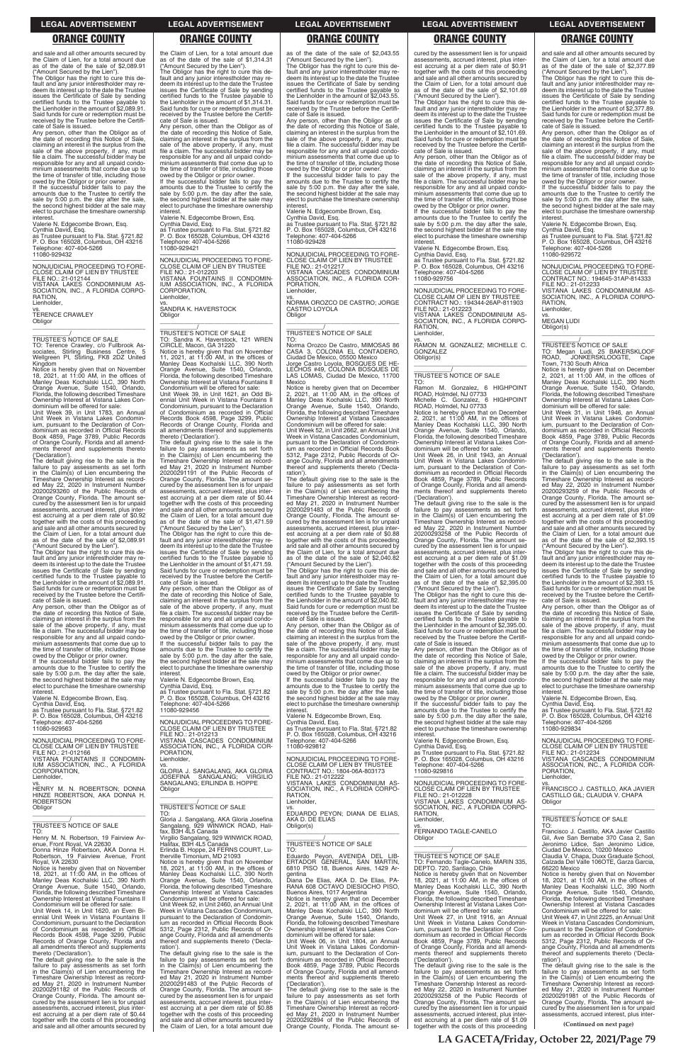## LEGAL ADVERTISEMENT

## ORANGE COUNTY

and sale and all other amounts secured by the Claim of Lien, for a total amount due as of the date of the sale of $2,089.91 ("Amount Secured by the Lien").

The Obligor has the right to cure this default and any junior interestholder may redeem its interest up to the date the Trustee issues the Certificate of Sale by sending certified funds to the Trustee payable to the Lienholder in the amount of $2,089.91. Said funds for cure or redemption must be received by the Trustee before the Certificate of Sale is issued.

Any person, other than the Obligor as of the date of recording this Notice of Sale, claiming an interest in the surplus from the sale of the above property, if any, must file a claim. The successful bidder may be responsible for any and all unpaid condominium assessments that come due up to the time of transfer of title, including those owed by the Obligor or prior owner.

If the successful bidder fails to pay the amounts due to the Trustee to certify the sale by 5:00 p.m. the day after the sale, the second highest bidder at the sale may elect to purchase the timeshare ownership interest.

Valerie N. Edgecombe Brown, Esq.
Cynthia David, Esq.
as Trustee pursuant to Fla. Stat. §721.82
P. O. Box 165028, Columbus, OH 43216
Telephone: 407-404-5266
11080-929432

---

NONJUDICIAL PROCEEDING TO FORECLOSE CLAIM OF LIEN BY TRUSTEE
FILE NO.: 21-012144
VISTANA LAKES CONDOMINIUM ASSOCIATION, INC., A FLORIDA CORPORATION,
Lienholder,
vs.
TERENCE CRAWLEY
Obligor

TRUSTEE'S NOTICE OF SALE
TO: Terence Crawley, c/o Fullbrook Associates, Stirling Business Centre, 5 Wellgreen Pl, Stirling, FK8 2DZ United Kingdom

Notice is hereby given that on November 18, 2021, at 11:00 AM, in the offices of Manley Deas Kochalski LLC, 390 North Orange Avenue, Suite 1540, Orlando, Florida, the following described Timeshare Ownership Interest at Vistana Lakes Condominium will be offered for sale:

Unit Week 39, in Unit 1783, an Annual Unit Week in Vistana Lakes Condominium, pursuant to the Declaration of Condominium as recorded in Official Records Book 4859, Page 3789, Public Records of Orange County, Florida and all amendments thereof and supplements thereto ('Declaration').

The default giving rise to the sale is the failure to pay assessments as set forth in the Claim(s) of Lien encumbering the Timeshare Ownership Interest as recorded May 22, 2020 in Instrument Number 20200293260 of the Public Records of Orange County, Florida. The amount secured by the assessment lien is for unpaid assessments, accrued interest, plus interest accruing at a per diem rate of $0.92 together with the costs of this proceeding and sale and all other amounts secured by the Claim of Lien, for a total amount due as of the date of the sale of $2,089.91 ("Amount Secured by the Lien").

The Obligor has the right to cure this default and any junior interestholder may redeem its interest up to the date the Trustee issues the Certificate of Sale by sending certified funds to the Trustee payable to the Lienholder in the amount of $2,089.91. Said funds for cure or redemption must be received by the Trustee before the Certificate of Sale is issued.

Any person, other than the Obligor as of the date of recording this Notice of Sale, claiming an interest in the surplus from the sale of the above property, if any, must file a claim. The successful bidder may be responsible for any and all unpaid condominium assessments that come due up to the time of transfer of title, including those owed by the Obligor or prior owner.

If the successful bidder fails to pay the amounts due to the Trustee to certify the sale by 5:00 p.m. the day after the sale, the second highest bidder at the sale may elect to purchase the timeshare ownership interest.

Valerie N. Edgecombe Brown, Esq.
Cynthia David, Esq.
as Trustee pursuant to Fla. Stat. §721.82
P. O. Box 165028, Columbus, OH 43216
Telephone: 407-404-5266
11080-929563

---

NONJUDICIAL PROCEEDING TO FORECLOSE CLAIM OF LIEN BY TRUSTEE
FILE NO.: 21-012166
VISTANA FOUNTAINS II CONDOMINIUM ASSOCIATION, INC., A FLORIDA CORPORATION,
Lienholder,
vs.
HENRY M. N. ROBERTSON; DONNA HINZE ROBERTSON, AKA DONNA H. ROBERTSON
Obligor

TRUSTEE'S NOTICE OF SALE
TO:
Henry M. N. Robertson, 19 Fairview Avenue, Front Royal, VA 22630
Donna Hinze Robertson, AKA Donna H. Robertson, 19 Fairview Avenue, Front Royal, VA 22630

Notice is hereby given that on November 18, 2021, at 11:00 AM, in the offices of Manley Deas Kochalski LLC, 390 North Orange Avenue, Suite 1540, Orlando, Florida, the following described Timeshare Ownership Interest at Vistana Fountains II Condominium will be offered for sale:

Unit Week 14, in Unit 1620, an Even Biennial Unit Week in Vistana Fountains II Condominium, pursuant to the Declaration of Condominium as recorded in Official Records Book 4598, Page 3299, Public Records of Orange County, Florida and all amendments thereof and supplements thereto ('Declaration').

The default giving rise to the sale is the failure to pay assessments as set forth in the Claim(s) of Lien encumbering the Timeshare Ownership Interest as recorded May 21, 2020 in Instrument Number 20200291182 of the Public Records of Orange County, Florida. The amount secured by the assessment lien is for unpaid assessments, accrued interest, plus interest accruing at a per diem rate of $0.44 together with the costs of this proceeding and sale and all other amounts secured by the Claim of Lien, for a total amount due as of the date of the sale of $1,314.31 ("Amount Secured by the Lien").

The Obligor has the right to cure this default and any junior interestholder may redeem its interest up to the date the Trustee issues the Certificate of Sale by sending certified funds to the Trustee payable to the Lienholder in the amount of $1,314.31. Said funds for cure or redemption must be received by the Trustee before the Certificate of Sale is issued.

Any person, other than the Obligor as of the date of recording this Notice of Sale, claiming an interest in the surplus from the sale of the above property, if any, must file a claim. The successful bidder may be responsible for any and all unpaid condominium assessments that come due up to the time of transfer of title, including those owed by the Obligor or prior owner.

If the successful bidder fails to pay the amounts due to the Trustee to certify the sale by 5:00 p.m. the day after the sale, the second highest bidder at the sale may elect to purchase the timeshare ownership interest.

Valerie N. Edgecombe Brown, Esq.
Cynthia David, Esq.
as Trustee pursuant to Fla. Stat. §721.82
P. O. Box 165028, Columbus, OH 43216
Telephone: 407-404-5266
11080-929421

---

NONJUDICIAL PROCEEDING TO FORECLOSE CLAIM OF LIEN BY TRUSTEE
FILE NO.: 21-012203
VISTANA FOUNTAINS II CONDOMINIUM ASSOCIATION, INC., A FLORIDA CORPORATION,
Lienholder,
vs.
SANDRA K. HAVERSTOCK
Obligor

TRUSTEE'S NOTICE OF SALE
TO: Sandra K. Haverstock, 121 WREN CIRCLE, Macon, GA 31220

Notice is hereby given that on November 11, 2021, at 11:00 AM, in the offices of Manley Deas Kochalski LLC, 390 North Orange Avenue, Suite 1540, Orlando, Florida, the following described Timeshare Ownership Interest at Vistana Fountains II Condominium will be offered for sale:

Unit Week 39, in Unit 1621, an Odd Biennial Unit Week in Vistana Fountains II Condominium, pursuant to the Declaration of Condominium as recorded in Official Records Book 4598, Page 3299, Public Records of Orange County, Florida and all amendments thereof and supplements thereto ('Declaration').

The default giving rise to the sale is the failure to pay assessments as set forth in the Claim(s) of Lien encumbering the Timeshare Ownership Interest as recorded May 21, 2020 in Instrument Number 20200291181 of the Public Records of Orange County, Florida. The amount secured by the assessment lien is for unpaid assessments, accrued interest, plus interest accruing at a per diem rate of $0.44 together with the costs of this proceeding and sale and all other amounts secured by the Claim of Lien, for a total amount due as of the date of the sale of $1,471.59 ("Amount Secured by the Lien").

The Obligor has the right to cure this default and any junior interestholder may redeem its interest up to the date the Trustee issues the Certificate of Sale by sending certified funds to the Trustee payable to the Lienholder in the amount of $1,471.59. Said funds for cure or redemption must be received by the Trustee before the Certificate of Sale is issued.

Any person, other than the Obligor as of the date of recording this Notice of Sale, claiming an interest in the surplus from the sale of the above property, if any, must file a claim. The successful bidder may be responsible for any and all unpaid condominium assessments that come due up to the time of transfer of title, including those owed by the Obligor or prior owner.

If the successful bidder fails to pay the amounts due to the Trustee to certify the sale by 5:00 p.m. the day after the sale, the second highest bidder at the sale may elect to purchase the timeshare ownership interest.

Valerie N. Edgecombe Brown, Esq.
Cynthia David, Esq.
as Trustee pursuant to Fla. Stat. §721.82
P. O. Box 165028, Columbus, OH 43216
Telephone: 407-404-5266
11080-929456

---

NONJUDICIAL PROCEEDING TO FORECLOSE CLAIM OF LIEN BY TRUSTEE
FILE NO.: 21-012213
VISTANA CASCADES CONDOMINIUM ASSOCIATION, INC., A FLORIDA CORPORATION,
Lienholder,
vs.
GLORIA J. SANGALANG, AKA GLORIA JOSEFINA SANGALANG; VIRGILIO SANGALANG; ERLINDA B. HOPPE
Obligor

TRUSTEE'S NOTICE OF SALE
TO:
Gloria J. Sangalang, AKA Gloria Josefina Sangalang, 929 WINWICK ROAD, Halifax, B3H 4L5 Canada
Virgilio Sangalang, 929 WINWICK ROAD, Halifax, B3H 4L5 Canada
Erlinda B. Hoppe, 24 FERNS COURT, Lutherville Timonium, MD 21093

Notice is hereby given that on November 18, 2021, at 11:00 AM, in the offices of Manley Deas Kochalski LLC, 390 North Orange Avenue, Suite 1540, Orlando, Florida, the following described Timeshare Ownership Interest at Vistana Cascades Condominium will be offered for sale:

Unit Week 52, in Unit 2460, an Annual Unit Week in Vistana Cascades Condominium, pursuant to the Declaration of Condominium as recorded in Official Records Book 5312, Page 2312, Public Records of Orange County, Florida and all amendments thereof and supplements thereto ('Declaration').

The default giving rise to the sale is the failure to pay assessments as set forth in the Claim(s) of Lien encumbering the Timeshare Ownership Interest as recorded May 21, 2020 in Instrument Number 20200291483 of the Public Records of Orange County, Florida. The amount secured by the assessment lien is for unpaid assessments, accrued interest, plus interest accruing at a per diem rate of $0.88 together with the costs of this proceeding and sale and all other amounts secured by the Claim of Lien, for a total amount due as of the date of the sale of $2,043.55 ("Amount Secured by the Lien").

The Obligor has the right to cure this default and any junior interestholder may redeem its interest up to the date the Trustee issues the Certificate of Sale by sending certified funds to the Trustee payable to the Lienholder in the amount of $2,043.55. Said funds for cure or redemption must be received by the Trustee before the Certificate of Sale is issued.

Any person, other than the Obligor as of the date of recording this Notice of Sale, claiming an interest in the surplus from the sale of the above property, if any, must file a claim. The successful bidder may be responsible for any and all unpaid condominium assessments that come due up to the time of transfer of title, including those owed by the Obligor or prior owner.

If the successful bidder fails to pay the amounts due to the Trustee to certify the sale by 5:00 p.m. the day after the sale, the second highest bidder at the sale may elect to purchase the timeshare ownership interest.

Valerie N. Edgecombe Brown, Esq.
Cynthia David, Esq.
as Trustee pursuant to Fla. Stat. §721.82
P. O. Box 165028, Columbus, OH 43216
Telephone: 407-404-5266
11080-929428

---

NONJUDICIAL PROCEEDING TO FORECLOSE CLAIM OF LIEN BY TRUSTEE
FILE NO.: 21-012217
VISTANA CASCADES CONDOMINIUM ASSOCIATION, INC., A FLORIDA CORPORATION,
Lienholder,
vs.
NORMA OROZCO DE CASTRO; JORGE CASTRO LOYOLA
Obligor

TRUSTEE'S NOTICE OF SALE
TO:
Norma Orozco De Castro, MIMOSAS 86 CASA 3, COLONIA EL CONTADERO, Ciudad De Mexico, 05500 Mexico
Jorge Castro Loyola, BOSQUES DE HELECHOS #49, COLONIA BOSQUES DE LAS LOMAS, Ciudad De Mexico, 11700 Mexico

Notice is hereby given that on December 2, 2021, at 11:00 AM, in the offices of Manley Deas Kochalski LLC, 390 North Orange Avenue, Suite 1540, Orlando, Florida, the following described Timeshare Ownership Interest at Vistana Cascades Condominium will be offered for sale:

Unit Week 52, in Unit 2662, an Annual Unit Week in Vistana Cascades Condominium, pursuant to the Declaration of Condominium as recorded in Official Records Book 5312, Page 2312, Public Records of Orange County, Florida and all amendments thereof and supplements thereto ('Declaration').

The default giving rise to the sale is the failure to pay assessments as set forth in the Claim(s) of Lien encumbering the Timeshare Ownership Interest as recorded May 21, 2020 in Instrument Number 20200291483 of the Public Records of Orange County, Florida. The amount secured by the assessment lien is for unpaid assessments, accrued interest, plus interest accruing at a per diem rate of $0.88 together with the costs of this proceeding and sale and all other amounts secured by the Claim of Lien, for a total amount due as of the date of the sale of $2,040.82 ("Amount Secured by the Lien").

The Obligor has the right to cure this default and any junior interestholder may redeem its interest up to the date the Trustee issues the Certificate of Sale by sending certified funds to the Trustee payable to the Lienholder in the amount of $2,040.82. Said funds for cure or redemption must be received by the Trustee before the Certificate of Sale is issued.

Any person, other than the Obligor as of the date of recording this Notice of Sale, claiming an interest in the surplus from the sale of the above property, if any, must file a claim. The successful bidder may be responsible for any and all unpaid condominium assessments that come due up to the time of transfer of title, including those owed by the Obligor or prior owner.

If the successful bidder fails to pay the amounts due to the Trustee to certify the sale by 5:00 p.m. the day after the sale, the second highest bidder at the sale may elect to purchase the timeshare ownership interest.

Valerie N. Edgecombe Brown, Esq.
Cynthia David, Esq.
as Trustee pursuant to Fla. Stat. §721.82
P. O. Box 165028, Columbus, OH 43216
Telephone: 407-404-5266
11080-929812

---

NONJUDICIAL PROCEEDING TO FORECLOSE CLAIM OF LIEN BY TRUSTEE
CONTRACT NO.: 1804-06A-803173
FILE NO.: 21-012222
VISTANA LAKES CONDOMINIUM ASSOCIATION, INC., A FLORIDA CORPORATION,
Lienholder,
vs.
EDUARDO PEYON; DIANA DE ELIAS, AKA D. DE ELIAS
Obligor(s)

TRUSTEE'S NOTICE OF SALE
TO:
Eduardo Peyon, AVENIDA DEL LIBERTADOR GENERAL SAN MARTIN, 6810 PISO 18, Buenos Aires, 1429 Argentina
Diana De Elias, AKA D. De Elias, PARANA 608 OCTAVO DIESIOCHO PISO, Buenos Aires, 1017 Argentina

Notice is hereby given that on December 2, 2021, at 11:00 AM, in the offices of Manley Deas Kochalski LLC, 390 North Orange Avenue, Suite 1540, Orlando, Florida, the following described Timeshare Ownership Interest at Vistana Lakes Condominium will be offered for sale:

Unit Week 06, in Unit 1804, an Annual Unit Week in Vistana Lakes Condominium, pursuant to the Declaration of Condominium as recorded in Official Records Book 4859, Page 3789, Public Records of Orange County, Florida and all amendments thereof and supplements thereto ('Declaration').

The default giving rise to the sale is the failure to pay assessments as set forth in the Claim(s) of Lien encumbering the Timeshare Ownership Interest as recorded May 21, 2020 in Instrument Number 20200292894 of the Public Records of Orange County, Florida. The amount secured by the assessment lien is for unpaid assessments, accrued interest, plus interest accruing at a per diem rate of $0.91 together with the costs of this proceeding and sale and all other amounts secured by the Claim of Lien, for a total amount due as of the date of the sale of $2,101.69 ("Amount Secured by the Lien").

The Obligor has the right to cure this default and any junior interestholder may redeem its interest up to the date the Trustee issues the Certificate of Sale by sending certified funds to the Trustee payable to the Lienholder in the amount of $2,101.69. Said funds for cure or redemption must be received by the Trustee before the Certificate of Sale is issued.

Any person, other than the Obligor as of the date of recording this Notice of Sale, claiming an interest in the surplus from the sale of the above property, if any, must file a claim. The successful bidder may be responsible for any and all unpaid condominium assessments that come due up to the time of transfer of title, including those owed by the Obligor or prior owner.

If the successful bidder fails to pay the amounts due to the Trustee to certify the sale by 5:00 p.m. the day after the sale, the second highest bidder at the sale may elect to purchase the timeshare ownership interest.

Valerie N. Edgecombe Brown, Esq.
Cynthia David, Esq.
as Trustee pursuant to Fla. Stat. §721.82
P. O. Box 165028, Columbus, OH 43216
Telephone: 407-404-5266
11080-929756

---

NONJUDICIAL PROCEEDING TO FORECLOSE CLAIM OF LIEN BY TRUSTEE
CONTRACT NO.: 194344-26AP-811903
FILE NO.: 21-012223
VISTANA LAKES CONDOMINIUM ASSOCIATION, INC., A FLORIDA CORPORATION,
Lienholder,
vs.
RAMON M. GONZALEZ; MICHELLE C. GONZALEZ
Obligor(s)

TRUSTEE'S NOTICE OF SALE
TO:
Ramon M. Gonzalez, 6 HIGHPOINT ROAD, Holmdel, NJ 07733
Michelle C. Gonzalez, 6 HIGHPOINT ROAD, Holmdel, NJ 07733

Notice is hereby given that on December 2, 2021, at 11:00 AM, in the offices of Manley Deas Kochalski LLC, 390 North Orange Avenue, Suite 1540, Orlando, Florida, the following described Timeshare Ownership Interest at Vistana Lakes Condominium will be offered for sale:

Unit Week 26, in Unit 1943, an Annual Unit Week in Vistana Lakes Condominium, pursuant to the Declaration of Condominium as recorded in Official Records Book 4859, Page 3789, Public Records of Orange County, Florida and all amendments thereof and supplements thereto ('Declaration').

The default giving rise to the sale is the failure to pay assessments as set forth in the Claim(s) of Lien encumbering the Timeshare Ownership Interest as recorded May 22, 2020 in Instrument Number 20200293258 of the Public Records of Orange County, Florida. The amount secured by the assessment lien is for unpaid assessments, accrued interest, plus interest accruing at a per diem rate of $1.09 together with the costs of this proceeding and sale and all other amounts secured by the Claim of Lien, for a total amount due as of the date of the sale of $2,395.00 ("Amount Secured by the Lien").

The Obligor has the right to cure this default and any junior interestholder may redeem its interest up to the date the Trustee issues the Certificate of Sale by sending certified funds to the Trustee payable to the Lienholder in the amount of $2,395.00. Said funds for cure or redemption must be received by the Trustee before the Certificate of Sale is issued.

Any person, other than the Obligor as of the date of recording this Notice of Sale, claiming an interest in the surplus from the sale of the above property, if any, must file a claim. The successful bidder may be responsible for any and all unpaid condominium assessments that come due up to the time of transfer of title, including those owed by the Obligor or prior owner.

If the successful bidder fails to pay the amounts due to the Trustee to certify the sale by 5:00 p.m. the day after the sale, the second highest bidder at the sale may elect to purchase the timeshare ownership interest.

Valerie N. Edgecombe Brown, Esq.
Cynthia David, Esq.
as Trustee pursuant to Fla. Stat. §721.82
P. O. Box 165028, Columbus, OH 43216
Telephone: 407-404-5266
11080-929816

---

NONJUDICIAL PROCEEDING TO FORECLOSE CLAIM OF LIEN BY TRUSTEE
FILE NO.: 21-012228
VISTANA LAKES CONDOMINIUM ASSOCIATION, INC., A FLORIDA CORPORATION,
Lienholder,
vs.
FERNANDO TAGLE-CANELO
Obligor

TRUSTEE'S NOTICE OF SALE
TO: Fernando Tagle-Canelo, MARIN 335, DEPTO. 720, Santiago, Chile

Notice is hereby given that on November 18, 2021, at 11:00 AM, in the offices of Manley Deas Kochalski LLC, 390 North Orange Avenue, Suite 1540, Orlando, Florida, the following described Timeshare Ownership Interest at Vistana Lakes Condominium will be offered for sale:

Unit Week 27, in Unit 1916, an Annual Unit Week in Vistana Lakes Condominium, pursuant to the Declaration of Condominium as recorded in Official Records Book 4859, Page 3789, Public Records of Orange County, Florida and all amendments thereof and supplements thereto ('Declaration').

The default giving rise to the sale is the failure to pay assessments as set forth in the Claim(s) of Lien encumbering the Timeshare Ownership Interest as recorded May 22, 2020 in Instrument Number 20200293258 of the Public Records of Orange County, Florida. The amount secured by the assessment lien is for unpaid assessments, accrued interest, plus interest accruing at a per diem rate of $1.09 together with the costs of this proceeding and sale and all other amounts secured by the Claim of Lien, for a total amount due as of the date of the sale of $2,377.89 ("Amount Secured by the Lien").

The Obligor has the right to cure this default and any junior interestholder may redeem its interest up to the date the Trustee issues the Certificate of Sale by sending certified funds to the Trustee payable to the Lienholder in the amount of $2,377.89. Said funds for cure or redemption must be received by the Trustee before the Certificate of Sale is issued.

Any person, other than the Obligor as of the date of recording this Notice of Sale, claiming an interest in the surplus from the sale of the above property, if any, must file a claim. The successful bidder may be responsible for any and all unpaid condominium assessments that come due up to the time of transfer of title, including those owed by the Obligor or prior owner.

If the successful bidder fails to pay the amounts due to the Trustee to certify the sale by 5:00 p.m. the day after the sale, the second highest bidder at the sale may elect to purchase the timeshare ownership interest.

Valerie N. Edgecombe Brown, Esq.
Cynthia David, Esq.
as Trustee pursuant to Fla. Stat. §721.82
P. O. Box 165028, Columbus, OH 43216
Telephone: 407-404-5266
11080-929572

---

NONJUDICIAL PROCEEDING TO FORECLOSE CLAIM OF LIEN BY TRUSTEE
CONTRACT NO.: 194645-31AP-814333
FILE NO.: 21-012233
VISTANA LAKES CONDOMINIUM ASSOCIATION, INC., A FLORIDA CORPORATION,
Lienholder,
vs.
MEGAN LUDI
Obligor(s)

TRUSTEE'S NOTICE OF SALE
TO: Megan Ludi, 25 BAKERSKLOOF ROAD, JONKERSKLOOGTE, Cape Town, 7130 South Africa

Notice is hereby given that on December 2, 2021, at 11:00 AM, in the offices of Manley Deas Kochalski LLC, 390 North Orange Avenue, Suite 1540, Orlando, Florida, the following described Timeshare Ownership Interest at Vistana Lakes Condominium will be offered for sale:

Unit Week 31, in Unit 1946, an Annual Unit Week in Vistana Lakes Condominium, pursuant to the Declaration of Condominium as recorded in Official Records Book 4859, Page 3789, Public Records of Orange County, Florida and all amendments thereof and supplements thereto ('Declaration').

The default giving rise to the sale is the failure to pay assessments as set forth in the Claim(s) of Lien encumbering the Timeshare Ownership Interest as recorded May 22, 2020 in Instrument Number 20200293259 of the Public Records of Orange County, Florida. The amount secured by the assessment lien is for unpaid assessments, accrued interest, plus interest accruing at a per diem rate of $1.09 together with the costs of this proceeding and sale and all other amounts secured by the Claim of Lien, for a total amount due as of the date of the sale of $2,393.15 ("Amount Secured by the Lien").

The Obligor has the right to cure this default and any junior interestholder may redeem its interest up to the date the Trustee issues the Certificate of Sale by sending certified funds to the Trustee payable to the Lienholder in the amount of $2,393.15. Said funds for cure or redemption must be received by the Trustee before the Certificate of Sale is issued.

Any person, other than the Obligor as of the date of recording this Notice of Sale, claiming an interest in the surplus from the sale of the above property, if any, must file a claim. The successful bidder may be responsible for any and all unpaid condominium assessments that come due up to the time of transfer of title, including those owed by the Obligor or prior owner.

If the successful bidder fails to pay the amounts due to the Trustee to certify the sale by 5:00 p.m. the day after the sale, the second highest bidder at the sale may elect to purchase the timeshare ownership interest.

Valerie N. Edgecombe Brown, Esq.
Cynthia David, Esq.
as Trustee pursuant to Fla. Stat. §721.82
P. O. Box 165028, Columbus, OH 43216
Telephone: 407-404-5266
11080-929834

---

NONJUDICIAL PROCEEDING TO FORECLOSE CLAIM OF LIEN BY TRUSTEE
FILE NO.: 21-012234
VISTANA CASCADES CONDOMINIUM ASSOCIATION, INC., A FLORIDA CORPORATION,
Lienholder,
vs.
FRANCISCO J. CASTILLO, AKA JAVIER CASTILLO GIL; CLAUDIA V. CHAPA
Obligor

TRUSTEE'S NOTICE OF SALE
TO:
Francisco J. Castillo, AKA Javier Castillo Gil, Ave San Bernabe 370 Casa 2, San Jeronimo Lidice, San Jeronimo Lidice, Ciudad De Mexico, 10200 Mexico
Claudia V. Chapa, Duxx Graduate School, Calzada Del Valle 106OTE, Garza Garcia, 66220 Mexico

Notice is hereby given that on November 18, 2021, at 11:00 AM, in the offices of Manley Deas Kochalski LLC, 390 North Orange Avenue, Suite 1540, Orlando, Florida, the following described Timeshare Ownership Interest at Vistana Cascades Condominium will be offered for sale:

Unit Week 47, in Unit 2225, an Annual Unit Week in Vistana Cascades Condominium, pursuant to the Declaration of Condominium as recorded in Official Records Book 5312, Page 2312, Public Records of Orange County, Florida and all amendments thereof and supplements thereto ('Declaration').

The default giving rise to the sale is the failure to pay assessments as set forth in the Claim(s) of Lien encumbering the Timeshare Ownership Interest as recorded May 21, 2020 in Instrument Number 20200291981 of the Public Records of Orange County, Florida. The amount secured by the assessment lien is for unpaid assessments, accrued interest, plus inter-

**(Continued on next page)**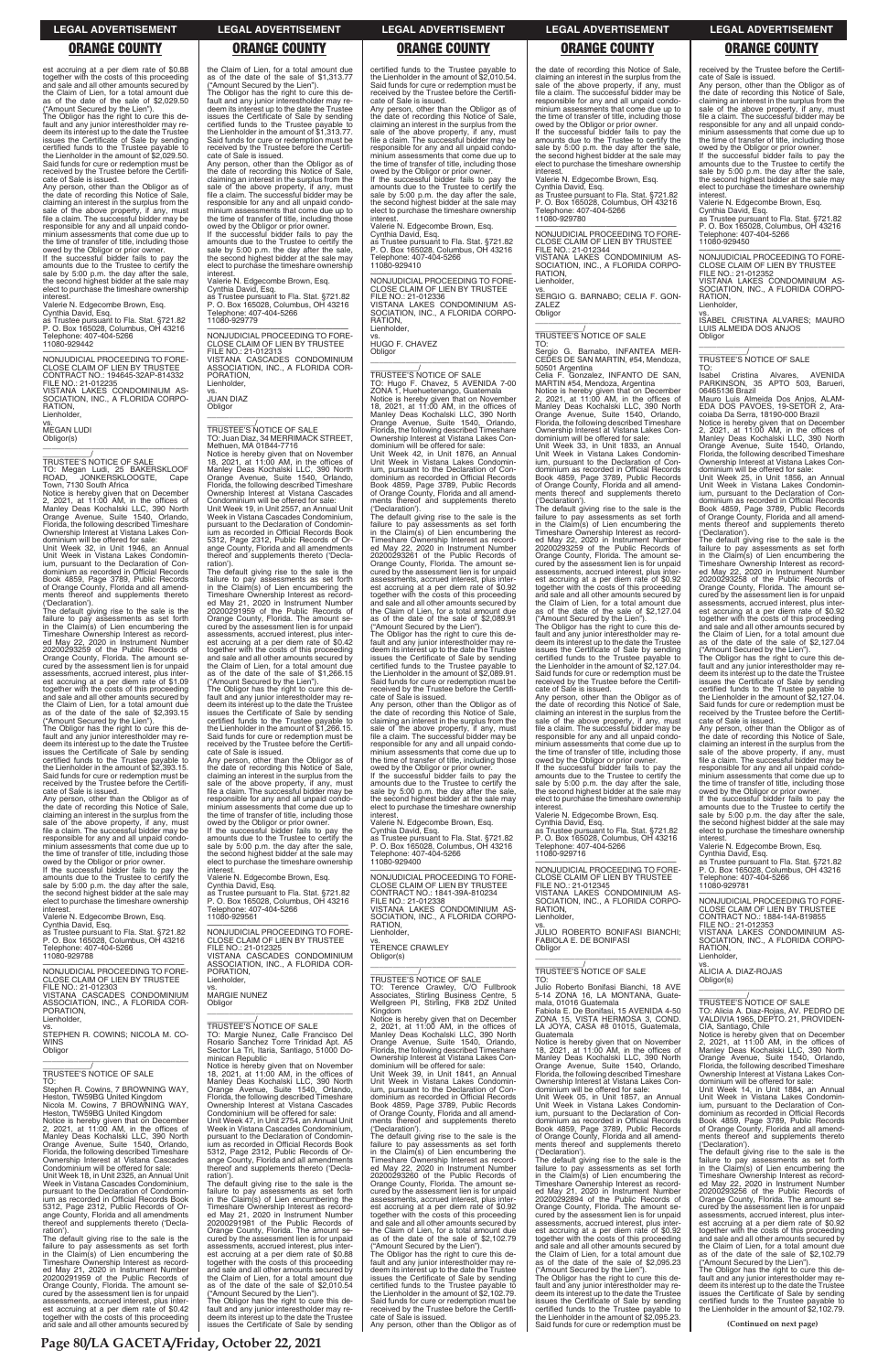est accruing at a per diem rate of $0.88 together with the costs of this proceeding and sale and all other amounts secured by the Claim of Lien, for a total amount due as of the date of the sale of $2,029.50 ("Amount Secured by the Lien").

The Obligor has the right to cure this default and any junior interestholder may redeem its interest up to the date the Trustee issues the Certificate of Sale by sending certified funds to the Trustee payable to the Lienholder in the amount of $2,029.50. Said funds for cure or redemption must be received by the Trustee before the Certificate of Sale is issued.

Any person, other than the Obligor as of the date of recording this Notice of Sale, claiming an interest in the surplus from the sale of the above property, if any, must file a claim. The successful bidder may be responsible for any and all unpaid condominium assessments that come due up to the time of transfer of title, including those owed by the Obligor or prior owner.

If the successful bidder fails to pay the amounts due to the Trustee to certify the sale by 5:00 p.m. the day after the sale, the second highest bidder at the sale may elect to purchase the timeshare ownership interest.

Valerie N. Edgecombe Brown, Esq.
Cynthia David, Esq.
as Trustee pursuant to Fla. Stat. §721.82
P. O. Box 165028, Columbus, OH 43216
Telephone: 407-404-5266
11080-929442

NONJUDICIAL PROCEEDING TO FORECLOSE CLAIM OF LIEN BY TRUSTEE
CONTRACT NO.: 194645-32AP-814332
FILE NO.: 21-012235
VISTANA LAKES CONDOMINIUM ASSOCIATION, INC., A FLORIDA CORPORATION,
Lienholder,
vs.
MEGAN LUDI
Obligor(s)

TRUSTEE'S NOTICE OF SALE

TO: Megan Ludi, 25 BAKERSKLOOF ROAD, JONKERSKLOOGTE, Cape Town, 7130 South Africa

Notice is hereby given that on December 2, 2021, at 11:00 AM, in the offices of Manley Deas Kochalski LLC, 390 North Orange Avenue, Suite 1540, Orlando, Florida, the following described Timeshare Ownership Interest at Vistana Lakes Condominium will be offered for sale:

Unit Week 32, in Unit 1946, an Annual Unit Week in Vistana Lakes Condominium, pursuant to the Declaration of Condominium as recorded in Official Records Book 4859, Page 3789, Public Records of Orange County, Florida and all amendments thereof and supplements thereto ('Declaration').

The default giving rise to the sale is the failure to pay assessments as set forth in the Claim(s) of Lien encumbering the Timeshare Ownership Interest as recorded May 22, 2020 in Instrument Number 20200293259 of the Public Records of Orange County, Florida. The amount secured by the assessment lien is for unpaid assessments, accrued interest, plus interest accruing at a per diem rate of $1.09 together with the costs of this proceeding and sale and all other amounts secured by the Claim of Lien, for a total amount due as of the date of the sale of $2,393.15 ("Amount Secured by the Lien").

The Obligor has the right to cure this default and any junior interestholder may redeem its interest up to the date the Trustee issues the Certificate of Sale by sending certified funds to the Trustee payable to the Lienholder in the amount of $2,393.15. Said funds for cure or redemption must be received by the Trustee before the Certificate of Sale is issued.

Any person, other than the Obligor as of the date of recording this Notice of Sale, claiming an interest in the surplus from the sale of the above property, if any, must file a claim. The successful bidder may be responsible for any and all unpaid condominium assessments that come due up to the time of transfer of title, including those owed by the Obligor or prior owner.

If the successful bidder fails to pay the amounts due to the Trustee to certify the sale by 5:00 p.m. the day after the sale, the second highest bidder at the sale may elect to purchase the timeshare ownership interest.

Valerie N. Edgecombe Brown, Esq.
Cynthia David, Esq.
as Trustee pursuant to Fla. Stat. §721.82
P. O. Box 165028, Columbus, OH 43216
Telephone: 407-404-5266
11080-929788

NONJUDICIAL PROCEEDING TO FORECLOSE CLAIM OF LIEN BY TRUSTEE
FILE NO.: 21-012303
VISTANA CASCADES CONDOMINIUM ASSOCIATION, INC., A FLORIDA CORPORATION,
Lienholder,
vs.
STEPHEN R. COWINS; NICOLA M. COWINS
Obligor

TRUSTEE'S NOTICE OF SALE

TO:
Stephen R. Cowins, 7 BROWNING WAY, Heston, TW59BG United Kingdom
Nicola M. Cowins, 7 BROWNING WAY, Heston, TW59BG United Kingdom

Notice is hereby given that on December 2, 2021, at 11:00 AM, in the offices of Manley Deas Kochalski LLC, 390 North Orange Avenue, Suite 1540, Orlando, Florida, the following described Timeshare Ownership Interest at Vistana Cascades Condominium will be offered for sale:

Unit Week 18, in Unit 2325, an Annual Unit Week in Vistana Cascades Condominium, pursuant to the Declaration of Condominium as recorded in Official Records Book 5312, Page 2312, Public Records of Orange County, Florida and all amendments thereof and supplements thereto ('Declaration').

The default giving rise to the sale is the failure to pay assessments as set forth in the Claim(s) of Lien encumbering the Timeshare Ownership Interest as recorded May 21, 2020 in Instrument Number 20200291959 of the Public Records of Orange County, Florida. The amount secured by the assessment lien is for unpaid assessments, accrued interest, plus interest accruing at a per diem rate of $0.42 together with the costs of this proceeding and sale and all other amounts secured by the Claim of Lien, for a total amount due as of the date of the sale of $1,313.77 ("Amount Secured by the Lien").

The Obligor has the right to cure this default and any junior interestholder may redeem its interest up to the date the Trustee issues the Certificate of Sale by sending certified funds to the Trustee payable to the Lienholder in the amount of $1,313.77. Said funds for cure or redemption must be received by the Trustee before the Certificate of Sale is issued.

Any person, other than the Obligor as of the date of recording this Notice of Sale, claiming an interest in the surplus from the sale of the above property, if any, must file a claim. The successful bidder may be responsible for any and all unpaid condominium assessments that come due up to the time of transfer of title, including those owed by the Obligor or prior owner.

If the successful bidder fails to pay the amounts due to the Trustee to certify the sale by 5:00 p.m. the day after the sale, the second highest bidder at the sale may elect to purchase the timeshare ownership interest.

Valerie N. Edgecombe Brown, Esq.
Cynthia David, Esq.
as Trustee pursuant to Fla. Stat. §721.82
P. O. Box 165028, Columbus, OH 43216
Telephone: 407-404-5266
11080-929779

NONJUDICIAL PROCEEDING TO FORECLOSE CLAIM OF LIEN BY TRUSTEE
FILE NO.: 21-012313
VISTANA CASCADES CONDOMINIUM ASSOCIATION, INC., A FLORIDA CORPORATION,
Lienholder,
vs.
JUAN DIAZ
Obligor

TRUSTEE'S NOTICE OF SALE

TO: Juan Diaz, 34 MERRIMACK STREET, Methuen, MA 01844-7716

Notice is hereby given that on November 18, 2021, at 11:00 AM, in the offices of Manley Deas Kochalski LLC, 390 North Orange Avenue, Suite 1540, Orlando, Florida, the following described Timeshare Ownership Interest at Vistana Cascades Condominium will be offered for sale:

Unit Week 19, in Unit 2557, an Annual Unit Week in Vistana Cascades Condominium, pursuant to the Declaration of Condominium as recorded in Official Records Book 5312, Page 2312, Public Records of Orange County, Florida and all amendments thereof and supplements thereto ('Declaration').

The default giving rise to the sale is the failure to pay assessments as set forth in the Claim(s) of Lien encumbering the Timeshare Ownership Interest as recorded May 21, 2020 in Instrument Number 20200291959 of the Public Records of Orange County, Florida. The amount secured by the assessment lien is for unpaid assessments, accrued interest, plus interest accruing at a per diem rate of $0.42 together with the costs of this proceeding and sale and all other amounts secured by the Claim of Lien, for a total amount due as of the date of the sale of $1,266.15 ("Amount Secured by the Lien").

The Obligor has the right to cure this default and any junior interestholder may redeem its interest up to the date the Trustee issues the Certificate of Sale by sending certified funds to the Trustee payable to the Lienholder in the amount of $1,266.15. Said funds for cure or redemption must be received by the Trustee before the Certificate of Sale is issued.

Any person, other than the Obligor as of the date of recording this Notice of Sale, claiming an interest in the surplus from the sale of the above property, if any, must file a claim. The successful bidder may be responsible for any and all unpaid condominium assessments that come due up to the time of transfer of title, including those owed by the Obligor or prior owner.

If the successful bidder fails to pay the amounts due to the Trustee to certify the sale by 5:00 p.m. the day after the sale, the second highest bidder at the sale may elect to purchase the timeshare ownership interest.

Valerie N. Edgecombe Brown, Esq.
Cynthia David, Esq.
as Trustee pursuant to Fla. Stat. §721.82
P. O. Box 165028, Columbus, OH 43216
Telephone: 407-404-5266
11080-929561

NONJUDICIAL PROCEEDING TO FORECLOSE CLAIM OF LIEN BY TRUSTEE
FILE NO.: 21-012325
VISTANA CASCADES CONDOMINIUM ASSOCIATION, INC., A FLORIDA CORPORATION,
Lienholder,
vs.
MARGIE NUNEZ
Obligor

TRUSTEE'S NOTICE OF SALE

TO: Margie Nunez, Calle Francisco Del Rosario Sanchez Torre Trinidad Apt. A5 Sector La Tri, Itaria, Santiago, 51000 Dominican Republic

Notice is hereby given that on November 18, 2021, at 11:00 AM, in the offices of Manley Deas Kochalski LLC, 390 North Orange Avenue, Suite 1540, Orlando, Florida, the following described Timeshare Ownership Interest at Vistana Cascades Condominium will be offered for sale:

Unit Week 47, in Unit 2754, an Annual Unit Week in Vistana Cascades Condominium, pursuant to the Declaration of Condominium as recorded in Official Records Book 5312, Page 2312, Public Records of Orange County, Florida and all amendments thereof and supplements thereto ('Declaration').

The default giving rise to the sale is the failure to pay assessments as set forth in the Claim(s) of Lien encumbering the Timeshare Ownership Interest as recorded May 21, 2020 in Instrument Number 20200291981 of the Public Records of Orange County, Florida. The amount secured by the assessment lien is for unpaid assessments, accrued interest, plus interest accruing at a per diem rate of $0.88 together with the costs of this proceeding and sale and all other amounts secured by the Claim of Lien, for a total amount due as of the date of the sale of $2,010.54 ("Amount Secured by the Lien").

The Obligor has the right to cure this default and any junior interestholder may redeem its interest up to the date the Trustee issues the Certificate of Sale by sending certified funds to the Trustee payable to the Lienholder in the amount of $2,010.54. Said funds for cure or redemption must be received by the Trustee before the Certificate of Sale is issued.

Any person, other than the Obligor as of the date of recording this Notice of Sale, claiming an interest in the surplus from the sale of the above property, if any, must file a claim. The successful bidder may be responsible for any and all unpaid condominium assessments that come due up to the time of transfer of title, including those owed by the Obligor or prior owner.

If the successful bidder fails to pay the amounts due to the Trustee to certify the sale by 5:00 p.m. the day after the sale, the second highest bidder at the sale may elect to purchase the timeshare ownership interest.

Valerie N. Edgecombe Brown, Esq.
Cynthia David, Esq.
as Trustee pursuant to Fla. Stat. §721.82
P. O. Box 165028, Columbus, OH 43216
Telephone: 407-404-5266
11080-929410

NONJUDICIAL PROCEEDING TO FORECLOSE CLAIM OF LIEN BY TRUSTEE
FILE NO.: 21-012336
VISTANA LAKES CONDOMINIUM ASSOCIATION, INC., A FLORIDA CORPORATION,
Lienholder,
vs.
HUGO F. CHAVEZ
Obligor

TRUSTEE'S NOTICE OF SALE

TO: Hugo F. Chavez, 5 AVENIDA 7-00 ZONA 1, Huehuetenango, Guatemala

Notice is hereby given that on November 18, 2021, at 11:00 AM, in the offices of Manley Deas Kochalski LLC, 390 North Orange Avenue, Suite 1540, Orlando, Florida, the following described Timeshare Ownership Interest at Vistana Lakes Condominium will be offered for sale:

Unit Week 42, in Unit 1876, an Annual Unit Week in Vistana Lakes Condominium, pursuant to the Declaration of Condominium as recorded in Official Records Book 4859, Page 3789, Public Records of Orange County, Florida and all amendments thereof and supplements thereto ('Declaration').

The default giving rise to the sale is the failure to pay assessments as set forth in the Claim(s) of Lien encumbering the Timeshare Ownership Interest as recorded May 22, 2020 in Instrument Number 20200293261 of the Public Records of Orange County, Florida. The amount secured by the assessment lien is for unpaid assessments, accrued interest, plus interest accruing at a per diem rate of $0.92 together with the costs of this proceeding and sale and all other amounts secured by the Claim of Lien, for a total amount due as of the date of the sale of $2,089.91 ("Amount Secured by the Lien").

The Obligor has the right to cure this default and any junior interestholder may redeem its interest up to the date the Trustee issues the Certificate of Sale by sending certified funds to the Trustee payable to the Lienholder in the amount of $2,089.91. Said funds for cure or redemption must be received by the Trustee before the Certificate of Sale is issued.

Any person, other than the Obligor as of the date of recording this Notice of Sale, claiming an interest in the surplus from the sale of the above property, if any, must file a claim. The successful bidder may be responsible for any and all unpaid condominium assessments that come due up to the time of transfer of title, including those owed by the Obligor or prior owner.

If the successful bidder fails to pay the amounts due to the Trustee to certify the sale by 5:00 p.m. the day after the sale, the second highest bidder at the sale may elect to purchase the timeshare ownership interest.

Valerie N. Edgecombe Brown, Esq.
Cynthia David, Esq.
as Trustee pursuant to Fla. Stat. §721.82
P. O. Box 165028, Columbus, OH 43216
Telephone: 407-404-5266
11080-929400

NONJUDICIAL PROCEEDING TO FORECLOSE CLAIM OF LIEN BY TRUSTEE
CONTRACT NO.: 1841-39A-810234
FILE NO.: 21-012338
VISTANA LAKES CONDOMINIUM ASSOCIATION, INC., A FLORIDA CORPORATION,
Lienholder,
vs.
TERENCE CRAWLEY
Obligor(s)

TRUSTEE'S NOTICE OF SALE

TO: Terence Crawley, C/O Fullbrook Associates, Stirling Business Centre, 5 Wellgreen Pl, Stirling, FK8 2DZ United Kingdom

Notice is hereby given that on December 2, 2021, at 11:00 AM, in the offices of Manley Deas Kochalski LLC, 390 North Orange Avenue, Suite 1540, Orlando, Florida, the following described Timeshare Ownership Interest at Vistana Lakes Condominium will be offered for sale:

Unit Week 39, in Unit 1841, an Annual Unit Week in Vistana Lakes Condominium, pursuant to the Declaration of Condominium as recorded in Official Records Book 4859, Page 3789, Public Records of Orange County, Florida and all amendments thereof and supplements thereto ('Declaration').

The default giving rise to the sale is the failure to pay assessments as set forth in the Claim(s) of Lien encumbering the Timeshare Ownership Interest as recorded May 22, 2020 in Instrument Number 20200293260 of the Public Records of Orange County, Florida. The amount secured by the assessment lien is for unpaid assessments, accrued interest, plus interest accruing at a per diem rate of $0.92 together with the costs of this proceeding and sale and all other amounts secured by the Claim of Lien, for a total amount due as of the date of the sale of $2,102.79 ("Amount Secured by the Lien").

The Obligor has the right to cure this default and any junior interestholder may redeem its interest up to the date the Trustee issues the Certificate of Sale by sending certified funds to the Trustee payable to the Lienholder in the amount of $2,102.79. Said funds for cure or redemption must be received by the Trustee before the Certificate of Sale is issued.

Any person, other than the Obligor as of the date of recording this Notice of Sale, claiming an interest in the surplus from the sale of the above property, if any, must file a claim. The successful bidder may be responsible for any and all unpaid condominium assessments that come due up to the time of transfer of title, including those owed by the Obligor or prior owner.

If the successful bidder fails to pay the amounts due to the Trustee to certify the sale by 5:00 p.m. the day after the sale, the second highest bidder at the sale may elect to purchase the timeshare ownership interest.

Valerie N. Edgecombe Brown, Esq.
Cynthia David, Esq.
as Trustee pursuant to Fla. Stat. §721.82
P. O. Box 165028, Columbus, OH 43216
Telephone: 407-404-5266
11080-929780

NONJUDICIAL PROCEEDING TO FORECLOSE CLAIM OF LIEN BY TRUSTEE
FILE NO.: 21-012344
VISTANA LAKES CONDOMINIUM ASSOCIATION, INC., A FLORIDA CORPORATION,
Lienholder,
vs.
SERGIO G. BARNABO; CELIA F. GONZALEZ
Obligor

TRUSTEE'S NOTICE OF SALE

TO:
Sergio G. Barnabo, INFANTEA MERCEDES DE SAN MARTIN, #54, Mendoza, 50501 Argentina
Celia F. Gonzalez, INFANTO DE SAN, MARTIN #54, Mendoza, Argentina

Notice is hereby given that on December 2, 2021, at 11:00 AM, in the offices of Manley Deas Kochalski LLC, 390 North Orange Avenue, Suite 1540, Orlando, Florida, the following described Timeshare Ownership Interest at Vistana Lakes Condominium will be offered for sale:

Unit Week 33, in Unit 1833, an Annual Unit Week in Vistana Lakes Condominium, pursuant to the Declaration of Condominium as recorded in Official Records Book 4859, Page 3789, Public Records of Orange County, Florida and all amendments thereof and supplements thereto ('Declaration').

The default giving rise to the sale is the failure to pay assessments as set forth in the Claim(s) of Lien encumbering the Timeshare Ownership Interest as recorded May 22, 2020 in Instrument Number 20200293259 of the Public Records of Orange County, Florida. The amount secured by the assessment lien is for unpaid assessments, accrued interest, plus interest accruing at a per diem rate of $0.92 together with the costs of this proceeding and sale and all other amounts secured by the Claim of Lien, for a total amount due as of the date of the sale of $2,127.04 ("Amount Secured by the Lien").

The Obligor has the right to cure this default and any junior interestholder may redeem its interest up to the date the Trustee issues the Certificate of Sale by sending certified funds to the Trustee payable to the Lienholder in the amount of $2,127.04. Said funds for cure or redemption must be received by the Trustee before the Certificate of Sale is issued.

Any person, other than the Obligor as of the date of recording this Notice of Sale, claiming an interest in the surplus from the sale of the above property, if any, must file a claim. The successful bidder may be responsible for any and all unpaid condominium assessments that come due up to the time of transfer of title, including those owed by the Obligor or prior owner.

If the successful bidder fails to pay the amounts due to the Trustee to certify the sale by 5:00 p.m. the day after the sale, the second highest bidder at the sale may elect to purchase the timeshare ownership interest.

Valerie N. Edgecombe Brown, Esq.
Cynthia David, Esq.
as Trustee pursuant to Fla. Stat. §721.82
P. O. Box 165028, Columbus, OH 43216
Telephone: 407-404-5266
11080-929716

NONJUDICIAL PROCEEDING TO FORECLOSE CLAIM OF LIEN BY TRUSTEE
FILE NO.: 21-012345
VISTANA LAKES CONDOMINIUM ASSOCIATION, INC., A FLORIDA CORPORATION,
Lienholder,
vs.
JULIO ROBERTO BONIFASI BIANCHI; FABIOLA E. DE BONIFASI
Obligor

TRUSTEE'S NOTICE OF SALE

TO:
Julio Roberto Bonifasi Bianchi, 18 AVE 5-14 ZONA 16, LA MONTANA, Guatemala, 01016 Guatemala
Fabiola E. De Bonifasi, 15 AVENIDA 4-50 ZONA 15, VISTA HERMOSA 3, COND. LA JOYA, CASA #8 01015, Guatemala, Guatemala

Notice is hereby given that on November 18, 2021, at 11:00 AM, in the offices of Manley Deas Kochalski LLC, 390 North Orange Avenue, Suite 1540, Orlando, Florida, the following described Timeshare Ownership Interest at Vistana Lakes Condominium will be offered for sale:

Unit Week 05, in Unit 1857, an Annual Unit Week in Vistana Lakes Condominium, pursuant to the Declaration of Condominium as recorded in Official Records Book 4859, Page 3789, Public Records of Orange County, Florida and all amendments thereof and supplements thereto ('Declaration').

The default giving rise to the sale is the failure to pay assessments as set forth in the Claim(s) of Lien encumbering the Timeshare Ownership Interest as recorded May 21, 2020 in Instrument Number 20200292894 of the Public Records of Orange County, Florida. The amount secured by the assessment lien is for unpaid assessments, accrued interest, plus interest accruing at a per diem rate of $0.92 together with the costs of this proceeding and sale and all other amounts secured by the Claim of Lien, for a total amount due as of the date of the sale of $2,095.23 ("Amount Secured by the Lien").

The Obligor has the right to cure this default and any junior interestholder may redeem its interest up to the date the Trustee issues the Certificate of Sale by sending certified funds to the Trustee payable to the Lienholder in the amount of $2,095.23. Said funds for cure or redemption must be received by the Trustee before the Certificate of Sale is issued.

Any person, other than the Obligor as of the date of recording this Notice of Sale, claiming an interest in the surplus from the sale of the above property, if any, must file a claim. The successful bidder may be responsible for any and all unpaid condominium assessments that come due up to the time of transfer of title, including those owed by the Obligor or prior owner.

If the successful bidder fails to pay the amounts due to the Trustee to certify the sale by 5:00 p.m. the day after the sale, the second highest bidder at the sale may elect to purchase the timeshare ownership interest.

Valerie N. Edgecombe Brown, Esq.
Cynthia David, Esq.
as Trustee pursuant to Fla. Stat. §721.82
P. O. Box 165028, Columbus, OH 43216
Telephone: 407-404-5266
11080-929450

NONJUDICIAL PROCEEDING TO FORECLOSE CLAIM OF LIEN BY TRUSTEE
FILE NO.: 21-012352
VISTANA LAKES CONDOMINIUM ASSOCIATION, INC., A FLORIDA CORPORATION,
Lienholder,
vs.
ISABEL CRISTINA ALVARES; MAURO LUIS ALMEIDA DOS ANJOS
Obligor

TRUSTEE'S NOTICE OF SALE

TO:
Isabel Cristina Alvares, AVENIDA PARKINSON, 35 APTO 503, Barueri, 06465136 Brazil
Mauro Luis Almeida Dos Anjos, ALAMEDA DOS PAVOES, 19-SETOR 2, Aracoiaba Da Serra, 18190-000 Brazil

Notice is hereby given that on December 2, 2021, at 11:00 AM, in the offices of Manley Deas Kochalski LLC, 390 North Orange Avenue, Suite 1540, Orlando, Florida, the following described Timeshare Ownership Interest at Vistana Lakes Condominium will be offered for sale:

Unit Week 25, in Unit 1856, an Annual Unit Week in Vistana Lakes Condominium, pursuant to the Declaration of Condominium as recorded in Official Records Book 4859, Page 3789, Public Records of Orange County, Florida and all amendments thereof and supplements thereto ('Declaration').

The default giving rise to the sale is the failure to pay assessments as set forth in the Claim(s) of Lien encumbering the Timeshare Ownership Interest as recorded May 22, 2020 in Instrument Number 20200293258 of the Public Records of Orange County, Florida. The amount secured by the assessment lien is for unpaid assessments, accrued interest, plus interest accruing at a per diem rate of $0.92 together with the costs of this proceeding and sale and all other amounts secured by the Claim of Lien, for a total amount due as of the date of the sale of $2,127.04 ("Amount Secured by the Lien").

The Obligor has the right to cure this default and any junior interestholder may redeem its interest up to the date the Trustee issues the Certificate of Sale by sending certified funds to the Trustee payable to the Lienholder in the amount of $2,127.04. Said funds for cure or redemption must be received by the Trustee before the Certificate of Sale is issued.

Any person, other than the Obligor as of the date of recording this Notice of Sale, claiming an interest in the surplus from the sale of the above property, if any, must file a claim. The successful bidder may be responsible for any and all unpaid condominium assessments that come due up to the time of transfer of title, including those owed by the Obligor or prior owner.

If the successful bidder fails to pay the amounts due to the Trustee to certify the sale by 5:00 p.m. the day after the sale, the second highest bidder at the sale may elect to purchase the timeshare ownership interest.

Valerie N. Edgecombe Brown, Esq.
Cynthia David, Esq.
as Trustee pursuant to Fla. Stat. §721.82
P. O. Box 165028, Columbus, OH 43216
Telephone: 407-404-5266
11080-929781

NONJUDICIAL PROCEEDING TO FORECLOSE CLAIM OF LIEN BY TRUSTEE
CONTRACT NO.: 1884-14A-819855
FILE NO.: 21-012353
VISTANA LAKES CONDOMINIUM ASSOCIATION, INC., A FLORIDA CORPORATION,
Lienholder,
vs.
ALICIA A. DIAZ-ROJAS
Obligor(s)

TRUSTEE'S NOTICE OF SALE

TO: Alicia A. Diaz-Rojas, AV. PEDRO DE VALDIVIA 1965, DEPTO. 21, PROVIDENCIA, Santiago, Chile

Notice is hereby given that on December 2, 2021, at 11:00 AM, in the offices of Manley Deas Kochalski LLC, 390 North Orange Avenue, Suite 1540, Orlando, Florida, the following described Timeshare Ownership Interest at Vistana Lakes Condominium will be offered for sale:

Unit Week 14, in Unit 1884, an Annual Unit Week in Vistana Lakes Condominium, pursuant to the Declaration of Condominium as recorded in Official Records Book 4859, Page 3789, Public Records of Orange County, Florida and all amendments thereof and supplements thereto ('Declaration').

The default giving rise to the sale is the failure to pay assessments as set forth in the Claim(s) of Lien encumbering the Timeshare Ownership Interest as recorded May 22, 2020 in Instrument Number 20200293256 of the Public Records of Orange County, Florida. The amount secured by the assessment lien is for unpaid assessments, accrued interest, plus interest accruing at a per diem rate of $0.92 together with the costs of this proceeding and sale and all other amounts secured by the Claim of Lien, for a total amount due as of the date of the sale of $2,102.79 ("Amount Secured by the Lien").

The Obligor has the right to cure this default and any junior interestholder may redeem its interest up to the date the Trustee issues the Certificate of Sale by sending certified funds to the Trustee payable to the Lienholder in the amount of $2,102.79.

**(Continued on next page)**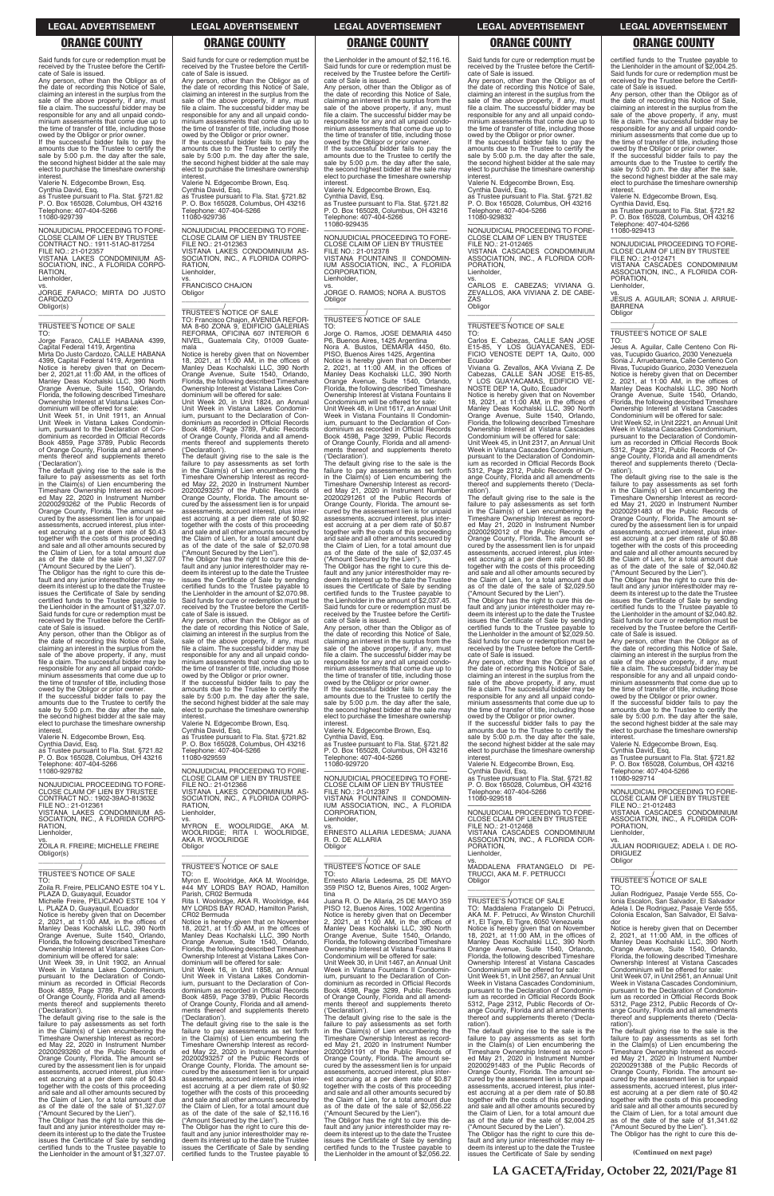Said funds for cure or redemption must be received by the Trustee before the Certificate of Sale is issued.

Any person, other than the Obligor as of the date of recording this Notice of Sale, claiming an interest in the surplus from the sale of the above property, if any, must file a claim. The successful bidder may be responsible for any and all unpaid condominium assessments that come due up to the time of transfer of title, including those owed by the Obligor or prior owner.

If the successful bidder fails to pay the amounts due to the Trustee to certify the sale by 5:00 p.m. the day after the sale, the second highest bidder at the sale may elect to purchase the timeshare ownership interest.

Valerie N. Edgecombe Brown, Esq.
Cynthia David, Esq.
as Trustee pursuant to Fla. Stat. §721.82
P. O. Box 165028, Columbus, OH 43216
Telephone: 407-404-5266
11080-929739

---

NONJUDICIAL PROCEEDING TO FORECLOSE CLAIM OF LIEN BY TRUSTEE
CONTRACT NO.: 1911-51AO-817254
FILE NO.: 21-012357
VISTANA LAKES CONDOMINIUM ASSOCIATION, INC., A FLORIDA CORPORATION,
Lienholder,
vs.
JORGE FARACO; MIRTA DO JUSTO CARDOZO
Obligor(s)

_______________/

TRUSTEE'S NOTICE OF SALE

TO:
Jorge Faraco, CALLE HABANA 4399, Capital Federal 1419, Argentina
Mirta Do Justo Cardozo, CALLE HABANA 4399, Capital Federal 1419, Argentina

Notice is hereby given that on December 2, 2021, at 11:00 AM, in the offices of Manley Deas Kochalski LLC, 390 North Orange Avenue, Suite 1540, Orlando, Florida, the following described Timeshare Ownership Interest at Vistana Lakes Condominium will be offered for sale:

Unit Week 51, in Unit 1911, an Annual Unit Week in Vistana Lakes Condominium, pursuant to the Declaration of Condominium as recorded in Official Records Book 4859, Page 3789, Public Records of Orange County, Florida and all amendments thereof and supplements thereto ('Declaration').

The default giving rise to the sale is the failure to pay assessments as set forth in the Claim(s) of Lien encumbering the Timeshare Ownership Interest as recorded May 22, 2020 in Instrument Number 20200293262 of the Public Records of Orange County, Florida. The amount secured by the assessment lien is for unpaid assessments, accrued interest, plus interest accruing at a per diem rate of $0.43 together with the costs of this proceeding and sale and all other amounts secured by the Claim of Lien, for a total amount due as of the date of the sale of $1,327.07 ("Amount Secured by the Lien").

The Obligor has the right to cure this default and any junior interestholder may redeem its interest up to the date the Trustee issues the Certificate of Sale by sending certified funds to the Trustee payable to the Lienholder in the amount of $1,327.07. Said funds for cure or redemption must be received by the Trustee before the Certificate of Sale is issued.

Any person, other than the Obligor as of the date of recording this Notice of Sale, claiming an interest in the surplus from the sale of the above property, if any, must file a claim. The successful bidder may be responsible for any and all unpaid condominium assessments that come due up to the time of transfer of title, including those owed by the Obligor or prior owner.

If the successful bidder fails to pay the amounts due to the Trustee to certify the sale by 5:00 p.m. the day after the sale, the second highest bidder at the sale may elect to purchase the timeshare ownership interest.

Valerie N. Edgecombe Brown, Esq.
Cynthia David, Esq.
as Trustee pursuant to Fla. Stat. §721.82
P. O. Box 165028, Columbus, OH 43216
Telephone: 407-404-5266
11080-929782

---

NONJUDICIAL PROCEEDING TO FORECLOSE CLAIM OF LIEN BY TRUSTEE
CONTRACT NO.: 1902-39AO-813632
FILE NO.: 21-012361
VISTANA LAKES CONDOMINIUM ASSOCIATION, INC., A FLORIDA CORPORATION,
Lienholder,
vs.
ZOILA R. FREIRE; MICHELLE FREIRE
Obligor(s)

_______________/

TRUSTEE'S NOTICE OF SALE

TO:
Zoila R. Freire, PELICANO ESTE 104 Y L. PLAZA D, Guayaquil, Ecuador
Michelle Freire, PELICANO ESTE 104 Y L. PLAZA D, Guayaquil, Ecuador

Notice is hereby given that on December 2, 2021, at 11:00 AM, in the offices of Manley Deas Kochalski LLC, 390 North Orange Avenue, Suite 1540, Orlando, Florida, the following described Timeshare Ownership Interest at Vistana Lakes Condominium will be offered for sale:

Unit Week 39, in Unit 1902, an Annual Unit Week in Vistana Lakes Condominium, pursuant to the Declaration of Condominium as recorded in Official Records Book 4859, Page 3789, Public Records of Orange County, Florida and all amendments thereof and supplements thereto ('Declaration').

The default giving rise to the sale is the failure to pay assessments as set forth in the Claim(s) of Lien encumbering the Timeshare Ownership Interest as recorded May 22, 2020 in Instrument Number 20200293260 of the Public Records of Orange County, Florida. The amount secured by the assessment lien is for unpaid assessments, accrued interest, plus interest accruing at a per diem rate of $0.43 together with the costs of this proceeding and sale and all other amounts secured by the Claim of Lien, for a total amount due as of the date of the sale of $1,327.07 ("Amount Secured by the Lien").

The Obligor has the right to cure this default and any junior interestholder may redeem its interest up to the date the Trustee issues the Certificate of Sale by sending certified funds to the Trustee payable to the Lienholder in the amount of $1,327.07.

Said funds for cure or redemption must be received by the Trustee before the Certificate of Sale is issued.

Any person, other than the Obligor as of the date of recording this Notice of Sale, claiming an interest in the surplus from the sale of the above property, if any, must file a claim. The successful bidder may be responsible for any and all unpaid condominium assessments that come due up to the time of transfer of title, including those owed by the Obligor or prior owner.

If the successful bidder fails to pay the amounts due to the Trustee to certify the sale by 5:00 p.m. the day after the sale, the second highest bidder at the sale may elect to purchase the timeshare ownership interest.

Valerie N. Edgecombe Brown, Esq.
Cynthia David, Esq.
as Trustee pursuant to Fla. Stat. §721.82
P. O. Box 165028, Columbus, OH 43216
Telephone: 407-404-5266
11080-929736

---

NONJUDICIAL PROCEEDING TO FORECLOSE CLAIM OF LIEN BY TRUSTEE
FILE NO.: 21-012363
VISTANA LAKES CONDOMINIUM ASSOCIATION, INC., A FLORIDA CORPORATION,
Lienholder,
vs.
FRANCISCO CHAJON
Obligor

_______________/

TRUSTEE'S NOTICE OF SALE

TO: Francisco Chajon, AVENIDA REFORMA 8-60 ZONA 9, EDIFICIO GALERIAS REFORMA, OFICINA 607 INTERIOR 6 NIVEL, Guatemala City, 01009 Guatemala

Notice is hereby given that on November 18, 2021, at 11:00 AM, in the offices of Manley Deas Kochalski LLC, 390 North Orange Avenue, Suite 1540, Orlando, Florida, the following described Timeshare Ownership Interest at Vistana Lakes Condominium will be offered for sale:

Unit Week 20, in Unit 1824, an Annual Unit Week in Vistana Lakes Condominium, pursuant to the Declaration of Condominium as recorded in Official Records Book 4859, Page 3789, Public Records of Orange County, Florida and all amendments thereof and supplements thereto ('Declaration').

The default giving rise to the sale is the failure to pay assessments as set forth in the Claim(s) of Lien encumbering the Timeshare Ownership Interest as recorded May 22, 2020 in Instrument Number 20200293257 of the Public Records of Orange County, Florida. The amount secured by the assessment lien is for unpaid assessments, accrued interest, plus interest accruing at a per diem rate of $0.92 together with the costs of this proceeding and sale and all other amounts secured by the Claim of Lien, for a total amount due as of the date of the sale of $2,070.98 ("Amount Secured by the Lien").

The Obligor has the right to cure this default and any junior interestholder may redeem its interest up to the date the Trustee issues the Certificate of Sale by sending certified funds to the Trustee payable to the Lienholder in the amount of $2,070.98. Said funds for cure or redemption must be received by the Trustee before the Certificate of Sale is issued.

Any person, other than the Obligor as of the date of recording this Notice of Sale, claiming an interest in the surplus from the sale of the above property, if any, must file a claim. The successful bidder may be responsible for any and all unpaid condominium assessments that come due up to the time of transfer of title, including those owed by the Obligor or prior owner.

If the successful bidder fails to pay the amounts due to the Trustee to certify the sale by 5:00 p.m. the day after the sale, the second highest bidder at the sale may elect to purchase the timeshare ownership interest.

Valerie N. Edgecombe Brown, Esq.
Cynthia David, Esq.
as Trustee pursuant to Fla. Stat. §721.82
P. O. Box 165028, Columbus, OH 43216
Telephone: 407-404-5266
11080-929559

---

NONJUDICIAL PROCEEDING TO FORECLOSE CLAIM OF LIEN BY TRUSTEE
FILE NO.: 21-012366
VISTANA LAKES CONDOMINIUM ASSOCIATION, INC., A FLORIDA CORPORATION,
Lienholder,
vs.
MYRON E. WOOLRIDGE, AKA M. WOOLRIDGE; RITA I. WOOLRIDGE, AKA R. WOOLRIDGE
Obligor

_______________/

TRUSTEE'S NOTICE OF SALE

TO:
Myron E. Woolridge, AKA M. Woolridge, #44 MY LORDS BAY ROAD, Hamilton Parish, CR02 Bermuda
Rita I. Woolridge, AKA R. Woolridge, #44 MY LORDS BAY ROAD, Hamilton Parish, CR02 Bermuda

Notice is hereby given that on November 18, 2021, at 11:00 AM, in the offices of Manley Deas Kochalski LLC, 390 North Orange Avenue, Suite 1540, Orlando, Florida, the following described Timeshare Ownership Interest at Vistana Lakes Condominium will be offered for sale:

Unit Week 16, in Unit 1858, an Annual Unit Week in Vistana Lakes Condominium, pursuant to the Declaration of Condominium as recorded in Official Records Book 4859, Page 3789, Public Records of Orange County, Florida and all amendments thereof and supplements thereto ('Declaration').

The default giving rise to the sale is the failure to pay assessments as set forth in the Claim(s) of Lien encumbering the Timeshare Ownership Interest as recorded May 22, 2020 in Instrument Number 20200293257 of the Public Records of Orange County, Florida. The amount secured by the assessment lien is for unpaid assessments, accrued interest, plus interest accruing at a per diem rate of $0.92 together with the costs of this proceeding and sale and all other amounts secured by the Claim of Lien, for a total amount due as of the date of the sale of $2,116.16 ("Amount Secured by the Lien").

The Obligor has the right to cure this default and any junior interestholder may redeem its interest up to the date the Trustee issues the Certificate of Sale by sending certified funds to the Trustee payable to the Lienholder in the amount of $2,116.16. Said funds for cure or redemption must be received by the Trustee before the Certificate of Sale is issued.

Any person, other than the Obligor as of the date of recording this Notice of Sale, claiming an interest in the surplus from the sale of the above property, if any, must file a claim. The successful bidder may be responsible for any and all unpaid condominium assessments that come due up to the time of transfer of title, including those owed by the Obligor or prior owner.

If the successful bidder fails to pay the amounts due to the Trustee to certify the sale by 5:00 p.m. the day after the sale, the second highest bidder at the sale may elect to purchase the timeshare ownership interest.

Valerie N. Edgecombe Brown, Esq.
Cynthia David, Esq.
as Trustee pursuant to Fla. Stat. §721.82
P. O. Box 165028, Columbus, OH 43216
Telephone: 407-404-5266
11080-929435

---

NONJUDICIAL PROCEEDING TO FORECLOSE CLAIM OF LIEN BY TRUSTEE
FILE NO.: 21-012378
VISTANA FOUNTAINS II CONDOMINIUM ASSOCIATION, INC., A FLORIDA CORPORATION,
Lienholder,
vs.
JORGE O. RAMOS; NORA A. BUSTOS
Obligor

_______________/

TRUSTEE'S NOTICE OF SALE

TO:
Jorge O. Ramos, JOSE DEMARIA 4450 P6, Buenos Aires, 1425 Argentina
Nora A. Bustos, DEMARIA 4450, 6to. PISO, Buenos Aires 1425, Argentina

Notice is hereby given that on December 2, 2021, at 11:00 AM, in the offices of Manley Deas Kochalski LLC, 390 North Orange Avenue, Suite 1540, Orlando, Florida, the following described Timeshare Ownership Interest at Vistana Fountains II Condominium will be offered for sale:

Unit Week 48, in Unit 1617, an Annual Unit Week in Vistana Fountains II Condominium, pursuant to the Declaration of Condominium as recorded in Official Records Book 4598, Page 3299, Public Records of Orange County, Florida and all amendments thereof and supplements thereto ('Declaration').

The default giving rise to the sale is the failure to pay assessments as set forth in the Claim(s) of Lien encumbering the Timeshare Ownership Interest as recorded May 21, 2020 in Instrument Number 20200291261 of the Public Records of Orange County, Florida. The amount secured by the assessment lien is for unpaid assessments, accrued interest, plus interest accruing at a per diem rate of $0.87 together with the costs of this proceeding and sale and all other amounts secured by the Claim of Lien, for a total amount due as of the date of the sale of $2,037.45 ("Amount Secured by the Lien").

The Obligor has the right to cure this default and any junior interestholder may redeem its interest up to the date the Trustee issues the Certificate of Sale by sending certified funds to the Trustee payable to the Lienholder in the amount of $2,037.45. Said funds for cure or redemption must be received by the Trustee before the Certificate of Sale is issued.

Any person, other than the Obligor as of the date of recording this Notice of Sale, claiming an interest in the surplus from the sale of the above property, if any, must file a claim. The successful bidder may be responsible for any and all unpaid condominium assessments that come due up to the time of transfer of title, including those owed by the Obligor or prior owner.

If the successful bidder fails to pay the amounts due to the Trustee to certify the sale by 5:00 p.m. the day after the sale, the second highest bidder at the sale may elect to purchase the timeshare ownership interest.

Valerie N. Edgecombe Brown, Esq.
Cynthia David, Esq.
as Trustee pursuant to Fla. Stat. §721.82
P. O. Box 165028, Columbus, OH 43216
Telephone: 407-404-5266
11080-929720

---

NONJUDICIAL PROCEEDING TO FORECLOSE CLAIM OF LIEN BY TRUSTEE
FILE NO.: 21-012387
VISTANA FOUNTAINS II CONDOMINIUM ASSOCIATION, INC., A FLORIDA CORPORATION,
Lienholder,
vs.
ERNESTO ALLARIA LEDESMA; JUANA R. O. DE ALLARIA
Obligor

_______________/

TRUSTEE'S NOTICE OF SALE

TO:
Ernesto Allaria Ledesma, 25 DE MAYO 359 PISO 12, Buenos Aires, 1002 Argentina
Juana R. O. De Allaria, 25 DE MAYO 359 PISO 12, Buenos Aires, 1002 Argentina

Notice is hereby given that on December 2, 2021, at 11:00 AM, in the offices of Manley Deas Kochalski LLC, 390 North Orange Avenue, Suite 1540, Orlando, Florida, the following described Timeshare Ownership Interest at Vistana Fountains II Condominium will be offered for sale:

Unit Week 30, in Unit 1467, an Annual Unit Week in Vistana Fountains II Condominium, pursuant to the Declaration of Condominium as recorded in Official Records Book 4598, Page 3299, Public Records of Orange County, Florida and all amendments thereof and supplements thereto ('Declaration').

The default giving rise to the sale is the failure to pay assessments as set forth in the Claim(s) of Lien encumbering the Timeshare Ownership Interest as recorded May 21, 2020 in Instrument Number 20200291191 of the Public Records of Orange County, Florida. The amount secured by the assessment lien is for unpaid assessments, accrued interest, plus interest accruing at a per diem rate of $0.87 together with the costs of this proceeding and sale and all other amounts secured by the Claim of Lien, for a total amount due as of the date of the sale of $2,056.22 ("Amount Secured by the Lien").

The Obligor has the right to cure this default and any junior interestholder may redeem its interest up to the date the Trustee issues the Certificate of Sale by sending certified funds to the Trustee payable to the Lienholder in the amount of $2,056.22.

Said funds for cure or redemption must be received by the Trustee before the Certificate of Sale is issued.

Any person, other than the Obligor as of the date of recording this Notice of Sale, claiming an interest in the surplus from the sale of the above property, if any, must file a claim. The successful bidder may be responsible for any and all unpaid condominium assessments that come due up to the time of transfer of title, including those owed by the Obligor or prior owner.

If the successful bidder fails to pay the amounts due to the Trustee to certify the sale by 5:00 p.m. the day after the sale, the second highest bidder at the sale may elect to purchase the timeshare ownership interest.

Valerie N. Edgecombe Brown, Esq.
Cynthia David, Esq.
as Trustee pursuant to Fla. Stat. §721.82
P. O. Box 165028, Columbus, OH 43216
Telephone: 407-404-5266
11080-929832

---

NONJUDICIAL PROCEEDING TO FORECLOSE CLAIM OF LIEN BY TRUSTEE
FILE NO.: 21-012465
VISTANA CASCADES CONDOMINIUM ASSOCIATION, INC., A FLORIDA CORPORATION,
Lienholder,
vs.
CARLOS E. CABEZAS; VIVIANA G. ZEVALLOS, AKA VIVIANA Z. DE CABEZAS
Obligor

_______________/

TRUSTEE'S NOTICE OF SALE

TO:
Carlos E. Cabezas, CALLE SAN JOSE E15-85, Y LOS GUAYACANES, EDIFICIO VENOSTE DEPT 1A, Quito, 000 Ecuador
Viviana G. Zevallos, AKA Viviana Z. De Cabezas, CALLE SAN JOSE E15-85, Y LOS GUAYACAMAS, EDIFICIO VENOSTE DEPT 1A, Quito, Ecuador

Notice is hereby given that on November 18, 2021, at 11:00 AM, in the offices of Manley Deas Kochalski LLC, 390 North Orange Avenue, Suite 1540, Orlando, Florida, the following described Timeshare Ownership Interest at Vistana Cascades Condominium will be offered for sale:

Unit Week 45, in Unit 2317, an Annual Unit Week in Vistana Cascades Condominium, pursuant to the Declaration of Condominium as recorded in Official Records Book 5312, Page 2312, Public Records of Orange County, Florida and all amendments thereof and supplements thereto ('Declaration').

The default giving rise to the sale is the failure to pay assessments as set forth in the Claim(s) of Lien encumbering the Timeshare Ownership Interest as recorded May 21, 2020 in Instrument Number 20200291012 of the Public Records of Orange County, Florida. The amount secured by the assessment lien is for unpaid assessments, accrued interest, plus interest accruing at a per diem rate of $0.88 together with the costs of this proceeding and sale and all other amounts secured by the Claim of Lien, for a total amount due as of the date of the sale of $2,029.50 ("Amount Secured by the Lien").

The Obligor has the right to cure this default and any junior interestholder may redeem its interest up to the date the Trustee issues the Certificate of Sale by sending certified funds to the Trustee payable to the Lienholder in the amount of $2,029.50. Said funds for cure or redemption must be received by the Trustee before the Certificate of Sale is issued.

Any person, other than the Obligor as of the date of recording this Notice of Sale, claiming an interest in the surplus from the sale of the above property, if any, must file a claim. The successful bidder may be responsible for any and all unpaid condominium assessments that come due up to the time of transfer of title, including those owed by the Obligor or prior owner.

If the successful bidder fails to pay the amounts due to the Trustee to certify the sale by 5:00 p.m. the day after the sale, the second highest bidder at the sale may elect to purchase the timeshare ownership interest.

Valerie N. Edgecombe Brown, Esq.
Cynthia David, Esq.
as Trustee pursuant to Fla. Stat. §721.82
P. O. Box 165028, Columbus, OH 43216
Telephone: 407-404-5266
11080-929518

---

NONJUDICIAL PROCEEDING TO FORECLOSE CLAIM OF LIEN BY TRUSTEE
FILE NO.: 21-012468
VISTANA CASCADES CONDOMINIUM ASSOCIATION, INC., A FLORIDA CORPORATION,
Lienholder,
vs.
MADDALENA FRATANGELO DI PETRUCCI, AKA M. F. PETRUCCI
Obligor

_______________/

TRUSTEE'S NOTICE OF SALE

TO: Maddalena Fratangelo Di Petrucci, AKA M. F. Petrucci, Av Winston Churchill #1, El Tigre, El Tigre, 6050 Venezuela

Notice is hereby given that on November 18, 2021, at 11:00 AM, in the offices of Manley Deas Kochalski LLC, 390 North Orange Avenue, Suite 1540, Orlando, Florida, the following described Timeshare Ownership Interest at Vistana Cascades Condominium will be offered for sale:

Unit Week 51, in Unit 2567, an Annual Unit Week in Vistana Cascades Condominium, pursuant to the Declaration of Condominium as recorded in Official Records Book 5312, Page 2312, Public Records of Orange County, Florida and all amendments thereof and supplements thereto ('Declaration').

The default giving rise to the sale is the failure to pay assessments as set forth in the Claim(s) of Lien encumbering the Timeshare Ownership Interest as recorded May 21, 2020 in Instrument Number 20200291483 of the Public Records of Orange County, Florida. The amount secured by the assessment lien is for unpaid assessments, accrued interest, plus interest accruing at a per diem rate of $0.88 together with the costs of this proceeding and sale and all other amounts secured by the Claim of Lien, for a total amount due as of the date of the sale of $2,004.25 ("Amount Secured by the Lien").

The Obligor has the right to cure this default and any junior interestholder may redeem its interest up to the date the Trustee issues the Certificate of Sale by sending certified funds to the Trustee payable to the Lienholder in the amount of $2,004.25. Said funds for cure or redemption must be received by the Trustee before the Certificate of Sale is issued.

Any person, other than the Obligor as of the date of recording this Notice of Sale, claiming an interest in the surplus from the sale of the above property, if any, must file a claim. The successful bidder may be responsible for any and all unpaid condominium assessments that come due up to the time of transfer of title, including those owed by the Obligor or prior owner.

If the successful bidder fails to pay the amounts due to the Trustee to certify the sale by 5:00 p.m. the day after the sale, the second highest bidder at the sale may elect to purchase the timeshare ownership interest.

Valerie N. Edgecombe Brown, Esq.
Cynthia David, Esq.
as Trustee pursuant to Fla. Stat. §721.82
P. O. Box 165028, Columbus, OH 43216
Telephone: 407-404-5266
11080-929413

---

NONJUDICIAL PROCEEDING TO FORECLOSE CLAIM OF LIEN BY TRUSTEE
FILE NO.: 21-012471
VISTANA CASCADES CONDOMINIUM ASSOCIATION, INC., A FLORIDA CORPORATION,
Lienholder,
vs.
JESUS A. AGUILAR; SONIA J. ARRUEBARRENA
Obligor

_______________/

TRUSTEE'S NOTICE OF SALE

TO:
Jesus A. Aguilar, Calle Centeno Con Rivas, Tucupido Guarico, 2030 Venezuela
Sonia J. Arruebarrena, Calle Centeno Con Rivas, Tucupido Guarico, 2030 Venezuela

Notice is hereby given that on December 2, 2021, at 11:00 AM, in the offices of Manley Deas Kochalski LLC, 390 North Orange Avenue, Suite 1540, Orlando, Florida, the following described Timeshare Ownership Interest at Vistana Cascades Condominium will be offered for sale:

Unit Week 52, in Unit 2221, an Annual Unit Week in Vistana Cascades Condominium, pursuant to the Declaration of Condominium as recorded in Official Records Book 5312, Page 2312, Public Records of Orange County, Florida and all amendments thereof and supplements thereto ('Declaration').

The default giving rise to the sale is the failure to pay assessments as set forth in the Claim(s) of Lien encumbering the Timeshare Ownership Interest as recorded May 21, 2020 in Instrument Number 20200291483 of the Public Records of Orange County, Florida. The amount secured by the assessment lien is for unpaid assessments, accrued interest, plus interest accruing at a per diem rate of $0.88 together with the costs of this proceeding and sale and all other amounts secured by the Claim of Lien, for a total amount due as of the date of the sale of $2,040.82 ("Amount Secured by the Lien").

The Obligor has the right to cure this default and any junior interestholder may redeem its interest up to the date the Trustee issues the Certificate of Sale by sending certified funds to the Trustee payable to the Lienholder in the amount of $2,040.82. Said funds for cure or redemption must be received by the Trustee before the Certificate of Sale is issued.

Any person, other than the Obligor as of the date of recording this Notice of Sale, claiming an interest in the surplus from the sale of the above property, if any, must file a claim. The successful bidder may be responsible for any and all unpaid condominium assessments that come due up to the time of transfer of title, including those owed by the Obligor or prior owner.

If the successful bidder fails to pay the amounts due to the Trustee to certify the sale by 5:00 p.m. the day after the sale, the second highest bidder at the sale may elect to purchase the timeshare ownership interest.

Valerie N. Edgecombe Brown, Esq.
Cynthia David, Esq.
as Trustee pursuant to Fla. Stat. §721.82
P. O. Box 165028, Columbus, OH 43216
Telephone: 407-404-5266
11080-929714

---

NONJUDICIAL PROCEEDING TO FORECLOSE CLAIM OF LIEN BY TRUSTEE
FILE NO.: 21-012483
VISTANA CASCADES CONDOMINIUM ASSOCIATION, INC., A FLORIDA CORPORATION,
Lienholder,
vs.
JULIAN RODRIGUEZ; ADELA I. DE RODRIGUEZ
Obligor

_______________/

TRUSTEE'S NOTICE OF SALE

TO:
Julian Rodriguez, Pasaje Verde 555, Colonia Escalon, San Salvador, El Salvador
Adela I. De Rodriguez, Pasaje Verde 555, Colonia Escalon, San Salvador, El Salvador

Notice is hereby given that on December 2, 2021, at 11:00 AM, in the offices of Manley Deas Kochalski LLC, 390 North Orange Avenue, Suite 1540, Orlando, Florida, the following described Timeshare Ownership Interest at Vistana Cascades Condominium will be offered for sale:

Unit Week 07, in Unit 2561, an Annual Unit Week in Vistana Cascades Condominium, pursuant to the Declaration of Condominium as recorded in Official Records Book 5312, Page 2312, Public Records of Orange County, Florida and all amendments thereof and supplements thereto ('Declaration').

The default giving rise to the sale is the failure to pay assessments as set forth in the Claim(s) of Lien encumbering the Timeshare Ownership Interest as recorded May 21, 2020 in Instrument Number 20200291388 of the Public Records of Orange County, Florida. The amount secured by the assessment lien is for unpaid assessments, accrued interest, plus interest accruing at a per diem rate of $0.42 together with the costs of this proceeding and sale and all other amounts secured by the Claim of Lien, for a total amount due as of the date of the sale of $1,341.62 ("Amount Secured by the Lien").

The Obligor has the right to cure this de-

**(Continued on next page)**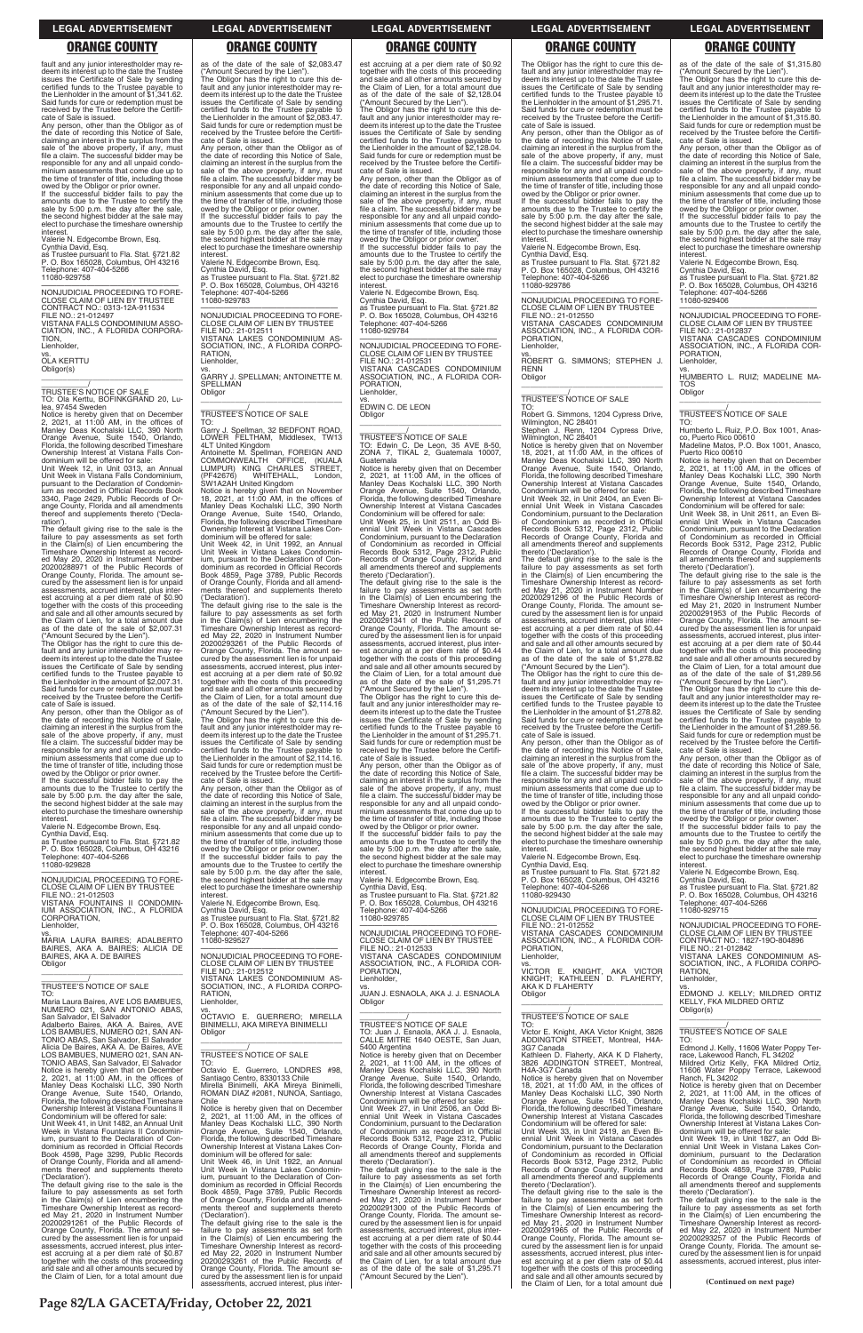fault and any junior interestholder may redeem its interest up to the date the Trustee issues the Certificate of Sale by sending certified funds to the Trustee payable to the Lienholder in the amount of $1,341.62. Said funds for cure or redemption must be received by the Trustee before the Certificate of Sale is issued.

Any person, other than the Obligor as of the date of recording this Notice of Sale, claiming an interest in the surplus from the sale of the above property, if any, must file a claim. The successful bidder may be responsible for any and all unpaid condominium assessments that come due up to the time of transfer of title, including those owed by the Obligor or prior owner.

If the successful bidder fails to pay the amounts due to the Trustee to certify the sale by 5:00 p.m. the day after the sale, the second highest bidder at the sale may elect to purchase the timeshare ownership interest.

Valerie N. Edgecombe Brown, Esq.
Cynthia David, Esq.
as Trustee pursuant to Fla. Stat. §721.82
P. O. Box 165028, Columbus, OH 43216
Telephone: 407-404-5266
11080-929758

NONJUDICIAL PROCEEDING TO FORECLOSE CLAIM OF LIEN BY TRUSTEE
CONTRACT NO.: 0313-12A-911534
FILE NO.: 21-012497
VISTANA FALLS CONDOMINIUM ASSOCIATION, INC., A FLORIDA CORPORATION,
Lienholder,
vs.
OLA KERTTU
Obligor(s)

TRUSTEE'S NOTICE OF SALE

TO: Ola Kerttu, BOFINKGRAND 20, Lulea, 97454 Sweden

Notice is hereby given that on December 2, 2021, at 11:00 AM, in the offices of Manley Deas Kochalski LLC, 390 North Orange Avenue, Suite 1540, Orlando, Florida, the following described Timeshare Ownership Interest at Vistana Falls Condominium will be offered for sale:

Unit Week 12, in Unit 0313, an Annual Unit Week in Vistana Falls Condominium, pursuant to the Declaration of Condominium as recorded in Official Records Book 3340, Page 2429, Public Records of Orange County, Florida and all amendments thereof and supplements thereto ('Declaration').

The default giving rise to the sale is the failure to pay assessments as set forth in the Claim(s) of Lien encumbering the Timeshare Ownership Interest as recorded May 20, 2020 in Instrument Number 20200288971 of the Public Records of Orange County, Florida. The amount secured by the assessment lien is for unpaid assessments, accrued interest, plus interest accruing at a per diem rate of $0.90 together with the costs of this proceeding and sale and all other amounts secured by the Claim of Lien, for a total amount due as of the date of the sale of $2,007.31 ("Amount Secured by the Lien").

The Obligor has the right to cure this default and any junior interestholder may redeem its interest up to the date the Trustee issues the Certificate of Sale by sending certified funds to the Trustee payable to the Lienholder in the amount of $2,007.31. Said funds for cure or redemption must be received by the Trustee before the Certificate of Sale is issued.

Any person, other than the Obligor as of the date of recording this Notice of Sale, claiming an interest in the surplus from the sale of the above property, if any, must file a claim. The successful bidder may be responsible for any and all unpaid condominium assessments that come due up to the time of transfer of title, including those owed by the Obligor or prior owner.

If the successful bidder fails to pay the amounts due to the Trustee to certify the sale by 5:00 p.m. the day after the sale, the second highest bidder at the sale may elect to purchase the timeshare ownership interest.

Valerie N. Edgecombe Brown, Esq.
Cynthia David, Esq.
as Trustee pursuant to Fla. Stat. §721.82
P. O. Box 165028, Columbus, OH 43216
Telephone: 407-404-5266
11080-929828

NONJUDICIAL PROCEEDING TO FORECLOSE CLAIM OF LIEN BY TRUSTEE
FILE NO.: 21-012503
VISTANA FOUNTAINS II CONDOMINIUM ASSOCIATION, INC., A FLORIDA CORPORATION,
Lienholder,
vs.
MARIA LAURA BAIRES; ADALBERTO BAIRES, AKA A. BAIRES; ALICIA DE BAIRES, AKA A. DE BAIRES
Obligor

TRUSTEE'S NOTICE OF SALE

TO:
Maria Laura Baires, AVE LOS BAMBUES, NUMERO 021, SAN ANTONIO ABAS, San Salvador, El Salvador
Adalberto Baires, AKA A. Baires, AVE LOS BAMBUES, NUMERO 021, SAN ANTONIO ABAS, San Salvador, El Salvador
Alicia De Baires, AKA A. De Baires, AVE LOS BAMBUES, NUMERO 021, SAN ANTONIO ABAS, San Salvador, El Salvador

Notice is hereby given that on December 2, 2021, at 11:00 AM, in the offices of Manley Deas Kochalski LLC, 390 North Orange Avenue, Suite 1540, Orlando, Florida, the following described Timeshare Ownership Interest at Vistana Fountains II Condominium will be offered for sale:

Unit Week 41, in Unit 1482, an Annual Unit Week in Vistana Fountains II Condominium, pursuant to the Declaration of Condominium as recorded in Official Records Book 4598, Page 3299, Public Records of Orange County, Florida and all amendments thereof and supplements thereto ('Declaration').

The default giving rise to the sale is the failure to pay assessments as set forth in the Claim(s) of Lien encumbering the Timeshare Ownership Interest as recorded May 21, 2020 in Instrument Number 20200291261 of the Public Records of Orange County, Florida. The amount secured by the assessment lien is for unpaid assessments, accrued interest, plus interest accruing at a per diem rate of $0.87 together with the costs of this proceeding and sale and all other amounts secured by the Claim of Lien, for a total amount due as of the date of the sale of $2,083.47 ("Amount Secured by the Lien").

The Obligor has the right to cure this default and any junior interestholder may redeem its interest up to the date the Trustee issues the Certificate of Sale by sending certified funds to the Trustee payable to the Lienholder in the amount of $2,083.47. Said funds for cure or redemption must be received by the Trustee before the Certificate of Sale is issued.

Any person, other than the Obligor as of the date of recording this Notice of Sale, claiming an interest in the surplus from the sale of the above property, if any, must file a claim. The successful bidder may be responsible for any and all unpaid condominium assessments that come due up to the time of transfer of title, including those owed by the Obligor or prior owner.

If the successful bidder fails to pay the amounts due to the Trustee to certify the sale by 5:00 p.m. the day after the sale, the second highest bidder at the sale may elect to purchase the timeshare ownership interest.

Valerie N. Edgecombe Brown, Esq.
Cynthia David, Esq.
as Trustee pursuant to Fla. Stat. §721.82
P. O. Box 165028, Columbus, OH 43216
Telephone: 407-404-5266
11080-929783

NONJUDICIAL PROCEEDING TO FORECLOSE CLAIM OF LIEN BY TRUSTEE
FILE NO.: 21-012511
VISTANA LAKES CONDOMINIUM ASSOCIATION, INC., A FLORIDA CORPORATION,
Lienholder,
vs.
GARRY J. SPELLMAN; ANTOINETTE M. SPELLMAN
Obligor

TRUSTEE'S NOTICE OF SALE

TO:
Garry J. Spellman, 32 BEDFONT ROAD, LOWER FELTHAM, Middlesex, TW13 4LT United Kingdom
Antoinette M. Spellman, FOREIGN AND COMMONWEALTH OFFICE, (KUALA LUMPUR) KING CHARLES STREET, (PF42676) WHITEHALL, London, SW1A2AH United Kingdom

Notice is hereby given that on November 18, 2021, at 11:00 AM, in the offices of Manley Deas Kochalski LLC, 390 North Orange Avenue, Suite 1540, Orlando, Florida, the following described Timeshare Ownership Interest at Vistana Lakes Condominium will be offered for sale:

Unit Week 42, in Unit 1992, an Annual Unit Week in Vistana Lakes Condominium, pursuant to the Declaration of Condominium as recorded in Official Records Book 4859, Page 3789, Public Records of Orange County, Florida and all amendments thereof and supplements thereto ('Declaration').

The default giving rise to the sale is the failure to pay assessments as set forth in the Claim(s) of Lien encumbering the Timeshare Ownership Interest as recorded May 22, 2020 in Instrument Number 20200293261 of the Public Records of Orange County, Florida. The amount secured by the assessment lien is for unpaid assessments, accrued interest, plus interest accruing at a per diem rate of $0.92 together with the costs of this proceeding and sale and all other amounts secured by the Claim of Lien, for a total amount due as of the date of the sale of $2,114.16 ("Amount Secured by the Lien").

The Obligor has the right to cure this default and any junior interestholder may redeem its interest up to the date the Trustee issues the Certificate of Sale by sending certified funds to the Trustee payable to the Lienholder in the amount of $2,114.16. Said funds for cure or redemption must be received by the Trustee before the Certificate of Sale is issued.

Any person, other than the Obligor as of the date of recording this Notice of Sale, claiming an interest in the surplus from the sale of the above property, if any, must file a claim. The successful bidder may be responsible for any and all unpaid condominium assessments that come due up to the time of transfer of title, including those owed by the Obligor or prior owner.

If the successful bidder fails to pay the amounts due to the Trustee to certify the sale by 5:00 p.m. the day after the sale, the second highest bidder at the sale may elect to purchase the timeshare ownership interest.

Valerie N. Edgecombe Brown, Esq.
Cynthia David, Esq.
as Trustee pursuant to Fla. Stat. §721.82
P. O. Box 165028, Columbus, OH 43216
Telephone: 407-404-5266
11080-929527

NONJUDICIAL PROCEEDING TO FORECLOSE CLAIM OF LIEN BY TRUSTEE
FILE NO.: 21-012512
VISTANA LAKES CONDOMINIUM ASSOCIATION, INC., A FLORIDA CORPORATION,
Lienholder,
vs.
OCTAVIO E. GUERRERO; MIRELLA BINIMELLI, AKA MIREYA BINIMELLI
Obligor

TRUSTEE'S NOTICE OF SALE

TO:
Octavio E. Guerrero, LONDRES #98, Santiago Centro, 8330133 Chile
Mirella Binimelli, AKA Mireya Binimelli, ROMAN DIAZ #2081, NUNOA, Santiago, Chile

Notice is hereby given that on December 2, 2021, at 11:00 AM, in the offices of Manley Deas Kochalski LLC, 390 North Orange Avenue, Suite 1540, Orlando, Florida, the following described Timeshare Ownership Interest at Vistana Lakes Condominium will be offered for sale:

Unit Week 46, in Unit 1922, an Annual Unit Week in Vistana Lakes Condominium, pursuant to the Declaration of Condominium as recorded in Official Records Book 4859, Page 3789, Public Records of Orange County, Florida and all amendments thereof and supplements thereto ('Declaration').

The default giving rise to the sale is the failure to pay assessments as set forth in the Claim(s) of Lien encumbering the Timeshare Ownership Interest as recorded May 22, 2020 in Instrument Number 20200293261 of the Public Records of Orange County, Florida. The amount secured by the assessment lien is for unpaid assessments, accrued interest, plus interest accruing at a per diem rate of $0.92 together with the costs of this proceeding and sale and all other amounts secured by the Claim of Lien, for a total amount due as of the date of the sale of $2,128.04 ("Amount Secured by the Lien").

The Obligor has the right to cure this default and any junior interestholder may redeem its interest up to the date the Trustee issues the Certificate of Sale by sending certified funds to the Trustee payable to the Lienholder in the amount of $2,128.04. Said funds for cure or redemption must be received by the Trustee before the Certificate of Sale is issued.

Any person, other than the Obligor as of the date of recording this Notice of Sale, claiming an interest in the surplus from the sale of the above property, if any, must file a claim. The successful bidder may be responsible for any and all unpaid condominium assessments that come due up to the time of transfer of title, including those owed by the Obligor or prior owner.

If the successful bidder fails to pay the amounts due to the Trustee to certify the sale by 5:00 p.m. the day after the sale, the second highest bidder at the sale may elect to purchase the timeshare ownership interest.

Valerie N. Edgecombe Brown, Esq.
Cynthia David, Esq.
as Trustee pursuant to Fla. Stat. §721.82
P. O. Box 165028, Columbus, OH 43216
Telephone: 407-404-5266
11080-929784

NONJUDICIAL PROCEEDING TO FORECLOSE CLAIM OF LIEN BY TRUSTEE
FILE NO.: 21-012531
VISTANA CASCADES CONDOMINIUM ASSOCIATION, INC., A FLORIDA CORPORATION,
Lienholder,
vs.
EDWIN C. DE LEON
Obligor

TRUSTEE'S NOTICE OF SALE

TO: Edwin C. De Leon, 35 AVE 8-50, ZONA 7, TIKAL 2, Guatemala 10007, Guatemala

Notice is hereby given that on December 2, 2021, at 11:00 AM, in the offices of Manley Deas Kochalski LLC, 390 North Orange Avenue, Suite 1540, Orlando, Florida, the following described Timeshare Ownership Interest at Vistana Cascades Condominium will be offered for sale:

Unit Week 25, in Unit 2511, an Odd Biennial Unit Week in Vistana Cascades Condominium, pursuant to the Declaration of Condominium as recorded in Official Records Book 5312, Page 2312, Public Records of Orange County, Florida and all amendments thereof and supplements thereto ('Declaration').

The default giving rise to the sale is the failure to pay assessments as set forth in the Claim(s) of Lien encumbering the Timeshare Ownership Interest as recorded May 21, 2020 in Instrument Number 20200291341 of the Public Records of Orange County, Florida. The amount secured by the assessment lien is for unpaid assessments, accrued interest, plus interest accruing at a per diem rate of $0.44 together with the costs of this proceeding and sale and all other amounts secured by the Claim of Lien, for a total amount due as of the date of the sale of $1,295.71 ("Amount Secured by the Lien").

The Obligor has the right to cure this default and any junior interestholder may redeem its interest up to the date the Trustee issues the Certificate of Sale by sending certified funds to the Trustee payable to the Lienholder in the amount of $1,295.71. Said funds for cure or redemption must be received by the Trustee before the Certificate of Sale is issued.

Any person, other than the Obligor as of the date of recording this Notice of Sale, claiming an interest in the surplus from the sale of the above property, if any, must file a claim. The successful bidder may be responsible for any and all unpaid condominium assessments that come due up to the time of transfer of title, including those owed by the Obligor or prior owner.

If the successful bidder fails to pay the amounts due to the Trustee to certify the sale by 5:00 p.m. the day after the sale, the second highest bidder at the sale may elect to purchase the timeshare ownership interest.

Valerie N. Edgecombe Brown, Esq.
Cynthia David, Esq.
as Trustee pursuant to Fla. Stat. §721.82
P. O. Box 165028, Columbus, OH 43216
Telephone: 407-404-5266
11080-929785

NONJUDICIAL PROCEEDING TO FORECLOSE CLAIM OF LIEN BY TRUSTEE
FILE NO.: 21-012533
VISTANA CASCADES CONDOMINIUM ASSOCIATION, INC., A FLORIDA CORPORATION,
Lienholder,
vs.
JUAN J. ESNAOLA, AKA J. J. ESNAOLA
Obligor

TRUSTEE'S NOTICE OF SALE

TO: Juan J. Esnaola, AKA J. J. Esnaola, CALLE MITRE 1640 OESTE, San Juan, 5400 Argentina

Notice is hereby given that on December 2, 2021, at 11:00 AM, in the offices of Manley Deas Kochalski LLC, 390 North Orange Avenue, Suite 1540, Orlando, Florida, the following described Timeshare Ownership Interest at Vistana Cascades Condominium will be offered for sale:

Unit Week 27, in Unit 2506, an Odd Biennial Unit Week in Vistana Cascades Condominium, pursuant to the Declaration of Condominium as recorded in Official Records Book 5312, Page 2312, Public Records of Orange County, Florida and all amendments thereof and supplements thereto ('Declaration').

The default giving rise to the sale is the failure to pay assessments as set forth in the Claim(s) of Lien encumbering the Timeshare Ownership Interest as recorded May 21, 2020 in Instrument Number 20200291300 of the Public Records of Orange County, Florida. The amount secured by the assessment lien is for unpaid assessments, accrued interest, plus interest accruing at a per diem rate of $0.44 together with the costs of this proceeding and sale and all other amounts secured by the Claim of Lien, for a total amount due as of the date of the sale of $1,295.71 ("Amount Secured by the Lien").

The Obligor has the right to cure this default and any junior interestholder may redeem its interest up to the date the Trustee issues the Certificate of Sale by sending certified funds to the Trustee payable to the Lienholder in the amount of $1,295.71. Said funds for cure or redemption must be received by the Trustee before the Certificate of Sale is issued.

Any person, other than the Obligor as of the date of recording this Notice of Sale, claiming an interest in the surplus from the sale of the above property, if any, must file a claim. The successful bidder may be responsible for any and all unpaid condominium assessments that come due up to the time of transfer of title, including those owed by the Obligor or prior owner.

If the successful bidder fails to pay the amounts due to the Trustee to certify the sale by 5:00 p.m. the day after the sale, the second highest bidder at the sale may elect to purchase the timeshare ownership interest.

Valerie N. Edgecombe Brown, Esq.
Cynthia David, Esq.
as Trustee pursuant to Fla. Stat. §721.82
P. O. Box 165028, Columbus, OH 43216
Telephone: 407-404-5266
11080-929786

NONJUDICIAL PROCEEDING TO FORECLOSE CLAIM OF LIEN BY TRUSTEE
FILE NO.: 21-012550
VISTANA CASCADES CONDOMINIUM ASSOCIATION, INC., A FLORIDA CORPORATION,
Lienholder,
vs.
ROBERT G. SIMMONS; STEPHEN J. RENN
Obligor

TRUSTEE'S NOTICE OF SALE

TO:
Robert G. Simmons, 1204 Cypress Drive, Wilmington, NC 28401
Stephen J. Renn, 1204 Cypress Drive, Wilmington, NC 28401

Notice is hereby given that on November 18, 2021, at 11:00 AM, in the offices of Manley Deas Kochalski LLC, 390 North Orange Avenue, Suite 1540, Orlando, Florida, the following described Timeshare Ownership Interest at Vistana Cascades Condominium will be offered for sale:

Unit Week 32, in Unit 2404, an Even Biennial Unit Week in Vistana Cascades Condominium, pursuant to the Declaration of Condominium as recorded in Official Records Book 5312, Page 2312, Public Records of Orange County, Florida and all amendments thereof and supplements thereto ('Declaration').

The default giving rise to the sale is the failure to pay assessments as set forth in the Claim(s) of Lien encumbering the Timeshare Ownership Interest as recorded May 21, 2020 in Instrument Number 20200291296 of the Public Records of Orange County, Florida. The amount secured by the assessment lien is for unpaid assessments, accrued interest, plus interest accruing at a per diem rate of $0.44 together with the costs of this proceeding and sale and all other amounts secured by the Claim of Lien, for a total amount due as of the date of the sale of $1,278.82 ("Amount Secured by the Lien").

The Obligor has the right to cure this default and any junior interestholder may redeem its interest up to the date the Trustee issues the Certificate of Sale by sending certified funds to the Trustee payable to the Lienholder in the amount of $1,278.82. Said funds for cure or redemption must be received by the Trustee before the Certificate of Sale is issued.

Any person, other than the Obligor as of the date of recording this Notice of Sale, claiming an interest in the surplus from the sale of the above property, if any, must file a claim. The successful bidder may be responsible for any and all unpaid condominium assessments that come due up to the time of transfer of title, including those owed by the Obligor or prior owner.

If the successful bidder fails to pay the amounts due to the Trustee to certify the sale by 5:00 p.m. the day after the sale, the second highest bidder at the sale may elect to purchase the timeshare ownership interest.

Valerie N. Edgecombe Brown, Esq.
Cynthia David, Esq.
as Trustee pursuant to Fla. Stat. §721.82
P. O. Box 165028, Columbus, OH 43216
Telephone: 407-404-5266
11080-929430

NONJUDICIAL PROCEEDING TO FORECLOSE CLAIM OF LIEN BY TRUSTEE
FILE NO.: 21-012552
VISTANA CASCADES CONDOMINIUM ASSOCIATION, INC., A FLORIDA CORPORATION,
Lienholder,
vs.
VICTOR E. KNIGHT, AKA VICTOR KNIGHT; KATHLEEN D. FLAHERTY, AKA K D FLAHERTY
Obligor

TRUSTEE'S NOTICE OF SALE

TO:
Victor E. Knight, AKA Victor Knight, 3826 ADDINGTON STREET, Montreal, H4A-3G7 Canada
Kathleen D. Flaherty, AKA K D Flaherty, 3826 ADDINGTON STREET, Montreal, H4A-3G7 Canada

Notice is hereby given that on November 18, 2021, at 11:00 AM, in the offices of Manley Deas Kochalski LLC, 390 North Orange Avenue, Suite 1540, Orlando, Florida, the following described Timeshare Ownership Interest at Vistana Cascades Condominium will be offered for sale:

Unit Week 33, in Unit 2419, an Even Biennial Unit Week in Vistana Cascades Condominium, pursuant to the Declaration of Condominium as recorded in Official Records Book 5312, Page 2312, Public Records of Orange County, Florida and all amendments thereof and supplements thereto ('Declaration').

The default giving rise to the sale is the failure to pay assessments as set forth in the Claim(s) of Lien encumbering the Timeshare Ownership Interest as recorded May 21, 2020 in Instrument Number 20200291965 of the Public Records of Orange County, Florida. The amount secured by the assessment lien is for unpaid assessments, accrued interest, plus interest accruing at a per diem rate of $0.44 together with the costs of this proceeding and sale and all other amounts secured by the Claim of Lien, for a total amount due as of the date of the sale of $1,315.80 ("Amount Secured by the Lien").

The Obligor has the right to cure this default and any junior interestholder may redeem its interest up to the date the Trustee issues the Certificate of Sale by sending certified funds to the Trustee payable to the Lienholder in the amount of $1,315.80. Said funds for cure or redemption must be received by the Trustee before the Certificate of Sale is issued.

Any person, other than the Obligor as of the date of recording this Notice of Sale, claiming an interest in the surplus from the sale of the above property, if any, must file a claim. The successful bidder may be responsible for any and all unpaid condominium assessments that come due up to the time of transfer of title, including those owed by the Obligor or prior owner.

If the successful bidder fails to pay the amounts due to the Trustee to certify the sale by 5:00 p.m. the day after the sale, the second highest bidder at the sale may elect to purchase the timeshare ownership interest.

Valerie N. Edgecombe Brown, Esq.
Cynthia David, Esq.
as Trustee pursuant to Fla. Stat. §721.82
P. O. Box 165028, Columbus, OH 43216
Telephone: 407-404-5266
11080-929406

NONJUDICIAL PROCEEDING TO FORECLOSE CLAIM OF LIEN BY TRUSTEE
FILE NO.: 21-012837
VISTANA CASCADES CONDOMINIUM ASSOCIATION, INC., A FLORIDA CORPORATION,
Lienholder,
vs.
HUMBERTO L. RUIZ; MADELINE MATOS
Obligor

TRUSTEE'S NOTICE OF SALE

TO:
Humberto L. Ruiz, P.O. Box 1001, Anasco, Puerto Rico 00610
Madeline Matos, P.O. Box 1001, Anasco, Puerto Rico 00610

Notice is hereby given that on December 2, 2021, at 11:00 AM, in the offices of Manley Deas Kochalski LLC, 390 North Orange Avenue, Suite 1540, Orlando, Florida, the following described Timeshare Ownership Interest at Vistana Cascades Condominium will be offered for sale:

Unit Week 38, in Unit 2611, an Even Biennial Unit Week in Vistana Cascades Condominium, pursuant to the Declaration of Condominium as recorded in Official Records Book 5312, Page 2312, Public Records of Orange County, Florida and all amendments thereof and supplements thereto ('Declaration').

The default giving rise to the sale is the failure to pay assessments as set forth in the Claim(s) of Lien encumbering the Timeshare Ownership Interest as recorded May 21, 2020 in Instrument Number 20200291953 of the Public Records of Orange County, Florida. The amount secured by the assessment lien is for unpaid assessments, accrued interest, plus interest accruing at a per diem rate of $0.44 together with the costs of this proceeding and sale and all other amounts secured by the Claim of Lien, for a total amount due as of the date of the sale of $1,289.56 ("Amount Secured by the Lien").

The Obligor has the right to cure this default and any junior interestholder may redeem its interest up to the date the Trustee issues the Certificate of Sale by sending certified funds to the Trustee payable to the Lienholder in the amount of $1,289.56. Said funds for cure or redemption must be received by the Trustee before the Certificate of Sale is issued.

Any person, other than the Obligor as of the date of recording this Notice of Sale, claiming an interest in the surplus from the sale of the above property, if any, must file a claim. The successful bidder may be responsible for any and all unpaid condominium assessments that come due up to the time of transfer of title, including those owed by the Obligor or prior owner.

If the successful bidder fails to pay the amounts due to the Trustee to certify the sale by 5:00 p.m. the day after the sale, the second highest bidder at the sale may elect to purchase the timeshare ownership interest.

Valerie N. Edgecombe Brown, Esq.
Cynthia David, Esq.
as Trustee pursuant to Fla. Stat. §721.82
P. O. Box 165028, Columbus, OH 43216
Telephone: 407-404-5266
11080-929715

NONJUDICIAL PROCEEDING TO FORECLOSE CLAIM OF LIEN BY TRUSTEE
CONTRACT NO.: 1827-19O-804898
FILE NO.: 21-012842
VISTANA LAKES CONDOMINIUM ASSOCIATION, INC., A FLORIDA CORPORATION,
Lienholder,
vs.
EDMOND J. KELLY; MILDRED ORTIZ KELLY, FKA MILDRED ORTIZ
Obligor(s)

TRUSTEE'S NOTICE OF SALE

TO:
Edmond J. Kelly, 11606 Water Poppy Terrace, Lakewood Ranch, FL 34202
Mildred Ortiz Kelly, FKA Mildred Ortiz, 11606 Water Poppy Terrace, Lakewood Ranch, FL 34202

Notice is hereby given that on December 2, 2021, at 11:00 AM, in the offices of Manley Deas Kochalski LLC, 390 North Orange Avenue, Suite 1540, Orlando, Florida, the following described Timeshare Ownership Interest at Vistana Lakes Condominium will be offered for sale:

Unit Week 19, in Unit 1827, an Odd Biennial Unit Week in Vistana Lakes Condominium, pursuant to the Declaration of Condominium as recorded in Official Records Book 4859, Page 3789, Public Records of Orange County, Florida and all amendments thereof and supplements thereto ('Declaration').

The default giving rise to the sale is the failure to pay assessments as set forth in the Claim(s) of Lien encumbering the Timeshare Ownership Interest as recorded May 22, 2020 in Instrument Number 20200293257 of the Public Records of Orange County, Florida. The amount secured by the assessment lien is for unpaid assessments, accrued interest, plus inter-

**(Continued on next page)**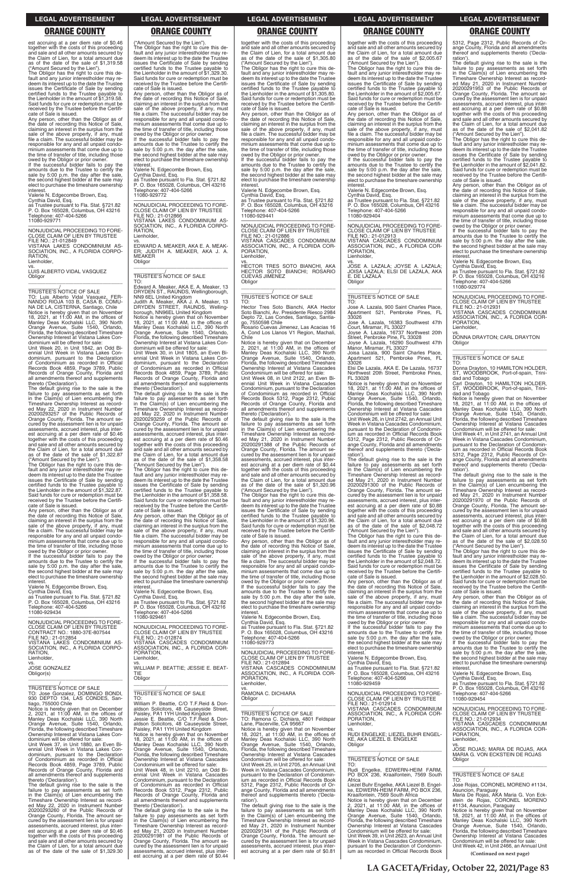est accruing at a per diem rate of $0.46 together with the costs of this proceeding and sale and all other amounts secured by the Claim of Lien, for a total amount due as of the date of the sale of $1,319.58 ("Amount Secured by the Lien").

The Obligor has the right to cure this default and any junior interestholder may redeem its interest up to the date the Trustee issues the Certificate of Sale by sending certified funds to the Trustee payable to the Lienholder in the amount of $1,319.58. Said funds for cure or redemption must be received by the Trustee before the Certificate of Sale is issued.

Any person, other than the Obligor as of the date of recording this Notice of Sale, claiming an interest in the surplus from the sale of the above property, if any, must file a claim. The successful bidder may be responsible for any and all unpaid condominium assessments that come due up to the time of transfer of title, including those owed by the Obligor or prior owner.

If the successful bidder fails to pay the amounts due to the Trustee to certify the sale by 5:00 p.m. the day after the sale, the second highest bidder at the sale may elect to purchase the timeshare ownership interest.

Valerie N. Edgecombe Brown, Esq.
Cynthia David, Esq.
as Trustee pursuant to Fla. Stat. §721.82
P. O. Box 165028, Columbus, OH 43216
Telephone: 407-404-5266
11080-929771

---

NONJUDICIAL PROCEEDING TO FORECLOSE CLAIM OF LIEN BY TRUSTEE
FILE NO.: 21-012849
VISTANA LAKES CONDOMINIUM ASSOCIATION, INC., A FLORIDA CORPORATION,
Lienholder,
vs.
LUIS ALBERTO VIDAL VASQUEZ
Obligor
\_\_\_\_\_\_\_\_\_\_\_\_\_\_\_\_\_\_\_\_\_\_\_\_\_\_\_\_\_\_\_\_/

TRUSTEE'S NOTICE OF SALE
TO: Luis Alberto Vidal Vasquez, FERNANDO RIOJA 103 B, CASA B. COMUNA DE LA CISTERNA, Santiago, Chile

Notice is hereby given that on November 18, 2021, at 11:00 AM, in the offices of Manley Deas Kochalski LLC, 390 North Orange Avenue, Suite 1540, Orlando, Florida, the following described Timeshare Ownership Interest at Vistana Lakes Condominium will be offered for sale:

Unit Week 20, in Unit 1842, an Odd Biennial Unit Week in Vistana Lakes Condominium, pursuant to the Declaration of Condominium as recorded in Official Records Book 4859, Page 3789, Public Records of Orange County, Florida and all amendments thereof and supplements thereto ('Declaration').

The default giving rise to the sale is the failure to pay assessments as set forth in the Claim(s) of Lien encumbering the Timeshare Ownership Interest as recorded May 22, 2020 in Instrument Number 20200293257 of the Public Records of Orange County, Florida. The amount secured by the assessment lien is for unpaid assessments, accrued interest, plus interest accruing at a per diem rate of $0.46 together with the costs of this proceeding and sale and all other amounts secured by the Claim of Lien, for a total amount due as of the date of the sale of $1,322.87 ("Amount Secured by the Lien").

The Obligor has the right to cure this default and any junior interestholder may redeem its interest up to the date the Trustee issues the Certificate of Sale by sending certified funds to the Trustee payable to the Lienholder in the amount of $1,322.87. Said funds for cure or redemption must be received by the Trustee before the Certificate of Sale is issued.

Any person, other than the Obligor as of the date of recording this Notice of Sale, claiming an interest in the surplus from the sale of the above property, if any, must file a claim. The successful bidder may be responsible for any and all unpaid condominium assessments that come due up to the time of transfer of title, including those owed by the Obligor or prior owner.

If the successful bidder fails to pay the amounts due to the Trustee to certify the sale by 5:00 p.m. the day after the sale, the second highest bidder at the sale may elect to purchase the timeshare ownership interest.

Valerie N. Edgecombe Brown, Esq.
Cynthia David, Esq.
as Trustee pursuant to Fla. Stat. §721.82
P. O. Box 165028, Columbus, OH 43216
Telephone: 407-404-5266
11080-929434

---

NONJUDICIAL PROCEEDING TO FORECLOSE CLAIM OF LIEN BY TRUSTEE
CONTRACT NO.: 1880-37E-807544
FILE NO.: 21-012854
VISTANA LAKES CONDOMINIUM ASSOCIATION, INC., A FLORIDA CORPORATION,
Lienholder,
vs.
JOSE GONZALEZ
Obligor(s)
\_\_\_\_\_\_\_\_\_\_\_\_\_\_\_\_\_\_\_\_\_\_\_\_\_\_\_\_\_\_\_\_/

TRUSTEE'S NOTICE OF SALE
TO: Jose Gonzalez, DOMINGO BONDI, 930 DEPTO 134, LAS CONDES, Santiago, 755000 Chile

Notice is hereby given that on December 2, 2021, at 11:00 AM, in the offices of Manley Deas Kochalski LLC, 390 North Orange Avenue, Suite 1540, Orlando, Florida, the following described Timeshare Ownership Interest at Vistana Lakes Condominium will be offered for sale:

Unit Week 37, in Unit 1880, an Even Biennial Unit Week in Vistana Lakes Condominium, pursuant to the Declaration of Condominium as recorded in Official Records Book 4859, Page 3789, Public Records of Orange County, Florida and all amendments thereof and supplements thereto ('Declaration').

The default giving rise to the sale is the failure to pay assessments as set forth in the Claim(s) of Lien encumbering the Timeshare Ownership Interest as recorded May 22, 2020 in Instrument Number 20200293260 of the Public Records of Orange County, Florida. The amount secured by the assessment lien is for unpaid assessments, accrued interest, plus interest accruing at a per diem rate of $0.46 together with the costs of this proceeding and sale and all other amounts secured by the Claim of Lien, for a total amount due as of the date of the sale of $1,329.30 ("Amount Secured by the Lien").

The Obligor has the right to cure this default and any junior interestholder may redeem its interest up to the date the Trustee issues the Certificate of Sale by sending certified funds to the Trustee payable to the Lienholder in the amount of $1,329.30. Said funds for cure or redemption must be received by the Trustee before the Certificate of Sale is issued.

Any person, other than the Obligor as of the date of recording this Notice of Sale, claiming an interest in the surplus from the sale of the above property, if any, must file a claim. The successful bidder may be responsible for any and all unpaid condominium assessments that come due up to the time of transfer of title, including those owed by the Obligor or prior owner.

If the successful bidder fails to pay the amounts due to the Trustee to certify the sale by 5:00 p.m. the day after the sale, the second highest bidder at the sale may elect to purchase the timeshare ownership interest.

Valerie N. Edgecombe Brown, Esq.
Cynthia David, Esq.
as Trustee pursuant to Fla. Stat. §721.82
P. O. Box 165028, Columbus, OH 43216
Telephone: 407-404-5266
11080-929772

---

NONJUDICIAL PROCEEDING TO FORECLOSE CLAIM OF LIEN BY TRUSTEE
FILE NO.: 21-012866
VISTANA LAKES CONDOMINIUM ASSOCIATION, INC., A FLORIDA CORPORATION,
Lienholder,
vs.
EDWARD A. MEAKER, AKA E. A. MEAKER; JUDITH A. MEAKER, AKA J. A. MEAKER
Obligor
\_\_\_\_\_\_\_\_\_\_\_\_\_\_\_\_\_\_\_\_\_\_\_\_\_\_\_\_\_\_\_\_/

TRUSTEE'S NOTICE OF SALE
TO:
Edward A. Meaker, AKA E. A. Meaker, 13 DRYDEN ST., RAUNDS, Wellingborough, NN9 6EL United Kingdom
Judith A. Meaker, AKA J. A. Meaker, 13 DRYDEN STREET, RAUNDS, Wellingborough, NN96EL United Kingdom

Notice is hereby given that on November 18, 2021, at 11:00 AM, in the offices of Manley Deas Kochalski LLC, 390 North Orange Avenue, Suite 1540, Orlando, Florida, the following described Timeshare Ownership Interest at Vistana Lakes Condominium will be offered for sale:

Unit Week 30, in Unit 1805, an Even Biennial Unit Week in Vistana Lakes Condominium, pursuant to the Declaration of Condominium as recorded in Official Records Book 4859, Page 3789, Public Records of Orange County, Florida and all amendments thereof and supplements thereto ('Declaration').

The default giving rise to the sale is the failure to pay assessments as set forth in the Claim(s) of Lien encumbering the Timeshare Ownership Interest as recorded May 22, 2020 in Instrument Number 20200293259 of the Public Records of Orange County, Florida. The amount secured by the assessment lien is for unpaid assessments, accrued interest, plus interest accruing at a per diem rate of $0.46 together with the costs of this proceeding and sale and all other amounts secured by the Claim of Lien, for a total amount due as of the date of the sale of $1,358.58 ("Amount Secured by the Lien").

The Obligor has the right to cure this default and any junior interestholder may redeem its interest up to the date the Trustee issues the Certificate of Sale by sending certified funds to the Trustee payable to the Lienholder in the amount of $1,358.58. Said funds for cure or redemption must be received by the Trustee before the Certificate of Sale is issued.

Any person, other than the Obligor as of the date of recording this Notice of Sale, claiming an interest in the surplus from the sale of the above property, if any, must file a claim. The successful bidder may be responsible for any and all unpaid condominium assessments that come due up to the time of transfer of title, including those owed by the Obligor or prior owner.

If the successful bidder fails to pay the amounts due to the Trustee to certify the sale by 5:00 p.m. the day after the sale, the second highest bidder at the sale may elect to purchase the timeshare ownership interest.

Valerie N. Edgecombe Brown, Esq.
Cynthia David, Esq.
as Trustee pursuant to Fla. Stat. §721.82
P. O. Box 165028, Columbus, OH 43216
Telephone: 407-404-5266
11080-929461

---

NONJUDICIAL PROCEEDING TO FORECLOSE CLAIM OF LIEN BY TRUSTEE
FILE NO.: 21-012874
VISTANA CASCADES CONDOMINIUM ASSOCIATION, INC., A FLORIDA CORPORATION,
Lienholder,
vs.
WILLIAM P. BEATTIE; JESSIE E. BEATTIE
Obligor
\_\_\_\_\_\_\_\_\_\_\_\_\_\_\_\_\_\_\_\_\_\_\_\_\_\_\_\_\_\_\_\_/

TRUSTEE'S NOTICE OF SALE
TO:
William P. Beattie, C/O T.F.Reid & Donaldson Solicitors, 48 Causeyside Street, Paisley, PA1 1YH United Kingdom
Jessie E. Beattie, C/O T.F.Reid & Donaldson Solicitors, 48 Causeyside Street, Paisley, PA1 1YH United Kingdom

Notice is hereby given that on November 18, 2021, at 11:00 AM, in the offices of Manley Deas Kochalski LLC, 390 North Orange Avenue, Suite 1540, Orlando, Florida, the following described Timeshare Ownership Interest at Vistana Cascades Condominium will be offered for sale:

Unit Week 48, in Unit 2210, an Odd Biennial Unit Week in Vistana Cascades Condominium, pursuant to the Declaration of Condominium as recorded in Official Records Book 5312, Page 2312, Public Records of Orange County, Florida and all amendments thereof and supplements thereto ('Declaration').

The default giving rise to the sale is the failure to pay assessments as set forth in the Claim(s) of Lien encumbering the Timeshare Ownership Interest as recorded May 21, 2020 in Instrument Number 20200291981 of the Public Records of Orange County, Florida. The amount secured by the assessment lien is for unpaid assessments, accrued interest, plus interest accruing at a per diem rate of $0.44 together with the costs of this proceeding and sale and all other amounts secured by the Claim of Lien, for a total amount due as of the date of the sale of $1,305.80 ("Amount Secured by the Lien").

The Obligor has the right to cure this default and any junior interestholder may redeem its interest up to the date the Trustee issues the Certificate of Sale by sending certified funds to the Trustee payable to the Lienholder in the amount of $1,305.80. Said funds for cure or redemption must be received by the Trustee before the Certificate of Sale is issued.

Any person, other than the Obligor as of the date of recording this Notice of Sale, claiming an interest in the surplus from the sale of the above property, if any, must file a claim. The successful bidder may be responsible for any and all unpaid condominium assessments that come due up to the time of transfer of title, including those owed by the Obligor or prior owner.

If the successful bidder fails to pay the amounts due to the Trustee to certify the sale by 5:00 p.m. the day after the sale, the second highest bidder at the sale may elect to purchase the timeshare ownership interest.

Valerie N. Edgecombe Brown, Esq.
Cynthia David, Esq.
as Trustee pursuant to Fla. Stat. §721.82
P. O. Box 165028, Columbus, OH 43216
Telephone: 407-404-5266
11080-929441

---

NONJUDICIAL PROCEEDING TO FORECLOSE CLAIM OF LIEN BY TRUSTEE
FILE NO.: 21-012886
VISTANA CASCADES CONDOMINIUM ASSOCIATION, INC., A FLORIDA CORPORATION,
Lienholder,
vs.
HECTOR TRES SOTO BIANCHI, AKA HECTOR SOTO BIANCHI; ROSARIO CUEVAS JIMENEZ
Obligor
\_\_\_\_\_\_\_\_\_\_\_\_\_\_\_\_\_\_\_\_\_\_\_\_\_\_\_\_\_\_\_\_/

TRUSTEE'S NOTICE OF SALE
TO:
Hector Tres Soto Bianchi, AKA Hector Soto Bianchi, Av. Presidente Riesco 2984 Depto 72, Las Condes, Santiago, Santiago, 7550598 Chile
Rosario Cuevas Jimenez, Las Acacias 16 A, Cond Los Llanos V1 Region, Machali, Chile

Notice is hereby given that on December 2, 2021, at 11:00 AM, in the offices of Manley Deas Kochalski LLC, 390 North Orange Avenue, Suite 1540, Orlando, Florida, the following described Timeshare Ownership Interest at Vistana Cascades Condominium will be offered for sale:

Unit Week 08, in Unit 2122, an Even Biennial Unit Week in Vistana Cascades Condominium, pursuant to the Declaration of Condominium as recorded in Official Records Book 5312, Page 2312, Public Records of Orange County, Florida and all amendments thereof and supplements thereto ('Declaration').

The default giving rise to the sale is the failure to pay assessments as set forth in the Claim(s) of Lien encumbering the Timeshare Ownership Interest as recorded May 21, 2020 in Instrument Number 20200291388 of the Public Records of Orange County, Florida. The amount secured by the assessment lien is for unpaid assessments, accrued interest, plus interest accruing at a per diem rate of $0.44 together with the costs of this proceeding and sale and all other amounts secured by the Claim of Lien, for a total amount due as of the date of the sale of $1,320.96 ("Amount Secured by the Lien").

The Obligor has the right to cure this default and any junior interestholder may redeem its interest up to the date the Trustee issues the Certificate of Sale by sending certified funds to the Trustee payable to the Lienholder in the amount of $1,320.96. Said funds for cure or redemption must be received by the Trustee before the Certificate of Sale is issued.

Any person, other than the Obligor as of the date of recording this Notice of Sale, claiming an interest in the surplus from the sale of the above property, if any, must file a claim. The successful bidder may be responsible for any and all unpaid condominium assessments that come due up to the time of transfer of title, including those owed by the Obligor or prior owner.

If the successful bidder fails to pay the amounts due to the Trustee to certify the sale by 5:00 p.m. the day after the sale, the second highest bidder at the sale may elect to purchase the timeshare ownership interest.

Valerie N. Edgecombe Brown, Esq.
Cynthia David, Esq.
as Trustee pursuant to Fla. Stat. §721.82
P. O. Box 165028, Columbus, OH 43216
Telephone: 407-404-5266
11080-929773

---

NONJUDICIAL PROCEEDING TO FORECLOSE CLAIM OF LIEN BY TRUSTEE
FILE NO.: 21-012894
VISTANA CASCADES CONDOMINIUM ASSOCIATION, INC., A FLORIDA CORPORATION,
Lienholder,
vs.
RAMONA C. DICHIARA
Obligor
\_\_\_\_\_\_\_\_\_\_\_\_\_\_\_\_\_\_\_\_\_\_\_\_\_\_\_\_\_\_\_\_/

TRUSTEE'S NOTICE OF SALE
TO: Ramona C. Dichiara, 4801 Feldspar Lane, Placerville, CA 95667

Notice is hereby given that on November 18, 2021, at 11:00 AM, in the offices of Manley Deas Kochalski LLC, 390 North Orange Avenue, Suite 1540, Orlando, Florida, the following described Timeshare Ownership Interest at Vistana Cascades Condominium will be offered for sale:

Unit Week 25, in Unit 2705, an Annual Unit Week in Vistana Cascades Condominium, pursuant to the Declaration of Condominium as recorded in Official Records Book 5312, Page 2312, Public Records of Orange County, Florida and all amendments thereof and supplements thereto ('Declaration').

The default giving rise to the sale is the failure to pay assessments as set forth in the Claim(s) of Lien encumbering the Timeshare Ownership Interest as recorded May 21, 2020 in Instrument Number 20200291341 of the Public Records of Orange County, Florida. The amount secured by the assessment lien is for unpaid assessments, accrued interest, plus interest accruing at a per diem rate of $0.81 together with the costs of this proceeding and sale and all other amounts secured by the Claim of Lien, for a total amount due as of the date of the sale of $2,005.67 ("Amount Secured by the Lien").

The Obligor has the right to cure this default and any junior interestholder may redeem its interest up to the date the Trustee issues the Certificate of Sale by sending certified funds to the Trustee payable to the Lienholder in the amount of $2,005.67. Said funds for cure or redemption must be received by the Trustee before the Certificate of Sale is issued.

Any person, other than the Obligor as of the date of recording this Notice of Sale, claiming an interest in the surplus from the sale of the above property, if any, must file a claim. The successful bidder may be responsible for any and all unpaid condominium assessments that come due up to the time of transfer of title, including those owed by the Obligor or prior owner.

If the successful bidder fails to pay the amounts due to the Trustee to certify the sale by 5:00 p.m. the day after the sale, the second highest bidder at the sale may elect to purchase the timeshare ownership interest.

Valerie N. Edgecombe Brown, Esq.
Cynthia David, Esq.
as Trustee pursuant to Fla. Stat. §721.82
P. O. Box 165028, Columbus, OH 43216
Telephone: 407-404-5266
11080-929404

---

NONJUDICIAL PROCEEDING TO FORECLOSE CLAIM OF LIEN BY TRUSTEE
FILE NO.: 21-012913
VISTANA CASCADES CONDOMINIUM ASSOCIATION, INC., A FLORIDA CORPORATION,
Lienholder,
vs.
JOSE A. LAZALA; JOYSE A. LAZALA; JOISA LAZALA; ELSI DE LAZALA, AKA E. DE LAZALA
Obligor
\_\_\_\_\_\_\_\_\_\_\_\_\_\_\_\_\_\_\_\_\_\_\_\_\_\_\_\_\_\_\_\_/

TRUSTEE'S NOTICE OF SALE
TO:
Jose A. Lazala, 900 Saint Charles Place, Apartment 521, Pembroke Pines, FL 33026
Jose A. Lazala, 16383 Southwest 47th Court, Miramar, FL 33027
Joyse A. Lazala, 16737 Northwest 20th Street, Pembroke Pines, FL 33028
Joyse A. Lazala, 16290 Southwest 47th Manor, Miramar, FL 33027
Joisa Lazala, 900 Saint Charles Place, Apartment 521, Pembroke Pines, FL 33026
Elsi De Lazala, AKA E. De Lazala, 16737 Northwest 20th Street, Pembroke Pines, FL 33028

Notice is hereby given that on November 18, 2021, at 11:00 AM, in the offices of Manley Deas Kochalski LLC, 390 North Orange Avenue, Suite 1540, Orlando, Florida, the following described Timeshare Ownership Interest at Vistana Cascades Condominium will be offered for sale:

Unit Week 26, in Unit 2742, an Annual Unit Week in Vistana Cascades Condominium, pursuant to the Declaration of Condominium as recorded in Official Records Book 5312, Page 2312, Public Records of Orange County, Florida and all amendments thereof and supplements thereto ('Declaration').

The default giving rise to the sale is the failure to pay assessments as set forth in the Claim(s) of Lien encumbering the Timeshare Ownership Interest as recorded May 21, 2020 in Instrument Number 20200291300 of the Public Records of Orange County, Florida. The amount secured by the assessment lien is for unpaid assessments, accrued interest, plus interest accruing at a per diem rate of $0.88 together with the costs of this proceeding and sale and all other amounts secured by the Claim of Lien, for a total amount due as of the date of the sale of $2,048.72 ("Amount Secured by the Lien").

The Obligor has the right to cure this default and any junior interestholder may redeem its interest up to the date the Trustee issues the Certificate of Sale by sending certified funds to the Trustee payable to the Lienholder in the amount of $2,048.72. Said funds for cure or redemption must be received by the Trustee before the Certificate of Sale is issued.

Any person, other than the Obligor as of the date of recording this Notice of Sale, claiming an interest in the surplus from the sale of the above property, if any, must file a claim. The successful bidder may be responsible for any and all unpaid condominium assessments that come due up to the time of transfer of title, including those owed by the Obligor or prior owner.

If the successful bidder fails to pay the amounts due to the Trustee to certify the sale by 5:00 p.m. the day after the sale, the second highest bidder at the sale may elect to purchase the timeshare ownership interest.

Valerie N. Edgecombe Brown, Esq.
Cynthia David, Esq.
as Trustee pursuant to Fla. Stat. §721.82
P. O. Box 165028, Columbus, OH 43216
Telephone: 407-404-5266
11080-929459

---

NONJUDICIAL PROCEEDING TO FORECLOSE CLAIM OF LIEN BY TRUSTEE
FILE NO.: 21-012914
VISTANA CASCADES CONDOMINIUM ASSOCIATION, INC., A FLORIDA CORPORATION,
Lienholder,
vs.
RUDI ENGELKE; LIEZEL BUHR ENGELKE, AKA LIEZEL B. ENGELKE
Obligor
\_\_\_\_\_\_\_\_\_\_\_\_\_\_\_\_\_\_\_\_\_\_\_\_\_\_\_\_\_\_\_\_/

TRUSTEE'S NOTICE OF SALE
TO:
Rudi Engelke, EDWERN-HEIM FARM, PO BOX 236, Kraaifontein, 7569 South Africa
Liezel Buhr Engelke, AKA Liezel B. Engelke, EDWERN-HEIM FARM, PO BOX 236, Kraaifontein, 7569 South Africa

Notice is hereby given that on December 2, 2021, at 11:00 AM, in the offices of Manley Deas Kochalski LLC, 390 North Orange Avenue, Suite 1540, Orlando, Florida, the following described Timeshare Ownership Interest at Vistana Cascades Condominium will be offered for sale:

Unit Week 39, in Unit 2623, an Annual Unit Week in Vistana Cascades Condominium, pursuant to the Declaration of Condominium as recorded in Official Records Book 5312, Page 2312, Public Records of Orange County, Florida and all amendments thereof and supplements thereto ('Declaration').

The default giving rise to the sale is the failure to pay assessments as set forth in the Claim(s) of Lien encumbering the Timeshare Ownership Interest as recorded May 21, 2020 in Instrument Number 20200291953 of the Public Records of Orange County, Florida. The amount secured by the assessment lien is for unpaid assessments, accrued interest, plus interest accruing at a per diem rate of $0.88 together with the costs of this proceeding and sale and all other amounts secured by the Claim of Lien, for a total amount due as of the date of the sale of $2,041.82 ("Amount Secured by the Lien").

The Obligor has the right to cure this default and any junior interestholder may redeem its interest up to the date the Trustee issues the Certificate of Sale by sending certified funds to the Trustee payable to the Lienholder in the amount of $2,041.82. Said funds for cure or redemption must be received by the Trustee before the Certificate of Sale is issued.

Any person, other than the Obligor as of the date of recording this Notice of Sale, claiming an interest in the surplus from the sale of the above property, if any, must file a claim. The successful bidder may be responsible for any and all unpaid condominium assessments that come due up to the time of transfer of title, including those owed by the Obligor or prior owner.

If the successful bidder fails to pay the amounts due to the Trustee to certify the sale by 5:00 p.m. the day after the sale, the second highest bidder at the sale may elect to purchase the timeshare ownership interest.

Valerie N. Edgecombe Brown, Esq.
Cynthia David, Esq.
as Trustee pursuant to Fla. Stat. §721.82
P. O. Box 165028, Columbus, OH 43216
Telephone: 407-404-5266
11080-929774

---

NONJUDICIAL PROCEEDING TO FORECLOSE CLAIM OF LIEN BY TRUSTEE
FILE NO.: 21-012931
VISTANA CASCADES CONDOMINIUM ASSOCIATION, INC., A FLORIDA CORPORATION,
Lienholder,
vs.
DONNA DRAYTON; CARL DRAYTON
Obligor
\_\_\_\_\_\_\_\_\_\_\_\_\_\_\_\_\_\_\_\_\_\_\_\_\_\_\_\_\_\_\_\_/

TRUSTEE'S NOTICE OF SALE
TO:
Donna Drayton, 10 HAMILTON HOLDER, ST. WOODBROOK, Port-of-spain, Trinidad and Tobago
Carl Drayton, 10 HAMILTON HOLDER, ST. WOODBROOK, Port-of-spain, Trinidad and Tobago

Notice is hereby given that on November 18, 2021, at 11:00 AM, in the offices of Manley Deas Kochalski LLC, 390 North Orange Avenue, Suite 1540, Orlando, Florida, the following described Timeshare Ownership Interest at Vistana Cascades Condominium will be offered for sale:

Unit Week 41, in Unit 2741, an Annual Unit Week in Vistana Cascades Condominium, pursuant to the Declaration of Condominium as recorded in Official Records Book 5312, Page 2312, Public Records of Orange County, Florida and all amendments thereof and supplements thereto ('Declaration').

The default giving rise to the sale is the failure to pay assessments as set forth in the Claim(s) of Lien encumbering the Timeshare Ownership Interest as recorded May 21, 2020 in Instrument Number 20200291970 of the Public Records of Orange County, Florida. The amount secured by the assessment lien is for unpaid assessments, accrued interest, plus interest accruing at a per diem rate of $0.88 together with the costs of this proceeding and sale and all other amounts secured by the Claim of Lien, for a total amount due as of the date of the sale of $2,028.50 ("Amount Secured by the Lien").

The Obligor has the right to cure this default and any junior interestholder may redeem its interest up to the date the Trustee issues the Certificate of Sale by sending certified funds to the Trustee payable to the Lienholder in the amount of $2,028.50. Said funds for cure or redemption must be received by the Trustee before the Certificate of Sale is issued.

Any person, other than the Obligor as of the date of recording this Notice of Sale, claiming an interest in the surplus from the sale of the above property, if any, must file a claim. The successful bidder may be responsible for any and all unpaid condominium assessments that come due up to the time of transfer of title, including those owed by the Obligor or prior owner.

If the successful bidder fails to pay the amounts due to the Trustee to certify the sale by 5:00 p.m. the day after the sale, the second highest bidder at the sale may elect to purchase the timeshare ownership interest.

Valerie N. Edgecombe Brown, Esq.
Cynthia David, Esq.
as Trustee pursuant to Fla. Stat. §721.82
P. O. Box 165028, Columbus, OH 43216
Telephone: 407-404-5266
11080-929454

---

NONJUDICIAL PROCEEDING TO FORECLOSE CLAIM OF LIEN BY TRUSTEE
FILE NO.: 21-012934
VISTANA CASCADES CONDOMINIUM ASSOCIATION, INC., A FLORIDA CORPORATION,
Lienholder,
vs.
JOSE ROJAS; MARIA DE ROJAS, AKA MARIA G. VON ECKSTEIN DE ROJAS
Obligor
\_\_\_\_\_\_\_\_\_\_\_\_\_\_\_\_\_\_\_\_\_\_\_\_\_\_\_\_\_\_\_\_/

TRUSTEE'S NOTICE OF SALE
TO:
Jose Rojas, CORONEL MORENO #1134, Asuncion, Paraguay
Maria De Rojas, AKA Maria G. Von Eckstein de Rojas, CORONEL MORENO #1134, Asuncion, Paraguay

Notice is hereby given that on November 18, 2021, at 11:00 AM, in the offices of Manley Deas Kochalski LLC, 390 North Orange Avenue, Suite 1540, Orlando, Florida, the following described Timeshare Ownership Interest at Vistana Cascades Condominium will be offered for sale:

Unit Week 42, in Unit 2466, an Annual Unit

**(Continued on next page)**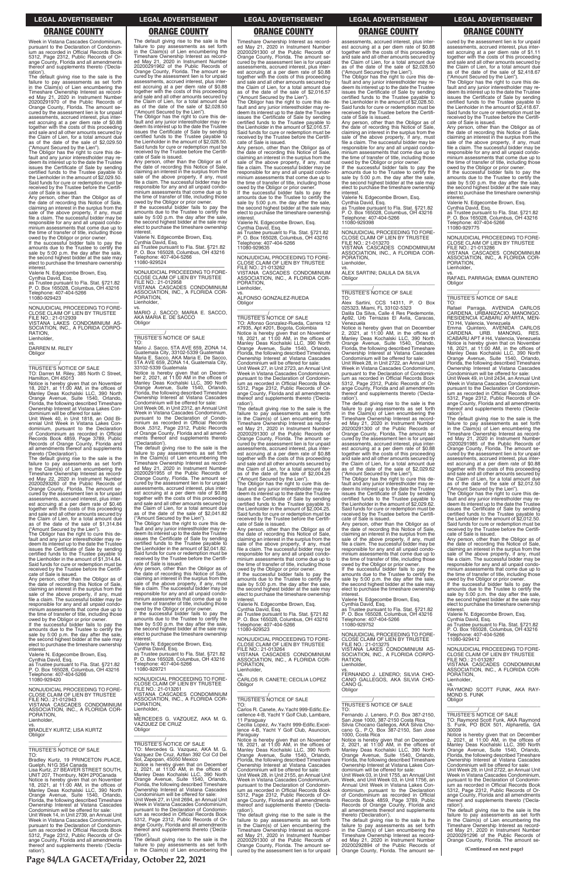LEGAL ADVERTISEMENT

## ORANGE COUNTY

Week in Vistana Cascades Condominium, pursuant to the Declaration of Condominium as recorded in Official Records Book 5312, Page 2312, Public Records of Orange County, Florida and all amendments thereof and supplements thereto ('Declaration').

The default giving rise to the sale is the failure to pay assessments as set forth in the Claim(s) of Lien encumbering the Timeshare Ownership Interest as recorded May 21, 2020 in Instrument Number 20200291970 of the Public Records of Orange County, Florida. The amount secured by the assessment lien is for unpaid assessments, accrued interest, plus interest accruing at a per diem rate of $0.88 together with the costs of this proceeding and sale and all other amounts secured by the Claim of Lien, for a total amount due as of the date of the sale of $2,029.50 ("Amount Secured by the Lien").

The Obligor has the right to cure this default and any junior interestholder may redeem its interest up to the date the Trustee issues the Certificate of Sale by sending certified funds to the Trustee payable to the Lienholder in the amount of $2,029.50. Said funds for cure or redemption must be received by the Trustee before the Certificate of Sale is issued.

Any person, other than the Obligor as of the date of recording this Notice of Sale, claiming an interest in the surplus from the sale of the above property, if any, must file a claim. The successful bidder may be responsible for any and all unpaid condominium assessments that come due up to the time of transfer of title, including those owed by the Obligor or prior owner.

If the successful bidder fails to pay the amounts due to the Trustee to certify the sale by 5:00 p.m. the day after the sale, the second highest bidder at the sale may elect to purchase the timeshare ownership interest.

Valerie N. Edgecombe Brown, Esq.
Cynthia David, Esq.
as Trustee pursuant to Fla. Stat. §721.82
P. O. Box 165028, Columbus, OH 43216
Telephone: 407-404-5266
11080-929423

---

NONJUDICIAL PROCEEDING TO FORECLOSE CLAIM OF LIEN BY TRUSTEE
FILE NO.: 21-012939
VISTANA LAKES CONDOMINIUM ASSOCIATION, INC., A FLORIDA CORPORATION,
Lienholder,
vs.
DARREN M. RILEY
Obligor

\_\_\_\_\_\_\_\_\_\_\_\_\_\_\_\_\_\_/

TRUSTEE'S NOTICE OF SALE
TO: Darren M. Riley, 385 North C Street, Hamilton, OH 45013

Notice is hereby given that on November 18, 2021, at 11:00 AM, in the offices of Manley Deas Kochalski LLC, 390 North Orange Avenue, Suite 1540, Orlando, Florida, the following described Timeshare Ownership Interest at Vistana Lakes Condominium will be offered for sale:

Unit Week 40, in Unit 1818, an Odd Biennial Unit Week in Vistana Lakes Condominium, pursuant to the Declaration of Condominium as recorded in Official Records Book 4859, Page 3789, Public Records of Orange County, Florida and all amendments thereof and supplements thereto ('Declaration').

The default giving rise to the sale is the failure to pay assessments as set forth in the Claim(s) of Lien encumbering the Timeshare Ownership Interest as recorded May 22, 2020 in Instrument Number 20200293260 of the Public Records of Orange County, Florida. The amount secured by the assessment lien is for unpaid assessments, accrued interest, plus interest accruing at a per diem rate of $0.46 together with the costs of this proceeding and sale and all other amounts secured by the Claim of Lien, for a total amount due as of the date of the sale of $1,314.84 ("Amount Secured by the Lien").

The Obligor has the right to cure this default and any junior interestholder may redeem its interest up to the date the Trustee issues the Certificate of Sale by sending certified funds to the Trustee payable to the Lienholder in the amount of $1,314.84. Said funds for cure or redemption must be received by the Trustee before the Certificate of Sale is issued.

Any person, other than the Obligor as of the date of recording this Notice of Sale, claiming an interest in the surplus from the sale of the above property, if any, must file a claim. The successful bidder may be responsible for any and all unpaid condominium assessments that come due up to the time of transfer of title, including those owed by the Obligor or prior owner.

If the successful bidder fails to pay the amounts due to the Trustee to certify the sale by 5:00 p.m. the day after the sale, the second highest bidder at the sale may elect to purchase the timeshare ownership interest.

Valerie N. Edgecombe Brown, Esq.
Cynthia David, Esq.
as Trustee pursuant to Fla. Stat. §721.82
P. O. Box 165028, Columbus, OH 43216
Telephone: 407-404-5266
11080-929420

---

NONJUDICIAL PROCEEDING TO FORECLOSE CLAIM OF LIEN BY TRUSTEE
FILE NO.: 21-012943
VISTANA CASCADES CONDOMINIUM ASSOCIATION, INC., A FLORIDA CORPORATION,
Lienholder,
vs.
BRADLEY KURTZ; LISA KURTZ
Obligor

\_\_\_\_\_\_\_\_\_\_\_\_\_\_\_\_\_\_/

TRUSTEE'S NOTICE OF SALE
TO:
Bradley Kurtz, 19 PRINCETON PLACE, Guelph, N1G 3S4 Canada
Lisa Kurtz, 27 BEAVER STREET SOUTH, UNIT 207, Thornbury, N0H 2P0Canada

Notice is hereby given that on November 18, 2021, at 11:00 AM, in the offices of Manley Deas Kochalski LLC, 390 North Orange Avenue, Suite 1540, Orlando, Florida, the following described Timeshare Ownership Interest at Vistana Cascades Condominium will be offered for sale:

Unit Week 14, in Unit 2739, an Annual Unit Week in Vistana Cascades Condominium, pursuant to the Declaration of Condominium as recorded in Official Records Book 5312, Page 2312, Public Records of Orange County, Florida and all amendments thereof and supplements thereto ('Declaration').

The default giving rise to the sale is the failure to pay assessments as set forth in the Claim(s) of Lien encumbering the Timeshare Ownership Interest as recorded May 21, 2020 in Instrument Number 20200291962 of the Public Records of Orange County, Florida. The amount secured by the assessment lien is for unpaid assessments, accrued interest, plus interest accruing at a per diem rate of $0.88 together with the costs of this proceeding and sale and all other amounts secured by the Claim of Lien, for a total amount due as of the date of the sale of $2,028.50 ("Amount Secured by the Lien").

The Obligor has the right to cure this default and any junior interestholder may redeem its interest up to the date the Trustee issues the Certificate of Sale by sending certified funds to the Trustee payable to the Lienholder in the amount of $2,028.50. Said funds for cure or redemption must be received by the Trustee before the Certificate of Sale is issued.

Any person, other than the Obligor as of the date of recording this Notice of Sale, claiming an interest in the surplus from the sale of the above property, if any, must file a claim. The successful bidder may be responsible for any and all unpaid condominium assessments that come due up to the time of transfer of title, including those owed by the Obligor or prior owner.

If the successful bidder fails to pay the amounts due to the Trustee to certify the sale by 5:00 p.m. the day after the sale, the second highest bidder at the sale may elect to purchase the timeshare ownership interest.

Valerie N. Edgecombe Brown, Esq.
Cynthia David, Esq.
as Trustee pursuant to Fla. Stat. §721.82
P. O. Box 165028, Columbus, OH 43216
Telephone: 407-404-5266
11080-929524

---

NONJUDICIAL PROCEEDING TO FORECLOSE CLAIM OF LIEN BY TRUSTEE
FILE NO.: 21-012958
VISTANA CASCADES CONDOMINIUM ASSOCIATION, INC., A FLORIDA CORPORATION,
Lienholder,
vs.
MARIO J. SACCO; MARIA E. SACCO, AKA MARIA E. DE SACCO
Obligor

\_\_\_\_\_\_\_\_\_\_\_\_\_\_\_\_\_\_/

TRUSTEE'S NOTICE OF SALE
TO:
Mario J. Sacco, 5TA AVE 659, ZONA 14, Guatemala City, 33102-5339 Guatemala
Maria E. Sacco, AKA Maria E. De Sacco, 5TA AVE 659, ZONA 14, Guatemala City, 33102-5339 Guatemala

Notice is hereby given that on December 2, 2021, at 11:00 AM in the offices of Manley Deas Kochalski LLC, 390 North Orange Avenue, Suite 1540, Orlando, Florida, the following described Timeshare Ownership Interest at Vistana Cascades Condominium will be offered for sale:

Unit Week 06, in Unit 2312, an Annual Unit Week in Vistana Cascades Condominium, pursuant to the Declaration of Condominium as recorded in Official Records Book 5312, Page 2312, Public Records of Orange County, Florida and all amendments thereof and supplements thereto ('Declaration').

The default giving rise to the sale is the failure to pay assessments as set forth in the Claim(s) of Lien encumbering the Timeshare Ownership Interest as recorded May 21, 2020 in Instrument Number 20200291955 of the Public Records of Orange County, Florida. The amount secured by the assessment lien is for unpaid assessments, accrued interest, plus interest accruing at a per diem rate of $0.88 together with the costs of this proceeding and sale and all other amounts secured by the Claim of Lien, for a total amount due as of the date of the sale of $2,041.82 ("Amount Secured by the Lien").

The Obligor has the right to cure this default and any junior interestholder may redeem its interest up to the date the Trustee issues the Certificate of Sale by sending certified funds to the Trustee payable to the Lienholder in the amount of $2,041.82. Said funds for cure or redemption must be received by the Trustee before the Certificate of Sale is issued.

Any person, other than the Obligor as of the date of recording this Notice of Sale, claiming an interest in the surplus from the sale of the above property, if any, must file a claim. The successful bidder may be responsible for any and all unpaid condominium assessments that come due up to the time of transfer of title, including those owed by the Obligor or prior owner.

If the successful bidder fails to pay the amounts due to the Trustee to certify the sale by 5:00 p.m. the day after the sale, the second highest bidder at the sale may elect to purchase the timeshare ownership interest.

Valerie N. Edgecombe Brown, Esq.
Cynthia David, Esq.
as Trustee pursuant to Fla. Stat. §721.82
P. O. Box 165028, Columbus, OH 43216
Telephone: 407-404-5266
11080-929721

---

NONJUDICIAL PROCEEDING TO FORECLOSE CLAIM OF LIEN BY TRUSTEE
FILE NO.: 21-013261
VISTANA CASCADES CONDOMINIUM ASSOCIATION, INC., A FLORIDA CORPORATION,
Lienholder,
vs.
MERCEDES G. VAZQUEZ, AKA M. G. VAZQUEZ DE CRUZ
Obligor

\_\_\_\_\_\_\_\_\_\_\_\_\_\_\_\_\_\_/

TRUSTEE'S NOTICE OF SALE
TO: Mercedes G. Vazquez, AKA M. G. Vazquez De Cruz, Avilan 392 Col Cd Del Sol, Zapopan, 45050 Mexico

Notice is hereby given that on December 2, 2021, at 11:00 AM, in the offices of Manley Deas Kochalski LLC, 390 North Orange Avenue, Suite 1540, Orlando, Florida, the following described Timeshare Ownership Interest at Vistana Cascades Condominium will be offered for sale:

Unit Week 27, in Unit 2694, an Annual Unit Week in Vistana Cascades Condominium, pursuant to the Declaration of Condominium as recorded in Official Records Book 5312, Page 2312, Public Records of Orange County, Florida and all amendments thereof and supplements thereto ('Declaration').

The default giving rise to the sale is the failure to pay assessments as set forth in the Claim(s) of Lien encumbering the Timeshare Ownership Interest as recorded May 21, 2020 in Instrument Number 20200291300 of the Public Records of Orange County, Florida. The amount secured by the assessment lien is for unpaid assessments, accrued interest, plus interest accruing at a per diem rate of $0.88 together with the costs of this proceeding and sale and all other amounts secured by the Claim of Lien, for a total amount due as of the date of the sale of $2,016.57 ("Amount Secured by the Lien").

The Obligor has the right to cure this default and any junior interestholder may redeem its interest up to the date the Trustee issues the Certificate of Sale by sending certified funds to the Trustee payable to the Lienholder in the amount of $2,016.57. Said funds for cure or redemption must be received by the Trustee before the Certificate of Sale is issued.

Any person, other than the Obligor as of the date of recording this Notice of Sale, claiming an interest in the surplus from the sale of the above property, if any, must file a claim. The successful bidder may be responsible for any and all unpaid condominium assessments that come due up to the time of transfer of title, including those owed by the Obligor or prior owner.

If the successful bidder fails to pay the amounts due to the Trustee to certify the sale by 5:00 p.m. the day after the sale, the second highest bidder at the sale may elect to purchase the timeshare ownership interest.

Valerie N. Edgecombe Brown, Esq.
Cynthia David, Esq.
as Trustee pursuant to Fla. Stat. §721.82
P. O. Box 165028, Columbus, OH 43216
Telephone: 407-404-5266
11080-929635

---

NONJUDICIAL PROCEEDING TO FORECLOSE CLAIM OF LIEN BY TRUSTEE
FILE NO.: 21-013262
VISTANA CASCADES CONDOMINIUM ASSOCIATION, INC., A FLORIDA CORPORATION,
Lienholder,
vs.
ALFONSO GONZALEZ-RUEDA
Obligor

\_\_\_\_\_\_\_\_\_\_\_\_\_\_\_\_\_\_/

TRUSTEE'S NOTICE OF SALE
TO: Alfonso Gonzalez-Rueda, Carrera 12 #7935, Apt #201, Bogota, Colombia

Notice is hereby given that on November 18, 2021, at 11:00 AM, in the offices of Manley Deas Kochalski LLC, 390 North Orange Avenue, Suite 1540, Orlando, Florida, the following described Timeshare Ownership Interest at Vistana Cascades Condominium will be offered for sale:

Unit Week 27, in Unit 2723, an Annual Unit Week in Vistana Cascades Condominium, pursuant to the Declaration of Condominium as recorded in Official Records Book 5312, Page 2312, Public Records of Orange County, Florida and all amendments thereof and supplements thereto ('Declaration').

The default giving rise to the sale is the failure to pay assessments as set forth in the Claim(s) of Lien encumbering the Timeshare Ownership Interest as recorded May 21, 2020 in Instrument Number 20200291300 of the Public Records of Orange County, Florida. The amount secured by the assessment lien is for unpaid assessments, accrued interest, plus interest accruing at a per diem rate of $0.88 together with the costs of this proceeding and sale and all other amounts secured by the Claim of Lien, for a total amount due as of the date of the sale of $2,004.25 ("Amount Secured by the Lien").

The Obligor has the right to cure this default and any junior interestholder may redeem its interest up to the date the Trustee issues the Certificate of Sale by sending certified funds to the Trustee payable to the Lienholder in the amount of $2,004.25. Said funds for cure or redemption must be received by the Trustee before the Certificate of Sale is issued.

Any person, other than the Obligor as of the date of recording this Notice of Sale, claiming an interest in the surplus from the sale of the above property, if any, must file a claim. The successful bidder may be responsible for any and all unpaid condominium assessments that come due up to the time of transfer of title, including those owed by the Obligor or prior owner.

If the successful bidder fails to pay the amounts due to the Trustee to certify the sale by 5:00 p.m. the day after the sale, the second highest bidder at the sale may elect to purchase the timeshare ownership interest.

Valerie N. Edgecombe Brown, Esq.
Cynthia David, Esq.
as Trustee pursuant to Fla. Stat. §721.82
P. O. Box 165028, Columbus, OH 43216
Telephone: 407-404-5266
11080-929523

---

NONJUDICIAL PROCEEDING TO FORECLOSE CLAIM OF LIEN BY TRUSTEE
FILE NO.: 21-013264
VISTANA CASCADES CONDOMINIUM ASSOCIATION, INC., A FLORIDA CORPORATION,
Lienholder,
vs.
CARLOS R. CANETE; CECILIA LOPEZ
Obligor

\_\_\_\_\_\_\_\_\_\_\_\_\_\_\_\_\_\_/

TRUSTEE'S NOTICE OF SALE
TO:
Carlos R. Canete, Av.Yacht 999-Edific.Excellence 4-B, Yacht Y Golf Club, Lambare, 11 Paraguay
Cecilia Lopez, Av.Yacht 999-Edific.Excellence 4-B, Yacht Y Golf Club, Asuncion, Paraguay

Notice is hereby given that on November 18, 2021, at 11:00 AM, in the offices of Manley Deas Kochalski LLC, 390 North Orange Avenue, Suite 1540, Orlando, Florida, the following described Timeshare Ownership Interest at Vistana Cascades Condominium will be offered for sale:

Unit Week 28, in Unit 2155, an Annual Unit Week in Vistana Cascades Condominium, pursuant to the Declaration of Condominium as recorded in Official Records Book 5312, Page 2312, Public Records of Orange County, Florida and all amendments thereof and supplements thereto ('Declaration').

The default giving rise to the sale is the failure to pay assessments as set forth in the Claim(s) of Lien encumbering the Timeshare Ownership Interest as recorded May 21, 2020 in Instrument Number 20200291300 of the Public Records of Orange County, Florida. The amount secured by the assessment lien is for unpaid assessments, accrued interest, plus interest accruing at a per diem rate of $0.88 together with the costs of this proceeding and sale and all other amounts secured by the Claim of Lien, for a total amount due as of the date of the sale of $2,028.50 ("Amount Secured by the Lien").

The Obligor has the right to cure this default and any junior interestholder may redeem its interest up to the date the Trustee issues the Certificate of Sale by sending certified funds to the Trustee payable to the Lienholder in the amount of $2,028.50. Said funds for cure or redemption must be received by the Trustee before the Certificate of Sale is issued.

Any person, other than the Obligor as of the date of recording this Notice of Sale, claiming an interest in the surplus from the sale of the above property, if any, must file a claim. The successful bidder may be responsible for any and all unpaid condominium assessments that come due up to the time of transfer of title, including those owed by the Obligor or prior owner.

If the successful bidder fails to pay the amounts due to the Trustee to certify the sale by 5:00 p.m. the day after the sale, the second highest bidder at the sale may elect to purchase the timeshare ownership interest.

Valerie N. Edgecombe Brown, Esq.
Cynthia David, Esq.
as Trustee pursuant to Fla. Stat. §721.82
P. O. Box 165028, Columbus, OH 43216
Telephone: 407-404-5266
11080-929398

---

NONJUDICIAL PROCEEDING TO FORECLOSE CLAIM OF LIEN BY TRUSTEE
FILE NO.: 21-013270
VISTANA CASCADES CONDOMINIUM ASSOCIATION, INC., A FLORIDA CORPORATION,
Lienholder,
vs.
ALEX SARTINI; DALILA DA SILVA
Obligor

\_\_\_\_\_\_\_\_\_\_\_\_\_\_\_\_\_\_/

TRUSTEE'S NOTICE OF SALE
TO:
Alex Sartini, CCS 14311, P. O Box 025323, Miami, FL 33102-5323
Dalila Da Silva, Calle 4 Res Piedemonte, Ap92, Urb Terrazas El Avila, Caracas, Venezuela

Notice is hereby given that on December 2, 2021, at 11:00 AM, in the offices of Manley Deas Kochalski LLC, 390 North Orange Avenue, Suite 1540, Orlando, Florida, the following described Timeshare Ownership Interest at Vistana Cascades Condominium will be offered for sale:

Unit Week 28, in Unit 2722, an Annual Unit Week in Vistana Cascades Condominium, pursuant to the Declaration of Condominium as recorded in Official Records Book 5312, Page 2312, Public Records of Orange County, Florida and all amendments thereof and supplements thereto ('Declaration').

The default giving rise to the sale is the failure to pay assessments as set forth in the Claim(s) of Lien encumbering the Timeshare Ownership Interest as recorded May 21, 2020 in Instrument Number 20200291300 of the Public Records of Orange County, Florida. The amount secured by the assessment lien is for unpaid assessments, accrued interest, plus interest accruing at a per diem rate of $0.88 together with the costs of this proceeding and sale and all other amounts secured by the Claim of Lien, for a total amount due as of the date of the sale of $2,029.62 ("Amount Secured by the Lien").

The Obligor has the right to cure this default and any junior interestholder may redeem its interest up to the date the Trustee issues the Certificate of Sale by sending certified funds to the Trustee payable to the Lienholder in the amount of $2,029.62. Said funds for cure or redemption must be received by the Trustee before the Certificate of Sale is issued.

Any person, other than the Obligor as of the date of recording this Notice of Sale, claiming an interest in the surplus from the sale of the above property, if any, must file a claim. The successful bidder may be responsible for any and all unpaid condominium assessments that come due up to the time of transfer of title, including those owed by the Obligor or prior owner.

If the successful bidder fails to pay the amounts due to the Trustee to certify the sale by 5:00 p.m. the day after the sale, the second highest bidder at the sale may elect to purchase the timeshare ownership interest.

Valerie N. Edgecombe Brown, Esq.
Cynthia David, Esq.
as Trustee pursuant to Fla. Stat. §721.82
P. O. Box 165028, Columbus, OH 43216
Telephone: 407-404-5266
11080-929752

---

NONJUDICIAL PROCEEDING TO FORECLOSE CLAIM OF LIEN BY TRUSTEE
FILE NO.: 21-013275
VISTANA LAKES CONDOMINIUM ASSOCIATION, INC., A FLORIDA CORPORATION,
Lienholder,
vs.
FERNANDO J. LENERO; SILVIA CHOCANO GALLEGOS, AKA SILVIA CHOCANO G.
Obligor

\_\_\_\_\_\_\_\_\_\_\_\_\_\_\_\_\_\_/

TRUSTEE'S NOTICE OF SALE
TO:
Fernando J. Lenero, P.O. Box 387-2150, San Jose 1000, 387-2150 Costa Rica
Silvia Chocano Gallegos, AKA Silvia Chocano G., P.O. Box 387-2150, San Jose 1000, Costa Rica

Notice is hereby given that on December 2, 2021, at 11:00 AM, in the offices of Manley Deas Kochalski LLC, 390 North Orange Avenue, Suite 1540, Orlando, Florida, the following described Timeshare Ownership Interest at Vistana Lakes Condominium will be offered for sale:

Unit Week 03, in Unit 1755, an Annual Unit Week, and Unit Week 03, in Unit 1756, an Annual Unit Week in Vistana Lakes Condominium, pursuant to the Declaration of Condominium as recorded in Official Records Book 4859, Page 3789, Public Records of Orange County, Florida and all amendments thereof and supplements thereto ('Declaration').

The default giving rise to the sale is the failure to pay assessments as set forth in the Claim(s) of Lien encumbering the Timeshare Ownership Interest as recorded May 21, 2020 in Instrument Number 20200292894 of the Public Records of Orange County, Florida. The amount secured by the assessment lien is for unpaid assessments, accrued interest, plus interest accruing at a per diem rate of $1.11 together with the costs of this proceeding and sale and all other amounts secured by the Claim of Lien, for a total amount due as of the date of the sale of $2,418.67 ("Amount Secured by the Lien").

The Obligor has the right to cure this default and any junior interestholder may redeem its interest up to the date the Trustee issues the Certificate of Sale by sending certified funds to the Trustee payable to the Lienholder in the amount of $2,418.67. Said funds for cure or redemption must be received by the Trustee before the Certificate of Sale is issued.

Any person, other than the Obligor as of the date of recording this Notice of Sale, claiming an interest in the surplus from the sale of the above property, if any, must file a claim. The successful bidder may be responsible for any and all unpaid condominium assessments that come due up to the time of transfer of title, including those owed by the Obligor or prior owner.

If the successful bidder fails to pay the amounts due to the Trustee to certify the sale by 5:00 p.m. the day after the sale, the second highest bidder at the sale may elect to purchase the timeshare ownership interest.

Valerie N. Edgecombe Brown, Esq.
Cynthia David, Esq.
as Trustee pursuant to Fla. Stat. §721.82
P. O. Box 165028, Columbus, OH 43216
Telephone: 407-404-5266
11080-929775

---

NONJUDICIAL PROCEEDING TO FORECLOSE CLAIM OF LIEN BY TRUSTEE
FILE NO.: 21-013286
VISTANA CASCADES CONDOMINIUM ASSOCIATION, INC., A FLORIDA CORPORATION,
Lienholder,
vs.
RAFAEL PARRAGA; EMMA QUINTERO
Obligor

\_\_\_\_\_\_\_\_\_\_\_\_\_\_\_\_\_\_/

TRUSTEE'S NOTICE OF SALE
TO:
Rafael Parraga, AVENIDA CARLOS CARDENA, URBANIZACIO, MANONGO, RESIDENCIA ICABARU APARTA, MEN-TO H4, Valencia, Venezuela
Emma Quintero, AVENIDA CARLOS CARDENA, URB. MANONG, RES. ICABARU APT # H4, Valencia, Venezuela

Notice is hereby given that on November 18, 2021, at 11:00 AM, in the offices of Manley Deas Kochalski LLC, 390 North Orange Avenue, Suite 1540, Orlando, Florida, the following described Timeshare Ownership Interest at Vistana Cascades Condominium will be offered for sale:

Unit Week 49, in Unit 2434, an Annual Unit Week in Vistana Cascades Condominium, pursuant to the Declaration of Condominium as recorded in Official Records Book 5312, Page 2312, Public Records of Orange County, Florida and all amendments thereof and supplements thereto ('Declaration').

The default giving rise to the sale is the failure to pay assessments as set forth in the Claim(s) of Lien encumbering the Timeshare Ownership Interest as recorded May 21, 2020 in Instrument Number 20200291985 of the Public Records of Orange County, Florida. The amount secured by the assessment lien is for unpaid assessments, accrued interest, plus interest accruing at a per diem rate of $0.88 together with the costs of this proceeding and sale and all other amounts secured by the Claim of Lien, for a total amount due as of the date of the sale of $2,012.50 ("Amount Secured by the Lien").

The Obligor has the right to cure this default and any junior interestholder may redeem its interest up to the date the Trustee issues the Certificate of Sale by sending certified funds to the Trustee payable to the Lienholder in the amount of $2,012.50. Said funds for cure or redemption must be received by the Trustee before the Certificate of Sale is issued.

Any person, other than the Obligor as of the date of recording this Notice of Sale, claiming an interest in the surplus from the sale of the above property, if any, must file a claim. The successful bidder may be responsible for any and all unpaid condominium assessments that come due up to the time of transfer of title, including those owed by the Obligor or prior owner.

If the successful bidder fails to pay the amounts due to the Trustee to certify the sale by 5:00 p.m. the day after the sale, the second highest bidder at the sale may elect to purchase the timeshare ownership interest.

Valerie N. Edgecombe Brown, Esq.
Cynthia David, Esq.
as Trustee pursuant to Fla. Stat. §721.82
P. O. Box 165028, Columbus, OH 43216
Telephone: 407-404-5266
11080-929412

---

NONJUDICIAL PROCEEDING TO FORECLOSE CLAIM OF LIEN BY TRUSTEE
FILE NO.: 21-013287
VISTANA CASCADES CONDOMINIUM ASSOCIATION, INC., A FLORIDA CORPORATION,
Lienholder,
vs.
RAYMOND SCOTT FUNK, AKA RAYMOND S. FUNK
Obligor

\_\_\_\_\_\_\_\_\_\_\_\_\_\_\_\_\_\_/

TRUSTEE'S NOTICE OF SALE
TO: Raymond Scott Funk, AKA Raymond S. Funk, PO BOX 501, Alpharetta, GA 30009

Notice is hereby given that on December 2, 2021, at 11:00 AM, in the offices of Manley Deas Kochalski LLC, 390 North Orange Avenue, Suite 1540, Orlando, Florida, the following described Timeshare Ownership Interest at Vistana Cascades Condominium will be offered for sale:

Unit Week 29, in Unit 2722, an Annual Unit Week in Vistana Cascades Condominium, pursuant to the Declaration of Condominium as recorded in Official Records Book 5312, Page 2312, Public Records of Orange County, Florida and all amendments thereof and supplements thereto ('Declaration').

The default giving rise to the sale is the failure to pay assessments as set forth in the Claim(s) of Lien encumbering the Timeshare Ownership Interest as recorded May 21, 2020 in Instrument Number 20200291296 of the Public Records of Orange County, Florida. The amount se-

**(Continued on next page)**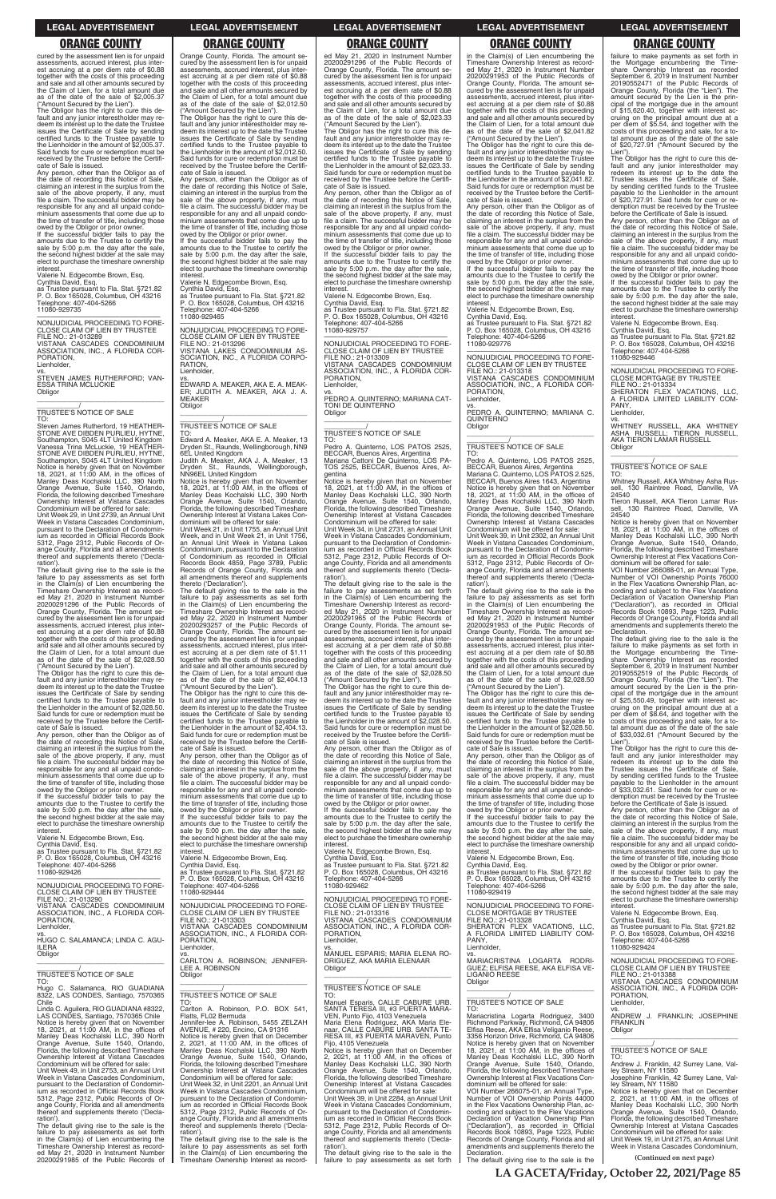cured by the assessment lien is for unpaid assessments, accrued interest, plus interest accruing at a per diem rate of $0.88 together with the costs of this proceeding and sale and all other amounts secured by the Claim of Lien, for a total amount due as of the date of the sale of $2,005.37 ("Amount Secured by the Lien").

The Obligor has the right to cure this default and any junior interestholder may redeem its interest up to the date the Trustee issues the Certificate of Sale by sending certified funds to the Trustee payable to the Lienholder in the amount of $2,005.37. Said funds for cure or redemption must be received by the Trustee before the Certificate of Sale is issued.

Any person, other than the Obligor as of the date of recording this Notice of Sale, claiming an interest in the surplus from the sale of the above property, if any, must file a claim. The successful bidder may be responsible for any and all unpaid condominium assessments that come due up to the time of transfer of title, including those owed by the Obligor or prior owner.

If the successful bidder fails to pay the amounts due to the Trustee to certify the sale by 5:00 p.m. the day after the sale, the second highest bidder at the sale may elect to purchase the timeshare ownership interest.

Valerie N. Edgecombe Brown, Esq.
Cynthia David, Esq.
as Trustee pursuant to Fla. Stat. §721.82
P. O. Box 165028, Columbus, OH 43216
Telephone: 407-404-5266
11080-929735

---

NONJUDICIAL PROCEEDING TO FORECLOSE CLAIM OF LIEN BY TRUSTEE
FILE NO.: 21-013289
VISTANA CASCADES CONDOMINIUM ASSOCIATION, INC., A FLORIDA CORPORATION,
Lienholder,
vs.
STEVEN JAMES RUTHERFORD; VANESSA TRINA MCLUCKIE
Obligor

______________/

TRUSTEE'S NOTICE OF SALE
TO:
Steven James Rutherford, 19 HEATHERSTONE AVE DIBDEN PURLIEU, HYTHE, Southampton, S045 4LT United Kingdom
Vanessa Trina McLuckie, 19 HEATHERSTONE AVE DIBDEN PURLIEU, HYTHE, Southampton, S045 4LT United Kingdom
Notice is hereby given that on November 18, 2021, at 11:00 AM, in the offices of Manley Deas Kochalski LLC, 390 North Orange Avenue, Suite 1540, Orlando, Florida, the following described Timeshare Ownership Interest at Vistana Cascades Condominium will be offered for sale:

Unit Week 29, in Unit 2739, an Annual Unit Week in Vistana Cascades Condominium, pursuant to the Declaration of Condominium as recorded in Official Records Book 5312, Page 2312, Public Records of Orange County, Florida and all amendments thereof and supplements thereto ('Declaration').

The default giving rise to the sale is the failure to pay assessments as set forth in the Claim(s) of Lien encumbering the Timeshare Ownership Interest as recorded May 21, 2020 in Instrument Number 20200291296 of the Public Records of Orange County, Florida. The amount secured by the assessment lien is for unpaid assessments, accrued interest, plus interest accruing at a per diem rate of $0.88 together with the costs of this proceeding and sale and all other amounts secured by the Claim of Lien, for a total amount due as of the date of the sale of $2,028.50 ("Amount Secured by the Lien").

The Obligor has the right to cure this default and any junior interestholder may redeem its interest up to the date the Trustee issues the Certificate of Sale by sending certified funds to the Trustee payable to the Lienholder in the amount of $2,028.50. Said funds for cure or redemption must be received by the Trustee before the Certificate of Sale is issued.

Any person, other than the Obligor as of the date of recording this Notice of Sale, claiming an interest in the surplus from the sale of the above property, if any, must file a claim. The successful bidder may be responsible for any and all unpaid condominium assessments that come due up to the time of transfer of title, including those owed by the Obligor or prior owner.

If the successful bidder fails to pay the amounts due to the Trustee to certify the sale by 5:00 p.m. the day after the sale, the second highest bidder at the sale may elect to purchase the timeshare ownership interest.

Valerie N. Edgecombe Brown, Esq.
Cynthia David, Esq.
as Trustee pursuant to Fla. Stat. §721.82
P. O. Box 165028, Columbus, OH 43216
Telephone: 407-404-5266
11080-929426

---

NONJUDICIAL PROCEEDING TO FORECLOSE CLAIM OF LIEN BY TRUSTEE
FILE NO.: 21-013290
VISTANA CASCADES CONDOMINIUM ASSOCIATION, INC., A FLORIDA CORPORATION,
Lienholder,
vs.
HUGO C. SALAMANCA; LINDA C. AGUILERA
Obligor

______________/

TRUSTEE'S NOTICE OF SALE
TO:
Hugo C. Salamanca, RIO GUADIANA 8322, LAS CONDES, Santiago, 7570365 Chile
Linda C. Aguilera, RIO GUADIANA #8322, LAS CONDES, Santiago, 7570365 Chile
Notice is hereby given that on November 18, 2021, at 11:00 AM, in the offices of Manley Deas Kochalski LLC, 390 North Orange Avenue, Suite 1540, Orlando, Florida, the following described Timeshare Ownership Interest at Vistana Cascades Condominium will be offered for sale:

Unit Week 49, in Unit 2753, an Annual Unit Week in Vistana Cascades Condominium, pursuant to the Declaration of Condominium as recorded in Official Records Book 5312, Page 2312, Public Records of Orange County, Florida and all amendments thereof and supplements thereto ('Declaration').

The default giving rise to the sale is the failure to pay assessments as set forth in the Claim(s) of Lien encumbering the Timeshare Ownership Interest as recorded May 21, 2020 in Instrument Number 20200291985 of the Public Records of Orange County, Florida. The amount secured by the assessment lien is for unpaid assessments, accrued interest, plus interest accruing at a per diem rate of $0.88 together with the costs of this proceeding and sale and all other amounts secured by the Claim of Lien, for a total amount due as of the date of the sale of $2,012.50 ("Amount Secured by the Lien").

The Obligor has the right to cure this default and any junior interestholder may redeem its interest up to the date the Trustee issues the Certificate of Sale by sending certified funds to the Trustee payable to the Lienholder in the amount of $2,012.50. Said funds for cure or redemption must be received by the Trustee before the Certificate of Sale is issued.

Any person, other than the Obligor as of the date of recording this Notice of Sale, claiming an interest in the surplus from the sale of the above property, if any, must file a claim. The successful bidder may be responsible for any and all unpaid condominium assessments that come due up to the time of transfer of title, including those owed by the Obligor or prior owner.

If the successful bidder fails to pay the amounts due to the Trustee to certify the sale by 5:00 p.m. the day after the sale, the second highest bidder at the sale may elect to purchase the timeshare ownership interest.

Valerie N. Edgecombe Brown, Esq.
Cynthia David, Esq.
as Trustee pursuant to Fla. Stat. §721.82
P. O. Box 165028, Columbus, OH 43216
Telephone: 407-404-5266
11080-929465

---

NONJUDICIAL PROCEEDING TO FORECLOSE CLAIM OF LIEN BY TRUSTEE
FILE NO.: 21-013296
VISTANA LAKES CONDOMINIUM ASSOCIATION, INC., A FLORIDA CORPORATION,
Lienholder,
vs.
EDWARD A. MEAKER, AKA E. A. MEAKER; JUDITH A. MEAKER, AKA J. A. MEAKER
Obligor

______________/

TRUSTEE'S NOTICE OF SALE
TO:
Edward A. Meaker, AKA E. A. Meaker, 13 Dryden St., Raunds, Wellingborough, NN9 6EL United Kingdom
Judith A. Meaker, AKA J. A. Meaker, 13 Dryden St., Raunds, Wellingborough, NN96EL United Kingdom
Notice is hereby given that on November 18, 2021, at 11:00 AM, in the offices of Manley Deas Kochalski LLC, 390 North Orange Avenue, Suite 1540, Orlando, Florida, the following described Timeshare Ownership Interest at Vistana Lakes Condominium will be offered for sale:

Unit Week 21, in Unit 1755, an Annual Unit Week, and in Unit Week 21, in Unit 1756, an Annual Unit Week in Vistana Lakes Condominium, pursuant to the Declaration of Condominium as recorded in Official Records Book 4859, Page 3789, Public Records of Orange County, Florida and all amendments thereof and supplements thereto ('Declaration').

The default giving rise to the sale is the failure to pay assessments as set forth in the Claim(s) of Lien encumbering the Timeshare Ownership Interest as recorded May 22, 2020 in Instrument Number 20200293257 of the Public Records of Orange County, Florida. The amount secured by the assessment lien is for unpaid assessments, accrued interest, plus interest accruing at a per diem rate of $1.11 together with the costs of this proceeding and sale and all other amounts secured by the Claim of Lien, for a total amount due as of the date of the sale of $2,404.13 ("Amount Secured by the Lien").

The Obligor has the right to cure this default and any junior interestholder may redeem its interest up to the date the Trustee issues the Certificate of Sale by sending certified funds to the Trustee payable to the Lienholder in the amount of $2,404.13. Said funds for cure or redemption must be received by the Trustee before the Certificate of Sale is issued.

Any person, other than the Obligor as of the date of recording this Notice of Sale, claiming an interest in the surplus from the sale of the above property, if any, must file a claim. The successful bidder may be responsible for any and all unpaid condominium assessments that come due up to the time of transfer of title, including those owed by the Obligor or prior owner.

If the successful bidder fails to pay the amounts due to the Trustee to certify the sale by 5:00 p.m. the day after the sale, the second highest bidder at the sale may elect to purchase the timeshare ownership interest.

Valerie N. Edgecombe Brown, Esq.
Cynthia David, Esq.
as Trustee pursuant to Fla. Stat. §721.82
P. O. Box 165028, Columbus, OH 43216
Telephone: 407-404-5266
11080-929444

---

NONJUDICIAL PROCEEDING TO FORECLOSE CLAIM OF LIEN BY TRUSTEE
FILE NO.: 21-013303
VISTANA CASCADES CONDOMINIUM ASSOCIATION, INC., A FLORIDA CORPORATION,
Lienholder,
vs.
CARLTON A. ROBINSON; JENNIFERLEE A. ROBINSON
Obligor

______________/

TRUSTEE'S NOTICE OF SALE
TO:
Carlton A. Robinson, P.O. BOX 541, Flatts, FL02 Bermuda
Jennifer-lee A. Robinson, 5455 ZELZAH AVENUE, # 220, Encino, CA 91316
Notice is hereby given that on December 2, 2021, at 11:00 AM, in the offices of Manley Deas Kochalski LLC, 390 North Orange Avenue, Suite 1540, Orlando, Florida, the following described Timeshare Ownership Interest at Vistana Cascades Condominium will be offered for sale:

Unit Week 32, in Unit 2201, an Annual Unit Week in Vistana Cascades Condominium, pursuant to the Declaration of Condominium as recorded in Official Records Book 5312, Page 2312, Public Records of Orange County, Florida and all amendments thereof and supplements thereto ('Declaration').

The default giving rise to the sale is the failure to pay assessments as set forth in the Claim(s) of Lien encumbering the Timeshare Ownership Interest as recorded May 21, 2020 in Instrument Number 20200291298 of the Public Records of Orange County, Florida. The amount secured by the assessment lien is for unpaid assessments, accrued interest, plus interest accruing at a per diem rate of $0.88 together with the costs of this proceeding and sale and all other amounts secured by the Claim of Lien, for a total amount due as of the date of the sale of $2,023.33 ("Amount Secured by the Lien").

The Obligor has the right to cure this default and any junior interestholder may redeem its interest up to the date the Trustee issues the Certificate of Sale by sending certified funds to the Trustee payable to the Lienholder in the amount of $2,023.33. Said funds for cure or redemption must be received by the Trustee before the Certificate of Sale is issued.

Any person, other than the Obligor as of the date of recording this Notice of Sale, claiming an interest in the surplus from the sale of the above property, if any, must file a claim. The successful bidder may be responsible for any and all unpaid condominium assessments that come due up to the time of transfer of title, including those owed by the Obligor or prior owner.

If the successful bidder fails to pay the amounts due to the Trustee to certify the sale by 5:00 p.m. the day after the sale, the second highest bidder at the sale may elect to purchase the timeshare ownership interest.

Valerie N. Edgecombe Brown, Esq.
Cynthia David, Esq.
as Trustee pursuant to Fla. Stat. §721.82
P. O. Box 165028, Columbus, OH 43216
Telephone: 407-404-5266
11080-929757

---

NONJUDICIAL PROCEEDING TO FORECLOSE CLAIM OF LIEN BY TRUSTEE
FILE NO.: 21-013309
VISTANA CASCADES CONDOMINIUM ASSOCIATION, INC., A FLORIDA CORPORATION,
Lienholder,
vs.
PEDRO A. QUINTERNO; MARIANA CATTONI DE QUINTERNO
Obligor

______________/

TRUSTEE'S NOTICE OF SALE
TO:
Pedro A. Quinterno, LOS PATOS 2525, BECCAR, Buenos Aires, Argentina
Mariana Cattoni De Quinterno, LOS PATOS 2525, BECCAR, Buenos Aires, Argentina
Notice is hereby given that on November 18, 2021, at 11:00 AM, in the offices of Manley Deas Kochalski LLC, 390 North Orange Avenue, Suite 1540, Orlando, Florida, the following described Timeshare Ownership Interest at Vistana Cascades Condominium will be offered for sale:

Unit Week 34, in Unit 2731, an Annual Unit Week in Vistana Cascades Condominium, pursuant to the Declaration of Condominium as recorded in Official Records Book 5312, Page 2312, Public Records of Orange County, Florida and all amendments thereof and supplements thereto ('Declaration').

The default giving rise to the sale is the failure to pay assessments as set forth in the Claim(s) of Lien encumbering the Timeshare Ownership Interest as recorded May 21, 2020 in Instrument Number 20200291965 of the Public Records of Orange County, Florida. The amount secured by the assessment lien is for unpaid assessments, accrued interest, plus interest accruing at a per diem rate of $0.88 together with the costs of this proceeding and sale and all other amounts secured by the Claim of Lien, for a total amount due as of the date of the sale of $2,028.50 ("Amount Secured by the Lien").

The Obligor has the right to cure this default and any junior interestholder may redeem its interest up to the date the Trustee issues the Certificate of Sale by sending certified funds to the Trustee payable to the Lienholder in the amount of $2,028.50. Said funds for cure or redemption must be received by the Trustee before the Certificate of Sale is issued.

Any person, other than the Obligor as of the date of recording this Notice of Sale, claiming an interest in the surplus from the sale of the above property, if any, must file a claim. The successful bidder may be responsible for any and all unpaid condominium assessments that come due up to the time of transfer of title, including those owed by the Obligor or prior owner.

If the successful bidder fails to pay the amounts due to the Trustee to certify the sale by 5:00 p.m. the day after the sale, the second highest bidder at the sale may elect to purchase the timeshare ownership interest.

Valerie N. Edgecombe Brown, Esq.
Cynthia David, Esq.
as Trustee pursuant to Fla. Stat. §721.82
P. O. Box 165028, Columbus, OH 43216
Telephone: 407-404-5266
11080-929462

---

NONJUDICIAL PROCEEDING TO FORECLOSE CLAIM OF LIEN BY TRUSTEE
FILE NO.: 21-013316
VISTANA CASCADES CONDOMINIUM ASSOCIATION, INC., A FLORIDA CORPORATION,
Lienholder,
vs.
MANUEL ESPARIS; MARIA ELENA RODRIGUEZ, AKA MARIA ELENAAR
Obligor

______________/

TRUSTEE'S NOTICE OF SALE
TO:
Manuel Esparis, CALLE CABURE URB. SANTA TERESA III, #3 PUERTA MARAVEN, Punto Fijo, 4103 Venezuela
Maria Elena Rodriguez, AKA Maria Elenaar, CALLE CABURE URB. SANTA TERESA III, #3 PUERTA MARAVEN, Punto Fijo, 4105 Venezuela
Notice is hereby given that on December 2, 2021, at 11:00 AM, in the offices of Manley Deas Kochalski LLC, 390 North Orange Avenue, Suite 1540, Orlando, Florida, the following described Timeshare Ownership Interest at Vistana Cascades Condominium will be offered for sale:

Unit Week 39, in Unit 2284, an Annual Unit Week in Vistana Cascades Condominium, pursuant to the Declaration of Condominium as recorded in Official Records Book 5312, Page 2312, Public Records of Orange County, Florida and all amendments thereof and supplements thereto ('Declaration').

The default giving rise to the sale is the failure to pay assessments as set forth in the Claim(s) of Lien encumbering the Timeshare Ownership Interest as recorded May 21, 2020 in Instrument Number 20200291953 of the Public Records of Orange County, Florida. The amount secured by the assessment lien is for unpaid assessments, accrued interest, plus interest accruing at a per diem rate of $0.88 together with the costs of this proceeding and sale and all other amounts secured by the Claim of Lien, for a total amount due as of the date of the sale of $2,041.82 ("Amount Secured by the Lien").

The Obligor has the right to cure this default and any junior interestholder may redeem its interest up to the date the Trustee issues the Certificate of Sale by sending certified funds to the Trustee payable to the Lienholder in the amount of $2,041.82. Said funds for cure or redemption must be received by the Trustee before the Certificate of Sale is issued.

Any person, other than the Obligor as of the date of recording this Notice of Sale, claiming an interest in the surplus from the sale of the above property, if any, must file a claim. The successful bidder may be responsible for any and all unpaid condominium assessments that come due up to the time of transfer of title, including those owed by the Obligor or prior owner.

If the successful bidder fails to pay the amounts due to the Trustee to certify the sale by 5:00 p.m. the day after the sale, the second highest bidder at the sale may elect to purchase the timeshare ownership interest.

Valerie N. Edgecombe Brown, Esq.
Cynthia David, Esq.
as Trustee pursuant to Fla. Stat. §721.82
P. O. Box 165028, Columbus, OH 43216
Telephone: 407-404-5266
11080-929776

---

NONJUDICIAL PROCEEDING TO FORECLOSE CLAIM OF LIEN BY TRUSTEE
FILE NO.: 21-013318
VISTANA CASCADES CONDOMINIUM ASSOCIATION, INC., A FLORIDA CORPORATION,
Lienholder,
vs.
PEDRO A. QUINTERNO; MARIANA C. QUINTERNO
Obligor

______________/

TRUSTEE'S NOTICE OF SALE
TO:
Pedro A. Quinterno, LOS PATOS 2525, BECCAR, Buenos Aires, Argentina
Mariana C. Quinterno, LOS PATOS 2.525, BECCAR, Buenos Aires 1643, Argentina
Notice is hereby given that on November 18, 2021, at 11:00 AM, in the offices of Manley Deas Kochalski LLC, 390 North Orange Avenue, Suite 1540, Orlando, Florida, the following described Timeshare Ownership Interest at Vistana Cascades Condominium will be offered for sale:

Unit Week 35, in Unit 2302, an Annual Unit Week in Vistana Cascades Condominium, pursuant to the Declaration of Condominium as recorded in Official Records Book 5312, Page 2312, Public Records of Orange County, Florida and all amendments thereof and supplements thereto ('Declaration').

The default giving rise to the sale is the failure to pay assessments as set forth in the Claim(s) of Lien encumbering the Timeshare Ownership Interest as recorded May 21, 2020 in Instrument Number 20200291953 of the Public Records of Orange County, Florida. The amount secured by the assessment lien is for unpaid assessments, accrued interest, plus interest accruing at a per diem rate of $0.88 together with the costs of this proceeding and sale and all other amounts secured by the Claim of Lien, for a total amount due as of the date of the sale of $2,028.50 ("Amount Secured by the Lien").

The Obligor has the right to cure this default and any junior interestholder may redeem its interest up to the date the Trustee issues the Certificate of Sale by sending certified funds to the Trustee payable to the Lienholder in the amount of $2,028.50. Said funds for cure or redemption must be received by the Trustee before the Certificate of Sale is issued.

Any person, other than the Obligor as of the date of recording this Notice of Sale, claiming an interest in the surplus from the sale of the above property, if any, must file a claim. The successful bidder may be responsible for any and all unpaid condominium assessments that come due up to the time of transfer of title, including those owed by the Obligor or prior owner.

If the successful bidder fails to pay the amounts due to the Trustee to certify the sale by 5:00 p.m. the day after the sale, the second highest bidder at the sale may elect to purchase the timeshare ownership interest.

Valerie N. Edgecombe Brown, Esq.
Cynthia David, Esq.
as Trustee pursuant to Fla. Stat. §721.82
P. O. Box 165028, Columbus, OH 43216
Telephone: 407-404-5266
11080-929419

---

NONJUDICIAL PROCEEDING TO FORECLOSE MORTGAGE BY TRUSTEE
FILE NO.: 21-013328
SHERATON FLEX VACATIONS, LLC, A FLORIDA LIMITED LIABILITY COMPANY,
Lienholder,
vs.
MARIACRISTINA LOGARTA RODRIGUEZ; ELFISA REESE, AKA ELFISA VELIGANIO REESE
Obligor

______________/

TRUSTEE'S NOTICE OF SALE
TO:
Mariacristina Logarta Rodriguez, 3400 Richmond Parkway, Richmond, CA 94806
Elfisa Reese, AKA Elfisa Veliganio Reese, 3356 Horizon Drive, Richmond, CA 94806
Notice is hereby given that on November 18, 2021, at 11:00 AM, in the offices of Manley Deas Kochalski LLC, 390 North Orange Avenue, Suite 1540, Orlando, Florida, the following described Timeshare Ownership Interest at Flex Vacations Condominium will be offered for sale:

VOI Number 266075-01, an Annual Type, Number of VOI Ownership Points 44000 in the Flex Vacations Ownership Plan, according and subject to the Flex Vacations Declaration of Vacation Ownership Plan ("Declaration"), as recorded in Official Records Book 10893, Page 1223, Public Records of Orange County, Florida and all amendments and supplements thereto the Declaration.

The default giving rise to the sale is the failure to make payments as set forth in the Mortgage encumbering the Timeshare Ownership Interest as recorded September 6, 2019 in Instrument Number 20190552471 of the Public Records of Orange County, Florida (the "Lien"). The amount secured by the Lien is the principal of the mortgage due in the amount of $15,620.40, together with interest accruing on the principal amount due at a per diem of $5.54, and together with the costs of this proceeding and sale, for a total amount due as of the date of the sale of $20,727.91 ("Amount Secured by the Lien").

The Obligor has the right to cure this default and any junior interestholder may redeem its interest up to the date the Trustee issues the Certificate of Sale, by sending certified funds to the Trustee payable to the Lienholder in the amount of $20,727.91. Said funds for cure or redemption must be received by the Trustee before the Certificate of Sale is issued.

Any person, other than the Obligor as of the date of recording this Notice of Sale, claiming an interest in the surplus from the sale of the above property, if any, must file a claim. The successful bidder may be responsible for any and all unpaid condominium assessments that come due up to the time of transfer of title, including those owed by the Obligor or prior owner.

If the successful bidder fails to pay the amounts due to the Trustee to certify the sale by 5:00 p.m. the day after the sale, the second highest bidder at the sale may elect to purchase the timeshare ownership interest.

Valerie N. Edgecombe Brown, Esq.
Cynthia David, Esq.
as Trustee pursuant to Fla. Stat. §721.82
P. O. Box 165028, Columbus, OH 43216
Telephone: 407-404-5266
11080-929446

---

NONJUDICIAL PROCEEDING TO FORECLOSE MORTGAGE BY TRUSTEE
FILE NO.: 21-013334
SHERATON FLEX VACATIONS, LLC, A FLORIDA LIMITED LIABILITY COMPANY,
Lienholder,
vs.
WHITNEY RUSSELL, AKA WHITNEY ASHA RUSSELL; TIERON RUSSELL, AKA TIERON LAMAR RUSSELL
Obligor

______________/

TRUSTEE'S NOTICE OF SALE
TO:
Whitney Russell, AKA Whitney Asha Russell, 130 Raintree Road, Danville, VA 24540
Tieron Russell, AKA Tieron Lamar Russell, 130 Raintree Road, Danville, VA 24540
Notice is hereby given that on November 18, 2021, at 11:00 AM, in the offices of Manley Deas Kochalski LLC, 390 North Orange Avenue, Suite 1540, Orlando, Florida, the following described Timeshare Ownership Interest at Flex Vacations Condominium will be offered for sale:

VOI Number 266088-01, an Annual Type, Number of VOI Ownership Points 76000 in the Flex Vacations Ownership Plan, according and subject to the Flex Vacations Declaration of Vacation Ownership Plan ("Declaration"), as recorded in Official Records Book 10893, Page 1223, Public Records of Orange County, Florida and all amendments and supplements thereto the Declaration.

The default giving rise to the sale is the failure to make payments as set forth in the Mortgage encumbering the Timeshare Ownership Interest as recorded September 6, 2019 in Instrument Number 20190552519 of the Public Records of Orange County, Florida (the "Lien"). The amount secured by the Lien is the principal of the mortgage due in the amount of $25,550.49, together with interest accruing on the principal amount due at a per diem of $8.64, and together with the costs of this proceeding and sale, for a total amount due as of the date of the sale of $33,032.61 ("Amount Secured by the Lien").

The Obligor has the right to cure this default and any junior interestholder may redeem its interest up to the date the Trustee issues the Certificate of Sale, by sending certified funds to the Trustee payable to the Lienholder in the amount of $33,032.61. Said funds for cure or redemption must be received by the Trustee before the Certificate of Sale is issued.

Any person, other than the Obligor as of the date of recording this Notice of Sale, claiming an interest in the surplus from the sale of the above property, if any, must file a claim. The successful bidder may be responsible for any and all unpaid condominium assessments that come due up to the time of transfer of title, including those owed by the Obligor or prior owner.

If the successful bidder fails to pay the amounts due to the Trustee to certify the sale by 5:00 p.m. the day after the sale, the second highest bidder at the sale may elect to purchase the timeshare ownership interest.

Valerie N. Edgecombe Brown, Esq.
Cynthia David, Esq.
as Trustee pursuant to Fla. Stat. §721.82
P. O. Box 165028, Columbus, OH 43216
Telephone: 407-404-5266
11080-929424

---

NONJUDICIAL PROCEEDING TO FORECLOSE CLAIM OF LIEN BY TRUSTEE
FILE NO.: 21-013388
VISTANA CASCADES CONDOMINIUM ASSOCIATION, INC., A FLORIDA CORPORATION,
Lienholder,
vs.
ANDREW J. FRANKLIN; JOSEPHINE FRANKLIN
Obligor

______________/

TRUSTEE'S NOTICE OF SALE
TO:
Andrew J. Franklin, 42 Surrey Lane, Valley Stream, NY 11580
Josephine Franklin, 42 Surrey Lane, Valley Stream, NY 11580
Notice is hereby given that on December 2, 2021, at 11:00 AM, in the offices of Manley Deas Kochalski LLC, 390 North Orange Avenue, Suite 1540, Orlando, Florida, the following described Timeshare Ownership Interest at Vistana Cascades Condominium will be offered for sale:

Unit Week 19, in Unit 2175, an Annual Unit Week in Vistana Cascades Condominium,

**(Continued on next page)**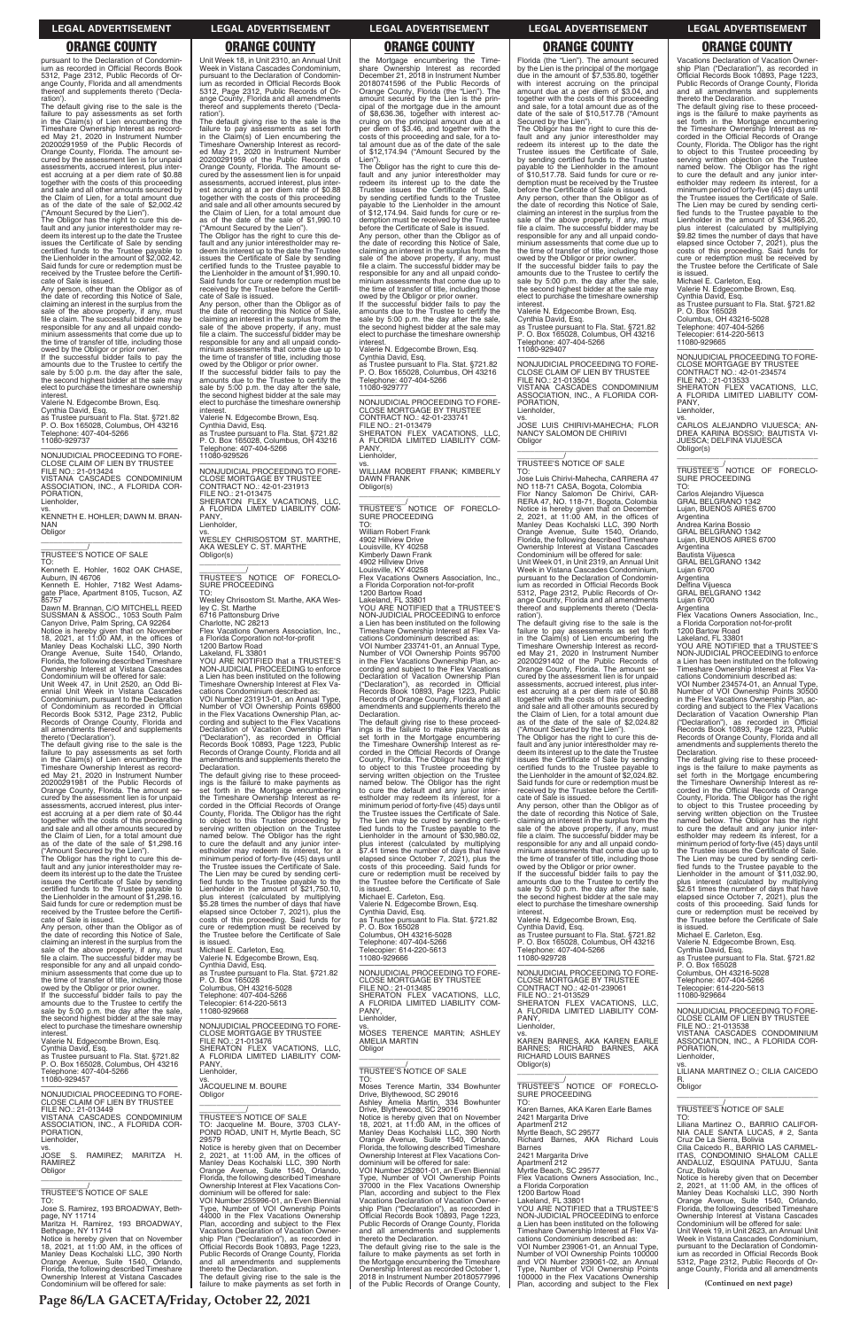pursuant to the Declaration of Condominium as recorded in Official Records Book 5312, Page 2312, Public Records of Orange County, Florida and all amendments thereof and supplements thereto ('Declaration').

The default giving rise to the sale is the failure to pay assessments as set forth in the Claim(s) of Lien encumbering the Timeshare Ownership Interest as recorded May 21, 2020 in Instrument Number 20200291959 of the Public Records of Orange County, Florida. The amount secured by the assessment lien is for unpaid assessments, accrued interest, plus interest accruing at a per diem rate of $0.88 together with the costs of this proceeding and sale and all other amounts secured by the Claim of Lien, for a total amount due as of the date of the sale of $2,002.42 ("Amount Secured by the Lien").

The Obligor has the right to cure this default and any junior interestholder may redeem its interest up to the date the Trustee issues the Certificate of Sale by sending certified funds to the Trustee payable to the Lienholder in the amount of $2,002.42. Said funds for cure or redemption must be received by the Trustee before the Certificate of Sale is issued.

Any person, other than the Obligor as of the date of recording this Notice of Sale, claiming an interest in the surplus from the sale of the above property, if any, must file a claim. The successful bidder may be responsible for any and all unpaid condominium assessments that come due up to the time of transfer of title, including those owed by the Obligor or prior owner.

If the successful bidder fails to pay the amounts due to the Trustee to certify the sale by 5:00 p.m. the day after the sale, the second highest bidder at the sale may elect to purchase the timeshare ownership interest.

Valerie N. Edgecombe Brown, Esq.
Cynthia David, Esq.
as Trustee pursuant to Fla. Stat. §721.82
P. O. Box 165028, Columbus, OH 43216
Telephone: 407-404-5266
11080-929737

—————————————————

NONJUDICIAL PROCEEDING TO FORECLOSE CLAIM OF LIEN BY TRUSTEE
FILE NO.: 21-013424
VISTANA CASCADES CONDOMINIUM ASSOCIATION, INC., A FLORIDA CORPORATION,
Lienholder,
vs.
KENNETH E. HOHLER; DAWN M. BRANNAN
Obligor
_____________________________/

TRUSTEE'S NOTICE OF SALE
TO:
Kenneth E. Hohler, 1602 OAK CHASE, Auburn, IN 46706
Kenneth E. Hohler, 7182 West Adamsgate Place, Apartment 8105, Tucson, AZ 85757
Dawn M. Brannan, C/O MITCHELL REED SUSSMAN & ASSOC., 1053 South Palm Canyon Drive, Palm Spring, CA 92264

Notice is hereby given that on November 18, 2021, at 11:00 AM, in the offices of Manley Deas Kochalski LLC, 390 North Orange Avenue, Suite 1540, Orlando, Florida, the following described Timeshare Ownership Interest at Vistana Cascades Condominium will be offered for sale:

Unit Week 47, in Unit 2520, an Odd Biennial Unit Week in Vistana Cascades Condominium, pursuant to the Declaration of Condominium as recorded in Official Records Book 5312, Page 2312, Public Records of Orange County, Florida and all amendments thereof and supplements thereto ('Declaration').

The default giving rise to the sale is the failure to pay assessments as set forth in the Claim(s) of Lien encumbering the Timeshare Ownership Interest as recorded May 21, 2020 in Instrument Number 20200291981 of the Public Records of Orange County, Florida. The amount secured by the assessment lien is for unpaid assessments, accrued interest, plus interest accruing at a per diem rate of $0.44 together with the costs of this proceeding and sale and all other amounts secured by the Claim of Lien, for a total amount due as of the date of the sale of $1,298.16 ("Amount Secured by the Lien").

The Obligor has the right to cure this default and any junior interestholder may redeem its interest up to the date the Trustee issues the Certificate of Sale by sending certified funds to the Trustee payable to the Lienholder in the amount of $1,298.16. Said funds for cure or redemption must be received by the Trustee before the Certificate of Sale is issued.

Any person, other than the Obligor as of the date of recording this Notice of Sale, claiming an interest in the surplus from the sale of the above property, if any, must file a claim. The successful bidder may be responsible for any and all unpaid condominium assessments that come due up to the time of transfer of title, including those owed by the Obligor or prior owner.

If the successful bidder fails to pay the amounts due to the Trustee to certify the sale by 5:00 p.m. the day after the sale, the second highest bidder at the sale may elect to purchase the timeshare ownership interest.

Valerie N. Edgecombe Brown, Esq.
Cynthia David, Esq.
as Trustee pursuant to Fla. Stat. §721.82
P. O. Box 165028, Columbus, OH 43216
Telephone: 407-404-5266
11080-929457

—————————————————

NONJUDICIAL PROCEEDING TO FORECLOSE CLAIM OF LIEN BY TRUSTEE
FILE NO.: 21-013449
VISTANA CASCADES CONDOMINIUM ASSOCIATION, INC., A FLORIDA CORPORATION,
Lienholder,
vs.
JOSE S. RAMIREZ; MARITZA H. RAMIREZ
Obligor
_____________________________/

TRUSTEE'S NOTICE OF SALE
TO:
Jose S. Ramirez, 193 BROADWAY, Bethpage, NY 11714
Maritza H. Ramirez, 193 BROADWAY, Bethpage, NY 11714

Notice is hereby given that on November 18, 2021, at 11:00 AM, in the offices of Manley Deas Kochalski LLC, 390 North Orange Avenue, Suite 1540, Orlando, Florida, the following described Timeshare Ownership Interest at Vistana Cascades Condominium will be offered for sale:

Unit Week 18, in Unit 2310, an Annual Unit Week in Vistana Cascades Condominium, pursuant to the Declaration of Condominium as recorded in Official Records Book 5312, Page 2312, Public Records of Orange County, Florida and all amendments thereof and supplements thereto ('Declaration').

The default giving rise to the sale is the failure to pay assessments as set forth in the Claim(s) of Lien encumbering the Timeshare Ownership Interest as recorded May 21, 2020 in Instrument Number 20200291959 of the Public Records of Orange County, Florida. The amount secured by the assessment lien is for unpaid assessments, accrued interest, plus interest accruing at a per diem rate of $0.88 together with the costs of this proceeding and sale and all other amounts secured by the Claim of Lien, for a total amount due as of the date of the sale of $1,990.10 ("Amount Secured by the Lien").

The Obligor has the right to cure this default and any junior interestholder may redeem its interest up to the date the Trustee issues the Certificate of Sale by sending certified funds to the Trustee payable to the Lienholder in the amount of $1,990.10. Said funds for cure or redemption must be received by the Trustee before the Certificate of Sale is issued.

Any person, other than the Obligor as of the date of recording this Notice of Sale, claiming an interest in the surplus from the sale of the above property, if any, must file a claim. The successful bidder may be responsible for any and all unpaid condominium assessments that come due up to the time of transfer of title, including those owed by the Obligor or prior owner.

If the successful bidder fails to pay the amounts due to the Trustee to certify the sale by 5:00 p.m. the day after the sale, the second highest bidder at the sale may elect to purchase the timeshare ownership interest.

Valerie N. Edgecombe Brown, Esq.
Cynthia David, Esq.
as Trustee pursuant to Fla. Stat. §721.82
P. O. Box 165028, Columbus, OH 43216
Telephone: 407-404-5266
11080-929526

—————————————————

NONJUDICIAL PROCEEDING TO FORECLOSE MORTGAGE BY TRUSTEE
CONTRACT NO.: 42-01-231913
FILE NO.: 21-013475
SHERATON FLEX VACATIONS, LLC, A FLORIDA LIMITED LIABILITY COMPANY,
Lienholder,
vs.
WESLEY CHRISOSTOM ST. MARTHE, AKA WESLEY C. ST. MARTHE
Obligor(s)
_____________________________/

TRUSTEE'S NOTICE OF FORECLOSURE PROCEEDING
TO:
Wesley Chrisostom St. Marthe, AKA Wesley C. St. Marthe
6716 Pattonsburg Drive
Charlotte, NC 28213
Flex Vacations Owners Association, Inc., a Florida Corporation not-for-profit
1200 Bartow Road
Lakeland, FL 33801

YOU ARE NOTIFIED that a TRUSTEE'S NON-JUDICIAL PROCEEDING to enforce a Lien has been instituted on the following Timeshare Ownership Interest at Flex Vacations Condominium described as:

VOI Number 231913-01, an Annual Type, Number of VOI Ownership Points 69800 in the Flex Vacations Ownership Plan, according and subject to the Flex Vacations Declaration of Vacation Ownership Plan ("Declaration"), as recorded in Official Records Book 10893, Page 1223, Public Records of Orange County, Florida and all amendments and supplements thereto the Declaration.

The default giving rise to these proceedings is the failure to make payments as set forth in the Mortgage encumbering the Timeshare Ownership Interest as recorded in the Official Records of Orange County, Florida. The Obligor has the right to object to this Trustee proceeding by serving written objection on the Trustee named below. The Obligor has the right to cure the default and any junior interestholder may redeem its interest, for a minimum period of forty-five (45) days until the Trustee issues the Certificate of Sale. The Lien may be cured by sending certified funds to the Trustee payable to the Lienholder in the amount of $21,750.10, plus interest (calculated by multiplying $5.28 times the number of days that have elapsed since October 7, 2021), plus the costs of this proceeding. Said funds for cure or redemption must be received by the Trustee before the Certificate of Sale is issued.

Michael E. Carleton, Esq.
Valerie N. Edgecombe Brown, Esq.
Cynthia David, Esq.
as Trustee pursuant to Fla. Stat. §721.82
P. O. Box 165028
Columbus, OH 43216-5028
Telephone: 407-404-5266
Telecopier: 614-220-5613
11080-929668

—————————————————

NONJUDICIAL PROCEEDING TO FORECLOSE MORTGAGE BY TRUSTEE
FILE NO.: 21-013476
SHERATON FLEX VACATIONS, LLC, A FLORIDA LIMITED LIABILITY COMPANY,
Lienholder,
vs.
JACQUELINE M. BOURE
Obligor
_____________________________/

TRUSTEE'S NOTICE OF SALE
TO: Jacqueline M. Boure, 3703 CLAYPOND ROAD, UNIT H, Myrtle Beach, SC 29579

Notice is hereby given that on December 2, 2021, at 11:00 AM, in the offices of Manley Deas Kochalski LLC, 390 North Orange Avenue, Suite 1540, Orlando, Florida, the following described Timeshare Ownership Interest at Flex Vacations Condominium will be offered for sale:

VOI Number 255998-01, an Even Biennial Type, Number of VOI Ownership Points 44000 in the Flex Vacations Ownership Plan, according and subject to the Flex Vacations Declaration of Vacation Ownership Plan ("Declaration"), as recorded in Official Records Book 10893, Page 1223, Public Records of Orange County, Florida and all amendments and supplements thereto the Declaration.

The default giving rise to the sale is the failure to make payments as set forth in the Mortgage encumbering the Timeshare Ownership Interest as recorded December 21, 2018 in Instrument Number 20180741596 of the Public Records of Orange County, Florida (the "Lien"). The amount secured by the Lien is the principal of the mortgage due in the amount of $8,636.36, together with interest accruing on the principal amount due at a per diem of $3.46, and together with the costs of this proceeding and sale, for a total amount due as of the date of the sale of $12,174.94 ("Amount Secured by the Lien").

The Obligor has the right to cure this default and any junior interestholder may redeem its interest up to the date the Trustee issues the Certificate of Sale, by sending certified funds to the Trustee payable to the Lienholder in the amount of $12,174.94. Said funds for cure or redemption must be received by the Trustee before the Certificate of Sale is issued.

Any person, other than the Obligor as of the date of recording this Notice of Sale, claiming an interest in the surplus from the sale of the above property, if any, must file a claim. The successful bidder may be responsible for any and all unpaid condominium assessments that come due up to the time of transfer of title, including those owed by the Obligor or prior owner.

If the successful bidder fails to pay the amounts due to the Trustee to certify the sale by 5:00 p.m. the day after the sale, the second highest bidder at the sale may elect to purchase the timeshare ownership interest.

Valerie N. Edgecombe Brown, Esq.
Cynthia David, Esq.
as Trustee pursuant to Fla. Stat. §721.82
P. O. Box 165028, Columbus, OH 43216
Telephone: 407-404-5266
11080-929777

—————————————————

NONJUDICIAL PROCEEDING TO FORECLOSE MORTGAGE BY TRUSTEE
CONTRACT NO.: 42-01-233741
FILE NO.: 21-013479
SHERATON FLEX VACATIONS, LLC, A FLORIDA LIMITED LIABILITY COMPANY,
Lienholder,
vs.
WILLIAM ROBERT FRANK; KIMBERLY DAWN FRANK
Obligor(s)
_____________________________/

TRUSTEE'S NOTICE OF FORECLOSURE PROCEEDING
TO:
William Robert Frank
4902 Hillview Drive
Louisville, KY 40258
Kimberly Dawn Frank
4902 Hillview Drive
Louisville, KY 40258
Flex Vacations Owners Association, Inc., a Florida Corporation not-for-profit
1200 Bartow Road
Lakeland, FL 33801

YOU ARE NOTIFIED that a TRUSTEE'S NON-JUDICIAL PROCEEDING to enforce a Lien has been instituted on the following Timeshare Ownership Interest at Flex Vacations Condominium described as:

VOI Number 233741-01, an Annual Type, Number of VOI Ownership Points 95700 in the Flex Vacations Ownership Plan, according and subject to the Flex Vacations Declaration of Vacation Ownership Plan ("Declaration"), as recorded in Official Records Book 10893, Page 1223, Public Records of Orange County, Florida and all amendments and supplements thereto the Declaration.

The default giving rise to these proceedings is the failure to make payments as set forth in the Mortgage encumbering the Timeshare Ownership Interest as recorded in the Official Records of Orange County, Florida. The Obligor has the right to object to this Trustee proceeding by serving written objection on the Trustee named below. The Obligor has the right to cure the default and any junior interestholder may redeem its interest, for a minimum period of forty-five (45) days until the Trustee issues the Certificate of Sale. The Lien may be cured by sending certified funds to the Trustee payable to the Lienholder in the amount of $30,980.02, plus interest (calculated by multiplying $7.41 times the number of days that have elapsed since October 7, 2021), plus the costs of this proceeding. Said funds for cure or redemption must be received by the Trustee before the Certificate of Sale is issued.

Michael E. Carleton, Esq.
Valerie N. Edgecombe Brown, Esq.
Cynthia David, Esq.
as Trustee pursuant to Fla. Stat. §721.82
P. O. Box 165028
Columbus, OH 43216-5028
Telephone: 407-404-5266
Telecopier: 614-220-5613
11080-929666

—————————————————

NONJUDICIAL PROCEEDING TO FORECLOSE MORTGAGE BY TRUSTEE
FILE NO.: 21-013485
SHERATON FLEX VACATIONS, LLC, A FLORIDA LIMITED LIABILITY COMPANY,
Lienholder,
vs.
MOSES TERENCE MARTIN; ASHLEY AMELIA MARTIN
Obligor
_____________________________/

TRUSTEE'S NOTICE OF SALE
TO:
Moses Terence Martin, 334 Bowhunter Drive, Blythewood, SC 29016
Ashley Amelia Martin, 334 Bowhunter Drive, Blythewood, SC 29016

Notice is hereby given that on November 18, 2021, at 11:00 AM, in the offices of Manley Deas Kochalski LLC, 390 North Orange Avenue, Suite 1540, Orlando, Florida, the following described Timeshare Ownership Interest at Flex Vacations Condominium will be offered for sale:

VOI Number 252801-01, an Even Biennial Type, Number of VOI Ownership Points 37000 in the Flex Vacations Ownership Plan, according and subject to the Flex Vacations Declaration of Vacation Ownership Plan ("Declaration"), as recorded in Official Records Book 10893, Page 1223, Public Records of Orange County, Florida and all amendments and supplements thereto the Declaration.

The default giving rise to the sale is the failure to make payments as set forth in the Mortgage encumbering the Timeshare Ownership Interest as recorded October 1, 2018 in Instrument Number 20180577996 of the Public Records of Orange County, Florida (the "Lien"). The amount secured by the Lien is the principal of the mortgage due in the amount of $7,535.80, together with interest accruing on the principal amount due at a per diem of $3.04, and together with the costs of this proceeding and sale, for a total amount due as of the date of the sale of $10,517.78 ("Amount Secured by the Lien").

The Obligor has the right to cure this default and any junior interestholder may redeem its interest up to the date the Trustee issues the Certificate of Sale, by sending certified funds to the Trustee payable to the Lienholder in the amount of $10,517.78. Said funds for cure or redemption must be received by the Trustee before the Certificate of Sale is issued.

Any person, other than the Obligor as of the date of recording this Notice of Sale, claiming an interest in the surplus from the sale of the above property, if any, must file a claim. The successful bidder may be responsible for any and all unpaid condominium assessments that come due up to the time of transfer of title, including those owed by the Obligor or prior owner.

If the successful bidder fails to pay the amounts due to the Trustee to certify the sale by 5:00 p.m. the day after the sale, the second highest bidder at the sale may elect to purchase the timeshare ownership interest.

Valerie N. Edgecombe Brown, Esq.
Cynthia David, Esq.
as Trustee pursuant to Fla. Stat. §721.82
P. O. Box 165028, Columbus, OH 43216
Telephone: 407-404-5266
11080-929407

—————————————————

NONJUDICIAL PROCEEDING TO FORECLOSE CLAIM OF LIEN BY TRUSTEE
FILE NO.: 21-013504
VISTANA CASCADES CONDOMINIUM ASSOCIATION, INC., A FLORIDA CORPORATION,
Lienholder,
vs.
JOSE LUIS CHIRIVI-MAHECHA; FLOR NANCY SALOMON DE CHIRIVI
Obligor
_____________________________/

TRUSTEE'S NOTICE OF SALE
TO:
Jose Luis Chirivi-Mahecha, CARRERA 47 NO 118-71 CASA, Bogota, Colombia
Flor Nancy Salomon De Chirivi, CARRERA 47, NO. 118-71, Bogota, Colombia

Notice is hereby given that on December 2, 2021, at 11:00 AM, in the offices of Manley Deas Kochalski LLC, 390 North Orange Avenue, Suite 1540, Orlando, Florida, the following described Timeshare Ownership Interest at Vistana Cascades Condominium will be offered for sale:

Unit Week 01, in Unit 2319, an Annual Unit Week in Vistana Cascades Condominium, pursuant to the Declaration of Condominium as recorded in Official Records Book 5312, Page 2312, Public Records of Orange County, Florida and all amendments thereof and supplements thereto ('Declaration').

The default giving rise to the sale is the failure to pay assessments as set forth in the Claim(s) of Lien encumbering the Timeshare Ownership Interest as recorded May 21, 2020 in Instrument Number 20200291402 of the Public Records of Orange County, Florida. The amount secured by the assessment lien is for unpaid assessments, accrued interest, plus interest accruing at a per diem rate of $0.88 together with the costs of this proceeding and sale and all other amounts secured by the Claim of Lien, for a total amount due as of the date of the sale of $2,024.82 ("Amount Secured by the Lien").

The Obligor has the right to cure this default and any junior interestholder may redeem its interest up to the date the Trustee issues the Certificate of Sale by sending certified funds to the Trustee payable to the Lienholder in the amount of $2,024.82. Said funds for cure or redemption must be received by the Trustee before the Certificate of Sale is issued.

Any person, other than the Obligor as of the date of recording this Notice of Sale, claiming an interest in the surplus from the sale of the above property, if any, must file a claim. The successful bidder may be responsible for any and all unpaid condominium assessments that come due up to the time of transfer of title, including those owed by the Obligor or prior owner.

If the successful bidder fails to pay the amounts due to the Trustee to certify the sale by 5:00 p.m. the day after the sale, the second highest bidder at the sale may elect to purchase the timeshare ownership interest.

Valerie N. Edgecombe Brown, Esq.
Cynthia David, Esq.
as Trustee pursuant to Fla. Stat. §721.82
P. O. Box 165028, Columbus, OH 43216
Telephone: 407-404-5266
11080-929728

—————————————————

NONJUDICIAL PROCEEDING TO FORECLOSE MORTGAGE BY TRUSTEE
CONTRACT NO.: 42-01-239061
FILE NO.: 21-013529
SHERATON FLEX VACATIONS, LLC, A FLORIDA LIMITED LIABILITY COMPANY,
Lienholder,
vs.
KAREN BARNES, AKA KAREN EARLE BARNES; RICHARD BARNES, AKA RICHARD LOUIS BARNES
Obligor(s)
_____________________________/

TRUSTEE'S NOTICE OF FORECLOSURE PROCEEDING
TO:
Karen Barnes, AKA Karen Earle Barnes
2421 Margarita Drive
Apartment 212
Myrtle Beach, SC 29577
Richard Barnes, AKA Richard Louis Barnes
2421 Margarita Drive
Apartment 212
Myrtle Beach, SC 29577
Flex Vacations Owners Association, Inc., a Florida Corporation
1200 Bartow Road
Lakeland, FL 33801

YOU ARE NOTIFIED that a TRUSTEE'S NON-JUDICIAL PROCEEDING to enforce a Lien has been instituted on the following Timeshare Ownership Interest at Flex Vacations Condominium described as:

VOI Number 239061-01, an Annual Type, Number of VOI Ownership Points 100000 and VOI Number 239061-02, an Annual Type, Number of VOI Ownership Points 100000 in the Flex Vacations Ownership Plan, according and subject to the Flex Vacations Declaration of Vacation Ownership Plan ("Declaration"), as recorded in Official Records Book 10893, Page 1223, Public Records of Orange County, Florida and all amendments and supplements thereto the Declaration.

The default giving rise to these proceedings is the failure to make payments as set forth in the Mortgage encumbering the Timeshare Ownership Interest as recorded in the Official Records of Orange County, Florida. The Obligor has the right to object to this Trustee proceeding by serving written objection on the Trustee named below. The Obligor has the right to cure the default and any junior interestholder may redeem its interest, for a minimum period of forty-five (45) days until the Trustee issues the Certificate of Sale. The Lien may be cured by sending certified funds to the Trustee payable to the Lienholder in the amount of $34,966.20, plus interest (calculated by multiplying $9.62 times the number of days that have elapsed since October 7, 2021), plus the costs of this proceeding. Said funds for cure or redemption must be received by the Trustee before the Certificate of Sale is issued.

Michael E. Carleton, Esq.
Valerie N. Edgecombe Brown, Esq.
Cynthia David, Esq.
as Trustee pursuant to Fla. Stat. §721.82
P. O. Box 165028
Columbus, OH 43216-5028
Telephone: 407-404-5266
Telecopier: 614-220-5613
11080-929665

—————————————————

NONJUDICIAL PROCEEDING TO FORECLOSE MORTGAGE BY TRUSTEE
CONTRACT NO.: 42-01-234574
FILE NO.: 21-013533
SHERATON FLEX VACATIONS, LLC, A FLORIDA LIMITED LIABILITY COMPANY,
Lienholder,
vs.
CARLOS ALEJANDRO VIJUESCA; ANDREA KARINA BOSSIO; BAUTISTA VIJUESCA; DELFINA VIJUESCA
Obligor(s)
_____________________________/

TRUSTEE'S NOTICE OF FORECLOSURE PROCEEDING
TO:
Carlos Alejandro Vijuesca
GRAL BELGRANO 1342
Lujan, BUENOS AIRES 6700
Argentina
Andrea Karina Bossio
GRAL BELGRANO 1342
Lujan, BUENOS AIRES 6700
Argentina
Bautista Vijuesca
GRAL BELGRANO 1342
Lujan 6700
Argentina
Delfina Vijuesca
GRAL BELGRANO 1342
Lujan 6700
Argentina
Flex Vacations Owners Association, Inc., a Florida Corporation not-for-profit
1200 Bartow Road
Lakeland, FL 33801

YOU ARE NOTIFIED that a TRUSTEE'S NON-JUDICIAL PROCEEDING to enforce a Lien has been instituted on the following Timeshare Ownership Interest at Flex Vacations Condominium described as:

VOI Number 234574-01, an Annual Type, Number of VOI Ownership Points 30500 in the Flex Vacations Ownership Plan, according and subject to the Flex Vacations Declaration of Vacation Ownership Plan ("Declaration"), as recorded in Official Records Book 10893, Page 1223, Public Records of Orange County, Florida and all amendments and supplements thereto the Declaration.

The default giving rise to these proceedings is the failure to make payments as set forth in the Mortgage encumbering the Timeshare Ownership Interest as recorded in the Official Records of Orange County, Florida. The Obligor has the right to object to this Trustee proceeding by serving written objection on the Trustee named below. The Obligor has the right to cure the default and any junior interestholder may redeem its interest, for a minimum period of forty-five (45) days until the Trustee issues the Certificate of Sale. The Lien may be cured by sending certified funds to the Trustee payable to the Lienholder in the amount of $11,032.90, plus interest (calculated by multiplying $2.61 times the number of days that have elapsed since October 7, 2021), plus the costs of this proceeding. Said funds for cure or redemption must be received by the Trustee before the Certificate of Sale is issued.

Michael E. Carleton, Esq.
Valerie N. Edgecombe Brown, Esq.
Cynthia David, Esq.
as Trustee pursuant to Fla. Stat. §721.82
P. O. Box 165028
Columbus, OH 43216-5028
Telephone: 407-404-5266
Telecopier: 614-220-5613
11080-929664

—————————————————

NONJUDICIAL PROCEEDING TO FORECLOSE CLAIM OF LIEN BY TRUSTEE
FILE NO.: 21-013538
VISTANA CASCADES CONDOMINIUM ASSOCIATION, INC., A FLORIDA CORPORATION,
Lienholder,
vs.
LILIANA MARTINEZ O.; CILIA CAICEDO R.
Obligor
_____________________________/

TRUSTEE'S NOTICE OF SALE
TO:
Liliana Martinez O., BARRIO CALIFORNIA CALLE SANTA LUCAS, # 2, Santa Cruz De La Sierra, Bolivia
Cilia Caicedo R., BARRIO LAS CARMELITAS, CONDOMINIO SHALOM CALLE ANDALUZ, ESQUINA PATUJU, Santa Cruz, Bolivia

Notice is hereby given that on December 2, 2021, at 11:00 AM, in the offices of Manley Deas Kochalski LLC, 390 North Orange Avenue, Suite 1540, Orlando, Florida, the following described Timeshare Ownership Interest at Vistana Cascades Condominium will be offered for sale:

Unit Week 19, in Unit 2623, an Annual Unit Week in Vistana Cascades Condominium, pursuant to the Declaration of Condominium as recorded in Official Records Book 5312, Page 2312, Public Records of Orange County, Florida and all amendments

**(Continued on next page)**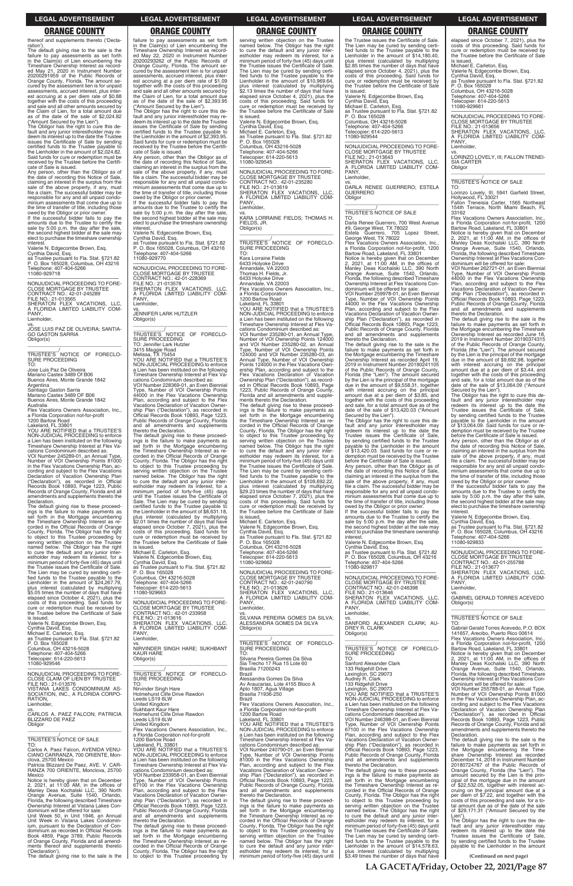thereof and supplements thereto ('Declaration').

The default giving rise to the sale is the failure to pay assessments as set forth in the Claim(s) of Lien encumbering the Timeshare Ownership Interest as recorded May 21, 2020 in Instrument Number 20200291959 of the Public Records of Orange County, Florida. The amount secured by the assessment lien is for unpaid assessments, accrued interest, plus interest accruing at a per diem rate of $0.88 together with the costs of this proceeding and sale and all other amounts secured by the Claim of Lien, for a total amount due as of the date of the sale of $2,024.82 ("Amount Secured by the Lien").

The Obligor has the right to cure this default and any junior interestholder may redeem its interest up to the date the Trustee issues the Certificate of Sale by sending certified funds to the Trustee payable to the Lienholder in the amount of $2,024.82. Said funds for cure or redemption must be received by the Trustee before the Certificate of Sale is issued.

Any person, other than the Obligor as of the date of recording this Notice of Sale, claiming an interest in the surplus from the sale of the above property, if any, must file a claim. The successful bidder may be responsible for any and all unpaid condominium assessments that come due up to the time of transfer of title, including those owed by the Obligor or prior owner.

If the successful bidder fails to pay the amounts due to the Trustee to certify the sale by 5:00 p.m. the day after the sale, the second highest bidder at the sale may elect to purchase the timeshare ownership interest.

Valerie N. Edgecombe Brown, Esq.
Cynthia David, Esq.
as Trustee pursuant to Fla. Stat. §721.82
P. O. Box 165028, Columbus, OH 43216
Telephone: 407-404-5266
11080-929718

---

NONJUDICIAL PROCEEDING TO FORECLOSE MORTGAGE BY TRUSTEE
CONTRACT NO.: 42-01-245289
FILE NO.: 21-013565
SHERATON FLEX VACATIONS, LLC, A FLORIDA LIMITED LIABILITY COMPANY,
Lienholder,
vs.
JOSE LUIS PAZ DE OLIVEIRA; SANTIAGO GASTON SARRIA
Obligor(s)
_______________________________/

TRUSTEE'S NOTICE OF FORECLOSURE PROCEEDING
TO:
Jose Luis Paz De Oliveira
Mariano Castex 3489 Of B06
Buenos Aires, Monte Grande 1842
Argentina
Santiago Gaston Sarria
Mariano Castex 3489 OF B06
Buenos Aires, Monte Grande 1842
Australia
Flex Vacations Owners Association, Inc., a Florida Corporation not-for-profit
1200 Bartow Road
Lakeland, FL 33801
YOU ARE NOTIFIED that a TRUSTEE'S NON-JUDICIAL PROCEEDING to enforce a Lien has been instituted on the following Timeshare Ownership Interest at Flex Vacations Condominium described as:
VOI Number 245289-01, an Annual Type, Number of VOI Ownership Points 81000 in the Flex Vacations Ownership Plan, according and subject to the Flex Vacations Declaration of Vacation Ownership Plan ("Declaration"), as recorded in Official Records Book 10893, Page 1223, Public Records of Orange County, Florida and all amendments and supplements thereto the Declaration.

The default giving rise to these proceedings is the failure to make payments as set forth in the Mortgage encumbering the Timeshare Ownership Interest as recorded in the Official Records of Orange County, Florida. The Obligor has the right to object to this Trustee proceeding by serving written objection on the Trustee named below. The Obligor has the right to cure the default and any junior interestholder may redeem its interest, for a minimum period of forty-five (45) days until the Trustee issues the Certificate of Sale. The Lien may be cured by sending certified funds to the Trustee payable to the Lienholder in the amount of $24,267.79, plus interest (calculated by multiplying $5.05 times the number of days that have elapsed since October 4, 2021), plus the costs of this proceeding. Said funds for cure or redemption must be received by the Trustee before the Certificate of Sale is issued.

Valerie N. Edgecombe Brown, Esq.
Cynthia David, Esq.
Michael E. Carleton, Esq.
as Trustee pursuant to Fla. Stat. §721.82
P. O. Box 165028
Columbus, OH 43216-5028
Telephone: 407-404-5266
Telecopier: 614-220-5613
11080-929546

---

NONJUDICIAL PROCEEDING TO FORECLOSE CLAIM OF LIEN BY TRUSTEE
FILE NO.: 21-013576
VISTANA LAKES CONDOMINIUM ASSOCIATION, INC., A FLORIDA CORPORATION,
Lienholder,
vs.
CARLOS A. PAEZ FALCON; PATRICIA BLIZZARD DE PAEZ
Obligor
_______________________________/

TRUSTEE'S NOTICE OF SALE
TO:
Carlos A. Paez Falcon, AVENIDA VENUCIANO CARRANZA, 700 ORIENTE, Monclova, 25700 Mexico
Patricia Blizzard De Paez, AVE. V. CARRANZA 700 ORIENTE, Monclova, 25700 Mexico

Notice is hereby given that on December 2, 2021, at 11:00 AM, in the offices of Manley Deas Kochalski LLC, 390 North Orange Avenue, Suite 1540, Orlando, Florida, the following described Timeshare Ownership Interest at Vistana Lakes Condominium will be offered for sale:

Unit Week 50, in Unit 1946, an Annual Unit Week in Vistana Lakes Condominium, pursuant to the Declaration of Condominium as recorded in Official Records Book 4859, Page 3789, Public Records of Orange County, Florida and all amendments thereof and supplements thereto ('Declaration').

The default giving rise to the sale is the failure to pay assessments as set forth in the Claim(s) of Lien encumbering the Timeshare Ownership Interest as recorded May 22, 2020 in Instrument Number 20200293262 of the Public Records of Orange County, Florida. The amount secured by the assessment lien is for unpaid assessments, accrued interest, plus interest accruing at a per diem rate of $1.09 together with the costs of this proceeding and sale and all other amounts secured by the Claim of Lien, for a total amount due as of the date of the sale of $2,393.95 ("Amount Secured by the Lien").

The Obligor has the right to cure this default and any junior interestholder may redeem its interest up to the date the Trustee issues the Certificate of Sale by sending certified funds to the Trustee payable to the Lienholder in the amount of $2,393.95. Said funds for cure or redemption must be received by the Trustee before the Certificate of Sale is issued.

Any person, other than the Obligor as of the date of recording this Notice of Sale, claiming an interest in the surplus from the sale of the above property, if any, must file a claim. The successful bidder may be responsible for any and all unpaid condominium assessments that come due up to the time of transfer of title, including those owed by the Obligor or prior owner.

If the successful bidder fails to pay the amounts due to the Trustee to certify the sale by 5:00 p.m. the day after the sale, the second highest bidder at the sale may elect to purchase the timeshare ownership interest.

Valerie N. Edgecombe Brown, Esq.
Cynthia David, Esq.
as Trustee pursuant to Fla. Stat. §721.82
P. O. Box 165028, Columbus, OH 43216
Telephone: 407-404-5266
11080-929770

---

NONJUDICIAL PROCEEDING TO FORECLOSE MORTGAGE BY TRUSTEE
CONTRACT NO.: 42-01-228369
FILE NO.: 21-013578
SHERATON FLEX VACATIONS, LLC, A FLORIDA LIMITED LIABILITY COMPANY,
Lienholder,
vs.
JENNIFER LARK HUTZLER
Obligor(s)
_______________________________/

TRUSTEE'S NOTICE OF FORECLOSURE PROCEEDING
TO: Jennifer Lark Hutzler
3415 Maggie Road
Melissa, TX 75454
YOU ARE NOTIFIED that a TRUSTEE'S NON-JUDICIAL PROCEEDING to enforce a Lien has been instituted on the following Timeshare Ownership Interest at Flex Vacations Condominium described as:
VOI Number 228369-01, an Even Biennial Type, Number of VOI Ownership Points 44000 in the Flex Vacations Ownership Plan, according and subject to the Flex Vacations Declaration of Vacation Ownership Plan ("Declaration"), as recorded in Official Records Book 10893, Page 1223, Public Records of Orange County, Florida and all amendments and supplements thereto the Declaration.

The default giving rise to these proceedings is the failure to make payments as set forth in the Mortgage encumbering the Timeshare Ownership Interest as recorded in the Official Records of Orange County, Florida. The Obligor has the right to object to this Trustee proceeding by serving written objection on the Trustee named below. The Obligor has the right to cure the default and any junior interestholder may redeem its interest, for a minimum period of forty-five (45) days until the Trustee issues the Certificate of Sale. The Lien may be cured by sending certified funds to the Trustee payable to the Lienholder in the amount of $8,631.18, plus interest (calculated by multiplying $2.01 times the number of days that have elapsed since October 7, 2021), plus the costs of this proceeding. Said funds for cure or redemption must be received by the Trustee before the Certificate of Sale is issued.

Michael E. Carleton, Esq.
Valerie N. Edgecombe Brown, Esq.
Cynthia David, Esq.
as Trustee pursuant to Fla. Stat. §721.82
P. O. Box 165028
Columbus, OH 43216-5028
Telephone: 407-404-5266
Telecopier: 614-220-5613
11080-929663

---

NONJUDICIAL PROCEEDING TO FORECLOSE MORTGAGE BY TRUSTEE
CONTRACT NO.: 42-01-233958
FILE NO.: 21-013616
SHERATON FLEX VACATIONS, LLC, A FLORIDA LIMITED LIABILITY COMPANY,
Lienholder,
vs.
NIRVINDER SINGH HARE; SUKHBANT KAUR HARE
Obligor(s)
_______________________________/

TRUSTEE'S NOTICE OF FORECLOSURE PROCEEDING
TO:
Nirvinder Singh Hare
Holmehurst Clife Drive Rawdon
Leeds LS19 6LW
United Kingdom
Sukhbant Kaur Hare
Holmehurst Clife Drive Rawdon
Leeds LS19 6LW
United Kingdom
Flex Vacations Owners Association, Inc., a Florida Corporation not-for-profit
1200 Bartow Road
Lakeland, FL 33801
YOU ARE NOTIFIED that a TRUSTEE'S NON-JUDICIAL PROCEEDING to enforce a Lien has been instituted on the following Timeshare Ownership Interest at Flex Vacations Condominium described as:
VOI Number 233958-01, an Even Biennial Type, Number of VOI Ownership Points 67100 in the Flex Vacations Ownership Plan, according and subject to the Flex Vacations Declaration of Vacation Ownership Plan ("Declaration"), as recorded in Official Records Book 10893, Page 1223, Public Records of Orange County, Florida and all amendments and supplements thereto the Declaration.

The default giving rise to these proceedings is the failure to make payments as set forth in the Mortgage encumbering the Timeshare Ownership Interest as recorded in the Official Records of Orange County, Florida. The Obligor has the right to object to this Trustee proceeding by serving written objection on the Trustee named below. The Obligor has the right to cure the default and any junior interestholder may redeem its interest, for a minimum period of forty-five (45) days until the Trustee issues the Certificate of Sale. The Lien may be cured by sending certified funds to the Trustee payable to the Lienholder in the amount of $10,969.64, plus interest (calculated by multiplying $2.13 times the number of days that have elapsed since October 4, 2021), plus the costs of this proceeding. Said funds for cure or redemption must be received by the Trustee before the Certificate of Sale is issued.

Valerie N. Edgecombe Brown, Esq.
Cynthia David, Esq.
Michael E. Carleton, Esq.
as Trustee pursuant to Fla. Stat. §721.82
P. O. Box 165028
Columbus, OH 43216-5028
Telephone: 407-404-5266
Telecopier: 614-220-5613
11080-929545

---

NONJUDICIAL PROCEEDING TO FORECLOSE MORTGAGE BY TRUSTEE
CONTRACT NO.: 42-01-235280
FILE NO.: 21-013619
SHERATON FLEX VACATIONS, LLC, A FLORIDA LIMITED LIABILITY COMPANY,
Lienholder,
vs.
KARA LORRAINE FIELDS; THOMAS H. FIELDS, JR.
Obligor(s)
_______________________________/

TRUSTEE'S NOTICE OF FORECLOSURE PROCEEDING
TO:
Kara Lorraine Fields
6433 Holyoke Drive
Annandale, VA 22003
Thomas H. Fields, Jr.
6433 Holyoke Drive
Annandale, VA 22003
Flex Vacations Owners Association, Inc., a Florida Corporation
1200 Bartow Road
Lakeland, FL 33801
YOU ARE NOTIFIED that a TRUSTEE'S NON-JUDICIAL PROCEEDING to enforce a Lien has been instituted on the following Timeshare Ownership Interest at Flex Vacations Condominium described as:
VOI Number 235280-01, an Annual Type, Number of VOI Ownership Points 124000 and VOI Number 235280-02, an Annual Type, Number of VOI Ownership Points 124000 and VOI Number 235280-03, an Annual Type, Number of VOI Ownership Points 124000 in the Flex Vacations Ownership Plan, according and subject to the Flex Vacations Declaration of Vacation Ownership Plan ("Declaration"), as recorded in Official Records Book 10893, Page 1223, Public Records of Orange County, Florida and all amendments and supplements thereto the Declaration.

The default giving rise to these proceedings is the failure to make payments as set forth in the Mortgage encumbering the Timeshare Ownership Interest as recorded in the Official Records of Orange County, Florida. The Obligor has the right to object to this Trustee proceeding by serving written objection on the Trustee named below. The Obligor has the right to cure the default and any junior interestholder may redeem its interest, for a minimum period of forty-five (45) days until the Trustee issues the Certificate of Sale. The Lien may be cured by sending certified funds to the Trustee payable to the Lienholder in the amount of $109,692.22, plus interest (calculated by multiplying $29.23 times the number of days that have elapsed since October 7, 2021), plus the costs of this proceeding. Said funds for cure or redemption must be received by the Trustee before the Certificate of Sale is issued.

Michael E. Carleton, Esq.
Valerie N. Edgecombe Brown, Esq.
Cynthia David, Esq.
as Trustee pursuant to Fla. Stat. §721.82
P. O. Box 165028
Columbus, OH 43216-5028
Telephone: 407-404-5266
Telecopier: 614-220-5613
11080-929662

---

NONJUDICIAL PROCEEDING TO FORECLOSE MORTGAGE BY TRUSTEE
CONTRACT NO.: 42-01-240790
FILE NO.: 21-013626
SHERATON FLEX VACATIONS, LLC, A FLORIDA LIMITED LIABILITY COMPANY,
Lienholder,
vs.
SILVANA PEREIRA GOMES DA SILVA; ALESSANDRA GOMES DA SILVA
Obligor(s)
_______________________________/

TRUSTEE'S NOTICE OF FORECLOSURE PROCEEDING
TO:
Silvana Pereira Gomes Da Silva
Sia Trecho 17 Rua 15 Lote 60
Brasilia 71200243
Brazil
Alessandra Gomes Da Silva
Av Araucarias, Lote 4155 Bloco A
Apto 1807, Agua Village
Brasilia 71936-250
Brazil
Flex Vacations Owners Association, Inc., a Florida Corporation not-for-profit
1200 Bartow Road
Lakeland, FL 33801
YOU ARE NOTIFIED that a TRUSTEE'S NON-JUDICIAL PROCEEDING to enforce a Lien has been instituted on the following Timeshare Ownership Interest at Flex Vacations Condominium described as:
VOI Number 240790-01, an Even Biennial Type, Number of VOI Ownership Points 81000 in the Flex Vacations Ownership Plan, according and subject to the Flex Vacations Declaration of Vacation Ownership Plan ("Declaration"), as recorded in Official Records Book 10893, Page 1223, Public Records of Orange County, Florida and all amendments and supplements thereto the Declaration.

The default giving rise to these proceedings is the failure to make payments as set forth in the Mortgage encumbering the Timeshare Ownership Interest as recorded in the Official Records of Orange County, Florida. The Obligor has the right to object to this Trustee proceeding by serving written objection on the Trustee named below. The Obligor has the right to cure the default and any junior interestholder may redeem its interest, for a minimum period of forty-five (45) days until the Trustee issues the Certificate of Sale. The Lien may be cured by sending certified funds to the Trustee payable to the Lienholder in the amount of $14,180.40, plus interest (calculated by multiplying $2.85 times the number of days that have elapsed since October 4, 2021), plus the costs of this proceeding. Said funds for cure or redemption must be received by the Trustee before the Certificate of Sale is issued.

Valerie N. Edgecombe Brown, Esq.
Cynthia David, Esq.
Michael E. Carleton, Esq.
as Trustee pursuant to Fla. Stat. §721.82
P. O. Box 165028
Columbus, OH 43216-5028
Telephone: 407-404-5266
Telecopier: 614-220-5613
11080-929544

---

NONJUDICIAL PROCEEDING TO FORECLOSE MORTGAGE BY TRUSTEE
FILE NO.: 21-013643
SHERATON FLEX VACATIONS, LLC, A FLORIDA LIMITED LIABILITY COMPANY,
Lienholder,
vs.
DARLA RENEE GUERRERO; ESTELA GUERRERO
Obligor
_______________________________/

TRUSTEE'S NOTICE OF SALE
TO:
Darla Renee Guerrero, 700 West Avenue #9, George West, TX 78022
Estela Guerrero, 705 Lopez Street, George West, TX 78022
Flex Vacations Owners Association, Inc., a Florida Corporation not-for-profit, 1200 Bartow Road, Lakeland, FL 33801

Notice is hereby given that on December 2, 2021, at 11:00 AM, in the offices of Manley Deas Kochalski LLC, 390 North Orange Avenue, Suite 1540, Orlando, Florida, the following described Timeshare Ownership Interest at Flex Vacations Condominium will be offered for sale:

VOI Number 259978-01, an Even Biennial Type, Number of VOI Ownership Points 44000 in the Flex Vacations Ownership Plan, according and subject to the Flex Vacations Declaration of Vacation Ownership Plan ("Declaration"), as recorded in Official Records Book 10893, Page 1223, Public Records of Orange County, Florida and all amendments and supplements thereto the Declaration.

The default giving rise to the sale is the failure to make payments as set forth in the Mortgage encumbering the Timeshare Ownership Interest as recorded April 19, 2019 in Instrument Number 20190241105 of the Public Records of Orange County, Florida (the "Lien"). The amount secured by the Lien is the principal of the mortgage due in the amount of $9,558.31, together with interest accruing on the principal amount due at a per diem of $3.85, and together with the costs of this proceeding and sale, for a total amount due as of the date of the sale of $13,420.03 ("Amount Secured by the Lien").

The Obligor has the right to cure this default and any junior interestholder may redeem its interest up to the date the Trustee issues the Certificate of Sale, by sending certified funds to the Trustee payable to the Lienholder in the amount of $13,420.03. Said funds for cure or redemption must be received by the Trustee before the Certificate of Sale is issued.

Any person, other than the Obligor as of the date of recording this Notice of Sale, claiming an interest in the surplus from the sale of the above property, if any, must file a claim. The successful bidder may be responsible for any and all unpaid condominium assessments that come due up to the time of transfer of title, including those owed by the Obligor or prior owner.

If the successful bidder fails to pay the amounts due to the Trustee to certify the sale by 5:00 p.m. the day after the sale, the second highest bidder at the sale may elect to purchase the timeshare ownership interest.

Valerie N. Edgecombe Brown, Esq.
Cynthia David, Esq.
as Trustee pursuant to Fla. Stat. §721.82
P. O. Box 165028, Columbus, OH 43216
Telephone: 407-404-5266
11080-929817

---

NONJUDICIAL PROCEEDING TO FORECLOSE MORTGAGE BY TRUSTEE
CONTRACT NO.: 42-01-246398
FILE NO.: 21-013646
SHERATON FLEX VACATIONS, LLC, A FLORIDA LIMITED LIABILITY COMPANY,
Lienholder,
vs.
SANFORD ALEXANDER CLARK; AUDREY R. CLARK
Obligor(s)
_______________________________/

TRUSTEE'S NOTICE OF FORECLOSURE PROCEEDING
TO:
Sanford Alexander Clark
133 Ridgehill Drive
Lexington, SC 29073
Audrey R. Clark
133 Ridgehill Drive
Lexington, SC 29073
YOU ARE NOTIFIED that a TRUSTEE'S NON-JUDICIAL PROCEEDING to enforce a Lien has been instituted on the following Timeshare Ownership Interest at Flex Vacations Condominium described as:
VOI Number 246398-01, an Even Biennial Type, Number of VOI Ownership Points 67100 in the Flex Vacations Ownership Plan, according and subject to the Flex Vacations Declaration of Vacation Ownership Plan ("Declaration"), as recorded in Official Records Book 10893, Page 1223, Public Records of Orange County, Florida and all amendments and supplements thereto the Declaration.

The default giving rise to these proceedings is the failure to make payments as set forth in the Mortgage encumbering the Timeshare Ownership Interest as recorded in the Official Records of Orange County, Florida. The Obligor has the right to object to this Trustee proceeding by serving written objection on the Trustee named below. The Obligor has the right to cure the default and any junior interestholder may redeem its interest, for a minimum period of forty-five (45) days until the Trustee issues the Certificate of Sale. The Lien may be cured by sending certified funds to the Trustee payable to the Lienholder in the amount of $14,578.63, plus interest (calculated by multiplying $3.49 times the number of days that have elapsed since October 7, 2021), plus the costs of this proceeding. Said funds for cure or redemption must be received by the Trustee before the Certificate of Sale is issued.

Michael E. Carleton, Esq.
Valerie N. Edgecombe Brown, Esq.
Cynthia David, Esq.
as Trustee pursuant to Fla. Stat. §721.82
P. O. Box 165028
Columbus, OH 43216-5028
Telephone: 407-404-5266
Telecopier: 614-220-5613
11080-929661

---

NONJUDICIAL PROCEEDING TO FORECLOSE MORTGAGE BY TRUSTEE
FILE NO.: 21-013656
SHERATON FLEX VACATIONS, LLC, A FLORIDA LIMITED LIABILITY COMPANY,
Lienholder,
vs.
LORINZO LOVELY, III; FALLON TRENEISIA CARTER
Obligor
_______________________________/

TRUSTEE'S NOTICE OF SALE
TO:
Lorinzo Lovely, III, 5941 Garfield Street, Hollywood, FL 33021
Fallon Treneisia Carter, 1565 Northeast 154th Terrace, North Miami Beach, FL 33162
Flex Vacations Owners Association, Inc., a Florida Corporation not-for-profit, 1200 Bartow Road, Lakeland, FL 33801

Notice is hereby given that on December 2, 2021, at 11:00 AM, in the offices of Manley Deas Kochalski LLC, 390 North Orange Avenue, Suite 1540, Orlando, Florida, the following described Timeshare Ownership Interest at Flex Vacations Condominium will be offered for sale:

VOI Number 262721-01, an Even Biennial Type, Number of VOI Ownership Points 44000 in the Flex Vacations Ownership Plan, according and subject to the Flex Vacations Declaration of Vacation Ownership Plan ("Declaration"), as recorded in Official Records Book 10893, Page 1223, Public Records of Orange County, Florida and all amendments and supplements thereto the Declaration.

The default giving rise to the sale is the failure to make payments as set forth in the Mortgage encumbering the Timeshare Ownership Interest as recorded June 18, 2019 in Instrument Number 20190374315 of the Public Records of Orange County, Florida (the "Lien"). The amount secured by the Lien is the principal of the mortgage due in the amount of $9,692.98, together with interest accruing on the principal amount due at a per diem of $3.44, and together with the costs of this proceeding and sale, for a total amount due as of the date of the sale of $13,064.09 ("Amount Secured by the Lien").

The Obligor has the right to cure this default and any junior interestholder may redeem its interest up to the date the Trustee issues the Certificate of Sale, by sending certified funds to the Trustee payable to the Lienholder in the amount of $13,064.09. Said funds for cure or redemption must be received by the Trustee before the Certificate of Sale is issued.

Any person, other than the Obligor as of the date of recording this Notice of Sale, claiming an interest in the surplus from the sale of the above property, if any, must file a claim. The successful bidder may be responsible for any and all unpaid condominium assessments that come due up to the time of transfer of title, including those owed by the Obligor or prior owner.

If the successful bidder fails to pay the amounts due to the Trustee to certify the sale by 5:00 p.m. the day after the sale, the second highest bidder at the sale may elect to purchase the timeshare ownership interest.

Valerie N. Edgecombe Brown, Esq.
Cynthia David, Esq.
as Trustee pursuant to Fla. Stat. §721.82
P. O. Box 165028, Columbus, OH 43216
Telephone: 407-404-5266
11080-929833

---

NONJUDICIAL PROCEEDING TO FORECLOSE MORTGAGE BY TRUSTEE
CONTRACT NO.: 42-01-255788
FILE NO.: 21-013677
SHERATON FLEX VACATIONS, LLC, A FLORIDA LIMITED LIABILITY COMPANY,
Lienholder,
vs.
GABRIEL GERALD TORRES ACEVEDO
Obligor(s)
_______________________________/

TRUSTEE'S NOTICE OF SALE
TO:
Gabriel Gerald Torres Acevedo, P.O. BOX 141657, Arecibo, Puerto Rico 00614
Flex Vacations Owners Association, Inc., a Florida Corporation not-for-profit, 1200 Bartow Road, Lakeland, FL 33801

Notice is hereby given that on December 2, 2021, at 11:00 AM, in the offices of Manley Deas Kochalski LLC, 390 North Orange Avenue, Suite 1540, Orlando, Florida, the following described Timeshare Ownership Interest at Flex Vacations Condominium will be offered for sale:

VOI Number 255788-01, an Annual Type, Number of VOI Ownership Points 81000 in the Flex Vacations Ownership Plan, according and subject to the Flex Vacations Declaration of Vacation Ownership Plan ("Declaration"), as recorded in Official Records Book 10893, Page 1223, Public Records of Orange County, Florida and all amendments and supplements thereto the Declaration.

The default giving rise to the sale is the failure to make payments as set forth in the Mortgage encumbering the Timeshare Ownership Interest as recorded December 14, 2018 in Instrument Number 20180724767 of the Public Records of Orange County, Florida (the "Lien"). The amount secured by the Lien is the principal of the mortgage due in the amount of $22,532.05, together with interest accruing on the principal amount due at a per diem of $7.22, and together with the costs of this proceeding and sale, for a total amount due as of the date of the sale of $29,171.31 ("Amount Secured by the Lien").

The Obligor has the right to cure this default and any junior interestholder may redeem its interest up to the date the Trustee issues the Certificate of Sale, by sending certified funds to the Trustee payable to the Lienholder in the amount

**(Continued on next page)**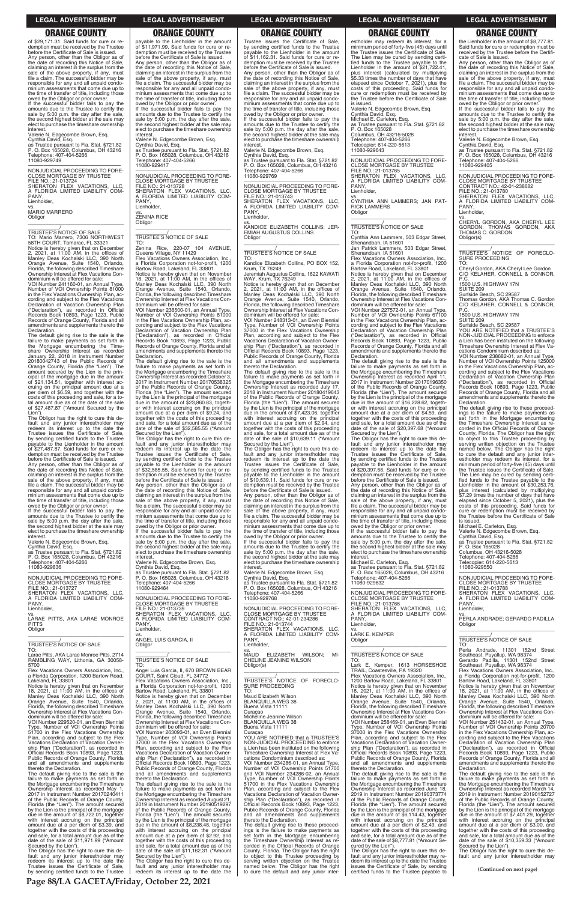of $29,171.31. Said funds for cure or redemption must be received by the Trustee before the Certificate of Sale is issued.
Any person, other than the Obligor as of the date of recording this Notice of Sale, claiming an interest in the surplus from the sale of the above property, if any, must file a claim. The successful bidder may be responsible for any and all unpaid condominium assessments that come due up to the time of transfer of title, including those owed by the Obligor or prior owner.
If the successful bidder fails to pay the amounts due to the Trustee to certify the sale by 5:00 p.m. the day after the sale, the second highest bidder at the sale may elect to purchase the timeshare ownership interest.
Valerie N. Edgecombe Brown, Esq.
Cynthia David, Esq.
as Trustee pursuant to Fla. Stat. §721.82
P. O. Box 165028, Columbus, OH 43216
Telephone: 407-404-5266
11080-929749

NONJUDICIAL PROCEEDING TO FORECLOSE MORTGAGE BY TRUSTEE
FILE NO.: 21-013724
SHERATON FLEX VACATIONS, LLC, A FLORIDA LIMITED LIABILITY COMPANY,
Lienholder,
vs.
MARIO MARRERO
Obligor

TRUSTEE'S NOTICE OF SALE
TO: Mario Marrero, 7306 NORTHWEST 58TH COURT, Tamarac, FL 33321
Notice is hereby given that on December 2, 2021, at 11:00 AM, in the offices of Manley Deas Kochalski LLC, 390 North Orange Avenue, Suite 1540, Orlando, Florida, the following described Timeshare Ownership Interest at Flex Vacations Condominium will be offered for sale:
VOI Number 241160-01, an Annual Type, Number of VOI Ownership Points 81000 in the Flex Vacations Ownership Plan, according and subject to the Flex Vacations Declaration of Vacation Ownership Plan ("Declaration"), as recorded in Official Records Book 10893, Page 1223, Public Records of Orange County, Florida and all amendments and supplements thereto the Declaration.
The default giving rise to the sale is the failure to make payments as set forth in the Mortgage encumbering the Timeshare Ownership Interest as recorded January 22, 2018 in Instrument Number 20180042743 of the Public Records of Orange County, Florida (the "Lien"). The amount secured by the Lien is the principal of the mortgage due in the amount of $21,134.51, together with interest accruing on the principal amount due at a per diem of $6.59, and together with the costs of this proceeding and sale, for a total amount due as of the date of the sale of $27,487.87 ("Amount Secured by the Lien").
The Obligor has the right to cure this default and any junior interestholder may redeem its interest up to the date the Trustee issues the Certificate of Sale, by sending certified funds to the Trustee payable to the Lienholder in the amount of $27,487.87. Said funds for cure or redemption must be received by the Trustee before the Certificate of Sale is issued.
Any person, other than the Obligor as of the date of recording this Notice of Sale, claiming an interest in the surplus from the sale of the above property, if any, must file a claim. The successful bidder may be responsible for any and all unpaid condominium assessments that come due up to the time of transfer of title, including those owed by the Obligor or prior owner.
If the successful bidder fails to pay the amounts due to the Trustee to certify the sale by 5:00 p.m. the day after the sale, the second highest bidder at the sale may elect to purchase the timeshare ownership interest.
Valerie N. Edgecombe Brown, Esq.
Cynthia David, Esq.
as Trustee pursuant to Fla. Stat. §721.82
P. O. Box 165028, Columbus, OH 43216
Telephone: 407-404-5266
11080-929836

NONJUDICIAL PROCEEDING TO FORECLOSE MORTGAGE BY TRUSTEE
FILE NO.: 21-013727
SHERATON FLEX VACATIONS, LLC, A FLORIDA LIMITED LIABILITY COMPANY,
Lienholder,
vs.
LARAE PITTS, AKA LARAE MONROE PITTS
Obligor

TRUSTEE'S NOTICE OF SALE
TO:
Larae Pitts, AKA Larae Monroe Pitts, 2714 RAMBLING WAY, Lithonia, GA 30058-5700
Flex Vacations Owners Association, Inc., a Florida Corporation, 1200 Bartow Road, Lakeland, FL 33801
Notice is hereby given that on November 18, 2021, at 11:00 AM, in the offices of Manley Deas Kochalski LLC, 390 North Orange Avenue, Suite 1540, Orlando, Florida, the following described Timeshare Ownership Interest at Flex Vacations Condominium will be offered for sale:
VOI Number 229520-01, an Even Biennial Type, Number of VOI Ownership Points 51700 in the Flex Vacations Ownership Plan, according and subject to the Flex Vacations Declaration of Vacation Ownership Plan ("Declaration"), as recorded in Official Records Book 10893, Page 1223, Public Records of Orange County, Florida and all amendments and supplements thereto the Declaration.
The default giving rise to the sale is the failure to make payments as set forth in the Mortgage encumbering the Timeshare Ownership Interest as recorded May 1, 2017 in Instrument Number 20170240411 of the Public Records of Orange County, Florida (the "Lien"). The amount secured by the Lien is the principal of the mortgage due in the amount of $8,722.01, together with interest accruing on the principal amount due at a per diem of $3.39, and together with the costs of this proceeding and sale, for a total amount due as of the date of the sale of $11,971.99 ("Amount Secured by the Lien").
The Obligor has the right to cure this default and any junior interestholder may redeem its interest up to the date the Trustee issues the Certificate of Sale, by sending certified funds to the Trustee payable to the Lienholder in the amount of $11,971.99. Said funds for cure or redemption must be received by the Trustee before the Certificate of Sale is issued.
Any person, other than the Obligor as of the date of recording this Notice of Sale, claiming an interest in the surplus from the sale of the above property, if any, must file a claim. The successful bidder may be responsible for any and all unpaid condominium assessments that come due up to the time of transfer of title, including those owed by the Obligor or prior owner.
If the successful bidder fails to pay the amounts due to the Trustee to certify the sale by 5:00 p.m. the day after the sale, the second highest bidder at the sale may elect to purchase the timeshare ownership interest.
Valerie N. Edgecombe Brown, Esq.
Cynthia David, Esq.
as Trustee pursuant to Fla. Stat. §721.82
P. O. Box 165028, Columbus, OH 43216
Telephone: 407-404-5266
11080-929417

NONJUDICIAL PROCEEDING TO FORECLOSE MORTGAGE BY TRUSTEE
FILE NO.: 21-013728
SHERATON FLEX VACATIONS, LLC, A FLORIDA LIMITED LIABILITY COMPANY,
Lienholder,
vs.
ZENINA RICE
Obligor

TRUSTEE'S NOTICE OF SALE
TO:
Zenina Rice, 220-07 104 AVENUE, Queens Village, NY 11429
Flex Vacations Owners Association, Inc., a Florida Corporation not-for-profit, 1200 Bartow Road, Lakeland, FL 33801
Notice is hereby given that on November 18, 2021, at 11:00 AM, in the offices of Manley Deas Kochalski LLC, 390 North Orange Avenue, Suite 1540, Orlando, Florida, the following described Timeshare Ownership Interest at Flex Vacations Condominium will be offered for sale:
VOI Number 236500-01, an Annual Type, Number of VOI Ownership Points 81000 in the Flex Vacations Ownership Plan, according and subject to the Flex Vacations Declaration of Vacation Ownership Plan ("Declaration"), as recorded in Official Records Book 10893, Page 1223, Public Records of Orange County, Florida and all amendments and supplements thereto the Declaration.
The default giving rise to the sale is the failure to make payments as set forth in the Mortgage encumbering the Timeshare Ownership Interest as recorded October 3, 2017 in Instrument Number 20170538325 of the Public Records of Orange County, Florida (the "Lien"). The amount secured by the Lien is the principal of the mortgage due in the amount of $23,860.83, together with interest accruing on the principal amount due at a per diem of $9.24, and together with the costs of this proceeding and sale, for a total amount due as of the date of the sale of $32,585.55 ("Amount Secured by the Lien").
The Obligor has the right to cure this default and any junior interestholder may redeem its interest up to the date the Trustee issues the Certificate of Sale, by sending certified funds to the Trustee payable to the Lienholder in the amount of $32,585.55. Said funds for cure or redemption must be received by the Trustee before the Certificate of Sale is issued.
Any person, other than the Obligor as of the date of recording this Notice of Sale, claiming an interest in the surplus from the sale of the above property, if any, must file a claim. The successful bidder may be responsible for any and all unpaid condominium assessments that come due up to the time of transfer of title, including those owed by the Obligor or prior owner.
If the successful bidder fails to pay the amounts due to the Trustee to certify the sale by 5:00 p.m. the day after the sale, the second highest bidder at the sale may elect to purchase the timeshare ownership interest.
Valerie N. Edgecombe Brown, Esq.
Cynthia David, Esq.
as Trustee pursuant to Fla. Stat. §721.82
P. O. Box 165028, Columbus, OH 43216
Telephone: 407-404-5266
11080-929464

NONJUDICIAL PROCEEDING TO FORECLOSE MORTGAGE BY TRUSTEE
FILE NO.: 21-013739
SHERATON FLEX VACATIONS, LLC, A FLORIDA LIMITED LIABILITY COMPANY,
Lienholder,
vs.
ANGEL LUIS GARCIA, II
Obligor

TRUSTEE'S NOTICE OF SALE
TO:
Angel Luis Garcia, II, 670 BROWN BEAR COURT, Saint Cloud, FL 34772
Flex Vacations Owners Association, Inc., a Florida Corporation not-for-profit, 1200 Bartow Road, Lakeland, FL 33801
Notice is hereby given that on December 2, 2021, at 11:00 AM, in the offices of Manley Deas Kochalski LLC, 390 North Orange Avenue, Suite 1540, Orlando, Florida, the following described Timeshare Ownership Interest at Flex Vacations Condominium will be offered for sale:
VOI Number 263093-01, an Even Biennial Type, Number of VOI Ownership Points 37000 in the Flex Vacations Ownership Plan, according and subject to the Flex Vacations Declaration of Vacation Ownership Plan ("Declaration"), as recorded in Official Records Book 10893, Page 1223, Public Records of Orange County, Florida and all amendments and supplements thereto the Declaration.
The default giving rise to the sale is the failure to make payments as set forth in the Mortgage encumbering the Timeshare Ownership Interest as recorded August 21, 2019 in Instrument Number 20190519297 of the Public Records of Orange County, Florida (the "Lien"). The amount secured by the Lien is the principal of the mortgage due in the amount of $8,238.48, together with interest accruing on the principal amount due at a per diem of $2.92, and together with the costs of this proceeding and sale, for a total amount due as of the date of the sale of $11,162.31 ("Amount Secured by the Lien").
The Obligor has the right to cure this default and any junior interestholder may redeem its interest up to the date the Trustee issues the Certificate of Sale, by sending certified funds to the Trustee payable to the Lienholder in the amount of $11,162.31. Said funds for cure or redemption must be received by the Trustee before the Certificate of Sale is issued.
Any person, other than the Obligor as of the date of recording this Notice of Sale, claiming an interest in the surplus from the sale of the above property, if any, must file a claim. The successful bidder may be responsible for any and all unpaid condominium assessments that come due up to the time of transfer of title, including those owed by the Obligor or prior owner.
If the successful bidder fails to pay the amounts due to the Trustee to certify the sale by 5:00 p.m. the day after the sale, the second highest bidder at the sale may elect to purchase the timeshare ownership interest.
Valerie N. Edgecombe Brown, Esq.
Cynthia David, Esq.
as Trustee pursuant to Fla. Stat. §721.82
P. O. Box 165028, Columbus, OH 43216
Telephone: 407-404-5266
11080-929769

NONJUDICIAL PROCEEDING TO FORECLOSE MORTGAGE BY TRUSTEE
FILE NO.: 21-013743
SHERATON FLEX VACATIONS, LLC, A FLORIDA LIMITED LIABILITY COMPANY,
Lienholder,
vs.
KANDICE ELIZABETH COLLINS; JEREMIAH AUGUSTUS COLLINS
Obligor

TRUSTEE'S NOTICE OF SALE
TO:
Kandice Elizabeth Collins, PO BOX 152, Krum, TX 76249
Jeremiah Augustus Collins, 1622 KAWATI WAY, Krum, TX 76249
Notice is hereby given that on December 2, 2021, at 11:00 AM, in the offices of Manley Deas Kochalski LLC, 390 North Orange Avenue, Suite 1540, Orlando, Florida, the following described Timeshare Ownership Interest at Flex Vacations Condominium will be offered for sale:
VOI Number 248313-01, an Even Biennial Type, Number of VOI Ownership Points 37000 in the Flex Vacations Ownership Plan, according and subject to the Flex Vacations Declaration of Vacation Ownership Plan ("Declaration"), as recorded in Official Records Book 10893, Page 1223, Public Records of Orange County, Florida and all amendments and supplements thereto the Declaration.
The default giving rise to the sale is the failure to make payments as set forth in the Mortgage encumbering the Timeshare Ownership Interest as recorded July 17, 2018 in Instrument Number 20180419643 of the Public Records of Orange County, Florida (the "Lien"). The amount secured by the Lien is the principal of the mortgage due in the amount of $7,423.06, together with interest accruing on the principal amount due at a per diem of $2.94, and together with the costs of this proceeding and sale, for a total amount due as of the date of the sale of $10,639.11 ("Amount Secured by the Lien").
The Obligor has the right to cure this default and any junior interestholder may redeem its interest up to the date the Trustee issues the Certificate of Sale, by sending certified funds to the Trustee payable to the Lienholder in the amount of $10,639.11. Said funds for cure or redemption must be received by the Trustee before the Certificate of Sale is issued.
Any person, other than the Obligor as of the date of recording this Notice of Sale, claiming an interest in the surplus from the sale of the above property, if any, must file a claim. The successful bidder may be responsible for any and all unpaid condominium assessments that come due up to the time of transfer of title, including those owed by the Obligor or prior owner.
If the successful bidder fails to pay the amounts due to the Trustee to certify the sale by 5:00 p.m. the day after the sale, the second highest bidder at the sale may elect to purchase the timeshare ownership interest.
Valerie N. Edgecombe Brown, Esq.
Cynthia David, Esq.
as Trustee pursuant to Fla. Stat. §721.82
P. O. Box 165028, Columbus, OH 43216
Telephone: 407-404-5266
11080-929768

NONJUDICIAL PROCEEDING TO FORECLOSE MORTGAGE BY TRUSTEE
CONTRACT NO.: 42-01-234286
FILE NO.: 21-013744
SHERATON FLEX VACATIONS, LLC, A FLORIDA LIMITED LIABILITY COMPANY,
Lienholder,
vs.
MAUD ELIZABETH WILSON; MICHELINE JEANINE WILSON
Obligor(s)

TRUSTEE'S NOTICE OF FORECLOSURE PROCEEDING
TO:
Maud Elizabeth Wilson
BLANQUILLA WEG 38
Buena Vista 11111
Curacao
Micheline Jeanine Wilson
BLANQUILLA WEG 38
Buena Vista 11111
Curacao
YOU ARE NOTIFIED that a TRUSTEE'S NON-JUDICIAL PROCEEDING to enforce a Lien has been instituted on the following Timeshare Ownership Interest at Flex Vacations Condominium described as:
VOI Number 234286-01, an Annual Type, Number of VOI Ownership Points 51700 and VOI Number 234286-02, an Annual Type, Number of VOI Ownership Points 51700 in the Flex Vacations Ownership Plan, according and subject to the Flex Vacations Declaration of Vacation Ownership Plan ("Declaration"), as recorded in Official Records Book 10893, Page 1223, Public Records of Orange County, Florida and all amendments and supplements thereto the Declaration.
The default giving rise to these proceedings is the failure to make payments as set forth in the Mortgage encumbering the Timeshare Ownership Interest as recorded in the Official Records of Orange County, Florida. The Obligor has the right to object to this Trustee proceeding by serving written objection on the Trustee named below. The Obligor has the right to cure the default and any junior interestholder may redeem its interest, for a minimum period of forty-five (45) days until the Trustee issues the Certificate of Sale. The Lien may be cured by sending certified funds to the Trustee payable to the Lienholder in the amount of $21,722.41, plus interest (calculated by multiplying $5.33 times the number of days that have elapsed since October 7, 2021), plus the costs of this proceeding. Said funds for cure or redemption must be received by the Trustee before the Certificate of Sale is issued.
Valerie N. Edgecombe Brown, Esq.
Cynthia David, Esq.
Michael E. Carleton, Esq.
as Trustee pursuant to Fla. Stat. §721.82
P. O. Box 165028
Columbus, OH 43216-5028
Telephone: 407-404-5266
Telecopier: 614-220-5613
11080-929643

NONJUDICIAL PROCEEDING TO FORECLOSE MORTGAGE BY TRUSTEE
FILE NO.: 21-013765
SHERATON FLEX VACATIONS, LLC, A FLORIDA LIMITED LIABILITY COMPANY,
Lienholder,
vs.
CYNTHIA ANN LAMMERS; JAN PATRICK LAMMERS
Obligor

TRUSTEE'S NOTICE OF SALE
TO:
Cynthia Ann Lammers, 503 Edgar Street, Shenandoah, IA 51601
Jan Patrick Lammers, 503 Edgar Street, Shenandoah, IA 51601
Flex Vacations Owners Association, Inc., a Florida Corporation not-for-profit, 1200 Bartow Road, Lakeland, FL 33801
Notice is hereby given that on December 2, 2021, at 11:00 AM, in the offices of Manley Deas Kochalski LLC, 390 North Orange Avenue, Suite 1540, Orlando, Florida, the following described Timeshare Ownership Interest at Flex Vacations Condominium will be offered for sale:
VOI Number 227572-01, an Annual Type, Number of VOI Ownership Points 67100 in the Flex Vacations Ownership Plan, according and subject to the Flex Vacations Declaration of Vacation Ownership Plan ("Declaration"), as recorded in Official Records Book 10893, Page 1223, Public Records of Orange County, Florida and all amendments and supplements thereto the Declaration.
The default giving rise to the sale is the failure to make payments as set forth in the Mortgage encumbering the Timeshare Ownership Interest as recorded April 11, 2017 in Instrument Number 20170196350 of the Public Records of Orange County, Florida (the "Lien"). The amount secured by the Lien is the principal of the mortgage due in the amount of $16,228.62, together with interest accruing on the principal amount due at a per diem of $4.59, and together with the costs of this proceeding and sale, for a total amount due as of the date of the sale of $20,397.68 ("Amount Secured by the Lien").
The Obligor has the right to cure this default and any junior interestholder may redeem its interest up to the date the Trustee issues the Certificate of Sale, by sending certified funds to the Trustee payable to the Lienholder in the amount of $20,397.68. Said funds for cure or redemption must be received by the Trustee before the Certificate of Sale is issued.
Any person, other than the Obligor as of the date of recording this Notice of Sale, claiming an interest in the surplus from the sale of the above property, if any, must file a claim. The successful bidder may be responsible for any and all unpaid condominium assessments that come due up to the time of transfer of title, including those owed by the Obligor or prior owner.
If the successful bidder fails to pay the amounts due to the Trustee to certify the sale by 5:00 p.m. the day after the sale, the second highest bidder at the sale may elect to purchase the timeshare ownership interest.
Michael E. Carleton, Esq.
as Trustee pursuant to Fla. Stat. §721.82
P. O. Box 165028, Columbus, OH 43216
Telephone: 407-404-5266
11080-929632

NONJUDICIAL PROCEEDING TO FORECLOSE MORTGAGE BY TRUSTEE
FILE NO.: 21-013766
SHERATON FLEX VACATIONS, LLC, A FLORIDA LIMITED LIABILITY COMPANY,
Lienholder,
vs.
LARK E. KEMPER
Obligor

TRUSTEE'S NOTICE OF SALE
TO:
Lark E. Kemper, 1613 HORSESHOE TRAIL, Coatesville, PA 19320
Flex Vacations Owners Association, Inc., 1200 Bartow Road, Lakeland, FL 33801
Notice is hereby given that on November 18, 2021, at 11:00 AM, in the offices of Manley Deas Kochalski LLC, 390 North Orange Avenue, Suite 1540, Orlando, Florida, the following described Timeshare Ownership Interest at Flex Vacations Condominium will be offered for sale:
VOI Number 258469-01, an Even Biennial Type, Number of VOI Ownership Points 37000 in the Flex Vacations Ownership Plan, according and subject to the Flex Vacations Declaration of Vacation Ownership Plan ("Declaration"), as recorded in Official Records Book 10893, Page 1223, Public Records of Orange County, Florida and all amendments and supplements thereto the Declaration.
The default giving rise to the sale is the failure to make payments as set forth in the Mortgage encumbering the Timeshare Ownership Interest as recorded June 18, 2019 in Instrument Number 20190373774 of the Public Records of Orange County, Florida (the "Lien"). The amount secured by the Lien is the principal of the mortgage due in the amount of $6,114.43, together with interest accruing on the principal amount due at a per diem of $2.49, and together with the costs of this proceeding and sale, for a total amount due as of the date of the sale of $8,777.81 ("Amount Secured by the Lien").
The Obligor has the right to cure this default and any junior interestholder may redeem its interest up to the date the Trustee issues the Certificate of Sale, by sending certified funds to the Trustee payable to the Lienholder in the amount of $8,777.81. Said funds for cure or redemption must be received by the Trustee before the Certificate of Sale is issued.
Any person, other than the Obligor as of the date of recording this Notice of Sale, claiming an interest in the surplus from the sale of the above property, if any, must file a claim. The successful bidder may be responsible for any and all unpaid condominium assessments that come due up to the time of transfer of title, including those owed by the Obligor or prior owner.
If the successful bidder fails to pay the amounts due to the Trustee to certify the sale by 5:00 p.m. the day after the sale, the second highest bidder at the sale may elect to purchase the timeshare ownership interest.
Valerie N. Edgecombe Brown, Esq.
Cynthia David, Esq.
as Trustee pursuant to Fla. Stat. §721.82
P. O. Box 165028, Columbus, OH 43216
Telephone: 407-404-5266
11080-929405

NONJUDICIAL PROCEEDING TO FORECLOSE MORTGAGE BY TRUSTEE
CONTRACT NO.: 42-01-238682
FILE NO.: 21-013780
SHERATON FLEX VACATIONS, LLC, A FLORIDA LIMITED LIABILITY COMPANY,
Lienholder,
vs.
CHERYL GORDON, AKA CHERYL LEE GORDON; THOMAS GORDON, AKA THOMAS C. GORDON
Obligor(s)

TRUSTEE'S NOTICE OF FORECLOSURE PROCEEDING
TO:
Cheryl Gordon, AKA Cheryl Lee Gordon
C/O KELAHER, CONNELL & CONNOR, P.C.
1500 U.S. HIGHWAY 17N
SUITE 209
Surfside Beach, SC 29587
Thomas Gordon, AKA Thomas C. Gordon
C/O KELAHER, CONNELL & CONNOR, P.C.
1500 U.S. HIGHWAY 17N
SUITE 209
Surfside Beach, SC 29587
YOU ARE NOTIFIED that a TRUSTEE'S NON-JUDICIAL PROCEEDING to enforce a Lien has been instituted on the following Timeshare Ownership Interest at Flex Vacations Condominium described as:
VOI Number 238682-01, an Annual Type, Number of VOI Ownership Points 125000 in the Flex Vacations Ownership Plan, according and subject to the Flex Vacations Declaration of Vacation Ownership Plan ("Declaration"), as recorded in Official Records Book 10893, Page 1223, Public Records of Orange County, Florida and all amendments and supplements thereto the Declaration.
The default giving rise to these proceedings is the failure to make payments as set forth in the Mortgage encumbering the Timeshare Ownership Interest as recorded in the Official Records of Orange County, Florida. The Obligor has the right to object to this Trustee proceeding by serving written objection on the Trustee named below. The Obligor has the right to cure the default and any junior interestholder may redeem its interest, for a minimum period of forty-five (45) days until the Trustee issues the Certificate of Sale. The Lien may be cured by sending certified funds to the Trustee payable to the Lienholder in the amount of $30,253.76, plus interest (calculated by multiplying $7.29 times the number of days that have elapsed since October 5, 2021), plus the costs of this proceeding. Said funds for cure or redemption must be received by the Trustee before the Certificate of Sale is issued.
Michael E. Carleton, Esq.
Valerie N. Edgecombe Brown, Esq.
Cynthia David, Esq.
as Trustee pursuant to Fla. Stat. §721.82
P. O. Box 165028
Columbus, OH 43216-5028
Telephone: 407-404-5266
Telecopier: 614-220-5613
11080-929550

NONJUDICIAL PROCEEDING TO FORECLOSE MORTGAGE BY TRUSTEE
FILE NO.: 21-013788
SHERATON FLEX VACATIONS, LLC, A FLORIDA LIMITED LIABILITY COMPANY,
Lienholder,
vs.
PERLA ANDRADE; GERARDO PADILLA
Obligor

TRUSTEE'S NOTICE OF SALE
TO:
Perla Andrade, 11301 152nd Street Southeast, Puyallup, WA 98374
Gerardo Padilla, 11301 152nd Street Southeast, Puyallup, WA 98374
Flex Vacations Owners Association, Inc., a Florida Corporation not-for-profit, 1200 Bartow Road, Lakeland, FL 33801
Notice is hereby given that on November 18, 2021, at 11:00 AM, in the offices of Manley Deas Kochalski LLC, 390 North Orange Avenue, Suite 1540, Orlando, Florida, the following described Timeshare Ownership Interest at Flex Vacations Condominium will be offered for sale:
VOI Number 251432-01, an Annual Type, Number of VOI Ownership Points 20700 in the Flex Vacations Ownership Plan, according and subject to the Flex Vacations Declaration of Vacation Ownership Plan ("Declaration"), as recorded in Official Records Book 10893, Page 1223, Public Records of Orange County, Florida and all amendments and supplements thereto the Declaration.
The default giving rise to the sale is the failure to make payments as set forth in the Mortgage encumbering the Timeshare Ownership Interest as recorded March 14, 2019 in Instrument Number 20190152727 of the Public Records of Orange County, Florida (the "Lien"). The amount secured by the Lien is the principal of the mortgage due in the amount of $7,401.29, together with interest accruing on the principal amount due at a per diem of $3.00, and together with the costs of this proceeding and sale, for a total amount due as of the date of the sale of $10,359.33 ("Amount Secured by the Lien").
The Obligor has the right to cure this default and any junior interestholder may

(Continued on next page)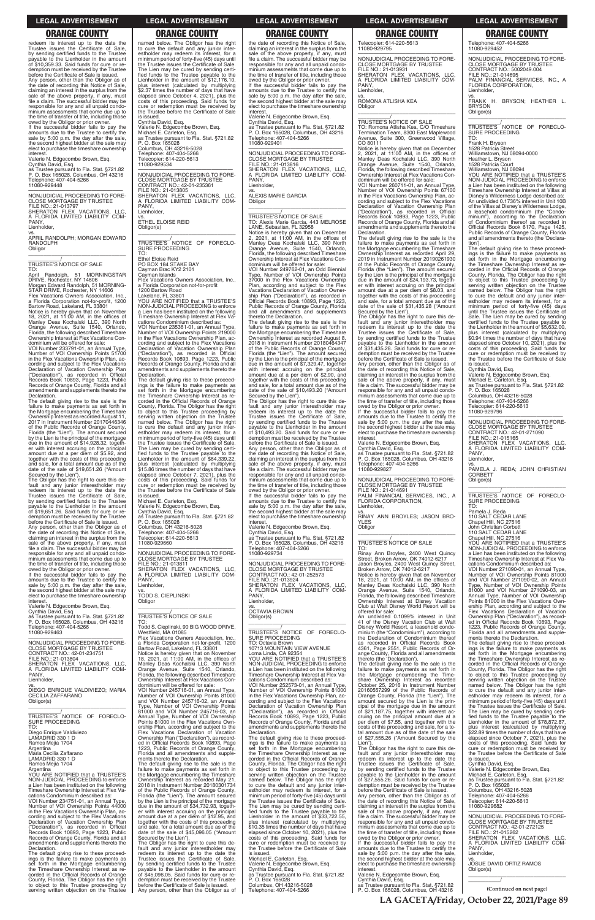redeem its interest up to the date the Trustee issues the Certificate of Sale, by sending certified funds to the Trustee payable to the Lienholder in the amount of $10,359.33. Said funds for cure or redemption must be received by the Trustee before the Certificate of Sale is issued.

Any person, other than the Obligor as of the date of recording this Notice of Sale, claiming an interest in the surplus from the sale of the above property, if any, must file a claim. The successful bidder may be responsible for any and all unpaid condominium assessments that come due up to the time of transfer of title, including those owed by the Obligor or prior owner.

If the successful bidder fails to pay the amounts due to the Trustee to certify the sale by 5:00 p.m. the day after the sale, the second highest bidder at the sale may elect to purchase the timeshare ownership interest.

Valerie N. Edgecombe Brown, Esq.
Cynthia David, Esq.
as Trustee pursuant to Fla. Stat. §721.82
P. O. Box 165028, Columbus, OH 43216
Telephone: 407-404-5266
11080-929448

---

NONJUDICIAL PROCEEDING TO FORECLOSE MORTGAGE BY TRUSTEE
FILE NO.: 21-013797
SHERATON FLEX VACATIONS, LLC, A FLORIDA LIMITED LIABILITY COMPANY,
Lienholder,
vs.
APRIL RANDOLPH; MORGAN EDWARD RANDOLPH
Obligor
_______________________________/

TRUSTEE'S NOTICE OF SALE
TO:
April Randolph, 51 MORNINGSTAR DRIVE, Rochester, NY 14606
Morgan Edward Randolph, 51 MORNINGSTAR DRIVE, Rochester, NY 14606
Flex Vacations Owners Association, Inc., a Florida Corporation not-for-profit, 1200 Bartow Road, Lakeland, FL 33801

Notice is hereby given that on November 18, 2021, at 11:00 AM, in the offices of Manley Deas Kochalski LLC, 390 North Orange Avenue, Suite 1540, Orlando, Florida, the following described Timeshare Ownership Interest at Flex Vacations Condominium will be offered for sale:

VOI Number 233791-01, an Annual Type, Number of VOI Ownership Points 51700 in the Flex Vacations Ownership Plan, according and subject to the Flex Vacations Declaration of Vacation Ownership Plan ("Declaration"), as recorded in Official Records Book 10893, Page 1223, Public Records of Orange County, Florida and all amendments and supplements thereto the Declaration.

The default giving rise to the sale is the failure to make payments as set forth in the Mortgage encumbering the Timeshare Ownership Interest as recorded August 11, 2017 in Instrument Number 20170446346 of the Public Records of Orange County, Florida (the "Lien"). The amount secured by the Lien is the principal of the mortgage due in the amount of $14,928.32, together with interest accruing on the principal amount due at a per diem of $5.92, and together with the costs of this proceeding and sale, for a total amount due as of the date of the sale of $19,651.26 ("Amount Secured by the Lien").

The Obligor has the right to cure this default and any junior interestholder may redeem its interest up to the date the Trustee issues the Certificate of Sale, by sending certified funds to the Trustee payable to the Lienholder in the amount of $19,651.26. Said funds for cure or redemption must be received by the Trustee before the Certificate of Sale is issued.

Any person, other than the Obligor as of the date of recording this Notice of Sale, claiming an interest in the surplus from the sale of the above property, if any, must file a claim. The successful bidder may be responsible for any and all unpaid condominium assessments that come due up to the time of transfer of title, including those owed by the Obligor or prior owner.

If the successful bidder fails to pay the amounts due to the Trustee to certify the sale by 5:00 p.m. the day after the sale, the second highest bidder at the sale may elect to purchase the timeshare ownership interest.

Valerie N. Edgecombe Brown, Esq.
Cynthia David, Esq.
as Trustee pursuant to Fla. Stat. §721.82
P. O. Box 165028, Columbus, OH 43216
Telephone: 407-404-5266
11080-929463

---

NONJUDICIAL PROCEEDING TO FORECLOSE MORTGAGE BY TRUSTEE
CONTRACT NO.: 42-01-234751
FILE NO.: 21-013804
SHERATON FLEX VACATIONS, LLC, A FLORIDA LIMITED LIABILITY COMPANY,
Lienholder,
vs.
DIEGO ENRIQUE VALDIVIEZO; MARIA CECILIA ZAFFARANO
Obligor(s)
_______________________________/

TRUSTEE'S NOTICE OF FORECLOSURE PROCEEDING
TO:
Diego Enrique Valdiviezo
LAMADRID 330 1 D
Ramos Mejia 1704
Argentina
Maria Cecilia Zaffarano
LAMADRID 330 1 D
Ramos Mejia 1704
Argentina

YOU ARE NOTIFIED that a TRUSTEE'S NON-JUDICIAL PROCEEDING to enforce a Lien has been instituted on the following Timeshare Ownership Interest at Flex Vacations Condominium described as:

VOI Number 234751-01, an Annual Type, Number of VOI Ownership Points 44000 in the Flex Vacations Ownership Plan, according and subject to the Flex Vacations Declaration of Vacation Ownership Plan ("Declaration"), as recorded in Official Records Book 10893, Page 1223, Public Records of Orange County, Florida and all amendments and supplements thereto the Declaration.

The default giving rise to these proceedings is the failure to make payments as set forth in the Mortgage encumbering the Timeshare Ownership Interest as recorded in the Official Records of Orange County, Florida. The Obligor has the right to object to this Trustee proceeding by serving written objection on the Trustee named below. The Obligor has the right to cure the default and any junior interestholder may redeem its interest, for a minimum period of forty-five (45) days until the Trustee issues the Certificate of Sale. The Lien may be cured by sending certified funds to the Trustee payable to the Lienholder in the amount of $12,176.10, plus interest (calculated by multiplying $2.37 times the number of days that have elapsed since October 4, 2021), plus the costs of this proceeding. Said funds for cure or redemption must be received by the Trustee before the Certificate of Sale is issued.

Cynthia David, Esq.
Valerie N. Edgecombe Brown, Esq.
Michael E. Carleton, Esq.
as Trustee pursuant to Fla. Stat. §721.82
P. O. Box 165028
Columbus, OH 43216-5028
Telephone: 407-404-5266
Telecopier: 614-220-5613
11080-929534

---

NONJUDICIAL PROCEEDING TO FORECLOSE MORTGAGE BY TRUSTEE
CONTRACT NO.: 42-01-235361
FILE NO.: 21-013805
SHERATON FLEX VACATIONS, LLC, A FLORIDA LIMITED LIABILITY COMPANY,
Lienholder,
vs.
ETHEL ELOISE REID
Obligor(s)
_______________________________/

TRUSTEE'S NOTICE OF FORECLOSURE PROCEEDING
TO:
Ethel Eloise Reid
PO BOX 184 STAKE BAY
Cayman Brac KY2 2101
Cayman Islands
Flex Vacations Owners Association, Inc., a Florida Corporation not-for-profit
1200 Bartow Road
Lakeland, FL 33801

YOU ARE NOTIFIED that a TRUSTEE'S NON-JUDICIAL PROCEEDING to enforce a Lien has been instituted on the following Timeshare Ownership Interest at Flex Vacations Condominium described as:

VOI Number 235361-01, an Annual Type, Number of VOI Ownership Points 219000 in the Flex Vacations Ownership Plan, according and subject to the Flex Vacations Declaration of Vacation Ownership Plan ("Declaration"), as recorded in Official Records Book 10893, Page 1223, Public Records of Orange County, Florida and all amendments and supplements thereto the Declaration.

The default giving rise to these proceedings is the failure to make payments as set forth in the Mortgage encumbering the Timeshare Ownership Interest as recorded in the Official Records of Orange County, Florida. The Obligor has the right to object to this Trustee proceeding by serving written objection on the Trustee named below. The Obligor has the right to cure the default and any junior interestholder may redeem its interest, for a minimum period of forty-five (45) days until the Trustee issues the Certificate of Sale. The Lien may be cured by sending certified funds to the Trustee payable to the Lienholder in the amount of $64,339.22, plus interest (calculated by multiplying $15.86 times the number of days that have elapsed since October 7, 2021), plus the costs of this proceeding. Said funds for cure or redemption must be received by the Trustee before the Certificate of Sale is issued.

Michael E. Carleton, Esq.
Valerie N. Edgecombe Brown, Esq.
Cynthia David, Esq.
as Trustee pursuant to Fla. Stat. §721.82
P. O. Box 165028
Columbus, OH 43216-5028
Telephone: 407-404-5266
Telecopier: 614-220-5613
11080-929660

---

NONJUDICIAL PROCEEDING TO FORECLOSE MORTGAGE BY TRUSTEE
FILE NO.: 21-013811
SHERATON FLEX VACATIONS, LLC, A FLORIDA LIMITED LIABILITY COMPANY,
Lienholder,
vs.
TODD S. CIEPLINSKI
Obligor
_______________________________/

TRUSTEE'S NOTICE OF SALE
TO:
Todd S. Cieplinski, 90 BIG WOOD DRIVE, Westfield, MA 01085
Flex Vacations Owners Association, Inc., a Florida Corporation not-for-profit, 1200 Bartow Road, Lakeland, FL 33801

Notice is hereby given that on November 18, 2021, at 11:00 AM, in the offices of Manley Deas Kochalski LLC, 390 North Orange Avenue, Suite 1540, Orlando, Florida, the following described Timeshare Ownership Interest at Flex Vacations Condominium will be offered for sale:

VOI Number 245716-01, an Annual Type, Number of VOI Ownership Points 81000 and VOI Number 245716-02, an Annual Type, Number of VOI Ownership Points 81000 and VOI Number 245716-03, an Annual Type, Number of VOI Ownership Points 81000 in the Flex Vacations Ownership Plan, according and subject to the Flex Vacations Declaration of Vacation Ownership Plan ("Declaration"), as recorded in Official Records Book 10893, Page 1223, Public Records of Orange County, Florida and all amendments and supplements thereto the Declaration.

The default giving rise to the sale is the failure to make payments as set forth in the Mortgage encumbering the Timeshare Ownership Interest as recorded May 21, 2018 in Instrument Number 20180301734 of the Public Records of Orange County, Florida (the "Lien"). The amount secured by the Lien is the principal of the mortgage due in the amount of $34,732.93, together with interest accruing on the principal amount due at a per diem of $12.95, and together with the costs of this proceeding and sale, for a total amount due as of the date of the sale of $45,096.05 ("Amount Secured by the Lien").

The Obligor has the right to cure this default and any junior interestholder may redeem its interest up to the date the Trustee issues the Certificate of Sale, by sending certified funds to the Trustee payable to the Lienholder in the amount of $45,096.05. Said funds for cure or redemption must be received by the Trustee before the Certificate of Sale is issued.

Any person, other than the Obligor as of the date of recording this Notice of Sale, claiming an interest in the surplus from the sale of the above property, if any, must file a claim. The successful bidder may be responsible for any and all unpaid condominium assessments that come due up to the time of transfer of title, including those owed by the Obligor or prior owner.

If the successful bidder fails to pay the amounts due to the Trustee to certify the sale by 5:00 p.m. the day after the sale, the second highest bidder at the sale may elect to purchase the timeshare ownership interest.

Valerie N. Edgecombe Brown, Esq.
Cynthia David, Esq.
as Trustee pursuant to Fla. Stat. §721.82
P. O. Box 165028, Columbus, OH 43216
Telephone: 407-404-5266
11080-929401

---

NONJUDICIAL PROCEEDING TO FORECLOSE MORTGAGE BY TRUSTEE
FILE NO.: 21-013816
SHERATON FLEX VACATIONS, LLC, A FLORIDA LIMITED LIABILITY COMPANY,
Lienholder,
vs.
ALEXIS MARIE GARCIA
Obligor
_______________________________/

TRUSTEE'S NOTICE OF SALE
TO: Alexis Marie Garcia, 443 MELROSE LANE, Sebastian, FL 32958

Notice is hereby given that on December 2, 2021, at 11:00 AM, in the offices of Manley Deas Kochalski LLC, 390 North Orange Avenue, Suite 1540, Orlando, Florida, the following described Timeshare Ownership Interest at Flex Vacations Condominium will be offered for sale:

VOI Number 249762-01, an Odd Biennial Type, Number of VOI Ownership Points 37000 in the Flex Vacations Ownership Plan, according and subject to the Flex Vacations Declaration of Vacation Ownership Plan ("Declaration"), as recorded in Official Records Book 10893, Page 1223, Public Records of Orange County, Florida and all amendments and supplements thereto the Declaration.

The default giving rise to the sale is the failure to make payments as set forth in the Mortgage encumbering the Timeshare Ownership Interest as recorded August 8, 2018 in Instrument Number 20180464347 of the Public Records of Orange County, Florida (the "Lien"). The amount secured by the Lien is the principal of the mortgage due in the amount of $7,329.47, together with interest accruing on the principal amount due at a per diem of $2.90, and together with the costs of this proceeding and sale, for a total amount due as of the date of the sale of $10,493.20 ("Amount Secured by the Lien").

The Obligor has the right to cure this default and any junior interestholder may redeem its interest up to the date the Trustee issues the Certificate of Sale, by sending certified funds to the Trustee payable to the Lienholder in the amount of $10,493.20. Said funds for cure or redemption must be received by the Trustee before the Certificate of Sale is issued.

Any person, other than the Obligor as of the date of recording this Notice of Sale, claiming an interest in the surplus from the sale of the above property, if any, must file a claim. The successful bidder may be responsible for any and all unpaid condominium assessments that come due up to the time of transfer of title, including those owed by the Obligor or prior owner.

If the successful bidder fails to pay the amounts due to the Trustee to certify the sale by 5:00 p.m. the day after the sale, the second highest bidder at the sale may elect to purchase the timeshare ownership interest.

Valerie N. Edgecombe Brown, Esq.
Cynthia David, Esq.
as Trustee pursuant to Fla. Stat. §721.82
P. O. Box 165028, Columbus, OH 43216
Telephone: 407-404-5266
11080-929734

---

NONJUDICIAL PROCEEDING TO FORECLOSE MORTGAGE BY TRUSTEE
CONTRACT NO.: 42-01-252573
FILE NO.: 21-013924
SHERATON FLEX VACATIONS, LLC, A FLORIDA LIMITED LIABILITY COMPANY,
Lienholder,
vs.
OCTAVIA BROWN
Obligor(s)
_______________________________/

TRUSTEE'S NOTICE OF FORECLOSURE PROCEEDING
TO: Octavia Brown
10713 MOUNTAIN VIEW AVENUE
Loma Linda, CA 92354

YOU ARE NOTIFIED that a TRUSTEE'S NON-JUDICIAL PROCEEDING to enforce a Lien has been instituted on the following Timeshare Ownership Interest at Flex Vacations Condominium described as:

VOI Number 252573-01, an Annual Type, Number of VOI Ownership Points 81000 in the Flex Vacations Ownership Plan, according and subject to the Flex Vacations Declaration of Vacation Ownership Plan ("Declaration"), as recorded in Official Records Book 10893, Page 1223, Public Records of Orange County, Florida and all amendments and supplements thereto the Declaration.

The default giving rise to these proceedings is the failure to make payments as set forth in the Mortgage encumbering the Timeshare Ownership Interest as recorded in the Official Records of Orange County, Florida. The Obligor has the right to object to this Trustee proceeding by serving written objection on the Trustee named below. The Obligor has the right to cure the default and any junior interestholder may redeem its interest, for a minimum period of forty-five (45) days until the Trustee issues the Certificate of Sale. The Lien may be cured by sending certified funds to the Trustee payable to the Lienholder in the amount of $33,722.55, plus interest (calculated by multiplying $10.35 times the number of days that have elapsed since October 10, 2021), plus the costs of this proceeding. Said funds for cure or redemption must be received by the Trustee before the Certificate of Sale is issued.

Michael E. Carleton, Esq.
Valerie N. Edgecombe Brown, Esq.
Cynthia David, Esq.
as Trustee pursuant to Fla. Stat. §721.82
P. O. Box 165028
Columbus, OH 43216-5028
Telephone: 407-404-5266
Telecopier: 614-220-5613
11080-929795

---

NONJUDICIAL PROCEEDING TO FORECLOSE MORTGAGE BY TRUSTEE
FILE NO.: 21-013931
SHERATON FLEX VACATIONS, LLC, A FLORIDA LIMITED LIABILITY COMPANY,
Lienholder,
vs.
ROMONA ATLISHA KEA
Obligor
_______________________________/

TRUSTEE'S NOTICE OF SALE
TO: Romona Atlisha Kea, C/O Timeshare Termination Team, 8300 East Maplewood Avenue, Suite 300, Greenwood Village, CO 80111

Notice is hereby given that on December 2, 2021, at 11:00 AM, in the offices of Manley Deas Kochalski LLC, 390 North Orange Avenue, Suite 1540, Orlando, Florida, the following described Timeshare Ownership Interest at Flex Vacations Condominium will be offered for sale:

VOI Number 260711-01, an Annual Type, Number of VOI Ownership Points 67100 in the Flex Vacations Ownership Plan, according and subject to the Flex Vacations Declaration of Vacation Ownership Plan ("Declaration"), as recorded in Official Records Book 10893, Page 1223, Public Records of Orange County, Florida and all amendments and supplements thereto the Declaration.

The default giving rise to the sale is the failure to make payments as set forth in the Mortgage encumbering the Timeshare Ownership Interest as recorded April 29, 2019 in Instrument Number 20190261930 of the Public Records of Orange County, Florida (the "Lien"). The amount secured by the Lien is the principal of the mortgage due in the amount of $24,193.73, together with interest accruing on the principal amount due at a per diem of $8.03, and together with the costs of this proceeding and sale, for a total amount due as of the date of the sale of $31,435.28 ("Amount Secured by the Lien").

The Obligor has the right to cure this default and any junior interestholder may redeem its interest up to the date the Trustee issues the Certificate of Sale, by sending certified funds to the Trustee payable to the Lienholder in the amount of $31,435.28. Said funds for cure or redemption must be received by the Trustee before the Certificate of Sale is issued.

Any person, other than the Obligor as of the date of recording this Notice of Sale, claiming an interest in the surplus from the sale of the above property, if any, must file a claim. The successful bidder may be responsible for any and all unpaid condominium assessments that come due up to the time of transfer of title, including those owed by the Obligor or prior owner.

If the successful bidder fails to pay the amounts due to the Trustee to certify the sale by 5:00 p.m. the day after the sale, the second highest bidder at the sale may elect to purchase the timeshare ownership interest.

Valerie N. Edgecombe Brown, Esq.
Cynthia David, Esq.
as Trustee pursuant to Fla. Stat. §721.82
P. O. Box 165028, Columbus, OH 43216
Telephone: 407-404-5266
11080-929827

---

NONJUDICIAL PROCEEDING TO FORECLOSE MORTGAGE BY TRUSTEE
FILE NO.: 21-014691
PALM FINANCIAL SERVICES, INC., A FLORIDA CORPORATION,
Lienholder,
vs.
RINAY ANN BROYLES; JASON BROYLES
Obligor
_______________________________/

TRUSTEE'S NOTICE OF SALE
TO:
Rinay Ann Broyles, 2400 West Quincy Street, Broken Arrow, OK 74012-6217
Jason Broyles, 2400 West Quincy Street, Broken Arrow, OK 74012-6217

Notice is hereby given that on November 18, 2021, at 10:00 AM, in the offices of Manley Deas Kochalski LLC, 390 North Orange Avenue, Suite 1540, Orlando, Florida, the following described Timeshare Ownership Interest at Disney Vacation Club at Walt Disney World Resort will be offered for sale:

An undivided 0.1099% interest in Unit 41 of the Disney Vacation Club at Walt Disney World Resort, a leasehold condominium (the "Condominium"), according to the Declaration of Condominium thereof as recorded in Official Records Book 4361, Page 2551, Public Records of Orange County, Florida and all amendments thereto (the 'Declaration').

The default giving rise to the sale is the failure to make payments as set forth in the Mortgage encumbering the Timeshare Ownership Interest as recorded October 25, 2016 in Instrument Number 20160557299 of the Public Records of Orange County, Florida (the "Lien"). The amount secured by the Lien is the principal of the mortgage due in the amount of $21,187.75, together with interest accruing on the principal amount due at a per diem of $7.55, and together with the costs of this proceeding and sale, for a total amount due as of the date of the sale of $27,555.26 ("Amount Secured by the Lien").

The Obligor has the right to cure this default and any junior interestholder may redeem its interest up to the date the Trustee issues the Certificate of Sale, by sending certified funds to the Trustee payable to the Lienholder in the amount of $27,555.26. Said funds for cure or redemption must be received by the Trustee before the Certificate of Sale is issued.

Any person, other than the Obligor as of the date of recording this Notice of Sale, claiming an interest in the surplus from the sale of the above property, if any, must file a claim. The successful bidder may be responsible for any and all unpaid condominium assessments that come due up to the time of transfer of title, including those owed by the Obligor or prior owner.

If the successful bidder fails to pay the amounts due to the Trustee to certify the sale by 5:00 p.m. the day after the sale, the second highest bidder at the sale may elect to purchase the timeshare ownership interest.

Valerie N. Edgecombe Brown, Esq.
Cynthia David, Esq.
as Trustee pursuant to Fla. Stat. §721.82
P. O. Box 165028, Columbus, OH 43216
Telephone: 407-404-5266
11080-929452

---

NONJUDICIAL PROCEEDING TO FORECLOSE MORTGAGE BY TRUSTEE
CONTRACT NO.: 5002049.004
FILE NO.: 21-014695
PALM FINANCIAL SERVICES, INC., A FLORIDA CORPORATION,
Lienholder,
vs.
FRANK H. BRYSON; HEATHER L. BRYSON
Obligor(s)
_______________________________/

TRUSTEE'S NOTICE OF FORECLOSURE PROCEEDING
TO:
Frank H. Bryson
1528 Patricia Street
Williamstown, NJ 08094-0000
Heather L. Bryson
1528 Patricia Court
Williamstown, NJ 08094

YOU ARE NOTIFIED that a TRUSTEE'S NON-JUDICIAL PROCEEDING to enforce a Lien has been instituted on the following Timeshare Ownership Interest at Villas at Disney's Wilderness Lodge described as:

An undivided 0.1736% interest in Unit 10B of the Villas at Disney's Wilderness Lodge, a leasehold condominium (the "Condominium"), according to the Declaration of Condominium thereof as recorded in Official Records Book 6170, Page 1425, Public Records of Orange County, Florida and all amendments thereto (the 'Declaration').

The default giving rise to these proceedings is the failure to make payments as set forth in the Mortgage encumbering the Timeshare Ownership Interest as recorded in the Official Records of Orange County, Florida. The Obligor has the right to object to this Trustee proceeding by serving written objection on the Trustee named below. The Obligor has the right to cure the default and any junior interestholder may redeem its interest, for a minimum period of forty-five (45) days until the Trustee issues the Certificate of Sale. The Lien may be cured by sending certified funds to the Trustee payable to the Lienholder in the amount of $5,632.00, plus interest (calculated by multiplying $0.94 times the number of days that have elapsed since October 10, 2021), plus the costs of this proceeding. Said funds for cure or redemption must be received by the Trustee before the Certificate of Sale is issued.

Cynthia David, Esq.
Valerie N. Edgecombe Brown, Esq.
Michael E. Carleton, Esq.
as Trustee pursuant to Fla. Stat. §721.82
P. O. Box 165028
Columbus, OH 43216-5028
Telephone: 407-404-5266
Telecopier: 614-220-5613
11080-929796

---

NONJUDICIAL PROCEEDING TO FORECLOSE MORTGAGE BY TRUSTEE
CONTRACT NO.: 42-01-271090
FILE NO.: 21-015165
SHERATON FLEX VACATIONS, LLC, A FLORIDA LIMITED LIABILITY COMPANY,
Lienholder,
vs.
PAMELA J. REDA; JOHN CHRISTIAN CORBETT
Obligor(s)
_______________________________/

TRUSTEE'S NOTICE OF FORECLOSURE PROCEEDING
TO:
Pamela J. Reda
110 SALT CEDAR LANE
Chapel Hill, NC 27516
John Christian Corbett
110 SALT CEDAR LANE
Chapel Hill, NC 27516

YOU ARE NOTIFIED that a TRUSTEE'S NON-JUDICIAL PROCEEDING to enforce a Lien has been instituted on the following Timeshare Ownership Interest at Flex Vacations Condominium described as:

VOI Number 271090-01, an Annual Type, Number of VOI Ownership Points 81000 and VOI Number 271090-02, an Annual Type, Number of VOI Ownership Points 81000 and VOI Number 271090-03, an Annual Type, Number of VOI Ownership Points 81000 in the Flex Vacations Ownership Plan, according and subject to the Flex Vacations Declaration of Vacation Ownership Plan ("Declaration"), as recorded in Official Records Book 10893, Page 1223, Public Records of Orange County, Florida and all amendments and supplements thereto the Declaration.

The default giving rise to these proceedings is the failure to make payments as set forth in the Mortgage encumbering the Timeshare Ownership Interest as recorded in the Official Records of Orange County, Florida. The Obligor has the right to object to this Trustee proceeding by serving written objection on the Trustee named below. The Obligor has the right to cure the default and any junior interestholder may redeem its interest, for a minimum period of forty-five (45) days until the Trustee issues the Certificate of Sale. The Lien may be cured by sending certified funds to the Trustee payable to the Lienholder in the amount of $78,872.87, plus interest (calculated by multiplying $22.89 times the number of days that have elapsed since October 7, 2021), plus the costs of this proceeding. Said funds for cure or redemption must be received by the Trustee before the Certificate of Sale is issued.

Cynthia David, Esq.
Valerie N. Edgecombe Brown, Esq.
Michael E. Carleton, Esq.
as Trustee pursuant to Fla. Stat. §721.82
P. O. Box 165028
Columbus, OH 43216-5028
Telephone: 407-404-5266
Telecopier: 614-220-5613
11080-929682

---

NONJUDICIAL PROCEEDING TO FORECLOSE MORTGAGE BY TRUSTEE
CONTRACT NO.: 42-01-272125
FILE NO.: 21-015262
SHERATON FLEX VACATIONS, LLC, A FLORIDA LIMITED LIABILITY COMPANY,
Lienholder,
vs.
JOSUE DAVID ORTIZ RAMOS
Obligor(s)
_______________________________/

**(Continued on next page)**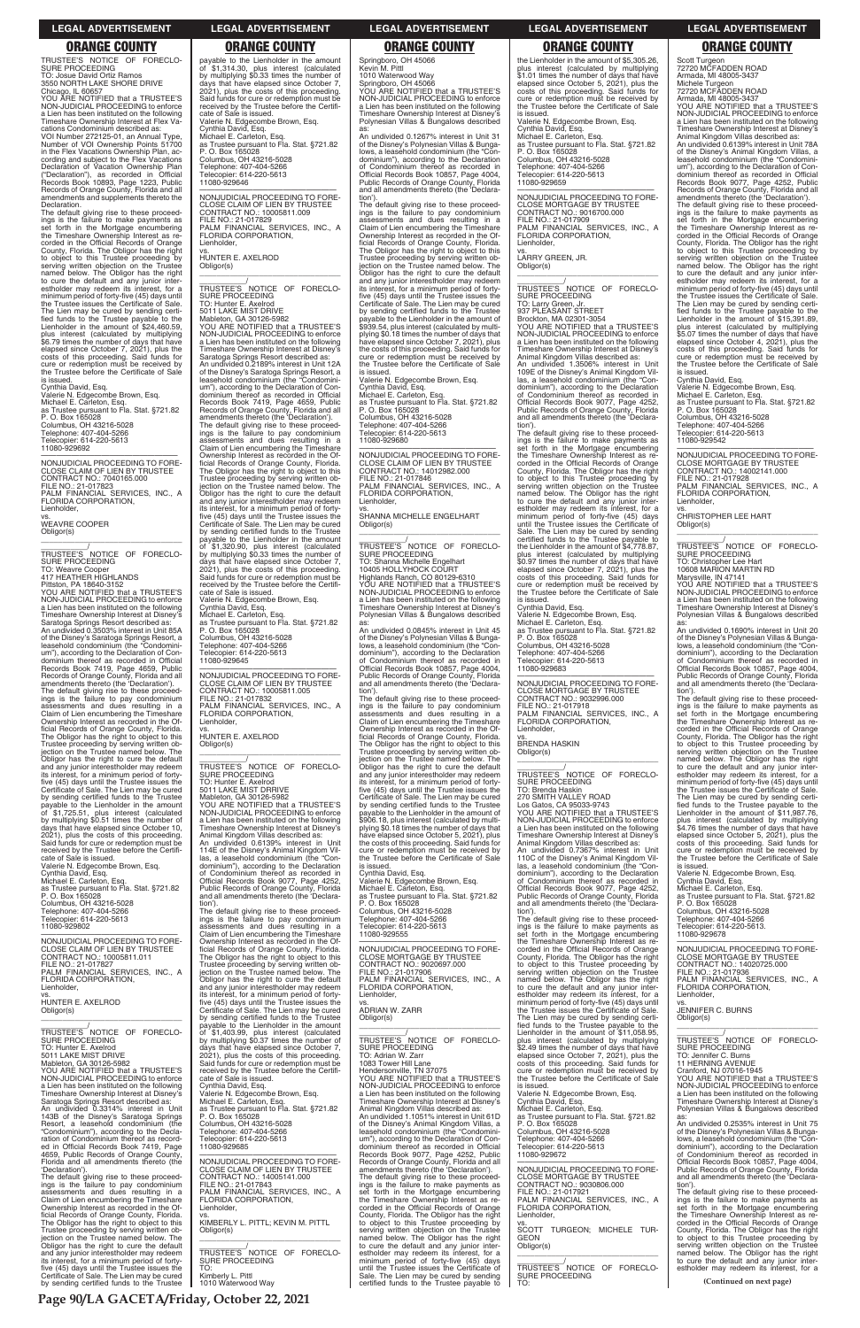TRUSTEE'S NOTICE OF FORECLOSURE PROCEEDING
TO: Josue David Ortiz Ramos
3550 NORTH LAKE SHORE DRIVE
Chicago, IL 60657
YOU ARE NOTIFIED that a TRUSTEE'S NON-JUDICIAL PROCEEDING to enforce a Lien has been instituted on the following Timeshare Ownership Interest at Flex Vacations Condominium described as:
VOI Number 272125-01, an Annual Type, Number of VOI Ownership Points 51700 in the Flex Vacations Ownership Plan, according and subject to the Flex Vacations Declaration of Vacation Ownership Plan ("Declaration"), as recorded in Official Records Book 10893, Page 1223, Public Records of Orange County, Florida and all amendments and supplements thereto the Declaration.
The default giving rise to these proceedings is the failure to make payments as set forth in the Mortgage encumbering the Timeshare Ownership Interest as recorded in the Official Records of Orange County, Florida. The Obligor has the right to object to this Trustee proceeding by serving written objection on the Trustee named below. The Obligor has the right to cure the default and any junior interestholder may redeem its interest, for a minimum period of forty-five (45) days until the Trustee issues the Certificate of Sale. The Lien may be cured by sending certified funds to the Trustee payable to the Lienholder in the amount of $24,460.59, plus interest (calculated by multiplying $6.79 times the number of days that have elapsed since October 7, 2021), plus the costs of this proceeding. Said funds for cure or redemption must be received by the Trustee before the Certificate of Sale is issued.
Cynthia David, Esq.
Valerie N. Edgecombe Brown, Esq.
Michael E. Carleton, Esq.
as Trustee pursuant to Fla. Stat. §721.82
P. O. Box 165028
Columbus, OH 43216-5028
Telephone: 407-404-5266
Telecopier: 614-220-5613
11080-929692

NONJUDICIAL PROCEEDING TO FORECLOSE CLAIM OF LIEN BY TRUSTEE
CONTRACT NO.: 7040165.000
FILE NO.: 21-017823
PALM FINANCIAL SERVICES, INC., A FLORIDA CORPORATION,
Lienholder,
vs.
WEAVRE COOPER
Obligor(s)
_______________/
TRUSTEE'S NOTICE OF FORECLOSURE PROCEEDING
TO: Weavre Cooper
417 HEATHER HIGHLANDS
Pittston, PA 18640-3152
YOU ARE NOTIFIED that a TRUSTEE'S NON-JUDICIAL PROCEEDING to enforce a Lien has been instituted on the following Timeshare Ownership Interest at Disney's Saratoga Springs Resort described as:
An undivided 0.3503% interest in Unit 85A of the Disney's Saratoga Springs Resort, a leasehold condominium (the "Condominium"), according to the Declaration of Condominium thereof as recorded in Official Records Book 7419, Page 4659, Public Records of Orange County, Florida and all amendments thereto (the 'Declaration').
The default giving rise to these proceedings is the failure to pay condominium assessments and dues resulting in a Claim of Lien encumbering the Timeshare Ownership Interest as recorded in the Official Records of Orange County, Florida. The Obligor has the right to object to this Trustee proceeding by serving written objection on the Trustee named below. The Obligor has the right to cure the default and any junior interestholder may redeem its interest, for a minimum period of forty-five (45) days until the Trustee issues the Certificate of Sale. The Lien may be cured by sending certified funds to the Trustee payable to the Lienholder in the amount of $1,725.51, plus interest (calculated by multiplying $0.51 times the number of days that have elapsed since October 10, 2021), plus the costs of this proceeding. Said funds for cure or redemption must be received by the Trustee before the Certificate of Sale is issued.
Valerie N. Edgecombe Brown, Esq.
Cynthia David, Esq.
Michael E. Carleton, Esq.
as Trustee pursuant to Fla. Stat. §721.82
P. O. Box 165028
Columbus, OH 43216-5028
Telephone: 407-404-5266
Telecopier: 614-220-5613
11080-929802

NONJUDICIAL PROCEEDING TO FORECLOSE CLAIM OF LIEN BY TRUSTEE
CONTRACT NO.: 10005811.011
FILE NO.: 21-017827
PALM FINANCIAL SERVICES, INC., A FLORIDA CORPORATION,
Lienholder,
vs.
HUNTER E. AXELROD
Obligor(s)
_______________/
TRUSTEE'S NOTICE OF FORECLOSURE PROCEEDING
TO: Hunter E. Axelrod
5011 LAKE MIST DRIVE
Mableton, GA 30126-5982
YOU ARE NOTIFIED that a TRUSTEE'S NON-JUDICIAL PROCEEDING to enforce a Lien has been instituted on the following Timeshare Ownership Interest at Disney's Saratoga Springs Resort described as:
An undivided 0.3314% interest in Unit 143B of the Disney's Saratoga Springs Resort, a leasehold condominium (the "Condominium"), according to the Declaration of Condominium thereof as recorded in Official Records Book 7419, Page 4659, Public Records of Orange County, Florida and all amendments thereto (the 'Declaration').
The default giving rise to these proceedings is the failure to pay condominium assessments and dues resulting in a Claim of Lien encumbering the Timeshare Ownership Interest as recorded in the Official Records of Orange County, Florida. The Obligor has the right to object to this Trustee proceeding by serving written objection on the Trustee named below. The Obligor has the right to cure the default and any junior interestholder may redeem its interest, for a minimum period of forty-five (45) days until the Trustee issues the Certificate of Sale. The Lien may be cured by sending certified funds to the Trustee payable to the Lienholder in the amount of $1,314.30, plus interest (calculated by multiplying $0.33 times the number of days that have elapsed since October 7, 2021), plus the costs of this proceeding. Said funds for cure or redemption must be received by the Trustee before the Certificate of Sale is issued.
Valerie N. Edgecombe Brown, Esq.
Cynthia David, Esq.
Michael E. Carleton, Esq.
as Trustee pursuant to Fla. Stat. §721.82
P. O. Box 165028
Columbus, OH 43216-5028
Telephone: 407-404-5266
Telecopier: 614-220-5613
11080-929646

NONJUDICIAL PROCEEDING TO FORECLOSE CLAIM OF LIEN BY TRUSTEE
CONTRACT NO.: 10005811.009
FILE NO.: 21-017829
PALM FINANCIAL SERVICES, INC., A FLORIDA CORPORATION,
Lienholder,
vs.
HUNTER E. AXELROD
Obligor(s)
_______________/
TRUSTEE'S NOTICE OF FORECLOSURE PROCEEDING
TO: Hunter E. Axelrod
5011 LAKE MIST DRIVE
Mableton, GA 30126-5982
YOU ARE NOTIFIED that a TRUSTEE'S NON-JUDICIAL PROCEEDING to enforce a Lien has been instituted on the following Timeshare Ownership Interest at Disney's Saratoga Springs Resort described as:
An undivided 0.2189% interest in Unit 12A of the Disney's Saratoga Springs Resort, a leasehold condominium (the "Condominium"), according to the Declaration of Condominium thereof as recorded in Official Records Book 7419, Page 4659, Public Records of Orange County, Florida and all amendments thereto (the 'Declaration').
The default giving rise to these proceedings is the failure to pay condominium assessments and dues resulting in a Claim of Lien encumbering the Timeshare Ownership Interest as recorded in the Official Records of Orange County, Florida. The Obligor has the right to object to this Trustee proceeding by serving written objection on the Trustee named below. The Obligor has the right to cure the default and any junior interestholder may redeem its interest, for a minimum period of forty-five (45) days until the Trustee issues the Certificate of Sale. The Lien may be cured by sending certified funds to the Trustee payable to the Lienholder in the amount of $1,320.90, plus interest (calculated by multiplying $0.33 times the number of days that have elapsed since October 7, 2021), plus the costs of this proceeding. Said funds for cure or redemption must be received by the Trustee before the Certificate of Sale is issued.
Valerie N. Edgecombe Brown, Esq.
Cynthia David, Esq.
Michael E. Carleton, Esq.
as Trustee pursuant to Fla. Stat. §721.82
P. O. Box 165028
Columbus, OH 43216-5028
Telephone: 407-404-5266
Telecopier: 614-220-5613
11080-929645

NONJUDICIAL PROCEEDING TO FORECLOSE CLAIM OF LIEN BY TRUSTEE
CONTRACT NO.: 10005811.005
FILE NO.: 21-017832
PALM FINANCIAL SERVICES, INC., A FLORIDA CORPORATION,
Lienholder,
vs.
HUNTER E. AXELROD
Obligor(s)
_______________/
TRUSTEE'S NOTICE OF FORECLOSURE PROCEEDING
TO: Hunter E. Axelrod
5011 LAKE MIST DRIVE
Mableton, GA 30126-5982
YOU ARE NOTIFIED that a TRUSTEE'S NON-JUDICIAL PROCEEDING to enforce a Lien has been instituted on the following Timeshare Ownership Interest at Disney's Animal Kingdom Villas described as:
An undivided 0.6139% interest in Unit 114E of the Disney's Animal Kingdom Villas, a leasehold condominium (the "Condominium"), according to the Declaration of Condominium thereof as recorded in Official Records Book 9077, Page 4252, Public Records of Orange County, Florida and all amendments thereto (the 'Declaration').
The default giving rise to these proceedings is the failure to pay condominium assessments and dues resulting in a Claim of Lien encumbering the Timeshare Ownership Interest as recorded in the Official Records of Orange County, Florida. The Obligor has the right to object to this Trustee proceeding by serving written objection on the Trustee named below. The Obligor has the right to cure the default and any junior interestholder may redeem its interest, for a minimum period of forty-five (45) days until the Trustee issues the Certificate of Sale. The Lien may be cured by sending certified funds to the Trustee payable to the Lienholder in the amount of $1,403.99, plus interest (calculated by multiplying $0.37 times the number of days that have elapsed since October 7, 2021), plus the costs of this proceeding. Said funds for cure or redemption must be received by the Trustee before the Certificate of Sale is issued.
Cynthia David, Esq.
Valerie N. Edgecombe Brown, Esq.
Michael E. Carleton, Esq.
as Trustee pursuant to Fla. Stat. §721.82
P. O. Box 165028
Columbus, OH 43216-5028
Telephone: 407-404-5266
Telecopier: 614-220-5613
11080-929685

NONJUDICIAL PROCEEDING TO FORECLOSE CLAIM OF LIEN BY TRUSTEE
CONTRACT NO.: 14005141.000
FILE NO.: 21-017843
PALM FINANCIAL SERVICES, INC., A FLORIDA CORPORATION,
Lienholder,
vs.
KIMBERLY L. PITTL; KEVIN M. PITTL
Obligor(s)
_______________/
TRUSTEE'S NOTICE OF FORECLOSURE PROCEEDING
TO:
Kimberly L. Pittl
1010 Waterwood Way
Springboro, OH 45066
Kevin M. Pittl
1010 Waterwood Way
Springboro, OH 45066
YOU ARE NOTIFIED that a TRUSTEE'S NON-JUDICIAL PROCEEDING to enforce a Lien has been instituted on the following Timeshare Ownership Interest at Disney's Polynesian Villas & Bungalows described as:
An undivided 0.1267% interest in Unit 31 of the Disney's Polynesian Villas & Bungalows, a leasehold condominium (the "Condominium"), according to the Declaration of Condominium thereof as recorded in Official Records Book 10857, Page 4004, Public Records of Orange County, Florida and all amendments thereto (the 'Declaration').
The default giving rise to these proceedings is the failure to pay condominium assessments and dues resulting in a Claim of Lien encumbering the Timeshare Ownership Interest as recorded in the Official Records of Orange County, Florida. The Obligor has the right to object to this Trustee proceeding by serving written objection on the Trustee named below. The Obligor has the right to cure the default and any junior interestholder may redeem its interest, for a minimum period of forty-five (45) days until the Trustee issues the Certificate of Sale. The Lien may be cured by sending certified funds to the Trustee payable to the Lienholder in the amount of $939.54, plus interest (calculated by multiplying $0.18 times the number of days that have elapsed since October 7, 2021), plus the costs of this proceeding. Said funds for cure or redemption must be received by the Trustee before the Certificate of Sale is issued.
Valerie N. Edgecombe Brown, Esq.
Cynthia David, Esq.
Michael E. Carleton, Esq.
as Trustee pursuant to Fla. Stat. §721.82
P. O. Box 165028
Columbus, OH 43216-5028
Telephone: 407-404-5266
Telecopier: 614-220-5613
11080-929680

NONJUDICIAL PROCEEDING TO FORECLOSE CLAIM OF LIEN BY TRUSTEE
CONTRACT NO.: 14012982.000
FILE NO.: 21-017846
PALM FINANCIAL SERVICES, INC., A FLORIDA CORPORATION,
Lienholder,
vs.
SHANNA MICHELLE ENGELHART
Obligor(s)
_______________/
TRUSTEE'S NOTICE OF FORECLOSURE PROCEEDING
TO: Shanna Michelle Engelhart
10405 HOLLYHOCK COURT
Highlands Ranch, CO 80129-6310
YOU ARE NOTIFIED that a TRUSTEE'S NON-JUDICIAL PROCEEDING to enforce a Lien has been instituted on the following Timeshare Ownership Interest at Disney's Polynesian Villas & Bungalows described as:
An undivided 0.0845% interest in Unit 45 of the Disney's Polynesian Villas & Bungalows, a leasehold condominium (the "Condominium"), according to the Declaration of Condominium thereof as recorded in Official Records Book 10857, Page 4004, Public Records of Orange County, Florida and all amendments thereto (the 'Declaration').
The default giving rise to these proceedings is the failure to pay condominium assessments and dues resulting in a Claim of Lien encumbering the Timeshare Ownership Interest as recorded in the Official Records of Orange County, Florida. The Obligor has the right to object to this Trustee proceeding by serving written objection on the Trustee named below. The Obligor has the right to cure the default and any junior interestholder may redeem its interest, for a minimum period of forty-five (45) days until the Trustee issues the Certificate of Sale. The Lien may be cured by sending certified funds to the Trustee payable to the Lienholder in the amount of $906.18, plus interest (calculated by multiplying $0.18 times the number of days that have elapsed since October 5, 2021), plus the costs of this proceeding. Said funds for cure or redemption must be received by the Trustee before the Certificate of Sale is issued.
Cynthia David, Esq.
Valerie N. Edgecombe Brown, Esq.
Michael E. Carleton, Esq.
as Trustee pursuant to Fla. Stat. §721.82
P. O. Box 165028
Columbus, OH 43216-5028
Telephone: 407-404-5266
Telecopier: 614-220-5613
11080-929555

NONJUDICIAL PROCEEDING TO FORECLOSE MORTGAGE BY TRUSTEE
CONTRACT NO.: 9020687.000
FILE NO.: 21-017906
PALM FINANCIAL SERVICES, INC., A FLORIDA CORPORATION,
Lienholder,
vs.
ADRIAN W. ZARR
Obligor(s)
_______________/
TRUSTEE'S NOTICE OF FORECLOSURE PROCEEDING
TO: Adrian W. Zarr
1083 Tower Hill Lane
Hendersonville, TN 37075
YOU ARE NOTIFIED that a TRUSTEE'S NON-JUDICIAL PROCEEDING to enforce a Lien has been instituted on the following Timeshare Ownership Interest at Disney's Animal Kingdom Villas described as:
An undivided 1.0551% interest in Unit 61D of the Disney's Animal Kingdom Villas, a leasehold condominium (the "Condominium"), according to the Declaration of Condominium thereof as recorded in Official Records Book 9077, Page 4252, Public Records of Orange County, Florida and all amendments thereto (the 'Declaration').
The default giving rise to these proceedings is the failure to make payments as set forth in the Mortgage encumbering the Timeshare Ownership Interest as recorded in the Official Records of Orange County, Florida. The Obligor has the right to object to this Trustee proceeding by serving written objection on the Trustee named below. The Obligor has the right to cure the default and any junior interestholder may redeem its interest, for a minimum period of forty-five (45) days until the Trustee issues the Certificate of Sale. The Lien may be cured by sending certified funds to the Trustee payable to the Lienholder in the amount of $5,305.26, plus interest (calculated by multiplying $1.01 times the number of days that have elapsed since October 5, 2021), plus the costs of this proceeding. Said funds for cure or redemption must be received by the Trustee before the Certificate of Sale is issued.
Valerie N. Edgecombe Brown, Esq.
Cynthia David, Esq.
Michael E. Carleton, Esq.
as Trustee pursuant to Fla. Stat. §721.82
P. O. Box 165028
Columbus, OH 43216-5028
Telephone: 407-404-5266
Telecopier: 614-220-5613
11080-929659

NONJUDICIAL PROCEEDING TO FORECLOSE MORTGAGE BY TRUSTEE
CONTRACT NO.: 9016700.000
FILE NO.: 21-017909
PALM FINANCIAL SERVICES, INC., A FLORIDA CORPORATION,
Lienholder,
vs.
LARRY GREEN, JR.
Obligor(s)
_______________/
TRUSTEE'S NOTICE OF FORECLOSURE PROCEEDING
TO: Larry Green, Jr.
937 PLEASANT STREET
Brockton, MA 02301-3054
YOU ARE NOTIFIED that a TRUSTEE'S NON-JUDICIAL PROCEEDING to enforce a Lien has been instituted on the following Timeshare Ownership Interest at Disney's Animal Kingdom Villas described as:
An undivided 1.3506% interest in Unit 109E of the Disney's Animal Kingdom Villas, a leasehold condominium (the "Condominium"), according to the Declaration of Condominium thereof as recorded in Official Records Book 9077, Page 4252, Public Records of Orange County, Florida and all amendments thereto (the 'Declaration').
The default giving rise to these proceedings is the failure to make payments as set forth in the Mortgage encumbering the Timeshare Ownership Interest as recorded in the Official Records of Orange County, Florida. The Obligor has the right to object to this Trustee proceeding by serving written objection on the Trustee named below. The Obligor has the right to cure the default and any junior interestholder may redeem its interest, for a minimum period of forty-five (45) days until the Trustee issues the Certificate of Sale. The Lien may be cured by sending certified funds to the Trustee payable to the Lienholder in the amount of $4,778.87, plus interest (calculated by multiplying $0.97 times the number of days that have elapsed since October 7, 2021), plus the costs of this proceeding. Said funds for cure or redemption must be received by the Trustee before the Certificate of Sale is issued.
Cynthia David, Esq.
Valerie N. Edgecombe Brown, Esq.
Michael E. Carleton, Esq.
as Trustee pursuant to Fla. Stat. §721.82
P. O. Box 165028
Columbus, OH 43216-5028
Telephone: 407-404-5266
Telecopier: 614-220-5613
11080-929683

NONJUDICIAL PROCEEDING TO FORECLOSE MORTGAGE BY TRUSTEE
CONTRACT NO.: 9032996.000
FILE NO.: 21-017918
PALM FINANCIAL SERVICES, INC., A FLORIDA CORPORATION,
Lienholder,
vs.
BRENDA HASKIN
Obligor(s)
_______________/
TRUSTEE'S NOTICE OF FORECLOSURE PROCEEDING
TO: Brenda Haskin
270 SMITH VALLEY ROAD
Los Gatos, CA 95033-9743
YOU ARE NOTIFIED that a TRUSTEE'S NON-JUDICIAL PROCEEDING to enforce a Lien has been instituted on the following Timeshare Ownership Interest at Disney's Animal Kingdom Villas described as:
An undivided 2.7987% interest in Unit 110C of the Disney's Animal Kingdom Villas, a leasehold condominium (the "Condominium"), according to the Declaration of Condominium thereof as recorded in Official Records Book 9077, Page 4252, Public Records of Orange County, Florida and all amendments thereto (the 'Declaration').
The default giving rise to these proceedings is the failure to make payments as set forth in the Mortgage encumbering the Timeshare Ownership Interest as recorded in the Official Records of Orange County, Florida. The Obligor has the right to object to this Trustee proceeding by serving written objection on the Trustee named below. The Obligor has the right to cure the default and any junior interestholder may redeem its interest, for a minimum period of forty-five (45) days until the Trustee issues the Certificate of Sale. The Lien may be cured by sending certified funds to the Trustee payable to the Lienholder in the amount of $11,058.95, plus interest (calculated by multiplying $2.49 times the number of days that have elapsed since October 7, 2021), plus the costs of this proceeding. Said funds for cure or redemption must be received by the Trustee before the Certificate of Sale is issued.
Valerie N. Edgecombe Brown, Esq.
Cynthia David, Esq.
Michael E. Carleton, Esq.
as Trustee pursuant to Fla. Stat. §721.82
P. O. Box 165028
Columbus, OH 43216-5028
Telephone: 407-404-5266
Telecopier: 614-220-5613
11080-929672

NONJUDICIAL PROCEEDING TO FORECLOSE MORTGAGE BY TRUSTEE
CONTRACT NO.: 9030806.000
FILE NO.: 21-017921
PALM FINANCIAL SERVICES, INC., A FLORIDA CORPORATION,
Lienholder,
vs.
SCOTT TURGEON; MICHELE TURGEON
Obligor(s)
_______________/
TRUSTEE'S NOTICE OF FORECLOSURE PROCEEDING
TO:
Scott Turgeon
72720 MCFADDEN ROAD
Armada, MI 48005-3437
Michele Turgeon
72720 MCFADDEN ROAD
Armada, MI 48005-3437
YOU ARE NOTIFIED that a TRUSTEE'S NON-JUDICIAL PROCEEDING to enforce a Lien has been instituted on the following Timeshare Ownership Interest at Disney's Animal Kingdom Villas described as:
An undivided 0.6139% interest in Unit 78A of the Disney's Animal Kingdom Villas, a leasehold condominium (the "Condominium"), according to the Declaration of Condominium thereof as recorded in Official Records Book 9077, Page 4252, Public Records of Orange County, Florida and all amendments thereto (the 'Declaration').
The default giving rise to these proceedings is the failure to make payments as set forth in the Mortgage encumbering the Timeshare Ownership Interest as recorded in the Official Records of Orange County, Florida. The Obligor has the right to object to this Trustee proceeding by serving written objection on the Trustee named below. The Obligor has the right to cure the default and any junior interestholder may redeem its interest, for a minimum period of forty-five (45) days until the Trustee issues the Certificate of Sale. The Lien may be cured by sending certified funds to the Trustee payable to the Lienholder in the amount of $15,391.89, plus interest (calculated by multiplying $5.07 times the number of days that have elapsed since October 4, 2021), plus the costs of this proceeding. Said funds for cure or redemption must be received by the Trustee before the Certificate of Sale is issued.
Cynthia David, Esq.
Valerie N. Edgecombe Brown, Esq.
Michael E. Carleton, Esq.
as Trustee pursuant to Fla. Stat. §721.82
P. O. Box 165028
Columbus, OH 43216-5028
Telephone: 407-404-5266
Telecopier: 614-220-5613
11080-929542

NONJUDICIAL PROCEEDING TO FORECLOSE MORTGAGE BY TRUSTEE
CONTRACT NO.: 14002141.000
FILE NO.: 21-017928
PALM FINANCIAL SERVICES, INC., A FLORIDA CORPORATION,
Lienholder,
vs.
CHRISTOPHER LEE HART
Obligor(s)
_______________/
TRUSTEE'S NOTICE OF FORECLOSURE PROCEEDING
TO: Christopher Lee Hart
10608 MARION MARTIN RD
Marysville, IN 47141
YOU ARE NOTIFIED that a TRUSTEE'S NON-JUDICIAL PROCEEDING to enforce a Lien has been instituted on the following Timeshare Ownership Interest at Disney's Polynesian Villas & Bungalows described as:
An undivided 0.1690% interest in Unit 20 of the Disney's Polynesian Villas & Bungalows, a leasehold condominium (the "Condominium"), according to the Declaration of Condominium thereof as recorded in Official Records Book 10857, Page 4004, Public Records of Orange County, Florida and all amendments thereto (the 'Declaration').
The default giving rise to these proceedings is the failure to make payments as set forth in the Mortgage encumbering the Timeshare Ownership Interest as recorded in the Official Records of Orange County, Florida. The Obligor has the right to object to this Trustee proceeding by serving written objection on the Trustee named below. The Obligor has the right to cure the default and any junior interestholder may redeem its interest, for a minimum period of forty-five (45) days until the Trustee issues the Certificate of Sale. The Lien may be cured by sending certified funds to the Trustee payable to the Lienholder in the amount of $11,987.76, plus interest (calculated by multiplying $4.78 times the number of days that have elapsed since October 5, 2021), plus the costs of this proceeding. Said funds for cure or redemption must be received by the Trustee before the Certificate of Sale is issued.
Valerie N. Edgecombe Brown, Esq.
Cynthia David, Esq.
Michael E. Carleton, Esq.
as Trustee pursuant to Fla. Stat. §721.82
P. O. Box 165028
Columbus, OH 43216-5028
Telephone: 407-404-5266
Telecopier: 614-220-5613.
11080-929678

NONJUDICIAL PROCEEDING TO FORECLOSE MORTGAGE BY TRUSTEE
CONTRACT NO.: 14020725.000
FILE NO.: 21-017936
PALM FINANCIAL SERVICES, INC., A FLORIDA CORPORATION,
Lienholder,
vs.
JENNIFER C. BURNS
Obligor(s)
_______________/
TRUSTEE'S NOTICE OF FORECLOSURE PROCEEDING
TO: Jennifer C. Burns
11 HERNING AVENUE
Cranford, NJ 07016-1945
YOU ARE NOTIFIED that a TRUSTEE'S NON-JUDICIAL PROCEEDING to enforce a Lien has been instituted on the following Timeshare Ownership Interest at Disney's Polynesian Villas & Bungalows described as:
An undivided 0.2535% interest in Unit 75 of the Disney's Polynesian Villas & Bungalows, a leasehold condominium (the "Condominium"), according to the Declaration of Condominium thereof as recorded in Official Records Book 10857, Page 4004, Public Records of Orange County, Florida and all amendments thereto (the 'Declaration').
The default giving rise to these proceedings is the failure to make payments as set forth in the Mortgage encumbering the Timeshare Ownership Interest as recorded in the Official Records of Orange County, Florida. The Obligor has the right to object to this Trustee proceeding by serving written objection on the Trustee named below. The Obligor has the right to cure the default and any junior interestholder may redeem its interest, for a

**(Continued on next page)**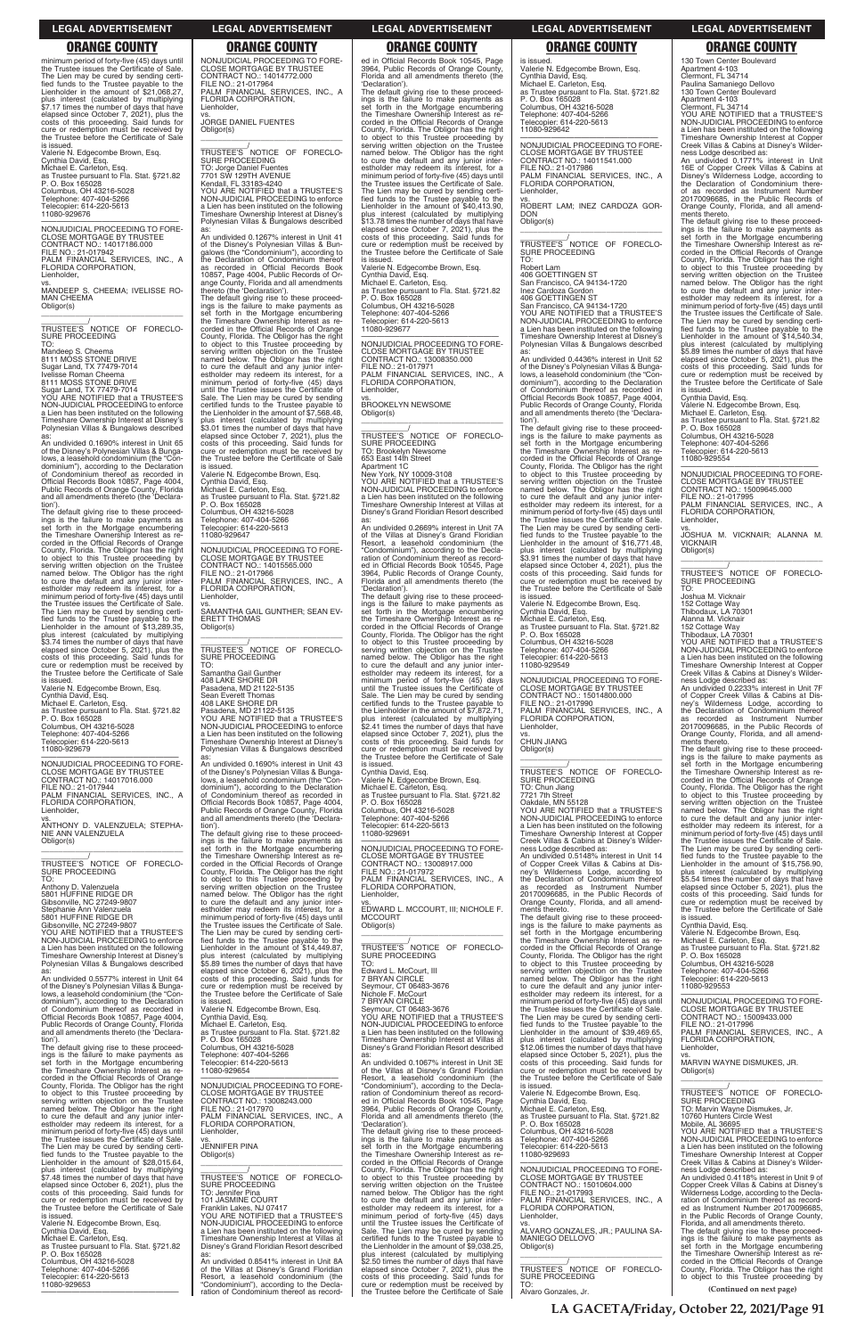## LEGAL ADVERTISEMENT

## ORANGE COUNTY

minimum period of forty-five (45) days until the Trustee issues the Certificate of Sale. The Lien may be cured by sending certified funds to the Trustee payable to the Lienholder in the amount of $21,068.27, plus interest (calculated by multiplying $7.17 times the number of days that have elapsed since October 7, 2021), plus the costs of this proceeding. Said funds for cure or redemption must be received by the Trustee before the Certificate of Sale is issued.
Valerie N. Edgecombe Brown, Esq.
Cynthia David, Esq.
Michael E. Carleton, Esq.
as Trustee pursuant to Fla. Stat. §721.82
P. O. Box 165028
Columbus, OH 43216-5028
Telephone: 407-404-5266
Telecopier: 614-220-5613
11080-929676

—————————————————

NONJUDICIAL PROCEEDING TO FORECLOSE MORTGAGE BY TRUSTEE
CONTRACT NO.: 14017186.000
FILE NO.: 21-017942
PALM FINANCIAL SERVICES, INC., A FLORIDA CORPORATION,
Lienholder,
vs.
MANDEEP S. CHEEMA; IVELISSE ROMAN CHEEMA
Obligor(s)
_______________________________/
TRUSTEE'S NOTICE OF FORECLOSURE PROCEEDING
TO:
Mandeep S. Cheema
8111 MOSS STONE DRIVE
Sugar Land, TX 77479-7014
Ivelisse Roman Cheema
8111 MOSS STONE DRIVE
Sugar Land, TX 77479-7014
YOU ARE NOTIFIED that a TRUSTEE'S NON-JUDICIAL PROCEEDING to enforce a Lien has been instituted on the following Timeshare Ownership Interest at Disney's Polynesian Villas & Bungalows described as:
An undivided 0.1690% interest in Unit 65 of the Disney's Polynesian Villas & Bungalows, a leasehold condominium (the "Condominium"), according to the Declaration of Condominium thereof as recorded in Official Records Book 10857, Page 4004, Public Records of Orange County, Florida and all amendments thereto (the 'Declaration').
The default giving rise to these proceedings is the failure to make payments as set forth in the Mortgage encumbering the Timeshare Ownership Interest as recorded in the Official Records of Orange County, Florida. The Obligor has the right to object to this Trustee proceeding by serving written objection on the Trustee named below. The Obligor has the right to cure the default and any junior interestholder may redeem its interest, for a minimum period of forty-five (45) days until the Trustee issues the Certificate of Sale. The Lien may be cured by sending certified funds to the Trustee payable to the Lienholder in the amount of $13,289.35, plus interest (calculated by multiplying $3.74 times the number of days that have elapsed since October 5, 2021), plus the costs of this proceeding. Said funds for cure or redemption must be received by the Trustee before the Certificate of Sale is issued.
Valerie N. Edgecombe Brown, Esq.
Cynthia David, Esq.
Michael E. Carleton, Esq.
as Trustee pursuant to Fla. Stat. §721.82
P. O. Box 165028
Columbus, OH 43216-5028
Telephone: 407-404-5266
Telecopier: 614-220-5613
11080-929679

—————————————————

NONJUDICIAL PROCEEDING TO FORECLOSE MORTGAGE BY TRUSTEE
CONTRACT NO.: 14017016.000
FILE NO.: 21-017944
PALM FINANCIAL SERVICES, INC., A FLORIDA CORPORATION,
Lienholder,
vs.
ANTHONY D. VALENZUELA; STEPHANIE ANN VALENZUELA
Obligor(s)
_______________________________/
TRUSTEE'S NOTICE OF FORECLOSURE PROCEEDING
TO:
Anthony D. Valenzuela
5801 HUFFINE RIDGE DR
Gibsonville, NC 27249-9807
Stephanie Ann Valenzuela
5801 HUFFINE RIDGE DR
Gibsonville, NC 27249-9807
YOU ARE NOTIFIED that a TRUSTEE'S NON-JUDICIAL PROCEEDING to enforce a Lien has been instituted on the following Timeshare Ownership Interest at Disney's Polynesian Villas & Bungalows described as:
An undivided 0.5577% interest in Unit 64 of the Disney's Polynesian Villas & Bungalows, a leasehold condominium (the "Condominium"), according to the Declaration of Condominium thereof as recorded in Official Records Book 10857, Page 4004, Public Records of Orange County, Florida and all amendments thereto (the 'Declaration').
The default giving rise to these proceedings is the failure to make payments as set forth in the Mortgage encumbering the Timeshare Ownership Interest as recorded in the Official Records of Orange County, Florida. The Obligor has the right to object to this Trustee proceeding by serving written objection on the Trustee named below. The Obligor has the right to cure the default and any junior interestholder may redeem its interest, for a minimum period of forty-five (45) days until the Trustee issues the Certificate of Sale. The Lien may be cured by sending certified funds to the Trustee payable to the Lienholder in the amount of $28,015.64, plus interest (calculated by multiplying $7.48 times the number of days that have elapsed since October 6, 2021), plus the costs of this proceeding. Said funds for cure or redemption must be received by the Trustee before the Certificate of Sale is issued.
Valerie N. Edgecombe Brown, Esq.
Cynthia David, Esq.
Michael E. Carleton, Esq.
as Trustee pursuant to Fla. Stat. §721.82
P. O. Box 165028
Columbus, OH 43216-5028
Telephone: 407-404-5266
Telecopier: 614-220-5613
11080-929653

—————————————————

NONJUDICIAL PROCEEDING TO FORECLOSE MORTGAGE BY TRUSTEE
CONTRACT NO.: 14014772.000
FILE NO.: 21-017964
PALM FINANCIAL SERVICES, INC., A FLORIDA CORPORATION,
Lienholder,
vs.
JORGE DANIEL FUENTES
Obligor(s)
_______________________________/
TRUSTEE'S NOTICE OF FORECLOSURE PROCEEDING
TO: Jorge Daniel Fuentes
7701 SW 129TH AVENUE
Kendall, FL 33183-4240
YOU ARE NOTIFIED that a TRUSTEE'S NON-JUDICIAL PROCEEDING to enforce a Lien has been instituted on the following Timeshare Ownership Interest at Disney's Polynesian Villas & Bungalows described as:
An undivided 0.1267% interest in Unit 41 of the Disney's Polynesian Villas & Bungalows (the "Condominium"), according to the Declaration of Condominium thereof as recorded in Official Records Book 10857, Page 4004, Public Records of Orange County, Florida and all amendments thereto (the 'Declaration').
The default giving rise to these proceedings is the failure to make payments as set forth in the Mortgage encumbering the Timeshare Ownership Interest as recorded in the Official Records of Orange County, Florida. The Obligor has the right to object to this Trustee proceeding by serving written objection on the Trustee named below. The Obligor has the right to cure the default and any junior interestholder may redeem its interest, for a minimum period of forty-five (45) days until the Trustee issues the Certificate of Sale. The Lien may be cured by sending certified funds to the Trustee payable to the Lienholder in the amount of $7,568.48, plus interest (calculated by multiplying $3.01 times the number of days that have elapsed since October 7, 2021), plus the costs of this proceeding. Said funds for cure or redemption must be received by the Trustee before the Certificate of Sale is issued.
Valerie N. Edgecombe Brown, Esq.
Cynthia David, Esq.
Michael E. Carleton, Esq.
as Trustee pursuant to Fla. Stat. §721.82
P. O. Box 165028
Columbus, OH 43216-5028
Telephone: 407-404-5266
Telecopier: 614-220-5613
11080-929647

—————————————————

NONJUDICIAL PROCEEDING TO FORECLOSE MORTGAGE BY TRUSTEE
CONTRACT NO.: 14015565.000
FILE NO.: 21-017966
PALM FINANCIAL SERVICES, INC., A FLORIDA CORPORATION,
Lienholder,
vs.
SAMANTHA GAIL GUNTHER; SEAN EVERETT THOMAS
Obligor(s)
_______________________________/
TRUSTEE'S NOTICE OF FORECLOSURE PROCEEDING
TO:
Samantha Gail Gunther
408 LAKE SHORE DR
Pasadena, MD 21122-5135
Sean Everett Thomas
408 LAKE SHORE DR
Pasadena, MD 21122-5135
YOU ARE NOTIFIED that a TRUSTEE'S NON-JUDICIAL PROCEEDING to enforce a Lien has been instituted on the following Timeshare Ownership Interest at Disney's Polynesian Villas & Bungalows described as:
An undivided 0.1690% interest in Unit 43 of the Disney's Polynesian Villas & Bungalows, a leasehold condominium (the "Condominium"), according to the Declaration of Condominium thereof as recorded in Official Records Book 10857, Page 4004, Public Records of Orange County, Florida and all amendments thereto (the 'Declaration').
The default giving rise to these proceedings is the failure to make payments as set forth in the Mortgage encumbering the Timeshare Ownership Interest as recorded in the Official Records of Orange County, Florida. The Obligor has the right to object to this Trustee proceeding by serving written objection on the Trustee named below. The Obligor has the right to cure the default and any junior interestholder may redeem its interest, for a minimum period of forty-five (45) days until the Trustee issues the Certificate of Sale. The Lien may be cured by sending certified funds to the Trustee payable to the Lienholder in the amount of $14,449.87, plus interest (calculated by multiplying $5.89 times the number of days that have elapsed since October 6, 2021), plus the costs of this proceeding. Said funds for cure or redemption must be received by the Trustee before the Certificate of Sale is issued.
Valerie N. Edgecombe Brown, Esq.
Cynthia David, Esq.
Michael E. Carleton, Esq.
as Trustee pursuant to Fla. Stat. §721.82
P. O. Box 165028
Columbus, OH 43216-5028
Telephone: 407-404-5266
Telecopier: 614-220-5613
11080-929654

—————————————————

NONJUDICIAL PROCEEDING TO FORECLOSE MORTGAGE BY TRUSTEE
CONTRACT NO.: 13008243.000
FILE NO.: 21-017970
PALM FINANCIAL SERVICES, INC., A FLORIDA CORPORATION,
Lienholder,
vs.
JENNIFER PINA
Obligor(s)
_______________________________/
TRUSTEE'S NOTICE OF FORECLOSURE PROCEEDING
TO: Jennifer Pina
101 JASMINE COURT
Franklin Lakes, NJ 07417
YOU ARE NOTIFIED that a TRUSTEE'S NON-JUDICIAL PROCEEDING to enforce a Lien has been instituted on the following Timeshare Ownership Interest at Villas at Disney's Grand Floridian Resort described as:
An undivided 0.8541% interest in Unit 8A of the Villas at Disney's Grand Floridian Resort, a leasehold condominium (the "Condominium"), according to the Declaration of Condominium thereof as recorded in Official Records Book 10545, Page 3964, Public Records of Orange County, Florida and all amendments thereto (the 'Declaration').
The default giving rise to these proceedings is the failure to make payments as set forth in the Mortgage encumbering the Timeshare Ownership Interest as recorded in the Official Records of Orange County, Florida. The Obligor has the right to object to this Trustee proceeding by serving written objection on the Trustee named below. The Obligor has the right to cure the default and any junior interestholder may redeem its interest, for a minimum period of forty-five (45) days until the Trustee issues the Certificate of Sale. The Lien may be cured by sending certified funds to the Trustee payable to the Lienholder in the amount of $40,413.90, plus interest (calculated by multiplying $13.78 times the number of days that have elapsed since October 7, 2021), plus the costs of this proceeding. Said funds for cure or redemption must be received by the Trustee before the Certificate of Sale is issued.
Valerie N. Edgecombe Brown, Esq.
Cynthia David, Esq.
Michael E. Carleton, Esq.
as Trustee pursuant to Fla. Stat. §721.82
P. O. Box 165028
Columbus, OH 43216-5028
Telephone: 407-404-5266
Telecopier: 614-220-5613
11080-929677

—————————————————

NONJUDICIAL PROCEEDING TO FORECLOSE MORTGAGE BY TRUSTEE
CONTRACT NO.: 13008350.000
FILE NO.: 21-017971
PALM FINANCIAL SERVICES, INC., A FLORIDA CORPORATION,
Lienholder,
vs.
BROOKELYN NEWSOME
Obligor(s)
_______________________________/
TRUSTEE'S NOTICE OF FORECLOSURE PROCEEDING
TO: Brookelyn Newsome
653 East 14th Street
Apartment 1C
New York, NY 10009-3108
YOU ARE NOTIFIED that a TRUSTEE'S NON-JUDICIAL PROCEEDING to enforce a Lien has been instituted on the following Timeshare Ownership Interest at Villas at Disney's Grand Floridian Resort described as:
An undivided 0.2669% interest in Unit 7A of the Villas at Disney's Grand Floridian Resort, a leasehold condominium (the "Condominium"), according to the Declaration of Condominium thereof as recorded in Official Records Book 10545, Page 3964, Public Records of Orange County, Florida and all amendments thereto (the 'Declaration').
The default giving rise to these proceedings is the failure to make payments as set forth in the Mortgage encumbering the Timeshare Ownership Interest as recorded in the Official Records of Orange County, Florida. The Obligor has the right to object to this Trustee proceeding by serving written objection on the Trustee named below. The Obligor has the right to cure the default and any junior interestholder may redeem its interest, for a minimum period of forty-five (45) days until the Trustee issues the Certificate of Sale. The Lien may be cured by sending certified funds to the Trustee payable to the Lienholder in the amount of $7,872.71, plus interest (calculated by multiplying $2.41 times the number of days that have elapsed since October 7, 2021), plus the costs of this proceeding. Said funds for cure or redemption must be received by the Trustee before the Certificate of Sale is issued.
Cynthia David, Esq.
Valerie N. Edgecombe Brown, Esq.
Michael E. Carleton, Esq.
as Trustee pursuant to Fla. Stat. §721.82
P. O. Box 165028
Columbus, OH 43216-5028
Telephone: 407-404-5266
Telecopier: 614-220-5613
11080-929691

—————————————————

NONJUDICIAL PROCEEDING TO FORECLOSE MORTGAGE BY TRUSTEE
CONTRACT NO.: 13008917.000
FILE NO.: 21-017972
PALM FINANCIAL SERVICES, INC., A FLORIDA CORPORATION,
Lienholder,
vs.
EDWARD L. MCCOURT, III; NICHOLE F. MCCOURT
Obligor(s)
_______________________________/
TRUSTEE'S NOTICE OF FORECLOSURE PROCEEDING
TO:
Edward L. McCourt, III
7 BRYAN CIRCLE
Seymour, CT 06483-3676
Nichole F. McCourt
7 BRYAN CIRCLE
Seymour, CT 06483-3676
YOU ARE NOTIFIED that a TRUSTEE'S NON-JUDICIAL PROCEEDING to enforce a Lien has been instituted on the following Timeshare Ownership Interest at Villas at Disney's Grand Floridian Resort described as:
An undivided 0.1067% interest in Unit 3E of the Villas at Disney's Grand Floridian Resort, a leasehold condominium (the "Condominium"), according to the Declaration of Condominium thereof as recorded in Official Records Book 10545, Page 3964, Public Records of Orange County, Florida and all amendments thereto (the 'Declaration').
The default giving rise to these proceedings is the failure to make payments as set forth in the Mortgage encumbering the Timeshare Ownership Interest as recorded in the Official Records of Orange County, Florida. The Obligor has the right to object to this Trustee proceeding by serving written objection on the Trustee named below. The Obligor has the right to cure the default and any junior interestholder may redeem its interest, for a minimum period of forty-five (45) days until the Trustee issues the Certificate of Sale. The Lien may be cured by sending certified funds to the Trustee payable to the Lienholder in the amount of $9,038.25, plus interest (calculated by multiplying $2.50 times the number of days that have elapsed since October 7, 2021), plus the costs of this proceeding. Said funds for cure or redemption must be received by the Trustee before the Certificate of Sale is issued.
Valerie N. Edgecombe Brown, Esq.
Cynthia David, Esq.
Michael E. Carleton, Esq.
as Trustee pursuant to Fla. Stat. §721.82
P. O. Box 165028
Columbus, OH 43216-5028
Telephone: 407-404-5266
Telecopier: 614-220-5613
11080-929642

—————————————————

NONJUDICIAL PROCEEDING TO FORECLOSE MORTGAGE BY TRUSTEE
CONTRACT NO.: 14011541.000
FILE NO.: 21-017986
PALM FINANCIAL SERVICES, INC., A FLORIDA CORPORATION,
Lienholder,
vs.
ROBERT LAM; INEZ CARDOZA GORDON
Obligor(s)
_______________________________/
TRUSTEE'S NOTICE OF FORECLOSURE PROCEEDING
TO:
Robert Lam
406 GOETTINGEN ST
San Francisco, CA 94134-1720
Inez Cardoza Gordon
406 GOETTINGEN ST
San Francisco, CA 94134-1720
YOU ARE NOTIFIED that a TRUSTEE'S NON-JUDICIAL PROCEEDING to enforce a Lien has been instituted on the following Timeshare Ownership Interest at Disney's Polynesian Villas & Bungalows described as:
An undivided 0.4436% interest in Unit 52 of the Disney's Polynesian Villas & Bungalows, a leasehold condominium (the "Condominium"), according to the Declaration of Condominium thereof as recorded in Official Records Book 10857, Page 4004, Public Records of Orange County, Florida and all amendments thereto (the 'Declaration').
The default giving rise to these proceedings is the failure to make payments as set forth in the Mortgage encumbering the Timeshare Ownership Interest as recorded in the Official Records of Orange County, Florida. The Obligor has the right to object to this Trustee proceeding by serving written objection on the Trustee named below. The Obligor has the right to cure the default and any junior interestholder may redeem its interest, for a minimum period of forty-five (45) days until the Trustee issues the Certificate of Sale. The Lien may be cured by sending certified funds to the Trustee payable to the Lienholder in the amount of $16,771.48, plus interest (calculated by multiplying $3.91 times the number of days that have elapsed since October 4, 2021), plus the costs of this proceeding. Said funds for cure or redemption must be received by the Trustee before the Certificate of Sale is issued.
Valerie N. Edgecombe Brown, Esq.
Cynthia David, Esq.
Michael E. Carleton, Esq.
as Trustee pursuant to Fla. Stat. §721.82
P. O. Box 165028
Columbus, OH 43216-5028
Telephone: 407-404-5266
Telecopier: 614-220-5613
11080-929549

—————————————————

NONJUDICIAL PROCEEDING TO FORECLOSE MORTGAGE BY TRUSTEE
CONTRACT NO.: 15014800.000
FILE NO.: 21-017990
PALM FINANCIAL SERVICES, INC., A FLORIDA CORPORATION,
Lienholder,
vs.
CHUN JIANG
Obligor(s)
_______________________________/
TRUSTEE'S NOTICE OF FORECLOSURE PROCEEDING
TO: Chun Jiang
7721 7th Street
Oakdale, MN 55128
YOU ARE NOTIFIED that a TRUSTEE'S NON-JUDICIAL PROCEEDING to enforce a Lien has been instituted on the following Timeshare Ownership Interest at Copper Creek Villas & Cabins at Disney's Wilderness Lodge described as:
An undivided 0.5148% interest in Unit 14 of Copper Creek Villas & Cabins at Disney's Wilderness Lodge, according to the Declaration of Condominium thereof as recorded as Instrument Number 20170096685, in the Public Records of Orange County, Florida, and all amendments thereto.
The default giving rise to these proceedings is the failure to make payments as set forth in the Mortgage encumbering the Timeshare Ownership Interest as recorded in the Official Records of Orange County, Florida. The Obligor has the right to object to this Trustee proceeding by serving written objection on the Trustee named below. The Obligor has the right to cure the default and any junior interestholder may redeem its interest, for a minimum period of forty-five (45) days until the Trustee issues the Certificate of Sale. The Lien may be cured by sending certified funds to the Trustee payable to the Lienholder in the amount of $39,469.65, plus interest (calculated by multiplying $12.06 times the number of days that have elapsed since October 5, 2021), plus the costs of this proceeding. Said funds for cure or redemption must be received by the Trustee before the Certificate of Sale is issued.
Valerie N. Edgecombe Brown, Esq.
Cynthia David, Esq.
Michael E. Carleton, Esq.
as Trustee pursuant to Fla. Stat. §721.82
P. O. Box 165028
Columbus, OH 43216-5028
Telephone: 407-404-5266
Telecopier: 614-220-5613
11080-929693

—————————————————

NONJUDICIAL PROCEEDING TO FORECLOSE MORTGAGE BY TRUSTEE
CONTRACT NO.: 15010604.000
FILE NO.: 21-017993
PALM FINANCIAL SERVICES, INC., A FLORIDA CORPORATION,
Lienholder,
vs.
ALVARO GONZALES, JR.; PAULINA SAMANIEGO DELLOVO
Obligor(s)
_______________________________/
TRUSTEE'S NOTICE OF FORECLOSURE PROCEEDING
TO:
Alvaro Gonzales, Jr.
130 Town Center Boulevard
Apartment 4-103
Clermont, FL 34714
Paulina Samaniego Dellovo
130 Town Center Boulevard
Apartment 4-103
Clermont, FL 34714
YOU ARE NOTIFIED that a TRUSTEE'S NON-JUDICIAL PROCEEDING to enforce a Lien has been instituted on the following Timeshare Ownership Interest at Copper Creek Villas & Cabins at Disney's Wilderness Lodge described as:
An undivided 0.1771% interest in Unit 16E of Copper Creek Villas & Cabins at Disney's Wilderness Lodge, according to the Declaration of Condominium thereof as recorded as Instrument Number 20170096685, in the Public Records of Orange County, Florida, and all amendments thereto.
The default giving rise to these proceedings is the failure to make payments as set forth in the Mortgage encumbering the Timeshare Ownership Interest as recorded in the Official Records of Orange County, Florida. The Obligor has the right to object to this Trustee proceeding by serving written objection on the Trustee named below. The Obligor has the right to cure the default and any junior interestholder may redeem its interest, for a minimum period of forty-five (45) days until the Trustee issues the Certificate of Sale. The Lien may be cured by sending certified funds to the Trustee payable to the Lienholder in the amount of $14,540.34, plus interest (calculated by multiplying $5.89 times the number of days that have elapsed since October 5, 2021), plus the costs of this proceeding. Said funds for cure or redemption must be received by the Trustee before the Certificate of Sale is issued.
Cynthia David, Esq.
Valerie N. Edgecombe Brown, Esq.
Michael E. Carleton, Esq.
as Trustee pursuant to Fla. Stat. §721.82
P. O. Box 165028
Columbus, OH 43216-5028
Telephone: 407-404-5266
Telecopier: 614-220-5613
11080-929554

—————————————————

NONJUDICIAL PROCEEDING TO FORECLOSE MORTGAGE BY TRUSTEE
CONTRACT NO.: 15009645.000
FILE NO.: 21-017995
PALM FINANCIAL SERVICES, INC., A FLORIDA CORPORATION,
Lienholder,
vs.
JOSHUA M. VICKNAIR; ALANNA M. VICKNAIR
Obligor(s)
_______________________________/
TRUSTEE'S NOTICE OF FORECLOSURE PROCEEDING
TO:
Joshua M. Vicknair
152 Cottage Way
Thibodaux, LA 70301
Alanna M. Vicknair
152 Cottage Way
Thibodaux, LA 70301
YOU ARE NOTIFIED that a TRUSTEE'S NON-JUDICIAL PROCEEDING to enforce a Lien has been instituted on the following Timeshare Ownership Interest at Copper Creek Villas & Cabins at Disney's Wilderness Lodge described as:
An undivided 0.2233% interest in Unit 7F of Copper Creek Villas & Cabins at Disney's Wilderness Lodge, according to the Declaration of Condominium thereof as recorded as Instrument Number 20170096685, in the Public Records of Orange County, Florida, and all amendments thereto.
The default giving rise to these proceedings is the failure to make payments as set forth in the Mortgage encumbering the Timeshare Ownership Interest as recorded in the Official Records of Orange County, Florida. The Obligor has the right to object to this Trustee proceeding by serving written objection on the Trustee named below. The Obligor has the right to cure the default and any junior interestholder may redeem its interest, for a minimum period of forty-five (45) days until the Trustee issues the Certificate of Sale. The Lien may be cured by sending certified funds to the Trustee payable to the Lienholder in the amount of $15,756.90, plus interest (calculated by multiplying $5.54 times the number of days that have elapsed since October 5, 2021), plus the costs of this proceeding. Said funds for cure or redemption must be received by the Trustee before the Certificate of Sale is issued.
Cynthia David, Esq.
Valerie N. Edgecombe Brown, Esq.
Michael E. Carleton, Esq.
as Trustee pursuant to Fla. Stat. §721.82
P. O. Box 165028
Columbus, OH 43216-5028
Telephone: 407-404-5266
Telecopier: 614-220-5613
11080-929553

—————————————————

NONJUDICIAL PROCEEDING TO FORECLOSE MORTGAGE BY TRUSTEE
CONTRACT NO.: 15009433.000
FILE NO.: 21-017996
PALM FINANCIAL SERVICES, INC., A FLORIDA CORPORATION,
Lienholder,
vs.
MARVIN WAYNE DISMUKES, JR.
Obligor(s)
_______________________________/
TRUSTEE'S NOTICE OF FORECLOSURE PROCEEDING
TO: Marvin Wayne Dismukes, Jr.
10760 Hunters Circle West
Mobile, AL 36695
YOU ARE NOTIFIED that a TRUSTEE'S NON-JUDICIAL PROCEEDING to enforce a Lien has been instituted on the following Timeshare Ownership Interest at Copper Creek Villas & Cabins at Disney's Wilderness Lodge described as:
An undivided 0.4118% interest in Unit 9 of Copper Creek Villas & Cabins at Disney's Wilderness Lodge, according to the Declaration of Condominium thereof as recorded as Instrument Number 20170096685, in the Public Records of Orange County, Florida, and all amendments thereto.
The default giving rise to these proceedings is the failure to make payments as set forth in the Mortgage encumbering the Timeshare Ownership Interest as recorded in the Official Records of Orange County, Florida. The Obligor has the right to object to this Trustee proceeding by

**(Continued on next page)**

**LA GACETA/Friday, October 22, 2021/Page 91**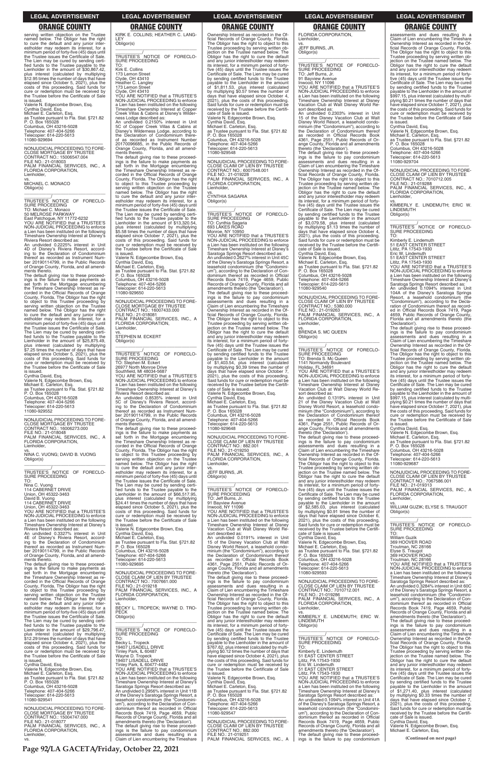serving written objection on the Trustee named below. The Obligor has the right to cure the default and any junior interestholder may redeem its interest, for a minimum period of forty-five (45) days until the Trustee issues the Certificate of Sale. The Lien may be cured by sending certified funds to the Trustee payable to the Lienholder in the amount of $30,867.42, plus interest (calculated by multiplying $12.95 times the number of days that have elapsed since October 5, 2021), plus the costs of this proceeding. Said funds for cure or redemption must be received by the Trustee before the Certificate of Sale is issued.
Valerie N. Edgecombe Brown, Esq.
Cynthia David, Esq.
Michael E. Carleton, Esq.
as Trustee pursuant to Fla. Stat. §721.82
P. O. Box 165028
Columbus, OH 43216-5028
Telephone: 407-404-5266
Telecopier: 614-220-5613
11080-929694

NONJUDICIAL PROCEEDING TO FORECLOSE MORTGAGE BY TRUSTEE
CONTRACT NO.: 15006547.004
FILE NO.: 21-018003
PALM FINANCIAL SERVICES, INC., A FLORIDA CORPORATION,
Lienholder,
vs.
MICHAEL C. MONACO
Obligor(s)

TRUSTEE'S NOTICE OF FORECLOSURE PROCEEDING
TO: Michael C. Monaco
50 MELROSE PARKWAY
East Patchogue, NY 11772-6232
YOU ARE NOTIFIED that a TRUSTEE'S NON-JUDICIAL PROCEEDING to enforce a Lien has been instituted on the following Timeshare Ownership Interest at Disney's Riviera Resort described as:
An undivided 0.2225% interest in Unit 4D of Disney's Riviera Resort, according to the Declaration of Condominium thereof as recorded as Instrument Number 20190114799, in the Public Records of Orange County, Florida, and all amendments thereto.
The default giving rise to these proceedings is the failure to make payments as set forth in the Mortgage encumbering the Timeshare Ownership Interest as recorded in the Official Records of Orange County, Florida. The Obligor has the right to object to this Trustee proceeding by serving written objection on the Trustee named below. The Obligor has the right to cure the default and any junior interestholder may redeem its interest, for a minimum period of forty-five (45) days until the Trustee issues the Certificate of Sale. The Lien may be cured by sending certified funds to the Trustee payable to the Lienholder in the amount of $25,875.49, plus interest (calculated by multiplying $7.25 times the number of days that have elapsed since October 5, 2021), plus the costs of this proceeding. Said funds for cure or redemption must be received by the Trustee before the Certificate of Sale is issued.
Cynthia David, Esq.
Valerie N. Edgecombe Brown, Esq.
Michael E. Carleton, Esq.
as Trustee pursuant to Fla. Stat. §721.82
P. O. Box 165028
Columbus, OH 43216-5028
Telephone: 407-404-5266
Telecopier: 614-220-5613
11080-929552

NONJUDICIAL PROCEEDING TO FORECLOSE MORTGAGE BY TRUSTEE
CONTRACT NO.: 16006273.000
FILE NO.: 21-018048
PALM FINANCIAL SERVICES, INC., A FLORIDA CORPORATION,
Lienholder,
vs.
NINA C. VUONG; DAVID B. VUONG
Obligor(s)

TRUSTEE'S NOTICE OF FORECLOSURE PROCEEDING
TO:
Nina C. Vuong
114 CABERNET DRIVE
Union, OH 45322-3463
David B. Vuong
114 CABERNET DRIVE
Union, OH 45322-3463
YOU ARE NOTIFIED that a TRUSTEE'S NON-JUDICIAL PROCEEDING to enforce a Lien has been instituted on the following Timeshare Ownership Interest at Disney's Riviera Resort described as:
An undivided 0.3327% interest in Unit 4E of Disney's Riviera Resort, according to the Declaration of Condominium thereof as recorded as Instrument Number 20190114799, in the Public Records of Orange County, Florida, and all amendments thereto.
The default giving rise to these proceedings is the failure to make payments as set forth in the Mortgage encumbering the Timeshare Ownership Interest as recorded in the Official Records of Orange County, Florida. The Obligor has the right to object to this Trustee proceeding by serving written objection on the Trustee named below. The Obligor has the right to cure the default and any junior interestholder may redeem its interest, for a minimum period of forty-five (45) days until the Trustee issues the Certificate of Sale. The Lien may be cured by sending certified funds to the Trustee payable to the Lienholder in the amount of $29,796.47, plus interest (calculated by multiplying $12.29 times the number of days that have elapsed since October 4, 2021), plus the costs of this proceeding. Said funds for cure or redemption must be received by the Trustee before the Certificate of Sale is issued.
Cynthia David, Esq.
Valerie N. Edgecombe Brown, Esq.
Michael E. Carleton, Esq.
as Trustee pursuant to Fla. Stat. §721.82
P. O. Box 165028
Columbus, OH 43216-5028
Telephone: 407-404-5266
Telecopier: 614-220-5613
11080-929541

NONJUDICIAL PROCEEDING TO FORECLOSE MORTGAGE BY TRUSTEE
CONTRACT NO.: 15004747.000
FILE NO.: 21-018077
PALM FINANCIAL SERVICES, INC., A FLORIDA CORPORATION,
Lienholder,
vs.
KIRK E. COLLINS; HEATHER C. LANGLEY
Obligor(s)

TRUSTEE'S NOTICE OF FORECLOSURE PROCEEDING
TO:
Kirk E. Collins
173 Lemon Street
Clyde, OH 43410
Heather C. Langley
173 Lemon Street
Clyde, OH 43410
YOU ARE NOTIFIED that a TRUSTEE'S NON-JUDICIAL PROCEEDING to enforce a Lien has been instituted on the following Timeshare Ownership Interest at Copper Creek Villas & Cabins at Disney's Wilderness Lodge described as:
An undivided 0.2150% interest in Unit 5C of Copper Creek Villas & Cabins at Disney's Wilderness Lodge, according to the Declaration of Condominium thereof as recorded as Instrument Number 20170096685, in the Public Records of Orange County, Florida, and all amendments thereto.
The default giving rise to these proceedings is the failure to make payments as set forth in the Mortgage encumbering the Timeshare Ownership Interest as recorded in the Official Records of Orange County, Florida. The Obligor has the right to object to this Trustee proceeding by serving written objection on the Trustee named below. The Obligor has the right to cure the default and any junior interestholder may redeem its interest, for a minimum period of forty-five (45) days until the Trustee issues the Certificate of Sale. The Lien may be cured by sending certified funds to the Trustee payable to the Lienholder in the amount of $13,320.54, plus interest (calculated by multiplying $5.58 times the number of days that have elapsed since October 7, 2021), plus the costs of this proceeding. Said funds for cure or redemption must be received by the Trustee before the Certificate of Sale is issued.
Valerie N. Edgecombe Brown, Esq.
Cynthia David, Esq.
Michael E. Carleton, Esq.
as Trustee pursuant to Fla. Stat. §721.82
P. O. Box 165028
Columbus, OH 43216-5028
Telephone: 407-404-5266
Telecopier: 614-220-5613
11080-929650

NONJUDICIAL PROCEEDING TO FORECLOSE MORTGAGE BY TRUSTEE
CONTRACT NO.: 16007433.000
FILE NO.: 21-018081
PALM FINANCIAL SERVICES, INC., A FLORIDA CORPORATION,
Lienholder,
vs.
STEPHEN M. ECKERT
Obligor(s)

TRUSTEE'S NOTICE OF FORECLOSURE PROCEEDING
TO: Stephen M. Eckert
26977 North Monroe Drive
Southfield, MI 48034-5687
YOU ARE NOTIFIED that a TRUSTEE'S NON-JUDICIAL PROCEEDING to enforce a Lien has been instituted on the following Timeshare Ownership Interest at Disney's Riviera Resort described as:
An undivided 0.8535% interest in Unit 5C of Disney's Riviera Resort, according to the Declaration of Condominium thereof as recorded as Instrument Number 20190114799, in the Public Records of Orange County, Florida, and all amendments thereto.
The default giving rise to these proceedings is the failure to make payments as set forth in the Mortgage encumbering the Timeshare Ownership Interest as recorded in the Official Records of Orange County, Florida. The Obligor has the right to object to this Trustee proceeding by serving written objection on the Trustee named below. The Obligor has the right to cure the default and any junior interestholder may redeem its interest, for a minimum period of forty-five (45) days until the Trustee issues the Certificate of Sale. The Lien may be cured by sending certified funds to the Trustee payable to the Lienholder in the amount of $66,517.95, plus interest (calculated by multiplying $24.41 times the number of days that have elapsed since October 5, 2021), plus the costs of this proceeding. Said funds for cure or redemption must be received by the Trustee before the Certificate of Sale is issued.
Valerie N. Edgecombe Brown, Esq.
Cynthia David, Esq.
Michael E. Carleton, Esq.
as Trustee pursuant to Fla. Stat. §721.82
P. O. Box 165028
Columbus, OH 43216-5028
Telephone: 407-404-5266
Telecopier: 614-220-5613
11080-929695

NONJUDICIAL PROCEEDING TO FORECLOSE CLAIM OF LIEN BY TRUSTEE
CONTRACT NO.: 7007661.000
FILE NO.: 21-019218
PALM FINANCIAL SERVICES, INC., A FLORIDA CORPORATION,
Lienholder,
vs.
BECKY L. TROPECK; WAYNE D. TROPECK
Obligor(s)

TRUSTEE'S NOTICE OF FORECLOSURE PROCEEDING
TO:
Becky L. Tropeck
19407 LISADELL DRIVE
Tinley Park, IL 60487
Wayne D. Tropeck
19407 LISADELL DRIVE
Tinley Park, IL 60477-4482
YOU ARE NOTIFIED that a TRUSTEE'S NON-JUDICIAL PROCEEDING to enforce a Lien has been instituted on the following Timeshare Ownership Interest at Disney's Saratoga Springs Resort described as:
An undivided 0.2956% interest in Unit 11B of the Disney's Saratoga Springs Resort, a leasehold condominium (the "Condominium"), according to the Declaration of Condominium thereof as recorded in Official Records Book 7419, Page 4659, Public Records of Orange County, Florida and all amendments thereto (the 'Declaration').
The default giving rise to these proceedings is the failure to pay condominium assessments and dues resulting in a Claim of Lien encumbering the Timeshare Ownership Interest as recorded in the Official Records of Orange County, Florida. The Obligor has the right to object to this Trustee proceeding by serving written objection on the Trustee named below. The Obligor has the right to cure the default and any junior interestholder may redeem its interest, for a minimum period of forty-five (45) days until the Trustee issues the Certificate of Sale. The Lien may be cured by sending certified funds to the Trustee payable to the Lienholder in the amount of $1,811.53, plus interest (calculated by multiplying $0.57 times the number of days that have elapsed since October 4, 2021), plus the costs of this proceeding. Said funds for cure or redemption must be received by the Trustee before the Certificate of Sale is issued.
Valerie N. Edgecombe Brown, Esq.
Cynthia David, Esq.
Michael E. Carleton, Esq.
as Trustee pursuant to Fla. Stat. §721.82
P. O. Box 165028
Columbus, OH 43216-5028
Telephone: 407-404-5266
Telecopier: 614-220-5613
11080-929548

NONJUDICIAL PROCEEDING TO FORECLOSE CLAIM OF LIEN BY TRUSTEE
CONTRACT NO.: 6007548.001
FILE NO.: 21-019228
PALM FINANCIAL SERVICES, INC., A FLORIDA CORPORATION,
Lienholder,
vs.
CYNTHIA SAGARIA
Obligor(s)

TRUSTEE'S NOTICE OF FORECLOSURE PROCEEDING
TO: Cynthia Sagaria
693 LAKES ROAD
Monroe, NY 10950
YOU ARE NOTIFIED that a TRUSTEE'S NON-JUDICIAL PROCEEDING to enforce a Lien has been instituted on the following Timeshare Ownership Interest at Disney's Saratoga Springs Resort described as:
An undivided 0.2627% interest in Unit 45C of the Disney's Saratoga Springs Resort, a leasehold condominium (the "Condominium"), according to the Declaration of Condominium thereof as recorded in Official Records Book 7419, Page 4659, Public Records of Orange County, Florida and all amendments thereto (the 'Declaration').
The default giving rise to these proceedings is the failure to pay condominium assessments and dues resulting in a Claim of Lien encumbering the Timeshare Ownership Interest as recorded in the Official Records of Orange County, Florida. The Obligor has the right to object to this Trustee proceeding by serving written objection on the Trustee named below. The Obligor has the right to cure the default and any junior interestholder may redeem its interest, for a minimum period of forty-five (45) days until the Trustee issues the Certificate of Sale. The Lien may be cured by sending certified funds to the Trustee payable to the Lienholder in the amount of $1,403.54, plus interest (calculated by multiplying $0.39 times the number of days that have elapsed since October 7, 2021), plus the costs of this proceeding. Said funds for cure or redemption must be received by the Trustee before the Certificate of Sale is issued.
Valerie N. Edgecombe Brown, Esq.
Cynthia David, Esq.
Michael E. Carleton, Esq.
as Trustee pursuant to Fla. Stat. §721.82
P. O. Box 165028
Columbus, OH 43216-5028
Telephone: 407-404-5266
Telecopier: 614-220-5613
11080-929648

NONJUDICIAL PROCEEDING TO FORECLOSE CLAIM OF LIEN BY TRUSTEE
CONTRACT NO.: 882.001
FILE NO.: 21-019250
PALM FINANCIAL SERVICES, INC., A FLORIDA CORPORATION,
Lienholder,
vs.
JEFF BURNS, JR.
Obligor(s)

TRUSTEE'S NOTICE OF FORECLOSURE PROCEEDING
TO: Jeff Burns, Jr.
91 Bayview Avenue
Inwood, NY 11096
YOU ARE NOTIFIED that a TRUSTEE'S NON-JUDICIAL PROCEEDING to enforce a Lien has been instituted on the following Timeshare Ownership Interest at Disney Vacation Club at Walt Disney World Resort described as:
An undivided 0.0191% interest in Unit 15 of the Disney Vacation Club at Walt Disney World Resort, a leasehold condominium (the "Condominium"), according to the Declaration of Condominium thereof as recorded in Official Records Book 4361, Page 2551, Public Records of Orange County, Florida and all amendments thereto (the 'Declaration').
The default giving rise to these proceedings is the failure to pay condominium assessments and dues resulting in a Claim of Lien encumbering the Timeshare Ownership Interest as recorded in the Official Records of Orange County, Florida. The Obligor has the right to object to this Trustee proceeding by serving written objection on the Trustee named below. The Obligor has the right to cure the default and any junior interestholder may redeem its interest, for a minimum period of forty-five (45) days until the Trustee issues the Certificate of Sale. The Lien may be cured by sending certified funds to the Trustee payable to the Lienholder in the amount of $767.62, plus interest (calculated by multiplying $0.12 times the number of days that have elapsed since October 4, 2021), plus the costs of this proceeding. Said funds for cure or redemption must be received by the Trustee before the Certificate of Sale is issued.
Valerie N. Edgecombe Brown, Esq.
Cynthia David, Esq.
Michael E. Carleton, Esq.
as Trustee pursuant to Fla. Stat. §721.82
P. O. Box 165028
Columbus, OH 43216-5028
Telephone: 407-404-5266
Telecopier: 614-220-5613
11080-929547

NONJUDICIAL PROCEEDING TO FORECLOSE CLAIM OF LIEN BY TRUSTEE
CONTRACT NO.: 882.000
FILE NO.: 21-019251
PALM FINANCIAL SERVICES, INC., A FLORIDA CORPORATION,
Lienholder,
vs.
JEFF BURNS, JR.
Obligor(s)

TRUSTEE'S NOTICE OF FORECLOSURE PROCEEDING
TO: Jeff Burns, Jr.
91 Bayview Avenue
Inwood, NY 11096
YOU ARE NOTIFIED that a TRUSTEE'S NON-JUDICIAL PROCEEDING to enforce a Lien has been instituted on the following Timeshare Ownership Interest at Disney Vacation Club at Walt Disney World Resort described as:
An undivided 0.2303% interest in Unit 15 of the Disney Vacation Club at Walt Disney World Resort, a leasehold condominium (the "Condominium"), according to the Declaration of Condominium thereof as recorded in Official Records Book 4361, Page 2551, Public Records of Orange County, Florida and all amendments thereto (the 'Declaration').
The default giving rise to these proceedings is the failure to pay condominium assessments and dues resulting in a Claim of Lien encumbering the Timeshare Ownership Interest as recorded in the Official Records of Orange County, Florida. The Obligor has the right to object to this Trustee proceeding by serving written objection on the Trustee named below. The Obligor has the right to cure the default and any junior interestholder may redeem its interest, for a minimum period of forty-five (45) days until the Trustee issues the Certificate of Sale. The Lien may be cured by sending certified funds to the Trustee payable to the Lienholder in the amount of $3,079.58, plus interest (calculated by multiplying $1.13 times the number of days that have elapsed since October 4, 2021), plus the costs of this proceeding. Said funds for cure or redemption must be received by the Trustee before the Certificate of Sale is issued.
Cynthia David, Esq.
Valerie N. Edgecombe Brown, Esq.
Michael E. Carleton, Esq.
as Trustee pursuant to Fla. Stat. §721.82
P. O. Box 165028
Columbus, OH 43216-5028
Telephone: 407-404-5266
Telecopier: 614-220-5613
11080-929540

NONJUDICIAL PROCEEDING TO FORECLOSE CLAIM OF LIEN BY TRUSTEE
CONTRACT NO.: 5380.000
FILE NO.: 21-019263
PALM FINANCIAL SERVICES, INC., A FLORIDA CORPORATION,
Lienholder,
vs.
BRENDA S. MC QUEEN
Obligor(s)

TRUSTEE'S NOTICE OF FORECLOSURE PROCEEDING
TO: Brenda S. Mc Queen
1141 Normandy Boulevard
Holiday, FL 34691
YOU ARE NOTIFIED that a TRUSTEE'S NON-JUDICIAL PROCEEDING to enforce a Lien has been instituted on the following Timeshare Ownership Interest at Disney Vacation Club at Walt Disney World Resort described as:
An undivided 0.1319% interest in Unit 21 of the Disney Vacation Club at Walt Disney World Resort, a leasehold condominium (the "Condominium"), according to the Declaration of Condominium thereof as recorded in Official Records Book 4361, Page 2551, Public Records of Orange County, Florida and all amendments thereto (the 'Declaration').
The default giving rise to these proceedings is the failure to pay condominium assessments and dues resulting in a Claim of Lien encumbering the Timeshare Ownership Interest as recorded in the Official Records of Orange County, Florida. The Obligor has the right to object to this Trustee proceeding by serving written objection on the Trustee named below. The Obligor has the right to cure the default and any junior interestholder may redeem its interest, for a minimum period of forty-five (45) days until the Trustee issues the Certificate of Sale. The Lien may be cured by sending certified funds to the Trustee payable to the Lienholder in the amount of $2,585.03, plus interest (calculated by multiplying $0.91 times the number of days that have elapsed since October 6, 2021), plus the costs of this proceeding. Said funds for cure or redemption must be received by the Trustee before the Certificate of Sale is issued.
Cynthia David, Esq.
Valerie N. Edgecombe Brown, Esq.
Michael E. Carleton, Esq.
as Trustee pursuant to Fla. Stat. §721.82
P. O. Box 165028
Columbus, OH 43216-5028
Telephone: 407-404-5266
Telecopier: 614-220-5613
11080-929593

NONJUDICIAL PROCEEDING TO FORECLOSE CLAIM OF LIEN BY TRUSTEE
CONTRACT NO.: 7010712.001
FILE NO.: 21-019286
PALM FINANCIAL SERVICES, INC., A FLORIDA CORPORATION,
Lienholder,
vs.
KIMBERLY E. LINDEMUTH; ERIC W. LINDEMUTH
Obligor(s)

TRUSTEE'S NOTICE OF FORECLOSURE PROCEEDING
TO:
Kimberly E. Lindemuth
51 EAST CENTER STREET
Lititz, PA 17543-1930
Eric W. Lindemuth
51 EAST CENTER STREET
Lititz, PA 17543-1930
YOU ARE NOTIFIED that a TRUSTEE'S NON-JUDICIAL PROCEEDING to enforce a Lien has been instituted on the following Timeshare Ownership Interest at Disney's Saratoga Springs Resort described as:
An undivided 0.1094% interest in Unit 41A of the Disney's Saratoga Springs Resort, a leasehold condominium (the "Condominium"), according to the Declaration of Condominium thereof as recorded in Official Records Book 7419, Page 4659, Public Records of Orange County, Florida and all amendments thereto (the 'Declaration').
The default giving rise to these proceedings is the failure to pay condominium assessments and dues resulting in a Claim of Lien encumbering the Timeshare Ownership Interest as recorded in the Official Records of Orange County, Florida. The Obligor has the right to object to this Trustee proceeding by serving written objection on the Trustee named below. The Obligor has the right to cure the default and any junior interestholder may redeem its interest, for a minimum period of forty-five (45) days until the Trustee issues the Certificate of Sale. The Lien may be cured by sending certified funds to the Trustee payable to the Lienholder in the amount of $997.15, plus interest (calculated by multiplying $0.21 times the number of days that have elapsed since October 7, 2021), plus the costs of this proceeding. Said funds for cure or redemption must be received by the Trustee before the Certificate of Sale is issued.
Cynthia David, Esq.
Valerie N. Edgecombe Brown, Esq.
Michael E. Carleton, Esq.
as Trustee pursuant to Fla. Stat. §721.82
P. O. Box 165028
Columbus, OH 43216-5028
Telephone: 407-404-5266
Telecopier: 614-220-5613
11080-929704

NONJUDICIAL PROCEEDING TO FORECLOSE CLAIM OF LIEN BY TRUSTEE
CONTRACT NO.: 7010712.005
FILE NO.: 21-019288
PALM FINANCIAL SERVICES, INC., A FLORIDA CORPORATION,
Lienholder,
vs.
KIMBERLY E. LINDEMUTH; ERIC W. LINDEMUTH
Obligor(s)

TRUSTEE'S NOTICE OF FORECLOSURE PROCEEDING
TO:
Kimberly E. Lindemuth
51 EAST CENTER STREET
Lititz, PA 17543-1930
Eric W. Lindemuth
51 EAST CENTER STREET
Lititz, PA 17543-1930
YOU ARE NOTIFIED that a TRUSTEE'S NON-JUDICIAL PROCEEDING to enforce a Lien has been instituted on the following Timeshare Ownership Interest at Disney's Saratoga Springs Resort described as:
An undivided 0.1094% interest in Unit 104A of the Disney's Saratoga Springs Resort, a leasehold condominium (the "Condominium"), according to the Declaration of Condominium thereof as recorded in Official Records Book 7419, Page 4659, Public Records of Orange County, Florida and all amendments thereto (the 'Declaration').
The default giving rise to these proceedings is the failure to pay condominium assessments and dues resulting in a Claim of Lien encumbering the Timeshare Ownership Interest as recorded in the Official Records of Orange County, Florida. The Obligor has the right to object to this Trustee proceeding by serving written objection on the Trustee named below. The Obligor has the right to cure the default and any junior interestholder may redeem its interest, for a minimum period of forty-five (45) days until the Trustee issues the Certificate of Sale. The Lien may be cured by sending certified funds to the Trustee payable to the Lienholder in the amount of $997.15, plus interest (calculated by multiplying $0.21 times the number of days that have elapsed since October 7, 2021), plus the costs of this proceeding. Said funds for cure or redemption must be received by the Trustee before the Certificate of Sale is issued.
Cynthia David, Esq.
Valerie N. Edgecombe Brown, Esq.
Michael E. Carleton, Esq.
as Trustee pursuant to Fla. Stat. §721.82
P. O. Box 165028
Columbus, OH 43216-5028
Telephone: 407-404-5266
Telecopier: 614-220-5613
11080-929687

NONJUDICIAL PROCEEDING TO FORECLOSE CLAIM OF LIEN BY TRUSTEE
CONTRACT NO.: 7067586.001
FILE NO.: 21-019313
PALM FINANCIAL SERVICES, INC., A FLORIDA CORPORATION,
Lienholder,
vs.
WILLIAM GUZIK; ELYSE S. TRAUGOT
Obligor(s)

TRUSTEE'S NOTICE OF FORECLOSURE PROCEEDING
TO:
William Guzik
369 HOOVER ROAD
Troutman, NC 28166
Elyse S. Traugot
369 HOOVER ROAD
Troutman, NC 28166
YOU ARE NOTIFIED that a TRUSTEE'S NON-JUDICIAL PROCEEDING to enforce a Lien has been instituted on the following Timeshare Ownership Interest at Disney's Saratoga Springs Resort described as:
An undivided 0.3284% interest in Unit 60C of the Disney's Saratoga Springs Resort, a leasehold condominium (the "Condominium"), according to the Declaration of Condominium thereof as recorded in Official Records Book 7419, Page 4659, Public Records of Orange County, Florida and all amendments thereto (the 'Declaration').
The default giving rise to these proceedings is the failure to pay condominium assessments and dues resulting in a Claim of Lien encumbering the Timeshare Ownership Interest as recorded in the Official Records of Orange County, Florida. The Obligor has the right to object to this Trustee proceeding by serving written objection on the Trustee named below. The Obligor has the right to cure the default and any junior interestholder may redeem its interest, for a minimum period of forty-five (45) days until the Trustee issues the Certificate of Sale. The Lien may be cured by sending certified funds to the Trustee payable to the Lienholder in the amount of $1,271.40, plus interest (calculated by multiplying $0.33 times the number of days that have elapsed since October 7, 2021), plus the costs of this proceeding. Said funds for cure or redemption must be received by the Trustee before the Certificate of Sale is issued.
Cynthia David, Esq.
Valerie N. Edgecombe Brown, Esq.
Michael E. Carleton, Esq.

**(Continued on next page)**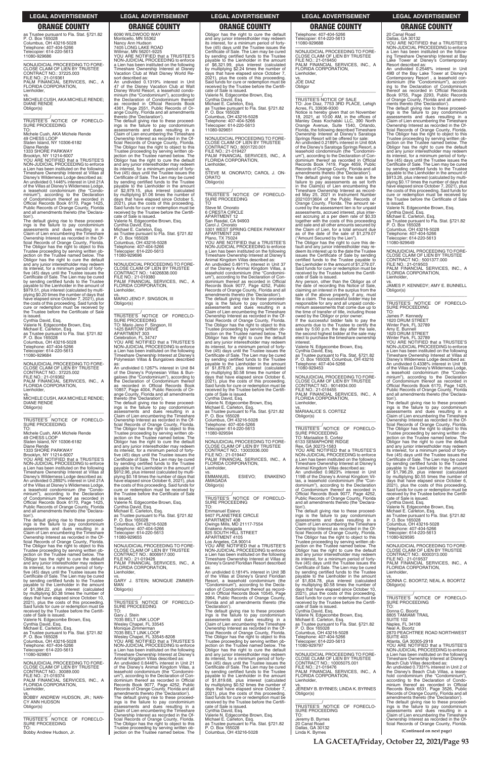## ORANGE COUNTY

as Trustee pursuant to Fla. Stat. §721.82
P. O. Box 165028
Columbus, OH 43216-5028
Telephone: 407-404-5266
Telecopier: 614-220-5613
11080-929686

—————————————————

NONJUDICIAL PROCEEDING TO FORECLOSE CLAIM OF LIEN BY TRUSTEE
CONTRACT NO.: 37225.003
FILE NO.: 21-019361
PALM FINANCIAL SERVICES, INC., A FLORIDA CORPORATION,
Lienholder,
vs.
MICHELE CUSH, AKA MICHELE RENDE; DIANE RENDE
Obligor(s)
_______________/

TRUSTEE'S NOTICE OF FORECLOSURE PROCEEDING
TO:
Michele Cush, AKA Michele Rende
49 CHESS LOOP
Staten Island, NY 10306-6182
Diane Rende
1333 SHORE PARKWAY
Brooklyn, NY 11214-6007
YOU ARE NOTIFIED that a TRUSTEE'S NON-JUDICIAL PROCEEDING to enforce a Lien has been instituted on the following Timeshare Ownership Interest at Villas at Disney's Wilderness Lodge described as:
An undivided 0.1446% interest in Unit 21A of the Villas at Disney's Wilderness Lodge, a leasehold condominium (the "Condominium"), according to the Declaration of Condominium thereof as recorded in Official Records Book 6170, Page 1425, Public Records of Orange County, Florida and all amendments thereto (the 'Declaration').
The default giving rise to these proceedings is the failure to pay condominium assessments and dues resulting in a Claim of Lien encumbering the Timeshare Ownership Interest as recorded in the Official Records of Orange County, Florida. The Obligor has the right to object to this Trustee proceeding by serving written objection on the Trustee named below. The Obligor has the right to cure the default and any junior interestholder may redeem its interest, for a minimum period of forty-five (45) days until the Trustee issues the Certificate of Sale. The Lien may be cured by sending certified funds to the Trustee payable to the Lienholder in the amount of $979.51, plus interest (calculated by multiplying $0.20 times the number of days that have elapsed since October 7, 2021), plus the costs of this proceeding. Said funds for cure or redemption must be received by the Trustee before the Certificate of Sale is issued.
Cynthia David, Esq.
Valerie N. Edgecombe Brown, Esq.
Michael E. Carleton, Esq.
as Trustee pursuant to Fla. Stat. §721.82
P. O. Box 165028
Columbus, OH 43216-5028
Telephone: 407-404-5266
Telecopier: 614-220-5613
11080-929684

—————————————————

NONJUDICIAL PROCEEDING TO FORECLOSE CLAIM OF LIEN BY TRUSTEE
CONTRACT NO.: 37225.002
FILE NO.: 21-019362
PALM FINANCIAL SERVICES, INC., A FLORIDA CORPORATION,
Lienholder,
vs.
MICHELE CUSH, AKA MICHELE RENDE; DIANE RENDE
Obligor(s)
_______________/

TRUSTEE'S NOTICE OF FORECLOSURE PROCEEDING
TO:
Michele Cush, AKA Michele Rende
49 CHESS LOOP
Staten Island, NY 10306-6182
Diane Rende
1333 SHORE PARKWAY
Brooklyn, NY 11214-6007
YOU ARE NOTIFIED that a TRUSTEE'S NON-JUDICIAL PROCEEDING to enforce a Lien has been instituted on the following Timeshare Ownership Interest at Villas at Disney's Wilderness Lodge described as:
An undivided 0.2892% interest in Unit 21A of the Villas at Disney's Wilderness Lodge, a leasehold condominium (the "Condominium"), according to the Declaration of Condominium thereof as recorded in Official Records Book 6170, Page 1425, Public Records of Orange County, Florida and all amendments thereto (the 'Declaration').
The default giving rise to these proceedings is the failure to pay condominium assessments and dues resulting in a Claim of Lien encumbering the Timeshare Ownership Interest as recorded in the Official Records of Orange County, Florida. The Obligor has the right to object to this Trustee proceeding by serving written objection on the Trustee named below. The Obligor has the right to cure the default and any junior interestholder may redeem its interest, for a minimum period of forty-five (45) days until the Trustee issues the Certificate of Sale. The Lien may be cured by sending certified funds to the Trustee payable to the Lienholder in the amount of $1,384.22, plus interest (calculated by multiplying $0.38 times the number of days that have elapsed since October 10, 2021), plus the costs of this proceeding. Said funds for cure or redemption must be received by the Trustee before the Certificate of Sale is issued.
Valerie N. Edgecombe Brown, Esq.
Cynthia David, Esq.
Michael E. Carleton, Esq.
as Trustee pursuant to Fla. Stat. §721.82
P. O. Box 165028
Columbus, OH 43216-5028
Telephone: 407-404-5266
Telecopier: 614-220-5613
11080-929801

—————————————————

NONJUDICIAL PROCEEDING TO FORECLOSE CLAIM OF LIEN BY TRUSTEE
CONTRACT NO.: 30089.000
FILE NO.: 21-019374
PALM FINANCIAL SERVICES, INC., A FLORIDA CORPORATION,
Lienholder,
vs.
BOBBY ANDREW HUDSON, JR.; NANCY ANN HUDSON
Obligor(s)
_______________/

TRUSTEE'S NOTICE OF FORECLOSURE PROCEEDING
TO:
Bobby Andrew Hudson, Jr.
6090 WILDWOOD WAY
Monticello, MN 55362
Nancy Ann Hudson
7405 LONG LAKE ROAD
Willmar, MN 56201-9225
YOU ARE NOTIFIED that a TRUSTEE'S NON-JUDICIAL PROCEEDING to enforce a Lien has been instituted on the following Timeshare Ownership Interest at Disney Vacation Club at Walt Disney World Resort described as:
An undivided 0.1319% interest in Unit 47 of the Disney Vacation Club at Walt Disney World Resort, a leasehold condominium (the "Condominium"), according to the Declaration of Condominium thereof as recorded in Official Records Book 4361, Page 2551, Public Records of Orange County, Florida and all amendments thereto (the 'Declaration').
The default giving rise to these proceedings is the failure to pay condominium assessments and dues resulting in a Claim of Lien encumbering the Timeshare Ownership Interest as recorded in the Official Records of Orange County, Florida. The Obligor has the right to object to this Trustee proceeding by serving written objection on the Trustee named below. The Obligor has the right to cure the default and any junior interestholder may redeem its interest, for a minimum period of forty-five (45) days until the Trustee issues the Certificate of Sale. The Lien may be cured by sending certified funds to the Trustee payable to the Lienholder in the amount of $2,979.15, plus interest (calculated by multiplying $1.06 times the number of days that have elapsed since October 5, 2021), plus the costs of this proceeding. Said funds for cure or redemption must be received by the Trustee before the Certificate of Sale is issued.
Valerie N. Edgecombe Brown, Esq.
Cynthia David, Esq.
Michael E. Carleton, Esq.
as Trustee pursuant to Fla. Stat. §721.82
P. O. Box 165028
Columbus, OH 43216-5028
Telephone: 407-404-5266
Telecopier: 614-220-5613
11080-929696

—————————————————

NONJUDICIAL PROCEEDING TO FORECLOSE CLAIM OF LIEN BY TRUSTEE
CONTRACT NO.: 14026838.000
FILE NO.: 21-019380
PALM FINANCIAL SERVICES, INC., A FLORIDA CORPORATION,
Lienholder,
vs.
MARIO JENO F. SINGSON, III
Obligor(s)
_______________/

TRUSTEE'S NOTICE OF FORECLOSURE PROCEEDING
TO: Mario Jeno F. Singson, III
1425 BARTOW DRIVE
APARTMENT 303
Celebration, FL 34747
YOU ARE NOTIFIED that a TRUSTEE'S NON-JUDICIAL PROCEEDING to enforce a Lien has been instituted on the following Timeshare Ownership Interest at Disney's Polynesian Villas & Bungalows described as:
An undivided 0.1267% interest in Unit 84 of the Disney's Polynesian Villas & Bungalows (the "Condominium"), according to the Declaration of Condominium thereof as recorded in Official Records Book 10857, Page 4004, Public Records of Orange County, Florida and all amendments thereto (the 'Declaration').
The default giving rise to these proceedings is the failure to pay condominium assessments and dues resulting in a Claim of Lien encumbering the Timeshare Ownership Interest as recorded in the Official Records of Orange County, Florida. The Obligor has the right to object to this Trustee proceeding by serving written objection on the Trustee named below. The Obligor has the right to cure the default and any junior interestholder may redeem its interest, for a minimum period of forty-five (45) days until the Trustee issues the Certificate of Sale. The Lien may be cured by sending certified funds to the Trustee payable to the Lienholder in the amount of $912.96, plus interest (calculated by multiplying $0.18 times the number of days that have elapsed since October 6, 2021), plus the costs of this proceeding. Said funds for cure or redemption must be received by the Trustee before the Certificate of Sale is issued.
Valerie N. Edgecombe Brown, Esq.
Cynthia David, Esq.
Michael E. Carleton, Esq.
as Trustee pursuant to Fla. Stat. §721.82
P. O. Box 165028
Columbus, OH 43216-5028
Telephone: 407-404-5266
Telecopier: 614-220-5613
11080-929655

—————————————————

NONJUDICIAL PROCEEDING TO FORECLOSE CLAIM OF LIEN BY TRUSTEE
CONTRACT NO.: 8006917.000
FILE NO.: 21-019426
PALM FINANCIAL SERVICES, INC., A FLORIDA CORPORATION,
Lienholder,
vs.
GARY J. STEIN; MONIQUE ZIMMERMAN
Obligor(s)
_______________/

TRUSTEE'S NOTICE OF FORECLOSURE PROCEEDING
TO:
Gary J. Stein
7035 BELT LINK LOOP
Wesley Chapel, FL 33545
Monique Zimmerman
7035 BELT LINK LOOP
Wesley Chapel, FL 33545-8208
YOU ARE NOTIFIED that a TRUSTEE'S NON-JUDICIAL PROCEEDING to enforce a Lien has been instituted on the following Timeshare Ownership Interest at Disney's Animal Kingdom Villas described as:
An undivided 0.6446% interest in Unit 21 of the Disney's Animal Kingdom Villas, a leasehold condominium (the "Condominium"), according to the Declaration of Condominium thereof as recorded in Official Records Book 9077, Page 4252, Public Records of Orange County, Florida and all amendments thereto (the 'Declaration').
The default giving rise to these proceedings is the failure to pay condominium assessments and dues resulting in a Claim of Lien encumbering the Timeshare Ownership Interest as recorded in the Official Records of Orange County, Florida. The Obligor has the right to object to this Trustee proceeding by serving written objection on the Trustee named below. The Obligor has the right to cure the default and any junior interestholder may redeem its interest, for a minimum period of forty-five (45) days until the Trustee issues the Certificate of Sale. The Lien may be cured by sending certified funds to the Trustee payable to the Lienholder in the amount of $6,321.99, plus interest (calculated by multiplying $2.24 times the number of days that have elapsed since October 7, 2021), plus the costs of this proceeding. Said funds for cure or redemption must be received by the Trustee before the Certificate of Sale is issued.
Valerie N. Edgecombe Brown, Esq.
Cynthia David, Esq.
Michael E. Carleton, Esq.
as Trustee pursuant to Fla. Stat. §721.82
P. O. Box 165028
Columbus, OH 43216-5028
Telephone: 407-404-5266
Telecopier: 614-220-5613
11080-929651

—————————————————

NONJUDICIAL PROCEEDING TO FORECLOSE CLAIM OF LIEN BY TRUSTEE
CONTRACT NO.: 8001720.001
FILE NO.: 21-019427
PALM FINANCIAL SERVICES, INC., A FLORIDA CORPORATION,
Lienholder,
vs.
STEVE M. ONORATO; CAROL J. ONORATO
Obligor(s)
_______________/

TRUSTEE'S NOTICE OF FORECLOSURE PROCEEDING
TO:
Steve M. Onorato
6 CRESTA CIRCLE
APARTMENT 12
San Rasdal, CA 94903
Carol J. Onorato
5301 WEST SPRING CREEK PARKWAY
APARTMENT 226
Plano, TX 75024
YOU ARE NOTIFIED that a TRUSTEE'S NON-JUDICIAL PROCEEDING to enforce a Lien has been instituted on the following Timeshare Ownership Interest at Disney's Animal Kingdom Villas described as:
An undivided 0.4911% interest in Unit 37 of the Disney's Animal Kingdom Villas, a leasehold condominium (the "Condominium"), according to the Declaration of Condominium thereof as recorded in Official Records Book 9077, Page 4252, Public Records of Orange County, Florida and all amendments thereto (the 'Declaration').
The default giving rise to these proceedings is the failure to pay condominium assessments and dues resulting in a Claim of Lien encumbering the Timeshare Ownership Interest as recorded in the Official Records of Orange County, Florida. The Obligor has the right to object to this Trustee proceeding by serving written objection on the Trustee named below. The Obligor has the right to cure the default and any junior interestholder may redeem its interest, for a minimum period of forty-five (45) days until the Trustee issues the Certificate of Sale. The Lien may be cured by sending certified funds to the Trustee payable to the Lienholder in the amount of $1,878.97, plus interest (calculated by multiplying $0.58 times the number of days that have elapsed since October 6, 2021), plus the costs of this proceeding. Said funds for cure or redemption must be received by the Trustee before the Certificate of Sale is issued.
Cynthia David, Esq.
Valerie N. Edgecombe Brown, Esq.
Michael E. Carleton, Esq.
as Trustee pursuant to Fla. Stat. §721.82
P. O. Box 165028
Columbus, OH 43216-5028
Telephone: 407-404-5266
Telecopier: 614-220-5613
11080-929594

—————————————————

NONJUDICIAL PROCEEDING TO FORECLOSE CLAIM OF LIEN BY TRUSTEE
CONTRACT NO.: 13003036.000
FILE NO.: 21-019447
PALM FINANCIAL SERVICES, INC., A FLORIDA CORPORATION,
Lienholder,
vs.
EMMANUEL ESIEVO; ENAKENO AMAGADA
Obligor(s)
_______________/

TRUSTEE'S NOTICE OF FORECLOSURE PROCEEDING
TO:
Emmanuel Esievo
9407 PLANETREE CIRCLE
APARTMENT 408
Owings Mills, MD 21117-7554
Enakeno Amagada
825 SOUTH HILL STREET
APARTMENT 4105
Los Angeles, CA 90014
YOU ARE NOTIFIED that a TRUSTEE'S NON-JUDICIAL PROCEEDING to enforce a Lien has been instituted on the following Timeshare Ownership Interest at Villas at Disney's Grand Floridian Resort described as:
An undivided 0.1814% interest in Unit 3B of the Villas at Disney's Grand Floridian Resort, a leasehold condominium (the "Condominium"), according to the Declaration of Condominium thereof as recorded in Official Records Book 10545, Page 3964, Public Records of Orange County, Florida and all amendments thereto (the 'Declaration').
The default giving rise to these proceedings is the failure to pay condominium assessments and dues resulting in a Claim of Lien encumbering the Timeshare Ownership Interest as recorded in the Official Records of Orange County, Florida. The Obligor has the right to object to this Trustee proceeding by serving written objection on the Trustee named below. The Obligor has the right to cure the default and any junior interestholder may redeem its interest, for a minimum period of forty-five (45) days until the Trustee issues the Certificate of Sale. The Lien may be cured by sending certified funds to the Trustee payable to the Lienholder in the amount of $1,819.68, plus interest (calculated by multiplying $0.52 times the number of days that have elapsed since October 7, 2021), plus the costs of this proceeding. Said funds for cure or redemption must be received by the Trustee before the Certificate of Sale is issued.
Cynthia David, Esq.
Valerie N. Edgecombe Brown, Esq.
Michael E. Carleton, Esq.
as Trustee pursuant to Fla. Stat. §721.82
P. O. Box 165028
Columbus, OH 43216-5028
Telephone: 407-404-5266
Telecopier: 614-220-5613
11080-929688

—————————————————

NONJUDICIAL PROCEEDING TO FORECLOSE CLAIM OF LIEN BY TRUSTEE
FILE NO.: 21-019450
PALM FINANCIAL SERVICES, INC., A FLORIDA CORPORATION,
Lienholder,
vs.
JOE DIAZ
Obligor
_______________/

TRUSTEE'S NOTICE OF SALE
TO: Joe Diaz, 7753 3RD PLACE, Lehigh Acres, FL 33936-9300
Notice is hereby given that on November 18, 2021, at 10:00 AM, in the offices of Manley Deas Kochalski LLC, 390 North Orange Avenue, Suite 1540, Orlando, Florida, the following described Timeshare Ownership Interest at Disney's Saratoga Springs Resort will be offered for sale:
An undivided 0.2189% interest in Unit 60A of the Disney's Saratoga Springs Resort, a leasehold condominium (the "Condominium"), according to the Declaration of Condominium thereof as recorded in Official Records Book 7419, Page 4659, Public Records of Orange County, Florida and all amendments thereto (the 'Declaration').
The default giving rise to the sale is the failure to pay assessments as set forth in the Claim(s) of Lien encumbering the Timeshare Ownership Interest as recorded May 25, 2021 in Instrument Number 20210313604 of the Public Records of Orange County, Florida. The amount secured by the assessment lien is for unpaid assessments, accrued interest, plus interest accruing at a per diem rate of $0.33 together with the costs of this proceeding and sale and all other amounts secured by the Claim of Lien, for a total amount due as of the date of the sale of $1,279.07 ("Amount Secured by the Lien").
The Obligor has the right to cure this default and any junior interestholder may redeem its interest up to the date the Trustee issues the Certificate of Sale by sending certified funds to the Trustee payable to the Lienholder in the amount of $1,279.07. Said funds for cure or redemption must be received by the Trustee before the Certificate of Sale is issued.
Any person, other than the Obligor as of the date of recording this Notice of Sale, claiming an interest in the surplus from the sale of the above property, if any, must file a claim. The successful bidder may be responsible for any and all unpaid condominium assessments that come due up to the time of transfer of title, including those owed by the Obligor or prior owner.
If the successful bidder fails to pay the amounts due to the Trustee to certify the sale by 5:00 p.m. the day after the sale, the second highest bidder at the sale may elect to purchase the timeshare ownership interest.
Valerie N. Edgecombe Brown, Esq.
Cynthia David, Esq.
as Trustee pursuant to Fla. Stat. §721.82
P. O. Box 165028, Columbus, OH 43216
Telephone: 407-404-5266
11080-929453

—————————————————

NONJUDICIAL PROCEEDING TO FORECLOSE CLAIM OF LIEN BY TRUSTEE
CONTRACT NO.: 9014934.000
FILE NO.: 21-019455
PALM FINANCIAL SERVICES, INC., A FLORIDA CORPORATION,
Lienholder,
vs.
MARIAALICE S. CORTEZ
Obligor(s)
_______________/

TRUSTEE'S NOTICE OF FORECLOSURE PROCEEDING
TO: Mariaalice S. Cortez
6133 SEMAPHORE RIDGE
Rex, GA 30273-1583
YOU ARE NOTIFIED that a TRUSTEE'S NON-JUDICIAL PROCEEDING to enforce a Lien has been instituted on the following Timeshare Ownership Interest at Disney's Animal Kingdom Villas described as:
An undivided 0.9823% interest in Unit 119B of the Disney's Animal Kingdom Villas, a leasehold condominium (the "Condominium"), according to the Declaration of Condominium thereof as recorded in Official Records Book 9077, Page 4252, Public Records of Orange County, Florida and all amendments thereto (the 'Declaration').
The default giving rise to these proceedings is the failure to pay condominium assessments and dues resulting in a Claim of Lien encumbering the Timeshare Ownership Interest as recorded in the Official Records of Orange County, Florida. The Obligor has the right to object to this Trustee proceeding by serving written objection on the Trustee named below. The Obligor has the right to cure the default and any junior interestholder may redeem its interest, for a minimum period of forty-five (45) days until the Trustee issues the Certificate of Sale. The Lien may be cured by sending certified funds to the Trustee payable to the Lienholder in the amount of $1,834.78, plus interest (calculated by multiplying $0.58 times the number of days that have elapsed since October 10, 2021), plus the costs of this proceeding. Said funds for cure or redemption must be received by the Trustee before the Certificate of Sale is issued.
Cynthia David, Esq.
Valerie N. Edgecombe Brown, Esq.
Michael E. Carleton, Esq.
as Trustee pursuant to Fla. Stat. §721.82
P. O. Box 165028
Columbus, OH 43216-5028
Telephone: 407-404-5266
Telecopier: 614-220-5613
11080-929797

—————————————————

NONJUDICIAL PROCEEDING TO FORECLOSE CLAIM OF LIEN BY TRUSTEE
CONTRACT NO.: 10005075.001
FILE NO.: 21-019476
PALM FINANCIAL SERVICES, INC., A FLORIDA CORPORATION,
Lienholder,
vs.
JEREMY B. BYRNES; LINDA K. BYRNES
Obligor(s)
_______________/

TRUSTEE'S NOTICE OF FORECLOSURE PROCEEDING
TO:
Jeremy B. Byrnes
20 Canal Road
Dallas, GA 30132
Linda K. Byrnes
20 Canal Road
Dallas, GA 30132
YOU ARE NOTIFIED that a TRUSTEE'S NON-JUDICIAL PROCEEDING to enforce a Lien has been instituted on the following Timeshare Ownership Interest at Bay Lake Tower at Disney's Contemporary Resort described as:
An undivided 0.2546% interest in Unit 49B of the Bay Lake Tower at Disney's Contemporary Resort, a leasehold condominium (the "Condominium"), according to the Declaration of Condominium thereof as recorded in Official Records Book 9755, Page 2293, Public Records of Orange County, Florida and all amendments thereto (the 'Declaration').
The default giving rise to these proceedings is the failure to pay condominium assessments and dues resulting in a Claim of Lien encumbering the Timeshare Ownership Interest as recorded in the Official Records of Orange County, Florida. The Obligor has the right to object to this Trustee proceeding by serving written objection on the Trustee named below. The Obligor has the right to cure the default and any junior interestholder may redeem its interest, for a minimum period of forty-five (45) days until the Trustee issues the Certificate of Sale. The Lien may be cured by sending certified funds to the Trustee payable to the Lienholder in the amount of $913.26, plus interest (calculated by multiplying $0.17 times the number of days that have elapsed since October 7, 2021), plus the costs of this proceeding. Said funds for cure or redemption must be received by the Trustee before the Certificate of Sale is issued.
Valerie N. Edgecombe Brown, Esq.
Cynthia David, Esq.
Michael E. Carleton, Esq.
as Trustee pursuant to Fla. Stat. §721.82
P. O. Box 165028
Columbus, OH 43216-5028
Telephone: 407-404-5266
Telecopier: 614-220-5613
11080-929649

—————————————————

NONJUDICIAL PROCEEDING TO FORECLOSE CLAIM OF LIEN BY TRUSTEE
CONTRACT NO.: 5001377.000
FILE NO.: 21-019503
PALM FINANCIAL SERVICES, INC., A FLORIDA CORPORATION,
Lienholder,
vs.
JAMES P. KENNEDY; AMY E. BUNNELL
Obligor(s)
_______________/

TRUSTEE'S NOTICE OF FORECLOSURE PROCEEDING
TO:
James P. Kennedy
1620 DRUM STREET
Winter Park, FL 32789
Amy E. Bunnell
1620 DRUM STREET
Winter Park, FL 32789
YOU ARE NOTIFIED that a TRUSTEE'S NON-JUDICIAL PROCEEDING to enforce a Lien has been instituted on the following Timeshare Ownership Interest at Villas at Disney's Wilderness Lodge described as:
An undivided 0.4338% interest in Unit 1B of the Villas at Disney's Wilderness Lodge, a leasehold condominium (the "Condominium"), according to the Declaration of Condominium thereof as recorded in Official Records Book 6170, Page 1425, Public Records of Orange County, Florida and all amendments thereto (the 'Declaration').
The default giving rise to these proceedings is the failure to pay condominium assessments and dues resulting in a Claim of Lien encumbering the Timeshare Ownership Interest as recorded in the Official Records of Orange County, Florida. The Obligor has the right to object to this Trustee proceeding by serving written objection on the Trustee named below. The Obligor has the right to cure the default and any junior interestholder may redeem its interest, for a minimum period of forty-five (45) days until the Trustee issues the Certificate of Sale. The Lien may be cured by sending certified funds to the Trustee payable to the Lienholder in the amount of $1,796.29, plus interest (calculated by multiplying $0.55 times the number of days that have elapsed since October 6, 2021), plus the costs of this proceeding. Said funds for cure or redemption must be received by the Trustee before the Certificate of Sale is issued.
Cynthia David, Esq.
Valerie N. Edgecombe Brown, Esq.
Michael E. Carleton, Esq.
as Trustee pursuant to Fla. Stat. §721.82
P. O. Box 165028
Columbus, OH 43216-5028
Telephone: 407-404-5266
Telecopier: 614-220-5613
11080-929595

—————————————————

NONJUDICIAL PROCEEDING TO FORECLOSE CLAIM OF LIEN BY TRUSTEE
CONTRACT NO.: 6000313.000
FILE NO.: 21-019537
PALM FINANCIAL SERVICES, INC., A FLORIDA CORPORATION,
Lienholder,
vs.
DONNA C. BOORTZ; NEAL A. BOORTZ
Obligor(s)
_______________/

TRUSTEE'S NOTICE OF FORECLOSURE PROCEEDING
TO:
Donna C. Boortz
8805 TAMIAMI TRAIL
SUITE 102
Naples, FL 34108
Neal A. Boortz
2870 PEACHTREE ROAD NORTHWEST
SUITE 403
Atlanta, GA 30305-2918
YOU ARE NOTIFIED that a TRUSTEE'S NON-JUDICIAL PROCEEDING to enforce a Lien has been instituted on the following Timeshare Ownership Interest at Disney's Beach Club Villas described as:
An undivided 0.7331% interest in Unit 2 of the Disney's Beach Club Villas, a leasehold condominium (the "Condominium"), according to the Declaration of Condominium thereof as recorded in Official Records Book 6531, Page 3526, Public Records of Orange County, Florida and all amendments thereto (the 'Declaration').
The default giving rise to these proceedings is the failure to pay condominium assessments and dues resulting in a Claim of Lien encumbering the Timeshare Ownership Interest as recorded in the Official Records of Orange County, Florida.

**(Continued on next page)**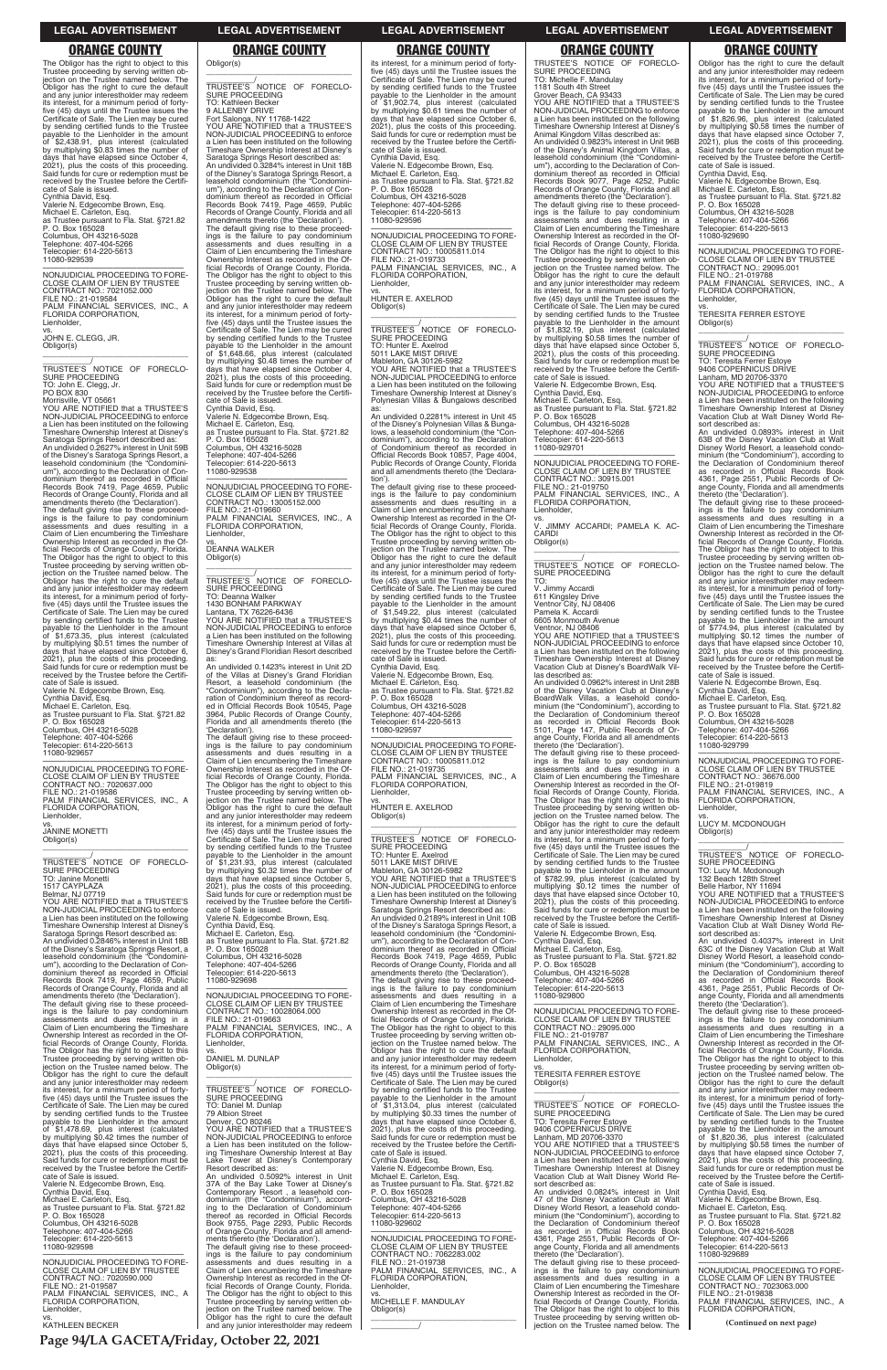The Obligor has the right to object to this Trustee proceeding by serving written objection on the Trustee named below. The Obligor has the right to cure the default and any junior interestholder may redeem its interest, for a minimum period of forty-five (45) days until the Trustee issues the Certificate of Sale. The Lien may be cured by sending certified funds to the Trustee payable to the Lienholder in the amount of $2,438.91, plus interest (calculated by multiplying $0.83 times the number of days that have elapsed since October 4, 2021), plus the costs of this proceeding. Said funds for cure or redemption must be received by the Trustee before the Certificate of Sale is issued.
Cynthia David, Esq.
Valerie N. Edgecombe Brown, Esq.
Michael E. Carleton, Esq.
as Trustee pursuant to Fla. Stat. §721.82
P. O. Box 165028
Columbus, OH 43216-5028
Telephone: 407-404-5266
Telecopier: 614-220-5613
11080-929539

---

NONJUDICIAL PROCEEDING TO FORECLOSE CLAIM OF LIEN BY TRUSTEE
CONTRACT NO.: 7021052.000
FILE NO.: 21-019584
PALM FINANCIAL SERVICES, INC., A FLORIDA CORPORATION,
Lienholder,
vs.
JOHN E. CLEGG, JR.
Obligor(s)

\_\_\_\_\_\_\_\_\_\_\_\_\_\_\_\_\_\_\_\_\_\_\_\_\_\_\_\_\_\_\_\_\_/

TRUSTEE'S NOTICE OF FORECLOSURE PROCEEDING
TO: John E. Clegg, Jr.
PO BOX 830
Morrisville, VT 05661
YOU ARE NOTIFIED that a TRUSTEE'S NON-JUDICIAL PROCEEDING to enforce a Lien has been instituted on the following Timeshare Ownership Interest at Disney's Saratoga Springs Resort described as:
An undivided 0.2627% interest in Unit 59B of the Disney's Saratoga Springs Resort, a leasehold condominium (the "Condominium"), according to the Declaration of Condominium thereof as recorded in Official Records Book 7419, Page 4659, Public Records of Orange County, Florida and all amendments thereto (the 'Declaration').
The default giving rise to these proceedings is the failure to pay condominium assessments and dues resulting in a Claim of Lien encumbering the Timeshare Ownership Interest as recorded in the Official Records of Orange County, Florida. The Obligor has the right to object to this Trustee proceeding by serving written objection on the Trustee named below. The Obligor has the right to cure the default and any junior interestholder may redeem its interest, for a minimum period of forty-five (45) days until the Trustee issues the Certificate of Sale. The Lien may be cured by sending certified funds to the Trustee payable to the Lienholder in the amount of $1,673.35, plus interest (calculated by multiplying $0.51 times the number of days that have elapsed since October 6, 2021), plus the costs of this proceeding. Said funds for cure or redemption must be received by the Trustee before the Certificate of Sale is issued.
Valerie N. Edgecombe Brown, Esq.
Cynthia David, Esq.
Michael E. Carleton, Esq.
as Trustee pursuant to Fla. Stat. §721.82
P. O. Box 165028
Columbus, OH 43216-5028
Telephone: 407-404-5266
Telecopier: 614-220-5613
11080-929657

---

NONJUDICIAL PROCEEDING TO FORECLOSE CLAIM OF LIEN BY TRUSTEE
CONTRACT NO.: 7020637.000
FILE NO.: 21-019586
PALM FINANCIAL SERVICES, INC., A FLORIDA CORPORATION,
Lienholder,
vs.
JANINE MONETTI
Obligor(s)

\_\_\_\_\_\_\_\_\_\_\_\_\_\_\_\_\_\_\_\_\_\_\_\_\_\_\_\_\_\_\_\_\_/

TRUSTEE'S NOTICE OF FORECLOSURE PROCEEDING
TO: Janine Monetti
1517 CAYPLAZA
Belmar, NJ 07719
YOU ARE NOTIFIED that a TRUSTEE'S NON-JUDICIAL PROCEEDING to enforce a Lien has been instituted on the following Timeshare Ownership Interest at Disney's Saratoga Springs Resort described as:
An undivided 0.2846% interest in Unit 18B of the Disney's Saratoga Springs Resort, a leasehold condominium (the "Condominium"), according to the Declaration of Condominium thereof as recorded in Official Records Book 7419, Page 4659, Public Records of Orange County, Florida and all amendments thereto (the 'Declaration').
The default giving rise to these proceedings is the failure to pay condominium assessments and dues resulting in a Claim of Lien encumbering the Timeshare Ownership Interest as recorded in the Official Records of Orange County, Florida. The Obligor has the right to object to this Trustee proceeding by serving written objection on the Trustee named below. The Obligor has the right to cure the default and any junior interestholder may redeem its interest, for a minimum period of forty-five (45) days until the Trustee issues the Certificate of Sale. The Lien may be cured by sending certified funds to the Trustee payable to the Lienholder in the amount of $1,478.69, plus interest (calculated by multiplying $0.42 times the number of days that have elapsed since October 5, 2021), plus the costs of this proceeding. Said funds for cure or redemption must be received by the Trustee before the Certificate of Sale is issued.
Valerie N. Edgecombe Brown, Esq.
Cynthia David, Esq.
Michael E. Carleton, Esq.
as Trustee pursuant to Fla. Stat. §721.82
P. O. Box 165028
Columbus, OH 43216-5028
Telephone: 407-404-5266
Telecopier: 614-220-5613
11080-929598

---

NONJUDICIAL PROCEEDING TO FORECLOSE CLAIM OF LIEN BY TRUSTEE
CONTRACT NO.: 7020590.000
FILE NO.: 21-019587
PALM FINANCIAL SERVICES, INC., A FLORIDA CORPORATION,
Lienholder,
vs.
KATHLEEN BECKER
Obligor(s)

\_\_\_\_\_\_\_\_\_\_\_\_\_\_\_\_\_\_\_\_\_\_\_\_\_\_\_\_\_\_\_\_\_/

TRUSTEE'S NOTICE OF FORECLOSURE PROCEEDING
TO: Kathleen Becker
9 ALLENBY DRIVE
Fort Salonga, NY 11768-1422
YOU ARE NOTIFIED that a TRUSTEE'S NON-JUDICIAL PROCEEDING to enforce a Lien has been instituted on the following Timeshare Ownership Interest at Disney's Saratoga Springs Resort described as:
An undivided 0.3284% interest in Unit 18B of the Disney's Saratoga Springs Resort, a leasehold condominium (the "Condominium"), according to the Declaration of Condominium thereof as recorded in Official Records Book 7419, Page 4659, Public Records of Orange County, Florida and all amendments thereto (the 'Declaration').
The default giving rise to these proceedings is the failure to pay condominium assessments and dues resulting in a Claim of Lien encumbering the Timeshare Ownership Interest as recorded in the Official Records of Orange County, Florida. The Obligor has the right to object to this Trustee proceeding by serving written objection on the Trustee named below. The Obligor has the right to cure the default and any junior interestholder may redeem its interest, for a minimum period of forty-five (45) days until the Trustee issues the Certificate of Sale. The Lien may be cured by sending certified funds to the Trustee payable to the Lienholder in the amount of $1,648.66, plus interest (calculated by multiplying $0.48 times the number of days that have elapsed since October 4, 2021), plus the costs of this proceeding. Said funds for cure or redemption must be received by the Trustee before the Certificate of Sale is issued.
Cynthia David, Esq.
Valerie N. Edgecombe Brown, Esq.
Michael E. Carleton, Esq.
as Trustee pursuant to Fla. Stat. §721.82
P. O. Box 165028
Columbus, OH 43216-5028
Telephone: 407-404-5266
Telecopier: 614-220-5613
11080-929538

---

NONJUDICIAL PROCEEDING TO FORECLOSE CLAIM OF LIEN BY TRUSTEE
CONTRACT NO.: 13005152.000
FILE NO.: 21-019660
PALM FINANCIAL SERVICES, INC., A FLORIDA CORPORATION,
Lienholder,
vs.
DEANNA WALKER
Obligor(s)

\_\_\_\_\_\_\_\_\_\_\_\_\_\_\_\_\_\_\_\_\_\_\_\_\_\_\_\_\_\_\_\_\_/

TRUSTEE'S NOTICE OF FORECLOSURE PROCEEDING
TO: Deanna Walker
1430 BONHAM PARKWAY
Lantana, TX 76226-6436
YOU ARE NOTIFIED that a TRUSTEE'S NON-JUDICIAL PROCEEDING to enforce a Lien has been instituted on the following Timeshare Ownership Interest at Villas at Disney's Grand Floridian Resort described as:
An undivided 0.1423% interest in Unit 2D of the Villas at Disney's Grand Floridian Resort, a leasehold condominium (the "Condominium"), according to the Declaration of Condominium thereof as recorded in Official Records Book 10545, Page 3964, Public Records of Orange County, Florida and all amendments thereto (the 'Declaration').
The default giving rise to these proceedings is the failure to pay condominium assessments and dues resulting in a Claim of Lien encumbering the Timeshare Ownership Interest as recorded in the Official Records of Orange County, Florida. The Obligor has the right to object to this Trustee proceeding by serving written objection on the Trustee named below. The Obligor has the right to cure the default and any junior interestholder may redeem its interest, for a minimum period of forty-five (45) days until the Trustee issues the Certificate of Sale. The Lien may be cured by sending certified funds to the Trustee payable to the Lienholder in the amount of $1,231.93, plus interest (calculated by multiplying $0.32 times the number of days that have elapsed since October 5, 2021), plus the costs of this proceeding. Said funds for cure or redemption must be received by the Trustee before the Certificate of Sale is issued.
Valerie N. Edgecombe Brown, Esq.
Cynthia David, Esq.
Michael E. Carleton, Esq.
as Trustee pursuant to Fla. Stat. §721.82
P. O. Box 165028
Columbus, OH 43216-5028
Telephone: 407-404-5266
Telecopier: 614-220-5613
11080-929698

---

NONJUDICIAL PROCEEDING TO FORECLOSE CLAIM OF LIEN BY TRUSTEE
CONTRACT NO.: 10028064.000
FILE NO.: 21-019663
PALM FINANCIAL SERVICES, INC., A FLORIDA CORPORATION,
Lienholder,
vs.
DANIEL M. DUNLAP
Obligor(s)

\_\_\_\_\_\_\_\_\_\_\_\_\_\_\_\_\_\_\_\_\_\_\_\_\_\_\_\_\_\_\_\_\_/

TRUSTEE'S NOTICE OF FORECLOSURE PROCEEDING
TO: Daniel M. Dunlap
79 Albion Street
Denver, CO 80246
YOU ARE NOTIFIED that a TRUSTEE'S NON-JUDICIAL PROCEEDING to enforce a Lien has been instituted on the following Timeshare Ownership Interest at Bay Lake Tower at Disney's Contemporary Resort described as:
An undivided 0.5092% interest in Unit 37A of the Bay Lake Tower at Disney's Contemporary Resort , a leasehold condominium (the "Condominium"), according to the Declaration of Condominium thereof as recorded in Official Records Book 9755, Page 2293, Public Records of Orange County, Florida and all amendments thereto (the 'Declaration').
The default giving rise to these proceedings is the failure to pay condominium assessments and dues resulting in a Claim of Lien encumbering the Timeshare Ownership Interest as recorded in the Official Records of Orange County, Florida. The Obligor has the right to object to this Trustee proceeding by serving written objection on the Trustee named below. The Obligor has the right to cure the default and any junior interestholder may redeem its interest, for a minimum period of forty-five (45) days until the Trustee issues the Certificate of Sale. The Lien may be cured by sending certified funds to the Trustee payable to the Lienholder in the amount of $1,902.74, plus interest (calculated by multiplying $0.61 times the number of days that have elapsed since October 6, 2021), plus the costs of this proceeding. Said funds for cure or redemption must be received by the Trustee before the Certificate of Sale is issued.
Cynthia David, Esq.
Valerie N. Edgecombe Brown, Esq.
Michael E. Carleton, Esq.
as Trustee pursuant to Fla. Stat. §721.82
P. O. Box 165028
Columbus, OH 43216-5028
Telephone: 407-404-5266
Telecopier: 614-220-5613
11080-929596

---

NONJUDICIAL PROCEEDING TO FORECLOSE CLAIM OF LIEN BY TRUSTEE
CONTRACT NO.: 10005811.014
FILE NO.: 21-019733
PALM FINANCIAL SERVICES, INC., A FLORIDA CORPORATION,
Lienholder,
vs.
HUNTER E. AXELROD
Obligor(s)

\_\_\_\_\_\_\_\_\_\_\_\_\_\_\_\_\_\_\_\_\_\_\_\_\_\_\_\_\_\_\_\_\_/

TRUSTEE'S NOTICE OF FORECLOSURE PROCEEDING
TO: Hunter E. Axelrod
5011 LAKE MIST DRIVE
Mableton, GA 30126-5982
YOU ARE NOTIFIED that a TRUSTEE'S NON-JUDICIAL PROCEEDING to enforce a Lien has been instituted on the following Timeshare Ownership Interest at Disney's Polynesian Villas & Bungalows described as:
An undivided 0.2281% interest in Unit 45 of the Disney's Polynesian Villas & Bungalows, a leasehold condominium (the "Condominium"), according to the Declaration of Condominium thereof as recorded in Official Records Book 10857, Page 4004, Public Records of Orange County, Florida and all amendments thereto (the 'Declaration').
The default giving rise to these proceedings is the failure to pay condominium assessments and dues resulting in a Claim of Lien encumbering the Timeshare Ownership Interest as recorded in the Official Records of Orange County, Florida. The Obligor has the right to object to this Trustee proceeding by serving written objection on the Trustee named below. The Obligor has the right to cure the default and any junior interestholder may redeem its interest, for a minimum period of forty-five (45) days until the Trustee issues the Certificate of Sale. The Lien may be cured by sending certified funds to the Trustee payable to the Lienholder in the amount of $1,549.22, plus interest (calculated by multiplying $0.44 times the number of days that have elapsed since October 6, 2021), plus the costs of this proceeding. Said funds for cure or redemption must be received by the Trustee before the Certificate of Sale is issued.
Cynthia David, Esq.
Valerie N. Edgecombe Brown, Esq.
Michael E. Carleton, Esq.
as Trustee pursuant to Fla. Stat. §721.82
P. O. Box 165028
Columbus, OH 43216-5028
Telephone: 407-404-5266
Telecopier: 614-220-5613
11080-929597

---

NONJUDICIAL PROCEEDING TO FORECLOSE CLAIM OF LIEN BY TRUSTEE
CONTRACT NO.: 10005811.012
FILE NO.: 21-019735
PALM FINANCIAL SERVICES, INC., A FLORIDA CORPORATION,
Lienholder,
vs.
HUNTER E. AXELROD
Obligor(s)

\_\_\_\_\_\_\_\_\_\_\_\_\_\_\_\_\_\_\_\_\_\_\_\_\_\_\_\_\_\_\_\_\_/

TRUSTEE'S NOTICE OF FORECLOSURE PROCEEDING
TO: Hunter E. Axelrod
5011 LAKE MIST DRIVE
Mableton, GA 30126-5982
YOU ARE NOTIFIED that a TRUSTEE'S NON-JUDICIAL PROCEEDING to enforce a Lien has been instituted on the following Timeshare Ownership Interest at Disney's Saratoga Springs Resort described as:
An undivided 0.2189% interest in Unit 10B of the Disney's Saratoga Springs Resort, a leasehold condominium (the "Condominium"), according to the Declaration of Condominium thereof as recorded in Official Records Book 7419, Page 4659, Public Records of Orange County, Florida and all amendments thereto (the 'Declaration').
The default giving rise to these proceedings is the failure to pay condominium assessments and dues resulting in a Claim of Lien encumbering the Timeshare Ownership Interest as recorded in the Official Records of Orange County, Florida. The Obligor has the right to object to this Trustee proceeding by serving written objection on the Trustee named below. The Obligor has the right to cure the default and any junior interestholder may redeem its interest, for a minimum period of forty-five (45) days until the Trustee issues the Certificate of Sale. The Lien may be cured by sending certified funds to the Trustee payable to the Lienholder in the amount of $1,313.04, plus interest (calculated by multiplying $0.33 times the number of days that have elapsed since October 6, 2021), plus the costs of this proceeding. Said funds for cure or redemption must be received by the Trustee before the Certificate of Sale is issued.
Cynthia David, Esq.
Valerie N. Edgecombe Brown, Esq.
Michael E. Carleton, Esq.
as Trustee pursuant to Fla. Stat. §721.82
P. O. Box 165028
Columbus, OH 43216-5028
Telephone: 407-404-5266
Telecopier: 614-220-5613
11080-929602

---

NONJUDICIAL PROCEEDING TO FORECLOSE CLAIM OF LIEN BY TRUSTEE
CONTRACT NO.: 7062283.002
FILE NO.: 21-019738
PALM FINANCIAL SERVICES, INC., A FLORIDA CORPORATION,
Lienholder,
vs.
MICHELLE F. MANDULAY
Obligor(s)

\_\_\_\_\_\_\_\_\_\_\_\_\_\_\_\_\_\_\_\_\_\_\_\_\_\_\_\_\_\_\_\_\_/

TRUSTEE'S NOTICE OF FORECLOSURE PROCEEDING
TO: Michelle F. Mandulay
1181 South 4th Street
Grover Beach, CA 93433
YOU ARE NOTIFIED that a TRUSTEE'S NON-JUDICIAL PROCEEDING to enforce a Lien has been instituted on the following Timeshare Ownership Interest at Disney's Animal Kingdom Villas described as:
An undivided 0.9823% interest in Unit 96B of the Disney's Animal Kingdom Villas, a leasehold condominium (the "Condominium"), according to the Declaration of Condominium thereof as recorded in Official Records Book 9077, Page 4252, Public Records of Orange County, Florida and all amendments thereto (the 'Declaration').
The default giving rise to these proceedings is the failure to pay condominium assessments and dues resulting in a Claim of Lien encumbering the Timeshare Ownership Interest as recorded in the Official Records of Orange County, Florida. The Obligor has the right to object to this Trustee proceeding by serving written objection on the Trustee named below. The Obligor has the right to cure the default and any junior interestholder may redeem its interest, for a minimum period of forty-five (45) days until the Trustee issues the Certificate of Sale. The Lien may be cured by sending certified funds to the Trustee payable to the Lienholder in the amount of $1,832.19, plus interest (calculated by multiplying $0.58 times the number of days that have elapsed since October 5, 2021), plus the costs of this proceeding. Said funds for cure or redemption must be received by the Trustee before the Certificate of Sale is issued.
Valerie N. Edgecombe Brown, Esq.
Cynthia David, Esq.
Michael E. Carleton, Esq.
as Trustee pursuant to Fla. Stat. §721.82
P. O. Box 165028
Columbus, OH 43216-5028
Telephone: 407-404-5266
Telecopier: 614-220-5613
11080-929701

---

NONJUDICIAL PROCEEDING TO FORECLOSE CLAIM OF LIEN BY TRUSTEE
CONTRACT NO.: 30915.001
FILE NO.: 21-019750
PALM FINANCIAL SERVICES, INC., A FLORIDA CORPORATION,
Lienholder,
vs.
V. JIMMY ACCARDI; PAMELA K. ACCARDI
Obligor(s)

\_\_\_\_\_\_\_\_\_\_\_\_\_\_\_\_\_\_\_\_\_\_\_\_\_\_\_\_\_\_\_\_\_/

TRUSTEE'S NOTICE OF FORECLOSURE PROCEEDING
TO:
V. Jimmy Accardi
611 Kingsley Drive
Ventnor City, NJ 08406
Pamela K. Accardi
6605 Monmouth Avenue
Ventnor, NJ 08406
YOU ARE NOTIFIED that a TRUSTEE'S NON-JUDICIAL PROCEEDING to enforce a Lien has been instituted on the following Timeshare Ownership Interest at Disney Vacation Club at Disney's BoardWalk Villas described as:
An undivided 0.0962% interest in Unit 28B of the Disney Vacation Club at Disney's BoardWalk Villas, a leasehold condominium (the "Condominium"), according to the Declaration of Condominium thereof as recorded in Official Records Book 5101, Page 147, Public Records of Orange County, Florida and all amendments thereto (the 'Declaration').
The default giving rise to these proceedings is the failure to pay condominium assessments and dues resulting in a Claim of Lien encumbering the Timeshare Ownership Interest as recorded in the Official Records of Orange County, Florida. The Obligor has the right to object to this Trustee proceeding by serving written objection on the Trustee named below. The Obligor has the right to cure the default and any junior interestholder may redeem its interest, for a minimum period of forty-five (45) days until the Trustee issues the Certificate of Sale. The Lien may be cured by sending certified funds to the Trustee payable to the Lienholder in the amount of $782.99, plus interest (calculated by multiplying $0.12 times the number of days that have elapsed since October 10, 2021), plus the costs of this proceeding. Said funds for cure or redemption must be received by the Trustee before the Certificate of Sale is issued.
Valerie N. Edgecombe Brown, Esq.
Cynthia David, Esq.
Michael E. Carleton, Esq.
as Trustee pursuant to Fla. Stat. §721.82
P. O. Box 165028
Columbus, OH 43216-5028
Telephone: 407-404-5266
Telecopier: 614-220-5613
11080-929800

---

NONJUDICIAL PROCEEDING TO FORECLOSE CLAIM OF LIEN BY TRUSTEE
CONTRACT NO.: 29095.000
FILE NO.: 21-019787
PALM FINANCIAL SERVICES, INC., A FLORIDA CORPORATION,
Lienholder,
vs.
TERESITA FERRER ESTOYE
Obligor(s)

\_\_\_\_\_\_\_\_\_\_\_\_\_\_\_\_\_\_\_\_\_\_\_\_\_\_\_\_\_\_\_\_\_/

TRUSTEE'S NOTICE OF FORECLOSURE PROCEEDING
TO: Teresita Ferrer Estoye
9406 COPERNICUS DRIVE
Lanham, MD 20706-3370
YOU ARE NOTIFIED that a TRUSTEE'S NON-JUDICIAL PROCEEDING to enforce a Lien has been instituted on the following Timeshare Ownership Interest at Disney Vacation Club at Walt Disney World Resort described as:
An undivided 0.0824% interest in Unit 47 of the Disney Vacation Club at Walt Disney World Resort, a leasehold condominium (the "Condominium"), according to the Declaration of Condominium thereof as recorded in Official Records Book 4361, Page 2551, Public Records of Orange County, Florida and all amendments thereto (the 'Declaration').
The default giving rise to these proceedings is the failure to pay condominium assessments and dues resulting in a Claim of Lien encumbering the Timeshare Ownership Interest as recorded in the Official Records of Orange County, Florida. The Obligor has the right to object to this Trustee proceeding by serving written objection on the Trustee named below. The Obligor has the right to cure the default and any junior interestholder may redeem its interest, for a minimum period of forty-five (45) days until the Trustee issues the Certificate of Sale. The Lien may be cured by sending certified funds to the Trustee payable to the Lienholder in the amount of $1,826.96, plus interest (calculated by multiplying $0.58 times the number of days that have elapsed since October 7, 2021), plus the costs of this proceeding. Said funds for cure or redemption must be received by the Trustee before the Certificate of Sale is issued.
Cynthia David, Esq.
Valerie N. Edgecombe Brown, Esq.
Michael E. Carleton, Esq.
as Trustee pursuant to Fla. Stat. §721.82
P. O. Box 165028
Columbus, OH 43216-5028
Telephone: 407-404-5266
Telecopier: 614-220-5613
11080-929690

---

NONJUDICIAL PROCEEDING TO FORECLOSE CLAIM OF LIEN BY TRUSTEE
CONTRACT NO.: 29095.001
FILE NO.: 21-019788
PALM FINANCIAL SERVICES, INC., A FLORIDA CORPORATION,
Lienholder,
vs.
TERESITA FERRER ESTOYE
Obligor(s)

\_\_\_\_\_\_\_\_\_\_\_\_\_\_\_\_\_\_\_\_\_\_\_\_\_\_\_\_\_\_\_\_\_/

TRUSTEE'S NOTICE OF FORECLOSURE PROCEEDING
TO: Teresita Ferrer Estoye
9406 COPERNICUS DRIVE
Lanham, MD 20706-3370
YOU ARE NOTIFIED that a TRUSTEE'S NON-JUDICIAL PROCEEDING to enforce a Lien has been instituted on the following Timeshare Ownership Interest at Disney Vacation Club at Walt Disney World Resort described as:
An undivided 0.0893% interest in Unit 63B of the Disney Vacation Club at Walt Disney World Resort, a leasehold condominium (the "Condominium"), according to the Declaration of Condominium thereof as recorded in Official Records Book 4361, Page 2551, Public Records of Orange County, Florida and all amendments thereto (the 'Declaration').
The default giving rise to these proceedings is the failure to pay condominium assessments and dues resulting in a Claim of Lien encumbering the Timeshare Ownership Interest as recorded in the Official Records of Orange County, Florida. The Obligor has the right to object to this Trustee proceeding by serving written objection on the Trustee named below. The Obligor has the right to cure the default and any junior interestholder may redeem its interest, for a minimum period of forty-five (45) days until the Trustee issues the Certificate of Sale. The Lien may be cured by sending certified funds to the Trustee payable to the Lienholder in the amount of $774.94, plus interest (calculated by multiplying $0.12 times the number of days that have elapsed since October 10, 2021), plus the costs of this proceeding. Said funds for cure or redemption must be received by the Trustee before the Certificate of Sale is issued.
Valerie N. Edgecombe Brown, Esq.
Cynthia David, Esq.
Michael E. Carleton, Esq.
as Trustee pursuant to Fla. Stat. §721.82
P. O. Box 165028
Columbus, OH 43216-5028
Telephone: 407-404-5266
Telecopier: 614-220-5613
11080-929799

---

NONJUDICIAL PROCEEDING TO FORECLOSE CLAIM OF LIEN BY TRUSTEE
CONTRACT NO.: 36676.000
FILE NO.: 21-019819
PALM FINANCIAL SERVICES, INC., A FLORIDA CORPORATION,
Lienholder,
vs.
LUCY M. MCDONOUGH
Obligor(s)

\_\_\_\_\_\_\_\_\_\_\_\_\_\_\_\_\_\_\_\_\_\_\_\_\_\_\_\_\_\_\_\_\_/

TRUSTEE'S NOTICE OF FORECLOSURE PROCEEDING
TO: Lucy M. Mcdonough
132 Beach 128th Street
Belle Harbor, NY 11694
YOU ARE NOTIFIED that a TRUSTEE'S NON-JUDICIAL PROCEEDING to enforce a Lien has been instituted on the following Timeshare Ownership Interest at Disney Vacation Club at Walt Disney World Resort described as:
An undivided 0.4037% interest in Unit 63C of the Disney Vacation Club at Walt Disney World Resort, a leasehold condominium (the "Condominium"), according to the Declaration of Condominium thereof as recorded in Official Records Book 4361, Page 2551, Public Records of Orange County, Florida and all amendments thereto (the 'Declaration').
The default giving rise to these proceedings is the failure to pay condominium assessments and dues resulting in a Claim of Lien encumbering the Timeshare Ownership Interest as recorded in the Official Records of Orange County, Florida. The Obligor has the right to object to this Trustee proceeding by serving written objection on the Trustee named below. The Obligor has the right to cure the default and any junior interestholder may redeem its interest, for a minimum period of forty-five (45) days until the Trustee issues the Certificate of Sale. The Lien may be cured by sending certified funds to the Trustee payable to the Lienholder in the amount of $1,820.36, plus interest (calculated by multiplying $0.58 times the number of days that have elapsed since October 7, 2021), plus the costs of this proceeding. Said funds for cure or redemption must be received by the Trustee before the Certificate of Sale is issued.
Cynthia David, Esq.
Valerie N. Edgecombe Brown, Esq.
Michael E. Carleton, Esq.
as Trustee pursuant to Fla. Stat. §721.82
P. O. Box 165028
Columbus, OH 43216-5028
Telephone: 407-404-5266
Telecopier: 614-220-5613
11080-929689

---

NONJUDICIAL PROCEEDING TO FORECLOSE CLAIM OF LIEN BY TRUSTEE
CONTRACT NO.: 7023063.000
FILE NO.: 21-019838
PALM FINANCIAL SERVICES, INC., A FLORIDA CORPORATION,

**(Continued on next page)**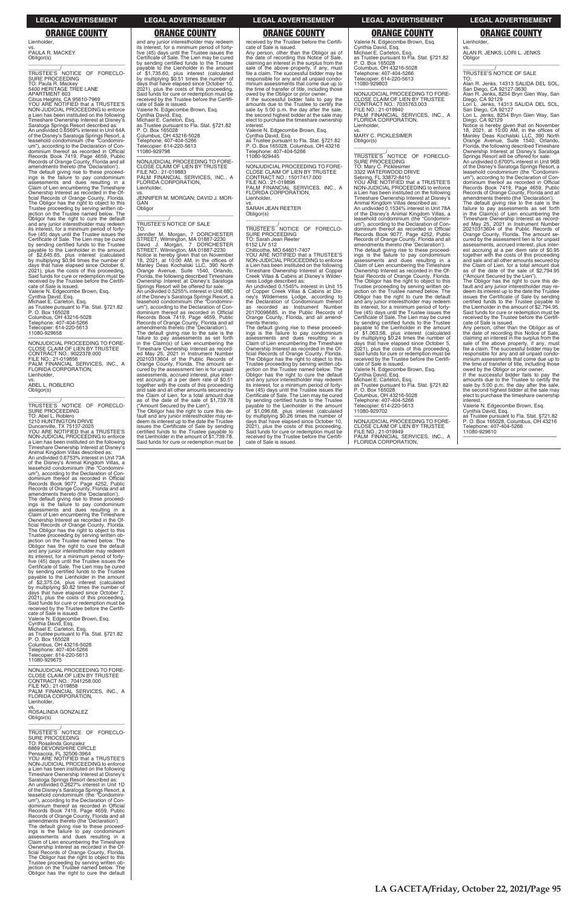## ORANGE COUNTY

Lienholder,
vs.
PAULA R. MACKEY
Obligor(s)

\_\_\_\_\_\_\_\_\_\_\_\_\_\_\_\_\_\_\_\_\_\_\_\_\_\_\_\_\_\_\_\_\_\_\_\_\_\_\_\_\_\_\_\_\_\_\_\_
\_\_\_\_\_\_\_\_\_\_\_\_/

TRUSTEE'S NOTICE OF FORECLOSURE PROCEEDING
TO: Paula R. Mackey
5400 HERITAGE TREE LANE
APARTMENT 603
Citrus Heights, CA 95610-7969
YOU ARE NOTIFIED that a TRUSTEE'S NON-JUDICIAL PROCEEDING to enforce a Lien has been instituted on the following Timeshare Ownership Interest at Disney's Saratoga Springs Resort described as:
An undivided 0.6569% interest in Unit 64A of the Disney's Saratoga Springs Resort, a leasehold condominium (the "Condominium"), according to the Declaration of Condominium thereof as recorded in Official Records Book 7419, Page 4659, Public Records of Orange County, Florida and all amendments thereto (the 'Declaration').
The default giving rise to these proceedings is the failure to pay condominium assessments and dues resulting in a Claim of Lien encumbering the Timeshare Ownership Interest as recorded in the Official Records of Orange County, Florida. The Obligor has the right to object to this Trustee proceeding by serving written objection on the Trustee named below. The Obligor has the right to cure the default and any junior interestholder may redeem its interest, for a minimum period of forty-five (45) days until the Trustee issues the Certificate of Sale. The Lien may be cured by sending certified funds to the Trustee payable to the Lienholder in the amount of $2,645.65, plus interest (calculated by multiplying $0.94 times the number of days that have elapsed since October 6, 2021), plus the costs of this proceeding. Said funds for cure or redemption must be received by the Trustee before the Certificate of Sale is issued.
Valerie N. Edgecombe Brown, Esq.
Cynthia David, Esq.
Michael E. Carleton, Esq.
as Trustee pursuant to Fla. Stat. §721.82
P. O. Box 165028
Columbus, OH 43216-5028
Telephone: 407-404-5266
Telecopier: 614-220-5613
11080-929658

\_\_\_\_\_\_\_\_\_\_\_\_\_\_\_\_\_\_\_\_\_\_\_\_\_\_\_\_\_\_\_\_\_\_\_\_\_\_\_\_\_\_\_\_\_\_\_\_

NONJUDICIAL PROCEEDING TO FORECLOSE CLAIM OF LIEN BY TRUSTEE
CONTRACT NO.: 9022378.000
FILE NO.: 21-019856
PALM FINANCIAL SERVICES, INC., A FLORIDA CORPORATION,
Lienholder,
vs.
ABEL L. ROBLERO
Obligor(s)

\_\_\_\_\_\_\_\_\_\_\_\_\_\_\_\_\_\_\_\_\_\_\_\_\_\_\_\_\_\_\_\_\_\_\_\_\_\_\_\_\_\_\_\_\_\_\_\_
\_\_\_\_\_\_\_\_\_\_\_\_/

TRUSTEE'S NOTICE OF FORECLOSURE PROCEEDING
TO: Abel L. Roblero
1210 HUNTINGTON DRIVE
Duncanville, TX 75137-2025
YOU ARE NOTIFIED that a TRUSTEE'S NON-JUDICIAL PROCEEDING to enforce a Lien has been instituted on the following Timeshare Ownership Interest at Disney's Animal Kingdom Villas described as:
An undivided 0.6753% interest in Unit 73A of the Disney's Animal Kingdom Villas, a leasehold condominium (the "Condominium"), according to the Declaration of Condominium thereof as recorded in Official Records Book 9077, Page 4252, Public Records of Orange County, Florida and all amendments thereto (the 'Declaration').
The default giving rise to these proceedings is the failure to pay condominium assessments and dues resulting in a Claim of Lien encumbering the Timeshare Ownership Interest as recorded in the Official Records of Orange County, Florida. The Obligor has the right to object to this Trustee proceeding by serving written objection on the Trustee named below. The Obligor has the right to cure the default and any junior interestholder may redeem its interest, for a minimum period of forty-five (45) days until the Trustee issues the Certificate of Sale. The Lien may be cured by sending certified funds to the Trustee payable to the Lienholder in the amount of $2,375.04, plus interest (calculated by multiplying $0.82 times the number of days that have elapsed since October 7, 2021), plus the costs of this proceeding. Said funds for cure or redemption must be received by the Trustee before the Certificate of Sale is issued.
Valerie N. Edgecombe Brown, Esq.
Cynthia David, Esq.
Michael E. Carleton, Esq.
as Trustee pursuant to Fla. Stat. §721.82
P. O. Box 165028
Columbus, OH 43216-5028
Telephone: 407-404-5266
Telecopier: 614-220-5613
11080-929675

\_\_\_\_\_\_\_\_\_\_\_\_\_\_\_\_\_\_\_\_\_\_\_\_\_\_\_\_\_\_\_\_\_\_\_\_\_\_\_\_\_\_\_\_\_\_\_\_

NONJUDICIAL PROCEEDING TO FORECLOSE CLAIM OF LIEN BY TRUSTEE
CONTRACT NO.: 7041258.000
FILE NO.: 21-019858
PALM FINANCIAL SERVICES, INC., A FLORIDA CORPORATION,
Lienholder,
vs.
ROSALINDA GONZALEZ
Obligor(s)

\_\_\_\_\_\_\_\_\_\_\_\_\_\_\_\_\_\_\_\_\_\_\_\_\_\_\_\_\_\_\_\_\_\_\_\_\_\_\_\_\_\_\_\_\_\_\_\_
\_\_\_\_\_\_\_\_\_\_\_\_/

TRUSTEE'S NOTICE OF FORECLOSURE PROCEEDING
TO: Rosalinda Gonzalez
6869 DEVONSHIRE CIRCLE
Pensacola, FL 32506-3964
YOU ARE NOTIFIED that a TRUSTEE'S NON-JUDICIAL PROCEEDING to enforce a Lien has been instituted on the following Timeshare Ownership Interest at Disney's Saratoga Springs Resort described as:
An undivided 0.2627% interest in Unit 1D of the Disney's Saratoga Springs Resort, a leasehold condominium (the "Condominium"), according to the Declaration of Condominium thereof as recorded in Official Records Book 7419, Page 4659, Public Records of Orange County, Florida and all amendments thereto (the 'Declaration').
The default giving rise to these proceedings is the failure to pay condominium assessments and dues resulting in a Claim of Lien encumbering the Timeshare Ownership Interest as recorded in the Official Records of Orange County, Florida. The Obligor has the right to object to this Trustee proceeding by serving written objection on the Trustee named below. The Obligor has the right to cure the default and any junior interestholder may redeem its interest, for a minimum period of forty-five (45) days until the Trustee issues the Certificate of Sale. The Lien may be cured by sending certified funds to the Trustee payable to the Lienholder in the amount of $1,735.60, plus interest (calculated by multiplying $0.51 times the number of days that have elapsed since October 10, 2021), plus the costs of this proceeding. Said funds for cure or redemption must be received by the Trustee before the Certificate of Sale is issued.
Valerie N. Edgecombe Brown, Esq.
Cynthia David, Esq.
Michael E. Carleton, Esq.
as Trustee pursuant to Fla. Stat. §721.82
P. O. Box 165028
Columbus, OH 43216-5028
Telephone: 407-404-5266
Telecopier: 614-220-5613
11080-929798

\_\_\_\_\_\_\_\_\_\_\_\_\_\_\_\_\_\_\_\_\_\_\_\_\_\_\_\_\_\_\_\_\_\_\_\_\_\_\_\_\_\_\_\_\_\_\_\_

NONJUDICIAL PROCEEDING TO FORECLOSE CLAIM OF LIEN BY TRUSTEE
FILE NO.: 21-019883
PALM FINANCIAL SERVICES, INC., A FLORIDA CORPORATION,
Lienholder,
vs.
JENNIFER M. MORGAN; DAVID J. MORGAN
Obligor

\_\_\_\_\_\_\_\_\_\_\_\_\_\_\_\_\_\_\_\_\_\_\_\_\_\_\_\_\_\_\_\_\_\_\_\_\_\_\_\_\_\_\_\_\_\_\_\_
\_\_\_\_\_\_\_\_\_\_\_\_/

TRUSTEE'S NOTICE OF SALE
TO:
Jennifer M. Morgan, 7 DORCHESTER STREET, Wilmington, MA 01887-2230
David J. Morgan, 7 DORCHESTER STREET, Wilmington, MA 01887-2230
Notice is hereby given that on November 18, 2021, at 10:00 AM, in the offices of Manley Deas Kochalski LLC, 390 North Orange Avenue, Suite 1540, Orlando, Florida, the following described Timeshare Ownership Interest at Disney's Saratoga Springs Resort will be offered for sale:
An undivided 0.5255% interest in Unit 68C of the Disney's Saratoga Springs Resort, a leasehold condominium (the "Condominium"), according to the Declaration of Condominium thereof as recorded in Official Records Book 7419, Page 4659, Public Records of Orange County, Florida and all amendments thereto (the 'Declaration').
The default giving rise to the sale is the failure to pay assessments as set forth in the Claim(s) of Lien encumbering the Timeshare Ownership Interest as recorded May 25, 2021 in Instrument Number 20210313604 of the Public Records of Orange County, Florida. The amount secured by the assessment lien is for unpaid assessments, accrued interest, plus interest accruing at a per diem rate of $0.51 together with the costs of this proceeding and sale and all other amounts secured by the Claim of Lien, for a total amount due as of the date of the sale of $1,739.78 ("Amount Secured by the Lien").
The Obligor has the right to cure this default and any junior interestholder may redeem its interest up to the date the Trustee issues the Certificate of Sale by sending certified funds to the Trustee payable to the Lienholder in the amount of $1,739.78. Said funds for cure or redemption must be received by the Trustee before the Certificate of Sale is issued.
Any person, other than the Obligor as of the date of recording this Notice of Sale, claiming an interest in the surplus from the sale of the above property, if any, must file a claim. The successful bidder may be responsible for any and all unpaid condominium assessments that come due up to the time of transfer of title, including those owed by the Obligor or prior owner.
If the successful bidder fails to pay the amounts due to the Trustee to certify the sale by 5:00 p.m. the day after the sale, the second highest bidder at the sale may elect to purchase the timeshare ownership interest.
Valerie N. Edgecombe Brown, Esq.
Cynthia David, Esq.
as Trustee pursuant to Fla. Stat. §721.82
P. O. Box 165028, Columbus, OH 43216
Telephone: 407-404-5266
11080-929445

\_\_\_\_\_\_\_\_\_\_\_\_\_\_\_\_\_\_\_\_\_\_\_\_\_\_\_\_\_\_\_\_\_\_\_\_\_\_\_\_\_\_\_\_\_\_\_\_

NONJUDICIAL PROCEEDING TO FORECLOSE CLAIM OF LIEN BY TRUSTEE
CONTRACT NO.: 15017417.000
FILE NO.: 21-019896
PALM FINANCIAL SERVICES, INC., A FLORIDA CORPORATION,
Lienholder,
vs.
SARAH JEAN REETER
Obligor(s)

\_\_\_\_\_\_\_\_\_\_\_\_\_\_\_\_\_\_\_\_\_\_\_\_\_\_\_\_\_\_\_\_\_\_\_\_\_\_\_\_\_\_\_\_\_\_\_\_
\_\_\_\_\_\_\_\_\_\_\_\_/

TRUSTEE'S NOTICE OF FORECLOSURE PROCEEDING
TO: Sarah Jean Reeter
6152 LIV 512
Chillicothe, MO 64601-7407
YOU ARE NOTIFIED that a TRUSTEE'S NON-JUDICIAL PROCEEDING to enforce a Lien has been instituted on the following Timeshare Ownership Interest at Copper Creek Villas & Cabins at Disney's Wilderness Lodge described as:
An undivided 0.1545% interest in Unit 15 of Copper Creek Villas & Cabins at Disney's Wilderness Lodge, according to the Declaration of Condominium thereof as recorded as Instrument Number 20170096685, in the Public Records of Orange County, Florida, and all amendments thereto.
The default giving rise to these proceedings is the failure to pay condominium assessments and dues resulting in a Claim of Lien encumbering the Timeshare Ownership Interest as recorded in the Official Records of Orange County, Florida. The Obligor has the right to object to this Trustee proceeding by serving written objection on the Trustee named below. The Obligor has the right to cure the default and any junior interestholder may redeem its interest, for a minimum period of forty-five (45) days until the Trustee issues the Certificate of Sale. The Lien may be cured by sending certified funds to the Trustee payable to the Lienholder in the amount of $1,096.68, plus interest (calculated by multiplying $0.26 times the number of days that have elapsed since October 10, 2021), plus the costs of this proceeding. Said funds for cure or redemption must be received by the Trustee before the Certificate of Sale is issued.
Valerie N. Edgecombe Brown, Esq.
Cynthia David, Esq.
Michael E. Carleton, Esq.
as Trustee pursuant to Fla. Stat. §721.82
P. O. Box 165028
Columbus, OH 43216-5028
Telephone: 407-404-5266
Telecopier: 614-220-5613
11080-929803

\_\_\_\_\_\_\_\_\_\_\_\_\_\_\_\_\_\_\_\_\_\_\_\_\_\_\_\_\_\_\_\_\_\_\_\_\_\_\_\_\_\_\_\_\_\_\_\_

NONJUDICIAL PROCEEDING TO FORECLOSE CLAIM OF LIEN BY TRUSTEE
CONTRACT NO.: 7035763.003
FILE NO.: 21-019940
PALM FINANCIAL SERVICES, INC., A FLORIDA CORPORATION,
Lienholder,
vs.
MARY C. PICKLESIMER
Obligor(s)

\_\_\_\_\_\_\_\_\_\_\_\_\_\_\_\_\_\_\_\_\_\_\_\_\_\_\_\_\_\_\_\_\_\_\_\_\_\_\_\_\_\_\_\_\_\_\_\_
\_\_\_\_\_\_\_\_\_\_\_\_/

TRUSTEE'S NOTICE OF FORECLOSURE PROCEEDING
TO: Mary C. Picklesimer
3322 WATERWOOD DRIVE
Sebring, FL 33872-8410
YOU ARE NOTIFIED that a TRUSTEE'S NON-JUDICIAL PROCEEDING to enforce a Lien has been instituted on the following Timeshare Ownership Interest at Disney's Animal Kingdom Villas described as:
An undivided 0.1534% interest in Unit 78A of the Disney's Animal Kingdom Villas, a leasehold condominium (the "Condominium"), according to the Declaration of Condominium thereof as recorded in Official Records Book 9077, Page 4252, Public Records of Orange County, Florida and all amendments thereto (the 'Declaration').
The default giving rise to these proceedings is the failure to pay condominium assessments and dues resulting in a Claim of Lien encumbering the Timeshare Ownership Interest as recorded in the Official Records of Orange County, Florida. The Obligor has the right to object to this Trustee proceeding by serving written objection on the Trustee named below. The Obligor has the right to cure the default and any junior interestholder may redeem its interest, for a minimum period of forty-five (45) days until the Trustee issues the Certificate of Sale. The Lien may be cured by sending certified funds to the Trustee payable to the Lienholder in the amount of $1,063.58, plus interest (calculated by multiplying $0.24 times the number of days that have elapsed since October 5, 2021), plus the costs of this proceeding. Said funds for cure or redemption must be received by the Trustee before the Certificate of Sale is issued.
Valerie N. Edgecombe Brown, Esq.
Cynthia David, Esq.
Michael E. Carleton, Esq.
as Trustee pursuant to Fla. Stat. §721.82
P. O. Box 165028
Columbus, OH 43216-5028
Telephone: 407-404-5266
Telecopier: 614-220-5613
11080-929702

\_\_\_\_\_\_\_\_\_\_\_\_\_\_\_\_\_\_\_\_\_\_\_\_\_\_\_\_\_\_\_\_\_\_\_\_\_\_\_\_\_\_\_\_\_\_\_\_

NONJUDICIAL PROCEEDING TO FORECLOSE CLAIM OF LIEN BY TRUSTEE
FILE NO.: 21-019949
PALM FINANCIAL SERVICES, INC., A FLORIDA CORPORATION,
Lienholder,
vs.
ALAN R. JENKS; LORI L. JENKS
Obligor

\_\_\_\_\_\_\_\_\_\_\_\_\_\_\_\_\_\_\_\_\_\_\_\_\_\_\_\_\_\_\_\_\_\_\_\_\_\_\_\_\_\_\_\_\_\_\_\_
\_\_\_\_\_\_\_\_\_\_\_\_/

TRUSTEE'S NOTICE OF SALE
TO:
Alan R. Jenks, 14313 SALIDA DEL SOL, San Diego, CA 92127-3630
Alan R. Jenks, 8254 Bryn Glen Way, San Diego, CA 92129
Lori L. Jenks, 14313 SALIDA DEL SOL, San Diego, CA 92127
Lori L. Jenks, 8254 Bryn Glen Way, San Diego, CA 92129
Notice is hereby given that on November 18, 2021, at 10:00 AM, in the offices of Manley Deas Kochalski LLC, 390 North Orange Avenue, Suite 1540, Orlando, Florida, the following described Timeshare Ownership Interest at Disney's Saratoga Springs Resort will be offered for sale:
An undivided 0.6700% interest in Unit 96B of the Disney's Saratoga Springs Resort, a leasehold condominium (the "Condominium"), according to the Declaration of Condominium thereof as recorded in Official Records Book 7419, Page 4659, Public Records of Orange County, Florida and all amendments thereto (the 'Declaration').
The default giving rise to the sale is the failure to pay assessments as set forth in the Claim(s) of Lien encumbering the Timeshare Ownership Interest as recorded May 25, 2021 in Instrument Number 20210313604 of the Public Records of Orange County, Florida. The amount secured by the assessment lien is for unpaid assessments, accrued interest, plus interest accruing at a per diem rate of $0.95 together with the costs of this proceeding and sale and all other amounts secured by the Claim of Lien, for a total amount due as of the date of the sale of $2,794.95 ("Amount Secured by the Lien").
The Obligor has the right to cure this default and any junior interestholder may redeem its interest up to the date the Trustee issues the Certificate of Sale by sending certified funds to the Trustee payable to the Lienholder in the amount of $2,794.95. Said funds for cure or redemption must be received by the Trustee before the Certificate of Sale is issued.
Any person, other than the Obligor as of the date of recording this Notice of Sale, claiming an interest in the surplus from the sale of the above property, if any, must file a claim. The successful bidder may be responsible for any and all unpaid condominium assessments that come due up to the time of transfer of title, including those owed by the Obligor or prior owner.
If the successful bidder fails to pay the amounts due to the Trustee to certify the sale by 5:00 p.m. the day after the sale, the second highest bidder at the sale may elect to purchase the timeshare ownership interest.
Valerie N. Edgecombe Brown, Esq.
Cynthia David, Esq.
as Trustee pursuant to Fla. Stat. §721.82
P. O. Box 165028, Columbus, OH 43216
Telephone: 407-404-5266
11080-929610

\_\_\_\_\_\_\_\_\_\_\_\_\_\_\_\_\_\_\_\_\_\_\_\_\_\_\_\_\_\_\_\_\_\_\_\_\_\_\_\_\_\_\_\_\_\_\_\_